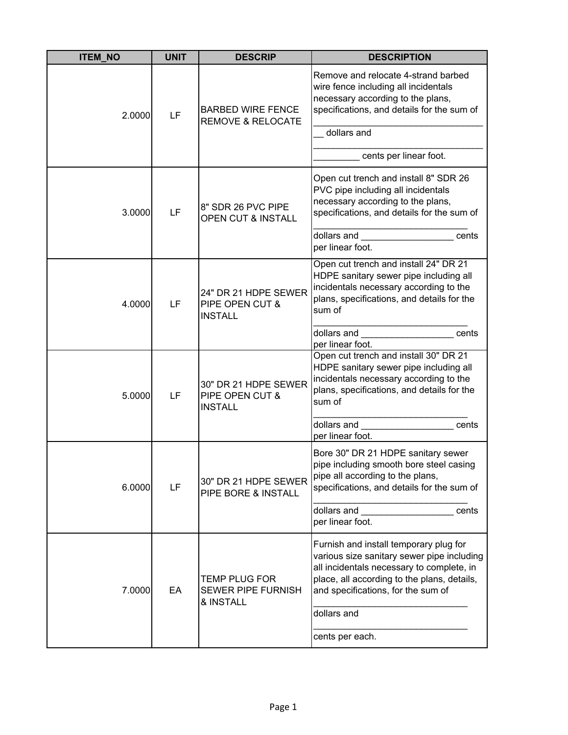| ITEM_NO | UNIT | DESCRIP | DESCRIPTION |
|---|---|---|---|
| 2.0000 | LF | BARBED WIRE FENCE REMOVE & RELOCATE | Remove and relocate 4-strand barbed wire fence including all incidentals necessary according to the plans, specifications, and details for the sum of ___________________________________ dollars and ___________________________________ cents per linear foot. |
| 3.0000 | LF | 8" SDR 26 PVC PIPE OPEN CUT & INSTALL | Open cut trench and install 8" SDR 26 PVC pipe including all incidentals necessary according to the plans, specifications, and details for the sum of _______________________________ dollars and __________________ cents per linear foot. |
| 4.0000 | LF | 24" DR 21 HDPE SEWER PIPE OPEN CUT & INSTALL | Open cut trench and install 24" DR 21 HDPE sanitary sewer pipe including all incidentals necessary according to the plans, specifications, and details for the sum of _______________________________ dollars and __________________ cents per linear foot. |
| 5.0000 | LF | 30" DR 21 HDPE SEWER PIPE OPEN CUT & INSTALL | Open cut trench and install 30" DR 21 HDPE sanitary sewer pipe including all incidentals necessary according to the plans, specifications, and details for the sum of _______________________________ dollars and __________________ cents per linear foot. |
| 6.0000 | LF | 30" DR 21 HDPE SEWER PIPE BORE & INSTALL | Bore 30" DR 21 HDPE sanitary sewer pipe including smooth bore steel casing pipe all according to the plans, specifications, and details for the sum of _______________________________ dollars and __________________ cents per linear foot. |
| 7.0000 | EA | TEMP PLUG FOR SEWER PIPE FURNISH & INSTALL | Furnish and install temporary plug for various size sanitary sewer pipe including all incidentals necessary to complete, in place, all according to the plans, details, and specifications, for the sum of _______________________________ dollars and _______________________________ cents per each. |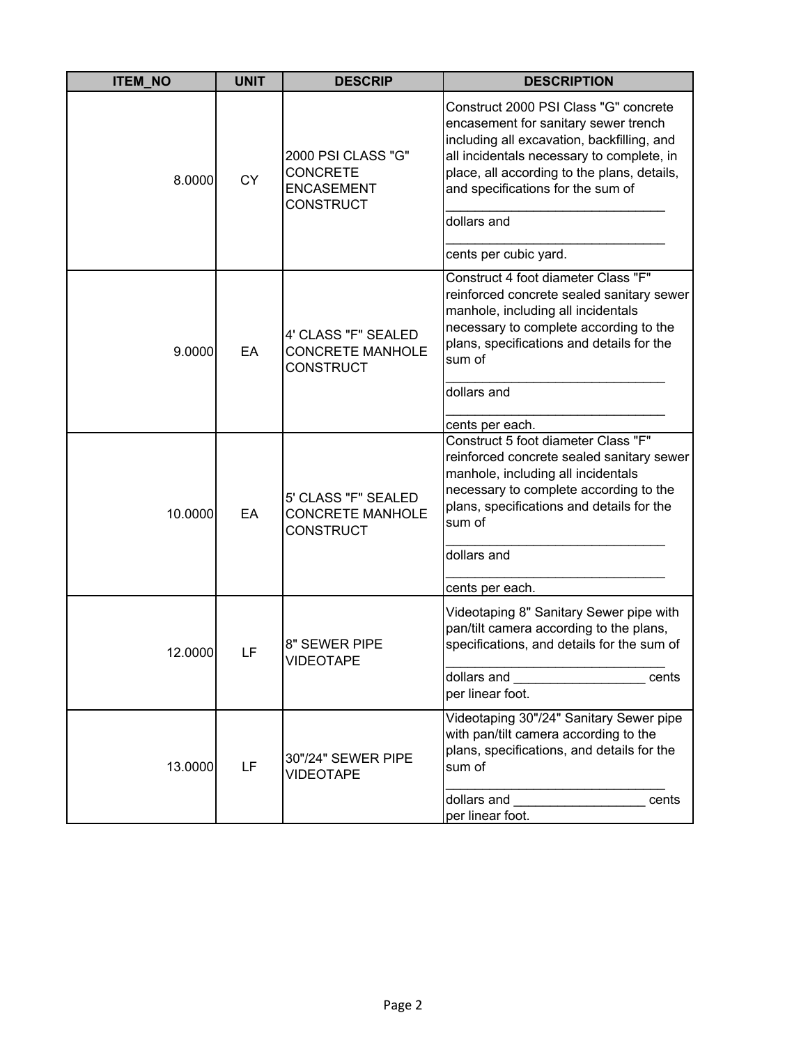| ITEM_NO | UNIT | DESCRIP | DESCRIPTION |
|---|---|---|---|
| 8.0000 | CY | 2000 PSI CLASS "G" CONCRETE ENCASEMENT CONSTRUCT | Construct 2000 PSI Class "G" concrete encasement for sanitary sewer trench including all excavation, backfilling, and all incidentals necessary to complete, in place, all according to the plans, details, and specifications for the sum of ______________________________ dollars and ______________________________ cents per cubic yard. |
| 9.0000 | EA | 4' CLASS "F" SEALED CONCRETE MANHOLE CONSTRUCT | Construct 4 foot diameter Class "F" reinforced concrete sealed sanitary sewer manhole, including all incidentals necessary to complete according to the plans, specifications and details for the sum of ______________________________ dollars and ______________________________ cents per each. |
| 10.0000 | EA | 5' CLASS "F" SEALED CONCRETE MANHOLE CONSTRUCT | Construct 5 foot diameter Class "F" reinforced concrete sealed sanitary sewer manhole, including all incidentals necessary to complete according to the plans, specifications and details for the sum of ______________________________ dollars and ______________________________ cents per each. |
| 12.0000 | LF | 8" SEWER PIPE VIDEOTAPE | Videotaping 8" Sanitary Sewer pipe with pan/tilt camera according to the plans, specifications, and details for the sum of ______________________________ dollars and __________________ cents per linear foot. |
| 13.0000 | LF | 30"/24" SEWER PIPE VIDEOTAPE | Videotaping 30"/24" Sanitary Sewer pipe with pan/tilt camera according to the plans, specifications, and details for the sum of ______________________________ dollars and __________________ cents per linear foot. |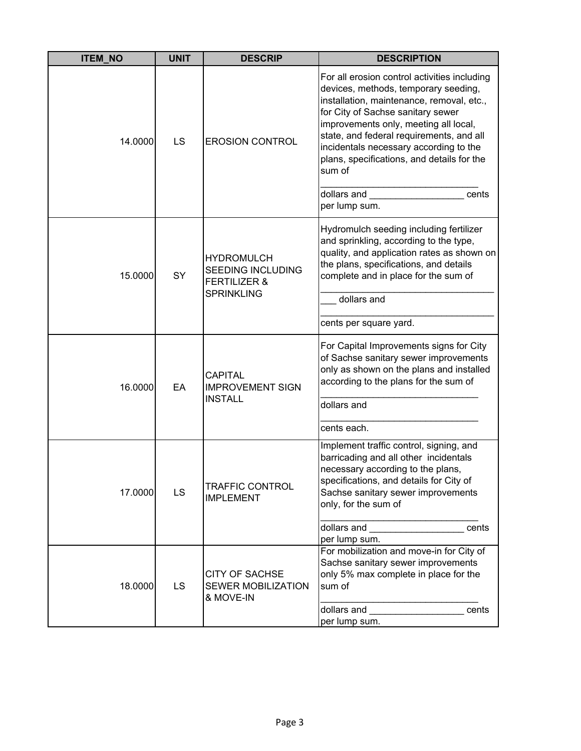| ITEM_NO | UNIT | DESCRIP | DESCRIPTION |
|---|---|---|---|
| 14.0000 | LS | EROSION CONTROL | For all erosion control activities including devices, methods, temporary seeding, installation, maintenance, removal, etc., for City of Sachse sanitary sewer improvements only, meeting all local, state, and federal requirements, and all incidentals necessary according to the plans, specifications, and details for the sum of ______________________________ dollars and __________________ cents per lump sum. |
| 15.0000 | SY | HYDROMULCH SEEDING INCLUDING FERTILIZER & SPRINKLING | Hydromulch seeding including fertilizer and sprinkling, according to the type, quality, and application rates as shown on the plans, specifications, and details complete and in place for the sum of _________________________________ ___ dollars and _________________________________ cents per square yard. |
| 16.0000 | EA | CAPITAL IMPROVEMENT SIGN INSTALL | For Capital Improvements signs for City of Sachse sanitary sewer improvements only as shown on the plans and installed according to the plans for the sum of ______________________________ dollars and ______________________________ cents each. |
| 17.0000 | LS | TRAFFIC CONTROL IMPLEMENT | Implement traffic control, signing, and barricading and all other incidentals necessary according to the plans, specifications, and details for City of Sachse sanitary sewer improvements only, for the sum of ______________________________ dollars and __________________ cents per lump sum. |
| 18.0000 | LS | CITY OF SACHSE SEWER MOBILIZATION & MOVE-IN | For mobilization and move-in for City of Sachse sanitary sewer improvements only 5% max complete in place for the sum of ______________________________ dollars and __________________ cents per lump sum. |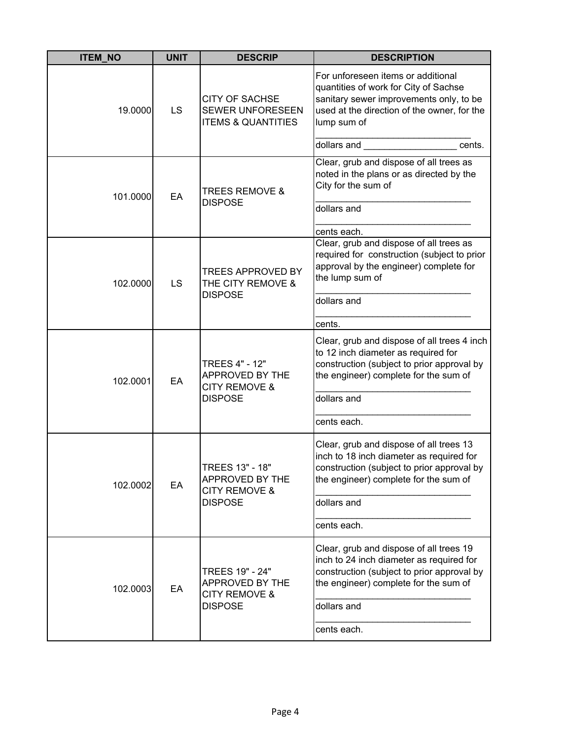| ITEM_NO | UNIT | DESCRIP | DESCRIPTION |
| --- | --- | --- | --- |
| 19.0000 | LS | CITY OF SACHSE SEWER UNFORESEEN ITEMS & QUANTITIES | For unforeseen items or additional quantities of work for City of Sachse sanitary sewer improvements only, to be used at the direction of the owner, for the lump sum of _______________________________ dollars and __________________ cents. |
| 101.0000 | EA | TREES REMOVE & DISPOSE | Clear, grub and dispose of all trees as noted in the plans or as directed by the City for the sum of _______________________________ dollars and _______________________________ cents each. |
| 102.0000 | LS | TREES APPROVED BY THE CITY REMOVE & DISPOSE | Clear, grub and dispose of all trees as required for construction (subject to prior approval by the engineer) complete for the lump sum of _______________________________ dollars and _______________________________ cents. |
| 102.0001 | EA | TREES 4" - 12" APPROVED BY THE CITY REMOVE & DISPOSE | Clear, grub and dispose of all trees 4 inch to 12 inch diameter as required for construction (subject to prior approval by the engineer) complete for the sum of _______________________________ dollars and _______________________________ cents each. |
| 102.0002 | EA | TREES 13" - 18" APPROVED BY THE CITY REMOVE & DISPOSE | Clear, grub and dispose of all trees 13 inch to 18 inch diameter as required for construction (subject to prior approval by the engineer) complete for the sum of _______________________________ dollars and _______________________________ cents each. |
| 102.0003 | EA | TREES 19" - 24" APPROVED BY THE CITY REMOVE & DISPOSE | Clear, grub and dispose of all trees 19 inch to 24 inch diameter as required for construction (subject to prior approval by the engineer) complete for the sum of _______________________________ dollars and _______________________________ cents each. |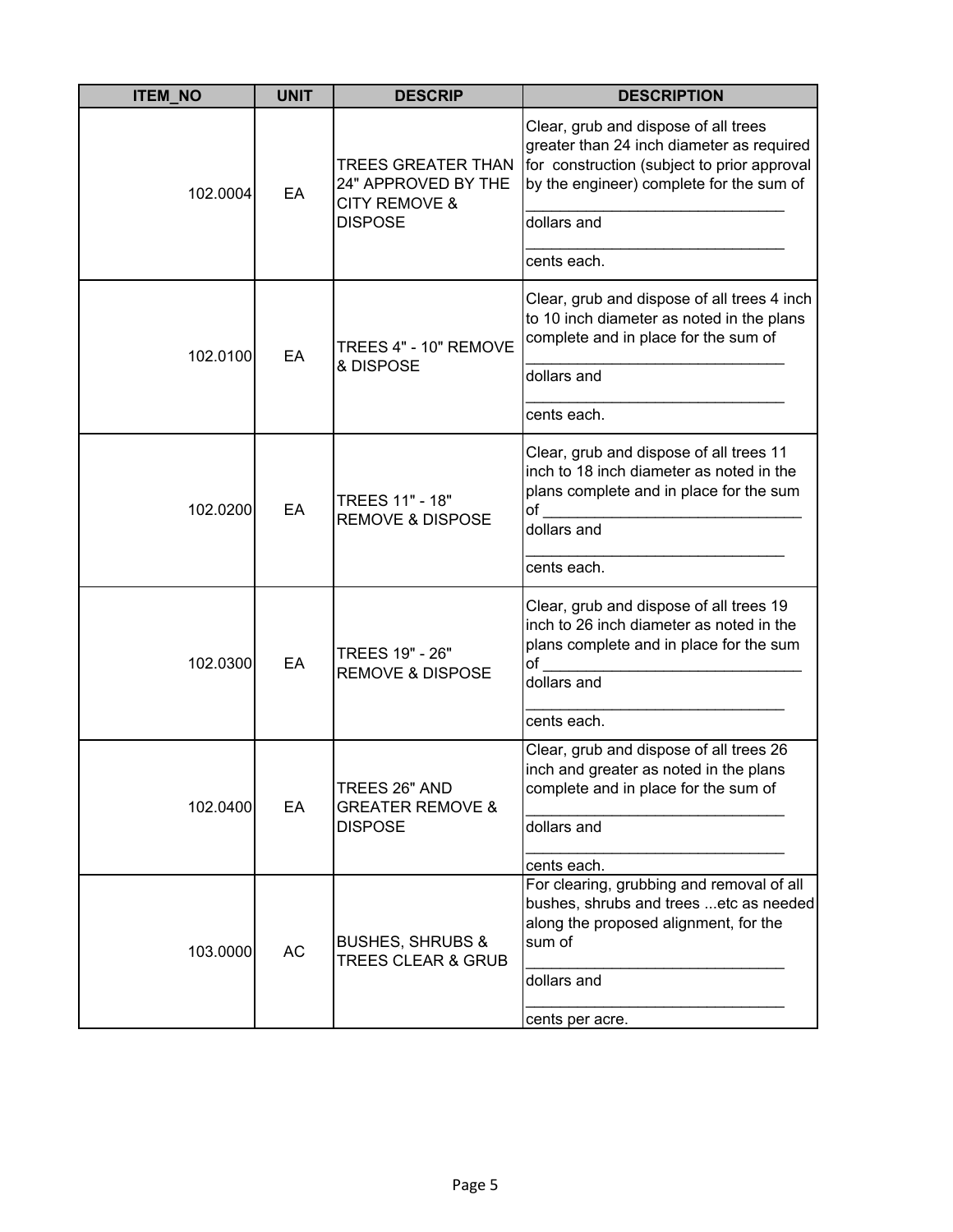| ITEM_NO | UNIT | DESCRIP | DESCRIPTION |
|---|---|---|---|
| 102.0004 | EA | TREES GREATER THAN 24" APPROVED BY THE CITY REMOVE & DISPOSE | Clear, grub and dispose of all trees greater than 24 inch diameter as required for construction (subject to prior approval by the engineer) complete for the sum of ______________________________ dollars and ______________________________ cents each. |
| 102.0100 | EA | TREES 4" - 10" REMOVE & DISPOSE | Clear, grub and dispose of all trees 4 inch to 10 inch diameter as noted in the plans complete and in place for the sum of ______________________________ dollars and ______________________________ cents each. |
| 102.0200 | EA | TREES 11" - 18" REMOVE & DISPOSE | Clear, grub and dispose of all trees 11 inch to 18 inch diameter as noted in the plans complete and in place for the sum of ______________________________ dollars and ______________________________ cents each. |
| 102.0300 | EA | TREES 19" - 26" REMOVE & DISPOSE | Clear, grub and dispose of all trees 19 inch to 26 inch diameter as noted in the plans complete and in place for the sum of ______________________________ dollars and ______________________________ cents each. |
| 102.0400 | EA | TREES 26" AND GREATER REMOVE & DISPOSE | Clear, grub and dispose of all trees 26 inch and greater as noted in the plans complete and in place for the sum of ______________________________ dollars and ______________________________ cents each. |
| 103.0000 | AC | BUSHES, SHRUBS & TREES CLEAR & GRUB | For clearing, grubbing and removal of all bushes, shrubs and trees ...etc as needed along the proposed alignment, for the sum of ______________________________ dollars and ______________________________ cents per acre. |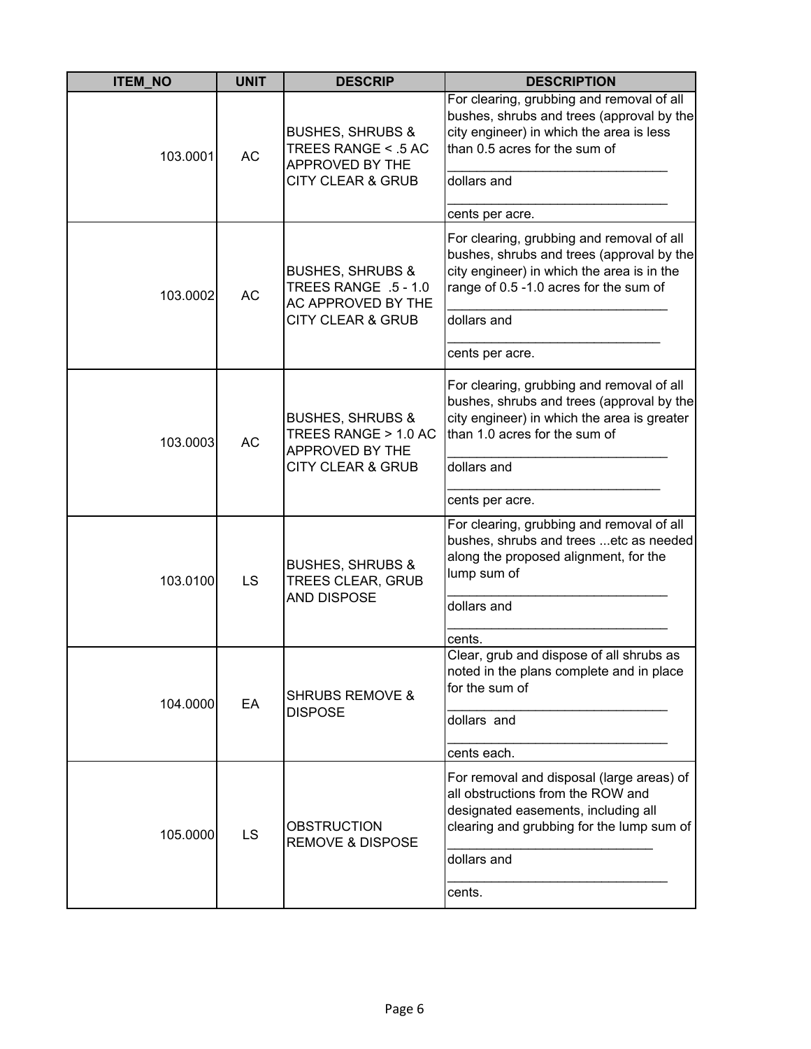| ITEM_NO | UNIT | DESCRIP | DESCRIPTION |
|---|---|---|---|
| 103.0001 | AC | BUSHES, SHRUBS & TREES RANGE < .5 AC APPROVED BY THE CITY CLEAR & GRUB | For clearing, grubbing and removal of all bushes, shrubs and trees (approval by the city engineer) in which the area is less than 0.5 acres for the sum of ______________________________ dollars and ______________________________ cents per acre. |
| 103.0002 | AC | BUSHES, SHRUBS & TREES RANGE .5 - 1.0 AC APPROVED BY THE CITY CLEAR & GRUB | For clearing, grubbing and removal of all bushes, shrubs and trees (approval by the city engineer) in which the area is in the range of 0.5 -1.0 acres for the sum of ______________________________ dollars and ______________________________ cents per acre. |
| 103.0003 | AC | BUSHES, SHRUBS & TREES RANGE > 1.0 AC APPROVED BY THE CITY CLEAR & GRUB | For clearing, grubbing and removal of all bushes, shrubs and trees (approval by the city engineer) in which the area is greater than 1.0 acres for the sum of ______________________________ dollars and ______________________________ cents per acre. |
| 103.0100 | LS | BUSHES, SHRUBS & TREES CLEAR, GRUB AND DISPOSE | For clearing, grubbing and removal of all bushes, shrubs and trees ...etc as needed along the proposed alignment, for the lump sum of ______________________________ dollars and ______________________________ cents. |
| 104.0000 | EA | SHRUBS REMOVE & DISPOSE | Clear, grub and dispose of all shrubs as noted in the plans complete and in place for the sum of ______________________________ dollars and ______________________________ cents each. |
| 105.0000 | LS | OBSTRUCTION REMOVE & DISPOSE | For removal and disposal (large areas) of all obstructions from the ROW and designated easements, including all clearing and grubbing for the lump sum of ____________________________ dollars and ______________________________ cents. |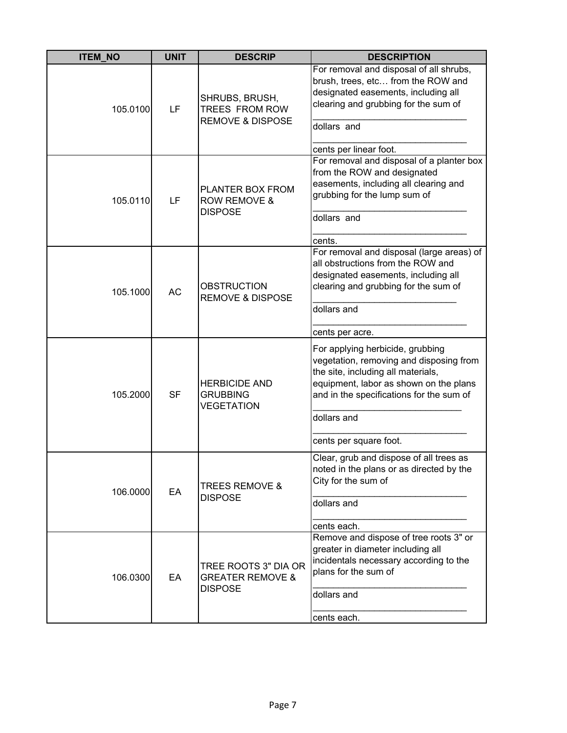| ITEM_NO | UNIT | DESCRIP | DESCRIPTION |
|---|---|---|---|
| 105.0100 | LF | SHRUBS, BRUSH, TREES FROM ROW REMOVE & DISPOSE | For removal and disposal of all shrubs, brush, trees, etc… from the ROW and designated easements, including all clearing and grubbing for the sum of ______________________________ dollars and ______________________________ cents per linear foot. |
| 105.0110 | LF | PLANTER BOX FROM ROW REMOVE & DISPOSE | For removal and disposal of a planter box from the ROW and designated easements, including all clearing and grubbing for the lump sum of ______________________________ dollars and ______________________________ cents. |
| 105.1000 | AC | OBSTRUCTION REMOVE & DISPOSE | For removal and disposal (large areas) of all obstructions from the ROW and designated easements, including all clearing and grubbing for the sum of ____________________________ dollars and ______________________________ cents per acre. |
| 105.2000 | SF | HERBICIDE AND GRUBBING VEGETATION | For applying herbicide, grubbing vegetation, removing and disposing from the site, including all materials, equipment, labor as shown on the plans and in the specifications for the sum of ______________________________ dollars and ______________________________ cents per square foot. |
| 106.0000 | EA | TREES REMOVE & DISPOSE | Clear, grub and dispose of all trees as noted in the plans or as directed by the City for the sum of ______________________________ dollars and ______________________________ cents each. |
| 106.0300 | EA | TREE ROOTS 3" DIA OR GREATER REMOVE & DISPOSE | Remove and dispose of tree roots 3" or greater in diameter including all incidentals necessary according to the plans for the sum of ______________________________ dollars and ______________________________ cents each. |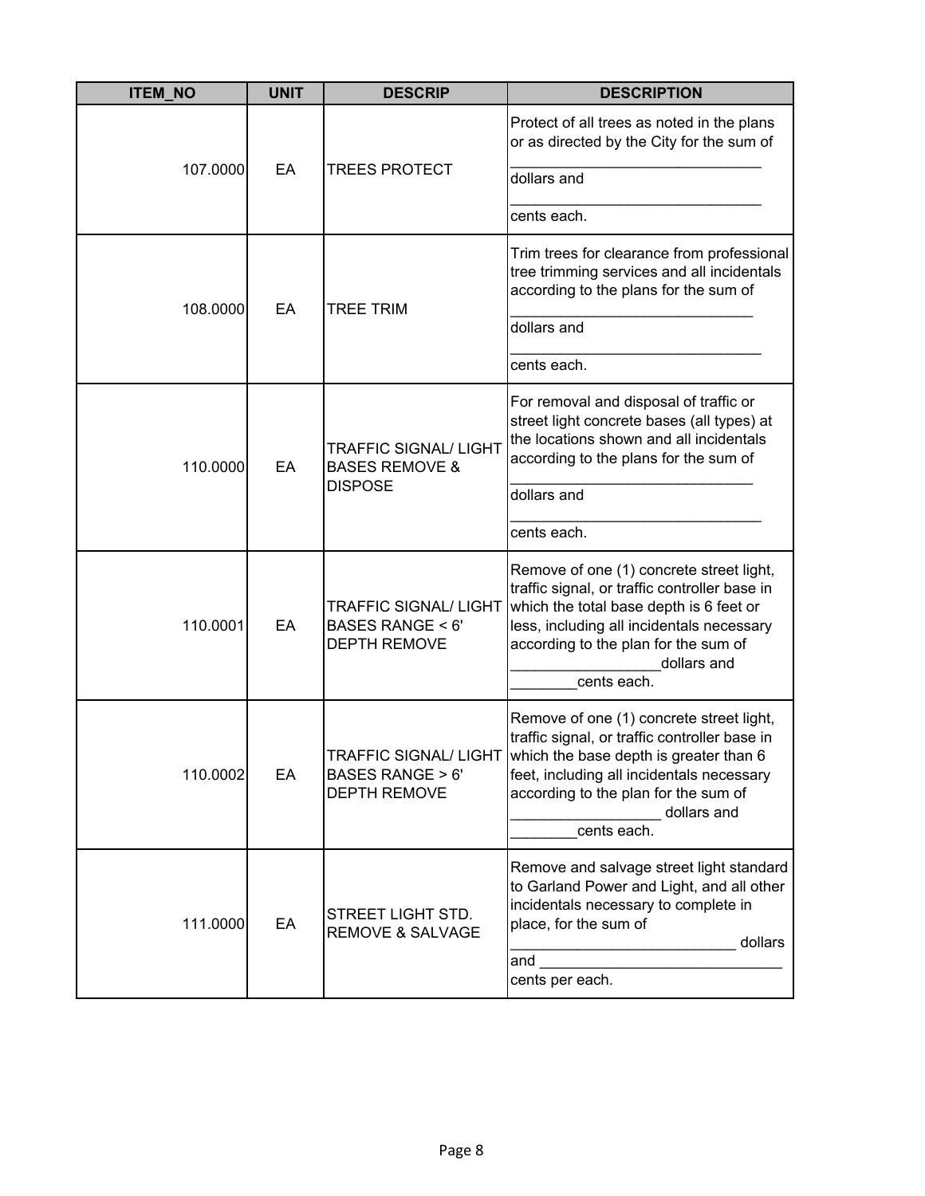| ITEM_NO | UNIT | DESCRIP | DESCRIPTION |
|---|---|---|---|
| 107.0000 | EA | TREES PROTECT | Protect of all trees as noted in the plans or as directed by the City for the sum of ______________________________ dollars and ______________________________ cents each. |
| 108.0000 | EA | TREE TRIM | Trim trees for clearance from professional tree trimming services and all incidentals according to the plans for the sum of ______________________________ dollars and ______________________________ cents each. |
| 110.0000 | EA | TRAFFIC SIGNAL/ LIGHT BASES REMOVE & DISPOSE | For removal and disposal of traffic or street light concrete bases (all types) at the locations shown and all incidentals according to the plans for the sum of ______________________________ dollars and ______________________________ cents each. |
| 110.0001 | EA | TRAFFIC SIGNAL/ LIGHT BASES RANGE < 6' DEPTH REMOVE | Remove of one (1) concrete street light, traffic signal, or traffic controller base in which the total base depth is 6 feet or less, including all incidentals necessary according to the plan for the sum of __________________dollars and ________cents each. |
| 110.0002 | EA | TRAFFIC SIGNAL/ LIGHT BASES RANGE > 6' DEPTH REMOVE | Remove of one (1) concrete street light, traffic signal, or traffic controller base in which the base depth is greater than 6 feet, including all incidentals necessary according to the plan for the sum of __________________ dollars and ________cents each. |
| 111.0000 | EA | STREET LIGHT STD. REMOVE & SALVAGE | Remove and salvage street light standard to Garland Power and Light, and all other incidentals necessary to complete in place, for the sum of __________________________ dollars and ______________________________ cents per each. |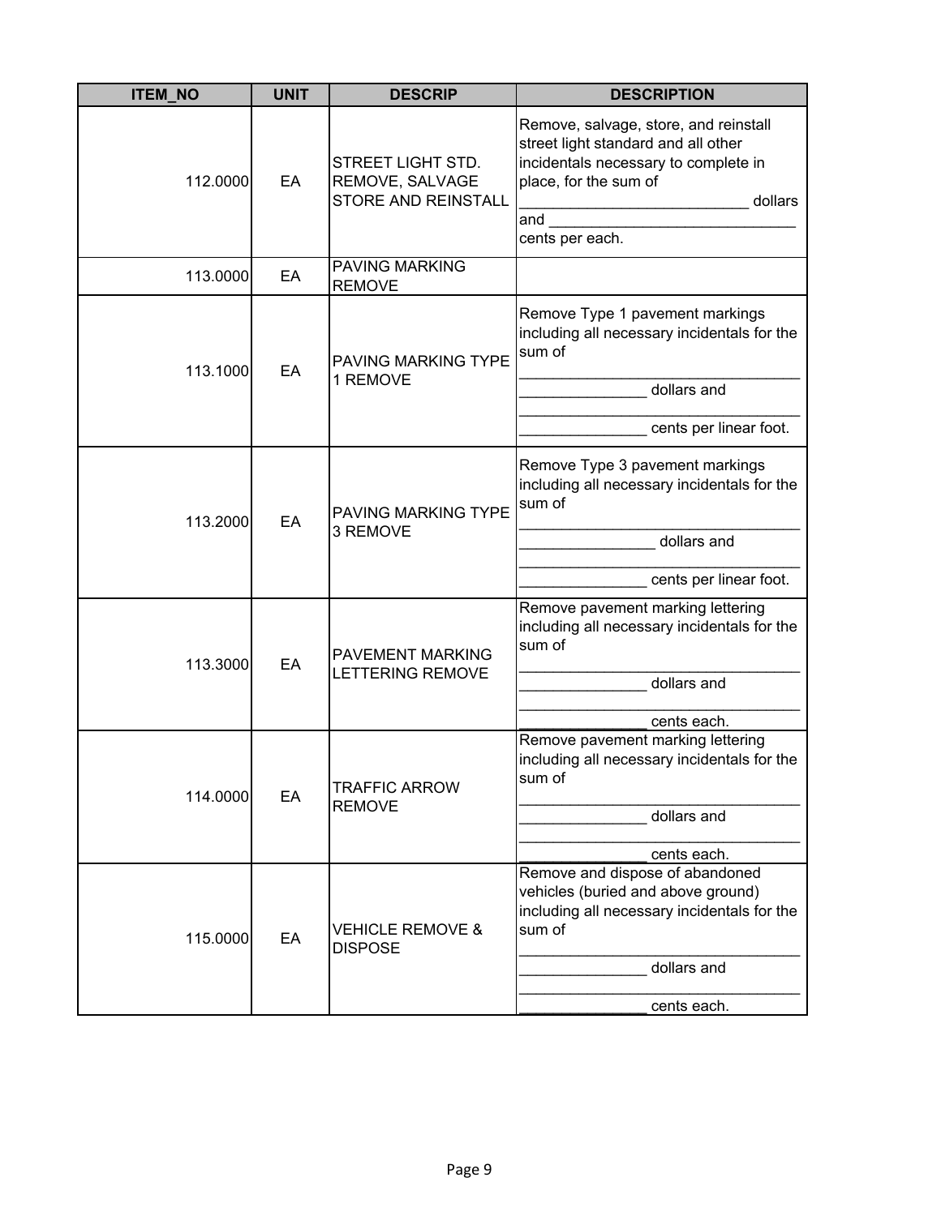| ITEM_NO | UNIT | DESCRIP | DESCRIPTION |
|---|---|---|---|
| 112.0000 | EA | STREET LIGHT STD. REMOVE, SALVAGE STORE AND REINSTALL | Remove, salvage, store, and reinstall street light standard and all other incidentals necessary to complete in place, for the sum of ___________________________ dollars and ______________________________ cents per each. |
| 113.0000 | EA | PAVING MARKING REMOVE | |
| 113.1000 | EA | PAVING MARKING TYPE 1 REMOVE | Remove Type 1 pavement markings including all necessary incidentals for the sum of ________________________________ _______________ dollars and ________________________________ _______________ cents per linear foot. |
| 113.2000 | EA | PAVING MARKING TYPE 3 REMOVE | Remove Type 3 pavement markings including all necessary incidentals for the sum of ________________________________ ________________ dollars and ________________________________ _______________ cents per linear foot. |
| 113.3000 | EA | PAVEMENT MARKING LETTERING REMOVE | Remove pavement marking lettering including all necessary incidentals for the sum of ________________________________ _______________ dollars and ________________________________ _______________ cents each. |
| 114.0000 | EA | TRAFFIC ARROW REMOVE | Remove pavement marking lettering including all necessary incidentals for the sum of ________________________________ _______________ dollars and ________________________________ _______________ cents each. |
| 115.0000 | EA | VEHICLE REMOVE & DISPOSE | Remove and dispose of abandoned vehicles (buried and above ground) including all necessary incidentals for the sum of ________________________________ _______________ dollars and ________________________________ _______________ cents each. |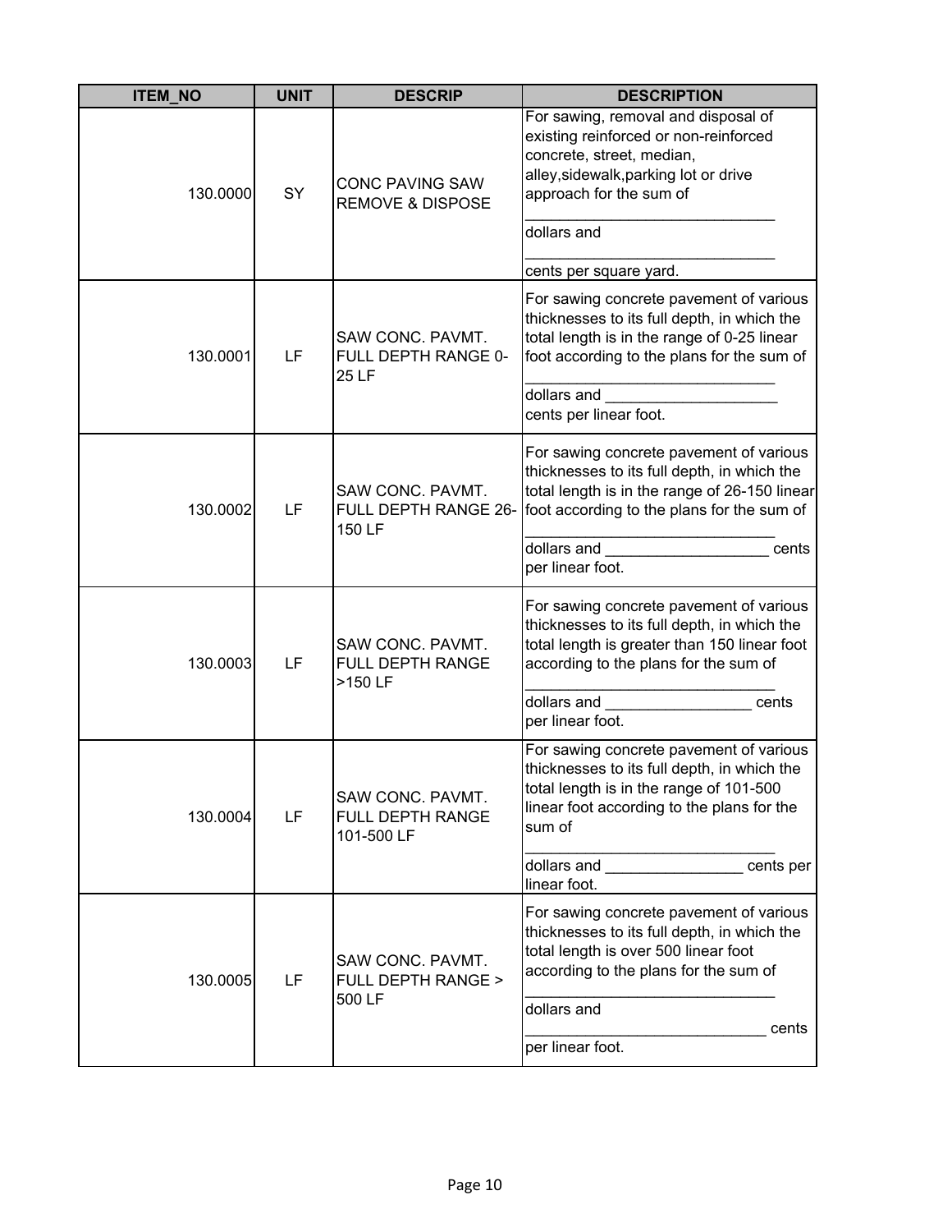| ITEM_NO | UNIT | DESCRIP | DESCRIPTION |
| --- | --- | --- | --- |
| 130.0000 | SY | CONC PAVING SAW REMOVE & DISPOSE | For sawing, removal and disposal of existing reinforced or non-reinforced concrete, street, median, alley,sidewalk,parking lot or drive approach for the sum of ______________________________ dollars and ______________________________ cents per square yard. |
| 130.0001 | LF | SAW CONC. PAVMT. FULL DEPTH RANGE 0-25 LF | For sawing concrete pavement of various thicknesses to its full depth, in which the total length is in the range of 0-25 linear foot according to the plans for the sum of ______________________________ dollars and ____________________ cents per linear foot. |
| 130.0002 | LF | SAW CONC. PAVMT. FULL DEPTH RANGE 26-150 LF | For sawing concrete pavement of various thicknesses to its full depth, in which the total length is in the range of 26-150 linear foot according to the plans for the sum of ______________________________ dollars and ___________________ cents per linear foot. |
| 130.0003 | LF | SAW CONC. PAVMT. FULL DEPTH RANGE >150 LF | For sawing concrete pavement of various thicknesses to its full depth, in which the total length is greater than 150 linear foot according to the plans for the sum of ______________________________ dollars and _________________ cents per linear foot. |
| 130.0004 | LF | SAW CONC. PAVMT. FULL DEPTH RANGE 101-500 LF | For sawing concrete pavement of various thicknesses to its full depth, in which the total length is in the range of 101-500 linear foot according to the plans for the sum of ______________________________ dollars and ________________ cents per linear foot. |
| 130.0005 | LF | SAW CONC. PAVMT. FULL DEPTH RANGE > 500 LF | For sawing concrete pavement of various thicknesses to its full depth, in which the total length is over 500 linear foot according to the plans for the sum of ______________________________ dollars and ____________________________ cents per linear foot. |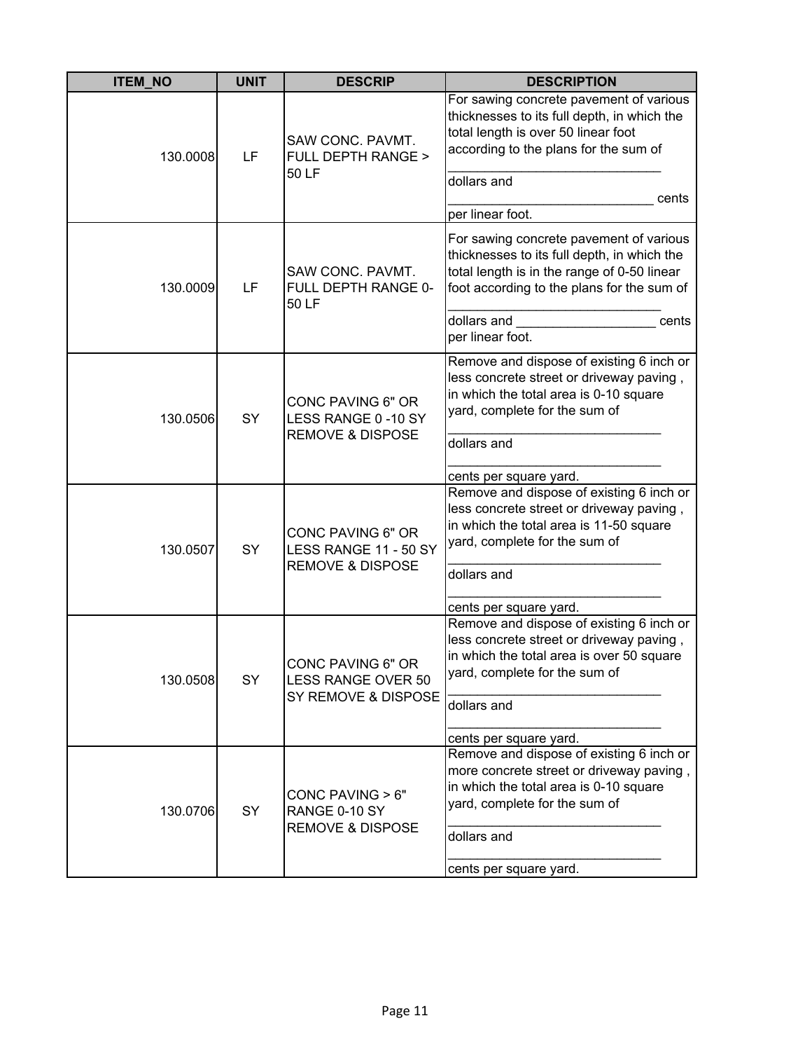| ITEM_NO | UNIT | DESCRIP | DESCRIPTION |
|---|---|---|---|
| 130.0008 | LF | SAW CONC. PAVMT. FULL DEPTH RANGE > 50 LF | For sawing concrete pavement of various thicknesses to its full depth, in which the total length is over 50 linear foot according to the plans for the sum of _____________________________ dollars and ___________________________ cents per linear foot. |
| 130.0009 | LF | SAW CONC. PAVMT. FULL DEPTH RANGE 0-50 LF | For sawing concrete pavement of various thicknesses to its full depth, in which the total length is in the range of 0-50 linear foot according to the plans for the sum of _____________________________ dollars and ___________________ cents per linear foot. |
| 130.0506 | SY | CONC PAVING 6" OR LESS RANGE 0 -10 SY REMOVE & DISPOSE | Remove and dispose of existing 6 inch or less concrete street or driveway paving , in which the total area is 0-10 square yard, complete for the sum of _____________________________ dollars and _____________________________ cents per square yard. |
| 130.0507 | SY | CONC PAVING 6" OR LESS RANGE 11 - 50 SY REMOVE & DISPOSE | Remove and dispose of existing 6 inch or less concrete street or driveway paving , in which the total area is 11-50 square yard, complete for the sum of _____________________________ dollars and _____________________________ cents per square yard. |
| 130.0508 | SY | CONC PAVING 6" OR LESS RANGE OVER 50 SY REMOVE & DISPOSE | Remove and dispose of existing 6 inch or less concrete street or driveway paving , in which the total area is over 50 square yard, complete for the sum of _____________________________ dollars and _____________________________ cents per square yard. |
| 130.0706 | SY | CONC PAVING > 6" RANGE 0-10 SY REMOVE & DISPOSE | Remove and dispose of existing 6 inch or more concrete street or driveway paving , in which the total area is 0-10 square yard, complete for the sum of _____________________________ dollars and _____________________________ cents per square yard. |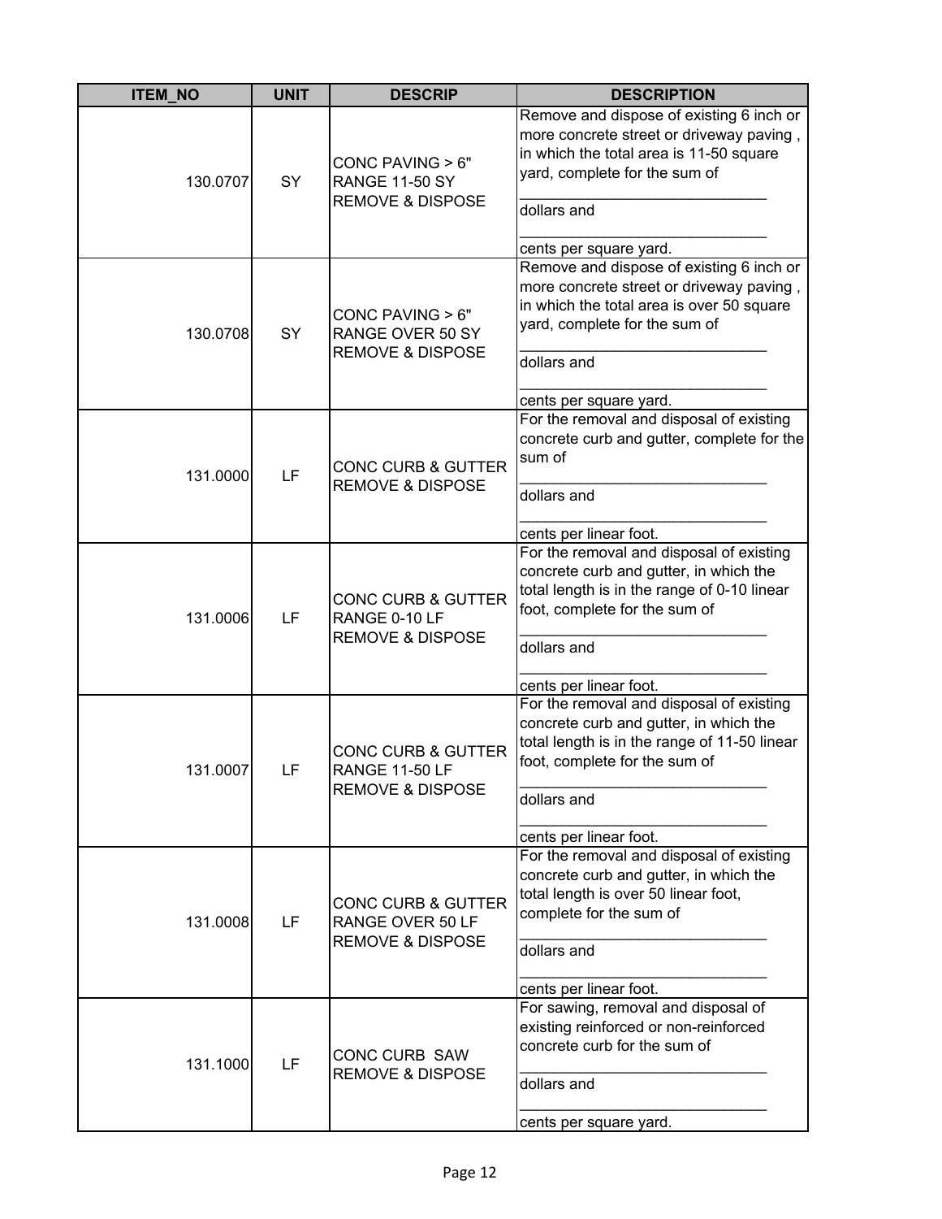| ITEM_NO | UNIT | DESCRIP | DESCRIPTION |
|---|---|---|---|
| 130.0707 | SY | CONC PAVING > 6" RANGE 11-50 SY REMOVE & DISPOSE | Remove and dispose of existing 6 inch or more concrete street or driveway paving , in which the total area is 11-50 square yard, complete for the sum of ______________________________ dollars and ______________________________ cents per square yard. |
| 130.0708 | SY | CONC PAVING > 6" RANGE OVER 50 SY REMOVE & DISPOSE | Remove and dispose of existing 6 inch or more concrete street or driveway paving , in which the total area is over 50 square yard, complete for the sum of ______________________________ dollars and ______________________________ cents per square yard. |
| 131.0000 | LF | CONC CURB & GUTTER REMOVE & DISPOSE | For the removal and disposal of existing concrete curb and gutter, complete for the sum of ______________________________ dollars and ______________________________ cents per linear foot. |
| 131.0006 | LF | CONC CURB & GUTTER RANGE 0-10 LF REMOVE & DISPOSE | For the removal and disposal of existing concrete curb and gutter, in which the total length is in the range of 0-10 linear foot, complete for the sum of ______________________________ dollars and ______________________________ cents per linear foot. |
| 131.0007 | LF | CONC CURB & GUTTER RANGE 11-50 LF REMOVE & DISPOSE | For the removal and disposal of existing concrete curb and gutter, in which the total length is in the range of 11-50 linear foot, complete for the sum of ______________________________ dollars and ______________________________ cents per linear foot. |
| 131.0008 | LF | CONC CURB & GUTTER RANGE OVER 50 LF REMOVE & DISPOSE | For the removal and disposal of existing concrete curb and gutter, in which the total length is over 50 linear foot, complete for the sum of ______________________________ dollars and ______________________________ cents per linear foot. |
| 131.1000 | LF | CONC CURB SAW REMOVE & DISPOSE | For sawing, removal and disposal of existing reinforced or non-reinforced concrete curb for the sum of ______________________________ dollars and ______________________________ cents per square yard. |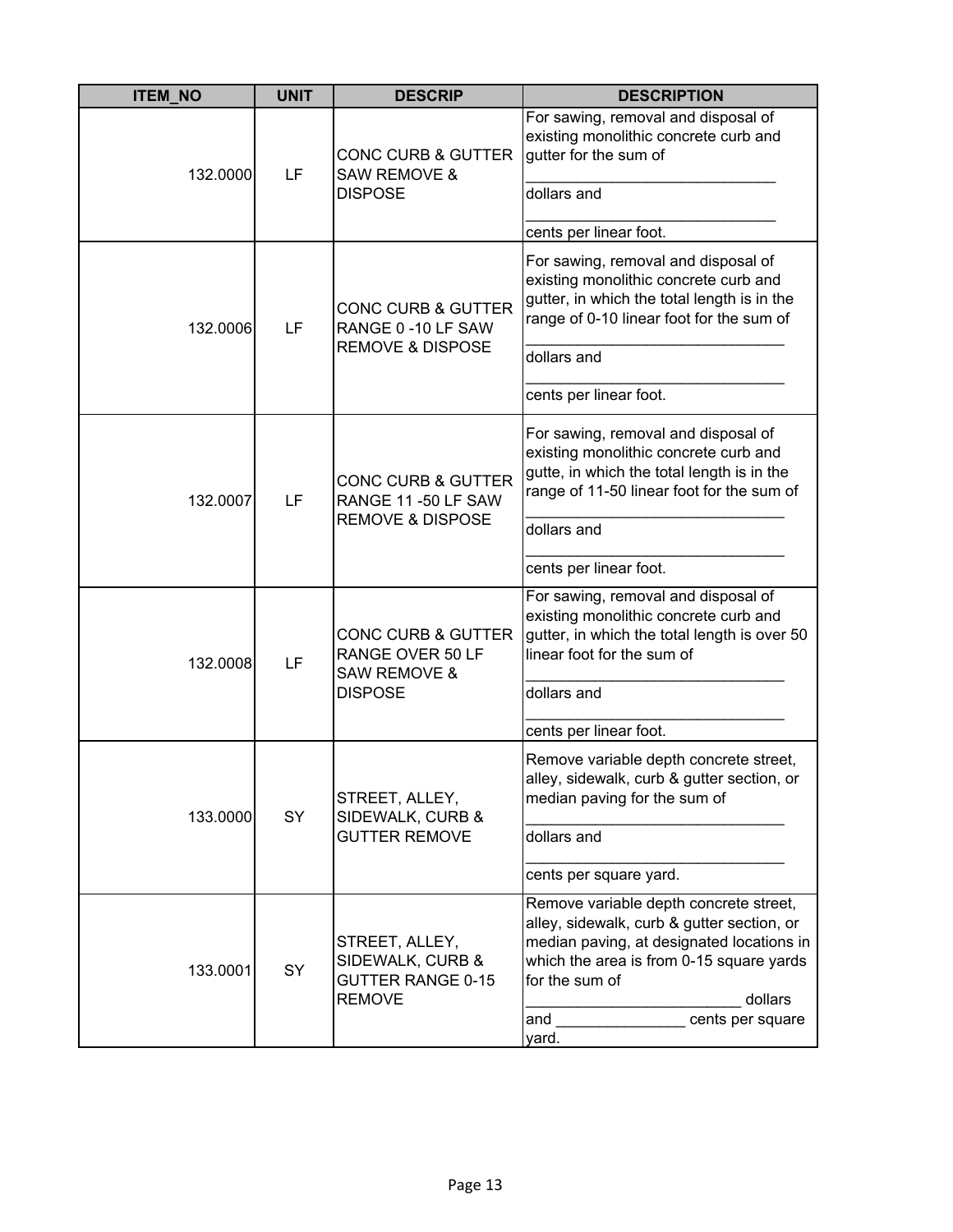| ITEM_NO | UNIT | DESCRIP | DESCRIPTION |
|---|---|---|---|
| 132.0000 | LF | CONC CURB & GUTTER SAW REMOVE & DISPOSE | For sawing, removal and disposal of existing monolithic concrete curb and gutter for the sum of _____________________________ dollars and _____________________________ cents per linear foot. |
| 132.0006 | LF | CONC CURB & GUTTER RANGE 0 -10 LF SAW REMOVE & DISPOSE | For sawing, removal and disposal of existing monolithic concrete curb and gutter, in which the total length is in the range of 0-10 linear foot for the sum of _____________________________ dollars and _____________________________ cents per linear foot. |
| 132.0007 | LF | CONC CURB & GUTTER RANGE 11 -50 LF SAW REMOVE & DISPOSE | For sawing, removal and disposal of existing monolithic concrete curb and gutte, in which the total length is in the range of 11-50 linear foot for the sum of _____________________________ dollars and _____________________________ cents per linear foot. |
| 132.0008 | LF | CONC CURB & GUTTER RANGE OVER 50 LF SAW REMOVE & DISPOSE | For sawing, removal and disposal of existing monolithic concrete curb and gutter, in which the total length is over 50 linear foot for the sum of _____________________________ dollars and _____________________________ cents per linear foot. |
| 133.0000 | SY | STREET, ALLEY, SIDEWALK, CURB & GUTTER REMOVE | Remove variable depth concrete street, alley, sidewalk, curb & gutter section, or median paving for the sum of _____________________________ dollars and _____________________________ cents per square yard. |
| 133.0001 | SY | STREET, ALLEY, SIDEWALK, CURB & GUTTER RANGE 0-15 REMOVE | Remove variable depth concrete street, alley, sidewalk, curb & gutter section, or median paving, at designated locations in which the area is from 0-15 square yards for the sum of ________________________ dollars and _______________ cents per square yard. |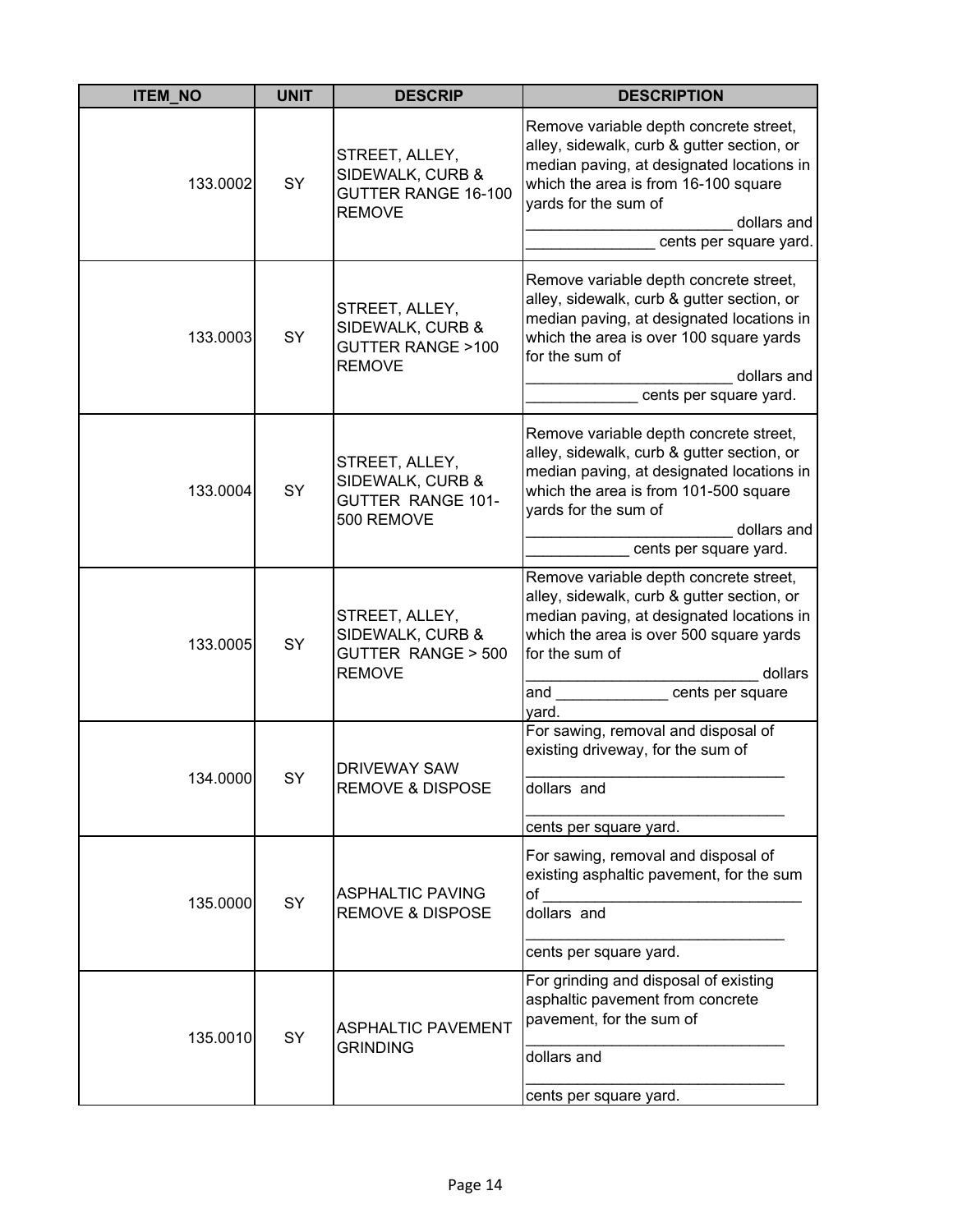| ITEM_NO | UNIT | DESCRIP | DESCRIPTION |
|---|---|---|---|
| 133.0002 | SY | STREET, ALLEY, SIDEWALK, CURB & GUTTER RANGE 16-100 REMOVE | Remove variable depth concrete street, alley, sidewalk, curb & gutter section, or median paving, at designated locations in which the area is from 16-100 square yards for the sum of ________________________ dollars and _______________ cents per square yard. |
| 133.0003 | SY | STREET, ALLEY, SIDEWALK, CURB & GUTTER RANGE >100 REMOVE | Remove variable depth concrete street, alley, sidewalk, curb & gutter section, or median paving, at designated locations in which the area is over 100 square yards for the sum of ________________________ dollars and _____________ cents per square yard. |
| 133.0004 | SY | STREET, ALLEY, SIDEWALK, CURB & GUTTER RANGE 101-500 REMOVE | Remove variable depth concrete street, alley, sidewalk, curb & gutter section, or median paving, at designated locations in which the area is from 101-500 square yards for the sum of ________________________ dollars and ____________ cents per square yard. |
| 133.0005 | SY | STREET, ALLEY, SIDEWALK, CURB & GUTTER RANGE > 500 REMOVE | Remove variable depth concrete street, alley, sidewalk, curb & gutter section, or median paving, at designated locations in which the area is over 500 square yards for the sum of ___________________________ dollars and _____________ cents per square yard. |
| 134.0000 | SY | DRIVEWAY SAW REMOVE & DISPOSE | For sawing, removal and disposal of existing driveway, for the sum of ______________________________ dollars and ______________________________ cents per square yard. |
| 135.0000 | SY | ASPHALTIC PAVING REMOVE & DISPOSE | For sawing, removal and disposal of existing asphaltic pavement, for the sum of ______________________________ dollars and ______________________________ cents per square yard. |
| 135.0010 | SY | ASPHALTIC PAVEMENT GRINDING | For grinding and disposal of existing asphaltic pavement from concrete pavement, for the sum of ______________________________ dollars and ______________________________ cents per square yard. |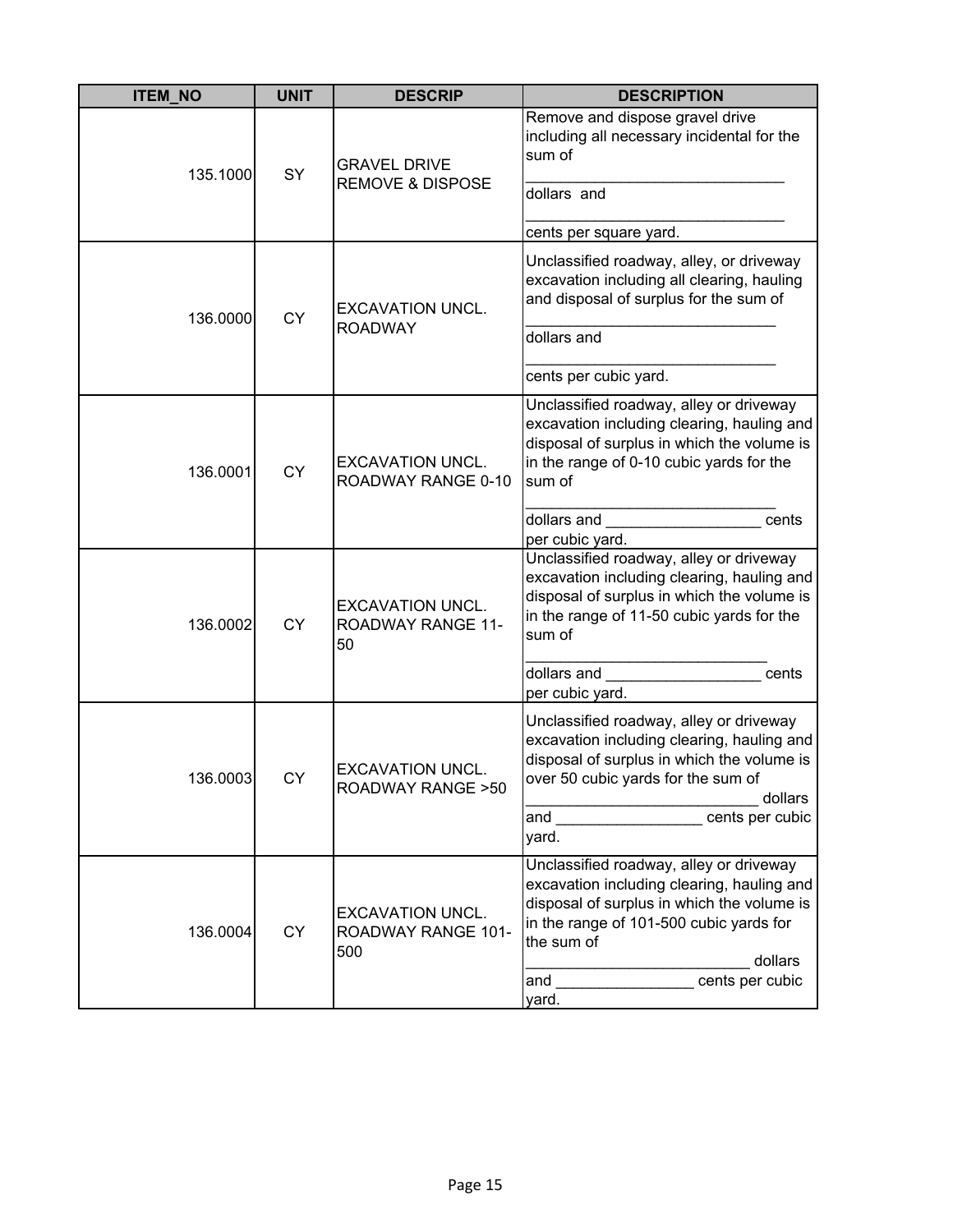| ITEM_NO | UNIT | DESCRIP | DESCRIPTION |
|---|---|---|---|
| 135.1000 | SY | GRAVEL DRIVE REMOVE & DISPOSE | Remove and dispose gravel drive including all necessary incidental for the sum of ______________________________ dollars and ______________________________ cents per square yard. |
| 136.0000 | CY | EXCAVATION UNCL. ROADWAY | Unclassified roadway, alley, or driveway excavation including all clearing, hauling and disposal of surplus for the sum of ______________________________ dollars and ______________________________ cents per cubic yard. |
| 136.0001 | CY | EXCAVATION UNCL. ROADWAY RANGE 0-10 | Unclassified roadway, alley or driveway excavation including clearing, hauling and disposal of surplus in which the volume is in the range of 0-10 cubic yards for the sum of ______________________________ dollars and __________________ cents per cubic yard. |
| 136.0002 | CY | EXCAVATION UNCL. ROADWAY RANGE 11-50 | Unclassified roadway, alley or driveway excavation including clearing, hauling and disposal of surplus in which the volume is in the range of 11-50 cubic yards for the sum of ____________________________ dollars and __________________ cents per cubic yard. |
| 136.0003 | CY | EXCAVATION UNCL. ROADWAY RANGE >50 | Unclassified roadway, alley or driveway excavation including clearing, hauling and disposal of surplus in which the volume is over 50 cubic yards for the sum of ___________________________ dollars and _________________ cents per cubic yard. |
| 136.0004 | CY | EXCAVATION UNCL. ROADWAY RANGE 101-500 | Unclassified roadway, alley or driveway excavation including clearing, hauling and disposal of surplus in which the volume is in the range of 101-500 cubic yards for the sum of __________________________ dollars and ________________ cents per cubic yard. |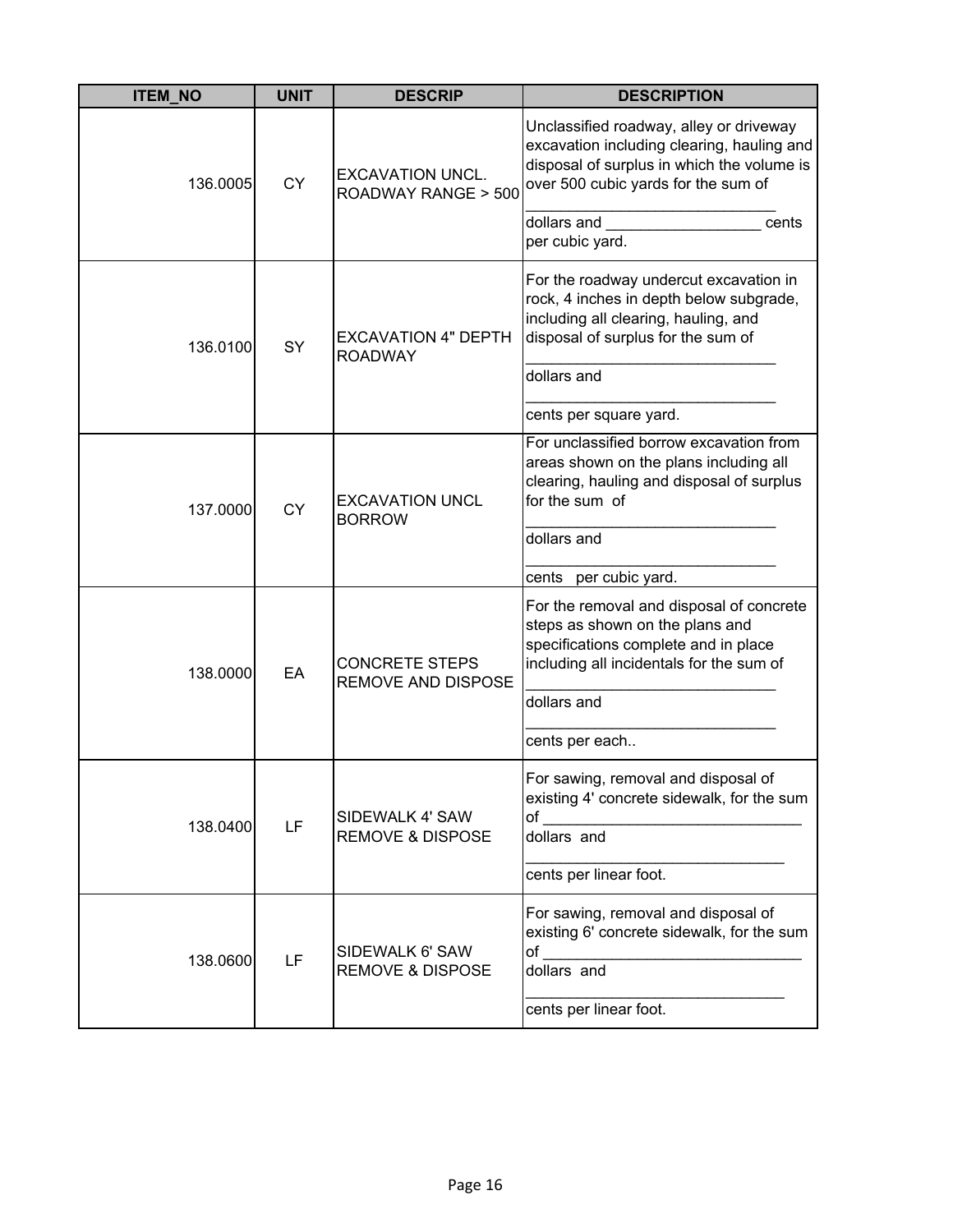| ITEM_NO | UNIT | DESCRIP | DESCRIPTION |
|---|---|---|---|
| 136.0005 | CY | EXCAVATION UNCL. ROADWAY RANGE > 500 | Unclassified roadway, alley or driveway excavation including clearing, hauling and disposal of surplus in which the volume is over 500 cubic yards for the sum of ______________________________ dollars and __________________ cents per cubic yard. |
| 136.0100 | SY | EXCAVATION 4" DEPTH ROADWAY | For the roadway undercut excavation in rock, 4 inches in depth below subgrade, including all clearing, hauling, and disposal of surplus for the sum of ______________________________ dollars and ______________________________ cents per square yard. |
| 137.0000 | CY | EXCAVATION UNCL BORROW | For unclassified borrow excavation from areas shown on the plans including all clearing, hauling and disposal of surplus for the sum of ______________________________ dollars and ______________________________ cents per cubic yard. |
| 138.0000 | EA | CONCRETE STEPS REMOVE AND DISPOSE | For the removal and disposal of concrete steps as shown on the plans and specifications complete and in place including all incidentals for the sum of ______________________________ dollars and ______________________________ cents per each.. |
| 138.0400 | LF | SIDEWALK 4' SAW REMOVE & DISPOSE | For sawing, removal and disposal of existing 4' concrete sidewalk, for the sum of ______________________________ dollars and ______________________________ cents per linear foot. |
| 138.0600 | LF | SIDEWALK 6' SAW REMOVE & DISPOSE | For sawing, removal and disposal of existing 6' concrete sidewalk, for the sum of ______________________________ dollars and ______________________________ cents per linear foot. |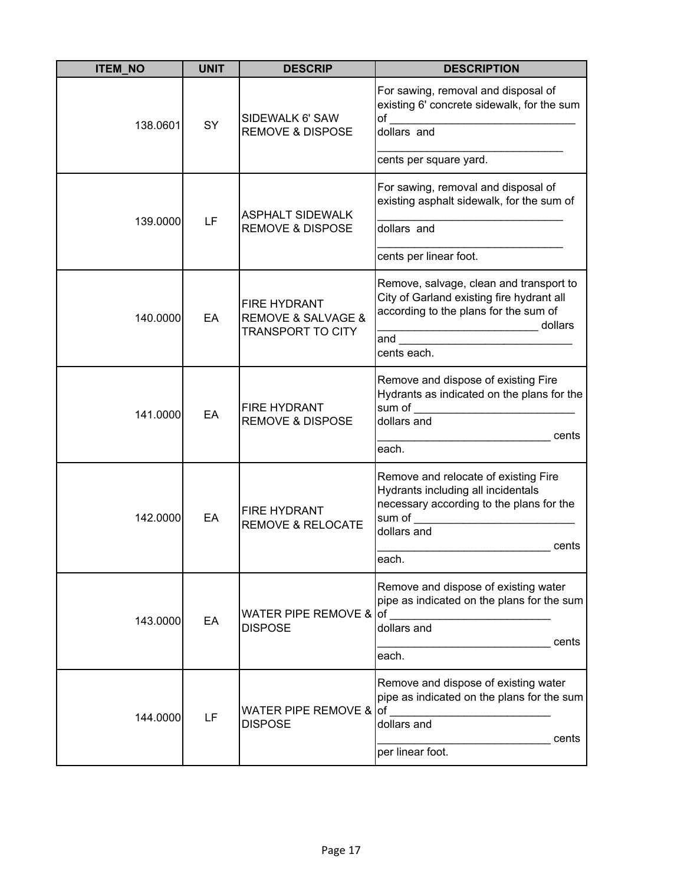| ITEM_NO | UNIT | DESCRIP | DESCRIPTION |
|---|---|---|---|
| 138.0601 | SY | SIDEWALK 6' SAW REMOVE & DISPOSE | For sawing, removal and disposal of existing 6' concrete sidewalk, for the sum of _______________________________ dollars and _______________________________ cents per square yard. |
| 139.0000 | LF | ASPHALT SIDEWALK REMOVE & DISPOSE | For sawing, removal and disposal of existing asphalt sidewalk, for the sum of _______________________________ dollars and _______________________________ cents per linear foot. |
| 140.0000 | EA | FIRE HYDRANT REMOVE & SALVAGE & TRANSPORT TO CITY | Remove, salvage, clean and transport to City of Garland existing fire hydrant all according to the plans for the sum of __________________________ dollars and ____________________________ cents each. |
| 141.0000 | EA | FIRE HYDRANT REMOVE & DISPOSE | Remove and dispose of existing Fire Hydrants as indicated on the plans for the sum of __________________________ dollars and ____________________________ cents each. |
| 142.0000 | EA | FIRE HYDRANT REMOVE & RELOCATE | Remove and relocate of existing Fire Hydrants including all incidentals necessary according to the plans for the sum of __________________________ dollars and ____________________________ cents each. |
| 143.0000 | EA | WATER PIPE REMOVE & DISPOSE | Remove and dispose of existing water pipe as indicated on the plans for the sum of __________________________ dollars and ____________________________ cents each. |
| 144.0000 | LF | WATER PIPE REMOVE & DISPOSE | Remove and dispose of existing water pipe as indicated on the plans for the sum of __________________________ dollars and ____________________________ cents per linear foot. |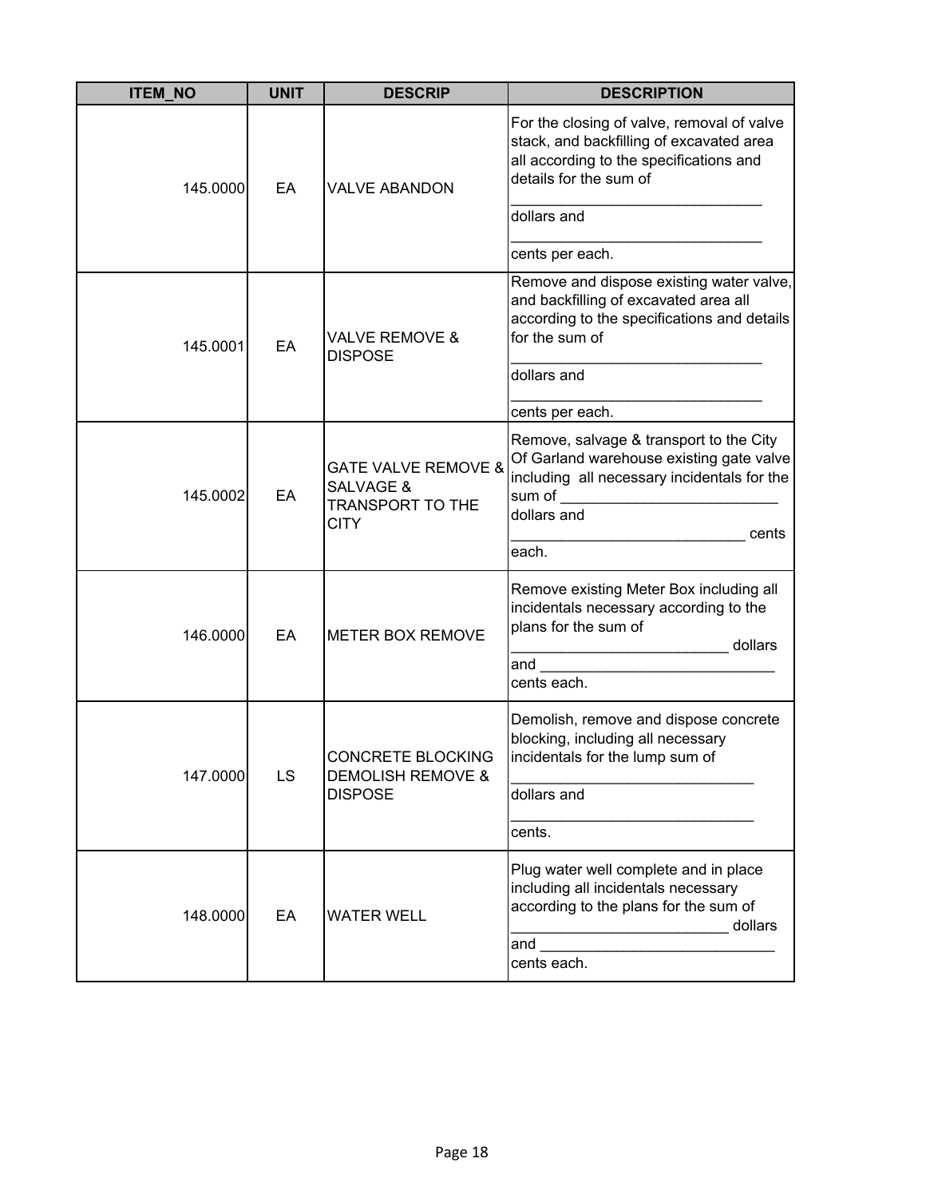| ITEM_NO | UNIT | DESCRIP | DESCRIPTION |
|---|---|---|---|
| 145.0000 | EA | VALVE ABANDON | For the closing of valve, removal of valve stack, and backfilling of excavated area all according to the specifications and details for the sum of ______________________________ dollars and ______________________________ cents per each. |
| 145.0001 | EA | VALVE REMOVE & DISPOSE | Remove and dispose existing water valve, and backfilling of excavated area all according to the specifications and details for the sum of ______________________________ dollars and ______________________________ cents per each. |
| 145.0002 | EA | GATE VALVE REMOVE & SALVAGE & TRANSPORT TO THE CITY | Remove, salvage & transport to the City Of Garland warehouse existing gate valve including all necessary incidentals for the sum of __________________________ dollars and ___________________________ cents each. |
| 146.0000 | EA | METER BOX REMOVE | Remove existing Meter Box including all incidentals necessary according to the plans for the sum of _________________________ dollars and ____________________________ cents each. |
| 147.0000 | LS | CONCRETE BLOCKING DEMOLISH REMOVE & DISPOSE | Demolish, remove and dispose concrete blocking, including all necessary incidentals for the lump sum of ____________________________ dollars and ____________________________ cents. |
| 148.0000 | EA | WATER WELL | Plug water well complete and in place including all incidentals necessary according to the plans for the sum of _________________________ dollars and ____________________________ cents each. |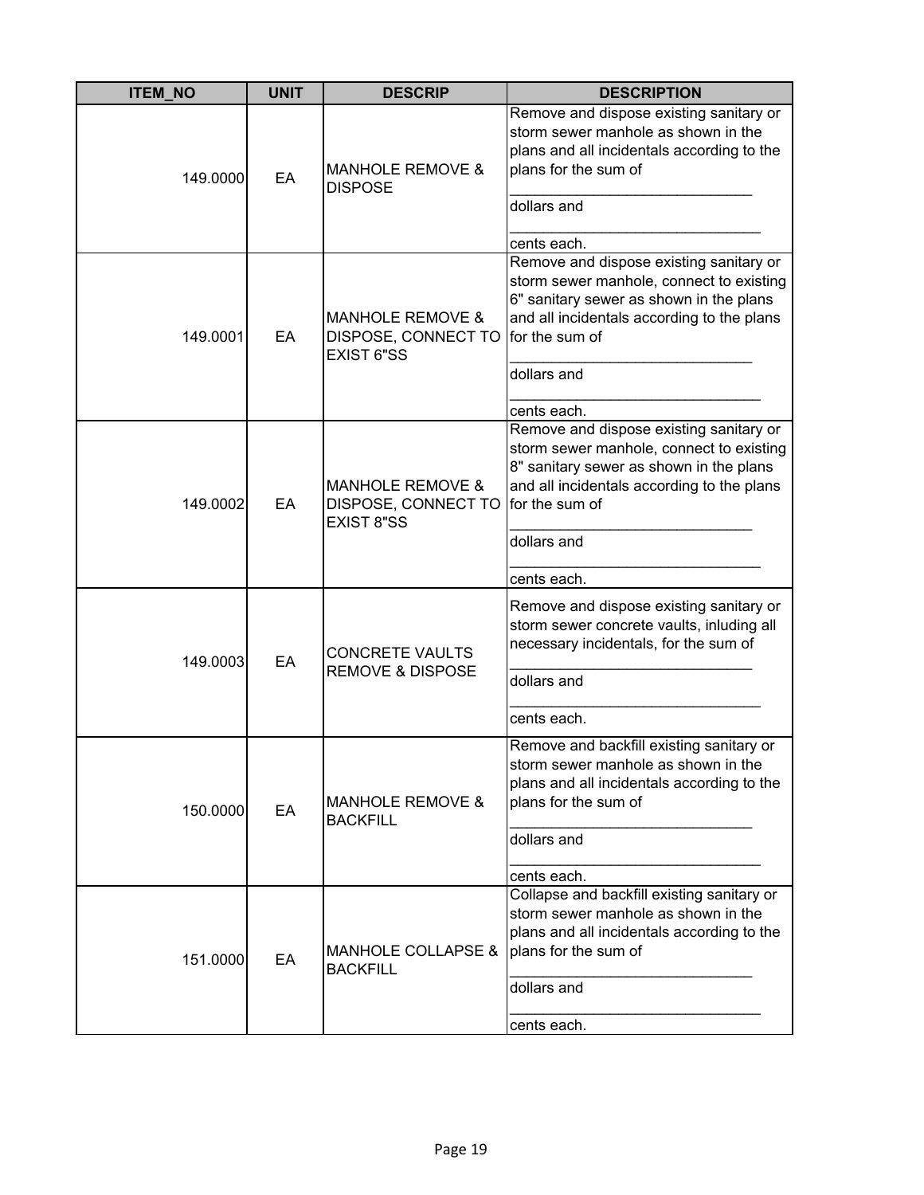| ITEM_NO | UNIT | DESCRIP | DESCRIPTION |
|---|---|---|---|
| 149.0000 | EA | MANHOLE REMOVE & DISPOSE | Remove and dispose existing sanitary or storm sewer manhole as shown in the plans and all incidentals according to the plans for the sum of _____________________________ dollars and _____________________________ cents each. |
| 149.0001 | EA | MANHOLE REMOVE & DISPOSE, CONNECT TO EXIST 6"SS | Remove and dispose existing sanitary or storm sewer manhole, connect to existing 6" sanitary sewer as shown in the plans and all incidentals according to the plans for the sum of _____________________________ dollars and _____________________________ cents each. |
| 149.0002 | EA | MANHOLE REMOVE & DISPOSE, CONNECT TO EXIST 8"SS | Remove and dispose existing sanitary or storm sewer manhole, connect to existing 8" sanitary sewer as shown in the plans and all incidentals according to the plans for the sum of _____________________________ dollars and _____________________________ cents each. |
| 149.0003 | EA | CONCRETE VAULTS REMOVE & DISPOSE | Remove and dispose existing sanitary or storm sewer concrete vaults, inluding all necessary incidentals, for the sum of _____________________________ dollars and _____________________________ cents each. |
| 150.0000 | EA | MANHOLE REMOVE & BACKFILL | Remove and backfill existing sanitary or storm sewer manhole as shown in the plans and all incidentals according to the plans for the sum of _____________________________ dollars and _____________________________ cents each. |
| 151.0000 | EA | MANHOLE COLLAPSE & BACKFILL | Collapse and backfill existing sanitary or storm sewer manhole as shown in the plans and all incidentals according to the plans for the sum of _____________________________ dollars and _____________________________ cents each. |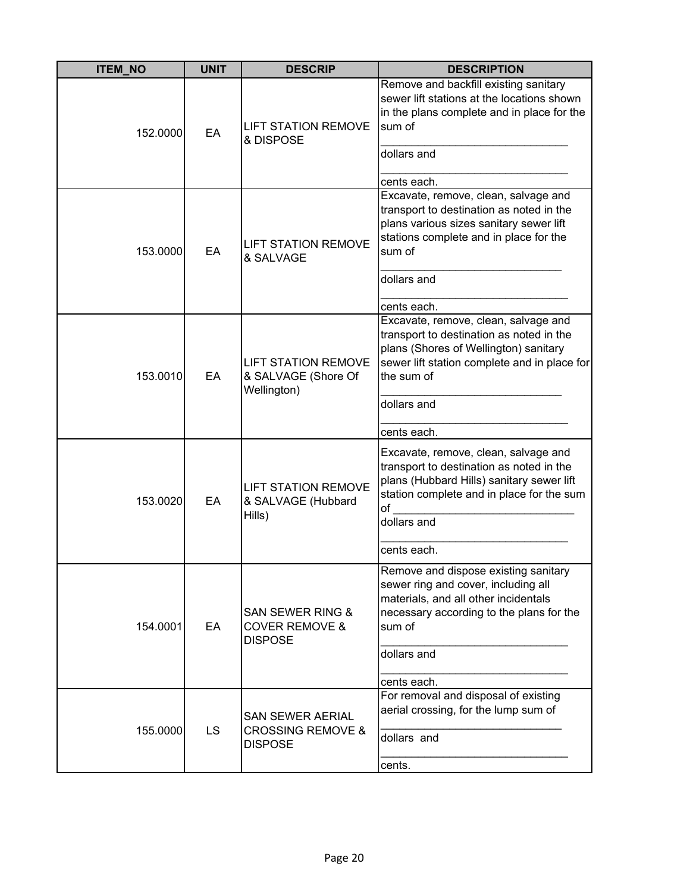| ITEM_NO | UNIT | DESCRIP | DESCRIPTION |
|---|---|---|---|
| 152.0000 | EA | LIFT STATION REMOVE & DISPOSE | Remove and backfill existing sanitary sewer lift stations at the locations shown in the plans complete and in place for the sum of ______________________________ dollars and ______________________________ cents each. |
| 153.0000 | EA | LIFT STATION REMOVE & SALVAGE | Excavate, remove, clean, salvage and transport to destination as noted in the plans various sizes sanitary sewer lift stations complete and in place for the sum of ______________________________ dollars and ______________________________ cents each. |
| 153.0010 | EA | LIFT STATION REMOVE & SALVAGE (Shore Of Wellington) | Excavate, remove, clean, salvage and transport to destination as noted in the plans (Shores of Wellington) sanitary sewer lift station complete and in place for the sum of ______________________________ dollars and ______________________________ cents each. |
| 153.0020 | EA | LIFT STATION REMOVE & SALVAGE (Hubbard Hills) | Excavate, remove, clean, salvage and transport to destination as noted in the plans (Hubbard Hills) sanitary sewer lift station complete and in place for the sum of ______________________________ dollars and ______________________________ cents each. |
| 154.0001 | EA | SAN SEWER RING & COVER REMOVE & DISPOSE | Remove and dispose existing sanitary sewer ring and cover, including all materials, and all other incidentals necessary according to the plans for the sum of ______________________________ dollars and ______________________________ cents each. |
| 155.0000 | LS | SAN SEWER AERIAL CROSSING REMOVE & DISPOSE | For removal and disposal of existing aerial crossing, for the lump sum of ______________________________ dollars and ______________________________ cents. |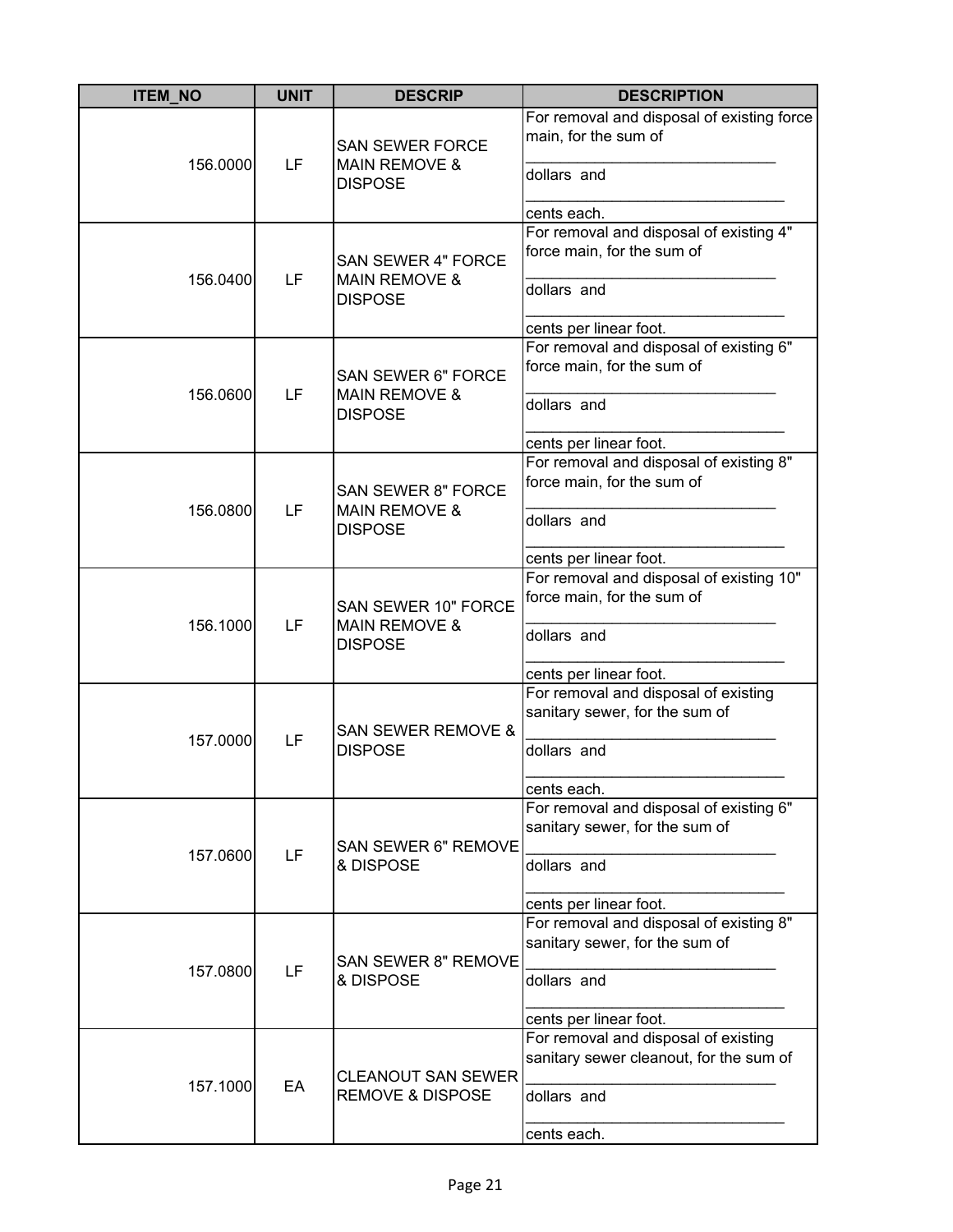| ITEM_NO | UNIT | DESCRIP | DESCRIPTION |
|---|---|---|---|
| 156.0000 | LF | SAN SEWER FORCE MAIN REMOVE & DISPOSE | For removal and disposal of existing force main, for the sum of ______________________________ dollars and ______________________________ cents each. |
| 156.0400 | LF | SAN SEWER 4" FORCE MAIN REMOVE & DISPOSE | For removal and disposal of existing 4" force main, for the sum of ______________________________ dollars and ______________________________ cents per linear foot. |
| 156.0600 | LF | SAN SEWER 6" FORCE MAIN REMOVE & DISPOSE | For removal and disposal of existing 6" force main, for the sum of ______________________________ dollars and ______________________________ cents per linear foot. |
| 156.0800 | LF | SAN SEWER 8" FORCE MAIN REMOVE & DISPOSE | For removal and disposal of existing 8" force main, for the sum of ______________________________ dollars and ______________________________ cents per linear foot. |
| 156.1000 | LF | SAN SEWER 10" FORCE MAIN REMOVE & DISPOSE | For removal and disposal of existing 10" force main, for the sum of ______________________________ dollars and ______________________________ cents per linear foot. |
| 157.0000 | LF | SAN SEWER REMOVE & DISPOSE | For removal and disposal of existing sanitary sewer, for the sum of ______________________________ dollars and ______________________________ cents each. |
| 157.0600 | LF | SAN SEWER 6" REMOVE & DISPOSE | For removal and disposal of existing 6" sanitary sewer, for the sum of ______________________________ dollars and ______________________________ cents per linear foot. |
| 157.0800 | LF | SAN SEWER 8" REMOVE & DISPOSE | For removal and disposal of existing 8" sanitary sewer, for the sum of ______________________________ dollars and ______________________________ cents per linear foot. |
| 157.1000 | EA | CLEANOUT SAN SEWER REMOVE & DISPOSE | For removal and disposal of existing sanitary sewer cleanout, for the sum of ______________________________ dollars and ______________________________ cents each. |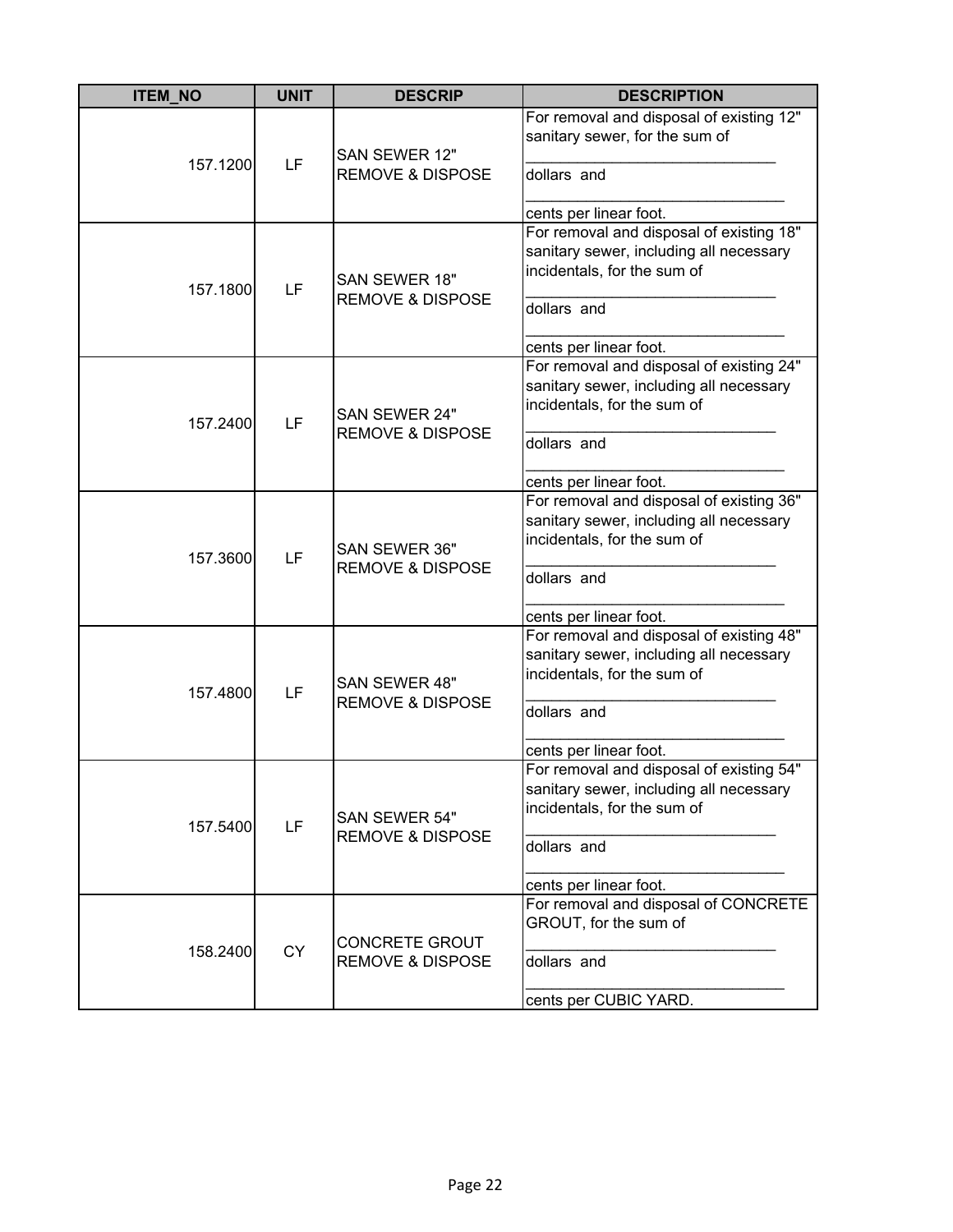| ITEM_NO | UNIT | DESCRIP | DESCRIPTION |
| --- | --- | --- | --- |
| 157.1200 | LF | SAN SEWER 12" REMOVE & DISPOSE | For removal and disposal of existing 12" sanitary sewer, for the sum of ______________________________ dollars and ______________________________ cents per linear foot. |
| 157.1800 | LF | SAN SEWER 18" REMOVE & DISPOSE | For removal and disposal of existing 18" sanitary sewer, including all necessary incidentals, for the sum of ______________________________ dollars and ______________________________ cents per linear foot. |
| 157.2400 | LF | SAN SEWER 24" REMOVE & DISPOSE | For removal and disposal of existing 24" sanitary sewer, including all necessary incidentals, for the sum of ______________________________ dollars and ______________________________ cents per linear foot. |
| 157.3600 | LF | SAN SEWER 36" REMOVE & DISPOSE | For removal and disposal of existing 36" sanitary sewer, including all necessary incidentals, for the sum of ______________________________ dollars and ______________________________ cents per linear foot. |
| 157.4800 | LF | SAN SEWER 48" REMOVE & DISPOSE | For removal and disposal of existing 48" sanitary sewer, including all necessary incidentals, for the sum of ______________________________ dollars and ______________________________ cents per linear foot. |
| 157.5400 | LF | SAN SEWER 54" REMOVE & DISPOSE | For removal and disposal of existing 54" sanitary sewer, including all necessary incidentals, for the sum of ______________________________ dollars and ______________________________ cents per linear foot. |
| 158.2400 | CY | CONCRETE GROUT REMOVE & DISPOSE | For removal and disposal of CONCRETE GROUT, for the sum of ______________________________ dollars and ______________________________ cents per CUBIC YARD. |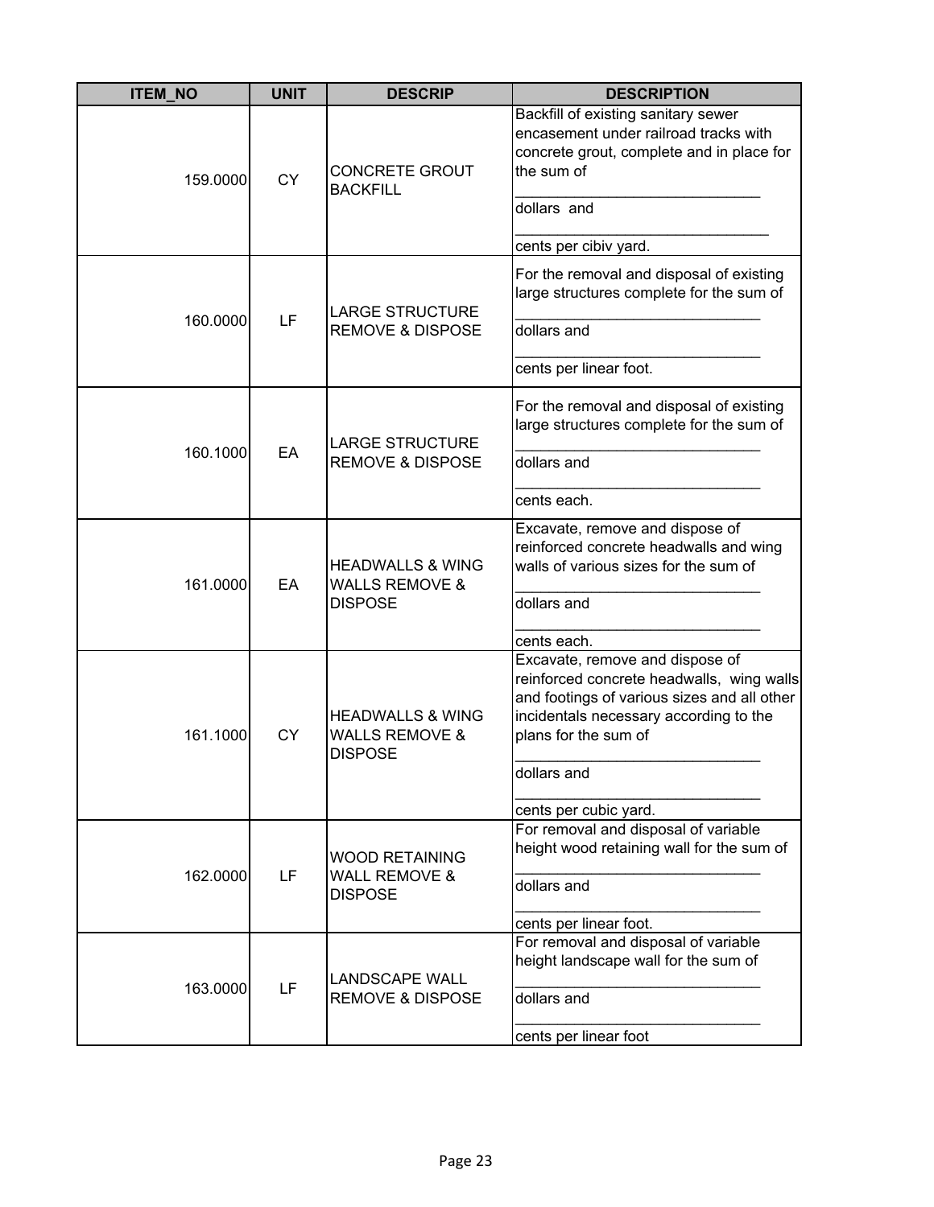| ITEM_NO | UNIT | DESCRIP | DESCRIPTION |
|---|---|---|---|
| 159.0000 | CY | CONCRETE GROUT BACKFILL | Backfill of existing sanitary sewer encasement under railroad tracks with concrete grout, complete and in place for the sum of _____________________________ dollars and _____________________________ cents per cibiv yard. |
| 160.0000 | LF | LARGE STRUCTURE REMOVE & DISPOSE | For the removal and disposal of existing large structures complete for the sum of _____________________________ dollars and _____________________________ cents per linear foot. |
| 160.1000 | EA | LARGE STRUCTURE REMOVE & DISPOSE | For the removal and disposal of existing large structures complete for the sum of _____________________________ dollars and _____________________________ cents each. |
| 161.0000 | EA | HEADWALLS & WING WALLS REMOVE & DISPOSE | Excavate, remove and dispose of reinforced concrete headwalls and wing walls of various sizes for the sum of _____________________________ dollars and _____________________________ cents each. |
| 161.1000 | CY | HEADWALLS & WING WALLS REMOVE & DISPOSE | Excavate, remove and dispose of reinforced concrete headwalls, wing walls and footings of various sizes and all other incidentals necessary according to the plans for the sum of _____________________________ dollars and _____________________________ cents per cubic yard. |
| 162.0000 | LF | WOOD RETAINING WALL REMOVE & DISPOSE | For removal and disposal of variable height wood retaining wall for the sum of _____________________________ dollars and _____________________________ cents per linear foot. |
| 163.0000 | LF | LANDSCAPE WALL REMOVE & DISPOSE | For removal and disposal of variable height landscape wall for the sum of _____________________________ dollars and _____________________________ cents per linear foot |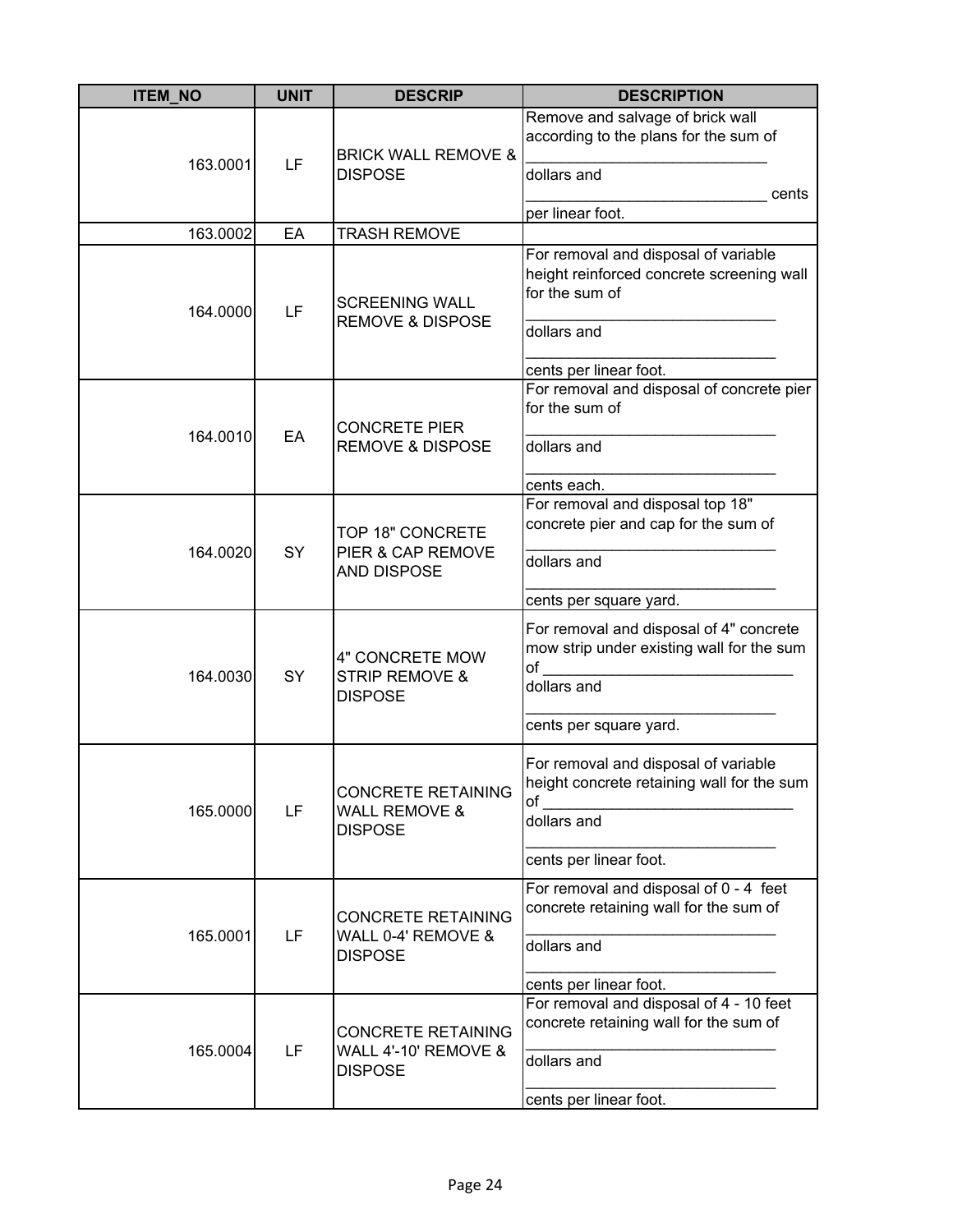| ITEM_NO | UNIT | DESCRIP | DESCRIPTION |
|---|---|---|---|
| 163.0001 | LF | BRICK WALL REMOVE & DISPOSE | Remove and salvage of brick wall according to the plans for the sum of ____________________________ dollars and ____________________________ cents per linear foot. |
| 163.0002 | EA | TRASH REMOVE | |
| 164.0000 | LF | SCREENING WALL REMOVE & DISPOSE | For removal and disposal of variable height reinforced concrete screening wall for the sum of ____________________________ dollars and ____________________________ cents per linear foot. |
| 164.0010 | EA | CONCRETE PIER REMOVE & DISPOSE | For removal and disposal of concrete pier for the sum of ____________________________ dollars and ____________________________ cents each. |
| 164.0020 | SY | TOP 18" CONCRETE PIER & CAP REMOVE AND DISPOSE | For removal and disposal top 18" concrete pier and cap for the sum of ____________________________ dollars and ____________________________ cents per square yard. |
| 164.0030 | SY | 4" CONCRETE MOW STRIP REMOVE & DISPOSE | For removal and disposal of 4" concrete mow strip under existing wall for the sum of ____________________________ dollars and ____________________________ cents per square yard. |
| 165.0000 | LF | CONCRETE RETAINING WALL REMOVE & DISPOSE | For removal and disposal of variable height concrete retaining wall for the sum of ____________________________ dollars and ____________________________ cents per linear foot. |
| 165.0001 | LF | CONCRETE RETAINING WALL 0-4' REMOVE & DISPOSE | For removal and disposal of 0 - 4 feet concrete retaining wall for the sum of ____________________________ dollars and ____________________________ cents per linear foot. |
| 165.0004 | LF | CONCRETE RETAINING WALL 4'-10' REMOVE & DISPOSE | For removal and disposal of 4 - 10 feet concrete retaining wall for the sum of ____________________________ dollars and ____________________________ cents per linear foot. |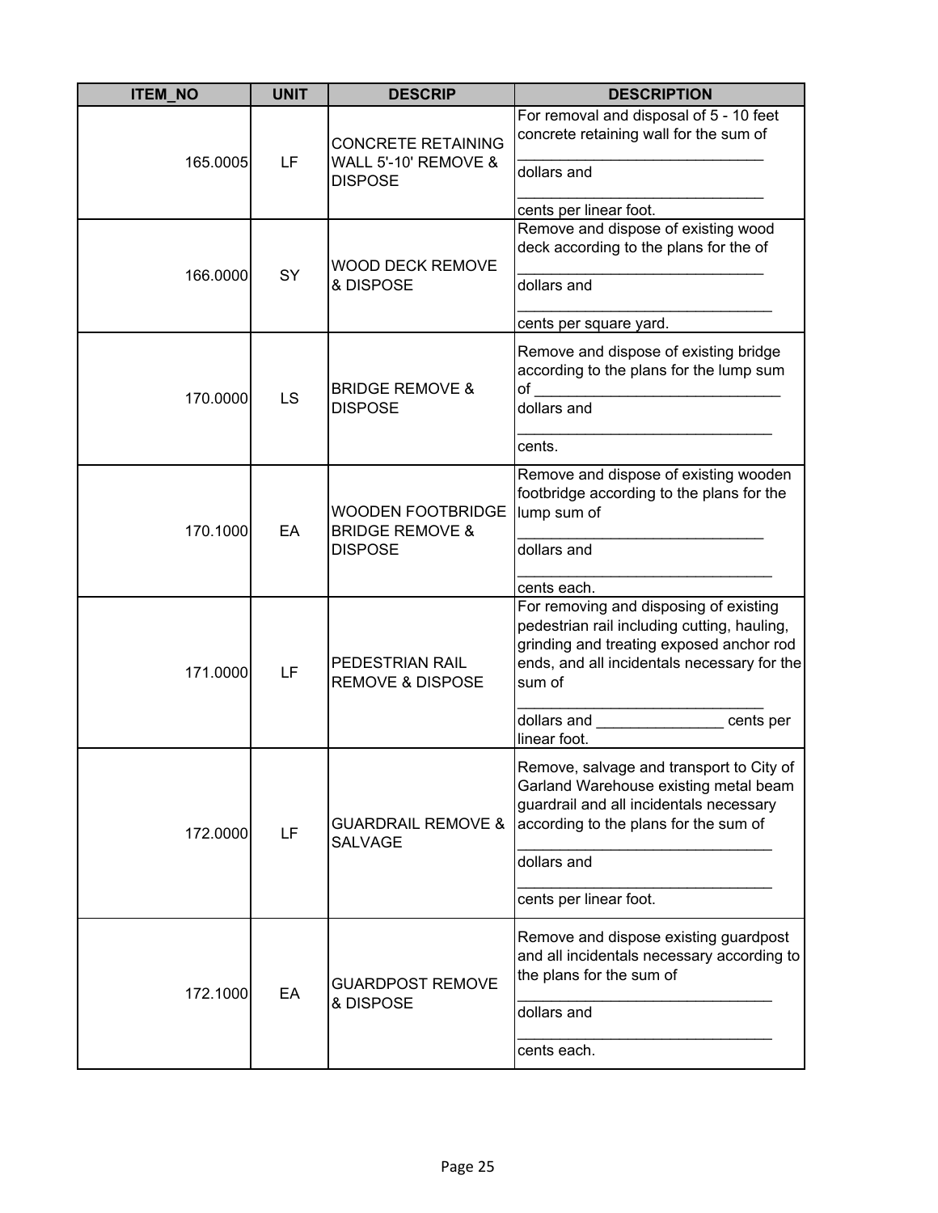| ITEM_NO | UNIT | DESCRIP | DESCRIPTION |
|---|---|---|---|
| 165.0005 | LF | CONCRETE RETAINING WALL 5'-10' REMOVE & DISPOSE | For removal and disposal of 5 - 10 feet concrete retaining wall for the sum of _____________________________ dollars and _____________________________ cents per linear foot. |
| 166.0000 | SY | WOOD DECK REMOVE & DISPOSE | Remove and dispose of existing wood deck according to the plans for the of _____________________________ dollars and _____________________________ cents per square yard. |
| 170.0000 | LS | BRIDGE REMOVE & DISPOSE | Remove and dispose of existing bridge according to the plans for the lump sum of _____________________________ dollars and _____________________________ cents. |
| 170.1000 | EA | WOODEN FOOTBRIDGE BRIDGE REMOVE & DISPOSE | Remove and dispose of existing wooden footbridge according to the plans for the lump sum of _____________________________ dollars and _____________________________ cents each. |
| 171.0000 | LF | PEDESTRIAN RAIL REMOVE & DISPOSE | For removing and disposing of existing pedestrian rail including cutting, hauling, grinding and treating exposed anchor rod ends, and all incidentals necessary for the sum of _____________________________ dollars and _______________ cents per linear foot. |
| 172.0000 | LF | GUARDRAIL REMOVE & SALVAGE | Remove, salvage and transport to City of Garland Warehouse existing metal beam guardrail and all incidentals necessary according to the plans for the sum of _____________________________ dollars and _____________________________ cents per linear foot. |
| 172.1000 | EA | GUARDPOST REMOVE & DISPOSE | Remove and dispose existing guardpost and all incidentals necessary according to the plans for the sum of _____________________________ dollars and _____________________________ cents each. |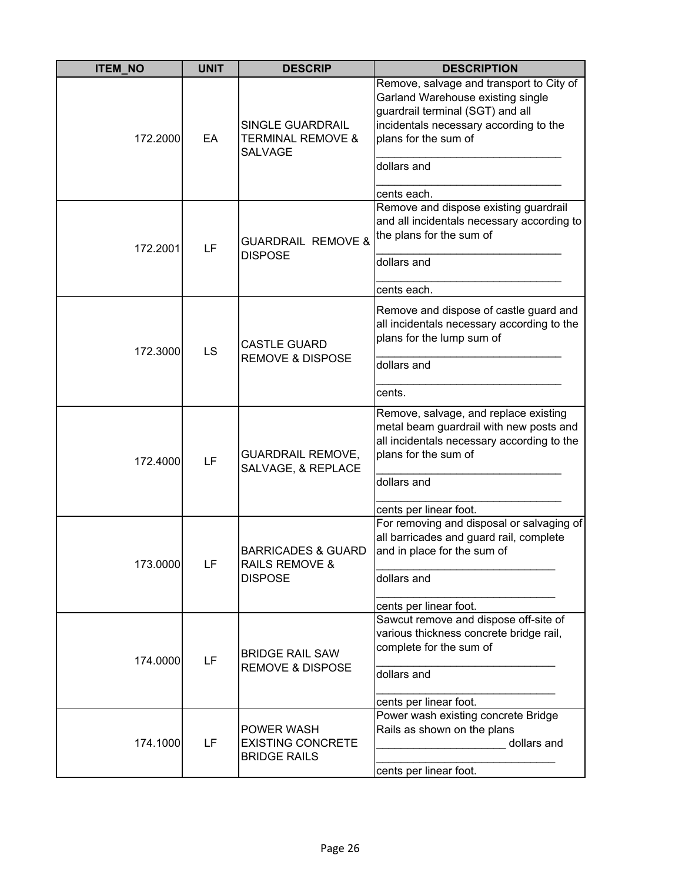| ITEM_NO | UNIT | DESCRIP | DESCRIPTION |
|---|---|---|---|
| 172.2000 | EA | SINGLE GUARDRAIL TERMINAL REMOVE & SALVAGE | Remove, salvage and transport to City of Garland Warehouse existing single guardrail terminal (SGT) and all incidentals necessary according to the plans for the sum of ______________________________ dollars and ______________________________ cents each. |
| 172.2001 | LF | GUARDRAIL REMOVE & DISPOSE | Remove and dispose existing guardrail and all incidentals necessary according to the plans for the sum of ______________________________ dollars and ______________________________ cents each. |
| 172.3000 | LS | CASTLE GUARD REMOVE & DISPOSE | Remove and dispose of castle guard and all incidentals necessary according to the plans for the lump sum of ______________________________ dollars and ______________________________ cents. |
| 172.4000 | LF | GUARDRAIL REMOVE, SALVAGE, & REPLACE | Remove, salvage, and replace existing metal beam guardrail with new posts and all incidentals necessary according to the plans for the sum of ______________________________ dollars and ______________________________ cents per linear foot. |
| 173.0000 | LF | BARRICADES & GUARD RAILS REMOVE & DISPOSE | For removing and disposal or salvaging of all barricades and guard rail, complete and in place for the sum of ______________________________ dollars and ______________________________ cents per linear foot. |
| 174.0000 | LF | BRIDGE RAIL SAW REMOVE & DISPOSE | Sawcut remove and dispose off-site of various thickness concrete bridge rail, complete for the sum of ______________________________ dollars and ______________________________ cents per linear foot. |
| 174.1000 | LF | POWER WASH EXISTING CONCRETE BRIDGE RAILS | Power wash existing concrete Bridge Rails as shown on the plans ____________________ dollars and ______________________________ cents per linear foot. |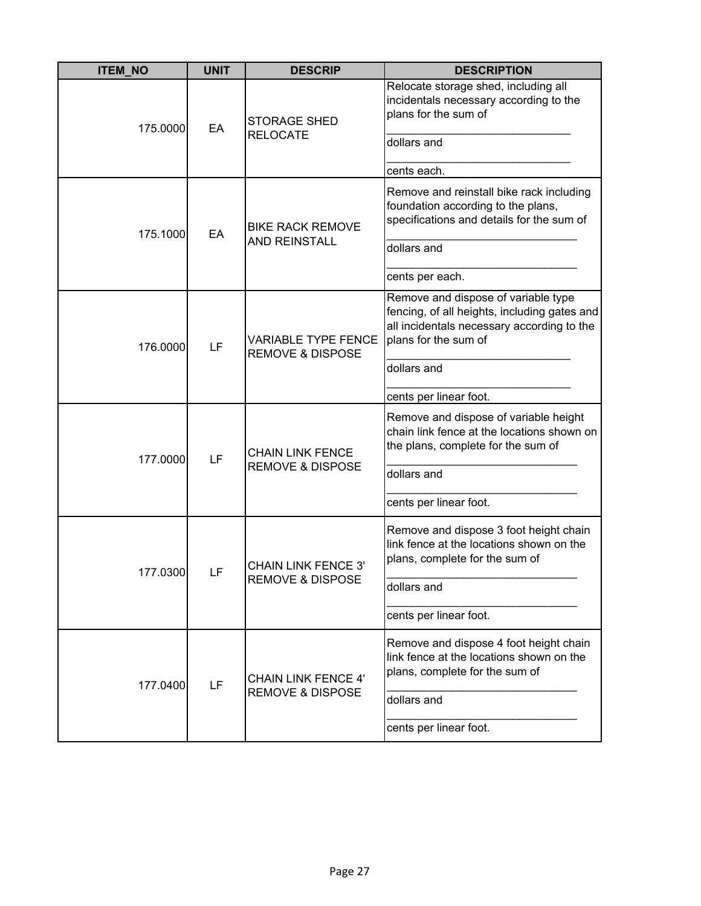| ITEM_NO | UNIT | DESCRIP | DESCRIPTION |
|---|---|---|---|
| 175.0000 | EA | STORAGE SHED RELOCATE | Relocate storage shed, including all incidentals necessary according to the plans for the sum of _____________________________ dollars and _____________________________ cents each. |
| 175.1000 | EA | BIKE RACK REMOVE AND REINSTALL | Remove and reinstall bike rack including foundation according to the plans, specifications and details for the sum of _____________________________ dollars and _____________________________ cents per each. |
| 176.0000 | LF | VARIABLE TYPE FENCE REMOVE & DISPOSE | Remove and dispose of variable type fencing, of all heights, including gates and all incidentals necessary according to the plans for the sum of _____________________________ dollars and _____________________________ cents per linear foot. |
| 177.0000 | LF | CHAIN LINK FENCE REMOVE & DISPOSE | Remove and dispose of variable height chain link fence at the locations shown on the plans, complete for the sum of _____________________________ dollars and _____________________________ cents per linear foot. |
| 177.0300 | LF | CHAIN LINK FENCE 3' REMOVE & DISPOSE | Remove and dispose 3 foot height chain link fence at the locations shown on the plans, complete for the sum of _____________________________ dollars and _____________________________ cents per linear foot. |
| 177.0400 | LF | CHAIN LINK FENCE 4' REMOVE & DISPOSE | Remove and dispose 4 foot height chain link fence at the locations shown on the plans, complete for the sum of _____________________________ dollars and _____________________________ cents per linear foot. |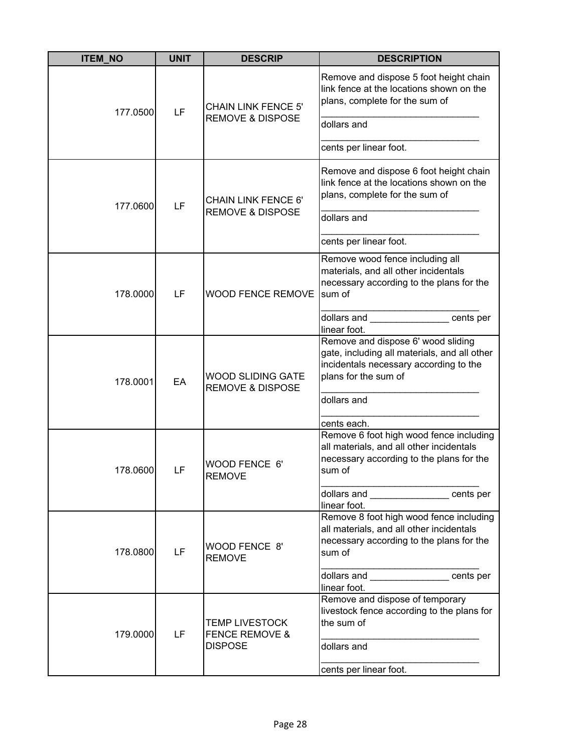| ITEM_NO | UNIT | DESCRIP | DESCRIPTION |
|---|---|---|---|
| 177.0500 | LF | CHAIN LINK FENCE 5' REMOVE & DISPOSE | Remove and dispose 5 foot height chain link fence at the locations shown on the plans, complete for the sum of ______________________________ dollars and ______________________________ cents per linear foot. |
| 177.0600 | LF | CHAIN LINK FENCE 6' REMOVE & DISPOSE | Remove and dispose 6 foot height chain link fence at the locations shown on the plans, complete for the sum of ______________________________ dollars and ______________________________ cents per linear foot. |
| 178.0000 | LF | WOOD FENCE REMOVE | Remove wood fence including all materials, and all other incidentals necessary according to the plans for the sum of ______________________________ dollars and _______________ cents per linear foot. |
| 178.0001 | EA | WOOD SLIDING GATE REMOVE & DISPOSE | Remove and dispose 6' wood sliding gate, including all materials, and all other incidentals necessary according to the plans for the sum of ______________________________ dollars and ______________________________ cents each. |
| 178.0600 | LF | WOOD FENCE 6' REMOVE | Remove 6 foot high wood fence including all materials, and all other incidentals necessary according to the plans for the sum of ______________________________ dollars and _______________ cents per linear foot. |
| 178.0800 | LF | WOOD FENCE 8' REMOVE | Remove 8 foot high wood fence including all materials, and all other incidentals necessary according to the plans for the sum of ______________________________ dollars and _______________ cents per linear foot. |
| 179.0000 | LF | TEMP LIVESTOCK FENCE REMOVE & DISPOSE | Remove and dispose of temporary livestock fence according to the plans for the sum of ______________________________ dollars and ______________________________ cents per linear foot. |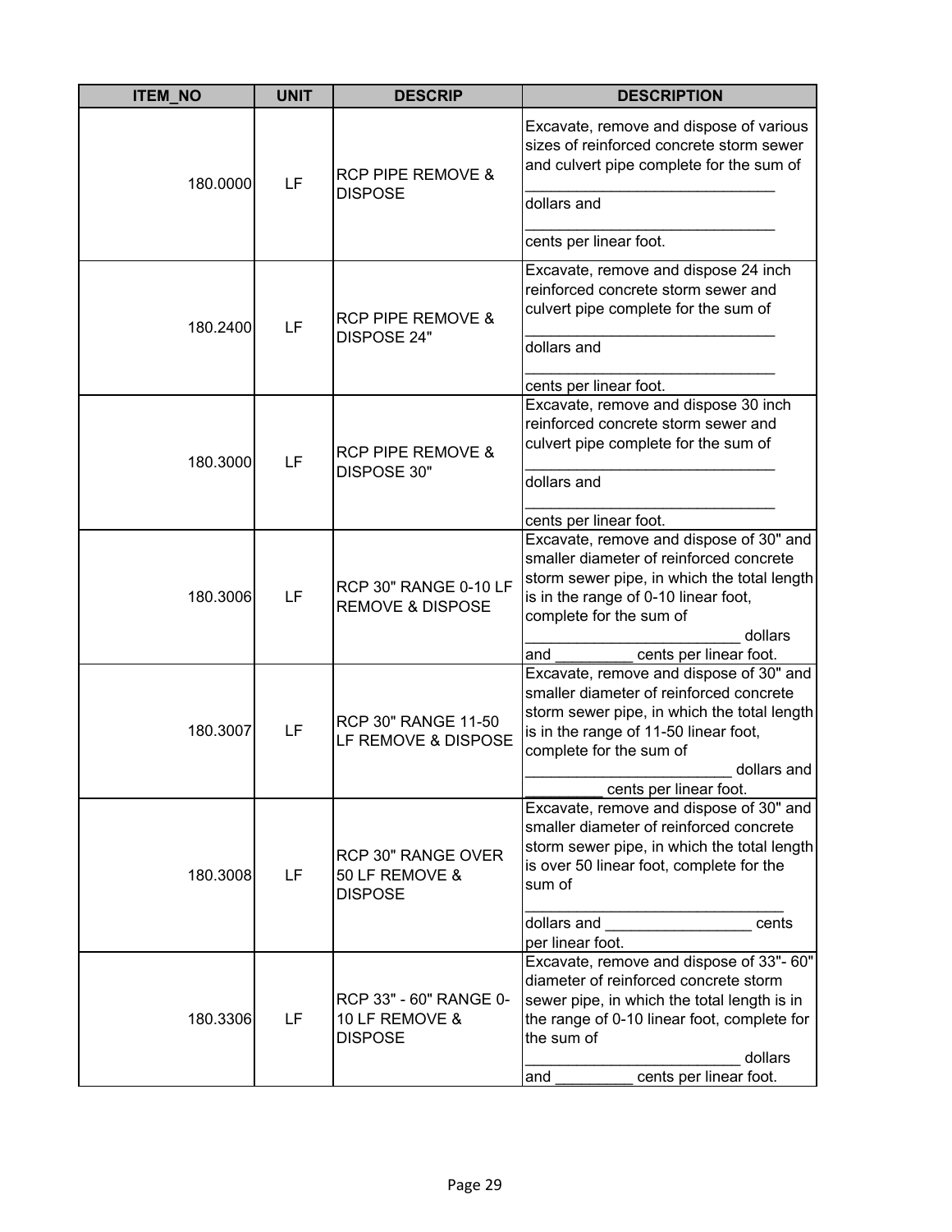| ITEM_NO | UNIT | DESCRIP | DESCRIPTION |
|---|---|---|---|
| 180.0000 | LF | RCP PIPE REMOVE & DISPOSE | Excavate, remove and dispose of various sizes of reinforced concrete storm sewer and culvert pipe complete for the sum of ______________________________ dollars and ______________________________ cents per linear foot. |
| 180.2400 | LF | RCP PIPE REMOVE & DISPOSE 24" | Excavate, remove and dispose 24 inch reinforced concrete storm sewer and culvert pipe complete for the sum of ______________________________ dollars and ______________________________ cents per linear foot. |
| 180.3000 | LF | RCP PIPE REMOVE & DISPOSE 30" | Excavate, remove and dispose 30 inch reinforced concrete storm sewer and culvert pipe complete for the sum of ______________________________ dollars and ______________________________ cents per linear foot. |
| 180.3006 | LF | RCP 30" RANGE 0-10 LF REMOVE & DISPOSE | Excavate, remove and dispose of 30" and smaller diameter of reinforced concrete storm sewer pipe, in which the total length is in the range of 0-10 linear foot, complete for the sum of _________________________ dollars and _________ cents per linear foot. |
| 180.3007 | LF | RCP 30" RANGE 11-50 LF REMOVE & DISPOSE | Excavate, remove and dispose of 30" and smaller diameter of reinforced concrete storm sewer pipe, in which the total length is in the range of 11-50 linear foot, complete for the sum of ________________________ dollars and _________ cents per linear foot. |
| 180.3008 | LF | RCP 30" RANGE OVER 50 LF REMOVE & DISPOSE | Excavate, remove and dispose of 30" and smaller diameter of reinforced concrete storm sewer pipe, in which the total length is over 50 linear foot, complete for the sum of ______________________________ dollars and _________________ cents per linear foot. |
| 180.3306 | LF | RCP 33" - 60" RANGE 0-10 LF REMOVE & DISPOSE | Excavate, remove and dispose of 33"- 60" diameter of reinforced concrete storm sewer pipe, in which the total length is in the range of 0-10 linear foot, complete for the sum of _________________________ dollars and _________ cents per linear foot. |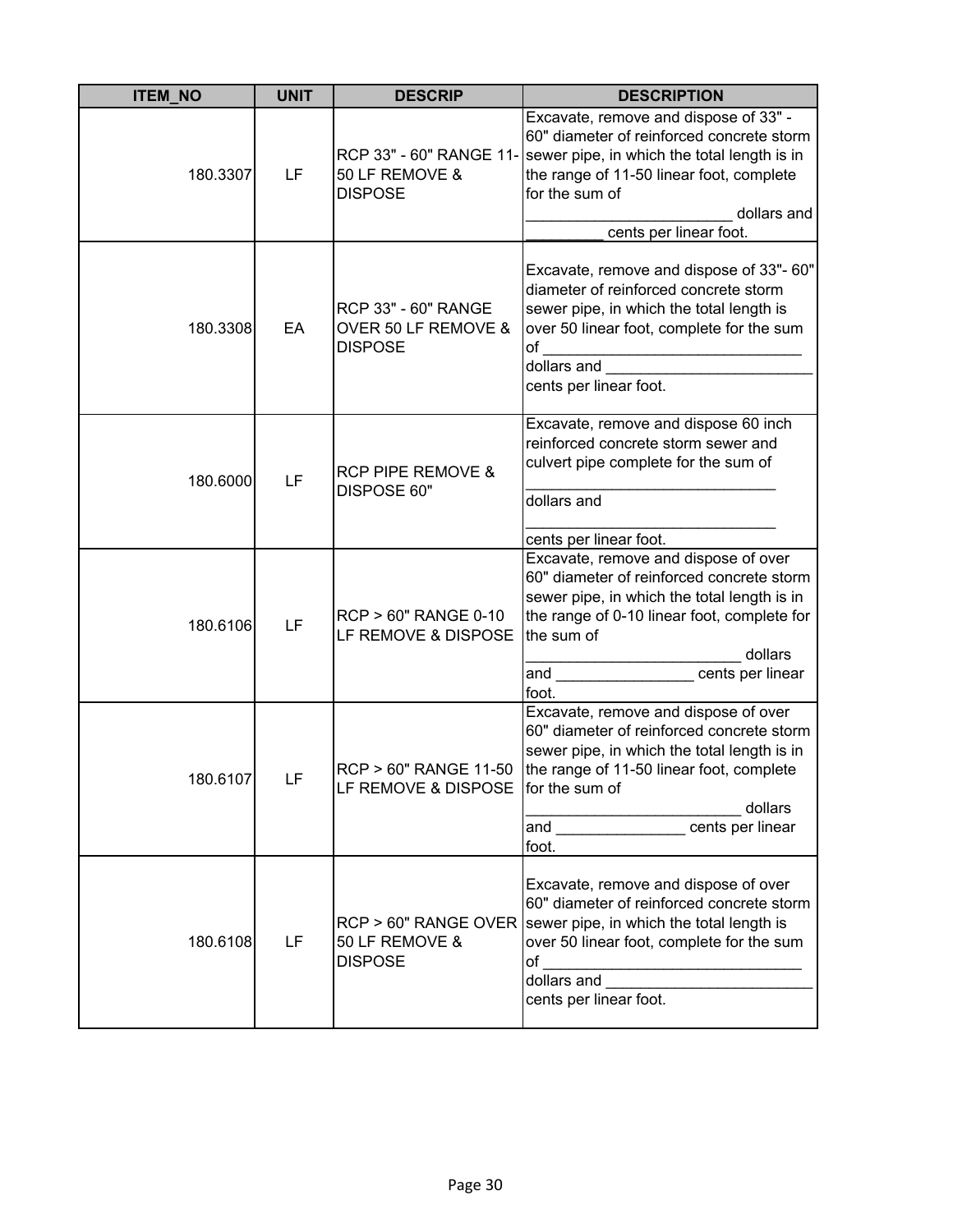| ITEM_NO | UNIT | DESCRIP | DESCRIPTION |
|---|---|---|---|
| 180.3307 | LF | RCP 33" - 60" RANGE 11-50 LF REMOVE & DISPOSE | Excavate, remove and dispose of 33" - 60" diameter of reinforced concrete storm sewer pipe, in which the total length is in the range of 11-50 linear foot, complete for the sum of ________________________ dollars and _________ cents per linear foot. |
| 180.3308 | EA | RCP 33" - 60" RANGE OVER 50 LF REMOVE & DISPOSE | Excavate, remove and dispose of 33"- 60" diameter of reinforced concrete storm sewer pipe, in which the total length is over 50 linear foot, complete for the sum of _____________________________ dollars and ________________________ cents per linear foot. |
| 180.6000 | LF | RCP PIPE REMOVE & DISPOSE 60" | Excavate, remove and dispose 60 inch reinforced concrete storm sewer and culvert pipe complete for the sum of _____________________________ dollars and _____________________________ cents per linear foot. |
| 180.6106 | LF | RCP > 60" RANGE 0-10 LF REMOVE & DISPOSE | Excavate, remove and dispose of over 60" diameter of reinforced concrete storm sewer pipe, in which the total length is in the range of 0-10 linear foot, complete for the sum of _________________________ dollars and ________________ cents per linear foot. |
| 180.6107 | LF | RCP > 60" RANGE 11-50 LF REMOVE & DISPOSE | Excavate, remove and dispose of over 60" diameter of reinforced concrete storm sewer pipe, in which the total length is in the range of 11-50 linear foot, complete for the sum of _________________________ dollars and _______________ cents per linear foot. |
| 180.6108 | LF | RCP > 60" RANGE OVER 50 LF REMOVE & DISPOSE | Excavate, remove and dispose of over 60" diameter of reinforced concrete storm sewer pipe, in which the total length is over 50 linear foot, complete for the sum of _____________________________ dollars and ________________________ cents per linear foot. |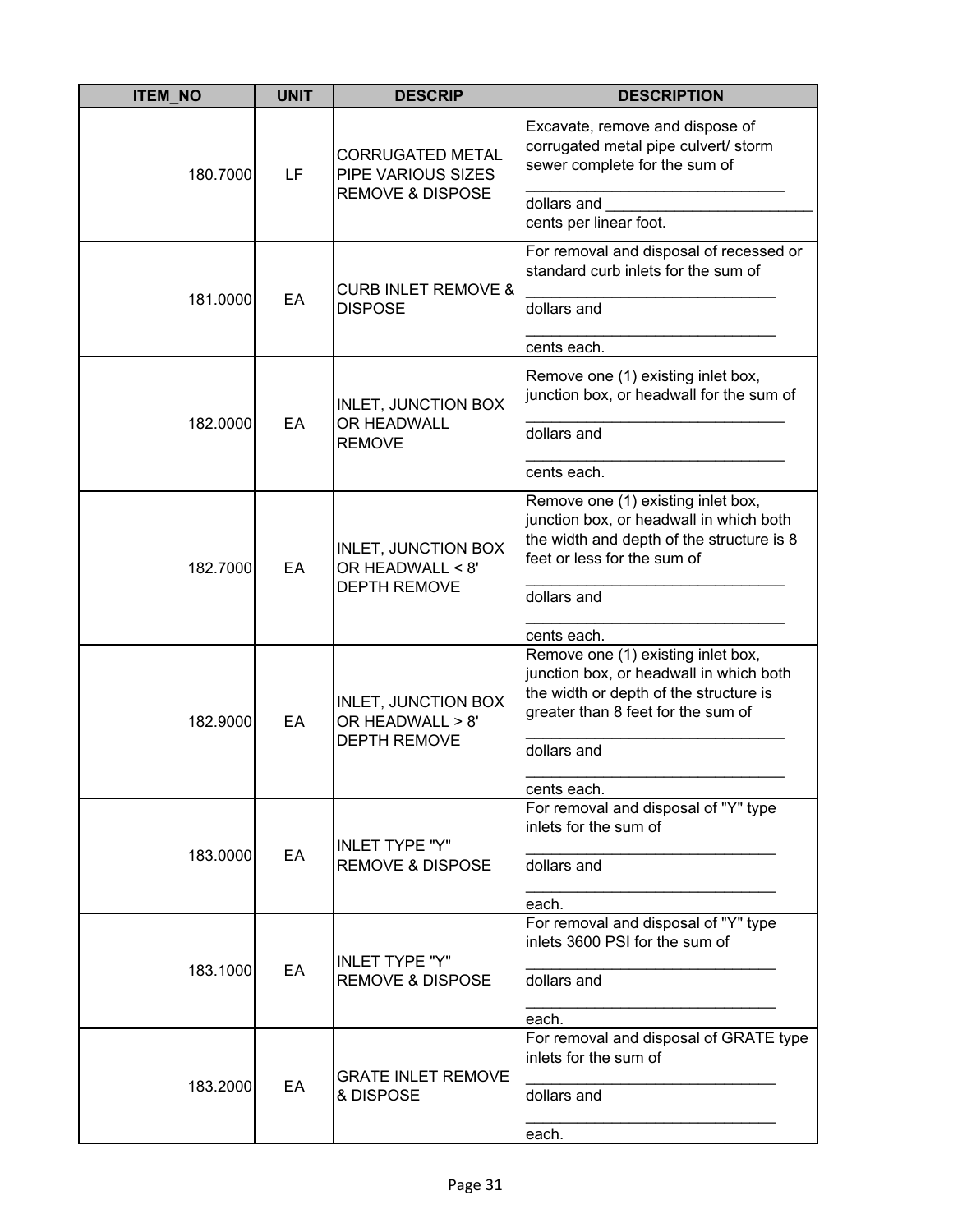| ITEM_NO | UNIT | DESCRIP | DESCRIPTION |
|---|---|---|---|
| 180.7000 | LF | CORRUGATED METAL PIPE VARIOUS SIZES REMOVE & DISPOSE | Excavate, remove and dispose of corrugated metal pipe culvert/ storm sewer complete for the sum of ______________________________ dollars and ________________________ cents per linear foot. |
| 181.0000 | EA | CURB INLET REMOVE & DISPOSE | For removal and disposal of recessed or standard curb inlets for the sum of ______________________________ dollars and ______________________________ cents each. |
| 182.0000 | EA | INLET, JUNCTION BOX OR HEADWALL REMOVE | Remove one (1) existing inlet box, junction box, or headwall for the sum of ______________________________ dollars and ______________________________ cents each. |
| 182.7000 | EA | INLET, JUNCTION BOX OR HEADWALL < 8' DEPTH REMOVE | Remove one (1) existing inlet box, junction box, or headwall in which both the width and depth of the structure is 8 feet or less for the sum of ______________________________ dollars and ______________________________ cents each. |
| 182.9000 | EA | INLET, JUNCTION BOX OR HEADWALL > 8' DEPTH REMOVE | Remove one (1) existing inlet box, junction box, or headwall in which both the width or depth of the structure is greater than 8 feet for the sum of ______________________________ dollars and ______________________________ cents each. |
| 183.0000 | EA | INLET TYPE "Y" REMOVE & DISPOSE | For removal and disposal of "Y" type inlets for the sum of ______________________________ dollars and ______________________________ each. |
| 183.1000 | EA | INLET TYPE "Y" REMOVE & DISPOSE | For removal and disposal of "Y" type inlets 3600 PSI for the sum of ______________________________ dollars and ______________________________ each. |
| 183.2000 | EA | GRATE INLET REMOVE & DISPOSE | For removal and disposal of GRATE type inlets for the sum of ______________________________ dollars and ______________________________ each. |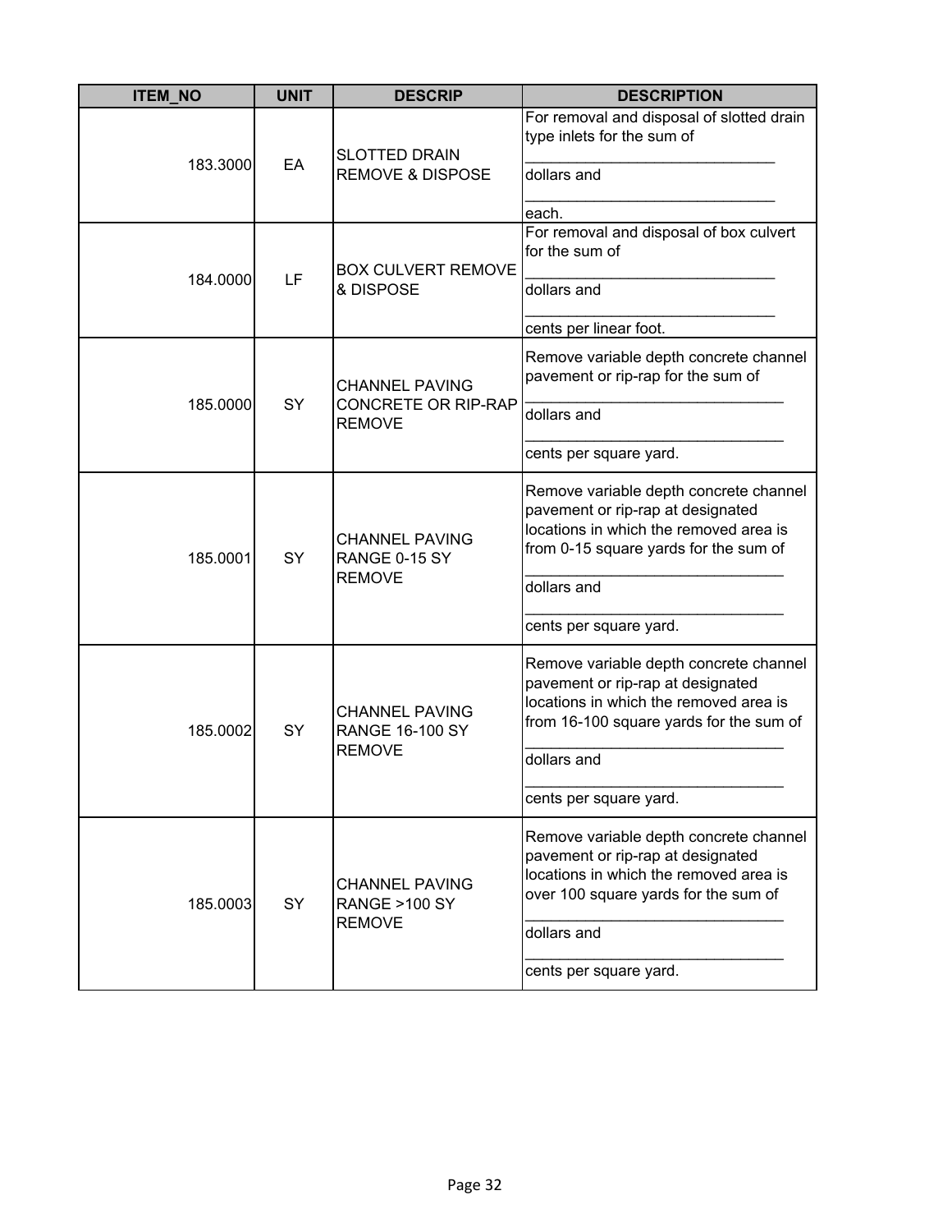| ITEM_NO | UNIT | DESCRIP | DESCRIPTION |
|---|---|---|---|
| 183.3000 | EA | SLOTTED DRAIN REMOVE & DISPOSE | For removal and disposal of slotted drain type inlets for the sum of _____________________________ dollars and _____________________________ each. |
| 184.0000 | LF | BOX CULVERT REMOVE & DISPOSE | For removal and disposal of box culvert for the sum of _____________________________ dollars and _____________________________ cents per linear foot. |
| 185.0000 | SY | CHANNEL PAVING CONCRETE OR RIP-RAP REMOVE | Remove variable depth concrete channel pavement or rip-rap for the sum of _____________________________ dollars and _____________________________ cents per square yard. |
| 185.0001 | SY | CHANNEL PAVING RANGE 0-15 SY REMOVE | Remove variable depth concrete channel pavement or rip-rap at designated locations in which the removed area is from 0-15 square yards for the sum of _____________________________ dollars and _____________________________ cents per square yard. |
| 185.0002 | SY | CHANNEL PAVING RANGE 16-100 SY REMOVE | Remove variable depth concrete channel pavement or rip-rap at designated locations in which the removed area is from 16-100 square yards for the sum of _____________________________ dollars and _____________________________ cents per square yard. |
| 185.0003 | SY | CHANNEL PAVING RANGE >100 SY REMOVE | Remove variable depth concrete channel pavement or rip-rap at designated locations in which the removed area is over 100 square yards for the sum of _____________________________ dollars and _____________________________ cents per square yard. |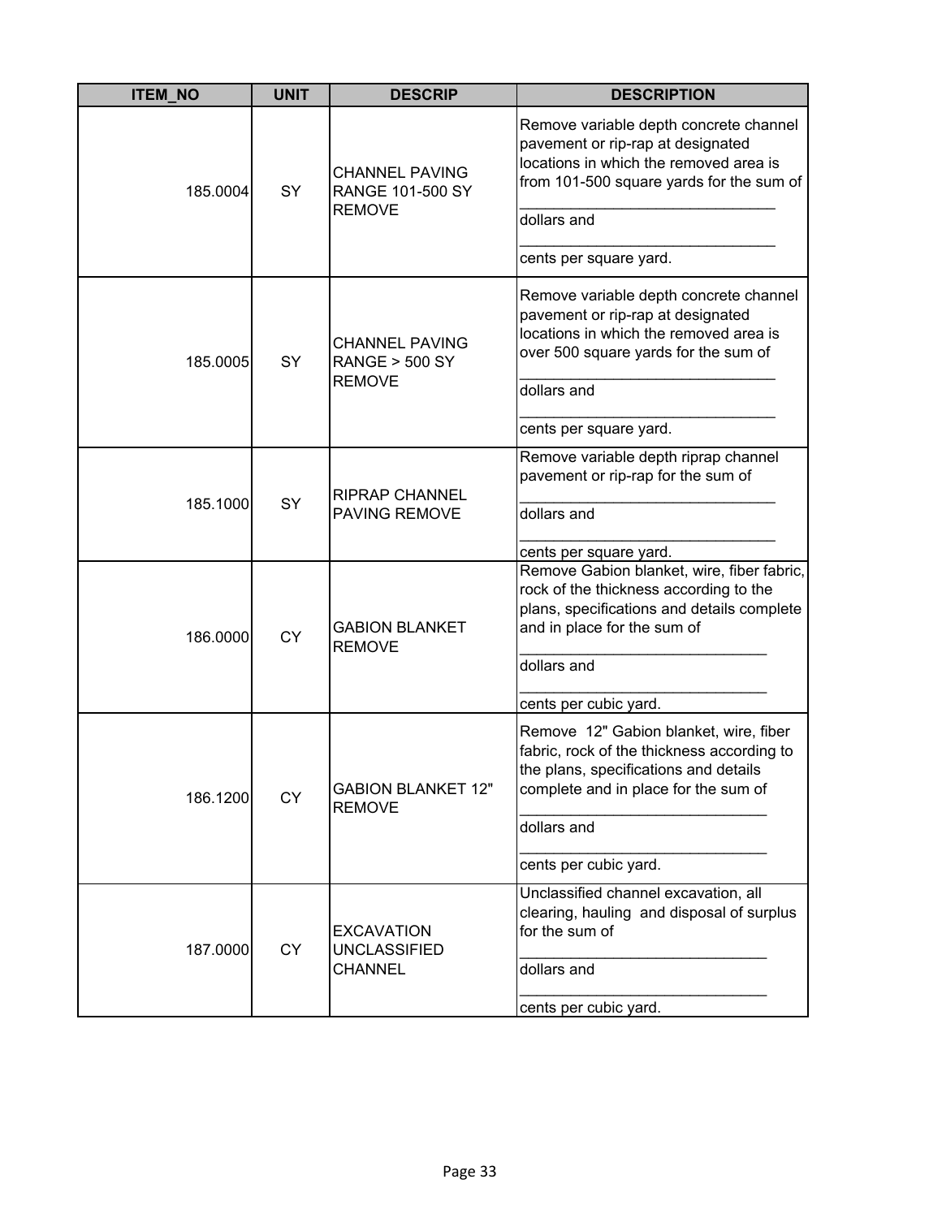| ITEM_NO | UNIT | DESCRIP | DESCRIPTION |
|---|---|---|---|
| 185.0004 | SY | CHANNEL PAVING RANGE 101-500 SY REMOVE | Remove variable depth concrete channel pavement or rip-rap at designated locations in which the removed area is from 101-500 square yards for the sum of ______________________________ dollars and ______________________________ cents per square yard. |
| 185.0005 | SY | CHANNEL PAVING RANGE > 500 SY REMOVE | Remove variable depth concrete channel pavement or rip-rap at designated locations in which the removed area is over 500 square yards for the sum of ______________________________ dollars and ______________________________ cents per square yard. |
| 185.1000 | SY | RIPRAP CHANNEL PAVING REMOVE | Remove variable depth riprap channel pavement or rip-rap for the sum of ______________________________ dollars and ______________________________ cents per square yard. |
| 186.0000 | CY | GABION BLANKET REMOVE | Remove Gabion blanket, wire, fiber fabric, rock of the thickness according to the plans, specifications and details complete and in place for the sum of ______________________________ dollars and ______________________________ cents per cubic yard. |
| 186.1200 | CY | GABION BLANKET 12" REMOVE | Remove 12" Gabion blanket, wire, fiber fabric, rock of the thickness according to the plans, specifications and details complete and in place for the sum of ______________________________ dollars and ______________________________ cents per cubic yard. |
| 187.0000 | CY | EXCAVATION UNCLASSIFIED CHANNEL | Unclassified channel excavation, all clearing, hauling and disposal of surplus for the sum of ______________________________ dollars and ______________________________ cents per cubic yard. |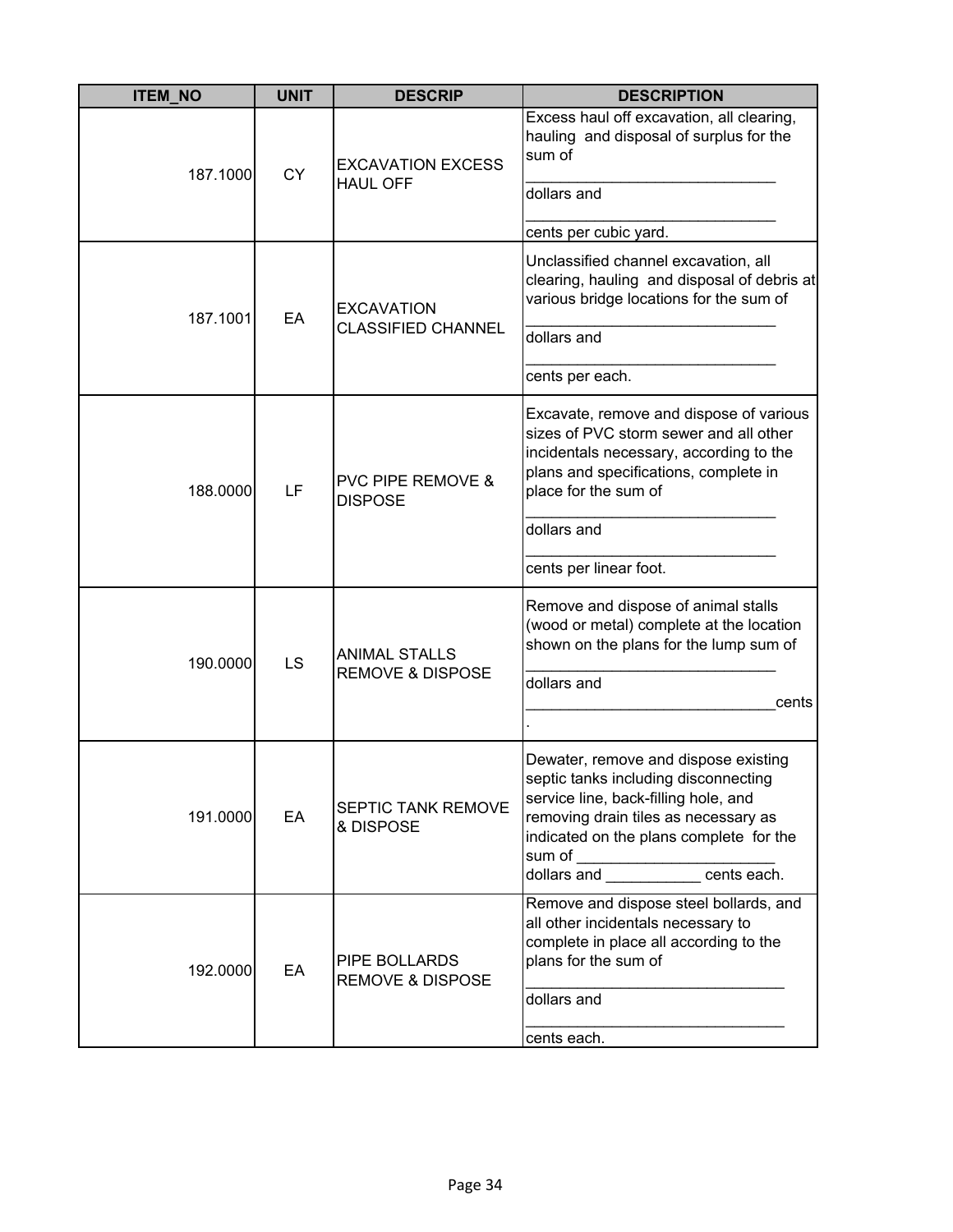| ITEM_NO | UNIT | DESCRIP | DESCRIPTION |
|---|---|---|---|
| 187.1000 | CY | EXCAVATION EXCESS HAUL OFF | Excess haul off excavation, all clearing, hauling and disposal of surplus for the sum of ______________________________ dollars and ______________________________ cents per cubic yard. |
| 187.1001 | EA | EXCAVATION CLASSIFIED CHANNEL | Unclassified channel excavation, all clearing, hauling and disposal of debris at various bridge locations for the sum of ______________________________ dollars and ______________________________ cents per each. |
| 188.0000 | LF | PVC PIPE REMOVE & DISPOSE | Excavate, remove and dispose of various sizes of PVC storm sewer and all other incidentals necessary, according to the plans and specifications, complete in place for the sum of ______________________________ dollars and ______________________________ cents per linear foot. |
| 190.0000 | LS | ANIMAL STALLS REMOVE & DISPOSE | Remove and dispose of animal stalls (wood or metal) complete at the location shown on the plans for the lump sum of ______________________________ dollars and ______________________________cents . |
| 191.0000 | EA | SEPTIC TANK REMOVE & DISPOSE | Dewater, remove and dispose existing septic tanks including disconnecting service line, back-filling hole, and removing drain tiles as necessary as indicated on the plans complete for the sum of ________________________ dollars and ___________ cents each. |
| 192.0000 | EA | PIPE BOLLARDS REMOVE & DISPOSE | Remove and dispose steel bollards, and all other incidentals necessary to complete in place all according to the plans for the sum of ______________________________ dollars and ______________________________ cents each. |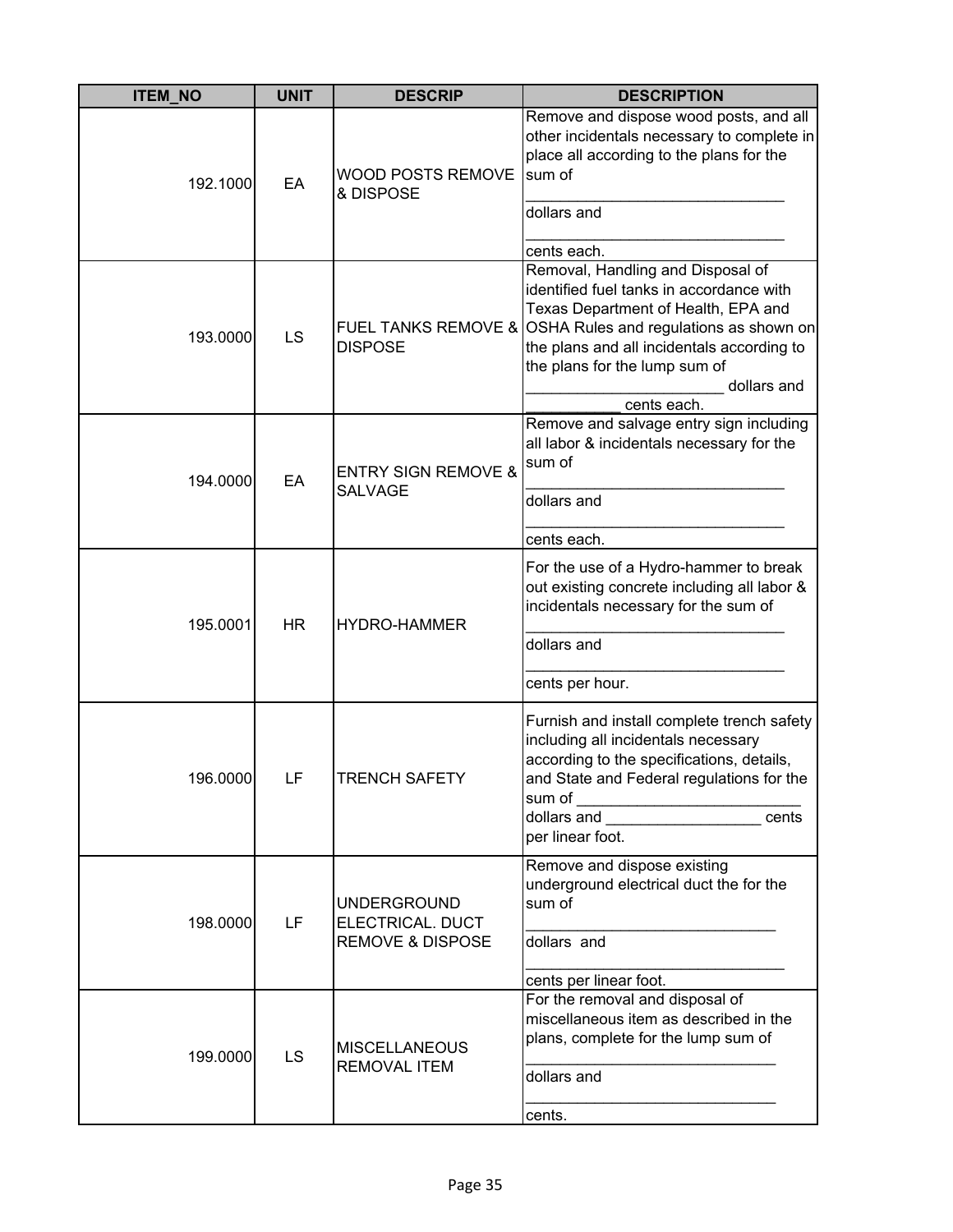| ITEM_NO | UNIT | DESCRIP | DESCRIPTION |
|---|---|---|---|
| 192.1000 | EA | WOOD POSTS REMOVE & DISPOSE | Remove and dispose wood posts, and all other incidentals necessary to complete in place all according to the plans for the sum of _____________________________ dollars and _____________________________ cents each. |
| 193.0000 | LS | FUEL TANKS REMOVE & DISPOSE | Removal, Handling and Disposal of identified fuel tanks in accordance with Texas Department of Health, EPA and OSHA Rules and regulations as shown on the plans and all incidentals according to the plans for the lump sum of ______________________ dollars and ___________ cents each. |
| 194.0000 | EA | ENTRY SIGN REMOVE & SALVAGE | Remove and salvage entry sign including all labor & incidentals necessary for the sum of _____________________________ dollars and _____________________________ cents each. |
| 195.0001 | HR | HYDRO-HAMMER | For the use of a Hydro-hammer to break out existing concrete including all labor & incidentals necessary for the sum of _____________________________ dollars and _____________________________ cents per hour. |
| 196.0000 | LF | TRENCH SAFETY | Furnish and install complete trench safety including all incidentals necessary according to the specifications, details, and State and Federal regulations for the sum of _________________________ dollars and __________________ cents per linear foot. |
| 198.0000 | LF | UNDERGROUND ELECTRICAL. DUCT REMOVE & DISPOSE | Remove and dispose existing underground electrical duct the for the sum of ____________________________ dollars and _____________________________ cents per linear foot. |
| 199.0000 | LS | MISCELLANEOUS REMOVAL ITEM | For the removal and disposal of miscellaneous item as described in the plans, complete for the lump sum of ____________________________ dollars and ____________________________ cents. |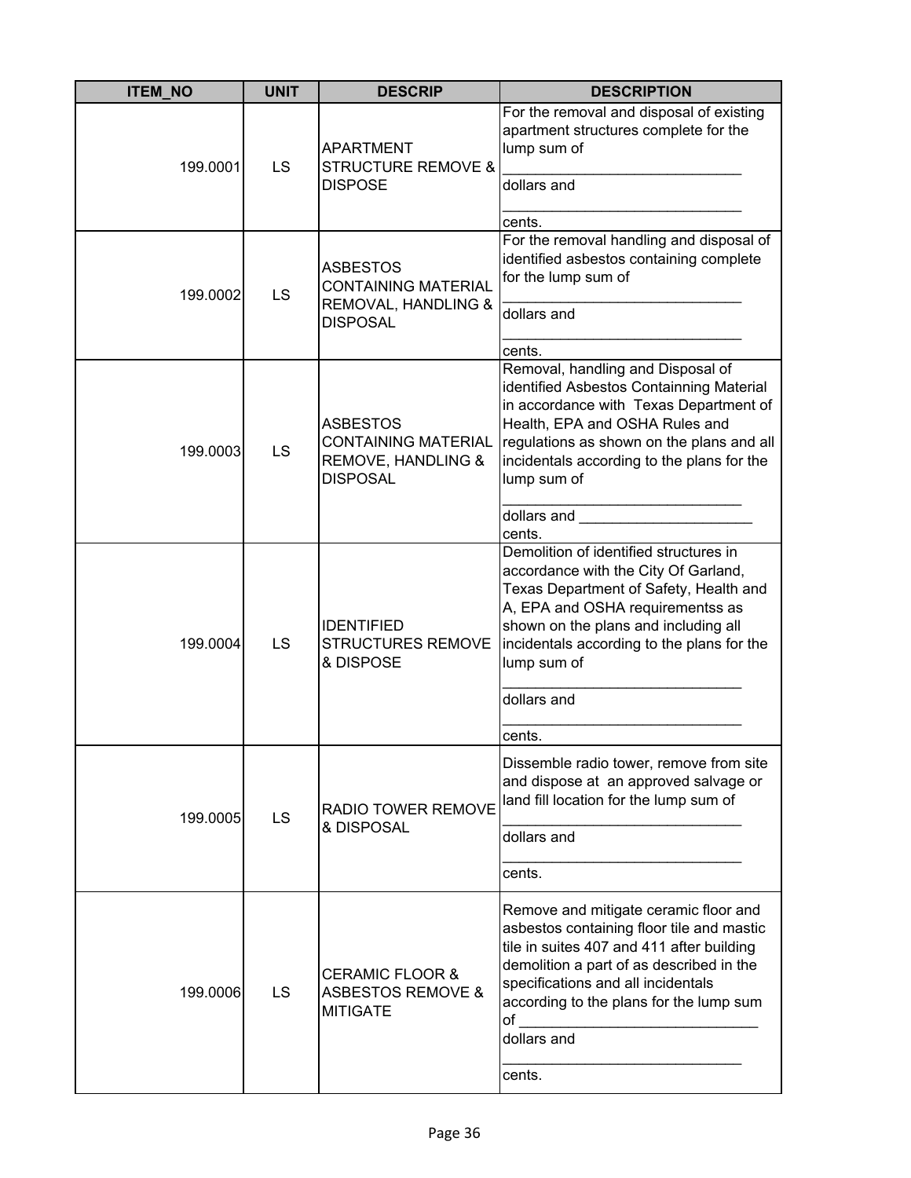| ITEM_NO | UNIT | DESCRIP | DESCRIPTION |
|---|---|---|---|
| 199.0001 | LS | APARTMENT STRUCTURE REMOVE & DISPOSE | For the removal and disposal of existing apartment structures complete for the lump sum of ______________________________ dollars and ______________________________ cents. |
| 199.0002 | LS | ASBESTOS CONTAINING MATERIAL REMOVAL, HANDLING & DISPOSAL | For the removal handling and disposal of identified asbestos containing complete for the lump sum of ______________________________ dollars and ______________________________ cents. |
| 199.0003 | LS | ASBESTOS CONTAINING MATERIAL REMOVE, HANDLING & DISPOSAL | Removal, handling and Disposal of identified Asbestos Containning Material in accordance with Texas Department of Health, EPA and OSHA Rules and regulations as shown on the plans and all incidentals according to the plans for the lump sum of ______________________________ dollars and ______________________ cents. |
| 199.0004 | LS | IDENTIFIED STRUCTURES REMOVE & DISPOSE | Demolition of identified structures in accordance with the City Of Garland, Texas Department of Safety, Health and A, EPA and OSHA requirementss as shown on the plans and including all incidentals according to the plans for the lump sum of ______________________________ dollars and ______________________________ cents. |
| 199.0005 | LS | RADIO TOWER REMOVE & DISPOSAL | Dissemble radio tower, remove from site and dispose at an approved salvage or land fill location for the lump sum of ______________________________ dollars and ______________________________ cents. |
| 199.0006 | LS | CERAMIC FLOOR & ASBESTOS REMOVE & MITIGATE | Remove and mitigate ceramic floor and asbestos containing floor tile and mastic tile in suites 407 and 411 after building demolition a part of as described in the specifications and all incidentals according to the plans for the lump sum of ______________________________ dollars and ______________________________ cents. |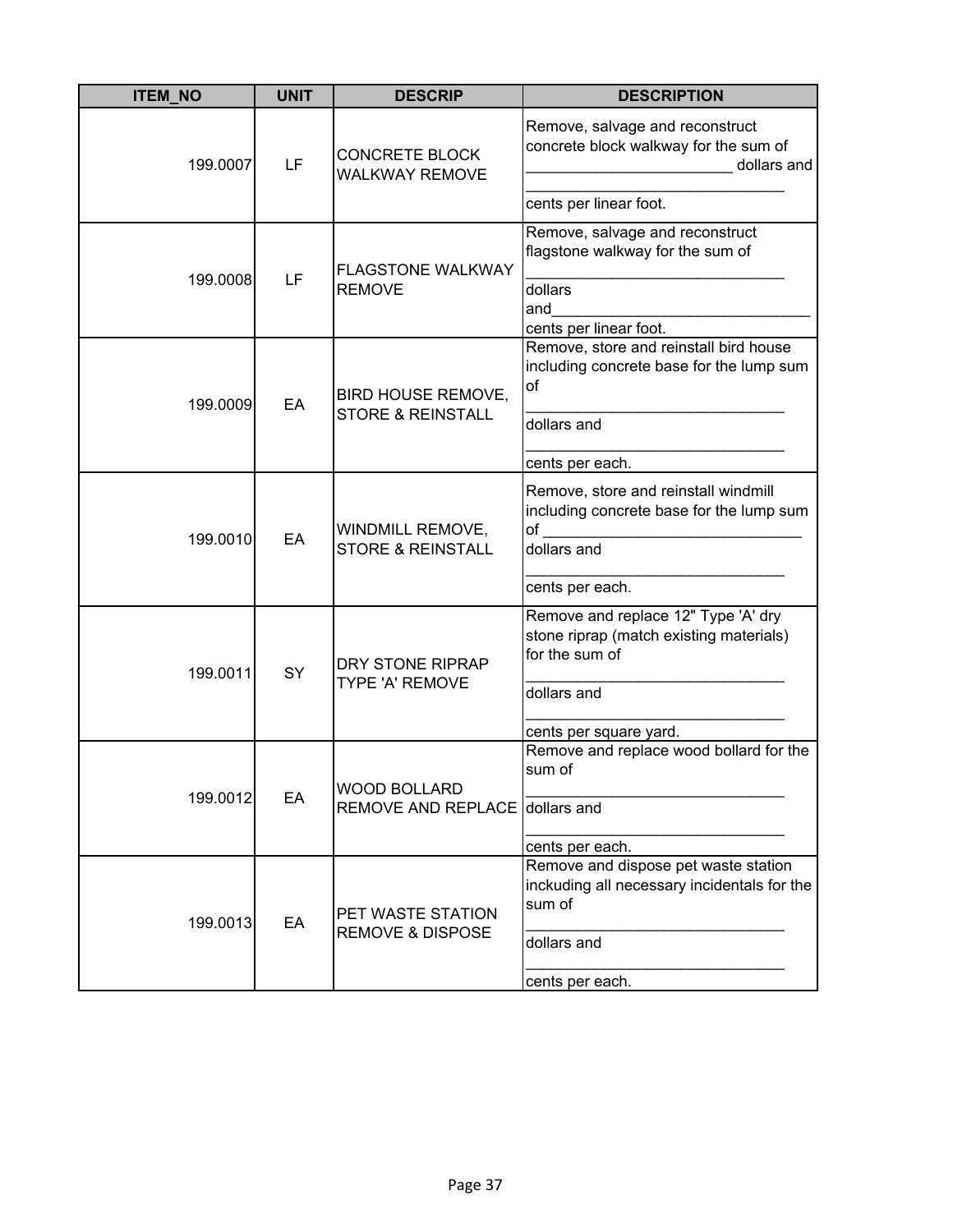| ITEM_NO | UNIT | DESCRIP | DESCRIPTION |
|---|---|---|---|
| 199.0007 | LF | CONCRETE BLOCK WALKWAY REMOVE | Remove, salvage and reconstruct concrete block walkway for the sum of ________________________ dollars and ______________________________ cents per linear foot. |
| 199.0008 | LF | FLAGSTONE WALKWAY REMOVE | Remove, salvage and reconstruct flagstone walkway for the sum of ______________________________ dollars and______________________________ cents per linear foot. |
| 199.0009 | EA | BIRD HOUSE REMOVE, STORE & REINSTALL | Remove, store and reinstall bird house including concrete base for the lump sum of ______________________________ dollars and ______________________________ cents per each. |
| 199.0010 | EA | WINDMILL REMOVE, STORE & REINSTALL | Remove, store and reinstall windmill including concrete base for the lump sum of ______________________________ dollars and ______________________________ cents per each. |
| 199.0011 | SY | DRY STONE RIPRAP TYPE 'A' REMOVE | Remove and replace 12" Type 'A' dry stone riprap (match existing materials) for the sum of ______________________________ dollars and ______________________________ cents per square yard. |
| 199.0012 | EA | WOOD BOLLARD REMOVE AND REPLACE | Remove and replace wood bollard for the sum of ______________________________ dollars and ______________________________ cents per each. |
| 199.0013 | EA | PET WASTE STATION REMOVE & DISPOSE | Remove and dispose pet waste station inckuding all necessary incidentals for the sum of ______________________________ dollars and ______________________________ cents per each. |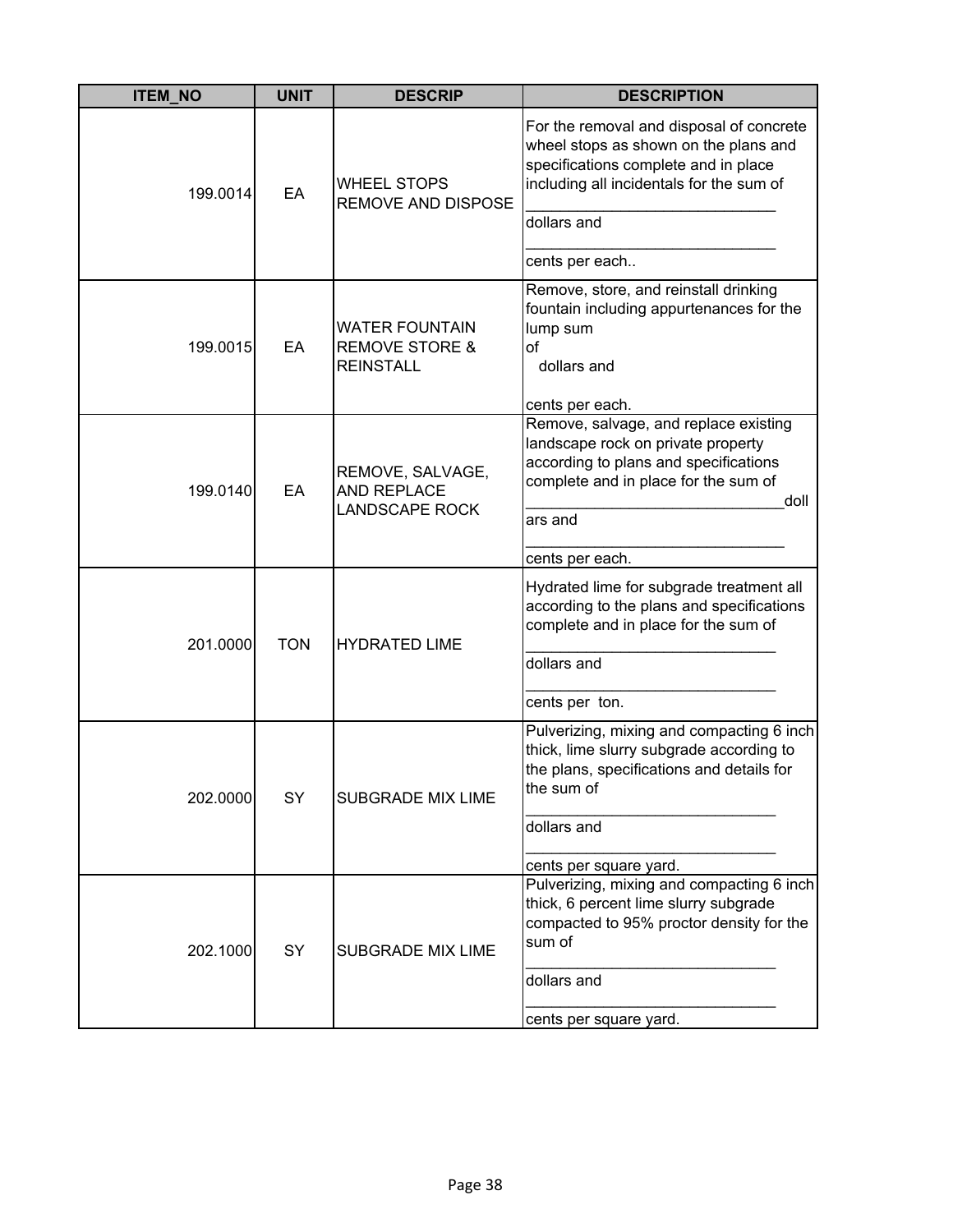| ITEM_NO | UNIT | DESCRIP | DESCRIPTION |
|---|---|---|---|
| 199.0014 | EA | WHEEL STOPS REMOVE AND DISPOSE | For the removal and disposal of concrete wheel stops as shown on the plans and specifications complete and in place including all incidentals for the sum of _____________________________ dollars and _____________________________ cents per each.. |
| 199.0015 | EA | WATER FOUNTAIN REMOVE STORE & REINSTALL | Remove, store, and reinstall drinking fountain including appurtenances for the lump sum of dollars and cents per each. |
| 199.0140 | EA | REMOVE, SALVAGE, AND REPLACE LANDSCAPE ROCK | Remove, salvage, and replace existing landscape rock on private property according to plans and specifications complete and in place for the sum of _______________________________dollars and _______________________________ cents per each. |
| 201.0000 | TON | HYDRATED LIME | Hydrated lime for subgrade treatment all according to the plans and specifications complete and in place for the sum of _____________________________ dollars and _____________________________ cents per ton. |
| 202.0000 | SY | SUBGRADE MIX LIME | Pulverizing, mixing and compacting 6 inch thick, lime slurry subgrade according to the plans, specifications and details for the sum of _____________________________ dollars and _____________________________ cents per square yard. |
| 202.1000 | SY | SUBGRADE MIX LIME | Pulverizing, mixing and compacting 6 inch thick, 6 percent lime slurry subgrade compacted to 95% proctor density for the sum of _____________________________ dollars and _____________________________ cents per square yard. |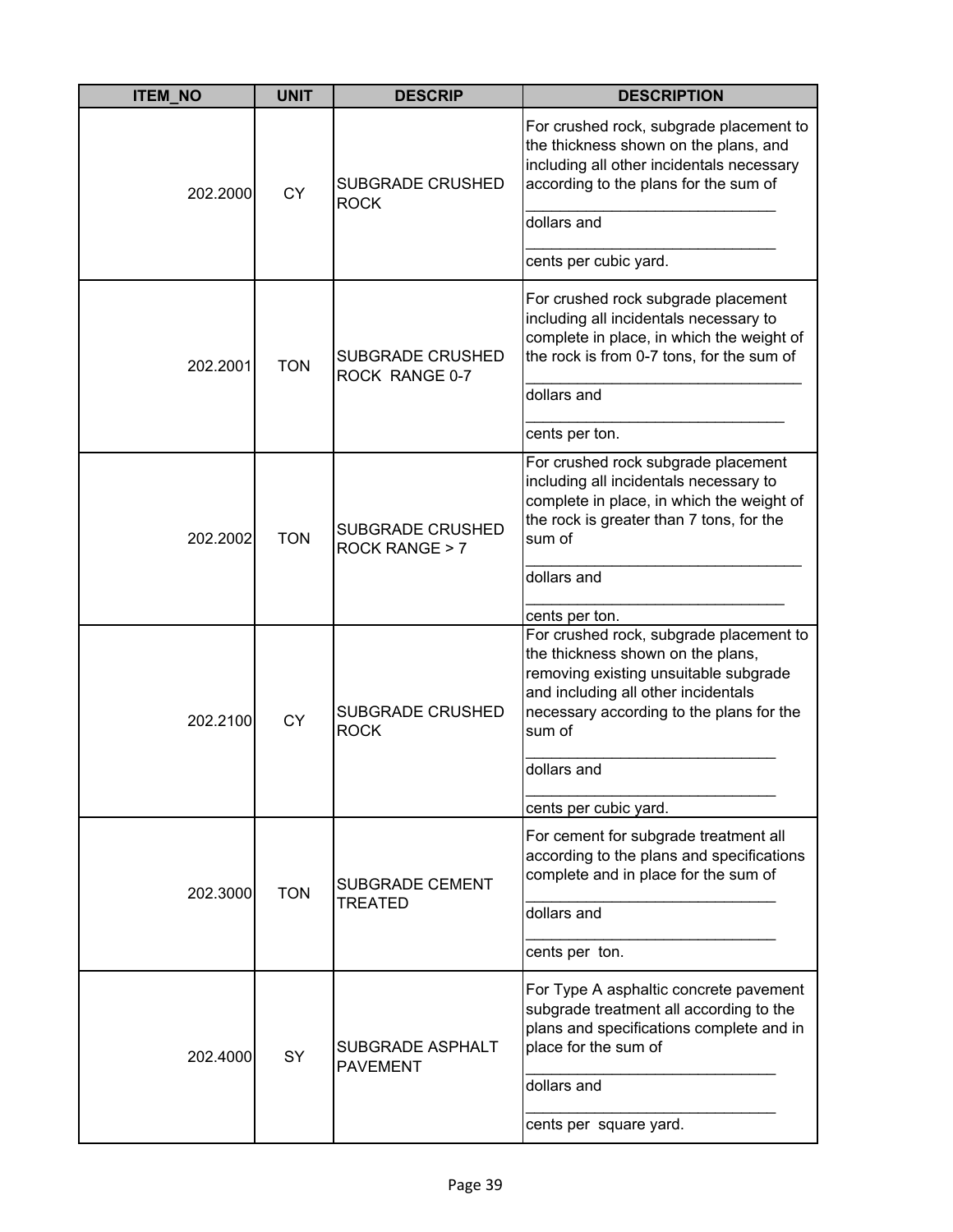| ITEM_NO | UNIT | DESCRIP | DESCRIPTION |
|---|---|---|---|
| 202.2000 | CY | SUBGRADE CRUSHED ROCK | For crushed rock, subgrade placement to the thickness shown on the plans, and including all other incidentals necessary according to the plans for the sum of ____________________________ dollars and ____________________________ cents per cubic yard. |
| 202.2001 | TON | SUBGRADE CRUSHED ROCK RANGE 0-7 | For crushed rock subgrade placement including all incidentals necessary to complete in place, in which the weight of the rock is from 0-7 tons, for the sum of ______________________________ dollars and ____________________________ cents per ton. |
| 202.2002 | TON | SUBGRADE CRUSHED ROCK RANGE > 7 | For crushed rock subgrade placement including all incidentals necessary to complete in place, in which the weight of the rock is greater than 7 tons, for the sum of ______________________________ dollars and ____________________________ cents per ton. |
| 202.2100 | CY | SUBGRADE CRUSHED ROCK | For crushed rock, subgrade placement to the thickness shown on the plans, removing existing unsuitable subgrade and including all other incidentals necessary according to the plans for the sum of ____________________________ dollars and ____________________________ cents per cubic yard. |
| 202.3000 | TON | SUBGRADE CEMENT TREATED | For cement for subgrade treatment all according to the plans and specifications complete and in place for the sum of ____________________________ dollars and ____________________________ cents per ton. |
| 202.4000 | SY | SUBGRADE ASPHALT PAVEMENT | For Type A asphaltic concrete pavement subgrade treatment all according to the plans and specifications complete and in place for the sum of ____________________________ dollars and ____________________________ cents per square yard. |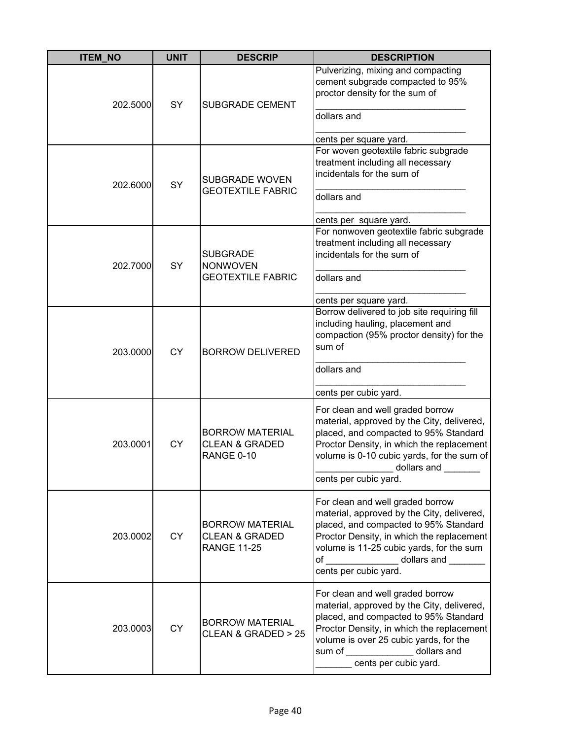| ITEM_NO | UNIT | DESCRIP | DESCRIPTION |
|---|---|---|---|
| 202.5000 | SY | SUBGRADE CEMENT | Pulverizing, mixing and compacting cement subgrade compacted to 95% proctor density for the sum of ______________________________ dollars and ______________________________ cents per square yard. |
| 202.6000 | SY | SUBGRADE WOVEN GEOTEXTILE FABRIC | For woven geotextile fabric subgrade treatment including all necessary incidentals for the sum of ______________________________ dollars and ______________________________ cents per square yard. |
| 202.7000 | SY | SUBGRADE NONWOVEN GEOTEXTILE FABRIC | For nonwoven geotextile fabric subgrade treatment including all necessary incidentals for the sum of ______________________________ dollars and ______________________________ cents per square yard. |
| 203.0000 | CY | BORROW DELIVERED | Borrow delivered to job site requiring fill including hauling, placement and compaction (95% proctor density) for the sum of ______________________________ dollars and ______________________________ cents per cubic yard. |
| 203.0001 | CY | BORROW MATERIAL CLEAN & GRADED RANGE 0-10 | For clean and well graded borrow material, approved by the City, delivered, placed, and compacted to 95% Standard Proctor Density, in which the replacement volume is 0-10 cubic yards, for the sum of _______________ dollars and _______ cents per cubic yard. |
| 203.0002 | CY | BORROW MATERIAL CLEAN & GRADED RANGE 11-25 | For clean and well graded borrow material, approved by the City, delivered, placed, and compacted to 95% Standard Proctor Density, in which the replacement volume is 11-25 cubic yards, for the sum of ______________ dollars and _______ cents per cubic yard. |
| 203.0003 | CY | BORROW MATERIAL CLEAN & GRADED > 25 | For clean and well graded borrow material, approved by the City, delivered, placed, and compacted to 95% Standard Proctor Density, in which the replacement volume is over 25 cubic yards, for the sum of ______________ dollars and _______ cents per cubic yard. |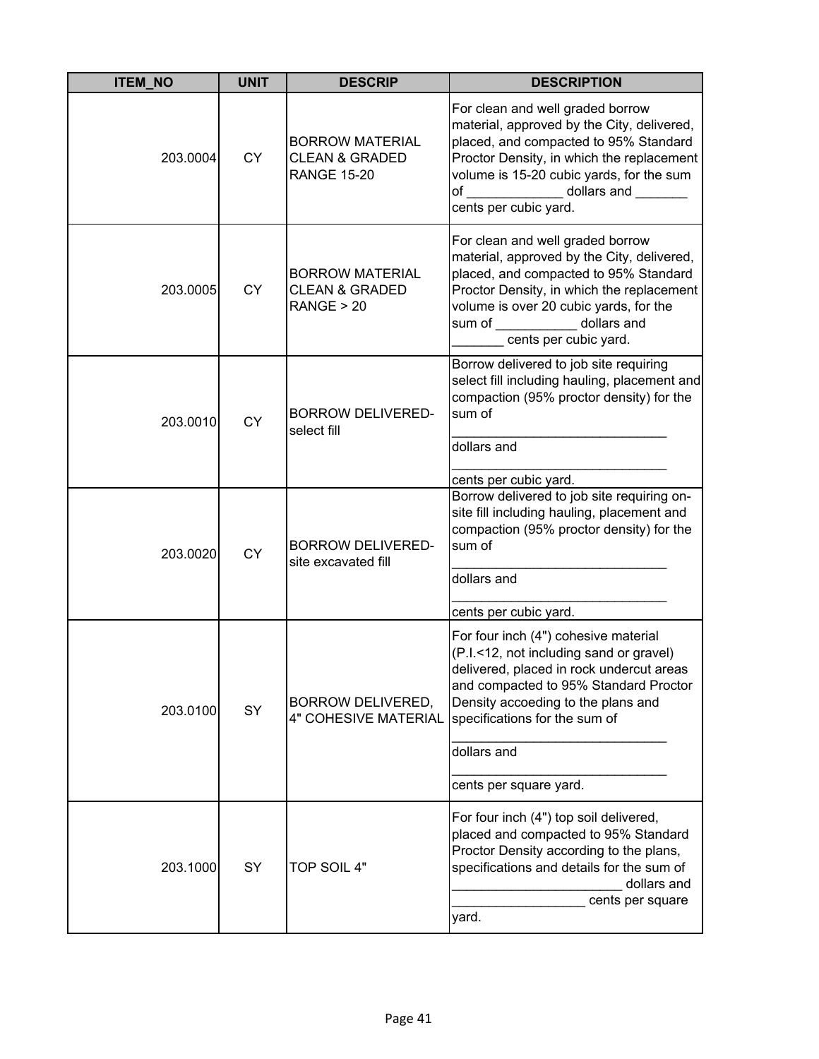| ITEM_NO | UNIT | DESCRIP | DESCRIPTION |
|---|---|---|---|
| 203.0004 | CY | BORROW MATERIAL CLEAN & GRADED RANGE 15-20 | For clean and well graded borrow material, approved by the City, delivered, placed, and compacted to 95% Standard Proctor Density, in which the replacement volume is 15-20 cubic yards, for the sum of _____________ dollars and _______ cents per cubic yard. |
| 203.0005 | CY | BORROW MATERIAL CLEAN & GRADED RANGE > 20 | For clean and well graded borrow material, approved by the City, delivered, placed, and compacted to 95% Standard Proctor Density, in which the replacement volume is over 20 cubic yards, for the sum of ___________ dollars and _______ cents per cubic yard. |
| 203.0010 | CY | BORROW DELIVERED-select fill | Borrow delivered to job site requiring select fill including hauling, placement and compaction (95% proctor density) for the sum of _____________________________ dollars and _____________________________ cents per cubic yard. |
| 203.0020 | CY | BORROW DELIVERED-site excavated fill | Borrow delivered to job site requiring on-site fill including hauling, placement and compaction (95% proctor density) for the sum of _____________________________ dollars and _____________________________ cents per cubic yard. |
| 203.0100 | SY | BORROW DELIVERED, 4" COHESIVE MATERIAL | For four inch (4") cohesive material (P.I.<12, not including sand or gravel) delivered, placed in rock undercut areas and compacted to 95% Standard Proctor Density accoeding to the plans and specifications for the sum of _____________________________ dollars and _____________________________ cents per square yard. |
| 203.1000 | SY | TOP SOIL 4" | For four inch (4") top soil delivered, placed and compacted to 95% Standard Proctor Density according to the plans, specifications and details for the sum of _______________________ dollars and __________________ cents per square yard. |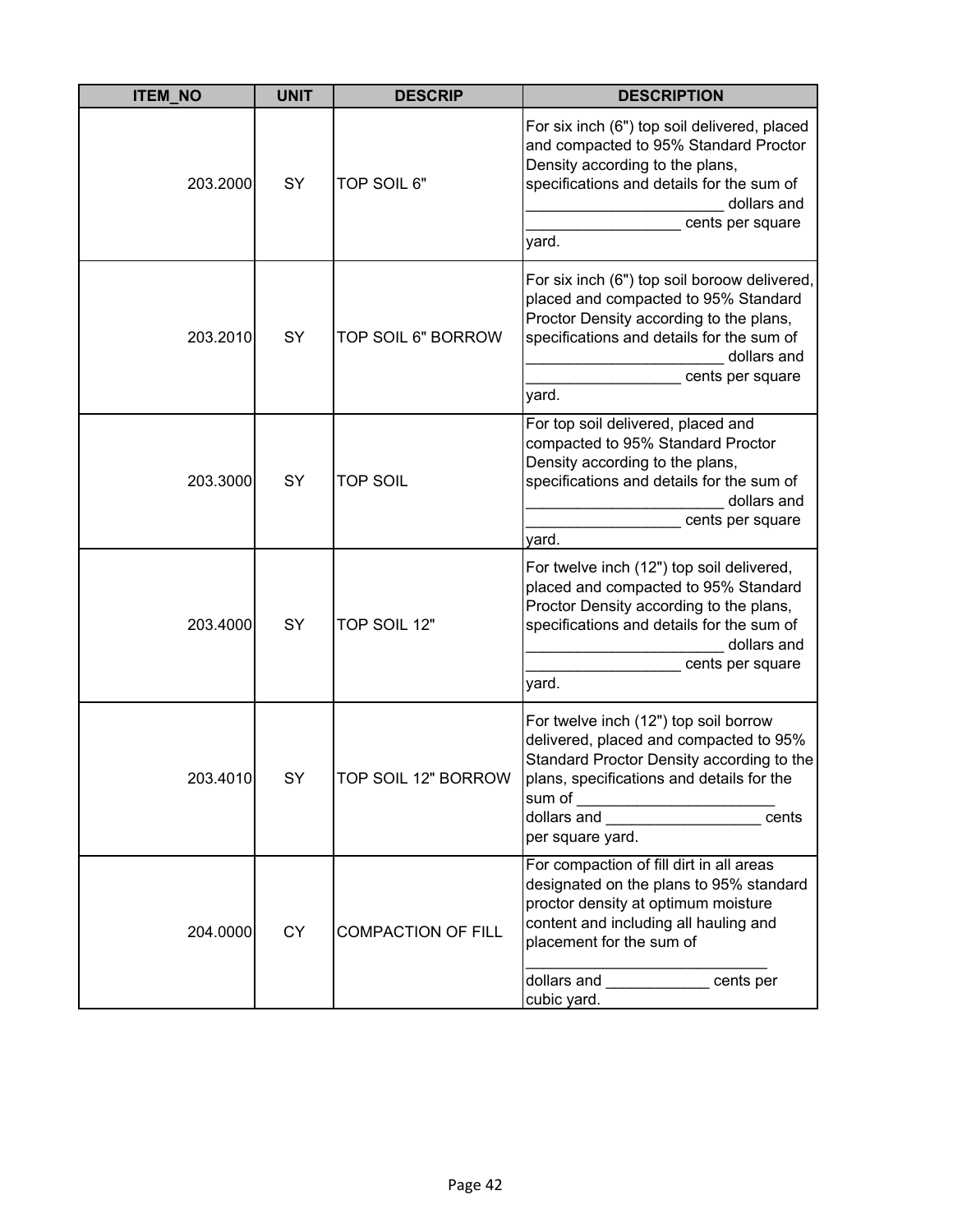| ITEM_NO | UNIT | DESCRIP | DESCRIPTION |
|---|---|---|---|
| 203.2000 | SY | TOP SOIL 6" | For six inch (6") top soil delivered, placed and compacted to 95% Standard Proctor Density according to the plans, specifications and details for the sum of _______________________ dollars and __________________ cents per square yard. |
| 203.2010 | SY | TOP SOIL 6" BORROW | For six inch (6") top soil boroow delivered, placed and compacted to 95% Standard Proctor Density according to the plans, specifications and details for the sum of _______________________ dollars and __________________ cents per square yard. |
| 203.3000 | SY | TOP SOIL | For top soil delivered, placed and compacted to 95% Standard Proctor Density according to the plans, specifications and details for the sum of _______________________ dollars and __________________ cents per square yard. |
| 203.4000 | SY | TOP SOIL 12" | For twelve inch (12") top soil delivered, placed and compacted to 95% Standard Proctor Density according to the plans, specifications and details for the sum of _______________________ dollars and __________________ cents per square yard. |
| 203.4010 | SY | TOP SOIL 12" BORROW | For twelve inch (12") top soil borrow delivered, placed and compacted to 95% Standard Proctor Density according to the plans, specifications and details for the sum of _______________________ dollars and __________________ cents per square yard. |
| 204.0000 | CY | COMPACTION OF FILL | For compaction of fill dirt in all areas designated on the plans to 95% standard proctor density at optimum moisture content and including all hauling and placement for the sum of ___________________________ dollars and ____________ cents per cubic yard. |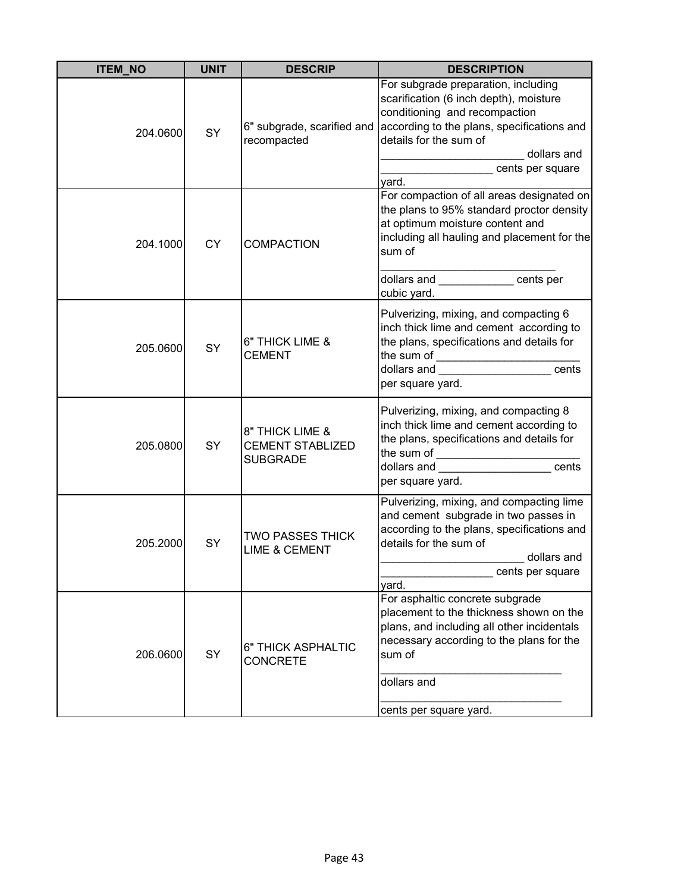| ITEM_NO | UNIT | DESCRIP | DESCRIPTION |
|---|---|---|---|
| 204.0600 | SY | 6" subgrade, scarified and recompacted | For subgrade preparation, including scarification (6 inch depth), moisture conditioning and recompaction according to the plans, specifications and details for the sum of _______________________ dollars and __________________ cents per square yard. |
| 204.1000 | CY | COMPACTION | For compaction of all areas designated on the plans to 95% standard proctor density at optimum moisture content and including all hauling and placement for the sum of ____________________________ dollars and ____________ cents per cubic yard. |
| 205.0600 | SY | 6" THICK LIME & CEMENT | Pulverizing, mixing, and compacting 6 inch thick lime and cement according to the plans, specifications and details for the sum of _______________________ dollars and __________________ cents per square yard. |
| 205.0800 | SY | 8" THICK LIME & CEMENT STABLIZED SUBGRADE | Pulverizing, mixing, and compacting 8 inch thick lime and cement according to the plans, specifications and details for the sum of _______________________ dollars and __________________ cents per square yard. |
| 205.2000 | SY | TWO PASSES THICK LIME & CEMENT | Pulverizing, mixing, and compacting lime and cement subgrade in two passes in according to the plans, specifications and details for the sum of _______________________ dollars and __________________ cents per square yard. |
| 206.0600 | SY | 6" THICK ASPHALTIC CONCRETE | For asphaltic concrete subgrade placement to the thickness shown on the plans, and including all other incidentals necessary according to the plans for the sum of _____________________________ dollars and _____________________________ cents per square yard. |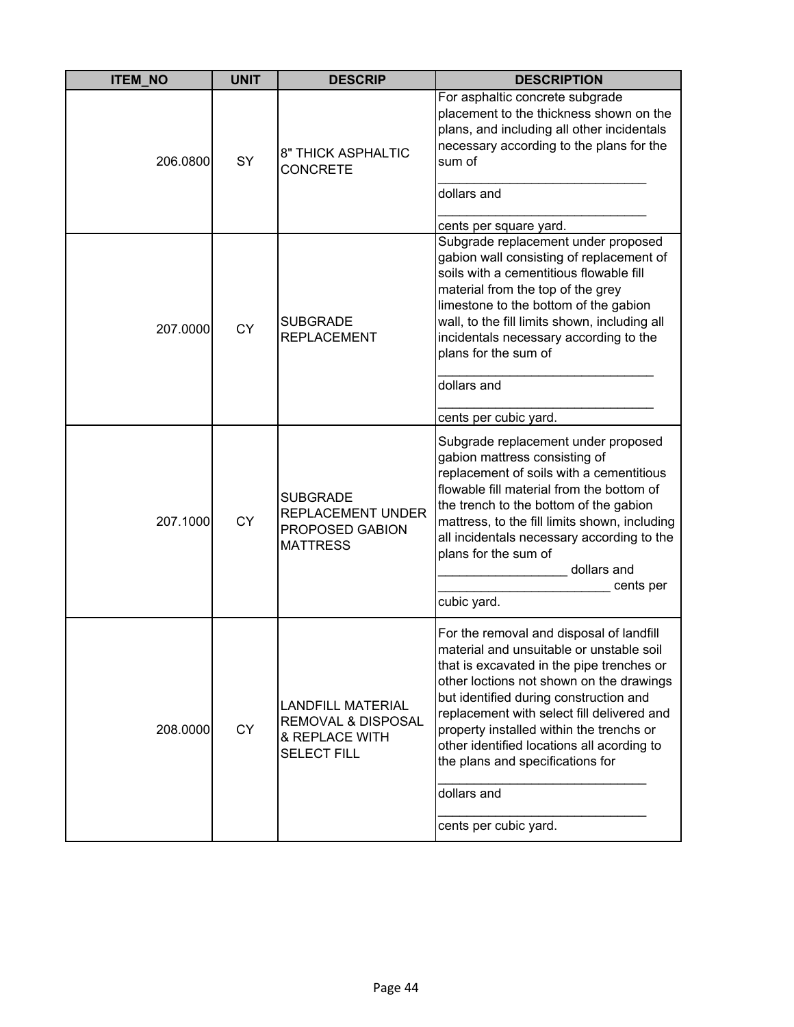| ITEM_NO | UNIT | DESCRIP | DESCRIPTION |
|---|---|---|---|
| 206.0800 | SY | 8" THICK ASPHALTIC CONCRETE | For asphaltic concrete subgrade placement to the thickness shown on the plans, and including all other incidentals necessary according to the plans for the sum of ______________________________ dollars and ______________________________ cents per square yard. |
| 207.0000 | CY | SUBGRADE REPLACEMENT | Subgrade replacement under proposed gabion wall consisting of replacement of soils with a cementitious flowable fill material from the top of the grey limestone to the bottom of the gabion wall, to the fill limits shown, including all incidentals necessary according to the plans for the sum of _______________________________ dollars and _______________________________ cents per cubic yard. |
| 207.1000 | CY | SUBGRADE REPLACEMENT UNDER PROPOSED GABION MATTRESS | Subgrade replacement under proposed gabion mattress consisting of replacement of soils with a cementitious flowable fill material from the bottom of the trench to the bottom of the gabion mattress, to the fill limits shown, including all incidentals necessary according to the plans for the sum of __________________ dollars and ________________________ cents per cubic yard. |
| 208.0000 | CY | LANDFILL MATERIAL REMOVAL & DISPOSAL & REPLACE WITH SELECT FILL | For the removal and disposal of landfill material and unsuitable or unstable soil that is excavated in the pipe trenches or other loctions not shown on the drawings but identified during construction and replacement with select fill delivered and property installed within the trenchs or other identified locations all acording to the plans and specifications for ______________________________ dollars and ______________________________ cents per cubic yard. |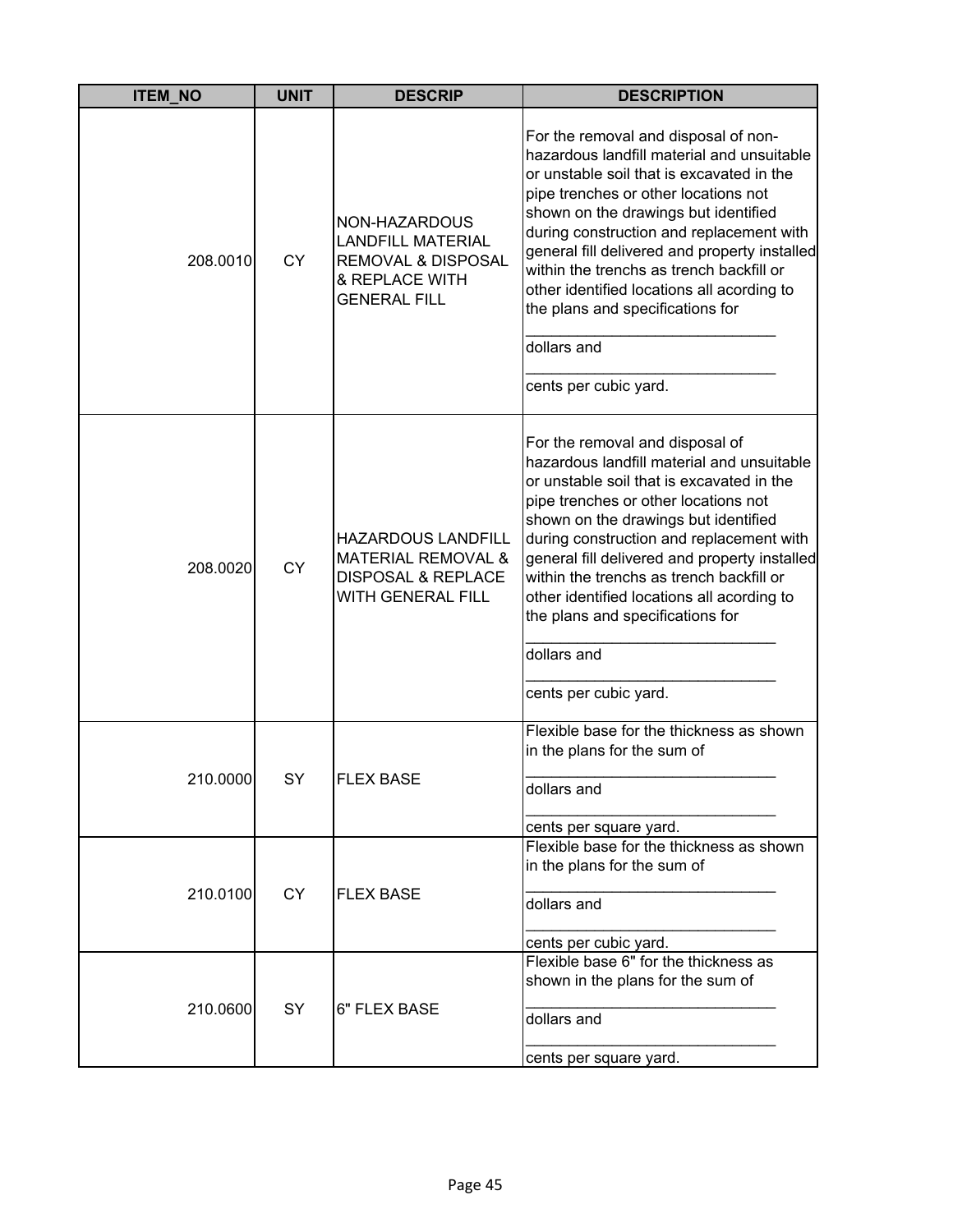| ITEM_NO | UNIT | DESCRIP | DESCRIPTION |
|---|---|---|---|
| 208.0010 | CY | NON-HAZARDOUS LANDFILL MATERIAL REMOVAL & DISPOSAL & REPLACE WITH GENERAL FILL | For the removal and disposal of non-hazardous landfill material and unsuitable or unstable soil that is excavated in the pipe trenches or other locations not shown on the drawings but identified during construction and replacement with general fill delivered and property installed within the trenchs as trench backfill or other identified locations all acording to the plans and specifications for ______________________________ dollars and ______________________________ cents per cubic yard. |
| 208.0020 | CY | HAZARDOUS LANDFILL MATERIAL REMOVAL & DISPOSAL & REPLACE WITH GENERAL FILL | For the removal and disposal of hazardous landfill material and unsuitable or unstable soil that is excavated in the pipe trenches or other locations not shown on the drawings but identified during construction and replacement with general fill delivered and property installed within the trenchs as trench backfill or other identified locations all acording to the plans and specifications for ______________________________ dollars and ______________________________ cents per cubic yard. |
| 210.0000 | SY | FLEX BASE | Flexible base for the thickness as shown in the plans for the sum of ______________________________ dollars and ______________________________ cents per square yard. |
| 210.0100 | CY | FLEX BASE | Flexible base for the thickness as shown in the plans for the sum of ______________________________ dollars and ______________________________ cents per cubic yard. |
| 210.0600 | SY | 6" FLEX BASE | Flexible base 6" for the thickness as shown in the plans for the sum of ______________________________ dollars and ______________________________ cents per square yard. |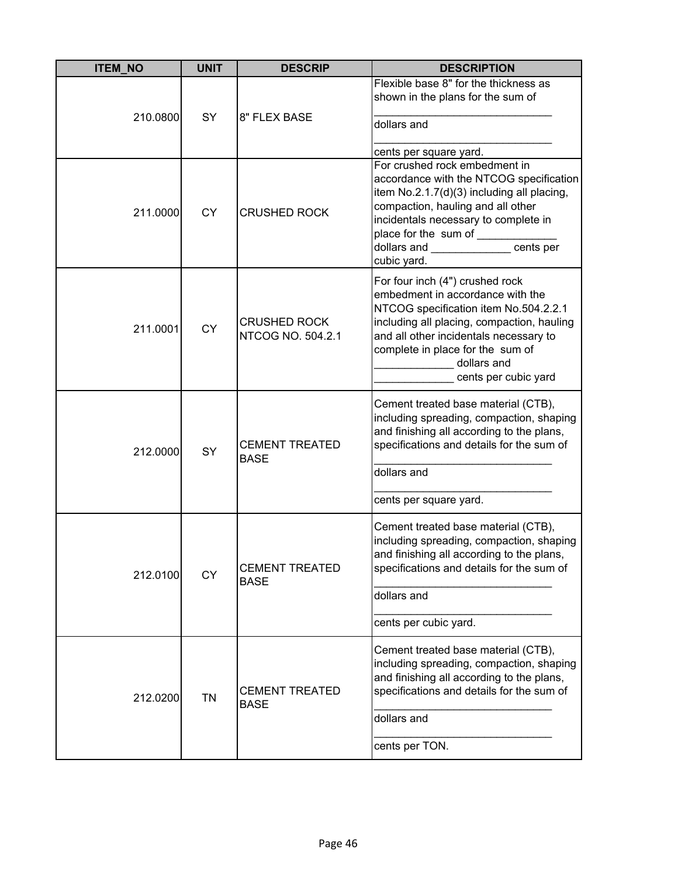| ITEM_NO | UNIT | DESCRIP | DESCRIPTION |
|---|---|---|---|
| 210.0800 | SY | 8" FLEX BASE | Flexible base 8" for the thickness as shown in the plans for the sum of _____________________________ dollars and _____________________________ cents per square yard. |
| 211.0000 | CY | CRUSHED ROCK | For crushed rock embedment in accordance with the NTCOG specification item No.2.1.7(d)(3) including all placing, compaction, hauling and all other incidentals necessary to complete in place for the sum of _____________ dollars and _____________ cents per cubic yard. |
| 211.0001 | CY | CRUSHED ROCK NTCOG NO. 504.2.1 | For four inch (4") crushed rock embedment in accordance with the NTCOG specification item No.504.2.2.1 including all placing, compaction, hauling and all other incidentals necessary to complete in place for the sum of _____________ dollars and _____________ cents per cubic yard |
| 212.0000 | SY | CEMENT TREATED BASE | Cement treated base material (CTB), including spreading, compaction, shaping and finishing all according to the plans, specifications and details for the sum of _____________________________ dollars and _____________________________ cents per square yard. |
| 212.0100 | CY | CEMENT TREATED BASE | Cement treated base material (CTB), including spreading, compaction, shaping and finishing all according to the plans, specifications and details for the sum of _____________________________ dollars and _____________________________ cents per cubic yard. |
| 212.0200 | TN | CEMENT TREATED BASE | Cement treated base material (CTB), including spreading, compaction, shaping and finishing all according to the plans, specifications and details for the sum of _____________________________ dollars and _____________________________ cents per TON. |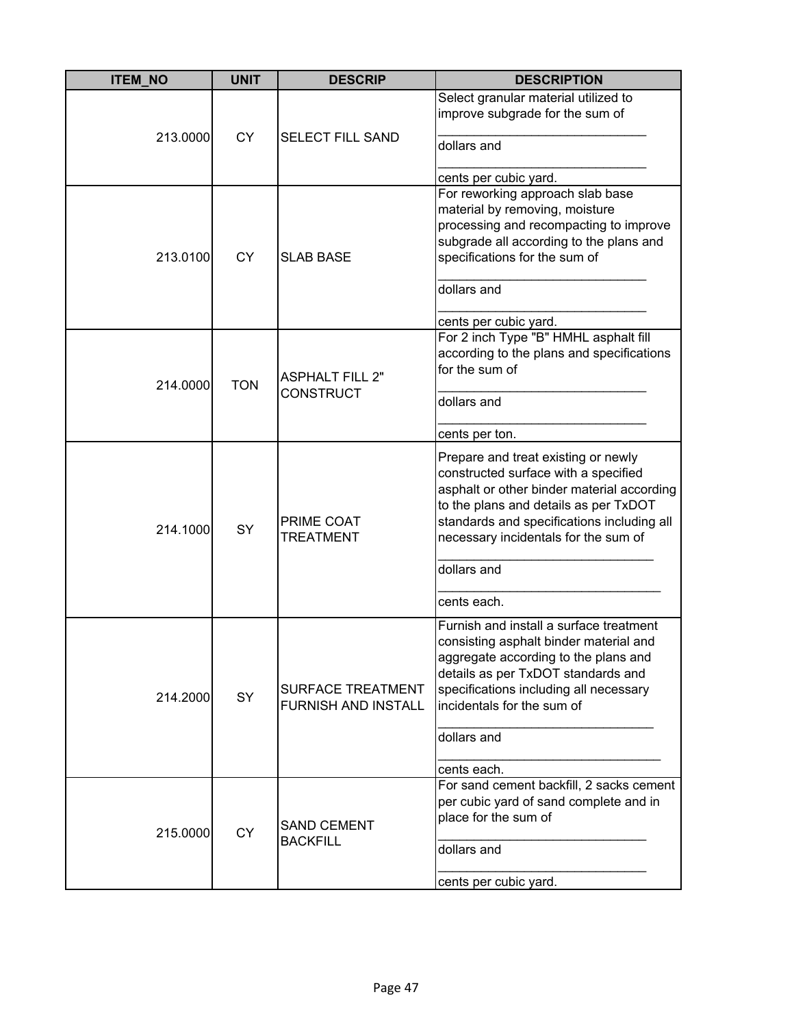| ITEM_NO | UNIT | DESCRIP | DESCRIPTION |
|---|---|---|---|
| 213.0000 | CY | SELECT FILL SAND | Select granular material utilized to improve subgrade for the sum of _____________________________ dollars and _____________________________ cents per cubic yard. |
| 213.0100 | CY | SLAB BASE | For reworking approach slab base material by removing, moisture processing and recompacting to improve subgrade all according to the plans and specifications for the sum of _____________________________ dollars and _____________________________ cents per cubic yard. |
| 214.0000 | TON | ASPHALT FILL 2" CONSTRUCT | For 2 inch Type "B" HMHL asphalt fill according to the plans and specifications for the sum of _____________________________ dollars and _____________________________ cents per ton. |
| 214.1000 | SY | PRIME COAT TREATMENT | Prepare and treat existing or newly constructed surface with a specified asphalt or other binder material according to the plans and details as per TxDOT standards and specifications including all necessary incidentals for the sum of _____________________________ dollars and _____________________________ cents each. |
| 214.2000 | SY | SURFACE TREATMENT FURNISH AND INSTALL | Furnish and install a surface treatment consisting asphalt binder material and aggregate according to the plans and details as per TxDOT standards and specifications including all necessary incidentals for the sum of _____________________________ dollars and _____________________________ cents each. |
| 215.0000 | CY | SAND CEMENT BACKFILL | For sand cement backfill, 2 sacks cement per cubic yard of sand complete and in place for the sum of _____________________________ dollars and _____________________________ cents per cubic yard. |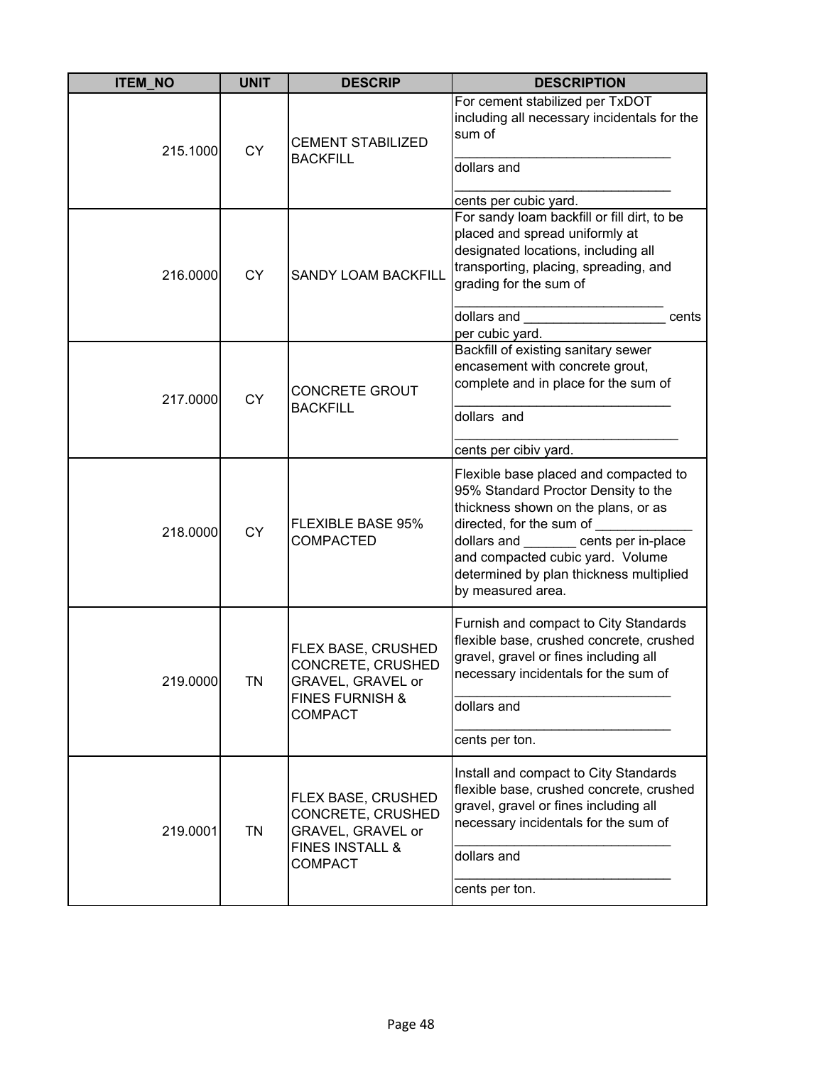| ITEM_NO | UNIT | DESCRIP | DESCRIPTION |
|---|---|---|---|
| 215.1000 | CY | CEMENT STABILIZED BACKFILL | For cement stabilized per TxDOT including all necessary incidentals for the sum of _____________________________ dollars and _____________________________ cents per cubic yard. |
| 216.0000 | CY | SANDY LOAM BACKFILL | For sandy loam backfill or fill dirt, to be placed and spread uniformly at designated locations, including all transporting, placing, spreading, and grading for the sum of ____________________________ dollars and ___________________ cents per cubic yard. |
| 217.0000 | CY | CONCRETE GROUT BACKFILL | Backfill of existing sanitary sewer encasement with concrete grout, complete and in place for the sum of _____________________________ dollars and _______________________________ cents per cibiv yard. |
| 218.0000 | CY | FLEXIBLE BASE 95% COMPACTED | Flexible base placed and compacted to 95% Standard Proctor Density to the thickness shown on the plans, or as directed, for the sum of _____________ dollars and _______ cents per in-place and compacted cubic yard. Volume determined by plan thickness multiplied by measured area. |
| 219.0000 | TN | FLEX BASE, CRUSHED CONCRETE, CRUSHED GRAVEL, GRAVEL or FINES FURNISH & COMPACT | Furnish and compact to City Standards flexible base, crushed concrete, crushed gravel, gravel or fines including all necessary incidentals for the sum of _____________________________ dollars and _____________________________ cents per ton. |
| 219.0001 | TN | FLEX BASE, CRUSHED CONCRETE, CRUSHED GRAVEL, GRAVEL or FINES INSTALL & COMPACT | Install and compact to City Standards flexible base, crushed concrete, crushed gravel, gravel or fines including all necessary incidentals for the sum of _____________________________ dollars and _____________________________ cents per ton. |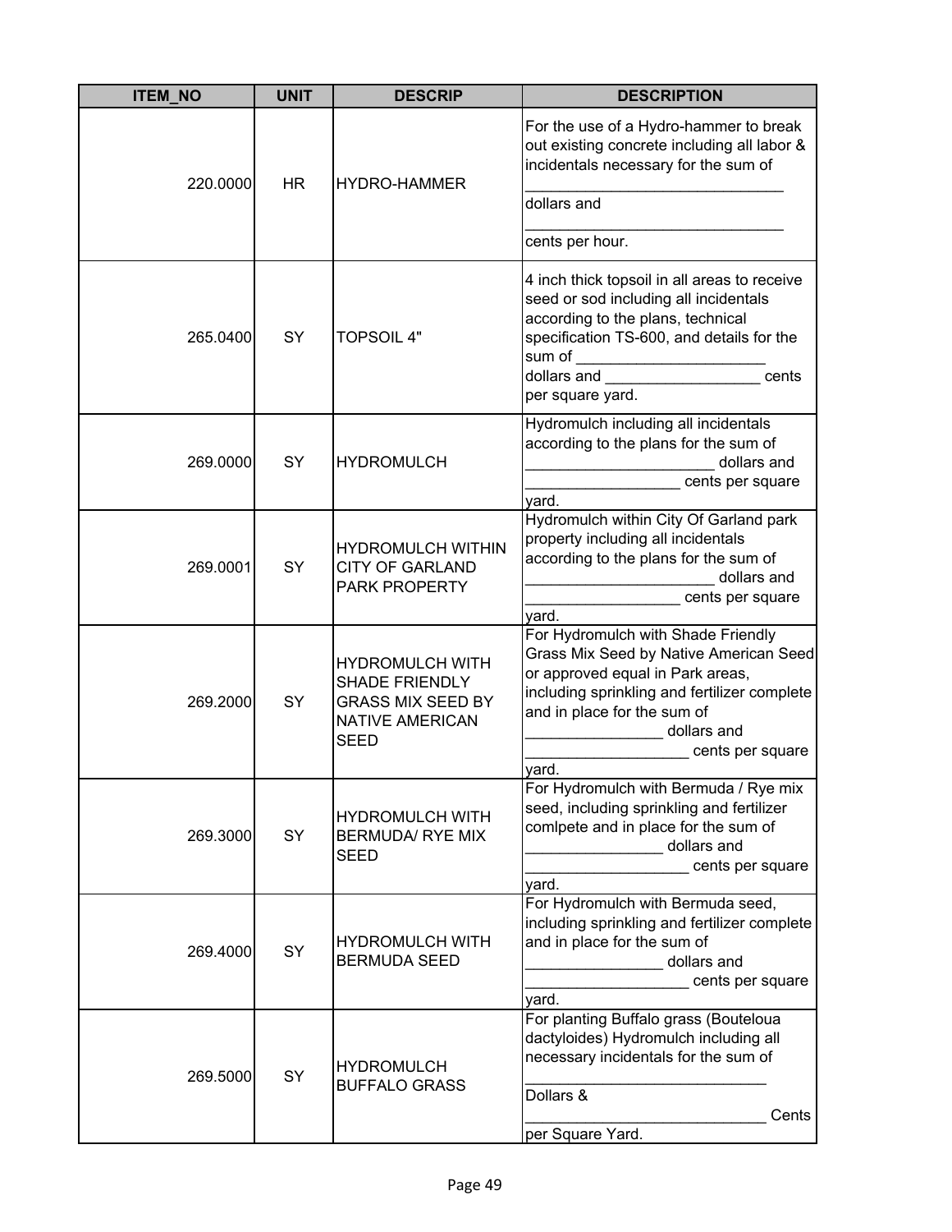| ITEM_NO | UNIT | DESCRIP | DESCRIPTION |
|---|---|---|---|
| 220.0000 | HR | HYDRO-HAMMER | For the use of a Hydro-hammer to break out existing concrete including all labor & incidentals necessary for the sum of ______________________________ dollars and ______________________________ cents per hour. |
| 265.0400 | SY | TOPSOIL 4" | 4 inch thick topsoil in all areas to receive seed or sod including all incidentals according to the plans, technical specification TS-600, and details for the sum of _____________________ dollars and __________________ cents per square yard. |
| 269.0000 | SY | HYDROMULCH | Hydromulch including all incidentals according to the plans for the sum of _____________________ dollars and __________________ cents per square yard. |
| 269.0001 | SY | HYDROMULCH WITHIN CITY OF GARLAND PARK PROPERTY | Hydromulch within City Of Garland park property including all incidentals according to the plans for the sum of _____________________ dollars and __________________ cents per square yard. |
| 269.2000 | SY | HYDROMULCH WITH SHADE FRIENDLY GRASS MIX SEED BY NATIVE AMERICAN SEED | For Hydromulch with Shade Friendly Grass Mix Seed by Native American Seed or approved equal in Park areas, including sprinkling and fertilizer complete and in place for the sum of ________________ dollars and ___________________ cents per square yard. |
| 269.3000 | SY | HYDROMULCH WITH BERMUDA/ RYE MIX SEED | For Hydromulch with Bermuda / Rye mix seed, including sprinkling and fertilizer comlpete and in place for the sum of ________________ dollars and ___________________ cents per square yard. |
| 269.4000 | SY | HYDROMULCH WITH BERMUDA SEED | For Hydromulch with Bermuda seed, including sprinkling and fertilizer complete and in place for the sum of ________________ dollars and ___________________ cents per square yard. |
| 269.5000 | SY | HYDROMULCH BUFFALO GRASS | For planting Buffalo grass (Bouteloua dactyloides) Hydromulch including all necessary incidentals for the sum of ____________________________ Dollars & ____________________________ Cents per Square Yard. |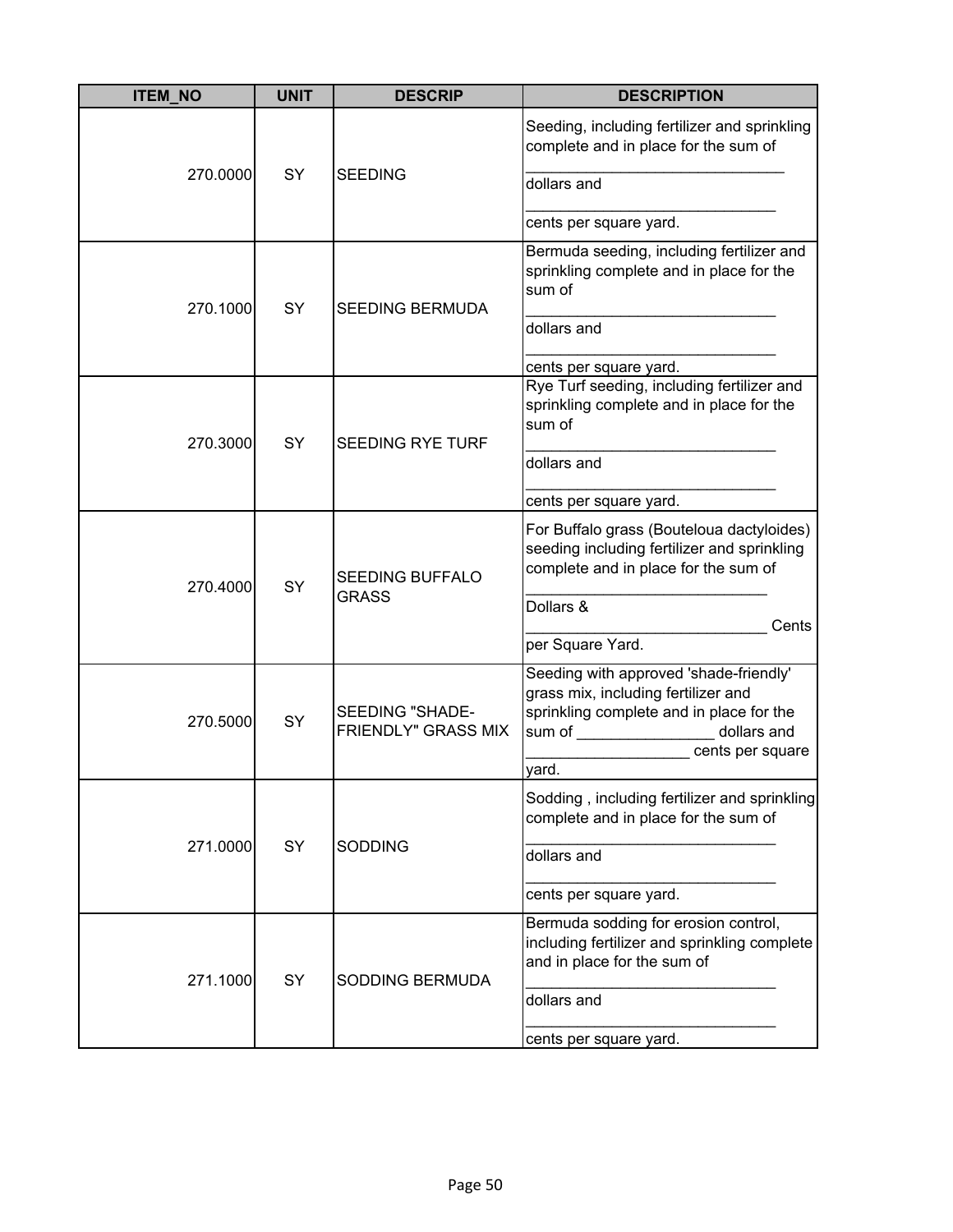| ITEM_NO | UNIT | DESCRIP | DESCRIPTION |
|---|---|---|---|
| 270.0000 | SY | SEEDING | Seeding, including fertilizer and sprinkling complete and in place for the sum of ______________________________ dollars and ______________________________ cents per square yard. |
| 270.1000 | SY | SEEDING BERMUDA | Bermuda seeding, including fertilizer and sprinkling complete and in place for the sum of ______________________________ dollars and ______________________________ cents per square yard. |
| 270.3000 | SY | SEEDING RYE TURF | Rye Turf seeding, including fertilizer and sprinkling complete and in place for the sum of ______________________________ dollars and ______________________________ cents per square yard. |
| 270.4000 | SY | SEEDING BUFFALO GRASS | For Buffalo grass (Bouteloua dactyloides) seeding including fertilizer and sprinkling complete and in place for the sum of ____________________________ Dollars & ____________________________ Cents per Square Yard. |
| 270.5000 | SY | SEEDING "SHADE-FRIENDLY" GRASS MIX | Seeding with approved 'shade-friendly' grass mix, including fertilizer and sprinkling complete and in place for the sum of ________________ dollars and ___________________ cents per square yard. |
| 271.0000 | SY | SODDING | Sodding , including fertilizer and sprinkling complete and in place for the sum of ______________________________ dollars and ______________________________ cents per square yard. |
| 271.1000 | SY | SODDING BERMUDA | Bermuda sodding for erosion control, including fertilizer and sprinkling complete and in place for the sum of ______________________________ dollars and ______________________________ cents per square yard. |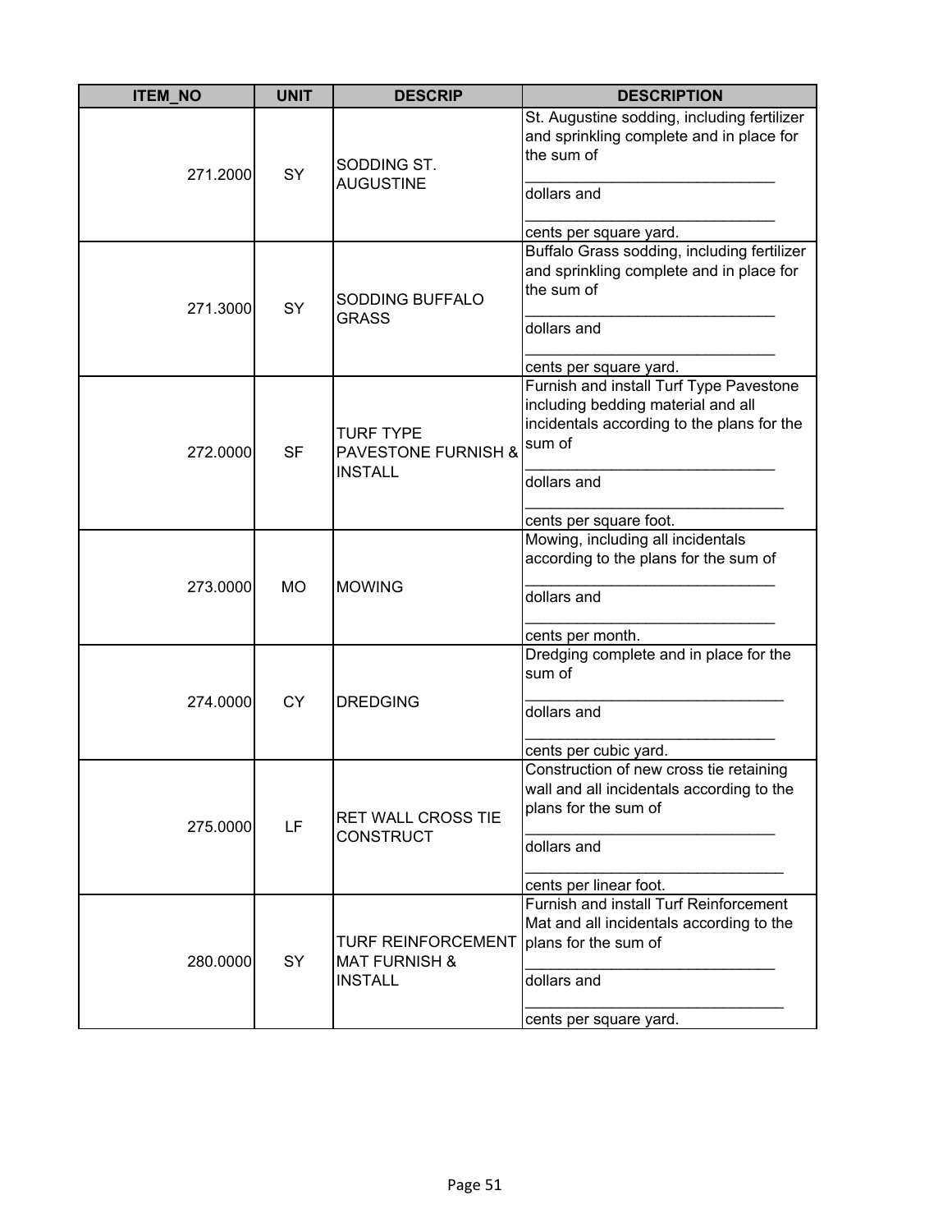| ITEM_NO | UNIT | DESCRIP | DESCRIPTION |
| --- | --- | --- | --- |
| 271.2000 | SY | SODDING ST. AUGUSTINE | St. Augustine sodding, including fertilizer and sprinkling complete and in place for the sum of ______________________________ dollars and ______________________________ cents per square yard. |
| 271.3000 | SY | SODDING BUFFALO GRASS | Buffalo Grass sodding, including fertilizer and sprinkling complete and in place for the sum of ______________________________ dollars and ______________________________ cents per square yard. |
| 272.0000 | SF | TURF TYPE PAVESTONE FURNISH & INSTALL | Furnish and install Turf Type Pavestone including bedding material and all incidentals according to the plans for the sum of ______________________________ dollars and ______________________________ cents per square foot. |
| 273.0000 | MO | MOWING | Mowing, including all incidentals according to the plans for the sum of ______________________________ dollars and ______________________________ cents per month. |
| 274.0000 | CY | DREDGING | Dredging complete and in place for the sum of ______________________________ dollars and ______________________________ cents per cubic yard. |
| 275.0000 | LF | RET WALL CROSS TIE CONSTRUCT | Construction of new cross tie retaining wall and all incidentals according to the plans for the sum of ______________________________ dollars and ______________________________ cents per linear foot. |
| 280.0000 | SY | TURF REINFORCEMENT MAT FURNISH & INSTALL | Furnish and install Turf Reinforcement Mat and all incidentals according to the plans for the sum of ______________________________ dollars and ______________________________ cents per square yard. |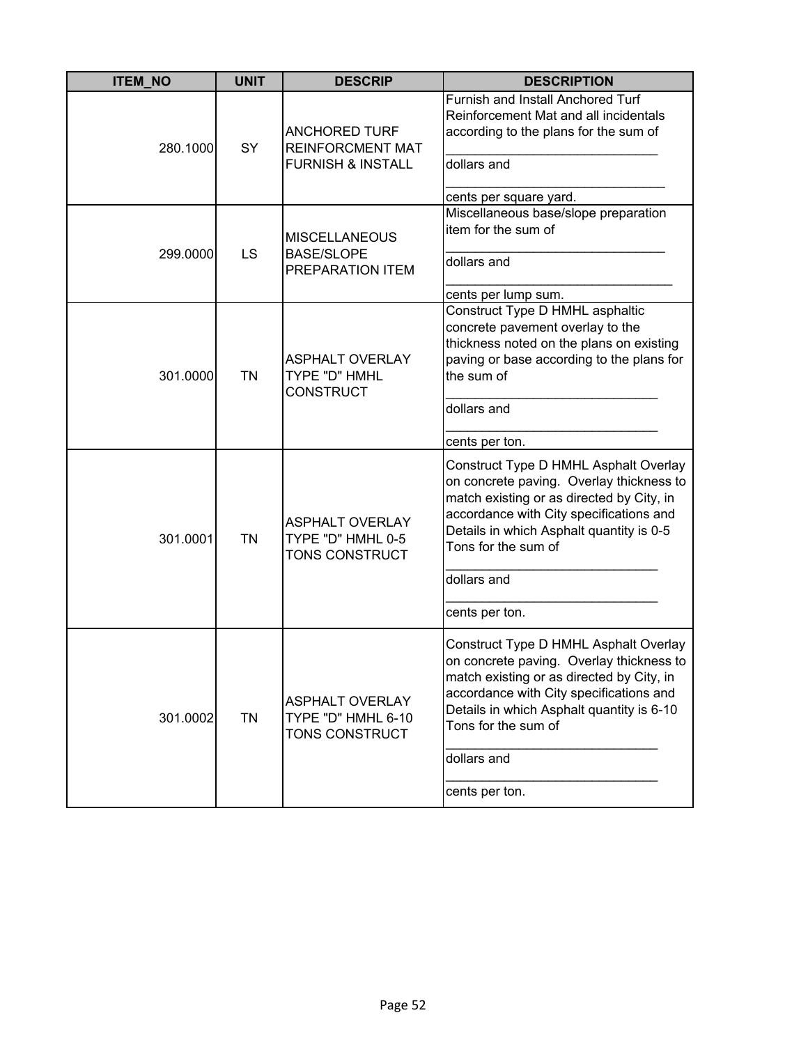| ITEM_NO | UNIT | DESCRIP | DESCRIPTION |
|---|---|---|---|
| 280.1000 | SY | ANCHORED TURF REINFORCMENT MAT FURNISH & INSTALL | Furnish and Install Anchored Turf Reinforcement Mat and all incidentals according to the plans for the sum of ______________________________ dollars and ______________________________ cents per square yard. |
| 299.0000 | LS | MISCELLANEOUS BASE/SLOPE PREPARATION ITEM | Miscellaneous base/slope preparation item for the sum of ______________________________ dollars and ______________________________ cents per lump sum. |
| 301.0000 | TN | ASPHALT OVERLAY TYPE "D" HMHL CONSTRUCT | Construct Type D HMHL asphaltic concrete pavement overlay to the thickness noted on the plans on existing paving or base according to the plans for the sum of ______________________________ dollars and ______________________________ cents per ton. |
| 301.0001 | TN | ASPHALT OVERLAY TYPE "D" HMHL 0-5 TONS CONSTRUCT | Construct Type D HMHL Asphalt Overlay on concrete paving. Overlay thickness to match existing or as directed by City, in accordance with City specifications and Details in which Asphalt quantity is 0-5 Tons for the sum of ______________________________ dollars and ______________________________ cents per ton. |
| 301.0002 | TN | ASPHALT OVERLAY TYPE "D" HMHL 6-10 TONS CONSTRUCT | Construct Type D HMHL Asphalt Overlay on concrete paving. Overlay thickness to match existing or as directed by City, in accordance with City specifications and Details in which Asphalt quantity is 6-10 Tons for the sum of ______________________________ dollars and ______________________________ cents per ton. |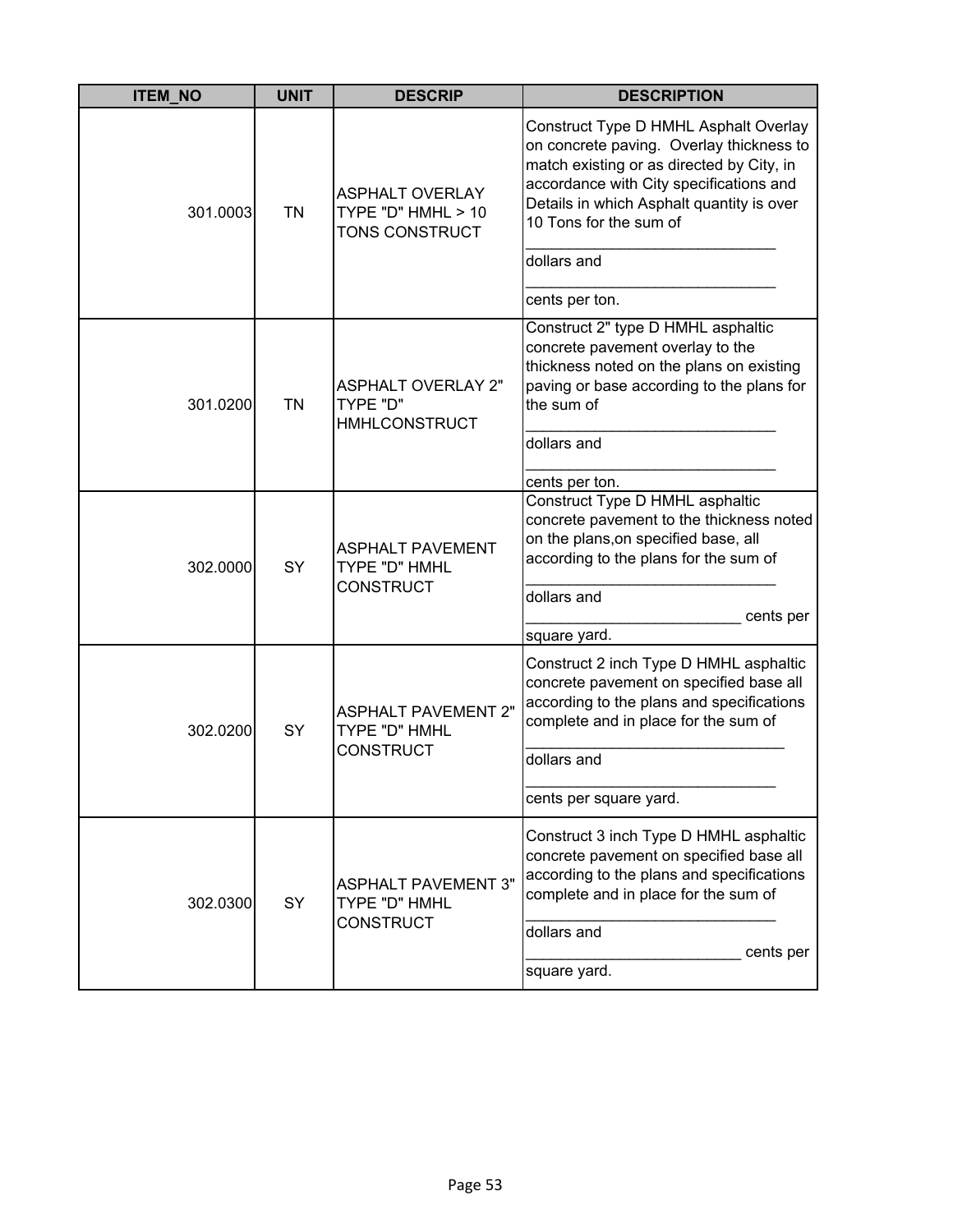| ITEM_NO | UNIT | DESCRIP | DESCRIPTION |
|---|---|---|---|
| 301.0003 | TN | ASPHALT OVERLAY TYPE "D" HMHL > 10 TONS CONSTRUCT | Construct Type D HMHL Asphalt Overlay on concrete paving. Overlay thickness to match existing or as directed by City, in accordance with City specifications and Details in which Asphalt quantity is over 10 Tons for the sum of ______________________________ dollars and ______________________________ cents per ton. |
| 301.0200 | TN | ASPHALT OVERLAY 2" TYPE "D" HMHLCONSTRUCT | Construct 2" type D HMHL asphaltic concrete pavement overlay to the thickness noted on the plans on existing paving or base according to the plans for the sum of ______________________________ dollars and ______________________________ cents per ton. |
| 302.0000 | SY | ASPHALT PAVEMENT TYPE "D" HMHL CONSTRUCT | Construct Type D HMHL asphaltic concrete pavement to the thickness noted on the plans,on specified base, all according to the plans for the sum of ______________________________ dollars and __________________________ cents per square yard. |
| 302.0200 | SY | ASPHALT PAVEMENT 2" TYPE "D" HMHL CONSTRUCT | Construct 2 inch Type D HMHL asphaltic concrete pavement on specified base all according to the plans and specifications complete and in place for the sum of _______________________________ dollars and ______________________________ cents per square yard. |
| 302.0300 | SY | ASPHALT PAVEMENT 3" TYPE "D" HMHL CONSTRUCT | Construct 3 inch Type D HMHL asphaltic concrete pavement on specified base all according to the plans and specifications complete and in place for the sum of ______________________________ dollars and __________________________ cents per square yard. |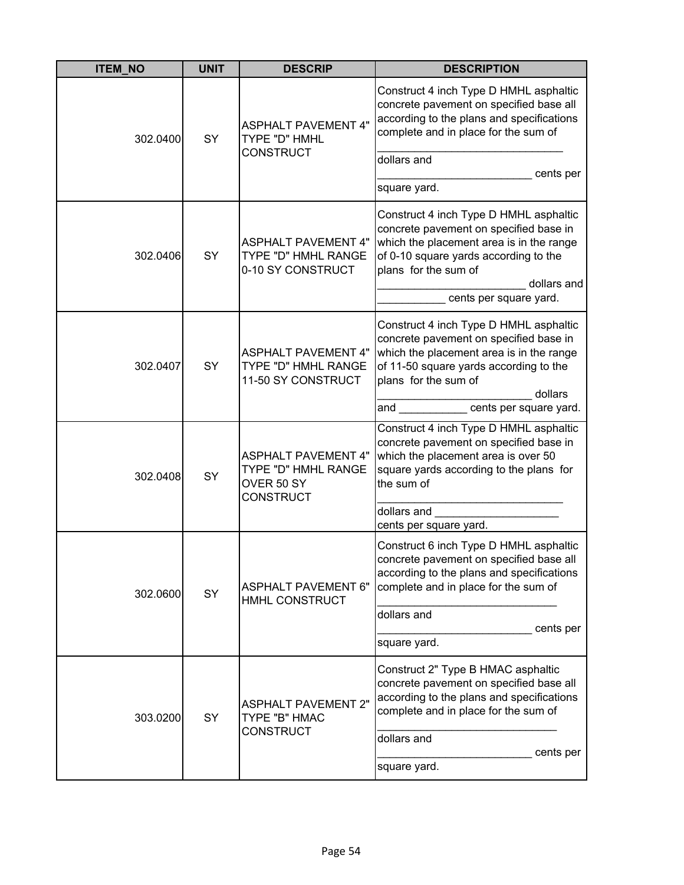| ITEM_NO | UNIT | DESCRIP | DESCRIPTION |
|---|---|---|---|
| 302.0400 | SY | ASPHALT PAVEMENT 4" TYPE "D" HMHL CONSTRUCT | Construct 4 inch Type D HMHL asphaltic concrete pavement on specified base all according to the plans and specifications complete and in place for the sum of _____________________________ dollars and ________________________ cents per square yard. |
| 302.0406 | SY | ASPHALT PAVEMENT 4" TYPE "D" HMHL RANGE 0-10 SY CONSTRUCT | Construct 4 inch Type D HMHL asphaltic concrete pavement on specified base in which the placement area is in the range of 0-10 square yards according to the plans for the sum of ________________________ dollars and ___________ cents per square yard. |
| 302.0407 | SY | ASPHALT PAVEMENT 4" TYPE "D" HMHL RANGE 11-50 SY CONSTRUCT | Construct 4 inch Type D HMHL asphaltic concrete pavement on specified base in which the placement area is in the range of 11-50 square yards according to the plans for the sum of ________________________ dollars and ___________ cents per square yard. |
| 302.0408 | SY | ASPHALT PAVEMENT 4" TYPE "D" HMHL RANGE OVER 50 SY CONSTRUCT | Construct 4 inch Type D HMHL asphaltic concrete pavement on specified base in which the placement area is over 50 square yards according to the plans for the sum of _____________________________ dollars and ____________________ cents per square yard. |
| 302.0600 | SY | ASPHALT PAVEMENT 6" HMHL CONSTRUCT | Construct 6 inch Type D HMHL asphaltic concrete pavement on specified base all according to the plans and specifications complete and in place for the sum of ____________________________ dollars and ________________________ cents per square yard. |
| 303.0200 | SY | ASPHALT PAVEMENT 2" TYPE "B" HMAC CONSTRUCT | Construct 2" Type B HMAC asphaltic concrete pavement on specified base all according to the plans and specifications complete and in place for the sum of ____________________________ dollars and ________________________ cents per square yard. |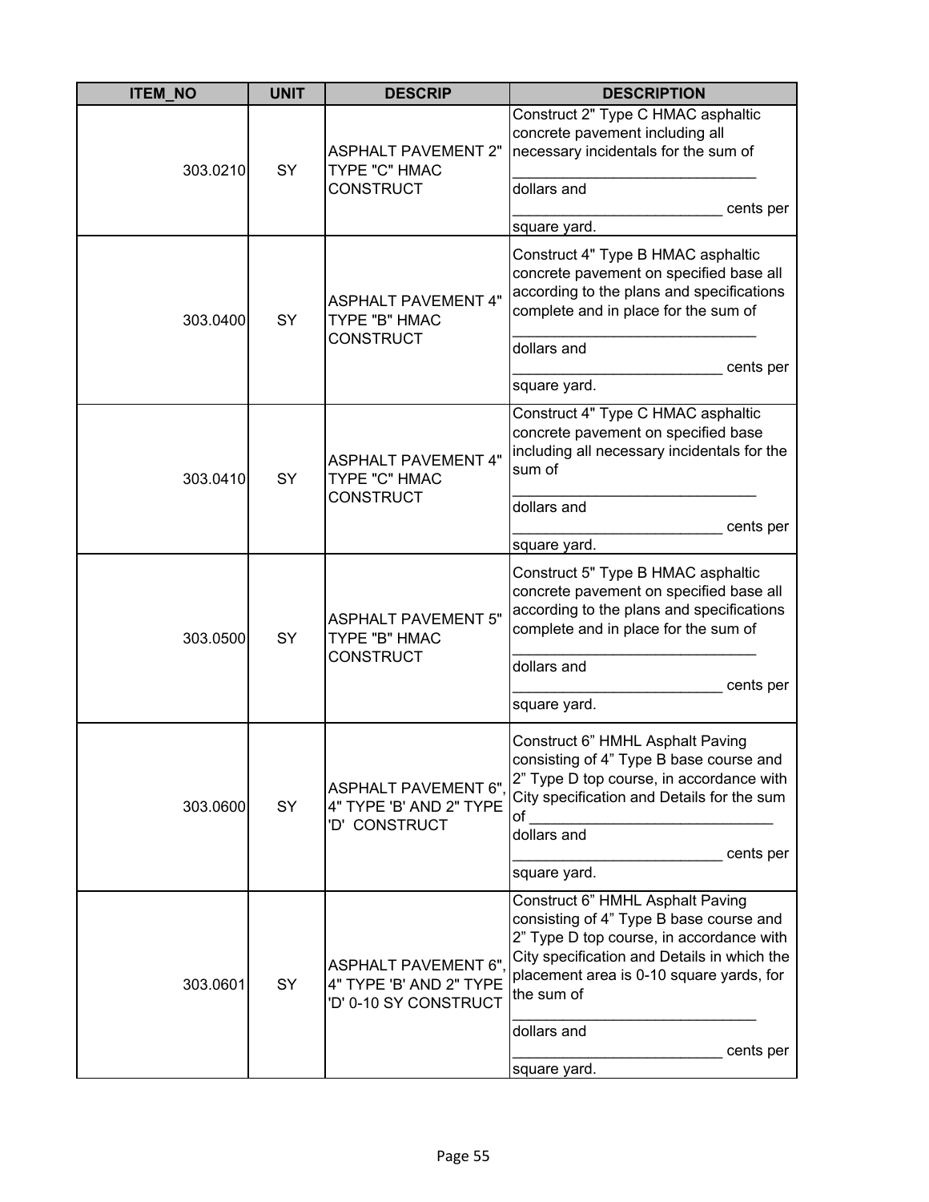| ITEM_NO | UNIT | DESCRIP | DESCRIPTION |
|---|---|---|---|
| 303.0210 | SY | ASPHALT PAVEMENT 2" TYPE "C" HMAC CONSTRUCT | Construct 2" Type C HMAC asphaltic concrete pavement including all necessary incidentals for the sum of ______________________________ dollars and _________________________ cents per square yard. |
| 303.0400 | SY | ASPHALT PAVEMENT 4" TYPE "B" HMAC CONSTRUCT | Construct 4" Type B HMAC asphaltic concrete pavement on specified base all according to the plans and specifications complete and in place for the sum of ______________________________ dollars and _________________________ cents per square yard. |
| 303.0410 | SY | ASPHALT PAVEMENT 4" TYPE "C" HMAC CONSTRUCT | Construct 4" Type C HMAC asphaltic concrete pavement on specified base including all necessary incidentals for the sum of ______________________________ dollars and _________________________ cents per square yard. |
| 303.0500 | SY | ASPHALT PAVEMENT 5" TYPE "B" HMAC CONSTRUCT | Construct 5" Type B HMAC asphaltic concrete pavement on specified base all according to the plans and specifications complete and in place for the sum of ______________________________ dollars and _________________________ cents per square yard. |
| 303.0600 | SY | ASPHALT PAVEMENT 6", 4" TYPE 'B' AND 2" TYPE 'D' CONSTRUCT | Construct 6" HMHL Asphalt Paving consisting of 4" Type B base course and 2" Type D top course, in accordance with City specification and Details for the sum of ______________________________ dollars and _________________________ cents per square yard. |
| 303.0601 | SY | ASPHALT PAVEMENT 6", 4" TYPE 'B' AND 2" TYPE 'D' 0-10 SY CONSTRUCT | Construct 6" HMHL Asphalt Paving consisting of 4" Type B base course and 2" Type D top course, in accordance with City specification and Details in which the placement area is 0-10 square yards, for the sum of ______________________________ dollars and _________________________ cents per square yard. |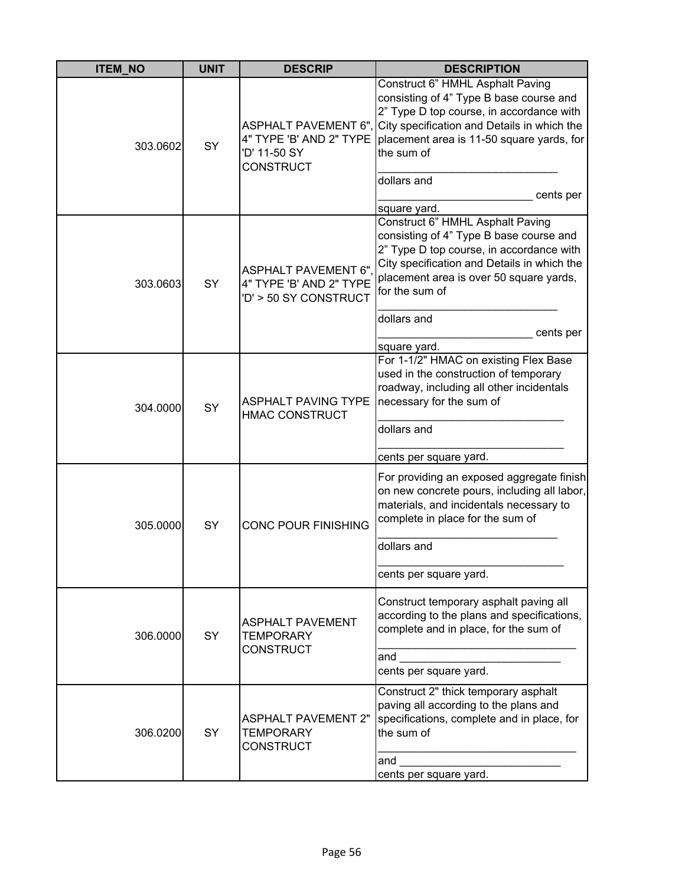| ITEM_NO | UNIT | DESCRIP | DESCRIPTION |
|---|---|---|---|
| 303.0602 | SY | ASPHALT PAVEMENT 6", 4" TYPE 'B' AND 2" TYPE 'D' 11-50 SY CONSTRUCT | Construct 6" HMHL Asphalt Paving consisting of 4" Type B base course and 2" Type D top course, in accordance with City specification and Details in which the placement area is 11-50 square yards, for the sum of ______________________________ dollars and _________________________ cents per square yard. |
| 303.0603 | SY | ASPHALT PAVEMENT 6", 4" TYPE 'B' AND 2" TYPE 'D' > 50 SY CONSTRUCT | Construct 6" HMHL Asphalt Paving consisting of 4" Type B base course and 2" Type D top course, in accordance with City specification and Details in which the placement area is over 50 square yards, for the sum of ______________________________ dollars and _________________________ cents per square yard. |
| 304.0000 | SY | ASPHALT PAVING TYPE HMAC CONSTRUCT | For 1-1/2" HMAC on existing Flex Base used in the construction of temporary roadway, including all other incidentals necessary for the sum of ______________________________ dollars and ______________________________ cents per square yard. |
| 305.0000 | SY | CONC POUR FINISHING | For providing an exposed aggregate finish on new concrete pours, including all labor, materials, and incidentals necessary to complete in place for the sum of ______________________________ dollars and ______________________________ cents per square yard. |
| 306.0000 | SY | ASPHALT PAVEMENT TEMPORARY CONSTRUCT | Construct temporary asphalt paving all according to the plans and specifications, complete and in place, for the sum of ________________________________ and __________________________ cents per square yard. |
| 306.0200 | SY | ASPHALT PAVEMENT 2" TEMPORARY CONSTRUCT | Construct 2" thick temporary asphalt paving all according to the plans and specifications, complete and in place, for the sum of ________________________________ and __________________________ cents per square yard. |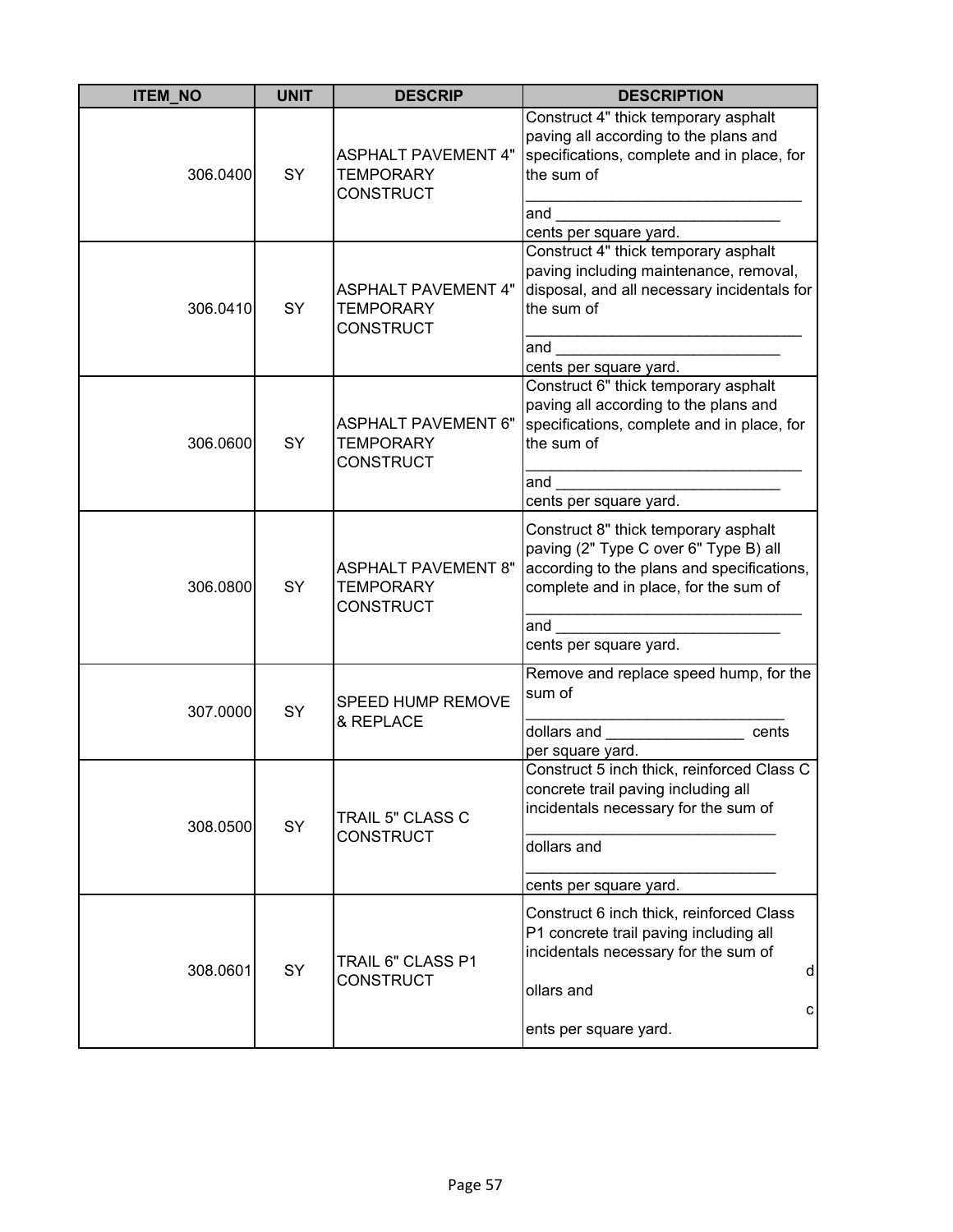| ITEM_NO | UNIT | DESCRIP | DESCRIPTION |
|---|---|---|---|
| 306.0400 | SY | ASPHALT PAVEMENT 4" TEMPORARY CONSTRUCT | Construct 4" thick temporary asphalt paving all according to the plans and specifications, complete and in place, for the sum of ______________________________ and __________________________ cents per square yard. |
| 306.0410 | SY | ASPHALT PAVEMENT 4" TEMPORARY CONSTRUCT | Construct 4" thick temporary asphalt paving including maintenance, removal, disposal, and all necessary incidentals for the sum of ______________________________ and __________________________ cents per square yard. |
| 306.0600 | SY | ASPHALT PAVEMENT 6" TEMPORARY CONSTRUCT | Construct 6" thick temporary asphalt paving all according to the plans and specifications, complete and in place, for the sum of ______________________________ and __________________________ cents per square yard. |
| 306.0800 | SY | ASPHALT PAVEMENT 8" TEMPORARY CONSTRUCT | Construct 8" thick temporary asphalt paving (2" Type C over 6" Type B) all according to the plans and specifications, complete and in place, for the sum of ______________________________ and __________________________ cents per square yard. |
| 307.0000 | SY | SPEED HUMP REMOVE & REPLACE | Remove and replace speed hump, for the sum of ______________________________ dollars and ________________ cents per square yard. |
| 308.0500 | SY | TRAIL 5" CLASS C CONSTRUCT | Construct 5 inch thick, reinforced Class C concrete trail paving including all incidentals necessary for the sum of ____________________________ dollars and ____________________________ cents per square yard. |
| 308.0601 | SY | TRAIL 6" CLASS P1 CONSTRUCT | Construct 6 inch thick, reinforced Class P1 concrete trail paving including all incidentals necessary for the sum of d ollars and c ents per square yard. |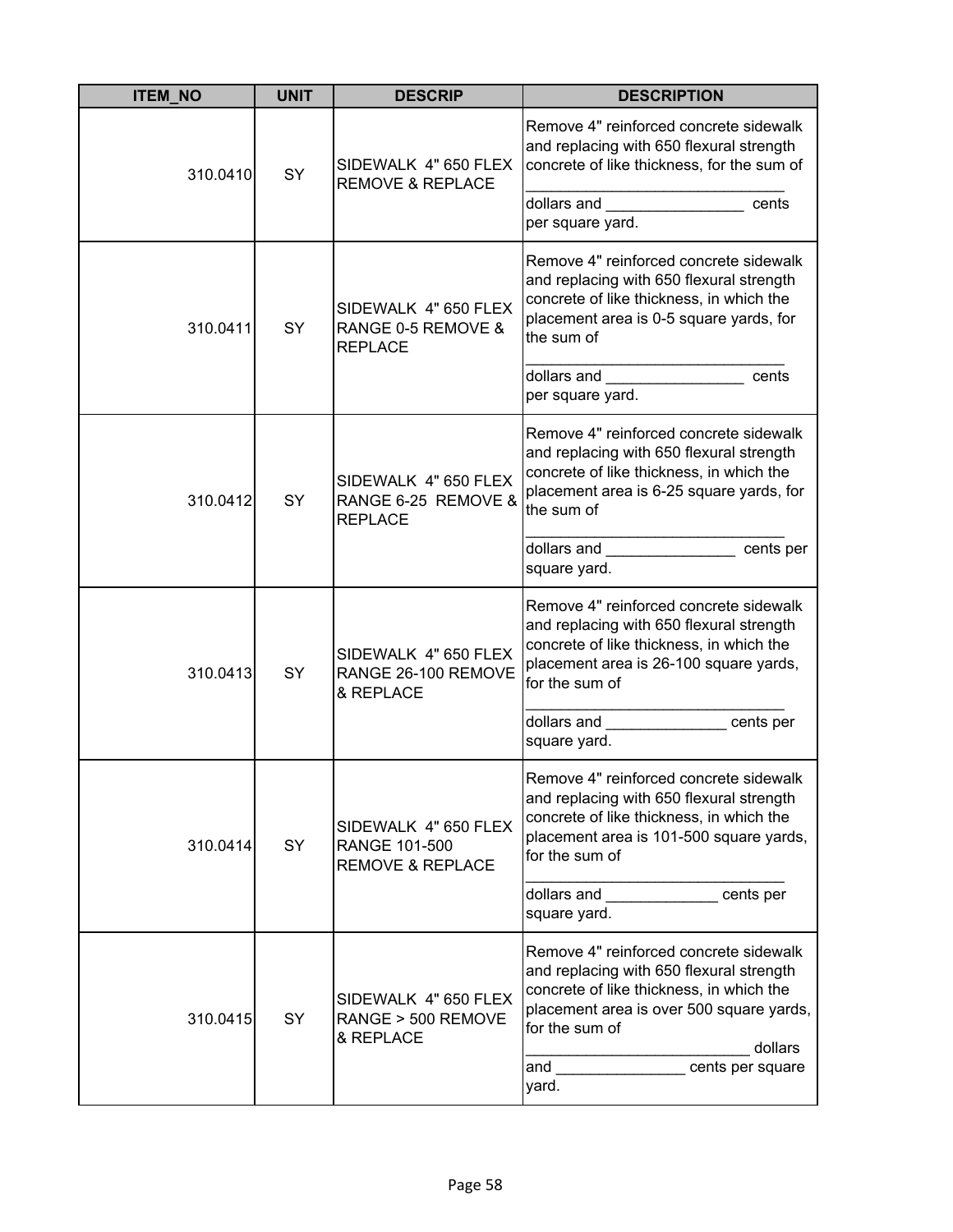| ITEM_NO | UNIT | DESCRIP | DESCRIPTION |
|---|---|---|---|
| 310.0410 | SY | SIDEWALK 4" 650 FLEX REMOVE & REPLACE | Remove 4" reinforced concrete sidewalk and replacing with 650 flexural strength concrete of like thickness, for the sum of _______________________________ dollars and ________________ cents per square yard. |
| 310.0411 | SY | SIDEWALK 4" 650 FLEX RANGE 0-5 REMOVE & REPLACE | Remove 4" reinforced concrete sidewalk and replacing with 650 flexural strength concrete of like thickness, in which the placement area is 0-5 square yards, for the sum of _______________________________ dollars and ________________ cents per square yard. |
| 310.0412 | SY | SIDEWALK 4" 650 FLEX RANGE 6-25 REMOVE & REPLACE | Remove 4" reinforced concrete sidewalk and replacing with 650 flexural strength concrete of like thickness, in which the placement area is 6-25 square yards, for the sum of _______________________________ dollars and _______________ cents per square yard. |
| 310.0413 | SY | SIDEWALK 4" 650 FLEX RANGE 26-100 REMOVE & REPLACE | Remove 4" reinforced concrete sidewalk and replacing with 650 flexural strength concrete of like thickness, in which the placement area is 26-100 square yards, for the sum of _______________________________ dollars and ______________ cents per square yard. |
| 310.0414 | SY | SIDEWALK 4" 650 FLEX RANGE 101-500 REMOVE & REPLACE | Remove 4" reinforced concrete sidewalk and replacing with 650 flexural strength concrete of like thickness, in which the placement area is 101-500 square yards, for the sum of _______________________________ dollars and _____________ cents per square yard. |
| 310.0415 | SY | SIDEWALK 4" 650 FLEX RANGE > 500 REMOVE & REPLACE | Remove 4" reinforced concrete sidewalk and replacing with 650 flexural strength concrete of like thickness, in which the placement area is over 500 square yards, for the sum of __________________________ dollars and _______________ cents per square yard. |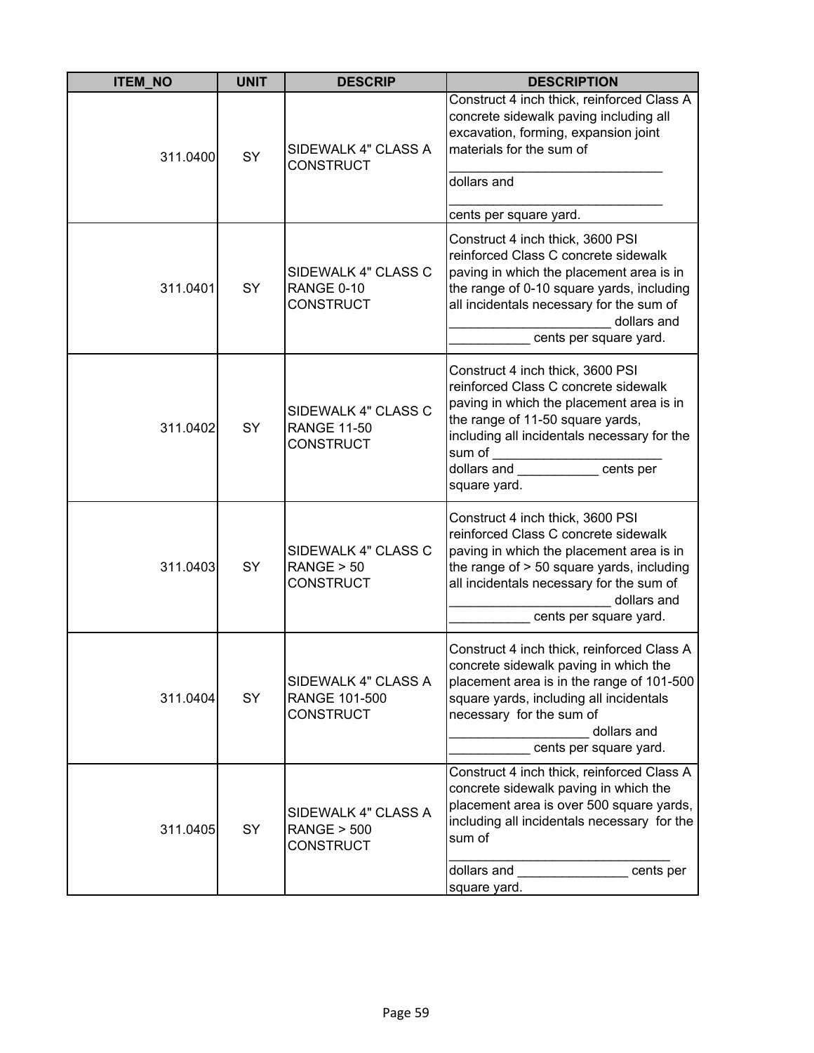| ITEM_NO | UNIT | DESCRIP | DESCRIPTION |
|---|---|---|---|
| 311.0400 | SY | SIDEWALK 4" CLASS A CONSTRUCT | Construct 4 inch thick, reinforced Class A concrete sidewalk paving including all excavation, forming, expansion joint materials for the sum of ____________________________ dollars and ____________________________ cents per square yard. |
| 311.0401 | SY | SIDEWALK 4" CLASS C RANGE 0-10 CONSTRUCT | Construct 4 inch thick, 3600 PSI reinforced Class C concrete sidewalk paving in which the placement area is in the range of 0-10 square yards, including all incidentals necessary for the sum of _____________________ dollars and ___________ cents per square yard. |
| 311.0402 | SY | SIDEWALK 4" CLASS C RANGE 11-50 CONSTRUCT | Construct 4 inch thick, 3600 PSI reinforced Class C concrete sidewalk paving in which the placement area is in the range of 11-50 square yards, including all incidentals necessary for the sum of _______________________ dollars and ___________ cents per square yard. |
| 311.0403 | SY | SIDEWALK 4" CLASS C RANGE > 50 CONSTRUCT | Construct 4 inch thick, 3600 PSI reinforced Class C concrete sidewalk paving in which the placement area is in the range of > 50 square yards, including all incidentals necessary for the sum of _____________________ dollars and ___________ cents per square yard. |
| 311.0404 | SY | SIDEWALK 4" CLASS A RANGE 101-500 CONSTRUCT | Construct 4 inch thick, reinforced Class A concrete sidewalk paving in which the placement area is in the range of 101-500 square yards, including all incidentals necessary for the sum of __________________ dollars and ___________ cents per square yard. |
| 311.0405 | SY | SIDEWALK 4" CLASS A RANGE > 500 CONSTRUCT | Construct 4 inch thick, reinforced Class A concrete sidewalk paving in which the placement area is over 500 square yards, including all incidentals necessary for the sum of _____________________________ dollars and _______________ cents per square yard. |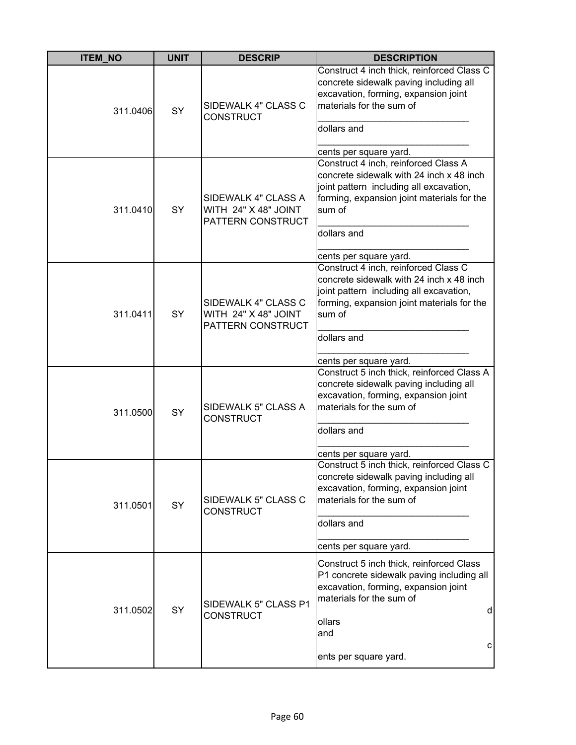| ITEM_NO | UNIT | DESCRIP | DESCRIPTION |
|---|---|---|---|
| 311.0406 | SY | SIDEWALK 4" CLASS C CONSTRUCT | Construct 4 inch thick, reinforced Class C concrete sidewalk paving including all excavation, forming, expansion joint materials for the sum of _____________________________ dollars and _____________________________ cents per square yard. |
| 311.0410 | SY | SIDEWALK 4" CLASS A WITH 24" X 48" JOINT PATTERN CONSTRUCT | Construct 4 inch, reinforced Class A concrete sidewalk with 24 inch x 48 inch joint pattern including all excavation, forming, expansion joint materials for the sum of _____________________________ dollars and _____________________________ cents per square yard. |
| 311.0411 | SY | SIDEWALK 4" CLASS C WITH 24" X 48" JOINT PATTERN CONSTRUCT | Construct 4 inch, reinforced Class C concrete sidewalk with 24 inch x 48 inch joint pattern including all excavation, forming, expansion joint materials for the sum of _____________________________ dollars and _____________________________ cents per square yard. |
| 311.0500 | SY | SIDEWALK 5" CLASS A CONSTRUCT | Construct 5 inch thick, reinforced Class A concrete sidewalk paving including all excavation, forming, expansion joint materials for the sum of _____________________________ dollars and _____________________________ cents per square yard. |
| 311.0501 | SY | SIDEWALK 5" CLASS C CONSTRUCT | Construct 5 inch thick, reinforced Class C concrete sidewalk paving including all excavation, forming, expansion joint materials for the sum of _____________________________ dollars and _____________________________ cents per square yard. |
| 311.0502 | SY | SIDEWALK 5" CLASS P1 CONSTRUCT | Construct 5 inch thick, reinforced Class P1 concrete sidewalk paving including all excavation, forming, expansion joint materials for the sum of d ollars and c ents per square yard. |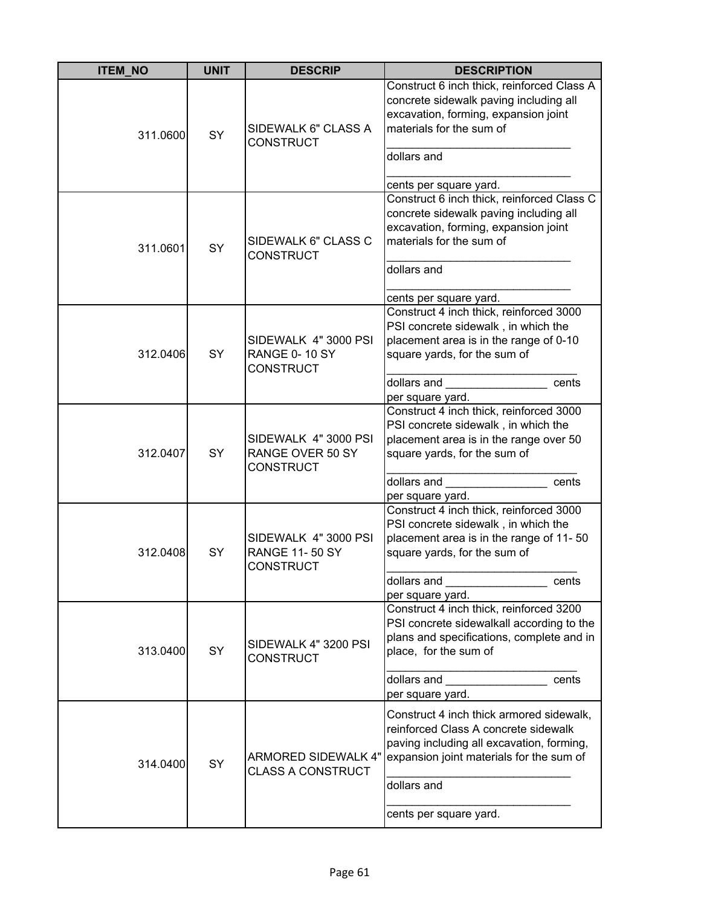| ITEM_NO | UNIT | DESCRIP | DESCRIPTION |
|---|---|---|---|
| 311.0600 | SY | SIDEWALK 6" CLASS A CONSTRUCT | Construct 6 inch thick, reinforced Class A concrete sidewalk paving including all excavation, forming, expansion joint materials for the sum of ______________________________ dollars and ______________________________ cents per square yard. |
| 311.0601 | SY | SIDEWALK 6" CLASS C CONSTRUCT | Construct 6 inch thick, reinforced Class C concrete sidewalk paving including all excavation, forming, expansion joint materials for the sum of ______________________________ dollars and ______________________________ cents per square yard. |
| 312.0406 | SY | SIDEWALK 4" 3000 PSI RANGE 0- 10 SY CONSTRUCT | Construct 4 inch thick, reinforced 3000 PSI concrete sidewalk , in which the placement area is in the range of 0-10 square yards, for the sum of ______________________________ dollars and ________________ cents per square yard. |
| 312.0407 | SY | SIDEWALK 4" 3000 PSI RANGE OVER 50 SY CONSTRUCT | Construct 4 inch thick, reinforced 3000 PSI concrete sidewalk , in which the placement area is in the range over 50 square yards, for the sum of ______________________________ dollars and ________________ cents per square yard. |
| 312.0408 | SY | SIDEWALK 4" 3000 PSI RANGE 11- 50 SY CONSTRUCT | Construct 4 inch thick, reinforced 3000 PSI concrete sidewalk , in which the placement area is in the range of 11- 50 square yards, for the sum of ______________________________ dollars and ________________ cents per square yard. |
| 313.0400 | SY | SIDEWALK 4" 3200 PSI CONSTRUCT | Construct 4 inch thick, reinforced 3200 PSI concrete sidewalkall according to the plans and specifications, complete and in place, for the sum of ______________________________ dollars and ________________ cents per square yard. |
| 314.0400 | SY | ARMORED SIDEWALK 4" CLASS A CONSTRUCT | Construct 4 inch thick armored sidewalk, reinforced Class A concrete sidewalk paving including all excavation, forming, expansion joint materials for the sum of ______________________________ dollars and ______________________________ cents per square yard. |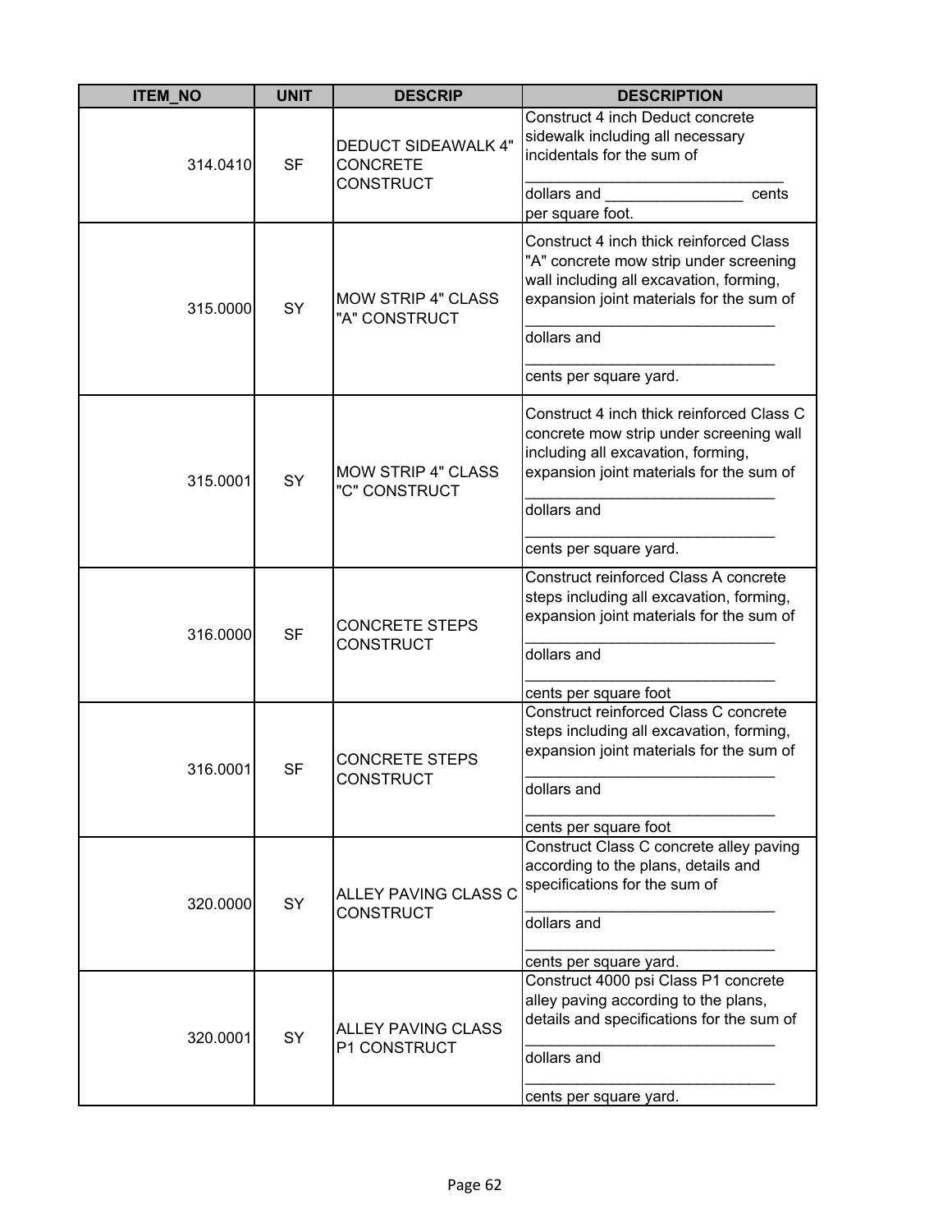| ITEM_NO | UNIT | DESCRIP | DESCRIPTION |
| --- | --- | --- | --- |
| 314.0410 | SF | DEDUCT SIDEAWALK 4" CONCRETE CONSTRUCT | Construct 4 inch Deduct concrete sidewalk including all necessary incidentals for the sum of _______________________________ dollars and ________________ cents per square foot. |
| 315.0000 | SY | MOW STRIP 4" CLASS "A" CONSTRUCT | Construct 4 inch thick reinforced Class "A" concrete mow strip under screening wall including all excavation, forming, expansion joint materials for the sum of _____________________________ dollars and _____________________________ cents per square yard. |
| 315.0001 | SY | MOW STRIP 4" CLASS "C" CONSTRUCT | Construct 4 inch thick reinforced Class C concrete mow strip under screening wall including all excavation, forming, expansion joint materials for the sum of _____________________________ dollars and _____________________________ cents per square yard. |
| 316.0000 | SF | CONCRETE STEPS CONSTRUCT | Construct reinforced Class A concrete steps including all excavation, forming, expansion joint materials for the sum of _____________________________ dollars and _____________________________ cents per square foot |
| 316.0001 | SF | CONCRETE STEPS CONSTRUCT | Construct reinforced Class C concrete steps including all excavation, forming, expansion joint materials for the sum of _____________________________ dollars and _____________________________ cents per square foot |
| 320.0000 | SY | ALLEY PAVING CLASS C CONSTRUCT | Construct Class C concrete alley paving according to the plans, details and specifications for the sum of _____________________________ dollars and _____________________________ cents per square yard. |
| 320.0001 | SY | ALLEY PAVING CLASS P1 CONSTRUCT | Construct 4000 psi Class P1 concrete alley paving according to the plans, details and specifications for the sum of _____________________________ dollars and _____________________________ cents per square yard. |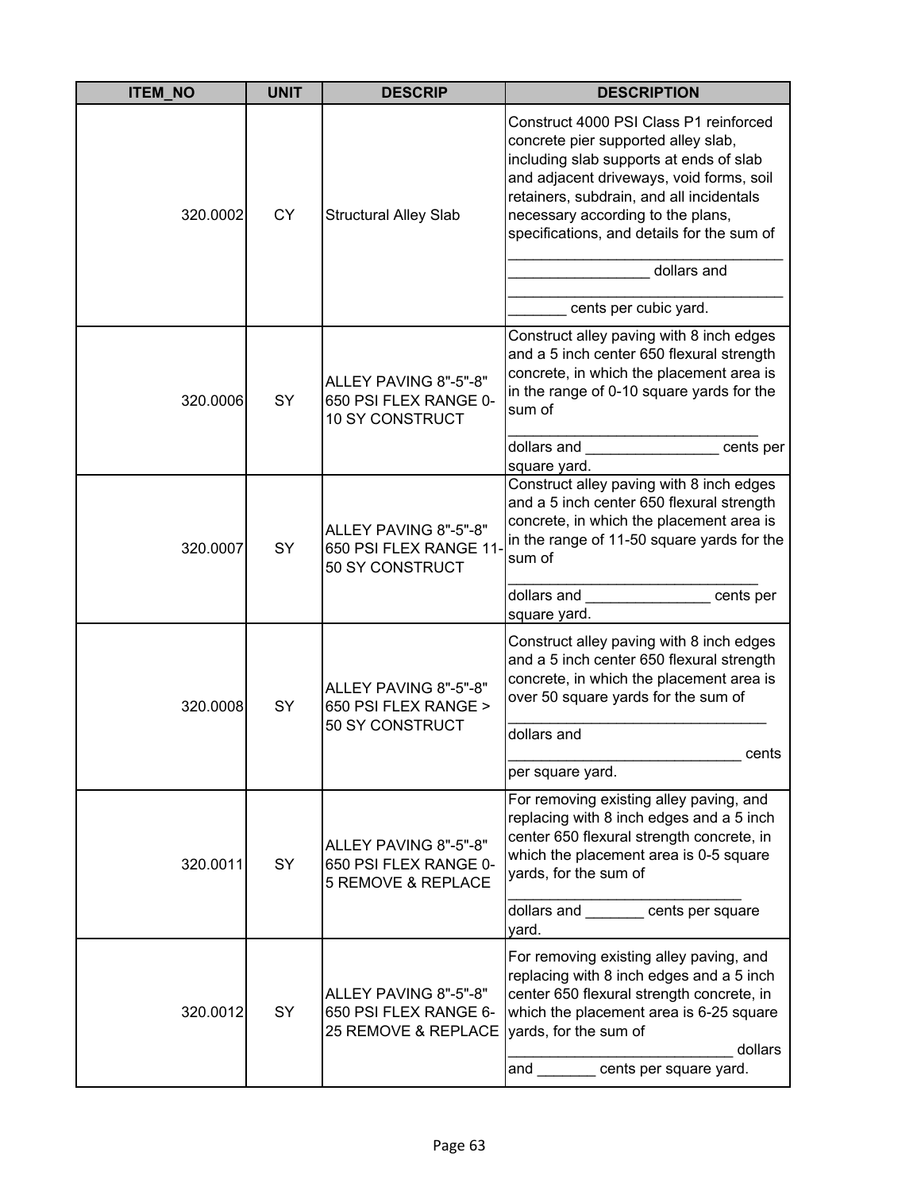| ITEM_NO | UNIT | DESCRIP | DESCRIPTION |
|---|---|---|---|
| 320.0002 | CY | Structural Alley Slab | Construct 4000 PSI Class P1 reinforced concrete pier supported alley slab, including slab supports at ends of slab and adjacent driveways, void forms, soil retainers, subdrain, and all incidentals necessary according to the plans, specifications, and details for the sum of ___________________________________ _________________ dollars and ___________________________________ _______ cents per cubic yard. |
| 320.0006 | SY | ALLEY PAVING 8"-5"-8" 650 PSI FLEX RANGE 0-10 SY CONSTRUCT | Construct alley paving with 8 inch edges and a 5 inch center 650 flexural strength concrete, in which the placement area is in the range of 0-10 square yards for the sum of _______________________________ dollars and ________________ cents per square yard. |
| 320.0007 | SY | ALLEY PAVING 8"-5"-8" 650 PSI FLEX RANGE 11-50 SY CONSTRUCT | Construct alley paving with 8 inch edges and a 5 inch center 650 flexural strength concrete, in which the placement area is in the range of 11-50 square yards for the sum of _______________________________ dollars and _______________ cents per square yard. |
| 320.0008 | SY | ALLEY PAVING 8"-5"-8" 650 PSI FLEX RANGE > 50 SY CONSTRUCT | Construct alley paving with 8 inch edges and a 5 inch center 650 flexural strength concrete, in which the placement area is over 50 square yards for the sum of _______________________________ dollars and ____________________________ cents per square yard. |
| 320.0011 | SY | ALLEY PAVING 8"-5"-8" 650 PSI FLEX RANGE 0-5 REMOVE & REPLACE | For removing existing alley paving, and replacing with 8 inch edges and a 5 inch center 650 flexural strength concrete, in which the placement area is 0-5 square yards, for the sum of ____________________________ dollars and _______ cents per square yard. |
| 320.0012 | SY | ALLEY PAVING 8"-5"-8" 650 PSI FLEX RANGE 6-25 REMOVE & REPLACE | For removing existing alley paving, and replacing with 8 inch edges and a 5 inch center 650 flexural strength concrete, in which the placement area is 6-25 square yards, for the sum of ___________________________ dollars and _______ cents per square yard. |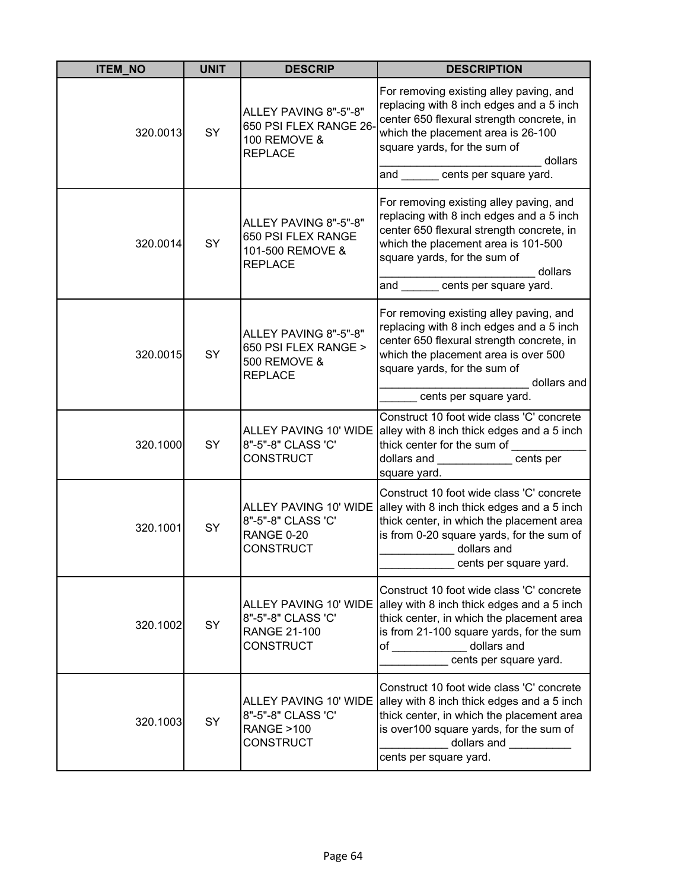| ITEM_NO | UNIT | DESCRIP | DESCRIPTION |
|---|---|---|---|
| 320.0013 | SY | ALLEY PAVING 8"-5"-8" 650 PSI FLEX RANGE 26-100 REMOVE & REPLACE | For removing existing alley paving, and replacing with 8 inch edges and a 5 inch center 650 flexural strength concrete, in which the placement area is 26-100 square yards, for the sum of _________________________ dollars and ______ cents per square yard. |
| 320.0014 | SY | ALLEY PAVING 8"-5"-8" 650 PSI FLEX RANGE 101-500 REMOVE & REPLACE | For removing existing alley paving, and replacing with 8 inch edges and a 5 inch center 650 flexural strength concrete, in which the placement area is 101-500 square yards, for the sum of ________________________ dollars and ______ cents per square yard. |
| 320.0015 | SY | ALLEY PAVING 8"-5"-8" 650 PSI FLEX RANGE > 500 REMOVE & REPLACE | For removing existing alley paving, and replacing with 8 inch edges and a 5 inch center 650 flexural strength concrete, in which the placement area is over 500 square yards, for the sum of _______________________ dollars and ______ cents per square yard. |
| 320.1000 | SY | ALLEY PAVING 10' WIDE 8"-5"-8" CLASS 'C' CONSTRUCT | Construct 10 foot wide class 'C' concrete alley with 8 inch thick edges and a 5 inch thick center for the sum of ____________ dollars and ____________ cents per square yard. |
| 320.1001 | SY | ALLEY PAVING 10' WIDE 8"-5"-8" CLASS 'C' RANGE 0-20 CONSTRUCT | Construct 10 foot wide class 'C' concrete alley with 8 inch thick edges and a 5 inch thick center, in which the placement area is from 0-20 square yards, for the sum of ____________ dollars and ____________ cents per square yard. |
| 320.1002 | SY | ALLEY PAVING 10' WIDE 8"-5"-8" CLASS 'C' RANGE 21-100 CONSTRUCT | Construct 10 foot wide class 'C' concrete alley with 8 inch thick edges and a 5 inch thick center, in which the placement area is from 21-100 square yards, for the sum of ____________ dollars and ___________ cents per square yard. |
| 320.1003 | SY | ALLEY PAVING 10' WIDE 8"-5"-8" CLASS 'C' RANGE >100 CONSTRUCT | Construct 10 foot wide class 'C' concrete alley with 8 inch thick edges and a 5 inch thick center, in which the placement area is over100 square yards, for the sum of ___________ dollars and __________ cents per square yard. |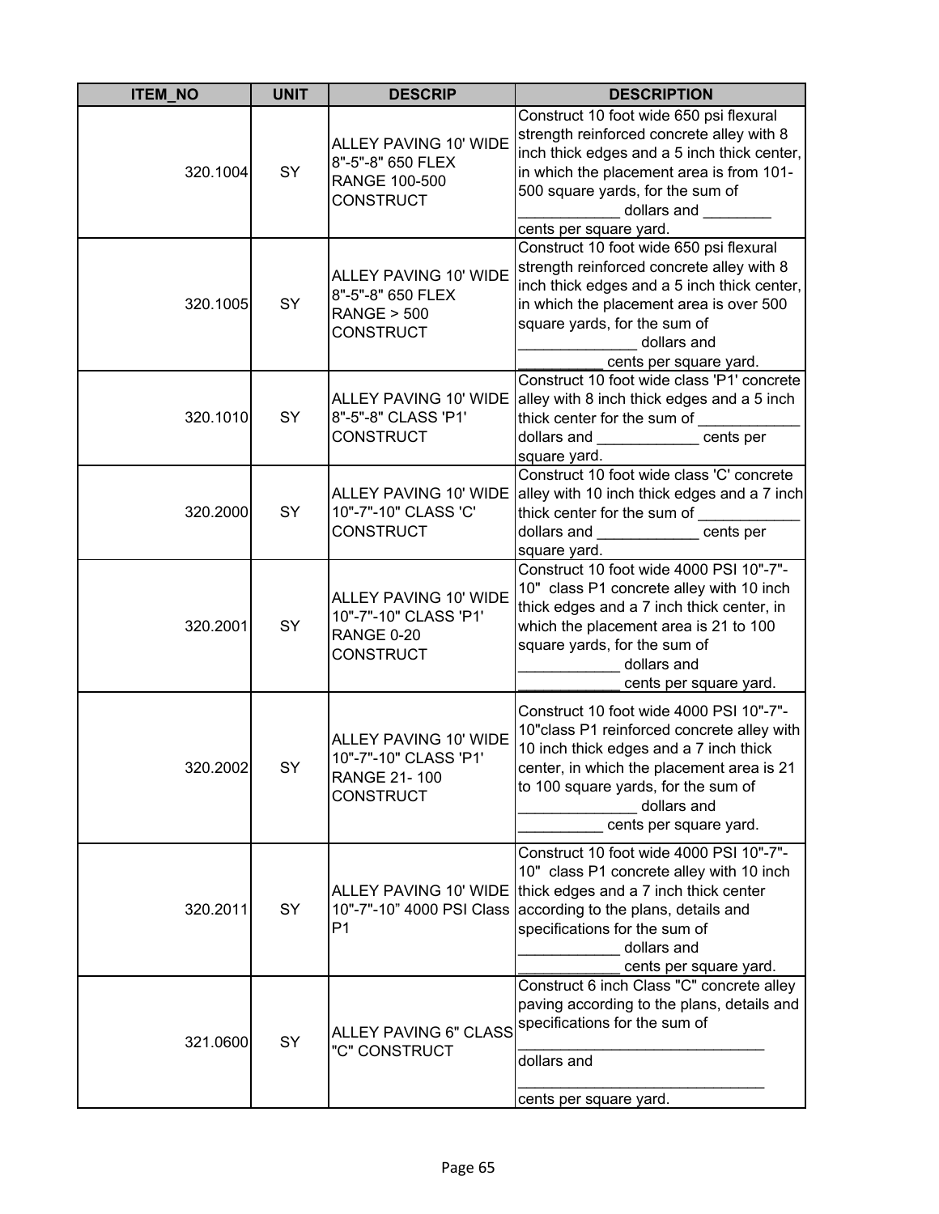| ITEM_NO | UNIT | DESCRIP | DESCRIPTION |
|---|---|---|---|
| 320.1004 | SY | ALLEY PAVING 10' WIDE 8"-5"-8" 650 FLEX RANGE 100-500 CONSTRUCT | Construct 10 foot wide 650 psi flexural strength reinforced concrete alley with 8 inch thick edges and a 5 inch thick center, in which the placement area is from 101-500 square yards, for the sum of ____________ dollars and ________ cents per square yard. |
| 320.1005 | SY | ALLEY PAVING 10' WIDE 8"-5"-8" 650 FLEX RANGE > 500 CONSTRUCT | Construct 10 foot wide 650 psi flexural strength reinforced concrete alley with 8 inch thick edges and a 5 inch thick center, in which the placement area is over 500 square yards, for the sum of ______________ dollars and __________ cents per square yard. |
| 320.1010 | SY | ALLEY PAVING 10' WIDE 8"-5"-8" CLASS 'P1' CONSTRUCT | Construct 10 foot wide class 'P1' concrete alley with 8 inch thick edges and a 5 inch thick center for the sum of ____________ dollars and ____________ cents per square yard. |
| 320.2000 | SY | ALLEY PAVING 10' WIDE 10"-7"-10" CLASS 'C' CONSTRUCT | Construct 10 foot wide class 'C' concrete alley with 10 inch thick edges and a 7 inch thick center for the sum of ____________ dollars and ____________ cents per square yard. |
| 320.2001 | SY | ALLEY PAVING 10' WIDE 10"-7"-10" CLASS 'P1' RANGE 0-20 CONSTRUCT | Construct 10 foot wide 4000 PSI 10"-7"-10" class P1 concrete alley with 10 inch thick edges and a 7 inch thick center, in which the placement area is 21 to 100 square yards, for the sum of ____________ dollars and ____________ cents per square yard. |
| 320.2002 | SY | ALLEY PAVING 10' WIDE 10"-7"-10" CLASS 'P1' RANGE 21- 100 CONSTRUCT | Construct 10 foot wide 4000 PSI 10"-7"-10"class P1 reinforced concrete alley with 10 inch thick edges and a 7 inch thick center, in which the placement area is 21 to 100 square yards, for the sum of ______________ dollars and __________ cents per square yard. |
| 320.2011 | SY | ALLEY PAVING 10' WIDE 10"-7"-10" 4000 PSI Class P1 | Construct 10 foot wide 4000 PSI 10"-7"-10" class P1 concrete alley with 10 inch thick edges and a 7 inch thick center according to the plans, details and specifications for the sum of ____________ dollars and ____________ cents per square yard. |
| 321.0600 | SY | ALLEY PAVING 6" CLASS "C" CONSTRUCT | Construct 6 inch Class "C" concrete alley paving according to the plans, details and specifications for the sum of ______________________________ dollars and ______________________________ cents per square yard. |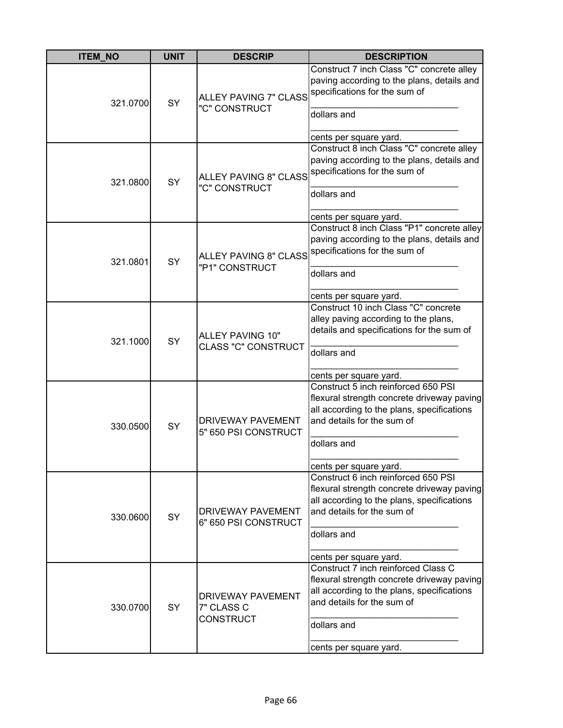| ITEM_NO | UNIT | DESCRIP | DESCRIPTION |
|---|---|---|---|
| 321.0700 | SY | ALLEY PAVING 7" CLASS "C" CONSTRUCT | Construct 7 inch Class "C" concrete alley paving according to the plans, details and specifications for the sum of ______________________________ dollars and ______________________________ cents per square yard. |
| 321.0800 | SY | ALLEY PAVING 8" CLASS "C" CONSTRUCT | Construct 8 inch Class "C" concrete alley paving according to the plans, details and specifications for the sum of ______________________________ dollars and ______________________________ cents per square yard. |
| 321.0801 | SY | ALLEY PAVING 8" CLASS "P1" CONSTRUCT | Construct 8 inch Class "P1" concrete alley paving according to the plans, details and specifications for the sum of ______________________________ dollars and ______________________________ cents per square yard. |
| 321.1000 | SY | ALLEY PAVING 10" CLASS "C" CONSTRUCT | Construct 10 inch Class "C" concrete alley paving according to the plans, details and specifications for the sum of ______________________________ dollars and ______________________________ cents per square yard. |
| 330.0500 | SY | DRIVEWAY PAVEMENT 5" 650 PSI CONSTRUCT | Construct 5 inch reinforced 650 PSI flexural strength concrete driveway paving all according to the plans, specifications and details for the sum of ______________________________ dollars and ______________________________ cents per square yard. |
| 330.0600 | SY | DRIVEWAY PAVEMENT 6" 650 PSI CONSTRUCT | Construct 6 inch reinforced 650 PSI flexural strength concrete driveway paving all according to the plans, specifications and details for the sum of ______________________________ dollars and ______________________________ cents per square yard. |
| 330.0700 | SY | DRIVEWAY PAVEMENT 7" CLASS C CONSTRUCT | Construct 7 inch reinforced Class C flexural strength concrete driveway paving all according to the plans, specifications and details for the sum of ______________________________ dollars and ______________________________ cents per square yard. |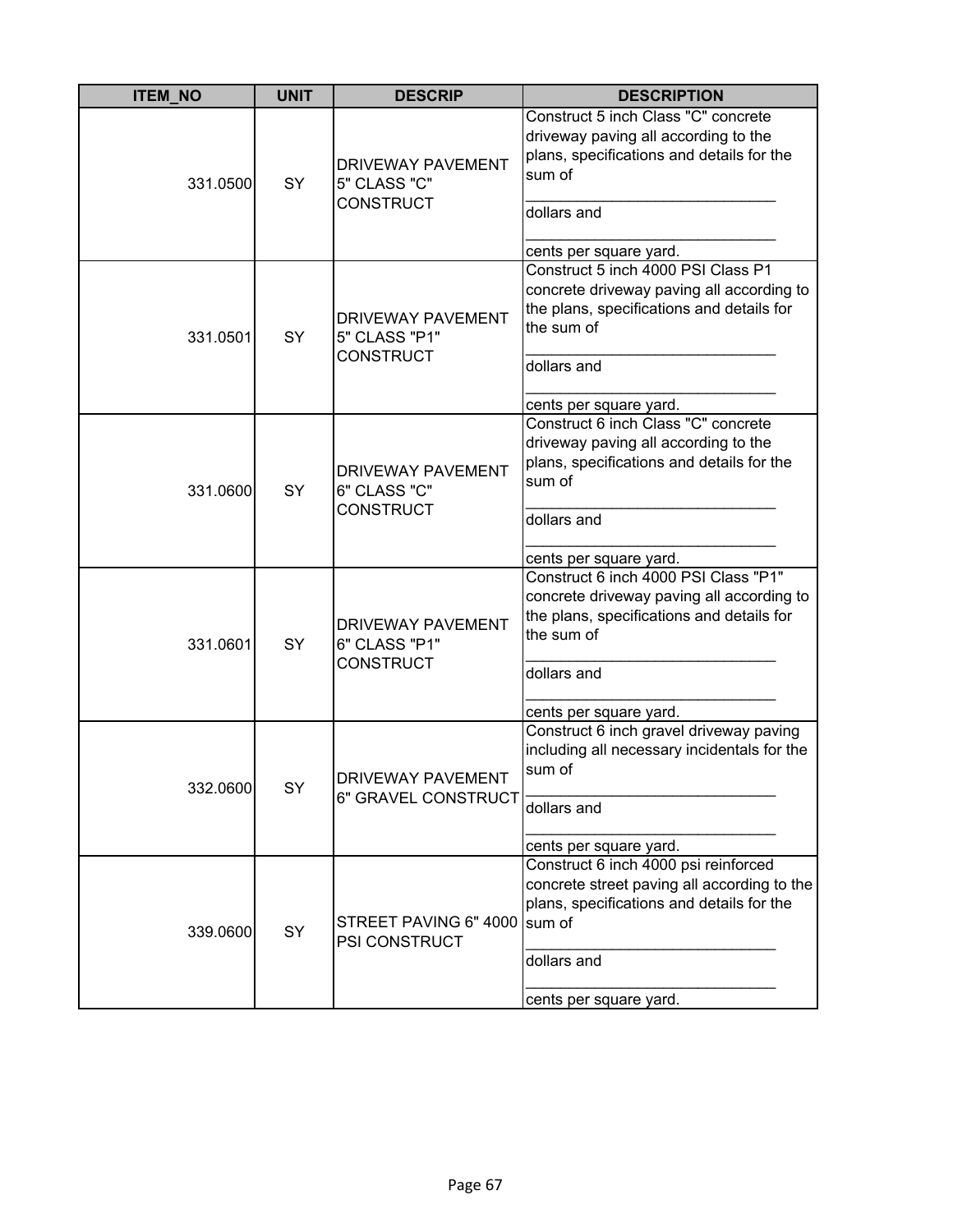| ITEM_NO | UNIT | DESCRIP | DESCRIPTION |
|---|---|---|---|
| 331.0500 | SY | DRIVEWAY PAVEMENT 5" CLASS "C" CONSTRUCT | Construct 5 inch Class "C" concrete driveway paving all according to the plans, specifications and details for the sum of ____________________________ dollars and ____________________________ cents per square yard. |
| 331.0501 | SY | DRIVEWAY PAVEMENT 5" CLASS "P1" CONSTRUCT | Construct 5 inch 4000 PSI Class P1 concrete driveway paving all according to the plans, specifications and details for the sum of ____________________________ dollars and ____________________________ cents per square yard. |
| 331.0600 | SY | DRIVEWAY PAVEMENT 6" CLASS "C" CONSTRUCT | Construct 6 inch Class "C" concrete driveway paving all according to the plans, specifications and details for the sum of ____________________________ dollars and ____________________________ cents per square yard. |
| 331.0601 | SY | DRIVEWAY PAVEMENT 6" CLASS "P1" CONSTRUCT | Construct 6 inch 4000 PSI Class "P1" concrete driveway paving all according to the plans, specifications and details for the sum of ____________________________ dollars and ____________________________ cents per square yard. |
| 332.0600 | SY | DRIVEWAY PAVEMENT 6" GRAVEL CONSTRUCT | Construct 6 inch gravel driveway paving including all necessary incidentals for the sum of ____________________________ dollars and ____________________________ cents per square yard. |
| 339.0600 | SY | STREET PAVING 6" 4000 PSI CONSTRUCT | Construct 6 inch 4000 psi reinforced concrete street paving all according to the plans, specifications and details for the sum of ____________________________ dollars and ____________________________ cents per square yard. |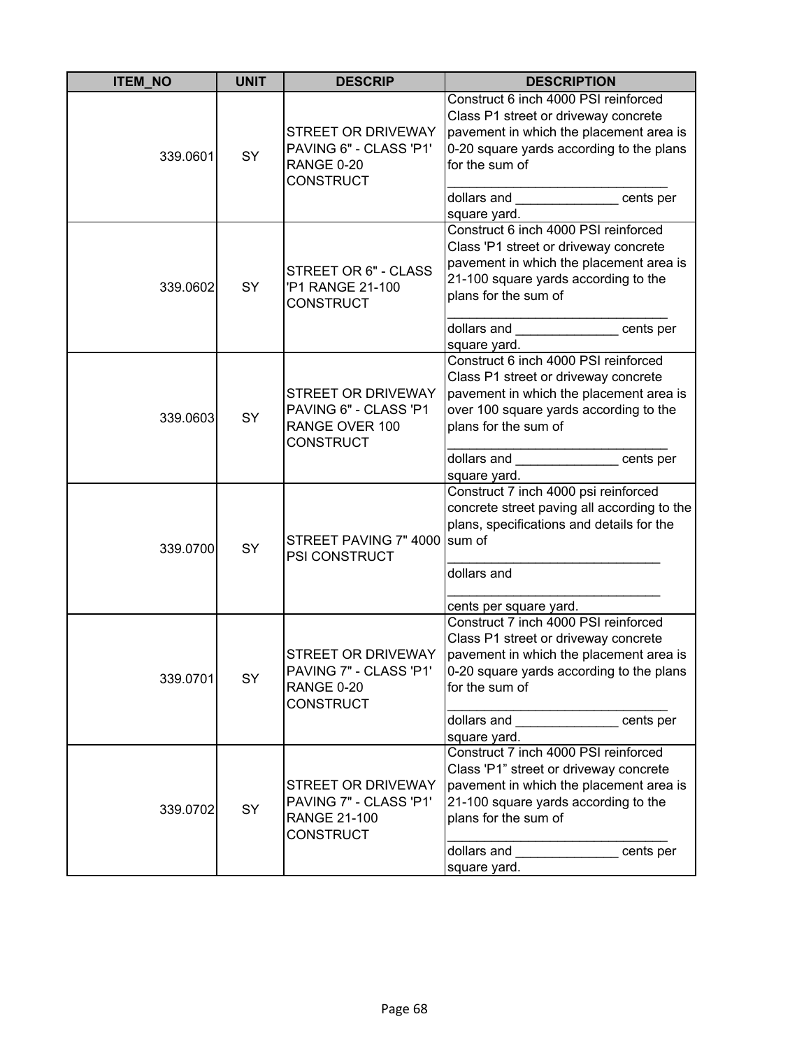| ITEM_NO | UNIT | DESCRIP | DESCRIPTION |
|---|---|---|---|
| 339.0601 | SY | STREET OR DRIVEWAY PAVING 6" - CLASS 'P1' RANGE 0-20 CONSTRUCT | Construct 6 inch 4000 PSI reinforced Class P1 street or driveway concrete pavement in which the placement area is 0-20 square yards according to the plans for the sum of ______________________________ dollars and ______________ cents per square yard. |
| 339.0602 | SY | STREET OR 6" - CLASS 'P1 RANGE 21-100 CONSTRUCT | Construct 6 inch 4000 PSI reinforced Class 'P1 street or driveway concrete pavement in which the placement area is 21-100 square yards according to the plans for the sum of ______________________________ dollars and ______________ cents per square yard. |
| 339.0603 | SY | STREET OR DRIVEWAY PAVING 6" - CLASS 'P1 RANGE OVER 100 CONSTRUCT | Construct 6 inch 4000 PSI reinforced Class P1 street or driveway concrete pavement in which the placement area is over 100 square yards according to the plans for the sum of ______________________________ dollars and ______________ cents per square yard. |
| 339.0700 | SY | STREET PAVING 7" 4000 PSI CONSTRUCT | Construct 7 inch 4000 psi reinforced concrete street paving all according to the plans, specifications and details for the sum of _____________________________ dollars and _____________________________ cents per square yard. |
| 339.0701 | SY | STREET OR DRIVEWAY PAVING 7" - CLASS 'P1' RANGE 0-20 CONSTRUCT | Construct 7 inch 4000 PSI reinforced Class P1 street or driveway concrete pavement in which the placement area is 0-20 square yards according to the plans for the sum of ______________________________ dollars and ______________ cents per square yard. |
| 339.0702 | SY | STREET OR DRIVEWAY PAVING 7" - CLASS 'P1' RANGE 21-100 CONSTRUCT | Construct 7 inch 4000 PSI reinforced Class 'P1" street or driveway concrete pavement in which the placement area is 21-100 square yards according to the plans for the sum of ______________________________ dollars and ______________ cents per square yard. |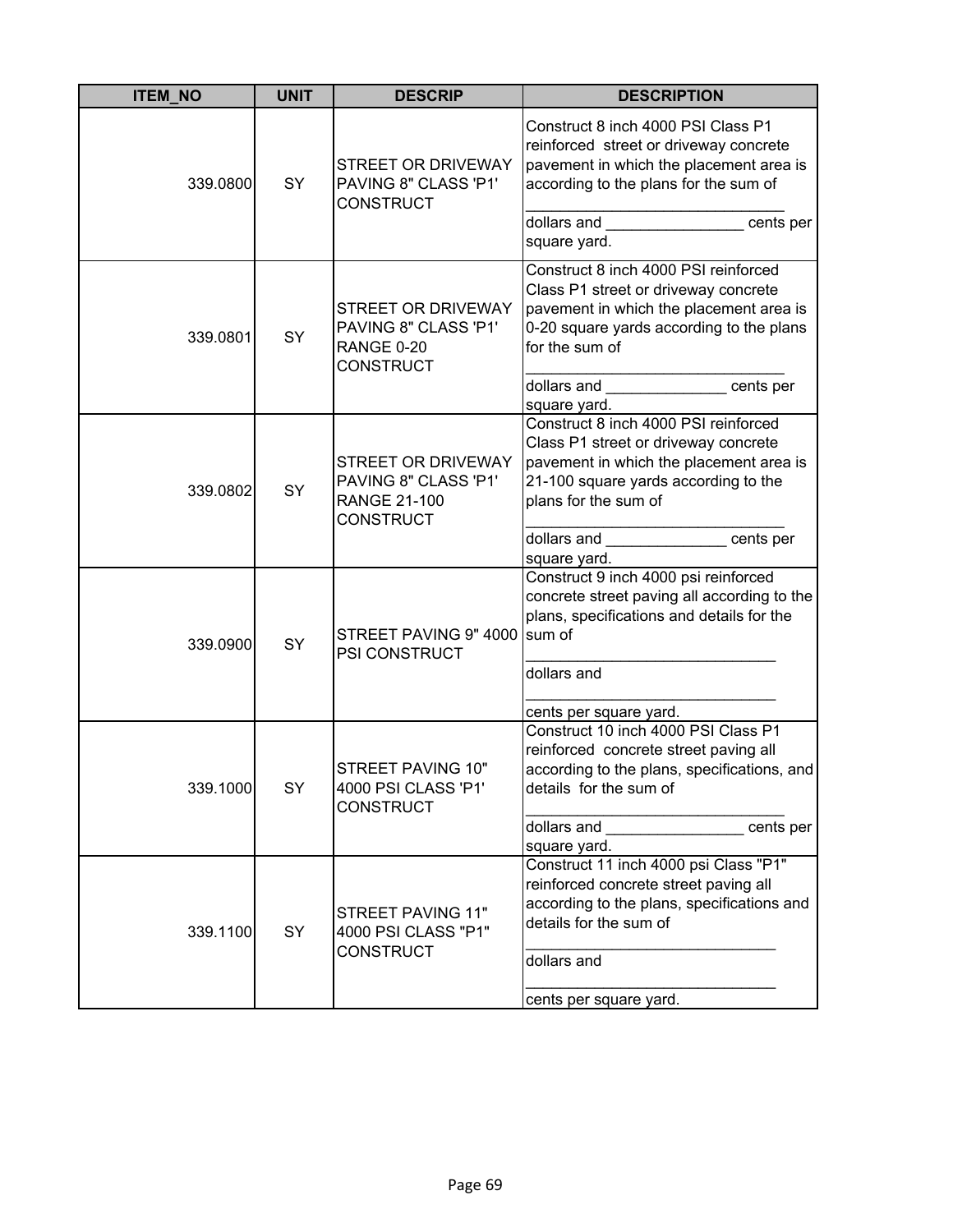| ITEM_NO | UNIT | DESCRIP | DESCRIPTION |
|---|---|---|---|
| 339.0800 | SY | STREET OR DRIVEWAY PAVING 8" CLASS 'P1' CONSTRUCT | Construct 8 inch 4000 PSI Class P1 reinforced street or driveway concrete pavement in which the placement area is according to the plans for the sum of ______________________________ dollars and ________________ cents per square yard. |
| 339.0801 | SY | STREET OR DRIVEWAY PAVING 8" CLASS 'P1' RANGE 0-20 CONSTRUCT | Construct 8 inch 4000 PSI reinforced Class P1 street or driveway concrete pavement in which the placement area is 0-20 square yards according to the plans for the sum of ______________________________ dollars and ______________ cents per square yard. |
| 339.0802 | SY | STREET OR DRIVEWAY PAVING 8" CLASS 'P1' RANGE 21-100 CONSTRUCT | Construct 8 inch 4000 PSI reinforced Class P1 street or driveway concrete pavement in which the placement area is 21-100 square yards according to the plans for the sum of ______________________________ dollars and ______________ cents per square yard. |
| 339.0900 | SY | STREET PAVING 9" 4000 PSI CONSTRUCT | Construct 9 inch 4000 psi reinforced concrete street paving all according to the plans, specifications and details for the sum of _____________________________ dollars and _____________________________ cents per square yard. |
| 339.1000 | SY | STREET PAVING 10" 4000 PSI CLASS 'P1' CONSTRUCT | Construct 10 inch 4000 PSI Class P1 reinforced concrete street paving all according to the plans, specifications, and details for the sum of ______________________________ dollars and ________________ cents per square yard. |
| 339.1100 | SY | STREET PAVING 11" 4000 PSI CLASS "P1" CONSTRUCT | Construct 11 inch 4000 psi Class "P1" reinforced concrete street paving all according to the plans, specifications and details for the sum of _____________________________ dollars and _____________________________ cents per square yard. |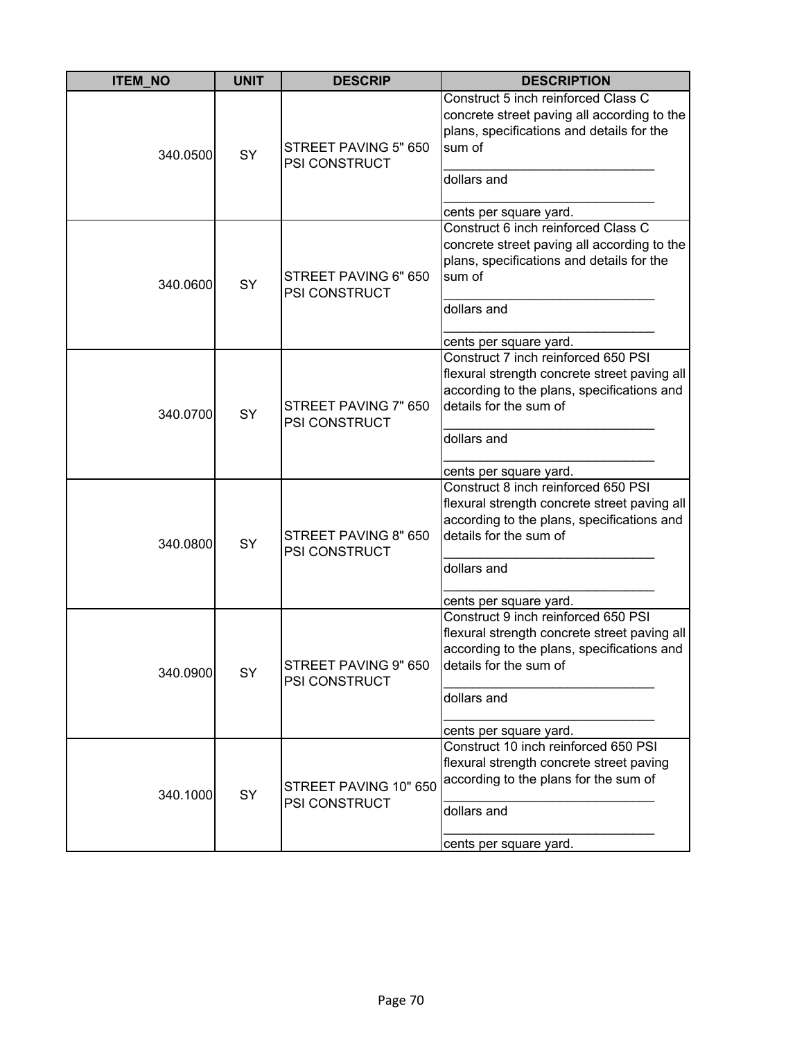| ITEM_NO | UNIT | DESCRIP | DESCRIPTION |
|---|---|---|---|
| 340.0500 | SY | STREET PAVING 5" 650 PSI CONSTRUCT | Construct 5 inch reinforced Class C concrete street paving all according to the plans, specifications and details for the sum of ______________________________ dollars and ______________________________ cents per square yard. |
| 340.0600 | SY | STREET PAVING 6" 650 PSI CONSTRUCT | Construct 6 inch reinforced Class C concrete street paving all according to the plans, specifications and details for the sum of ______________________________ dollars and ______________________________ cents per square yard. |
| 340.0700 | SY | STREET PAVING 7" 650 PSI CONSTRUCT | Construct 7 inch reinforced 650 PSI flexural strength concrete street paving all according to the plans, specifications and details for the sum of ______________________________ dollars and ______________________________ cents per square yard. |
| 340.0800 | SY | STREET PAVING 8" 650 PSI CONSTRUCT | Construct 8 inch reinforced 650 PSI flexural strength concrete street paving all according to the plans, specifications and details for the sum of ______________________________ dollars and ______________________________ cents per square yard. |
| 340.0900 | SY | STREET PAVING 9" 650 PSI CONSTRUCT | Construct 9 inch reinforced 650 PSI flexural strength concrete street paving all according to the plans, specifications and details for the sum of ______________________________ dollars and ______________________________ cents per square yard. |
| 340.1000 | SY | STREET PAVING 10" 650 PSI CONSTRUCT | Construct 10 inch reinforced 650 PSI flexural strength concrete street paving according to the plans for the sum of ______________________________ dollars and ______________________________ cents per square yard. |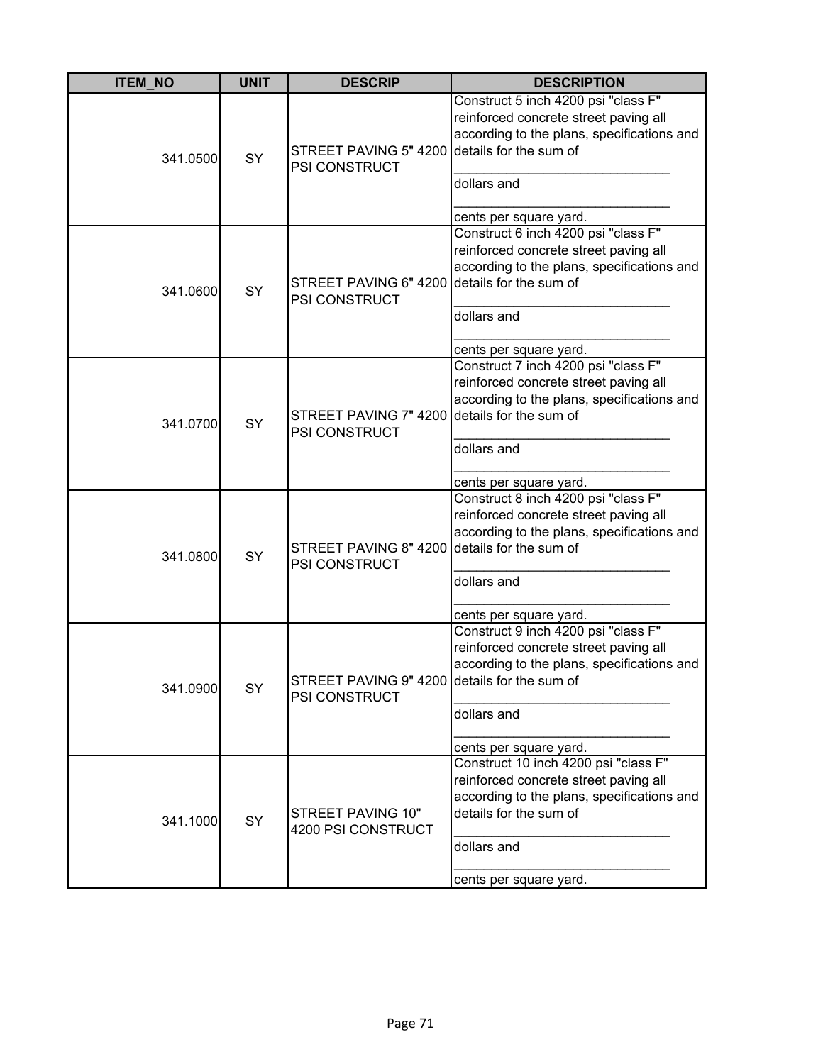| ITEM_NO | UNIT | DESCRIP | DESCRIPTION |
|---|---|---|---|
| 341.0500 | SY | STREET PAVING 5" 4200 PSI CONSTRUCT | Construct 5 inch 4200 psi "class F" reinforced concrete street paving all according to the plans, specifications and details for the sum of _____________________________ dollars and _____________________________ cents per square yard. |
| 341.0600 | SY | STREET PAVING 6" 4200 PSI CONSTRUCT | Construct 6 inch 4200 psi "class F" reinforced concrete street paving all according to the plans, specifications and details for the sum of _____________________________ dollars and _____________________________ cents per square yard. |
| 341.0700 | SY | STREET PAVING 7" 4200 PSI CONSTRUCT | Construct 7 inch 4200 psi "class F" reinforced concrete street paving all according to the plans, specifications and details for the sum of _____________________________ dollars and _____________________________ cents per square yard. |
| 341.0800 | SY | STREET PAVING 8" 4200 PSI CONSTRUCT | Construct 8 inch 4200 psi "class F" reinforced concrete street paving all according to the plans, specifications and details for the sum of _____________________________ dollars and _____________________________ cents per square yard. |
| 341.0900 | SY | STREET PAVING 9" 4200 PSI CONSTRUCT | Construct 9 inch 4200 psi "class F" reinforced concrete street paving all according to the plans, specifications and details for the sum of _____________________________ dollars and _____________________________ cents per square yard. |
| 341.1000 | SY | STREET PAVING 10" 4200 PSI CONSTRUCT | Construct 10 inch 4200 psi "class F" reinforced concrete street paving all according to the plans, specifications and details for the sum of _____________________________ dollars and _____________________________ cents per square yard. |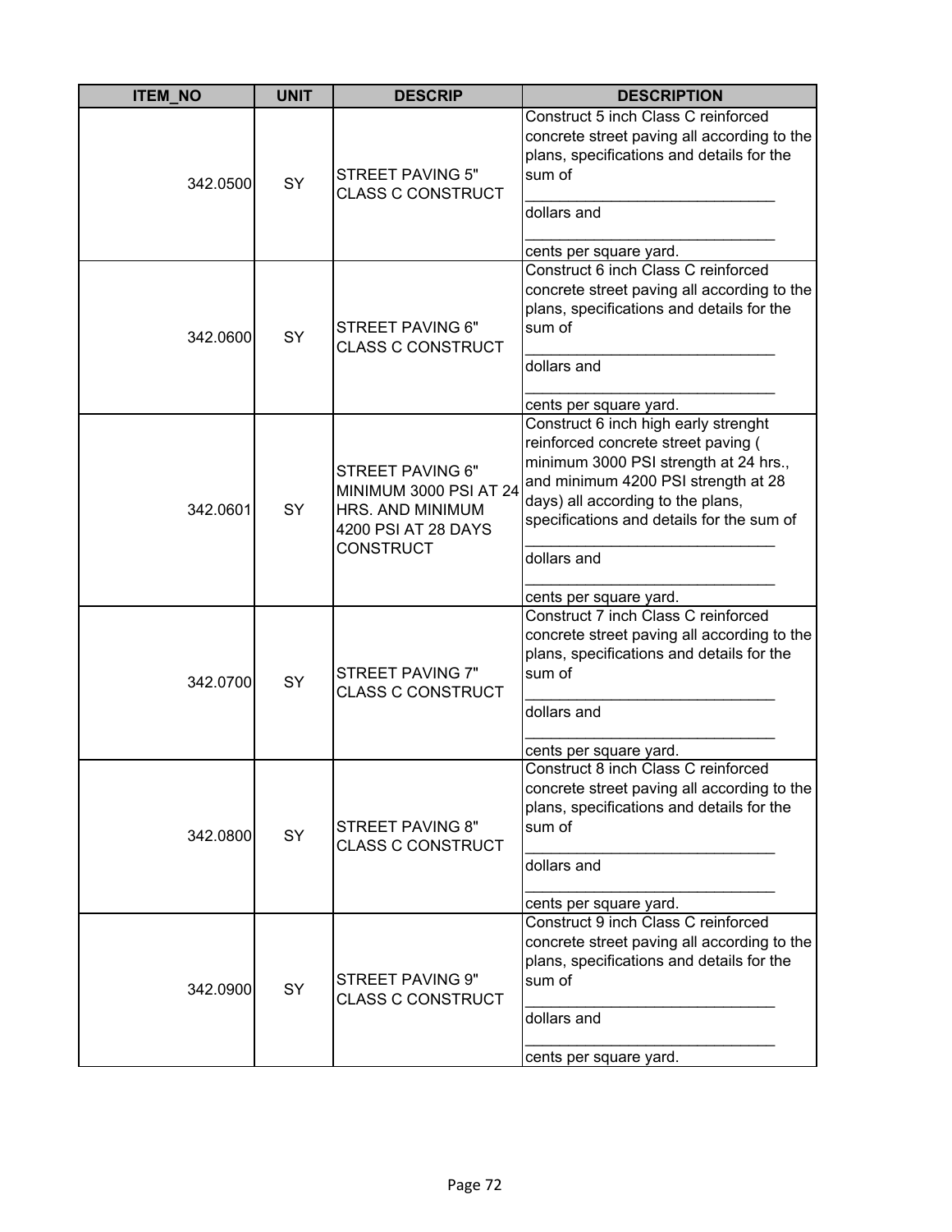| ITEM_NO | UNIT | DESCRIP | DESCRIPTION |
|---|---|---|---|
| 342.0500 | SY | STREET PAVING 5" CLASS C CONSTRUCT | Construct 5 inch Class C reinforced concrete street paving all according to the plans, specifications and details for the sum of _____________________________ dollars and _____________________________ cents per square yard. |
| 342.0600 | SY | STREET PAVING 6" CLASS C CONSTRUCT | Construct 6 inch Class C reinforced concrete street paving all according to the plans, specifications and details for the sum of _____________________________ dollars and _____________________________ cents per square yard. |
| 342.0601 | SY | STREET PAVING 6" MINIMUM 3000 PSI AT 24 HRS. AND MINIMUM 4200 PSI AT 28 DAYS CONSTRUCT | Construct 6 inch high early strenght reinforced concrete street paving ( minimum 3000 PSI strength at 24 hrs., and minimum 4200 PSI strength at 28 days) all according to the plans, specifications and details for the sum of _____________________________ dollars and _____________________________ cents per square yard. |
| 342.0700 | SY | STREET PAVING 7" CLASS C CONSTRUCT | Construct 7 inch Class C reinforced concrete street paving all according to the plans, specifications and details for the sum of _____________________________ dollars and _____________________________ cents per square yard. |
| 342.0800 | SY | STREET PAVING 8" CLASS C CONSTRUCT | Construct 8 inch Class C reinforced concrete street paving all according to the plans, specifications and details for the sum of _____________________________ dollars and _____________________________ cents per square yard. |
| 342.0900 | SY | STREET PAVING 9" CLASS C CONSTRUCT | Construct 9 inch Class C reinforced concrete street paving all according to the plans, specifications and details for the sum of _____________________________ dollars and _____________________________ cents per square yard. |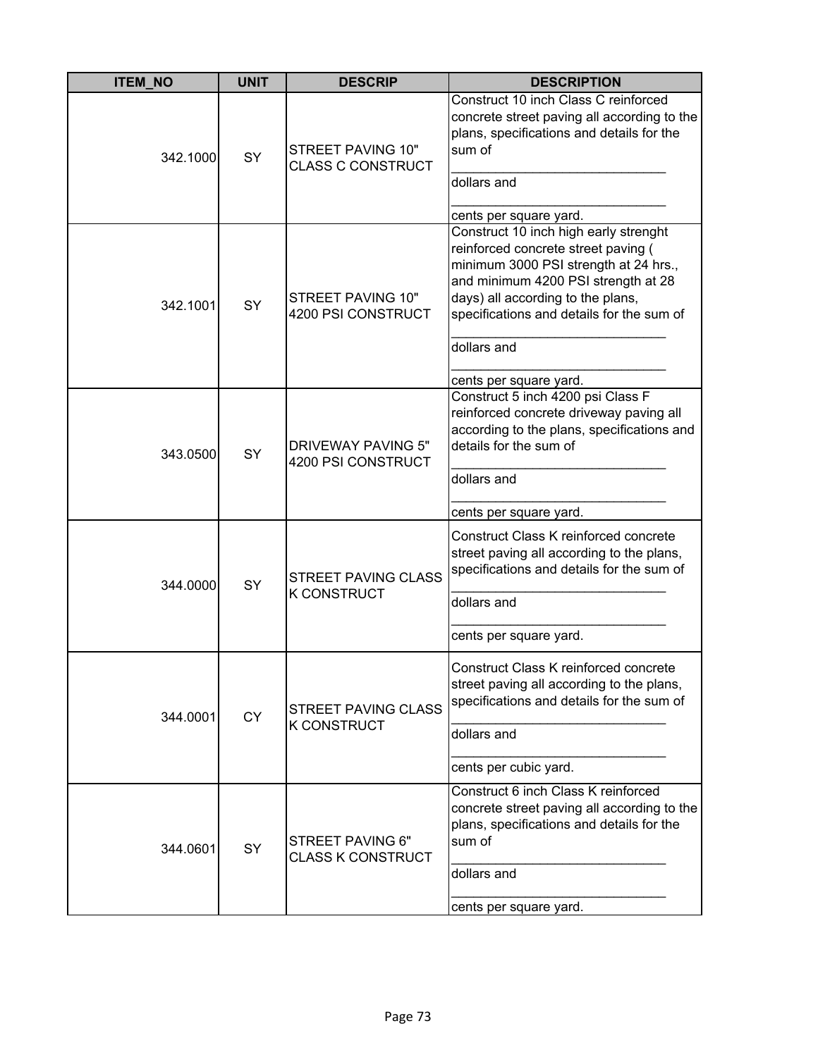| ITEM_NO | UNIT | DESCRIP | DESCRIPTION |
|---|---|---|---|
| 342.1000 | SY | STREET PAVING 10" CLASS C CONSTRUCT | Construct 10 inch Class C reinforced concrete street paving all according to the plans, specifications and details for the sum of ______________________________ dollars and ______________________________ cents per square yard. |
| 342.1001 | SY | STREET PAVING 10" 4200 PSI CONSTRUCT | Construct 10 inch high early strenght reinforced concrete street paving ( minimum 3000 PSI strength at 24 hrs., and minimum 4200 PSI strength at 28 days) all according to the plans, specifications and details for the sum of ______________________________ dollars and ______________________________ cents per square yard. |
| 343.0500 | SY | DRIVEWAY PAVING 5" 4200 PSI CONSTRUCT | Construct 5 inch 4200 psi Class F reinforced concrete driveway paving all according to the plans, specifications and details for the sum of ______________________________ dollars and ______________________________ cents per square yard. |
| 344.0000 | SY | STREET PAVING CLASS K CONSTRUCT | Construct Class K reinforced concrete street paving all according to the plans, specifications and details for the sum of ______________________________ dollars and ______________________________ cents per square yard. |
| 344.0001 | CY | STREET PAVING CLASS K CONSTRUCT | Construct Class K reinforced concrete street paving all according to the plans, specifications and details for the sum of ______________________________ dollars and ______________________________ cents per cubic yard. |
| 344.0601 | SY | STREET PAVING 6" CLASS K CONSTRUCT | Construct 6 inch Class K reinforced concrete street paving all according to the plans, specifications and details for the sum of ______________________________ dollars and ______________________________ cents per square yard. |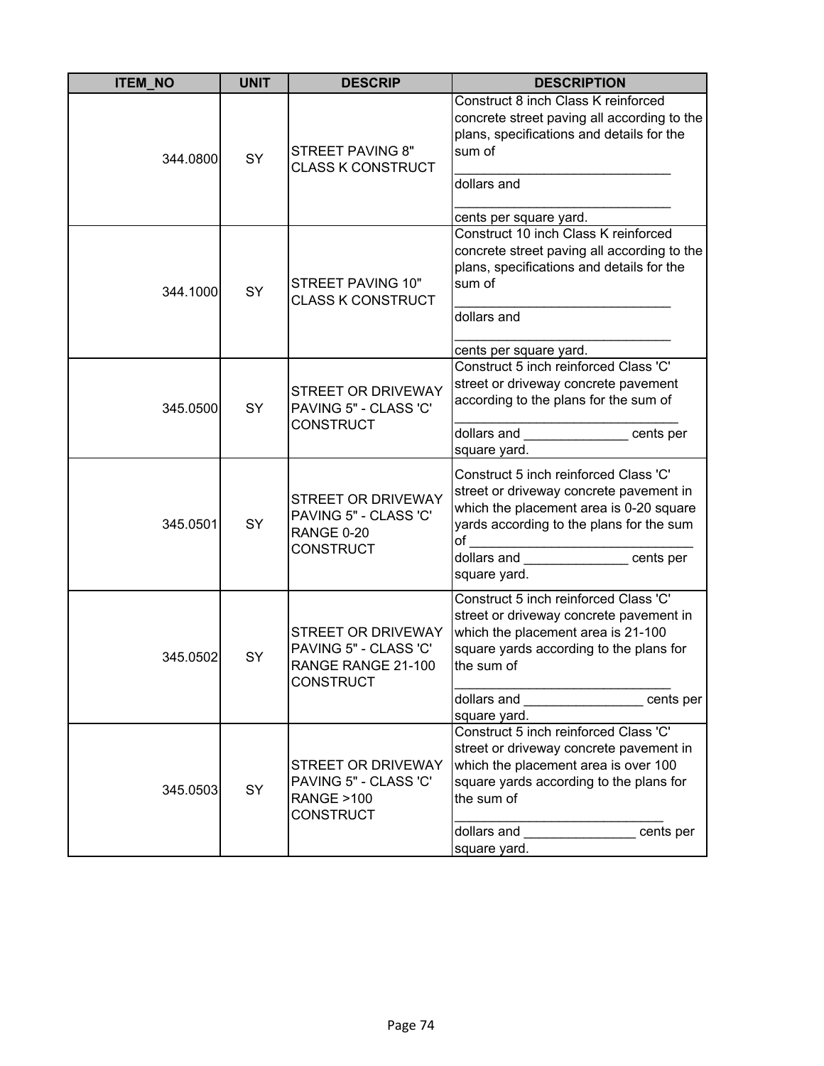| ITEM_NO | UNIT | DESCRIP | DESCRIPTION |
|---|---|---|---|
| 344.0800 | SY | STREET PAVING 8" CLASS K CONSTRUCT | Construct 8 inch Class K reinforced concrete street paving all according to the plans, specifications and details for the sum of _____________________________ dollars and _____________________________ cents per square yard. |
| 344.1000 | SY | STREET PAVING 10" CLASS K CONSTRUCT | Construct 10 inch Class K reinforced concrete street paving all according to the plans, specifications and details for the sum of _____________________________ dollars and _____________________________ cents per square yard. |
| 345.0500 | SY | STREET OR DRIVEWAY PAVING 5" - CLASS 'C' CONSTRUCT | Construct 5 inch reinforced Class 'C' street or driveway concrete pavement according to the plans for the sum of ______________________________ dollars and ______________ cents per square yard. |
| 345.0501 | SY | STREET OR DRIVEWAY PAVING 5" - CLASS 'C' RANGE 0-20 CONSTRUCT | Construct 5 inch reinforced Class 'C' street or driveway concrete pavement in which the placement area is 0-20 square yards according to the plans for the sum of ______________________________ dollars and ______________ cents per square yard. |
| 345.0502 | SY | STREET OR DRIVEWAY PAVING 5" - CLASS 'C' RANGE RANGE 21-100 CONSTRUCT | Construct 5 inch reinforced Class 'C' street or driveway concrete pavement in which the placement area is 21-100 square yards according to the plans for the sum of _____________________________ dollars and ________________ cents per square yard. |
| 345.0503 | SY | STREET OR DRIVEWAY PAVING 5" - CLASS 'C' RANGE >100 CONSTRUCT | Construct 5 inch reinforced Class 'C' street or driveway concrete pavement in which the placement area is over 100 square yards according to the plans for the sum of ____________________________ dollars and _______________ cents per square yard. |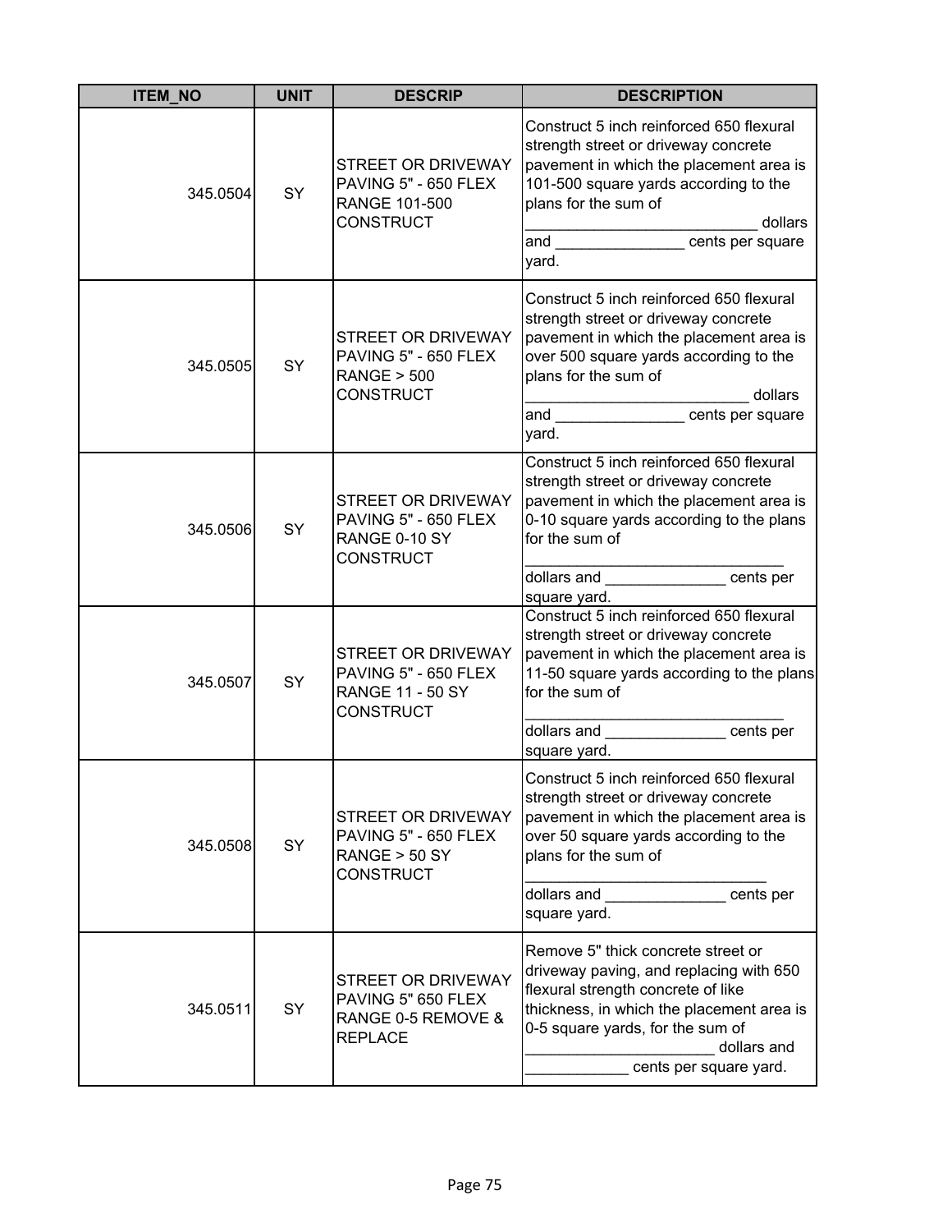| ITEM_NO | UNIT | DESCRIP | DESCRIPTION |
|---|---|---|---|
| 345.0504 | SY | STREET OR DRIVEWAY PAVING 5" - 650 FLEX RANGE 101-500 CONSTRUCT | Construct 5 inch reinforced 650 flexural strength street or driveway concrete pavement in which the placement area is 101-500 square yards according to the plans for the sum of ___________________________ dollars and _______________ cents per square yard. |
| 345.0505 | SY | STREET OR DRIVEWAY PAVING 5" - 650 FLEX RANGE > 500 CONSTRUCT | Construct 5 inch reinforced 650 flexural strength street or driveway concrete pavement in which the placement area is over 500 square yards according to the plans for the sum of __________________________ dollars and _______________ cents per square yard. |
| 345.0506 | SY | STREET OR DRIVEWAY PAVING 5" - 650 FLEX RANGE 0-10 SY CONSTRUCT | Construct 5 inch reinforced 650 flexural strength street or driveway concrete pavement in which the placement area is 0-10 square yards according to the plans for the sum of ______________________________ dollars and ______________ cents per square yard. |
| 345.0507 | SY | STREET OR DRIVEWAY PAVING 5" - 650 FLEX RANGE 11 - 50 SY CONSTRUCT | Construct 5 inch reinforced 650 flexural strength street or driveway concrete pavement in which the placement area is 11-50 square yards according to the plans for the sum of ______________________________ dollars and ______________ cents per square yard. |
| 345.0508 | SY | STREET OR DRIVEWAY PAVING 5" - 650 FLEX RANGE > 50 SY CONSTRUCT | Construct 5 inch reinforced 650 flexural strength street or driveway concrete pavement in which the placement area is over 50 square yards according to the plans for the sum of ____________________________ dollars and ______________ cents per square yard. |
| 345.0511 | SY | STREET OR DRIVEWAY PAVING 5" 650 FLEX RANGE 0-5 REMOVE & REPLACE | Remove 5" thick concrete street or driveway paving, and replacing with 650 flexural strength concrete of like thickness, in which the placement area is 0-5 square yards, for the sum of ______________________ dollars and ____________ cents per square yard. |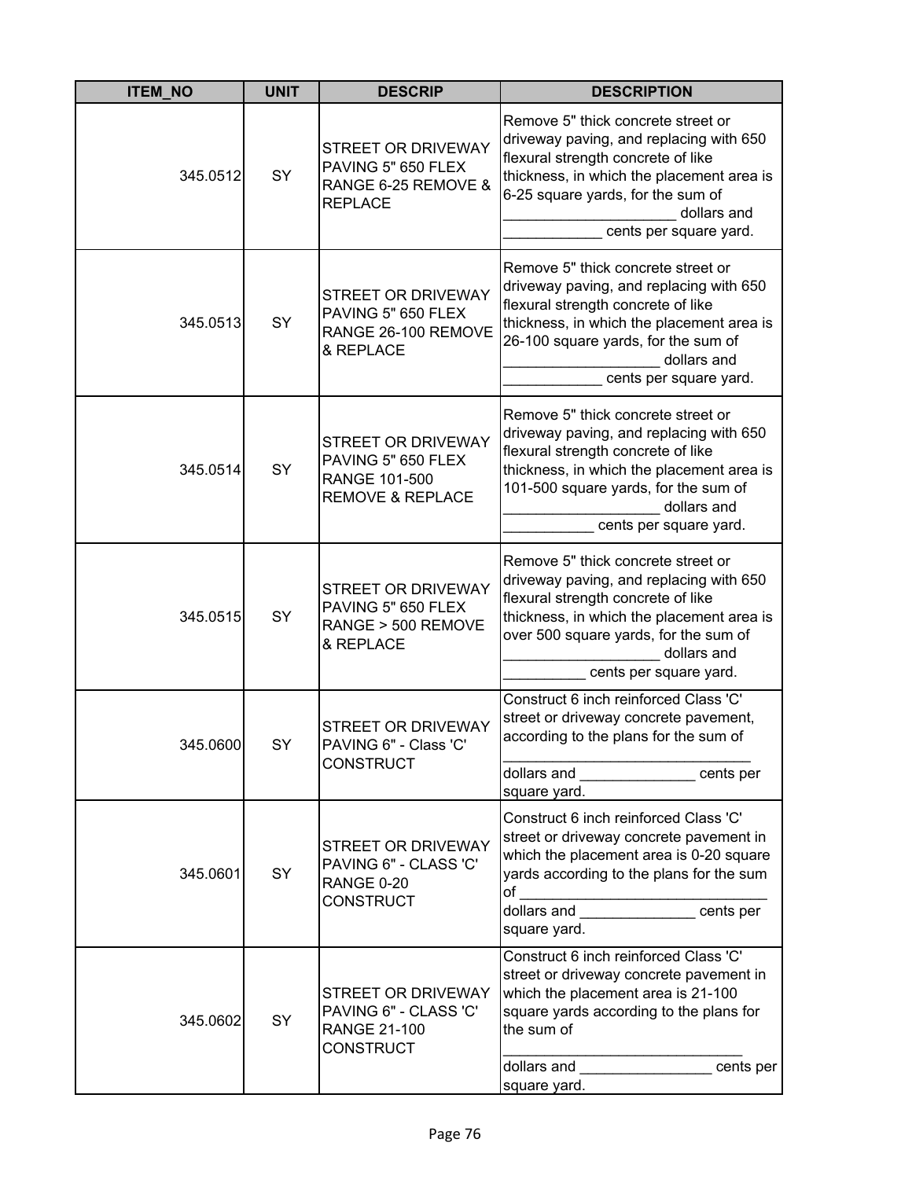| ITEM_NO | UNIT | DESCRIP | DESCRIPTION |
|---|---|---|---|
| 345.0512 | SY | STREET OR DRIVEWAY PAVING 5" 650 FLEX RANGE 6-25 REMOVE & REPLACE | Remove 5" thick concrete street or driveway paving, and replacing with 650 flexural strength concrete of like thickness, in which the placement area is 6-25 square yards, for the sum of _____________________ dollars and ____________ cents per square yard. |
| 345.0513 | SY | STREET OR DRIVEWAY PAVING 5" 650 FLEX RANGE 26-100 REMOVE & REPLACE | Remove 5" thick concrete street or driveway paving, and replacing with 650 flexural strength concrete of like thickness, in which the placement area is 26-100 square yards, for the sum of ___________________ dollars and ____________ cents per square yard. |
| 345.0514 | SY | STREET OR DRIVEWAY PAVING 5" 650 FLEX RANGE 101-500 REMOVE & REPLACE | Remove 5" thick concrete street or driveway paving, and replacing with 650 flexural strength concrete of like thickness, in which the placement area is 101-500 square yards, for the sum of ___________________ dollars and ___________ cents per square yard. |
| 345.0515 | SY | STREET OR DRIVEWAY PAVING 5" 650 FLEX RANGE > 500 REMOVE & REPLACE | Remove 5" thick concrete street or driveway paving, and replacing with 650 flexural strength concrete of like thickness, in which the placement area is over 500 square yards, for the sum of ___________________ dollars and __________ cents per square yard. |
| 345.0600 | SY | STREET OR DRIVEWAY PAVING 6" - Class 'C' CONSTRUCT | Construct 6 inch reinforced Class 'C' street or driveway concrete pavement, according to the plans for the sum of ______________________________ dollars and ______________ cents per square yard. |
| 345.0601 | SY | STREET OR DRIVEWAY PAVING 6" - CLASS 'C' RANGE 0-20 CONSTRUCT | Construct 6 inch reinforced Class 'C' street or driveway concrete pavement in which the placement area is 0-20 square yards according to the plans for the sum of ______________________________ dollars and ______________ cents per square yard. |
| 345.0602 | SY | STREET OR DRIVEWAY PAVING 6" - CLASS 'C' RANGE 21-100 CONSTRUCT | Construct 6 inch reinforced Class 'C' street or driveway concrete pavement in which the placement area is 21-100 square yards according to the plans for the sum of _____________________________ dollars and ________________ cents per square yard. |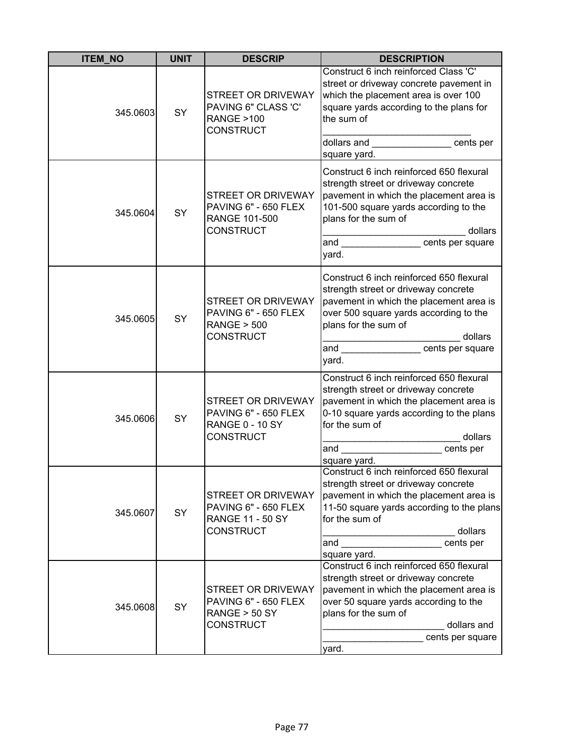| ITEM_NO | UNIT | DESCRIP | DESCRIPTION |
|---|---|---|---|
| 345.0603 | SY | STREET OR DRIVEWAY PAVING 6" CLASS 'C' RANGE >100 CONSTRUCT | Construct 6 inch reinforced Class 'C' street or driveway concrete pavement in which the placement area is over 100 square yards according to the plans for the sum of ___________________________ dollars and _______________ cents per square yard. |
| 345.0604 | SY | STREET OR DRIVEWAY PAVING 6" - 650 FLEX RANGE 101-500 CONSTRUCT | Construct 6 inch reinforced 650 flexural strength street or driveway concrete pavement in which the placement area is 101-500 square yards according to the plans for the sum of __________________________ dollars and _______________ cents per square yard. |
| 345.0605 | SY | STREET OR DRIVEWAY PAVING 6" - 650 FLEX RANGE > 500 CONSTRUCT | Construct 6 inch reinforced 650 flexural strength street or driveway concrete pavement in which the placement area is over 500 square yards according to the plans for the sum of _________________________ dollars and _______________ cents per square yard. |
| 345.0606 | SY | STREET OR DRIVEWAY PAVING 6" - 650 FLEX RANGE 0 - 10 SY CONSTRUCT | Construct 6 inch reinforced 650 flexural strength street or driveway concrete pavement in which the placement area is 0-10 square yards according to the plans for the sum of _________________________ dollars and ___________________ cents per square yard. |
| 345.0607 | SY | STREET OR DRIVEWAY PAVING 6" - 650 FLEX RANGE 11 - 50 SY CONSTRUCT | Construct 6 inch reinforced 650 flexural strength street or driveway concrete pavement in which the placement area is 11-50 square yards according to the plans for the sum of ________________________ dollars and ___________________ cents per square yard. |
| 345.0608 | SY | STREET OR DRIVEWAY PAVING 6" - 650 FLEX RANGE > 50 SY CONSTRUCT | Construct 6 inch reinforced 650 flexural strength street or driveway concrete pavement in which the placement area is over 50 square yards according to the plans for the sum of ______________________ dollars and ___________________ cents per square yard. |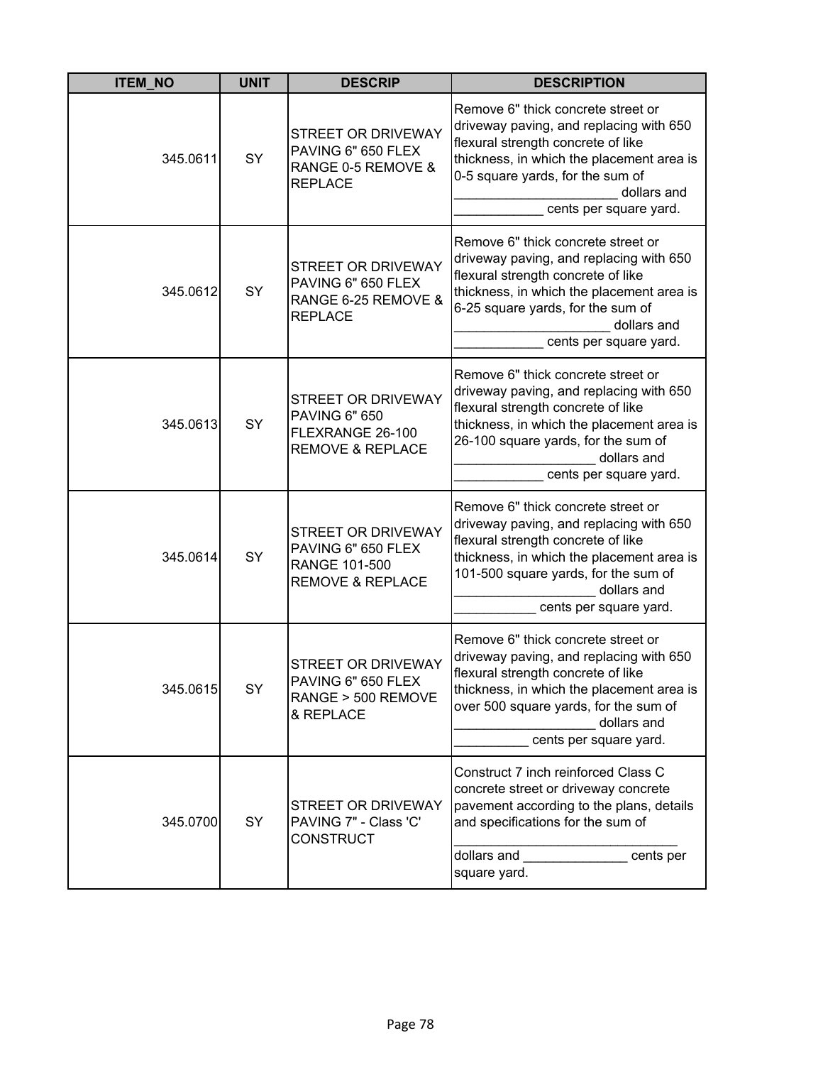| ITEM_NO | UNIT | DESCRIP | DESCRIPTION |
|---|---|---|---|
| 345.0611 | SY | STREET OR DRIVEWAY PAVING 6" 650 FLEX RANGE 0-5 REMOVE & REPLACE | Remove 6" thick concrete street or driveway paving, and replacing with 650 flexural strength concrete of like thickness, in which the placement area is 0-5 square yards, for the sum of _____________________ dollars and ___________ cents per square yard. |
| 345.0612 | SY | STREET OR DRIVEWAY PAVING 6" 650 FLEX RANGE 6-25 REMOVE & REPLACE | Remove 6" thick concrete street or driveway paving, and replacing with 650 flexural strength concrete of like thickness, in which the placement area is 6-25 square yards, for the sum of ____________________ dollars and ___________ cents per square yard. |
| 345.0613 | SY | STREET OR DRIVEWAY PAVING 6" 650 FLEXRANGE 26-100 REMOVE & REPLACE | Remove 6" thick concrete street or driveway paving, and replacing with 650 flexural strength concrete of like thickness, in which the placement area is 26-100 square yards, for the sum of __________________ dollars and ___________ cents per square yard. |
| 345.0614 | SY | STREET OR DRIVEWAY PAVING 6" 650 FLEX RANGE 101-500 REMOVE & REPLACE | Remove 6" thick concrete street or driveway paving, and replacing with 650 flexural strength concrete of like thickness, in which the placement area is 101-500 square yards, for the sum of __________________ dollars and __________ cents per square yard. |
| 345.0615 | SY | STREET OR DRIVEWAY PAVING 6" 650 FLEX RANGE > 500 REMOVE & REPLACE | Remove 6" thick concrete street or driveway paving, and replacing with 650 flexural strength concrete of like thickness, in which the placement area is over 500 square yards, for the sum of __________________ dollars and _________ cents per square yard. |
| 345.0700 | SY | STREET OR DRIVEWAY PAVING 7" - Class 'C' CONSTRUCT | Construct 7 inch reinforced Class C concrete street or driveway concrete pavement according to the plans, details and specifications for the sum of _____________________________ dollars and ______________ cents per square yard. |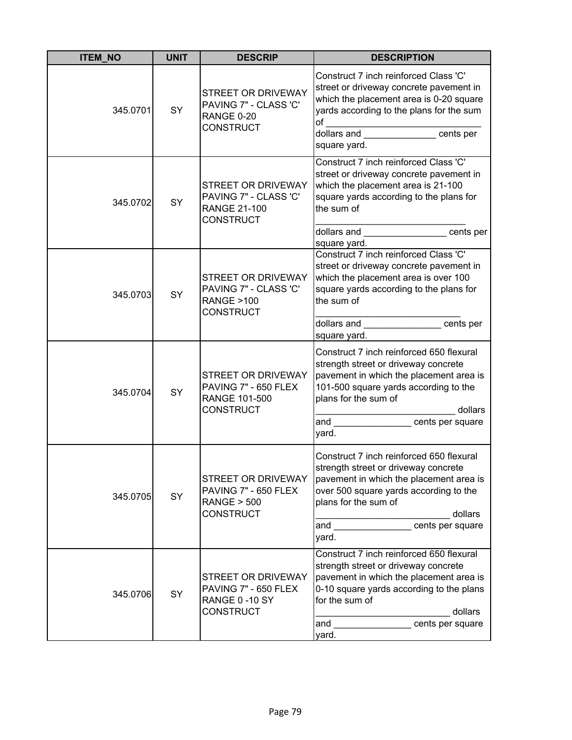| ITEM_NO | UNIT | DESCRIP | DESCRIPTION |
|---|---|---|---|
| 345.0701 | SY | STREET OR DRIVEWAY PAVING 7" - CLASS 'C' RANGE 0-20 CONSTRUCT | Construct 7 inch reinforced Class 'C' street or driveway concrete pavement in which the placement area is 0-20 square yards according to the plans for the sum of ______________________________ dollars and ______________ cents per square yard. |
| 345.0702 | SY | STREET OR DRIVEWAY PAVING 7" - CLASS 'C' RANGE 21-100 CONSTRUCT | Construct 7 inch reinforced Class 'C' street or driveway concrete pavement in which the placement area is 21-100 square yards according to the plans for the sum of _____________________________ dollars and ________________ cents per square yard. |
| 345.0703 | SY | STREET OR DRIVEWAY PAVING 7" - CLASS 'C' RANGE >100 CONSTRUCT | Construct 7 inch reinforced Class 'C' street or driveway concrete pavement in which the placement area is over 100 square yards according to the plans for the sum of ____________________________ dollars and _______________ cents per square yard. |
| 345.0704 | SY | STREET OR DRIVEWAY PAVING 7" - 650 FLEX RANGE 101-500 CONSTRUCT | Construct 7 inch reinforced 650 flexural strength street or driveway concrete pavement in which the placement area is 101-500 square yards according to the plans for the sum of ___________________________ dollars and _______________ cents per square yard. |
| 345.0705 | SY | STREET OR DRIVEWAY PAVING 7" - 650 FLEX RANGE > 500 CONSTRUCT | Construct 7 inch reinforced 650 flexural strength street or driveway concrete pavement in which the placement area is over 500 square yards according to the plans for the sum of __________________________ dollars and _______________ cents per square yard. |
| 345.0706 | SY | STREET OR DRIVEWAY PAVING 7" - 650 FLEX RANGE 0 -10 SY CONSTRUCT | Construct 7 inch reinforced 650 flexural strength street or driveway concrete pavement in which the placement area is 0-10 square yards according to the plans for the sum of __________________________ dollars and _______________ cents per square yard. |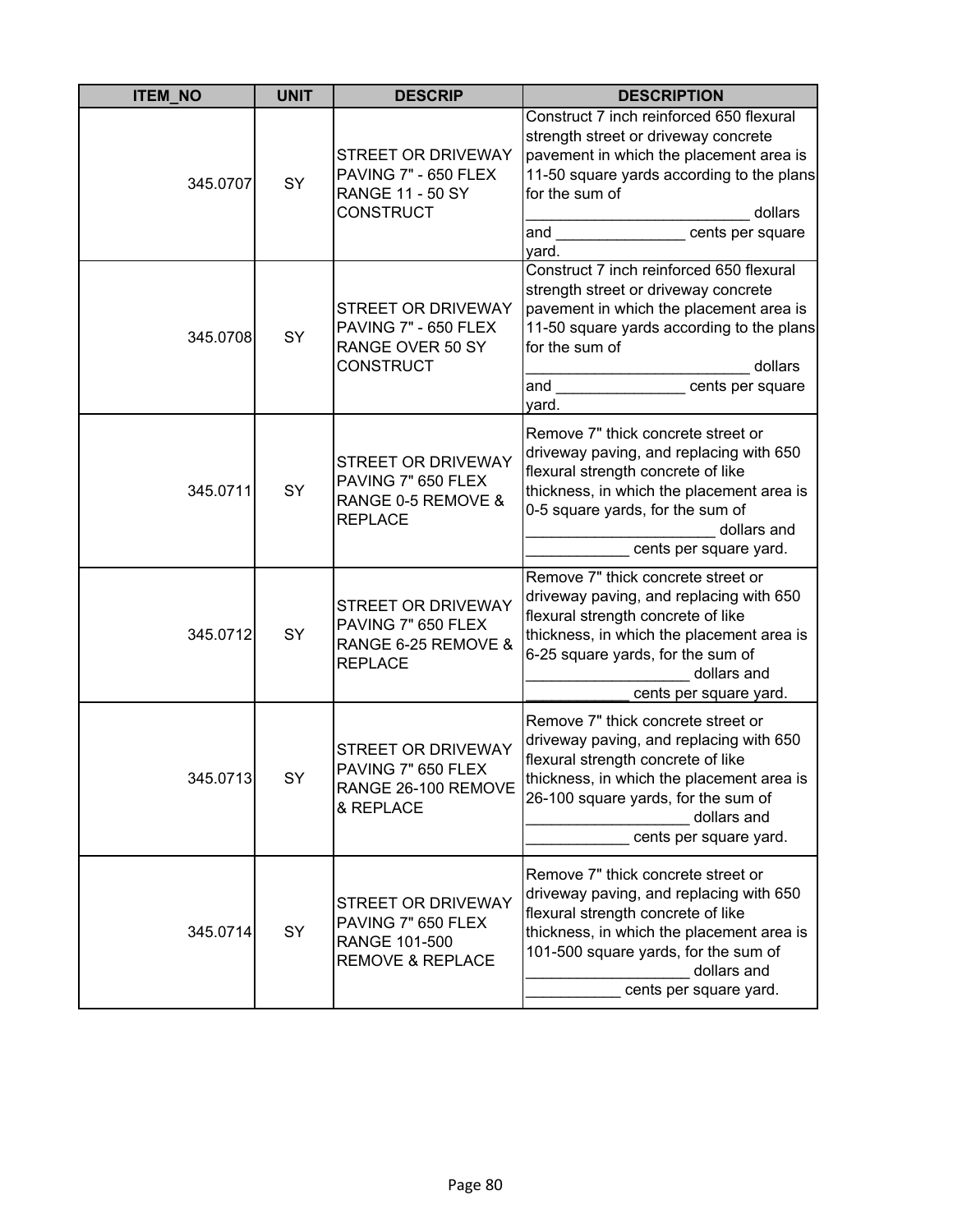| ITEM_NO | UNIT | DESCRIP | DESCRIPTION |
|---|---|---|---|
| 345.0707 | SY | STREET OR DRIVEWAY PAVING 7" - 650 FLEX RANGE 11 - 50 SY CONSTRUCT | Construct 7 inch reinforced 650 flexural strength street or driveway concrete pavement in which the placement area is 11-50 square yards according to the plans for the sum of __________________________ dollars and _______________ cents per square yard. |
| 345.0708 | SY | STREET OR DRIVEWAY PAVING 7" - 650 FLEX RANGE OVER 50 SY CONSTRUCT | Construct 7 inch reinforced 650 flexural strength street or driveway concrete pavement in which the placement area is 11-50 square yards according to the plans for the sum of __________________________ dollars and _______________ cents per square yard. |
| 345.0711 | SY | STREET OR DRIVEWAY PAVING 7" 650 FLEX RANGE 0-5 REMOVE & REPLACE | Remove 7" thick concrete street or driveway paving, and replacing with 650 flexural strength concrete of like thickness, in which the placement area is 0-5 square yards, for the sum of ______________________ dollars and ____________ cents per square yard. |
| 345.0712 | SY | STREET OR DRIVEWAY PAVING 7" 650 FLEX RANGE 6-25 REMOVE & REPLACE | Remove 7" thick concrete street or driveway paving, and replacing with 650 flexural strength concrete of like thickness, in which the placement area is 6-25 square yards, for the sum of ___________________ dollars and ____________ cents per square yard. |
| 345.0713 | SY | STREET OR DRIVEWAY PAVING 7" 650 FLEX RANGE 26-100 REMOVE & REPLACE | Remove 7" thick concrete street or driveway paving, and replacing with 650 flexural strength concrete of like thickness, in which the placement area is 26-100 square yards, for the sum of ___________________ dollars and ____________ cents per square yard. |
| 345.0714 | SY | STREET OR DRIVEWAY PAVING 7" 650 FLEX RANGE 101-500 REMOVE & REPLACE | Remove 7" thick concrete street or driveway paving, and replacing with 650 flexural strength concrete of like thickness, in which the placement area is 101-500 square yards, for the sum of ___________________ dollars and ___________ cents per square yard. |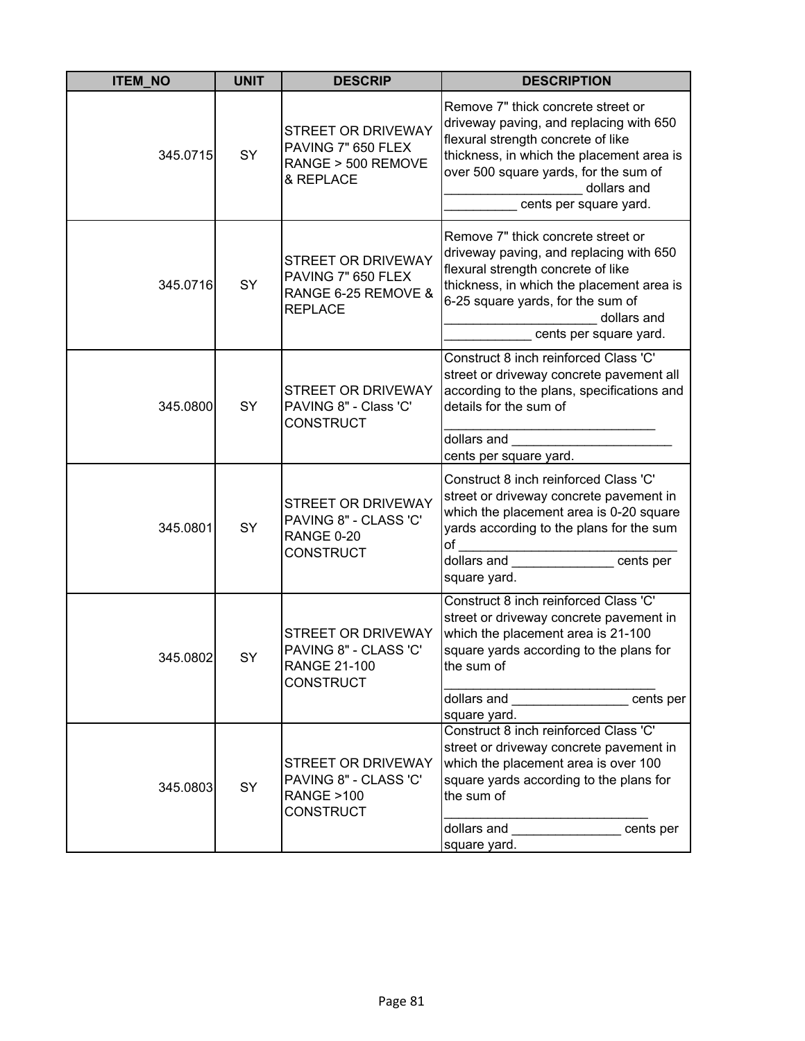| ITEM_NO | UNIT | DESCRIP | DESCRIPTION |
|---|---|---|---|
| 345.0715 | SY | STREET OR DRIVEWAY PAVING 7" 650 FLEX RANGE > 500 REMOVE & REPLACE | Remove 7" thick concrete street or driveway paving, and replacing with 650 flexural strength concrete of like thickness, in which the placement area is over 500 square yards, for the sum of ___________________ dollars and __________ cents per square yard. |
| 345.0716 | SY | STREET OR DRIVEWAY PAVING 7" 650 FLEX RANGE 6-25 REMOVE & REPLACE | Remove 7" thick concrete street or driveway paving, and replacing with 650 flexural strength concrete of like thickness, in which the placement area is 6-25 square yards, for the sum of _____________________ dollars and ____________ cents per square yard. |
| 345.0800 | SY | STREET OR DRIVEWAY PAVING 8" - Class 'C' CONSTRUCT | Construct 8 inch reinforced Class 'C' street or driveway concrete pavement all according to the plans, specifications and details for the sum of _____________________________ dollars and ______________________ cents per square yard. |
| 345.0801 | SY | STREET OR DRIVEWAY PAVING 8" - CLASS 'C' RANGE 0-20 CONSTRUCT | Construct 8 inch reinforced Class 'C' street or driveway concrete pavement in which the placement area is 0-20 square yards according to the plans for the sum of ______________________________ dollars and ______________ cents per square yard. |
| 345.0802 | SY | STREET OR DRIVEWAY PAVING 8" - CLASS 'C' RANGE 21-100 CONSTRUCT | Construct 8 inch reinforced Class 'C' street or driveway concrete pavement in which the placement area is 21-100 square yards according to the plans for the sum of _____________________________ dollars and ________________ cents per square yard. |
| 345.0803 | SY | STREET OR DRIVEWAY PAVING 8" - CLASS 'C' RANGE >100 CONSTRUCT | Construct 8 inch reinforced Class 'C' street or driveway concrete pavement in which the placement area is over 100 square yards according to the plans for the sum of ____________________________ dollars and _______________ cents per square yard. |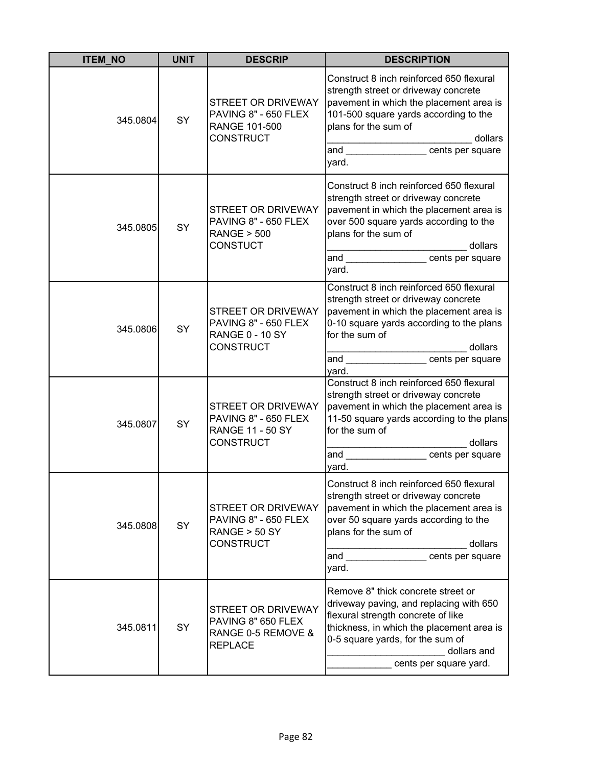| ITEM_NO | UNIT | DESCRIP | DESCRIPTION |
| --- | --- | --- | --- |
| 345.0804 | SY | STREET OR DRIVEWAY PAVING 8" - 650 FLEX RANGE 101-500 CONSTRUCT | Construct 8 inch reinforced 650 flexural strength street or driveway concrete pavement in which the placement area is 101-500 square yards according to the plans for the sum of ___________________________ dollars and _______________ cents per square yard. |
| 345.0805 | SY | STREET OR DRIVEWAY PAVING 8" - 650 FLEX RANGE > 500 CONSTUCT | Construct 8 inch reinforced 650 flexural strength street or driveway concrete pavement in which the placement area is over 500 square yards according to the plans for the sum of __________________________ dollars and _______________ cents per square yard. |
| 345.0806 | SY | STREET OR DRIVEWAY PAVING 8" - 650 FLEX RANGE 0 - 10 SY CONSTRUCT | Construct 8 inch reinforced 650 flexural strength street or driveway concrete pavement in which the placement area is 0-10 square yards according to the plans for the sum of __________________________ dollars and _______________ cents per square yard. |
| 345.0807 | SY | STREET OR DRIVEWAY PAVING 8" - 650 FLEX RANGE 11 - 50 SY CONSTRUCT | Construct 8 inch reinforced 650 flexural strength street or driveway concrete pavement in which the placement area is 11-50 square yards according to the plans for the sum of __________________________ dollars and _______________ cents per square yard. |
| 345.0808 | SY | STREET OR DRIVEWAY PAVING 8" - 650 FLEX RANGE > 50 SY CONSTRUCT | Construct 8 inch reinforced 650 flexural strength street or driveway concrete pavement in which the placement area is over 50 square yards according to the plans for the sum of __________________________ dollars and _______________ cents per square yard. |
| 345.0811 | SY | STREET OR DRIVEWAY PAVING 8" 650 FLEX RANGE 0-5 REMOVE & REPLACE | Remove 8" thick concrete street or driveway paving, and replacing with 650 flexural strength concrete of like thickness, in which the placement area is 0-5 square yards, for the sum of ______________________ dollars and ____________ cents per square yard. |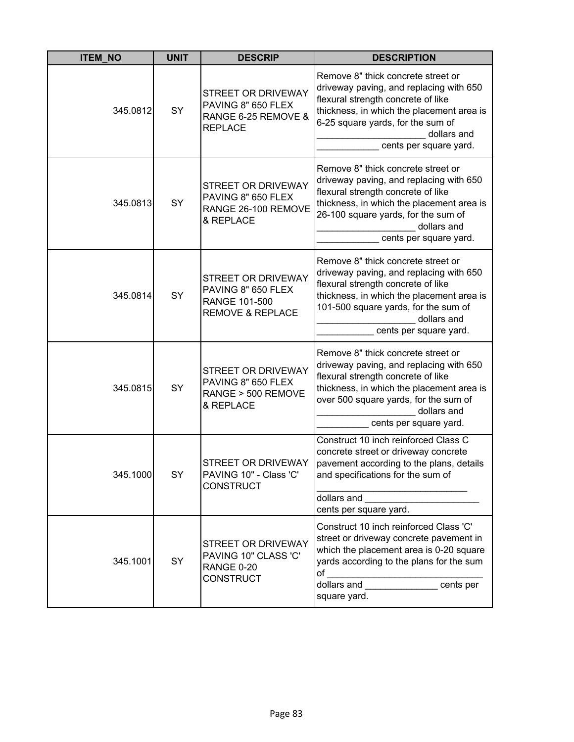| ITEM_NO | UNIT | DESCRIP | DESCRIPTION |
|---|---|---|---|
| 345.0812 | SY | STREET OR DRIVEWAY PAVING 8" 650 FLEX RANGE 6-25 REMOVE & REPLACE | Remove 8" thick concrete street or driveway paving, and replacing with 650 flexural strength concrete of like thickness, in which the placement area is 6-25 square yards, for the sum of ____________________ dollars and ____________ cents per square yard. |
| 345.0813 | SY | STREET OR DRIVEWAY PAVING 8" 650 FLEX RANGE 26-100 REMOVE & REPLACE | Remove 8" thick concrete street or driveway paving, and replacing with 650 flexural strength concrete of like thickness, in which the placement area is 26-100 square yards, for the sum of ___________________ dollars and ____________ cents per square yard. |
| 345.0814 | SY | STREET OR DRIVEWAY PAVING 8" 650 FLEX RANGE 101-500 REMOVE & REPLACE | Remove 8" thick concrete street or driveway paving, and replacing with 650 flexural strength concrete of like thickness, in which the placement area is 101-500 square yards, for the sum of ___________________ dollars and ___________ cents per square yard. |
| 345.0815 | SY | STREET OR DRIVEWAY PAVING 8" 650 FLEX RANGE > 500 REMOVE & REPLACE | Remove 8" thick concrete street or driveway paving, and replacing with 650 flexural strength concrete of like thickness, in which the placement area is over 500 square yards, for the sum of ___________________ dollars and __________ cents per square yard. |
| 345.1000 | SY | STREET OR DRIVEWAY PAVING 10" - Class 'C' CONSTRUCT | Construct 10 inch reinforced Class C concrete street or driveway concrete pavement according to the plans, details and specifications for the sum of _____________________________ dollars and ______________________ cents per square yard. |
| 345.1001 | SY | STREET OR DRIVEWAY PAVING 10" CLASS 'C' RANGE 0-20 CONSTRUCT | Construct 10 inch reinforced Class 'C' street or driveway concrete pavement in which the placement area is 0-20 square yards according to the plans for the sum of _____________________________ dollars and ______________ cents per square yard. |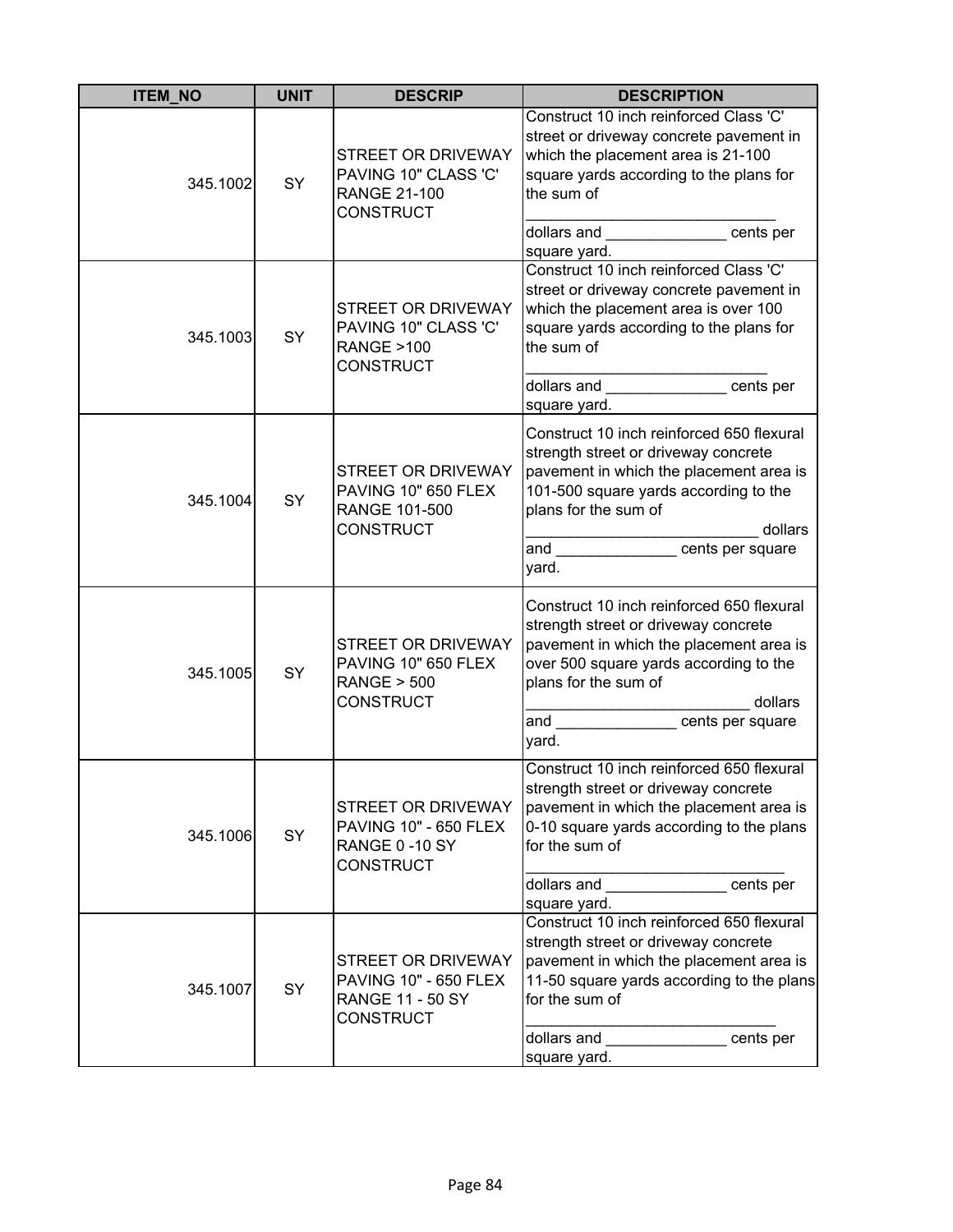| ITEM_NO | UNIT | DESCRIP | DESCRIPTION |
|---|---|---|---|
| 345.1002 | SY | STREET OR DRIVEWAY PAVING 10" CLASS 'C' RANGE 21-100 CONSTRUCT | Construct 10 inch reinforced Class 'C' street or driveway concrete pavement in which the placement area is 21-100 square yards according to the plans for the sum of _____________________________ dollars and ______________ cents per square yard. |
| 345.1003 | SY | STREET OR DRIVEWAY PAVING 10" CLASS 'C' RANGE >100 CONSTRUCT | Construct 10 inch reinforced Class 'C' street or driveway concrete pavement in which the placement area is over 100 square yards according to the plans for the sum of ____________________________ dollars and ______________ cents per square yard. |
| 345.1004 | SY | STREET OR DRIVEWAY PAVING 10" 650 FLEX RANGE 101-500 CONSTRUCT | Construct 10 inch reinforced 650 flexural strength street or driveway concrete pavement in which the placement area is 101-500 square yards according to the plans for the sum of ___________________________ dollars and ______________ cents per square yard. |
| 345.1005 | SY | STREET OR DRIVEWAY PAVING 10" 650 FLEX RANGE > 500 CONSTRUCT | Construct 10 inch reinforced 650 flexural strength street or driveway concrete pavement in which the placement area is over 500 square yards according to the plans for the sum of __________________________ dollars and ______________ cents per square yard. |
| 345.1006 | SY | STREET OR DRIVEWAY PAVING 10" - 650 FLEX RANGE 0 -10 SY CONSTRUCT | Construct 10 inch reinforced 650 flexural strength street or driveway concrete pavement in which the placement area is 0-10 square yards according to the plans for the sum of ______________________________ dollars and ______________ cents per square yard. |
| 345.1007 | SY | STREET OR DRIVEWAY PAVING 10" - 650 FLEX RANGE 11 - 50 SY CONSTRUCT | Construct 10 inch reinforced 650 flexural strength street or driveway concrete pavement in which the placement area is 11-50 square yards according to the plans for the sum of _____________________________ dollars and ______________ cents per square yard. |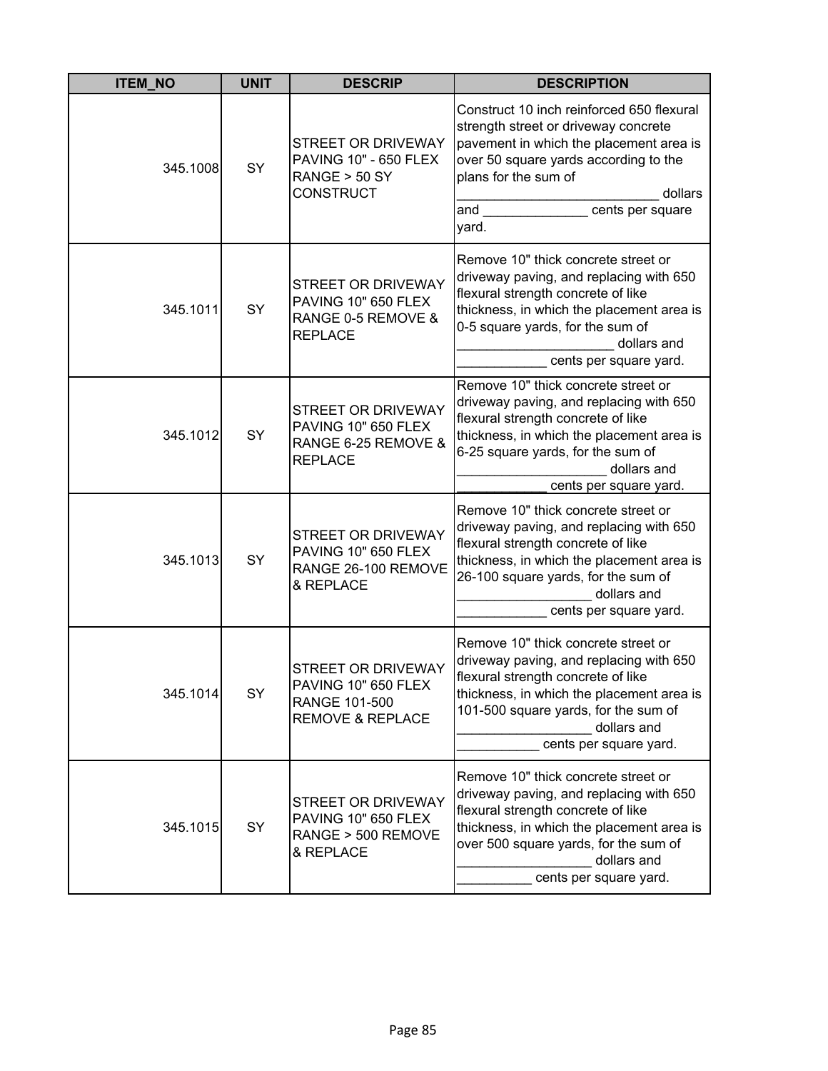| ITEM_NO | UNIT | DESCRIP | DESCRIPTION |
|---|---|---|---|
| 345.1008 | SY | STREET OR DRIVEWAY PAVING 10" - 650 FLEX RANGE > 50 SY CONSTRUCT | Construct 10 inch reinforced 650 flexural strength street or driveway concrete pavement in which the placement area is over 50 square yards according to the plans for the sum of ___________________________ dollars and ______________ cents per square yard. |
| 345.1011 | SY | STREET OR DRIVEWAY PAVING 10" 650 FLEX RANGE 0-5 REMOVE & REPLACE | Remove 10" thick concrete street or driveway paving, and replacing with 650 flexural strength concrete of like thickness, in which the placement area is 0-5 square yards, for the sum of _____________________ dollars and ____________ cents per square yard. |
| 345.1012 | SY | STREET OR DRIVEWAY PAVING 10" 650 FLEX RANGE 6-25 REMOVE & REPLACE | Remove 10" thick concrete street or driveway paving, and replacing with 650 flexural strength concrete of like thickness, in which the placement area is 6-25 square yards, for the sum of ____________________ dollars and ____________ cents per square yard. |
| 345.1013 | SY | STREET OR DRIVEWAY PAVING 10" 650 FLEX RANGE 26-100 REMOVE & REPLACE | Remove 10" thick concrete street or driveway paving, and replacing with 650 flexural strength concrete of like thickness, in which the placement area is 26-100 square yards, for the sum of __________________ dollars and ____________ cents per square yard. |
| 345.1014 | SY | STREET OR DRIVEWAY PAVING 10" 650 FLEX RANGE 101-500 REMOVE & REPLACE | Remove 10" thick concrete street or driveway paving, and replacing with 650 flexural strength concrete of like thickness, in which the placement area is 101-500 square yards, for the sum of __________________ dollars and ___________ cents per square yard. |
| 345.1015 | SY | STREET OR DRIVEWAY PAVING 10" 650 FLEX RANGE > 500 REMOVE & REPLACE | Remove 10" thick concrete street or driveway paving, and replacing with 650 flexural strength concrete of like thickness, in which the placement area is over 500 square yards, for the sum of __________________ dollars and __________ cents per square yard. |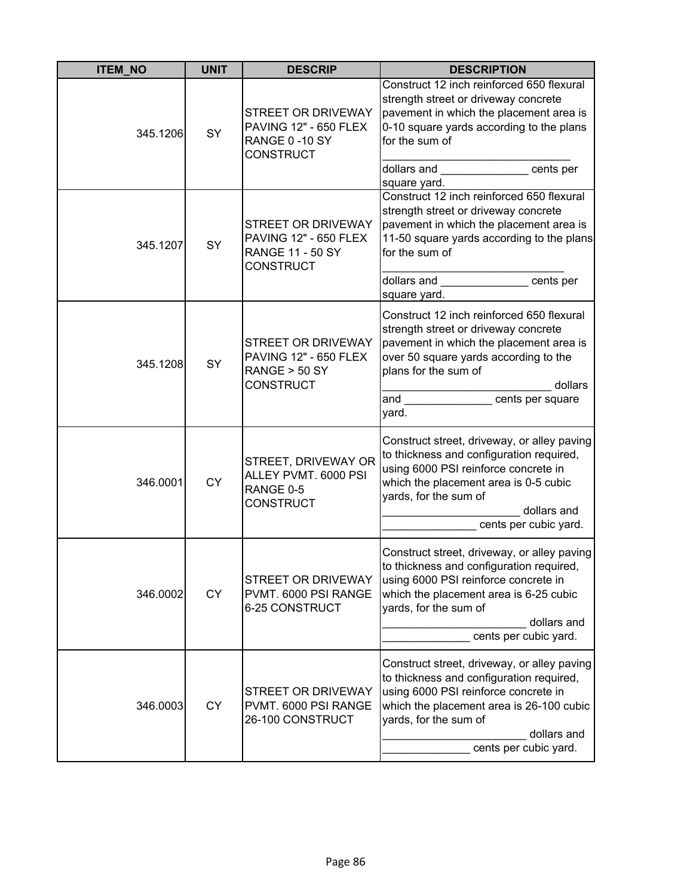| ITEM_NO | UNIT | DESCRIP | DESCRIPTION |
|---|---|---|---|
| 345.1206 | SY | STREET OR DRIVEWAY PAVING 12" - 650 FLEX RANGE 0 -10 SY CONSTRUCT | Construct 12 inch reinforced 650 flexural strength street or driveway concrete pavement in which the placement area is 0-10 square yards according to the plans for the sum of _______________________________ dollars and ______________ cents per square yard. |
| 345.1207 | SY | STREET OR DRIVEWAY PAVING 12" - 650 FLEX RANGE 11 - 50 SY CONSTRUCT | Construct 12 inch reinforced 650 flexural strength street or driveway concrete pavement in which the placement area is 11-50 square yards according to the plans for the sum of _____________________________ dollars and ______________ cents per square yard. |
| 345.1208 | SY | STREET OR DRIVEWAY PAVING 12" - 650 FLEX RANGE > 50 SY CONSTRUCT | Construct 12 inch reinforced 650 flexural strength street or driveway concrete pavement in which the placement area is over 50 square yards according to the plans for the sum of ___________________________ dollars and ______________ cents per square yard. |
| 346.0001 | CY | STREET, DRIVEWAY OR ALLEY PVMT. 6000 PSI RANGE 0-5 CONSTRUCT | Construct street, driveway, or alley paving to thickness and configuration required, using 6000 PSI reinforce concrete in which the placement area is 0-5 cubic yards, for the sum of ______________________ dollars and _______________ cents per cubic yard. |
| 346.0002 | CY | STREET OR DRIVEWAY PVMT. 6000 PSI RANGE 6-25 CONSTRUCT | Construct street, driveway, or alley paving to thickness and configuration required, using 6000 PSI reinforce concrete in which the placement area is 6-25 cubic yards, for the sum of _______________________ dollars and ______________ cents per cubic yard. |
| 346.0003 | CY | STREET OR DRIVEWAY PVMT. 6000 PSI RANGE 26-100 CONSTRUCT | Construct street, driveway, or alley paving to thickness and configuration required, using 6000 PSI reinforce concrete in which the placement area is 26-100 cubic yards, for the sum of _______________________ dollars and ______________ cents per cubic yard. |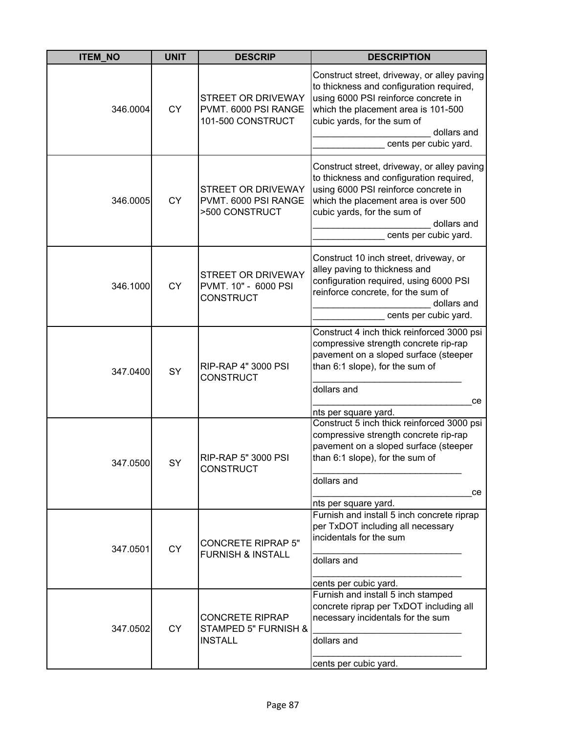| ITEM_NO | UNIT | DESCRIP | DESCRIPTION |
|---|---|---|---|
| 346.0004 | CY | STREET OR DRIVEWAY PVMT. 6000 PSI RANGE 101-500 CONSTRUCT | Construct street, driveway, or alley paving to thickness and configuration required, using 6000 PSI reinforce concrete in which the placement area is 101-500 cubic yards, for the sum of ______________________ dollars and _____________ cents per cubic yard. |
| 346.0005 | CY | STREET OR DRIVEWAY PVMT. 6000 PSI RANGE >500 CONSTRUCT | Construct street, driveway, or alley paving to thickness and configuration required, using 6000 PSI reinforce concrete in which the placement area is over 500 cubic yards, for the sum of ______________________ dollars and _____________ cents per cubic yard. |
| 346.1000 | CY | STREET OR DRIVEWAY PVMT. 10" - 6000 PSI CONSTRUCT | Construct 10 inch street, driveway, or alley paving to thickness and configuration required, using 6000 PSI reinforce concrete, for the sum of ______________________ dollars and _____________ cents per cubic yard. |
| 347.0400 | SY | RIP-RAP 4" 3000 PSI CONSTRUCT | Construct 4 inch thick reinforced 3000 psi compressive strength concrete rip-rap pavement on a sloped surface (steeper than 6:1 slope), for the sum of ____________________________ dollars and ______________________________cents per square yard. |
| 347.0500 | SY | RIP-RAP 5" 3000 PSI CONSTRUCT | Construct 5 inch thick reinforced 3000 psi compressive strength concrete rip-rap pavement on a sloped surface (steeper than 6:1 slope), for the sum of ____________________________ dollars and ______________________________cents per square yard. |
| 347.0501 | CY | CONCRETE RIPRAP 5" FURNISH & INSTALL | Furnish and install 5 inch concrete riprap per TxDOT including all necessary incidentals for the sum ____________________________ dollars and ____________________________ cents per cubic yard. |
| 347.0502 | CY | CONCRETE RIPRAP STAMPED 5" FURNISH & INSTALL | Furnish and install 5 inch stamped concrete riprap per TxDOT including all necessary incidentals for the sum ____________________________ dollars and ____________________________ cents per cubic yard. |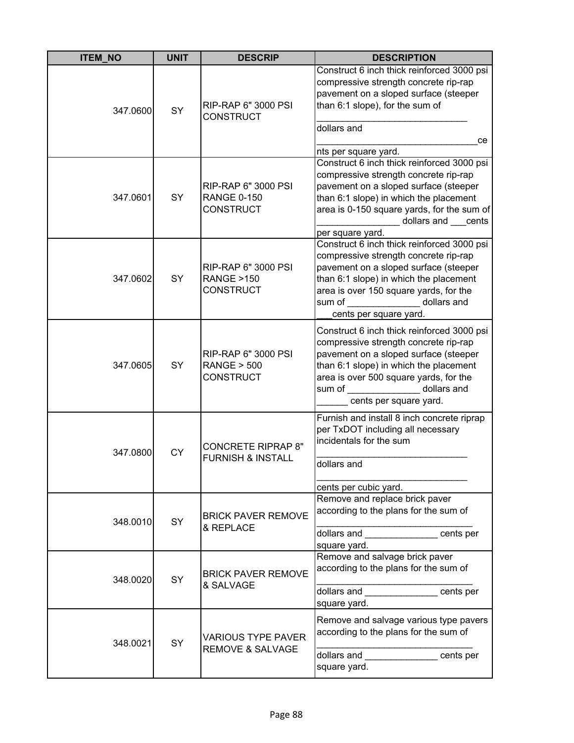| ITEM_NO | UNIT | DESCRIP | DESCRIPTION |
|---|---|---|---|
| 347.0600 | SY | RIP-RAP 6" 3000 PSI CONSTRUCT | Construct 6 inch thick reinforced 3000 psi compressive strength concrete rip-rap pavement on a sloped surface (steeper than 6:1 slope), for the sum of ______________________________ dollars and ________________________________cents per square yard. |
| 347.0601 | SY | RIP-RAP 6" 3000 PSI RANGE 0-150 CONSTRUCT | Construct 6 inch thick reinforced 3000 psi compressive strength concrete rip-rap pavement on a sloped surface (steeper than 6:1 slope) in which the placement area is 0-150 square yards, for the sum of ________________ dollars and ___cents per square yard. |
| 347.0602 | SY | RIP-RAP 6" 3000 PSI RANGE >150 CONSTRUCT | Construct 6 inch thick reinforced 3000 psi compressive strength concrete rip-rap pavement on a sloped surface (steeper than 6:1 slope) in which the placement area is over 150 square yards, for the sum of ______________ dollars and ___cents per square yard. |
| 347.0605 | SY | RIP-RAP 6" 3000 PSI RANGE > 500 CONSTRUCT | Construct 6 inch thick reinforced 3000 psi compressive strength concrete rip-rap pavement on a sloped surface (steeper than 6:1 slope) in which the placement area is over 500 square yards, for the sum of ______________ dollars and ______ cents per square yard. |
| 347.0800 | CY | CONCRETE RIPRAP 8" FURNISH & INSTALL | Furnish and install 8 inch concrete riprap per TxDOT including all necessary incidentals for the sum ______________________________ dollars and ______________________________ cents per cubic yard. |
| 348.0010 | SY | BRICK PAVER REMOVE & REPLACE | Remove and replace brick paver according to the plans for the sum of _______________________________ dollars and ______________ cents per square yard. |
| 348.0020 | SY | BRICK PAVER REMOVE & SALVAGE | Remove and salvage brick paver according to the plans for the sum of _______________________________ dollars and ______________ cents per square yard. |
| 348.0021 | SY | VARIOUS TYPE PAVER REMOVE & SALVAGE | Remove and salvage various type pavers according to the plans for the sum of _______________________________ dollars and ______________ cents per square yard. |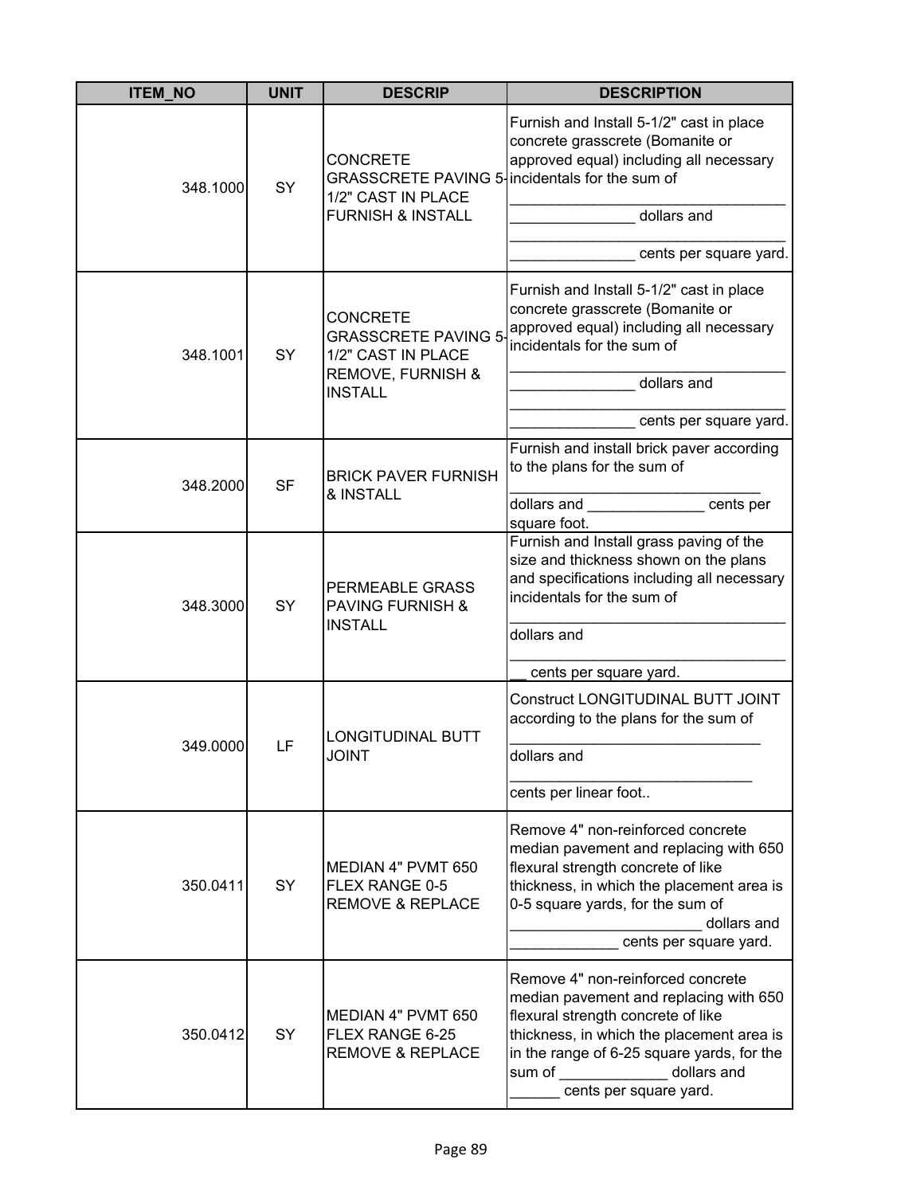| ITEM_NO | UNIT | DESCRIP | DESCRIPTION |
|---|---|---|---|
| 348.1000 | SY | CONCRETE GRASSCRETE PAVING 5-1/2" CAST IN PLACE FURNISH & INSTALL | Furnish and Install 5-1/2" cast in place concrete grasscrete (Bomanite or approved equal) including all necessary incidentals for the sum of ________________________________ _______________ dollars and ________________________________ _______________ cents per square yard. |
| 348.1001 | SY | CONCRETE GRASSCRETE PAVING 5-1/2" CAST IN PLACE REMOVE, FURNISH & INSTALL | Furnish and Install 5-1/2" cast in place concrete grasscrete (Bomanite or approved equal) including all necessary incidentals for the sum of ________________________________ _______________ dollars and ________________________________ _______________ cents per square yard. |
| 348.2000 | SF | BRICK PAVER FURNISH & INSTALL | Furnish and install brick paver according to the plans for the sum of _____________________________ dollars and ______________ cents per square foot. |
| 348.3000 | SY | PERMEABLE GRASS PAVING FURNISH & INSTALL | Furnish and Install grass paving of the size and thickness shown on the plans and specifications including all necessary incidentals for the sum of ________________________________ dollars and ________________________________ __ cents per square yard. |
| 349.0000 | LF | LONGITUDINAL BUTT JOINT | Construct LONGITUDINAL BUTT JOINT according to the plans for the sum of _____________________________ dollars and ____________________________ cents per linear foot.. |
| 350.0411 | SY | MEDIAN 4" PVMT 650 FLEX RANGE 0-5 REMOVE & REPLACE | Remove 4" non-reinforced concrete median pavement and replacing with 650 flexural strength concrete of like thickness, in which the placement area is 0-5 square yards, for the sum of ______________________ dollars and _____________ cents per square yard. |
| 350.0412 | SY | MEDIAN 4" PVMT 650 FLEX RANGE 6-25 REMOVE & REPLACE | Remove 4" non-reinforced concrete median pavement and replacing with 650 flexural strength concrete of like thickness, in which the placement area is in the range of 6-25 square yards, for the sum of _____________ dollars and ______ cents per square yard. |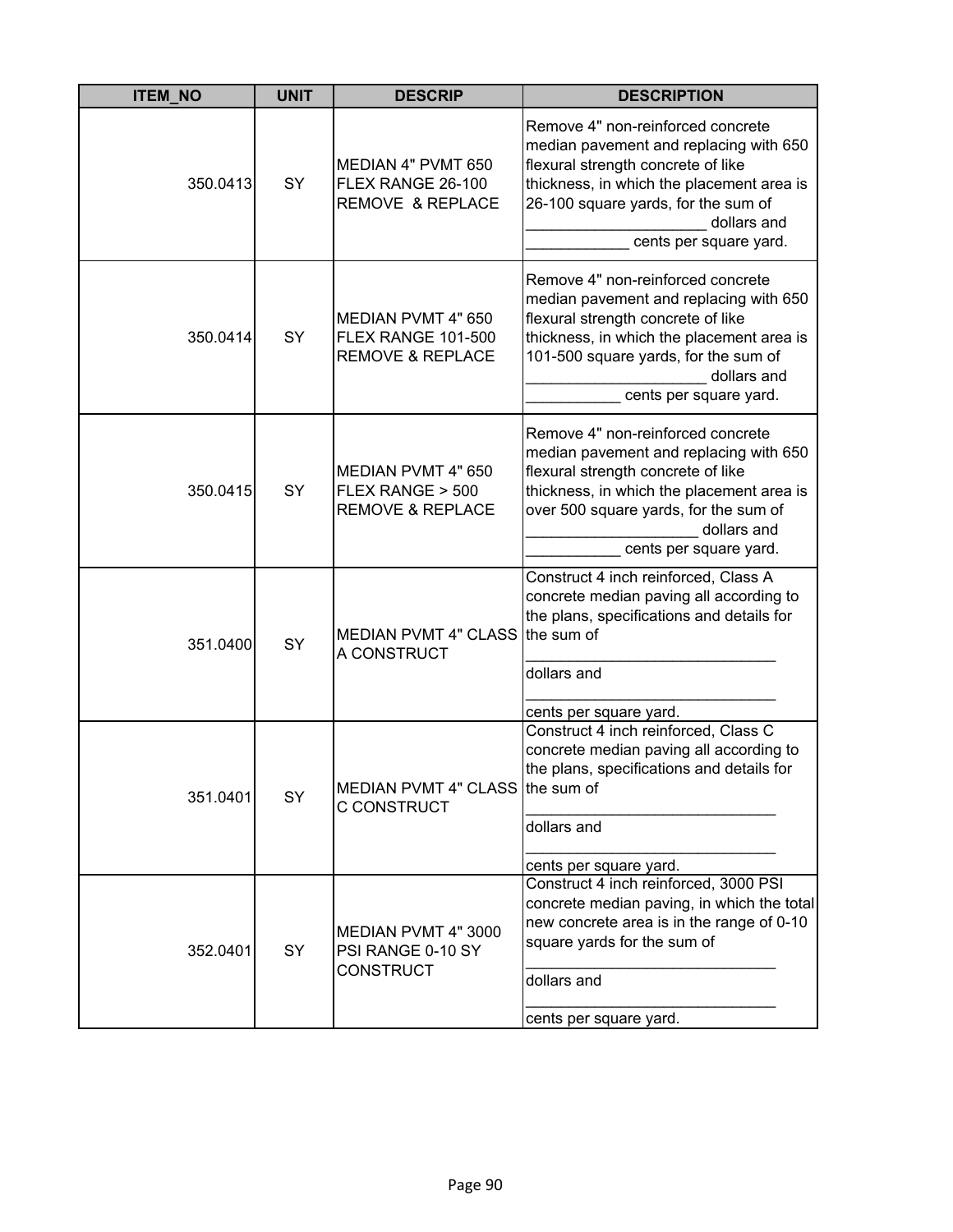| ITEM_NO | UNIT | DESCRIP | DESCRIPTION |
|---|---|---|---|
| 350.0413 | SY | MEDIAN 4" PVMT 650 FLEX RANGE 26-100 REMOVE & REPLACE | Remove 4" non-reinforced concrete median pavement and replacing with 650 flexural strength concrete of like thickness, in which the placement area is 26-100 square yards, for the sum of ____________________ dollars and ___________ cents per square yard. |
| 350.0414 | SY | MEDIAN PVMT 4" 650 FLEX RANGE 101-500 REMOVE & REPLACE | Remove 4" non-reinforced concrete median pavement and replacing with 650 flexural strength concrete of like thickness, in which the placement area is 101-500 square yards, for the sum of ____________________ dollars and ___________ cents per square yard. |
| 350.0415 | SY | MEDIAN PVMT 4" 650 FLEX RANGE > 500 REMOVE & REPLACE | Remove 4" non-reinforced concrete median pavement and replacing with 650 flexural strength concrete of like thickness, in which the placement area is over 500 square yards, for the sum of ____________________ dollars and ___________ cents per square yard. |
| 351.0400 | SY | MEDIAN PVMT 4" CLASS A CONSTRUCT | Construct 4 inch reinforced, Class A concrete median paving all according to the plans, specifications and details for the sum of ____________________________ dollars and ____________________________ cents per square yard. |
| 351.0401 | SY | MEDIAN PVMT 4" CLASS C CONSTRUCT | Construct 4 inch reinforced, Class C concrete median paving all according to the plans, specifications and details for the sum of ____________________________ dollars and ____________________________ cents per square yard. |
| 352.0401 | SY | MEDIAN PVMT 4" 3000 PSI RANGE 0-10 SY CONSTRUCT | Construct 4 inch reinforced, 3000 PSI concrete median paving, in which the total new concrete area is in the range of 0-10 square yards for the sum of ____________________________ dollars and ____________________________ cents per square yard. |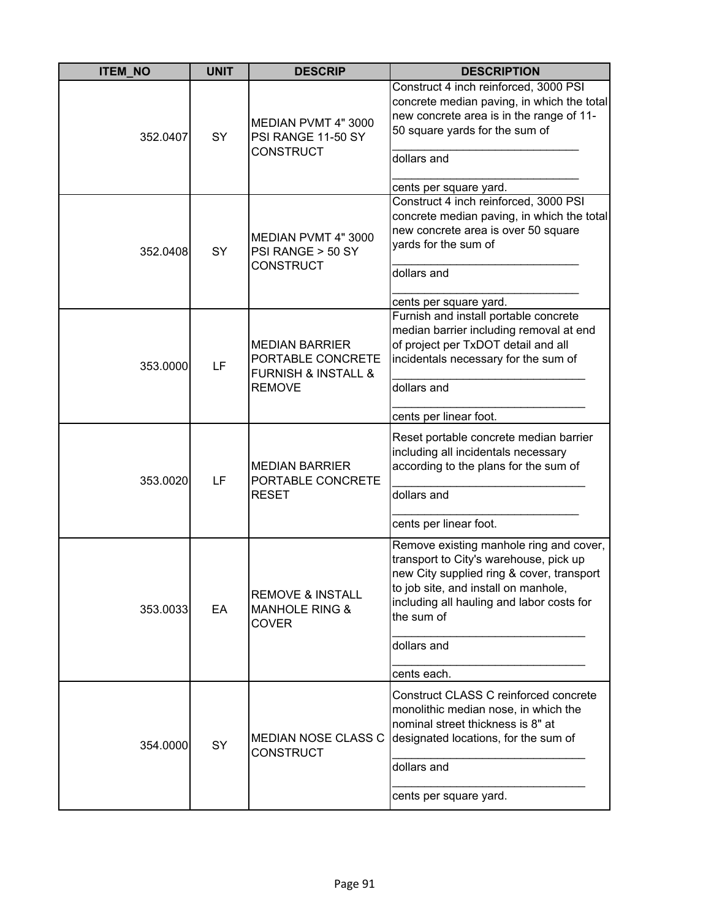| ITEM_NO | UNIT | DESCRIP | DESCRIPTION |
|---|---|---|---|
| 352.0407 | SY | MEDIAN PVMT 4" 3000 PSI RANGE 11-50 SY CONSTRUCT | Construct 4 inch reinforced, 3000 PSI concrete median paving, in which the total new concrete area is in the range of 11-50 square yards for the sum of _____________________________ dollars and _____________________________ cents per square yard. |
| 352.0408 | SY | MEDIAN PVMT 4" 3000 PSI RANGE > 50 SY CONSTRUCT | Construct 4 inch reinforced, 3000 PSI concrete median paving, in which the total new concrete area is over 50 square yards for the sum of _____________________________ dollars and _____________________________ cents per square yard. |
| 353.0000 | LF | MEDIAN BARRIER PORTABLE CONCRETE FURNISH & INSTALL & REMOVE | Furnish and install portable concrete median barrier including removal at end of project per TxDOT detail and all incidentals necessary for the sum of _____________________________ dollars and _____________________________ cents per linear foot. |
| 353.0020 | LF | MEDIAN BARRIER PORTABLE CONCRETE RESET | Reset portable concrete median barrier including all incidentals necessary according to the plans for the sum of _____________________________ dollars and _____________________________ cents per linear foot. |
| 353.0033 | EA | REMOVE & INSTALL MANHOLE RING & COVER | Remove existing manhole ring and cover, transport to City's warehouse, pick up new City supplied ring & cover, transport to job site, and install on manhole, including all hauling and labor costs for the sum of _____________________________ dollars and _____________________________ cents each. |
| 354.0000 | SY | MEDIAN NOSE CLASS C CONSTRUCT | Construct CLASS C reinforced concrete monolithic median nose, in which the nominal street thickness is 8" at designated locations, for the sum of _____________________________ dollars and _____________________________ cents per square yard. |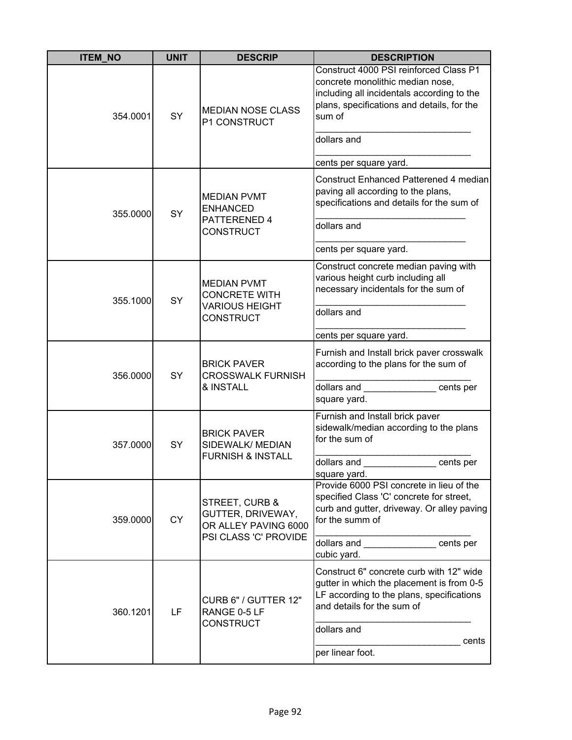| ITEM_NO | UNIT | DESCRIP | DESCRIPTION |
|---|---|---|---|
| 354.0001 | SY | MEDIAN NOSE CLASS P1 CONSTRUCT | Construct 4000 PSI reinforced Class P1 concrete monolithic median nose, including all incidentals according to the plans, specifications and details, for the sum of _______________________________ dollars and _______________________________ cents per square yard. |
| 355.0000 | SY | MEDIAN PVMT ENHANCED PATTERENED 4 CONSTRUCT | Construct Enhanced Patterened 4 median paving all according to the plans, specifications and details for the sum of _______________________________ dollars and _______________________________ cents per square yard. |
| 355.1000 | SY | MEDIAN PVMT CONCRETE WITH VARIOUS HEIGHT CONSTRUCT | Construct concrete median paving with various height curb including all necessary incidentals for the sum of _______________________________ dollars and _______________________________ cents per square yard. |
| 356.0000 | SY | BRICK PAVER CROSSWALK FURNISH & INSTALL | Furnish and Install brick paver crosswalk according to the plans for the sum of _______________________________ dollars and ______________ cents per square yard. |
| 357.0000 | SY | BRICK PAVER SIDEWALK/ MEDIAN FURNISH & INSTALL | Furnish and Install brick paver sidewalk/median according to the plans for the sum of _______________________________ dollars and ______________ cents per square yard. |
| 359.0000 | CY | STREET, CURB & GUTTER, DRIVEWAY, OR ALLEY PAVING 6000 PSI CLASS 'C' PROVIDE | Provide 6000 PSI concrete in lieu of the specified Class 'C' concrete for street, curb and gutter, driveway. Or alley paving for the summ of _______________________________ dollars and ______________ cents per cubic yard. |
| 360.1201 | LF | CURB 6" / GUTTER 12" RANGE 0-5 LF CONSTRUCT | Construct 6" concrete curb with 12" wide gutter in which the placement is from 0-5 LF according to the plans, specifications and details for the sum of _______________________________ dollars and _____________________________ cents per linear foot. |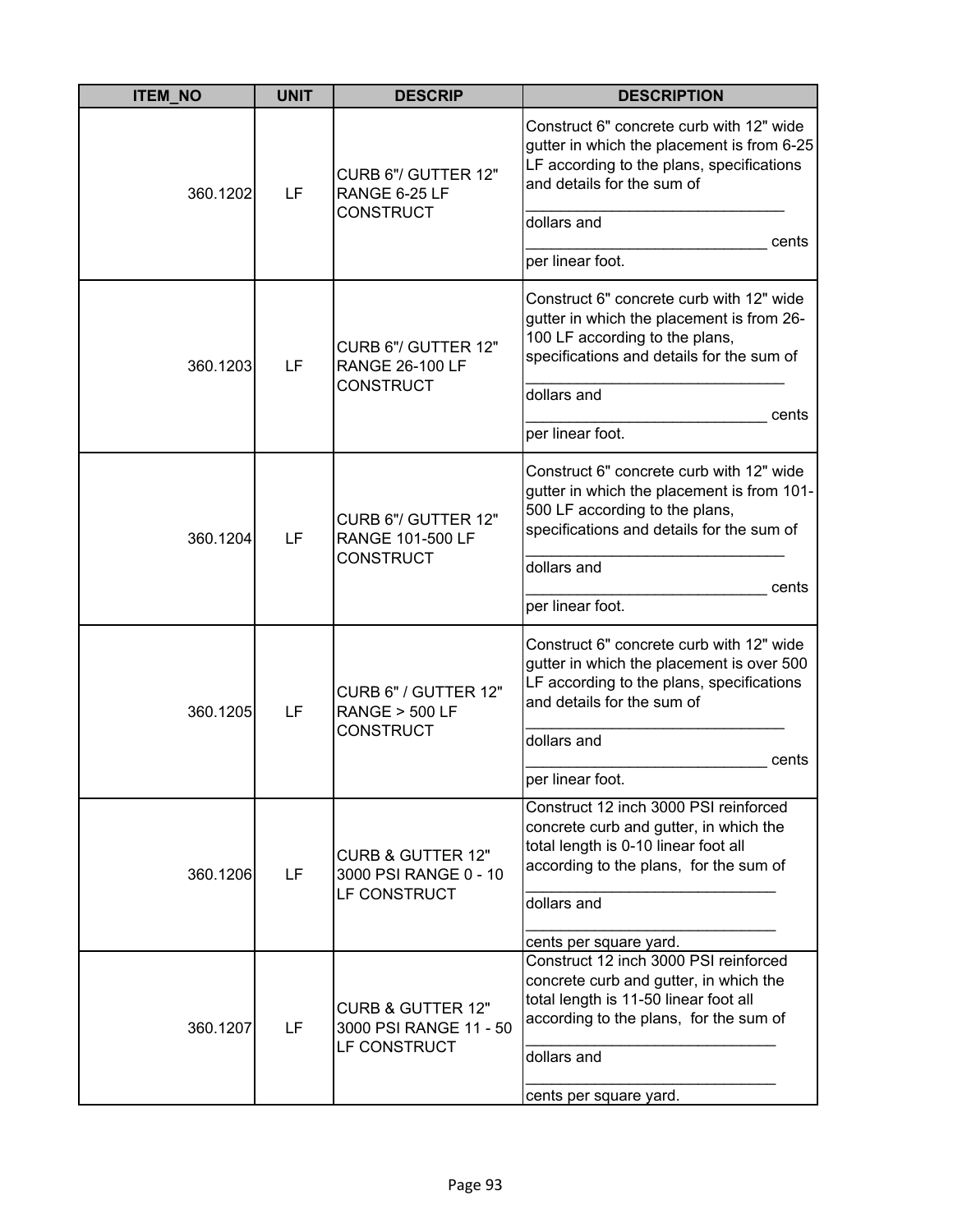| ITEM_NO | UNIT | DESCRIP | DESCRIPTION |
|---|---|---|---|
| 360.1202 | LF | CURB 6"/ GUTTER 12" RANGE 6-25 LF CONSTRUCT | Construct 6" concrete curb with 12" wide gutter in which the placement is from 6-25 LF according to the plans, specifications and details for the sum of ______________________________ dollars and ____________________________ cents per linear foot. |
| 360.1203 | LF | CURB 6"/ GUTTER 12" RANGE 26-100 LF CONSTRUCT | Construct 6" concrete curb with 12" wide gutter in which the placement is from 26-100 LF according to the plans, specifications and details for the sum of ______________________________ dollars and ____________________________ cents per linear foot. |
| 360.1204 | LF | CURB 6"/ GUTTER 12" RANGE 101-500 LF CONSTRUCT | Construct 6" concrete curb with 12" wide gutter in which the placement is from 101-500 LF according to the plans, specifications and details for the sum of ______________________________ dollars and ____________________________ cents per linear foot. |
| 360.1205 | LF | CURB 6" / GUTTER 12" RANGE > 500 LF CONSTRUCT | Construct 6" concrete curb with 12" wide gutter in which the placement is over 500 LF according to the plans, specifications and details for the sum of ______________________________ dollars and ____________________________ cents per linear foot. |
| 360.1206 | LF | CURB & GUTTER 12" 3000 PSI RANGE 0 - 10 LF CONSTRUCT | Construct 12 inch 3000 PSI reinforced concrete curb and gutter, in which the total length is 0-10 linear foot all according to the plans, for the sum of ______________________________ dollars and ______________________________ cents per square yard. |
| 360.1207 | LF | CURB & GUTTER 12" 3000 PSI RANGE 11 - 50 LF CONSTRUCT | Construct 12 inch 3000 PSI reinforced concrete curb and gutter, in which the total length is 11-50 linear foot all according to the plans, for the sum of ______________________________ dollars and ______________________________ cents per square yard. |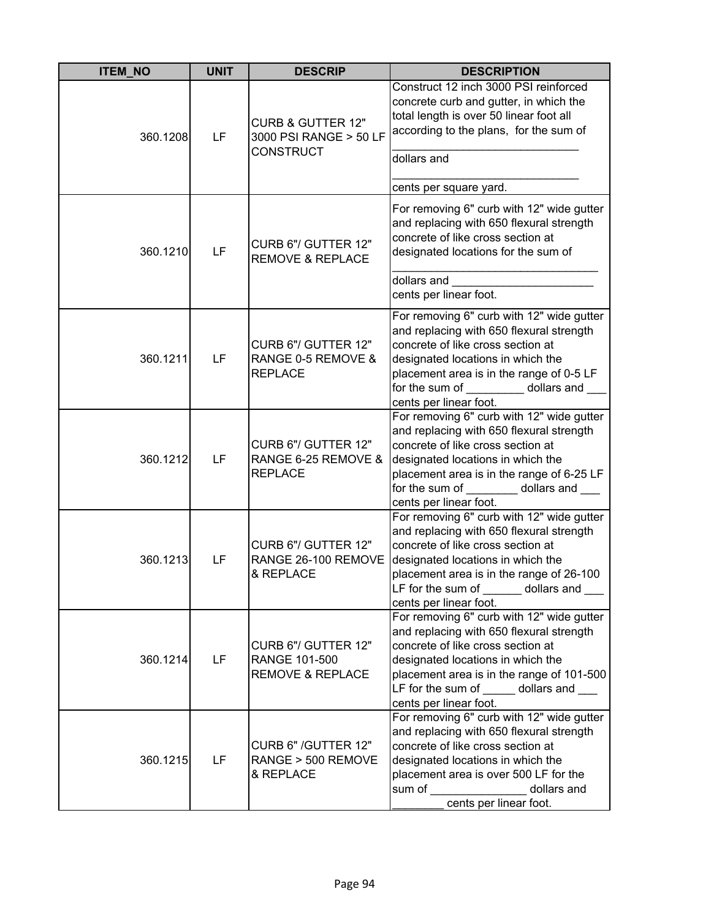| ITEM_NO | UNIT | DESCRIP | DESCRIPTION |
| --- | --- | --- | --- |
| 360.1208 | LF | CURB & GUTTER 12" 3000 PSI RANGE > 50 LF CONSTRUCT | Construct 12 inch 3000 PSI reinforced concrete curb and gutter, in which the total length is over 50 linear foot all according to the plans, for the sum of _____________________________ dollars and _____________________________ cents per square yard. |
| 360.1210 | LF | CURB 6"/ GUTTER 12" REMOVE & REPLACE | For removing 6" curb with 12" wide gutter and replacing with 650 flexural strength concrete of like cross section at designated locations for the sum of _________________________________ dollars and ______________________ cents per linear foot. |
| 360.1211 | LF | CURB 6"/ GUTTER 12" RANGE 0-5 REMOVE & REPLACE | For removing 6" curb with 12" wide gutter and replacing with 650 flexural strength concrete of like cross section at designated locations in which the placement area is in the range of 0-5 LF for the sum of _________ dollars and ___ cents per linear foot. |
| 360.1212 | LF | CURB 6"/ GUTTER 12" RANGE 6-25 REMOVE & REPLACE | For removing 6" curb with 12" wide gutter and replacing with 650 flexural strength concrete of like cross section at designated locations in which the placement area is in the range of 6-25 LF for the sum of ________ dollars and ___ cents per linear foot. |
| 360.1213 | LF | CURB 6"/ GUTTER 12" RANGE 26-100 REMOVE & REPLACE | For removing 6" curb with 12" wide gutter and replacing with 650 flexural strength concrete of like cross section at designated locations in which the placement area is in the range of 26-100 LF for the sum of ______ dollars and ___ cents per linear foot. |
| 360.1214 | LF | CURB 6"/ GUTTER 12" RANGE 101-500 REMOVE & REPLACE | For removing 6" curb with 12" wide gutter and replacing with 650 flexural strength concrete of like cross section at designated locations in which the placement area is in the range of 101-500 LF for the sum of _____ dollars and ___ cents per linear foot. |
| 360.1215 | LF | CURB 6" /GUTTER 12" RANGE > 500 REMOVE & REPLACE | For removing 6" curb with 12" wide gutter and replacing with 650 flexural strength concrete of like cross section at designated locations in which the placement area is over 500 LF for the sum of _______________ dollars and ________ cents per linear foot. |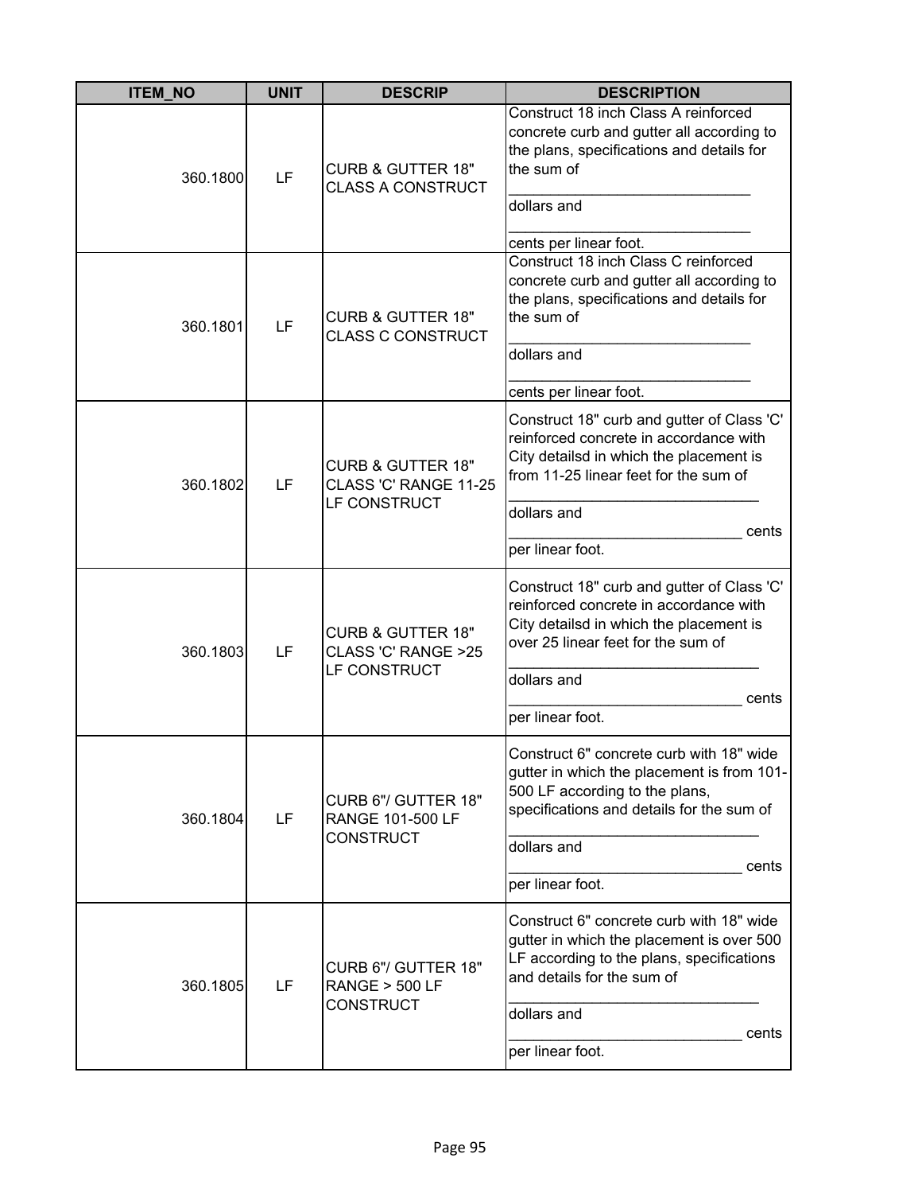| ITEM_NO | UNIT | DESCRIP | DESCRIPTION |
|---|---|---|---|
| 360.1800 | LF | CURB & GUTTER 18" CLASS A CONSTRUCT | Construct 18 inch Class A reinforced concrete curb and gutter all according to the plans, specifications and details for the sum of ______________________________ dollars and ______________________________ cents per linear foot. |
| 360.1801 | LF | CURB & GUTTER 18" CLASS C CONSTRUCT | Construct 18 inch Class C reinforced concrete curb and gutter all according to the plans, specifications and details for the sum of ______________________________ dollars and ______________________________ cents per linear foot. |
| 360.1802 | LF | CURB & GUTTER 18" CLASS 'C' RANGE 11-25 LF CONSTRUCT | Construct 18" curb and gutter of Class 'C' reinforced concrete in accordance with City detailsd in which the placement is from 11-25 linear feet for the sum of ______________________________ dollars and ____________________________ cents per linear foot. |
| 360.1803 | LF | CURB & GUTTER 18" CLASS 'C' RANGE >25 LF CONSTRUCT | Construct 18" curb and gutter of Class 'C' reinforced concrete in accordance with City detailsd in which the placement is over 25 linear feet for the sum of ______________________________ dollars and ____________________________ cents per linear foot. |
| 360.1804 | LF | CURB 6"/ GUTTER 18" RANGE 101-500 LF CONSTRUCT | Construct 6" concrete curb with 18" wide gutter in which the placement is from 101-500 LF according to the plans, specifications and details for the sum of ______________________________ dollars and ____________________________ cents per linear foot. |
| 360.1805 | LF | CURB 6"/ GUTTER 18" RANGE > 500 LF CONSTRUCT | Construct 6" concrete curb with 18" wide gutter in which the placement is over 500 LF according to the plans, specifications and details for the sum of ______________________________ dollars and ____________________________ cents per linear foot. |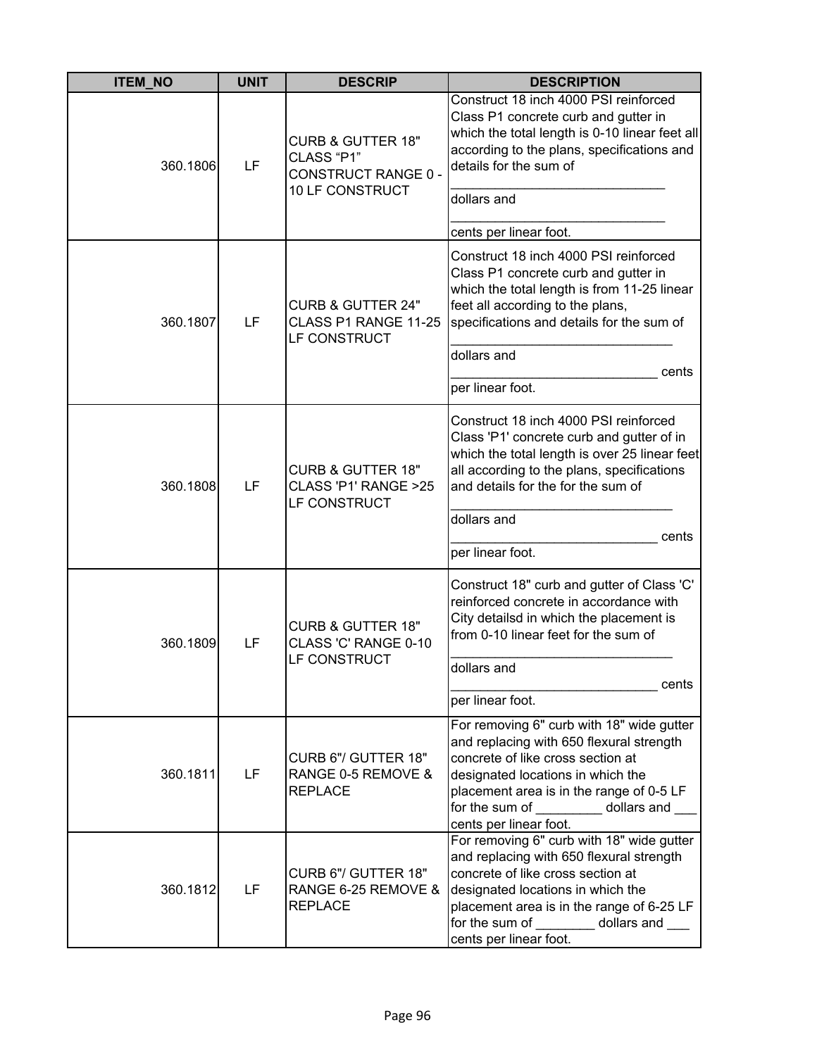| ITEM_NO | UNIT | DESCRIP | DESCRIPTION |
|---|---|---|---|
| 360.1806 | LF | CURB & GUTTER 18" CLASS "P1" CONSTRUCT RANGE 0 - 10 LF CONSTRUCT | Construct 18 inch 4000 PSI reinforced Class P1 concrete curb and gutter in which the total length is 0-10 linear feet all according to the plans, specifications and details for the sum of _____________________________ dollars and _____________________________ cents per linear foot. |
| 360.1807 | LF | CURB & GUTTER 24" CLASS P1 RANGE 11-25 LF CONSTRUCT | Construct 18 inch 4000 PSI reinforced Class P1 concrete curb and gutter in which the total length is from 11-25 linear feet all according to the plans, specifications and details for the sum of ______________________________ dollars and ____________________________ cents per linear foot. |
| 360.1808 | LF | CURB & GUTTER 18" CLASS 'P1' RANGE >25 LF CONSTRUCT | Construct 18 inch 4000 PSI reinforced Class 'P1' concrete curb and gutter of in which the total length is over 25 linear feet all according to the plans, specifications and details for the for the sum of ______________________________ dollars and ____________________________ cents per linear foot. |
| 360.1809 | LF | CURB & GUTTER 18" CLASS 'C' RANGE 0-10 LF CONSTRUCT | Construct 18" curb and gutter of Class 'C' reinforced concrete in accordance with City detailsd in which the placement is from 0-10 linear feet for the sum of ______________________________ dollars and ____________________________ cents per linear foot. |
| 360.1811 | LF | CURB 6"/ GUTTER 18" RANGE 0-5 REMOVE & REPLACE | For removing 6" curb with 18" wide gutter and replacing with 650 flexural strength concrete of like cross section at designated locations in which the placement area is in the range of 0-5 LF for the sum of _________ dollars and ___ cents per linear foot. |
| 360.1812 | LF | CURB 6"/ GUTTER 18" RANGE 6-25 REMOVE & REPLACE | For removing 6" curb with 18" wide gutter and replacing with 650 flexural strength concrete of like cross section at designated locations in which the placement area is in the range of 6-25 LF for the sum of ________ dollars and ___ cents per linear foot. |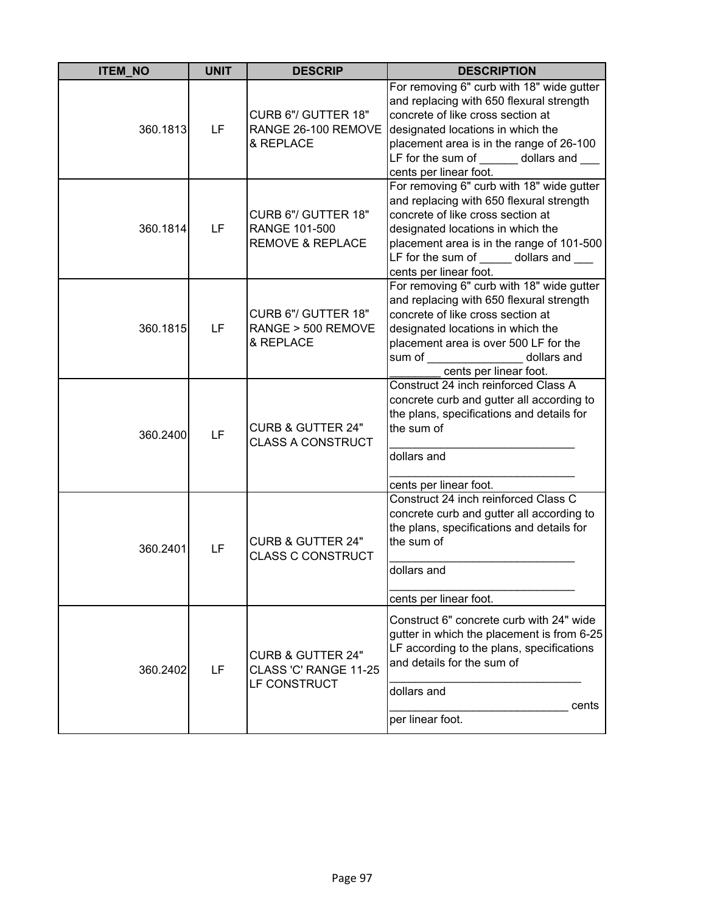| ITEM_NO | UNIT | DESCRIP | DESCRIPTION |
|---|---|---|---|
| 360.1813 | LF | CURB 6"/ GUTTER 18" RANGE 26-100 REMOVE & REPLACE | For removing 6" curb with 18" wide gutter and replacing with 650 flexural strength concrete of like cross section at designated locations in which the placement area is in the range of 26-100 LF for the sum of ______ dollars and ___ cents per linear foot. |
| 360.1814 | LF | CURB 6"/ GUTTER 18" RANGE 101-500 REMOVE & REPLACE | For removing 6" curb with 18" wide gutter and replacing with 650 flexural strength concrete of like cross section at designated locations in which the placement area is in the range of 101-500 LF for the sum of _____ dollars and ___ cents per linear foot. |
| 360.1815 | LF | CURB 6"/ GUTTER 18" RANGE > 500 REMOVE & REPLACE | For removing 6" curb with 18" wide gutter and replacing with 650 flexural strength concrete of like cross section at designated locations in which the placement area is over 500 LF for the sum of _______________ dollars and ________ cents per linear foot. |
| 360.2400 | LF | CURB & GUTTER 24" CLASS A CONSTRUCT | Construct 24 inch reinforced Class A concrete curb and gutter all according to the plans, specifications and details for the sum of _____________________________ dollars and _____________________________ cents per linear foot. |
| 360.2401 | LF | CURB & GUTTER 24" CLASS C CONSTRUCT | Construct 24 inch reinforced Class C concrete curb and gutter all according to the plans, specifications and details for the sum of _____________________________ dollars and _____________________________ cents per linear foot. |
| 360.2402 | LF | CURB & GUTTER 24" CLASS 'C' RANGE 11-25 LF CONSTRUCT | Construct 6" concrete curb with 24" wide gutter in which the placement is from 6-25 LF according to the plans, specifications and details for the sum of ______________________________ dollars and ____________________________ cents per linear foot. |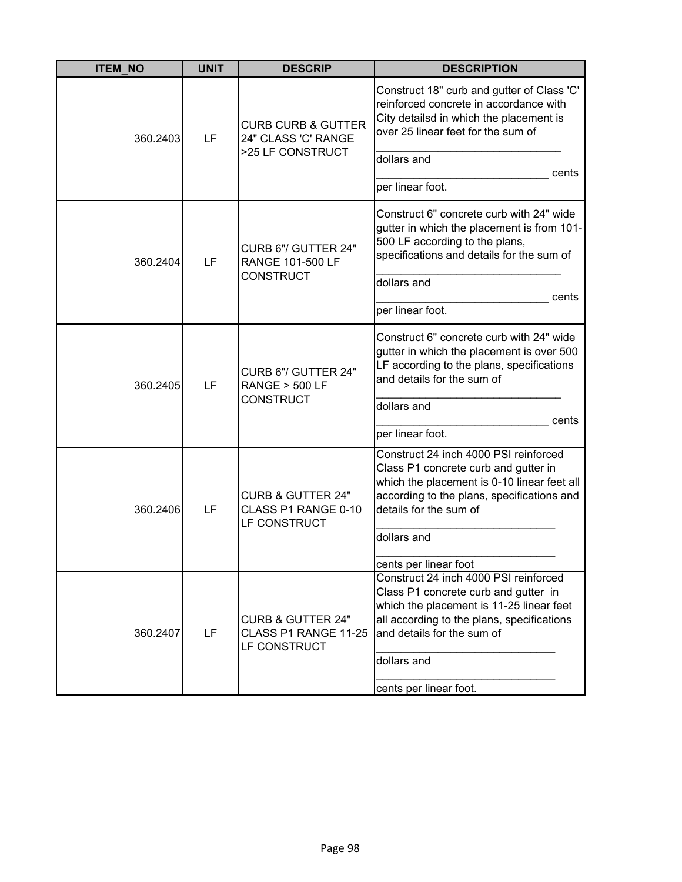| ITEM_NO | UNIT | DESCRIP | DESCRIPTION |
|---|---|---|---|
| 360.2403 | LF | CURB CURB & GUTTER 24" CLASS 'C' RANGE >25 LF CONSTRUCT | Construct 18" curb and gutter of Class 'C' reinforced concrete in accordance with City detailsd in which the placement is over 25 linear feet for the sum of ______________________________ dollars and ____________________________ cents per linear foot. |
| 360.2404 | LF | CURB 6"/ GUTTER 24" RANGE 101-500 LF CONSTRUCT | Construct 6" concrete curb with 24" wide gutter in which the placement is from 101-500 LF according to the plans, specifications and details for the sum of ______________________________ dollars and ____________________________ cents per linear foot. |
| 360.2405 | LF | CURB 6"/ GUTTER 24" RANGE > 500 LF CONSTRUCT | Construct 6" concrete curb with 24" wide gutter in which the placement is over 500 LF according to the plans, specifications and details for the sum of ______________________________ dollars and ____________________________ cents per linear foot. |
| 360.2406 | LF | CURB & GUTTER 24" CLASS P1 RANGE 0-10 LF CONSTRUCT | Construct 24 inch 4000 PSI reinforced Class P1 concrete curb and gutter in which the placement is 0-10 linear feet all according to the plans, specifications and details for the sum of _____________________________ dollars and _____________________________ cents per linear foot |
| 360.2407 | LF | CURB & GUTTER 24" CLASS P1 RANGE 11-25 LF CONSTRUCT | Construct 24 inch 4000 PSI reinforced Class P1 concrete curb and gutter in which the placement is 11-25 linear feet all according to the plans, specifications and details for the sum of _____________________________ dollars and _____________________________ cents per linear foot. |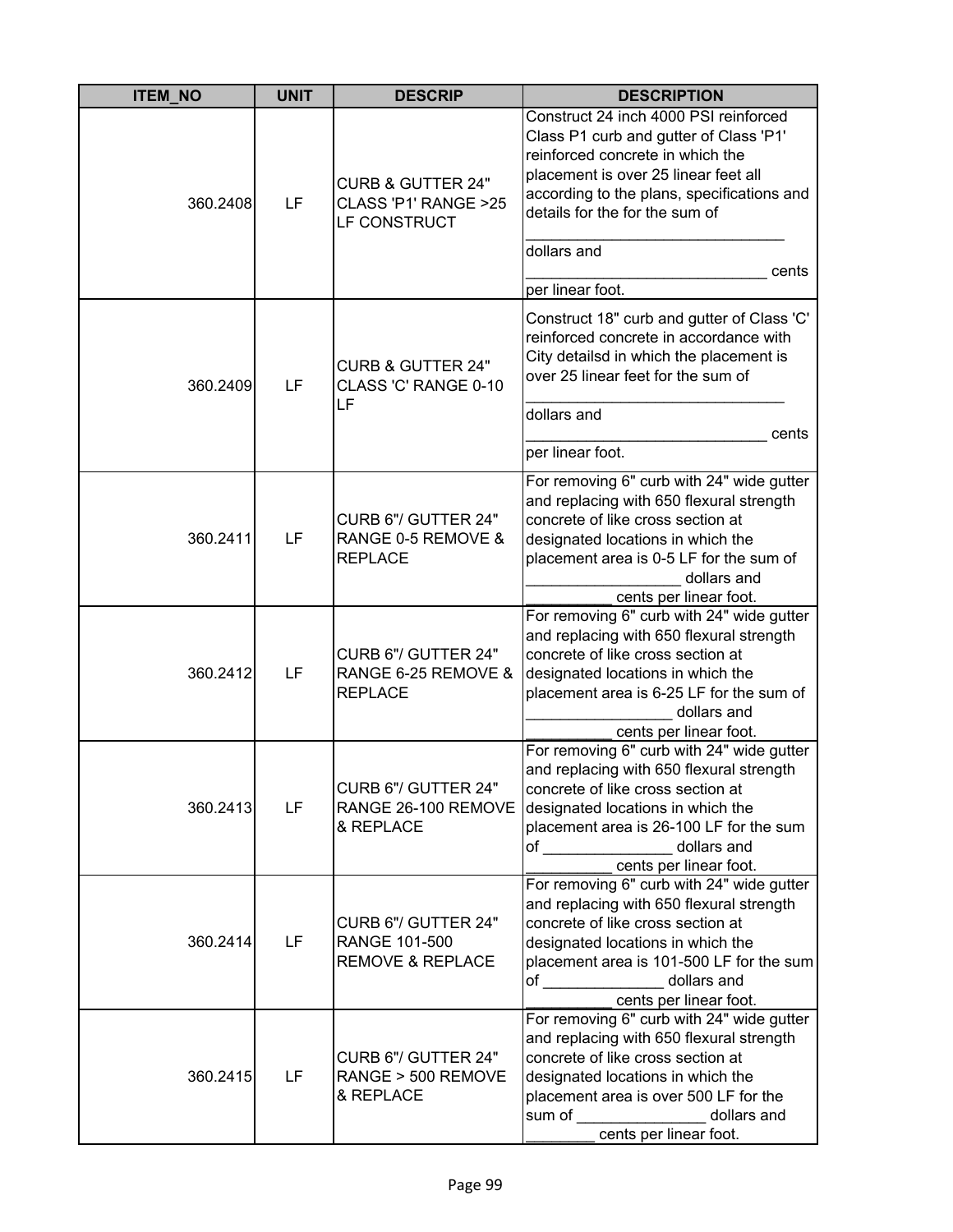| ITEM_NO | UNIT | DESCRIP | DESCRIPTION |
|---|---|---|---|
| 360.2408 | LF | CURB & GUTTER 24" CLASS 'P1' RANGE >25 LF CONSTRUCT | Construct 24 inch 4000 PSI reinforced Class P1 curb and gutter of Class 'P1' reinforced concrete in which the placement is over 25 linear feet all according to the plans, specifications and details for the for the sum of ______________________________ dollars and ____________________________ cents per linear foot. |
| 360.2409 | LF | CURB & GUTTER 24" CLASS 'C' RANGE 0-10 LF | Construct 18" curb and gutter of Class 'C' reinforced concrete in accordance with City detailsd in which the placement is over 25 linear feet for the sum of ______________________________ dollars and ____________________________ cents per linear foot. |
| 360.2411 | LF | CURB 6"/ GUTTER 24" RANGE 0-5 REMOVE & REPLACE | For removing 6" curb with 24" wide gutter and replacing with 650 flexural strength concrete of like cross section at designated locations in which the placement area is 0-5 LF for the sum of _________________ dollars and __________ cents per linear foot. |
| 360.2412 | LF | CURB 6"/ GUTTER 24" RANGE 6-25 REMOVE & REPLACE | For removing 6" curb with 24" wide gutter and replacing with 650 flexural strength concrete of like cross section at designated locations in which the placement area is 6-25 LF for the sum of ________________ dollars and __________ cents per linear foot. |
| 360.2413 | LF | CURB 6"/ GUTTER 24" RANGE 26-100 REMOVE & REPLACE | For removing 6" curb with 24" wide gutter and replacing with 650 flexural strength concrete of like cross section at designated locations in which the placement area is 26-100 LF for the sum of _______________ dollars and __________ cents per linear foot. |
| 360.2414 | LF | CURB 6"/ GUTTER 24" RANGE 101-500 REMOVE & REPLACE | For removing 6" curb with 24" wide gutter and replacing with 650 flexural strength concrete of like cross section at designated locations in which the placement area is 101-500 LF for the sum of ______________ dollars and __________ cents per linear foot. |
| 360.2415 | LF | CURB 6"/ GUTTER 24" RANGE > 500 REMOVE & REPLACE | For removing 6" curb with 24" wide gutter and replacing with 650 flexural strength concrete of like cross section at designated locations in which the placement area is over 500 LF for the sum of _______________ dollars and ________ cents per linear foot. |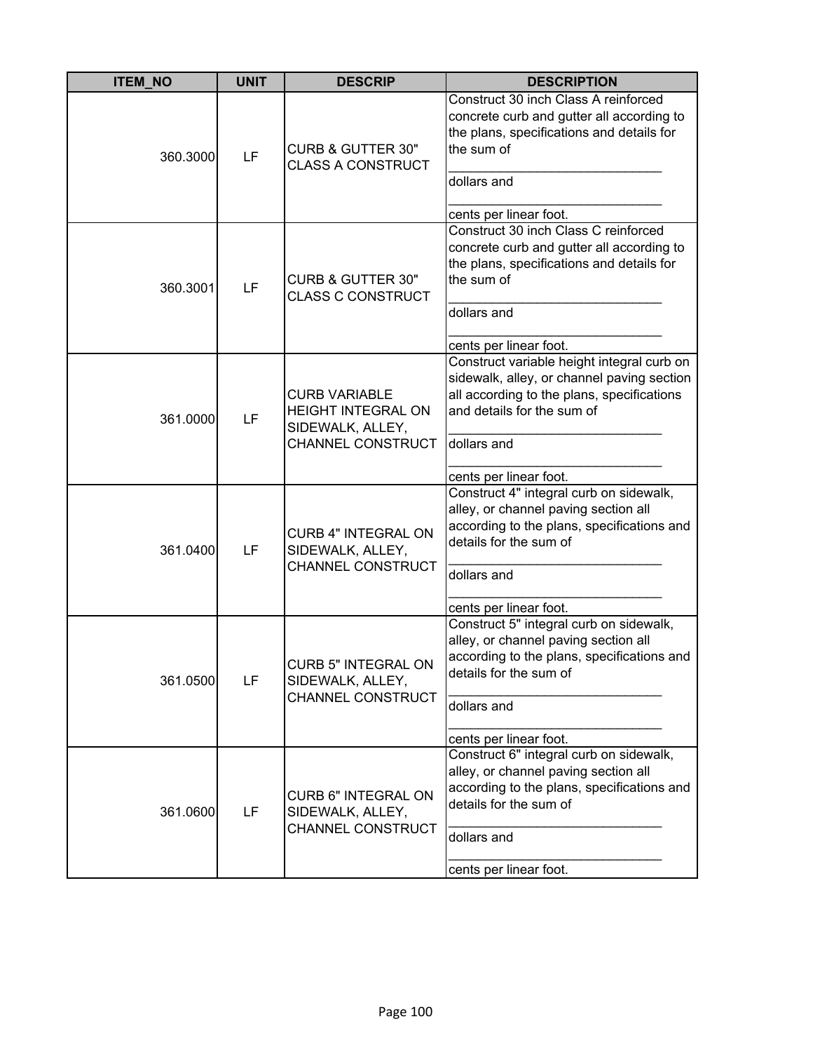| ITEM_NO | UNIT | DESCRIP | DESCRIPTION |
|---|---|---|---|
| 360.3000 | LF | CURB & GUTTER 30" CLASS A CONSTRUCT | Construct 30 inch Class A reinforced concrete curb and gutter all according to the plans, specifications and details for the sum of _____________________________ dollars and _____________________________ cents per linear foot. |
| 360.3001 | LF | CURB & GUTTER 30" CLASS C CONSTRUCT | Construct 30 inch Class C reinforced concrete curb and gutter all according to the plans, specifications and details for the sum of _____________________________ dollars and _____________________________ cents per linear foot. |
| 361.0000 | LF | CURB VARIABLE HEIGHT INTEGRAL ON SIDEWALK, ALLEY, CHANNEL CONSTRUCT | Construct variable height integral curb on sidewalk, alley, or channel paving section all according to the plans, specifications and details for the sum of _____________________________ dollars and _____________________________ cents per linear foot. |
| 361.0400 | LF | CURB 4" INTEGRAL ON SIDEWALK, ALLEY, CHANNEL CONSTRUCT | Construct 4" integral curb on sidewalk, alley, or channel paving section all according to the plans, specifications and details for the sum of _____________________________ dollars and _____________________________ cents per linear foot. |
| 361.0500 | LF | CURB 5" INTEGRAL ON SIDEWALK, ALLEY, CHANNEL CONSTRUCT | Construct 5" integral curb on sidewalk, alley, or channel paving section all according to the plans, specifications and details for the sum of _____________________________ dollars and _____________________________ cents per linear foot. |
| 361.0600 | LF | CURB 6" INTEGRAL ON SIDEWALK, ALLEY, CHANNEL CONSTRUCT | Construct 6" integral curb on sidewalk, alley, or channel paving section all according to the plans, specifications and details for the sum of _____________________________ dollars and _____________________________ cents per linear foot. |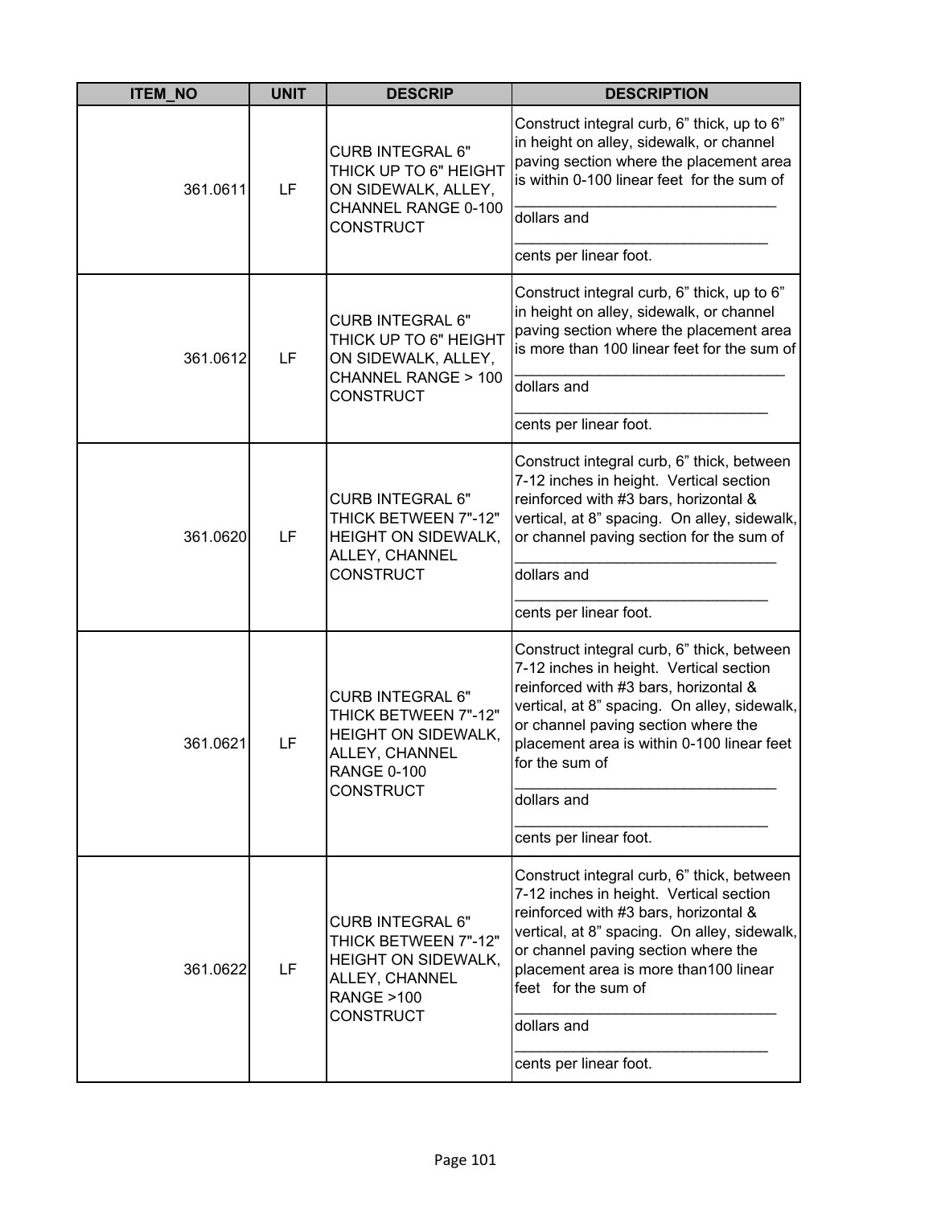| ITEM_NO | UNIT | DESCRIP | DESCRIPTION |
| --- | --- | --- | --- |
| 361.0611 | LF | CURB INTEGRAL 6" THICK UP TO 6" HEIGHT ON SIDEWALK, ALLEY, CHANNEL RANGE 0-100 CONSTRUCT | Construct integral curb, 6” thick, up to 6” in height on alley, sidewalk, or channel paving section where the placement area is within 0-100 linear feet for the sum of ______________________________ dollars and ______________________________ cents per linear foot. |
| 361.0612 | LF | CURB INTEGRAL 6" THICK UP TO 6" HEIGHT ON SIDEWALK, ALLEY, CHANNEL RANGE > 100 CONSTRUCT | Construct integral curb, 6” thick, up to 6” in height on alley, sidewalk, or channel paving section where the placement area is more than 100 linear feet for the sum of ______________________________ dollars and ______________________________ cents per linear foot. |
| 361.0620 | LF | CURB INTEGRAL 6" THICK BETWEEN 7"-12" HEIGHT ON SIDEWALK, ALLEY, CHANNEL CONSTRUCT | Construct integral curb, 6” thick, between 7-12 inches in height. Vertical section reinforced with #3 bars, horizontal & vertical, at 8” spacing. On alley, sidewalk, or channel paving section for the sum of ______________________________ dollars and ______________________________ cents per linear foot. |
| 361.0621 | LF | CURB INTEGRAL 6" THICK BETWEEN 7"-12" HEIGHT ON SIDEWALK, ALLEY, CHANNEL RANGE 0-100 CONSTRUCT | Construct integral curb, 6” thick, between 7-12 inches in height. Vertical section reinforced with #3 bars, horizontal & vertical, at 8” spacing. On alley, sidewalk, or channel paving section where the placement area is within 0-100 linear feet for the sum of ______________________________ dollars and ______________________________ cents per linear foot. |
| 361.0622 | LF | CURB INTEGRAL 6" THICK BETWEEN 7"-12" HEIGHT ON SIDEWALK, ALLEY, CHANNEL RANGE >100 CONSTRUCT | Construct integral curb, 6” thick, between 7-12 inches in height. Vertical section reinforced with #3 bars, horizontal & vertical, at 8” spacing. On alley, sidewalk, or channel paving section where the placement area is more than100 linear feet for the sum of ______________________________ dollars and ______________________________ cents per linear foot. |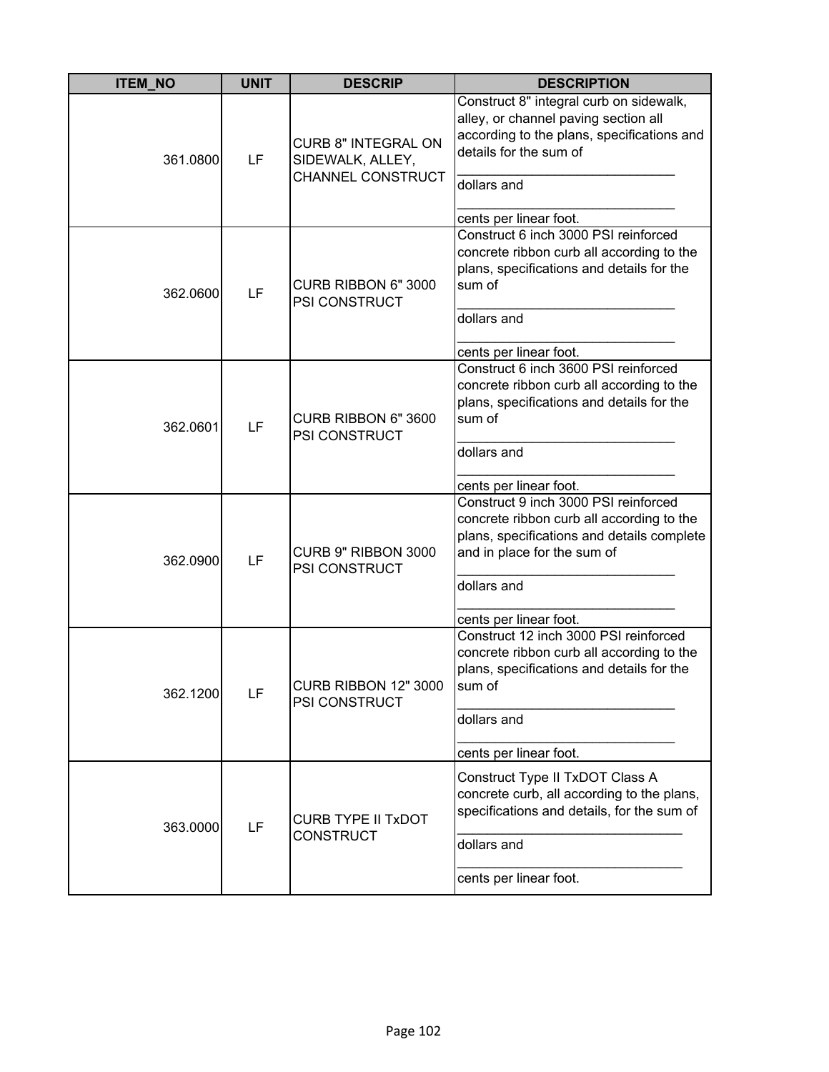| ITEM_NO | UNIT | DESCRIP | DESCRIPTION |
|---|---|---|---|
| 361.0800 | LF | CURB 8" INTEGRAL ON SIDEWALK, ALLEY, CHANNEL CONSTRUCT | Construct 8" integral curb on sidewalk, alley, or channel paving section all according to the plans, specifications and details for the sum of ______________________________ dollars and ______________________________ cents per linear foot. |
| 362.0600 | LF | CURB RIBBON 6" 3000 PSI CONSTRUCT | Construct 6 inch 3000 PSI reinforced concrete ribbon curb all according to the plans, specifications and details for the sum of ______________________________ dollars and ______________________________ cents per linear foot. |
| 362.0601 | LF | CURB RIBBON 6" 3600 PSI CONSTRUCT | Construct 6 inch 3600 PSI reinforced concrete ribbon curb all according to the plans, specifications and details for the sum of ______________________________ dollars and ______________________________ cents per linear foot. |
| 362.0900 | LF | CURB 9" RIBBON 3000 PSI CONSTRUCT | Construct 9 inch 3000 PSI reinforced concrete ribbon curb all according to the plans, specifications and details complete and in place for the sum of ______________________________ dollars and ______________________________ cents per linear foot. |
| 362.1200 | LF | CURB RIBBON 12" 3000 PSI CONSTRUCT | Construct 12 inch 3000 PSI reinforced concrete ribbon curb all according to the plans, specifications and details for the sum of ______________________________ dollars and ______________________________ cents per linear foot. |
| 363.0000 | LF | CURB TYPE II TxDOT CONSTRUCT | Construct Type II TxDOT Class A concrete curb, all according to the plans, specifications and details, for the sum of ______________________________ dollars and ______________________________ cents per linear foot. |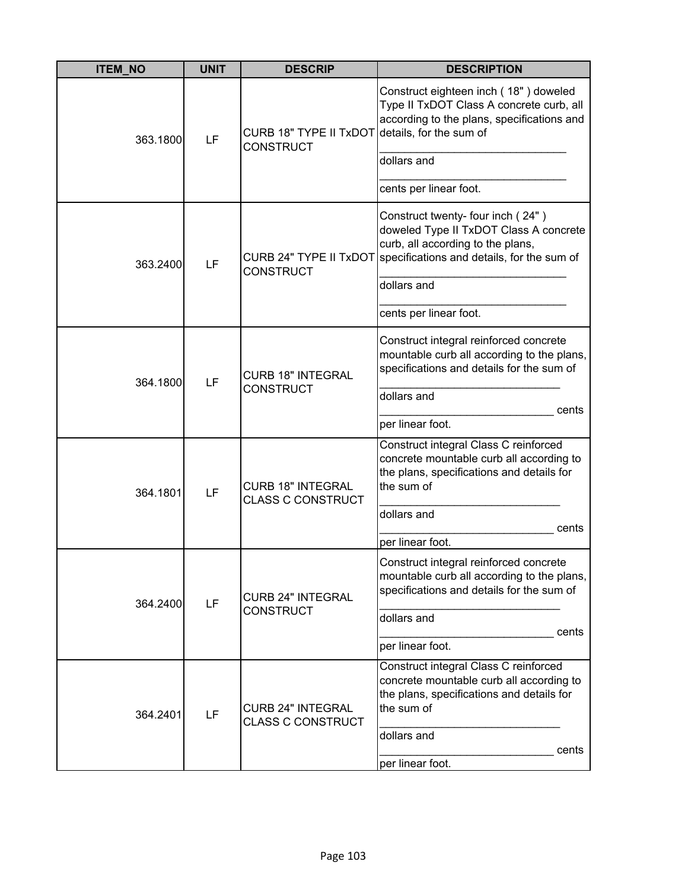| ITEM_NO | UNIT | DESCRIP | DESCRIPTION |
|---|---|---|---|
| 363.1800 | LF | CURB 18" TYPE II TxDOT CONSTRUCT | Construct eighteen inch ( 18" ) doweled Type II TxDOT Class A concrete curb, all according to the plans, specifications and details, for the sum of ______________________________ dollars and ______________________________ cents per linear foot. |
| 363.2400 | LF | CURB 24" TYPE II TxDOT CONSTRUCT | Construct twenty- four inch ( 24" ) doweled Type II TxDOT Class A concrete curb, all according to the plans, specifications and details, for the sum of ______________________________ dollars and ______________________________ cents per linear foot. |
| 364.1800 | LF | CURB 18" INTEGRAL CONSTRUCT | Construct integral reinforced concrete mountable curb all according to the plans, specifications and details for the sum of ____________________________ dollars and ____________________________ cents per linear foot. |
| 364.1801 | LF | CURB 18" INTEGRAL CLASS C CONSTRUCT | Construct integral Class C reinforced concrete mountable curb all according to the plans, specifications and details for the sum of ____________________________ dollars and ____________________________ cents per linear foot. |
| 364.2400 | LF | CURB 24" INTEGRAL CONSTRUCT | Construct integral reinforced concrete mountable curb all according to the plans, specifications and details for the sum of ____________________________ dollars and ____________________________ cents per linear foot. |
| 364.2401 | LF | CURB 24" INTEGRAL CLASS C CONSTRUCT | Construct integral Class C reinforced concrete mountable curb all according to the plans, specifications and details for the sum of ____________________________ dollars and ____________________________ cents per linear foot. |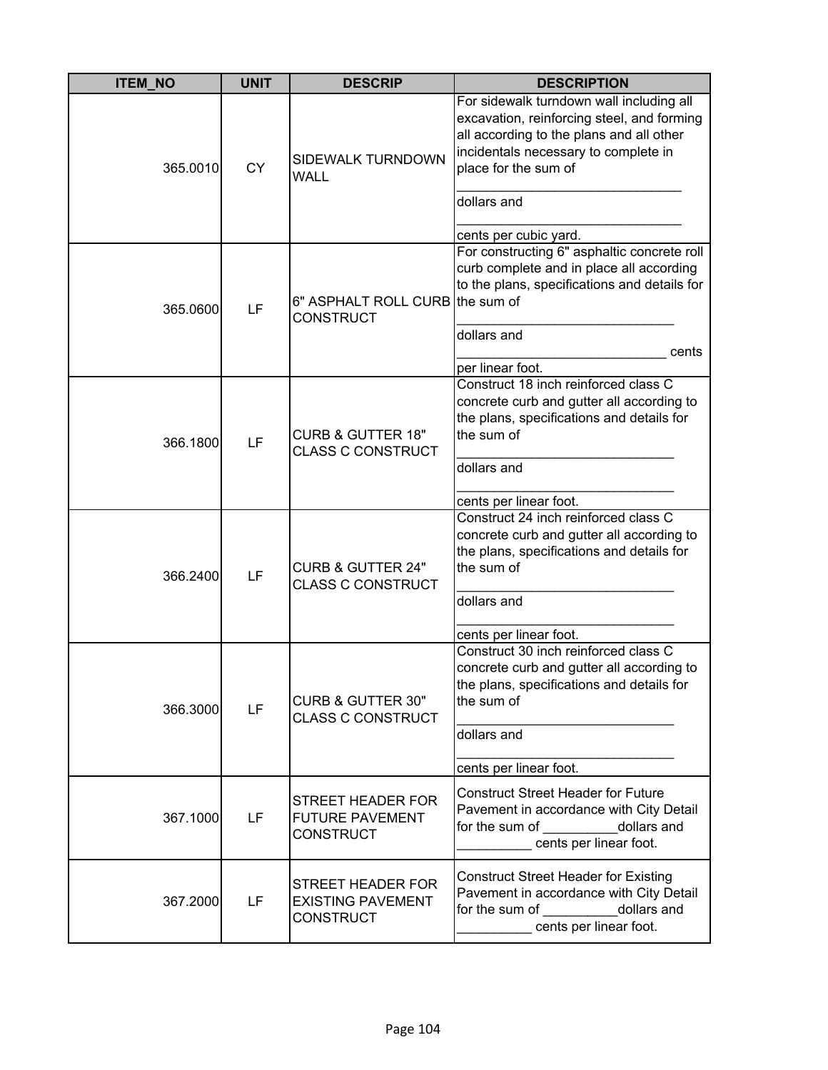| ITEM_NO | UNIT | DESCRIP | DESCRIPTION |
|---|---|---|---|
| 365.0010 | CY | SIDEWALK TURNDOWN WALL | For sidewalk turndown wall including all excavation, reinforcing steel, and forming all according to the plans and all other incidentals necessary to complete in place for the sum of ______________________________ dollars and ______________________________ cents per cubic yard. |
| 365.0600 | LF | 6" ASPHALT ROLL CURB CONSTRUCT | For constructing 6" asphaltic concrete roll curb complete and in place all according to the plans, specifications and details for the sum of ____________________________ dollars and ____________________________ cents per linear foot. |
| 366.1800 | LF | CURB & GUTTER 18" CLASS C CONSTRUCT | Construct 18 inch reinforced class C concrete curb and gutter all according to the plans, specifications and details for the sum of ____________________________ dollars and ____________________________ cents per linear foot. |
| 366.2400 | LF | CURB & GUTTER 24" CLASS C CONSTRUCT | Construct 24 inch reinforced class C concrete curb and gutter all according to the plans, specifications and details for the sum of ____________________________ dollars and ____________________________ cents per linear foot. |
| 366.3000 | LF | CURB & GUTTER 30" CLASS C CONSTRUCT | Construct 30 inch reinforced class C concrete curb and gutter all according to the plans, specifications and details for the sum of ____________________________ dollars and ____________________________ cents per linear foot. |
| 367.1000 | LF | STREET HEADER FOR FUTURE PAVEMENT CONSTRUCT | Construct Street Header for Future Pavement in accordance with City Detail for the sum of __________dollars and __________ cents per linear foot. |
| 367.2000 | LF | STREET HEADER FOR EXISTING PAVEMENT CONSTRUCT | Construct Street Header for Existing Pavement in accordance with City Detail for the sum of __________dollars and __________ cents per linear foot. |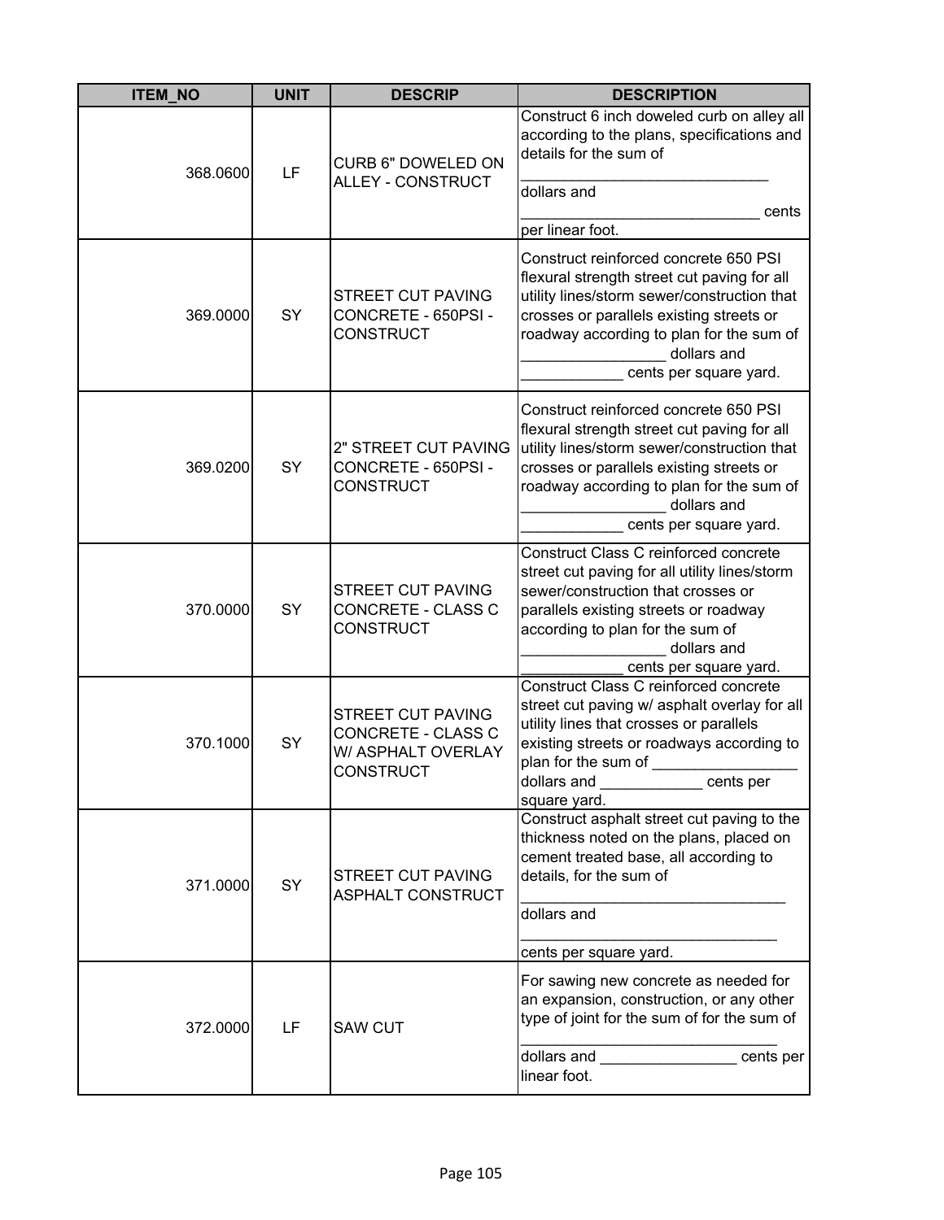| ITEM_NO | UNIT | DESCRIP | DESCRIPTION |
|---|---|---|---|
| 368.0600 | LF | CURB 6" DOWELED ON ALLEY - CONSTRUCT | Construct 6 inch doweled curb on alley all according to the plans, specifications and details for the sum of _____________________________ dollars and ____________________________ cents per linear foot. |
| 369.0000 | SY | STREET CUT PAVING CONCRETE - 650PSI - CONSTRUCT | Construct reinforced concrete 650 PSI flexural strength street cut paving for all utility lines/storm sewer/construction that crosses or parallels existing streets or roadway according to plan for the sum of _________________ dollars and ____________ cents per square yard. |
| 369.0200 | SY | 2" STREET CUT PAVING CONCRETE - 650PSI - CONSTRUCT | Construct reinforced concrete 650 PSI flexural strength street cut paving for all utility lines/storm sewer/construction that crosses or parallels existing streets or roadway according to plan for the sum of _________________ dollars and ____________ cents per square yard. |
| 370.0000 | SY | STREET CUT PAVING CONCRETE - CLASS C CONSTRUCT | Construct Class C reinforced concrete street cut paving for all utility lines/storm sewer/construction that crosses or parallels existing streets or roadway according to plan for the sum of _________________ dollars and ____________ cents per square yard. |
| 370.1000 | SY | STREET CUT PAVING CONCRETE - CLASS C W/ ASPHALT OVERLAY CONSTRUCT | Construct Class C reinforced concrete street cut paving w/ asphalt overlay for all utility lines that crosses or parallels existing streets or roadways according to plan for the sum of _________________ dollars and ____________ cents per square yard. |
| 371.0000 | SY | STREET CUT PAVING ASPHALT CONSTRUCT | Construct asphalt street cut paving to the thickness noted on the plans, placed on cement treated base, all according to details, for the sum of ______________________________ dollars and _____________________________ cents per square yard. |
| 372.0000 | LF | SAW CUT | For sawing new concrete as needed for an expansion, construction, or any other type of joint for the sum of for the sum of ______________________________ dollars and ________________ cents per linear foot. |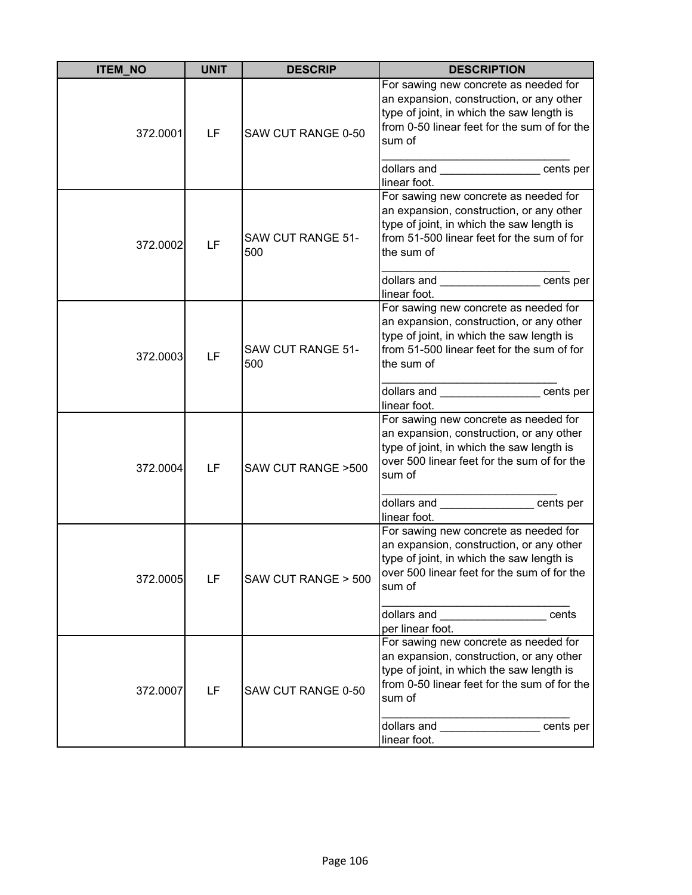| ITEM_NO | UNIT | DESCRIP | DESCRIPTION |
|---|---|---|---|
| 372.0001 | LF | SAW CUT RANGE 0-50 | For sawing new concrete as needed for an expansion, construction, or any other type of joint, in which the saw length is from 0-50 linear feet for the sum of for the sum of _____________________________ dollars and ________________ cents per linear foot. |
| 372.0002 | LF | SAW CUT RANGE 51-500 | For sawing new concrete as needed for an expansion, construction, or any other type of joint, in which the saw length is from 51-500 linear feet for the sum of for the sum of _____________________________ dollars and ________________ cents per linear foot. |
| 372.0003 | LF | SAW CUT RANGE 51-500 | For sawing new concrete as needed for an expansion, construction, or any other type of joint, in which the saw length is from 51-500 linear feet for the sum of for the sum of ____________________________ dollars and ________________ cents per linear foot. |
| 372.0004 | LF | SAW CUT RANGE >500 | For sawing new concrete as needed for an expansion, construction, or any other type of joint, in which the saw length is over 500 linear feet for the sum of for the sum of ____________________________ dollars and _______________ cents per linear foot. |
| 372.0005 | LF | SAW CUT RANGE > 500 | For sawing new concrete as needed for an expansion, construction, or any other type of joint, in which the saw length is over 500 linear feet for the sum of for the sum of _____________________________ dollars and _________________ cents per linear foot. |
| 372.0007 | LF | SAW CUT RANGE 0-50 | For sawing new concrete as needed for an expansion, construction, or any other type of joint, in which the saw length is from 0-50 linear feet for the sum of for the sum of _____________________________ dollars and ________________ cents per linear foot. |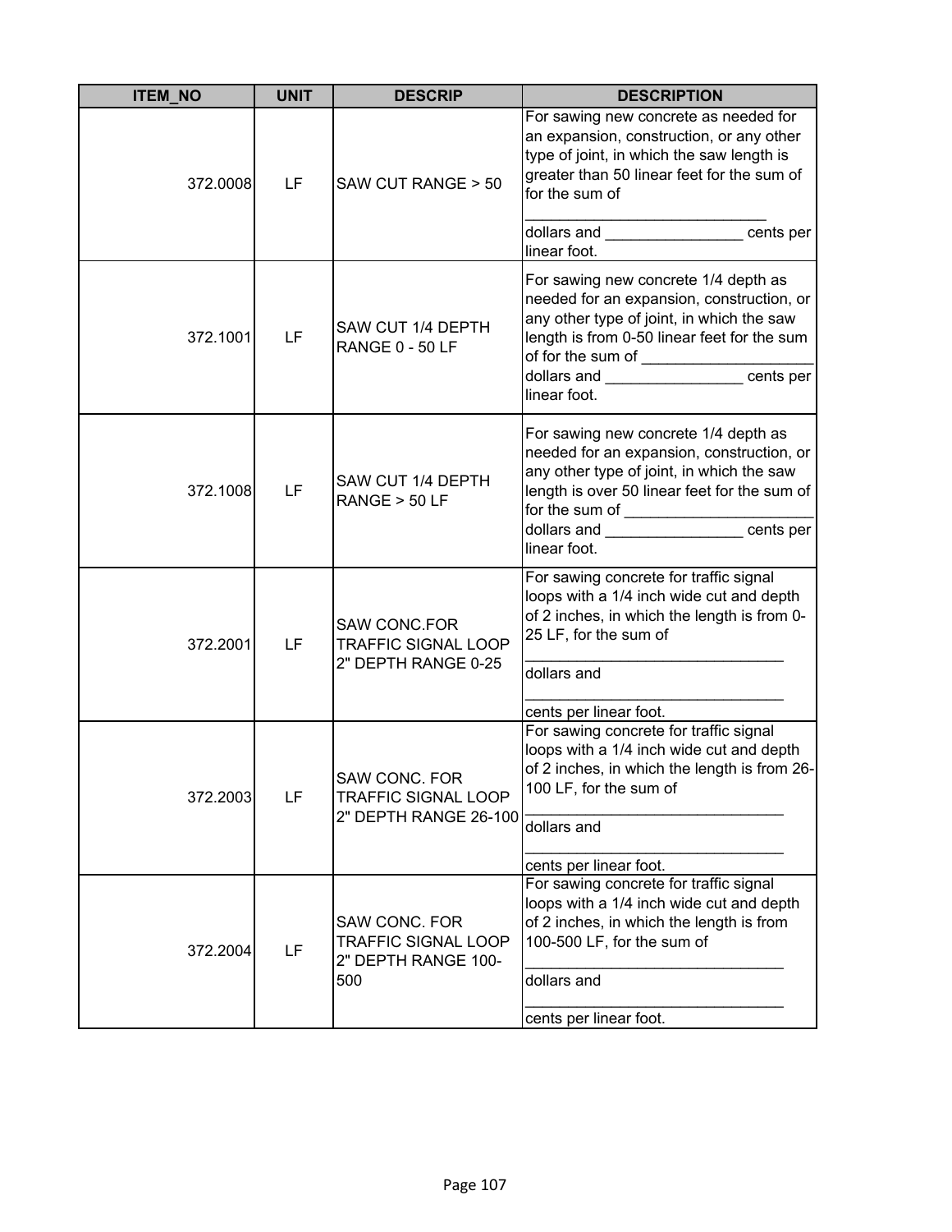| ITEM_NO | UNIT | DESCRIP | DESCRIPTION |
|---|---|---|---|
| 372.0008 | LF | SAW CUT RANGE > 50 | For sawing new concrete as needed for an expansion, construction, or any other type of joint, in which the saw length is greater than 50 linear feet for the sum of for the sum of ____________________________ dollars and ________________ cents per linear foot. |
| 372.1001 | LF | SAW CUT 1/4 DEPTH RANGE 0 - 50 LF | For sawing new concrete 1/4 depth as needed for an expansion, construction, or any other type of joint, in which the saw length is from 0-50 linear feet for the sum of for the sum of ____________________ dollars and ________________ cents per linear foot. |
| 372.1008 | LF | SAW CUT 1/4 DEPTH RANGE > 50 LF | For sawing new concrete 1/4 depth as needed for an expansion, construction, or any other type of joint, in which the saw length is over 50 linear feet for the sum of for the sum of ______________________ dollars and ________________ cents per linear foot. |
| 372.2001 | LF | SAW CONC.FOR TRAFFIC SIGNAL LOOP 2" DEPTH RANGE 0-25 | For sawing concrete for traffic signal loops with a 1/4 inch wide cut and depth of 2 inches, in which the length is from 0-25 LF, for the sum of ______________________________ dollars and ______________________________ cents per linear foot. |
| 372.2003 | LF | SAW CONC. FOR TRAFFIC SIGNAL LOOP 2" DEPTH RANGE 26-100 | For sawing concrete for traffic signal loops with a 1/4 inch wide cut and depth of 2 inches, in which the length is from 26-100 LF, for the sum of ______________________________ dollars and ______________________________ cents per linear foot. |
| 372.2004 | LF | SAW CONC. FOR TRAFFIC SIGNAL LOOP 2" DEPTH RANGE 100-500 | For sawing concrete for traffic signal loops with a 1/4 inch wide cut and depth of 2 inches, in which the length is from 100-500 LF, for the sum of ______________________________ dollars and ______________________________ cents per linear foot. |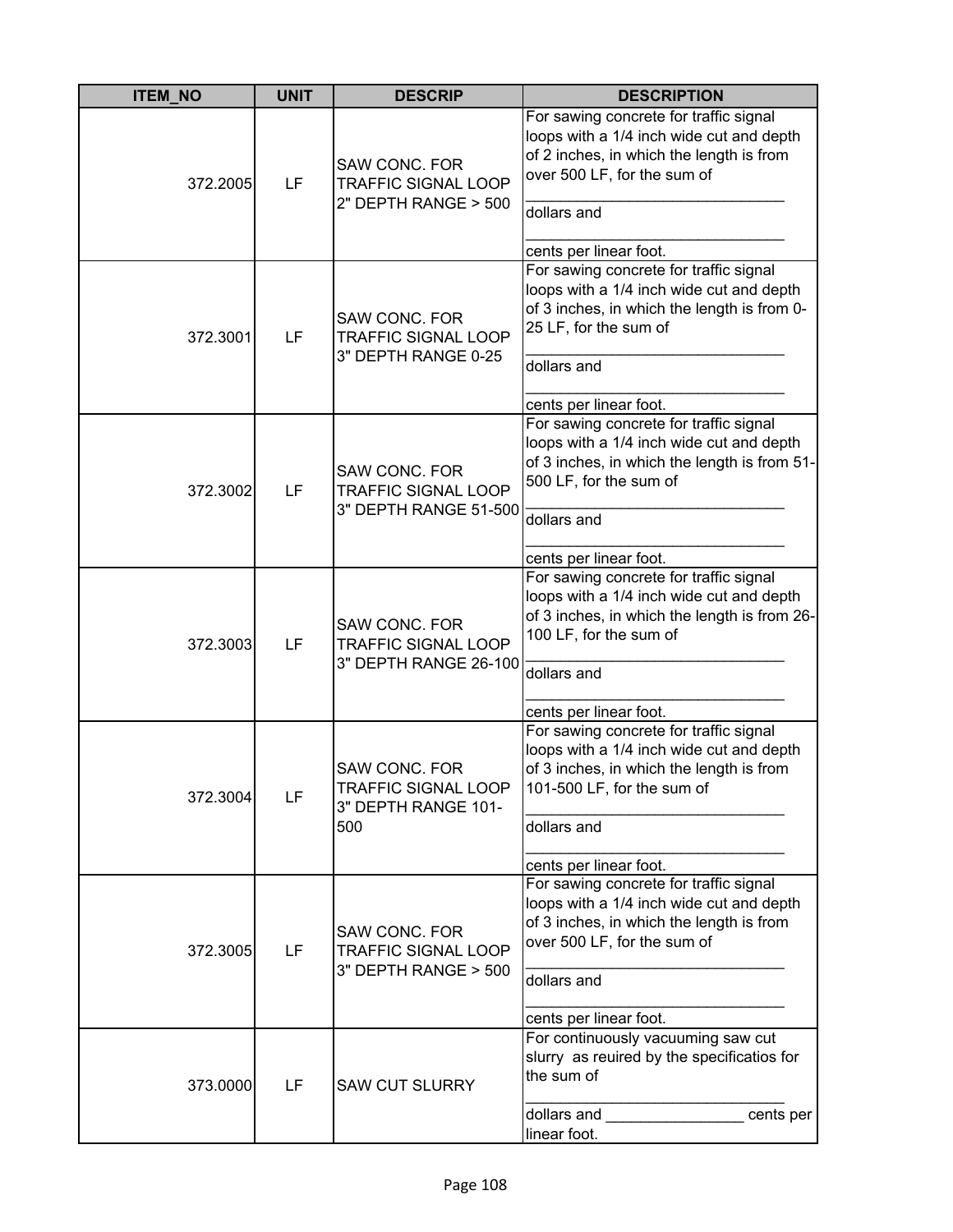| ITEM_NO | UNIT | DESCRIP | DESCRIPTION |
|---|---|---|---|
| 372.2005 | LF | SAW CONC. FOR TRAFFIC SIGNAL LOOP 2" DEPTH RANGE > 500 | For sawing concrete for traffic signal loops with a 1/4 inch wide cut and depth of 2 inches, in which the length is from over 500 LF, for the sum of ______________________________ dollars and ______________________________ cents per linear foot. |
| 372.3001 | LF | SAW CONC. FOR TRAFFIC SIGNAL LOOP 3" DEPTH RANGE 0-25 | For sawing concrete for traffic signal loops with a 1/4 inch wide cut and depth of 3 inches, in which the length is from 0-25 LF, for the sum of ______________________________ dollars and ______________________________ cents per linear foot. |
| 372.3002 | LF | SAW CONC. FOR TRAFFIC SIGNAL LOOP 3" DEPTH RANGE 51-500 | For sawing concrete for traffic signal loops with a 1/4 inch wide cut and depth of 3 inches, in which the length is from 51-500 LF, for the sum of ______________________________ dollars and ______________________________ cents per linear foot. |
| 372.3003 | LF | SAW CONC. FOR TRAFFIC SIGNAL LOOP 3" DEPTH RANGE 26-100 | For sawing concrete for traffic signal loops with a 1/4 inch wide cut and depth of 3 inches, in which the length is from 26-100 LF, for the sum of ______________________________ dollars and ______________________________ cents per linear foot. |
| 372.3004 | LF | SAW CONC. FOR TRAFFIC SIGNAL LOOP 3" DEPTH RANGE 101-500 | For sawing concrete for traffic signal loops with a 1/4 inch wide cut and depth of 3 inches, in which the length is from 101-500 LF, for the sum of ______________________________ dollars and ______________________________ cents per linear foot. |
| 372.3005 | LF | SAW CONC. FOR TRAFFIC SIGNAL LOOP 3" DEPTH RANGE > 500 | For sawing concrete for traffic signal loops with a 1/4 inch wide cut and depth of 3 inches, in which the length is from over 500 LF, for the sum of ______________________________ dollars and ______________________________ cents per linear foot. |
| 373.0000 | LF | SAW CUT SLURRY | For continuously vacuuming saw cut slurry as reuired by the specificatios for the sum of ______________________________ dollars and ________________ cents per linear foot. |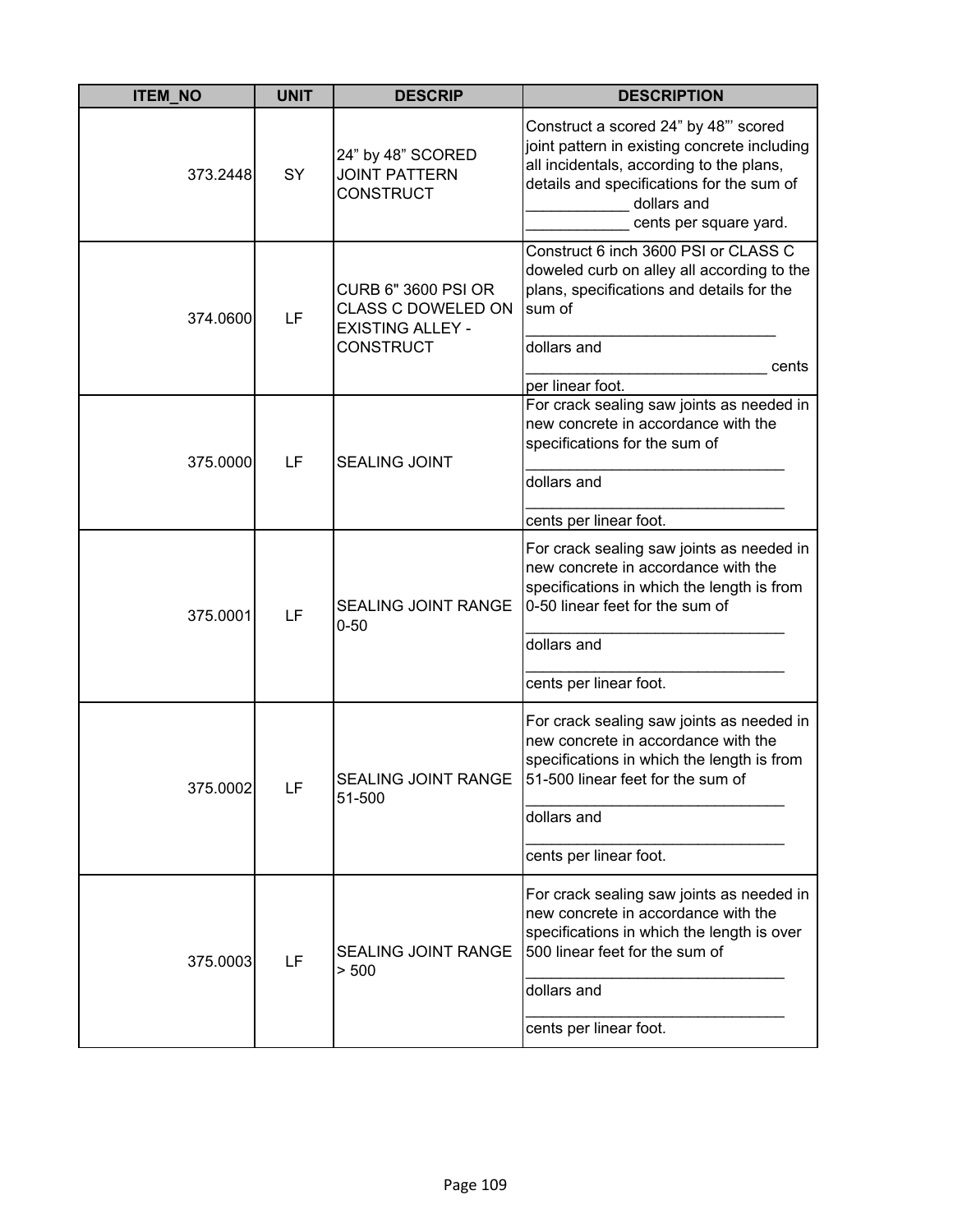| ITEM_NO | UNIT | DESCRIP | DESCRIPTION |
|---|---|---|---|
| 373.2448 | SY | 24” by 48” SCORED JOINT PATTERN CONSTRUCT | Construct a scored 24” by 48”’ scored joint pattern in existing concrete including all incidentals, according to the plans, details and specifications for the sum of ____________ dollars and ____________ cents per square yard. |
| 374.0600 | LF | CURB 6" 3600 PSI OR CLASS C DOWELED ON EXISTING ALLEY - CONSTRUCT | Construct 6 inch 3600 PSI or CLASS C doweled curb on alley all according to the plans, specifications and details for the sum of _____________________________ dollars and ____________________________ cents per linear foot. |
| 375.0000 | LF | SEALING JOINT | For crack sealing saw joints as needed in new concrete in accordance with the specifications for the sum of ______________________________ dollars and ______________________________ cents per linear foot. |
| 375.0001 | LF | SEALING JOINT RANGE 0-50 | For crack sealing saw joints as needed in new concrete in accordance with the specifications in which the length is from 0-50 linear feet for the sum of ______________________________ dollars and ______________________________ cents per linear foot. |
| 375.0002 | LF | SEALING JOINT RANGE 51-500 | For crack sealing saw joints as needed in new concrete in accordance with the specifications in which the length is from 51-500 linear feet for the sum of ______________________________ dollars and ______________________________ cents per linear foot. |
| 375.0003 | LF | SEALING JOINT RANGE > 500 | For crack sealing saw joints as needed in new concrete in accordance with the specifications in which the length is over 500 linear feet for the sum of ______________________________ dollars and ______________________________ cents per linear foot. |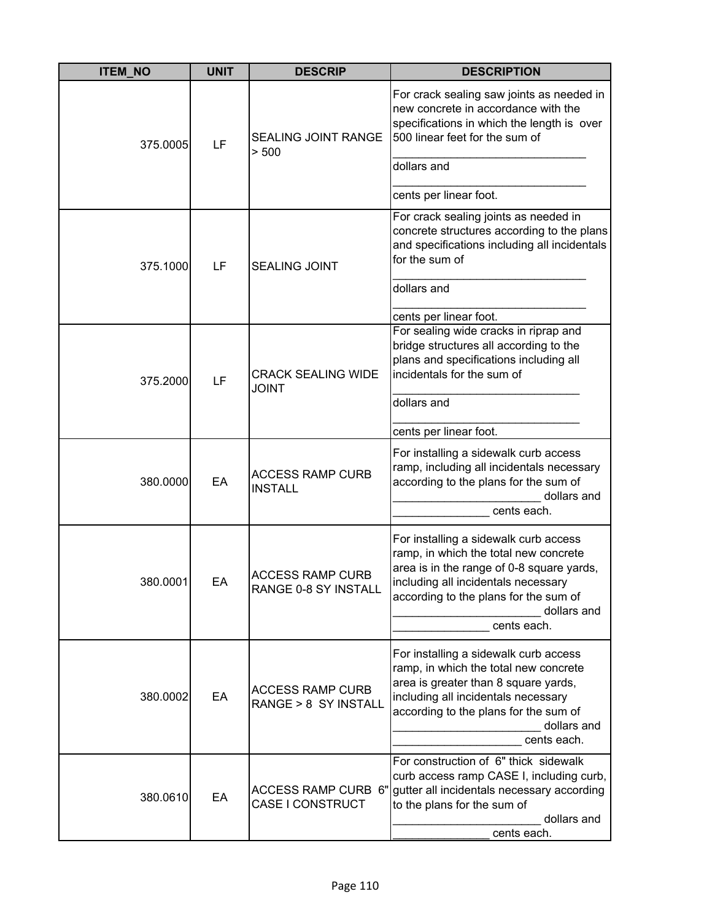| ITEM_NO | UNIT | DESCRIP | DESCRIPTION |
|---|---|---|---|
| 375.0005 | LF | SEALING JOINT RANGE > 500 | For crack sealing saw joints as needed in new concrete in accordance with the specifications in which the length is over 500 linear feet for the sum of ______________________________ dollars and ______________________________ cents per linear foot. |
| 375.1000 | LF | SEALING JOINT | For crack sealing joints as needed in concrete structures according to the plans and specifications including all incidentals for the sum of ______________________________ dollars and ______________________________ cents per linear foot. |
| 375.2000 | LF | CRACK SEALING WIDE JOINT | For sealing wide cracks in riprap and bridge structures all according to the plans and specifications including all incidentals for the sum of ______________________________ dollars and ______________________________ cents per linear foot. |
| 380.0000 | EA | ACCESS RAMP CURB INSTALL | For installing a sidewalk curb access ramp, including all incidentals necessary according to the plans for the sum of _______________________ dollars and _______________ cents each. |
| 380.0001 | EA | ACCESS RAMP CURB RANGE 0-8 SY INSTALL | For installing a sidewalk curb access ramp, in which the total new concrete area is in the range of 0-8 square yards, including all incidentals necessary according to the plans for the sum of _______________________ dollars and _______________ cents each. |
| 380.0002 | EA | ACCESS RAMP CURB RANGE > 8 SY INSTALL | For installing a sidewalk curb access ramp, in which the total new concrete area is greater than 8 square yards, including all incidentals necessary according to the plans for the sum of _______________________ dollars and ____________________ cents each. |
| 380.0610 | EA | ACCESS RAMP CURB 6" CASE I CONSTRUCT | For construction of 6" thick sidewalk curb access ramp CASE I, including curb, gutter all incidentals necessary according to the plans for the sum of _______________________ dollars and _______________ cents each. |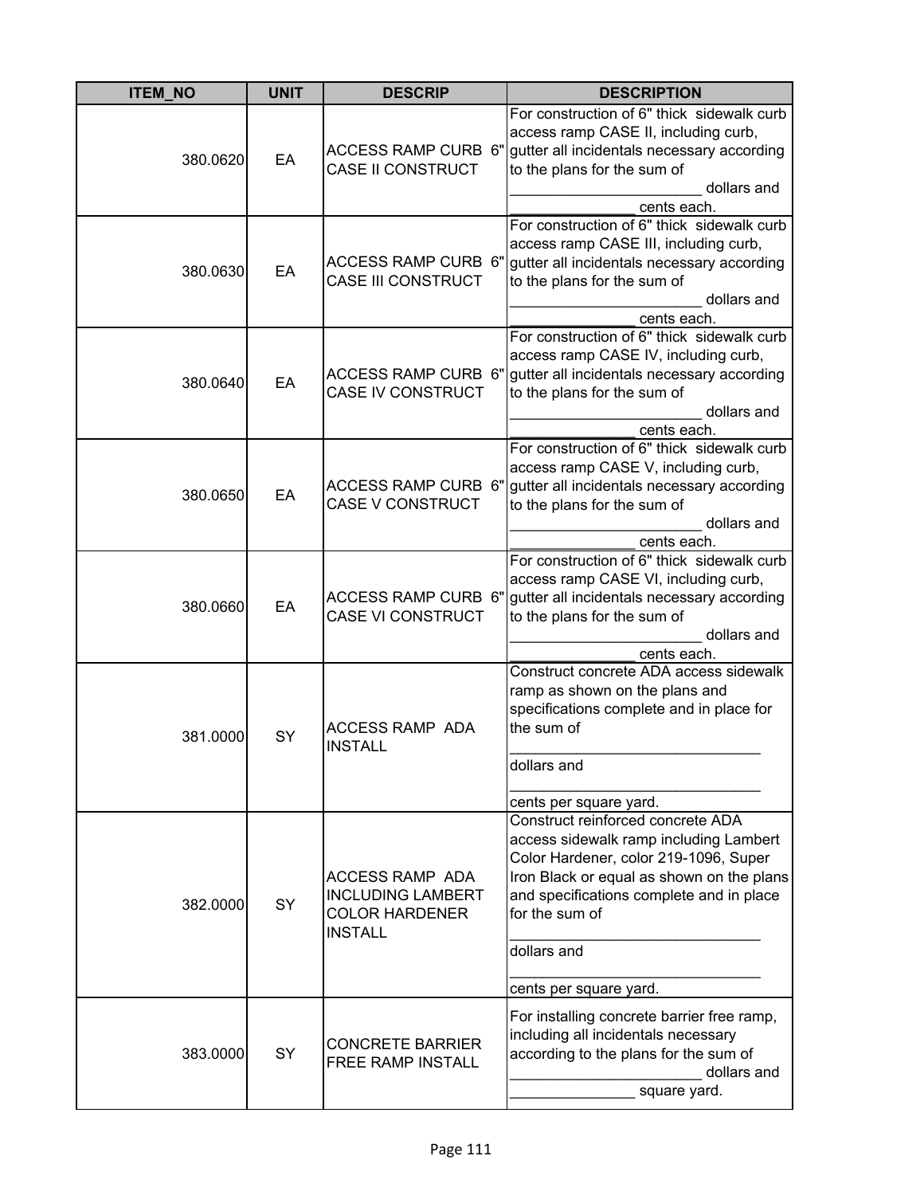| ITEM_NO | UNIT | DESCRIP | DESCRIPTION |
|---|---|---|---|
| 380.0620 | EA | ACCESS RAMP CURB 6" CASE II CONSTRUCT | For construction of 6" thick sidewalk curb access ramp CASE II, including curb, gutter all incidentals necessary according to the plans for the sum of _______________________ dollars and _______________ cents each. |
| 380.0630 | EA | ACCESS RAMP CURB 6" CASE III CONSTRUCT | For construction of 6" thick sidewalk curb access ramp CASE III, including curb, gutter all incidentals necessary according to the plans for the sum of _______________________ dollars and _______________ cents each. |
| 380.0640 | EA | ACCESS RAMP CURB 6" CASE IV CONSTRUCT | For construction of 6" thick sidewalk curb access ramp CASE IV, including curb, gutter all incidentals necessary according to the plans for the sum of _______________________ dollars and _______________ cents each. |
| 380.0650 | EA | ACCESS RAMP CURB 6" CASE V CONSTRUCT | For construction of 6" thick sidewalk curb access ramp CASE V, including curb, gutter all incidentals necessary according to the plans for the sum of _______________________ dollars and _______________ cents each. |
| 380.0660 | EA | ACCESS RAMP CURB 6" CASE VI CONSTRUCT | For construction of 6" thick sidewalk curb access ramp CASE VI, including curb, gutter all incidentals necessary according to the plans for the sum of _______________________ dollars and _______________ cents each. |
| 381.0000 | SY | ACCESS RAMP ADA INSTALL | Construct concrete ADA access sidewalk ramp as shown on the plans and specifications complete and in place for the sum of ______________________________ dollars and ______________________________ cents per square yard. |
| 382.0000 | SY | ACCESS RAMP ADA INCLUDING LAMBERT COLOR HARDENER INSTALL | Construct reinforced concrete ADA access sidewalk ramp including Lambert Color Hardener, color 219-1096, Super Iron Black or equal as shown on the plans and specifications complete and in place for the sum of ______________________________ dollars and ______________________________ cents per square yard. |
| 383.0000 | SY | CONCRETE BARRIER FREE RAMP INSTALL | For installing concrete barrier free ramp, including all incidentals necessary according to the plans for the sum of _______________________ dollars and _______________ square yard. |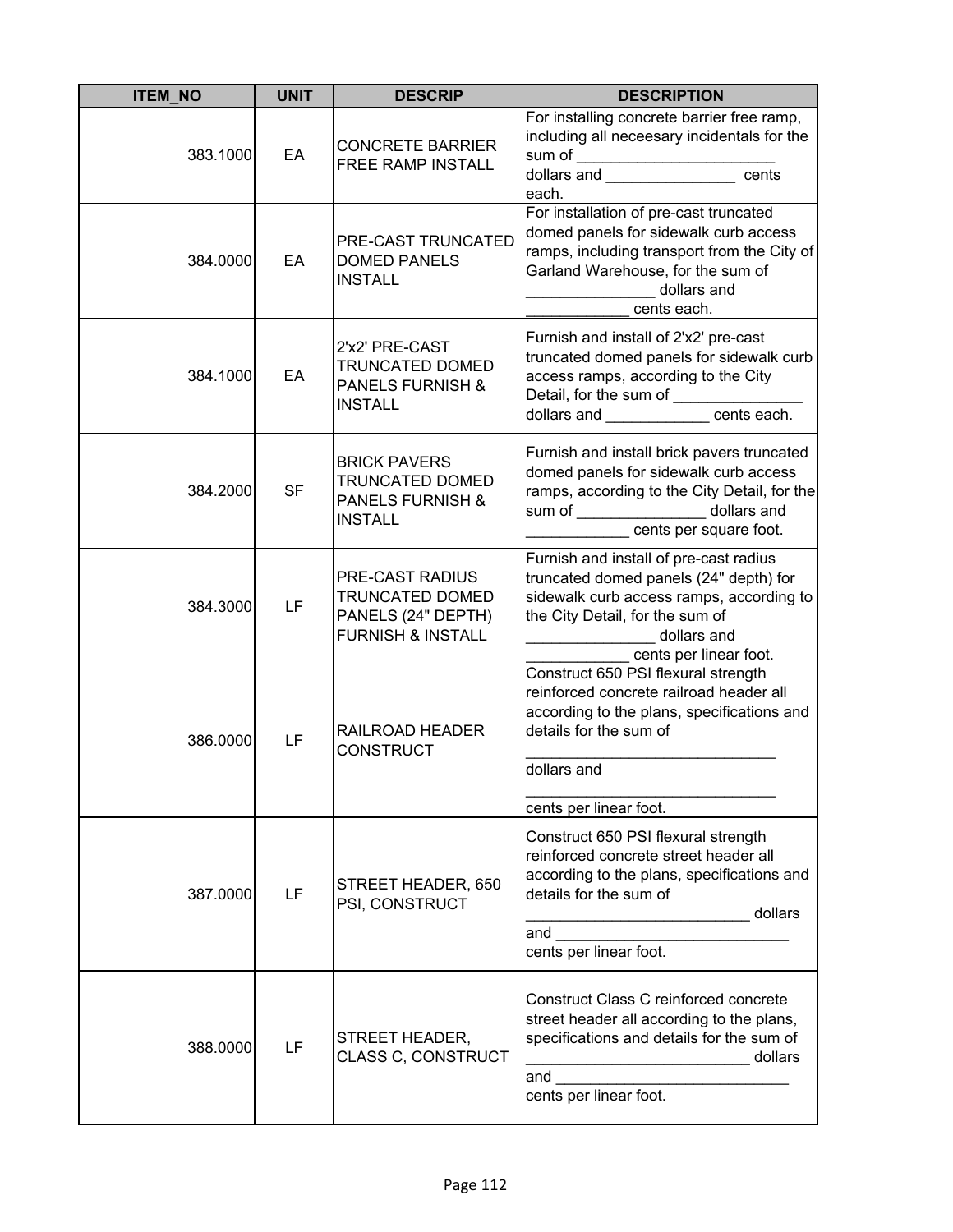| ITEM_NO | UNIT | DESCRIP | DESCRIPTION |
|---|---|---|---|
| 383.1000 | EA | CONCRETE BARRIER FREE RAMP INSTALL | For installing concrete barrier free ramp, including all neceesary incidentals for the sum of _______________________ dollars and _______________ cents each. |
| 384.0000 | EA | PRE-CAST TRUNCATED DOMED PANELS INSTALL | For installation of pre-cast truncated domed panels for sidewalk curb access ramps, including transport from the City of Garland Warehouse, for the sum of _______________ dollars and ____________ cents each. |
| 384.1000 | EA | 2'x2' PRE-CAST TRUNCATED DOMED PANELS FURNISH & INSTALL | Furnish and install of 2'x2' pre-cast truncated domed panels for sidewalk curb access ramps, according to the City Detail, for the sum of _______________ dollars and ____________ cents each. |
| 384.2000 | SF | BRICK PAVERS TRUNCATED DOMED PANELS FURNISH & INSTALL | Furnish and install brick pavers truncated domed panels for sidewalk curb access ramps, according to the City Detail, for the sum of _______________ dollars and ____________ cents per square foot. |
| 384.3000 | LF | PRE-CAST RADIUS TRUNCATED DOMED PANELS (24" DEPTH) FURNISH & INSTALL | Furnish and install of pre-cast radius truncated domed panels (24" depth) for sidewalk curb access ramps, according to the City Detail, for the sum of _______________ dollars and ____________ cents per linear foot. |
| 386.0000 | LF | RAILROAD HEADER CONSTRUCT | Construct 650 PSI flexural strength reinforced concrete railroad header all according to the plans, specifications and details for the sum of _____________________________ dollars and _____________________________ cents per linear foot. |
| 387.0000 | LF | STREET HEADER, 650 PSI, CONSTRUCT | Construct 650 PSI flexural strength reinforced concrete street header all according to the plans, specifications and details for the sum of __________________________ dollars and ___________________________ cents per linear foot. |
| 388.0000 | LF | STREET HEADER, CLASS C, CONSTRUCT | Construct Class C reinforced concrete street header all according to the plans, specifications and details for the sum of __________________________ dollars and ___________________________ cents per linear foot. |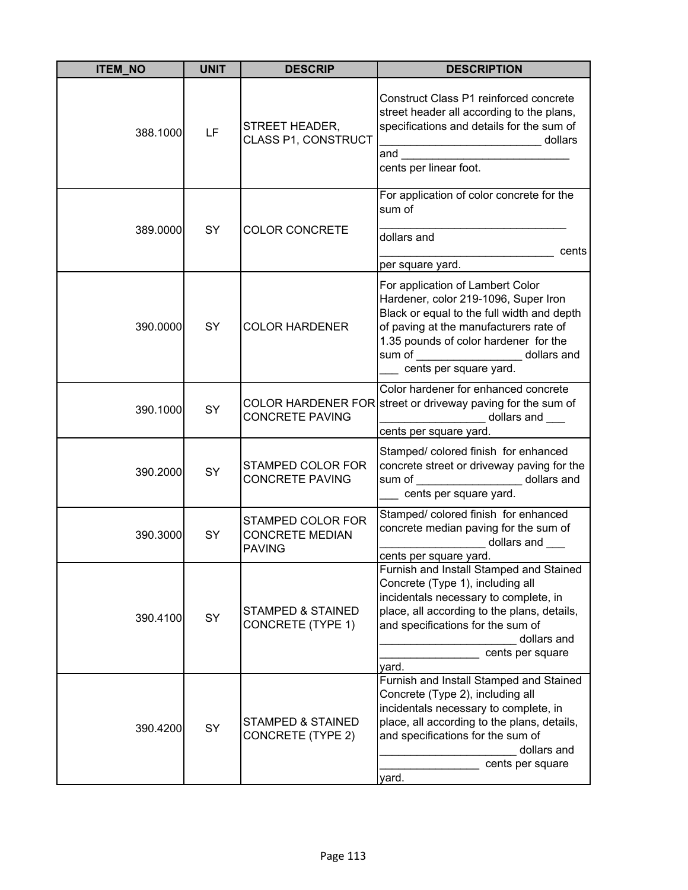| ITEM_NO | UNIT | DESCRIP | DESCRIPTION |
|---|---|---|---|
| 388.1000 | LF | STREET HEADER, CLASS P1, CONSTRUCT | Construct Class P1 reinforced concrete street header all according to the plans, specifications and details for the sum of _________________________ dollars and ___________________________ cents per linear foot. |
| 389.0000 | SY | COLOR CONCRETE | For application of color concrete for the sum of ______________________________ dollars and ____________________________ cents per square yard. |
| 390.0000 | SY | COLOR HARDENER | For application of Lambert Color Hardener, color 219-1096, Super Iron Black or equal to the full width and depth of paving at the manufacturers rate of 1.35 pounds of color hardener for the sum of _________________ dollars and ___ cents per square yard. |
| 390.1000 | SY | COLOR HARDENER FOR CONCRETE PAVING | Color hardener for enhanced concrete street or driveway paving for the sum of _________________ dollars and ___ cents per square yard. |
| 390.2000 | SY | STAMPED COLOR FOR CONCRETE PAVING | Stamped/ colored finish for enhanced concrete street or driveway paving for the sum of _________________ dollars and ___ cents per square yard. |
| 390.3000 | SY | STAMPED COLOR FOR CONCRETE MEDIAN PAVING | Stamped/ colored finish for enhanced concrete median paving for the sum of _________________ dollars and ___ cents per square yard. |
| 390.4100 | SY | STAMPED & STAINED CONCRETE (TYPE 1) | Furnish and Install Stamped and Stained Concrete (Type 1), including all incidentals necessary to complete, in place, all according to the plans, details, and specifications for the sum of ______________________ dollars and ________________ cents per square yard. |
| 390.4200 | SY | STAMPED & STAINED CONCRETE (TYPE 2) | Furnish and Install Stamped and Stained Concrete (Type 2), including all incidentals necessary to complete, in place, all according to the plans, details, and specifications for the sum of ______________________ dollars and ________________ cents per square yard. |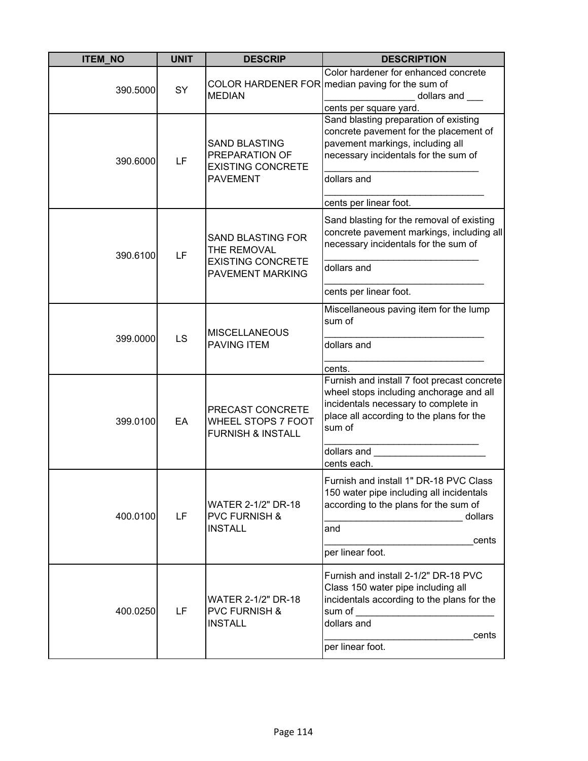| ITEM_NO | UNIT | DESCRIP | DESCRIPTION |
|---|---|---|---|
| 390.5000 | SY | COLOR HARDENER FOR MEDIAN | Color hardener for enhanced concrete median paving for the sum of _________________ dollars and ___ cents per square yard. |
| 390.6000 | LF | SAND BLASTING PREPARATION OF EXISTING CONCRETE PAVEMENT | Sand blasting preparation of existing concrete pavement for the placement of pavement markings, including all necessary incidentals for the sum of _____________________________ dollars and ______________________________ cents per linear foot. |
| 390.6100 | LF | SAND BLASTING FOR THE REMOVAL EXISTING CONCRETE PAVEMENT MARKING | Sand blasting for the removal of existing concrete pavement markings, including all necessary incidentals for the sum of _____________________________ dollars and ______________________________ cents per linear foot. |
| 399.0000 | LS | MISCELLANEOUS PAVING ITEM | Miscellaneous paving item for the lump sum of ______________________________ dollars and ______________________________ cents. |
| 399.0100 | EA | PRECAST CONCRETE WHEEL STOPS 7 FOOT FURNISH & INSTALL | Furnish and install 7 foot precast concrete wheel stops including anchorage and all incidentals necessary to complete in place all according to the plans for the sum of _____________________________ dollars and _____________________ cents each. |
| 400.0100 | LF | WATER 2-1/2" DR-18 PVC FURNISH & INSTALL | Furnish and install 1" DR-18 PVC Class 150 water pipe including all incidentals according to the plans for the sum of __________________________ dollars and ____________________________cents per linear foot. |
| 400.0250 | LF | WATER 2-1/2" DR-18 PVC FURNISH & INSTALL | Furnish and install 2-1/2" DR-18 PVC Class 150 water pipe including all incidentals according to the plans for the sum of __________________________ dollars and ____________________________cents per linear foot. |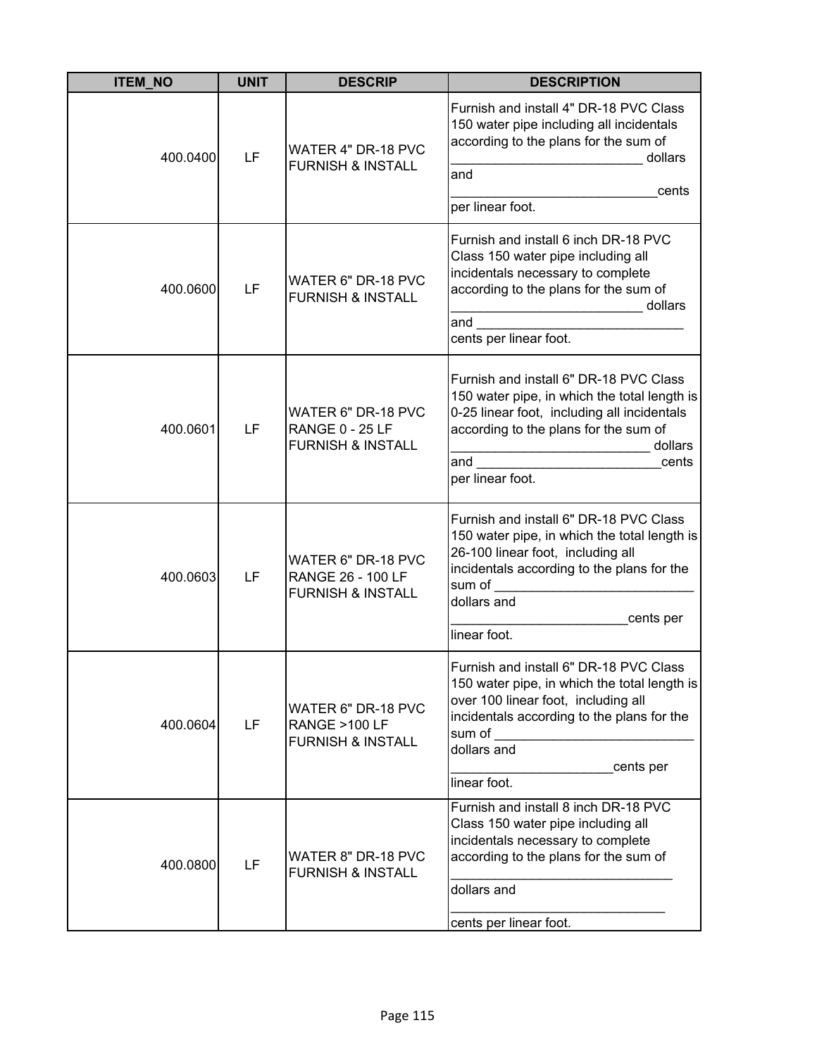| ITEM_NO | UNIT | DESCRIP | DESCRIPTION |
|---|---|---|---|
| 400.0400 | LF | WATER 4" DR-18 PVC FURNISH & INSTALL | Furnish and install 4" DR-18 PVC Class 150 water pipe including all incidentals according to the plans for the sum of __________________________ dollars and ____________________________cents per linear foot. |
| 400.0600 | LF | WATER 6" DR-18 PVC FURNISH & INSTALL | Furnish and install 6 inch DR-18 PVC Class 150 water pipe including all incidentals necessary to complete according to the plans for the sum of __________________________ dollars and ____________________________ cents per linear foot. |
| 400.0601 | LF | WATER 6" DR-18 PVC RANGE 0 - 25 LF FURNISH & INSTALL | Furnish and install 6" DR-18 PVC Class 150 water pipe, in which the total length is 0-25 linear foot, including all incidentals according to the plans for the sum of ___________________________ dollars and _________________________cents per linear foot. |
| 400.0603 | LF | WATER 6" DR-18 PVC RANGE 26 - 100 LF FURNISH & INSTALL | Furnish and install 6" DR-18 PVC Class 150 water pipe, in which the total length is 26-100 linear foot, including all incidentals according to the plans for the sum of ___________________________ dollars and ________________________cents per linear foot. |
| 400.0604 | LF | WATER 6" DR-18 PVC RANGE >100 LF FURNISH & INSTALL | Furnish and install 6" DR-18 PVC Class 150 water pipe, in which the total length is over 100 linear foot, including all incidentals according to the plans for the sum of ___________________________ dollars and ______________________cents per linear foot. |
| 400.0800 | LF | WATER 8" DR-18 PVC FURNISH & INSTALL | Furnish and install 8 inch DR-18 PVC Class 150 water pipe including all incidentals necessary to complete according to the plans for the sum of ______________________________ dollars and _____________________________ cents per linear foot. |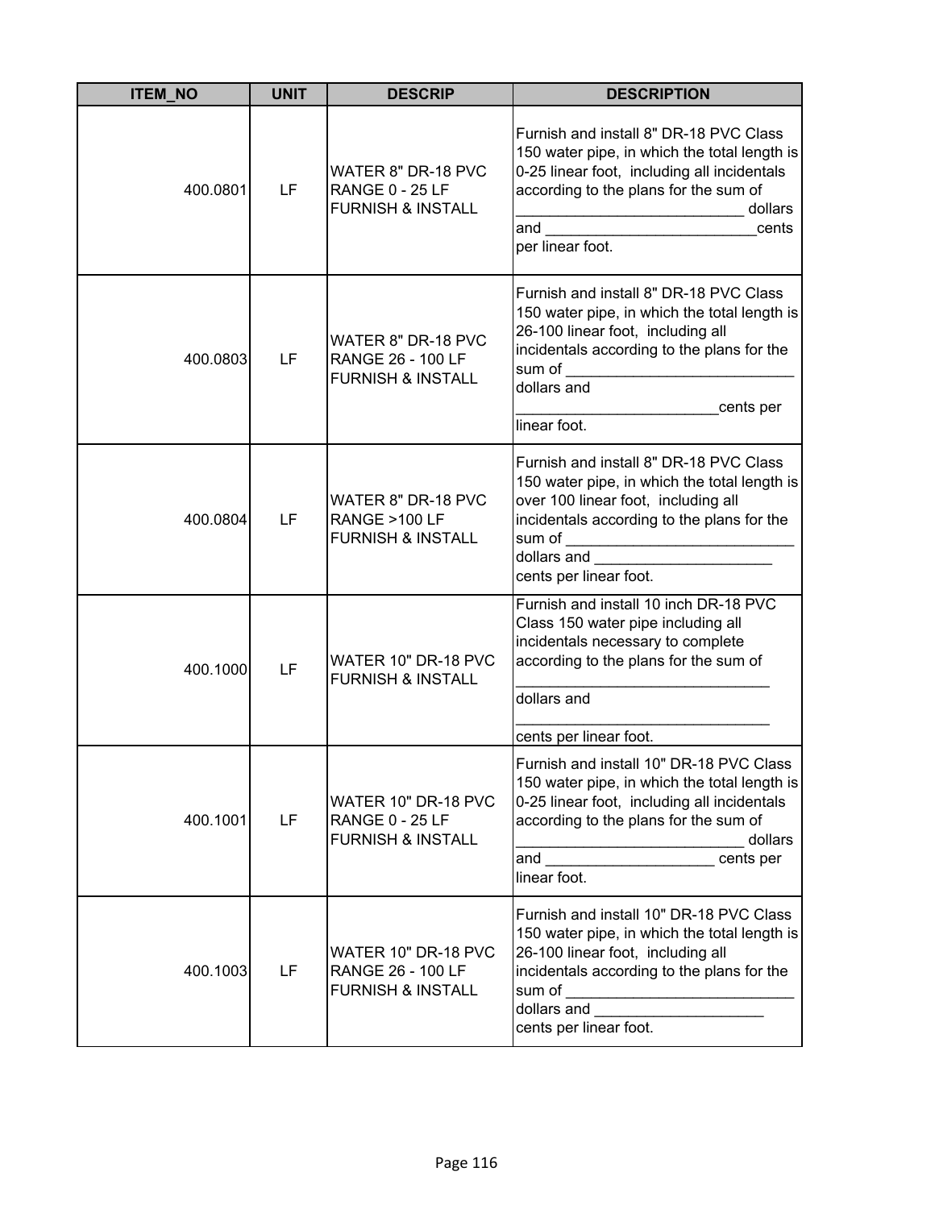| ITEM_NO | UNIT | DESCRIP | DESCRIPTION |
|---|---|---|---|
| 400.0801 | LF | WATER 8" DR-18 PVC RANGE 0 - 25 LF FURNISH & INSTALL | Furnish and install 8" DR-18 PVC Class 150 water pipe, in which the total length is 0-25 linear foot, including all incidentals according to the plans for the sum of __________________________ dollars and ________________________cents per linear foot. |
| 400.0803 | LF | WATER 8" DR-18 PVC RANGE 26 - 100 LF FURNISH & INSTALL | Furnish and install 8" DR-18 PVC Class 150 water pipe, in which the total length is 26-100 linear foot, including all incidentals according to the plans for the sum of ___________________________ dollars and _______________________cents per linear foot. |
| 400.0804 | LF | WATER 8" DR-18 PVC RANGE >100 LF FURNISH & INSTALL | Furnish and install 8" DR-18 PVC Class 150 water pipe, in which the total length is over 100 linear foot, including all incidentals according to the plans for the sum of ___________________________ dollars and _____________________ cents per linear foot. |
| 400.1000 | LF | WATER 10" DR-18 PVC FURNISH & INSTALL | Furnish and install 10 inch DR-18 PVC Class 150 water pipe including all incidentals necessary to complete according to the plans for the sum of _____________________________ dollars and _____________________________ cents per linear foot. |
| 400.1001 | LF | WATER 10" DR-18 PVC RANGE 0 - 25 LF FURNISH & INSTALL | Furnish and install 10" DR-18 PVC Class 150 water pipe, in which the total length is 0-25 linear foot, including all incidentals according to the plans for the sum of __________________________ dollars and ____________________ cents per linear foot. |
| 400.1003 | LF | WATER 10" DR-18 PVC RANGE 26 - 100 LF FURNISH & INSTALL | Furnish and install 10" DR-18 PVC Class 150 water pipe, in which the total length is 26-100 linear foot, including all incidentals according to the plans for the sum of ___________________________ dollars and ____________________ cents per linear foot. |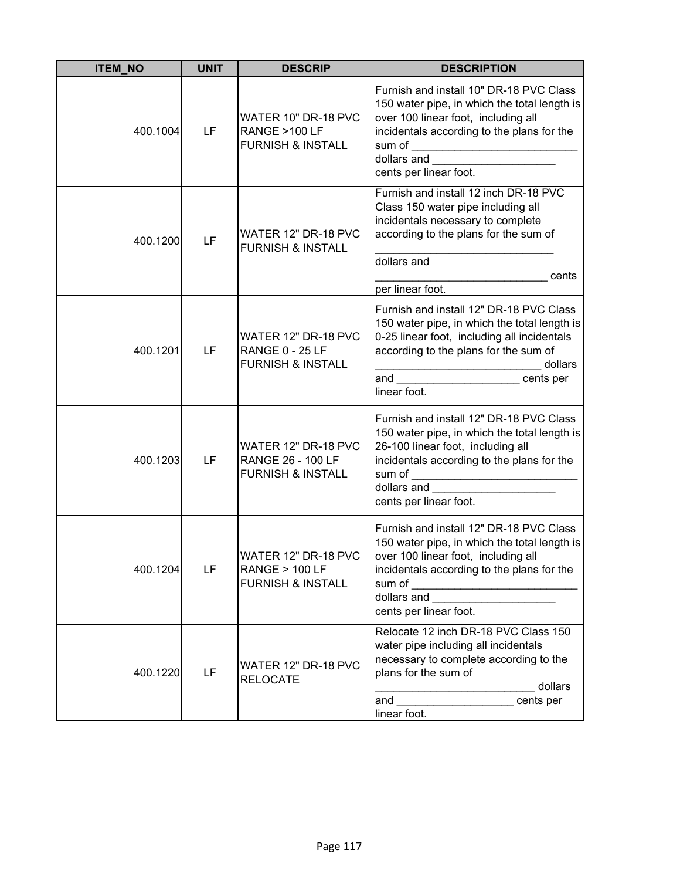| ITEM_NO | UNIT | DESCRIP | DESCRIPTION |
| --- | --- | --- | --- |
| 400.1004 | LF | WATER 10" DR-18 PVC RANGE >100 LF FURNISH & INSTALL | Furnish and install 10" DR-18 PVC Class 150 water pipe, in which the total length is over 100 linear foot, including all incidentals according to the plans for the sum of ___________________________ dollars and ____________________ cents per linear foot. |
| 400.1200 | LF | WATER 12" DR-18 PVC FURNISH & INSTALL | Furnish and install 12 inch DR-18 PVC Class 150 water pipe including all incidentals necessary to complete according to the plans for the sum of ____________________________ dollars and ____________________________ cents per linear foot. |
| 400.1201 | LF | WATER 12" DR-18 PVC RANGE 0 - 25 LF FURNISH & INSTALL | Furnish and install 12" DR-18 PVC Class 150 water pipe, in which the total length is 0-25 linear foot, including all incidentals according to the plans for the sum of __________________________ dollars and ____________________ cents per linear foot. |
| 400.1203 | LF | WATER 12" DR-18 PVC RANGE 26 - 100 LF FURNISH & INSTALL | Furnish and install 12" DR-18 PVC Class 150 water pipe, in which the total length is 26-100 linear foot, including all incidentals according to the plans for the sum of ___________________________ dollars and ____________________ cents per linear foot. |
| 400.1204 | LF | WATER 12" DR-18 PVC RANGE > 100 LF FURNISH & INSTALL | Furnish and install 12" DR-18 PVC Class 150 water pipe, in which the total length is over 100 linear foot, including all incidentals according to the plans for the sum of ___________________________ dollars and ____________________ cents per linear foot. |
| 400.1220 | LF | WATER 12" DR-18 PVC RELOCATE | Relocate 12 inch DR-18 PVC Class 150 water pipe including all incidentals necessary to complete according to the plans for the sum of __________________________ dollars and ___________________ cents per linear foot. |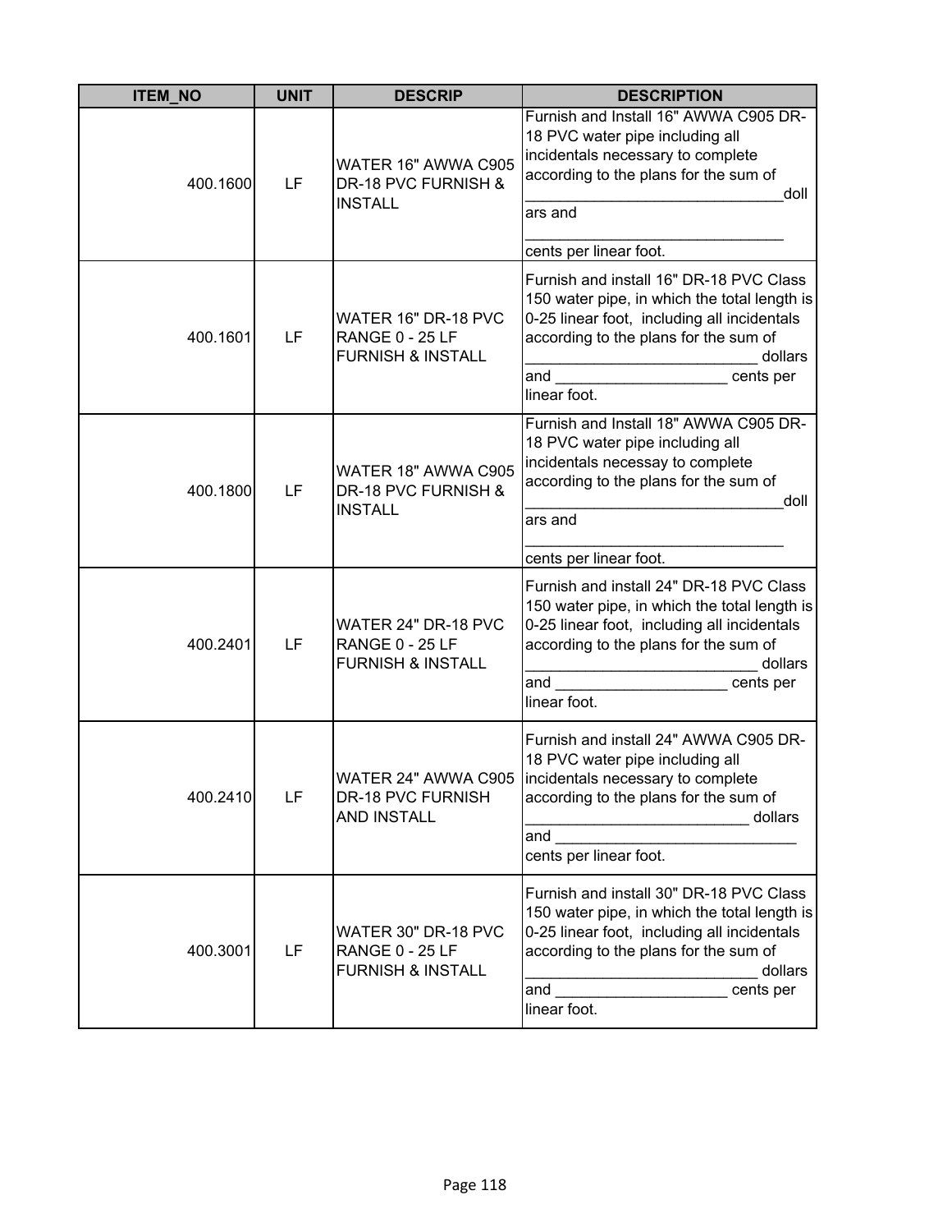| ITEM_NO | UNIT | DESCRIP | DESCRIPTION |
|---|---|---|---|
| 400.1600 | LF | WATER 16" AWWA C905 DR-18 PVC FURNISH & INSTALL | Furnish and Install 16" AWWA C905 DR-18 PVC water pipe including all incidentals necessary to complete according to the plans for the sum of ______________________________dollars and ______________________________ cents per linear foot. |
| 400.1601 | LF | WATER 16" DR-18 PVC RANGE 0 - 25 LF FURNISH & INSTALL | Furnish and install 16" DR-18 PVC Class 150 water pipe, in which the total length is 0-25 linear foot, including all incidentals according to the plans for the sum of ___________________________ dollars and ____________________ cents per linear foot. |
| 400.1800 | LF | WATER 18" AWWA C905 DR-18 PVC FURNISH & INSTALL | Furnish and Install 18" AWWA C905 DR-18 PVC water pipe including all incidentals necessay to complete according to the plans for the sum of ______________________________dollars and ______________________________ cents per linear foot. |
| 400.2401 | LF | WATER 24" DR-18 PVC RANGE 0 - 25 LF FURNISH & INSTALL | Furnish and install 24" DR-18 PVC Class 150 water pipe, in which the total length is 0-25 linear foot, including all incidentals according to the plans for the sum of ___________________________ dollars and ____________________ cents per linear foot. |
| 400.2410 | LF | WATER 24" AWWA C905 DR-18 PVC FURNISH AND INSTALL | Furnish and install 24" AWWA C905 DR-18 PVC water pipe including all incidentals necessary to complete according to the plans for the sum of __________________________ dollars and ____________________________ cents per linear foot. |
| 400.3001 | LF | WATER 30" DR-18 PVC RANGE 0 - 25 LF FURNISH & INSTALL | Furnish and install 30" DR-18 PVC Class 150 water pipe, in which the total length is 0-25 linear foot, including all incidentals according to the plans for the sum of ___________________________ dollars and ____________________ cents per linear foot. |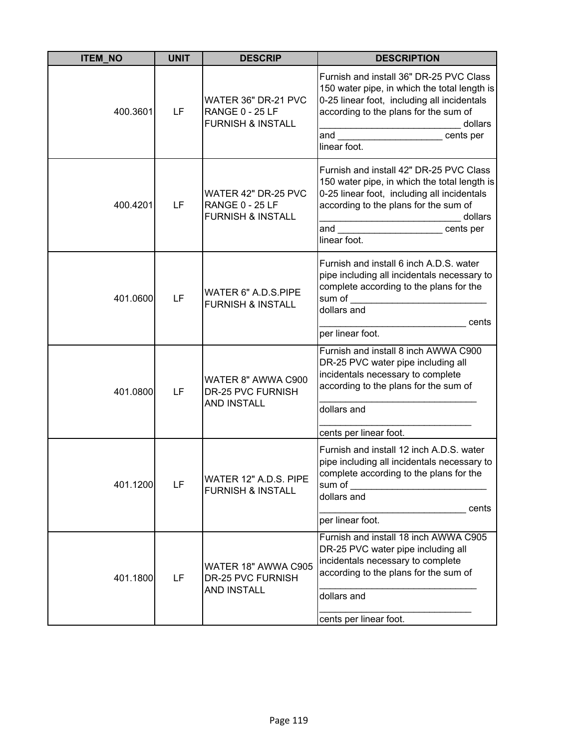| ITEM_NO | UNIT | DESCRIP | DESCRIPTION |
|---|---|---|---|
| 400.3601 | LF | WATER 36" DR-21 PVC RANGE 0 - 25 LF FURNISH & INSTALL | Furnish and install 36" DR-25 PVC Class 150 water pipe, in which the total length is 0-25 linear foot, including all incidentals according to the plans for the sum of ___________________________ dollars and ____________________ cents per linear foot. |
| 400.4201 | LF | WATER 42" DR-25 PVC RANGE 0 - 25 LF FURNISH & INSTALL | Furnish and install 42" DR-25 PVC Class 150 water pipe, in which the total length is 0-25 linear foot, including all incidentals according to the plans for the sum of ___________________________ dollars and ____________________ cents per linear foot. |
| 401.0600 | LF | WATER 6" A.D.S.PIPE FURNISH & INSTALL | Furnish and install 6 inch A.D.S. water pipe including all incidentals necessary to complete according to the plans for the sum of __________________________ dollars and ____________________________ cents per linear foot. |
| 401.0800 | LF | WATER 8" AWWA C900 DR-25 PVC FURNISH AND INSTALL | Furnish and install 8 inch AWWA C900 DR-25 PVC water pipe including all incidentals necessary to complete according to the plans for the sum of ______________________________ dollars and _____________________________ cents per linear foot. |
| 401.1200 | LF | WATER 12" A.D.S. PIPE FURNISH & INSTALL | Furnish and install 12 inch A.D.S. water pipe including all incidentals necessary to complete according to the plans for the sum of __________________________ dollars and ____________________________ cents per linear foot. |
| 401.1800 | LF | WATER 18" AWWA C905 DR-25 PVC FURNISH AND INSTALL | Furnish and install 18 inch AWWA C905 DR-25 PVC water pipe including all incidentals necessary to complete according to the plans for the sum of ______________________________ dollars and _____________________________ cents per linear foot. |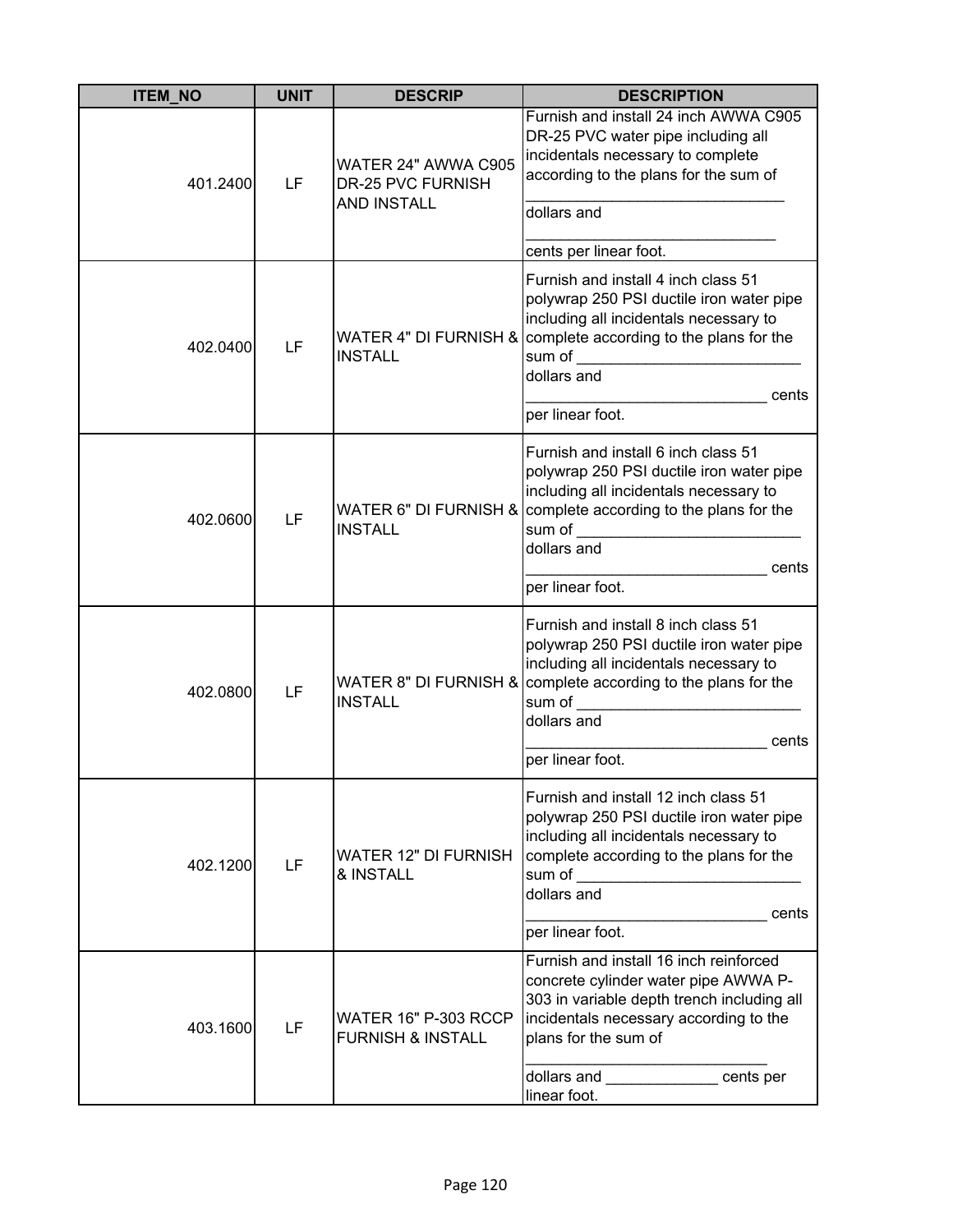| ITEM_NO | UNIT | DESCRIP | DESCRIPTION |
|---|---|---|---|
| 401.2400 | LF | WATER 24" AWWA C905 DR-25 PVC FURNISH AND INSTALL | Furnish and install 24 inch AWWA C905 DR-25 PVC water pipe including all incidentals necessary to complete according to the plans for the sum of ______________________________ dollars and ____________________________ cents per linear foot. |
| 402.0400 | LF | WATER 4" DI FURNISH & INSTALL | Furnish and install 4 inch class 51 polywrap 250 PSI ductile iron water pipe including all incidentals necessary to complete according to the plans for the sum of __________________________ dollars and ____________________________ cents per linear foot. |
| 402.0600 | LF | WATER 6" DI FURNISH & INSTALL | Furnish and install 6 inch class 51 polywrap 250 PSI ductile iron water pipe including all incidentals necessary to complete according to the plans for the sum of __________________________ dollars and ____________________________ cents per linear foot. |
| 402.0800 | LF | WATER 8" DI FURNISH & INSTALL | Furnish and install 8 inch class 51 polywrap 250 PSI ductile iron water pipe including all incidentals necessary to complete according to the plans for the sum of __________________________ dollars and ____________________________ cents per linear foot. |
| 402.1200 | LF | WATER 12" DI FURNISH & INSTALL | Furnish and install 12 inch class 51 polywrap 250 PSI ductile iron water pipe including all incidentals necessary to complete according to the plans for the sum of __________________________ dollars and ____________________________ cents per linear foot. |
| 403.1600 | LF | WATER 16" P-303 RCCP FURNISH & INSTALL | Furnish and install 16 inch reinforced concrete cylinder water pipe AWWA P-303 in variable depth trench including all incidentals necessary according to the plans for the sum of ____________________________ dollars and _____________ cents per linear foot. |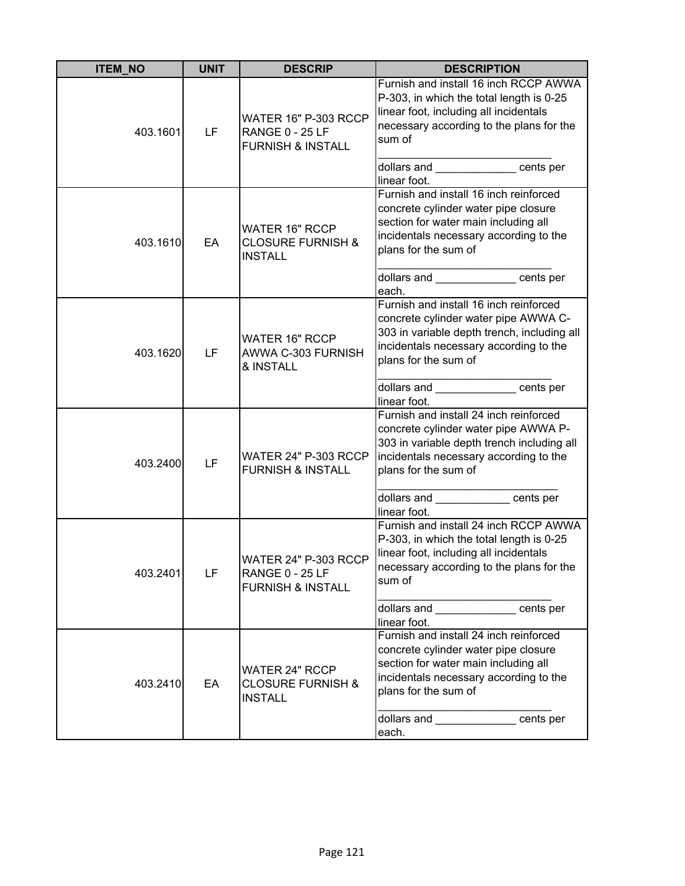| ITEM_NO | UNIT | DESCRIP | DESCRIPTION |
|---|---|---|---|
| 403.1601 | LF | WATER 16" P-303 RCCP RANGE 0 - 25 LF FURNISH & INSTALL | Furnish and install 16 inch RCCP AWWA P-303, in which the total length is 0-25 linear foot, including all incidentals necessary according to the plans for the sum of ____________________________ dollars and _____________ cents per linear foot. |
| 403.1610 | EA | WATER 16" RCCP CLOSURE FURNISH & INSTALL | Furnish and install 16 inch reinforced concrete cylinder water pipe closure section for water main including all incidentals necessary according to the plans for the sum of ____________________________ dollars and _____________ cents per each. |
| 403.1620 | LF | WATER 16" RCCP AWWA C-303 FURNISH & INSTALL | Furnish and install 16 inch reinforced concrete cylinder water pipe AWWA C-303 in variable depth trench, including all incidentals necessary according to the plans for the sum of ____________________________ dollars and _____________ cents per linear foot. |
| 403.2400 | LF | WATER 24" P-303 RCCP FURNISH & INSTALL | Furnish and install 24 inch reinforced concrete cylinder water pipe AWWA P-303 in variable depth trench including all incidentals necessary according to the plans for the sum of ______________________________ dollars and ____________ cents per linear foot. |
| 403.2401 | LF | WATER 24" P-303 RCCP RANGE 0 - 25 LF FURNISH & INSTALL | Furnish and install 24 inch RCCP AWWA P-303, in which the total length is 0-25 linear foot, including all incidentals necessary according to the plans for the sum of ____________________________ dollars and _____________ cents per linear foot. |
| 403.2410 | EA | WATER 24" RCCP CLOSURE FURNISH & INSTALL | Furnish and install 24 inch reinforced concrete cylinder water pipe closure section for water main including all incidentals necessary according to the plans for the sum of ____________________________ dollars and _____________ cents per each. |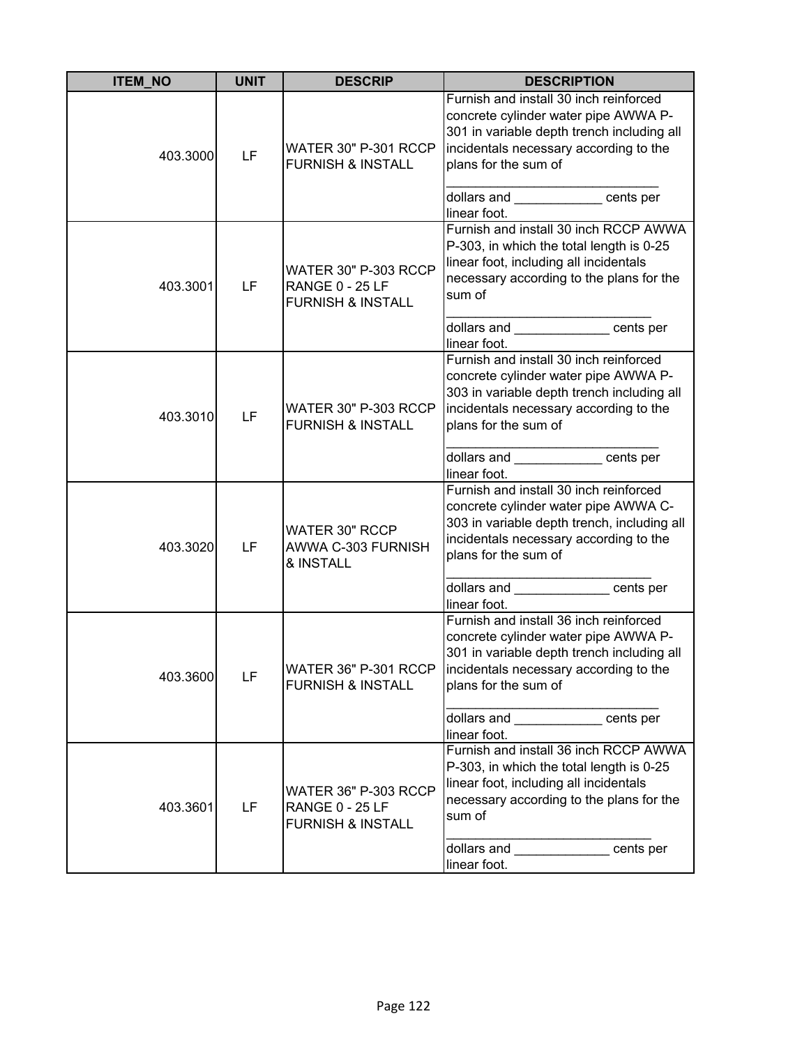| ITEM_NO | UNIT | DESCRIP | DESCRIPTION |
|---|---|---|---|
| 403.3000 | LF | WATER 30" P-301 RCCP FURNISH & INSTALL | Furnish and install 30 inch reinforced concrete cylinder water pipe AWWA P-301 in variable depth trench including all incidentals necessary according to the plans for the sum of ______________________________ dollars and ____________ cents per linear foot. |
| 403.3001 | LF | WATER 30" P-303 RCCP RANGE 0 - 25 LF FURNISH & INSTALL | Furnish and install 30 inch RCCP AWWA P-303, in which the total length is 0-25 linear foot, including all incidentals necessary according to the plans for the sum of _____________________________ dollars and _____________ cents per linear foot. |
| 403.3010 | LF | WATER 30" P-303 RCCP FURNISH & INSTALL | Furnish and install 30 inch reinforced concrete cylinder water pipe AWWA P-303 in variable depth trench including all incidentals necessary according to the plans for the sum of ______________________________ dollars and ____________ cents per linear foot. |
| 403.3020 | LF | WATER 30" RCCP AWWA C-303 FURNISH & INSTALL | Furnish and install 30 inch reinforced concrete cylinder water pipe AWWA C-303 in variable depth trench, including all incidentals necessary according to the plans for the sum of _____________________________ dollars and _____________ cents per linear foot. |
| 403.3600 | LF | WATER 36" P-301 RCCP FURNISH & INSTALL | Furnish and install 36 inch reinforced concrete cylinder water pipe AWWA P-301 in variable depth trench including all incidentals necessary according to the plans for the sum of ______________________________ dollars and ____________ cents per linear foot. |
| 403.3601 | LF | WATER 36" P-303 RCCP RANGE 0 - 25 LF FURNISH & INSTALL | Furnish and install 36 inch RCCP AWWA P-303, in which the total length is 0-25 linear foot, including all incidentals necessary according to the plans for the sum of _____________________________ dollars and _____________ cents per linear foot. |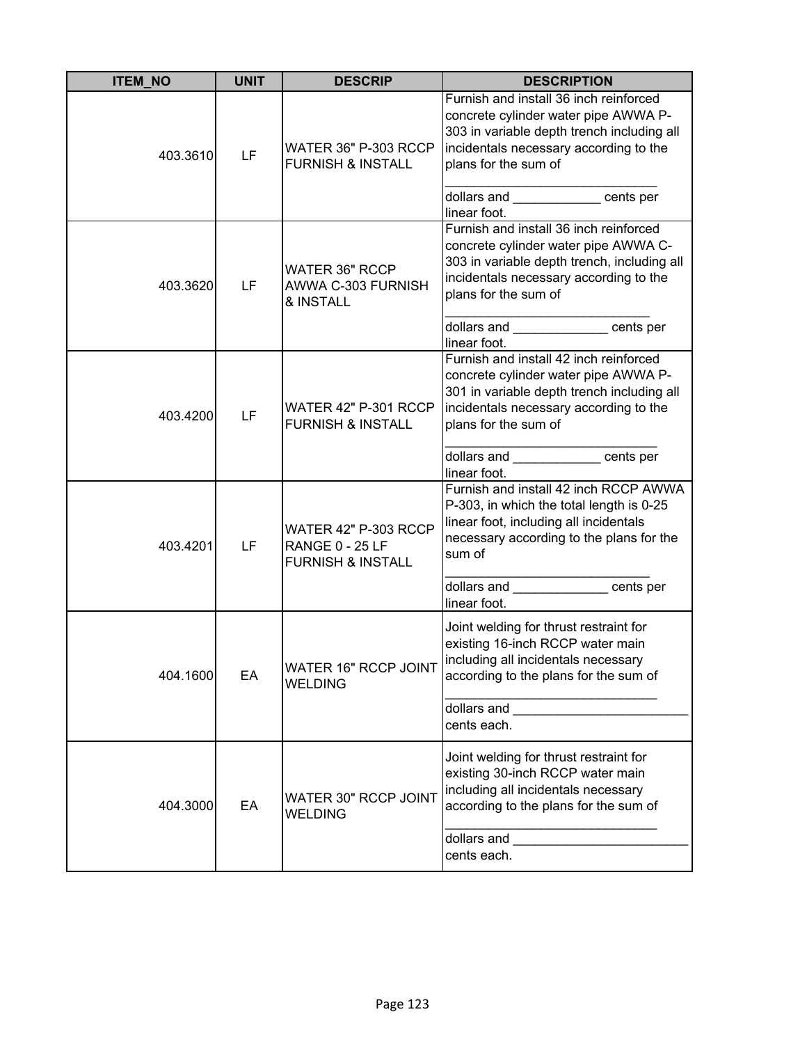| ITEM_NO | UNIT | DESCRIP | DESCRIPTION |
|---|---|---|---|
| 403.3610 | LF | WATER 36" P-303 RCCP FURNISH & INSTALL | Furnish and install 36 inch reinforced concrete cylinder water pipe AWWA P-303 in variable depth trench including all incidentals necessary according to the plans for the sum of _____________________________ dollars and ____________ cents per linear foot. |
| 403.3620 | LF | WATER 36" RCCP AWWA C-303 FURNISH & INSTALL | Furnish and install 36 inch reinforced concrete cylinder water pipe AWWA C-303 in variable depth trench, including all incidentals necessary according to the plans for the sum of ____________________________ dollars and _____________ cents per linear foot. |
| 403.4200 | LF | WATER 42" P-301 RCCP FURNISH & INSTALL | Furnish and install 42 inch reinforced concrete cylinder water pipe AWWA P-301 in variable depth trench including all incidentals necessary according to the plans for the sum of _____________________________ dollars and ____________ cents per linear foot. |
| 403.4201 | LF | WATER 42" P-303 RCCP RANGE 0 - 25 LF FURNISH & INSTALL | Furnish and install 42 inch RCCP AWWA P-303, in which the total length is 0-25 linear foot, including all incidentals necessary according to the plans for the sum of ____________________________ dollars and _____________ cents per linear foot. |
| 404.1600 | EA | WATER 16" RCCP JOINT WELDING | Joint welding for thrust restraint for existing 16-inch RCCP water main including all incidentals necessary according to the plans for the sum of _____________________________ dollars and ________________________ cents each. |
| 404.3000 | EA | WATER 30" RCCP JOINT WELDING | Joint welding for thrust restraint for existing 30-inch RCCP water main including all incidentals necessary according to the plans for the sum of _____________________________ dollars and ________________________ cents each. |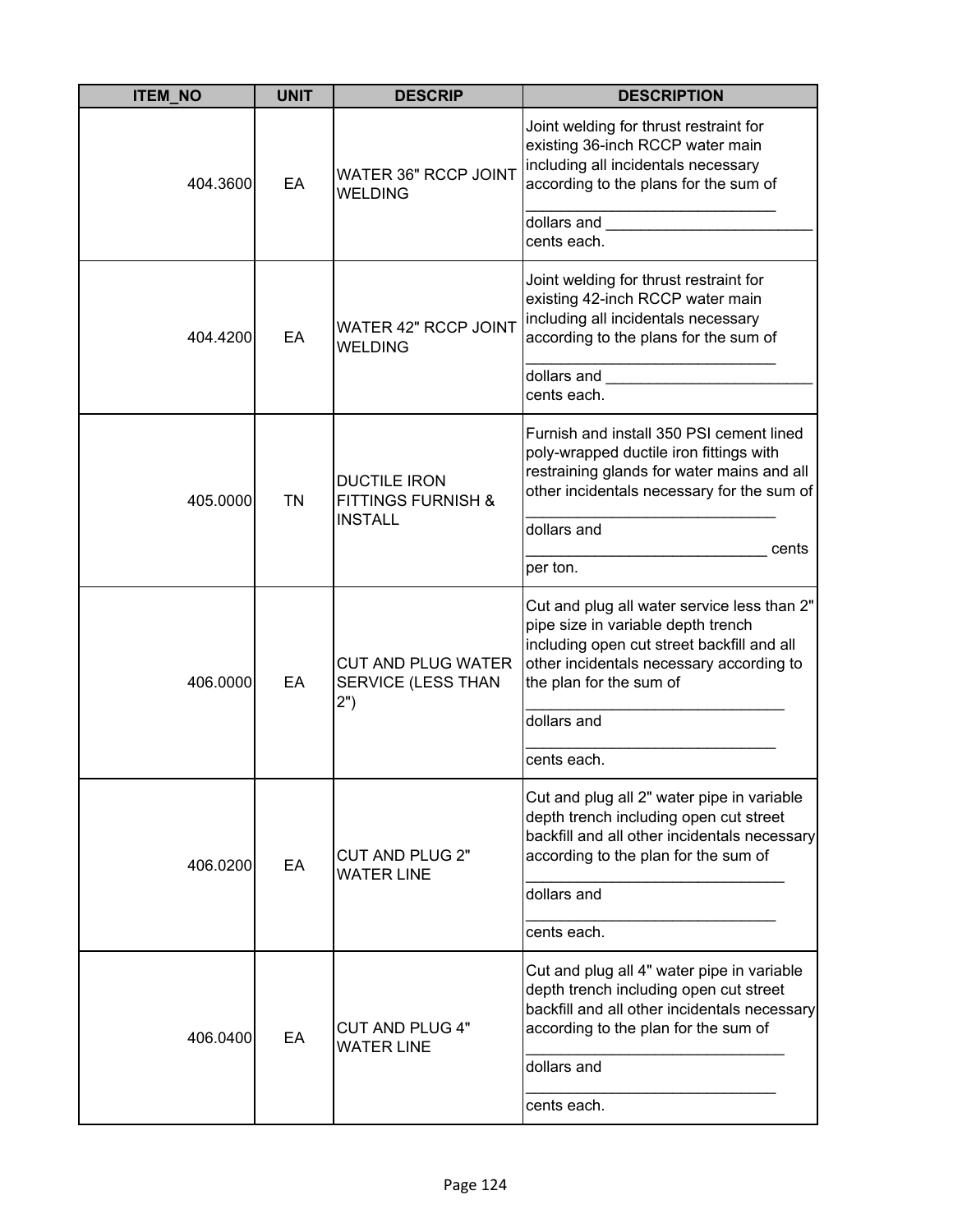| ITEM_NO | UNIT | DESCRIP | DESCRIPTION |
|---|---|---|---|
| 404.3600 | EA | WATER 36" RCCP JOINT WELDING | Joint welding for thrust restraint for existing 36-inch RCCP water main including all incidentals necessary according to the plans for the sum of ______________________________ dollars and ________________________ cents each. |
| 404.4200 | EA | WATER 42" RCCP JOINT WELDING | Joint welding for thrust restraint for existing 42-inch RCCP water main including all incidentals necessary according to the plans for the sum of ______________________________ dollars and ________________________ cents each. |
| 405.0000 | TN | DUCTILE IRON FITTINGS FURNISH & INSTALL | Furnish and install 350 PSI cement lined poly-wrapped ductile iron fittings with restraining glands for water mains and all other incidentals necessary for the sum of ______________________________ dollars and ____________________________ cents per ton. |
| 406.0000 | EA | CUT AND PLUG WATER SERVICE (LESS THAN 2") | Cut and plug all water service less than 2" pipe size in variable depth trench including open cut street backfill and all other incidentals necessary according to the plan for the sum of ______________________________ dollars and ______________________________ cents each. |
| 406.0200 | EA | CUT AND PLUG 2" WATER LINE | Cut and plug all 2" water pipe in variable depth trench including open cut street backfill and all other incidentals necessary according to the plan for the sum of ______________________________ dollars and ______________________________ cents each. |
| 406.0400 | EA | CUT AND PLUG 4" WATER LINE | Cut and plug all 4" water pipe in variable depth trench including open cut street backfill and all other incidentals necessary according to the plan for the sum of ______________________________ dollars and ______________________________ cents each. |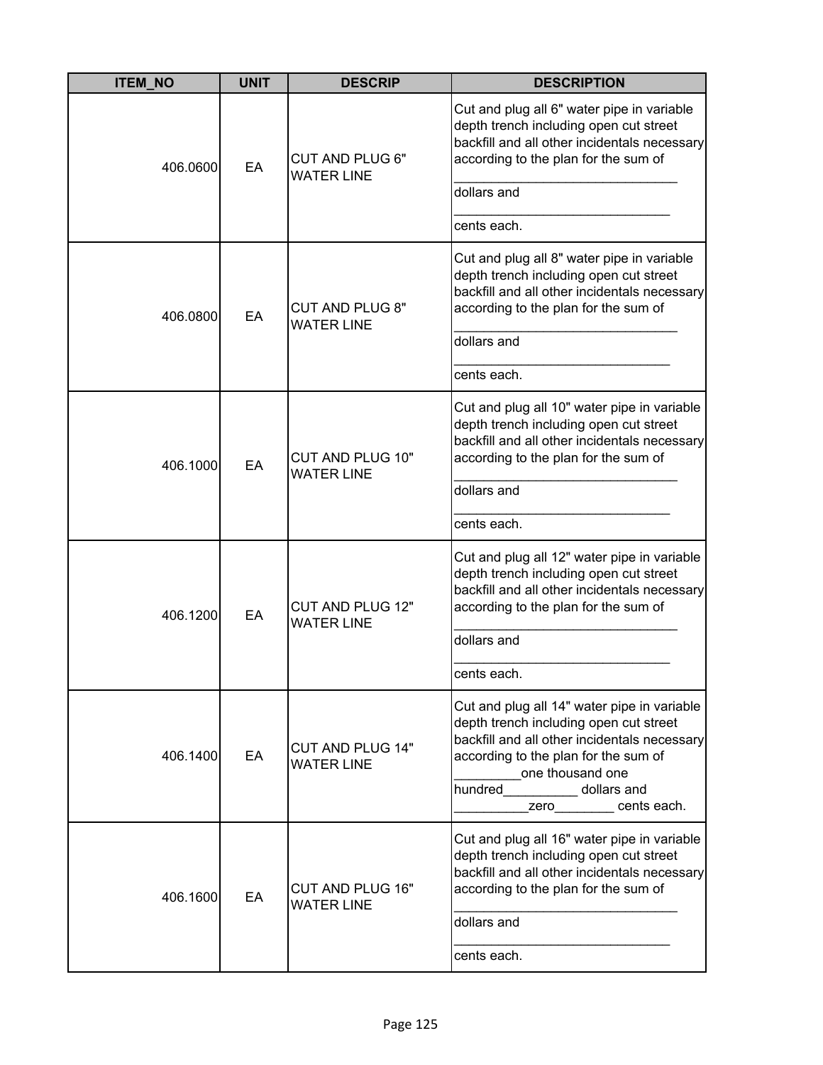| ITEM_NO | UNIT | DESCRIP | DESCRIPTION |
|---|---|---|---|
| 406.0600 | EA | CUT AND PLUG 6" WATER LINE | Cut and plug all 6" water pipe in variable depth trench including open cut street backfill and all other incidentals necessary according to the plan for the sum of ______________________________ dollars and ______________________________ cents each. |
| 406.0800 | EA | CUT AND PLUG 8" WATER LINE | Cut and plug all 8" water pipe in variable depth trench including open cut street backfill and all other incidentals necessary according to the plan for the sum of ______________________________ dollars and ______________________________ cents each. |
| 406.1000 | EA | CUT AND PLUG 10" WATER LINE | Cut and plug all 10" water pipe in variable depth trench including open cut street backfill and all other incidentals necessary according to the plan for the sum of ______________________________ dollars and ______________________________ cents each. |
| 406.1200 | EA | CUT AND PLUG 12" WATER LINE | Cut and plug all 12" water pipe in variable depth trench including open cut street backfill and all other incidentals necessary according to the plan for the sum of ______________________________ dollars and ______________________________ cents each. |
| 406.1400 | EA | CUT AND PLUG 14" WATER LINE | Cut and plug all 14" water pipe in variable depth trench including open cut street backfill and all other incidentals necessary according to the plan for the sum of _________one thousand one hundred__________ dollars and __________zero________ cents each. |
| 406.1600 | EA | CUT AND PLUG 16" WATER LINE | Cut and plug all 16" water pipe in variable depth trench including open cut street backfill and all other incidentals necessary according to the plan for the sum of ______________________________ dollars and ______________________________ cents each. |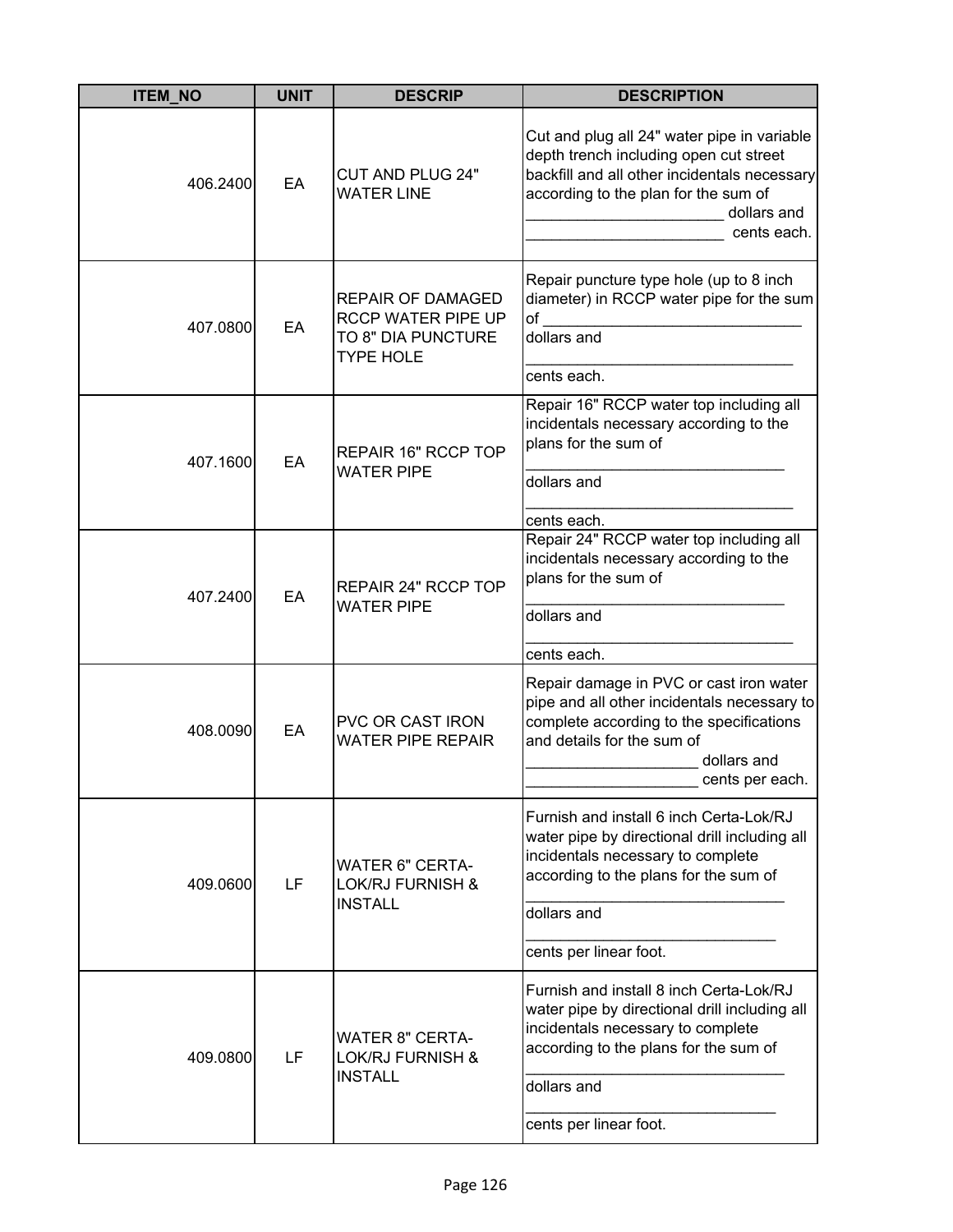| ITEM_NO | UNIT | DESCRIP | DESCRIPTION |
|---|---|---|---|
| 406.2400 | EA | CUT AND PLUG 24" WATER LINE | Cut and plug all 24" water pipe in variable depth trench including open cut street backfill and all other incidentals necessary according to the plan for the sum of ______________________ dollars and ______________________ cents each. |
| 407.0800 | EA | REPAIR OF DAMAGED RCCP WATER PIPE UP TO 8" DIA PUNCTURE TYPE HOLE | Repair puncture type hole (up to 8 inch diameter) in RCCP water pipe for the sum of ______________________________ dollars and ______________________________ cents each. |
| 407.1600 | EA | REPAIR 16" RCCP TOP WATER PIPE | Repair 16" RCCP water top including all incidentals necessary according to the plans for the sum of ______________________________ dollars and ______________________________ cents each. |
| 407.2400 | EA | REPAIR 24" RCCP TOP WATER PIPE | Repair 24" RCCP water top including all incidentals necessary according to the plans for the sum of ______________________________ dollars and ______________________________ cents each. |
| 408.0090 | EA | PVC OR CAST IRON WATER PIPE REPAIR | Repair damage in PVC or cast iron water pipe and all other incidentals necessary to complete according to the specifications and details for the sum of ___________________ dollars and ___________________ cents per each. |
| 409.0600 | LF | WATER 6" CERTA-LOK/RJ FURNISH & INSTALL | Furnish and install 6 inch Certa-Lok/RJ water pipe by directional drill including all incidentals necessary to complete according to the plans for the sum of ______________________________ dollars and ____________________________ cents per linear foot. |
| 409.0800 | LF | WATER 8" CERTA-LOK/RJ FURNISH & INSTALL | Furnish and install 8 inch Certa-Lok/RJ water pipe by directional drill including all incidentals necessary to complete according to the plans for the sum of ______________________________ dollars and ____________________________ cents per linear foot. |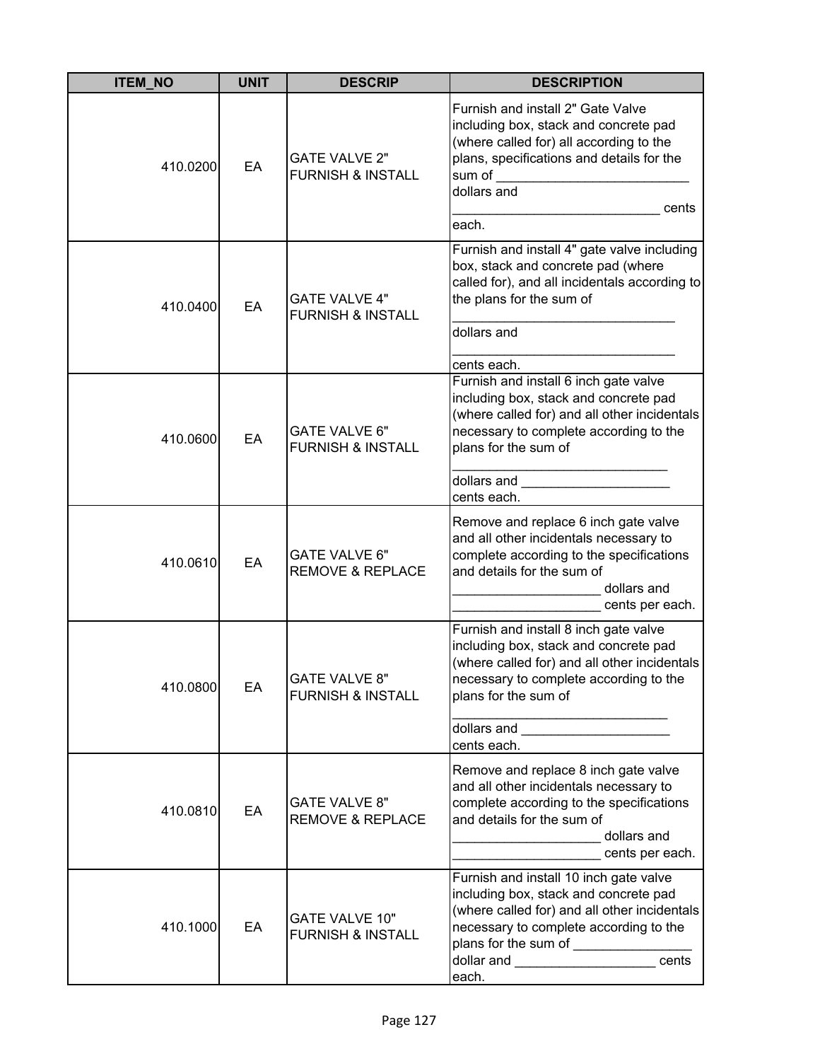| ITEM_NO | UNIT | DESCRIP | DESCRIPTION |
|---|---|---|---|
| 410.0200 | EA | GATE VALVE 2" FURNISH & INSTALL | Furnish and install 2" Gate Valve including box, stack and concrete pad (where called for) all according to the plans, specifications and details for the sum of ___________________________ dollars and ____________________________ cents each. |
| 410.0400 | EA | GATE VALVE 4" FURNISH & INSTALL | Furnish and install 4" gate valve including box, stack and concrete pad (where called for), and all incidentals according to the plans for the sum of _______________________________ dollars and _______________________________ cents each. |
| 410.0600 | EA | GATE VALVE 6" FURNISH & INSTALL | Furnish and install 6 inch gate valve including box, stack and concrete pad (where called for) and all other incidentals necessary to complete according to the plans for the sum of _____________________________ dollars and ____________________ cents each. |
| 410.0610 | EA | GATE VALVE 6" REMOVE & REPLACE | Remove and replace 6 inch gate valve and all other incidentals necessary to complete according to the specifications and details for the sum of ____________________ dollars and ____________________ cents per each. |
| 410.0800 | EA | GATE VALVE 8" FURNISH & INSTALL | Furnish and install 8 inch gate valve including box, stack and concrete pad (where called for) and all other incidentals necessary to complete according to the plans for the sum of _____________________________ dollars and ____________________ cents each. |
| 410.0810 | EA | GATE VALVE 8" REMOVE & REPLACE | Remove and replace 8 inch gate valve and all other incidentals necessary to complete according to the specifications and details for the sum of ____________________ dollars and ____________________ cents per each. |
| 410.1000 | EA | GATE VALVE 10" FURNISH & INSTALL | Furnish and install 10 inch gate valve including box, stack and concrete pad (where called for) and all other incidentals necessary to complete according to the plans for the sum of ________________ dollar and ___________________ cents each. |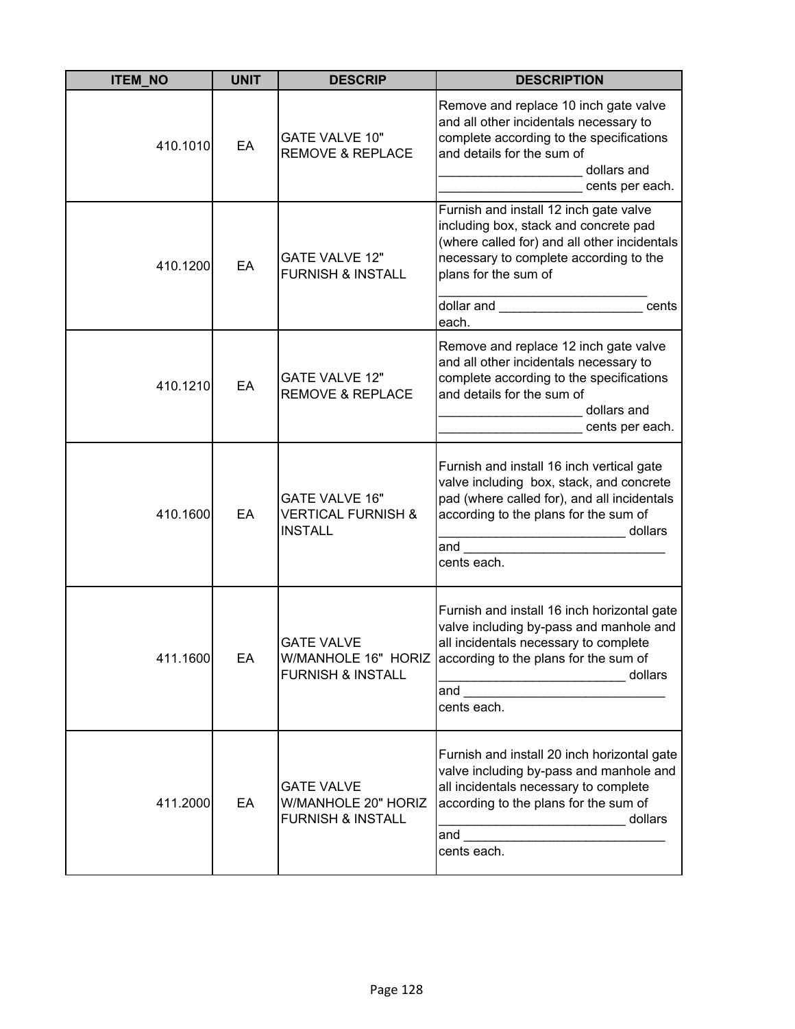| ITEM_NO | UNIT | DESCRIP | DESCRIPTION |
|---|---|---|---|
| 410.1010 | EA | GATE VALVE 10" REMOVE & REPLACE | Remove and replace 10 inch gate valve and all other incidentals necessary to complete according to the specifications and details for the sum of ____________________ dollars and ____________________ cents per each. |
| 410.1200 | EA | GATE VALVE 12" FURNISH & INSTALL | Furnish and install 12 inch gate valve including box, stack and concrete pad (where called for) and all other incidentals necessary to complete according to the plans for the sum of _____________________________ dollar and ____________________ cents each. |
| 410.1210 | EA | GATE VALVE 12" REMOVE & REPLACE | Remove and replace 12 inch gate valve and all other incidentals necessary to complete according to the specifications and details for the sum of ____________________ dollars and ____________________ cents per each. |
| 410.1600 | EA | GATE VALVE 16" VERTICAL FURNISH & INSTALL | Furnish and install 16 inch vertical gate valve including box, stack, and concrete pad (where called for), and all incidentals according to the plans for the sum of __________________________ dollars and ____________________________ cents each. |
| 411.1600 | EA | GATE VALVE W/MANHOLE 16" HORIZ FURNISH & INSTALL | Furnish and install 16 inch horizontal gate valve including by-pass and manhole and all incidentals necessary to complete according to the plans for the sum of __________________________ dollars and ____________________________ cents each. |
| 411.2000 | EA | GATE VALVE W/MANHOLE 20" HORIZ FURNISH & INSTALL | Furnish and install 20 inch horizontal gate valve including by-pass and manhole and all incidentals necessary to complete according to the plans for the sum of __________________________ dollars and ____________________________ cents each. |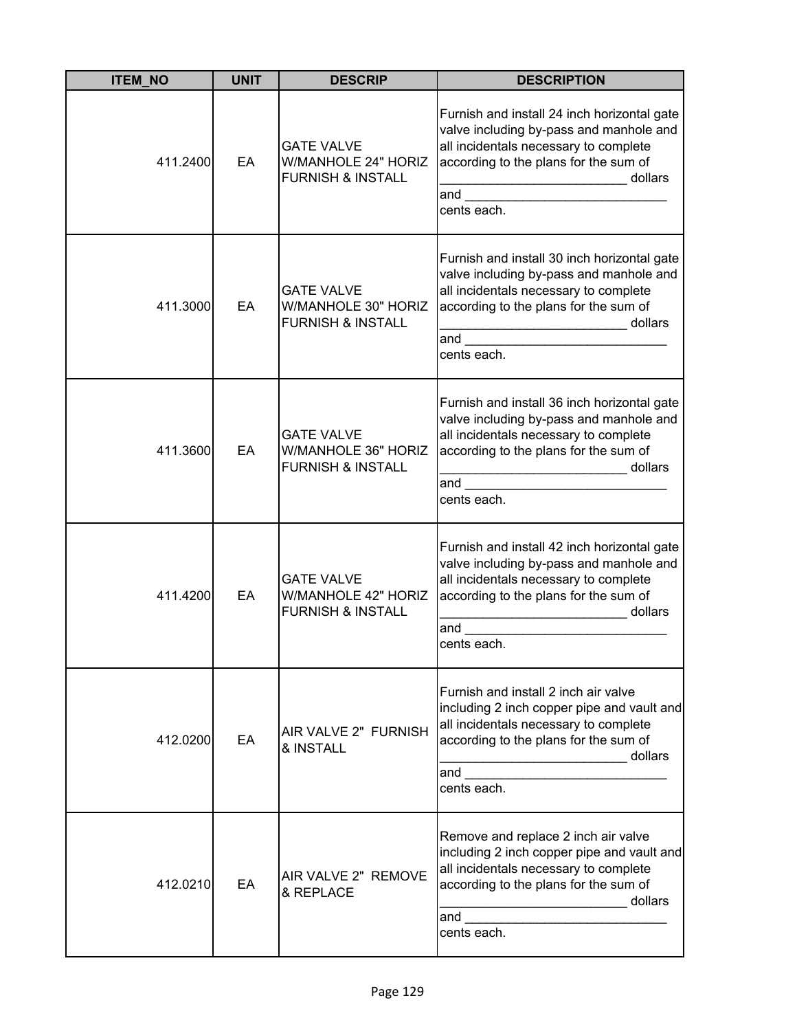| ITEM_NO | UNIT | DESCRIP | DESCRIPTION |
|---|---|---|---|
| 411.2400 | EA | GATE VALVE W/MANHOLE 24" HORIZ FURNISH & INSTALL | Furnish and install 24 inch horizontal gate valve including by-pass and manhole and all incidentals necessary to complete according to the plans for the sum of __________________________ dollars and ____________________________ cents each. |
| 411.3000 | EA | GATE VALVE W/MANHOLE 30" HORIZ FURNISH & INSTALL | Furnish and install 30 inch horizontal gate valve including by-pass and manhole and all incidentals necessary to complete according to the plans for the sum of __________________________ dollars and ____________________________ cents each. |
| 411.3600 | EA | GATE VALVE W/MANHOLE 36" HORIZ FURNISH & INSTALL | Furnish and install 36 inch horizontal gate valve including by-pass and manhole and all incidentals necessary to complete according to the plans for the sum of __________________________ dollars and ____________________________ cents each. |
| 411.4200 | EA | GATE VALVE W/MANHOLE 42" HORIZ FURNISH & INSTALL | Furnish and install 42 inch horizontal gate valve including by-pass and manhole and all incidentals necessary to complete according to the plans for the sum of __________________________ dollars and ____________________________ cents each. |
| 412.0200 | EA | AIR VALVE 2" FURNISH & INSTALL | Furnish and install 2 inch air valve including 2 inch copper pipe and vault and all incidentals necessary to complete according to the plans for the sum of __________________________ dollars and ____________________________ cents each. |
| 412.0210 | EA | AIR VALVE 2" REMOVE & REPLACE | Remove and replace 2 inch air valve including 2 inch copper pipe and vault and all incidentals necessary to complete according to the plans for the sum of __________________________ dollars and ____________________________ cents each. |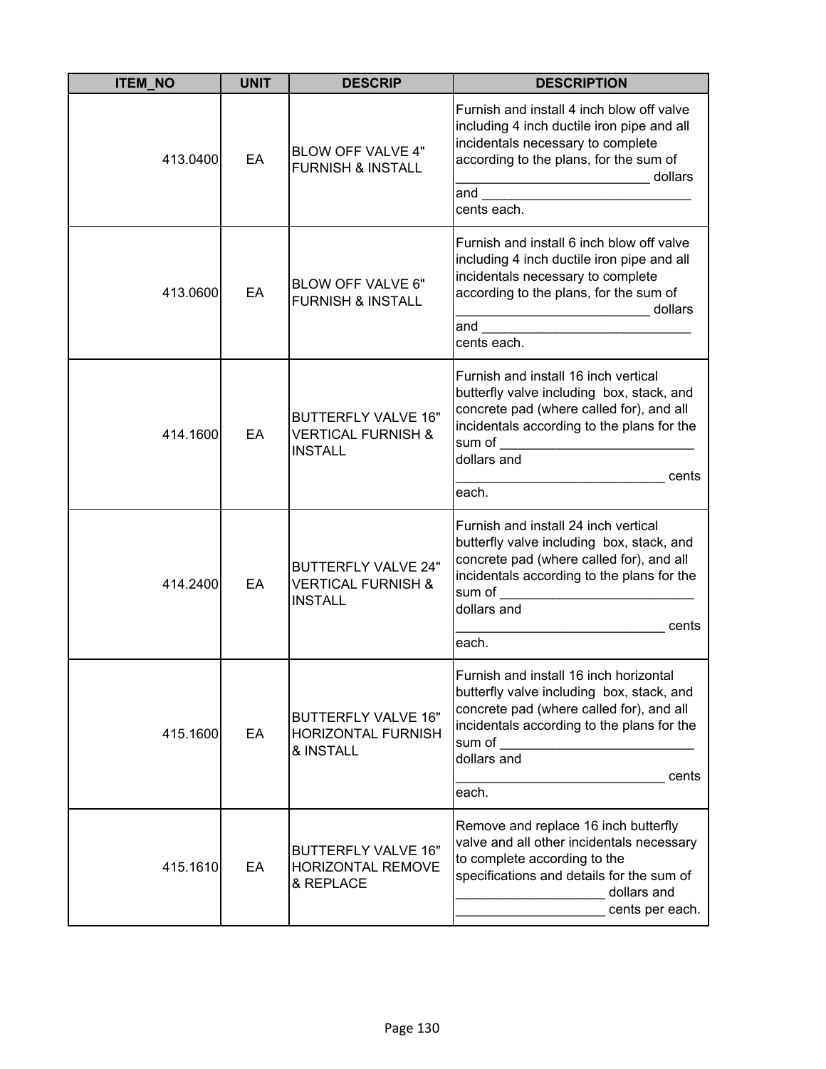| ITEM_NO | UNIT | DESCRIP | DESCRIPTION |
|---|---|---|---|
| 413.0400 | EA | BLOW OFF VALVE 4" FURNISH & INSTALL | Furnish and install 4 inch blow off valve including 4 inch ductile iron pipe and all incidentals necessary to complete according to the plans, for the sum of __________________________ dollars and ____________________________ cents each. |
| 413.0600 | EA | BLOW OFF VALVE 6" FURNISH & INSTALL | Furnish and install 6 inch blow off valve including 4 inch ductile iron pipe and all incidentals necessary to complete according to the plans, for the sum of __________________________ dollars and ____________________________ cents each. |
| 414.1600 | EA | BUTTERFLY VALVE 16" VERTICAL FURNISH & INSTALL | Furnish and install 16 inch vertical butterfly valve including box, stack, and concrete pad (where called for), and all incidentals according to the plans for the sum of __________________________ dollars and ____________________________ cents each. |
| 414.2400 | EA | BUTTERFLY VALVE 24" VERTICAL FURNISH & INSTALL | Furnish and install 24 inch vertical butterfly valve including box, stack, and concrete pad (where called for), and all incidentals according to the plans for the sum of __________________________ dollars and ____________________________ cents each. |
| 415.1600 | EA | BUTTERFLY VALVE 16" HORIZONTAL FURNISH & INSTALL | Furnish and install 16 inch horizontal butterfly valve including box, stack, and concrete pad (where called for), and all incidentals according to the plans for the sum of __________________________ dollars and ____________________________ cents each. |
| 415.1610 | EA | BUTTERFLY VALVE 16" HORIZONTAL REMOVE & REPLACE | Remove and replace 16 inch butterfly valve and all other incidentals necessary to complete according to the specifications and details for the sum of ____________________ dollars and ____________________ cents per each. |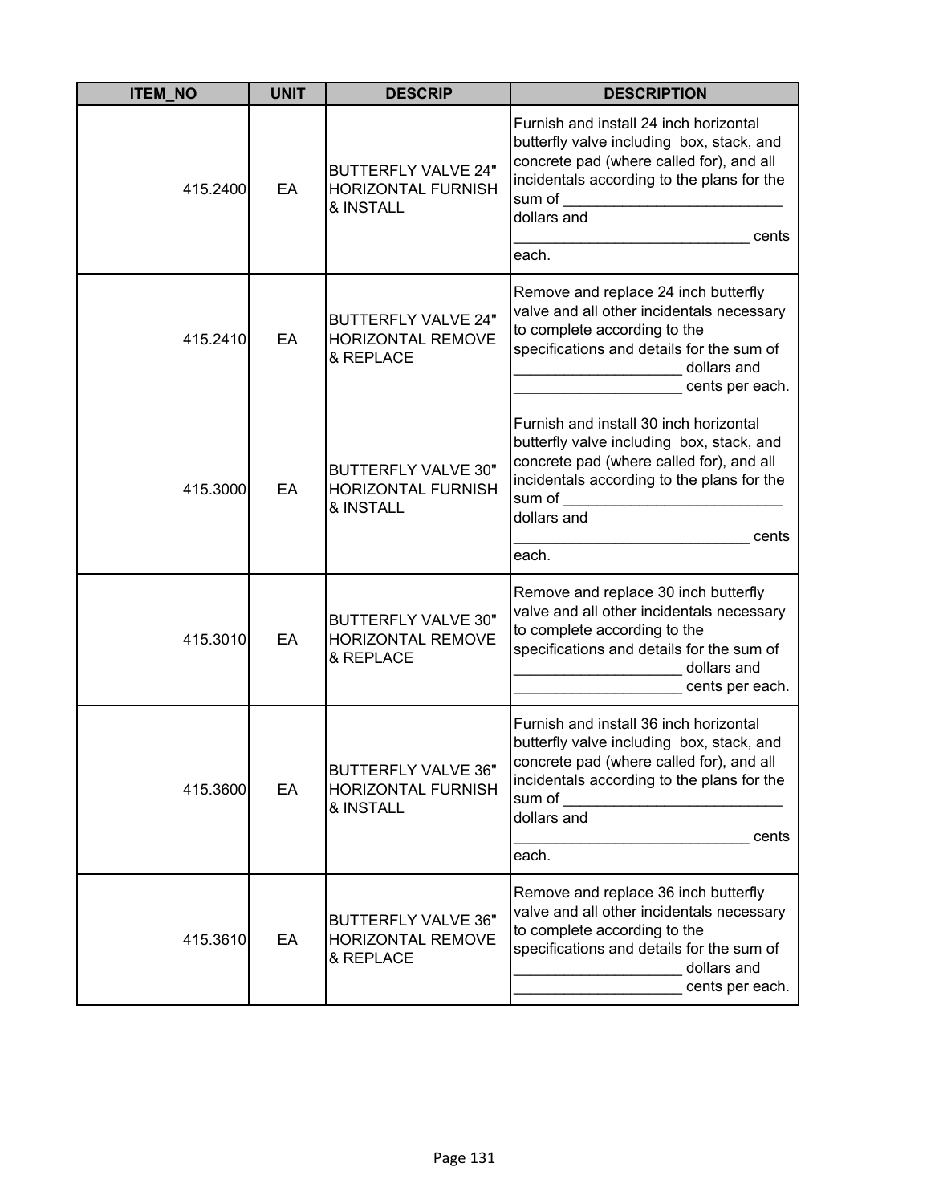| ITEM_NO | UNIT | DESCRIP | DESCRIPTION |
| --- | --- | --- | --- |
| 415.2400 | EA | BUTTERFLY VALVE 24" HORIZONTAL FURNISH & INSTALL | Furnish and install 24 inch horizontal butterfly valve including box, stack, and concrete pad (where called for), and all incidentals according to the plans for the sum of __________________________ dollars and ____________________________ cents each. |
| 415.2410 | EA | BUTTERFLY VALVE 24" HORIZONTAL REMOVE & REPLACE | Remove and replace 24 inch butterfly valve and all other incidentals necessary to complete according to the specifications and details for the sum of ____________________ dollars and ____________________ cents per each. |
| 415.3000 | EA | BUTTERFLY VALVE 30" HORIZONTAL FURNISH & INSTALL | Furnish and install 30 inch horizontal butterfly valve including box, stack, and concrete pad (where called for), and all incidentals according to the plans for the sum of __________________________ dollars and ____________________________ cents each. |
| 415.3010 | EA | BUTTERFLY VALVE 30" HORIZONTAL REMOVE & REPLACE | Remove and replace 30 inch butterfly valve and all other incidentals necessary to complete according to the specifications and details for the sum of ____________________ dollars and ____________________ cents per each. |
| 415.3600 | EA | BUTTERFLY VALVE 36" HORIZONTAL FURNISH & INSTALL | Furnish and install 36 inch horizontal butterfly valve including box, stack, and concrete pad (where called for), and all incidentals according to the plans for the sum of __________________________ dollars and ____________________________ cents each. |
| 415.3610 | EA | BUTTERFLY VALVE 36" HORIZONTAL REMOVE & REPLACE | Remove and replace 36 inch butterfly valve and all other incidentals necessary to complete according to the specifications and details for the sum of ____________________ dollars and ____________________ cents per each. |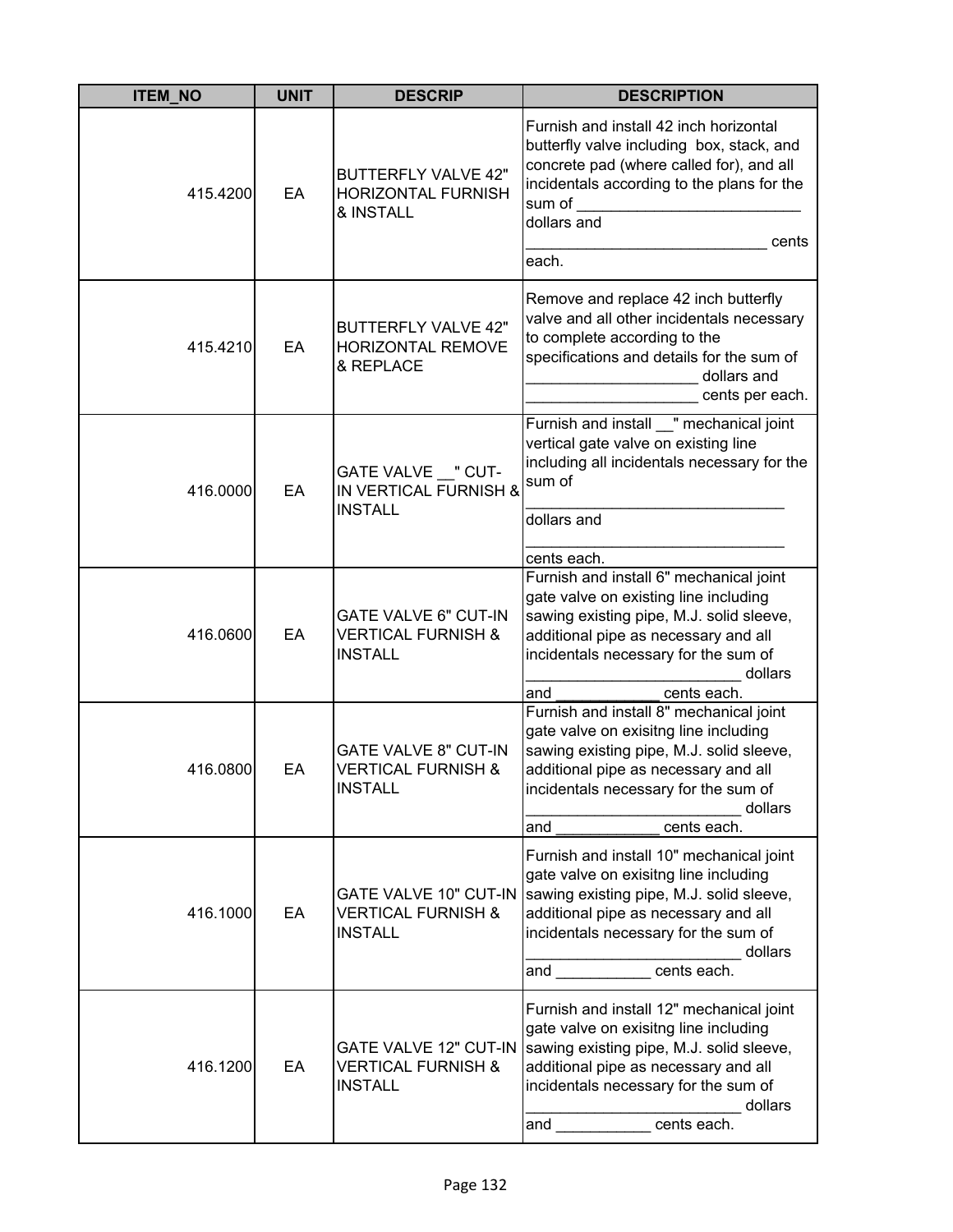| ITEM_NO | UNIT | DESCRIP | DESCRIPTION |
|---|---|---|---|
| 415.4200 | EA | BUTTERFLY VALVE 42" HORIZONTAL FURNISH & INSTALL | Furnish and install 42 inch horizontal butterfly valve including box, stack, and concrete pad (where called for), and all incidentals according to the plans for the sum of __________________________ dollars and ____________________________ cents each. |
| 415.4210 | EA | BUTTERFLY VALVE 42" HORIZONTAL REMOVE & REPLACE | Remove and replace 42 inch butterfly valve and all other incidentals necessary to complete according to the specifications and details for the sum of ____________________ dollars and ____________________ cents per each. |
| 416.0000 | EA | GATE VALVE __" CUT-IN VERTICAL FURNISH & INSTALL | Furnish and install __" mechanical joint vertical gate valve on existing line including all incidentals necessary for the sum of ______________________________ dollars and ______________________________ cents each. |
| 416.0600 | EA | GATE VALVE 6" CUT-IN VERTICAL FURNISH & INSTALL | Furnish and install 6" mechanical joint gate valve on existing line including sawing existing pipe, M.J. solid sleeve, additional pipe as necessary and all incidentals necessary for the sum of _________________________ dollars and ____________ cents each. |
| 416.0800 | EA | GATE VALVE 8" CUT-IN VERTICAL FURNISH & INSTALL | Furnish and install 8" mechanical joint gate valve on exisitng line including sawing existing pipe, M.J. solid sleeve, additional pipe as necessary and all incidentals necessary for the sum of _________________________ dollars and ____________ cents each. |
| 416.1000 | EA | GATE VALVE 10" CUT-IN VERTICAL FURNISH & INSTALL | Furnish and install 10" mechanical joint gate valve on exisitng line including sawing existing pipe, M.J. solid sleeve, additional pipe as necessary and all incidentals necessary for the sum of _________________________ dollars and ___________ cents each. |
| 416.1200 | EA | GATE VALVE 12" CUT-IN VERTICAL FURNISH & INSTALL | Furnish and install 12" mechanical joint gate valve on exisitng line including sawing existing pipe, M.J. solid sleeve, additional pipe as necessary and all incidentals necessary for the sum of _________________________ dollars and ___________ cents each. |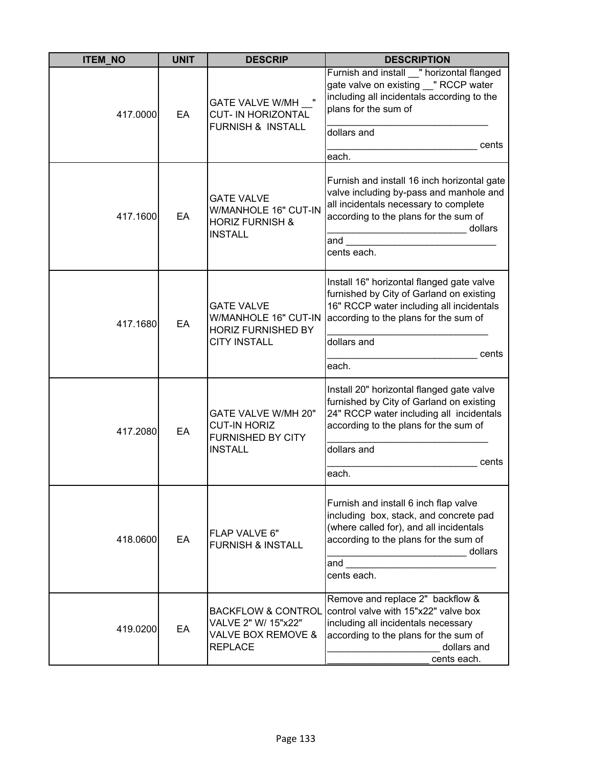| ITEM_NO | UNIT | DESCRIP | DESCRIPTION |
|---|---|---|---|
| 417.0000 | EA | GATE VALVE W/MH __" CUT- IN HORIZONTAL FURNISH & INSTALL | Furnish and install __" horizontal flanged gate valve on existing __" RCCP water including all incidentals according to the plans for the sum of ______________________________ dollars and ____________________________ cents each. |
| 417.1600 | EA | GATE VALVE W/MANHOLE 16" CUT-IN HORIZ FURNISH & INSTALL | Furnish and install 16 inch horizontal gate valve including by-pass and manhole and all incidentals necessary to complete according to the plans for the sum of _________________________ dollars and ____________________________ cents each. |
| 417.1680 | EA | GATE VALVE W/MANHOLE 16" CUT-IN HORIZ FURNISHED BY CITY INSTALL | Install 16" horizontal flanged gate valve furnished by City of Garland on existing 16" RCCP water including all incidentals according to the plans for the sum of ______________________________ dollars and ____________________________ cents each. |
| 417.2080 | EA | GATE VALVE W/MH 20" CUT-IN HORIZ FURNISHED BY CITY INSTALL | Install 20" horizontal flanged gate valve furnished by City of Garland on existing 24" RCCP water including all incidentals according to the plans for the sum of ______________________________ dollars and ____________________________ cents each. |
| 418.0600 | EA | FLAP VALVE 6" FURNISH & INSTALL | Furnish and install 6 inch flap valve including box, stack, and concrete pad (where called for), and all incidentals according to the plans for the sum of _________________________ dollars and ____________________________ cents each. |
| 419.0200 | EA | BACKFLOW & CONTROL VALVE 2" W/ 15"x22" VALVE BOX REMOVE & REPLACE | Remove and replace 2" backflow & control valve with 15"x22" valve box including all incidentals necessary according to the plans for the sum of _____________________ dollars and ___________________ cents each. |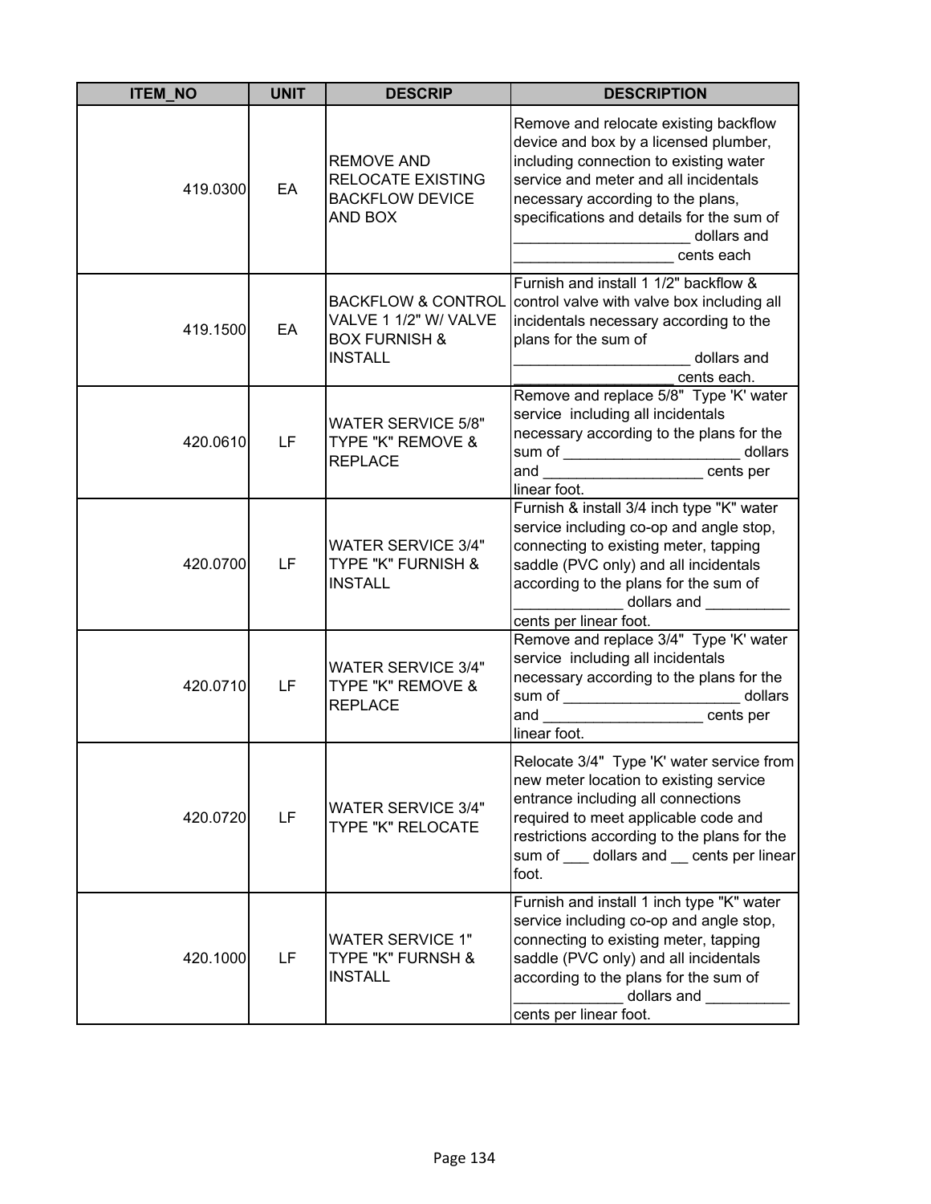| ITEM_NO | UNIT | DESCRIP | DESCRIPTION |
|---|---|---|---|
| 419.0300 | EA | REMOVE AND RELOCATE EXISTING BACKFLOW DEVICE AND BOX | Remove and relocate existing backflow device and box by a licensed plumber, including connection to existing water service and meter and all incidentals necessary according to the plans, specifications and details for the sum of _____________________ dollars and ___________________ cents each |
| 419.1500 | EA | BACKFLOW & CONTROL VALVE 1 1/2" W/ VALVE BOX FURNISH & INSTALL | Furnish and install 1 1/2" backflow & control valve with valve box including all incidentals necessary according to the plans for the sum of _____________________ dollars and ___________________ cents each. |
| 420.0610 | LF | WATER SERVICE 5/8" TYPE "K" REMOVE & REPLACE | Remove and replace 5/8" Type 'K' water service including all incidentals necessary according to the plans for the sum of _____________________ dollars and ___________________ cents per linear foot. |
| 420.0700 | LF | WATER SERVICE 3/4" TYPE "K" FURNISH & INSTALL | Furnish & install 3/4 inch type "K" water service including co-op and angle stop, connecting to existing meter, tapping saddle (PVC only) and all incidentals according to the plans for the sum of _____________ dollars and __________ cents per linear foot. |
| 420.0710 | LF | WATER SERVICE 3/4" TYPE "K" REMOVE & REPLACE | Remove and replace 3/4" Type 'K' water service including all incidentals necessary according to the plans for the sum of _____________________ dollars and ___________________ cents per linear foot. |
| 420.0720 | LF | WATER SERVICE 3/4" TYPE "K" RELOCATE | Relocate 3/4" Type 'K' water service from new meter location to existing service entrance including all connections required to meet applicable code and restrictions according to the plans for the sum of ___ dollars and __ cents per linear foot. |
| 420.1000 | LF | WATER SERVICE 1" TYPE "K" FURNSH & INSTALL | Furnish and install 1 inch type "K" water service including co-op and angle stop, connecting to existing meter, tapping saddle (PVC only) and all incidentals according to the plans for the sum of _____________ dollars and __________ cents per linear foot. |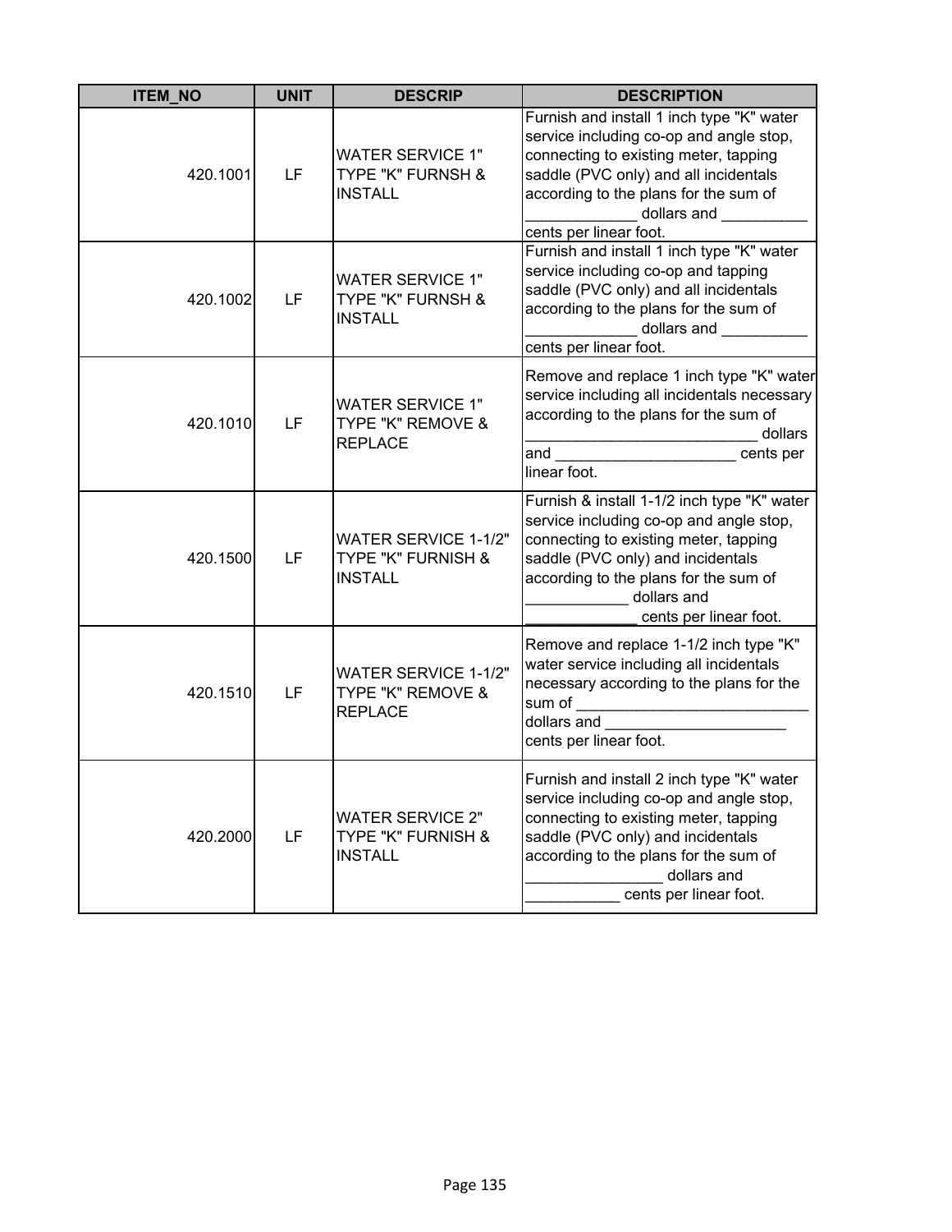| ITEM_NO | UNIT | DESCRIP | DESCRIPTION |
|---|---|---|---|
| 420.1001 | LF | WATER SERVICE 1" TYPE "K" FURNSH & INSTALL | Furnish and install 1 inch type "K" water service including co-op and angle stop, connecting to existing meter, tapping saddle (PVC only) and all incidentals according to the plans for the sum of _____________ dollars and __________ cents per linear foot. |
| 420.1002 | LF | WATER SERVICE 1" TYPE "K" FURNSH & INSTALL | Furnish and install 1 inch type "K" water service including co-op and tapping saddle (PVC only) and all incidentals according to the plans for the sum of _____________ dollars and __________ cents per linear foot. |
| 420.1010 | LF | WATER SERVICE 1" TYPE "K" REMOVE & REPLACE | Remove and replace 1 inch type "K" water service including all incidentals necessary according to the plans for the sum of ___________________________ dollars and _____________________ cents per linear foot. |
| 420.1500 | LF | WATER SERVICE 1-1/2" TYPE "K" FURNISH & INSTALL | Furnish & install 1-1/2 inch type "K" water service including co-op and angle stop, connecting to existing meter, tapping saddle (PVC only) and incidentals according to the plans for the sum of ____________ dollars and _____________ cents per linear foot. |
| 420.1510 | LF | WATER SERVICE 1-1/2" TYPE "K" REMOVE & REPLACE | Remove and replace 1-1/2 inch type "K" water service including all incidentals necessary according to the plans for the sum of ___________________________ dollars and _____________________ cents per linear foot. |
| 420.2000 | LF | WATER SERVICE 2" TYPE "K" FURNISH & INSTALL | Furnish and install 2 inch type "K" water service including co-op and angle stop, connecting to existing meter, tapping saddle (PVC only) and incidentals according to the plans for the sum of ________________ dollars and ___________ cents per linear foot. |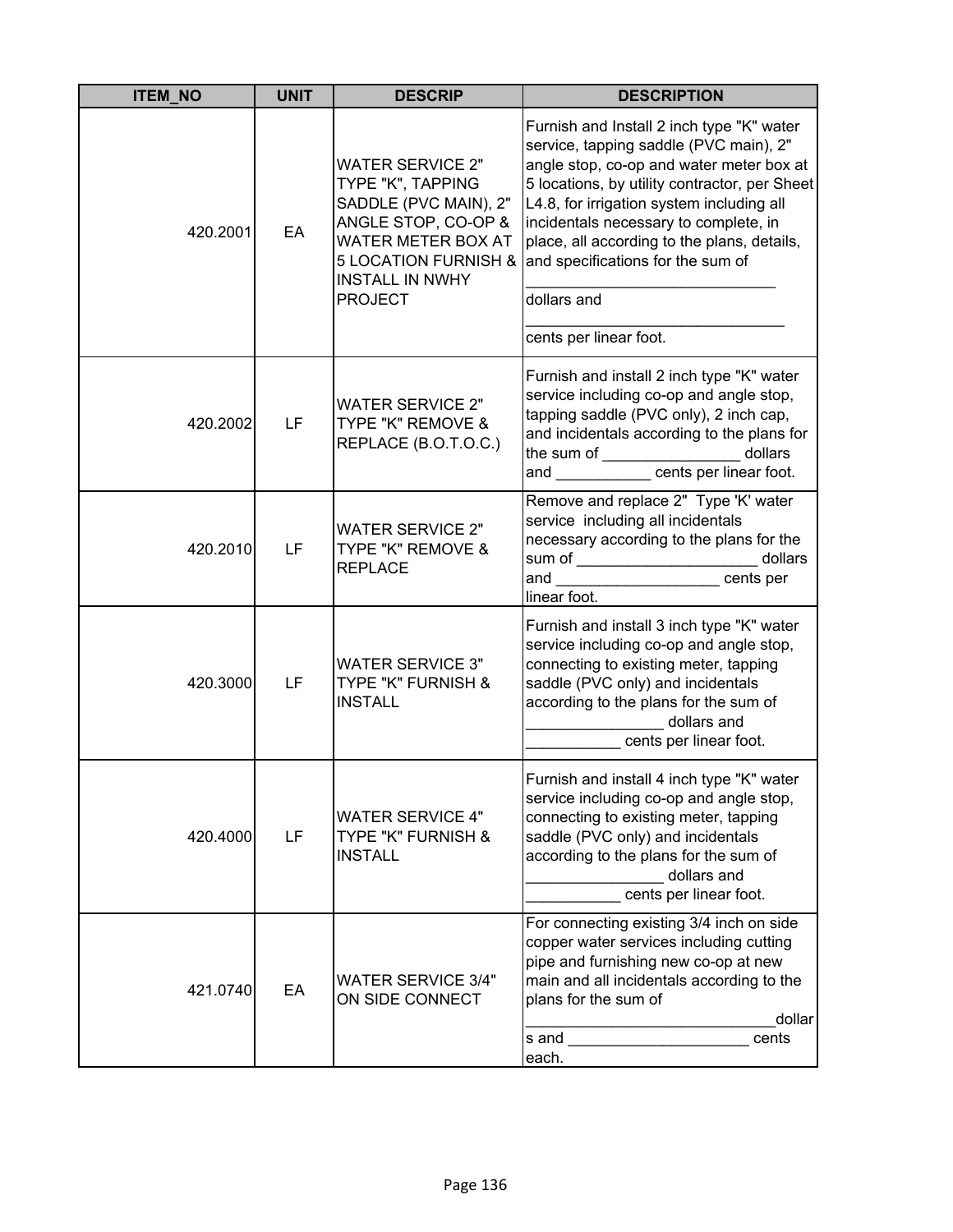| ITEM_NO | UNIT | DESCRIP | DESCRIPTION |
|---|---|---|---|
| 420.2001 | EA | WATER SERVICE 2" TYPE "K", TAPPING SADDLE (PVC MAIN), 2" ANGLE STOP, CO-OP & WATER METER BOX AT 5 LOCATION FURNISH & INSTALL IN NWHY PROJECT | Furnish and Install 2 inch type "K" water service, tapping saddle (PVC main), 2" angle stop, co-op and water meter box at 5 locations, by utility contractor, per Sheet L4.8, for irrigation system including all incidentals necessary to complete, in place, all according to the plans, details, and specifications for the sum of _____________________________ dollars and ______________________________ cents per linear foot. |
| 420.2002 | LF | WATER SERVICE 2" TYPE "K" REMOVE & REPLACE (B.O.T.O.C.) | Furnish and install 2 inch type "K" water service including co-op and angle stop, tapping saddle (PVC only), 2 inch cap, and incidentals according to the plans for the sum of ________________ dollars and ___________ cents per linear foot. |
| 420.2010 | LF | WATER SERVICE 2" TYPE "K" REMOVE & REPLACE | Remove and replace 2" Type 'K' water service including all incidentals necessary according to the plans for the sum of _____________________ dollars and ___________________ cents per linear foot. |
| 420.3000 | LF | WATER SERVICE 3" TYPE "K" FURNISH & INSTALL | Furnish and install 3 inch type "K" water service including co-op and angle stop, connecting to existing meter, tapping saddle (PVC only) and incidentals according to the plans for the sum of ________________ dollars and ___________ cents per linear foot. |
| 420.4000 | LF | WATER SERVICE 4" TYPE "K" FURNISH & INSTALL | Furnish and install 4 inch type "K" water service including co-op and angle stop, connecting to existing meter, tapping saddle (PVC only) and incidentals according to the plans for the sum of ________________ dollars and ___________ cents per linear foot. |
| 421.0740 | EA | WATER SERVICE 3/4" ON SIDE CONNECT | For connecting existing 3/4 inch on side copper water services including cutting pipe and furnishing new co-op at new main and all incidentals according to the plans for the sum of _____________________________dollars and _____________________ cents each. |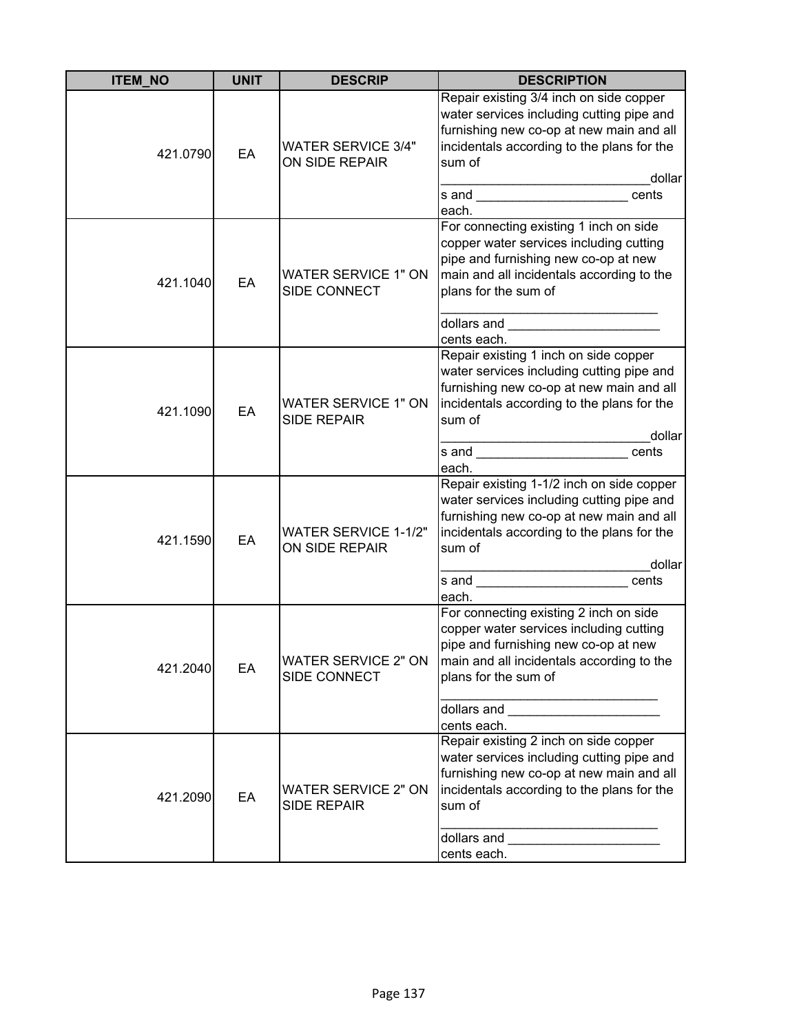| ITEM_NO | UNIT | DESCRIP | DESCRIPTION |
|---|---|---|---|
| 421.0790 | EA | WATER SERVICE 3/4" ON SIDE REPAIR | Repair existing 3/4 inch on side copper water services including cutting pipe and furnishing new co-op at new main and all incidentals according to the plans for the sum of ____________________________dollars and ____________________ cents each. |
| 421.1040 | EA | WATER SERVICE 1" ON SIDE CONNECT | For connecting existing 1 inch on side copper water services including cutting pipe and furnishing new co-op at new main and all incidentals according to the plans for the sum of _____________________________ dollars and _____________________ cents each. |
| 421.1090 | EA | WATER SERVICE 1" ON SIDE REPAIR | Repair existing 1 inch on side copper water services including cutting pipe and furnishing new co-op at new main and all incidentals according to the plans for the sum of ____________________________dollars and ____________________ cents each. |
| 421.1590 | EA | WATER SERVICE 1-1/2" ON SIDE REPAIR | Repair existing 1-1/2 inch on side copper water services including cutting pipe and furnishing new co-op at new main and all incidentals according to the plans for the sum of ____________________________dollars and ____________________ cents each. |
| 421.2040 | EA | WATER SERVICE 2" ON SIDE CONNECT | For connecting existing 2 inch on side copper water services including cutting pipe and furnishing new co-op at new main and all incidentals according to the plans for the sum of _____________________________ dollars and _____________________ cents each. |
| 421.2090 | EA | WATER SERVICE 2" ON SIDE REPAIR | Repair existing 2 inch on side copper water services including cutting pipe and furnishing new co-op at new main and all incidentals according to the plans for the sum of _____________________________ dollars and _____________________ cents each. |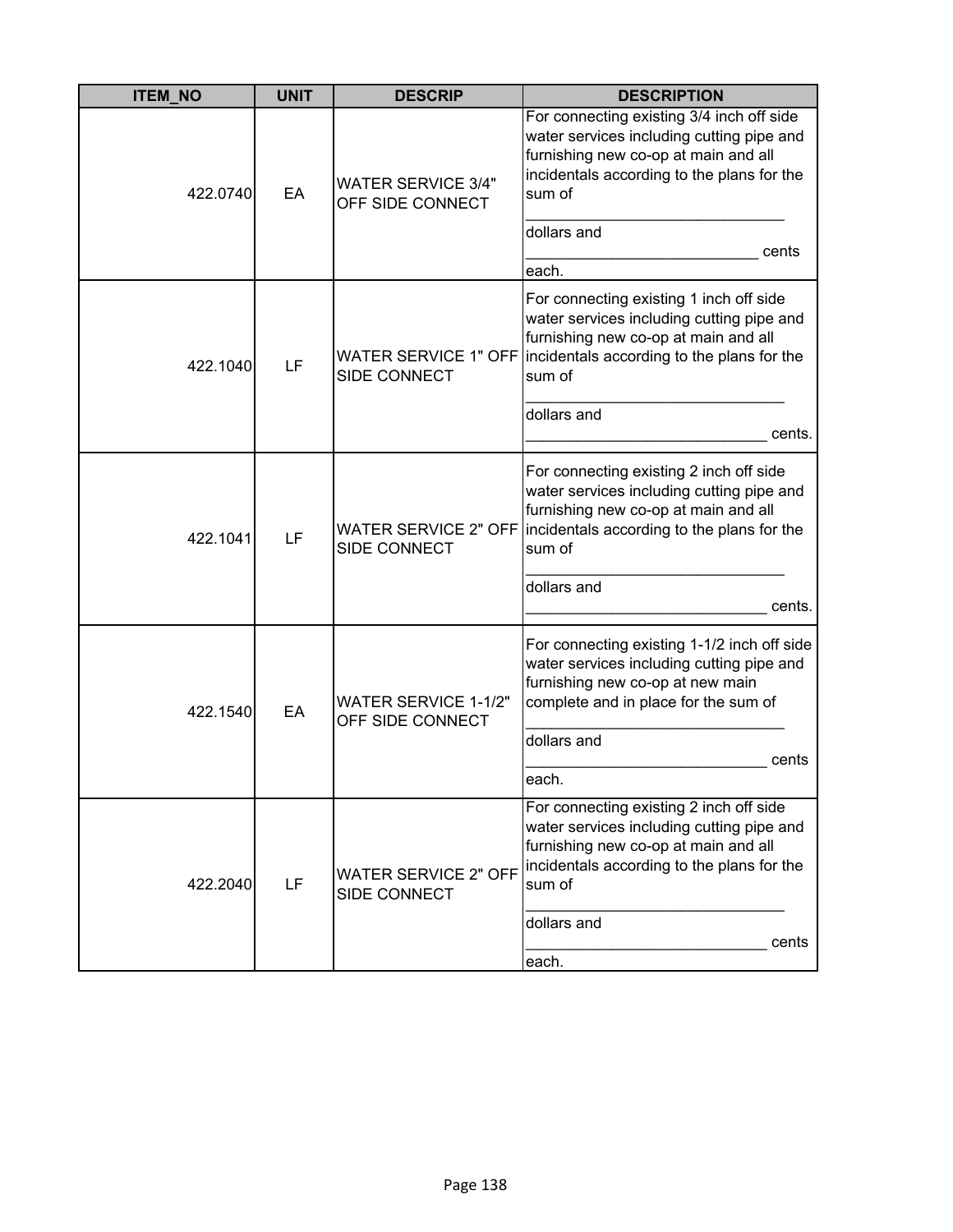| ITEM_NO | UNIT | DESCRIP | DESCRIPTION |
|---|---|---|---|
| 422.0740 | EA | WATER SERVICE 3/4" OFF SIDE CONNECT | For connecting existing 3/4 inch off side water services including cutting pipe and furnishing new co-op at main and all incidentals according to the plans for the sum of ______________________________ dollars and ___________________________ cents each. |
| 422.1040 | LF | WATER SERVICE 1" OFF SIDE CONNECT | For connecting existing 1 inch off side water services including cutting pipe and furnishing new co-op at main and all incidentals according to the plans for the sum of ______________________________ dollars and ____________________________ cents. |
| 422.1041 | LF | WATER SERVICE 2" OFF SIDE CONNECT | For connecting existing 2 inch off side water services including cutting pipe and furnishing new co-op at main and all incidentals according to the plans for the sum of ______________________________ dollars and ____________________________ cents. |
| 422.1540 | EA | WATER SERVICE 1-1/2" OFF SIDE CONNECT | For connecting existing 1-1/2 inch off side water services including cutting pipe and furnishing new co-op at new main complete and in place for the sum of ______________________________ dollars and ____________________________ cents each. |
| 422.2040 | LF | WATER SERVICE 2" OFF SIDE CONNECT | For connecting existing 2 inch off side water services including cutting pipe and furnishing new co-op at main and all incidentals according to the plans for the sum of ______________________________ dollars and ____________________________ cents each. |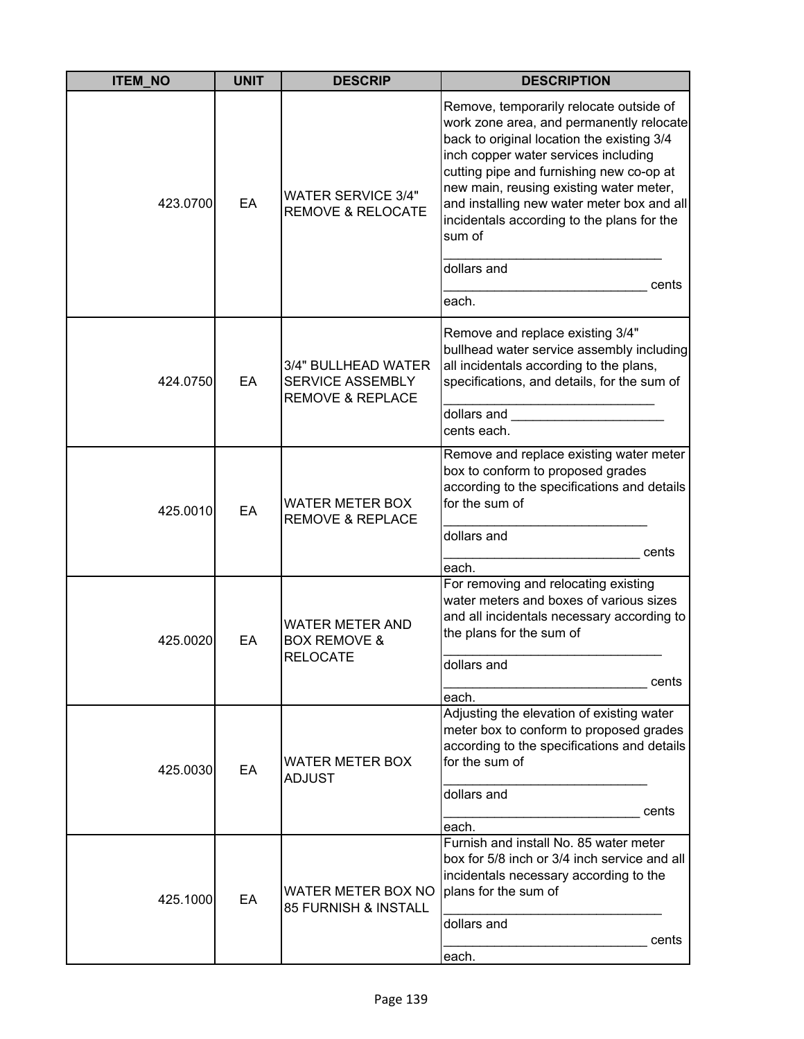| ITEM_NO | UNIT | DESCRIP | DESCRIPTION |
|---|---|---|---|
| 423.0700 | EA | WATER SERVICE 3/4" REMOVE & RELOCATE | Remove, temporarily relocate outside of work zone area, and permanently relocate back to original location the existing 3/4 inch copper water services including cutting pipe and furnishing new co-op at new main, reusing existing water meter, and installing new water meter box and all incidentals according to the plans for the sum of ______________________________ dollars and ____________________________ cents each. |
| 424.0750 | EA | 3/4" BULLHEAD WATER SERVICE ASSEMBLY REMOVE & REPLACE | Remove and replace existing 3/4" bullhead water service assembly including all incidentals according to the plans, specifications, and details, for the sum of _____________________________ dollars and _____________________ cents each. |
| 425.0010 | EA | WATER METER BOX REMOVE & REPLACE | Remove and replace existing water meter box to conform to proposed grades according to the specifications and details for the sum of ____________________________ dollars and ___________________________ cents each. |
| 425.0020 | EA | WATER METER AND BOX REMOVE & RELOCATE | For removing and relocating existing water meters and boxes of various sizes and all incidentals necessary according to the plans for the sum of ______________________________ dollars and ____________________________ cents each. |
| 425.0030 | EA | WATER METER BOX ADJUST | Adjusting the elevation of existing water meter box to conform to proposed grades according to the specifications and details for the sum of ____________________________ dollars and ___________________________ cents each. |
| 425.1000 | EA | WATER METER BOX NO 85 FURNISH & INSTALL | Furnish and install No. 85 water meter box for 5/8 inch or 3/4 inch service and all incidentals necessary according to the plans for the sum of ______________________________ dollars and ____________________________ cents each. |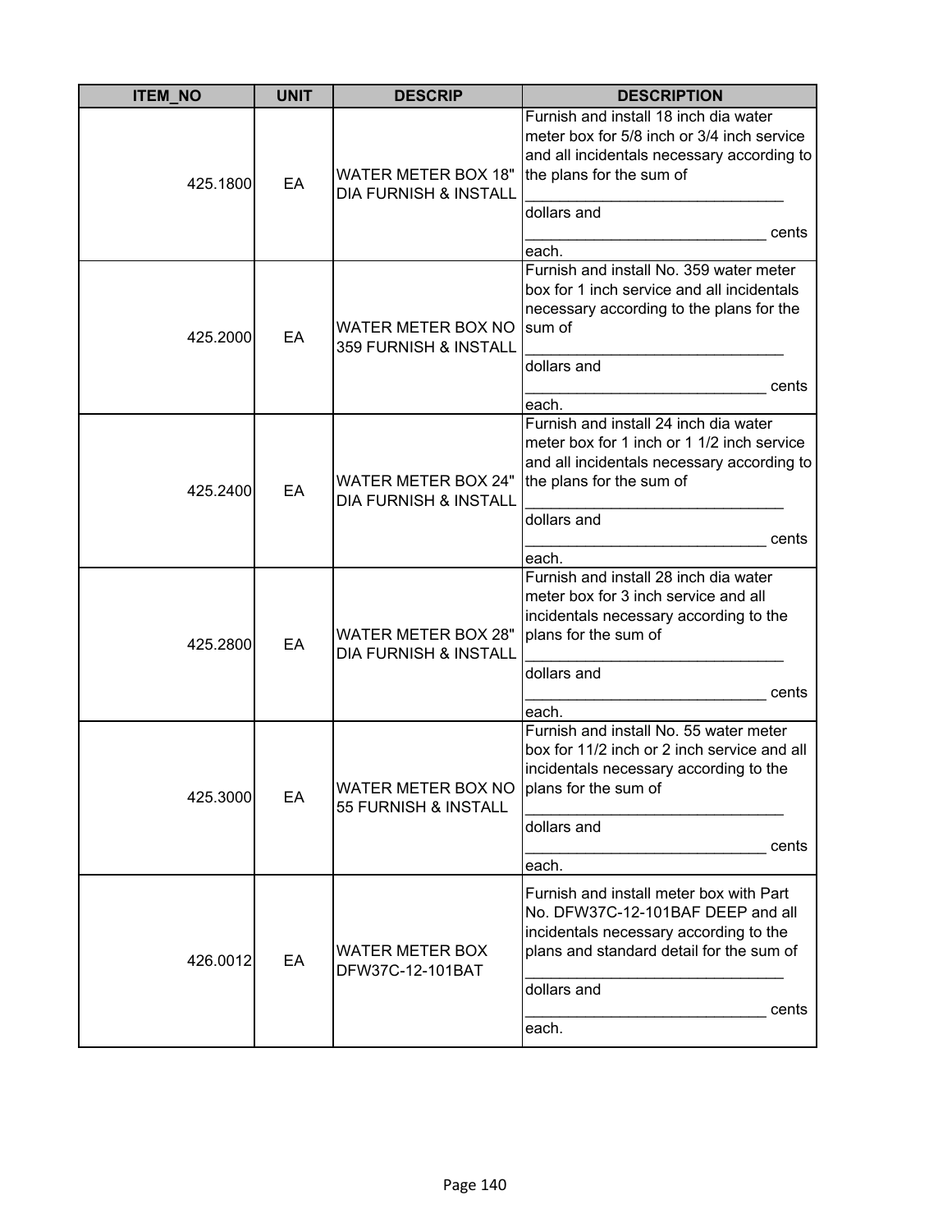| ITEM_NO | UNIT | DESCRIP | DESCRIPTION |
|---|---|---|---|
| 425.1800 | EA | WATER METER BOX 18" DIA FURNISH & INSTALL | Furnish and install 18 inch dia water meter box for 5/8 inch or 3/4 inch service and all incidentals necessary according to the plans for the sum of ______________________________ dollars and ____________________________ cents each. |
| 425.2000 | EA | WATER METER BOX NO 359 FURNISH & INSTALL | Furnish and install No. 359 water meter box for 1 inch service and all incidentals necessary according to the plans for the sum of ______________________________ dollars and ____________________________ cents each. |
| 425.2400 | EA | WATER METER BOX 24" DIA FURNISH & INSTALL | Furnish and install 24 inch dia water meter box for 1 inch or 1 1/2 inch service and all incidentals necessary according to the plans for the sum of ______________________________ dollars and ____________________________ cents each. |
| 425.2800 | EA | WATER METER BOX 28" DIA FURNISH & INSTALL | Furnish and install 28 inch dia water meter box for 3 inch service and all incidentals necessary according to the plans for the sum of ______________________________ dollars and ____________________________ cents each. |
| 425.3000 | EA | WATER METER BOX NO 55 FURNISH & INSTALL | Furnish and install No. 55 water meter box for 11/2 inch or 2 inch service and all incidentals necessary according to the plans for the sum of ______________________________ dollars and ____________________________ cents each. |
| 426.0012 | EA | WATER METER BOX DFW37C-12-101BAT | Furnish and install meter box with Part No. DFW37C-12-101BAF DEEP and all incidentals necessary according to the plans and standard detail for the sum of ______________________________ dollars and ____________________________ cents each. |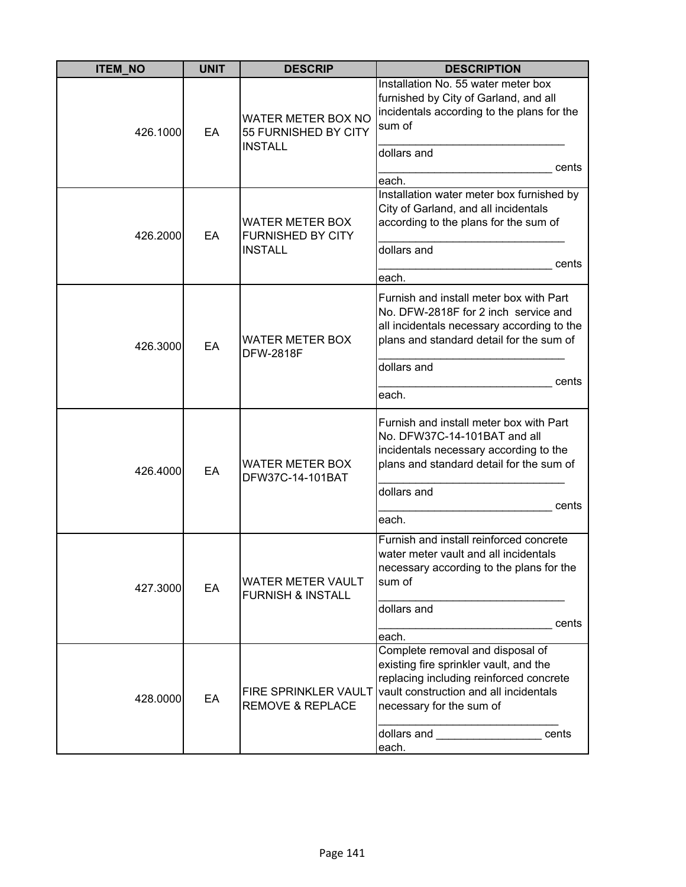| ITEM_NO | UNIT | DESCRIP | DESCRIPTION |
|---|---|---|---|
| 426.1000 | EA | WATER METER BOX NO 55 FURNISHED BY CITY INSTALL | Installation No. 55 water meter box furnished by City of Garland, and all incidentals according to the plans for the sum of ______________________________ dollars and ___________________________ cents each. |
| 426.2000 | EA | WATER METER BOX FURNISHED BY CITY INSTALL | Installation water meter box furnished by City of Garland, and all incidentals according to the plans for the sum of ______________________________ dollars and ___________________________ cents each. |
| 426.3000 | EA | WATER METER BOX DFW-2818F | Furnish and install meter box with Part No. DFW-2818F for 2 inch service and all incidentals necessary according to the plans and standard detail for the sum of ______________________________ dollars and ___________________________ cents each. |
| 426.4000 | EA | WATER METER BOX DFW37C-14-101BAT | Furnish and install meter box with Part No. DFW37C-14-101BAT and all incidentals necessary according to the plans and standard detail for the sum of ______________________________ dollars and ___________________________ cents each. |
| 427.3000 | EA | WATER METER VAULT FURNISH & INSTALL | Furnish and install reinforced concrete water meter vault and all incidentals necessary according to the plans for the sum of ______________________________ dollars and ___________________________ cents each. |
| 428.0000 | EA | FIRE SPRINKLER VAULT REMOVE & REPLACE | Complete removal and disposal of existing fire sprinkler vault, and the replacing including reinforced concrete vault construction and all incidentals necessary for the sum of ______________________________ dollars and _________________ cents each. |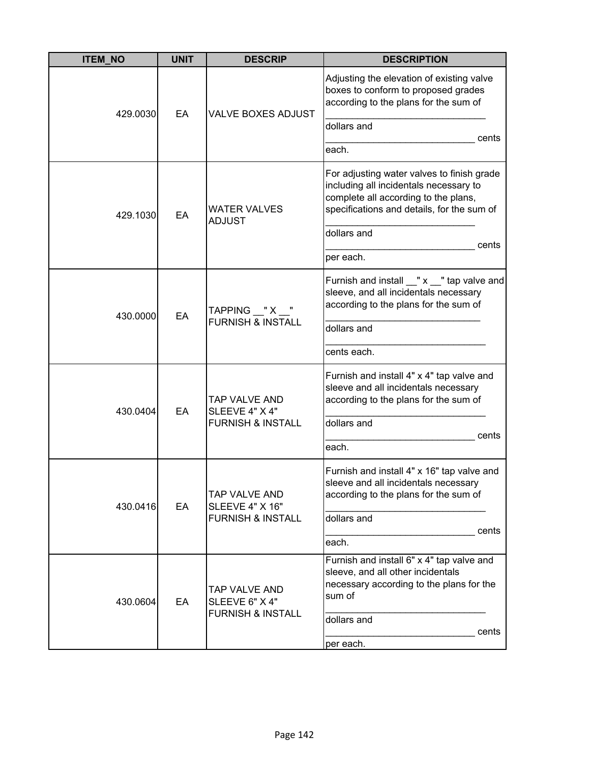| ITEM_NO | UNIT | DESCRIP | DESCRIPTION |
|---|---|---|---|
| 429.0030 | EA | VALVE BOXES ADJUST | Adjusting the elevation of existing valve boxes to conform to proposed grades according to the plans for the sum of ______________________________ dollars and ____________________________ cents each. |
| 429.1030 | EA | WATER VALVES ADJUST | For adjusting water valves to finish grade including all incidentals necessary to complete all according to the plans, specifications and details, for the sum of ____________________________ dollars and ____________________________ cents per each. |
| 430.0000 | EA | TAPPING __" X __" FURNISH & INSTALL | Furnish and install __" x __" tap valve and sleeve, and all incidentals necessary according to the plans for the sum of _____________________________ dollars and ______________________________ cents each. |
| 430.0404 | EA | TAP VALVE AND SLEEVE 4" X 4" FURNISH & INSTALL | Furnish and install 4" x 4" tap valve and sleeve and all incidentals necessary according to the plans for the sum of ______________________________ dollars and ____________________________ cents each. |
| 430.0416 | EA | TAP VALVE AND SLEEVE 4" X 16" FURNISH & INSTALL | Furnish and install 4" x 16" tap valve and sleeve and all incidentals necessary according to the plans for the sum of ______________________________ dollars and ____________________________ cents each. |
| 430.0604 | EA | TAP VALVE AND SLEEVE 6" X 4" FURNISH & INSTALL | Furnish and install 6" x 4" tap valve and sleeve, and all other incidentals necessary according to the plans for the sum of ______________________________ dollars and ____________________________ cents per each. |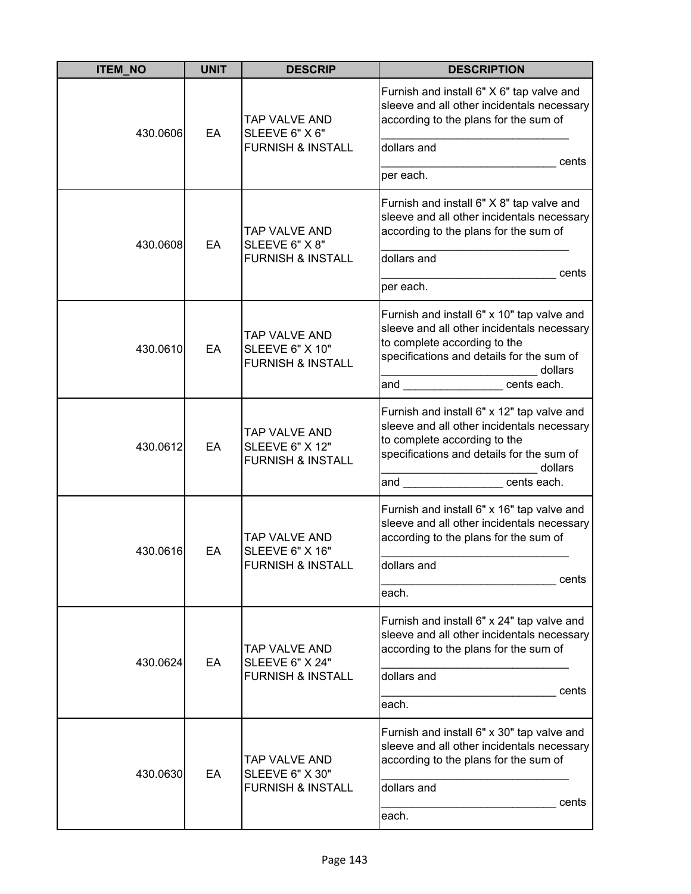| ITEM_NO | UNIT | DESCRIP | DESCRIPTION |
|---|---|---|---|
| 430.0606 | EA | TAP VALVE AND SLEEVE 6" X 6" FURNISH & INSTALL | Furnish and install 6" X 6" tap valve and sleeve and all other incidentals necessary according to the plans for the sum of ______________________________ dollars and ____________________________ cents per each. |
| 430.0608 | EA | TAP VALVE AND SLEEVE 6" X 8" FURNISH & INSTALL | Furnish and install 6" X 8" tap valve and sleeve and all other incidentals necessary according to the plans for the sum of ______________________________ dollars and ____________________________ cents per each. |
| 430.0610 | EA | TAP VALVE AND SLEEVE 6" X 10" FURNISH & INSTALL | Furnish and install 6" x 10" tap valve and sleeve and all other incidentals necessary to complete according to the specifications and details for the sum of _________________________ dollars and ________________ cents each. |
| 430.0612 | EA | TAP VALVE AND SLEEVE 6" X 12" FURNISH & INSTALL | Furnish and install 6" x 12" tap valve and sleeve and all other incidentals necessary to complete according to the specifications and details for the sum of _________________________ dollars and ________________ cents each. |
| 430.0616 | EA | TAP VALVE AND SLEEVE 6" X 16" FURNISH & INSTALL | Furnish and install 6" x 16" tap valve and sleeve and all other incidentals necessary according to the plans for the sum of ______________________________ dollars and ____________________________ cents each. |
| 430.0624 | EA | TAP VALVE AND SLEEVE 6" X 24" FURNISH & INSTALL | Furnish and install 6" x 24" tap valve and sleeve and all other incidentals necessary according to the plans for the sum of ______________________________ dollars and ____________________________ cents each. |
| 430.0630 | EA | TAP VALVE AND SLEEVE 6" X 30" FURNISH & INSTALL | Furnish and install 6" x 30" tap valve and sleeve and all other incidentals necessary according to the plans for the sum of ______________________________ dollars and ____________________________ cents each. |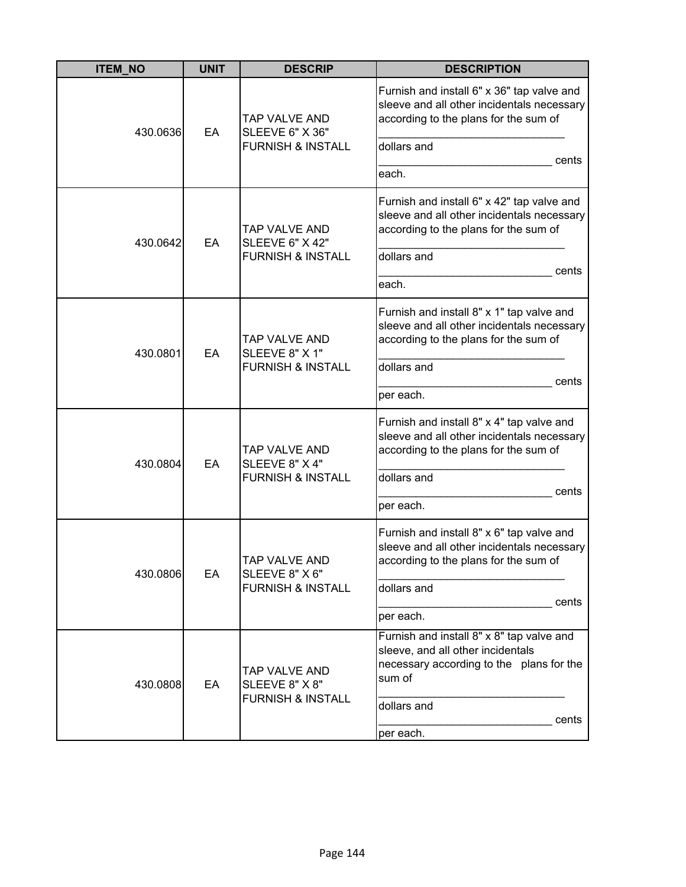| ITEM_NO | UNIT | DESCRIP | DESCRIPTION |
|---|---|---|---|
| 430.0636 | EA | TAP VALVE AND SLEEVE 6" X 36" FURNISH & INSTALL | Furnish and install 6" x 36" tap valve and sleeve and all other incidentals necessary according to the plans for the sum of ______________________________ dollars and ____________________________ cents each. |
| 430.0642 | EA | TAP VALVE AND SLEEVE 6" X 42" FURNISH & INSTALL | Furnish and install 6" x 42" tap valve and sleeve and all other incidentals necessary according to the plans for the sum of ______________________________ dollars and ____________________________ cents each. |
| 430.0801 | EA | TAP VALVE AND SLEEVE 8" X 1" FURNISH & INSTALL | Furnish and install 8" x 1" tap valve and sleeve and all other incidentals necessary according to the plans for the sum of ______________________________ dollars and ____________________________ cents per each. |
| 430.0804 | EA | TAP VALVE AND SLEEVE 8" X 4" FURNISH & INSTALL | Furnish and install 8" x 4" tap valve and sleeve and all other incidentals necessary according to the plans for the sum of ______________________________ dollars and ____________________________ cents per each. |
| 430.0806 | EA | TAP VALVE AND SLEEVE 8" X 6" FURNISH & INSTALL | Furnish and install 8" x 6" tap valve and sleeve and all other incidentals necessary according to the plans for the sum of ______________________________ dollars and ____________________________ cents per each. |
| 430.0808 | EA | TAP VALVE AND SLEEVE 8" X 8" FURNISH & INSTALL | Furnish and install 8" x 8" tap valve and sleeve, and all other incidentals necessary according to the plans for the sum of ______________________________ dollars and ____________________________ cents per each. |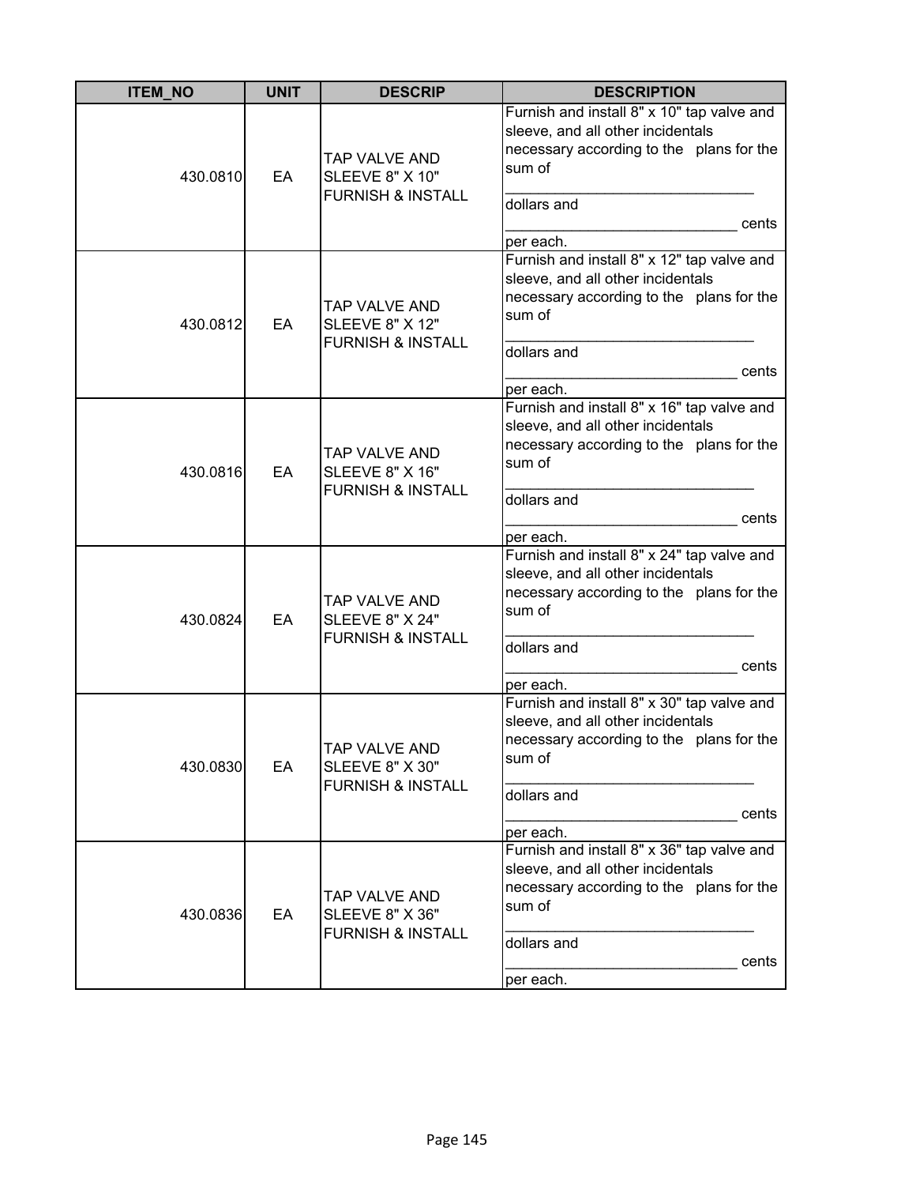| ITEM_NO | UNIT | DESCRIP | DESCRIPTION |
|---|---|---|---|
| 430.0810 | EA | TAP VALVE AND SLEEVE 8" X 10" FURNISH & INSTALL | Furnish and install 8" x 10" tap valve and sleeve, and all other incidentals necessary according to the plans for the sum of ______________________________ dollars and ____________________________ cents per each. |
| 430.0812 | EA | TAP VALVE AND SLEEVE 8" X 12" FURNISH & INSTALL | Furnish and install 8" x 12" tap valve and sleeve, and all other incidentals necessary according to the plans for the sum of ______________________________ dollars and ____________________________ cents per each. |
| 430.0816 | EA | TAP VALVE AND SLEEVE 8" X 16" FURNISH & INSTALL | Furnish and install 8" x 16" tap valve and sleeve, and all other incidentals necessary according to the plans for the sum of ______________________________ dollars and ____________________________ cents per each. |
| 430.0824 | EA | TAP VALVE AND SLEEVE 8" X 24" FURNISH & INSTALL | Furnish and install 8" x 24" tap valve and sleeve, and all other incidentals necessary according to the plans for the sum of ______________________________ dollars and ____________________________ cents per each. |
| 430.0830 | EA | TAP VALVE AND SLEEVE 8" X 30" FURNISH & INSTALL | Furnish and install 8" x 30" tap valve and sleeve, and all other incidentals necessary according to the plans for the sum of ______________________________ dollars and ____________________________ cents per each. |
| 430.0836 | EA | TAP VALVE AND SLEEVE 8" X 36" FURNISH & INSTALL | Furnish and install 8" x 36" tap valve and sleeve, and all other incidentals necessary according to the plans for the sum of ______________________________ dollars and ____________________________ cents per each. |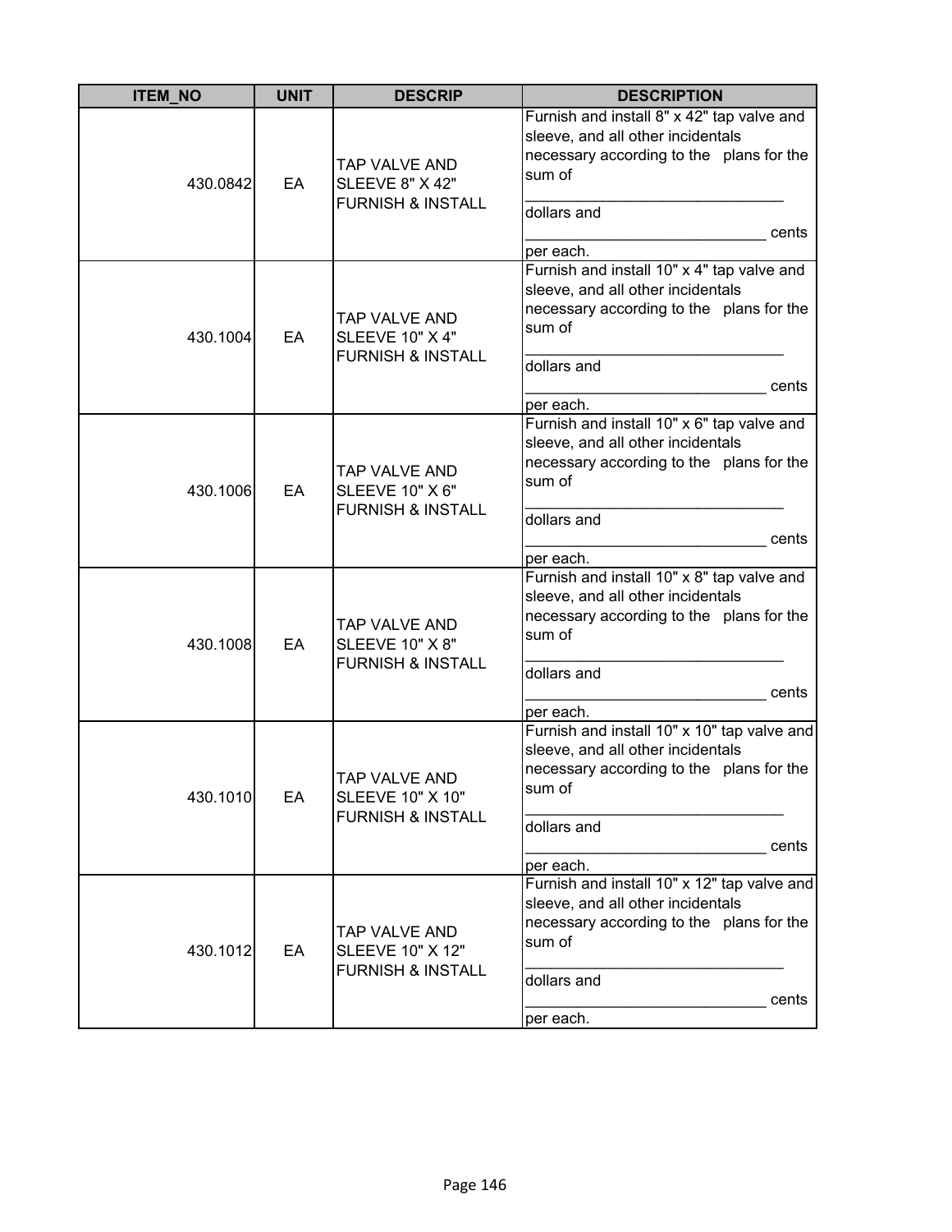| ITEM_NO | UNIT | DESCRIP | DESCRIPTION |
| --- | --- | --- | --- |
| 430.0842 | EA | TAP VALVE AND SLEEVE 8" X 42" FURNISH & INSTALL | Furnish and install 8" x 42" tap valve and sleeve, and all other incidentals necessary according to the plans for the sum of ______________________________ dollars and ___________________________ cents per each. |
| 430.1004 | EA | TAP VALVE AND SLEEVE 10" X 4" FURNISH & INSTALL | Furnish and install 10" x 4" tap valve and sleeve, and all other incidentals necessary according to the plans for the sum of ______________________________ dollars and ___________________________ cents per each. |
| 430.1006 | EA | TAP VALVE AND SLEEVE 10" X 6" FURNISH & INSTALL | Furnish and install 10" x 6" tap valve and sleeve, and all other incidentals necessary according to the plans for the sum of ______________________________ dollars and ___________________________ cents per each. |
| 430.1008 | EA | TAP VALVE AND SLEEVE 10" X 8" FURNISH & INSTALL | Furnish and install 10" x 8" tap valve and sleeve, and all other incidentals necessary according to the plans for the sum of ______________________________ dollars and ___________________________ cents per each. |
| 430.1010 | EA | TAP VALVE AND SLEEVE 10" X 10" FURNISH & INSTALL | Furnish and install 10" x 10" tap valve and sleeve, and all other incidentals necessary according to the plans for the sum of ______________________________ dollars and ___________________________ cents per each. |
| 430.1012 | EA | TAP VALVE AND SLEEVE 10" X 12" FURNISH & INSTALL | Furnish and install 10" x 12" tap valve and sleeve, and all other incidentals necessary according to the plans for the sum of ______________________________ dollars and ___________________________ cents per each. |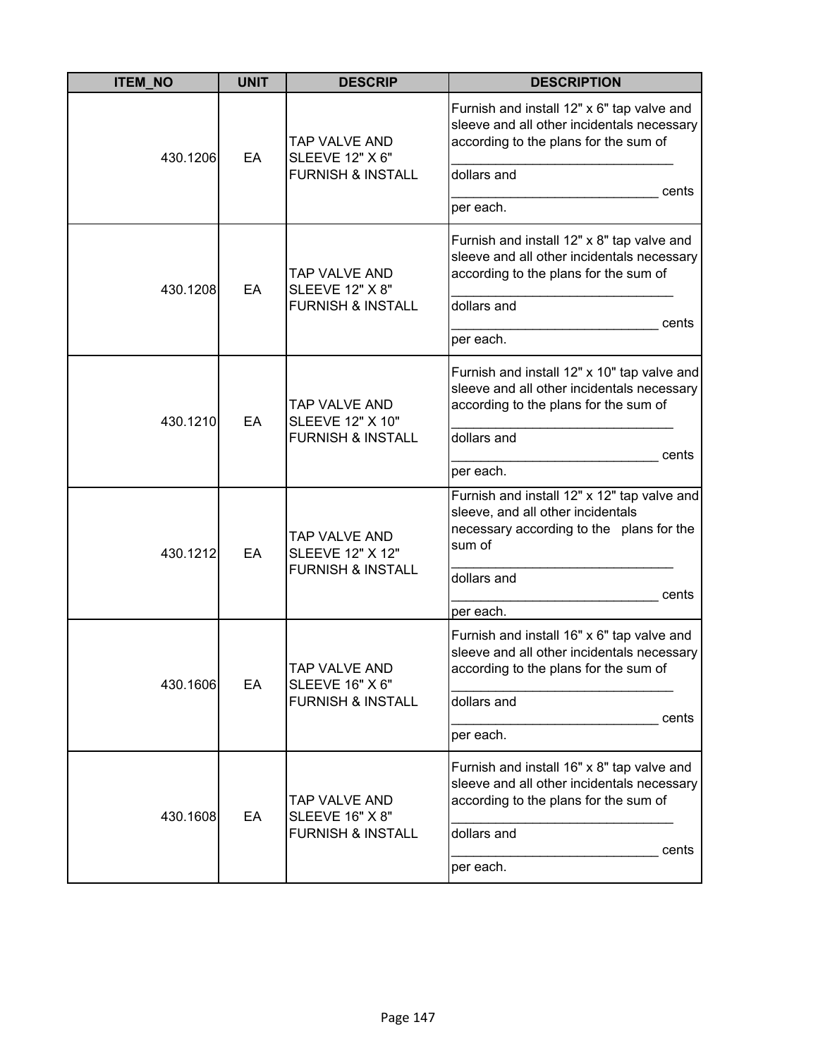| ITEM_NO | UNIT | DESCRIP | DESCRIPTION |
|---|---|---|---|
| 430.1206 | EA | TAP VALVE AND SLEEVE 12" X 6" FURNISH & INSTALL | Furnish and install 12" x 6" tap valve and sleeve and all other incidentals necessary according to the plans for the sum of ______________________________ dollars and ____________________________ cents per each. |
| 430.1208 | EA | TAP VALVE AND SLEEVE 12" X 8" FURNISH & INSTALL | Furnish and install 12" x 8" tap valve and sleeve and all other incidentals necessary according to the plans for the sum of ______________________________ dollars and ____________________________ cents per each. |
| 430.1210 | EA | TAP VALVE AND SLEEVE 12" X 10" FURNISH & INSTALL | Furnish and install 12" x 10" tap valve and sleeve and all other incidentals necessary according to the plans for the sum of ______________________________ dollars and ____________________________ cents per each. |
| 430.1212 | EA | TAP VALVE AND SLEEVE 12" X 12" FURNISH & INSTALL | Furnish and install 12" x 12" tap valve and sleeve, and all other incidentals necessary according to the plans for the sum of ______________________________ dollars and ____________________________ cents per each. |
| 430.1606 | EA | TAP VALVE AND SLEEVE 16" X 6" FURNISH & INSTALL | Furnish and install 16" x 6" tap valve and sleeve and all other incidentals necessary according to the plans for the sum of ______________________________ dollars and ____________________________ cents per each. |
| 430.1608 | EA | TAP VALVE AND SLEEVE 16" X 8" FURNISH & INSTALL | Furnish and install 16" x 8" tap valve and sleeve and all other incidentals necessary according to the plans for the sum of ______________________________ dollars and ____________________________ cents per each. |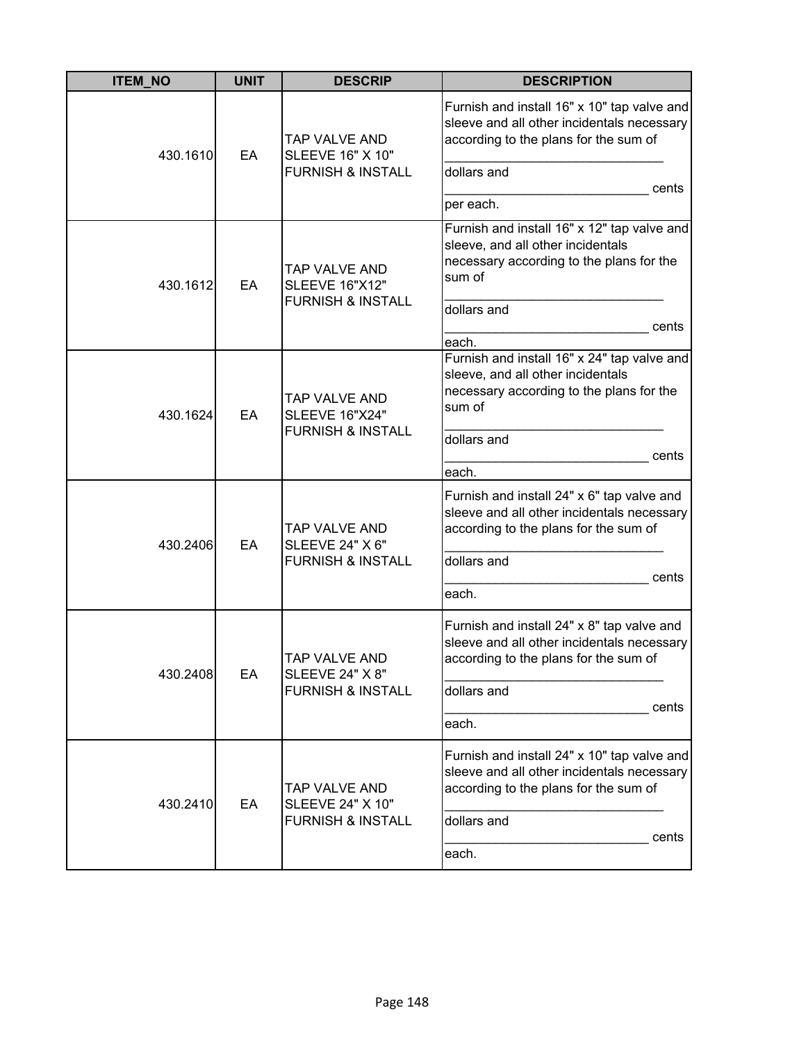| ITEM_NO | UNIT | DESCRIP | DESCRIPTION |
|---|---|---|---|
| 430.1610 | EA | TAP VALVE AND SLEEVE 16" X 10" FURNISH & INSTALL | Furnish and install 16" x 10" tap valve and sleeve and all other incidentals necessary according to the plans for the sum of ______________________________ dollars and ____________________________ cents per each. |
| 430.1612 | EA | TAP VALVE AND SLEEVE 16"X12" FURNISH & INSTALL | Furnish and install 16" x 12" tap valve and sleeve, and all other incidentals necessary according to the plans for the sum of ______________________________ dollars and ____________________________ cents each. |
| 430.1624 | EA | TAP VALVE AND SLEEVE 16"X24" FURNISH & INSTALL | Furnish and install 16" x 24" tap valve and sleeve, and all other incidentals necessary according to the plans for the sum of ______________________________ dollars and ____________________________ cents each. |
| 430.2406 | EA | TAP VALVE AND SLEEVE 24" X 6" FURNISH & INSTALL | Furnish and install 24" x 6" tap valve and sleeve and all other incidentals necessary according to the plans for the sum of ______________________________ dollars and ____________________________ cents each. |
| 430.2408 | EA | TAP VALVE AND SLEEVE 24" X 8" FURNISH & INSTALL | Furnish and install 24" x 8" tap valve and sleeve and all other incidentals necessary according to the plans for the sum of ______________________________ dollars and ____________________________ cents each. |
| 430.2410 | EA | TAP VALVE AND SLEEVE 24" X 10" FURNISH & INSTALL | Furnish and install 24" x 10" tap valve and sleeve and all other incidentals necessary according to the plans for the sum of ______________________________ dollars and ____________________________ cents each. |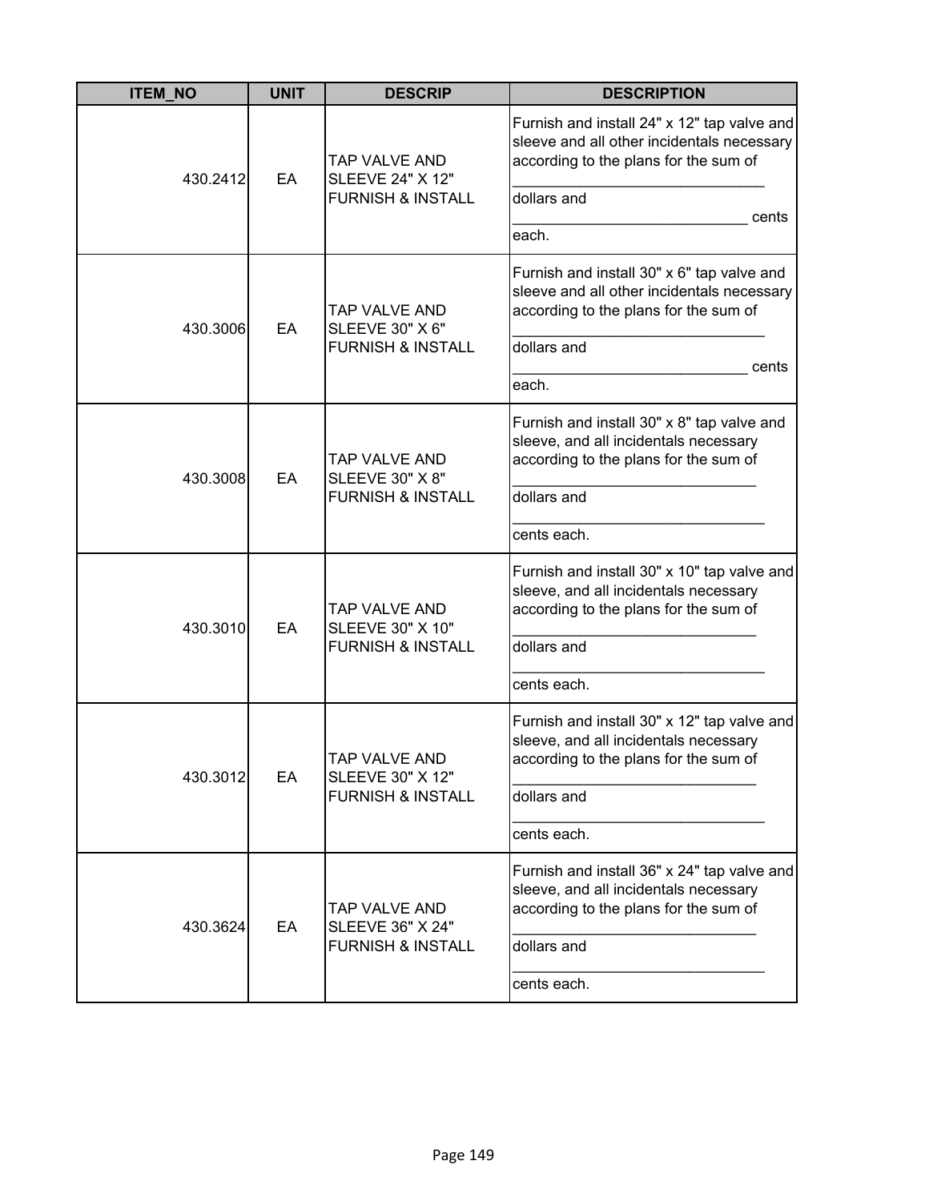| ITEM_NO | UNIT | DESCRIP | DESCRIPTION |
|---|---|---|---|
| 430.2412 | EA | TAP VALVE AND SLEEVE 24" X 12" FURNISH & INSTALL | Furnish and install 24" x 12" tap valve and sleeve and all other incidentals necessary according to the plans for the sum of ______________________________ dollars and ____________________________ cents each. |
| 430.3006 | EA | TAP VALVE AND SLEEVE 30" X 6" FURNISH & INSTALL | Furnish and install 30" x 6" tap valve and sleeve and all other incidentals necessary according to the plans for the sum of ______________________________ dollars and ____________________________ cents each. |
| 430.3008 | EA | TAP VALVE AND SLEEVE 30" X 8" FURNISH & INSTALL | Furnish and install 30" x 8" tap valve and sleeve, and all incidentals necessary according to the plans for the sum of _____________________________ dollars and ______________________________ cents each. |
| 430.3010 | EA | TAP VALVE AND SLEEVE 30" X 10" FURNISH & INSTALL | Furnish and install 30" x 10" tap valve and sleeve, and all incidentals necessary according to the plans for the sum of _____________________________ dollars and ______________________________ cents each. |
| 430.3012 | EA | TAP VALVE AND SLEEVE 30" X 12" FURNISH & INSTALL | Furnish and install 30" x 12" tap valve and sleeve, and all incidentals necessary according to the plans for the sum of _____________________________ dollars and ______________________________ cents each. |
| 430.3624 | EA | TAP VALVE AND SLEEVE 36" X 24" FURNISH & INSTALL | Furnish and install 36" x 24" tap valve and sleeve, and all incidentals necessary according to the plans for the sum of _____________________________ dollars and ______________________________ cents each. |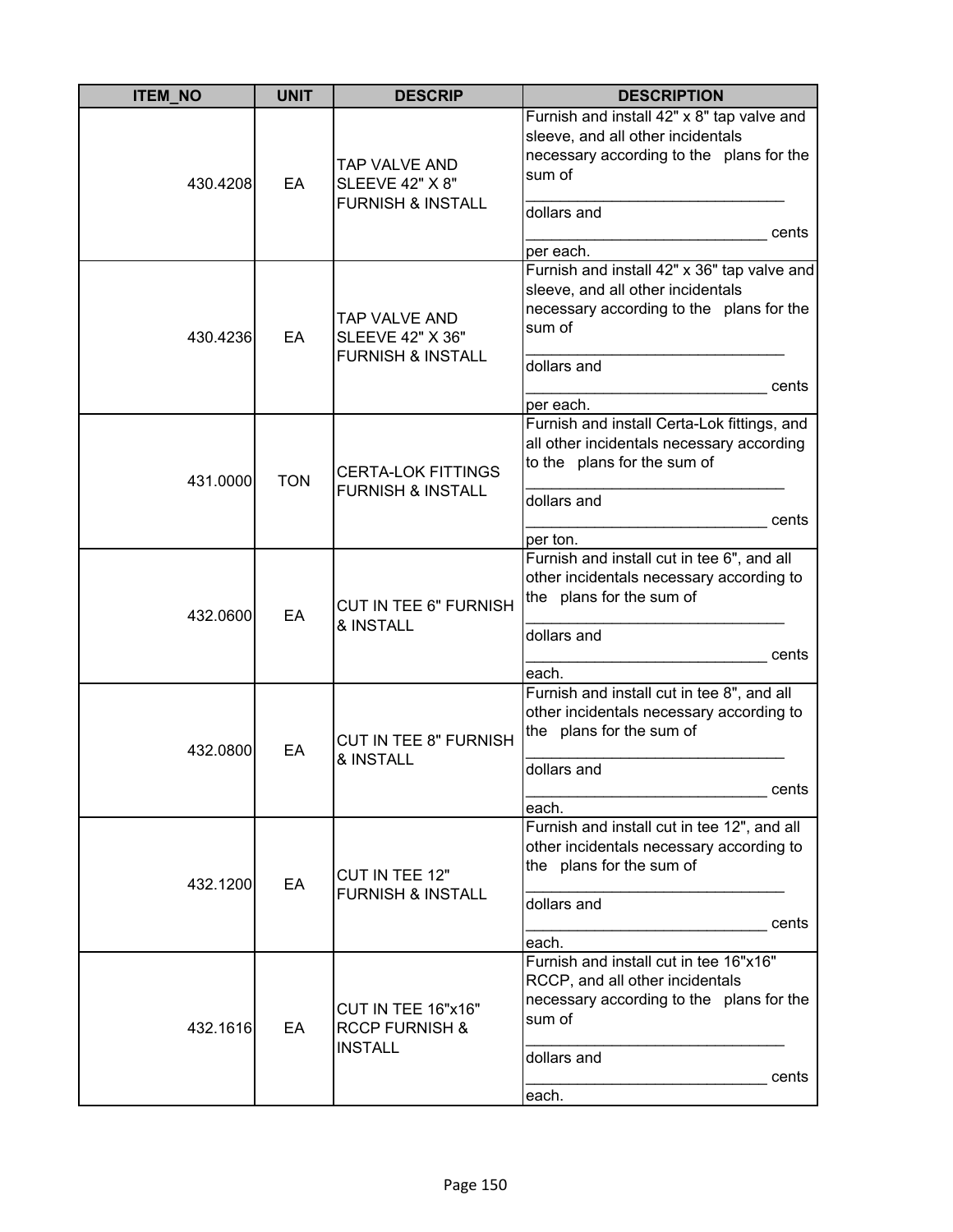| ITEM_NO | UNIT | DESCRIP | DESCRIPTION |
|---|---|---|---|
| 430.4208 | EA | TAP VALVE AND SLEEVE 42" X 8" FURNISH & INSTALL | Furnish and install 42" x 8" tap valve and sleeve, and all other incidentals necessary according to the plans for the sum of ______________________________ dollars and ____________________________ cents per each. |
| 430.4236 | EA | TAP VALVE AND SLEEVE 42" X 36" FURNISH & INSTALL | Furnish and install 42" x 36" tap valve and sleeve, and all other incidentals necessary according to the plans for the sum of ______________________________ dollars and ____________________________ cents per each. |
| 431.0000 | TON | CERTA-LOK FITTINGS FURNISH & INSTALL | Furnish and install Certa-Lok fittings, and all other incidentals necessary according to the plans for the sum of ______________________________ dollars and ____________________________ cents per ton. |
| 432.0600 | EA | CUT IN TEE 6" FURNISH & INSTALL | Furnish and install cut in tee 6", and all other incidentals necessary according to the plans for the sum of ______________________________ dollars and ____________________________ cents each. |
| 432.0800 | EA | CUT IN TEE 8" FURNISH & INSTALL | Furnish and install cut in tee 8", and all other incidentals necessary according to the plans for the sum of ______________________________ dollars and ____________________________ cents each. |
| 432.1200 | EA | CUT IN TEE 12" FURNISH & INSTALL | Furnish and install cut in tee 12", and all other incidentals necessary according to the plans for the sum of ______________________________ dollars and ____________________________ cents each. |
| 432.1616 | EA | CUT IN TEE 16"x16" RCCP FURNISH & INSTALL | Furnish and install cut in tee 16"x16" RCCP, and all other incidentals necessary according to the plans for the sum of ______________________________ dollars and ____________________________ cents each. |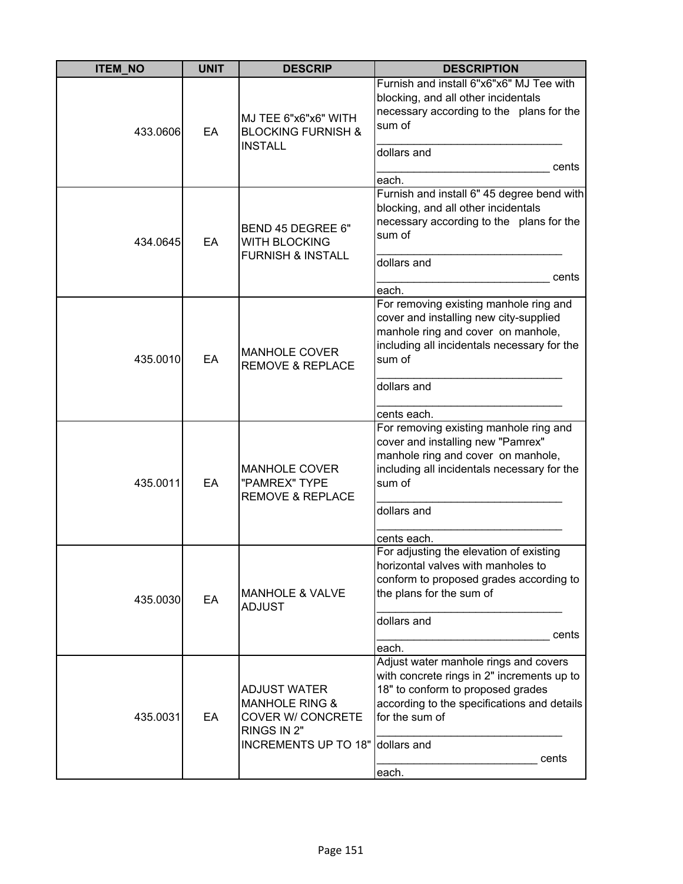| ITEM_NO | UNIT | DESCRIP | DESCRIPTION |
|---|---|---|---|
| 433.0606 | EA | MJ TEE 6"x6"x6" WITH BLOCKING FURNISH & INSTALL | Furnish and install 6"x6"x6" MJ Tee with blocking, and all other incidentals necessary according to the plans for the sum of ______________________________ dollars and ____________________________ cents each. |
| 434.0645 | EA | BEND 45 DEGREE 6" WITH BLOCKING FURNISH & INSTALL | Furnish and install 6" 45 degree bend with blocking, and all other incidentals necessary according to the plans for the sum of ______________________________ dollars and ____________________________ cents each. |
| 435.0010 | EA | MANHOLE COVER REMOVE & REPLACE | For removing existing manhole ring and cover and installing new city-supplied manhole ring and cover on manhole, including all incidentals necessary for the sum of ______________________________ dollars and ______________________________ cents each. |
| 435.0011 | EA | MANHOLE COVER "PAMREX" TYPE REMOVE & REPLACE | For removing existing manhole ring and cover and installing new "Pamrex" manhole ring and cover on manhole, including all incidentals necessary for the sum of ______________________________ dollars and ______________________________ cents each. |
| 435.0030 | EA | MANHOLE & VALVE ADJUST | For adjusting the elevation of existing horizontal valves with manholes to conform to proposed grades according to the plans for the sum of ______________________________ dollars and ____________________________ cents each. |
| 435.0031 | EA | ADJUST WATER MANHOLE RING & COVER W/ CONCRETE RINGS IN 2" INCREMENTS UP TO 18" | Adjust water manhole rings and covers with concrete rings in 2" increments up to 18" to conform to proposed grades according to the specifications and details for the sum of ______________________________ dollars and __________________________ cents each. |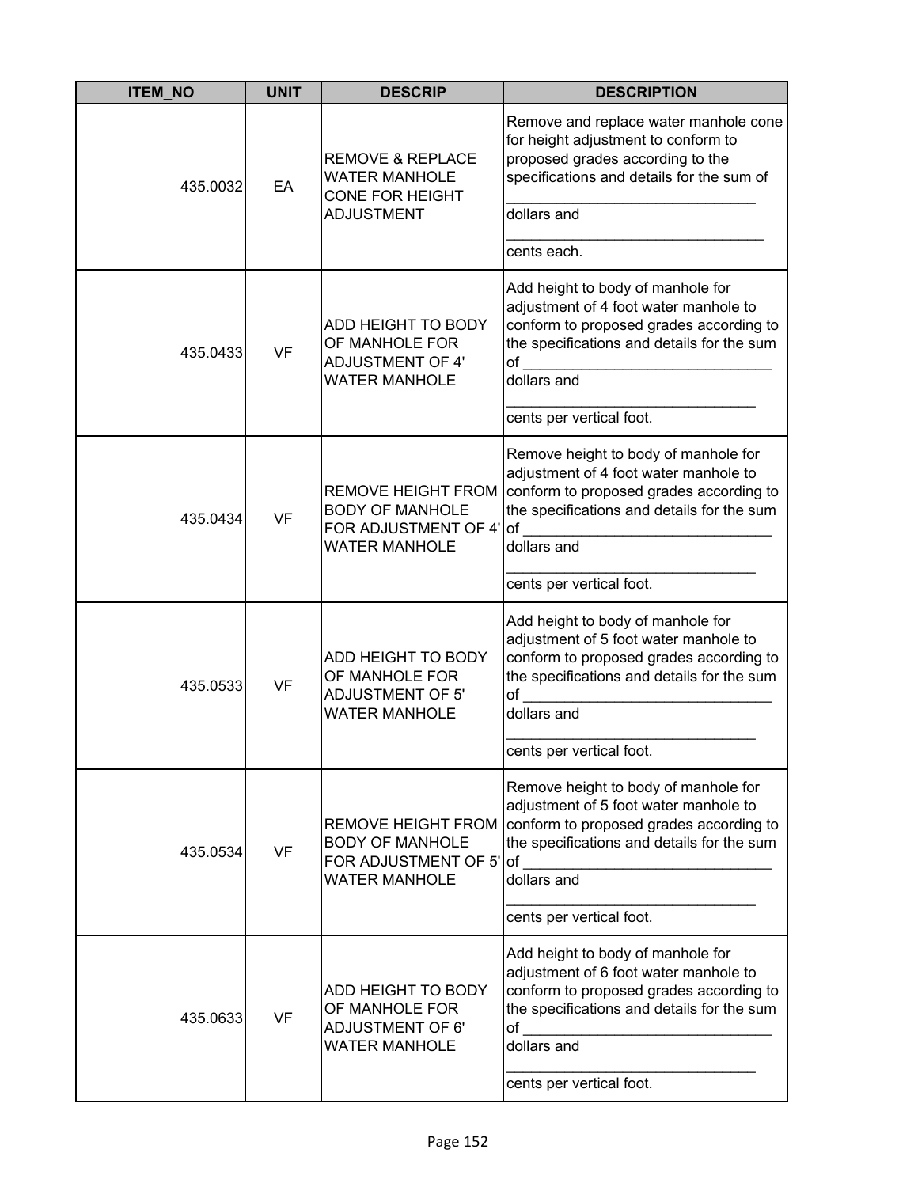| ITEM_NO | UNIT | DESCRIP | DESCRIPTION |
|---|---|---|---|
| 435.0032 | EA | REMOVE & REPLACE WATER MANHOLE CONE FOR HEIGHT ADJUSTMENT | Remove and replace water manhole cone for height adjustment to conform to proposed grades according to the specifications and details for the sum of ______________________________ dollars and ________________________________ cents each. |
| 435.0433 | VF | ADD HEIGHT TO BODY OF MANHOLE FOR ADJUSTMENT OF 4' WATER MANHOLE | Add height to body of manhole for adjustment of 4 foot water manhole to conform to proposed grades according to the specifications and details for the sum of ______________________________ dollars and ______________________________ cents per vertical foot. |
| 435.0434 | VF | REMOVE HEIGHT FROM BODY OF MANHOLE FOR ADJUSTMENT OF 4' WATER MANHOLE | Remove height to body of manhole for adjustment of 4 foot water manhole to conform to proposed grades according to the specifications and details for the sum of ______________________________ dollars and ______________________________ cents per vertical foot. |
| 435.0533 | VF | ADD HEIGHT TO BODY OF MANHOLE FOR ADJUSTMENT OF 5' WATER MANHOLE | Add height to body of manhole for adjustment of 5 foot water manhole to conform to proposed grades according to the specifications and details for the sum of ______________________________ dollars and ______________________________ cents per vertical foot. |
| 435.0534 | VF | REMOVE HEIGHT FROM BODY OF MANHOLE FOR ADJUSTMENT OF 5' WATER MANHOLE | Remove height to body of manhole for adjustment of 5 foot water manhole to conform to proposed grades according to the specifications and details for the sum of ______________________________ dollars and ______________________________ cents per vertical foot. |
| 435.0633 | VF | ADD HEIGHT TO BODY OF MANHOLE FOR ADJUSTMENT OF 6' WATER MANHOLE | Add height to body of manhole for adjustment of 6 foot water manhole to conform to proposed grades according to the specifications and details for the sum of ______________________________ dollars and ______________________________ cents per vertical foot. |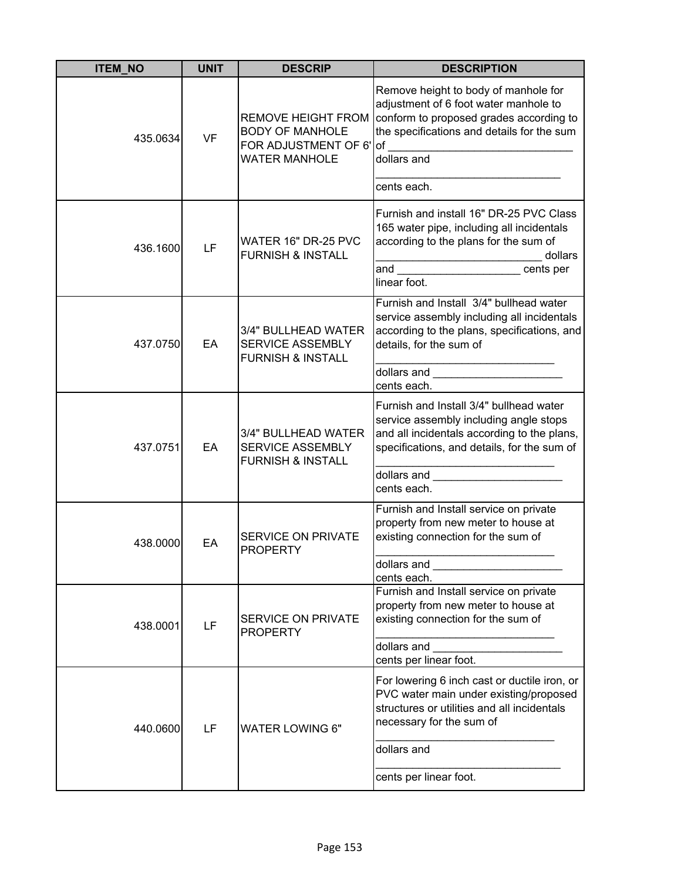| ITEM_NO | UNIT | DESCRIP | DESCRIPTION |
|---|---|---|---|
| 435.0634 | VF | REMOVE HEIGHT FROM BODY OF MANHOLE FOR ADJUSTMENT OF 6' WATER MANHOLE | Remove height to body of manhole for adjustment of 6 foot water manhole to conform to proposed grades according to the specifications and details for the sum of ______________________________ dollars and ______________________________ cents each. |
| 436.1600 | LF | WATER 16" DR-25 PVC FURNISH & INSTALL | Furnish and install 16" DR-25 PVC Class 165 water pipe, including all incidentals according to the plans for the sum of ___________________________ dollars and ____________________ cents per linear foot. |
| 437.0750 | EA | 3/4" BULLHEAD WATER SERVICE ASSEMBLY FURNISH & INSTALL | Furnish and Install 3/4" bullhead water service assembly including all incidentals according to the plans, specifications, and details, for the sum of _____________________________ dollars and _____________________ cents each. |
| 437.0751 | EA | 3/4" BULLHEAD WATER SERVICE ASSEMBLY FURNISH & INSTALL | Furnish and Install 3/4" bullhead water service assembly including angle stops and all incidentals according to the plans, specifications, and details, for the sum of _____________________________ dollars and _____________________ cents each. |
| 438.0000 | EA | SERVICE ON PRIVATE PROPERTY | Furnish and Install service on private property from new meter to house at existing connection for the sum of _____________________________ dollars and _____________________ cents each. |
| 438.0001 | LF | SERVICE ON PRIVATE PROPERTY | Furnish and Install service on private property from new meter to house at existing connection for the sum of _____________________________ dollars and _____________________ cents per linear foot. |
| 440.0600 | LF | WATER LOWING 6" | For lowering 6 inch cast or ductile iron, or PVC water main under existing/proposed structures or utilities and all incidentals necessary for the sum of _____________________________ dollars and ______________________________ cents per linear foot. |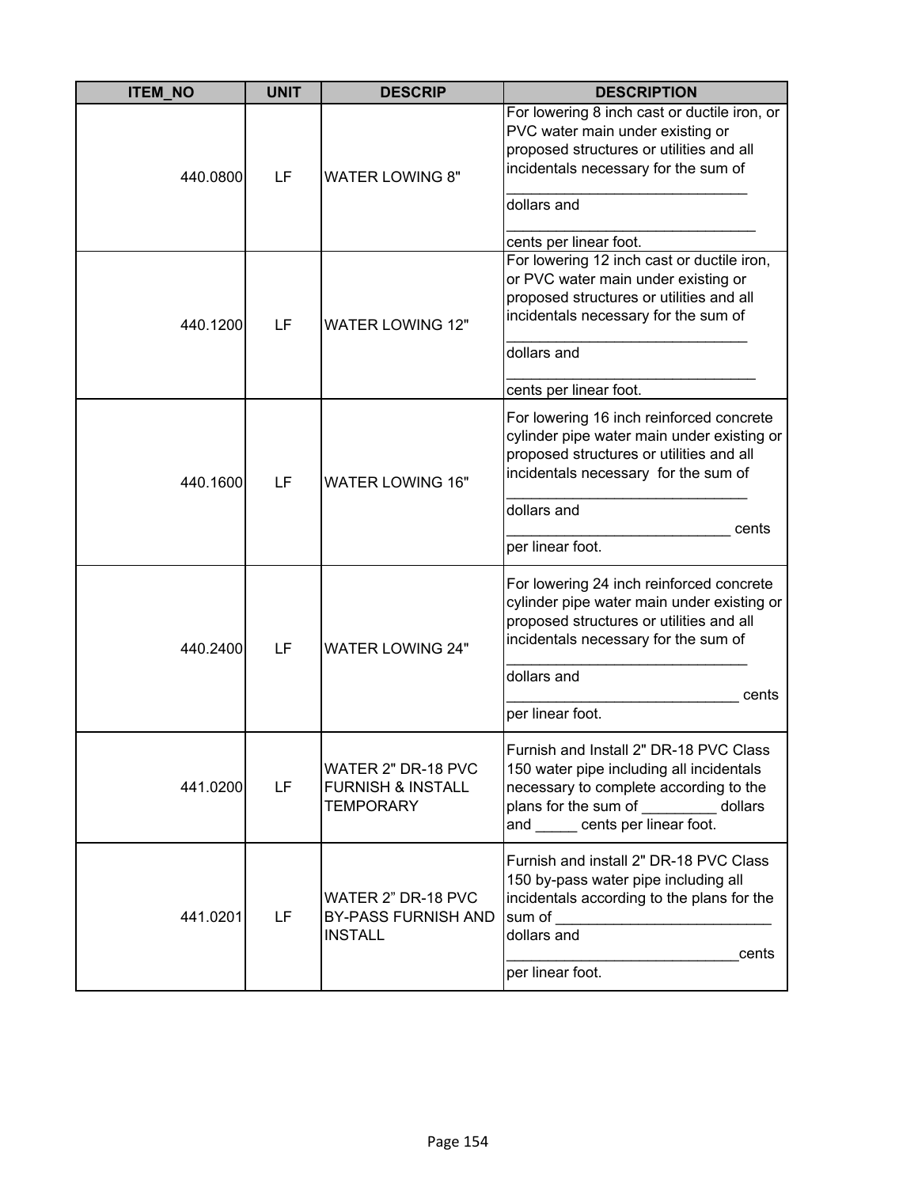| ITEM_NO | UNIT | DESCRIP | DESCRIPTION |
|---|---|---|---|
| 440.0800 | LF | WATER LOWING 8" | For lowering 8 inch cast or ductile iron, or PVC water main under existing or proposed structures or utilities and all incidentals necessary for the sum of ____________________________ dollars and _____________________________ cents per linear foot. |
| 440.1200 | LF | WATER LOWING 12" | For lowering 12 inch cast or ductile iron, or PVC water main under existing or proposed structures or utilities and all incidentals necessary for the sum of ____________________________ dollars and _____________________________ cents per linear foot. |
| 440.1600 | LF | WATER LOWING 16" | For lowering 16 inch reinforced concrete cylinder pipe water main under existing or proposed structures or utilities and all incidentals necessary for the sum of ____________________________ dollars and __________________________ cents per linear foot. |
| 440.2400 | LF | WATER LOWING 24" | For lowering 24 inch reinforced concrete cylinder pipe water main under existing or proposed structures or utilities and all incidentals necessary for the sum of ____________________________ dollars and ___________________________ cents per linear foot. |
| 441.0200 | LF | WATER 2" DR-18 PVC FURNISH & INSTALL TEMPORARY | Furnish and Install 2" DR-18 PVC Class 150 water pipe including all incidentals necessary to complete according to the plans for the sum of _________ dollars and _____ cents per linear foot. |
| 441.0201 | LF | WATER 2" DR-18 PVC BY-PASS FURNISH AND INSTALL | Furnish and install 2" DR-18 PVC Class 150 by-pass water pipe including all incidentals according to the plans for the sum of _________________________ dollars and ___________________________cents per linear foot. |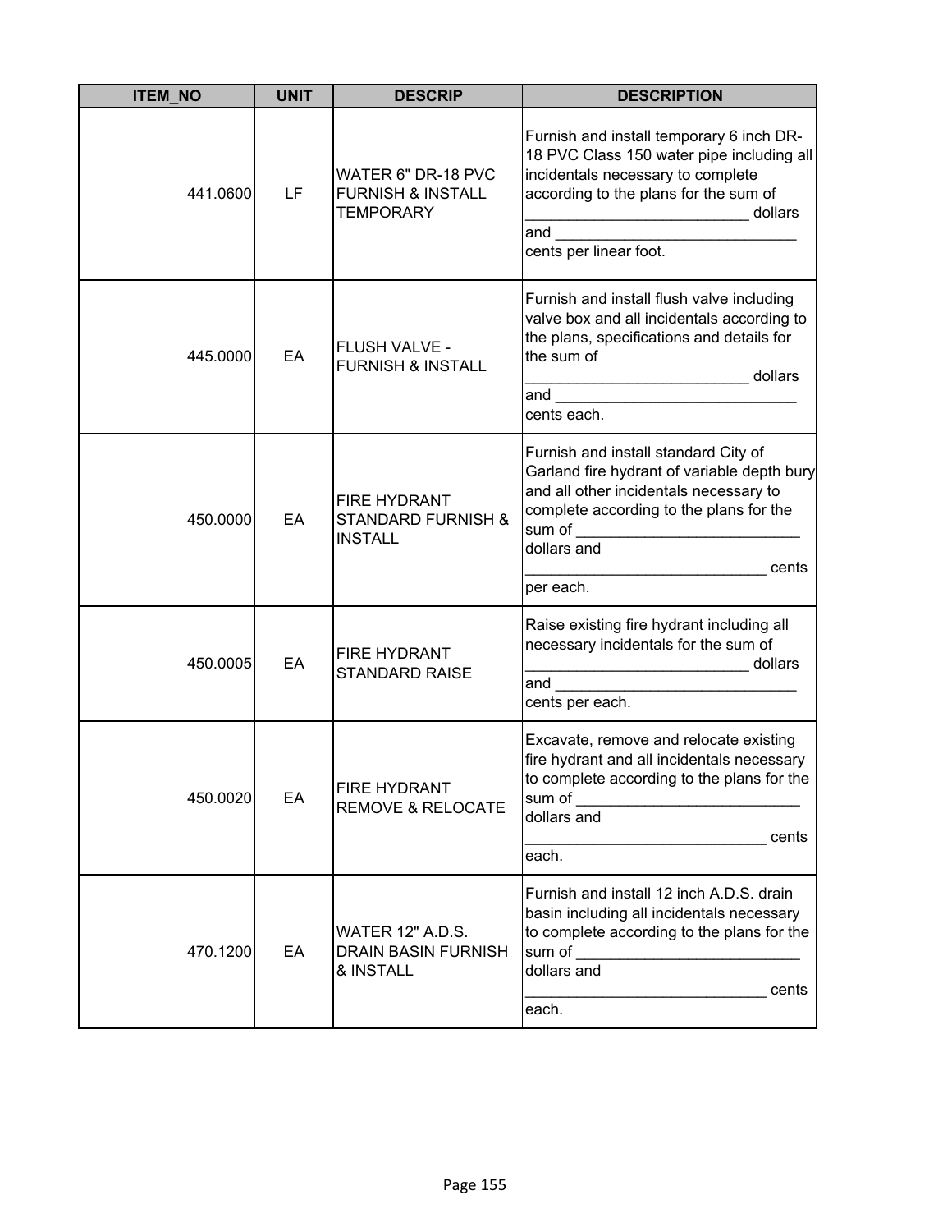| ITEM_NO | UNIT | DESCRIP | DESCRIPTION |
|---|---|---|---|
| 441.0600 | LF | WATER 6" DR-18 PVC FURNISH & INSTALL TEMPORARY | Furnish and install temporary 6 inch DR-18 PVC Class 150 water pipe including all incidentals necessary to complete according to the plans for the sum of __________________________ dollars and _____________________________ cents per linear foot. |
| 445.0000 | EA | FLUSH VALVE - FURNISH & INSTALL | Furnish and install flush valve including valve box and all incidentals according to the plans, specifications and details for the sum of __________________________ dollars and _____________________________ cents each. |
| 450.0000 | EA | FIRE HYDRANT STANDARD FURNISH & INSTALL | Furnish and install standard City of Garland fire hydrant of variable depth bury and all other incidentals necessary to complete according to the plans for the sum of __________________________ dollars and ____________________________ cents per each. |
| 450.0005 | EA | FIRE HYDRANT STANDARD RAISE | Raise existing fire hydrant including all necessary incidentals for the sum of __________________________ dollars and _____________________________ cents per each. |
| 450.0020 | EA | FIRE HYDRANT REMOVE & RELOCATE | Excavate, remove and relocate existing fire hydrant and all incidentals necessary to complete according to the plans for the sum of __________________________ dollars and ____________________________ cents each. |
| 470.1200 | EA | WATER 12" A.D.S. DRAIN BASIN FURNISH & INSTALL | Furnish and install 12 inch A.D.S. drain basin including all incidentals necessary to complete according to the plans for the sum of __________________________ dollars and ____________________________ cents each. |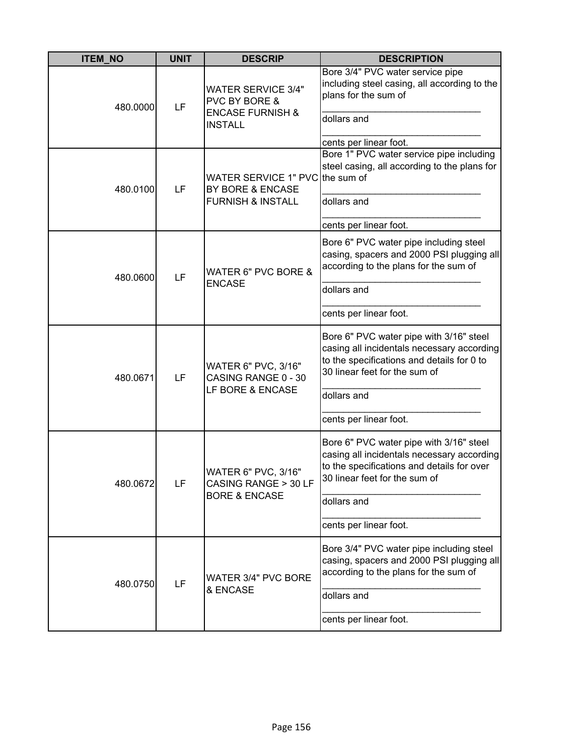| ITEM_NO | UNIT | DESCRIP | DESCRIPTION |
|---|---|---|---|
| 480.0000 | LF | WATER SERVICE 3/4" PVC BY BORE & ENCASE FURNISH & INSTALL | Bore 3/4" PVC water service pipe including steel casing, all according to the plans for the sum of<br>_______________________________<br>dollars and<br>_______________________________<br>cents per linear foot. |
| 480.0100 | LF | WATER SERVICE 1" PVC BY BORE & ENCASE FURNISH & INSTALL | Bore 1" PVC water service pipe including steel casing, all according to the plans for the sum of<br>_______________________________<br>dollars and<br>_______________________________<br>cents per linear foot. |
| 480.0600 | LF | WATER 6" PVC BORE & ENCASE | Bore 6" PVC water pipe including steel casing, spacers and 2000 PSI plugging all according to the plans for the sum of<br>_______________________________<br>dollars and<br>_______________________________<br>cents per linear foot. |
| 480.0671 | LF | WATER 6" PVC, 3/16" CASING RANGE 0 - 30 LF BORE & ENCASE | Bore 6" PVC water pipe with 3/16" steel casing all incidentals necessary according to the specifications and details for 0 to 30 linear feet for the sum of<br>_______________________________<br>dollars and<br>_______________________________<br>cents per linear foot. |
| 480.0672 | LF | WATER 6" PVC, 3/16" CASING RANGE > 30 LF BORE & ENCASE | Bore 6" PVC water pipe with 3/16" steel casing all incidentals necessary according to the specifications and details for over 30 linear feet for the sum of<br>_______________________________<br>dollars and<br>_______________________________<br>cents per linear foot. |
| 480.0750 | LF | WATER 3/4" PVC BORE & ENCASE | Bore 3/4" PVC water pipe including steel casing, spacers and 2000 PSI plugging all according to the plans for the sum of<br>_______________________________<br>dollars and<br>_______________________________<br>cents per linear foot. |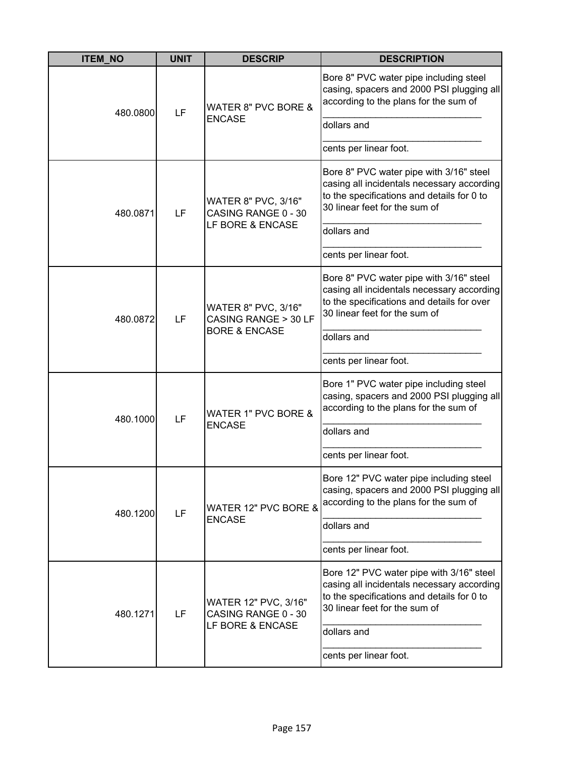| ITEM_NO | UNIT | DESCRIP | DESCRIPTION |
|---|---|---|---|
| 480.0800 | LF | WATER 8" PVC BORE & ENCASE | Bore 8" PVC water pipe including steel casing, spacers and 2000 PSI plugging all according to the plans for the sum of ______________________________ dollars and ______________________________ cents per linear foot. |
| 480.0871 | LF | WATER 8" PVC, 3/16" CASING RANGE 0 - 30 LF BORE & ENCASE | Bore 8" PVC water pipe with 3/16" steel casing all incidentals necessary according to the specifications and details for 0 to 30 linear feet for the sum of ______________________________ dollars and ______________________________ cents per linear foot. |
| 480.0872 | LF | WATER 8" PVC, 3/16" CASING RANGE > 30 LF BORE & ENCASE | Bore 8" PVC water pipe with 3/16" steel casing all incidentals necessary according to the specifications and details for over 30 linear feet for the sum of ______________________________ dollars and ______________________________ cents per linear foot. |
| 480.1000 | LF | WATER 1" PVC BORE & ENCASE | Bore 1" PVC water pipe including steel casing, spacers and 2000 PSI plugging all according to the plans for the sum of ______________________________ dollars and ______________________________ cents per linear foot. |
| 480.1200 | LF | WATER 12" PVC BORE & ENCASE | Bore 12" PVC water pipe including steel casing, spacers and 2000 PSI plugging all according to the plans for the sum of ______________________________ dollars and ______________________________ cents per linear foot. |
| 480.1271 | LF | WATER 12" PVC, 3/16" CASING RANGE 0 - 30 LF BORE & ENCASE | Bore 12" PVC water pipe with 3/16" steel casing all incidentals necessary according to the specifications and details for 0 to 30 linear feet for the sum of ______________________________ dollars and ______________________________ cents per linear foot. |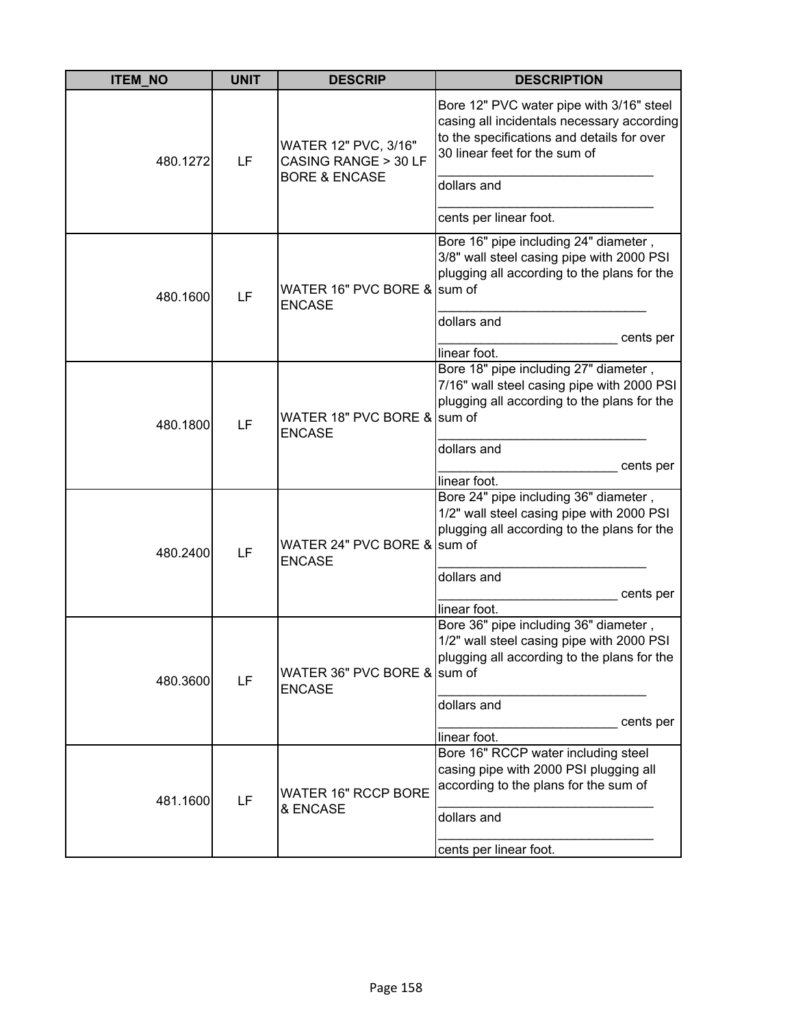| ITEM_NO | UNIT | DESCRIP | DESCRIPTION |
|---|---|---|---|
| 480.1272 | LF | WATER 12" PVC, 3/16" CASING RANGE > 30 LF BORE & ENCASE | Bore 12" PVC water pipe with 3/16" steel casing all incidentals necessary according to the specifications and details for over 30 linear feet for the sum of ______________________________ dollars and ______________________________ cents per linear foot. |
| 480.1600 | LF | WATER 16" PVC BORE & ENCASE | Bore 16" pipe including 24" diameter , 3/8" wall steel casing pipe with 2000 PSI plugging all according to the plans for the sum of ______________________________ dollars and _________________________ cents per linear foot. |
| 480.1800 | LF | WATER 18" PVC BORE & ENCASE | Bore 18" pipe including 27" diameter , 7/16" wall steel casing pipe with 2000 PSI plugging all according to the plans for the sum of ______________________________ dollars and _________________________ cents per linear foot. |
| 480.2400 | LF | WATER 24" PVC BORE & ENCASE | Bore 24" pipe including 36" diameter , 1/2" wall steel casing pipe with 2000 PSI plugging all according to the plans for the sum of ______________________________ dollars and _________________________ cents per linear foot. |
| 480.3600 | LF | WATER 36" PVC BORE & ENCASE | Bore 36" pipe including 36" diameter , 1/2" wall steel casing pipe with 2000 PSI plugging all according to the plans for the sum of ______________________________ dollars and _________________________ cents per linear foot. |
| 481.1600 | LF | WATER 16" RCCP BORE & ENCASE | Bore 16" RCCP water including steel casing pipe with 2000 PSI plugging all according to the plans for the sum of ______________________________ dollars and ______________________________ cents per linear foot. |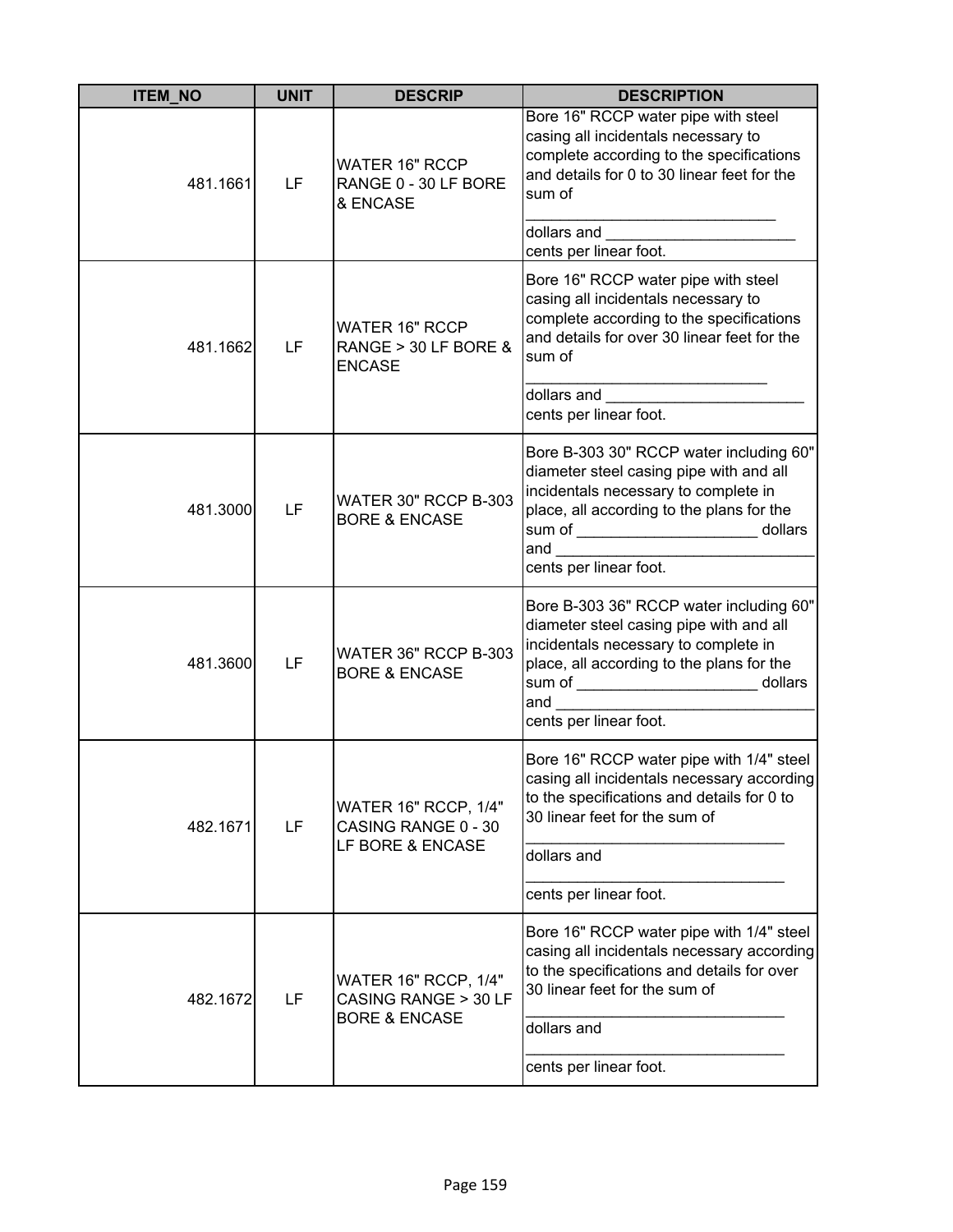| ITEM_NO | UNIT | DESCRIP | DESCRIPTION |
|---|---|---|---|
| 481.1661 | LF | WATER 16" RCCP RANGE 0 - 30 LF BORE & ENCASE | Bore 16" RCCP water pipe with steel casing all incidentals necessary to complete according to the specifications and details for 0 to 30 linear feet for the sum of ______________________________ dollars and ______________________ cents per linear foot. |
| 481.1662 | LF | WATER 16" RCCP RANGE > 30 LF BORE & ENCASE | Bore 16" RCCP water pipe with steel casing all incidentals necessary to complete according to the specifications and details for over 30 linear feet for the sum of ____________________________ dollars and _______________________ cents per linear foot. |
| 481.3000 | LF | WATER 30" RCCP B-303 BORE & ENCASE | Bore B-303 30" RCCP water including 60" diameter steel casing pipe with and all incidentals necessary to complete in place, all according to the plans for the sum of _____________________ dollars and _______________________________ cents per linear foot. |
| 481.3600 | LF | WATER 36" RCCP B-303 BORE & ENCASE | Bore B-303 36" RCCP water including 60" diameter steel casing pipe with and all incidentals necessary to complete in place, all according to the plans for the sum of _____________________ dollars and _______________________________ cents per linear foot. |
| 482.1671 | LF | WATER 16" RCCP, 1/4" CASING RANGE 0 - 30 LF BORE & ENCASE | Bore 16" RCCP water pipe with 1/4" steel casing all incidentals necessary according to the specifications and details for 0 to 30 linear feet for the sum of ______________________________ dollars and ______________________________ cents per linear foot. |
| 482.1672 | LF | WATER 16" RCCP, 1/4" CASING RANGE > 30 LF BORE & ENCASE | Bore 16" RCCP water pipe with 1/4" steel casing all incidentals necessary according to the specifications and details for over 30 linear feet for the sum of ______________________________ dollars and ______________________________ cents per linear foot. |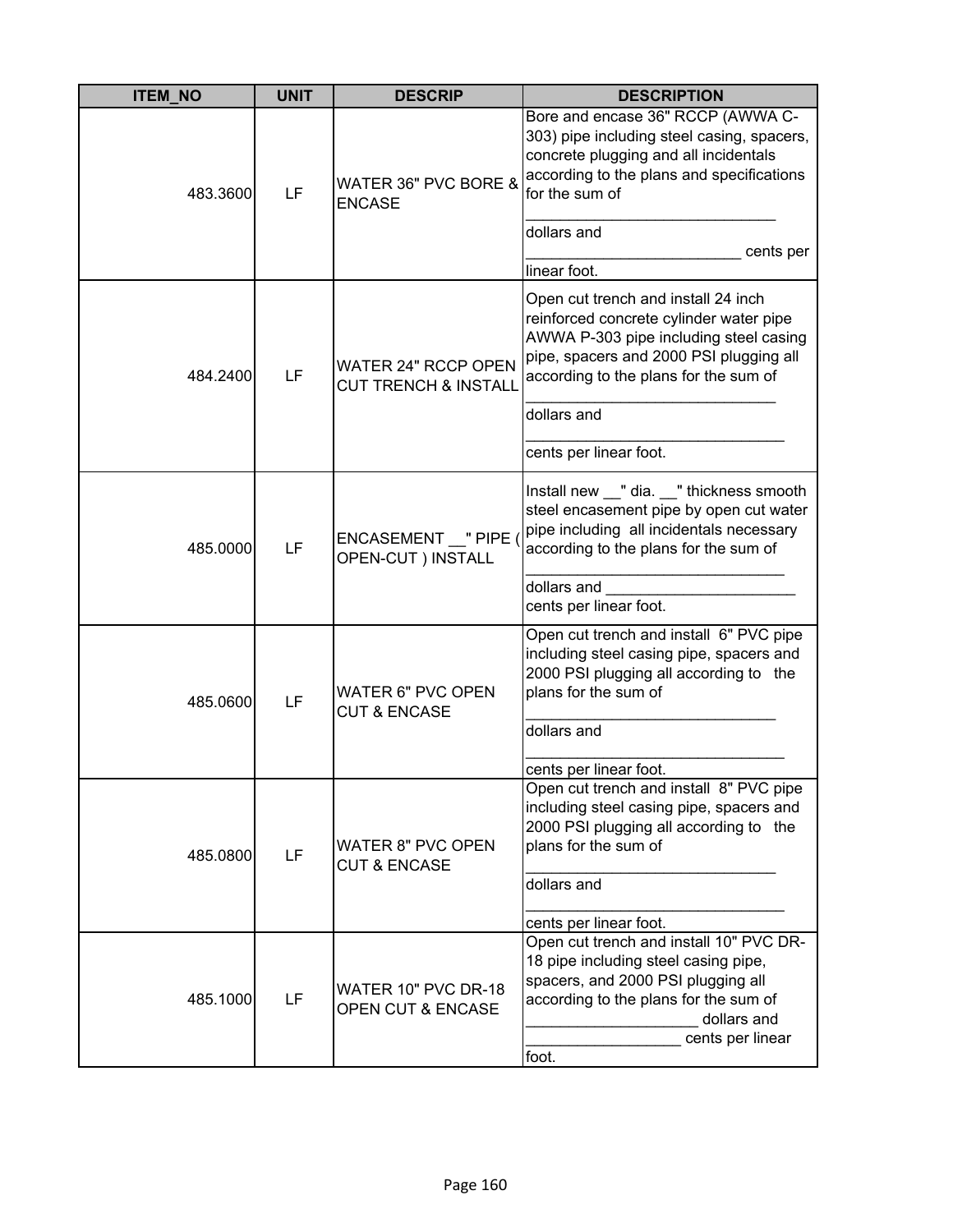| ITEM_NO | UNIT | DESCRIP | DESCRIPTION |
|---|---|---|---|
| 483.3600 | LF | WATER 36" PVC BORE & ENCASE | Bore and encase 36" RCCP (AWWA C-303) pipe including steel casing, spacers, concrete plugging and all incidentals according to the plans and specifications for the sum of _____________________________ dollars and ________________________ cents per linear foot. |
| 484.2400 | LF | WATER 24" RCCP OPEN CUT TRENCH & INSTALL | Open cut trench and install 24 inch reinforced concrete cylinder water pipe AWWA P-303 pipe including steel casing pipe, spacers and 2000 PSI plugging all according to the plans for the sum of _____________________________ dollars and ______________________________ cents per linear foot. |
| 485.0000 | LF | ENCASEMENT __" PIPE ( OPEN-CUT ) INSTALL | Install new __" dia. __" thickness smooth steel encasement pipe by open cut water pipe including all incidentals necessary according to the plans for the sum of ______________________________ dollars and ______________________ cents per linear foot. |
| 485.0600 | LF | WATER 6" PVC OPEN CUT & ENCASE | Open cut trench and install 6" PVC pipe including steel casing pipe, spacers and 2000 PSI plugging all according to the plans for the sum of _____________________________ dollars and ______________________________ cents per linear foot. |
| 485.0800 | LF | WATER 8" PVC OPEN CUT & ENCASE | Open cut trench and install 8" PVC pipe including steel casing pipe, spacers and 2000 PSI plugging all according to the plans for the sum of _____________________________ dollars and ______________________________ cents per linear foot. |
| 485.1000 | LF | WATER 10" PVC DR-18 OPEN CUT & ENCASE | Open cut trench and install 10" PVC DR-18 pipe including steel casing pipe, spacers, and 2000 PSI plugging all according to the plans for the sum of ___________________ dollars and _________________ cents per linear foot. |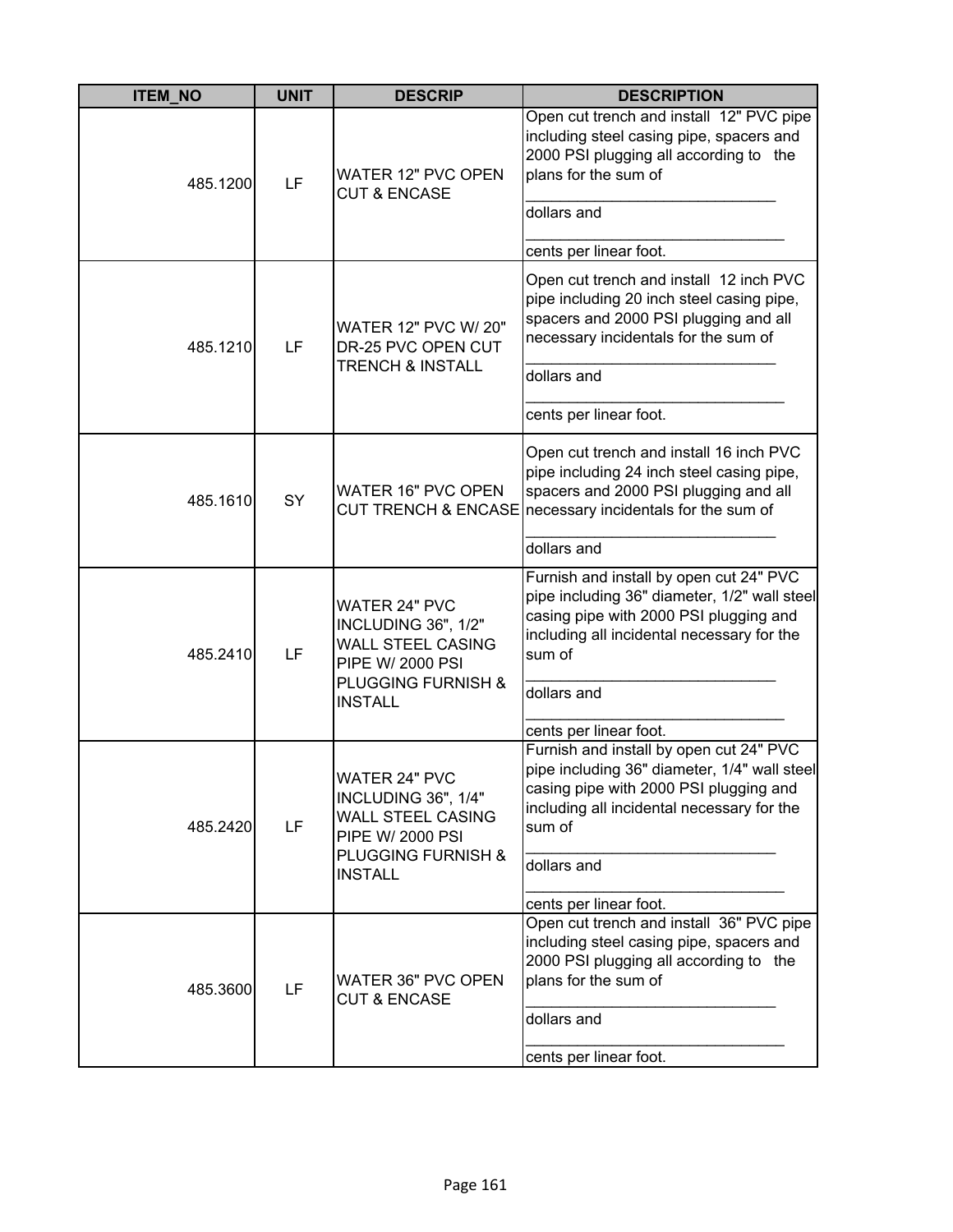| ITEM_NO | UNIT | DESCRIP | DESCRIPTION |
|---|---|---|---|
| 485.1200 | LF | WATER 12" PVC OPEN CUT & ENCASE | Open cut trench and install 12" PVC pipe including steel casing pipe, spacers and 2000 PSI plugging all according to the plans for the sum of ______________________________ dollars and ______________________________ cents per linear foot. |
| 485.1210 | LF | WATER 12" PVC W/ 20" DR-25 PVC OPEN CUT TRENCH & INSTALL | Open cut trench and install 12 inch PVC pipe including 20 inch steel casing pipe, spacers and 2000 PSI plugging and all necessary incidentals for the sum of ______________________________ dollars and ______________________________ cents per linear foot. |
| 485.1610 | SY | WATER 16" PVC OPEN CUT TRENCH & ENCASE | Open cut trench and install 16 inch PVC pipe including 24 inch steel casing pipe, spacers and 2000 PSI plugging and all necessary incidentals for the sum of ______________________________ dollars and |
| 485.2410 | LF | WATER 24" PVC INCLUDING 36", 1/2" WALL STEEL CASING PIPE W/ 2000 PSI PLUGGING FURNISH & INSTALL | Furnish and install by open cut 24" PVC pipe including 36" diameter, 1/2" wall steel casing pipe with 2000 PSI plugging and including all incidental necessary for the sum of ______________________________ dollars and ______________________________ cents per linear foot. |
| 485.2420 | LF | WATER 24" PVC INCLUDING 36", 1/4" WALL STEEL CASING PIPE W/ 2000 PSI PLUGGING FURNISH & INSTALL | Furnish and install by open cut 24" PVC pipe including 36" diameter, 1/4" wall steel casing pipe with 2000 PSI plugging and including all incidental necessary for the sum of ______________________________ dollars and ______________________________ cents per linear foot. |
| 485.3600 | LF | WATER 36" PVC OPEN CUT & ENCASE | Open cut trench and install 36" PVC pipe including steel casing pipe, spacers and 2000 PSI plugging all according to the plans for the sum of ______________________________ dollars and ______________________________ cents per linear foot. |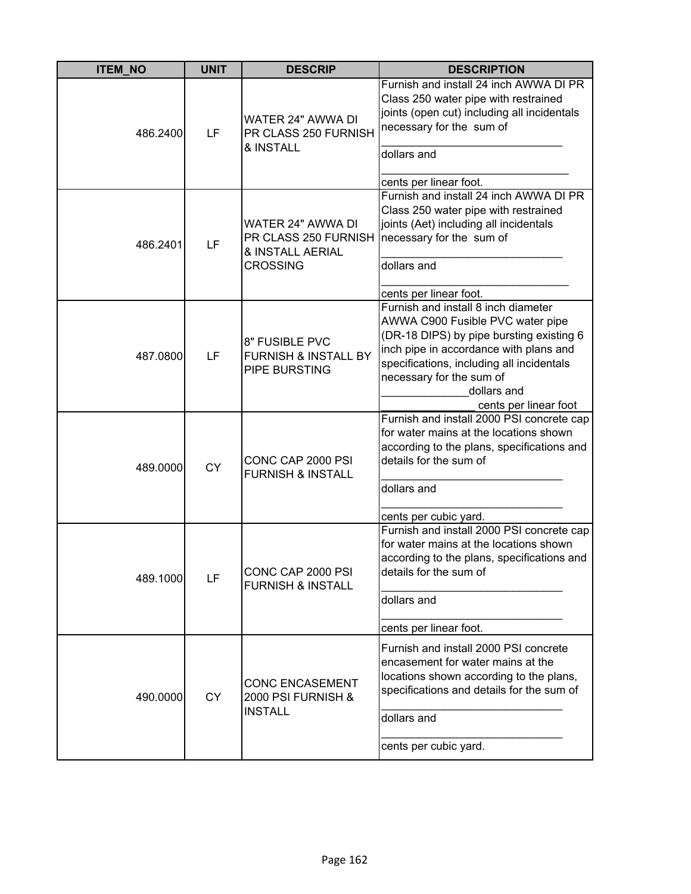| ITEM_NO | UNIT | DESCRIP | DESCRIPTION |
|---|---|---|---|
| 486.2400 | LF | WATER 24" AWWA DI PR CLASS 250 FURNISH & INSTALL | Furnish and install 24 inch AWWA DI PR Class 250 water pipe with restrained joints (open cut) including all incidentals necessary for the sum of _____________________________ dollars and ______________________________ cents per linear foot. |
| 486.2401 | LF | WATER 24" AWWA DI PR CLASS 250 FURNISH & INSTALL AERIAL CROSSING | Furnish and install 24 inch AWWA DI PR Class 250 water pipe with restrained joints (Aet) including all incidentals necessary for the sum of _____________________________ dollars and ______________________________ cents per linear foot. |
| 487.0800 | LF | 8" FUSIBLE PVC FURNISH & INSTALL BY PIPE BURSTING | Furnish and install 8 inch diameter AWWA C900 Fusible PVC water pipe (DR-18 DIPS) by pipe bursting existing 6 inch pipe in accordance with plans and specifications, including all incidentals necessary for the sum of _____________dollars and _______________ cents per linear foot |
| 489.0000 | CY | CONC CAP 2000 PSI FURNISH & INSTALL | Furnish and install 2000 PSI concrete cap for water mains at the locations shown according to the plans, specifications and details for the sum of _____________________________ dollars and _____________________________ cents per cubic yard. |
| 489.1000 | LF | CONC CAP 2000 PSI FURNISH & INSTALL | Furnish and install 2000 PSI concrete cap for water mains at the locations shown according to the plans, specifications and details for the sum of _____________________________ dollars and _____________________________ cents per linear foot. |
| 490.0000 | CY | CONC ENCASEMENT 2000 PSI FURNISH & INSTALL | Furnish and install 2000 PSI concrete encasement for water mains at the locations shown according to the plans, specifications and details for the sum of _____________________________ dollars and _____________________________ cents per cubic yard. |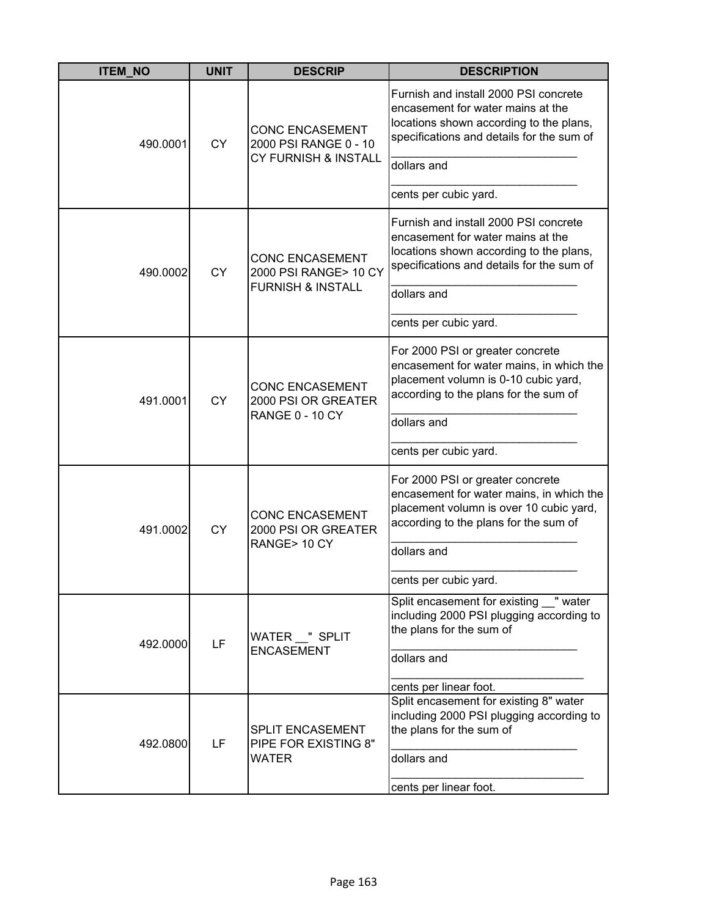| ITEM_NO | UNIT | DESCRIP | DESCRIPTION |
| --- | --- | --- | --- |
| 490.0001 | CY | CONC ENCASEMENT 2000 PSI RANGE 0 - 10 CY FURNISH & INSTALL | Furnish and install 2000 PSI concrete encasement for water mains at the locations shown according to the plans, specifications and details for the sum of ____________________________ dollars and ____________________________ cents per cubic yard. |
| 490.0002 | CY | CONC ENCASEMENT 2000 PSI RANGE> 10 CY FURNISH & INSTALL | Furnish and install 2000 PSI concrete encasement for water mains at the locations shown according to the plans, specifications and details for the sum of ____________________________ dollars and ____________________________ cents per cubic yard. |
| 491.0001 | CY | CONC ENCASEMENT 2000 PSI OR GREATER RANGE 0 - 10 CY | For 2000 PSI or greater concrete encasement for water mains, in which the placement volumn is 0-10 cubic yard, according to the plans for the sum of ____________________________ dollars and ____________________________ cents per cubic yard. |
| 491.0002 | CY | CONC ENCASEMENT 2000 PSI OR GREATER RANGE> 10 CY | For 2000 PSI or greater concrete encasement for water mains, in which the placement volumn is over 10 cubic yard, according to the plans for the sum of ____________________________ dollars and ____________________________ cents per cubic yard. |
| 492.0000 | LF | WATER __" SPLIT ENCASEMENT | Split encasement for existing __" water including 2000 PSI plugging according to the plans for the sum of ____________________________ dollars and ______________________________ cents per linear foot. |
| 492.0800 | LF | SPLIT ENCASEMENT PIPE FOR EXISTING 8" WATER | Split encasement for existing 8" water including 2000 PSI plugging according to the plans for the sum of ____________________________ dollars and ______________________________ cents per linear foot. |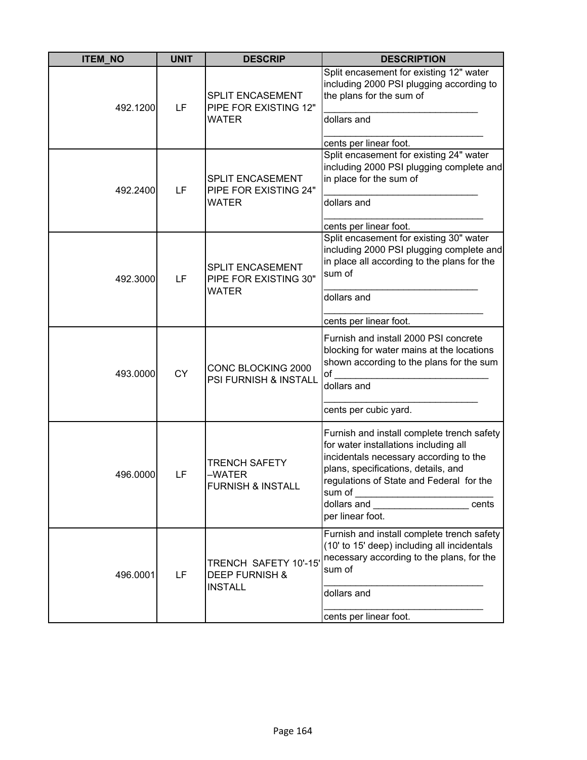| ITEM_NO | UNIT | DESCRIP | DESCRIPTION |
|---|---|---|---|
| 492.1200 | LF | SPLIT ENCASEMENT PIPE FOR EXISTING 12" WATER | Split encasement for existing 12" water including 2000 PSI plugging according to the plans for the sum of _____________________________ dollars and ______________________________ cents per linear foot. |
| 492.2400 | LF | SPLIT ENCASEMENT PIPE FOR EXISTING 24" WATER | Split encasement for existing 24" water including 2000 PSI plugging complete and in place for the sum of _____________________________ dollars and ______________________________ cents per linear foot. |
| 492.3000 | LF | SPLIT ENCASEMENT PIPE FOR EXISTING 30" WATER | Split encasement for existing 30" water including 2000 PSI plugging complete and in place all according to the plans for the sum of _____________________________ dollars and ______________________________ cents per linear foot. |
| 493.0000 | CY | CONC BLOCKING 2000 PSI FURNISH & INSTALL | Furnish and install 2000 PSI concrete blocking for water mains at the locations shown according to the plans for the sum of _____________________________ dollars and _____________________________ cents per cubic yard. |
| 496.0000 | LF | TRENCH SAFETY –WATER FURNISH & INSTALL | Furnish and install complete trench safety for water installations including all incidentals necessary according to the plans, specifications, details, and regulations of State and Federal for the sum of __________________________ dollars and __________________ cents per linear foot. |
| 496.0001 | LF | TRENCH SAFETY 10'-15' DEEP FURNISH & INSTALL | Furnish and install complete trench safety (10' to 15' deep) including all incidentals necessary according to the plans, for the sum of ______________________________ dollars and ______________________________ cents per linear foot. |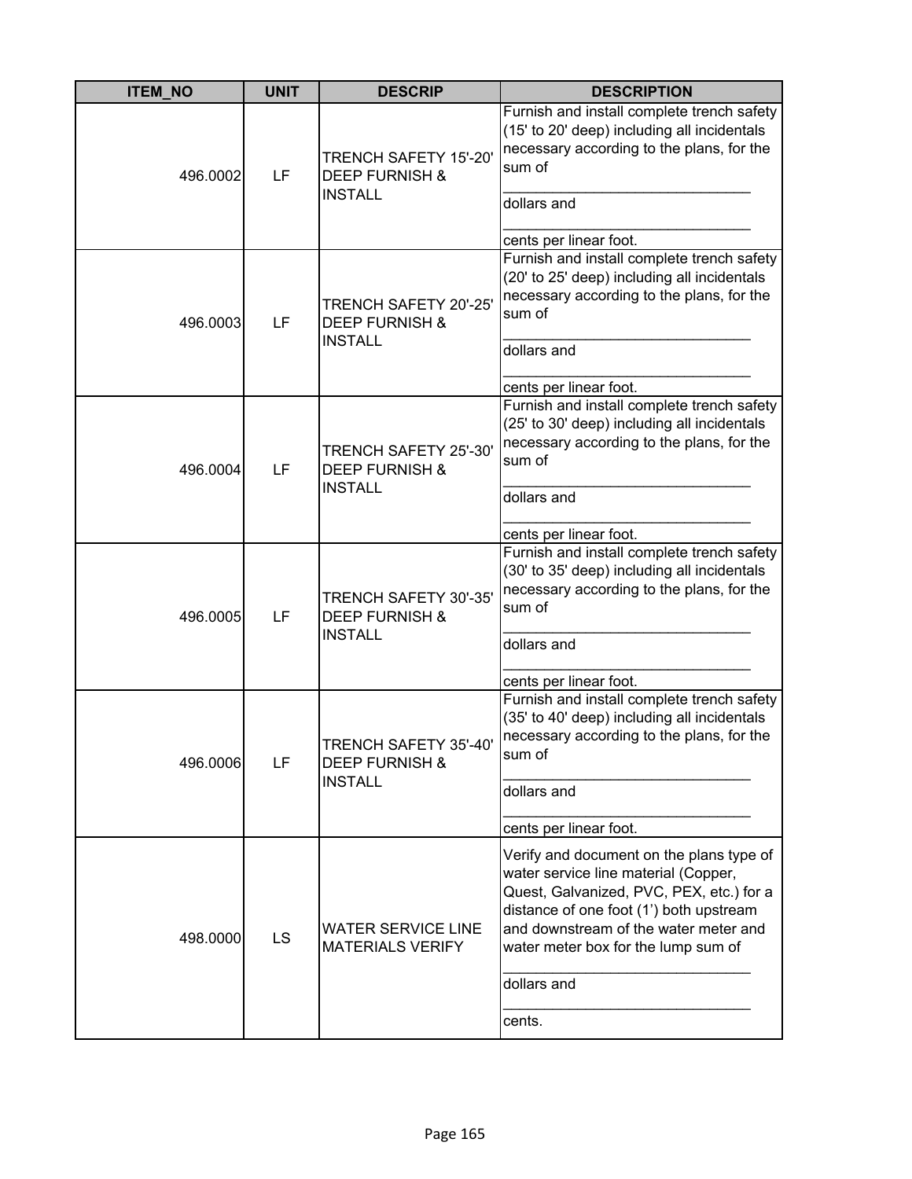| ITEM_NO | UNIT | DESCRIP | DESCRIPTION |
|---|---|---|---|
| 496.0002 | LF | TRENCH SAFETY 15'-20' DEEP FURNISH & INSTALL | Furnish and install complete trench safety (15' to 20' deep) including all incidentals necessary according to the plans, for the sum of ______________________________ dollars and ______________________________ cents per linear foot. |
| 496.0003 | LF | TRENCH SAFETY 20'-25' DEEP FURNISH & INSTALL | Furnish and install complete trench safety (20' to 25' deep) including all incidentals necessary according to the plans, for the sum of ______________________________ dollars and ______________________________ cents per linear foot. |
| 496.0004 | LF | TRENCH SAFETY 25'-30' DEEP FURNISH & INSTALL | Furnish and install complete trench safety (25' to 30' deep) including all incidentals necessary according to the plans, for the sum of ______________________________ dollars and ______________________________ cents per linear foot. |
| 496.0005 | LF | TRENCH SAFETY 30'-35' DEEP FURNISH & INSTALL | Furnish and install complete trench safety (30' to 35' deep) including all incidentals necessary according to the plans, for the sum of ______________________________ dollars and ______________________________ cents per linear foot. |
| 496.0006 | LF | TRENCH SAFETY 35'-40' DEEP FURNISH & INSTALL | Furnish and install complete trench safety (35' to 40' deep) including all incidentals necessary according to the plans, for the sum of ______________________________ dollars and ______________________________ cents per linear foot. |
| 498.0000 | LS | WATER SERVICE LINE MATERIALS VERIFY | Verify and document on the plans type of water service line material (Copper, Quest, Galvanized, PVC, PEX, etc.) for a distance of one foot (1') both upstream and downstream of the water meter and water meter box for the lump sum of ______________________________ dollars and ______________________________ cents. |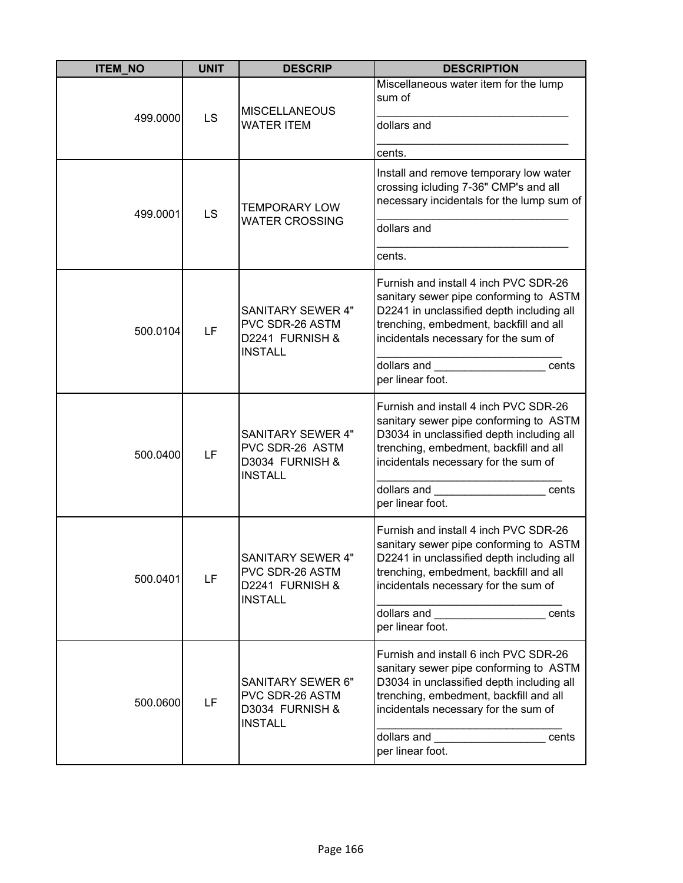| ITEM_NO | UNIT | DESCRIP | DESCRIPTION |
|---|---|---|---|
| 499.0000 | LS | MISCELLANEOUS WATER ITEM | Miscellaneous water item for the lump sum of _______________________________ dollars and _______________________________ cents. |
| 499.0001 | LS | TEMPORARY LOW WATER CROSSING | Install and remove temporary low water crossing icluding 7-36" CMP's and all necessary incidentals for the lump sum of _______________________________ dollars and _______________________________ cents. |
| 500.0104 | LF | SANITARY SEWER 4" PVC SDR-26 ASTM D2241 FURNISH & INSTALL | Furnish and install 4 inch PVC SDR-26 sanitary sewer pipe conforming to ASTM D2241 in unclassified depth including all trenching, embedment, backfill and all incidentals necessary for the sum of _______________________________ dollars and __________________ cents per linear foot. |
| 500.0400 | LF | SANITARY SEWER 4" PVC SDR-26 ASTM D3034 FURNISH & INSTALL | Furnish and install 4 inch PVC SDR-26 sanitary sewer pipe conforming to ASTM D3034 in unclassified depth including all trenching, embedment, backfill and all incidentals necessary for the sum of _______________________________ dollars and __________________ cents per linear foot. |
| 500.0401 | LF | SANITARY SEWER 4" PVC SDR-26 ASTM D2241 FURNISH & INSTALL | Furnish and install 4 inch PVC SDR-26 sanitary sewer pipe conforming to ASTM D2241 in unclassified depth including all trenching, embedment, backfill and all incidentals necessary for the sum of _______________________________ dollars and __________________ cents per linear foot. |
| 500.0600 | LF | SANITARY SEWER 6" PVC SDR-26 ASTM D3034 FURNISH & INSTALL | Furnish and install 6 inch PVC SDR-26 sanitary sewer pipe conforming to ASTM D3034 in unclassified depth including all trenching, embedment, backfill and all incidentals necessary for the sum of _______________________________ dollars and __________________ cents per linear foot. |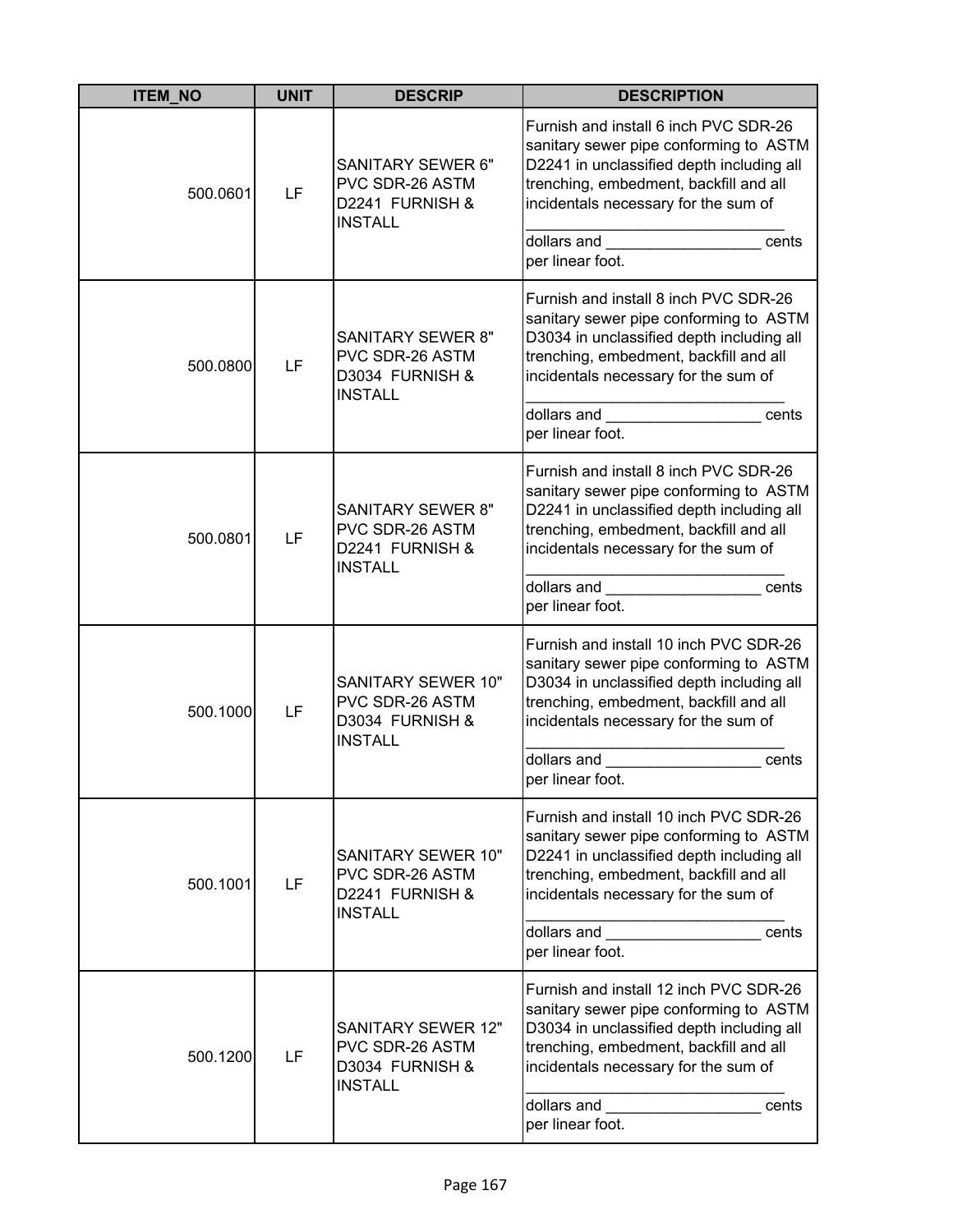| ITEM_NO | UNIT | DESCRIP | DESCRIPTION |
| --- | --- | --- | --- |
| 500.0601 | LF | SANITARY SEWER 6" PVC SDR-26 ASTM D2241 FURNISH & INSTALL | Furnish and install 6 inch PVC SDR-26 sanitary sewer pipe conforming to ASTM D2241 in unclassified depth including all trenching, embedment, backfill and all incidentals necessary for the sum of ______________________________ dollars and __________________ cents per linear foot. |
| 500.0800 | LF | SANITARY SEWER 8" PVC SDR-26 ASTM D3034 FURNISH & INSTALL | Furnish and install 8 inch PVC SDR-26 sanitary sewer pipe conforming to ASTM D3034 in unclassified depth including all trenching, embedment, backfill and all incidentals necessary for the sum of ______________________________ dollars and __________________ cents per linear foot. |
| 500.0801 | LF | SANITARY SEWER 8" PVC SDR-26 ASTM D2241 FURNISH & INSTALL | Furnish and install 8 inch PVC SDR-26 sanitary sewer pipe conforming to ASTM D2241 in unclassified depth including all trenching, embedment, backfill and all incidentals necessary for the sum of ______________________________ dollars and __________________ cents per linear foot. |
| 500.1000 | LF | SANITARY SEWER 10" PVC SDR-26 ASTM D3034 FURNISH & INSTALL | Furnish and install 10 inch PVC SDR-26 sanitary sewer pipe conforming to ASTM D3034 in unclassified depth including all trenching, embedment, backfill and all incidentals necessary for the sum of ______________________________ dollars and __________________ cents per linear foot. |
| 500.1001 | LF | SANITARY SEWER 10" PVC SDR-26 ASTM D2241 FURNISH & INSTALL | Furnish and install 10 inch PVC SDR-26 sanitary sewer pipe conforming to ASTM D2241 in unclassified depth including all trenching, embedment, backfill and all incidentals necessary for the sum of ______________________________ dollars and __________________ cents per linear foot. |
| 500.1200 | LF | SANITARY SEWER 12" PVC SDR-26 ASTM D3034 FURNISH & INSTALL | Furnish and install 12 inch PVC SDR-26 sanitary sewer pipe conforming to ASTM D3034 in unclassified depth including all trenching, embedment, backfill and all incidentals necessary for the sum of ______________________________ dollars and __________________ cents per linear foot. |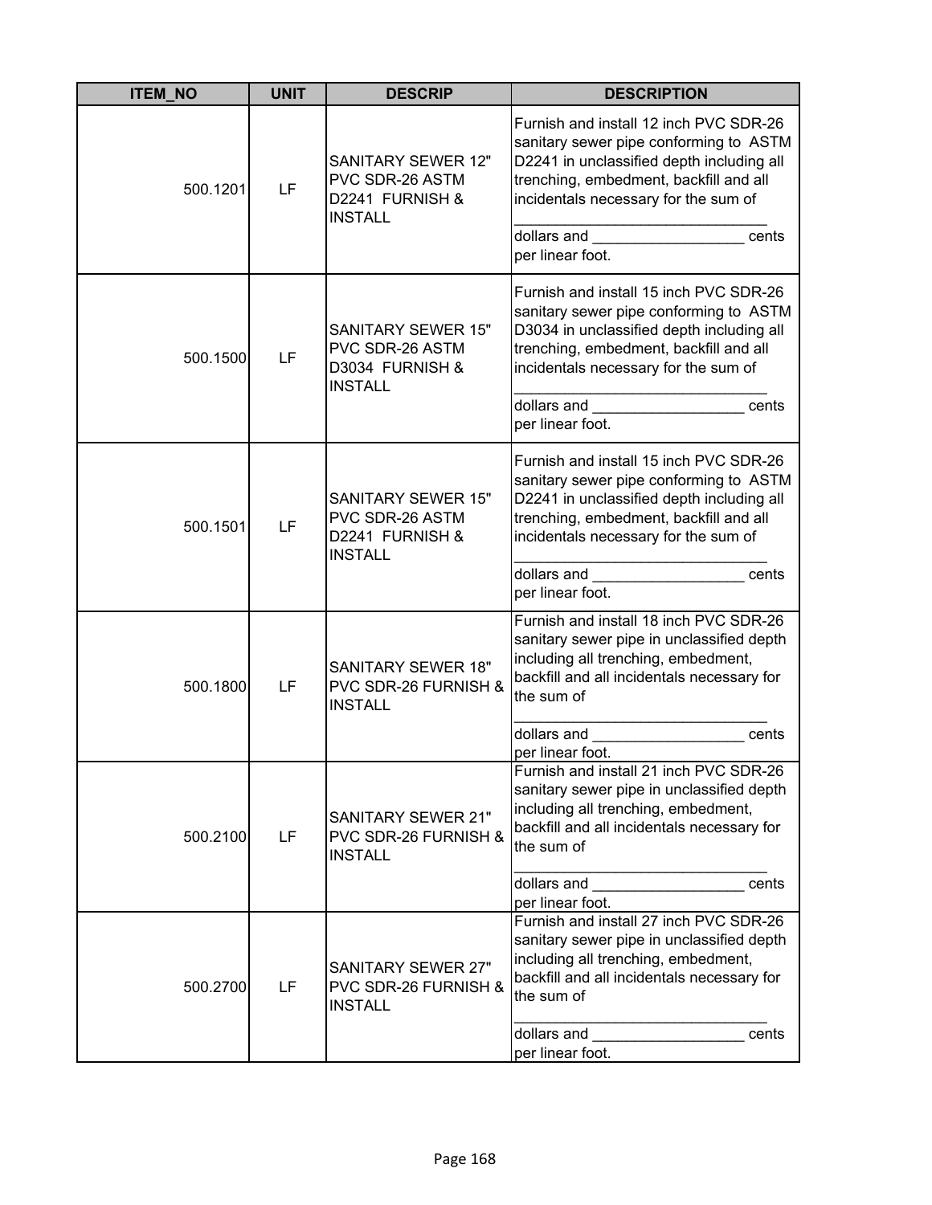| ITEM_NO | UNIT | DESCRIP | DESCRIPTION |
|---|---|---|---|
| 500.1201 | LF | SANITARY SEWER 12" PVC SDR-26 ASTM D2241 FURNISH & INSTALL | Furnish and install 12 inch PVC SDR-26 sanitary sewer pipe conforming to ASTM D2241 in unclassified depth including all trenching, embedment, backfill and all incidentals necessary for the sum of ______________________________ dollars and __________________ cents per linear foot. |
| 500.1500 | LF | SANITARY SEWER 15" PVC SDR-26 ASTM D3034 FURNISH & INSTALL | Furnish and install 15 inch PVC SDR-26 sanitary sewer pipe conforming to ASTM D3034 in unclassified depth including all trenching, embedment, backfill and all incidentals necessary for the sum of ______________________________ dollars and __________________ cents per linear foot. |
| 500.1501 | LF | SANITARY SEWER 15" PVC SDR-26 ASTM D2241 FURNISH & INSTALL | Furnish and install 15 inch PVC SDR-26 sanitary sewer pipe conforming to ASTM D2241 in unclassified depth including all trenching, embedment, backfill and all incidentals necessary for the sum of ______________________________ dollars and __________________ cents per linear foot. |
| 500.1800 | LF | SANITARY SEWER 18" PVC SDR-26 FURNISH & INSTALL | Furnish and install 18 inch PVC SDR-26 sanitary sewer pipe in unclassified depth including all trenching, embedment, backfill and all incidentals necessary for the sum of ______________________________ dollars and __________________ cents per linear foot. |
| 500.2100 | LF | SANITARY SEWER 21" PVC SDR-26 FURNISH & INSTALL | Furnish and install 21 inch PVC SDR-26 sanitary sewer pipe in unclassified depth including all trenching, embedment, backfill and all incidentals necessary for the sum of ______________________________ dollars and __________________ cents per linear foot. |
| 500.2700 | LF | SANITARY SEWER 27" PVC SDR-26 FURNISH & INSTALL | Furnish and install 27 inch PVC SDR-26 sanitary sewer pipe in unclassified depth including all trenching, embedment, backfill and all incidentals necessary for the sum of ______________________________ dollars and __________________ cents per linear foot. |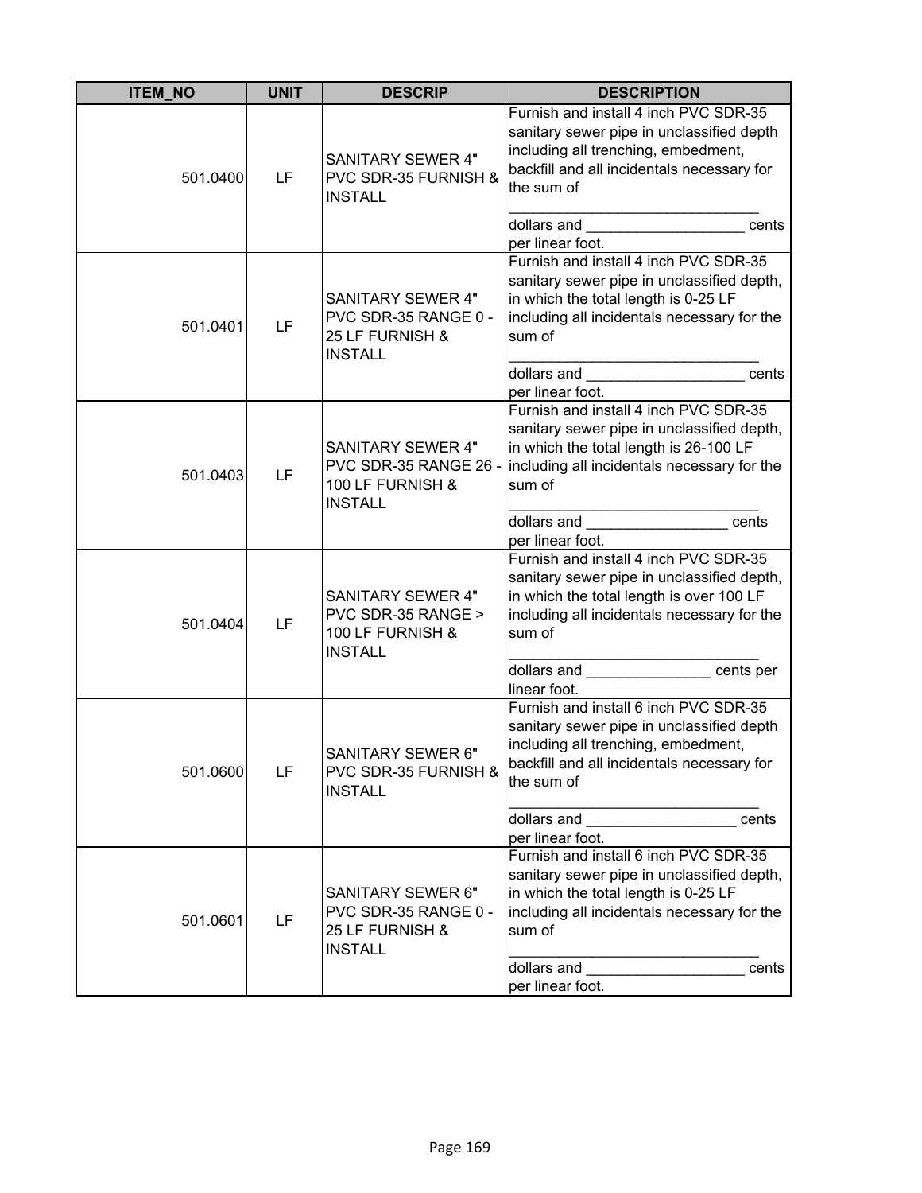| ITEM_NO | UNIT | DESCRIP | DESCRIPTION |
|---|---|---|---|
| 501.0400 | LF | SANITARY SEWER 4" PVC SDR-35 FURNISH & INSTALL | Furnish and install 4 inch PVC SDR-35 sanitary sewer pipe in unclassified depth including all trenching, embedment, backfill and all incidentals necessary for the sum of ______________________________ dollars and ___________________ cents per linear foot. |
| 501.0401 | LF | SANITARY SEWER 4" PVC SDR-35 RANGE 0 - 25 LF FURNISH & INSTALL | Furnish and install 4 inch PVC SDR-35 sanitary sewer pipe in unclassified depth, in which the total length is 0-25 LF including all incidentals necessary for the sum of ______________________________ dollars and ___________________ cents per linear foot. |
| 501.0403 | LF | SANITARY SEWER 4" PVC SDR-35 RANGE 26 - 100 LF FURNISH & INSTALL | Furnish and install 4 inch PVC SDR-35 sanitary sewer pipe in unclassified depth, in which the total length is 26-100 LF including all incidentals necessary for the sum of ______________________________ dollars and _________________ cents per linear foot. |
| 501.0404 | LF | SANITARY SEWER 4" PVC SDR-35 RANGE > 100 LF FURNISH & INSTALL | Furnish and install 4 inch PVC SDR-35 sanitary sewer pipe in unclassified depth, in which the total length is over 100 LF including all incidentals necessary for the sum of ______________________________ dollars and _______________ cents per linear foot. |
| 501.0600 | LF | SANITARY SEWER 6" PVC SDR-35 FURNISH & INSTALL | Furnish and install 6 inch PVC SDR-35 sanitary sewer pipe in unclassified depth including all trenching, embedment, backfill and all incidentals necessary for the sum of ______________________________ dollars and __________________ cents per linear foot. |
| 501.0601 | LF | SANITARY SEWER 6" PVC SDR-35 RANGE 0 - 25 LF FURNISH & INSTALL | Furnish and install 6 inch PVC SDR-35 sanitary sewer pipe in unclassified depth, in which the total length is 0-25 LF including all incidentals necessary for the sum of ______________________________ dollars and ___________________ cents per linear foot. |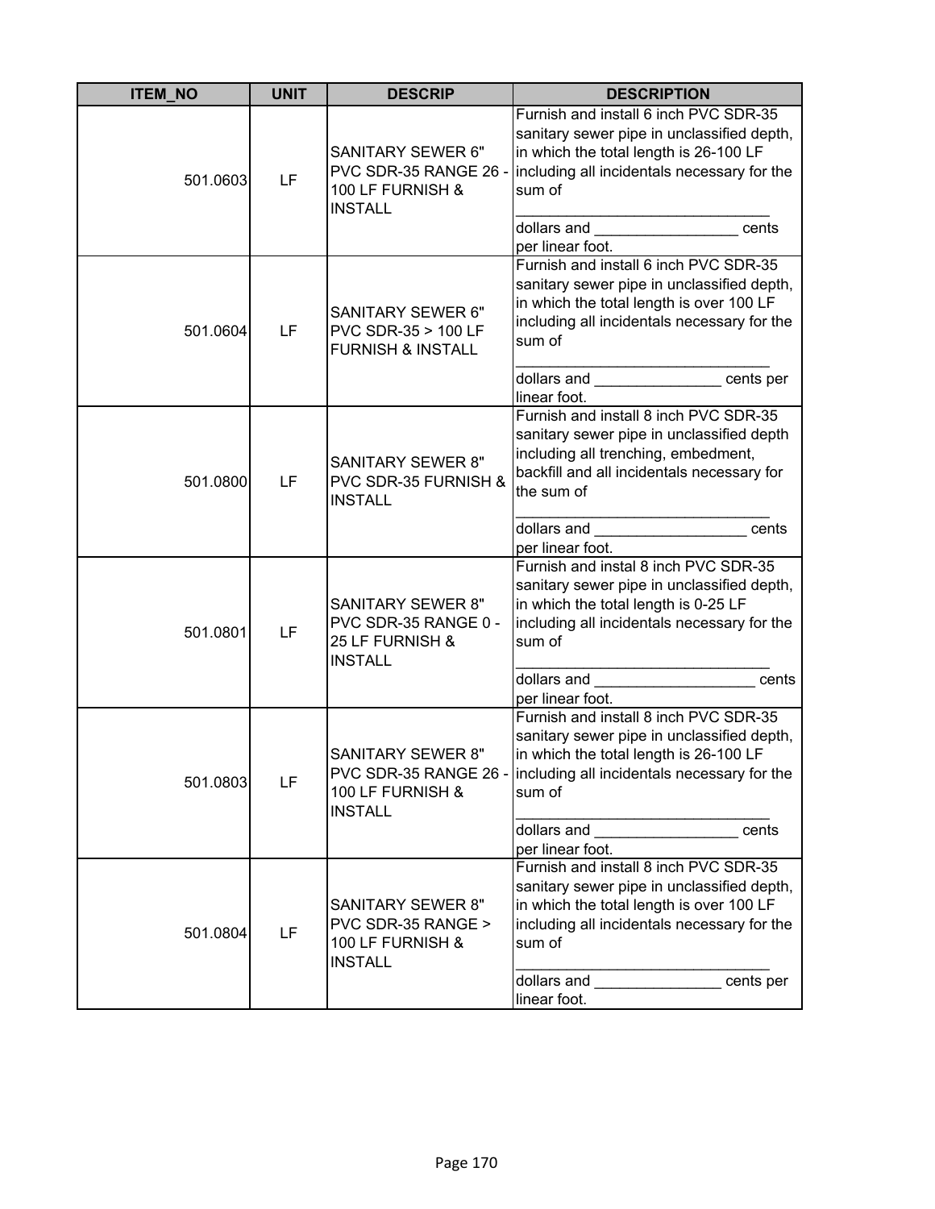| ITEM_NO | UNIT | DESCRIP | DESCRIPTION |
|---|---|---|---|
| 501.0603 | LF | SANITARY SEWER 6" PVC SDR-35 RANGE 26 - 100 LF FURNISH & INSTALL | Furnish and install 6 inch PVC SDR-35 sanitary sewer pipe in unclassified depth, in which the total length is 26-100 LF including all incidentals necessary for the sum of ______________________________ dollars and ________________ cents per linear foot. |
| 501.0604 | LF | SANITARY SEWER 6" PVC SDR-35 > 100 LF FURNISH & INSTALL | Furnish and install 6 inch PVC SDR-35 sanitary sewer pipe in unclassified depth, in which the total length is over 100 LF including all incidentals necessary for the sum of ______________________________ dollars and _______________ cents per linear foot. |
| 501.0800 | LF | SANITARY SEWER 8" PVC SDR-35 FURNISH & INSTALL | Furnish and install 8 inch PVC SDR-35 sanitary sewer pipe in unclassified depth including all trenching, embedment, backfill and all incidentals necessary for the sum of ______________________________ dollars and __________________ cents per linear foot. |
| 501.0801 | LF | SANITARY SEWER 8" PVC SDR-35 RANGE 0 - 25 LF FURNISH & INSTALL | Furnish and instal 8 inch PVC SDR-35 sanitary sewer pipe in unclassified depth, in which the total length is 0-25 LF including all incidentals necessary for the sum of ______________________________ dollars and ___________________ cents per linear foot. |
| 501.0803 | LF | SANITARY SEWER 8" PVC SDR-35 RANGE 26 - 100 LF FURNISH & INSTALL | Furnish and install 8 inch PVC SDR-35 sanitary sewer pipe in unclassified depth, in which the total length is 26-100 LF including all incidentals necessary for the sum of ______________________________ dollars and _________________ cents per linear foot. |
| 501.0804 | LF | SANITARY SEWER 8" PVC SDR-35 RANGE > 100 LF FURNISH & INSTALL | Furnish and install 8 inch PVC SDR-35 sanitary sewer pipe in unclassified depth, in which the total length is over 100 LF including all incidentals necessary for the sum of ______________________________ dollars and _______________ cents per linear foot. |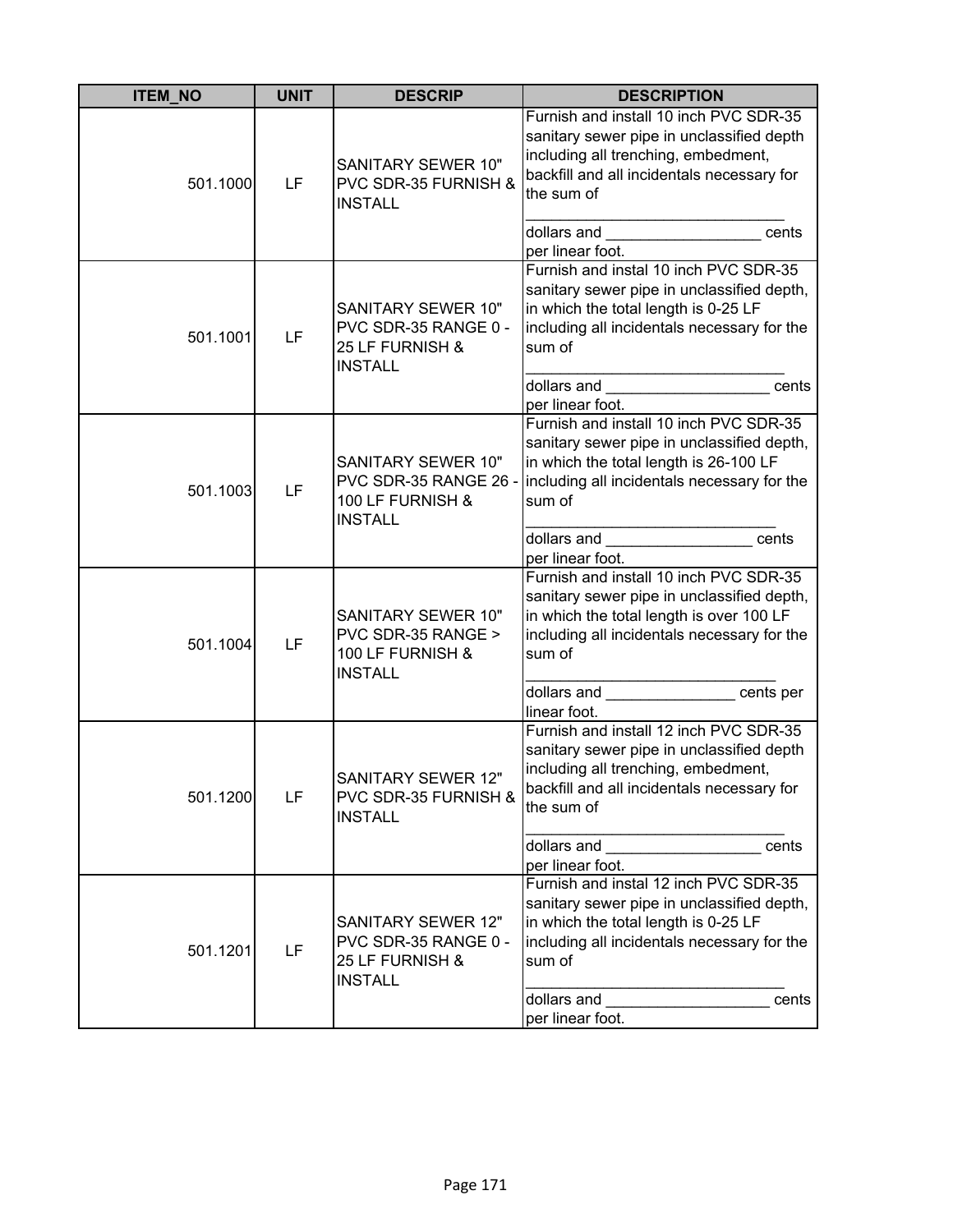| ITEM_NO | UNIT | DESCRIP | DESCRIPTION |
|---|---|---|---|
| 501.1000 | LF | SANITARY SEWER 10" PVC SDR-35 FURNISH & INSTALL | Furnish and install 10 inch PVC SDR-35 sanitary sewer pipe in unclassified depth including all trenching, embedment, backfill and all incidentals necessary for the sum of ______________________________ dollars and _________________ cents per linear foot. |
| 501.1001 | LF | SANITARY SEWER 10" PVC SDR-35 RANGE 0 - 25 LF FURNISH & INSTALL | Furnish and instal 10 inch PVC SDR-35 sanitary sewer pipe in unclassified depth, in which the total length is 0-25 LF including all incidentals necessary for the sum of ______________________________ dollars and ___________________ cents per linear foot. |
| 501.1003 | LF | SANITARY SEWER 10" PVC SDR-35 RANGE 26 - 100 LF FURNISH & INSTALL | Furnish and install 10 inch PVC SDR-35 sanitary sewer pipe in unclassified depth, in which the total length is 26-100 LF including all incidentals necessary for the sum of _____________________________ dollars and _________________ cents per linear foot. |
| 501.1004 | LF | SANITARY SEWER 10" PVC SDR-35 RANGE > 100 LF FURNISH & INSTALL | Furnish and install 10 inch PVC SDR-35 sanitary sewer pipe in unclassified depth, in which the total length is over 100 LF including all incidentals necessary for the sum of _____________________________ dollars and _______________ cents per linear foot. |
| 501.1200 | LF | SANITARY SEWER 12" PVC SDR-35 FURNISH & INSTALL | Furnish and install 12 inch PVC SDR-35 sanitary sewer pipe in unclassified depth including all trenching, embedment, backfill and all incidentals necessary for the sum of ______________________________ dollars and __________________ cents per linear foot. |
| 501.1201 | LF | SANITARY SEWER 12" PVC SDR-35 RANGE 0 - 25 LF FURNISH & INSTALL | Furnish and instal 12 inch PVC SDR-35 sanitary sewer pipe in unclassified depth, in which the total length is 0-25 LF including all incidentals necessary for the sum of ______________________________ dollars and ___________________ cents per linear foot. |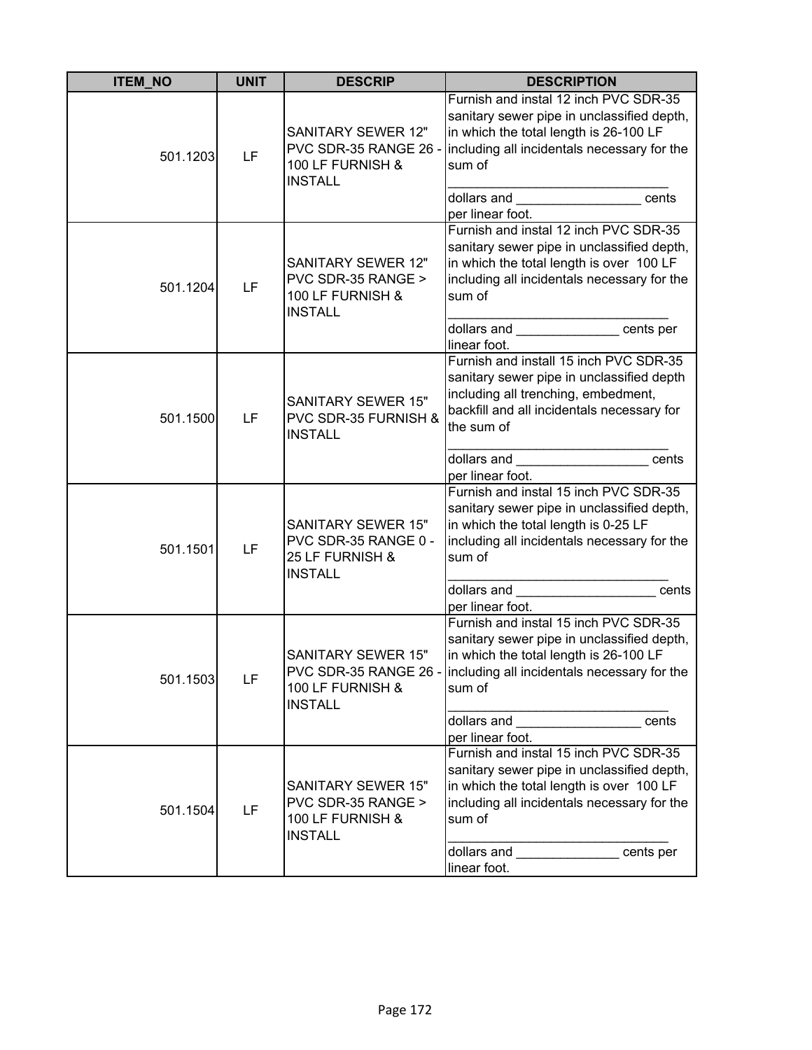| ITEM_NO | UNIT | DESCRIP | DESCRIPTION |
|---|---|---|---|
| 501.1203 | LF | SANITARY SEWER 12" PVC SDR-35 RANGE 26 - 100 LF FURNISH & INSTALL | Furnish and instal 12 inch PVC SDR-35 sanitary sewer pipe in unclassified depth, in which the total length is 26-100 LF including all incidentals necessary for the sum of ______________________________ dollars and ________________ cents per linear foot. |
| 501.1204 | LF | SANITARY SEWER 12" PVC SDR-35 RANGE > 100 LF FURNISH & INSTALL | Furnish and instal 12 inch PVC SDR-35 sanitary sewer pipe in unclassified depth, in which the total length is over 100 LF including all incidentals necessary for the sum of ______________________________ dollars and ______________ cents per linear foot. |
| 501.1500 | LF | SANITARY SEWER 15" PVC SDR-35 FURNISH & INSTALL | Furnish and install 15 inch PVC SDR-35 sanitary sewer pipe in unclassified depth including all trenching, embedment, backfill and all incidentals necessary for the sum of ______________________________ dollars and __________________ cents per linear foot. |
| 501.1501 | LF | SANITARY SEWER 15" PVC SDR-35 RANGE 0 - 25 LF FURNISH & INSTALL | Furnish and instal 15 inch PVC SDR-35 sanitary sewer pipe in unclassified depth, in which the total length is 0-25 LF including all incidentals necessary for the sum of ______________________________ dollars and ___________________ cents per linear foot. |
| 501.1503 | LF | SANITARY SEWER 15" PVC SDR-35 RANGE 26 - 100 LF FURNISH & INSTALL | Furnish and instal 15 inch PVC SDR-35 sanitary sewer pipe in unclassified depth, in which the total length is 26-100 LF including all incidentals necessary for the sum of ______________________________ dollars and _________________ cents per linear foot. |
| 501.1504 | LF | SANITARY SEWER 15" PVC SDR-35 RANGE > 100 LF FURNISH & INSTALL | Furnish and instal 15 inch PVC SDR-35 sanitary sewer pipe in unclassified depth, in which the total length is over 100 LF including all incidentals necessary for the sum of ______________________________ dollars and ______________ cents per linear foot. |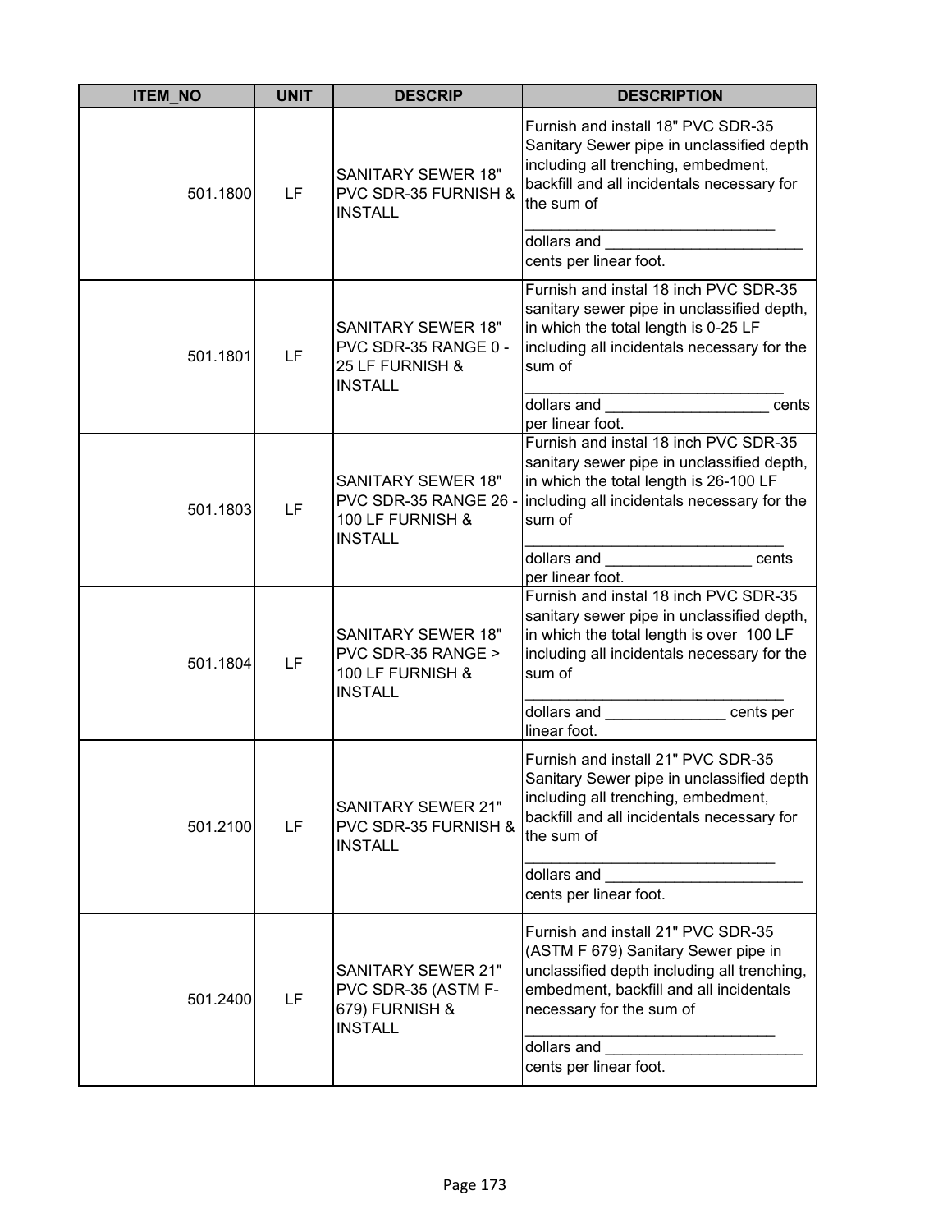| ITEM_NO | UNIT | DESCRIP | DESCRIPTION |
|---|---|---|---|
| 501.1800 | LF | SANITARY SEWER 18" PVC SDR-35 FURNISH & INSTALL | Furnish and install 18" PVC SDR-35 Sanitary Sewer pipe in unclassified depth including all trenching, embedment, backfill and all incidentals necessary for the sum of ______________________________ dollars and _______________________ cents per linear foot. |
| 501.1801 | LF | SANITARY SEWER 18" PVC SDR-35 RANGE 0 - 25 LF FURNISH & INSTALL | Furnish and instal 18 inch PVC SDR-35 sanitary sewer pipe in unclassified depth, in which the total length is 0-25 LF including all incidentals necessary for the sum of _______________________________ dollars and ___________________ cents per linear foot. |
| 501.1803 | LF | SANITARY SEWER 18" PVC SDR-35 RANGE 26 - 100 LF FURNISH & INSTALL | Furnish and instal 18 inch PVC SDR-35 sanitary sewer pipe in unclassified depth, in which the total length is 26-100 LF including all incidentals necessary for the sum of _______________________________ dollars and _________________ cents per linear foot. |
| 501.1804 | LF | SANITARY SEWER 18" PVC SDR-35 RANGE > 100 LF FURNISH & INSTALL | Furnish and instal 18 inch PVC SDR-35 sanitary sewer pipe in unclassified depth, in which the total length is over 100 LF including all incidentals necessary for the sum of _______________________________ dollars and ______________ cents per linear foot. |
| 501.2100 | LF | SANITARY SEWER 21" PVC SDR-35 FURNISH & INSTALL | Furnish and install 21" PVC SDR-35 Sanitary Sewer pipe in unclassified depth including all trenching, embedment, backfill and all incidentals necessary for the sum of ______________________________ dollars and _______________________ cents per linear foot. |
| 501.2400 | LF | SANITARY SEWER 21" PVC SDR-35 (ASTM F-679) FURNISH & INSTALL | Furnish and install 21" PVC SDR-35 (ASTM F 679) Sanitary Sewer pipe in unclassified depth including all trenching, embedment, backfill and all incidentals necessary for the sum of ______________________________ dollars and _______________________ cents per linear foot. |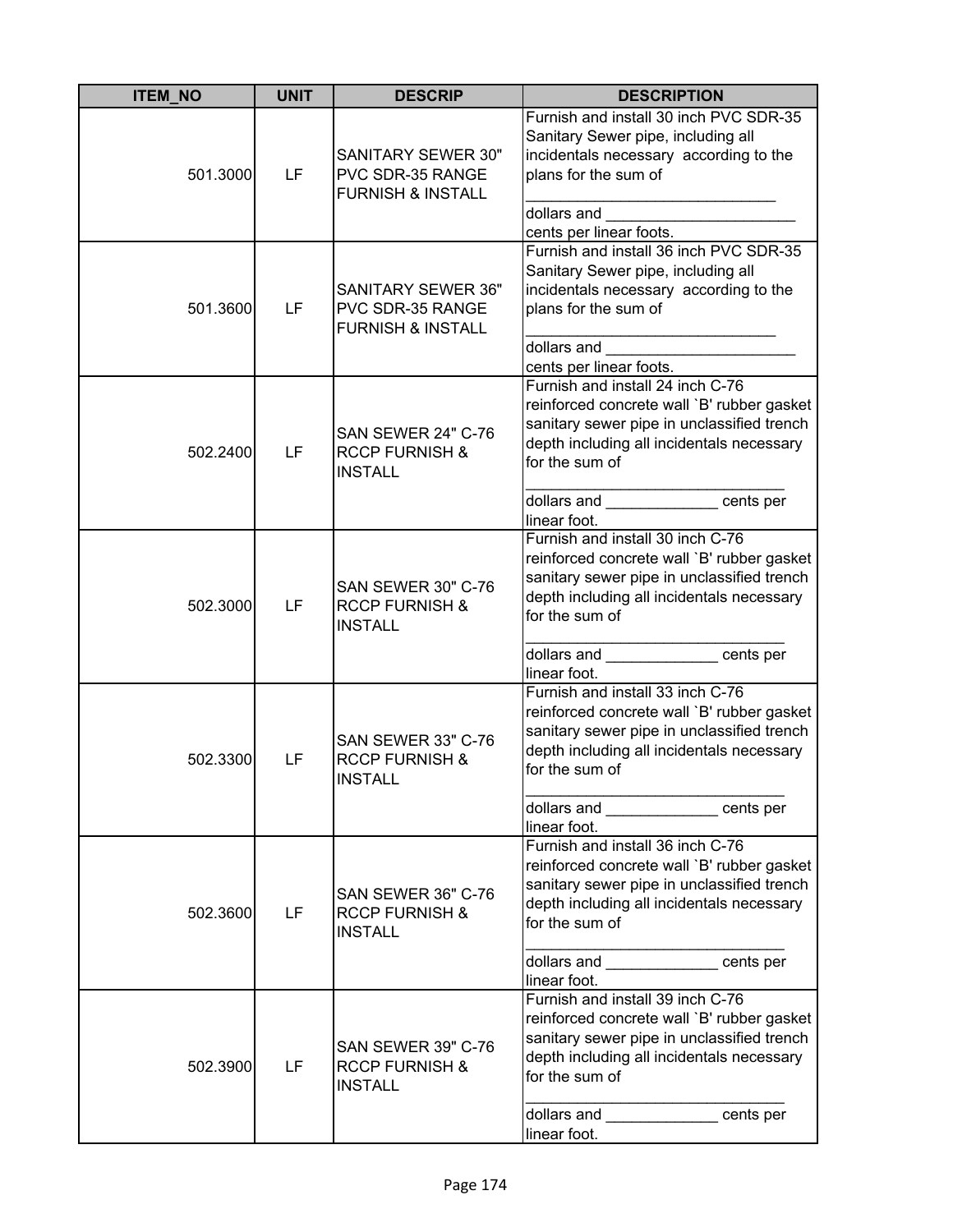| ITEM_NO | UNIT | DESCRIP | DESCRIPTION |
|---|---|---|---|
| 501.3000 | LF | SANITARY SEWER 30" PVC SDR-35 RANGE FURNISH & INSTALL | Furnish and install 30 inch PVC SDR-35 Sanitary Sewer pipe, including all incidentals necessary according to the plans for the sum of ______________________________ dollars and ______________________ cents per linear foots. |
| 501.3600 | LF | SANITARY SEWER 36" PVC SDR-35 RANGE FURNISH & INSTALL | Furnish and install 36 inch PVC SDR-35 Sanitary Sewer pipe, including all incidentals necessary according to the plans for the sum of ______________________________ dollars and ______________________ cents per linear foots. |
| 502.2400 | LF | SAN SEWER 24" C-76 RCCP FURNISH & INSTALL | Furnish and install 24 inch C-76 reinforced concrete wall `B' rubber gasket sanitary sewer pipe in unclassified trench depth including all incidentals necessary for the sum of ______________________________ dollars and _____________ cents per linear foot. |
| 502.3000 | LF | SAN SEWER 30" C-76 RCCP FURNISH & INSTALL | Furnish and install 30 inch C-76 reinforced concrete wall `B' rubber gasket sanitary sewer pipe in unclassified trench depth including all incidentals necessary for the sum of ______________________________ dollars and _____________ cents per linear foot. |
| 502.3300 | LF | SAN SEWER 33" C-76 RCCP FURNISH & INSTALL | Furnish and install 33 inch C-76 reinforced concrete wall `B' rubber gasket sanitary sewer pipe in unclassified trench depth including all incidentals necessary for the sum of ______________________________ dollars and _____________ cents per linear foot. |
| 502.3600 | LF | SAN SEWER 36" C-76 RCCP FURNISH & INSTALL | Furnish and install 36 inch C-76 reinforced concrete wall `B' rubber gasket sanitary sewer pipe in unclassified trench depth including all incidentals necessary for the sum of ______________________________ dollars and _____________ cents per linear foot. |
| 502.3900 | LF | SAN SEWER 39" C-76 RCCP FURNISH & INSTALL | Furnish and install 39 inch C-76 reinforced concrete wall `B' rubber gasket sanitary sewer pipe in unclassified trench depth including all incidentals necessary for the sum of ______________________________ dollars and _____________ cents per linear foot. |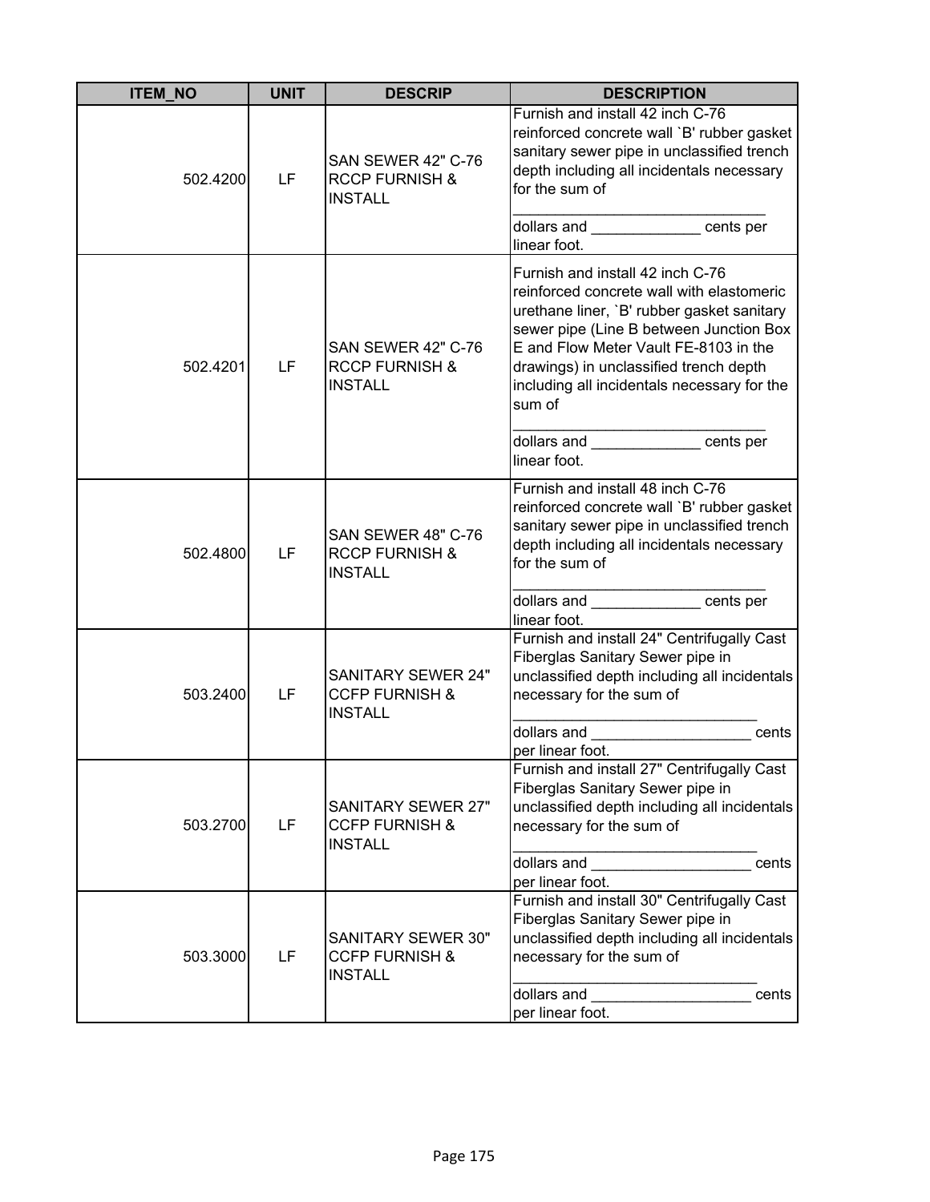| ITEM_NO | UNIT | DESCRIP | DESCRIPTION |
|---|---|---|---|
| 502.4200 | LF | SAN SEWER 42" C-76 RCCP FURNISH & INSTALL | Furnish and install 42 inch C-76 reinforced concrete wall `B' rubber gasket sanitary sewer pipe in unclassified trench depth including all incidentals necessary for the sum of ______________________________ dollars and _____________ cents per linear foot. |
| 502.4201 | LF | SAN SEWER 42" C-76 RCCP FURNISH & INSTALL | Furnish and install 42 inch C-76 reinforced concrete wall with elastomeric urethane liner, `B' rubber gasket sanitary sewer pipe (Line B between Junction Box E and Flow Meter Vault FE-8103 in the drawings) in unclassified trench depth including all incidentals necessary for the sum of ______________________________ dollars and _____________ cents per linear foot. |
| 502.4800 | LF | SAN SEWER 48" C-76 RCCP FURNISH & INSTALL | Furnish and install 48 inch C-76 reinforced concrete wall `B' rubber gasket sanitary sewer pipe in unclassified trench depth including all incidentals necessary for the sum of ______________________________ dollars and _____________ cents per linear foot. |
| 503.2400 | LF | SANITARY SEWER 24" CCFP FURNISH & INSTALL | Furnish and install 24" Centrifugally Cast Fiberglas Sanitary Sewer pipe in unclassified depth including all incidentals necessary for the sum of ______________________________ dollars and ___________________ cents per linear foot. |
| 503.2700 | LF | SANITARY SEWER 27" CCFP FURNISH & INSTALL | Furnish and install 27" Centrifugally Cast Fiberglas Sanitary Sewer pipe in unclassified depth including all incidentals necessary for the sum of ______________________________ dollars and ___________________ cents per linear foot. |
| 503.3000 | LF | SANITARY SEWER 30" CCFP FURNISH & INSTALL | Furnish and install 30" Centrifugally Cast Fiberglas Sanitary Sewer pipe in unclassified depth including all incidentals necessary for the sum of ______________________________ dollars and ___________________ cents per linear foot. |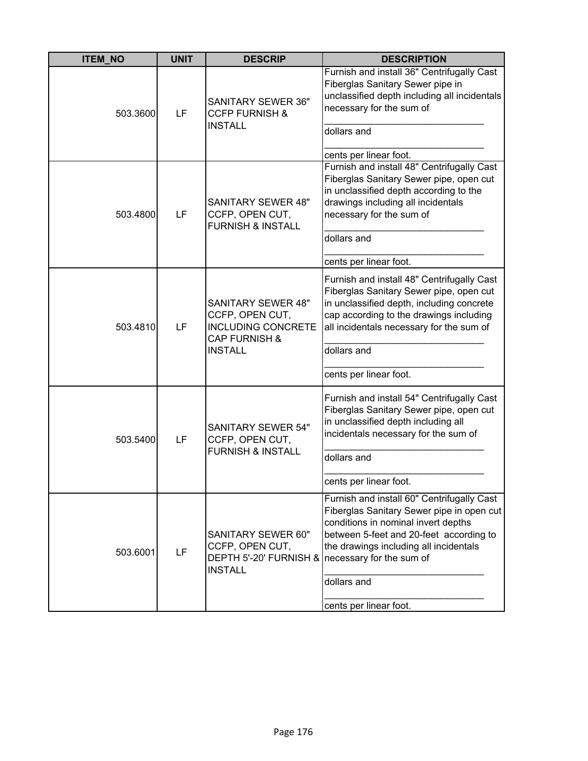| ITEM_NO | UNIT | DESCRIP | DESCRIPTION |
|---|---|---|---|
| 503.3600 | LF | SANITARY SEWER 36" CCFP FURNISH & INSTALL | Furnish and install 36" Centrifugally Cast Fiberglas Sanitary Sewer pipe in unclassified depth including all incidentals necessary for the sum of ______________________________ dollars and ______________________________ cents per linear foot. |
| 503.4800 | LF | SANITARY SEWER 48" CCFP, OPEN CUT, FURNISH & INSTALL | Furnish and install 48" Centrifugally Cast Fiberglas Sanitary Sewer pipe, open cut in unclassified depth according to the drawings including all incidentals necessary for the sum of ______________________________ dollars and ______________________________ cents per linear foot. |
| 503.4810 | LF | SANITARY SEWER 48" CCFP, OPEN CUT, INCLUDING CONCRETE CAP FURNISH & INSTALL | Furnish and install 48" Centrifugally Cast Fiberglas Sanitary Sewer pipe, open cut in unclassified depth, including concrete cap according to the drawings including all incidentals necessary for the sum of ______________________________ dollars and ______________________________ cents per linear foot. |
| 503.5400 | LF | SANITARY SEWER 54" CCFP, OPEN CUT, FURNISH & INSTALL | Furnish and install 54" Centrifugally Cast Fiberglas Sanitary Sewer pipe, open cut in unclassified depth including all incidentals necessary for the sum of ______________________________ dollars and ______________________________ cents per linear foot. |
| 503.6001 | LF | SANITARY SEWER 60" CCFP, OPEN CUT, DEPTH 5'-20' FURNISH & INSTALL | Furnish and install 60" Centrifugally Cast Fiberglas Sanitary Sewer pipe in open cut conditions in nominal invert depths between 5-feet and 20-feet according to the drawings including all incidentals necessary for the sum of ______________________________ dollars and ______________________________ cents per linear foot. |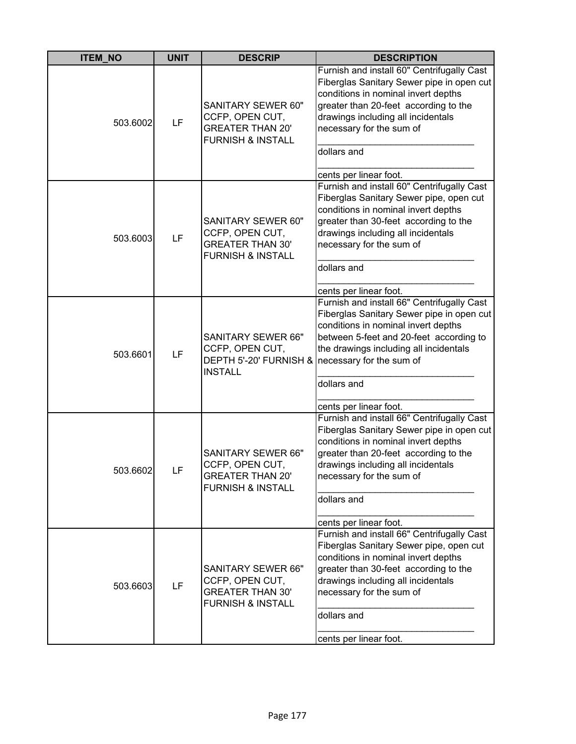| ITEM_NO | UNIT | DESCRIP | DESCRIPTION |
|---|---|---|---|
| 503.6002 | LF | SANITARY SEWER 60" CCFP, OPEN CUT, GREATER THAN 20' FURNISH & INSTALL | Furnish and install 60" Centrifugally Cast Fiberglas Sanitary Sewer pipe in open cut conditions in nominal invert depths greater than 20-feet according to the drawings including all incidentals necessary for the sum of ______________________________ dollars and ______________________________ cents per linear foot. |
| 503.6003 | LF | SANITARY SEWER 60" CCFP, OPEN CUT, GREATER THAN 30' FURNISH & INSTALL | Furnish and install 60" Centrifugally Cast Fiberglas Sanitary Sewer pipe, open cut conditions in nominal invert depths greater than 30-feet according to the drawings including all incidentals necessary for the sum of ______________________________ dollars and ______________________________ cents per linear foot. |
| 503.6601 | LF | SANITARY SEWER 66" CCFP, OPEN CUT, DEPTH 5'-20' FURNISH & INSTALL | Furnish and install 66" Centrifugally Cast Fiberglas Sanitary Sewer pipe in open cut conditions in nominal invert depths between 5-feet and 20-feet according to the drawings including all incidentals necessary for the sum of ______________________________ dollars and ______________________________ cents per linear foot. |
| 503.6602 | LF | SANITARY SEWER 66" CCFP, OPEN CUT, GREATER THAN 20' FURNISH & INSTALL | Furnish and install 66" Centrifugally Cast Fiberglas Sanitary Sewer pipe in open cut conditions in nominal invert depths greater than 20-feet according to the drawings including all incidentals necessary for the sum of ______________________________ dollars and ______________________________ cents per linear foot. |
| 503.6603 | LF | SANITARY SEWER 66" CCFP, OPEN CUT, GREATER THAN 30' FURNISH & INSTALL | Furnish and install 66" Centrifugally Cast Fiberglas Sanitary Sewer pipe, open cut conditions in nominal invert depths greater than 30-feet according to the drawings including all incidentals necessary for the sum of ______________________________ dollars and ______________________________ cents per linear foot. |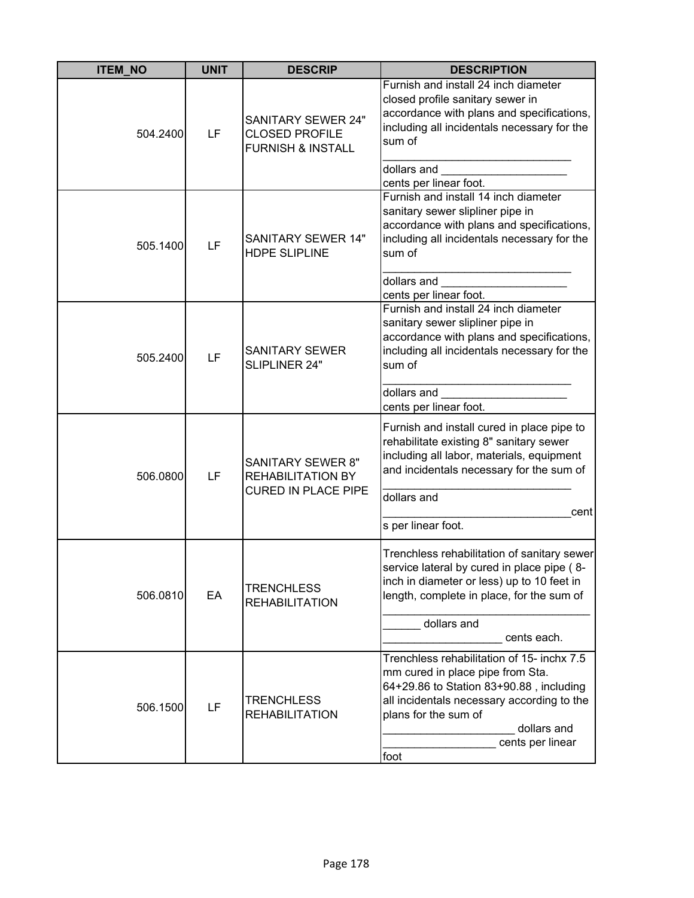| ITEM_NO | UNIT | DESCRIP | DESCRIPTION |
|---|---|---|---|
| 504.2400 | LF | SANITARY SEWER 24" CLOSED PROFILE FURNISH & INSTALL | Furnish and install 24 inch diameter closed profile sanitary sewer in accordance with plans and specifications, including all incidentals necessary for the sum of _______________________________ dollars and ____________________ cents per linear foot. |
| 505.1400 | LF | SANITARY SEWER 14" HDPE SLIPLINE | Furnish and install 14 inch diameter sanitary sewer slipliner pipe in accordance with plans and specifications, including all incidentals necessary for the sum of _______________________________ dollars and ____________________ cents per linear foot. |
| 505.2400 | LF | SANITARY SEWER SLIPLINER 24" | Furnish and install 24 inch diameter sanitary sewer slipliner pipe in accordance with plans and specifications, including all incidentals necessary for the sum of _______________________________ dollars and ____________________ cents per linear foot. |
| 506.0800 | LF | SANITARY SEWER 8" REHABILITATION BY CURED IN PLACE PIPE | Furnish and install cured in place pipe to rehabilitate existing 8" sanitary sewer including all labor, materials, equipment and incidentals necessary for the sum of _______________________________ dollars and _______________________________cents per linear foot. |
| 506.0810 | EA | TRENCHLESS REHABILITATION | Trenchless rehabilitation of sanitary sewer service lateral by cured in place pipe ( 8-inch in diameter or less) up to 10 feet in length, complete in place, for the sum of __________________________________ ______ dollars and ___________________ cents each. |
| 506.1500 | LF | TRENCHLESS REHABILITATION | Trenchless rehabilitation of 15- inchx 7.5 mm cured in place pipe from Sta. 64+29.86 to Station 83+90.88 , including all incidentals necessary according to the plans for the sum of _____________________ dollars and __________________ cents per linear foot |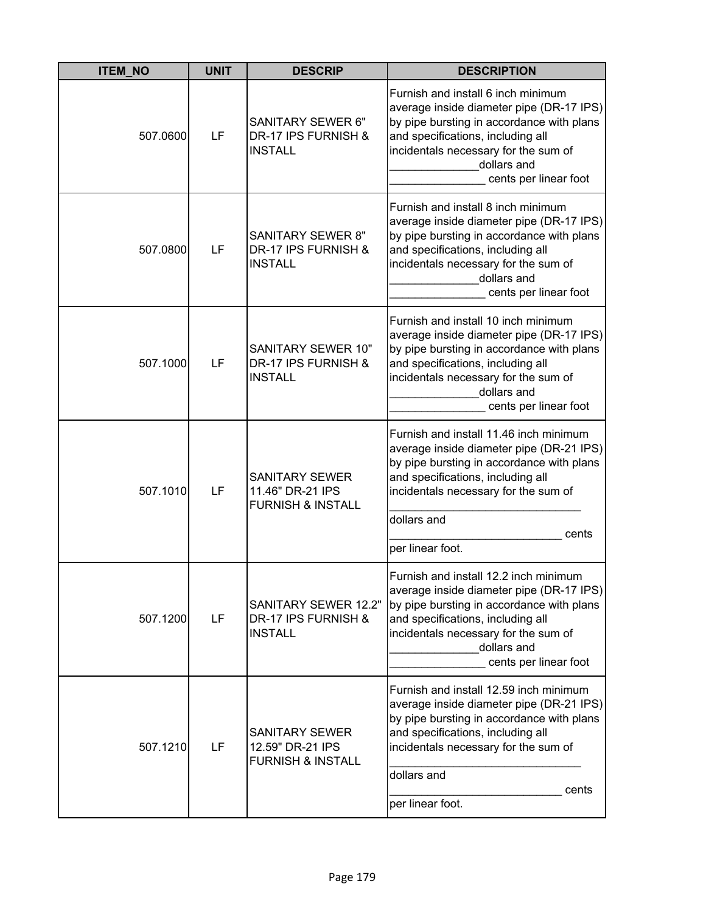| ITEM_NO | UNIT | DESCRIP | DESCRIPTION |
|---|---|---|---|
| 507.0600 | LF | SANITARY SEWER 6" DR-17 IPS FURNISH & INSTALL | Furnish and install 6 inch minimum average inside diameter pipe (DR-17 IPS) by pipe bursting in accordance with plans and specifications, including all incidentals necessary for the sum of ______________dollars and _______________ cents per linear foot |
| 507.0800 | LF | SANITARY SEWER 8" DR-17 IPS FURNISH & INSTALL | Furnish and install 8 inch minimum average inside diameter pipe (DR-17 IPS) by pipe bursting in accordance with plans and specifications, including all incidentals necessary for the sum of ______________dollars and _______________ cents per linear foot |
| 507.1000 | LF | SANITARY SEWER 10" DR-17 IPS FURNISH & INSTALL | Furnish and install 10 inch minimum average inside diameter pipe (DR-17 IPS) by pipe bursting in accordance with plans and specifications, including all incidentals necessary for the sum of ______________dollars and _______________ cents per linear foot |
| 507.1010 | LF | SANITARY SEWER 11.46" DR-21 IPS FURNISH & INSTALL | Furnish and install 11.46 inch minimum average inside diameter pipe (DR-21 IPS) by pipe bursting in accordance with plans and specifications, including all incidentals necessary for the sum of ______________________________ dollars and ___________________________ cents per linear foot. |
| 507.1200 | LF | SANITARY SEWER 12.2" DR-17 IPS FURNISH & INSTALL | Furnish and install 12.2 inch minimum average inside diameter pipe (DR-17 IPS) by pipe bursting in accordance with plans and specifications, including all incidentals necessary for the sum of ______________dollars and _______________ cents per linear foot |
| 507.1210 | LF | SANITARY SEWER 12.59" DR-21 IPS FURNISH & INSTALL | Furnish and install 12.59 inch minimum average inside diameter pipe (DR-21 IPS) by pipe bursting in accordance with plans and specifications, including all incidentals necessary for the sum of ______________________________ dollars and ___________________________ cents per linear foot. |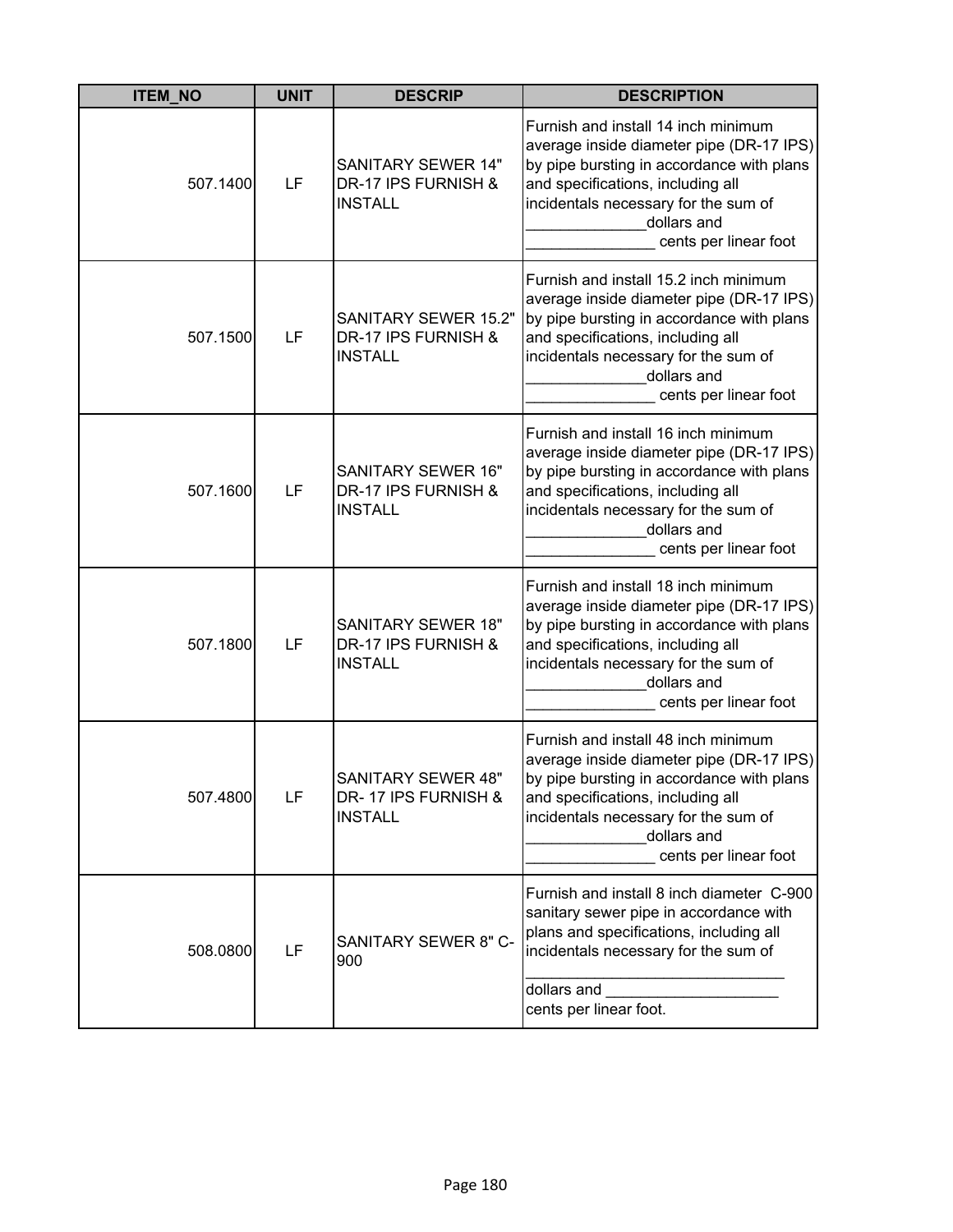| ITEM_NO | UNIT | DESCRIP | DESCRIPTION |
|---|---|---|---|
| 507.1400 | LF | SANITARY SEWER 14" DR-17 IPS FURNISH & INSTALL | Furnish and install 14 inch minimum average inside diameter pipe (DR-17 IPS) by pipe bursting in accordance with plans and specifications, including all incidentals necessary for the sum of ______________dollars and _______________ cents per linear foot |
| 507.1500 | LF | SANITARY SEWER 15.2" DR-17 IPS FURNISH & INSTALL | Furnish and install 15.2 inch minimum average inside diameter pipe (DR-17 IPS) by pipe bursting in accordance with plans and specifications, including all incidentals necessary for the sum of ______________dollars and _______________ cents per linear foot |
| 507.1600 | LF | SANITARY SEWER 16" DR-17 IPS FURNISH & INSTALL | Furnish and install 16 inch minimum average inside diameter pipe (DR-17 IPS) by pipe bursting in accordance with plans and specifications, including all incidentals necessary for the sum of ______________dollars and _______________ cents per linear foot |
| 507.1800 | LF | SANITARY SEWER 18" DR-17 IPS FURNISH & INSTALL | Furnish and install 18 inch minimum average inside diameter pipe (DR-17 IPS) by pipe bursting in accordance with plans and specifications, including all incidentals necessary for the sum of ______________dollars and _______________ cents per linear foot |
| 507.4800 | LF | SANITARY SEWER 48" DR- 17 IPS FURNISH & INSTALL | Furnish and install 48 inch minimum average inside diameter pipe (DR-17 IPS) by pipe bursting in accordance with plans and specifications, including all incidentals necessary for the sum of ______________dollars and _______________ cents per linear foot |
| 508.0800 | LF | SANITARY SEWER 8" C-900 | Furnish and install 8 inch diameter C-900 sanitary sewer pipe in accordance with plans and specifications, including all incidentals necessary for the sum of ______________________________ dollars and ____________________ cents per linear foot. |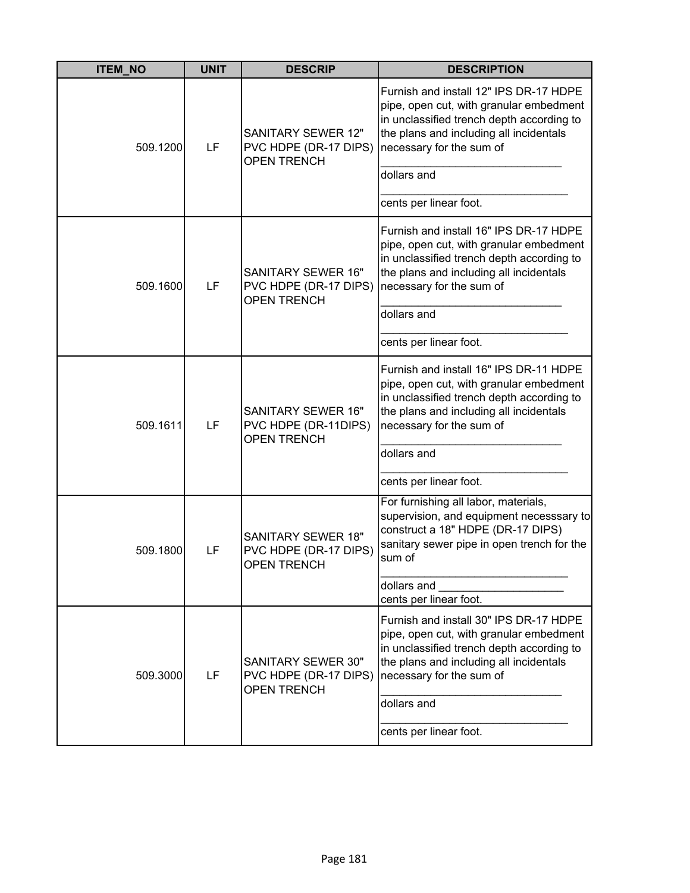| ITEM_NO | UNIT | DESCRIP | DESCRIPTION |
|---|---|---|---|
| 509.1200 | LF | SANITARY SEWER 12" PVC HDPE (DR-17 DIPS) OPEN TRENCH | Furnish and install 12" IPS DR-17 HDPE pipe, open cut, with granular embedment in unclassified trench depth according to the plans and including all incidentals necessary for the sum of _____________________________ dollars and _____________________________ cents per linear foot. |
| 509.1600 | LF | SANITARY SEWER 16" PVC HDPE (DR-17 DIPS) OPEN TRENCH | Furnish and install 16" IPS DR-17 HDPE pipe, open cut, with granular embedment in unclassified trench depth according to the plans and including all incidentals necessary for the sum of _____________________________ dollars and _____________________________ cents per linear foot. |
| 509.1611 | LF | SANITARY SEWER 16" PVC HDPE (DR-11DIPS) OPEN TRENCH | Furnish and install 16" IPS DR-11 HDPE pipe, open cut, with granular embedment in unclassified trench depth according to the plans and including all incidentals necessary for the sum of _____________________________ dollars and _____________________________ cents per linear foot. |
| 509.1800 | LF | SANITARY SEWER 18" PVC HDPE (DR-17 DIPS) OPEN TRENCH | For furnishing all labor, materials, supervision, and equipment necesssary to construct a 18" HDPE (DR-17 DIPS) sanitary sewer pipe in open trench for the sum of _____________________________ dollars and ____________________ cents per linear foot. |
| 509.3000 | LF | SANITARY SEWER 30" PVC HDPE (DR-17 DIPS) OPEN TRENCH | Furnish and install 30" IPS DR-17 HDPE pipe, open cut, with granular embedment in unclassified trench depth according to the plans and including all incidentals necessary for the sum of _____________________________ dollars and _____________________________ cents per linear foot. |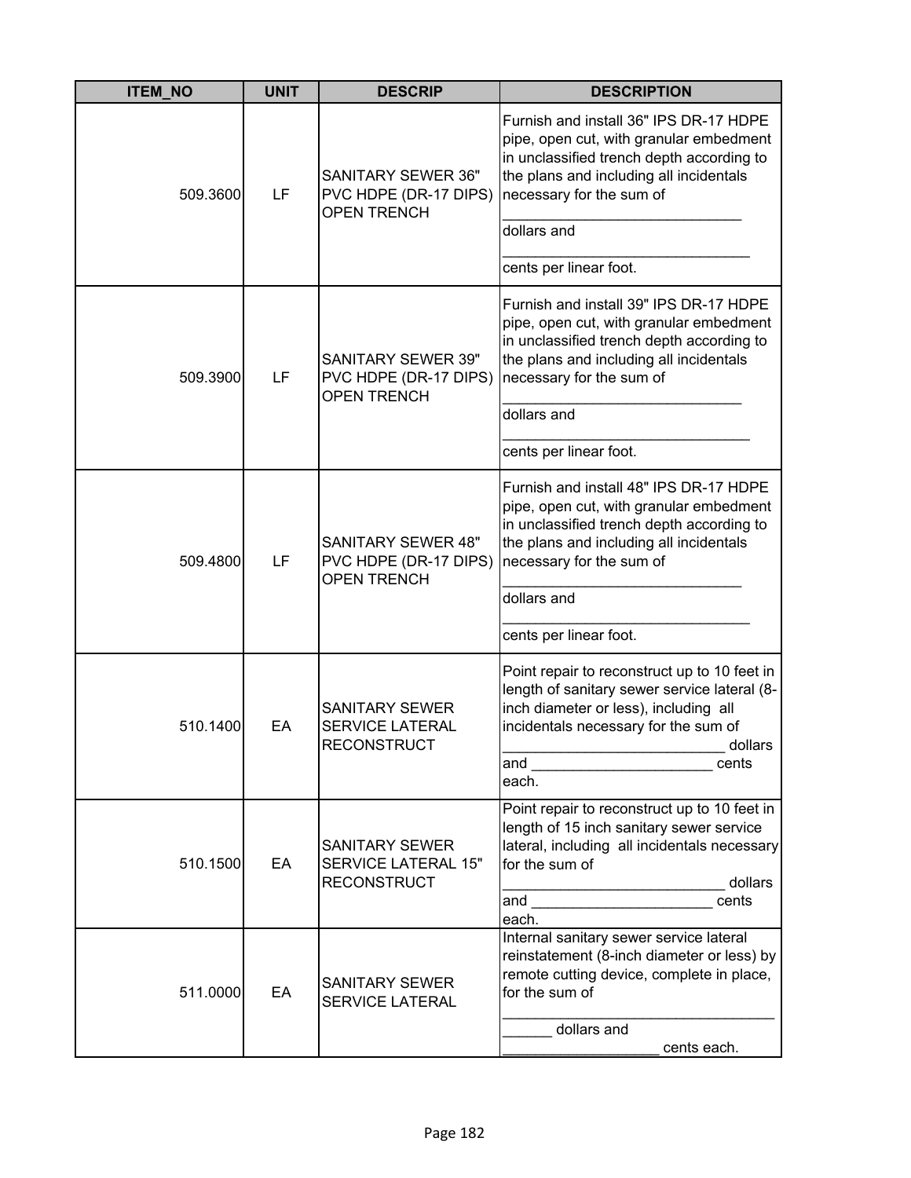| ITEM_NO | UNIT | DESCRIP | DESCRIPTION |
|---|---|---|---|
| 509.3600 | LF | SANITARY SEWER 36" PVC HDPE (DR-17 DIPS) OPEN TRENCH | Furnish and install 36" IPS DR-17 HDPE pipe, open cut, with granular embedment in unclassified trench depth according to the plans and including all incidentals necessary for the sum of _____________________________ dollars and ______________________________ cents per linear foot. |
| 509.3900 | LF | SANITARY SEWER 39" PVC HDPE (DR-17 DIPS) OPEN TRENCH | Furnish and install 39" IPS DR-17 HDPE pipe, open cut, with granular embedment in unclassified trench depth according to the plans and including all incidentals necessary for the sum of _____________________________ dollars and ______________________________ cents per linear foot. |
| 509.4800 | LF | SANITARY SEWER 48" PVC HDPE (DR-17 DIPS) OPEN TRENCH | Furnish and install 48" IPS DR-17 HDPE pipe, open cut, with granular embedment in unclassified trench depth according to the plans and including all incidentals necessary for the sum of _____________________________ dollars and ______________________________ cents per linear foot. |
| 510.1400 | EA | SANITARY SEWER SERVICE LATERAL RECONSTRUCT | Point repair to reconstruct up to 10 feet in length of sanitary sewer service lateral (8-inch diameter or less), including all incidentals necessary for the sum of __________________________ dollars and ______________________ cents each. |
| 510.1500 | EA | SANITARY SEWER SERVICE LATERAL 15" RECONSTRUCT | Point repair to reconstruct up to 10 feet in length of 15 inch sanitary sewer service lateral, including all incidentals necessary for the sum of __________________________ dollars and ______________________ cents each. |
| 511.0000 | EA | SANITARY SEWER SERVICE LATERAL | Internal sanitary sewer service lateral reinstatement (8-inch diameter or less) by remote cutting device, complete in place, for the sum of _________________________________ ______ dollars and ___________________ cents each. |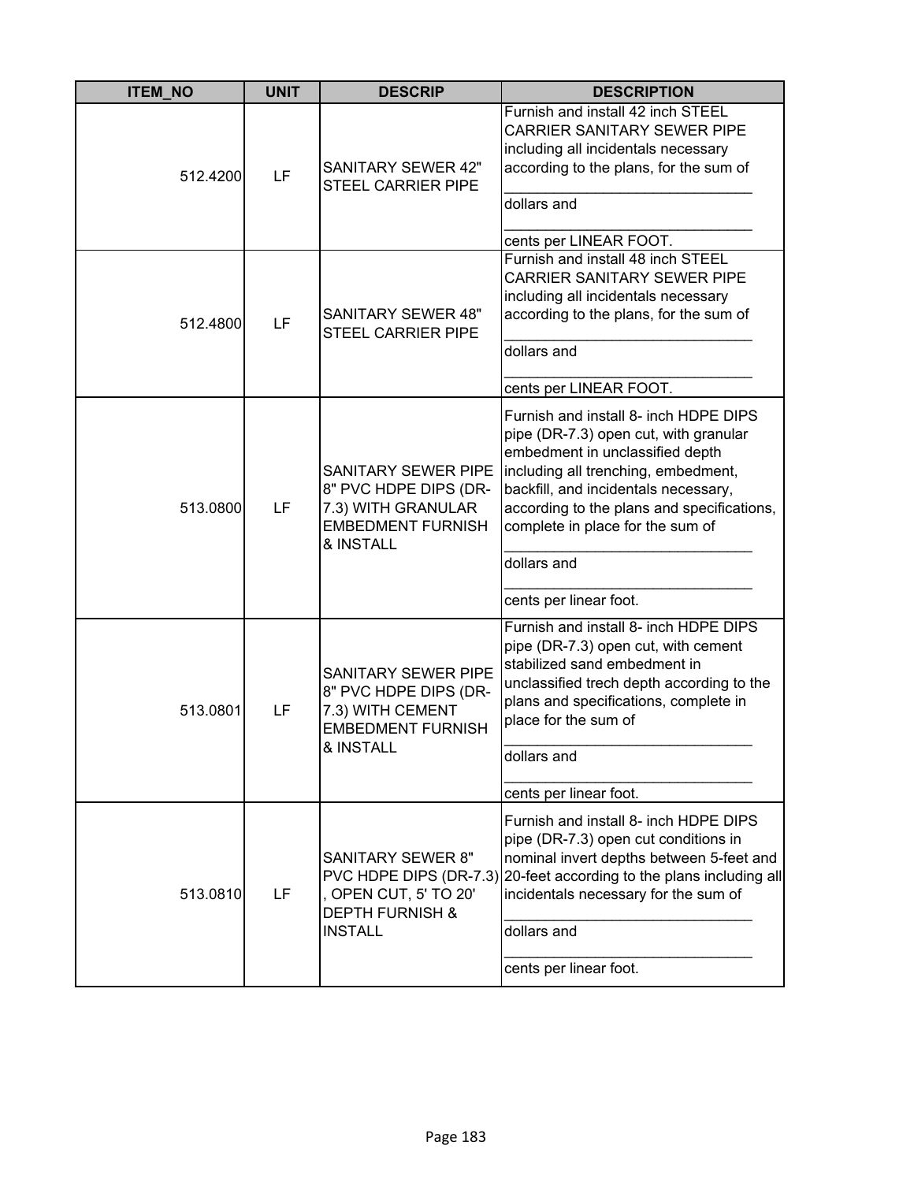| ITEM_NO | UNIT | DESCRIP | DESCRIPTION |
|---|---|---|---|
| 512.4200 | LF | SANITARY SEWER 42" STEEL CARRIER PIPE | Furnish and install 42 inch STEEL CARRIER SANITARY SEWER PIPE including all incidentals necessary according to the plans, for the sum of ______________________________ dollars and ______________________________ cents per LINEAR FOOT. |
| 512.4800 | LF | SANITARY SEWER 48" STEEL CARRIER PIPE | Furnish and install 48 inch STEEL CARRIER SANITARY SEWER PIPE including all incidentals necessary according to the plans, for the sum of ______________________________ dollars and ______________________________ cents per LINEAR FOOT. |
| 513.0800 | LF | SANITARY SEWER PIPE 8" PVC HDPE DIPS (DR-7.3) WITH GRANULAR EMBEDMENT FURNISH & INSTALL | Furnish and install 8- inch HDPE DIPS pipe (DR-7.3) open cut, with granular embedment in unclassified depth including all trenching, embedment, backfill, and incidentals necessary, according to the plans and specifications, complete in place for the sum of ______________________________ dollars and ______________________________ cents per linear foot. |
| 513.0801 | LF | SANITARY SEWER PIPE 8" PVC HDPE DIPS (DR-7.3) WITH CEMENT EMBEDMENT FURNISH & INSTALL | Furnish and install 8- inch HDPE DIPS pipe (DR-7.3) open cut, with cement stabilized sand embedment in unclassified trech depth according to the plans and specifications, complete in place for the sum of ______________________________ dollars and ______________________________ cents per linear foot. |
| 513.0810 | LF | SANITARY SEWER 8" PVC HDPE DIPS (DR-7.3) , OPEN CUT, 5' TO 20' DEPTH FURNISH & INSTALL | Furnish and install 8- inch HDPE DIPS pipe (DR-7.3) open cut conditions in nominal invert depths between 5-feet and 20-feet according to the plans including all incidentals necessary for the sum of ______________________________ dollars and ______________________________ cents per linear foot. |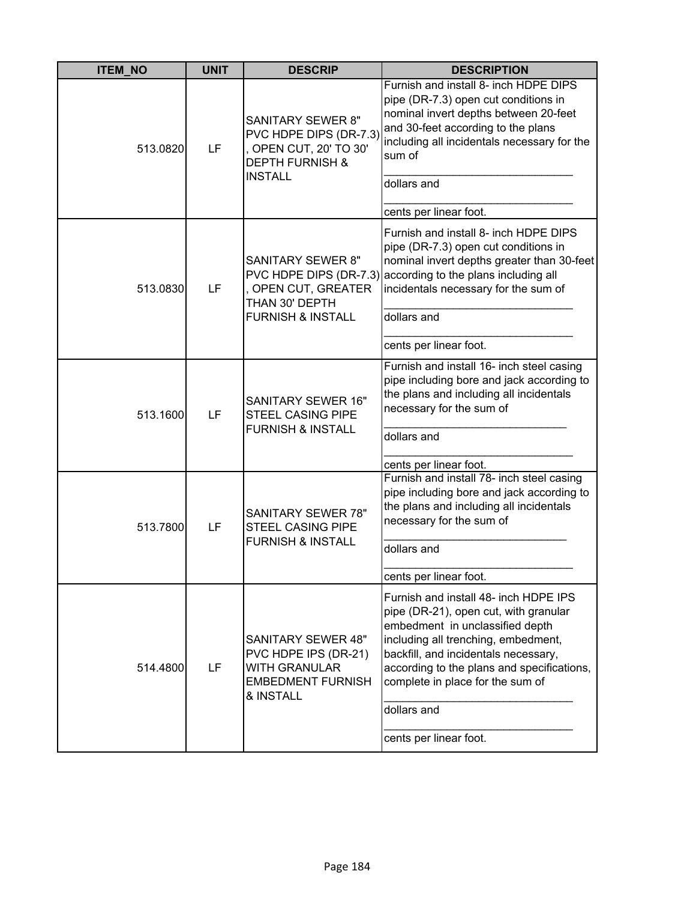| ITEM_NO | UNIT | DESCRIP | DESCRIPTION |
|---|---|---|---|
| 513.0820 | LF | SANITARY SEWER 8" PVC HDPE DIPS (DR-7.3) , OPEN CUT, 20' TO 30' DEPTH FURNISH & INSTALL | Furnish and install 8- inch HDPE DIPS pipe (DR-7.3) open cut conditions in nominal invert depths between 20-feet and 30-feet according to the plans including all incidentals necessary for the sum of ______________________________ dollars and ______________________________ cents per linear foot. |
| 513.0830 | LF | SANITARY SEWER 8" PVC HDPE DIPS (DR-7.3) , OPEN CUT, GREATER THAN 30' DEPTH FURNISH & INSTALL | Furnish and install 8- inch HDPE DIPS pipe (DR-7.3) open cut conditions in nominal invert depths greater than 30-feet according to the plans including all incidentals necessary for the sum of ______________________________ dollars and ______________________________ cents per linear foot. |
| 513.1600 | LF | SANITARY SEWER 16" STEEL CASING PIPE FURNISH & INSTALL | Furnish and install 16- inch steel casing pipe including bore and jack according to the plans and including all incidentals necessary for the sum of ______________________________ dollars and ______________________________ cents per linear foot. |
| 513.7800 | LF | SANITARY SEWER 78" STEEL CASING PIPE FURNISH & INSTALL | Furnish and install 78- inch steel casing pipe including bore and jack according to the plans and including all incidentals necessary for the sum of ______________________________ dollars and ______________________________ cents per linear foot. |
| 514.4800 | LF | SANITARY SEWER 48" PVC HDPE IPS (DR-21) WITH GRANULAR EMBEDMENT FURNISH & INSTALL | Furnish and install 48- inch HDPE IPS pipe (DR-21), open cut, with granular embedment in unclassified depth including all trenching, embedment, backfill, and incidentals necessary, according to the plans and specifications, complete in place for the sum of ______________________________ dollars and ______________________________ cents per linear foot. |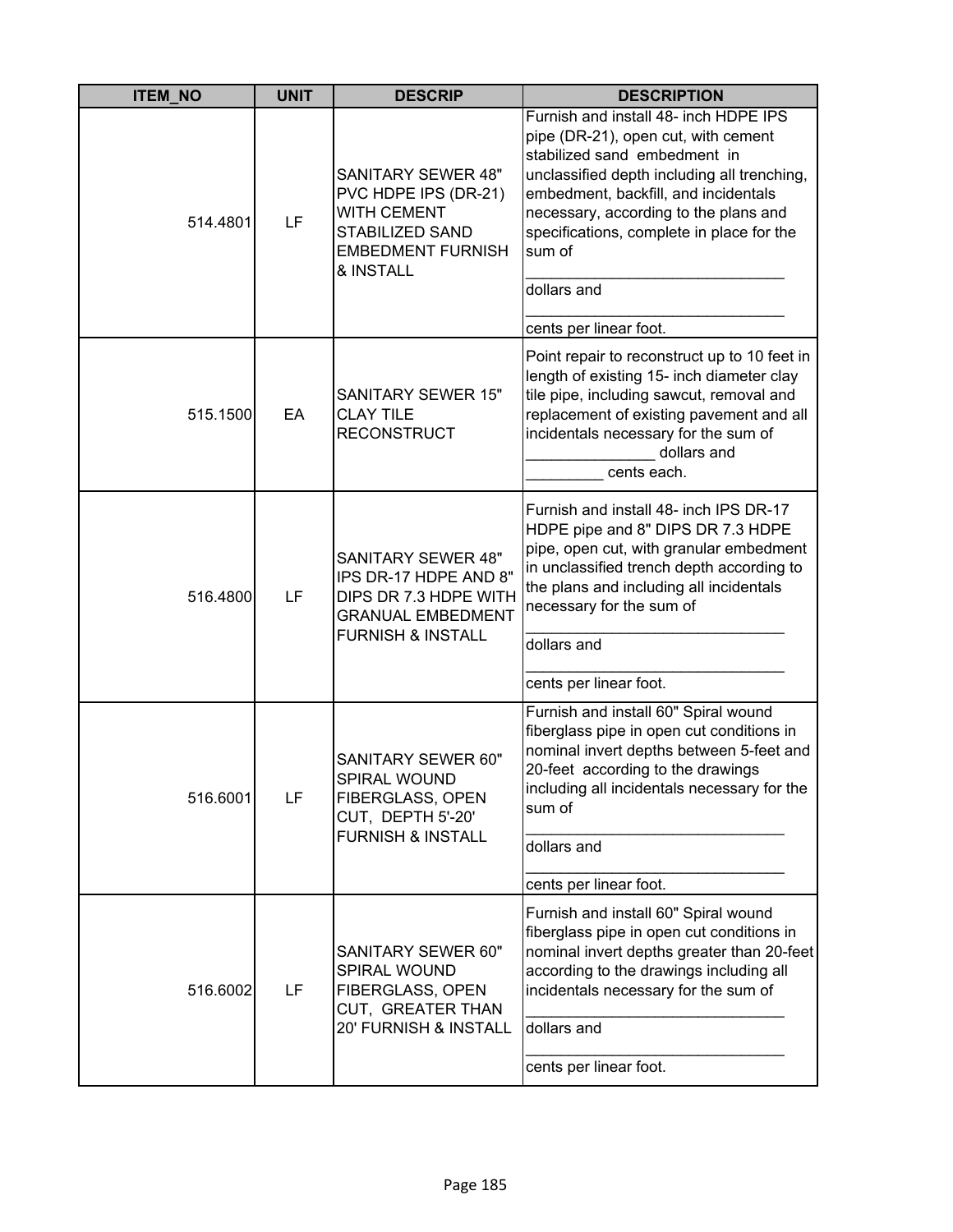| ITEM_NO | UNIT | DESCRIP | DESCRIPTION |
|---|---|---|---|
| 514.4801 | LF | SANITARY SEWER 48" PVC HDPE IPS (DR-21) WITH CEMENT STABILIZED SAND EMBEDMENT FURNISH & INSTALL | Furnish and install 48- inch HDPE IPS pipe (DR-21), open cut, with cement stabilized sand embedment in unclassified depth including all trenching, embedment, backfill, and incidentals necessary, according to the plans and specifications, complete in place for the sum of _______________________________ dollars and _______________________________ cents per linear foot. |
| 515.1500 | EA | SANITARY SEWER 15" CLAY TILE RECONSTRUCT | Point repair to reconstruct up to 10 feet in length of existing 15- inch diameter clay tile pipe, including sawcut, removal and replacement of existing pavement and all incidentals necessary for the sum of _______________ dollars and _________ cents each. |
| 516.4800 | LF | SANITARY SEWER 48" IPS DR-17 HDPE AND 8" DIPS DR 7.3 HDPE WITH GRANUAL EMBEDMENT FURNISH & INSTALL | Furnish and install 48- inch IPS DR-17 HDPE pipe and 8" DIPS DR 7.3 HDPE pipe, open cut, with granular embedment in unclassified trench depth according to the plans and including all incidentals necessary for the sum of _______________________________ dollars and _______________________________ cents per linear foot. |
| 516.6001 | LF | SANITARY SEWER 60" SPIRAL WOUND FIBERGLASS, OPEN CUT, DEPTH 5'-20' FURNISH & INSTALL | Furnish and install 60" Spiral wound fiberglass pipe in open cut conditions in nominal invert depths between 5-feet and 20-feet according to the drawings including all incidentals necessary for the sum of _______________________________ dollars and _______________________________ cents per linear foot. |
| 516.6002 | LF | SANITARY SEWER 60" SPIRAL WOUND FIBERGLASS, OPEN CUT, GREATER THAN 20' FURNISH & INSTALL | Furnish and install 60" Spiral wound fiberglass pipe in open cut conditions in nominal invert depths greater than 20-feet according to the drawings including all incidentals necessary for the sum of _______________________________ dollars and _______________________________ cents per linear foot. |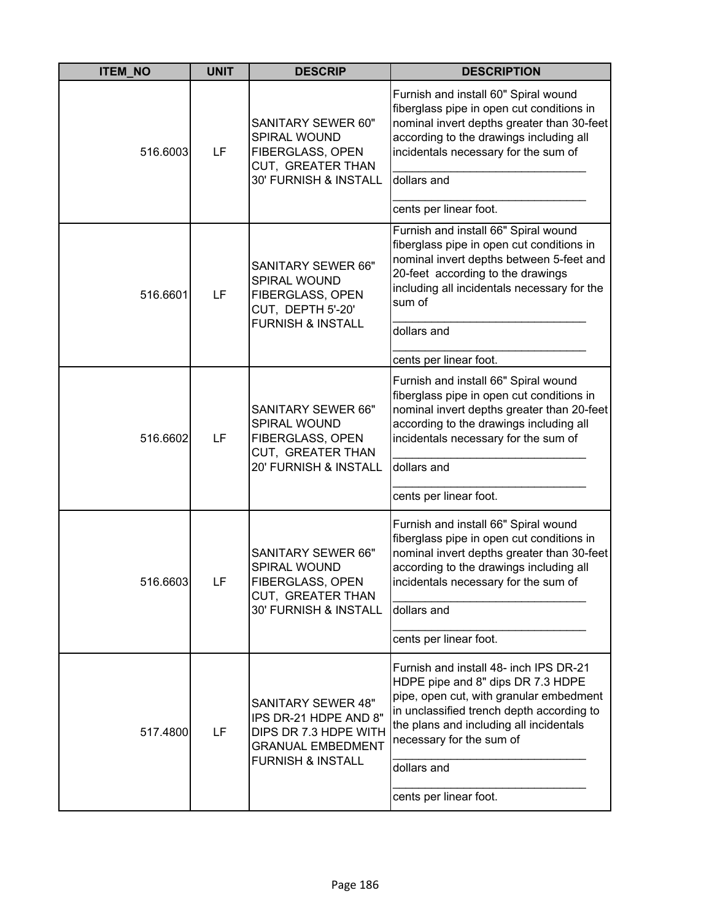| ITEM_NO | UNIT | DESCRIP | DESCRIPTION |
|---|---|---|---|
| 516.6003 | LF | SANITARY SEWER 60" SPIRAL WOUND FIBERGLASS, OPEN CUT, GREATER THAN 30' FURNISH & INSTALL | Furnish and install 60" Spiral wound fiberglass pipe in open cut conditions in nominal invert depths greater than 30-feet according to the drawings including all incidentals necessary for the sum of ______________________________ dollars and ______________________________ cents per linear foot. |
| 516.6601 | LF | SANITARY SEWER 66" SPIRAL WOUND FIBERGLASS, OPEN CUT, DEPTH 5'-20' FURNISH & INSTALL | Furnish and install 66" Spiral wound fiberglass pipe in open cut conditions in nominal invert depths between 5-feet and 20-feet according to the drawings including all incidentals necessary for the sum of ______________________________ dollars and ______________________________ cents per linear foot. |
| 516.6602 | LF | SANITARY SEWER 66" SPIRAL WOUND FIBERGLASS, OPEN CUT, GREATER THAN 20' FURNISH & INSTALL | Furnish and install 66" Spiral wound fiberglass pipe in open cut conditions in nominal invert depths greater than 20-feet according to the drawings including all incidentals necessary for the sum of ______________________________ dollars and ______________________________ cents per linear foot. |
| 516.6603 | LF | SANITARY SEWER 66" SPIRAL WOUND FIBERGLASS, OPEN CUT, GREATER THAN 30' FURNISH & INSTALL | Furnish and install 66" Spiral wound fiberglass pipe in open cut conditions in nominal invert depths greater than 30-feet according to the drawings including all incidentals necessary for the sum of ______________________________ dollars and ______________________________ cents per linear foot. |
| 517.4800 | LF | SANITARY SEWER 48" IPS DR-21 HDPE AND 8" DIPS DR 7.3 HDPE WITH GRANUAL EMBEDMENT FURNISH & INSTALL | Furnish and install 48- inch IPS DR-21 HDPE pipe and 8" dips DR 7.3 HDPE pipe, open cut, with granular embedment in unclassified trench depth according to the plans and including all incidentals necessary for the sum of ______________________________ dollars and ______________________________ cents per linear foot. |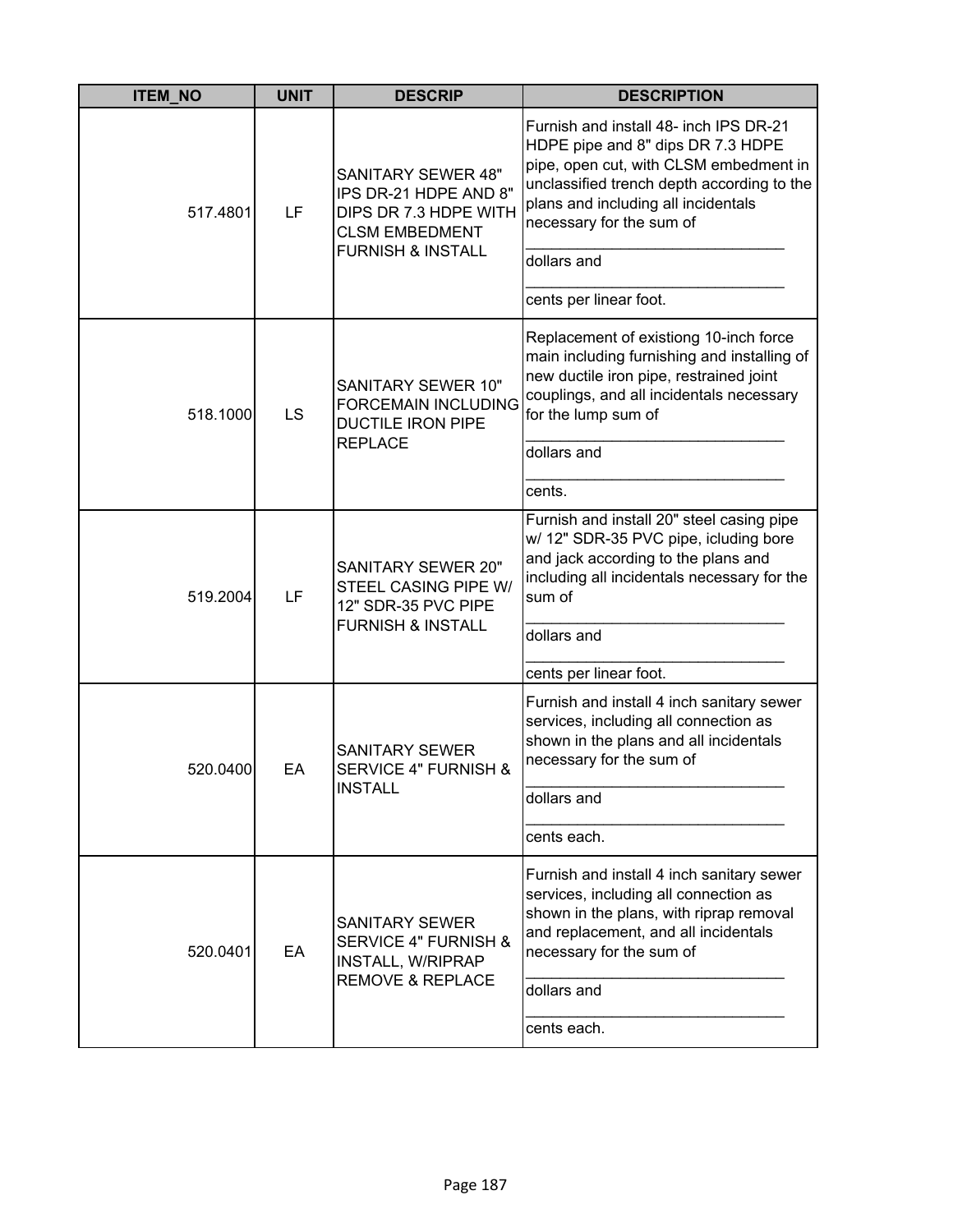| ITEM_NO | UNIT | DESCRIP | DESCRIPTION |
|---|---|---|---|
| 517.4801 | LF | SANITARY SEWER 48" IPS DR-21 HDPE AND 8" DIPS DR 7.3 HDPE WITH CLSM EMBEDMENT FURNISH & INSTALL | Furnish and install 48- inch IPS DR-21 HDPE pipe and 8" dips DR 7.3 HDPE pipe, open cut, with CLSM embedment in unclassified trench depth according to the plans and including all incidentals necessary for the sum of ______________________________ dollars and ______________________________ cents per linear foot. |
| 518.1000 | LS | SANITARY SEWER 10" FORCEMAIN INCLUDING DUCTILE IRON PIPE REPLACE | Replacement of existiong 10-inch force main including furnishing and installing of new ductile iron pipe, restrained joint couplings, and all incidentals necessary for the lump sum of ______________________________ dollars and ______________________________ cents. |
| 519.2004 | LF | SANITARY SEWER 20" STEEL CASING PIPE W/ 12" SDR-35 PVC PIPE FURNISH & INSTALL | Furnish and install 20" steel casing pipe w/ 12" SDR-35 PVC pipe, icluding bore and jack according to the plans and including all incidentals necessary for the sum of ______________________________ dollars and ______________________________ cents per linear foot. |
| 520.0400 | EA | SANITARY SEWER SERVICE 4" FURNISH & INSTALL | Furnish and install 4 inch sanitary sewer services, including all connection as shown in the plans and all incidentals necessary for the sum of ______________________________ dollars and ______________________________ cents each. |
| 520.0401 | EA | SANITARY SEWER SERVICE 4" FURNISH & INSTALL, W/RIPRAP REMOVE & REPLACE | Furnish and install 4 inch sanitary sewer services, including all connection as shown in the plans, with riprap removal and replacement, and all incidentals necessary for the sum of ______________________________ dollars and ______________________________ cents each. |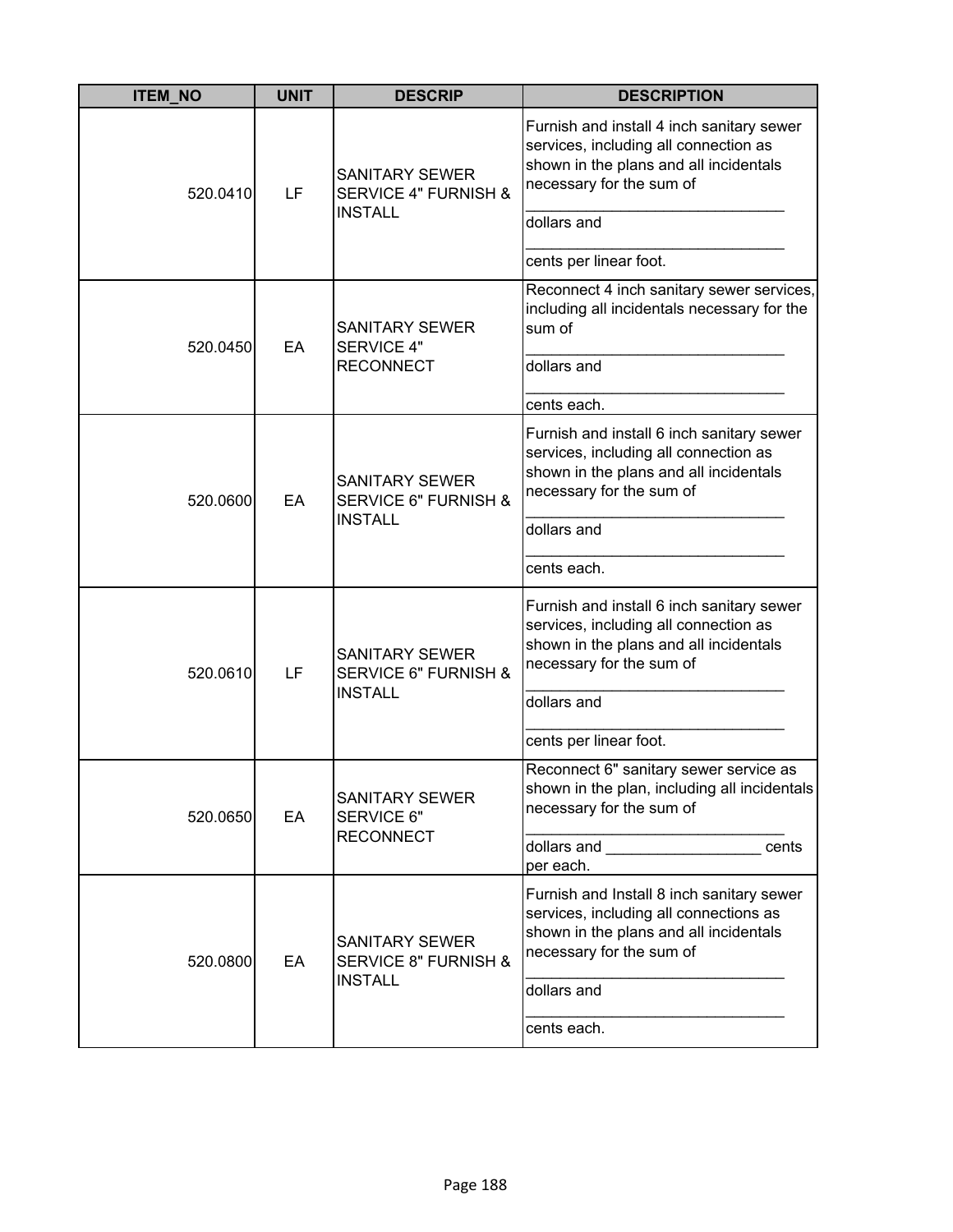| ITEM_NO | UNIT | DESCRIP | DESCRIPTION |
|---|---|---|---|
| 520.0410 | LF | SANITARY SEWER SERVICE 4" FURNISH & INSTALL | Furnish and install 4 inch sanitary sewer services, including all connection as shown in the plans and all incidentals necessary for the sum of ______________________________ dollars and ______________________________ cents per linear foot. |
| 520.0450 | EA | SANITARY SEWER SERVICE 4" RECONNECT | Reconnect 4 inch sanitary sewer services, including all incidentals necessary for the sum of ______________________________ dollars and ______________________________ cents each. |
| 520.0600 | EA | SANITARY SEWER SERVICE 6" FURNISH & INSTALL | Furnish and install 6 inch sanitary sewer services, including all connection as shown in the plans and all incidentals necessary for the sum of ______________________________ dollars and ______________________________ cents each. |
| 520.0610 | LF | SANITARY SEWER SERVICE 6" FURNISH & INSTALL | Furnish and install 6 inch sanitary sewer services, including all connection as shown in the plans and all incidentals necessary for the sum of ______________________________ dollars and ______________________________ cents per linear foot. |
| 520.0650 | EA | SANITARY SEWER SERVICE 6" RECONNECT | Reconnect 6" sanitary sewer service as shown in the plan, including all incidentals necessary for the sum of ______________________________ dollars and __________________ cents per each. |
| 520.0800 | EA | SANITARY SEWER SERVICE 8" FURNISH & INSTALL | Furnish and Install 8 inch sanitary sewer services, including all connections as shown in the plans and all incidentals necessary for the sum of ______________________________ dollars and ______________________________ cents each. |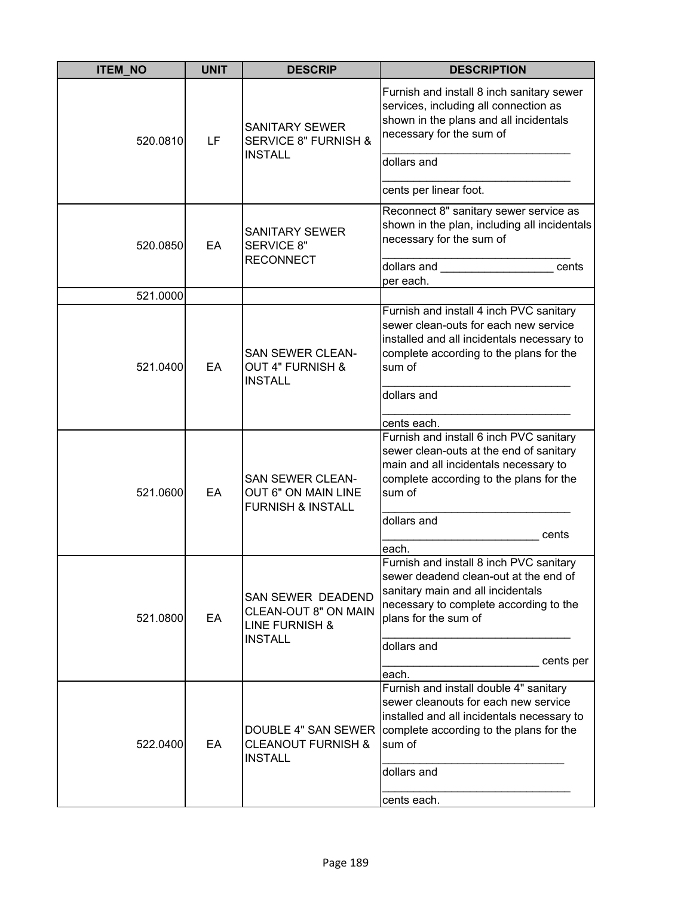| ITEM_NO | UNIT | DESCRIP | DESCRIPTION |
|---|---|---|---|
| 520.0810 | LF | SANITARY SEWER SERVICE 8" FURNISH & INSTALL | Furnish and install 8 inch sanitary sewer services, including all connection as shown in the plans and all incidentals necessary for the sum of ______________________________ dollars and ______________________________ cents per linear foot. |
| 520.0850 | EA | SANITARY SEWER SERVICE 8" RECONNECT | Reconnect 8" sanitary sewer service as shown in the plan, including all incidentals necessary for the sum of ______________________________ dollars and __________________ cents per each. |
| 521.0000 | | | |
| 521.0400 | EA | SAN SEWER CLEAN-OUT 4" FURNISH & INSTALL | Furnish and install 4 inch PVC sanitary sewer clean-outs for each new service installed and all incidentals necessary to complete according to the plans for the sum of ______________________________ dollars and ______________________________ cents each. |
| 521.0600 | EA | SAN SEWER CLEAN-OUT 6" ON MAIN LINE FURNISH & INSTALL | Furnish and install 6 inch PVC sanitary sewer clean-outs at the end of sanitary main and all incidentals necessary to complete according to the plans for the sum of ______________________________ dollars and ________________________ cents each. |
| 521.0800 | EA | SAN SEWER DEADEND CLEAN-OUT 8" ON MAIN LINE FURNISH & INSTALL | Furnish and install 8 inch PVC sanitary sewer deadend clean-out at the end of sanitary main and all incidentals necessary to complete according to the plans for the sum of ______________________________ dollars and ________________________ cents per each. |
| 522.0400 | EA | DOUBLE 4" SAN SEWER CLEANOUT FURNISH & INSTALL | Furnish and install double 4" sanitary sewer cleanouts for each new service installed and all incidentals necessary to complete according to the plans for the sum of _____________________________ dollars and ______________________________ cents each. |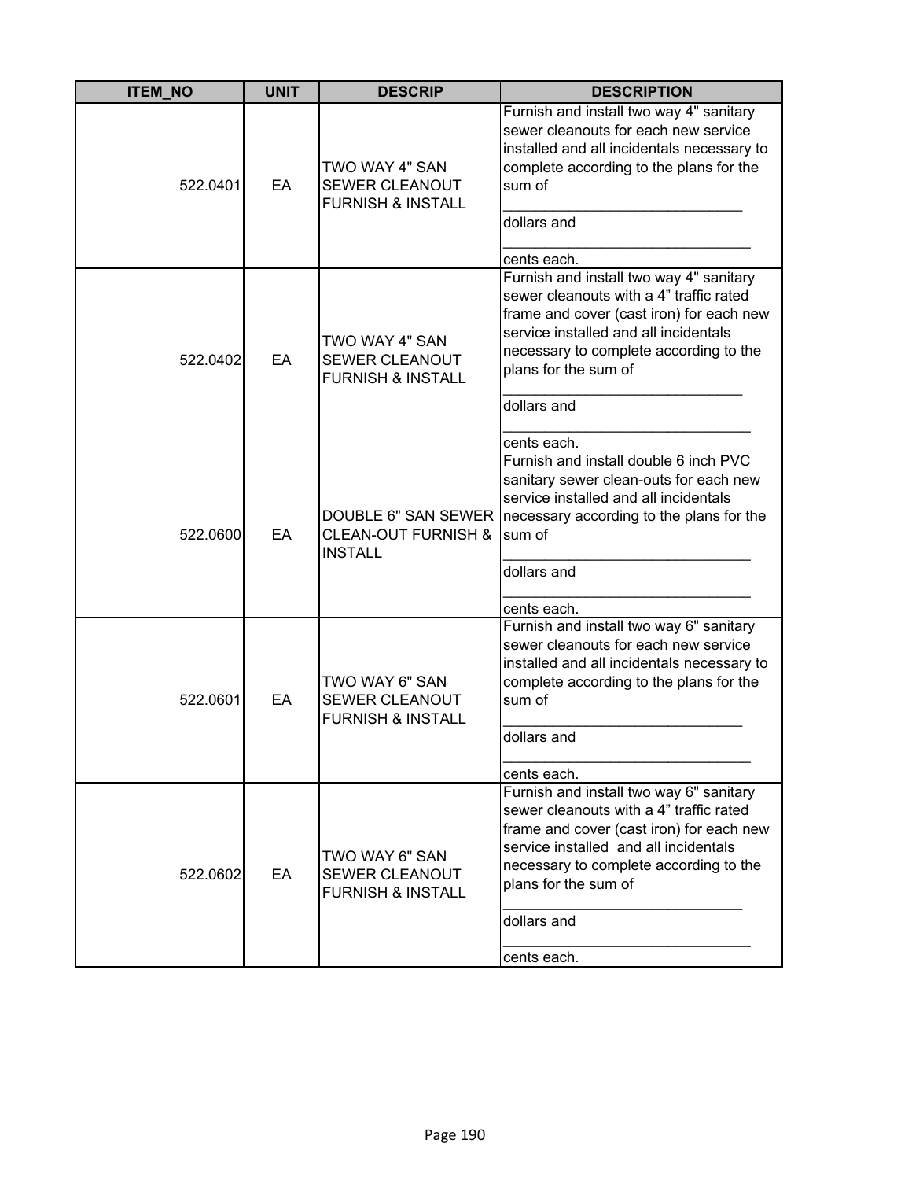| ITEM_NO | UNIT | DESCRIP | DESCRIPTION |
|---|---|---|---|
| 522.0401 | EA | TWO WAY 4" SAN SEWER CLEANOUT FURNISH & INSTALL | Furnish and install two way 4" sanitary sewer cleanouts for each new service installed and all incidentals necessary to complete according to the plans for the sum of _____________________________ dollars and _____________________________ cents each. |
| 522.0402 | EA | TWO WAY 4" SAN SEWER CLEANOUT FURNISH & INSTALL | Furnish and install two way 4" sanitary sewer cleanouts with a 4" traffic rated frame and cover (cast iron) for each new service installed and all incidentals necessary to complete according to the plans for the sum of _____________________________ dollars and _____________________________ cents each. |
| 522.0600 | EA | DOUBLE 6" SAN SEWER CLEAN-OUT FURNISH & INSTALL | Furnish and install double 6 inch PVC sanitary sewer clean-outs for each new service installed and all incidentals necessary according to the plans for the sum of _____________________________ dollars and _____________________________ cents each. |
| 522.0601 | EA | TWO WAY 6" SAN SEWER CLEANOUT FURNISH & INSTALL | Furnish and install two way 6" sanitary sewer cleanouts for each new service installed and all incidentals necessary to complete according to the plans for the sum of _____________________________ dollars and _____________________________ cents each. |
| 522.0602 | EA | TWO WAY 6" SAN SEWER CLEANOUT FURNISH & INSTALL | Furnish and install two way 6" sanitary sewer cleanouts with a 4" traffic rated frame and cover (cast iron) for each new service installed and all incidentals necessary to complete according to the plans for the sum of _____________________________ dollars and _____________________________ cents each. |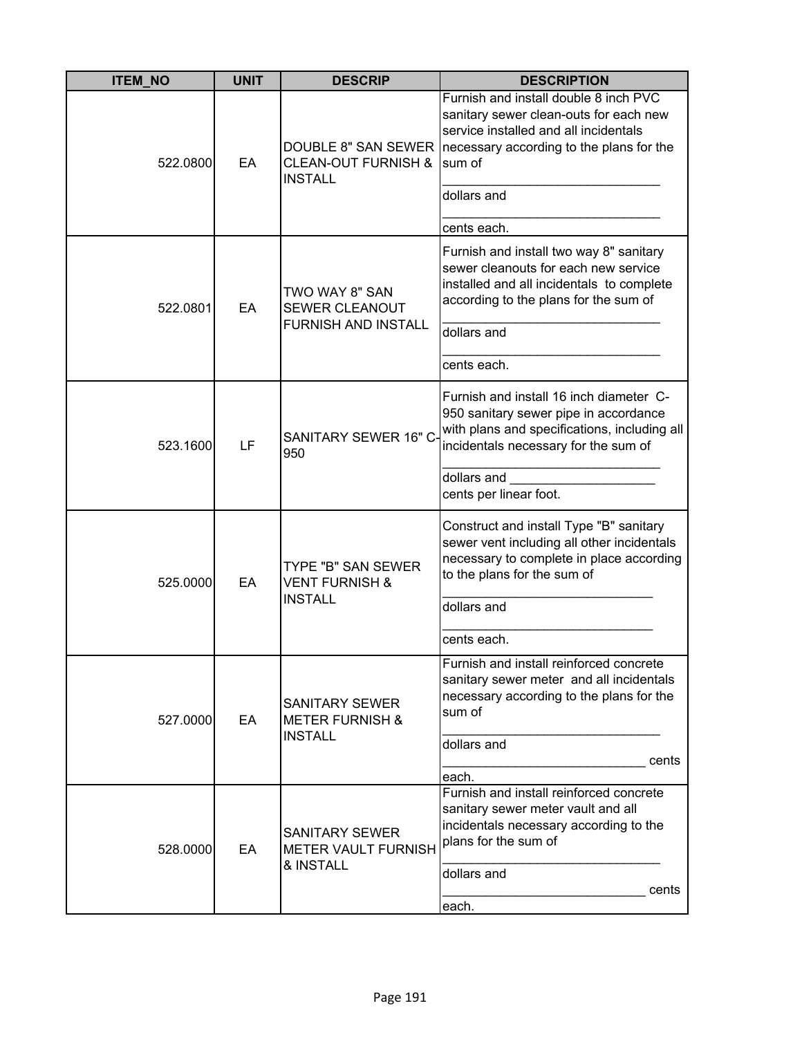| ITEM_NO | UNIT | DESCRIP | DESCRIPTION |
|---|---|---|---|
| 522.0800 | EA | DOUBLE 8" SAN SEWER CLEAN-OUT FURNISH & INSTALL | Furnish and install double 8 inch PVC sanitary sewer clean-outs for each new service installed and all incidentals necessary according to the plans for the sum of ______________________________ dollars and ______________________________ cents each. |
| 522.0801 | EA | TWO WAY 8" SAN SEWER CLEANOUT FURNISH AND INSTALL | Furnish and install two way 8" sanitary sewer cleanouts for each new service installed and all incidentals to complete according to the plans for the sum of ______________________________ dollars and ______________________________ cents each. |
| 523.1600 | LF | SANITARY SEWER 16" C-950 | Furnish and install 16 inch diameter C-950 sanitary sewer pipe in accordance with plans and specifications, including all incidentals necessary for the sum of ______________________________ dollars and ____________________ cents per linear foot. |
| 525.0000 | EA | TYPE "B" SAN SEWER VENT FURNISH & INSTALL | Construct and install Type "B" sanitary sewer vent including all other incidentals necessary to complete in place according to the plans for the sum of ______________________________ dollars and ______________________________ cents each. |
| 527.0000 | EA | SANITARY SEWER METER FURNISH & INSTALL | Furnish and install reinforced concrete sanitary sewer meter and all incidentals necessary according to the plans for the sum of ______________________________ dollars and ____________________________ cents each. |
| 528.0000 | EA | SANITARY SEWER METER VAULT FURNISH & INSTALL | Furnish and install reinforced concrete sanitary sewer meter vault and all incidentals necessary according to the plans for the sum of ______________________________ dollars and ____________________________ cents each. |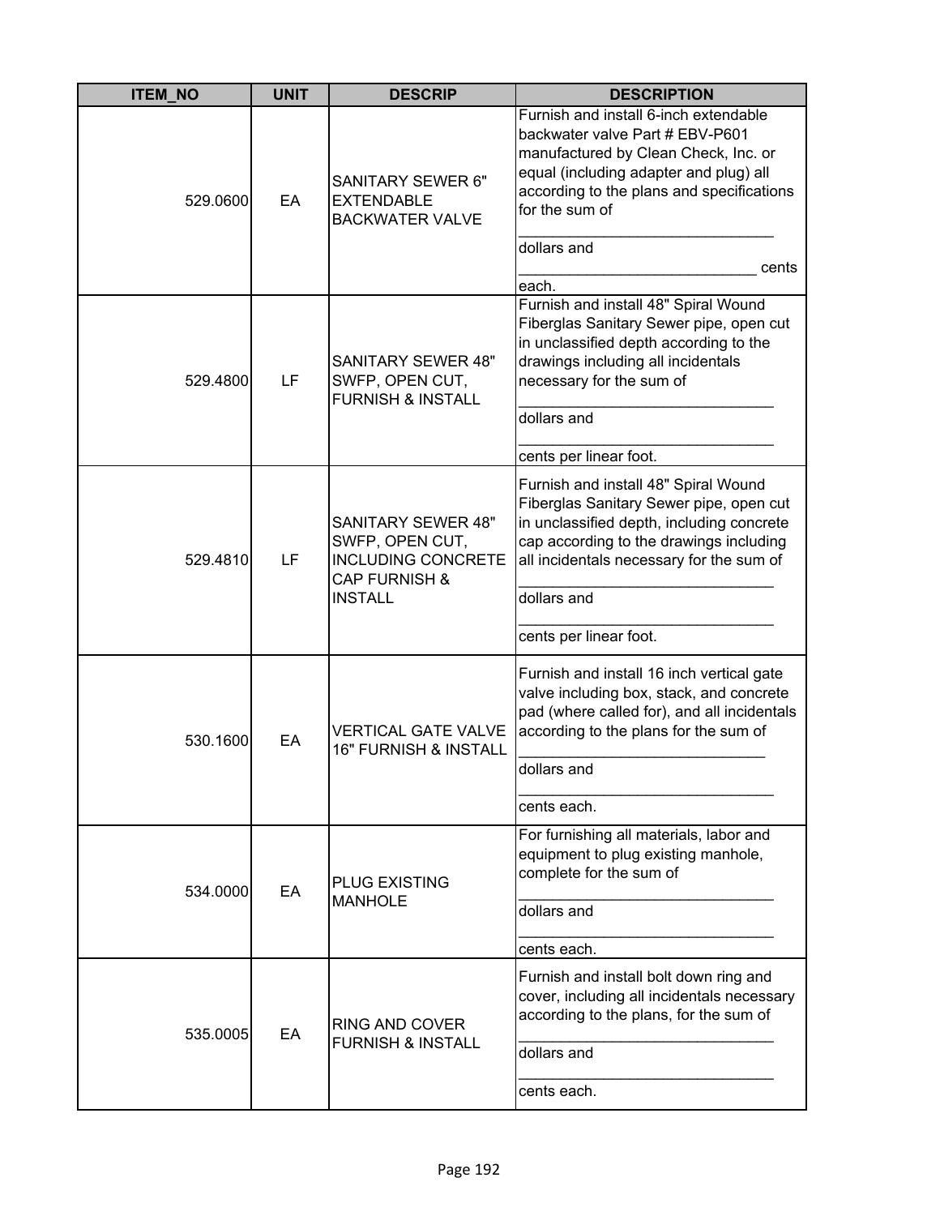| ITEM_NO | UNIT | DESCRIP | DESCRIPTION |
|---|---|---|---|
| 529.0600 | EA | SANITARY SEWER 6" EXTENDABLE BACKWATER VALVE | Furnish and install 6-inch extendable backwater valve Part # EBV-P601 manufactured by Clean Check, Inc. or equal (including adapter and plug) all according to the plans and specifications for the sum of ______________________________ dollars and ____________________________ cents each. |
| 529.4800 | LF | SANITARY SEWER 48" SWFP, OPEN CUT, FURNISH & INSTALL | Furnish and install 48" Spiral Wound Fiberglas Sanitary Sewer pipe, open cut in unclassified depth according to the drawings including all incidentals necessary for the sum of ______________________________ dollars and ______________________________ cents per linear foot. |
| 529.4810 | LF | SANITARY SEWER 48" SWFP, OPEN CUT, INCLUDING CONCRETE CAP FURNISH & INSTALL | Furnish and install 48" Spiral Wound Fiberglas Sanitary Sewer pipe, open cut in unclassified depth, including concrete cap according to the drawings including all incidentals necessary for the sum of ______________________________ dollars and ______________________________ cents per linear foot. |
| 530.1600 | EA | VERTICAL GATE VALVE 16" FURNISH & INSTALL | Furnish and install 16 inch vertical gate valve including box, stack, and concrete pad (where called for), and all incidentals according to the plans for the sum of ____________________________ dollars and ______________________________ cents each. |
| 534.0000 | EA | PLUG EXISTING MANHOLE | For furnishing all materials, labor and equipment to plug existing manhole, complete for the sum of ______________________________ dollars and ______________________________ cents each. |
| 535.0005 | EA | RING AND COVER FURNISH & INSTALL | Furnish and install bolt down ring and cover, including all incidentals necessary according to the plans, for the sum of ______________________________ dollars and ______________________________ cents each. |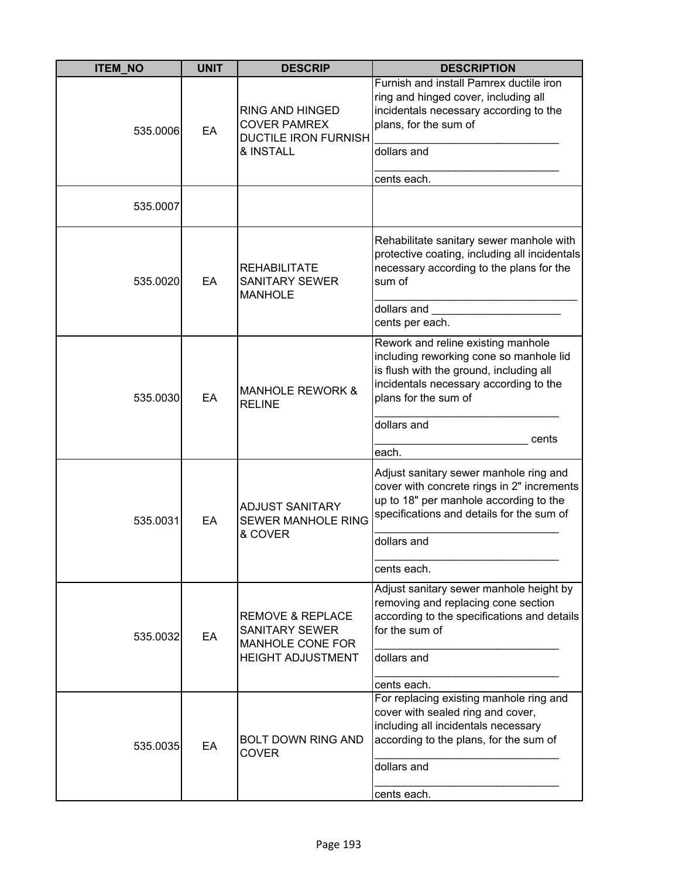| ITEM_NO | UNIT | DESCRIP | DESCRIPTION |
|---|---|---|---|
| 535.0006 | EA | RING AND HINGED COVER PAMREX DUCTILE IRON FURNISH & INSTALL | Furnish and install Pamrex ductile iron ring and hinged cover, including all incidentals necessary according to the plans, for the sum of ______________________________ dollars and ______________________________ cents each. |
| 535.0007 | | | |
| 535.0020 | EA | REHABILITATE SANITARY SEWER MANHOLE | Rehabilitate sanitary sewer manhole with protective coating, including all incidentals necessary according to the plans for the sum of ________________________________ dollars and _____________________ cents per each. |
| 535.0030 | EA | MANHOLE REWORK & RELINE | Rework and reline existing manhole including reworking cone so manhole lid is flush with the ground, including all incidentals necessary according to the plans for the sum of ______________________________ dollars and _________________________ cents each. |
| 535.0031 | EA | ADJUST SANITARY SEWER MANHOLE RING & COVER | Adjust sanitary sewer manhole ring and cover with concrete rings in 2" increments up to 18" per manhole according to the specifications and details for the sum of ______________________________ dollars and ______________________________ cents each. |
| 535.0032 | EA | REMOVE & REPLACE SANITARY SEWER MANHOLE CONE FOR HEIGHT ADJUSTMENT | Adjust sanitary sewer manhole height by removing and replacing cone section according to the specifications and details for the sum of ______________________________ dollars and ______________________________ cents each. |
| 535.0035 | EA | BOLT DOWN RING AND COVER | For replacing existing manhole ring and cover with sealed ring and cover, including all incidentals necessary according to the plans, for the sum of ______________________________ dollars and ______________________________ cents each. |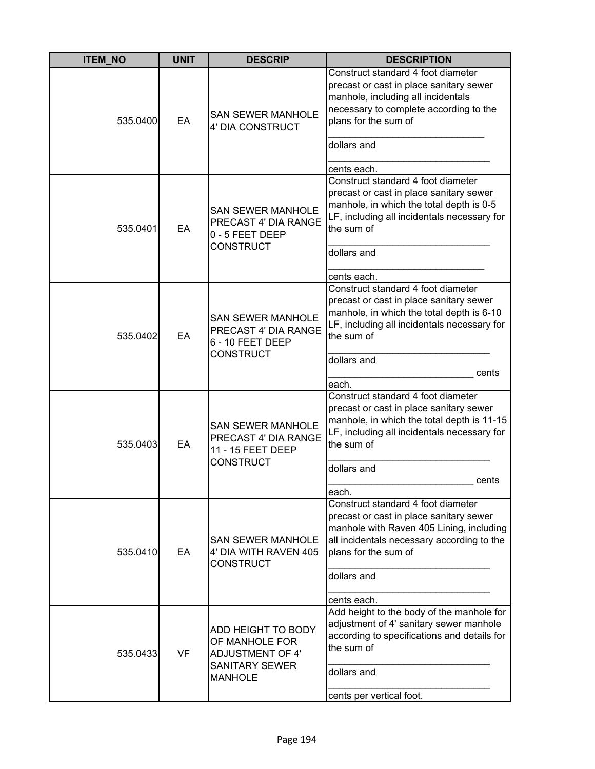| ITEM_NO | UNIT | DESCRIP | DESCRIPTION |
|---|---|---|---|
| 535.0400 | EA | SAN SEWER MANHOLE 4' DIA CONSTRUCT | Construct standard 4 foot diameter precast or cast in place sanitary sewer manhole, including all incidentals necessary to complete according to the plans for the sum of ______________________________ dollars and ______________________________ cents each. |
| 535.0401 | EA | SAN SEWER MANHOLE PRECAST 4' DIA RANGE 0 - 5 FEET DEEP CONSTRUCT | Construct standard 4 foot diameter precast or cast in place sanitary sewer manhole, in which the total depth is 0-5 LF, including all incidentals necessary for the sum of ______________________________ dollars and ______________________________ cents each. |
| 535.0402 | EA | SAN SEWER MANHOLE PRECAST 4' DIA RANGE 6 - 10 FEET DEEP CONSTRUCT | Construct standard 4 foot diameter precast or cast in place sanitary sewer manhole, in which the total depth is 6-10 LF, including all incidentals necessary for the sum of ______________________________ dollars and ___________________________ cents each. |
| 535.0403 | EA | SAN SEWER MANHOLE PRECAST 4' DIA RANGE 11 - 15 FEET DEEP CONSTRUCT | Construct standard 4 foot diameter precast or cast in place sanitary sewer manhole, in which the total depth is 11-15 LF, including all incidentals necessary for the sum of ______________________________ dollars and ___________________________ cents each. |
| 535.0410 | EA | SAN SEWER MANHOLE 4' DIA WITH RAVEN 405 CONSTRUCT | Construct standard 4 foot diameter precast or cast in place sanitary sewer manhole with Raven 405 Lining, including all incidentals necessary according to the plans for the sum of ______________________________ dollars and ______________________________ cents each. |
| 535.0433 | VF | ADD HEIGHT TO BODY OF MANHOLE FOR ADJUSTMENT OF 4' SANITARY SEWER MANHOLE | Add height to the body of the manhole for adjustment of 4' sanitary sewer manhole according to specifications and details for the sum of ______________________________ dollars and ______________________________ cents per vertical foot. |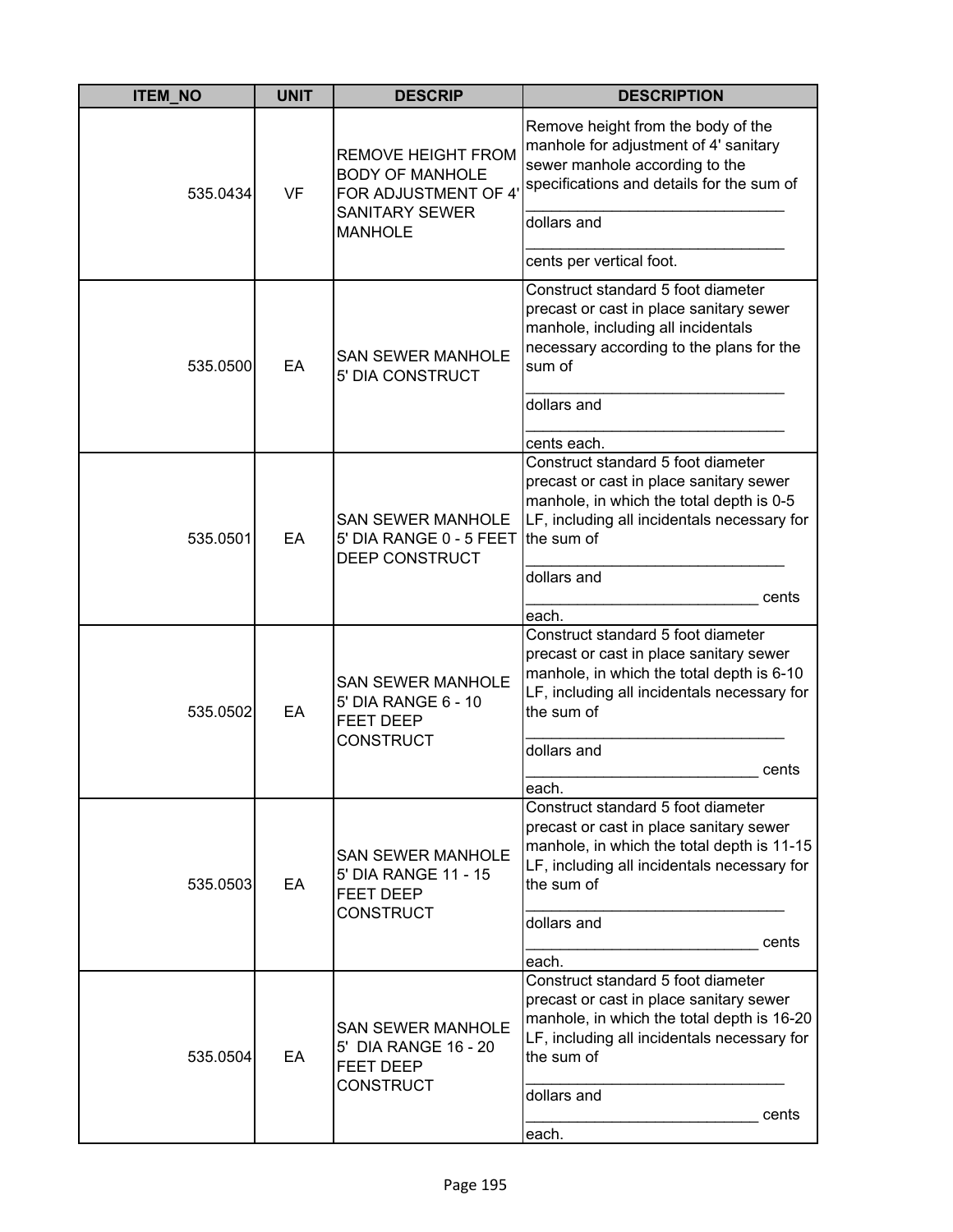| ITEM_NO | UNIT | DESCRIP | DESCRIPTION |
|---|---|---|---|
| 535.0434 | VF | REMOVE HEIGHT FROM BODY OF MANHOLE FOR ADJUSTMENT OF 4' SANITARY SEWER MANHOLE | Remove height from the body of the manhole for adjustment of 4' sanitary sewer manhole according to the specifications and details for the sum of ______________________________ dollars and ______________________________ cents per vertical foot. |
| 535.0500 | EA | SAN SEWER MANHOLE 5' DIA CONSTRUCT | Construct standard 5 foot diameter precast or cast in place sanitary sewer manhole, including all incidentals necessary according to the plans for the sum of ______________________________ dollars and ______________________________ cents each. |
| 535.0501 | EA | SAN SEWER MANHOLE 5' DIA RANGE 0 - 5 FEET DEEP CONSTRUCT | Construct standard 5 foot diameter precast or cast in place sanitary sewer manhole, in which the total depth is 0-5 LF, including all incidentals necessary for the sum of ______________________________ dollars and ___________________________ cents each. |
| 535.0502 | EA | SAN SEWER MANHOLE 5' DIA RANGE 6 - 10 FEET DEEP CONSTRUCT | Construct standard 5 foot diameter precast or cast in place sanitary sewer manhole, in which the total depth is 6-10 LF, including all incidentals necessary for the sum of ______________________________ dollars and ___________________________ cents each. |
| 535.0503 | EA | SAN SEWER MANHOLE 5' DIA RANGE 11 - 15 FEET DEEP CONSTRUCT | Construct standard 5 foot diameter precast or cast in place sanitary sewer manhole, in which the total depth is 11-15 LF, including all incidentals necessary for the sum of ______________________________ dollars and ___________________________ cents each. |
| 535.0504 | EA | SAN SEWER MANHOLE 5' DIA RANGE 16 - 20 FEET DEEP CONSTRUCT | Construct standard 5 foot diameter precast or cast in place sanitary sewer manhole, in which the total depth is 16-20 LF, including all incidentals necessary for the sum of ______________________________ dollars and ___________________________ cents each. |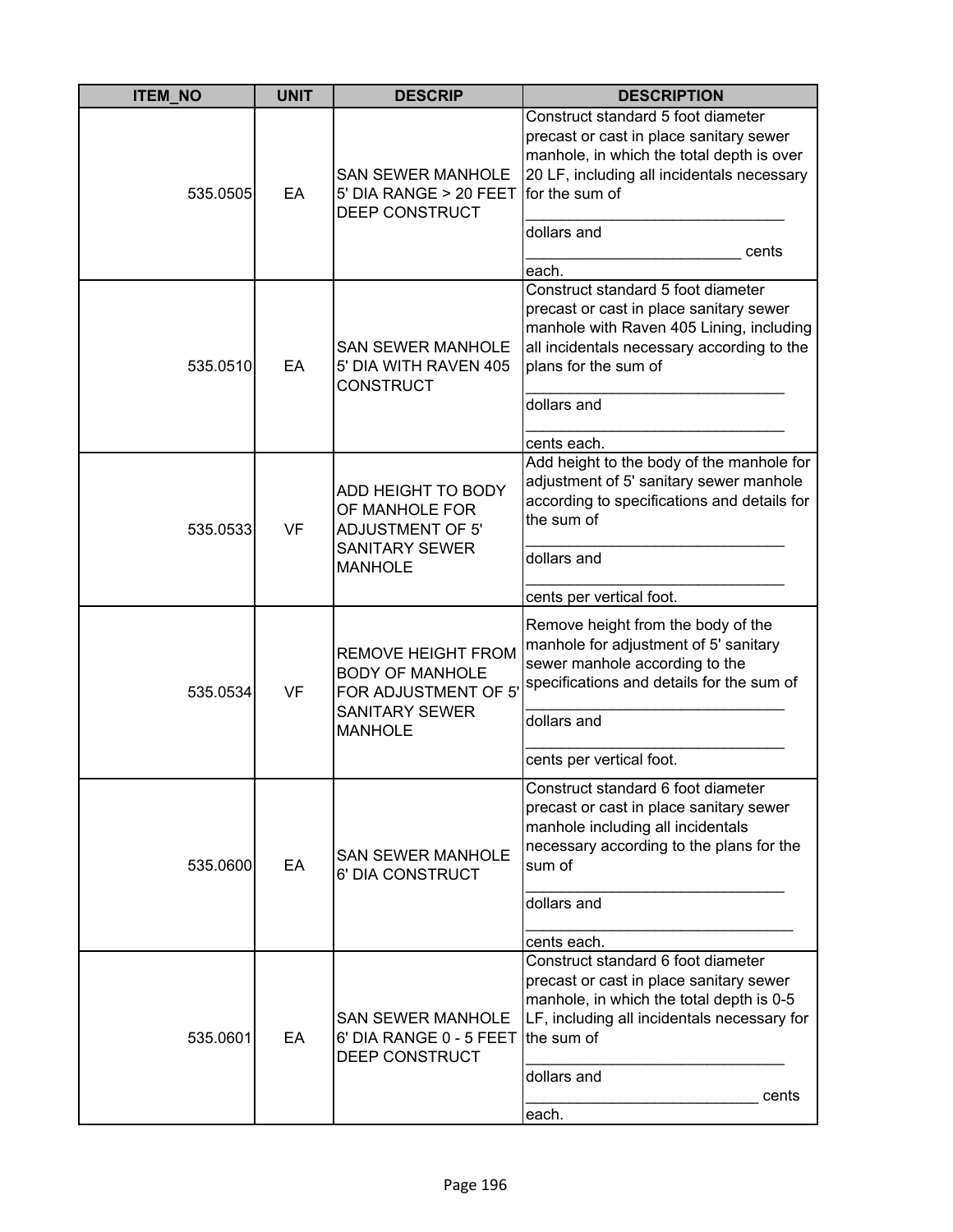| ITEM_NO | UNIT | DESCRIP | DESCRIPTION |
|---|---|---|---|
| 535.0505 | EA | SAN SEWER MANHOLE 5' DIA RANGE > 20 FEET DEEP CONSTRUCT | Construct standard 5 foot diameter precast or cast in place sanitary sewer manhole, in which the total depth is over 20 LF, including all incidentals necessary for the sum of ______________________________ dollars and ________________________ cents each. |
| 535.0510 | EA | SAN SEWER MANHOLE 5' DIA WITH RAVEN 405 CONSTRUCT | Construct standard 5 foot diameter precast or cast in place sanitary sewer manhole with Raven 405 Lining, including all incidentals necessary according to the plans for the sum of ______________________________ dollars and ______________________________ cents each. |
| 535.0533 | VF | ADD HEIGHT TO BODY OF MANHOLE FOR ADJUSTMENT OF 5' SANITARY SEWER MANHOLE | Add height to the body of the manhole for adjustment of 5' sanitary sewer manhole according to specifications and details for the sum of ______________________________ dollars and ______________________________ cents per vertical foot. |
| 535.0534 | VF | REMOVE HEIGHT FROM BODY OF MANHOLE FOR ADJUSTMENT OF 5' SANITARY SEWER MANHOLE | Remove height from the body of the manhole for adjustment of 5' sanitary sewer manhole according to the specifications and details for the sum of ______________________________ dollars and ______________________________ cents per vertical foot. |
| 535.0600 | EA | SAN SEWER MANHOLE 6' DIA CONSTRUCT | Construct standard 6 foot diameter precast or cast in place sanitary sewer manhole including all incidentals necessary according to the plans for the sum of ______________________________ dollars and _______________________________ cents each. |
| 535.0601 | EA | SAN SEWER MANHOLE 6' DIA RANGE 0 - 5 FEET DEEP CONSTRUCT | Construct standard 6 foot diameter precast or cast in place sanitary sewer manhole, in which the total depth is 0-5 LF, including all incidentals necessary for the sum of ______________________________ dollars and ___________________________ cents each. |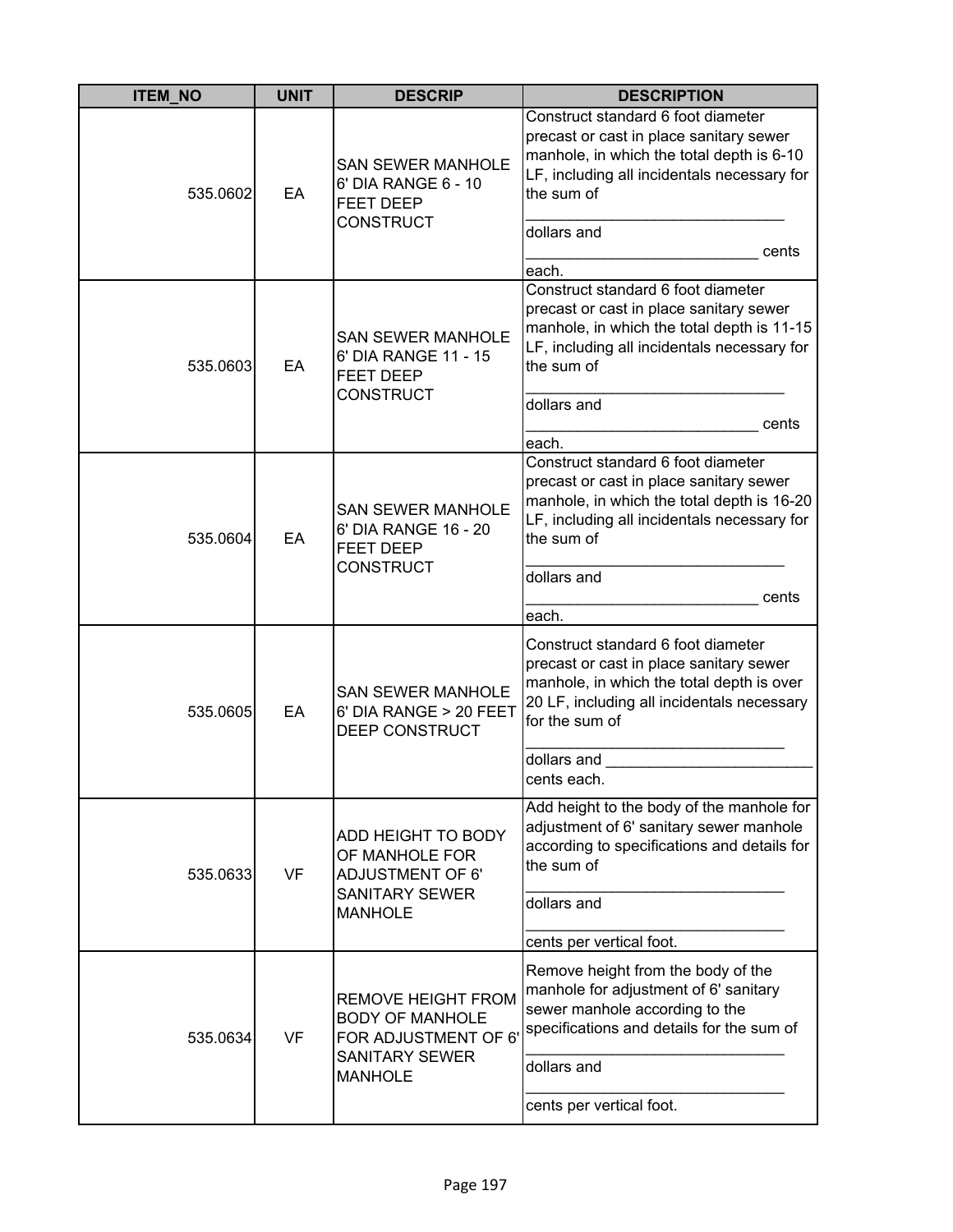| ITEM_NO | UNIT | DESCRIP | DESCRIPTION |
|---|---|---|---|
| 535.0602 | EA | SAN SEWER MANHOLE 6' DIA RANGE 6 - 10 FEET DEEP CONSTRUCT | Construct standard 6 foot diameter precast or cast in place sanitary sewer manhole, in which the total depth is 6-10 LF, including all incidentals necessary for the sum of ______________________________ dollars and ___________________________ cents each. |
| 535.0603 | EA | SAN SEWER MANHOLE 6' DIA RANGE 11 - 15 FEET DEEP CONSTRUCT | Construct standard 6 foot diameter precast or cast in place sanitary sewer manhole, in which the total depth is 11-15 LF, including all incidentals necessary for the sum of ______________________________ dollars and ___________________________ cents each. |
| 535.0604 | EA | SAN SEWER MANHOLE 6' DIA RANGE 16 - 20 FEET DEEP CONSTRUCT | Construct standard 6 foot diameter precast or cast in place sanitary sewer manhole, in which the total depth is 16-20 LF, including all incidentals necessary for the sum of ______________________________ dollars and ___________________________ cents each. |
| 535.0605 | EA | SAN SEWER MANHOLE 6' DIA RANGE > 20 FEET DEEP CONSTRUCT | Construct standard 6 foot diameter precast or cast in place sanitary sewer manhole, in which the total depth is over 20 LF, including all incidentals necessary for the sum of ______________________________ dollars and ________________________ cents each. |
| 535.0633 | VF | ADD HEIGHT TO BODY OF MANHOLE FOR ADJUSTMENT OF 6' SANITARY SEWER MANHOLE | Add height to the body of the manhole for adjustment of 6' sanitary sewer manhole according to specifications and details for the sum of ______________________________ dollars and ______________________________ cents per vertical foot. |
| 535.0634 | VF | REMOVE HEIGHT FROM BODY OF MANHOLE FOR ADJUSTMENT OF 6' SANITARY SEWER MANHOLE | Remove height from the body of the manhole for adjustment of 6' sanitary sewer manhole according to the specifications and details for the sum of ______________________________ dollars and ______________________________ cents per vertical foot. |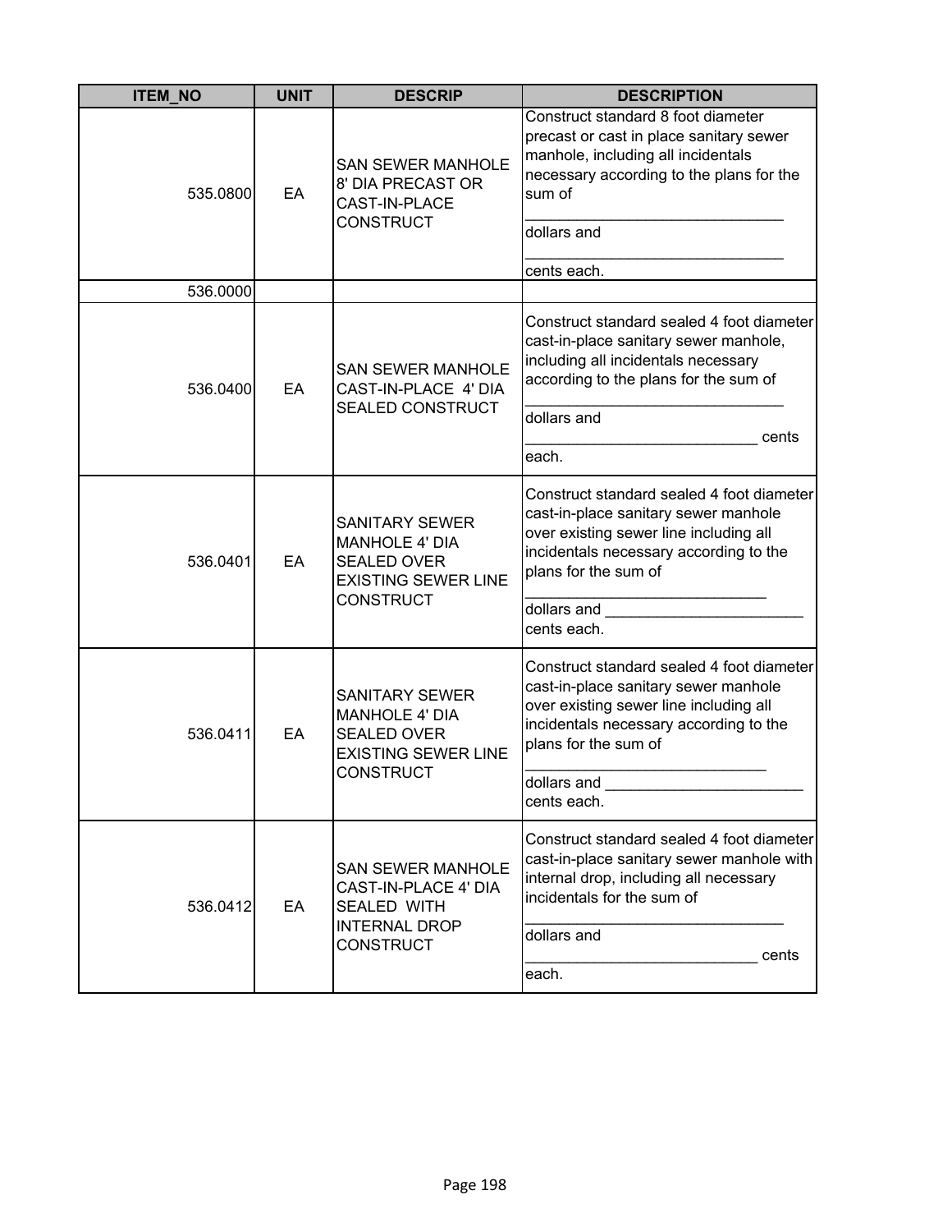| ITEM_NO | UNIT | DESCRIP | DESCRIPTION |
|---|---|---|---|
| 535.0800 | EA | SAN SEWER MANHOLE 8' DIA PRECAST OR CAST-IN-PLACE CONSTRUCT | Construct standard 8 foot diameter precast or cast in place sanitary sewer manhole, including all incidentals necessary according to the plans for the sum of ______________________________ dollars and ______________________________ cents each. |
| 536.0000 | | | |
| 536.0400 | EA | SAN SEWER MANHOLE CAST-IN-PLACE 4' DIA SEALED CONSTRUCT | Construct standard sealed 4 foot diameter cast-in-place sanitary sewer manhole, including all incidentals necessary according to the plans for the sum of ______________________________ dollars and ___________________________ cents each. |
| 536.0401 | EA | SANITARY SEWER MANHOLE 4' DIA SEALED OVER EXISTING SEWER LINE CONSTRUCT | Construct standard sealed 4 foot diameter cast-in-place sanitary sewer manhole over existing sewer line including all incidentals necessary according to the plans for the sum of ____________________________ dollars and _______________________ cents each. |
| 536.0411 | EA | SANITARY SEWER MANHOLE 4' DIA SEALED OVER EXISTING SEWER LINE CONSTRUCT | Construct standard sealed 4 foot diameter cast-in-place sanitary sewer manhole over existing sewer line including all incidentals necessary according to the plans for the sum of ____________________________ dollars and _______________________ cents each. |
| 536.0412 | EA | SAN SEWER MANHOLE CAST-IN-PLACE 4' DIA SEALED WITH INTERNAL DROP CONSTRUCT | Construct standard sealed 4 foot diameter cast-in-place sanitary sewer manhole with internal drop, including all necessary incidentals for the sum of ______________________________ dollars and ___________________________ cents each. |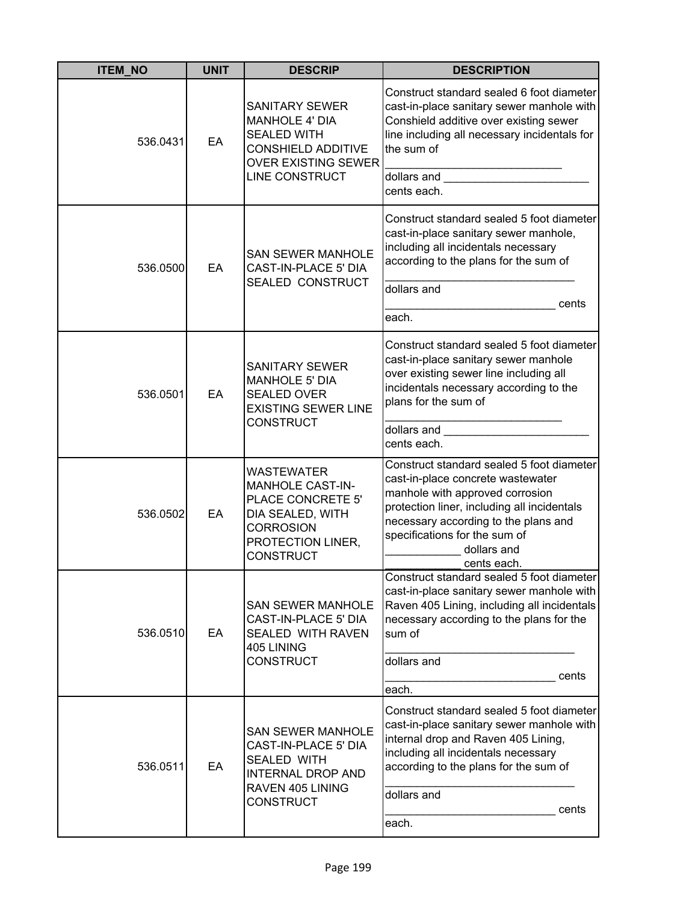| ITEM_NO | UNIT | DESCRIP | DESCRIPTION |
|---|---|---|---|
| 536.0431 | EA | SANITARY SEWER MANHOLE 4' DIA SEALED WITH CONSHIELD ADDITIVE OVER EXISTING SEWER LINE CONSTRUCT | Construct standard sealed 6 foot diameter cast-in-place sanitary sewer manhole with Conshield additive over existing sewer line including all necessary incidentals for the sum of ____________________________ dollars and _______________________ cents each. |
| 536.0500 | EA | SAN SEWER MANHOLE CAST-IN-PLACE 5' DIA SEALED CONSTRUCT | Construct standard sealed 5 foot diameter cast-in-place sanitary sewer manhole, including all incidentals necessary according to the plans for the sum of ______________________________ dollars and ___________________________ cents each. |
| 536.0501 | EA | SANITARY SEWER MANHOLE 5' DIA SEALED OVER EXISTING SEWER LINE CONSTRUCT | Construct standard sealed 5 foot diameter cast-in-place sanitary sewer manhole over existing sewer line including all incidentals necessary according to the plans for the sum of ____________________________ dollars and _______________________ cents each. |
| 536.0502 | EA | WASTEWATER MANHOLE CAST-IN-PLACE CONCRETE 5' DIA SEALED, WITH CORROSION PROTECTION LINER, CONSTRUCT | Construct standard sealed 5 foot diameter cast-in-place concrete wastewater manhole with approved corrosion protection liner, including all incidentals necessary according to the plans and specifications for the sum of ____________ dollars and ____________ cents each. |
| 536.0510 | EA | SAN SEWER MANHOLE CAST-IN-PLACE 5' DIA SEALED WITH RAVEN 405 LINING CONSTRUCT | Construct standard sealed 5 foot diameter cast-in-place sanitary sewer manhole with Raven 405 Lining, including all incidentals necessary according to the plans for the sum of ______________________________ dollars and ___________________________ cents each. |
| 536.0511 | EA | SAN SEWER MANHOLE CAST-IN-PLACE 5' DIA SEALED WITH INTERNAL DROP AND RAVEN 405 LINING CONSTRUCT | Construct standard sealed 5 foot diameter cast-in-place sanitary sewer manhole with internal drop and Raven 405 Lining, including all incidentals necessary according to the plans for the sum of ______________________________ dollars and ___________________________ cents each. |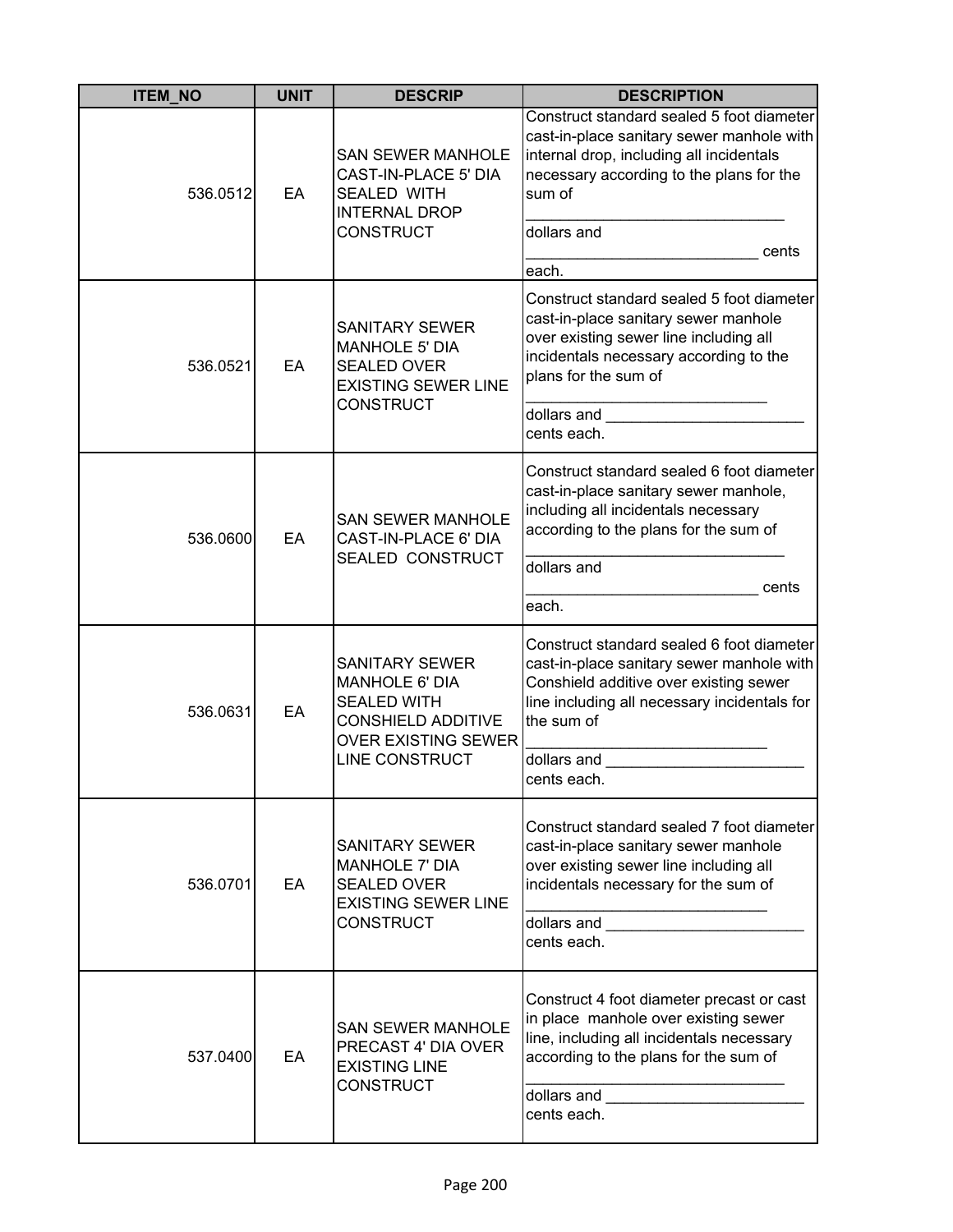| ITEM_NO | UNIT | DESCRIP | DESCRIPTION |
| --- | --- | --- | --- |
| 536.0512 | EA | SAN SEWER MANHOLE CAST-IN-PLACE 5' DIA SEALED WITH INTERNAL DROP CONSTRUCT | Construct standard sealed 5 foot diameter cast-in-place sanitary sewer manhole with internal drop, including all incidentals necessary according to the plans for the sum of ______________________________ dollars and ___________________________ cents each. |
| 536.0521 | EA | SANITARY SEWER MANHOLE 5' DIA SEALED OVER EXISTING SEWER LINE CONSTRUCT | Construct standard sealed 5 foot diameter cast-in-place sanitary sewer manhole over existing sewer line including all incidentals necessary according to the plans for the sum of ____________________________ dollars and _______________________ cents each. |
| 536.0600 | EA | SAN SEWER MANHOLE CAST-IN-PLACE 6' DIA SEALED CONSTRUCT | Construct standard sealed 6 foot diameter cast-in-place sanitary sewer manhole, including all incidentals necessary according to the plans for the sum of ______________________________ dollars and ___________________________ cents each. |
| 536.0631 | EA | SANITARY SEWER MANHOLE 6' DIA SEALED WITH CONSHIELD ADDITIVE OVER EXISTING SEWER LINE CONSTRUCT | Construct standard sealed 6 foot diameter cast-in-place sanitary sewer manhole with Conshield additive over existing sewer line including all necessary incidentals for the sum of ____________________________ dollars and _______________________ cents each. |
| 536.0701 | EA | SANITARY SEWER MANHOLE 7' DIA SEALED OVER EXISTING SEWER LINE CONSTRUCT | Construct standard sealed 7 foot diameter cast-in-place sanitary sewer manhole over existing sewer line including all incidentals necessary for the sum of ____________________________ dollars and _______________________ cents each. |
| 537.0400 | EA | SAN SEWER MANHOLE PRECAST 4' DIA OVER EXISTING LINE CONSTRUCT | Construct 4 foot diameter precast or cast in place manhole over existing sewer line, including all incidentals necessary according to the plans for the sum of ______________________________ dollars and _______________________ cents each. |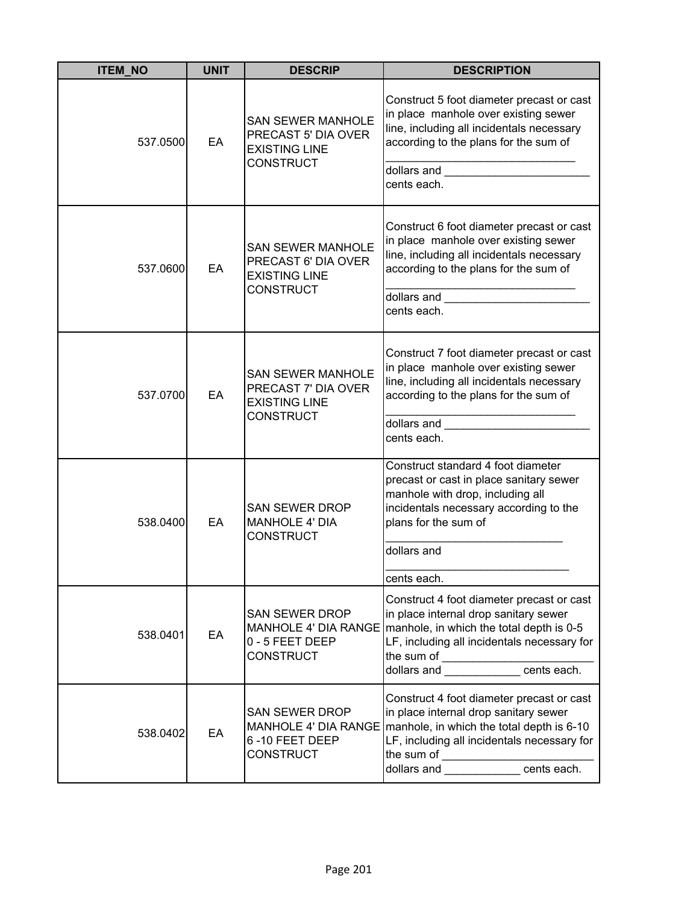| ITEM_NO | UNIT | DESCRIP | DESCRIPTION |
|---|---|---|---|
| 537.0500 | EA | SAN SEWER MANHOLE PRECAST 5' DIA OVER EXISTING LINE CONSTRUCT | Construct 5 foot diameter precast or cast in place manhole over existing sewer line, including all incidentals necessary according to the plans for the sum of _______________________________ dollars and _______________________ cents each. |
| 537.0600 | EA | SAN SEWER MANHOLE PRECAST 6' DIA OVER EXISTING LINE CONSTRUCT | Construct 6 foot diameter precast or cast in place manhole over existing sewer line, including all incidentals necessary according to the plans for the sum of _______________________________ dollars and _______________________ cents each. |
| 537.0700 | EA | SAN SEWER MANHOLE PRECAST 7' DIA OVER EXISTING LINE CONSTRUCT | Construct 7 foot diameter precast or cast in place manhole over existing sewer line, including all incidentals necessary according to the plans for the sum of _______________________________ dollars and _______________________ cents each. |
| 538.0400 | EA | SAN SEWER DROP MANHOLE 4' DIA CONSTRUCT | Construct standard 4 foot diameter precast or cast in place sanitary sewer manhole with drop, including all incidentals necessary according to the plans for the sum of ____________________________ dollars and _____________________________ cents each. |
| 538.0401 | EA | SAN SEWER DROP MANHOLE 4' DIA RANGE 0 - 5 FEET DEEP CONSTRUCT | Construct 4 foot diameter precast or cast in place internal drop sanitary sewer manhole, in which the total depth is 0-5 LF, including all incidentals necessary for the sum of ________________________ dollars and ____________ cents each. |
| 538.0402 | EA | SAN SEWER DROP MANHOLE 4' DIA RANGE 6 -10 FEET DEEP CONSTRUCT | Construct 4 foot diameter precast or cast in place internal drop sanitary sewer manhole, in which the total depth is 6-10 LF, including all incidentals necessary for the sum of ________________________ dollars and ____________ cents each. |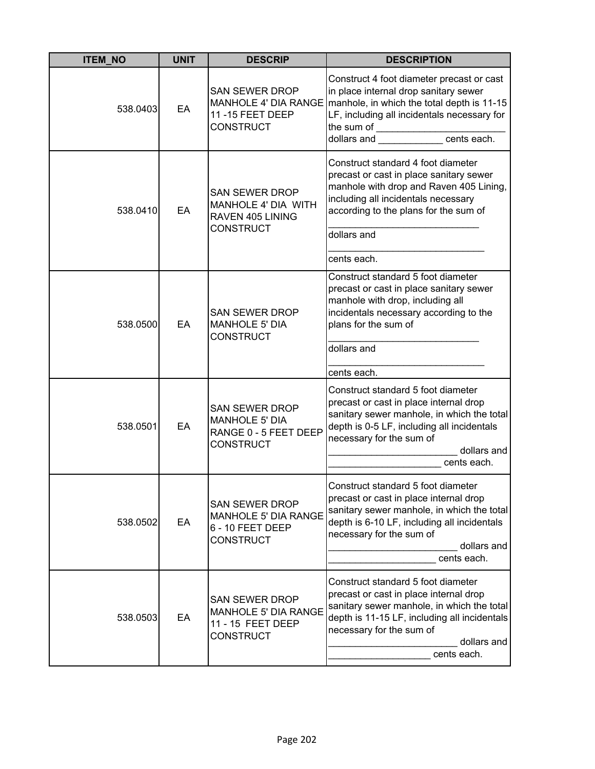| ITEM_NO | UNIT | DESCRIP | DESCRIPTION |
|---|---|---|---|
| 538.0403 | EA | SAN SEWER DROP MANHOLE 4' DIA RANGE 11 -15 FEET DEEP CONSTRUCT | Construct 4 foot diameter precast or cast in place internal drop sanitary sewer manhole, in which the total depth is 11-15 LF, including all incidentals necessary for the sum of ________________________ dollars and ____________ cents each. |
| 538.0410 | EA | SAN SEWER DROP MANHOLE 4' DIA WITH RAVEN 405 LINING CONSTRUCT | Construct standard 4 foot diameter precast or cast in place sanitary sewer manhole with drop and Raven 405 Lining, including all incidentals necessary according to the plans for the sum of ____________________________ dollars and _____________________________ cents each. |
| 538.0500 | EA | SAN SEWER DROP MANHOLE 5' DIA CONSTRUCT | Construct standard 5 foot diameter precast or cast in place sanitary sewer manhole with drop, including all incidentals necessary according to the plans for the sum of ____________________________ dollars and _____________________________ cents each. |
| 538.0501 | EA | SAN SEWER DROP MANHOLE 5' DIA RANGE 0 - 5 FEET DEEP CONSTRUCT | Construct standard 5 foot diameter precast or cast in place internal drop sanitary sewer manhole, in which the total depth is 0-5 LF, including all incidentals necessary for the sum of ________________________ dollars and _____________________ cents each. |
| 538.0502 | EA | SAN SEWER DROP MANHOLE 5' DIA RANGE 6 - 10 FEET DEEP CONSTRUCT | Construct standard 5 foot diameter precast or cast in place internal drop sanitary sewer manhole, in which the total depth is 6-10 LF, including all incidentals necessary for the sum of ________________________ dollars and ____________________ cents each. |
| 538.0503 | EA | SAN SEWER DROP MANHOLE 5' DIA RANGE 11 - 15 FEET DEEP CONSTRUCT | Construct standard 5 foot diameter precast or cast in place internal drop sanitary sewer manhole, in which the total depth is 11-15 LF, including all incidentals necessary for the sum of ________________________ dollars and ___________________ cents each. |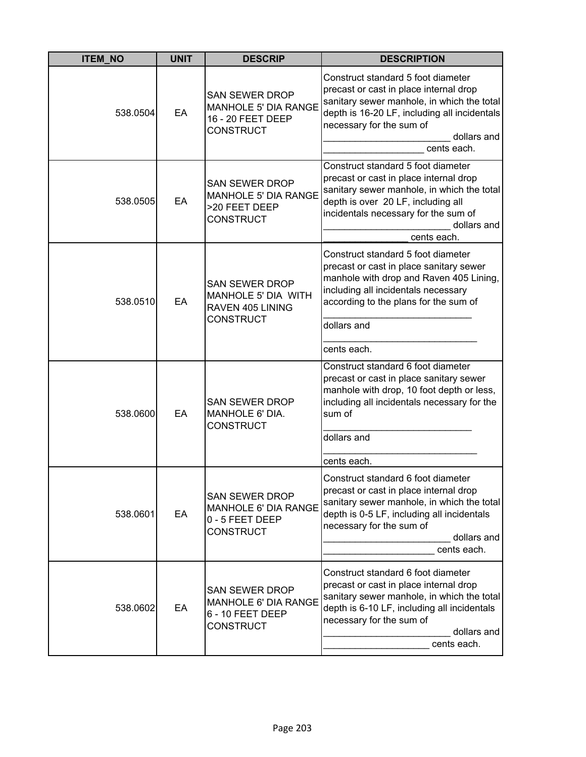| ITEM_NO | UNIT | DESCRIP | DESCRIPTION |
|---|---|---|---|
| 538.0504 | EA | SAN SEWER DROP MANHOLE 5' DIA RANGE 16 - 20 FEET DEEP CONSTRUCT | Construct standard 5 foot diameter precast or cast in place internal drop sanitary sewer manhole, in which the total depth is 16-20 LF, including all incidentals necessary for the sum of ________________________ dollars and ___________________ cents each. |
| 538.0505 | EA | SAN SEWER DROP MANHOLE 5' DIA RANGE >20 FEET DEEP CONSTRUCT | Construct standard 5 foot diameter precast or cast in place internal drop sanitary sewer manhole, in which the total depth is over 20 LF, including all incidentals necessary for the sum of ________________________ dollars and ________________ cents each. |
| 538.0510 | EA | SAN SEWER DROP MANHOLE 5' DIA WITH RAVEN 405 LINING CONSTRUCT | Construct standard 5 foot diameter precast or cast in place sanitary sewer manhole with drop and Raven 405 Lining, including all incidentals necessary according to the plans for the sum of ____________________________ dollars and _____________________________ cents each. |
| 538.0600 | EA | SAN SEWER DROP MANHOLE 6' DIA. CONSTRUCT | Construct standard 6 foot diameter precast or cast in place sanitary sewer manhole with drop, 10 foot depth or less, including all incidentals necessary for the sum of ____________________________ dollars and _____________________________ cents each. |
| 538.0601 | EA | SAN SEWER DROP MANHOLE 6' DIA RANGE 0 - 5 FEET DEEP CONSTRUCT | Construct standard 6 foot diameter precast or cast in place internal drop sanitary sewer manhole, in which the total depth is 0-5 LF, including all incidentals necessary for the sum of ________________________ dollars and _____________________ cents each. |
| 538.0602 | EA | SAN SEWER DROP MANHOLE 6' DIA RANGE 6 - 10 FEET DEEP CONSTRUCT | Construct standard 6 foot diameter precast or cast in place internal drop sanitary sewer manhole, in which the total depth is 6-10 LF, including all incidentals necessary for the sum of ________________________ dollars and ____________________ cents each. |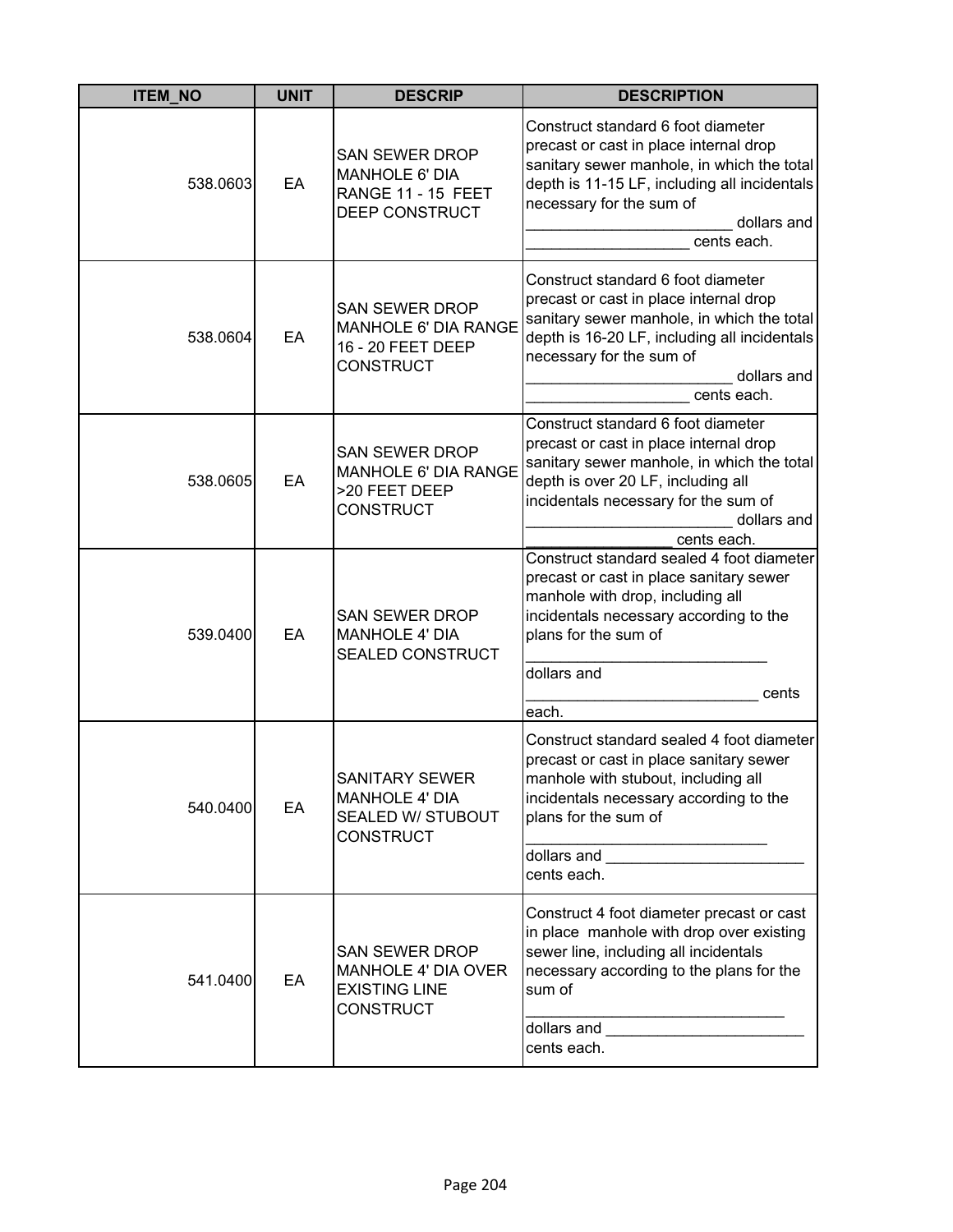| ITEM_NO | UNIT | DESCRIP | DESCRIPTION |
|---|---|---|---|
| 538.0603 | EA | SAN SEWER DROP MANHOLE 6' DIA RANGE 11 - 15 FEET DEEP CONSTRUCT | Construct standard 6 foot diameter precast or cast in place internal drop sanitary sewer manhole, in which the total depth is 11-15 LF, including all incidentals necessary for the sum of ________________________ dollars and ___________________ cents each. |
| 538.0604 | EA | SAN SEWER DROP MANHOLE 6' DIA RANGE 16 - 20 FEET DEEP CONSTRUCT | Construct standard 6 foot diameter precast or cast in place internal drop sanitary sewer manhole, in which the total depth is 16-20 LF, including all incidentals necessary for the sum of ________________________ dollars and ___________________ cents each. |
| 538.0605 | EA | SAN SEWER DROP MANHOLE 6' DIA RANGE >20 FEET DEEP CONSTRUCT | Construct standard 6 foot diameter precast or cast in place internal drop sanitary sewer manhole, in which the total depth is over 20 LF, including all incidentals necessary for the sum of ________________________ dollars and _________________ cents each. |
| 539.0400 | EA | SAN SEWER DROP MANHOLE 4' DIA SEALED CONSTRUCT | Construct standard sealed 4 foot diameter precast or cast in place sanitary sewer manhole with drop, including all incidentals necessary according to the plans for the sum of ____________________________ dollars and ___________________________ cents each. |
| 540.0400 | EA | SANITARY SEWER MANHOLE 4' DIA SEALED W/ STUBOUT CONSTRUCT | Construct standard sealed 4 foot diameter precast or cast in place sanitary sewer manhole with stubout, including all incidentals necessary according to the plans for the sum of ____________________________ dollars and _______________________ cents each. |
| 541.0400 | EA | SAN SEWER DROP MANHOLE 4' DIA OVER EXISTING LINE CONSTRUCT | Construct 4 foot diameter precast or cast in place manhole with drop over existing sewer line, including all incidentals necessary according to the plans for the sum of ______________________________ dollars and _______________________ cents each. |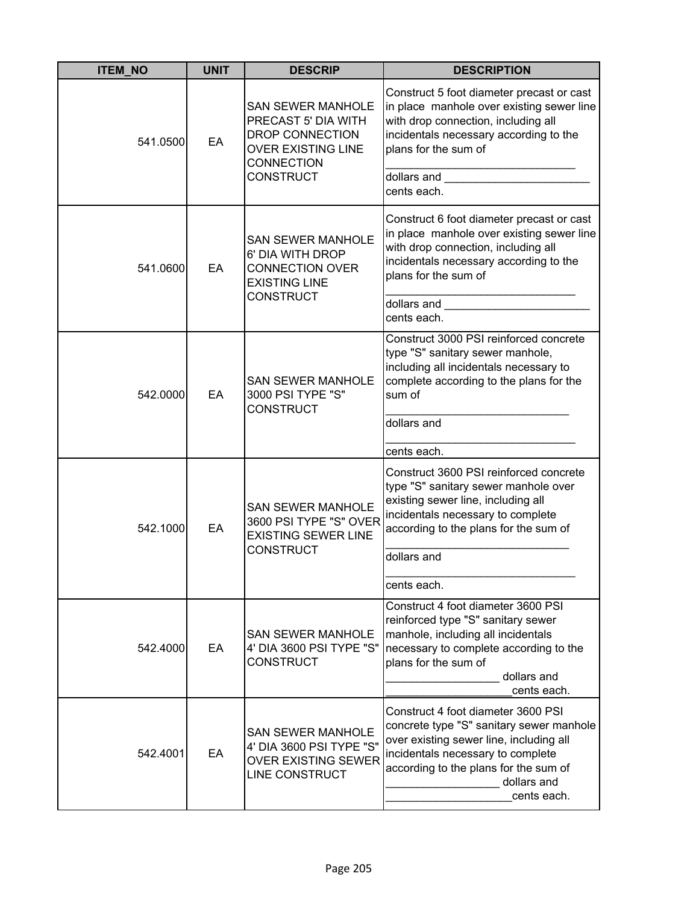| ITEM_NO | UNIT | DESCRIP | DESCRIPTION |
|---|---|---|---|
| 541.0500 | EA | SAN SEWER MANHOLE PRECAST 5' DIA WITH DROP CONNECTION OVER EXISTING LINE CONNECTION CONSTRUCT | Construct 5 foot diameter precast or cast in place manhole over existing sewer line with drop connection, including all incidentals necessary according to the plans for the sum of _______________________________ dollars and _______________________ cents each. |
| 541.0600 | EA | SAN SEWER MANHOLE 6' DIA WITH DROP CONNECTION OVER EXISTING LINE CONSTRUCT | Construct 6 foot diameter precast or cast in place manhole over existing sewer line with drop connection, including all incidentals necessary according to the plans for the sum of _______________________________ dollars and _______________________ cents each. |
| 542.0000 | EA | SAN SEWER MANHOLE 3000 PSI TYPE "S" CONSTRUCT | Construct 3000 PSI reinforced concrete type "S" sanitary sewer manhole, including all incidentals necessary to complete according to the plans for the sum of ______________________________ dollars and _______________________________ cents each. |
| 542.1000 | EA | SAN SEWER MANHOLE 3600 PSI TYPE "S" OVER EXISTING SEWER LINE CONSTRUCT | Construct 3600 PSI reinforced concrete type "S" sanitary sewer manhole over existing sewer line, including all incidentals necessary to complete according to the plans for the sum of ______________________________ dollars and _______________________________ cents each. |
| 542.4000 | EA | SAN SEWER MANHOLE 4' DIA 3600 PSI TYPE "S" CONSTRUCT | Construct 4 foot diameter 3600 PSI reinforced type "S" sanitary sewer manhole, including all incidentals necessary to complete according to the plans for the sum of __________________ dollars and ____________________cents each. |
| 542.4001 | EA | SAN SEWER MANHOLE 4' DIA 3600 PSI TYPE "S" OVER EXISTING SEWER LINE CONSTRUCT | Construct 4 foot diameter 3600 PSI concrete type "S" sanitary sewer manhole over existing sewer line, including all incidentals necessary to complete according to the plans for the sum of __________________ dollars and ____________________cents each. |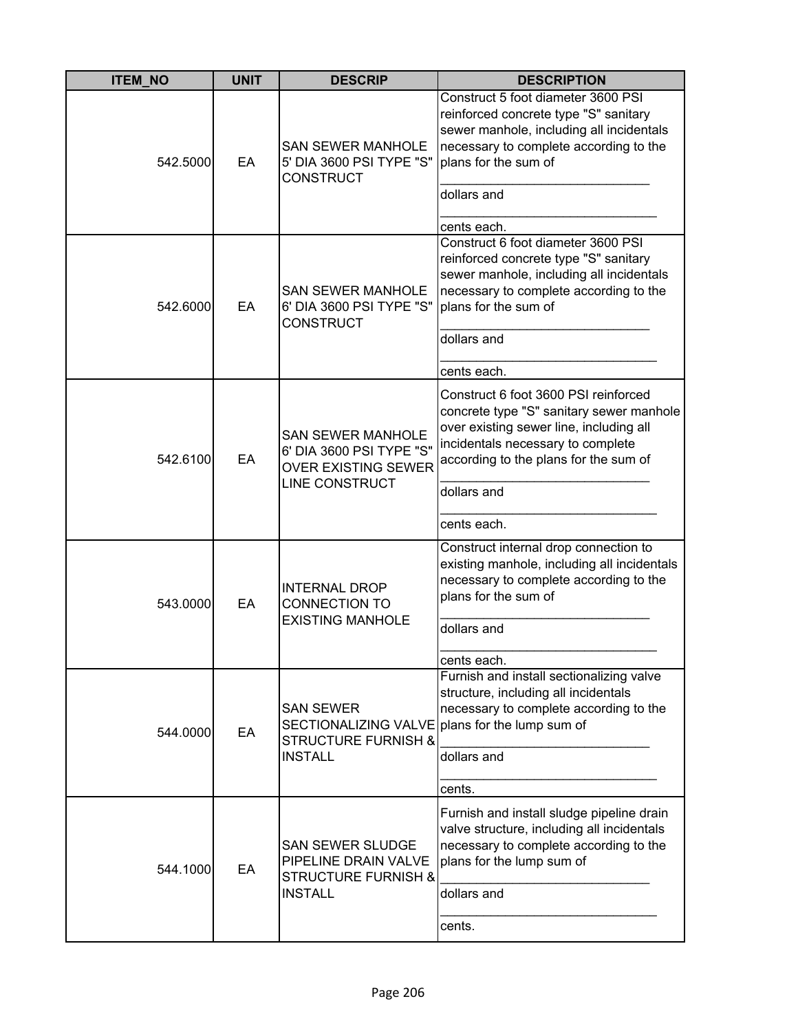| ITEM_NO | UNIT | DESCRIP | DESCRIPTION |
|---|---|---|---|
| 542.5000 | EA | SAN SEWER MANHOLE 5' DIA 3600 PSI TYPE "S" CONSTRUCT | Construct 5 foot diameter 3600 PSI reinforced concrete type "S" sanitary sewer manhole, including all incidentals necessary to complete according to the plans for the sum of<br>_____________________________<br>dollars and<br>______________________________<br>cents each. |
| 542.6000 | EA | SAN SEWER MANHOLE 6' DIA 3600 PSI TYPE "S" CONSTRUCT | Construct 6 foot diameter 3600 PSI reinforced concrete type "S" sanitary sewer manhole, including all incidentals necessary to complete according to the plans for the sum of<br>_____________________________<br>dollars and<br>______________________________<br>cents each. |
| 542.6100 | EA | SAN SEWER MANHOLE 6' DIA 3600 PSI TYPE "S" OVER EXISTING SEWER LINE CONSTRUCT | Construct 6 foot 3600 PSI reinforced concrete type "S" sanitary sewer manhole over existing sewer line, including all incidentals necessary to complete according to the plans for the sum of<br>_____________________________<br>dollars and<br>______________________________<br>cents each. |
| 543.0000 | EA | INTERNAL DROP CONNECTION TO EXISTING MANHOLE | Construct internal drop connection to existing manhole, including all incidentals necessary to complete according to the plans for the sum of<br>_____________________________<br>dollars and<br>______________________________<br>cents each. |
| 544.0000 | EA | SAN SEWER SECTIONALIZING VALVE STRUCTURE FURNISH & INSTALL | Furnish and install sectionalizing valve structure, including all incidentals necessary to complete according to the plans for the lump sum of<br>_____________________________<br>dollars and<br>______________________________<br>cents. |
| 544.1000 | EA | SAN SEWER SLUDGE PIPELINE DRAIN VALVE STRUCTURE FURNISH & INSTALL | Furnish and install sludge pipeline drain valve structure, including all incidentals necessary to complete according to the plans for the lump sum of<br>_____________________________<br>dollars and<br>______________________________<br>cents. |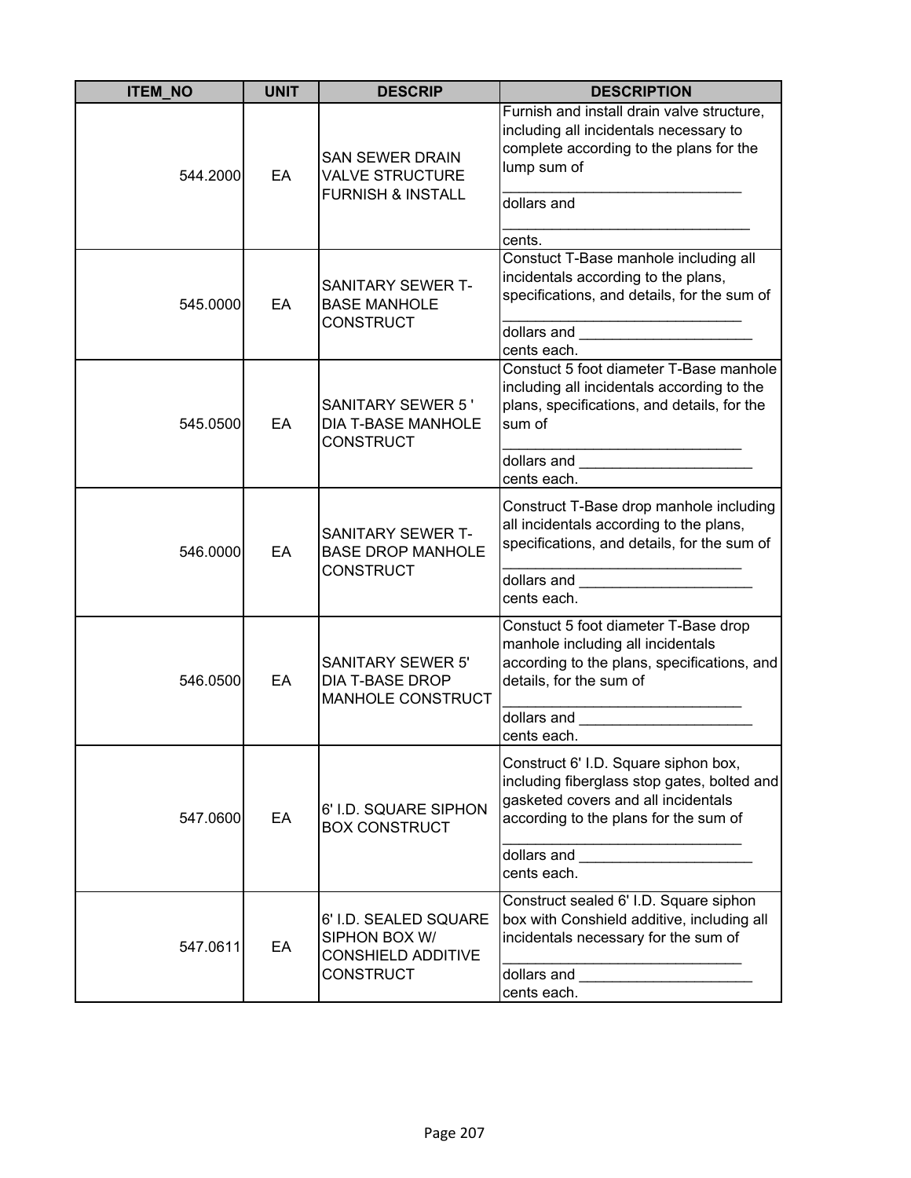| ITEM_NO | UNIT | DESCRIP | DESCRIPTION |
|---|---|---|---|
| 544.2000 | EA | SAN SEWER DRAIN VALVE STRUCTURE FURNISH & INSTALL | Furnish and install drain valve structure, including all incidentals necessary to complete according to the plans for the lump sum of _____________________________ dollars and _____________________________ cents. |
| 545.0000 | EA | SANITARY SEWER T-BASE MANHOLE CONSTRUCT | Constuct T-Base manhole including all incidentals according to the plans, specifications, and details, for the sum of _____________________________ dollars and _____________________ cents each. |
| 545.0500 | EA | SANITARY SEWER 5 ' DIA T-BASE MANHOLE CONSTRUCT | Constuct 5 foot diameter T-Base manhole including all incidentals according to the plans, specifications, and details, for the sum of _____________________________ dollars and _____________________ cents each. |
| 546.0000 | EA | SANITARY SEWER T-BASE DROP MANHOLE CONSTRUCT | Construct T-Base drop manhole including all incidentals according to the plans, specifications, and details, for the sum of _____________________________ dollars and _____________________ cents each. |
| 546.0500 | EA | SANITARY SEWER 5' DIA T-BASE DROP MANHOLE CONSTRUCT | Constuct 5 foot diameter T-Base drop manhole including all incidentals according to the plans, specifications, and details, for the sum of _____________________________ dollars and _____________________ cents each. |
| 547.0600 | EA | 6' I.D. SQUARE SIPHON BOX CONSTRUCT | Construct 6' I.D. Square siphon box, including fiberglass stop gates, bolted and gasketed covers and all incidentals according to the plans for the sum of _____________________________ dollars and _____________________ cents each. |
| 547.0611 | EA | 6' I.D. SEALED SQUARE SIPHON BOX W/ CONSHIELD ADDITIVE CONSTRUCT | Construct sealed 6' I.D. Square siphon box with Conshield additive, including all incidentals necessary for the sum of _____________________________ dollars and _____________________ cents each. |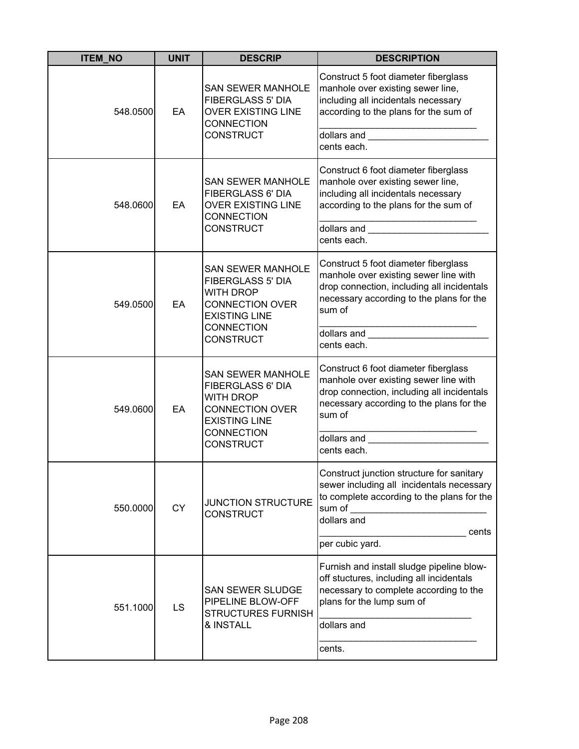| ITEM_NO | UNIT | DESCRIP | DESCRIPTION |
| --- | --- | --- | --- |
| 548.0500 | EA | SAN SEWER MANHOLE FIBERGLASS 5' DIA OVER EXISTING LINE CONNECTION CONSTRUCT | Construct 5 foot diameter fiberglass manhole over existing sewer line, including all incidentals necessary according to the plans for the sum of ______________________________ dollars and _______________________ cents each. |
| 548.0600 | EA | SAN SEWER MANHOLE FIBERGLASS 6' DIA OVER EXISTING LINE CONNECTION CONSTRUCT | Construct 6 foot diameter fiberglass manhole over existing sewer line, including all incidentals necessary according to the plans for the sum of ______________________________ dollars and _______________________ cents each. |
| 549.0500 | EA | SAN SEWER MANHOLE FIBERGLASS 5' DIA WITH DROP CONNECTION OVER EXISTING LINE CONNECTION CONSTRUCT | Construct 5 foot diameter fiberglass manhole over existing sewer line with drop connection, including all incidentals necessary according to the plans for the sum of ______________________________ dollars and _______________________ cents each. |
| 549.0600 | EA | SAN SEWER MANHOLE FIBERGLASS 6' DIA WITH DROP CONNECTION OVER EXISTING LINE CONNECTION CONSTRUCT | Construct 6 foot diameter fiberglass manhole over existing sewer line with drop connection, including all incidentals necessary according to the plans for the sum of ______________________________ dollars and _______________________ cents each. |
| 550.0000 | CY | JUNCTION STRUCTURE CONSTRUCT | Construct junction structure for sanitary sewer including all incidentals necessary to complete according to the plans for the sum of __________________________ dollars and ____________________________ cents per cubic yard. |
| 551.1000 | LS | SAN SEWER SLUDGE PIPELINE BLOW-OFF STRUCTURES FURNISH & INSTALL | Furnish and install sludge pipeline blow-off stuctures, including all incidentals necessary to complete according to the plans for the lump sum of _____________________________ dollars and ______________________________ cents. |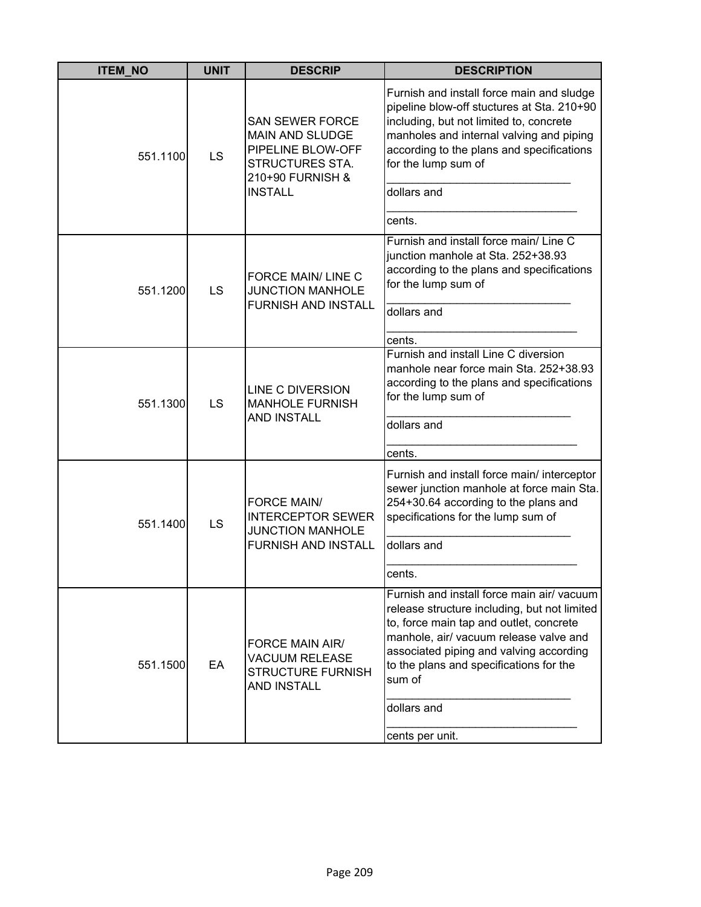| ITEM_NO | UNIT | DESCRIP | DESCRIPTION |
|---|---|---|---|
| 551.1100 | LS | SAN SEWER FORCE MAIN AND SLUDGE PIPELINE BLOW-OFF STRUCTURES STA. 210+90 FURNISH & INSTALL | Furnish and install force main and sludge pipeline blow-off stuctures at Sta. 210+90 including, but not limited to, concrete manholes and internal valving and piping according to the plans and specifications for the lump sum of _____________________________ dollars and _____________________________ cents. |
| 551.1200 | LS | FORCE MAIN/ LINE C JUNCTION MANHOLE FURNISH AND INSTALL | Furnish and install force main/ Line C junction manhole at Sta. 252+38.93 according to the plans and specifications for the lump sum of _____________________________ dollars and _____________________________ cents. |
| 551.1300 | LS | LINE C DIVERSION MANHOLE FURNISH AND INSTALL | Furnish and install Line C diversion manhole near force main Sta. 252+38.93 according to the plans and specifications for the lump sum of _____________________________ dollars and _____________________________ cents. |
| 551.1400 | LS | FORCE MAIN/ INTERCEPTOR SEWER JUNCTION MANHOLE FURNISH AND INSTALL | Furnish and install force main/ interceptor sewer junction manhole at force main Sta. 254+30.64 according to the plans and specifications for the lump sum of _____________________________ dollars and _____________________________ cents. |
| 551.1500 | EA | FORCE MAIN AIR/ VACUUM RELEASE STRUCTURE FURNISH AND INSTALL | Furnish and install force main air/ vacuum release structure including, but not limited to, force main tap and outlet, concrete manhole, air/ vacuum release valve and associated piping and valving according to the plans and specifications for the sum of _____________________________ dollars and _____________________________ cents per unit. |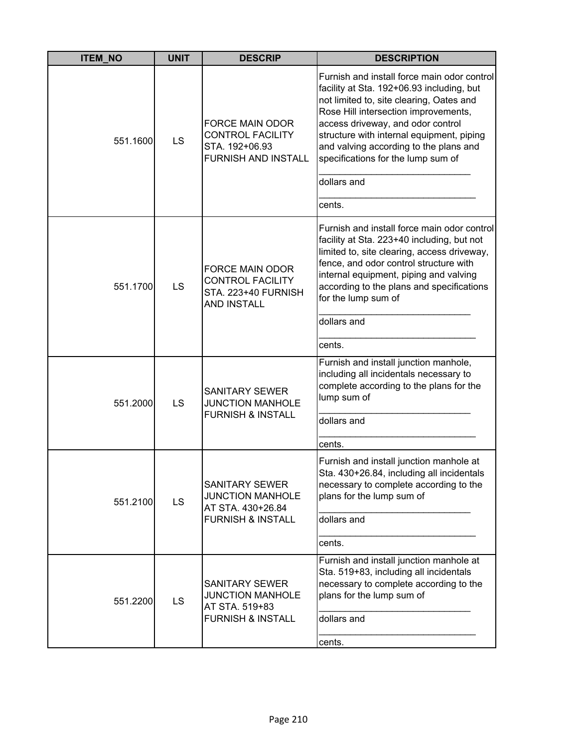| ITEM_NO | UNIT | DESCRIP | DESCRIPTION |
|---|---|---|---|
| 551.1600 | LS | FORCE MAIN ODOR CONTROL FACILITY STA. 192+06.93 FURNISH AND INSTALL | Furnish and install force main odor control facility at Sta. 192+06.93 including, but not limited to, site clearing, Oates and Rose Hill intersection improvements, access driveway, and odor control structure with internal equipment, piping and valving according to the plans and specifications for the lump sum of ______________________________ dollars and ______________________________ cents. |
| 551.1700 | LS | FORCE MAIN ODOR CONTROL FACILITY STA. 223+40 FURNISH AND INSTALL | Furnish and install force main odor control facility at Sta. 223+40 including, but not limited to, site clearing, access driveway, fence, and odor control structure with internal equipment, piping and valving according to the plans and specifications for the lump sum of ______________________________ dollars and ______________________________ cents. |
| 551.2000 | LS | SANITARY SEWER JUNCTION MANHOLE FURNISH & INSTALL | Furnish and install junction manhole, including all incidentals necessary to complete according to the plans for the lump sum of ______________________________ dollars and ______________________________ cents. |
| 551.2100 | LS | SANITARY SEWER JUNCTION MANHOLE AT STA. 430+26.84 FURNISH & INSTALL | Furnish and install junction manhole at Sta. 430+26.84, including all incidentals necessary to complete according to the plans for the lump sum of ______________________________ dollars and ______________________________ cents. |
| 551.2200 | LS | SANITARY SEWER JUNCTION MANHOLE AT STA. 519+83 FURNISH & INSTALL | Furnish and install junction manhole at Sta. 519+83, including all incidentals necessary to complete according to the plans for the lump sum of ______________________________ dollars and ______________________________ cents. |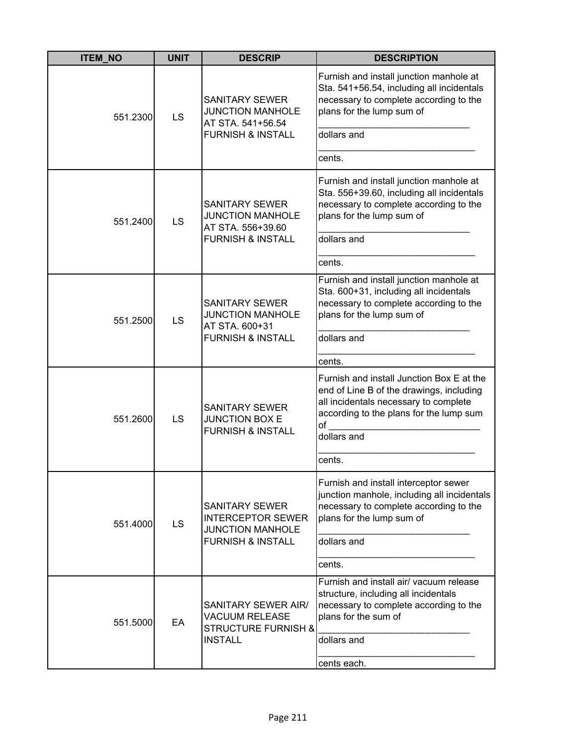| ITEM_NO | UNIT | DESCRIP | DESCRIPTION |
|---|---|---|---|
| 551.2300 | LS | SANITARY SEWER JUNCTION MANHOLE AT STA. 541+56.54 FURNISH & INSTALL | Furnish and install junction manhole at Sta. 541+56.54, including all incidentals necessary to complete according to the plans for the lump sum of _____________________________ dollars and _____________________________ cents. |
| 551.2400 | LS | SANITARY SEWER JUNCTION MANHOLE AT STA. 556+39.60 FURNISH & INSTALL | Furnish and install junction manhole at Sta. 556+39.60, including all incidentals necessary to complete according to the plans for the lump sum of _____________________________ dollars and _____________________________ cents. |
| 551.2500 | LS | SANITARY SEWER JUNCTION MANHOLE AT STA. 600+31 FURNISH & INSTALL | Furnish and install junction manhole at Sta. 600+31, including all incidentals necessary to complete according to the plans for the lump sum of _____________________________ dollars and _____________________________ cents. |
| 551.2600 | LS | SANITARY SEWER JUNCTION BOX E FURNISH & INSTALL | Furnish and install Junction Box E at the end of Line B of the drawings, including all incidentals necessary to complete according to the plans for the lump sum of _____________________________ dollars and _____________________________ cents. |
| 551.4000 | LS | SANITARY SEWER INTERCEPTOR SEWER JUNCTION MANHOLE FURNISH & INSTALL | Furnish and install interceptor sewer junction manhole, including all incidentals necessary to complete according to the plans for the lump sum of _____________________________ dollars and _____________________________ cents. |
| 551.5000 | EA | SANITARY SEWER AIR/ VACUUM RELEASE STRUCTURE FURNISH & INSTALL | Furnish and install air/ vacuum release structure, including all incidentals necessary to complete according to the plans for the sum of _____________________________ dollars and _____________________________ cents each. |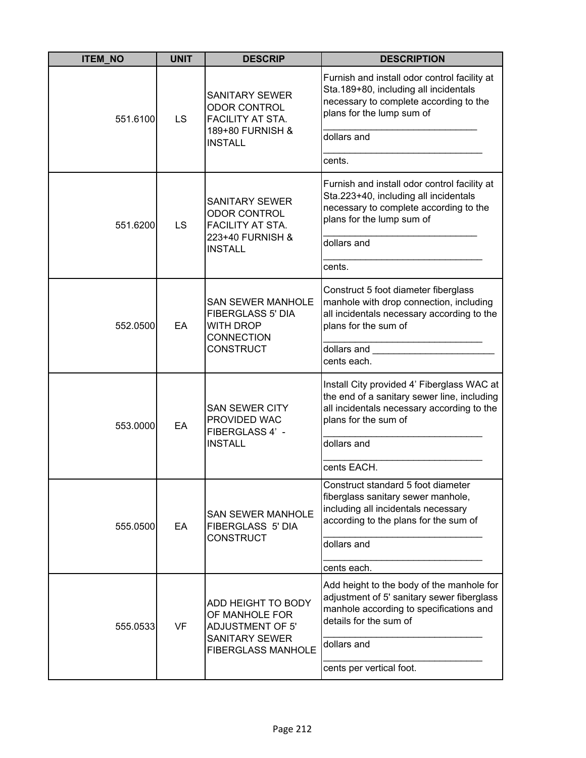| ITEM_NO | UNIT | DESCRIP | DESCRIPTION |
|---|---|---|---|
| 551.6100 | LS | SANITARY SEWER ODOR CONTROL FACILITY AT STA. 189+80 FURNISH & INSTALL | Furnish and install odor control facility at Sta.189+80, including all incidentals necessary to complete according to the plans for the lump sum of ____________________________ dollars and ______________________________ cents. |
| 551.6200 | LS | SANITARY SEWER ODOR CONTROL FACILITY AT STA. 223+40 FURNISH & INSTALL | Furnish and install odor control facility at Sta.223+40, including all incidentals necessary to complete according to the plans for the lump sum of ____________________________ dollars and ______________________________ cents. |
| 552.0500 | EA | SAN SEWER MANHOLE FIBERGLASS 5' DIA WITH DROP CONNECTION CONSTRUCT | Construct 5 foot diameter fiberglass manhole with drop connection, including all incidentals necessary according to the plans for the sum of ______________________________ dollars and _______________________ cents each. |
| 553.0000 | EA | SAN SEWER CITY PROVIDED WAC FIBERGLASS 4' - INSTALL | Install City provided 4' Fiberglass WAC at the end of a sanitary sewer line, including all incidentals necessary according to the plans for the sum of ______________________________ dollars and ______________________________ cents EACH. |
| 555.0500 | EA | SAN SEWER MANHOLE FIBERGLASS 5' DIA CONSTRUCT | Construct standard 5 foot diameter fiberglass sanitary sewer manhole, including all incidentals necessary according to the plans for the sum of ______________________________ dollars and ______________________________ cents each. |
| 555.0533 | VF | ADD HEIGHT TO BODY OF MANHOLE FOR ADJUSTMENT OF 5' SANITARY SEWER FIBERGLASS MANHOLE | Add height to the body of the manhole for adjustment of 5' sanitary sewer fiberglass manhole according to specifications and details for the sum of ______________________________ dollars and ______________________________ cents per vertical foot. |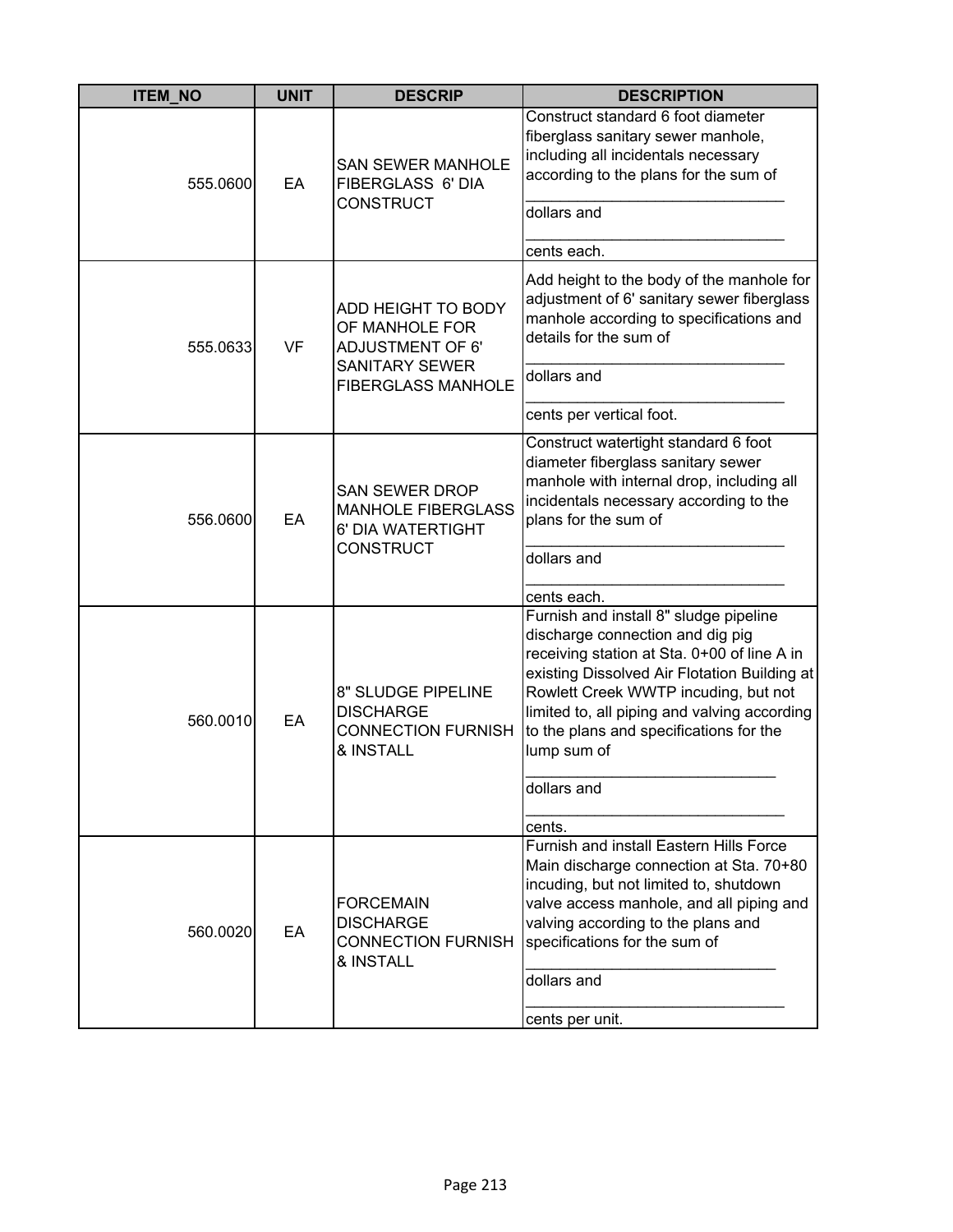| ITEM_NO | UNIT | DESCRIP | DESCRIPTION |
|---|---|---|---|
| 555.0600 | EA | SAN SEWER MANHOLE FIBERGLASS 6' DIA CONSTRUCT | Construct standard 6 foot diameter fiberglass sanitary sewer manhole, including all incidentals necessary according to the plans for the sum of ______________________________ dollars and ______________________________ cents each. |
| 555.0633 | VF | ADD HEIGHT TO BODY OF MANHOLE FOR ADJUSTMENT OF 6' SANITARY SEWER FIBERGLASS MANHOLE | Add height to the body of the manhole for adjustment of 6' sanitary sewer fiberglass manhole according to specifications and details for the sum of ______________________________ dollars and ______________________________ cents per vertical foot. |
| 556.0600 | EA | SAN SEWER DROP MANHOLE FIBERGLASS 6' DIA WATERTIGHT CONSTRUCT | Construct watertight standard 6 foot diameter fiberglass sanitary sewer manhole with internal drop, including all incidentals necessary according to the plans for the sum of ______________________________ dollars and ______________________________ cents each. |
| 560.0010 | EA | 8" SLUDGE PIPELINE DISCHARGE CONNECTION FURNISH & INSTALL | Furnish and install 8" sludge pipeline discharge connection and dig pig receiving station at Sta. 0+00 of line A in existing Dissolved Air Flotation Building at Rowlett Creek WWTP incuding, but not limited to, all piping and valving according to the plans and specifications for the lump sum of ______________________________ dollars and ______________________________ cents. |
| 560.0020 | EA | FORCEMAIN DISCHARGE CONNECTION FURNISH & INSTALL | Furnish and install Eastern Hills Force Main discharge connection at Sta. 70+80 incuding, but not limited to, shutdown valve access manhole, and all piping and valving according to the plans and specifications for the sum of ______________________________ dollars and ______________________________ cents per unit. |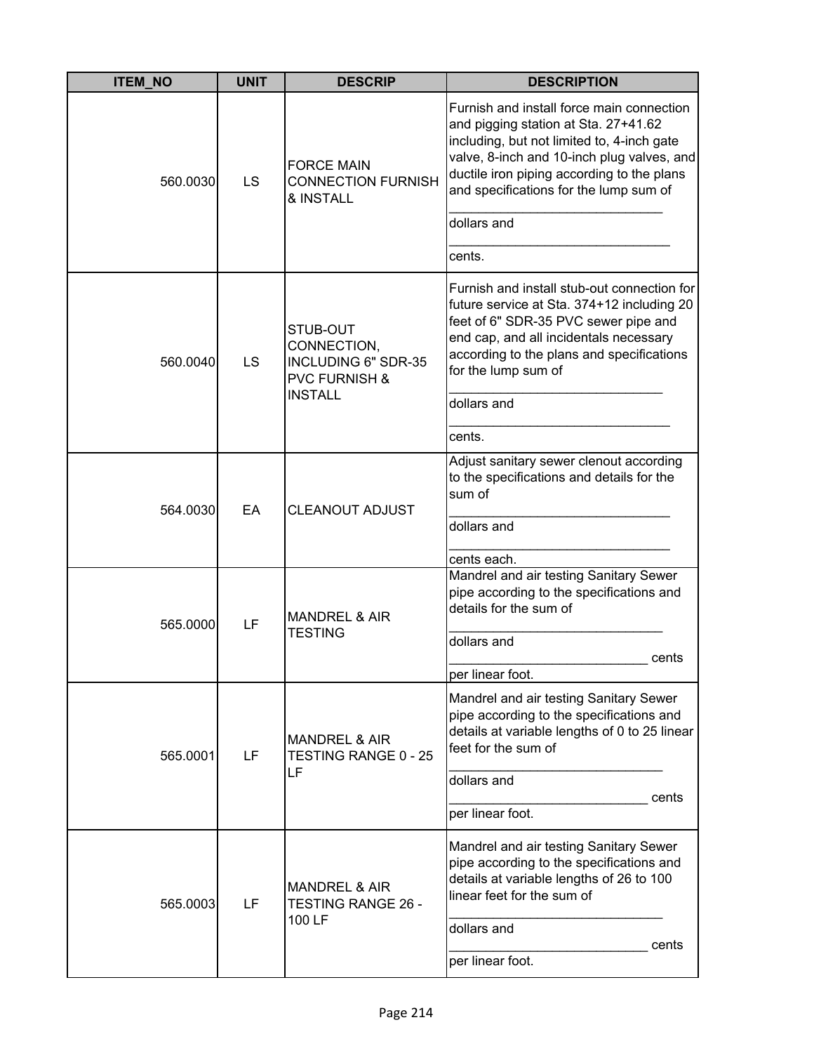| ITEM_NO | UNIT | DESCRIP | DESCRIPTION |
|---|---|---|---|
| 560.0030 | LS | FORCE MAIN CONNECTION FURNISH & INSTALL | Furnish and install force main connection and pigging station at Sta. 27+41.62 including, but not limited to, 4-inch gate valve, 8-inch and 10-inch plug valves, and ductile iron piping according to the plans and specifications for the lump sum of ______________________________ dollars and ______________________________ cents. |
| 560.0040 | LS | STUB-OUT CONNECTION, INCLUDING 6" SDR-35 PVC FURNISH & INSTALL | Furnish and install stub-out connection for future service at Sta. 374+12 including 20 feet of 6" SDR-35 PVC sewer pipe and end cap, and all incidentals necessary according to the plans and specifications for the lump sum of ______________________________ dollars and ______________________________ cents. |
| 564.0030 | EA | CLEANOUT ADJUST | Adjust sanitary sewer clenout according to the specifications and details for the sum of ______________________________ dollars and ______________________________ cents each. |
| 565.0000 | LF | MANDREL & AIR TESTING | Mandrel and air testing Sanitary Sewer pipe according to the specifications and details for the sum of ______________________________ dollars and ____________________________ cents per linear foot. |
| 565.0001 | LF | MANDREL & AIR TESTING RANGE 0 - 25 LF | Mandrel and air testing Sanitary Sewer pipe according to the specifications and details at variable lengths of 0 to 25 linear feet for the sum of ______________________________ dollars and ____________________________ cents per linear foot. |
| 565.0003 | LF | MANDREL & AIR TESTING RANGE 26 - 100 LF | Mandrel and air testing Sanitary Sewer pipe according to the specifications and details at variable lengths of 26 to 100 linear feet for the sum of ______________________________ dollars and ____________________________ cents per linear foot. |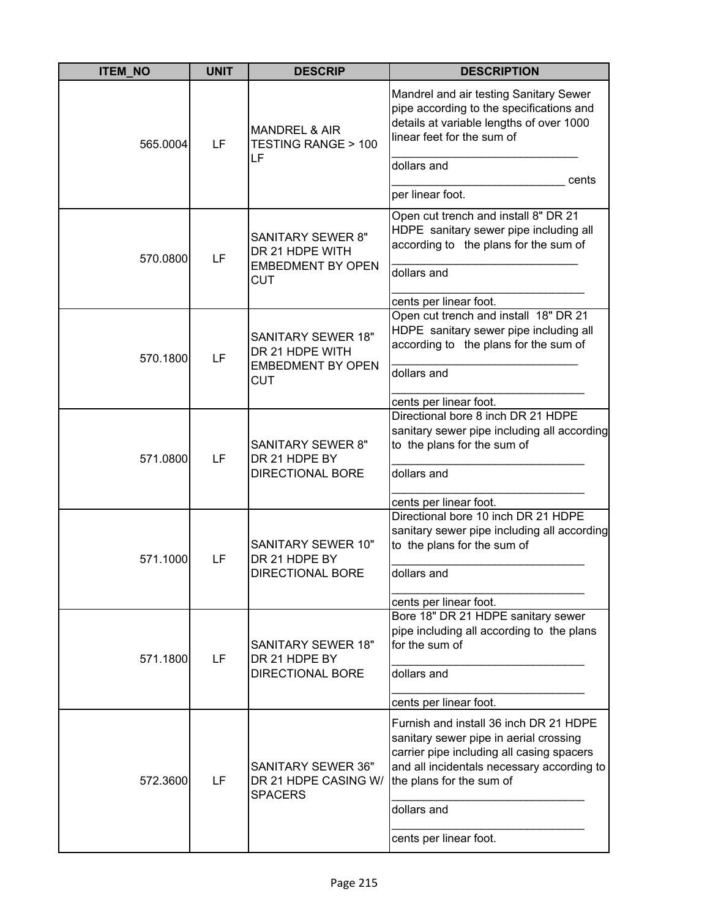| ITEM_NO | UNIT | DESCRIP | DESCRIPTION |
| --- | --- | --- | --- |
| 565.0004 | LF | MANDREL & AIR TESTING RANGE > 100 LF | Mandrel and air testing Sanitary Sewer pipe according to the specifications and details at variable lengths of over 1000 linear feet for the sum of ____________________________ dollars and ___________________________ cents per linear foot. |
| 570.0800 | LF | SANITARY SEWER 8" DR 21 HDPE WITH EMBEDMENT BY OPEN CUT | Open cut trench and install 8" DR 21 HDPE sanitary sewer pipe including all according to the plans for the sum of ____________________________ dollars and ____________________________ cents per linear foot. |
| 570.1800 | LF | SANITARY SEWER 18" DR 21 HDPE WITH EMBEDMENT BY OPEN CUT | Open cut trench and install 18" DR 21 HDPE sanitary sewer pipe including all according to the plans for the sum of ____________________________ dollars and ____________________________ cents per linear foot. |
| 571.0800 | LF | SANITARY SEWER 8" DR 21 HDPE BY DIRECTIONAL BORE | Directional bore 8 inch DR 21 HDPE sanitary sewer pipe including all according to the plans for the sum of ____________________________ dollars and ____________________________ cents per linear foot. |
| 571.1000 | LF | SANITARY SEWER 10" DR 21 HDPE BY DIRECTIONAL BORE | Directional bore 10 inch DR 21 HDPE sanitary sewer pipe including all according to the plans for the sum of ____________________________ dollars and ____________________________ cents per linear foot. |
| 571.1800 | LF | SANITARY SEWER 18" DR 21 HDPE BY DIRECTIONAL BORE | Bore 18" DR 21 HDPE sanitary sewer pipe including all according to the plans for the sum of ____________________________ dollars and ____________________________ cents per linear foot. |
| 572.3600 | LF | SANITARY SEWER 36" DR 21 HDPE CASING W/ SPACERS | Furnish and install 36 inch DR 21 HDPE sanitary sewer pipe in aerial crossing carrier pipe including all casing spacers and all incidentals necessary according to the plans for the sum of ____________________________ dollars and ____________________________ cents per linear foot. |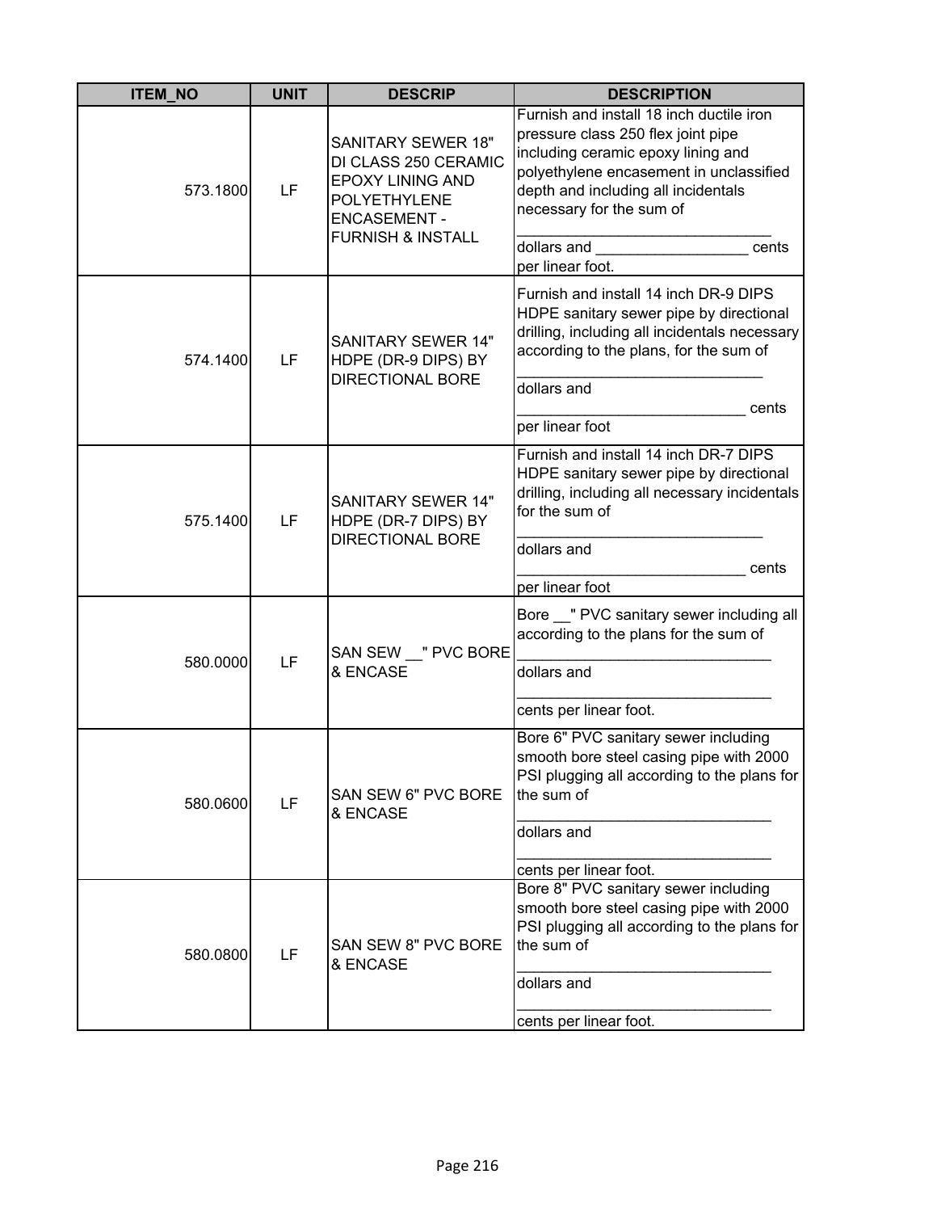| ITEM_NO | UNIT | DESCRIP | DESCRIPTION |
| --- | --- | --- | --- |
| 573.1800 | LF | SANITARY SEWER 18" DI CLASS 250 CERAMIC EPOXY LINING AND POLYETHYLENE ENCASEMENT - FURNISH & INSTALL | Furnish and install 18 inch ductile iron pressure class 250 flex joint pipe including ceramic epoxy lining and polyethylene encasement in unclassified depth and including all incidentals necessary for the sum of _____________________________ dollars and __________________ cents per linear foot. |
| 574.1400 | LF | SANITARY SEWER 14" HDPE (DR-9 DIPS) BY DIRECTIONAL BORE | Furnish and install 14 inch DR-9 DIPS HDPE sanitary sewer pipe by directional drilling, including all incidentals necessary according to the plans, for the sum of ____________________________ dollars and __________________________ cents per linear foot |
| 575.1400 | LF | SANITARY SEWER 14" HDPE (DR-7 DIPS) BY DIRECTIONAL BORE | Furnish and install 14 inch DR-7 DIPS HDPE sanitary sewer pipe by directional drilling, including all necessary incidentals for the sum of ____________________________ dollars and __________________________ cents per linear foot |
| 580.0000 | LF | SAN SEW __" PVC BORE & ENCASE | Bore __" PVC sanitary sewer including all according to the plans for the sum of _____________________________ dollars and _____________________________ cents per linear foot. |
| 580.0600 | LF | SAN SEW 6" PVC BORE & ENCASE | Bore 6" PVC sanitary sewer including smooth bore steel casing pipe with 2000 PSI plugging all according to the plans for the sum of _____________________________ dollars and _____________________________ cents per linear foot. |
| 580.0800 | LF | SAN SEW 8" PVC BORE & ENCASE | Bore 8" PVC sanitary sewer including smooth bore steel casing pipe with 2000 PSI plugging all according to the plans for the sum of _____________________________ dollars and _____________________________ cents per linear foot. |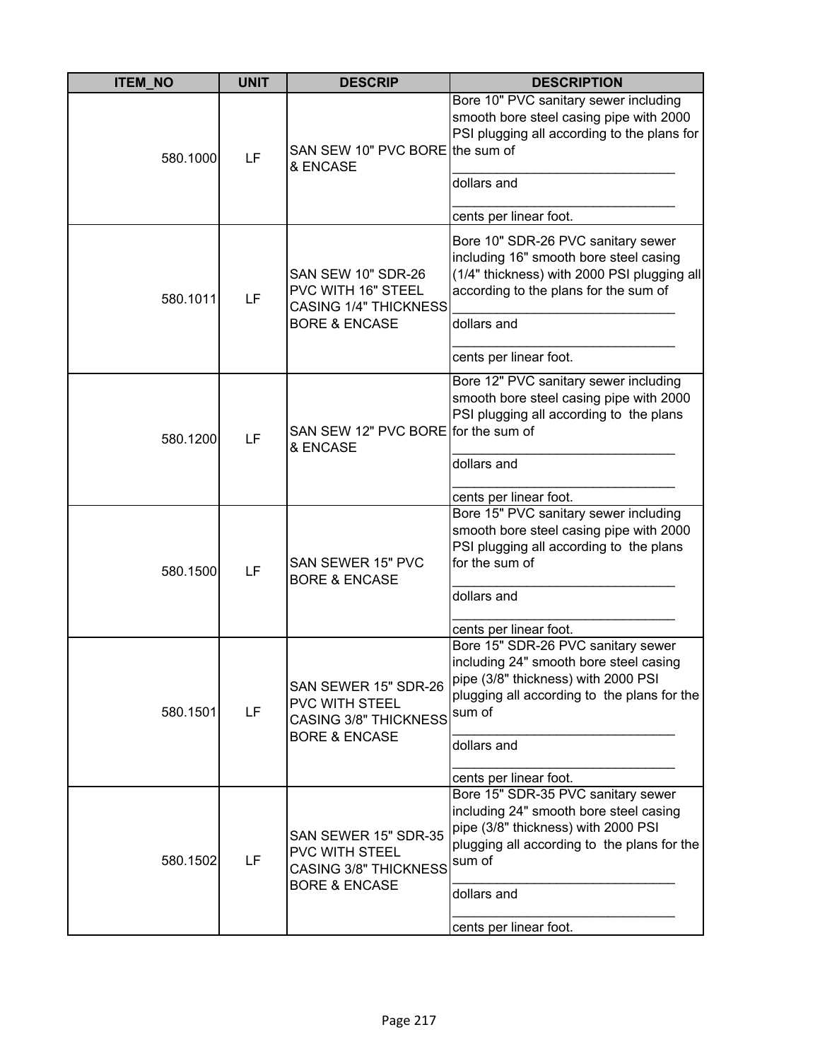| ITEM_NO | UNIT | DESCRIP | DESCRIPTION |
|---|---|---|---|
| 580.1000 | LF | SAN SEW 10" PVC BORE & ENCASE | Bore 10" PVC sanitary sewer including smooth bore steel casing pipe with 2000 PSI plugging all according to the plans for the sum of ______________________________ dollars and ______________________________ cents per linear foot. |
| 580.1011 | LF | SAN SEW 10" SDR-26 PVC WITH 16" STEEL CASING 1/4" THICKNESS BORE & ENCASE | Bore 10" SDR-26 PVC sanitary sewer including 16" smooth bore steel casing (1/4" thickness) with 2000 PSI plugging all according to the plans for the sum of ______________________________ dollars and ______________________________ cents per linear foot. |
| 580.1200 | LF | SAN SEW 12" PVC BORE & ENCASE | Bore 12" PVC sanitary sewer including smooth bore steel casing pipe with 2000 PSI plugging all according to the plans for the sum of ______________________________ dollars and ______________________________ cents per linear foot. |
| 580.1500 | LF | SAN SEWER 15" PVC BORE & ENCASE | Bore 15" PVC sanitary sewer including smooth bore steel casing pipe with 2000 PSI plugging all according to the plans for the sum of ______________________________ dollars and ______________________________ cents per linear foot. |
| 580.1501 | LF | SAN SEWER 15" SDR-26 PVC WITH STEEL CASING 3/8" THICKNESS BORE & ENCASE | Bore 15" SDR-26 PVC sanitary sewer including 24" smooth bore steel casing pipe (3/8" thickness) with 2000 PSI plugging all according to the plans for the sum of ______________________________ dollars and ______________________________ cents per linear foot. |
| 580.1502 | LF | SAN SEWER 15" SDR-35 PVC WITH STEEL CASING 3/8" THICKNESS BORE & ENCASE | Bore 15" SDR-35 PVC sanitary sewer including 24" smooth bore steel casing pipe (3/8" thickness) with 2000 PSI plugging all according to the plans for the sum of ______________________________ dollars and ______________________________ cents per linear foot. |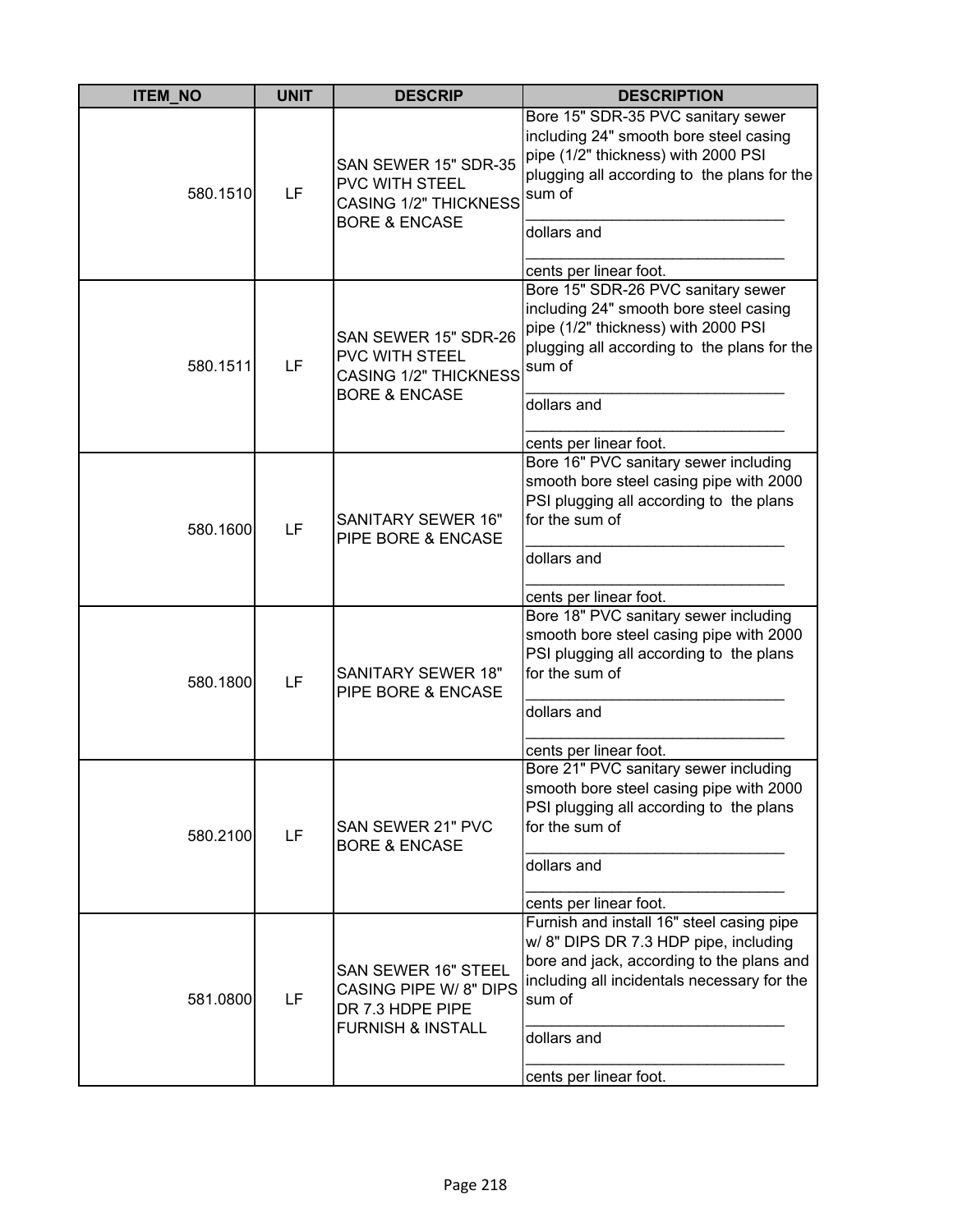| ITEM_NO | UNIT | DESCRIP | DESCRIPTION |
|---|---|---|---|
| 580.1510 | LF | SAN SEWER 15" SDR-35 PVC WITH STEEL CASING 1/2" THICKNESS BORE & ENCASE | Bore 15" SDR-35 PVC sanitary sewer including 24" smooth bore steel casing pipe (1/2" thickness) with 2000 PSI plugging all according to the plans for the sum of ______________________________ dollars and ______________________________ cents per linear foot. |
| 580.1511 | LF | SAN SEWER 15" SDR-26 PVC WITH STEEL CASING 1/2" THICKNESS BORE & ENCASE | Bore 15" SDR-26 PVC sanitary sewer including 24" smooth bore steel casing pipe (1/2" thickness) with 2000 PSI plugging all according to the plans for the sum of ______________________________ dollars and ______________________________ cents per linear foot. |
| 580.1600 | LF | SANITARY SEWER 16" PIPE BORE & ENCASE | Bore 16" PVC sanitary sewer including smooth bore steel casing pipe with 2000 PSI plugging all according to the plans for the sum of ______________________________ dollars and ______________________________ cents per linear foot. |
| 580.1800 | LF | SANITARY SEWER 18" PIPE BORE & ENCASE | Bore 18" PVC sanitary sewer including smooth bore steel casing pipe with 2000 PSI plugging all according to the plans for the sum of ______________________________ dollars and ______________________________ cents per linear foot. |
| 580.2100 | LF | SAN SEWER 21" PVC BORE & ENCASE | Bore 21" PVC sanitary sewer including smooth bore steel casing pipe with 2000 PSI plugging all according to the plans for the sum of ______________________________ dollars and ______________________________ cents per linear foot. |
| 581.0800 | LF | SAN SEWER 16" STEEL CASING PIPE W/ 8" DIPS DR 7.3 HDPE PIPE FURNISH & INSTALL | Furnish and install 16" steel casing pipe w/ 8" DIPS DR 7.3 HDP pipe, including bore and jack, according to the plans and including all incidentals necessary for the sum of ______________________________ dollars and ______________________________ cents per linear foot. |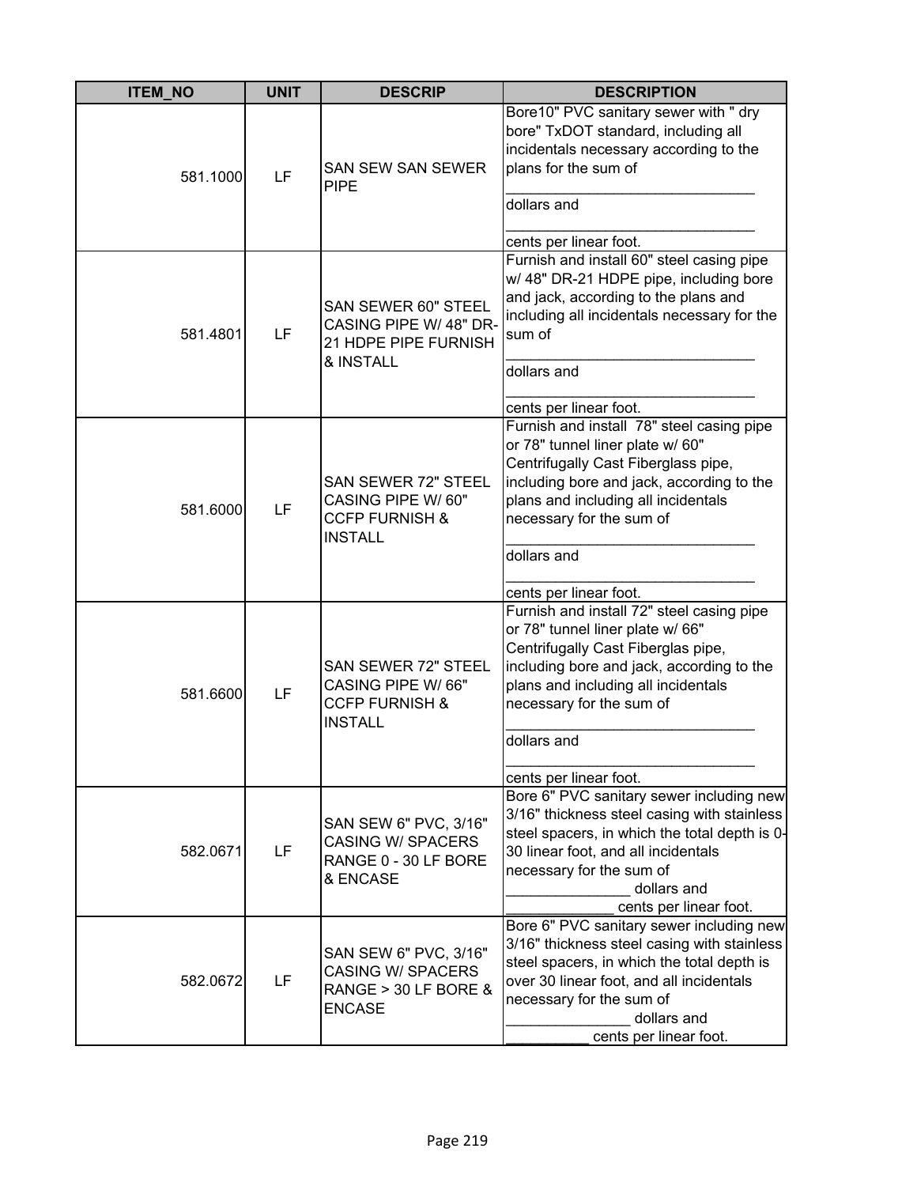| ITEM_NO | UNIT | DESCRIP | DESCRIPTION |
|---|---|---|---|
| 581.1000 | LF | SAN SEW SAN SEWER PIPE | Bore10" PVC sanitary sewer with " dry bore" TxDOT standard, including all incidentals necessary according to the plans for the sum of ______________________________ dollars and ______________________________ cents per linear foot. |
| 581.4801 | LF | SAN SEWER 60" STEEL CASING PIPE W/ 48" DR-21 HDPE PIPE FURNISH & INSTALL | Furnish and install 60" steel casing pipe w/ 48" DR-21 HDPE pipe, including bore and jack, according to the plans and including all incidentals necessary for the sum of ______________________________ dollars and ______________________________ cents per linear foot. |
| 581.6000 | LF | SAN SEWER 72" STEEL CASING PIPE W/ 60" CCFP FURNISH & INSTALL | Furnish and install 78" steel casing pipe or 78" tunnel liner plate w/ 60" Centrifugally Cast Fiberglass pipe, including bore and jack, according to the plans and including all incidentals necessary for the sum of ______________________________ dollars and ______________________________ cents per linear foot. |
| 581.6600 | LF | SAN SEWER 72" STEEL CASING PIPE W/ 66" CCFP FURNISH & INSTALL | Furnish and install 72" steel casing pipe or 78" tunnel liner plate w/ 66" Centrifugally Cast Fiberglas pipe, including bore and jack, according to the plans and including all incidentals necessary for the sum of ______________________________ dollars and ______________________________ cents per linear foot. |
| 582.0671 | LF | SAN SEW 6" PVC, 3/16" CASING W/ SPACERS RANGE 0 - 30 LF BORE & ENCASE | Bore 6" PVC sanitary sewer including new 3/16" thickness steel casing with stainless steel spacers, in which the total depth is 0-30 linear foot, and all incidentals necessary for the sum of _______________ dollars and _____________ cents per linear foot. |
| 582.0672 | LF | SAN SEW 6" PVC, 3/16" CASING W/ SPACERS RANGE > 30 LF BORE & ENCASE | Bore 6" PVC sanitary sewer including new 3/16" thickness steel casing with stainless steel spacers, in which the total depth is over 30 linear foot, and all incidentals necessary for the sum of _______________ dollars and __________ cents per linear foot. |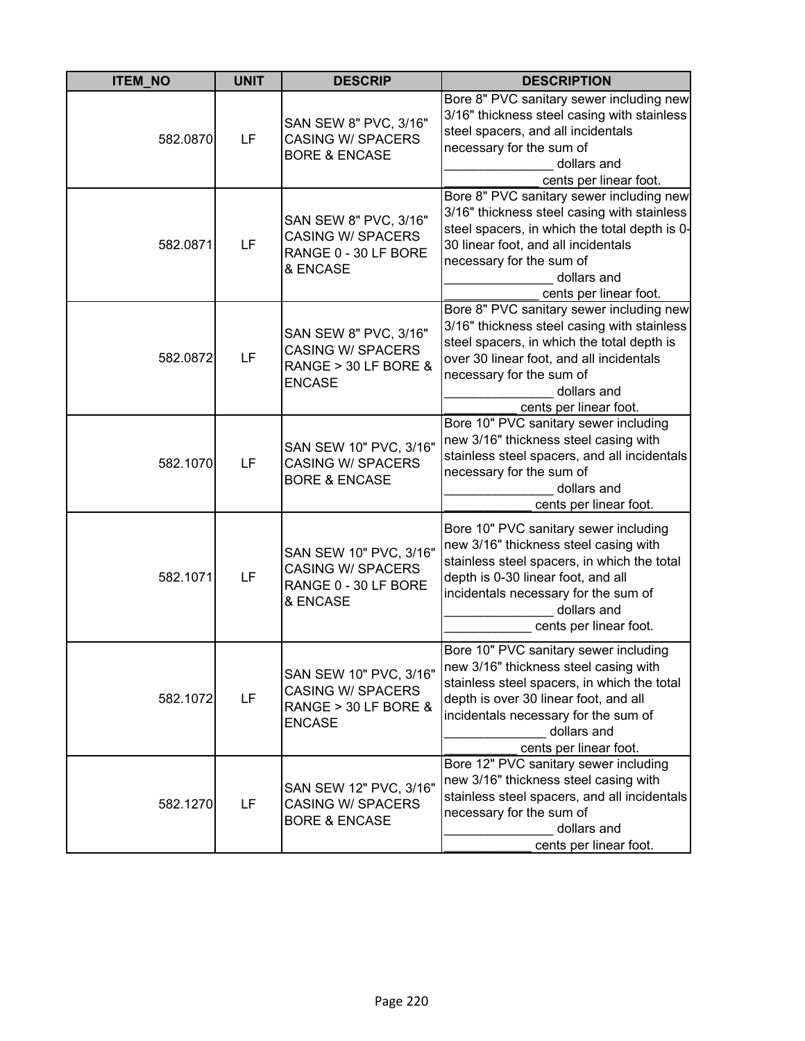| ITEM_NO | UNIT | DESCRIP | DESCRIPTION |
| --- | --- | --- | --- |
| 582.0870 | LF | SAN SEW 8" PVC, 3/16" CASING W/ SPACERS BORE & ENCASE | Bore 8" PVC sanitary sewer including new 3/16" thickness steel casing with stainless steel spacers, and all incidentals necessary for the sum of _______________ dollars and _____________ cents per linear foot. |
| 582.0871 | LF | SAN SEW 8" PVC, 3/16" CASING W/ SPACERS RANGE 0 - 30 LF BORE & ENCASE | Bore 8" PVC sanitary sewer including new 3/16" thickness steel casing with stainless steel spacers, in which the total depth is 0-30 linear foot, and all incidentals necessary for the sum of _______________ dollars and _____________ cents per linear foot. |
| 582.0872 | LF | SAN SEW 8" PVC, 3/16" CASING W/ SPACERS RANGE > 30 LF BORE & ENCASE | Bore 8" PVC sanitary sewer including new 3/16" thickness steel casing with stainless steel spacers, in which the total depth is over 30 linear foot, and all incidentals necessary for the sum of _______________ dollars and __________ cents per linear foot. |
| 582.1070 | LF | SAN SEW 10" PVC, 3/16" CASING W/ SPACERS BORE & ENCASE | Bore 10" PVC sanitary sewer including new 3/16" thickness steel casing with stainless steel spacers, and all incidentals necessary for the sum of _______________ dollars and ____________ cents per linear foot. |
| 582.1071 | LF | SAN SEW 10" PVC, 3/16" CASING W/ SPACERS RANGE 0 - 30 LF BORE & ENCASE | Bore 10" PVC sanitary sewer including new 3/16" thickness steel casing with stainless steel spacers, in which the total depth is 0-30 linear foot, and all incidentals necessary for the sum of _______________ dollars and ____________ cents per linear foot. |
| 582.1072 | LF | SAN SEW 10" PVC, 3/16" CASING W/ SPACERS RANGE > 30 LF BORE & ENCASE | Bore 10" PVC sanitary sewer including new 3/16" thickness steel casing with stainless steel spacers, in which the total depth is over 30 linear foot, and all incidentals necessary for the sum of ______________ dollars and __________ cents per linear foot. |
| 582.1270 | LF | SAN SEW 12" PVC, 3/16" CASING W/ SPACERS BORE & ENCASE | Bore 12" PVC sanitary sewer including new 3/16" thickness steel casing with stainless steel spacers, and all incidentals necessary for the sum of _______________ dollars and ____________ cents per linear foot. |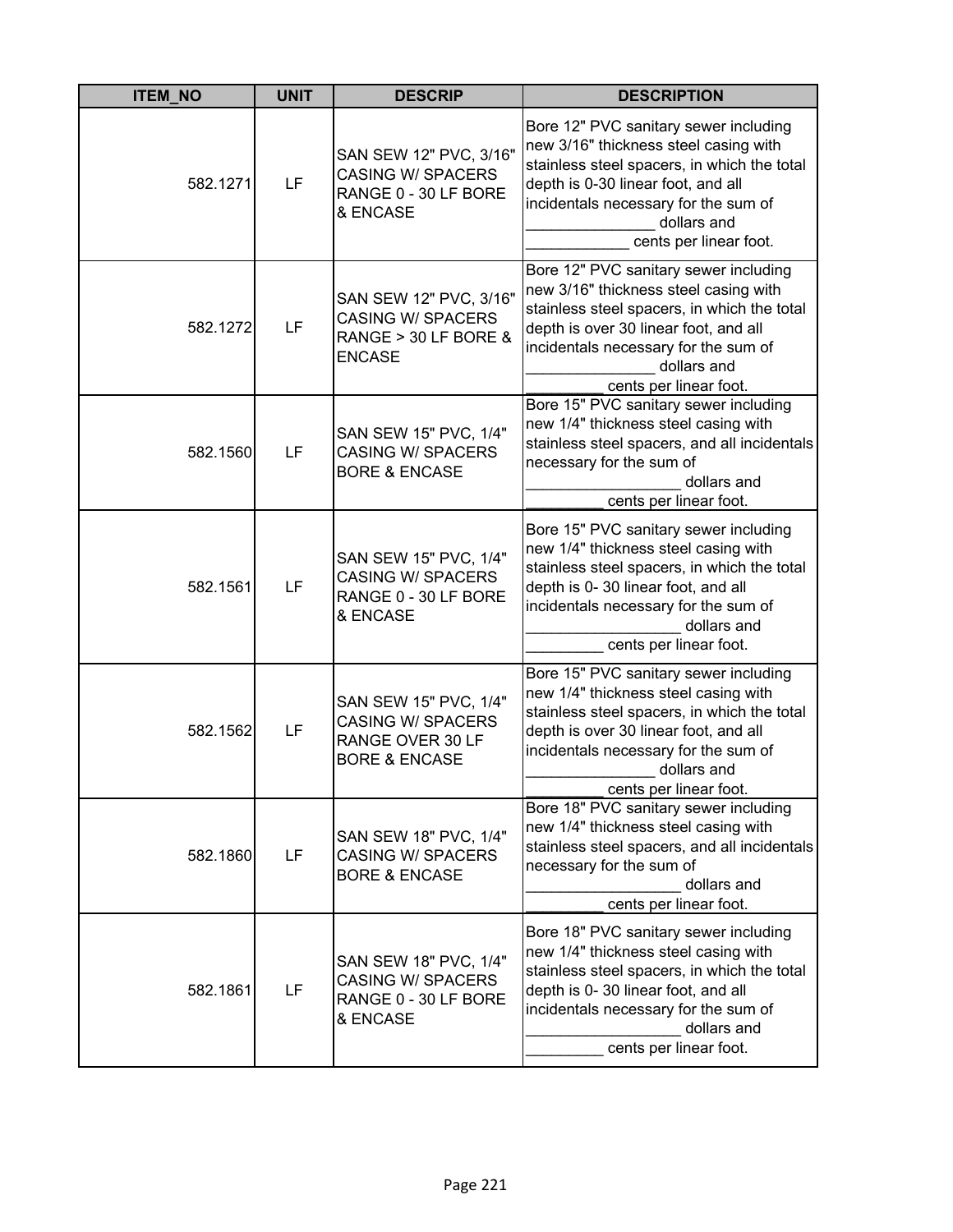| ITEM_NO | UNIT | DESCRIP | DESCRIPTION |
|---|---|---|---|
| 582.1271 | LF | SAN SEW 12" PVC, 3/16" CASING W/ SPACERS RANGE 0 - 30 LF BORE & ENCASE | Bore 12" PVC sanitary sewer including new 3/16" thickness steel casing with stainless steel spacers, in which the total depth is 0-30 linear foot, and all incidentals necessary for the sum of _______________ dollars and ____________ cents per linear foot. |
| 582.1272 | LF | SAN SEW 12" PVC, 3/16" CASING W/ SPACERS RANGE > 30 LF BORE & ENCASE | Bore 12" PVC sanitary sewer including new 3/16" thickness steel casing with stainless steel spacers, in which the total depth is over 30 linear foot, and all incidentals necessary for the sum of _______________ dollars and _________ cents per linear foot. |
| 582.1560 | LF | SAN SEW 15" PVC, 1/4" CASING W/ SPACERS BORE & ENCASE | Bore 15" PVC sanitary sewer including new 1/4" thickness steel casing with stainless steel spacers, and all incidentals necessary for the sum of __________________ dollars and _________ cents per linear foot. |
| 582.1561 | LF | SAN SEW 15" PVC, 1/4" CASING W/ SPACERS RANGE 0 - 30 LF BORE & ENCASE | Bore 15" PVC sanitary sewer including new 1/4" thickness steel casing with stainless steel spacers, in which the total depth is 0- 30 linear foot, and all incidentals necessary for the sum of __________________ dollars and _________ cents per linear foot. |
| 582.1562 | LF | SAN SEW 15" PVC, 1/4" CASING W/ SPACERS RANGE OVER 30 LF BORE & ENCASE | Bore 15" PVC sanitary sewer including new 1/4" thickness steel casing with stainless steel spacers, in which the total depth is over 30 linear foot, and all incidentals necessary for the sum of _______________ dollars and _________ cents per linear foot. |
| 582.1860 | LF | SAN SEW 18" PVC, 1/4" CASING W/ SPACERS BORE & ENCASE | Bore 18" PVC sanitary sewer including new 1/4" thickness steel casing with stainless steel spacers, and all incidentals necessary for the sum of __________________ dollars and _________ cents per linear foot. |
| 582.1861 | LF | SAN SEW 18" PVC, 1/4" CASING W/ SPACERS RANGE 0 - 30 LF BORE & ENCASE | Bore 18" PVC sanitary sewer including new 1/4" thickness steel casing with stainless steel spacers, in which the total depth is 0- 30 linear foot, and all incidentals necessary for the sum of __________________ dollars and _________ cents per linear foot. |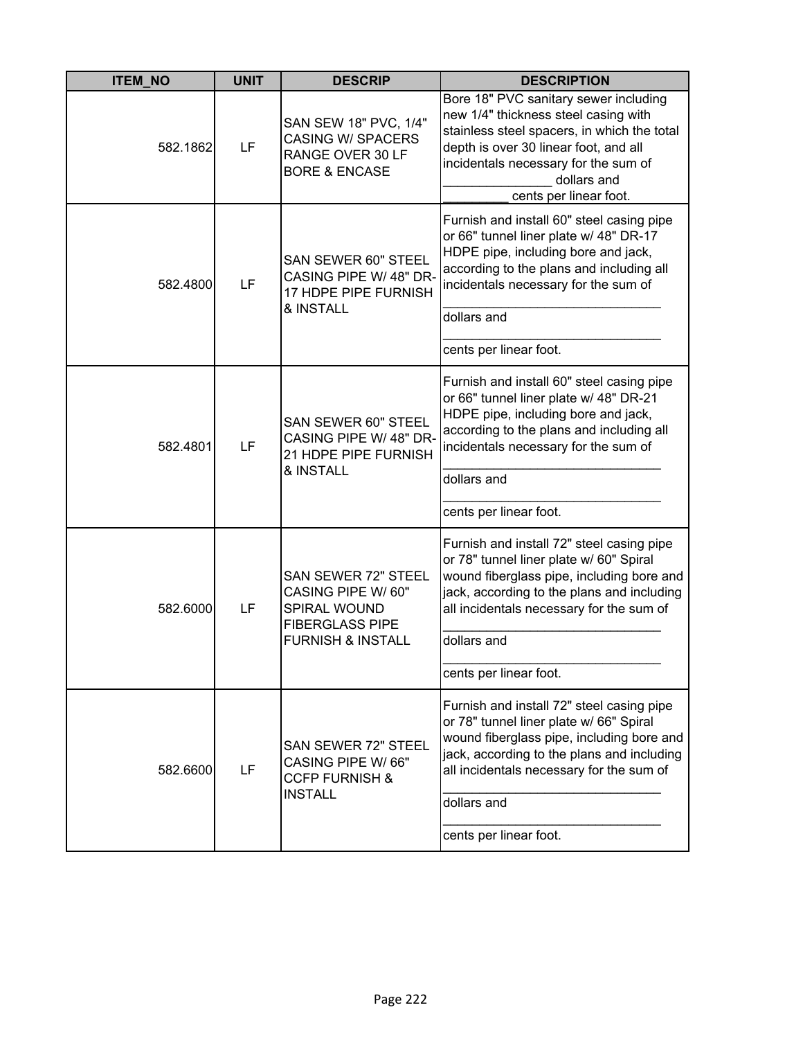| ITEM_NO | UNIT | DESCRIP | DESCRIPTION |
|---|---|---|---|
| 582.1862 | LF | SAN SEW 18" PVC, 1/4" CASING W/ SPACERS RANGE OVER 30 LF BORE & ENCASE | Bore 18" PVC sanitary sewer including new 1/4" thickness steel casing with stainless steel spacers, in which the total depth is over 30 linear foot, and all incidentals necessary for the sum of _______________ dollars and _________ cents per linear foot. |
| 582.4800 | LF | SAN SEWER 60" STEEL CASING PIPE W/ 48" DR-17 HDPE PIPE FURNISH & INSTALL | Furnish and install 60" steel casing pipe or 66" tunnel liner plate w/ 48" DR-17 HDPE pipe, including bore and jack, according to the plans and including all incidentals necessary for the sum of ______________________________ dollars and ______________________________ cents per linear foot. |
| 582.4801 | LF | SAN SEWER 60" STEEL CASING PIPE W/ 48" DR-21 HDPE PIPE FURNISH & INSTALL | Furnish and install 60" steel casing pipe or 66" tunnel liner plate w/ 48" DR-21 HDPE pipe, including bore and jack, according to the plans and including all incidentals necessary for the sum of ______________________________ dollars and ______________________________ cents per linear foot. |
| 582.6000 | LF | SAN SEWER 72" STEEL CASING PIPE W/ 60" SPIRAL WOUND FIBERGLASS PIPE FURNISH & INSTALL | Furnish and install 72" steel casing pipe or 78" tunnel liner plate w/ 60" Spiral wound fiberglass pipe, including bore and jack, according to the plans and including all incidentals necessary for the sum of ______________________________ dollars and ______________________________ cents per linear foot. |
| 582.6600 | LF | SAN SEWER 72" STEEL CASING PIPE W/ 66" CCFP FURNISH & INSTALL | Furnish and install 72" steel casing pipe or 78" tunnel liner plate w/ 66" Spiral wound fiberglass pipe, including bore and jack, according to the plans and including all incidentals necessary for the sum of ______________________________ dollars and ______________________________ cents per linear foot. |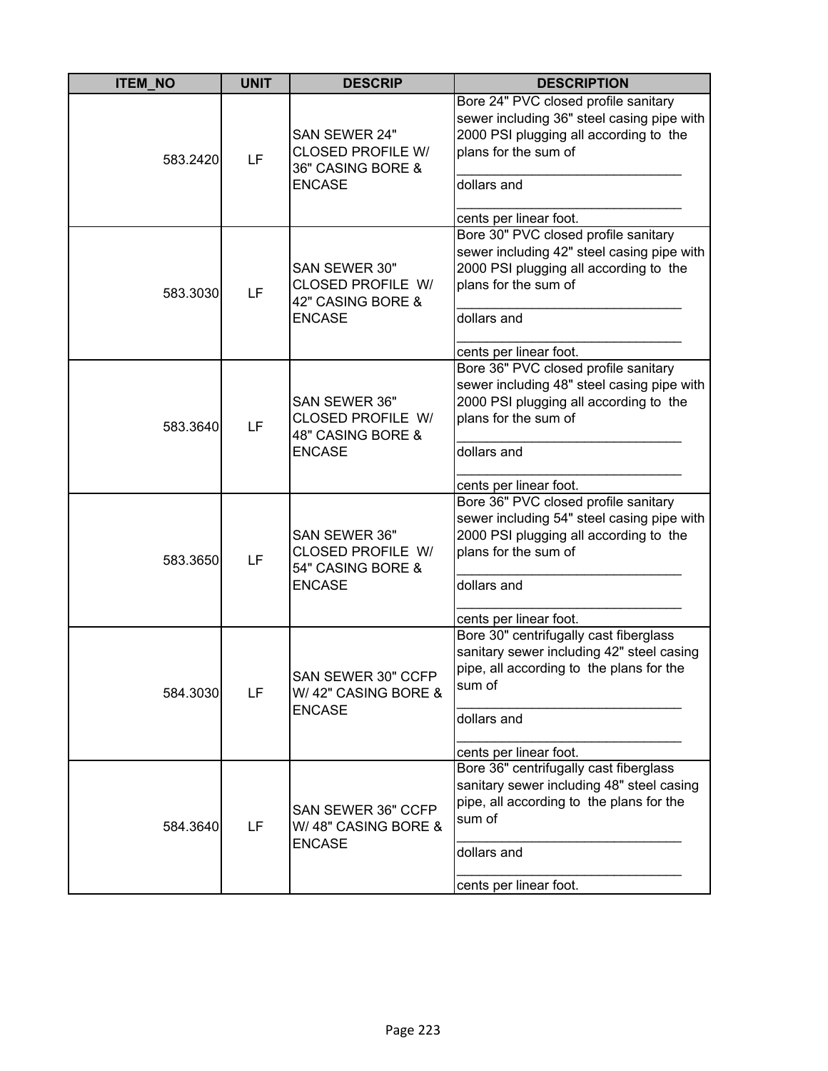| ITEM_NO | UNIT | DESCRIP | DESCRIPTION |
|---|---|---|---|
| 583.2420 | LF | SAN SEWER 24" CLOSED PROFILE W/ 36" CASING BORE & ENCASE | Bore 24" PVC closed profile sanitary sewer including 36" steel casing pipe with 2000 PSI plugging all according to the plans for the sum of ______________________________ dollars and ______________________________ cents per linear foot. |
| 583.3030 | LF | SAN SEWER 30" CLOSED PROFILE W/ 42" CASING BORE & ENCASE | Bore 30" PVC closed profile sanitary sewer including 42" steel casing pipe with 2000 PSI plugging all according to the plans for the sum of ______________________________ dollars and ______________________________ cents per linear foot. |
| 583.3640 | LF | SAN SEWER 36" CLOSED PROFILE W/ 48" CASING BORE & ENCASE | Bore 36" PVC closed profile sanitary sewer including 48" steel casing pipe with 2000 PSI plugging all according to the plans for the sum of ______________________________ dollars and ______________________________ cents per linear foot. |
| 583.3650 | LF | SAN SEWER 36" CLOSED PROFILE W/ 54" CASING BORE & ENCASE | Bore 36" PVC closed profile sanitary sewer including 54" steel casing pipe with 2000 PSI plugging all according to the plans for the sum of ______________________________ dollars and ______________________________ cents per linear foot. |
| 584.3030 | LF | SAN SEWER 30" CCFP W/ 42" CASING BORE & ENCASE | Bore 30" centrifugally cast fiberglass sanitary sewer including 42" steel casing pipe, all according to the plans for the sum of ______________________________ dollars and ______________________________ cents per linear foot. |
| 584.3640 | LF | SAN SEWER 36" CCFP W/ 48" CASING BORE & ENCASE | Bore 36" centrifugally cast fiberglass sanitary sewer including 48" steel casing pipe, all according to the plans for the sum of ______________________________ dollars and ______________________________ cents per linear foot. |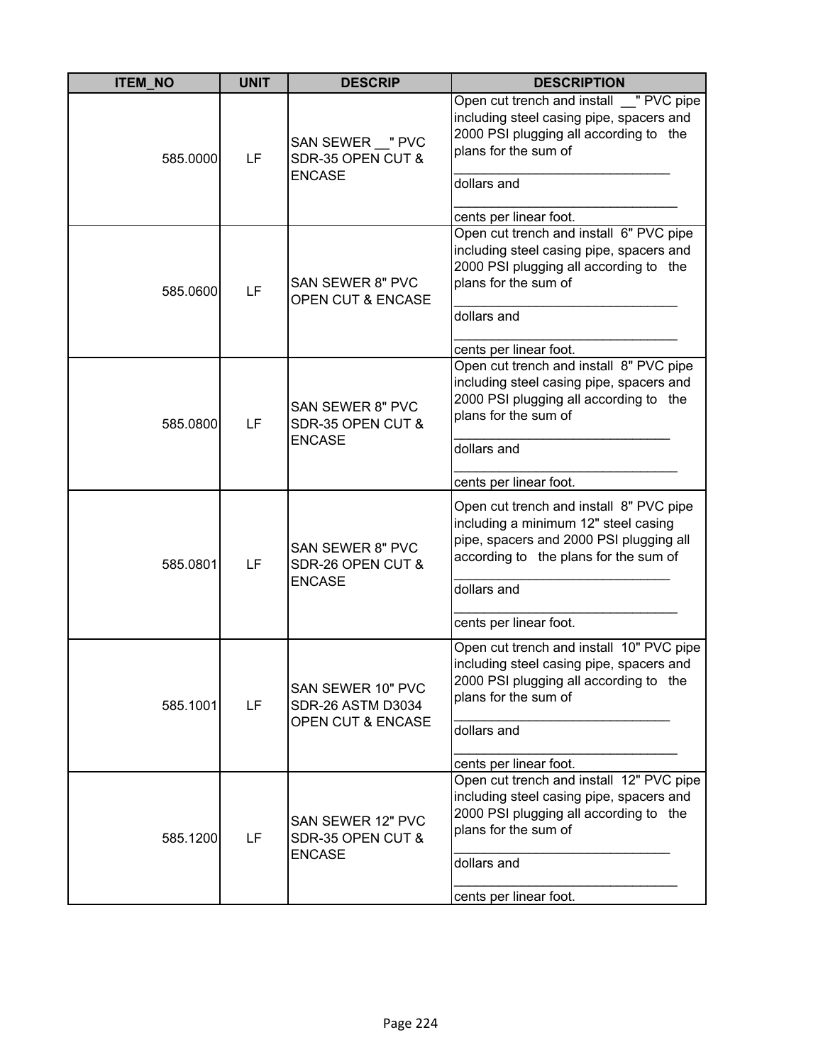| ITEM_NO | UNIT | DESCRIP | DESCRIPTION |
|---|---|---|---|
| 585.0000 | LF | SAN SEWER __" PVC SDR-35 OPEN CUT & ENCASE | Open cut trench and install __" PVC pipe including steel casing pipe, spacers and 2000 PSI plugging all according to the plans for the sum of ______________________________ dollars and ______________________________ cents per linear foot. |
| 585.0600 | LF | SAN SEWER 8" PVC OPEN CUT & ENCASE | Open cut trench and install 6" PVC pipe including steel casing pipe, spacers and 2000 PSI plugging all according to the plans for the sum of ______________________________ dollars and ______________________________ cents per linear foot. |
| 585.0800 | LF | SAN SEWER 8" PVC SDR-35 OPEN CUT & ENCASE | Open cut trench and install 8" PVC pipe including steel casing pipe, spacers and 2000 PSI plugging all according to the plans for the sum of ______________________________ dollars and ______________________________ cents per linear foot. |
| 585.0801 | LF | SAN SEWER 8" PVC SDR-26 OPEN CUT & ENCASE | Open cut trench and install 8" PVC pipe including a minimum 12" steel casing pipe, spacers and 2000 PSI plugging all according to the plans for the sum of ______________________________ dollars and ______________________________ cents per linear foot. |
| 585.1001 | LF | SAN SEWER 10" PVC SDR-26 ASTM D3034 OPEN CUT & ENCASE | Open cut trench and install 10" PVC pipe including steel casing pipe, spacers and 2000 PSI plugging all according to the plans for the sum of ______________________________ dollars and ______________________________ cents per linear foot. |
| 585.1200 | LF | SAN SEWER 12" PVC SDR-35 OPEN CUT & ENCASE | Open cut trench and install 12" PVC pipe including steel casing pipe, spacers and 2000 PSI plugging all according to the plans for the sum of ______________________________ dollars and ______________________________ cents per linear foot. |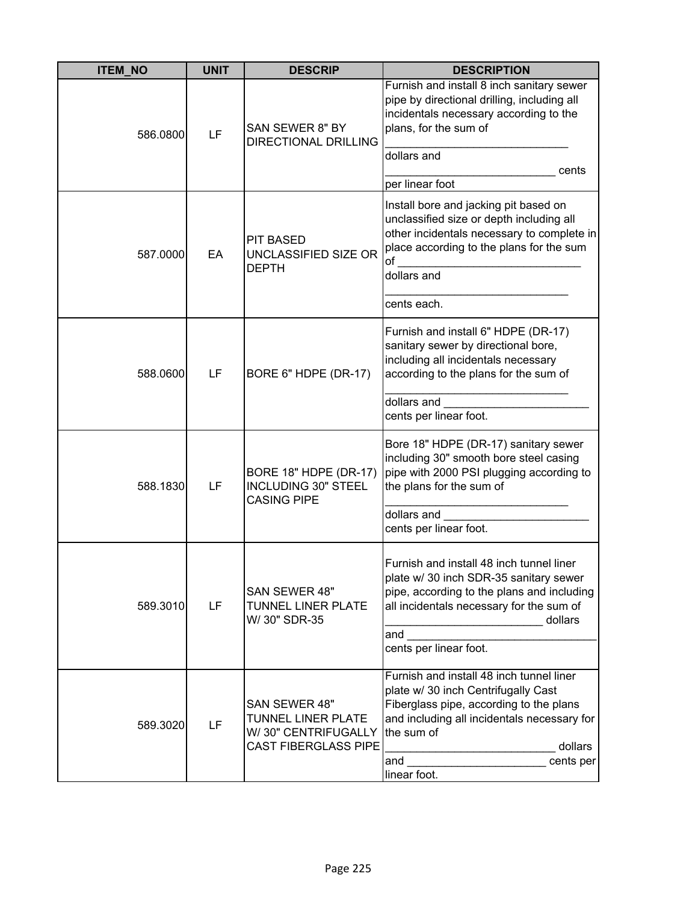| ITEM_NO | UNIT | DESCRIP | DESCRIPTION |
|---|---|---|---|
| 586.0800 | LF | SAN SEWER 8" BY DIRECTIONAL DRILLING | Furnish and install 8 inch sanitary sewer pipe by directional drilling, including all incidentals necessary according to the plans, for the sum of ______________________________ dollars and ___________________________ cents per linear foot |
| 587.0000 | EA | PIT BASED UNCLASSIFIED SIZE OR DEPTH | Install bore and jacking pit based on unclassified size or depth including all other incidentals necessary to complete in place according to the plans for the sum of ______________________________ dollars and ______________________________ cents each. |
| 588.0600 | LF | BORE 6" HDPE (DR-17) | Furnish and install 6" HDPE (DR-17) sanitary sewer by directional bore, including all incidentals necessary according to the plans for the sum of ______________________________ dollars and _______________________ cents per linear foot. |
| 588.1830 | LF | BORE 18" HDPE (DR-17) INCLUDING 30" STEEL CASING PIPE | Bore 18" HDPE (DR-17) sanitary sewer including 30" smooth bore steel casing pipe with 2000 PSI plugging according to the plans for the sum of ______________________________ dollars and _______________________ cents per linear foot. |
| 589.3010 | LF | SAN SEWER 48" TUNNEL LINER PLATE W/ 30" SDR-35 | Furnish and install 48 inch tunnel liner plate w/ 30 inch SDR-35 sanitary sewer pipe, according to the plans and including all incidentals necessary for the sum of _________________________ dollars and ______________________________ cents per linear foot. |
| 589.3020 | LF | SAN SEWER 48" TUNNEL LINER PLATE W/ 30" CENTRIFUGALLY CAST FIBERGLASS PIPE | Furnish and install 48 inch tunnel liner plate w/ 30 inch Centrifugally Cast Fiberglass pipe, according to the plans and including all incidentals necessary for the sum of ___________________________ dollars and ______________________ cents per linear foot. |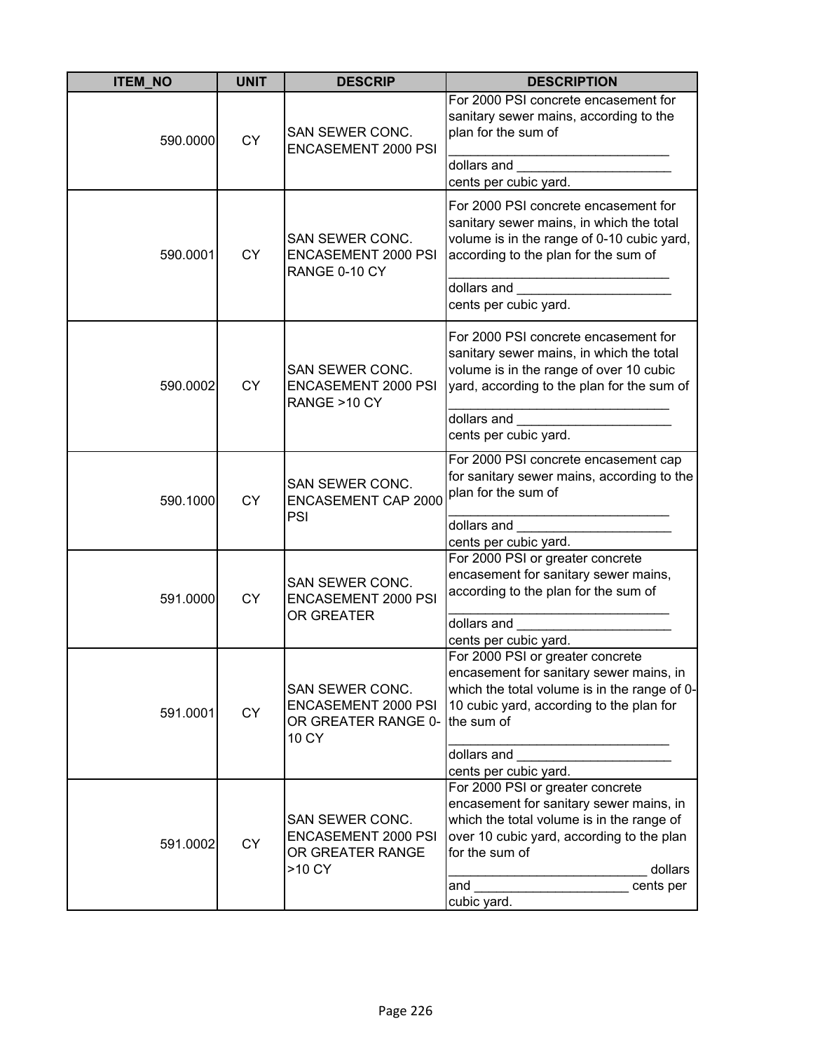| ITEM_NO | UNIT | DESCRIP | DESCRIPTION |
|---|---|---|---|
| 590.0000 | CY | SAN SEWER CONC. ENCASEMENT 2000 PSI | For 2000 PSI concrete encasement for sanitary sewer mains, according to the plan for the sum of ______________________________ dollars and _____________________ cents per cubic yard. |
| 590.0001 | CY | SAN SEWER CONC. ENCASEMENT 2000 PSI RANGE 0-10 CY | For 2000 PSI concrete encasement for sanitary sewer mains, in which the total volume is in the range of 0-10 cubic yard, according to the plan for the sum of ______________________________ dollars and _____________________ cents per cubic yard. |
| 590.0002 | CY | SAN SEWER CONC. ENCASEMENT 2000 PSI RANGE >10 CY | For 2000 PSI concrete encasement for sanitary sewer mains, in which the total volume is in the range of over 10 cubic yard, according to the plan for the sum of ______________________________ dollars and _____________________ cents per cubic yard. |
| 590.1000 | CY | SAN SEWER CONC. ENCASEMENT CAP 2000 PSI | For 2000 PSI concrete encasement cap for sanitary sewer mains, according to the plan for the sum of ______________________________ dollars and _____________________ cents per cubic yard. |
| 591.0000 | CY | SAN SEWER CONC. ENCASEMENT 2000 PSI OR GREATER | For 2000 PSI or greater concrete encasement for sanitary sewer mains, according to the plan for the sum of ______________________________ dollars and _____________________ cents per cubic yard. |
| 591.0001 | CY | SAN SEWER CONC. ENCASEMENT 2000 PSI OR GREATER RANGE 0-10 CY | For 2000 PSI or greater concrete encasement for sanitary sewer mains, in which the total volume is in the range of 0-10 cubic yard, according to the plan for the sum of ______________________________ dollars and _____________________ cents per cubic yard. |
| 591.0002 | CY | SAN SEWER CONC. ENCASEMENT 2000 PSI OR GREATER RANGE >10 CY | For 2000 PSI or greater concrete encasement for sanitary sewer mains, in which the total volume is in the range of over 10 cubic yard, according to the plan for the sum of ___________________________ dollars and _____________________ cents per cubic yard. |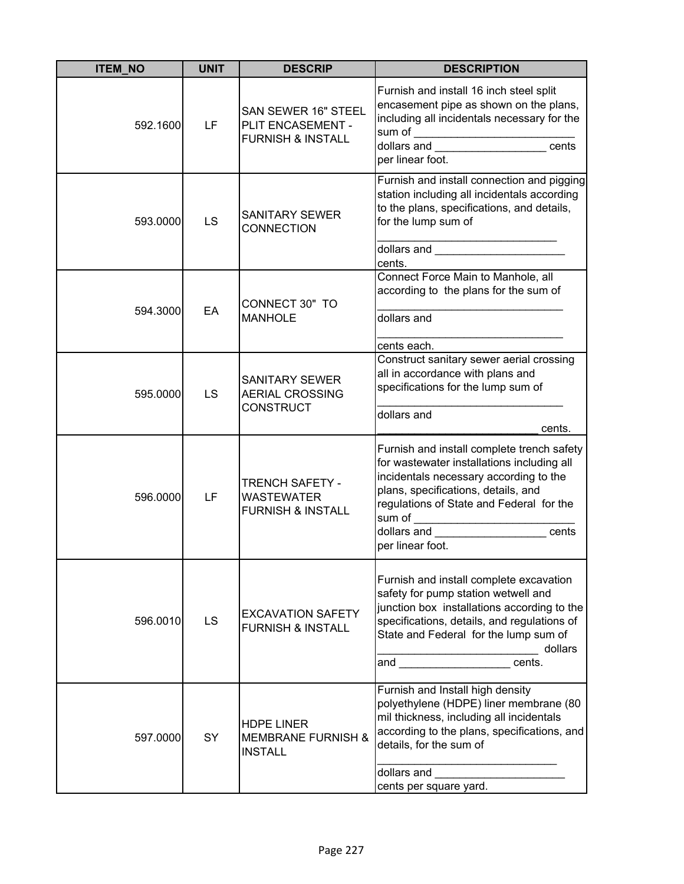| ITEM_NO | UNIT | DESCRIP | DESCRIPTION |
|---|---|---|---|
| 592.1600 | LF | SAN SEWER 16" STEEL PLIT ENCASEMENT - FURNISH & INSTALL | Furnish and install 16 inch steel split encasement pipe as shown on the plans, including all incidentals necessary for the sum of __________________________ dollars and __________________ cents per linear foot. |
| 593.0000 | LS | SANITARY SEWER CONNECTION | Furnish and install connection and pigging station including all incidentals according to the plans, specifications, and details, for the lump sum of _____________________________ dollars and _____________________ cents. |
| 594.3000 | EA | CONNECT 30" TO MANHOLE | Connect Force Main to Manhole, all according to the plans for the sum of ______________________________ dollars and ______________________________ cents each. |
| 595.0000 | LS | SANITARY SEWER AERIAL CROSSING CONSTRUCT | Construct sanitary sewer aerial crossing all in accordance with plans and specifications for the lump sum of ______________________________ dollars and __________________________ cents. |
| 596.0000 | LF | TRENCH SAFETY - WASTEWATER FURNISH & INSTALL | Furnish and install complete trench safety for wastewater installations including all incidentals necessary according to the plans, specifications, details, and regulations of State and Federal for the sum of __________________________ dollars and __________________ cents per linear foot. |
| 596.0010 | LS | EXCAVATION SAFETY FURNISH & INSTALL | Furnish and install complete excavation safety for pump station wetwell and junction box installations according to the specifications, details, and regulations of State and Federal for the lump sum of __________________________ dollars and __________________ cents. |
| 597.0000 | SY | HDPE LINER MEMBRANE FURNISH & INSTALL | Furnish and Install high density polyethylene (HDPE) liner membrane (80 mil thickness, including all incidentals according to the plans, specifications, and details, for the sum of _____________________________ dollars and _____________________ cents per square yard. |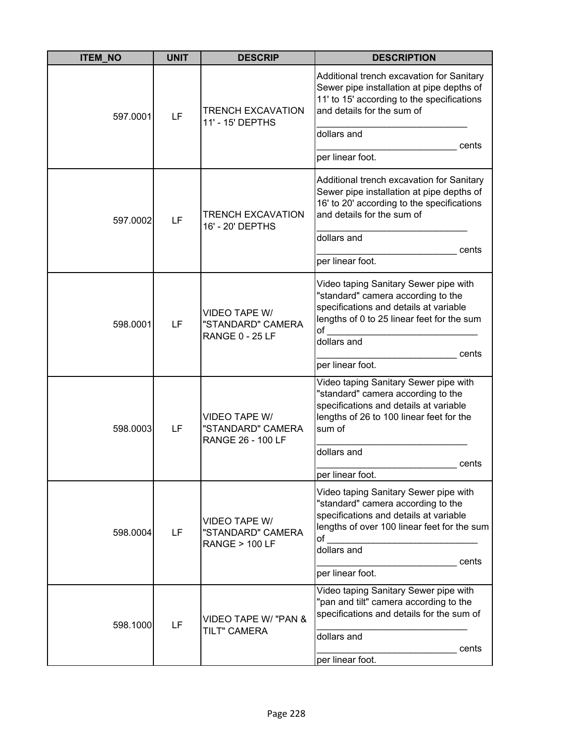| ITEM_NO | UNIT | DESCRIP | DESCRIPTION |
|---|---|---|---|
| 597.0001 | LF | TRENCH EXCAVATION 11' - 15' DEPTHS | Additional trench excavation for Sanitary Sewer pipe installation at pipe depths of 11' to 15' according to the specifications and details for the sum of ____________________________ dollars and __________________________ cents per linear foot. |
| 597.0002 | LF | TRENCH EXCAVATION 16' - 20' DEPTHS | Additional trench excavation for Sanitary Sewer pipe installation at pipe depths of 16' to 20' according to the specifications and details for the sum of ____________________________ dollars and __________________________ cents per linear foot. |
| 598.0001 | LF | VIDEO TAPE W/ "STANDARD" CAMERA RANGE 0 - 25 LF | Video taping Sanitary Sewer pipe with "standard" camera according to the specifications and details at variable lengths of 0 to 25 linear feet for the sum of ____________________________ dollars and __________________________ cents per linear foot. |
| 598.0003 | LF | VIDEO TAPE W/ "STANDARD" CAMERA RANGE 26 - 100 LF | Video taping Sanitary Sewer pipe with "standard" camera according to the specifications and details at variable lengths of 26 to 100 linear feet for the sum of ____________________________ dollars and __________________________ cents per linear foot. |
| 598.0004 | LF | VIDEO TAPE W/ "STANDARD" CAMERA RANGE > 100 LF | Video taping Sanitary Sewer pipe with "standard" camera according to the specifications and details at variable lengths of over 100 linear feet for the sum of ____________________________ dollars and __________________________ cents per linear foot. |
| 598.1000 | LF | VIDEO TAPE W/ "PAN & TILT" CAMERA | Video taping Sanitary Sewer pipe with "pan and tilt" camera according to the specifications and details for the sum of ____________________________ dollars and __________________________ cents per linear foot. |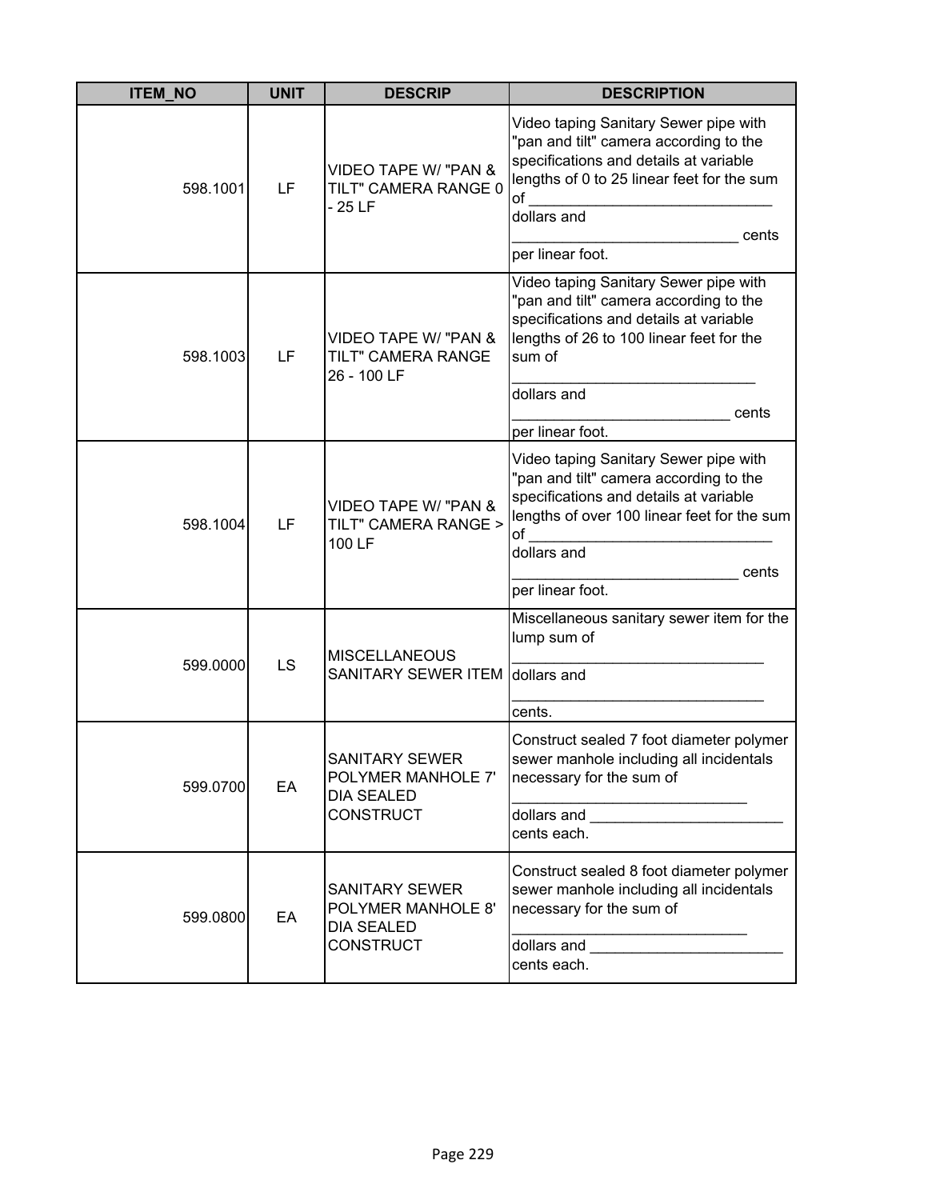| ITEM_NO | UNIT | DESCRIP | DESCRIPTION |
| --- | --- | --- | --- |
| 598.1001 | LF | VIDEO TAPE W/ "PAN & TILT" CAMERA RANGE 0 - 25 LF | Video taping Sanitary Sewer pipe with "pan and tilt" camera according to the specifications and details at variable lengths of 0 to 25 linear feet for the sum of _____________________________ dollars and ___________________________ cents per linear foot. |
| 598.1003 | LF | VIDEO TAPE W/ "PAN & TILT" CAMERA RANGE 26 - 100 LF | Video taping Sanitary Sewer pipe with "pan and tilt" camera according to the specifications and details at variable lengths of 26 to 100 linear feet for the sum of _____________________________ dollars and __________________________ cents per linear foot. |
| 598.1004 | LF | VIDEO TAPE W/ "PAN & TILT" CAMERA RANGE > 100 LF | Video taping Sanitary Sewer pipe with "pan and tilt" camera according to the specifications and details at variable lengths of over 100 linear feet for the sum of _____________________________ dollars and ___________________________ cents per linear foot. |
| 599.0000 | LS | MISCELLANEOUS SANITARY SEWER ITEM | Miscellaneous sanitary sewer item for the lump sum of ______________________________ dollars and ______________________________ cents. |
| 599.0700 | EA | SANITARY SEWER POLYMER MANHOLE 7' DIA SEALED CONSTRUCT | Construct sealed 7 foot diameter polymer sewer manhole including all incidentals necessary for the sum of ____________________________ dollars and _______________________ cents each. |
| 599.0800 | EA | SANITARY SEWER POLYMER MANHOLE 8' DIA SEALED CONSTRUCT | Construct sealed 8 foot diameter polymer sewer manhole including all incidentals necessary for the sum of ____________________________ dollars and _______________________ cents each. |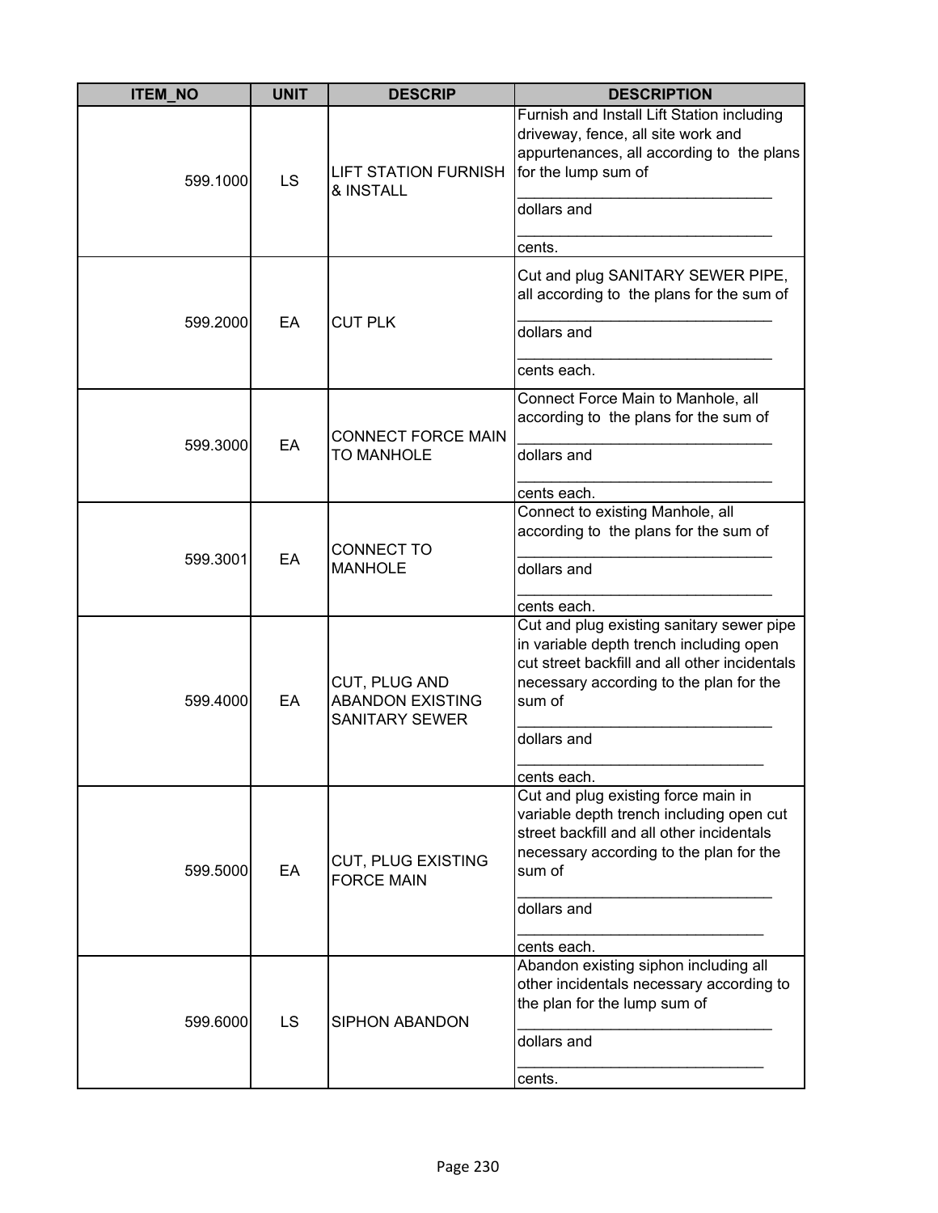| ITEM_NO | UNIT | DESCRIP | DESCRIPTION |
| --- | --- | --- | --- |
| 599.1000 | LS | LIFT STATION FURNISH & INSTALL | Furnish and Install Lift Station including driveway, fence, all site work and appurtenances, all according to the plans for the lump sum of ______________________________ dollars and ______________________________ cents. |
| 599.2000 | EA | CUT PLK | Cut and plug SANITARY SEWER PIPE, all according to the plans for the sum of ______________________________ dollars and ______________________________ cents each. |
| 599.3000 | EA | CONNECT FORCE MAIN TO MANHOLE | Connect Force Main to Manhole, all according to the plans for the sum of ______________________________ dollars and ______________________________ cents each. |
| 599.3001 | EA | CONNECT TO MANHOLE | Connect to existing Manhole, all according to the plans for the sum of ______________________________ dollars and ______________________________ cents each. |
| 599.4000 | EA | CUT, PLUG AND ABANDON EXISTING SANITARY SEWER | Cut and plug existing sanitary sewer pipe in variable depth trench including open cut street backfill and all other incidentals necessary according to the plan for the sum of ______________________________ dollars and ______________________________ cents each. |
| 599.5000 | EA | CUT, PLUG EXISTING FORCE MAIN | Cut and plug existing force main in variable depth trench including open cut street backfill and all other incidentals necessary according to the plan for the sum of ______________________________ dollars and ______________________________ cents each. |
| 599.6000 | LS | SIPHON ABANDON | Abandon existing siphon including all other incidentals necessary according to the plan for the lump sum of ______________________________ dollars and ______________________________ cents. |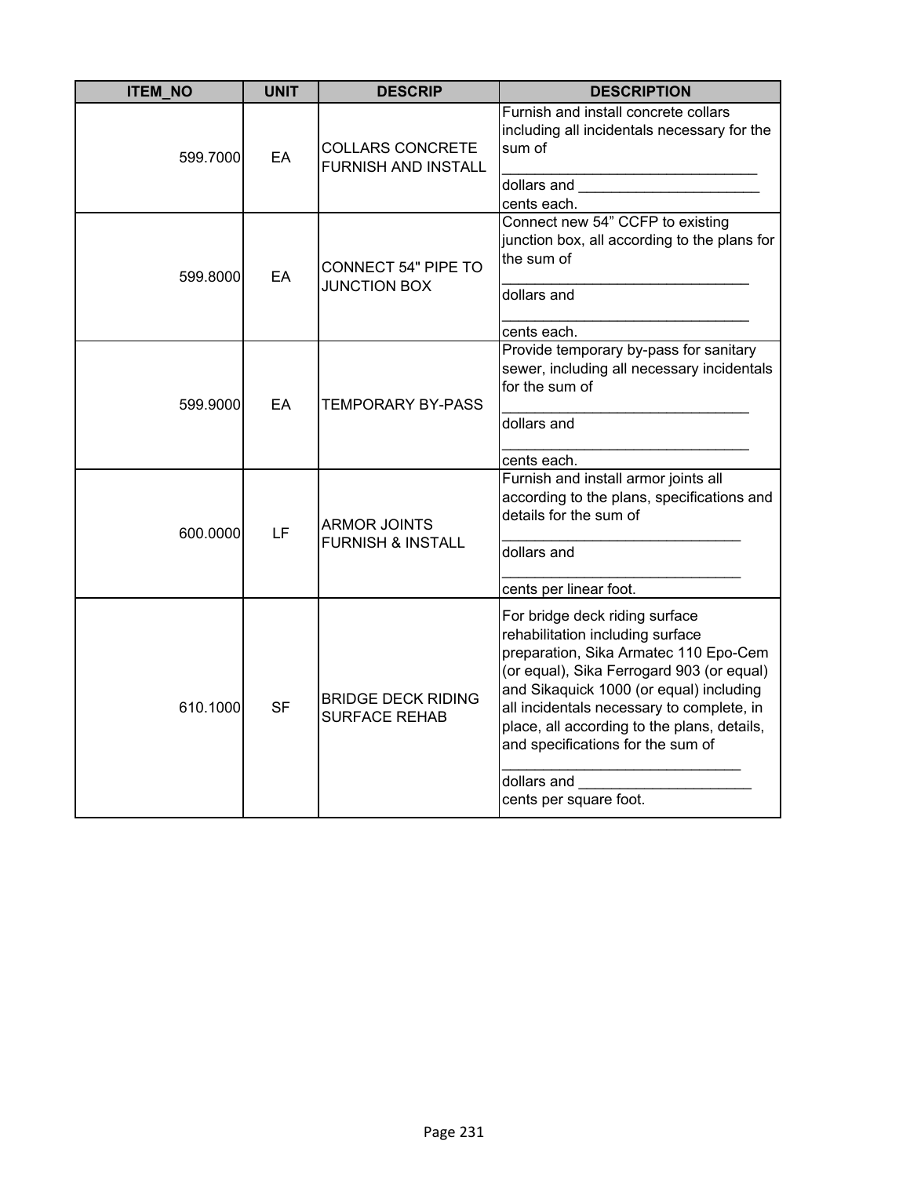| ITEM_NO | UNIT | DESCRIP | DESCRIPTION |
|---|---|---|---|
| 599.7000 | EA | COLLARS CONCRETE FURNISH AND INSTALL | Furnish and install concrete collars including all incidentals necessary for the sum of _______________________________ dollars and ______________________ cents each. |
| 599.8000 | EA | CONNECT 54" PIPE TO JUNCTION BOX | Connect new 54" CCFP to existing junction box, all according to the plans for the sum of ______________________________ dollars and ______________________________ cents each. |
| 599.9000 | EA | TEMPORARY BY-PASS | Provide temporary by-pass for sanitary sewer, including all necessary incidentals for the sum of ______________________________ dollars and ______________________________ cents each. |
| 600.0000 | LF | ARMOR JOINTS FURNISH & INSTALL | Furnish and install armor joints all according to the plans, specifications and details for the sum of _____________________________ dollars and _____________________________ cents per linear foot. |
| 610.1000 | SF | BRIDGE DECK RIDING SURFACE REHAB | For bridge deck riding surface rehabilitation including surface preparation, Sika Armatec 110 Epo-Cem (or equal), Sika Ferrogard 903 (or equal) and Sikaquick 1000 (or equal) including all incidentals necessary to complete, in place, all according to the plans, details, and specifications for the sum of _____________________________ dollars and _____________________ cents per square foot. |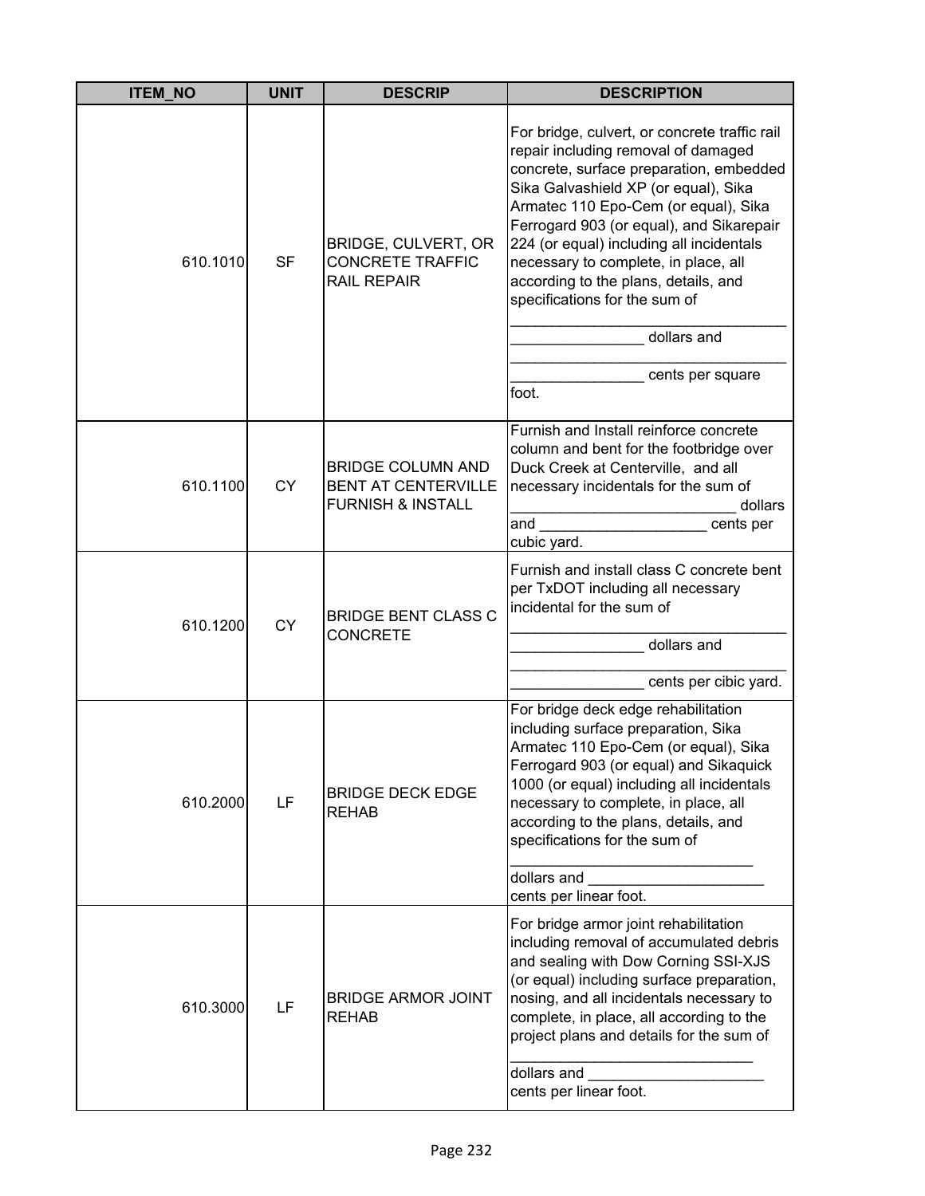| ITEM_NO | UNIT | DESCRIP | DESCRIPTION |
|---|---|---|---|
| 610.1010 | SF | BRIDGE, CULVERT, OR CONCRETE TRAFFIC RAIL REPAIR | For bridge, culvert, or concrete traffic rail repair including removal of damaged concrete, surface preparation, embedded Sika Galvashield XP (or equal), Sika Armatec 110 Epo-Cem (or equal), Sika Ferrogard 903 (or equal), and Sikarepair 224 (or equal) including all incidentals necessary to complete, in place, all according to the plans, details, and specifications for the sum of ________________________________ ________________ dollars and ________________________________ ________________ cents per square foot. |
| 610.1100 | CY | BRIDGE COLUMN AND BENT AT CENTERVILLE FURNISH & INSTALL | Furnish and Install reinforce concrete column and bent for the footbridge over Duck Creek at Centerville, and all necessary incidentals for the sum of ___________________________ dollars and ____________________ cents per cubic yard. |
| 610.1200 | CY | BRIDGE BENT CLASS C CONCRETE | Furnish and install class C concrete bent per TxDOT including all necessary incidental for the sum of ________________________________ ________________ dollars and ________________________________ ________________ cents per cibic yard. |
| 610.2000 | LF | BRIDGE DECK EDGE REHAB | For bridge deck edge rehabilitation including surface preparation, Sika Armatec 110 Epo-Cem (or equal), Sika Ferrogard 903 (or equal) and Sikaquick 1000 (or equal) including all incidentals necessary to complete, in place, all according to the plans, details, and specifications for the sum of ______________________________ dollars and _____________________ cents per linear foot. |
| 610.3000 | LF | BRIDGE ARMOR JOINT REHAB | For bridge armor joint rehabilitation including removal of accumulated debris and sealing with Dow Corning SSI-XJS (or equal) including surface preparation, nosing, and all incidentals necessary to complete, in place, all according to the project plans and details for the sum of ______________________________ dollars and _____________________ cents per linear foot. |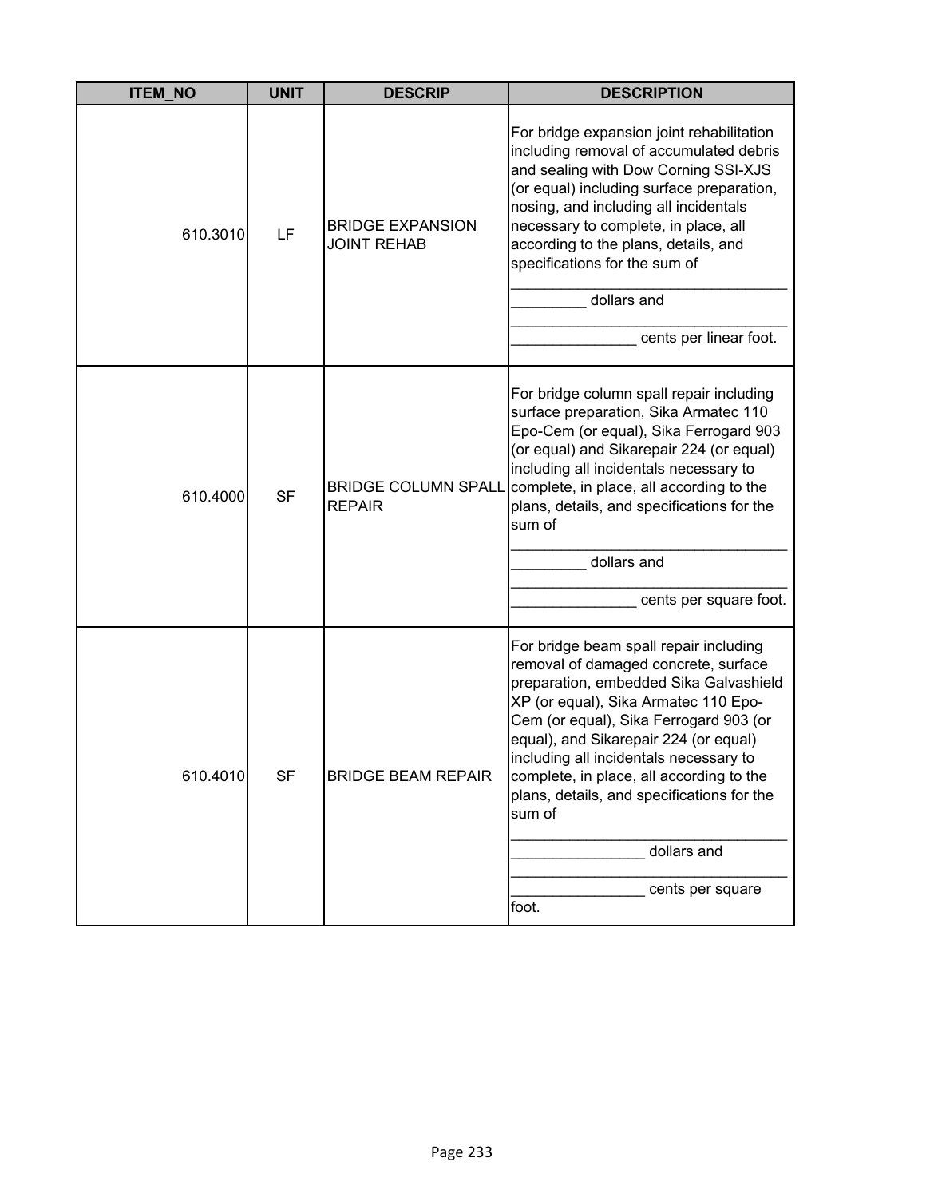| ITEM_NO | UNIT | DESCRIP | DESCRIPTION |
|---|---|---|---|
| 610.3010 | LF | BRIDGE EXPANSION JOINT REHAB | For bridge expansion joint rehabilitation including removal of accumulated debris and sealing with Dow Corning SSI-XJS (or equal) including surface preparation, nosing, and including all incidentals necessary to complete, in place, all according to the plans, details, and specifications for the sum of __________________________________ _________ dollars and __________________________________ _______________ cents per linear foot. |
| 610.4000 | SF | BRIDGE COLUMN SPALL REPAIR | For bridge column spall repair including surface preparation, Sika Armatec 110 Epo-Cem (or equal), Sika Ferrogard 903 (or equal) and Sikarepair 224 (or equal) including all incidentals necessary to complete, in place, all according to the plans, details, and specifications for the sum of __________________________________ _________ dollars and __________________________________ _______________ cents per square foot. |
| 610.4010 | SF | BRIDGE BEAM REPAIR | For bridge beam spall repair including removal of damaged concrete, surface preparation, embedded Sika Galvashield XP (or equal), Sika Armatec 110 Epo-Cem (or equal), Sika Ferrogard 903 (or equal), and Sikarepair 224 (or equal) including all incidentals necessary to complete, in place, all according to the plans, details, and specifications for the sum of __________________________________ ________________ dollars and __________________________________ ________________ cents per square foot. |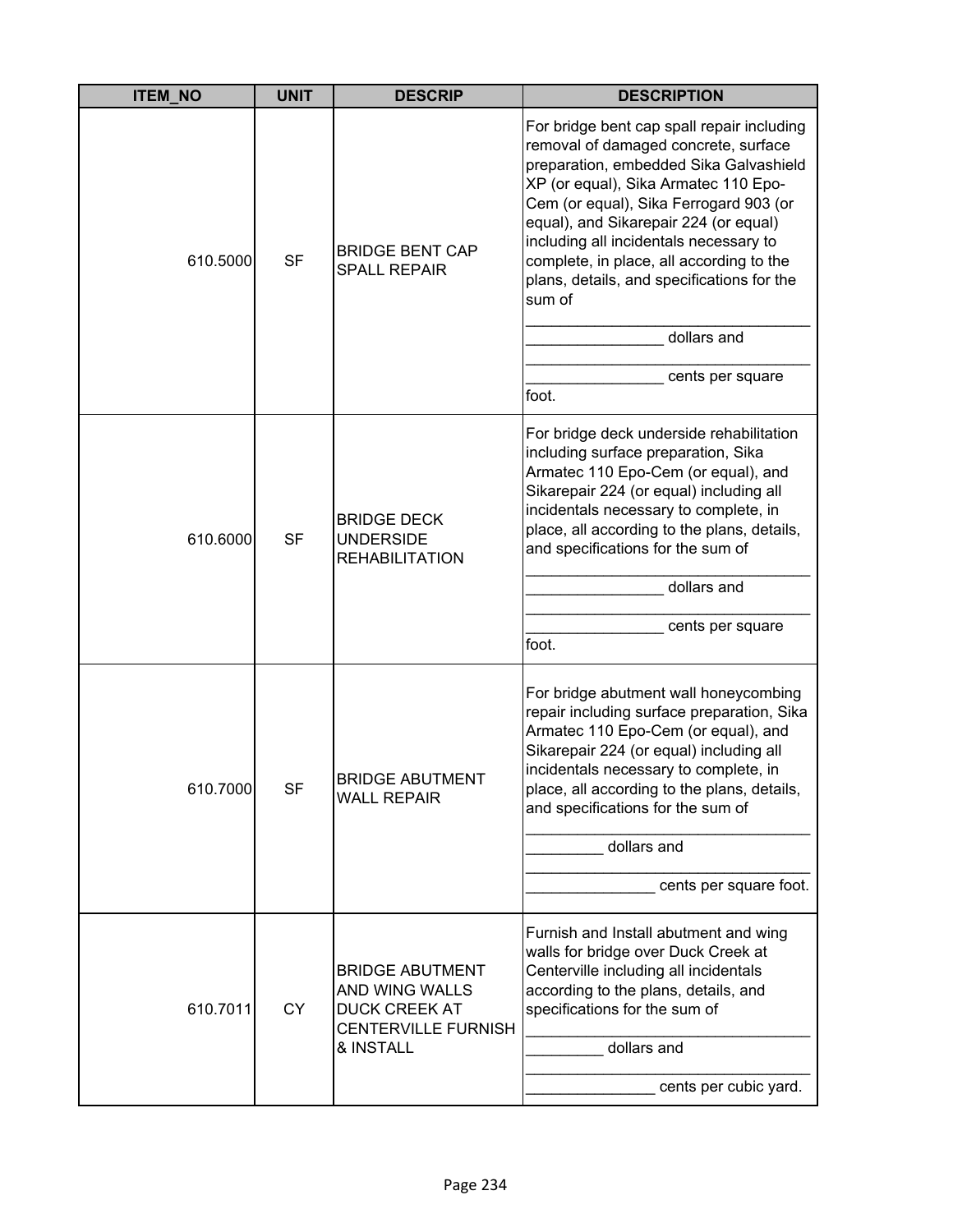| ITEM_NO | UNIT | DESCRIP | DESCRIPTION |
|---|---|---|---|
| 610.5000 | SF | BRIDGE BENT CAP SPALL REPAIR | For bridge bent cap spall repair including removal of damaged concrete, surface preparation, embedded Sika Galvashield XP (or equal), Sika Armatec 110 Epo-Cem (or equal), Sika Ferrogard 903 (or equal), and Sikarepair 224 (or equal) including all incidentals necessary to complete, in place, all according to the plans, details, and specifications for the sum of ________________________________ ________________ dollars and ________________________________ ________________ cents per square foot. |
| 610.6000 | SF | BRIDGE DECK UNDERSIDE REHABILITATION | For bridge deck underside rehabilitation including surface preparation, Sika Armatec 110 Epo-Cem (or equal), and Sikarepair 224 (or equal) including all incidentals necessary to complete, in place, all according to the plans, details, and specifications for the sum of ________________________________ ________________ dollars and ________________________________ ________________ cents per square foot. |
| 610.7000 | SF | BRIDGE ABUTMENT WALL REPAIR | For bridge abutment wall honeycombing repair including surface preparation, Sika Armatec 110 Epo-Cem (or equal), and Sikarepair 224 (or equal) including all incidentals necessary to complete, in place, all according to the plans, details, and specifications for the sum of ________________________________ _________ dollars and ________________________________ _______________ cents per square foot. |
| 610.7011 | CY | BRIDGE ABUTMENT AND WING WALLS DUCK CREEK AT CENTERVILLE FURNISH & INSTALL | Furnish and Install abutment and wing walls for bridge over Duck Creek at Centerville including all incidentals according to the plans, details, and specifications for the sum of ________________________________ _________ dollars and ________________________________ _______________ cents per cubic yard. |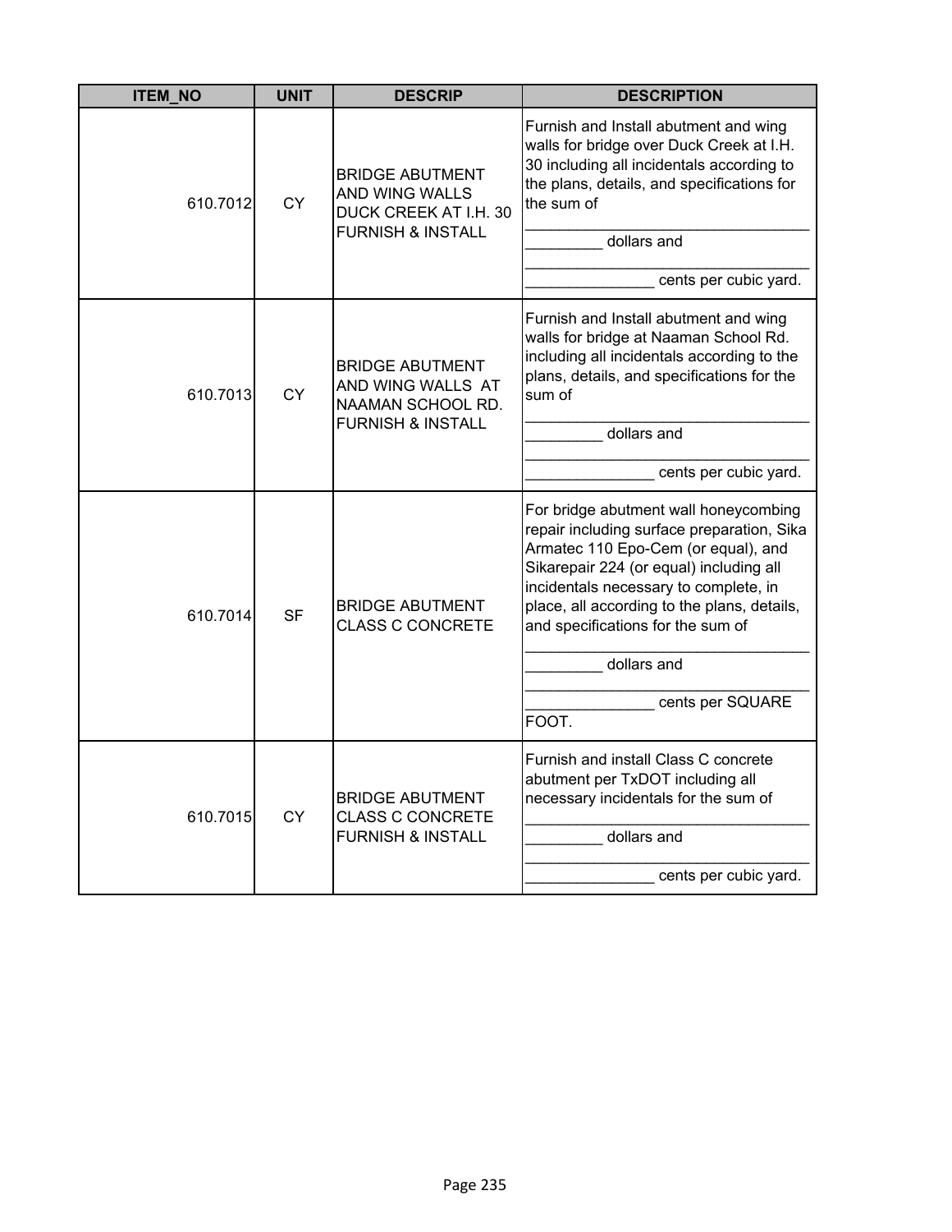| ITEM_NO | UNIT | DESCRIP | DESCRIPTION |
|---|---|---|---|
| 610.7012 | CY | BRIDGE ABUTMENT AND WING WALLS DUCK CREEK AT I.H. 30 FURNISH & INSTALL | Furnish and Install abutment and wing walls for bridge over Duck Creek at I.H. 30 including all incidentals according to the plans, details, and specifications for the sum of ______________________________ _________ dollars and ______________________________ _______________ cents per cubic yard. |
| 610.7013 | CY | BRIDGE ABUTMENT AND WING WALLS AT NAAMAN SCHOOL RD. FURNISH & INSTALL | Furnish and Install abutment and wing walls for bridge at Naaman School Rd. including all incidentals according to the plans, details, and specifications for the sum of ______________________________ _________ dollars and ______________________________ _______________ cents per cubic yard. |
| 610.7014 | SF | BRIDGE ABUTMENT CLASS C CONCRETE | For bridge abutment wall honeycombing repair including surface preparation, Sika Armatec 110 Epo-Cem (or equal), and Sikarepair 224 (or equal) including all incidentals necessary to complete, in place, all according to the plans, details, and specifications for the sum of ______________________________ _________ dollars and ______________________________ _______________ cents per SQUARE FOOT. |
| 610.7015 | CY | BRIDGE ABUTMENT CLASS C CONCRETE FURNISH & INSTALL | Furnish and install Class C concrete abutment per TxDOT including all necessary incidentals for the sum of ______________________________ _________ dollars and ______________________________ _______________ cents per cubic yard. |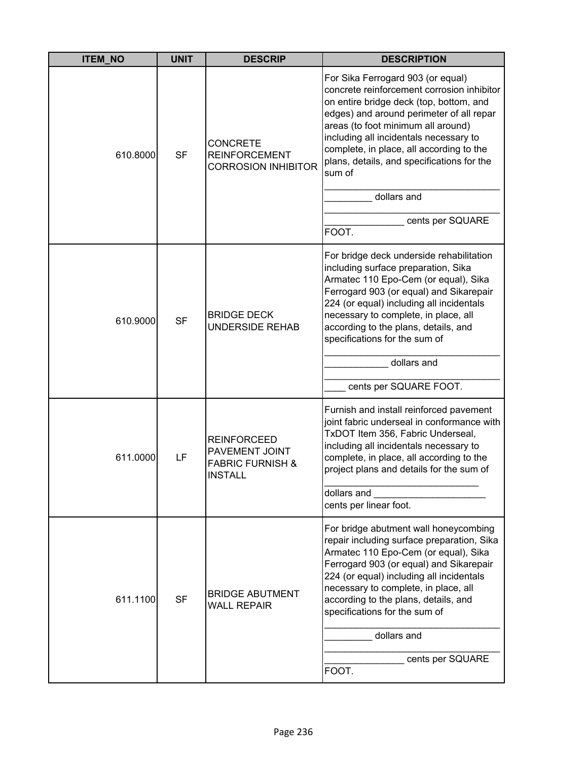| ITEM_NO | UNIT | DESCRIP | DESCRIPTION |
|---|---|---|---|
| 610.8000 | SF | CONCRETE REINFORCEMENT CORROSION INHIBITOR | For Sika Ferrogard 903 (or equal) concrete reinforcement corrosion inhibitor on entire bridge deck (top, bottom, and edges) and around perimeter of all repar areas (to foot minimum all around) including all incidentals necessary to complete, in place, all according to the plans, details, and specifications for the sum of ___________________________________________ dollars and ___________________________________________ cents per SQUARE FOOT. |
| 610.9000 | SF | BRIDGE DECK UNDERSIDE REHAB | For bridge deck underside rehabilitation including surface preparation, Sika Armatec 110 Epo-Cem (or equal), Sika Ferrogard 903 (or equal) and Sikarepair 224 (or equal) including all incidentals necessary to complete, in place, all according to the plans, details, and specifications for the sum of ___________________________________________ dollars and ___________________________________________ cents per SQUARE FOOT. |
| 611.0000 | LF | REINFORCEED PAVEMENT JOINT FABRIC FURNISH & INSTALL | Furnish and install reinforced pavement joint fabric underseal in conformance with TxDOT Item 356, Fabric Underseal, including all incidentals necessary to complete, in place, all according to the project plans and details for the sum of ______________________________ dollars and ______________________ cents per linear foot. |
| 611.1100 | SF | BRIDGE ABUTMENT WALL REPAIR | For bridge abutment wall honeycombing repair including surface preparation, Sika Armatec 110 Epo-Cem (or equal), Sika Ferrogard 903 (or equal) and Sikarepair 224 (or equal) including all incidentals necessary to complete, in place, all according to the plans, details, and specifications for the sum of ___________________________________________ dollars and ___________________________________________ cents per SQUARE FOOT. |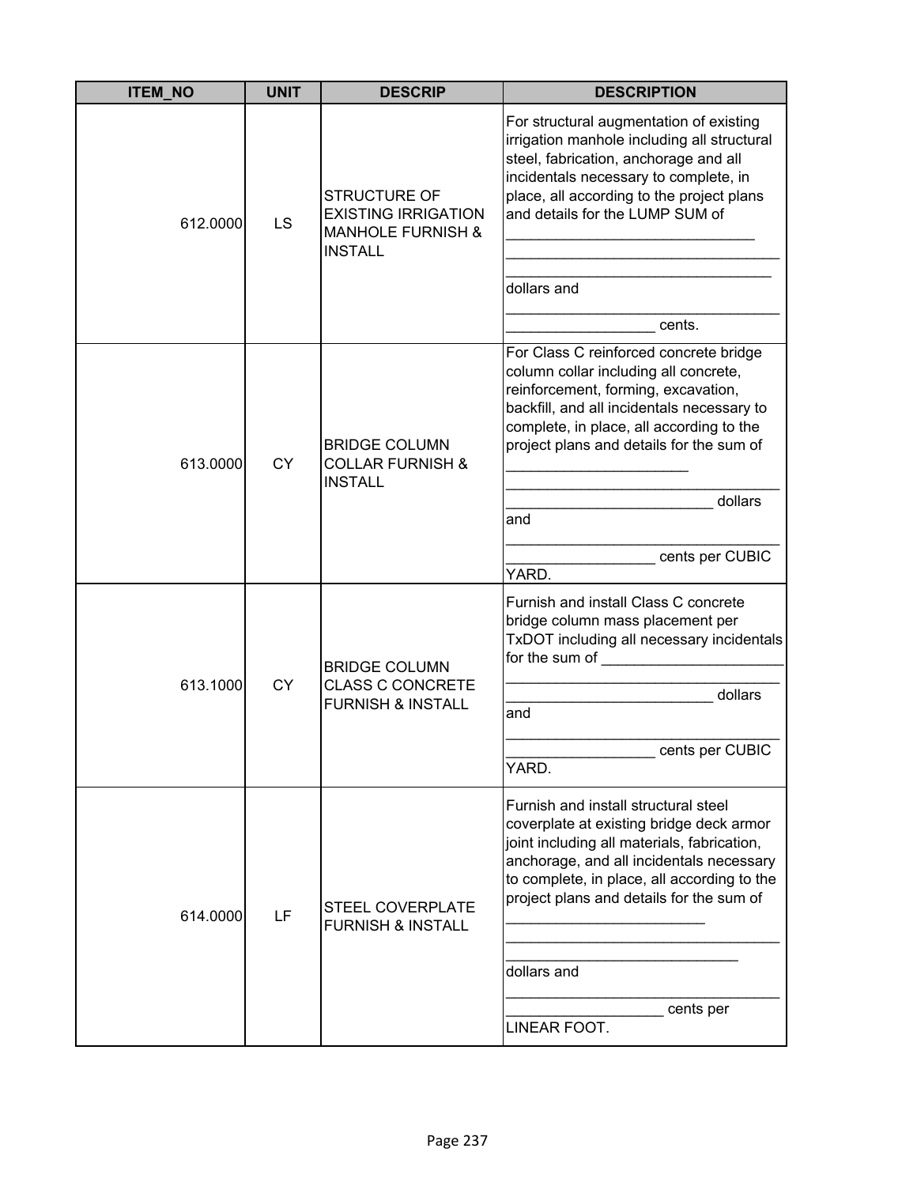| ITEM_NO | UNIT | DESCRIP | DESCRIPTION |
|---|---|---|---|
| 612.0000 | LS | STRUCTURE OF EXISTING IRRIGATION MANHOLE FURNISH & INSTALL | For structural augmentation of existing irrigation manhole including all structural steel, fabrication, anchorage and all incidentals necessary to complete, in place, all according to the project plans and details for the LUMP SUM of ______________________________ ________________________________ _______________________________ dollars and ________________________________ _________________ cents. |
| 613.0000 | CY | BRIDGE COLUMN COLLAR FURNISH & INSTALL | For Class C reinforced concrete bridge column collar including all concrete, reinforcement, forming, excavation, backfill, and all incidentals necessary to complete, in place, all according to the project plans and details for the sum of _____________________ ________________________________ ________________________ dollars and ________________________________ _________________ cents per CUBIC YARD. |
| 613.1000 | CY | BRIDGE COLUMN CLASS C CONCRETE FURNISH & INSTALL | Furnish and install Class C concrete bridge column mass placement per TxDOT including all necessary incidentals for the sum of _____________________ ________________________________ ________________________ dollars and ________________________________ _________________ cents per CUBIC YARD. |
| 614.0000 | LF | STEEL COVERPLATE FURNISH & INSTALL | Furnish and install structural steel coverplate at existing bridge deck armor joint including all materials, fabrication, anchorage, and all incidentals necessary to complete, in place, all according to the project plans and details for the sum of _______________________ ________________________________ ___________________________ dollars and ________________________________ __________________ cents per LINEAR FOOT. |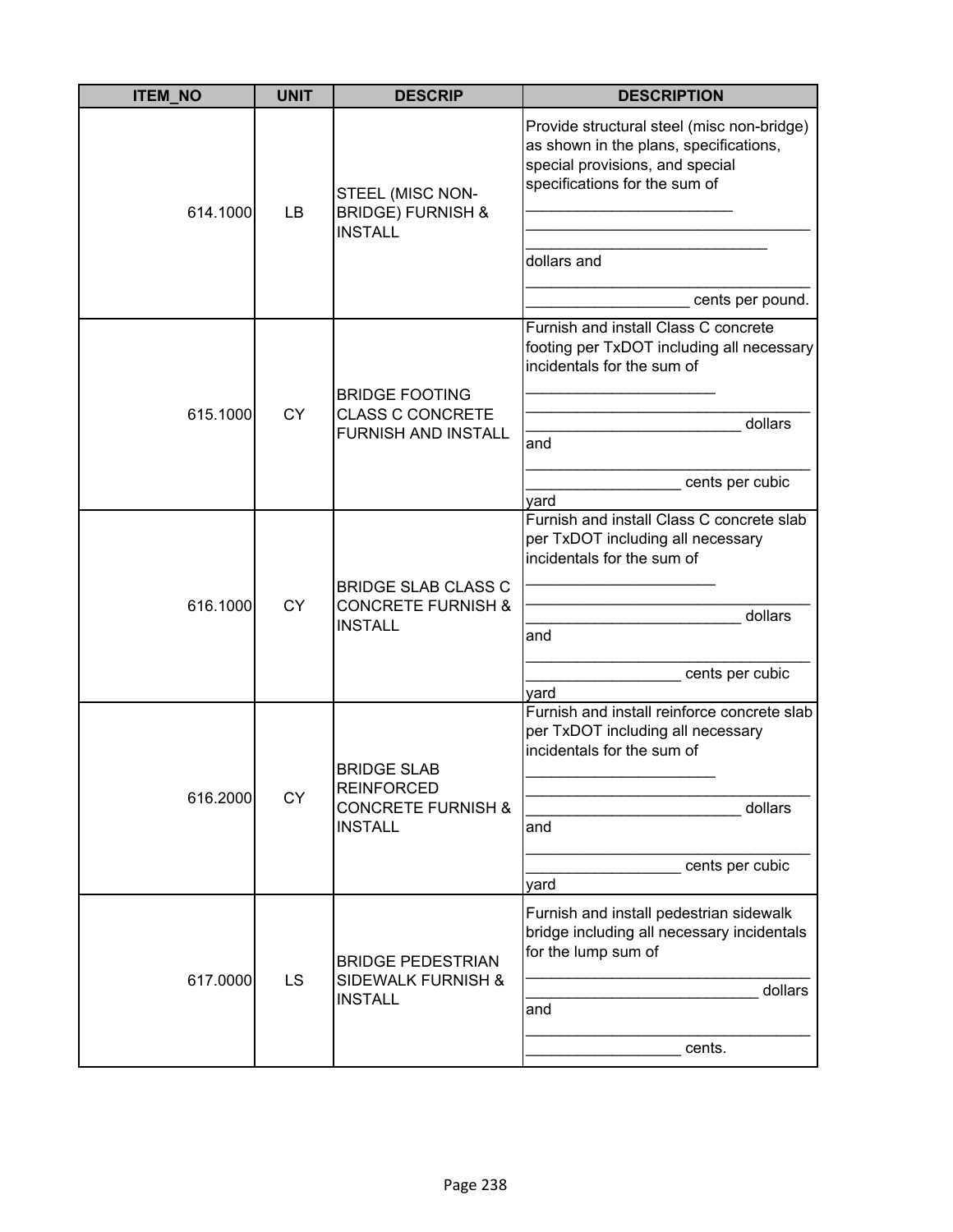| ITEM_NO | UNIT | DESCRIP | DESCRIPTION |
|---|---|---|---|
| 614.1000 | LB | STEEL (MISC NON-BRIDGE) FURNISH & INSTALL | Provide structural steel (misc non-bridge) as shown in the plans, specifications, special provisions, and special specifications for the sum of ________________________ ____________________________________ ______________________________ dollars and ____________________________________ ___________________ cents per pound. |
| 615.1000 | CY | BRIDGE FOOTING CLASS C CONCRETE FURNISH AND INSTALL | Furnish and install Class C concrete footing per TxDOT including all necessary incidentals for the sum of ______________________ ____________________________________ _________________________ dollars and ____________________________________ __________________ cents per cubic yard |
| 616.1000 | CY | BRIDGE SLAB CLASS C CONCRETE FURNISH & INSTALL | Furnish and install Class C concrete slab per TxDOT including all necessary incidentals for the sum of ______________________ ____________________________________ _________________________ dollars and ____________________________________ __________________ cents per cubic yard |
| 616.2000 | CY | BRIDGE SLAB REINFORCED CONCRETE FURNISH & INSTALL | Furnish and install reinforce concrete slab per TxDOT including all necessary incidentals for the sum of ______________________ ____________________________________ _________________________ dollars and ____________________________________ __________________ cents per cubic yard |
| 617.0000 | LS | BRIDGE PEDESTRIAN SIDEWALK FURNISH & INSTALL | Furnish and install pedestrian sidewalk bridge including all necessary incidentals for the lump sum of ____________________________________ ___________________________ dollars and ____________________________________ __________________ cents. |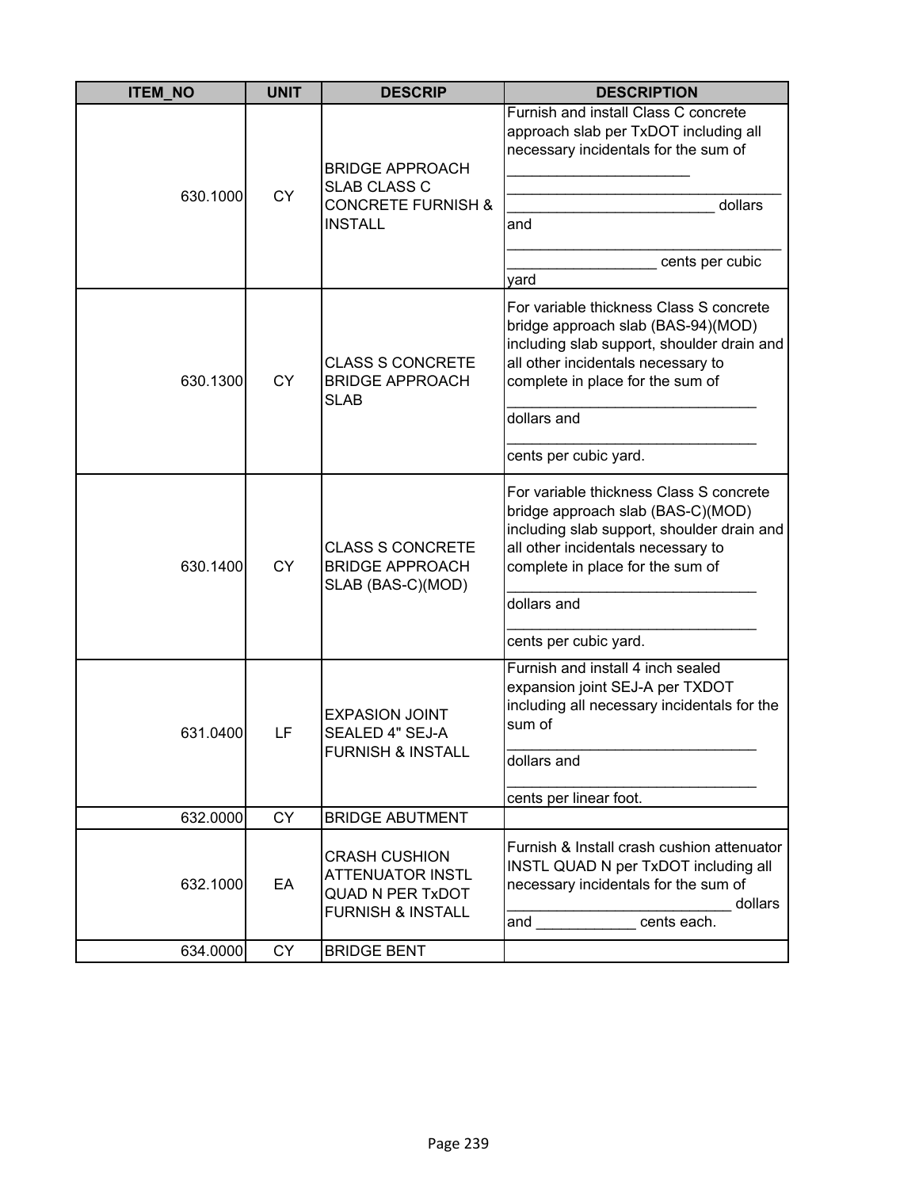| ITEM_NO | UNIT | DESCRIP | DESCRIPTION |
|---|---|---|---|
| 630.1000 | CY | BRIDGE APPROACH SLAB CLASS C CONCRETE FURNISH & INSTALL | Furnish and install Class C concrete approach slab per TxDOT including all necessary incidentals for the sum of _____________________ _________________________________ _________________________ dollars and _________________________________ __________________ cents per cubic yard |
| 630.1300 | CY | CLASS S CONCRETE BRIDGE APPROACH SLAB | For variable thickness Class S concrete bridge approach slab (BAS-94)(MOD) including slab support, shoulder drain and all other incidentals necessary to complete in place for the sum of ______________________________ dollars and ______________________________ cents per cubic yard. |
| 630.1400 | CY | CLASS S CONCRETE BRIDGE APPROACH SLAB (BAS-C)(MOD) | For variable thickness Class S concrete bridge approach slab (BAS-C)(MOD) including slab support, shoulder drain and all other incidentals necessary to complete in place for the sum of ______________________________ dollars and ______________________________ cents per cubic yard. |
| 631.0400 | LF | EXPASION JOINT SEALED 4" SEJ-A FURNISH & INSTALL | Furnish and install 4 inch sealed expansion joint SEJ-A per TXDOT including all necessary incidentals for the sum of ______________________________ dollars and ______________________________ cents per linear foot. |
| 632.0000 | CY | BRIDGE ABUTMENT | |
| 632.1000 | EA | CRASH CUSHION ATTENUATOR INSTL QUAD N PER TxDOT FURNISH & INSTALL | Furnish & Install crash cushion attenuator INSTL QUAD N per TxDOT including all necessary incidentals for the sum of __________________________ dollars and ____________ cents each. |
| 634.0000 | CY | BRIDGE BENT | |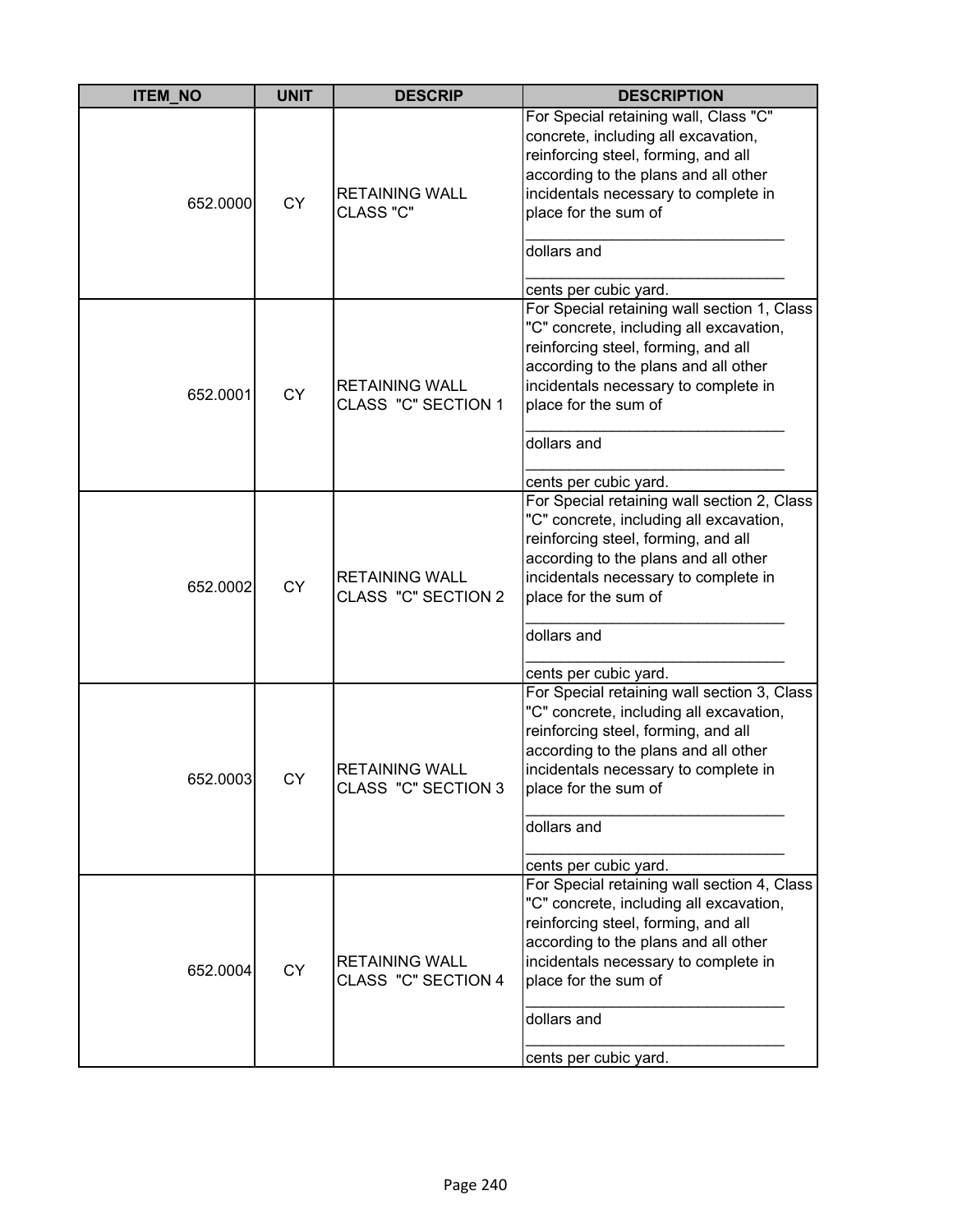| ITEM_NO | UNIT | DESCRIP | DESCRIPTION |
|---|---|---|---|
| 652.0000 | CY | RETAINING WALL CLASS "C" | For Special retaining wall, Class "C" concrete, including all excavation, reinforcing steel, forming, and all according to the plans and all other incidentals necessary to complete in place for the sum of ______________________________ dollars and ______________________________ cents per cubic yard. |
| 652.0001 | CY | RETAINING WALL CLASS "C" SECTION 1 | For Special retaining wall section 1, Class "C" concrete, including all excavation, reinforcing steel, forming, and all according to the plans and all other incidentals necessary to complete in place for the sum of ______________________________ dollars and ______________________________ cents per cubic yard. |
| 652.0002 | CY | RETAINING WALL CLASS "C" SECTION 2 | For Special retaining wall section 2, Class "C" concrete, including all excavation, reinforcing steel, forming, and all according to the plans and all other incidentals necessary to complete in place for the sum of ______________________________ dollars and ______________________________ cents per cubic yard. |
| 652.0003 | CY | RETAINING WALL CLASS "C" SECTION 3 | For Special retaining wall section 3, Class "C" concrete, including all excavation, reinforcing steel, forming, and all according to the plans and all other incidentals necessary to complete in place for the sum of ______________________________ dollars and ______________________________ cents per cubic yard. |
| 652.0004 | CY | RETAINING WALL CLASS "C" SECTION 4 | For Special retaining wall section 4, Class "C" concrete, including all excavation, reinforcing steel, forming, and all according to the plans and all other incidentals necessary to complete in place for the sum of ______________________________ dollars and ______________________________ cents per cubic yard. |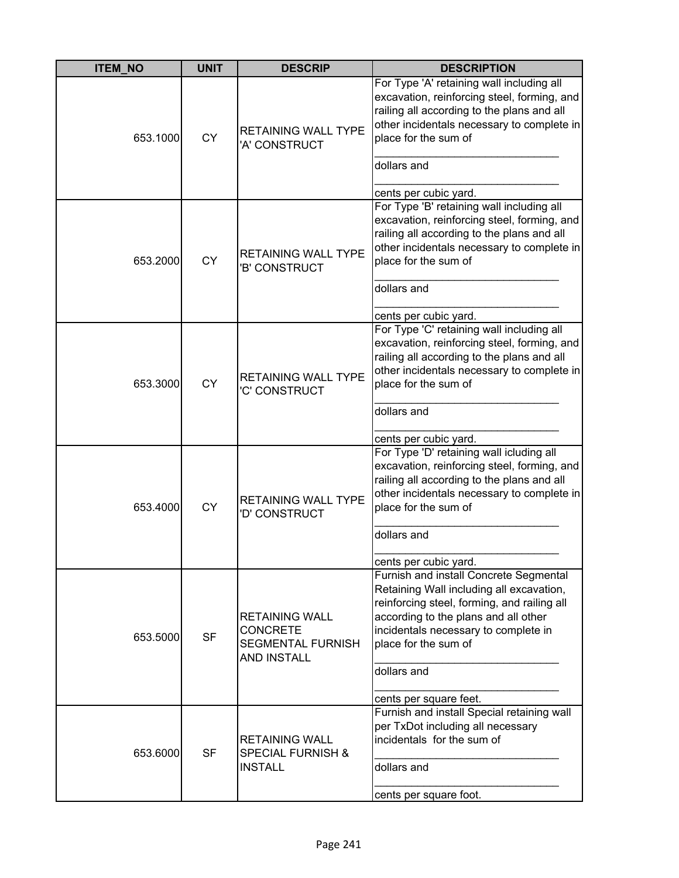| ITEM_NO | UNIT | DESCRIP | DESCRIPTION |
| --- | --- | --- | --- |
| 653.1000 | CY | RETAINING WALL TYPE 'A' CONSTRUCT | For Type 'A' retaining wall including all excavation, reinforcing steel, forming, and railing all according to the plans and all other incidentals necessary to complete in place for the sum of ______________________________ dollars and ______________________________ cents per cubic yard. |
| 653.2000 | CY | RETAINING WALL TYPE 'B' CONSTRUCT | For Type 'B' retaining wall including all excavation, reinforcing steel, forming, and railing all according to the plans and all other incidentals necessary to complete in place for the sum of ______________________________ dollars and ______________________________ cents per cubic yard. |
| 653.3000 | CY | RETAINING WALL TYPE 'C' CONSTRUCT | For Type 'C' retaining wall including all excavation, reinforcing steel, forming, and railing all according to the plans and all other incidentals necessary to complete in place for the sum of ______________________________ dollars and ______________________________ cents per cubic yard. |
| 653.4000 | CY | RETAINING WALL TYPE 'D' CONSTRUCT | For Type 'D' retaining wall icluding all excavation, reinforcing steel, forming, and railing all according to the plans and all other incidentals necessary to complete in place for the sum of ______________________________ dollars and ______________________________ cents per cubic yard. |
| 653.5000 | SF | RETAINING WALL CONCRETE SEGMENTAL FURNISH AND INSTALL | Furnish and install Concrete Segmental Retaining Wall including all excavation, reinforcing steel, forming, and railing all according to the plans and all other incidentals necessary to complete in place for the sum of ______________________________ dollars and ______________________________ cents per square feet. |
| 653.6000 | SF | RETAINING WALL SPECIAL FURNISH & INSTALL | Furnish and install Special retaining wall per TxDot including all necessary incidentals for the sum of ______________________________ dollars and ______________________________ cents per square foot. |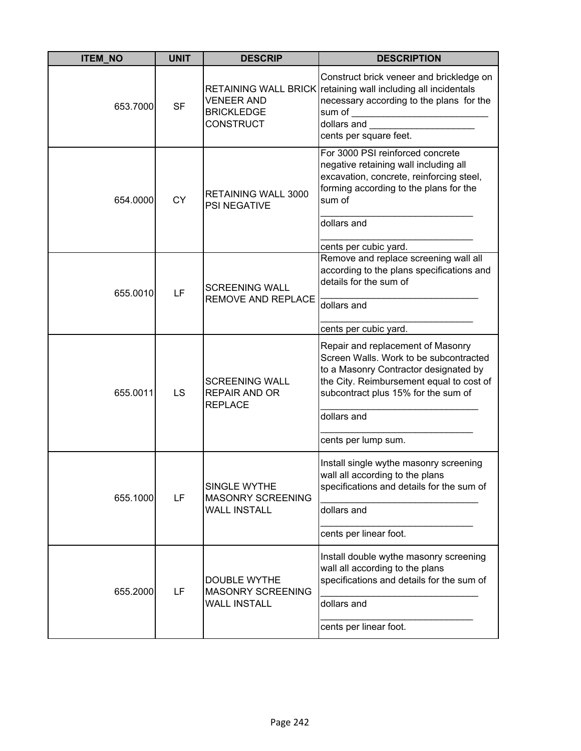| ITEM_NO | UNIT | DESCRIP | DESCRIPTION |
|---|---|---|---|
| 653.7000 | SF | RETAINING WALL BRICK VENEER AND BRICKLEDGE CONSTRUCT | Construct brick veneer and brickledge on retaining wall including all incidentals necessary according to the plans for the sum of __________________________ dollars and ____________________ cents per square feet. |
| 654.0000 | CY | RETAINING WALL 3000 PSI NEGATIVE | For 3000 PSI reinforced concrete negative retaining wall including all excavation, concrete, reinforcing steel, forming according to the plans for the sum of _____________________________ dollars and _____________________________ cents per cubic yard. |
| 655.0010 | LF | SCREENING WALL REMOVE AND REPLACE | Remove and replace screening wall all according to the plans specifications and details for the sum of ______________________________ dollars and _____________________________ cents per cubic yard. |
| 655.0011 | LS | SCREENING WALL REPAIR AND OR REPLACE | Repair and replacement of Masonry Screen Walls. Work to be subcontracted to a Masonry Contractor designated by the City. Reimbursement equal to cost of subcontract plus 15% for the sum of ______________________________ dollars and _____________________________ cents per lump sum. |
| 655.1000 | LF | SINGLE WYTHE MASONRY SCREENING WALL INSTALL | Install single wythe masonry screening wall all according to the plans specifications and details for the sum of ______________________________ dollars and _____________________________ cents per linear foot. |
| 655.2000 | LF | DOUBLE WYTHE MASONRY SCREENING WALL INSTALL | Install double wythe masonry screening wall all according to the plans specifications and details for the sum of ______________________________ dollars and _____________________________ cents per linear foot. |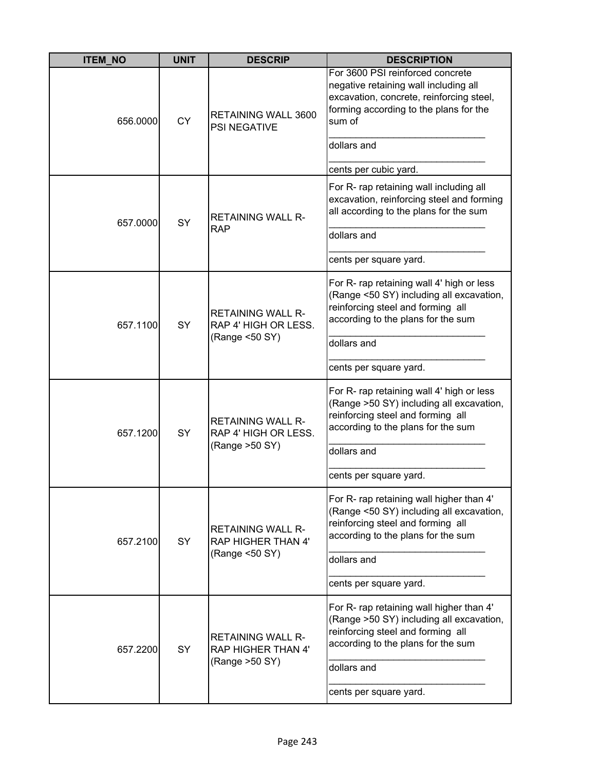| ITEM_NO | UNIT | DESCRIP | DESCRIPTION |
|---|---|---|---|
| 656.0000 | CY | RETAINING WALL 3600 PSI NEGATIVE | For 3600 PSI reinforced concrete negative retaining wall including all excavation, concrete, reinforcing steel, forming according to the plans for the sum of ______________________________ dollars and ______________________________ cents per cubic yard. |
| 657.0000 | SY | RETAINING WALL R-RAP | For R- rap retaining wall including all excavation, reinforcing steel and forming all according to the plans for the sum ______________________________ dollars and ______________________________ cents per square yard. |
| 657.1100 | SY | RETAINING WALL R-RAP 4' HIGH OR LESS. (Range <50 SY) | For R- rap retaining wall 4' high or less (Range <50 SY) including all excavation, reinforcing steel and forming all according to the plans for the sum ______________________________ dollars and ______________________________ cents per square yard. |
| 657.1200 | SY | RETAINING WALL R-RAP 4' HIGH OR LESS. (Range >50 SY) | For R- rap retaining wall 4' high or less (Range >50 SY) including all excavation, reinforcing steel and forming all according to the plans for the sum ______________________________ dollars and ______________________________ cents per square yard. |
| 657.2100 | SY | RETAINING WALL R-RAP HIGHER THAN 4' (Range <50 SY) | For R- rap retaining wall higher than 4' (Range <50 SY) including all excavation, reinforcing steel and forming all according to the plans for the sum ______________________________ dollars and ______________________________ cents per square yard. |
| 657.2200 | SY | RETAINING WALL R-RAP HIGHER THAN 4' (Range >50 SY) | For R- rap retaining wall higher than 4' (Range >50 SY) including all excavation, reinforcing steel and forming all according to the plans for the sum ______________________________ dollars and ______________________________ cents per square yard. |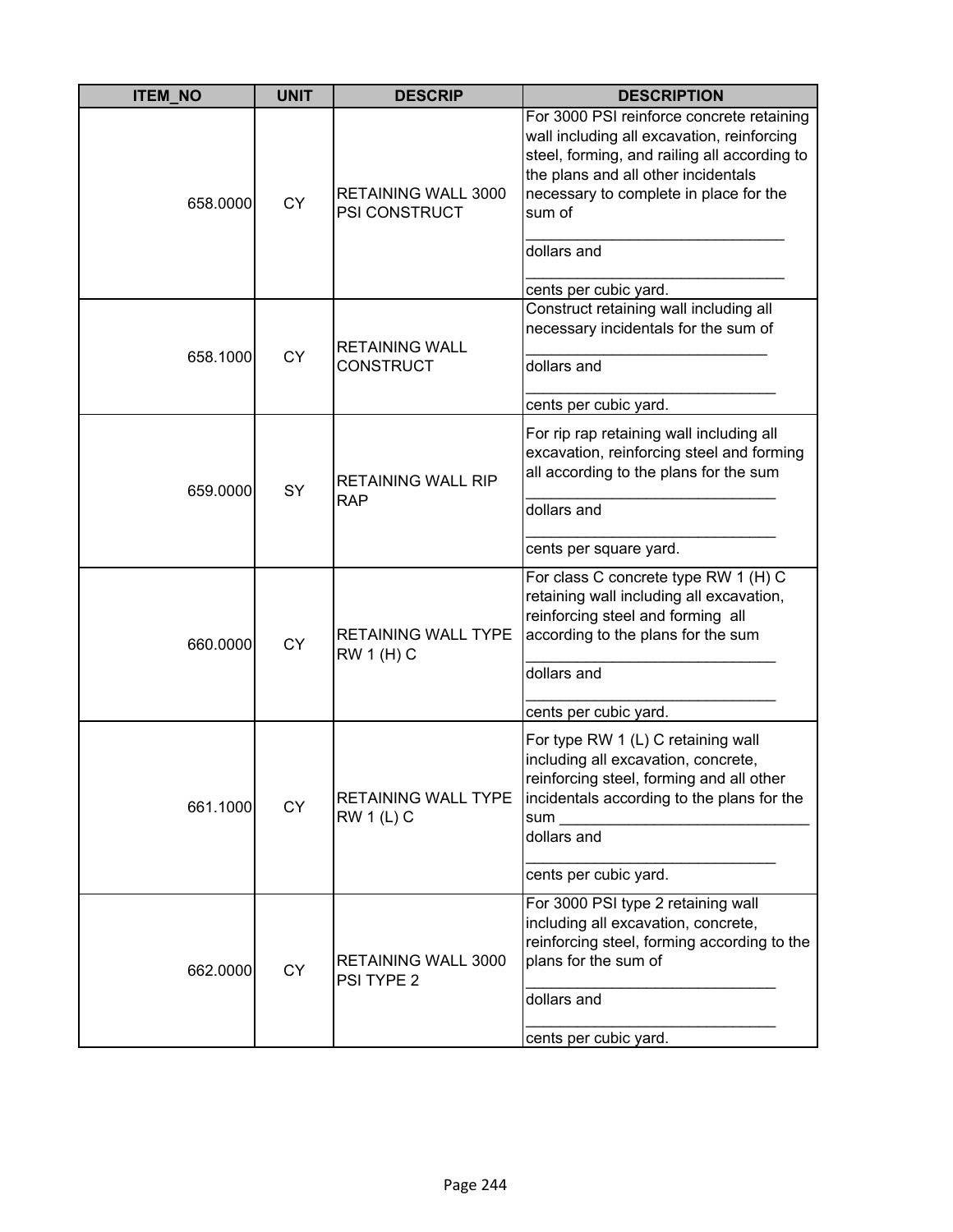| ITEM_NO | UNIT | DESCRIP | DESCRIPTION |
|---|---|---|---|
| 658.0000 | CY | RETAINING WALL 3000 PSI CONSTRUCT | For 3000 PSI reinforce concrete retaining wall including all excavation, reinforcing steel, forming, and railing all according to the plans and all other incidentals necessary to complete in place for the sum of ______________________________ dollars and ______________________________ cents per cubic yard. |
| 658.1000 | CY | RETAINING WALL CONSTRUCT | Construct retaining wall including all necessary incidentals for the sum of ____________________________ dollars and _____________________________ cents per cubic yard. |
| 659.0000 | SY | RETAINING WALL RIP RAP | For rip rap retaining wall including all excavation, reinforcing steel and forming all according to the plans for the sum _____________________________ dollars and _____________________________ cents per square yard. |
| 660.0000 | CY | RETAINING WALL TYPE RW 1 (H) C | For class C concrete type RW 1 (H) C retaining wall including all excavation, reinforcing steel and forming all according to the plans for the sum _____________________________ dollars and _____________________________ cents per cubic yard. |
| 661.1000 | CY | RETAINING WALL TYPE RW 1 (L) C | For type RW 1 (L) C retaining wall including all excavation, concrete, reinforcing steel, forming and all other incidentals according to the plans for the sum ______________________________ dollars and _____________________________ cents per cubic yard. |
| 662.0000 | CY | RETAINING WALL 3000 PSI TYPE 2 | For 3000 PSI type 2 retaining wall including all excavation, concrete, reinforcing steel, forming according to the plans for the sum of _____________________________ dollars and _____________________________ cents per cubic yard. |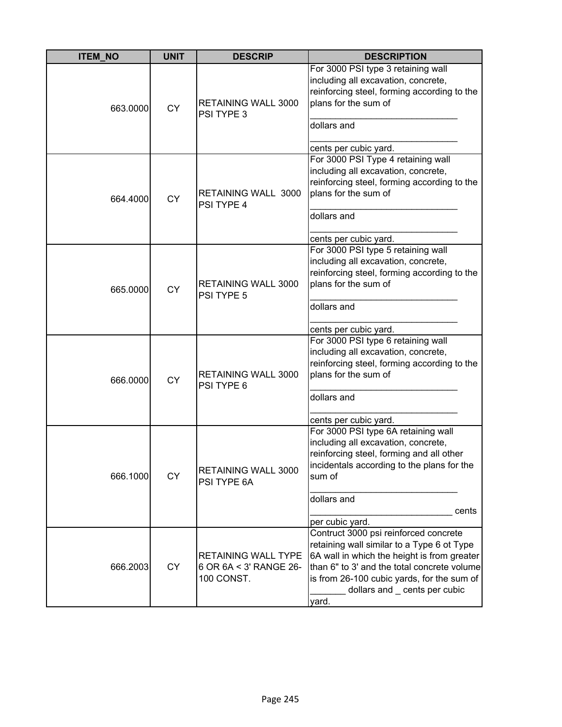| ITEM_NO | UNIT | DESCRIP | DESCRIPTION |
| --- | --- | --- | --- |
| 663.0000 | CY | RETAINING WALL 3000 PSI TYPE 3 | For 3000 PSI type 3 retaining wall including all excavation, concrete, reinforcing steel, forming according to the plans for the sum of ______________________________ dollars and ______________________________ cents per cubic yard. |
| 664.4000 | CY | RETAINING WALL 3000 PSI TYPE 4 | For 3000 PSI Type 4 retaining wall including all excavation, concrete, reinforcing steel, forming according to the plans for the sum of ______________________________ dollars and ______________________________ cents per cubic yard. |
| 665.0000 | CY | RETAINING WALL 3000 PSI TYPE 5 | For 3000 PSI type 5 retaining wall including all excavation, concrete, reinforcing steel, forming according to the plans for the sum of ______________________________ dollars and ______________________________ cents per cubic yard. |
| 666.0000 | CY | RETAINING WALL 3000 PSI TYPE 6 | For 3000 PSI type 6 retaining wall including all excavation, concrete, reinforcing steel, forming according to the plans for the sum of ______________________________ dollars and ______________________________ cents per cubic yard. |
| 666.1000 | CY | RETAINING WALL 3000 PSI TYPE 6A | For 3000 PSI type 6A retaining wall including all excavation, concrete, reinforcing steel, forming and all other incidentals according to the plans for the sum of ______________________________ dollars and ____________________________ cents per cubic yard. |
| 666.2003 | CY | RETAINING WALL TYPE 6 OR 6A < 3' RANGE 26-100 CONST. | Contruct 3000 psi reinforced concrete retaining wall similar to a Type 6 ot Type 6A wall in which the height is from greater than 6" to 3' and the total concrete volume is from 26-100 cubic yards, for the sum of _______ dollars and _ cents per cubic yard. |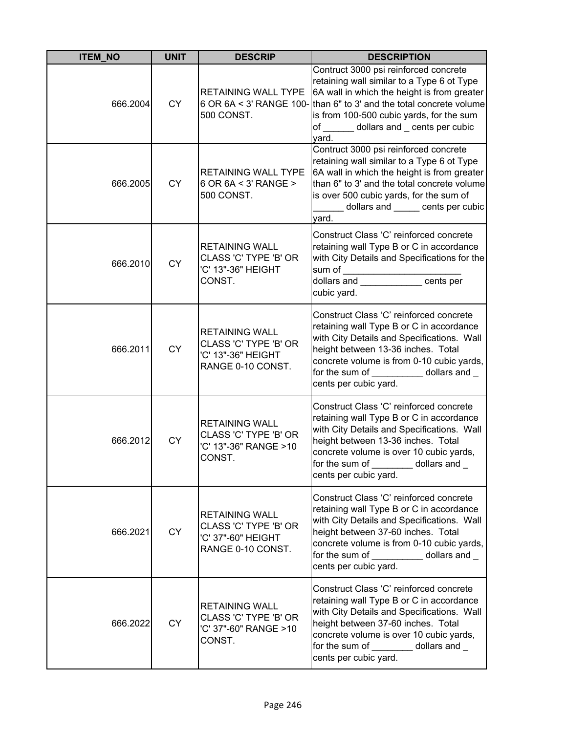| ITEM_NO | UNIT | DESCRIP | DESCRIPTION |
|---|---|---|---|
| 666.2004 | CY | RETAINING WALL TYPE 6 OR 6A < 3' RANGE 100-500 CONST. | Contruct 3000 psi reinforced concrete retaining wall similar to a Type 6 ot Type 6A wall in which the height is from greater than 6" to 3' and the total concrete volume is from 100-500 cubic yards, for the sum of ______ dollars and _ cents per cubic yard. |
| 666.2005 | CY | RETAINING WALL TYPE 6 OR 6A < 3' RANGE > 500 CONST. | Contruct 3000 psi reinforced concrete retaining wall similar to a Type 6 ot Type 6A wall in which the height is from greater than 6" to 3' and the total concrete volume is over 500 cubic yards, for the sum of ______ dollars and _____ cents per cubic yard. |
| 666.2010 | CY | RETAINING WALL CLASS 'C' TYPE 'B' OR 'C' 13"-36" HEIGHT CONST. | Construct Class 'C' reinforced concrete retaining wall Type B or C in accordance with City Details and Specifications for the sum of ________________________ dollars and ____________ cents per cubic yard. |
| 666.2011 | CY | RETAINING WALL CLASS 'C' TYPE 'B' OR 'C' 13"-36" HEIGHT RANGE 0-10 CONST. | Construct Class 'C' reinforced concrete retaining wall Type B or C in accordance with City Details and Specifications. Wall height between 13-36 inches. Total concrete volume is from 0-10 cubic yards, for the sum of __________ dollars and _ cents per cubic yard. |
| 666.2012 | CY | RETAINING WALL CLASS 'C' TYPE 'B' OR 'C' 13"-36" RANGE >10 CONST. | Construct Class 'C' reinforced concrete retaining wall Type B or C in accordance with City Details and Specifications. Wall height between 13-36 inches. Total concrete volume is over 10 cubic yards, for the sum of ________ dollars and _ cents per cubic yard. |
| 666.2021 | CY | RETAINING WALL CLASS 'C' TYPE 'B' OR 'C' 37"-60" HEIGHT RANGE 0-10 CONST. | Construct Class 'C' reinforced concrete retaining wall Type B or C in accordance with City Details and Specifications. Wall height between 37-60 inches. Total concrete volume is from 0-10 cubic yards, for the sum of __________ dollars and _ cents per cubic yard. |
| 666.2022 | CY | RETAINING WALL CLASS 'C' TYPE 'B' OR 'C' 37"-60" RANGE >10 CONST. | Construct Class 'C' reinforced concrete retaining wall Type B or C in accordance with City Details and Specifications. Wall height between 37-60 inches. Total concrete volume is over 10 cubic yards, for the sum of ________ dollars and _ cents per cubic yard. |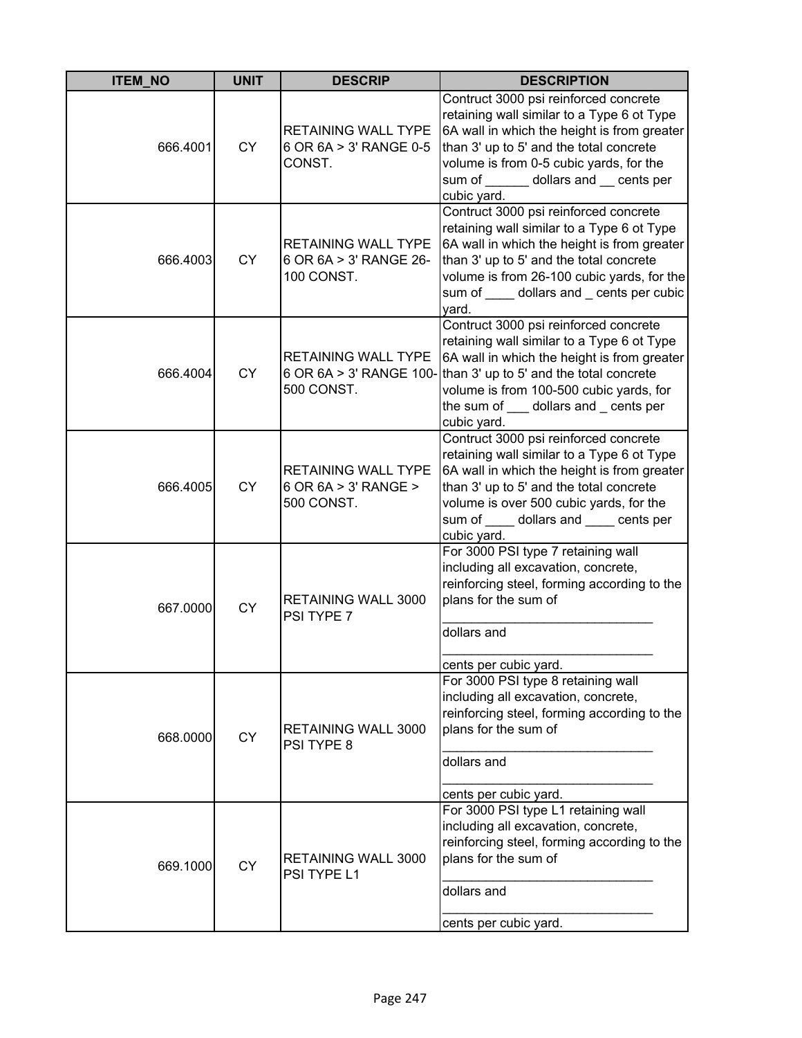| ITEM_NO | UNIT | DESCRIP | DESCRIPTION |
|---|---|---|---|
| 666.4001 | CY | RETAINING WALL TYPE 6 OR 6A > 3' RANGE 0-5 CONST. | Contruct 3000 psi reinforced concrete retaining wall similar to a Type 6 ot Type 6A wall in which the height is from greater than 3' up to 5' and the total concrete volume is from 0-5 cubic yards, for the sum of ______ dollars and __ cents per cubic yard. |
| 666.4003 | CY | RETAINING WALL TYPE 6 OR 6A > 3' RANGE 26-100 CONST. | Contruct 3000 psi reinforced concrete retaining wall similar to a Type 6 ot Type 6A wall in which the height is from greater than 3' up to 5' and the total concrete volume is from 26-100 cubic yards, for the sum of ____ dollars and _ cents per cubic yard. |
| 666.4004 | CY | RETAINING WALL TYPE 6 OR 6A > 3' RANGE 100-500 CONST. | Contruct 3000 psi reinforced concrete retaining wall similar to a Type 6 ot Type 6A wall in which the height is from greater than 3' up to 5' and the total concrete volume is from 100-500 cubic yards, for the sum of ___ dollars and _ cents per cubic yard. |
| 666.4005 | CY | RETAINING WALL TYPE 6 OR 6A > 3' RANGE > 500 CONST. | Contruct 3000 psi reinforced concrete retaining wall similar to a Type 6 ot Type 6A wall in which the height is from greater than 3' up to 5' and the total concrete volume is over 500 cubic yards, for the sum of ____ dollars and ____ cents per cubic yard. |
| 667.0000 | CY | RETAINING WALL 3000 PSI TYPE 7 | For 3000 PSI type 7 retaining wall including all excavation, concrete, reinforcing steel, forming according to the plans for the sum of _____________________________ dollars and _____________________________ cents per cubic yard. |
| 668.0000 | CY | RETAINING WALL 3000 PSI TYPE 8 | For 3000 PSI type 8 retaining wall including all excavation, concrete, reinforcing steel, forming according to the plans for the sum of _____________________________ dollars and _____________________________ cents per cubic yard. |
| 669.1000 | CY | RETAINING WALL 3000 PSI TYPE L1 | For 3000 PSI type L1 retaining wall including all excavation, concrete, reinforcing steel, forming according to the plans for the sum of _____________________________ dollars and _____________________________ cents per cubic yard. |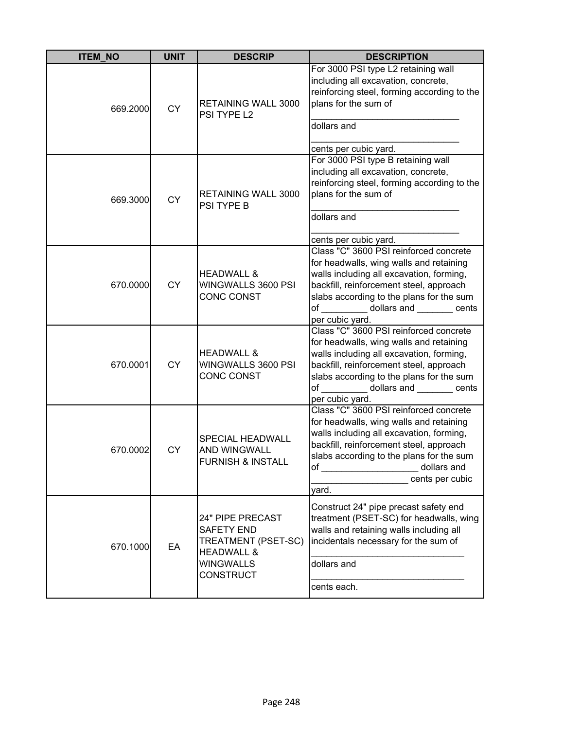| ITEM_NO | UNIT | DESCRIP | DESCRIPTION |
|---|---|---|---|
| 669.2000 | CY | RETAINING WALL 3000 PSI TYPE L2 | For 3000 PSI type L2 retaining wall including all excavation, concrete, reinforcing steel, forming according to the plans for the sum of ______________________________ dollars and ______________________________ cents per cubic yard. |
| 669.3000 | CY | RETAINING WALL 3000 PSI TYPE B | For 3000 PSI type B retaining wall including all excavation, concrete, reinforcing steel, forming according to the plans for the sum of ______________________________ dollars and ______________________________ cents per cubic yard. |
| 670.0000 | CY | HEADWALL & WINGWALLS 3600 PSI CONC CONST | Class "C" 3600 PSI reinforced concrete for headwalls, wing walls and retaining walls including all excavation, forming, backfill, reinforcement steel, approach slabs according to the plans for the sum of _________ dollars and _______ cents per cubic yard. |
| 670.0001 | CY | HEADWALL & WINGWALLS 3600 PSI CONC CONST | Class "C" 3600 PSI reinforced concrete for headwalls, wing walls and retaining walls including all excavation, forming, backfill, reinforcement steel, approach slabs according to the plans for the sum of _________ dollars and _______ cents per cubic yard. |
| 670.0002 | CY | SPECIAL HEADWALL AND WINGWALL FURNISH & INSTALL | Class "C" 3600 PSI reinforced concrete for headwalls, wing walls and retaining walls including all excavation, forming, backfill, reinforcement steel, approach slabs according to the plans for the sum of ___________________ dollars and ___________________ cents per cubic yard. |
| 670.1000 | EA | 24" PIPE PRECAST SAFETY END TREATMENT (PSET-SC) HEADWALL & WINGWALLS CONSTRUCT | Construct 24" pipe precast safety end treatment (PSET-SC) for headwalls, wing walls and retaining walls including all incidentals necessary for the sum of ______________________________ dollars and ______________________________ cents each. |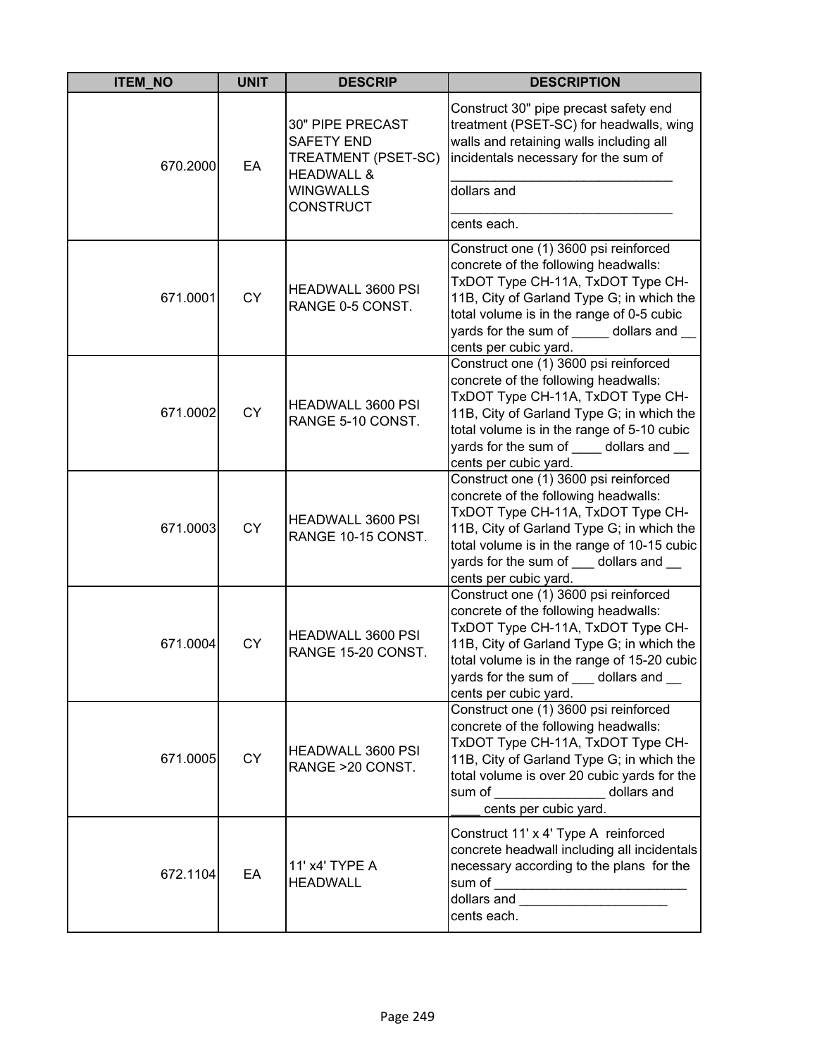| ITEM_NO | UNIT | DESCRIP | DESCRIPTION |
|---|---|---|---|
| 670.2000 | EA | 30" PIPE PRECAST SAFETY END TREATMENT (PSET-SC) HEADWALL & WINGWALLS CONSTRUCT | Construct 30" pipe precast safety end treatment (PSET-SC) for headwalls, wing walls and retaining walls including all incidentals necessary for the sum of _______________________________ dollars and _______________________________ cents each. |
| 671.0001 | CY | HEADWALL 3600 PSI RANGE 0-5 CONST. | Construct one (1) 3600 psi reinforced concrete of the following headwalls: TxDOT Type CH-11A, TxDOT Type CH-11B, City of Garland Type G; in which the total volume is in the range of 0-5 cubic yards for the sum of _____ dollars and __ cents per cubic yard. |
| 671.0002 | CY | HEADWALL 3600 PSI RANGE 5-10 CONST. | Construct one (1) 3600 psi reinforced concrete of the following headwalls: TxDOT Type CH-11A, TxDOT Type CH-11B, City of Garland Type G; in which the total volume is in the range of 5-10 cubic yards for the sum of ____ dollars and __ cents per cubic yard. |
| 671.0003 | CY | HEADWALL 3600 PSI RANGE 10-15 CONST. | Construct one (1) 3600 psi reinforced concrete of the following headwalls: TxDOT Type CH-11A, TxDOT Type CH-11B, City of Garland Type G; in which the total volume is in the range of 10-15 cubic yards for the sum of ___ dollars and __ cents per cubic yard. |
| 671.0004 | CY | HEADWALL 3600 PSI RANGE 15-20 CONST. | Construct one (1) 3600 psi reinforced concrete of the following headwalls: TxDOT Type CH-11A, TxDOT Type CH-11B, City of Garland Type G; in which the total volume is in the range of 15-20 cubic yards for the sum of ___ dollars and __ cents per cubic yard. |
| 671.0005 | CY | HEADWALL 3600 PSI RANGE >20 CONST. | Construct one (1) 3600 psi reinforced concrete of the following headwalls: TxDOT Type CH-11A, TxDOT Type CH-11B, City of Garland Type G; in which the total volume is over 20 cubic yards for the sum of _______________ dollars and ____ cents per cubic yard. |
| 672.1104 | EA | 11' x4' TYPE A HEADWALL | Construct 11' x 4' Type A reinforced concrete headwall including all incidentals necessary according to the plans for the sum of __________________________ dollars and ____________________ cents each. |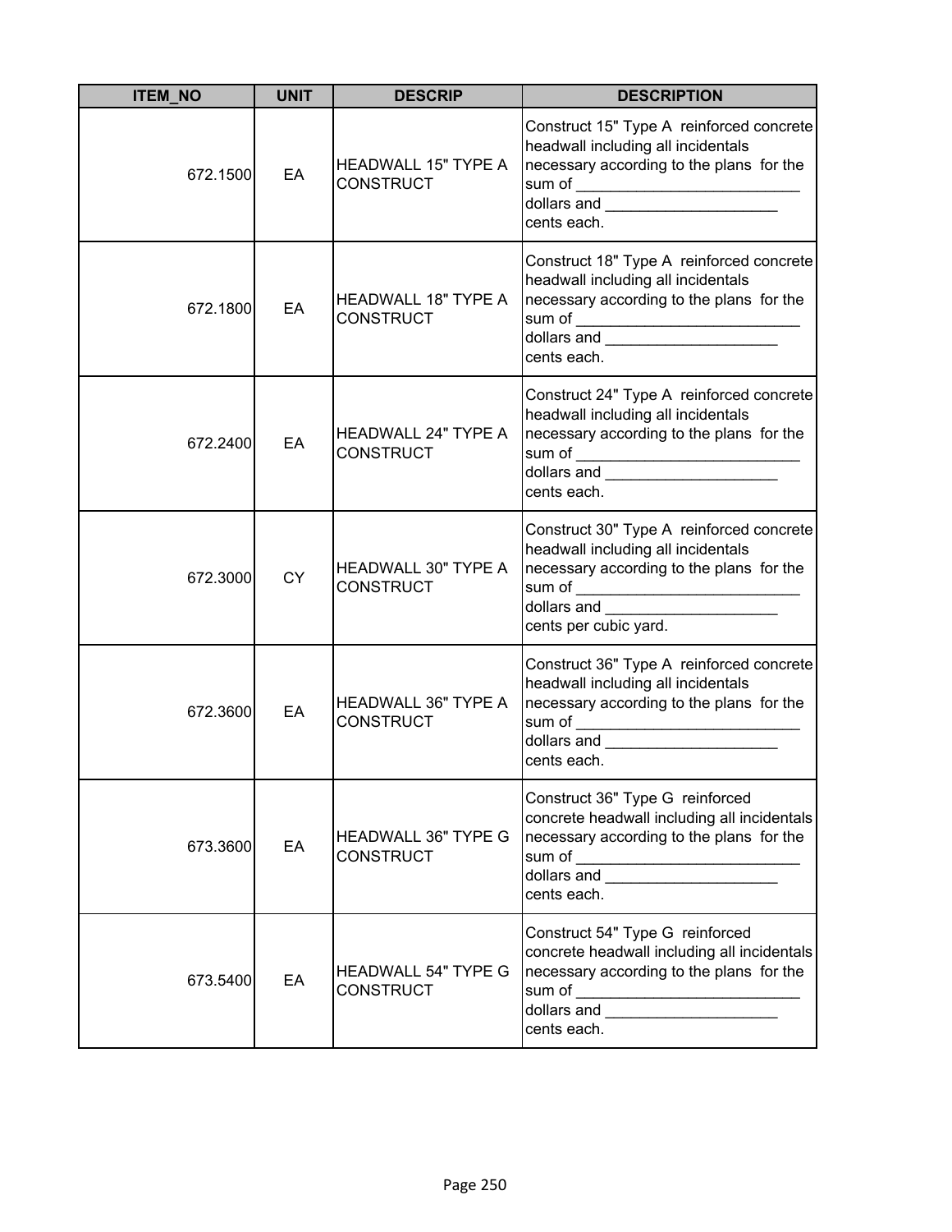| ITEM_NO | UNIT | DESCRIP | DESCRIPTION |
|---|---|---|---|
| 672.1500 | EA | HEADWALL 15" TYPE A CONSTRUCT | Construct 15" Type A reinforced concrete headwall including all incidentals necessary according to the plans for the sum of ___________________________ dollars and ____________________ cents each. |
| 672.1800 | EA | HEADWALL 18" TYPE A CONSTRUCT | Construct 18" Type A reinforced concrete headwall including all incidentals necessary according to the plans for the sum of ___________________________ dollars and ____________________ cents each. |
| 672.2400 | EA | HEADWALL 24" TYPE A CONSTRUCT | Construct 24" Type A reinforced concrete headwall including all incidentals necessary according to the plans for the sum of ___________________________ dollars and ____________________ cents each. |
| 672.3000 | CY | HEADWALL 30" TYPE A CONSTRUCT | Construct 30" Type A reinforced concrete headwall including all incidentals necessary according to the plans for the sum of ___________________________ dollars and ____________________ cents per cubic yard. |
| 672.3600 | EA | HEADWALL 36" TYPE A CONSTRUCT | Construct 36" Type A reinforced concrete headwall including all incidentals necessary according to the plans for the sum of ___________________________ dollars and ____________________ cents each. |
| 673.3600 | EA | HEADWALL 36" TYPE G CONSTRUCT | Construct 36" Type G reinforced concrete headwall including all incidentals necessary according to the plans for the sum of ___________________________ dollars and ____________________ cents each. |
| 673.5400 | EA | HEADWALL 54" TYPE G CONSTRUCT | Construct 54" Type G reinforced concrete headwall including all incidentals necessary according to the plans for the sum of ___________________________ dollars and ____________________ cents each. |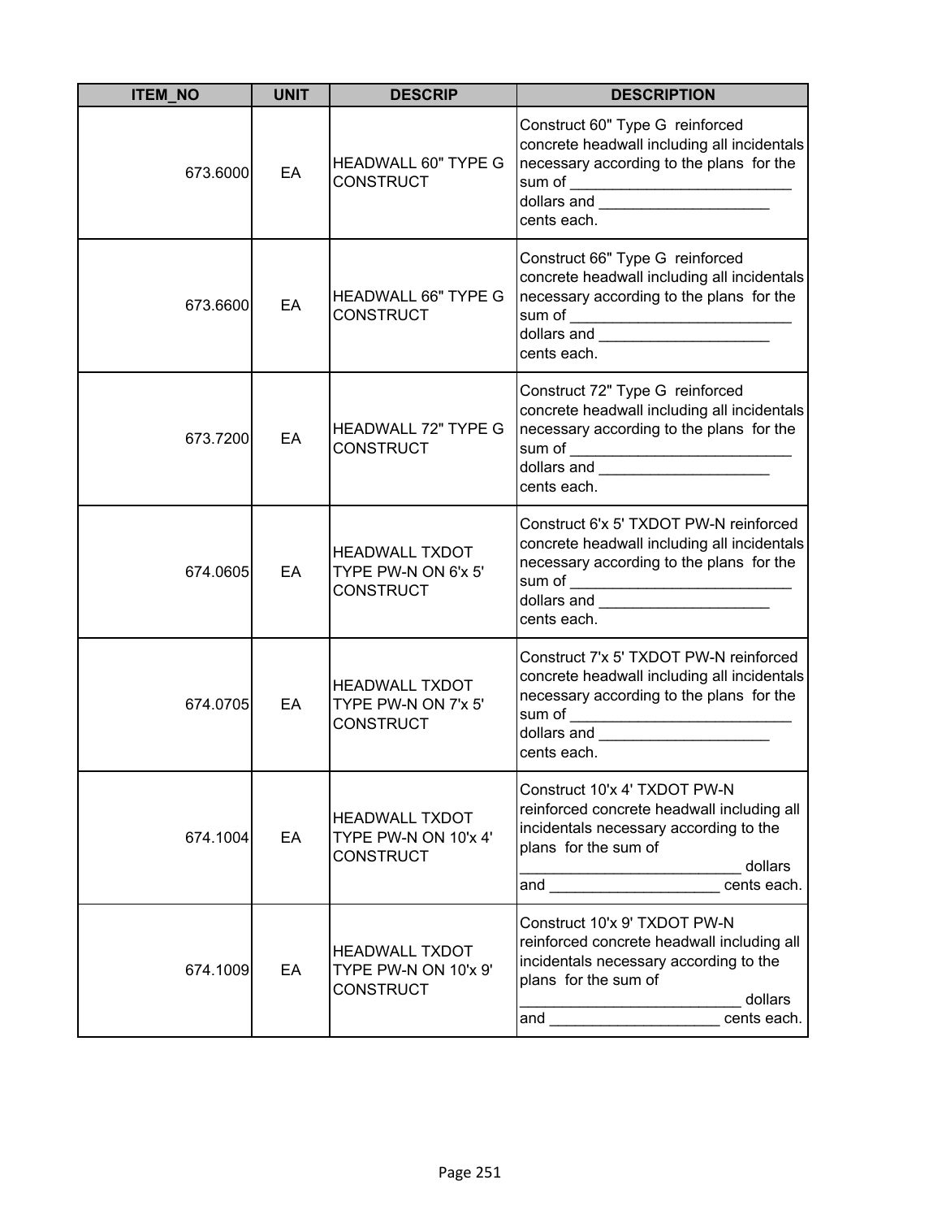| ITEM_NO | UNIT | DESCRIP | DESCRIPTION |
|---|---|---|---|
| 673.6000 | EA | HEADWALL 60" TYPE G CONSTRUCT | Construct 60" Type G reinforced concrete headwall including all incidentals necessary according to the plans for the sum of __________________________ dollars and ____________________ cents each. |
| 673.6600 | EA | HEADWALL 66" TYPE G CONSTRUCT | Construct 66" Type G reinforced concrete headwall including all incidentals necessary according to the plans for the sum of __________________________ dollars and ____________________ cents each. |
| 673.7200 | EA | HEADWALL 72" TYPE G CONSTRUCT | Construct 72" Type G reinforced concrete headwall including all incidentals necessary according to the plans for the sum of __________________________ dollars and ____________________ cents each. |
| 674.0605 | EA | HEADWALL TXDOT TYPE PW-N ON 6'x 5' CONSTRUCT | Construct 6'x 5' TXDOT PW-N reinforced concrete headwall including all incidentals necessary according to the plans for the sum of __________________________ dollars and ____________________ cents each. |
| 674.0705 | EA | HEADWALL TXDOT TYPE PW-N ON 7'x 5' CONSTRUCT | Construct 7'x 5' TXDOT PW-N reinforced concrete headwall including all incidentals necessary according to the plans for the sum of __________________________ dollars and ____________________ cents each. |
| 674.1004 | EA | HEADWALL TXDOT TYPE PW-N ON 10'x 4' CONSTRUCT | Construct 10'x 4' TXDOT PW-N reinforced concrete headwall including all incidentals necessary according to the plans for the sum of __________________________ dollars and ____________________ cents each. |
| 674.1009 | EA | HEADWALL TXDOT TYPE PW-N ON 10'x 9' CONSTRUCT | Construct 10'x 9' TXDOT PW-N reinforced concrete headwall including all incidentals necessary according to the plans for the sum of __________________________ dollars and ____________________ cents each. |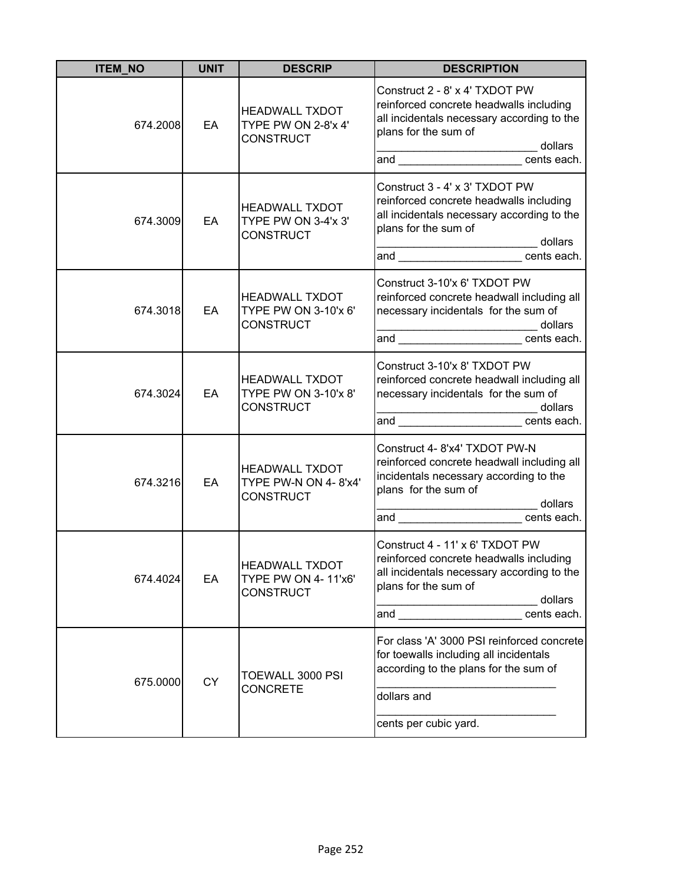| ITEM_NO | UNIT | DESCRIP | DESCRIPTION |
|---|---|---|---|
| 674.2008 | EA | HEADWALL TXDOT TYPE PW ON 2-8'x 4' CONSTRUCT | Construct 2 - 8' x 4' TXDOT PW reinforced concrete headwalls including all incidentals necessary according to the plans for the sum of __________________________ dollars and ____________________ cents each. |
| 674.3009 | EA | HEADWALL TXDOT TYPE PW ON 3-4'x 3' CONSTRUCT | Construct 3 - 4' x 3' TXDOT PW reinforced concrete headwalls including all incidentals necessary according to the plans for the sum of __________________________ dollars and ____________________ cents each. |
| 674.3018 | EA | HEADWALL TXDOT TYPE PW ON 3-10'x 6' CONSTRUCT | Construct 3-10'x 6' TXDOT PW reinforced concrete headwall including all necessary incidentals for the sum of __________________________ dollars and ____________________ cents each. |
| 674.3024 | EA | HEADWALL TXDOT TYPE PW ON 3-10'x 8' CONSTRUCT | Construct 3-10'x 8' TXDOT PW reinforced concrete headwall including all necessary incidentals for the sum of __________________________ dollars and ____________________ cents each. |
| 674.3216 | EA | HEADWALL TXDOT TYPE PW-N ON 4- 8'x4' CONSTRUCT | Construct 4- 8'x4' TXDOT PW-N reinforced concrete headwall including all incidentals necessary according to the plans for the sum of __________________________ dollars and ____________________ cents each. |
| 674.4024 | EA | HEADWALL TXDOT TYPE PW ON 4- 11'x6' CONSTRUCT | Construct 4 - 11' x 6' TXDOT PW reinforced concrete headwalls including all incidentals necessary according to the plans for the sum of __________________________ dollars and ____________________ cents each. |
| 675.0000 | CY | TOEWALL 3000 PSI CONCRETE | For class 'A' 3000 PSI reinforced concrete for toewalls including all incidentals according to the plans for the sum of _____________________________ dollars and _____________________________ cents per cubic yard. |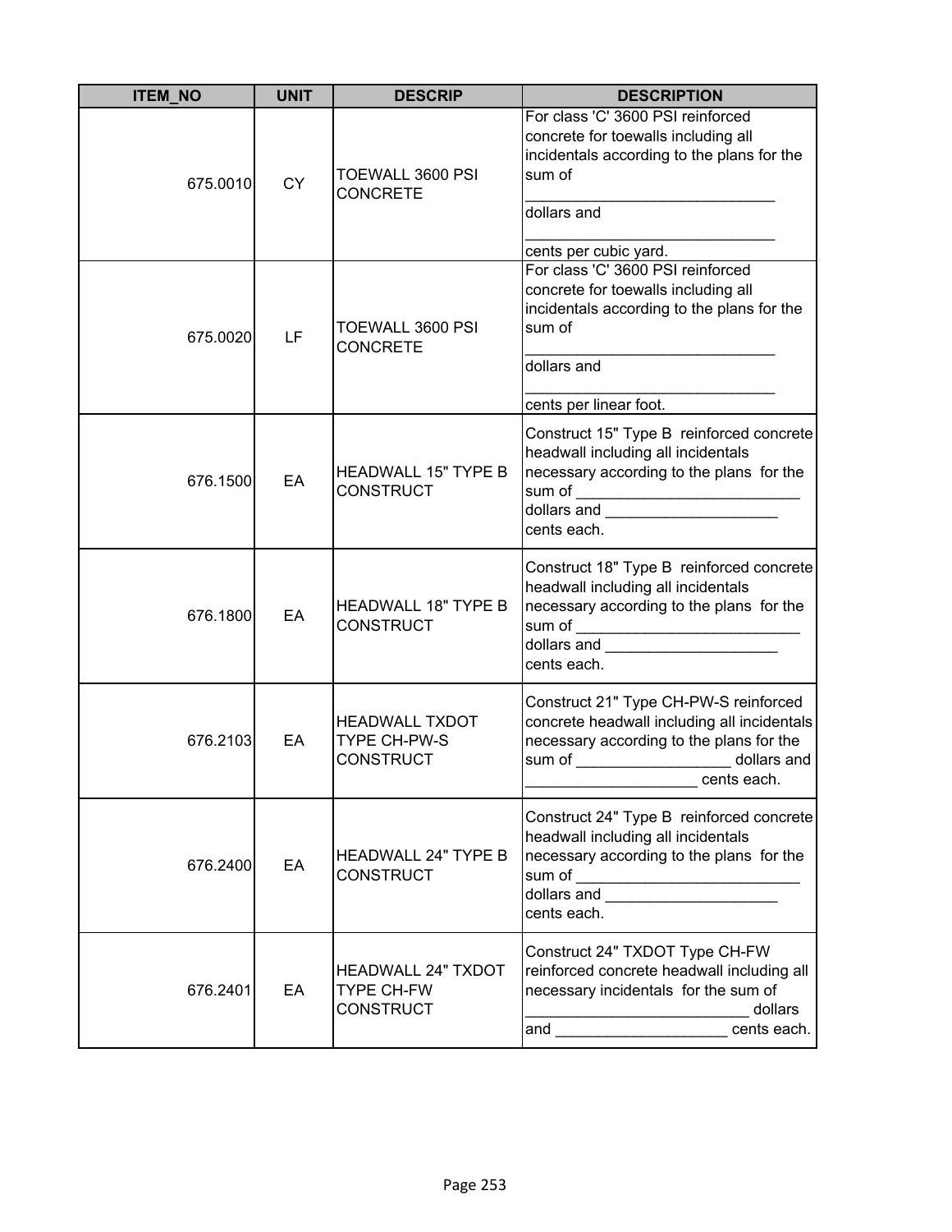| ITEM_NO | UNIT | DESCRIP | DESCRIPTION |
|---|---|---|---|
| 675.0010 | CY | TOEWALL 3600 PSI CONCRETE | For class 'C' 3600 PSI reinforced concrete for toewalls including all incidentals according to the plans for the sum of ______________________________ dollars and ______________________________ cents per cubic yard. |
| 675.0020 | LF | TOEWALL 3600 PSI CONCRETE | For class 'C' 3600 PSI reinforced concrete for toewalls including all incidentals according to the plans for the sum of ______________________________ dollars and ______________________________ cents per linear foot. |
| 676.1500 | EA | HEADWALL 15" TYPE B CONSTRUCT | Construct 15" Type B reinforced concrete headwall including all incidentals necessary according to the plans for the sum of ___________________________ dollars and ____________________ cents each. |
| 676.1800 | EA | HEADWALL 18" TYPE B CONSTRUCT | Construct 18" Type B reinforced concrete headwall including all incidentals necessary according to the plans for the sum of ___________________________ dollars and ____________________ cents each. |
| 676.2103 | EA | HEADWALL TXDOT TYPE CH-PW-S CONSTRUCT | Construct 21" Type CH-PW-S reinforced concrete headwall including all incidentals necessary according to the plans for the sum of __________________ dollars and ____________________ cents each. |
| 676.2400 | EA | HEADWALL 24" TYPE B CONSTRUCT | Construct 24" Type B reinforced concrete headwall including all incidentals necessary according to the plans for the sum of ___________________________ dollars and ____________________ cents each. |
| 676.2401 | EA | HEADWALL 24" TXDOT TYPE CH-FW CONSTRUCT | Construct 24" TXDOT Type CH-FW reinforced concrete headwall including all necessary incidentals for the sum of ___________________________ dollars and ____________________ cents each. |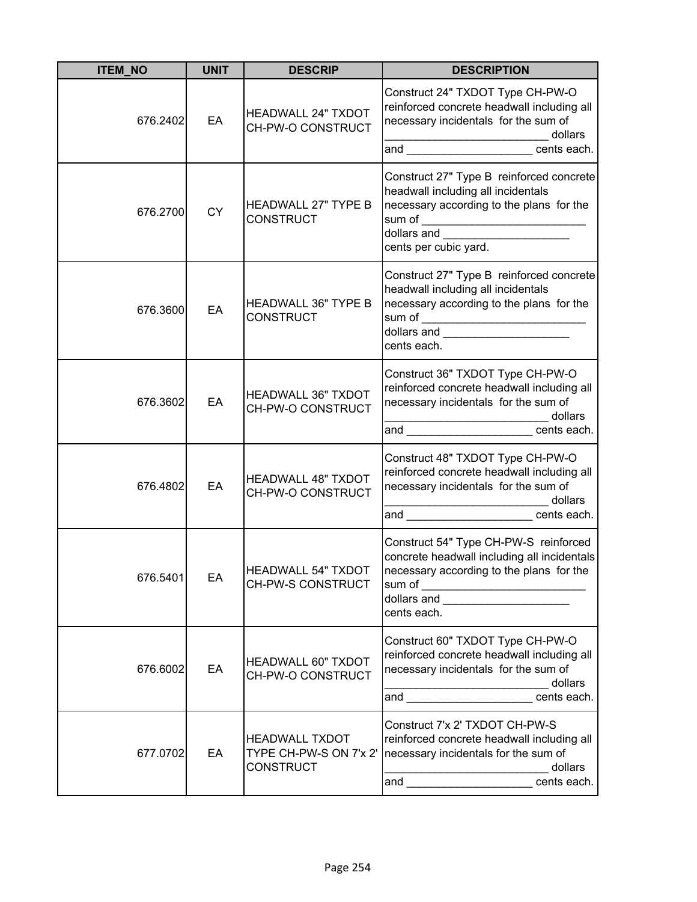| ITEM_NO | UNIT | DESCRIP | DESCRIPTION |
| --- | --- | --- | --- |
| 676.2402 | EA | HEADWALL 24" TXDOT CH-PW-O CONSTRUCT | Construct 24" TXDOT Type CH-PW-O reinforced concrete headwall including all necessary incidentals for the sum of _________________________ dollars and ___________________ cents each. |
| 676.2700 | CY | HEADWALL 27" TYPE B CONSTRUCT | Construct 27" Type B reinforced concrete headwall including all incidentals necessary according to the plans for the sum of _________________________ dollars and ___________________ cents per cubic yard. |
| 676.3600 | EA | HEADWALL 36" TYPE B CONSTRUCT | Construct 27" Type B reinforced concrete headwall including all incidentals necessary according to the plans for the sum of _________________________ dollars and ___________________ cents each. |
| 676.3602 | EA | HEADWALL 36" TXDOT CH-PW-O CONSTRUCT | Construct 36" TXDOT Type CH-PW-O reinforced concrete headwall including all necessary incidentals for the sum of _________________________ dollars and ___________________ cents each. |
| 676.4802 | EA | HEADWALL 48" TXDOT CH-PW-O CONSTRUCT | Construct 48" TXDOT Type CH-PW-O reinforced concrete headwall including all necessary incidentals for the sum of _________________________ dollars and ___________________ cents each. |
| 676.5401 | EA | HEADWALL 54" TXDOT CH-PW-S CONSTRUCT | Construct 54" Type CH-PW-S reinforced concrete headwall including all incidentals necessary according to the plans for the sum of _________________________ dollars and ___________________ cents each. |
| 676.6002 | EA | HEADWALL 60" TXDOT CH-PW-O CONSTRUCT | Construct 60" TXDOT Type CH-PW-O reinforced concrete headwall including all necessary incidentals for the sum of _________________________ dollars and ___________________ cents each. |
| 677.0702 | EA | HEADWALL TXDOT TYPE CH-PW-S ON 7'x 2' CONSTRUCT | Construct 7'x 2' TXDOT CH-PW-S reinforced concrete headwall including all necessary incidentals for the sum of _________________________ dollars and ___________________ cents each. |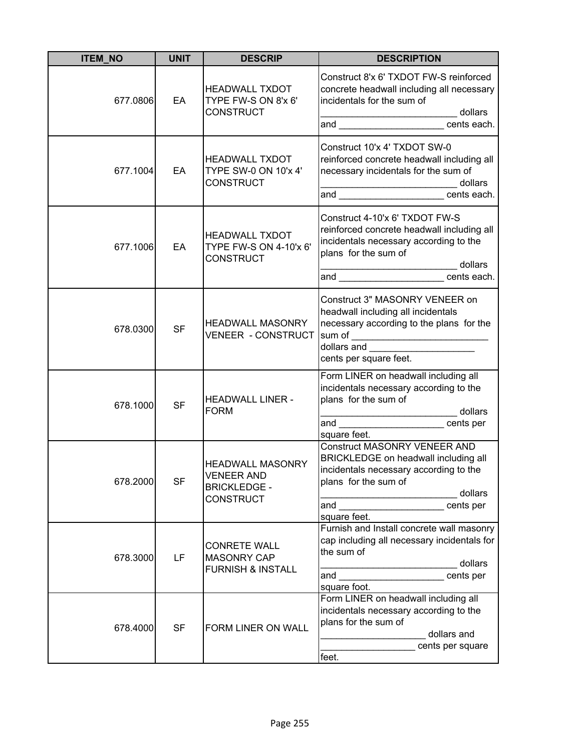| ITEM_NO | UNIT | DESCRIP | DESCRIPTION |
|---|---|---|---|
| 677.0806 | EA | HEADWALL TXDOT TYPE FW-S ON 8'x 6' CONSTRUCT | Construct 8'x 6' TXDOT FW-S reinforced concrete headwall including all necessary incidentals for the sum of __________________________ dollars and ____________________ cents each. |
| 677.1004 | EA | HEADWALL TXDOT TYPE SW-0 ON 10'x 4' CONSTRUCT | Construct 10'x 4' TXDOT SW-0 reinforced concrete headwall including all necessary incidentals for the sum of __________________________ dollars and ____________________ cents each. |
| 677.1006 | EA | HEADWALL TXDOT TYPE FW-S ON 4-10'x 6' CONSTRUCT | Construct 4-10'x 6' TXDOT FW-S reinforced concrete headwall including all incidentals necessary according to the plans for the sum of __________________________ dollars and ____________________ cents each. |
| 678.0300 | SF | HEADWALL MASONRY VENEER - CONSTRUCT | Construct 3" MASONRY VENEER on headwall including all incidentals necessary according to the plans for the sum of __________________________ dollars and ____________________ cents per square feet. |
| 678.1000 | SF | HEADWALL LINER - FORM | Form LINER on headwall including all incidentals necessary according to the plans for the sum of __________________________ dollars and ____________________ cents per square feet. |
| 678.2000 | SF | HEADWALL MASONRY VENEER AND BRICKLEDGE - CONSTRUCT | Construct MASONRY VENEER AND BRICKLEDGE on headwall including all incidentals necessary according to the plans for the sum of __________________________ dollars and ____________________ cents per square feet. |
| 678.3000 | LF | CONRETE WALL MASONRY CAP FURNISH & INSTALL | Furnish and Install concrete wall masonry cap including all necessary incidentals for the sum of __________________________ dollars and ____________________ cents per square foot. |
| 678.4000 | SF | FORM LINER ON WALL | Form LINER on headwall including all incidentals necessary according to the plans for the sum of ____________________ dollars and __________________ cents per square feet. |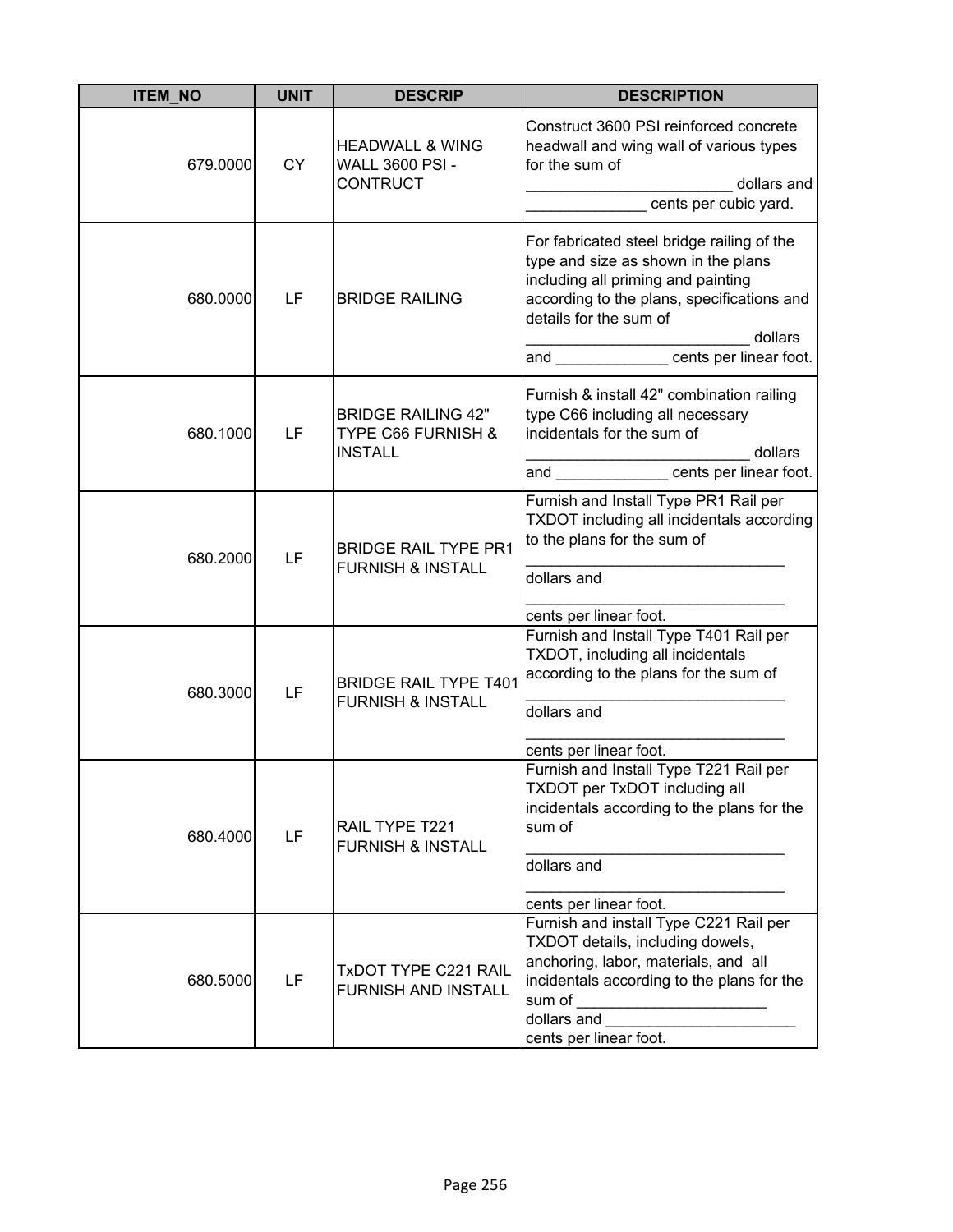| ITEM_NO | UNIT | DESCRIP | DESCRIPTION |
|---|---|---|---|
| 679.0000 | CY | HEADWALL & WING WALL 3600 PSI - CONTRUCT | Construct 3600 PSI reinforced concrete headwall and wing wall of various types for the sum of _______________________ dollars and ______________ cents per cubic yard. |
| 680.0000 | LF | BRIDGE RAILING | For fabricated steel bridge railing of the type and size as shown in the plans including all priming and painting according to the plans, specifications and details for the sum of _________________________ dollars and _____________ cents per linear foot. |
| 680.1000 | LF | BRIDGE RAILING 42" TYPE C66 FURNISH & INSTALL | Furnish & install 42" combination railing type C66 including all necessary incidentals for the sum of _________________________ dollars and _____________ cents per linear foot. |
| 680.2000 | LF | BRIDGE RAIL TYPE PR1 FURNISH & INSTALL | Furnish and Install Type PR1 Rail per TXDOT including all incidentals according to the plans for the sum of _____________________________ dollars and _____________________________ cents per linear foot. |
| 680.3000 | LF | BRIDGE RAIL TYPE T401 FURNISH & INSTALL | Furnish and Install Type T401 Rail per TXDOT, including all incidentals according to the plans for the sum of _____________________________ dollars and _____________________________ cents per linear foot. |
| 680.4000 | LF | RAIL TYPE T221 FURNISH & INSTALL | Furnish and Install Type T221 Rail per TXDOT per TxDOT including all incidentals according to the plans for the sum of _____________________________ dollars and _____________________________ cents per linear foot. |
| 680.5000 | LF | TxDOT TYPE C221 RAIL FURNISH AND INSTALL | Furnish and install Type C221 Rail per TXDOT details, including dowels, anchoring, labor, materials, and all incidentals according to the plans for the sum of _____________________ dollars and _____________________ cents per linear foot. |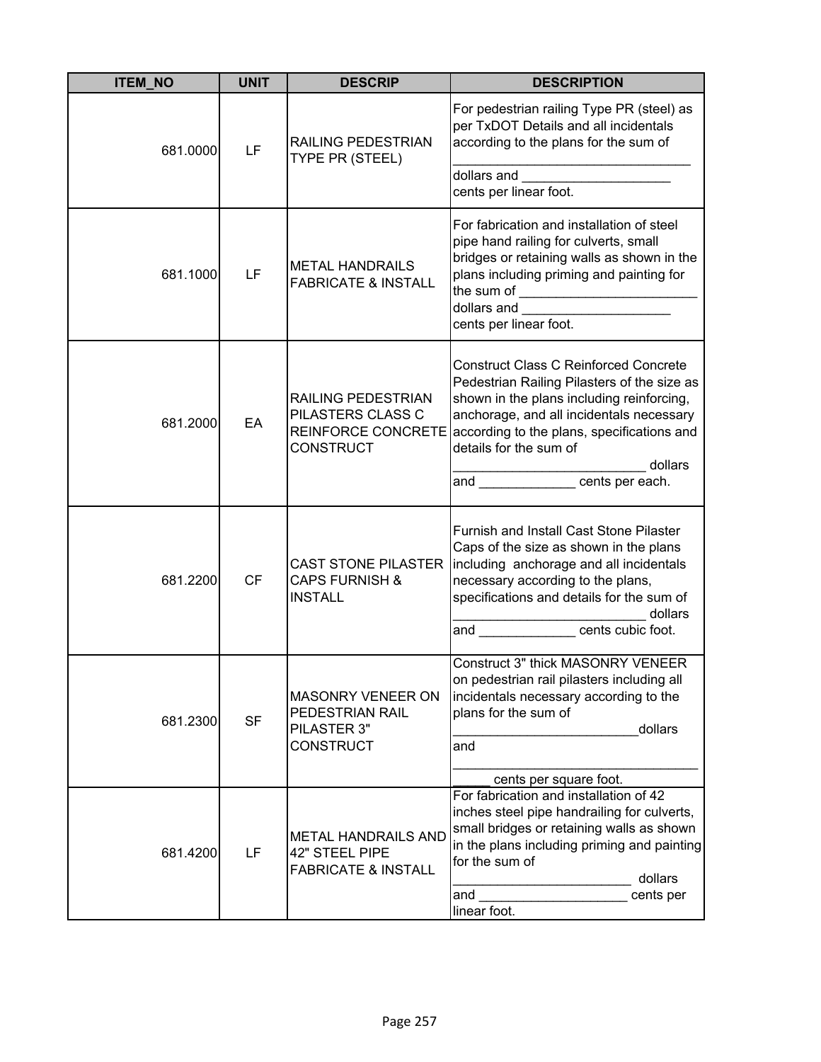| ITEM_NO | UNIT | DESCRIP | DESCRIPTION |
|---|---|---|---|
| 681.0000 | LF | RAILING PEDESTRIAN TYPE PR (STEEL) | For pedestrian railing Type PR (steel) as per TxDOT Details and all incidentals according to the plans for the sum of ________________________________ dollars and ____________________ cents per linear foot. |
| 681.1000 | LF | METAL HANDRAILS FABRICATE & INSTALL | For fabrication and installation of steel pipe hand railing for culverts, small bridges or retaining walls as shown in the plans including priming and painting for the sum of ________________________ dollars and ____________________ cents per linear foot. |
| 681.2000 | EA | RAILING PEDESTRIAN PILASTERS CLASS C REINFORCE CONCRETE CONSTRUCT | Construct Class C Reinforced Concrete Pedestrian Railing Pilasters of the size as shown in the plans including reinforcing, anchorage, and all incidentals necessary according to the plans, specifications and details for the sum of _________________________ dollars and _____________ cents per each. |
| 681.2200 | CF | CAST STONE PILASTER CAPS FURNISH & INSTALL | Furnish and Install Cast Stone Pilaster Caps of the size as shown in the plans including anchorage and all incidentals necessary according to the plans, specifications and details for the sum of _________________________ dollars and _____________ cents cubic foot. |
| 681.2300 | SF | MASONRY VENEER ON PEDESTRIAN RAIL PILASTER 3" CONSTRUCT | Construct 3" thick MASONRY VENEER on pedestrian rail pilasters including all incidentals necessary according to the plans for the sum of ________________________dollars and _________________________________ _____ cents per square foot. |
| 681.4200 | LF | METAL HANDRAILS AND 42" STEEL PIPE FABRICATE & INSTALL | For fabrication and installation of 42 inches steel pipe handrailing for culverts, small bridges or retaining walls as shown in the plans including priming and painting for the sum of _______________________ dollars and ____________________ cents per linear foot. |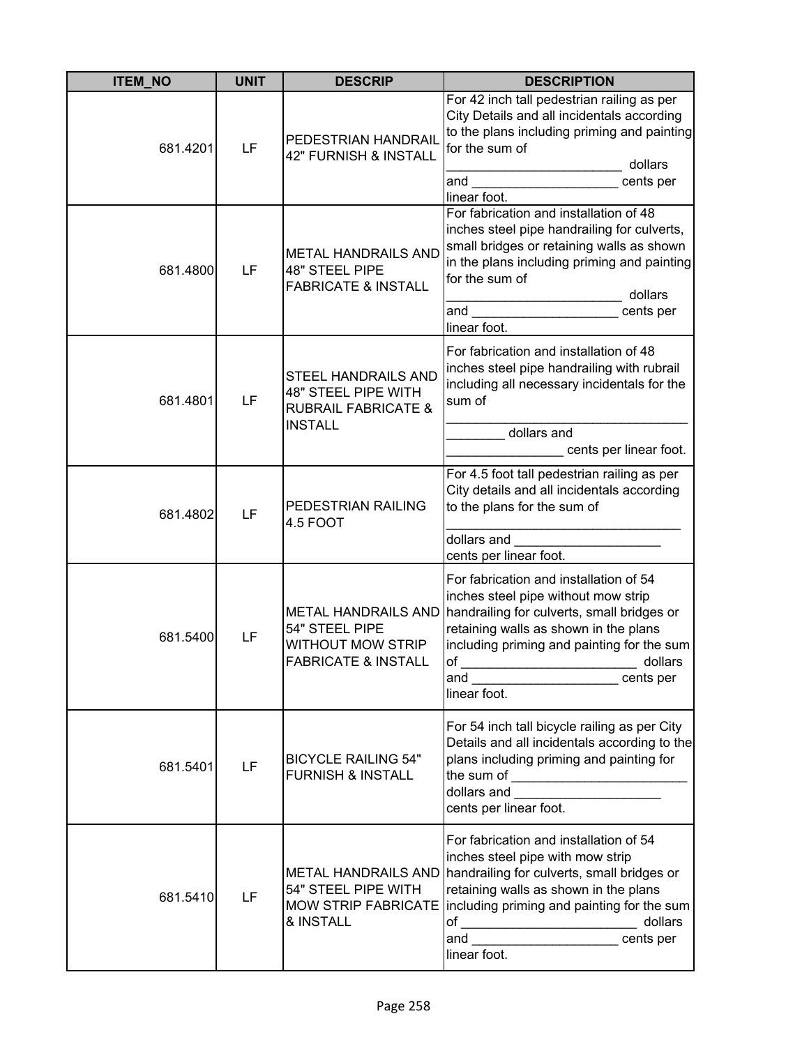| ITEM_NO | UNIT | DESCRIP | DESCRIPTION |
|---|---|---|---|
| 681.4201 | LF | PEDESTRIAN HANDRAIL 42" FURNISH & INSTALL | For 42 inch tall pedestrian railing as per City Details and all incidentals according to the plans including priming and painting for the sum of ________________________ dollars and ____________________ cents per linear foot. |
| 681.4800 | LF | METAL HANDRAILS AND 48" STEEL PIPE FABRICATE & INSTALL | For fabrication and installation of 48 inches steel pipe handrailing for culverts, small bridges or retaining walls as shown in the plans including priming and painting for the sum of ________________________ dollars and ____________________ cents per linear foot. |
| 681.4801 | LF | STEEL HANDRAILS AND 48" STEEL PIPE WITH RUBRAIL FABRICATE & INSTALL | For fabrication and installation of 48 inches steel pipe handrailing with rubrail including all necessary incidentals for the sum of ________________________________ ________ dollars and ________________ cents per linear foot. |
| 681.4802 | LF | PEDESTRIAN RAILING 4.5 FOOT | For 4.5 foot tall pedestrian railing as per City details and all incidentals according to the plans for the sum of ________________________________ dollars and ____________________ cents per linear foot. |
| 681.5400 | LF | METAL HANDRAILS AND 54" STEEL PIPE WITHOUT MOW STRIP FABRICATE & INSTALL | For fabrication and installation of 54 inches steel pipe without mow strip handrailing for culverts, small bridges or retaining walls as shown in the plans including priming and painting for the sum of ________________________ dollars and ____________________ cents per linear foot. |
| 681.5401 | LF | BICYCLE RAILING 54" FURNISH & INSTALL | For 54 inch tall bicycle railing as per City Details and all incidentals according to the plans including priming and painting for the sum of ________________________ dollars and ____________________ cents per linear foot. |
| 681.5410 | LF | METAL HANDRAILS AND 54" STEEL PIPE WITH MOW STRIP FABRICATE & INSTALL | For fabrication and installation of 54 inches steel pipe with mow strip handrailing for culverts, small bridges or retaining walls as shown in the plans including priming and painting for the sum of ________________________ dollars and ____________________ cents per linear foot. |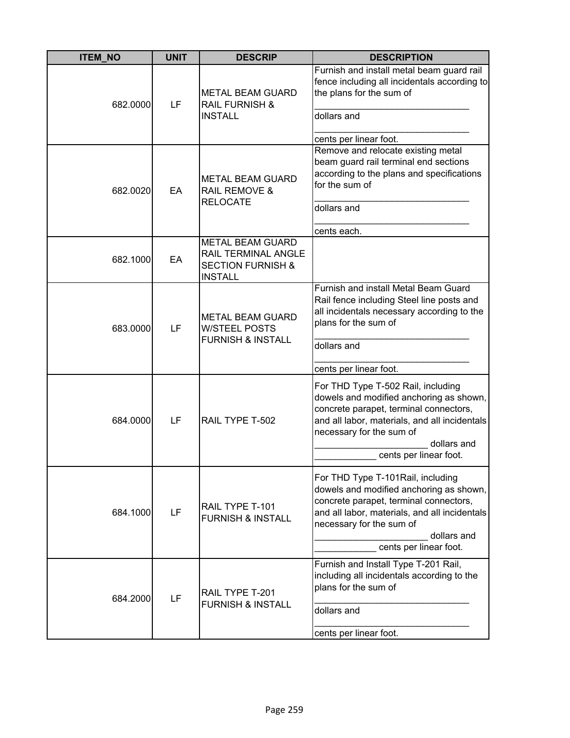| ITEM_NO | UNIT | DESCRIP | DESCRIPTION |
|---|---|---|---|
| 682.0000 | LF | METAL BEAM GUARD RAIL FURNISH & INSTALL | Furnish and install metal beam guard rail fence including all incidentals according to the plans for the sum of ______________________________ dollars and ______________________________ cents per linear foot. |
| 682.0020 | EA | METAL BEAM GUARD RAIL REMOVE & RELOCATE | Remove and relocate existing metal beam guard rail terminal end sections according to the plans and specifications for the sum of ______________________________ dollars and ______________________________ cents each. |
| 682.1000 | EA | METAL BEAM GUARD RAIL TERMINAL ANGLE SECTION FURNISH & INSTALL | |
| 683.0000 | LF | METAL BEAM GUARD W/STEEL POSTS FURNISH & INSTALL | Furnish and install Metal Beam Guard Rail fence including Steel line posts and all incidentals necessary according to the plans for the sum of ______________________________ dollars and ______________________________ cents per linear foot. |
| 684.0000 | LF | RAIL TYPE T-502 | For THD Type T-502 Rail, including dowels and modified anchoring as shown, concrete parapet, terminal connectors, and all labor, materials, and all incidentals necessary for the sum of ______________________ dollars and ____________ cents per linear foot. |
| 684.1000 | LF | RAIL TYPE T-101 FURNISH & INSTALL | For THD Type T-101Rail, including dowels and modified anchoring as shown, concrete parapet, terminal connectors, and all labor, materials, and all incidentals necessary for the sum of ______________________ dollars and ____________ cents per linear foot. |
| 684.2000 | LF | RAIL TYPE T-201 FURNISH & INSTALL | Furnish and Install Type T-201 Rail, including all incidentals according to the plans for the sum of ______________________________ dollars and ______________________________ cents per linear foot. |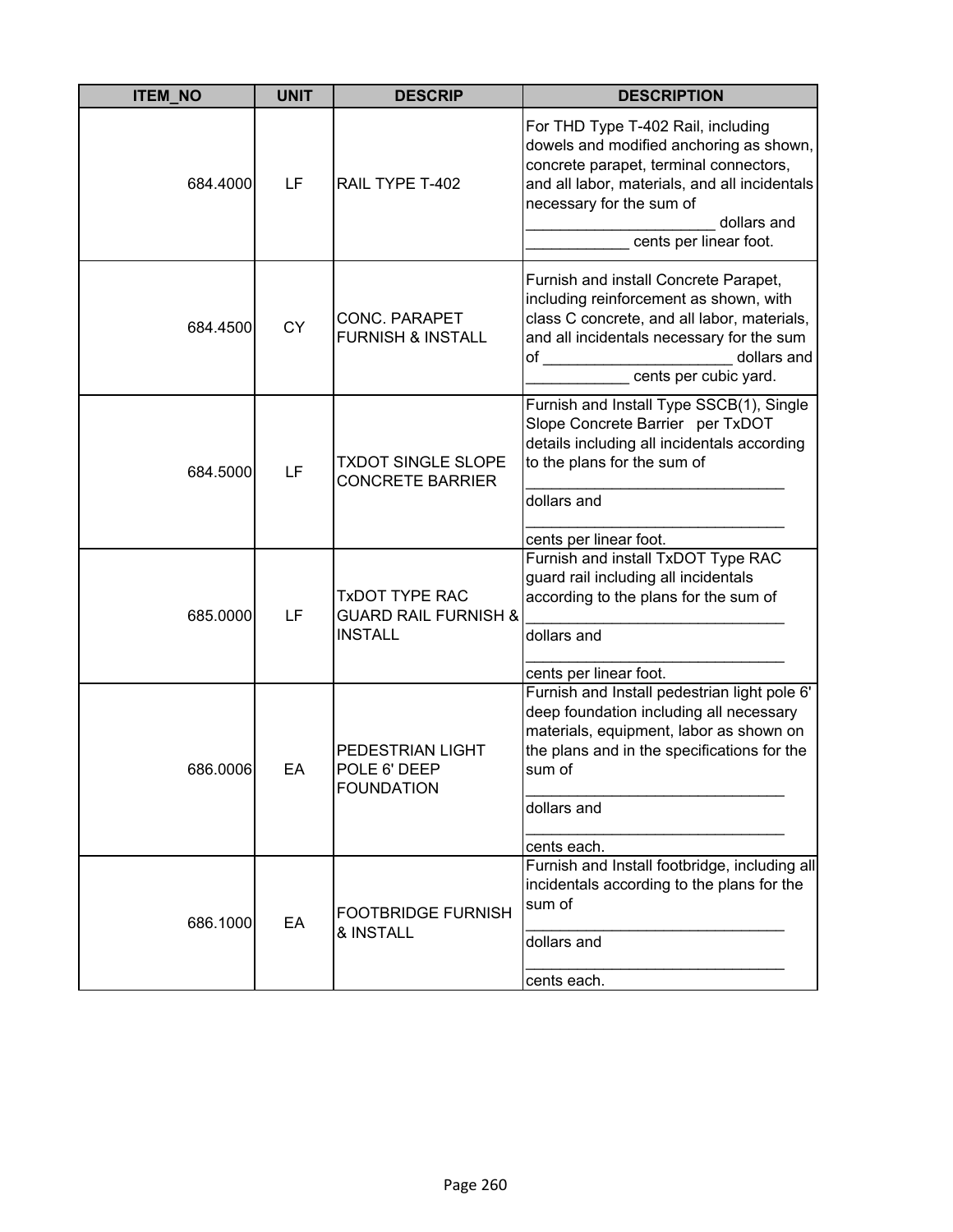| ITEM_NO | UNIT | DESCRIP | DESCRIPTION |
|---|---|---|---|
| 684.4000 | LF | RAIL TYPE T-402 | For THD Type T-402 Rail, including dowels and modified anchoring as shown, concrete parapet, terminal connectors, and all labor, materials, and all incidentals necessary for the sum of ______________________ dollars and ____________ cents per linear foot. |
| 684.4500 | CY | CONC. PARAPET FURNISH & INSTALL | Furnish and install Concrete Parapet, including reinforcement as shown, with class C concrete, and all labor, materials, and all incidentals necessary for the sum of ______________________ dollars and ____________ cents per cubic yard. |
| 684.5000 | LF | TXDOT SINGLE SLOPE CONCRETE BARRIER | Furnish and Install Type SSCB(1), Single Slope Concrete Barrier per TxDOT details including all incidentals according to the plans for the sum of ______________________________ dollars and ______________________________ cents per linear foot. |
| 685.0000 | LF | TxDOT TYPE RAC GUARD RAIL FURNISH & INSTALL | Furnish and install TxDOT Type RAC guard rail including all incidentals according to the plans for the sum of ______________________________ dollars and ______________________________ cents per linear foot. |
| 686.0006 | EA | PEDESTRIAN LIGHT POLE 6' DEEP FOUNDATION | Furnish and Install pedestrian light pole 6' deep foundation including all necessary materials, equipment, labor as shown on the plans and in the specifications for the sum of ______________________________ dollars and ______________________________ cents each. |
| 686.1000 | EA | FOOTBRIDGE FURNISH & INSTALL | Furnish and Install footbridge, including all incidentals according to the plans for the sum of ______________________________ dollars and ______________________________ cents each. |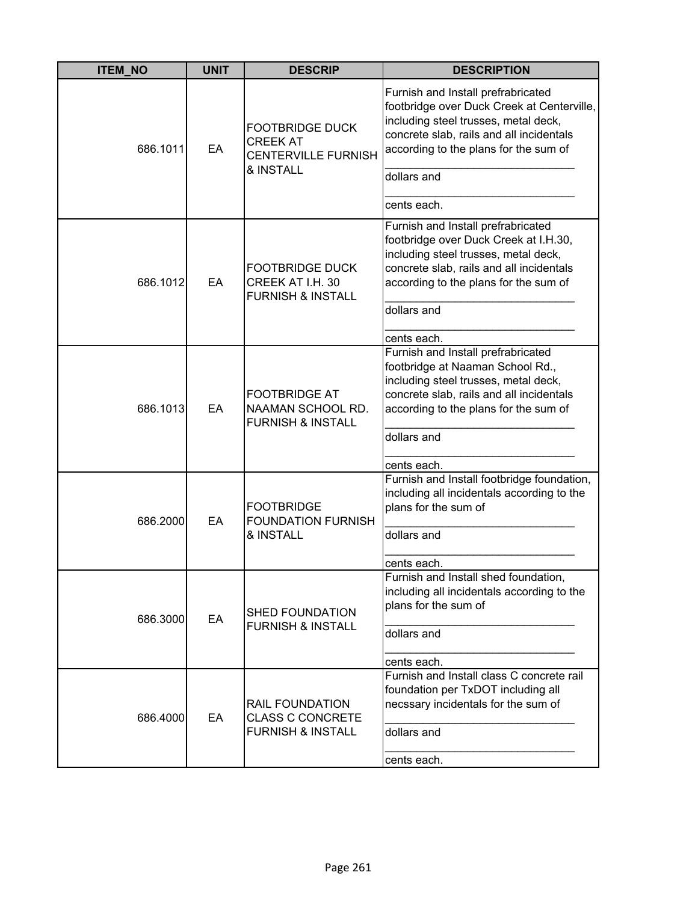| ITEM_NO | UNIT | DESCRIP | DESCRIPTION |
|---|---|---|---|
| 686.1011 | EA | FOOTBRIDGE DUCK CREEK AT CENTERVILLE FURNISH & INSTALL | Furnish and Install prefrabricated footbridge over Duck Creek at Centerville, including steel trusses, metal deck, concrete slab, rails and all incidentals according to the plans for the sum of ______________________________ dollars and ______________________________ cents each. |
| 686.1012 | EA | FOOTBRIDGE DUCK CREEK AT I.H. 30 FURNISH & INSTALL | Furnish and Install prefrabricated footbridge over Duck Creek at I.H.30, including steel trusses, metal deck, concrete slab, rails and all incidentals according to the plans for the sum of ______________________________ dollars and ______________________________ cents each. |
| 686.1013 | EA | FOOTBRIDGE AT NAAMAN SCHOOL RD. FURNISH & INSTALL | Furnish and Install prefrabricated footbridge at Naaman School Rd., including steel trusses, metal deck, concrete slab, rails and all incidentals according to the plans for the sum of ______________________________ dollars and ______________________________ cents each. |
| 686.2000 | EA | FOOTBRIDGE FOUNDATION FURNISH & INSTALL | Furnish and Install footbridge foundation, including all incidentals according to the plans for the sum of ______________________________ dollars and ______________________________ cents each. |
| 686.3000 | EA | SHED FOUNDATION FURNISH & INSTALL | Furnish and Install shed foundation, including all incidentals according to the plans for the sum of ______________________________ dollars and ______________________________ cents each. |
| 686.4000 | EA | RAIL FOUNDATION CLASS C CONCRETE FURNISH & INSTALL | Furnish and Install class C concrete rail foundation per TxDOT including all necssary incidentals for the sum of ______________________________ dollars and ______________________________ cents each. |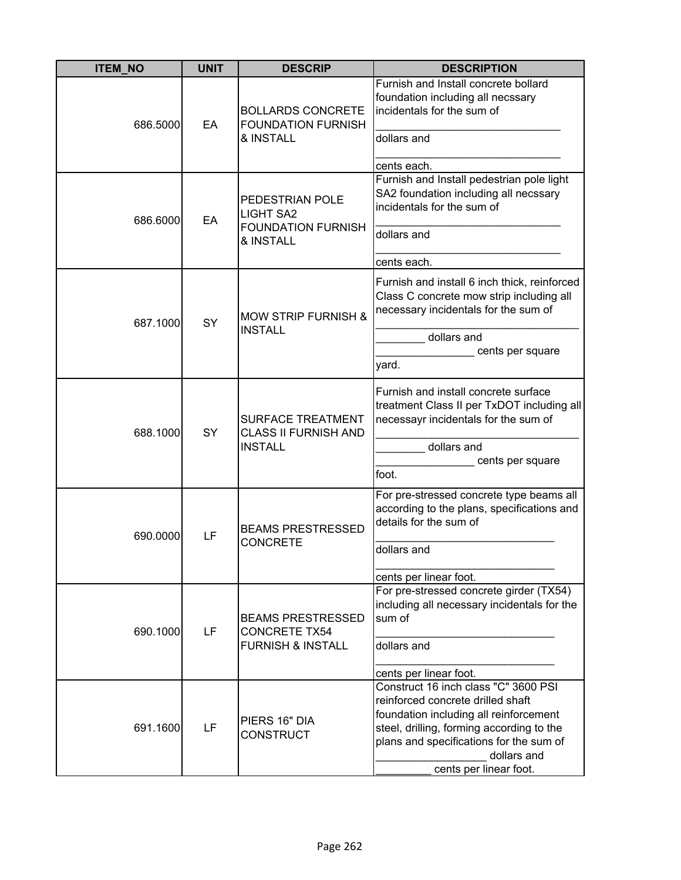| ITEM_NO | UNIT | DESCRIP | DESCRIPTION |
|---|---|---|---|
| 686.5000 | EA | BOLLARDS CONCRETE FOUNDATION FURNISH & INSTALL | Furnish and Install concrete bollard foundation including all necssary incidentals for the sum of _______________________________ dollars and _______________________________ cents each. |
| 686.6000 | EA | PEDESTRIAN POLE LIGHT SA2 FOUNDATION FURNISH & INSTALL | Furnish and Install pedestrian pole light SA2 foundation including all necssary incidentals for the sum of _______________________________ dollars and _______________________________ cents each. |
| 687.1000 | SY | MOW STRIP FURNISH & INSTALL | Furnish and install 6 inch thick, reinforced Class C concrete mow strip including all necessary incidentals for the sum of __________________________________ ________ dollars and ________________ cents per square yard. |
| 688.1000 | SY | SURFACE TREATMENT CLASS II FURNISH AND INSTALL | Furnish and install concrete surface treatment Class II per TxDOT including all necessayr incidentals for the sum of __________________________________ ________ dollars and ________________ cents per square foot. |
| 690.0000 | LF | BEAMS PRESTRESSED CONCRETE | For pre-stressed concrete type beams all according to the plans, specifications and details for the sum of ______________________________ dollars and ______________________________ cents per linear foot. |
| 690.1000 | LF | BEAMS PRESTRESSED CONCRETE TX54 FURNISH & INSTALL | For pre-stressed concrete girder (TX54) including all necessary incidentals for the sum of ______________________________ dollars and ______________________________ cents per linear foot. |
| 691.1600 | LF | PIERS 16" DIA CONSTRUCT | Construct 16 inch class "C" 3600 PSI reinforced concrete drilled shaft foundation including all reinforcement steel, drilling, forming according to the plans and specifications for the sum of __________________ dollars and _________ cents per linear foot. |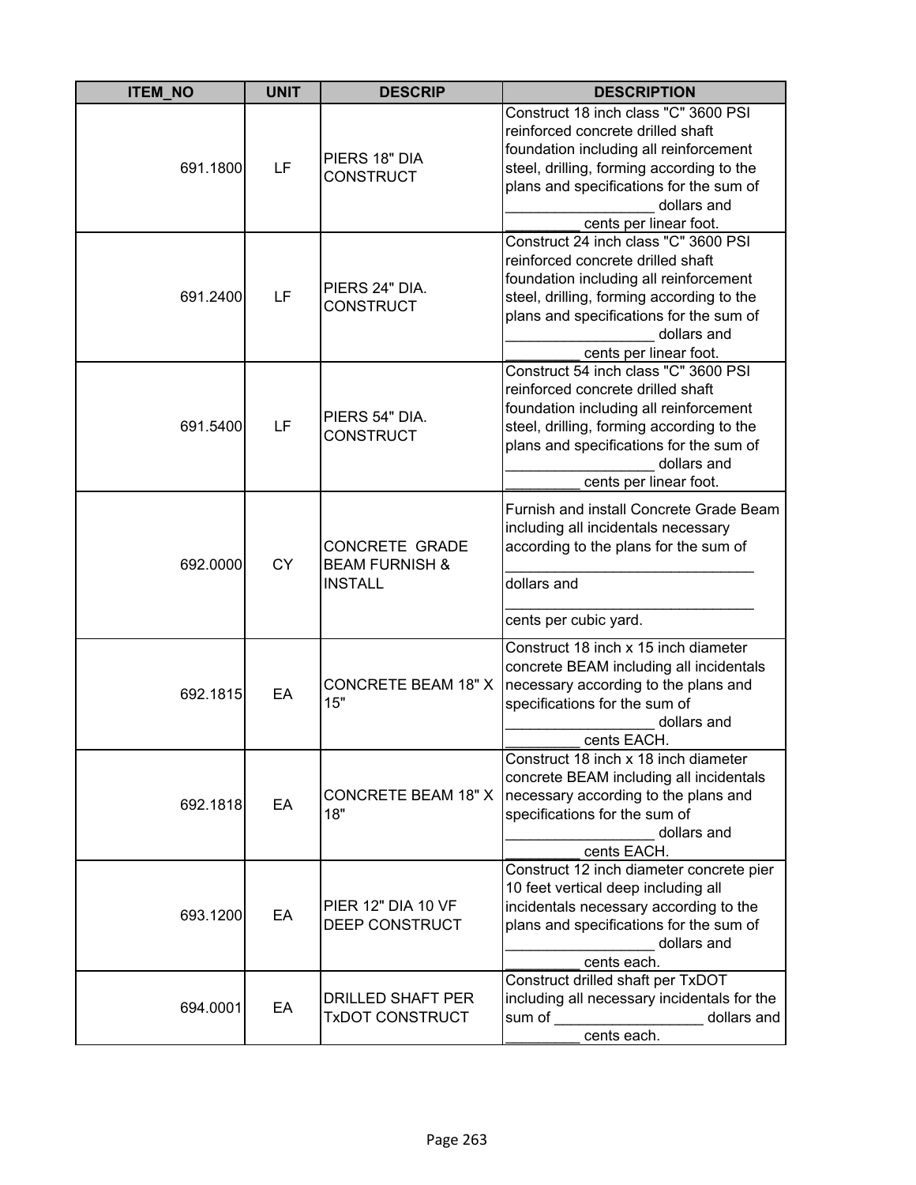| ITEM_NO | UNIT | DESCRIP | DESCRIPTION |
|---|---|---|---|
| 691.1800 | LF | PIERS 18" DIA CONSTRUCT | Construct 18 inch class "C" 3600 PSI reinforced concrete drilled shaft foundation including all reinforcement steel, drilling, forming according to the plans and specifications for the sum of __________________ dollars and _________ cents per linear foot. |
| 691.2400 | LF | PIERS 24" DIA. CONSTRUCT | Construct 24 inch class "C" 3600 PSI reinforced concrete drilled shaft foundation including all reinforcement steel, drilling, forming according to the plans and specifications for the sum of __________________ dollars and _________ cents per linear foot. |
| 691.5400 | LF | PIERS 54" DIA. CONSTRUCT | Construct 54 inch class "C" 3600 PSI reinforced concrete drilled shaft foundation including all reinforcement steel, drilling, forming according to the plans and specifications for the sum of __________________ dollars and _________ cents per linear foot. |
| 692.0000 | CY | CONCRETE GRADE BEAM FURNISH & INSTALL | Furnish and install Concrete Grade Beam including all incidentals necessary according to the plans for the sum of ______________________________ dollars and ______________________________ cents per cubic yard. |
| 692.1815 | EA | CONCRETE BEAM 18" X 15" | Construct 18 inch x 15 inch diameter concrete BEAM including all incidentals necessary according to the plans and specifications for the sum of __________________ dollars and _________ cents EACH. |
| 692.1818 | EA | CONCRETE BEAM 18" X 18" | Construct 18 inch x 18 inch diameter concrete BEAM including all incidentals necessary according to the plans and specifications for the sum of __________________ dollars and _________ cents EACH. |
| 693.1200 | EA | PIER 12" DIA 10 VF DEEP CONSTRUCT | Construct 12 inch diameter concrete pier 10 feet vertical deep including all incidentals necessary according to the plans and specifications for the sum of __________________ dollars and _________ cents each. |
| 694.0001 | EA | DRILLED SHAFT PER TxDOT CONSTRUCT | Construct drilled shaft per TxDOT including all necessary incidentals for the sum of __________________ dollars and _________ cents each. |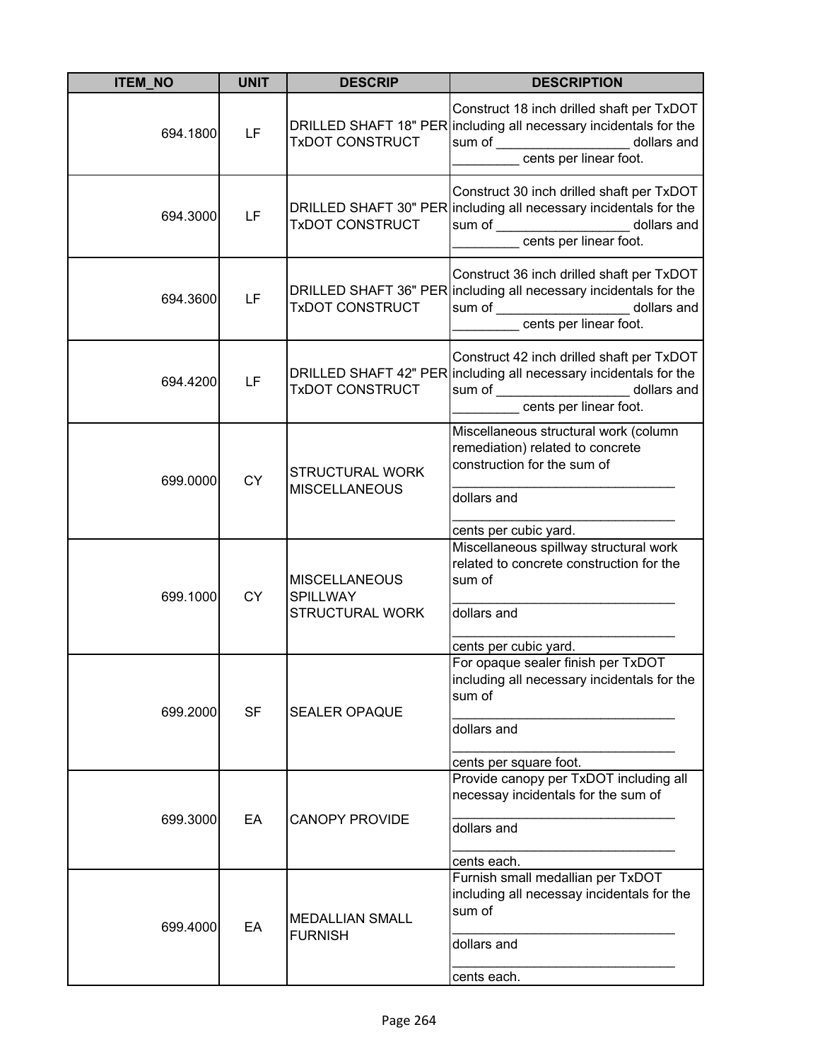| ITEM_NO | UNIT | DESCRIP | DESCRIPTION |
|---|---|---|---|
| 694.1800 | LF | DRILLED SHAFT 18" PER TxDOT CONSTRUCT | Construct 18 inch drilled shaft per TxDOT including all necessary incidentals for the sum of __________________ dollars and _________ cents per linear foot. |
| 694.3000 | LF | DRILLED SHAFT 30" PER TxDOT CONSTRUCT | Construct 30 inch drilled shaft per TxDOT including all necessary incidentals for the sum of __________________ dollars and _________ cents per linear foot. |
| 694.3600 | LF | DRILLED SHAFT 36" PER TxDOT CONSTRUCT | Construct 36 inch drilled shaft per TxDOT including all necessary incidentals for the sum of __________________ dollars and _________ cents per linear foot. |
| 694.4200 | LF | DRILLED SHAFT 42" PER TxDOT CONSTRUCT | Construct 42 inch drilled shaft per TxDOT including all necessary incidentals for the sum of __________________ dollars and _________ cents per linear foot. |
| 699.0000 | CY | STRUCTURAL WORK MISCELLANEOUS | Miscellaneous structural work (column remediation) related to concrete construction for the sum of ______________________________ dollars and ______________________________ cents per cubic yard. |
| 699.1000 | CY | MISCELLANEOUS SPILLWAY STRUCTURAL WORK | Miscellaneous spillway structural work related to concrete construction for the sum of ______________________________ dollars and ______________________________ cents per cubic yard. |
| 699.2000 | SF | SEALER OPAQUE | For opaque sealer finish per TxDOT including all necessary incidentals for the sum of ______________________________ dollars and ______________________________ cents per square foot. |
| 699.3000 | EA | CANOPY PROVIDE | Provide canopy per TxDOT including all necessay incidentals for the sum of ______________________________ dollars and ______________________________ cents each. |
| 699.4000 | EA | MEDALLIAN SMALL FURNISH | Furnish small medallian per TxDOT including all necessay incidentals for the sum of ______________________________ dollars and ______________________________ cents each. |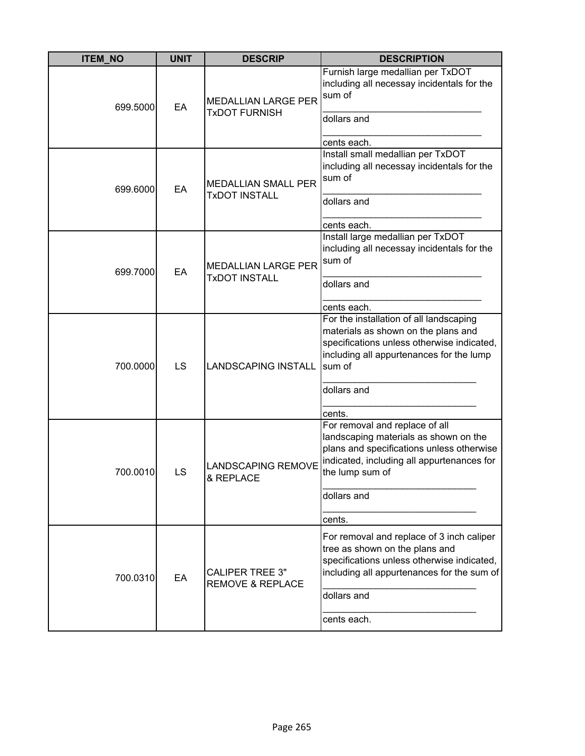| ITEM_NO | UNIT | DESCRIP | DESCRIPTION |
|---|---|---|---|
| 699.5000 | EA | MEDALLIAN LARGE PER TxDOT FURNISH | Furnish large medallian per TxDOT including all necessay incidentals for the sum of<br>______________________________<br>dollars and<br>______________________________<br>cents each. |
| 699.6000 | EA | MEDALLIAN SMALL PER TxDOT INSTALL | Install small medallian per TxDOT including all necessay incidentals for the sum of<br>______________________________<br>dollars and<br>______________________________<br>cents each. |
| 699.7000 | EA | MEDALLIAN LARGE PER TxDOT INSTALL | Install large medallian per TxDOT including all necessay incidentals for the sum of<br>______________________________<br>dollars and<br>______________________________<br>cents each. |
| 700.0000 | LS | LANDSCAPING INSTALL | For the installation of all landscaping materials as shown on the plans and specifications unless otherwise indicated, including all appurtenances for the lump sum of<br>______________________________<br>dollars and<br>______________________________<br>cents. |
| 700.0010 | LS | LANDSCAPING REMOVE & REPLACE | For removal and replace of all landscaping materials as shown on the plans and specifications unless otherwise indicated, including all appurtenances for the lump sum of<br>______________________________<br>dollars and<br>______________________________<br>cents. |
| 700.0310 | EA | CALIPER TREE 3" REMOVE & REPLACE | For removal and replace of 3 inch caliper tree as shown on the plans and specifications unless otherwise indicated, including all appurtenances for the sum of<br>______________________________<br>dollars and<br>______________________________<br>cents each. |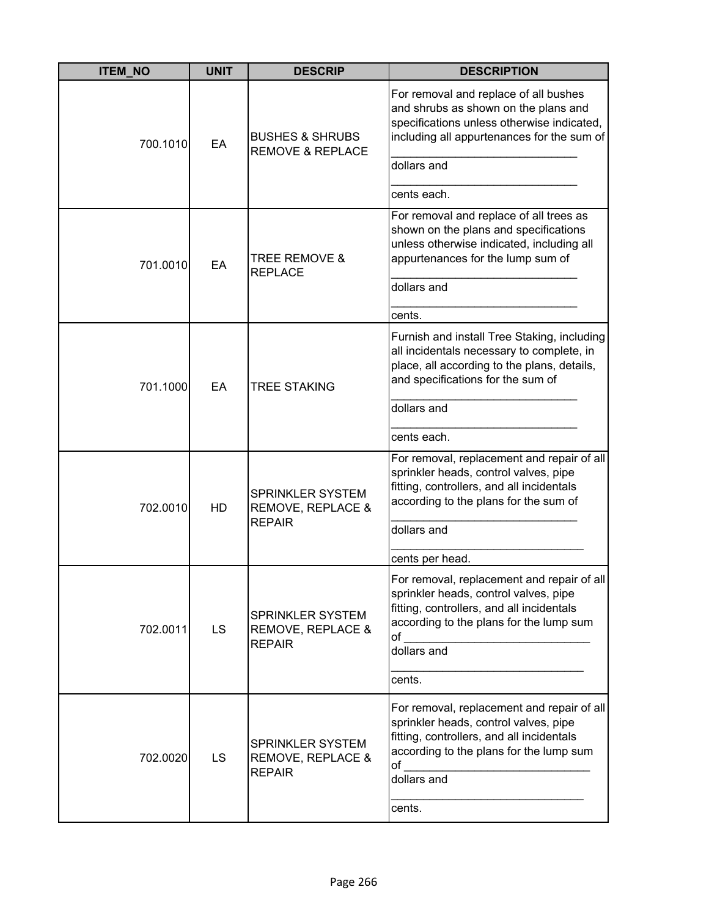| ITEM_NO | UNIT | DESCRIP | DESCRIPTION |
|---|---|---|---|
| 700.1010 | EA | BUSHES & SHRUBS REMOVE & REPLACE | For removal and replace of all bushes and shrubs as shown on the plans and specifications unless otherwise indicated, including all appurtenances for the sum of ______________________________ dollars and ______________________________ cents each. |
| 701.0010 | EA | TREE REMOVE & REPLACE | For removal and replace of all trees as shown on the plans and specifications unless otherwise indicated, including all appurtenances for the lump sum of ______________________________ dollars and ______________________________ cents. |
| 701.1000 | EA | TREE STAKING | Furnish and install Tree Staking, including all incidentals necessary to complete, in place, all according to the plans, details, and specifications for the sum of ______________________________ dollars and ______________________________ cents each. |
| 702.0010 | HD | SPRINKLER SYSTEM REMOVE, REPLACE & REPAIR | For removal, replacement and repair of all sprinkler heads, control valves, pipe fitting, controllers, and all incidentals according to the plans for the sum of ______________________________ dollars and ______________________________ cents per head. |
| 702.0011 | LS | SPRINKLER SYSTEM REMOVE, REPLACE & REPAIR | For removal, replacement and repair of all sprinkler heads, control valves, pipe fitting, controllers, and all incidentals according to the plans for the lump sum of ______________________________ dollars and ______________________________ cents. |
| 702.0020 | LS | SPRINKLER SYSTEM REMOVE, REPLACE & REPAIR | For removal, replacement and repair of all sprinkler heads, control valves, pipe fitting, controllers, and all incidentals according to the plans for the lump sum of ______________________________ dollars and ______________________________ cents. |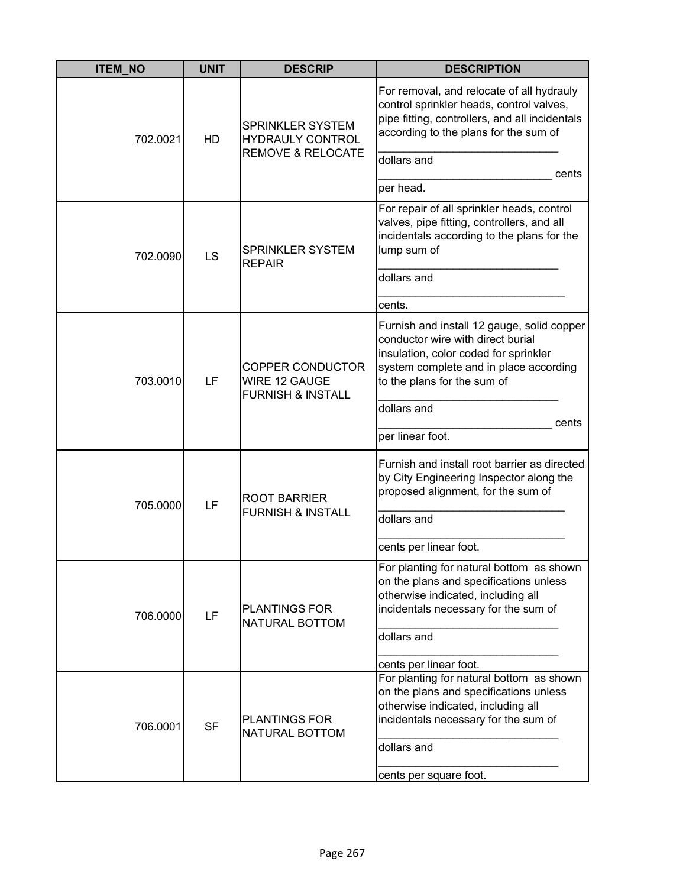| ITEM_NO | UNIT | DESCRIP | DESCRIPTION |
|---|---|---|---|
| 702.0021 | HD | SPRINKLER SYSTEM HYDRAULY CONTROL REMOVE & RELOCATE | For removal, and relocate of all hydrauly control sprinkler heads, control valves, pipe fitting, controllers, and all incidentals according to the plans for the sum of ____________________________ dollars and ____________________________ cents per head. |
| 702.0090 | LS | SPRINKLER SYSTEM REPAIR | For repair of all sprinkler heads, control valves, pipe fitting, controllers, and all incidentals according to the plans for the lump sum of ____________________________ dollars and ____________________________ cents. |
| 703.0010 | LF | COPPER CONDUCTOR WIRE 12 GAUGE FURNISH & INSTALL | Furnish and install 12 gauge, solid copper conductor wire with direct burial insulation, color coded for sprinkler system complete and in place according to the plans for the sum of ____________________________ dollars and ____________________________ cents per linear foot. |
| 705.0000 | LF | ROOT BARRIER FURNISH & INSTALL | Furnish and install root barrier as directed by City Engineering Inspector along the proposed alignment, for the sum of ____________________________ dollars and ____________________________ cents per linear foot. |
| 706.0000 | LF | PLANTINGS FOR NATURAL BOTTOM | For planting for natural bottom as shown on the plans and specifications unless otherwise indicated, including all incidentals necessary for the sum of ____________________________ dollars and ____________________________ cents per linear foot. |
| 706.0001 | SF | PLANTINGS FOR NATURAL BOTTOM | For planting for natural bottom as shown on the plans and specifications unless otherwise indicated, including all incidentals necessary for the sum of ____________________________ dollars and ____________________________ cents per square foot. |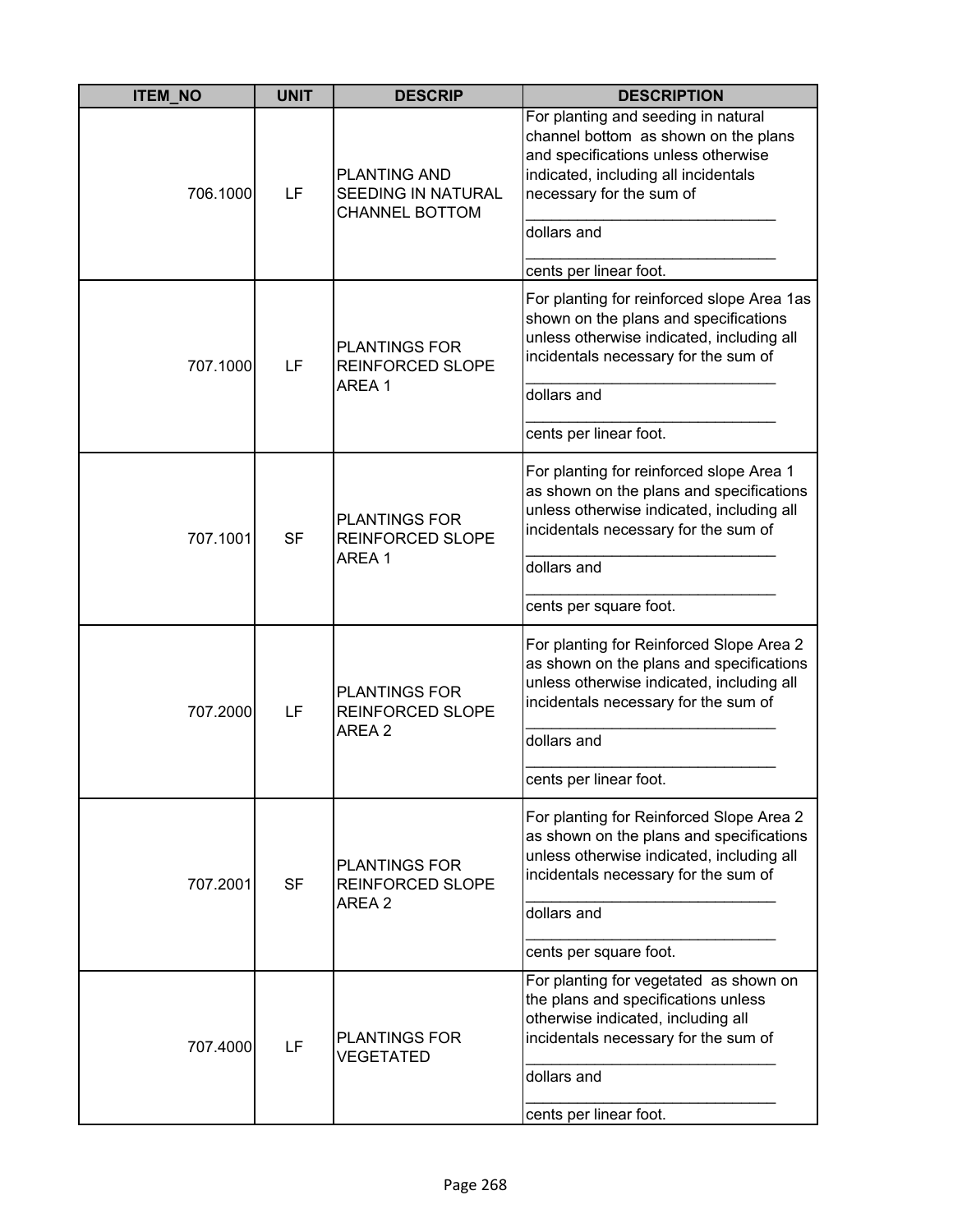| ITEM_NO | UNIT | DESCRIP | DESCRIPTION |
|---|---|---|---|
| 706.1000 | LF | PLANTING AND SEEDING IN NATURAL CHANNEL BOTTOM | For planting and seeding in natural channel bottom as shown on the plans and specifications unless otherwise indicated, including all incidentals necessary for the sum of ____________________________ dollars and ____________________________ cents per linear foot. |
| 707.1000 | LF | PLANTINGS FOR REINFORCED SLOPE AREA 1 | For planting for reinforced slope Area 1as shown on the plans and specifications unless otherwise indicated, including all incidentals necessary for the sum of ____________________________ dollars and ____________________________ cents per linear foot. |
| 707.1001 | SF | PLANTINGS FOR REINFORCED SLOPE AREA 1 | For planting for reinforced slope Area 1 as shown on the plans and specifications unless otherwise indicated, including all incidentals necessary for the sum of ____________________________ dollars and ____________________________ cents per square foot. |
| 707.2000 | LF | PLANTINGS FOR REINFORCED SLOPE AREA 2 | For planting for Reinforced Slope Area 2 as shown on the plans and specifications unless otherwise indicated, including all incidentals necessary for the sum of ____________________________ dollars and ____________________________ cents per linear foot. |
| 707.2001 | SF | PLANTINGS FOR REINFORCED SLOPE AREA 2 | For planting for Reinforced Slope Area 2 as shown on the plans and specifications unless otherwise indicated, including all incidentals necessary for the sum of ____________________________ dollars and ____________________________ cents per square foot. |
| 707.4000 | LF | PLANTINGS FOR VEGETATED | For planting for vegetated as shown on the plans and specifications unless otherwise indicated, including all incidentals necessary for the sum of ____________________________ dollars and ____________________________ cents per linear foot. |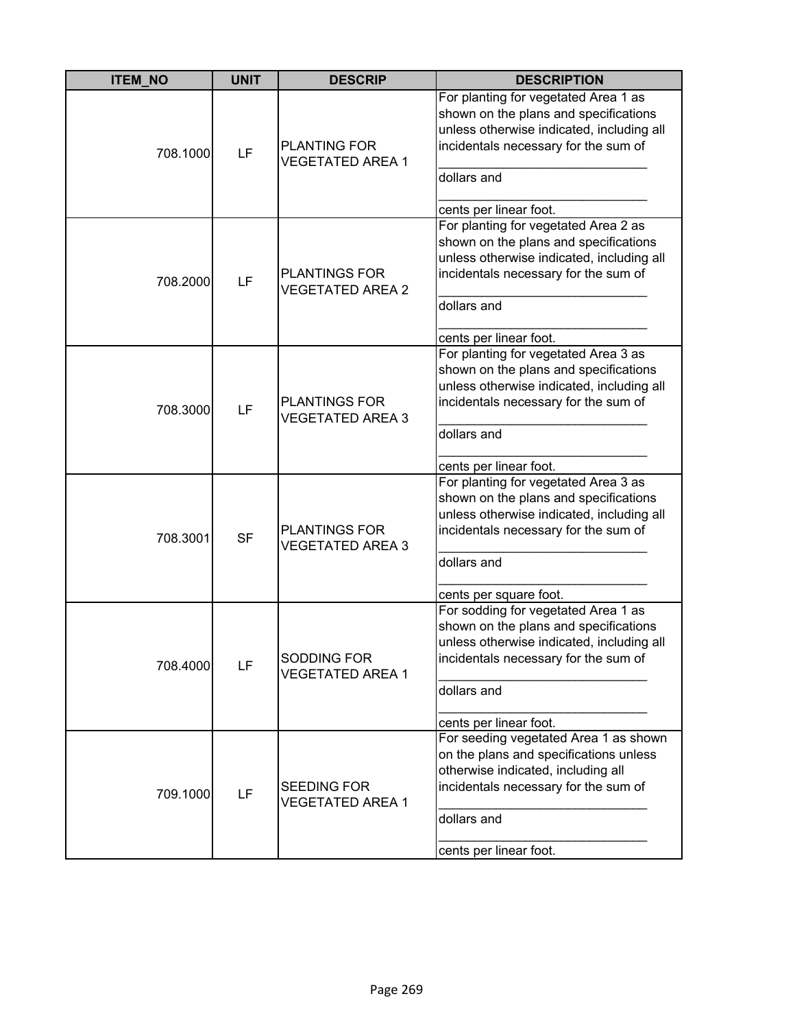| ITEM_NO | UNIT | DESCRIP | DESCRIPTION |
|---|---|---|---|
| 708.1000 | LF | PLANTING FOR VEGETATED AREA 1 | For planting for vegetated Area 1 as shown on the plans and specifications unless otherwise indicated, including all incidentals necessary for the sum of ______________________________ dollars and ______________________________ cents per linear foot. |
| 708.2000 | LF | PLANTINGS FOR VEGETATED AREA 2 | For planting for vegetated Area 2 as shown on the plans and specifications unless otherwise indicated, including all incidentals necessary for the sum of ______________________________ dollars and ______________________________ cents per linear foot. |
| 708.3000 | LF | PLANTINGS FOR VEGETATED AREA 3 | For planting for vegetated Area 3 as shown on the plans and specifications unless otherwise indicated, including all incidentals necessary for the sum of ______________________________ dollars and ______________________________ cents per linear foot. |
| 708.3001 | SF | PLANTINGS FOR VEGETATED AREA 3 | For planting for vegetated Area 3 as shown on the plans and specifications unless otherwise indicated, including all incidentals necessary for the sum of ______________________________ dollars and ______________________________ cents per square foot. |
| 708.4000 | LF | SODDING FOR VEGETATED AREA 1 | For sodding for vegetated Area 1 as shown on the plans and specifications unless otherwise indicated, including all incidentals necessary for the sum of ______________________________ dollars and ______________________________ cents per linear foot. |
| 709.1000 | LF | SEEDING FOR VEGETATED AREA 1 | For seeding vegetated Area 1 as shown on the plans and specifications unless otherwise indicated, including all incidentals necessary for the sum of ______________________________ dollars and ______________________________ cents per linear foot. |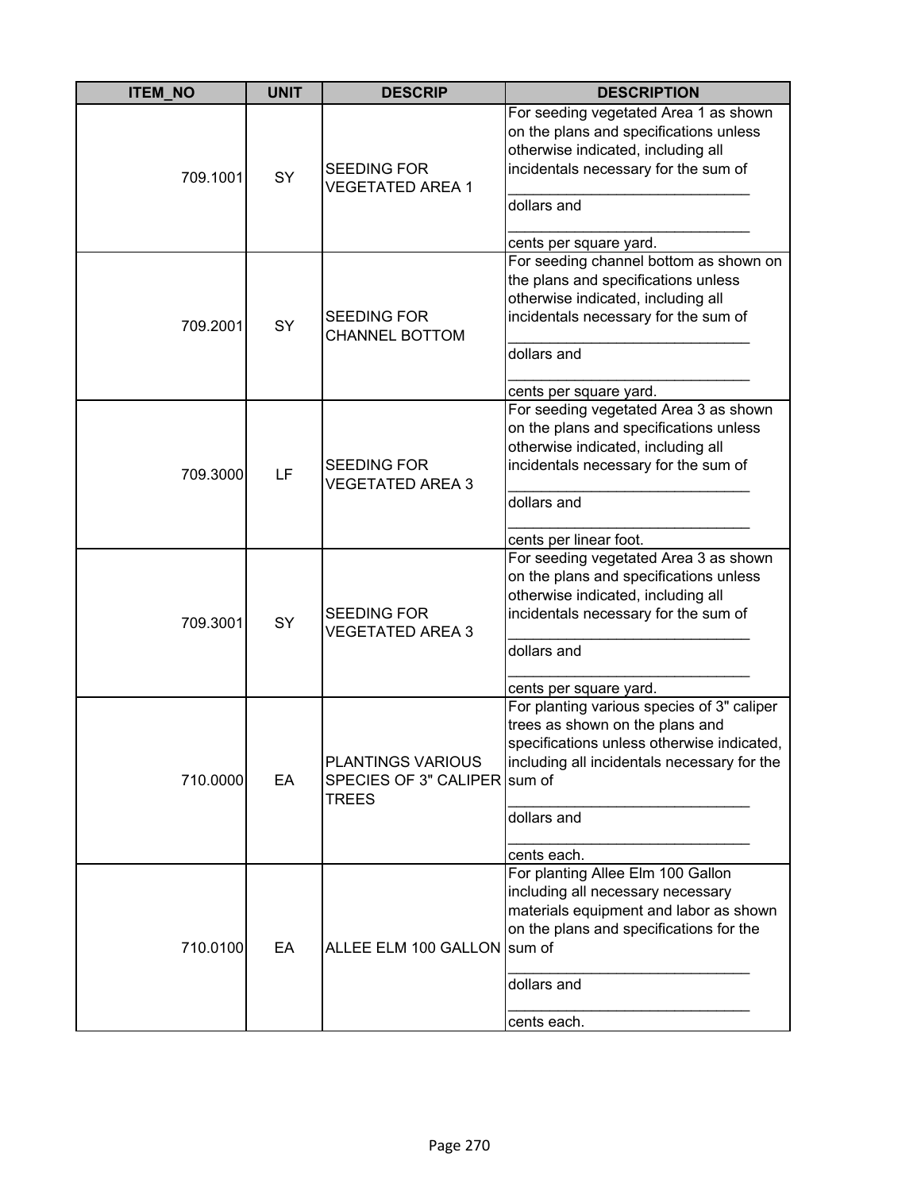| ITEM_NO | UNIT | DESCRIP | DESCRIPTION |
|---|---|---|---|
| 709.1001 | SY | SEEDING FOR VEGETATED AREA 1 | For seeding vegetated Area 1 as shown on the plans and specifications unless otherwise indicated, including all incidentals necessary for the sum of _____________________________ dollars and _____________________________ cents per square yard. |
| 709.2001 | SY | SEEDING FOR CHANNEL BOTTOM | For seeding channel bottom as shown on the plans and specifications unless otherwise indicated, including all incidentals necessary for the sum of _____________________________ dollars and _____________________________ cents per square yard. |
| 709.3000 | LF | SEEDING FOR VEGETATED AREA 3 | For seeding vegetated Area 3 as shown on the plans and specifications unless otherwise indicated, including all incidentals necessary for the sum of _____________________________ dollars and _____________________________ cents per linear foot. |
| 709.3001 | SY | SEEDING FOR VEGETATED AREA 3 | For seeding vegetated Area 3 as shown on the plans and specifications unless otherwise indicated, including all incidentals necessary for the sum of _____________________________ dollars and _____________________________ cents per square yard. |
| 710.0000 | EA | PLANTINGS VARIOUS SPECIES OF 3" CALIPER TREES | For planting various species of 3" caliper trees as shown on the plans and specifications unless otherwise indicated, including all incidentals necessary for the sum of _____________________________ dollars and _____________________________ cents each. |
| 710.0100 | EA | ALLEE ELM 100 GALLON | For planting Allee Elm 100 Gallon including all necessary necessary materials equipment and labor as shown on the plans and specifications for the sum of _____________________________ dollars and _____________________________ cents each. |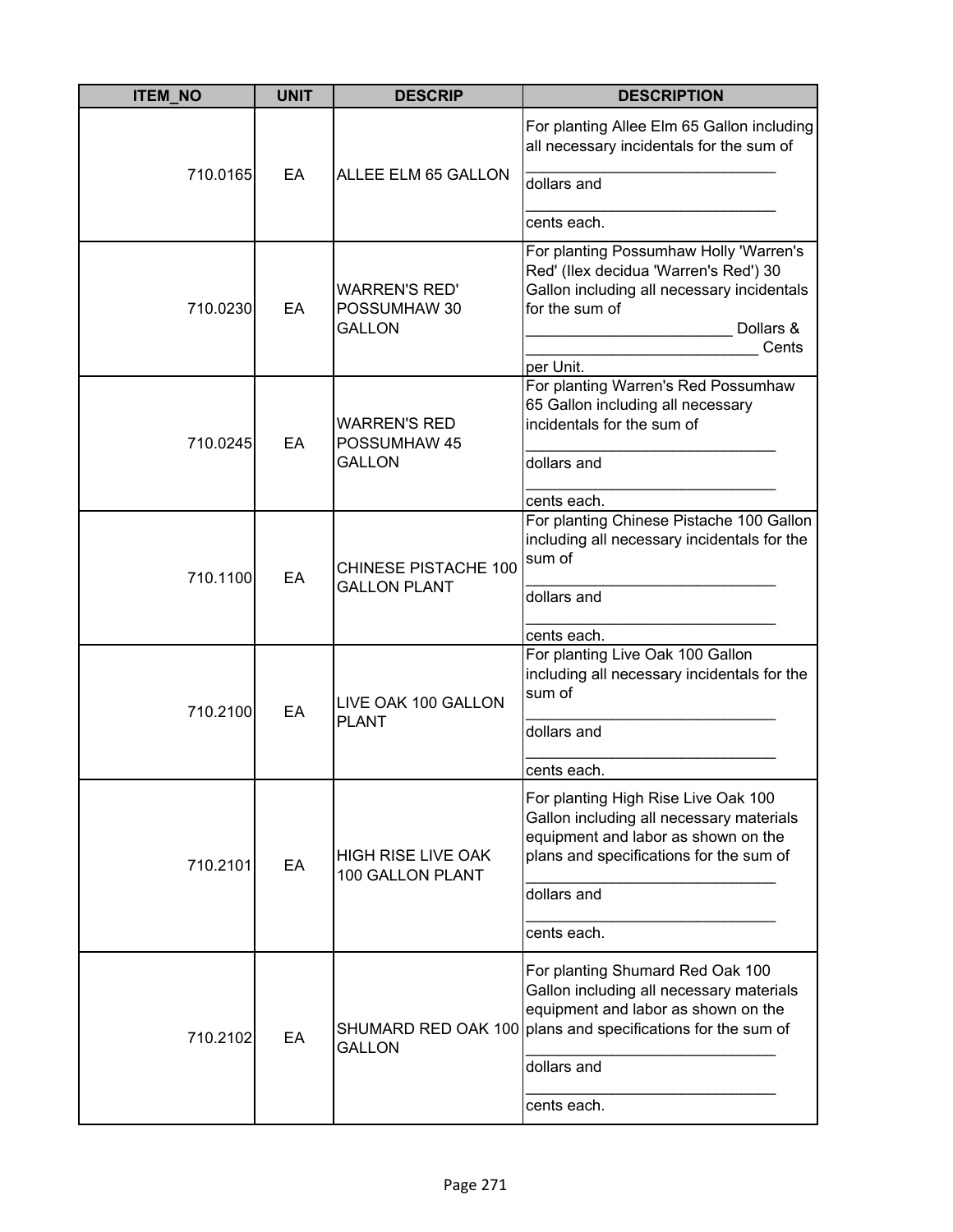| ITEM_NO | UNIT | DESCRIP | DESCRIPTION |
|---|---|---|---|
| 710.0165 | EA | ALLEE ELM 65 GALLON | For planting Allee Elm 65 Gallon including all necessary incidentals for the sum of ______________________________ dollars and ______________________________ cents each. |
| 710.0230 | EA | WARREN'S RED' POSSUMHAW 30 GALLON | For planting Possumhaw Holly 'Warren's Red' (Ilex decidua 'Warren's Red') 30 Gallon including all necessary incidentals for the sum of ________________________ Dollars & ___________________________ Cents per Unit. |
| 710.0245 | EA | WARREN'S RED POSSUMHAW 45 GALLON | For planting Warren's Red Possumhaw 65 Gallon including all necessary incidentals for the sum of ______________________________ dollars and ______________________________ cents each. |
| 710.1100 | EA | CHINESE PISTACHE 100 GALLON PLANT | For planting Chinese Pistache 100 Gallon including all necessary incidentals for the sum of ______________________________ dollars and ______________________________ cents each. |
| 710.2100 | EA | LIVE OAK 100 GALLON PLANT | For planting Live Oak 100 Gallon including all necessary incidentals for the sum of ______________________________ dollars and ______________________________ cents each. |
| 710.2101 | EA | HIGH RISE LIVE OAK 100 GALLON PLANT | For planting High Rise Live Oak 100 Gallon including all necessary materials equipment and labor as shown on the plans and specifications for the sum of ______________________________ dollars and ______________________________ cents each. |
| 710.2102 | EA | SHUMARD RED OAK 100 GALLON | For planting Shumard Red Oak 100 Gallon including all necessary materials equipment and labor as shown on the plans and specifications for the sum of ______________________________ dollars and ______________________________ cents each. |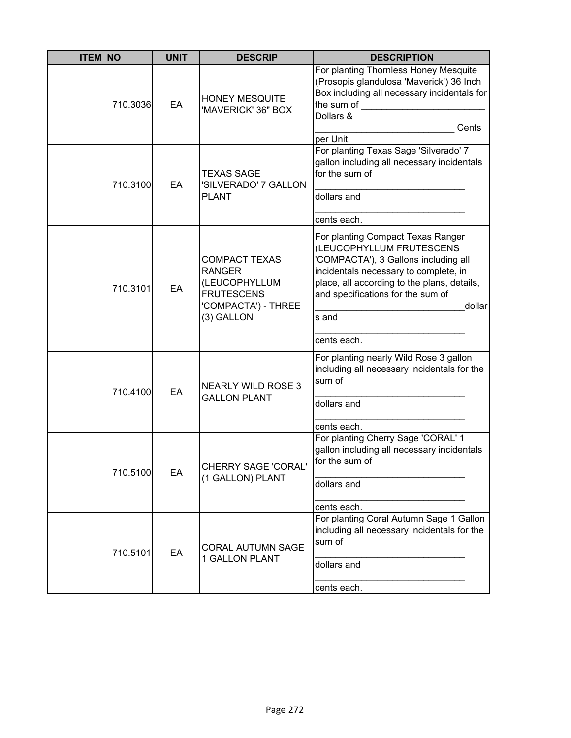| ITEM_NO | UNIT | DESCRIP | DESCRIPTION |
| --- | --- | --- | --- |
| 710.3036 | EA | HONEY MESQUITE 'MAVERICK' 36" BOX | For planting Thornless Honey Mesquite (Prosopis glandulosa 'Maverick') 36 Inch Box including all necessary incidentals for the sum of ________________________ Dollars & ___________________________ Cents per Unit. |
| 710.3100 | EA | TEXAS SAGE 'SILVERADO' 7 GALLON PLANT | For planting Texas Sage 'Silverado' 7 gallon including all necessary incidentals for the sum of _____________________________ dollars and _____________________________ cents each. |
| 710.3101 | EA | COMPACT TEXAS RANGER (LEUCOPHYLLUM FRUTESCENS 'COMPACTA') - THREE (3) GALLON | For planting Compact Texas Ranger (LEUCOPHYLLUM FRUTESCENS 'COMPACTA'), 3 Gallons including all incidentals necessary to complete, in place, all according to the plans, details, and specifications for the sum of _____________________________dollars and _____________________________ cents each. |
| 710.4100 | EA | NEARLY WILD ROSE 3 GALLON PLANT | For planting nearly Wild Rose 3 gallon including all necessary incidentals for the sum of _____________________________ dollars and _____________________________ cents each. |
| 710.5100 | EA | CHERRY SAGE 'CORAL' (1 GALLON) PLANT | For planting Cherry Sage 'CORAL' 1 gallon including all necessary incidentals for the sum of _____________________________ dollars and _____________________________ cents each. |
| 710.5101 | EA | CORAL AUTUMN SAGE 1 GALLON PLANT | For planting Coral Autumn Sage 1 Gallon including all necessary incidentals for the sum of _____________________________ dollars and _____________________________ cents each. |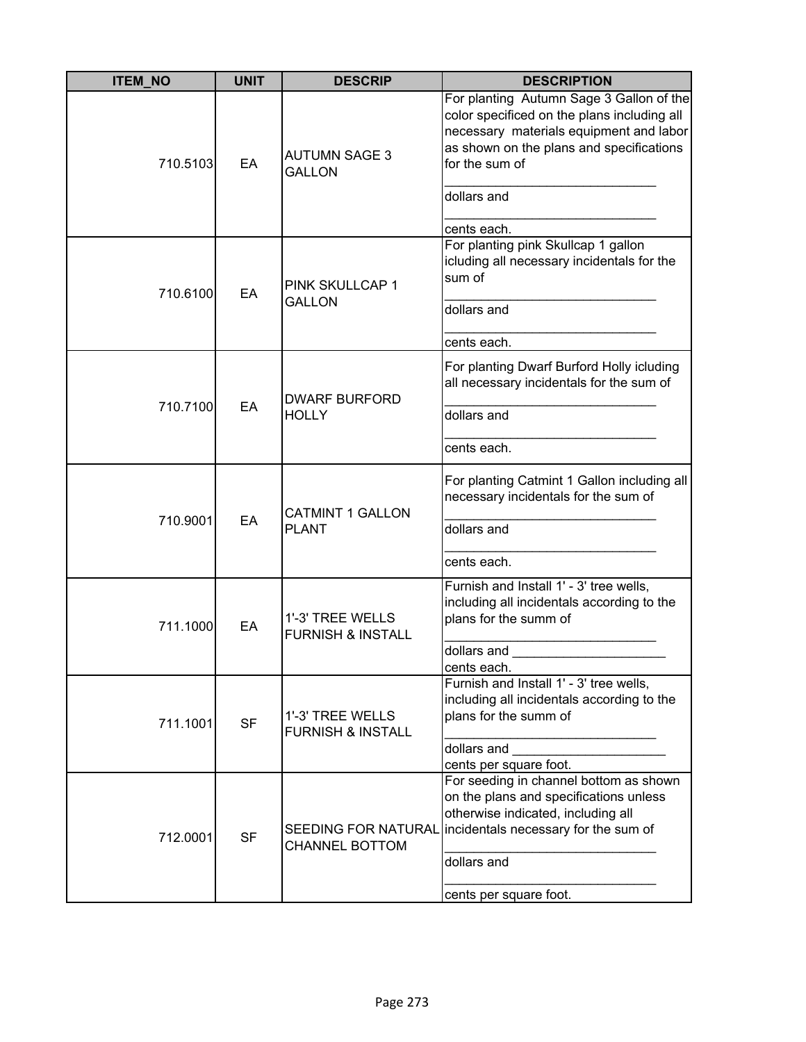| ITEM_NO | UNIT | DESCRIP | DESCRIPTION |
|---|---|---|---|
| 710.5103 | EA | AUTUMN SAGE 3 GALLON | For planting  Autumn Sage 3 Gallon of the color specificed on the plans including all necessary  materials equipment and labor as shown on the plans and specifications for the sum of ______________________________ dollars and ______________________________ cents each. |
| 710.6100 | EA | PINK SKULLCAP 1 GALLON | For planting pink Skullcap 1 gallon icluding all necessary incidentals for the sum of ______________________________ dollars and ______________________________ cents each. |
| 710.7100 | EA | DWARF BURFORD HOLLY | For planting Dwarf Burford Holly icluding all necessary incidentals for the sum of ______________________________ dollars and ______________________________ cents each. |
| 710.9001 | EA | CATMINT 1 GALLON PLANT | For planting Catmint 1 Gallon including all necessary incidentals for the sum of ______________________________ dollars and ______________________________ cents each. |
| 711.1000 | EA | 1'-3' TREE WELLS FURNISH & INSTALL | Furnish and Install 1' - 3' tree wells, including all incidentals according to the plans for the summ of ______________________________ dollars and _____________________ cents each. |
| 711.1001 | SF | 1'-3' TREE WELLS FURNISH & INSTALL | Furnish and Install 1' - 3' tree wells, including all incidentals according to the plans for the summ of ______________________________ dollars and _____________________ cents per square foot. |
| 712.0001 | SF | SEEDING FOR NATURAL CHANNEL BOTTOM | For seeding in channel bottom as shown on the plans and specifications unless otherwise indicated, including all incidentals necessary for the sum of ______________________________ dollars and ______________________________ cents per square foot. |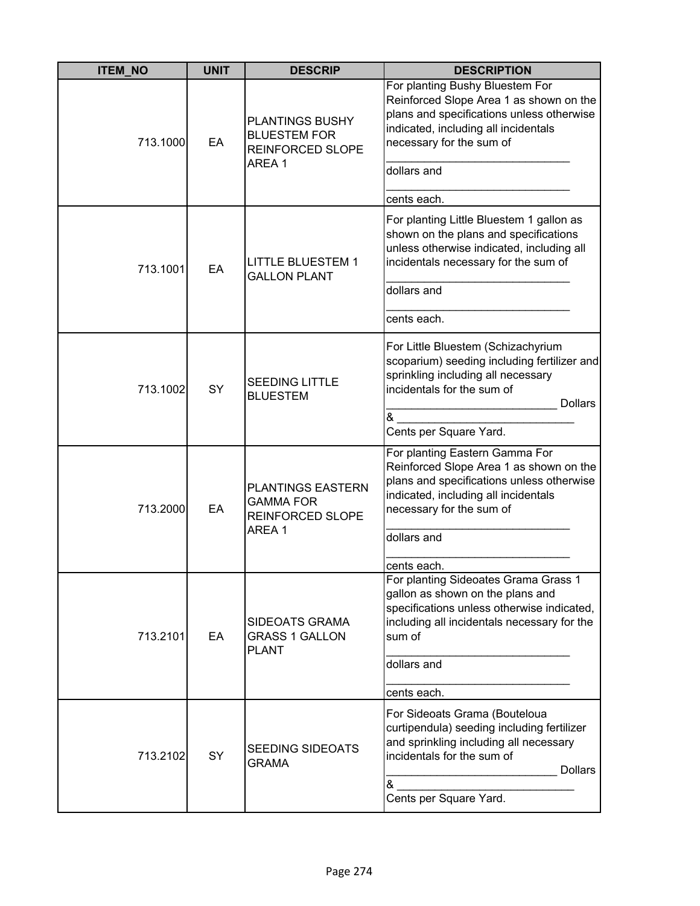| ITEM_NO | UNIT | DESCRIP | DESCRIPTION |
|---|---|---|---|
| 713.1000 | EA | PLANTINGS BUSHY BLUESTEM FOR REINFORCED SLOPE AREA 1 | For planting Bushy Bluestem For Reinforced Slope Area 1 as shown on the plans and specifications unless otherwise indicated, including all incidentals necessary for the sum of _____________________________ dollars and _____________________________ cents each. |
| 713.1001 | EA | LITTLE BLUESTEM 1 GALLON PLANT | For planting Little Bluestem 1 gallon as shown on the plans and specifications unless otherwise indicated, including all incidentals necessary for the sum of _____________________________ dollars and _____________________________ cents each. |
| 713.1002 | SY | SEEDING LITTLE BLUESTEM | For Little Bluestem (Schizachyrium scoparium) seeding including fertilizer and sprinkling including all necessary incidentals for the sum of ___________________________ Dollars & ____________________________ Cents per Square Yard. |
| 713.2000 | EA | PLANTINGS EASTERN GAMMA FOR REINFORCED SLOPE AREA 1 | For planting Eastern Gamma For Reinforced Slope Area 1 as shown on the plans and specifications unless otherwise indicated, including all incidentals necessary for the sum of _____________________________ dollars and _____________________________ cents each. |
| 713.2101 | EA | SIDEOATS GRAMA GRASS 1 GALLON PLANT | For planting Sideoates Grama Grass 1 gallon as shown on the plans and specifications unless otherwise indicated, including all incidentals necessary for the sum of _____________________________ dollars and _____________________________ cents each. |
| 713.2102 | SY | SEEDING SIDEOATS GRAMA | For Sideoats Grama (Bouteloua curtipendula) seeding including fertilizer and sprinkling including all necessary incidentals for the sum of ___________________________ Dollars & ____________________________ Cents per Square Yard. |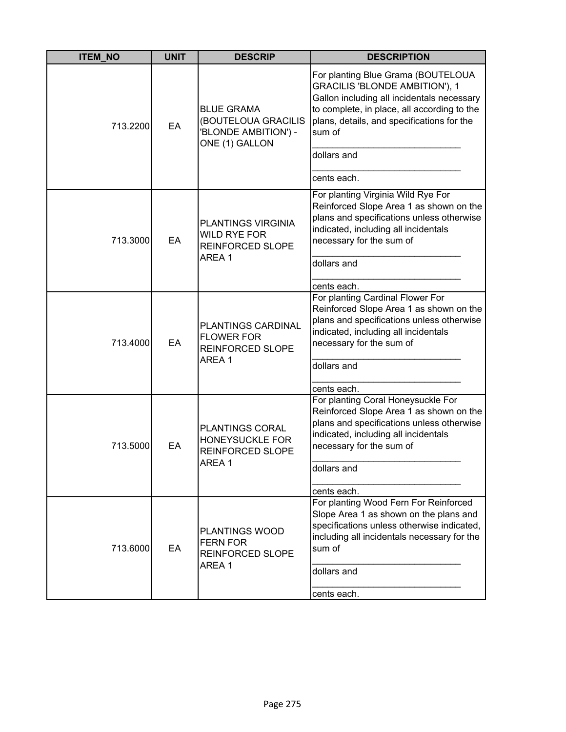| ITEM_NO | UNIT | DESCRIP | DESCRIPTION |
|---|---|---|---|
| 713.2200 | EA | BLUE GRAMA (BOUTELOUA GRACILIS 'BLONDE AMBITION') - ONE (1) GALLON | For planting Blue Grama (BOUTELOUA GRACILIS 'BLONDE AMBITION'), 1 Gallon including all incidentals necessary to complete, in place, all according to the plans, details, and specifications for the sum of ______________________________ dollars and ______________________________ cents each. |
| 713.3000 | EA | PLANTINGS VIRGINIA WILD RYE FOR REINFORCED SLOPE AREA 1 | For planting Virginia Wild Rye For Reinforced Slope Area 1 as shown on the plans and specifications unless otherwise indicated, including all incidentals necessary for the sum of ______________________________ dollars and ______________________________ cents each. |
| 713.4000 | EA | PLANTINGS CARDINAL FLOWER FOR REINFORCED SLOPE AREA 1 | For planting Cardinal Flower For Reinforced Slope Area 1 as shown on the plans and specifications unless otherwise indicated, including all incidentals necessary for the sum of ______________________________ dollars and ______________________________ cents each. |
| 713.5000 | EA | PLANTINGS CORAL HONEYSUCKLE FOR REINFORCED SLOPE AREA 1 | For planting Coral Honeysuckle For Reinforced Slope Area 1 as shown on the plans and specifications unless otherwise indicated, including all incidentals necessary for the sum of ______________________________ dollars and ______________________________ cents each. |
| 713.6000 | EA | PLANTINGS WOOD FERN FOR REINFORCED SLOPE AREA 1 | For planting Wood Fern For Reinforced Slope Area 1 as shown on the plans and specifications unless otherwise indicated, including all incidentals necessary for the sum of ______________________________ dollars and ______________________________ cents each. |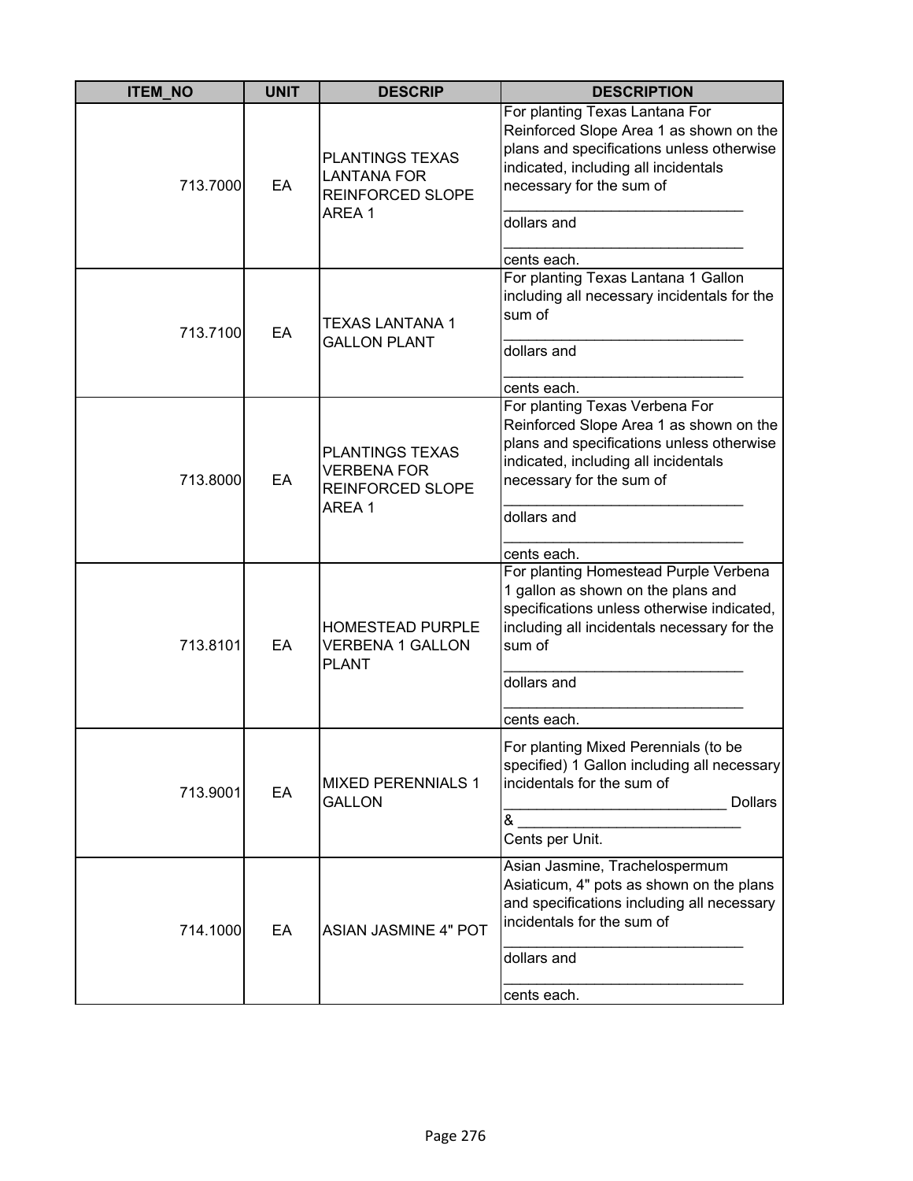| ITEM_NO | UNIT | DESCRIP | DESCRIPTION |
|---|---|---|---|
| 713.7000 | EA | PLANTINGS TEXAS LANTANA FOR REINFORCED SLOPE AREA 1 | For planting Texas Lantana For Reinforced Slope Area 1 as shown on the plans and specifications unless otherwise indicated, including all incidentals necessary for the sum of ______________________________ dollars and ______________________________ cents each. |
| 713.7100 | EA | TEXAS LANTANA 1 GALLON PLANT | For planting Texas Lantana 1 Gallon including all necessary incidentals for the sum of ______________________________ dollars and ______________________________ cents each. |
| 713.8000 | EA | PLANTINGS TEXAS VERBENA FOR REINFORCED SLOPE AREA 1 | For planting Texas Verbena For Reinforced Slope Area 1 as shown on the plans and specifications unless otherwise indicated, including all incidentals necessary for the sum of ______________________________ dollars and ______________________________ cents each. |
| 713.8101 | EA | HOMESTEAD PURPLE VERBENA 1 GALLON PLANT | For planting Homestead Purple Verbena 1 gallon as shown on the plans and specifications unless otherwise indicated, including all incidentals necessary for the sum of ______________________________ dollars and ______________________________ cents each. |
| 713.9001 | EA | MIXED PERENNIALS 1 GALLON | For planting Mixed Perennials (to be specified) 1 Gallon including all necessary incidentals for the sum of ___________________________ Dollars & ___________________________ Cents per Unit. |
| 714.1000 | EA | ASIAN JASMINE 4" POT | Asian Jasmine, Trachelospermum Asiaticum, 4" pots as shown on the plans and specifications including all necessary incidentals for the sum of ______________________________ dollars and ______________________________ cents each. |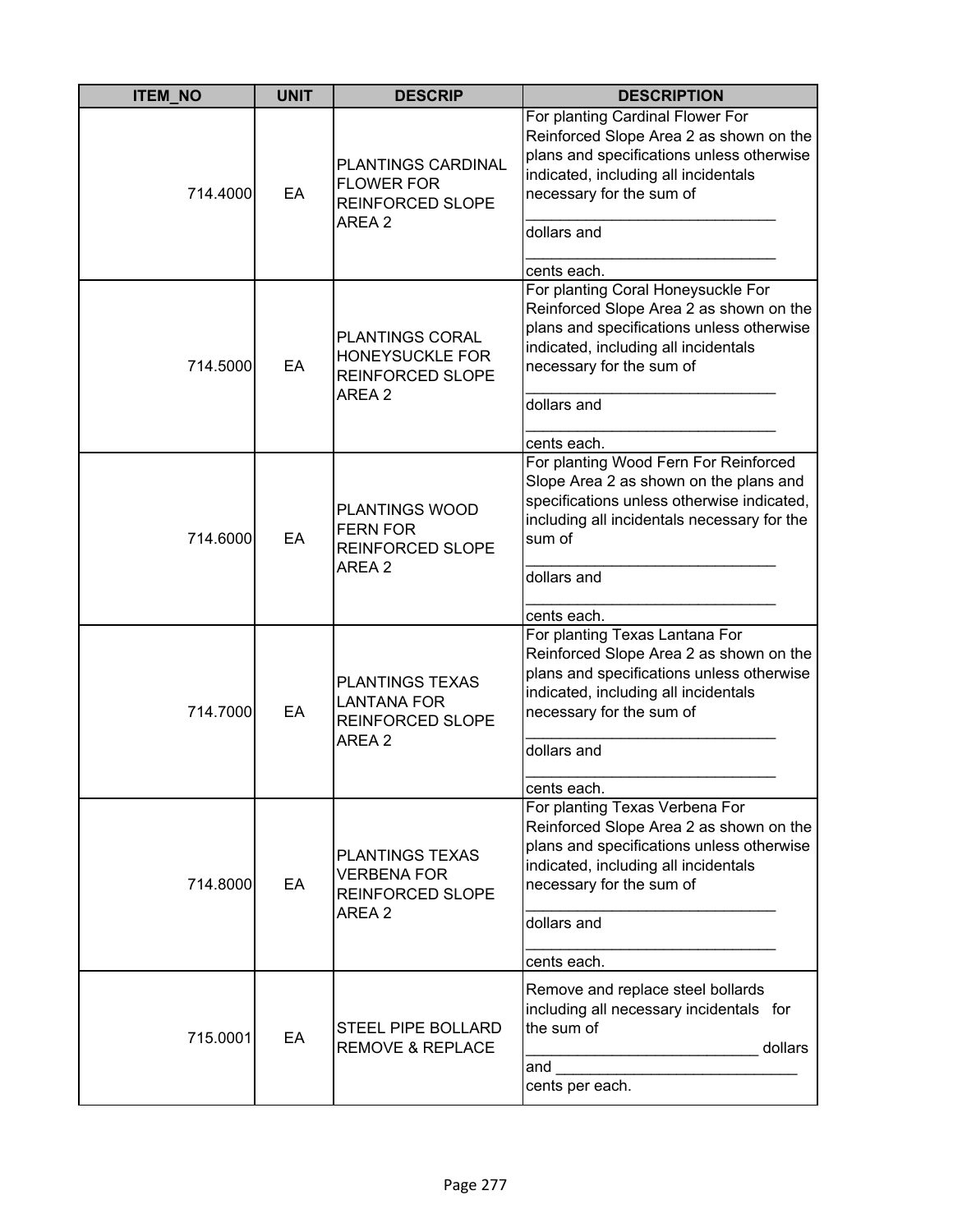| ITEM_NO | UNIT | DESCRIP | DESCRIPTION |
|---|---|---|---|
| 714.4000 | EA | PLANTINGS CARDINAL FLOWER FOR REINFORCED SLOPE AREA 2 | For planting Cardinal Flower For Reinforced Slope Area 2 as shown on the plans and specifications unless otherwise indicated, including all incidentals necessary for the sum of ______________________________ dollars and ______________________________ cents each. |
| 714.5000 | EA | PLANTINGS CORAL HONEYSUCKLE FOR REINFORCED SLOPE AREA 2 | For planting Coral Honeysuckle For Reinforced Slope Area 2 as shown on the plans and specifications unless otherwise indicated, including all incidentals necessary for the sum of ______________________________ dollars and ______________________________ cents each. |
| 714.6000 | EA | PLANTINGS WOOD FERN FOR REINFORCED SLOPE AREA 2 | For planting Wood Fern For Reinforced Slope Area 2 as shown on the plans and specifications unless otherwise indicated, including all incidentals necessary for the sum of ______________________________ dollars and ______________________________ cents each. |
| 714.7000 | EA | PLANTINGS TEXAS LANTANA FOR REINFORCED SLOPE AREA 2 | For planting Texas Lantana For Reinforced Slope Area 2 as shown on the plans and specifications unless otherwise indicated, including all incidentals necessary for the sum of ______________________________ dollars and ______________________________ cents each. |
| 714.8000 | EA | PLANTINGS TEXAS VERBENA FOR REINFORCED SLOPE AREA 2 | For planting Texas Verbena For Reinforced Slope Area 2 as shown on the plans and specifications unless otherwise indicated, including all incidentals necessary for the sum of ______________________________ dollars and ______________________________ cents each. |
| 715.0001 | EA | STEEL PIPE BOLLARD REMOVE & REPLACE | Remove and replace steel bollards including all necessary incidentals for the sum of ___________________________ dollars and ______________________________ cents per each. |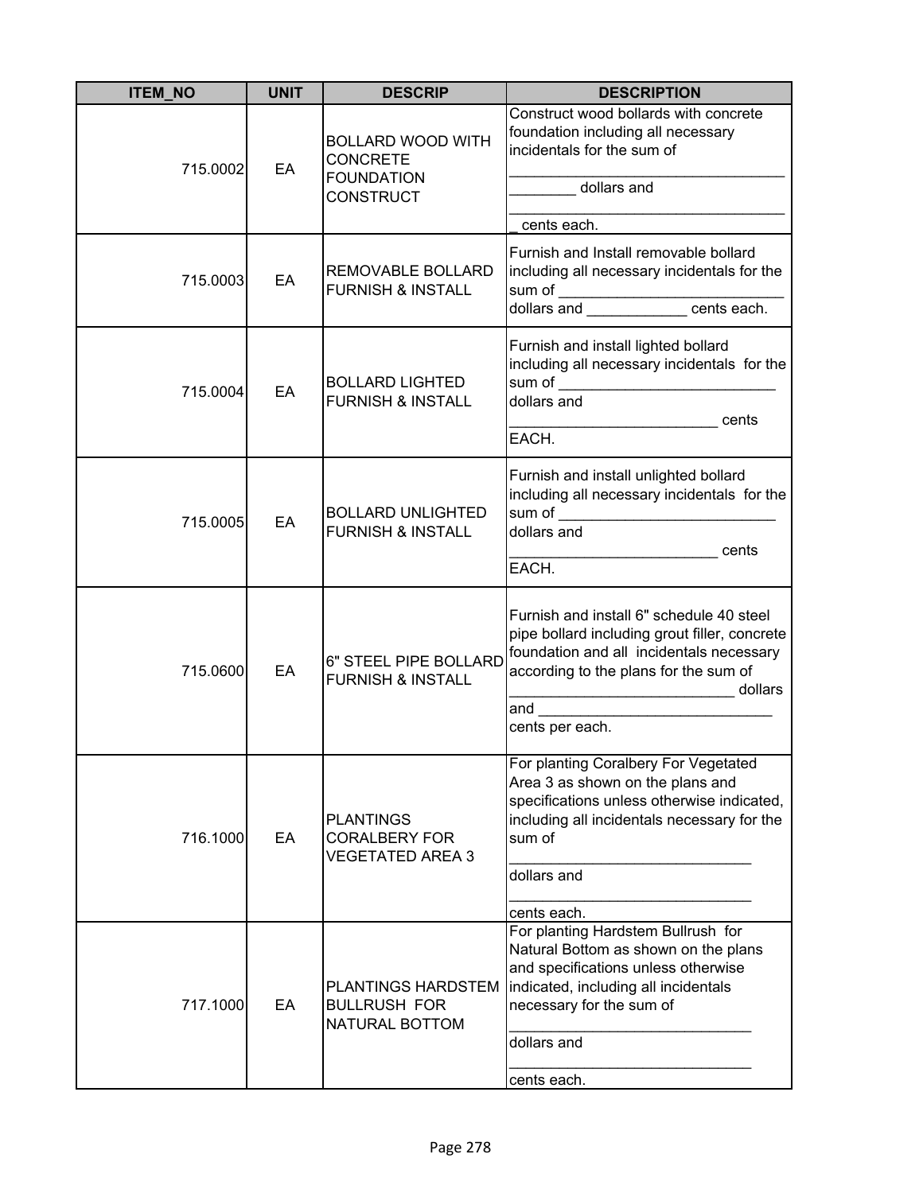| ITEM_NO | UNIT | DESCRIP | DESCRIPTION |
|---|---|---|---|
| 715.0002 | EA | BOLLARD WOOD WITH CONCRETE FOUNDATION CONSTRUCT | Construct wood bollards with concrete foundation including all necessary incidentals for the sum of __________________________________ ________ dollars and __________________________________ _ cents each. |
| 715.0003 | EA | REMOVABLE BOLLARD FURNISH & INSTALL | Furnish and Install removable bollard including all necessary incidentals for the sum of ___________________________ dollars and ____________ cents each. |
| 715.0004 | EA | BOLLARD LIGHTED FURNISH & INSTALL | Furnish and install lighted bollard including all necessary incidentals for the sum of ___________________________ dollars and _________________________ cents EACH. |
| 715.0005 | EA | BOLLARD UNLIGHTED FURNISH & INSTALL | Furnish and install unlighted bollard including all necessary incidentals for the sum of ___________________________ dollars and _________________________ cents EACH. |
| 715.0600 | EA | 6" STEEL PIPE BOLLARD FURNISH & INSTALL | Furnish and install 6" schedule 40 steel pipe bollard including grout filler, concrete foundation and all incidentals necessary according to the plans for the sum of __________________________ dollars and _____________________________ cents per each. |
| 716.1000 | EA | PLANTINGS CORALBERY FOR VEGETATED AREA 3 | For planting Coralbery For Vegetated Area 3 as shown on the plans and specifications unless otherwise indicated, including all incidentals necessary for the sum of _____________________________ dollars and _____________________________ cents each. |
| 717.1000 | EA | PLANTINGS HARDSTEM BULLRUSH FOR NATURAL BOTTOM | For planting Hardstem Bullrush for Natural Bottom as shown on the plans and specifications unless otherwise indicated, including all incidentals necessary for the sum of _____________________________ dollars and _____________________________ cents each. |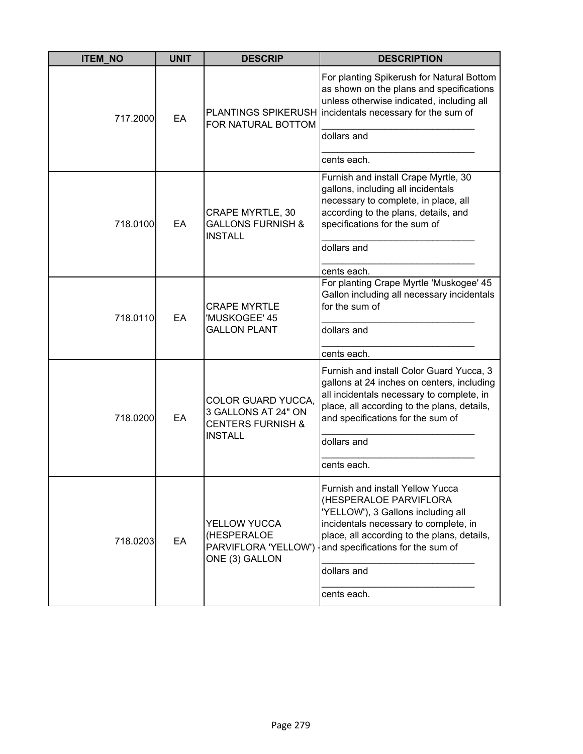| ITEM_NO | UNIT | DESCRIP | DESCRIPTION |
|---|---|---|---|
| 717.2000 | EA | PLANTINGS SPIKERUSH FOR NATURAL BOTTOM | For planting Spikerush for Natural Bottom as shown on the plans and specifications unless otherwise indicated, including all incidentals necessary for the sum of ______________________________ dollars and ______________________________ cents each. |
| 718.0100 | EA | CRAPE MYRTLE, 30 GALLONS FURNISH & INSTALL | Furnish and install Crape Myrtle, 30 gallons, including all incidentals necessary to complete, in place, all according to the plans, details, and specifications for the sum of ______________________________ dollars and ______________________________ cents each. |
| 718.0110 | EA | CRAPE MYRTLE 'MUSKOGEE' 45 GALLON PLANT | For planting Crape Myrtle 'Muskogee' 45 Gallon including all necessary incidentals for the sum of ______________________________ dollars and ______________________________ cents each. |
| 718.0200 | EA | COLOR GUARD YUCCA, 3 GALLONS AT 24" ON CENTERS FURNISH & INSTALL | Furnish and install Color Guard Yucca, 3 gallons at 24 inches on centers, including all incidentals necessary to complete, in place, all according to the plans, details, and specifications for the sum of ______________________________ dollars and ______________________________ cents each. |
| 718.0203 | EA | YELLOW YUCCA (HESPERALOE PARVIFLORA 'YELLOW') - ONE (3) GALLON | Furnish and install Yellow Yucca (HESPERALOE PARVIFLORA 'YELLOW'), 3 Gallons including all incidentals necessary to complete, in place, all according to the plans, details, and specifications for the sum of ______________________________ dollars and ______________________________ cents each. |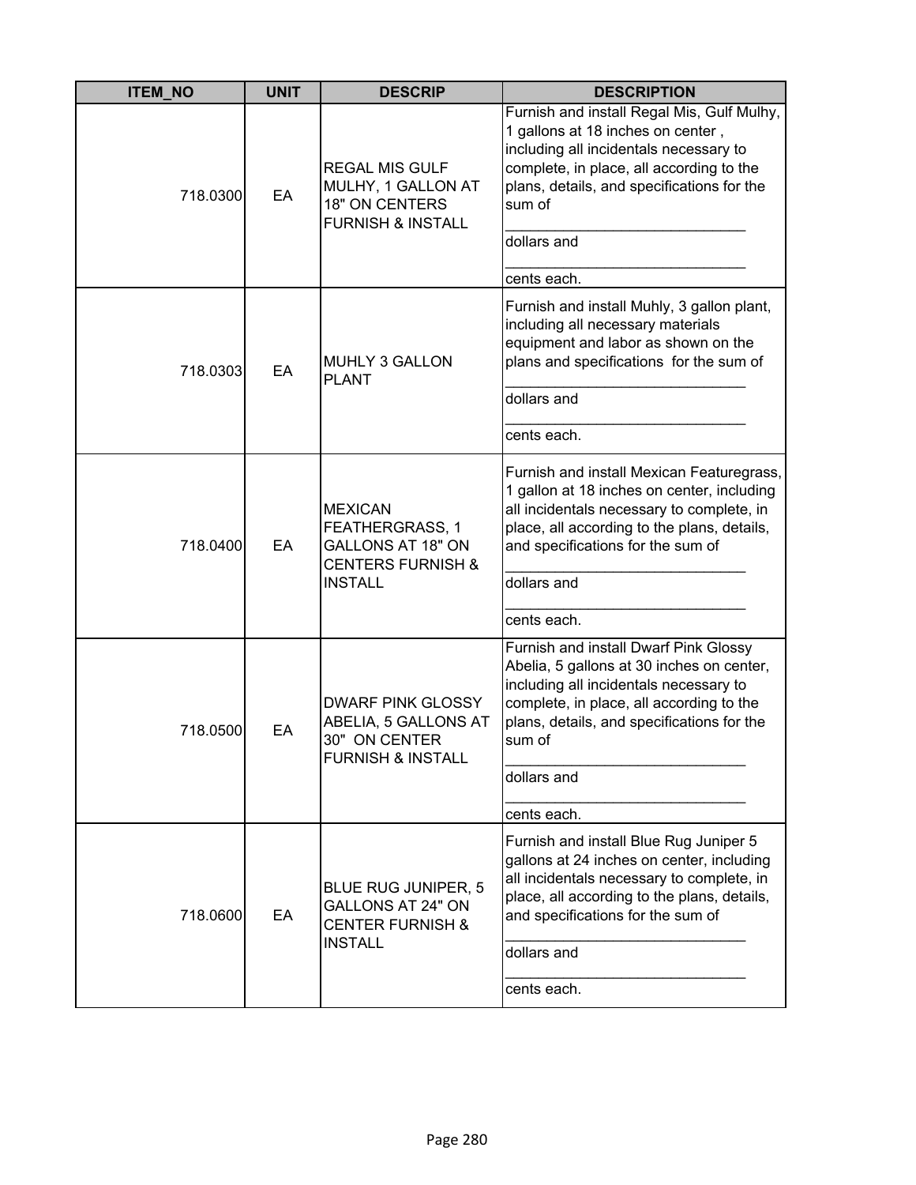| ITEM_NO | UNIT | DESCRIP | DESCRIPTION |
|---|---|---|---|
| 718.0300 | EA | REGAL MIS GULF MULHY, 1 GALLON AT 18" ON CENTERS FURNISH & INSTALL | Furnish and install Regal Mis, Gulf Mulhy, 1 gallons at 18 inches on center , including all incidentals necessary to complete, in place, all according to the plans, details, and specifications for the sum of _____________________________ dollars and _____________________________ cents each. |
| 718.0303 | EA | MUHLY 3 GALLON PLANT | Furnish and install Muhly, 3 gallon plant, including all necessary materials equipment and labor as shown on the plans and specifications for the sum of _____________________________ dollars and _____________________________ cents each. |
| 718.0400 | EA | MEXICAN FEATHERGRASS, 1 GALLONS AT 18" ON CENTERS FURNISH & INSTALL | Furnish and install Mexican Featuregrass, 1 gallon at 18 inches on center, including all incidentals necessary to complete, in place, all according to the plans, details, and specifications for the sum of _____________________________ dollars and _____________________________ cents each. |
| 718.0500 | EA | DWARF PINK GLOSSY ABELIA, 5 GALLONS AT 30" ON CENTER FURNISH & INSTALL | Furnish and install Dwarf Pink Glossy Abelia, 5 gallons at 30 inches on center, including all incidentals necessary to complete, in place, all according to the plans, details, and specifications for the sum of _____________________________ dollars and _____________________________ cents each. |
| 718.0600 | EA | BLUE RUG JUNIPER, 5 GALLONS AT 24" ON CENTER FURNISH & INSTALL | Furnish and install Blue Rug Juniper 5 gallons at 24 inches on center, including all incidentals necessary to complete, in place, all according to the plans, details, and specifications for the sum of _____________________________ dollars and _____________________________ cents each. |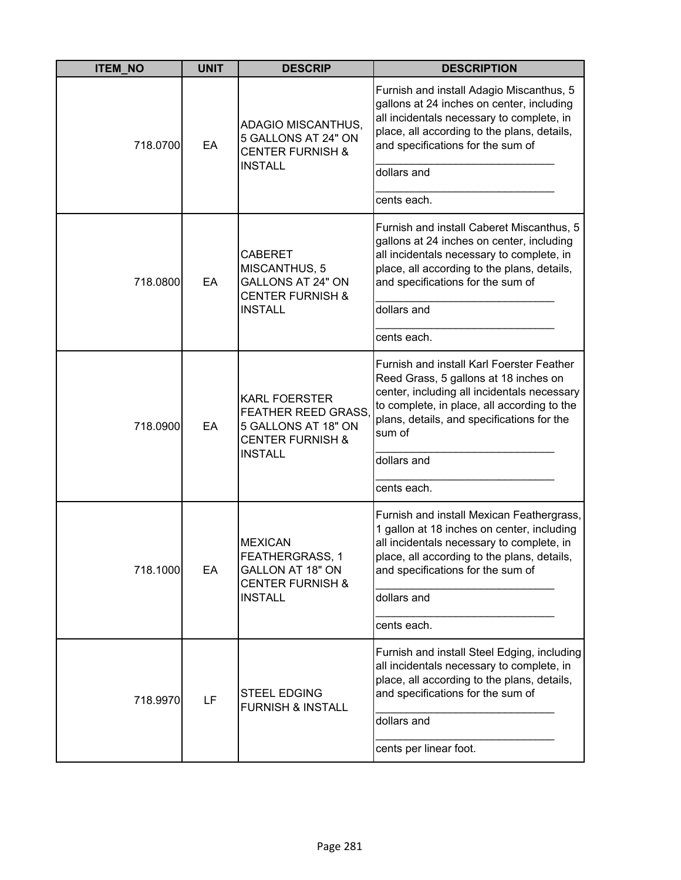| ITEM_NO | UNIT | DESCRIP | DESCRIPTION |
|---|---|---|---|
| 718.0700 | EA | ADAGIO MISCANTHUS, 5 GALLONS AT 24" ON CENTER FURNISH & INSTALL | Furnish and install Adagio Miscanthus, 5 gallons at 24 inches on center, including all incidentals necessary to complete, in place, all according to the plans, details, and specifications for the sum of ______________________________ dollars and ______________________________ cents each. |
| 718.0800 | EA | CABERET MISCANTHUS, 5 GALLONS AT 24" ON CENTER FURNISH & INSTALL | Furnish and install Caberet Miscanthus, 5 gallons at 24 inches on center, including all incidentals necessary to complete, in place, all according to the plans, details, and specifications for the sum of ______________________________ dollars and ______________________________ cents each. |
| 718.0900 | EA | KARL FOERSTER FEATHER REED GRASS, 5 GALLONS AT 18" ON CENTER FURNISH & INSTALL | Furnish and install Karl Foerster Feather Reed Grass, 5 gallons at 18 inches on center, including all incidentals necessary to complete, in place, all according to the plans, details, and specifications for the sum of ______________________________ dollars and ______________________________ cents each. |
| 718.1000 | EA | MEXICAN FEATHERGRASS, 1 GALLON AT 18" ON CENTER FURNISH & INSTALL | Furnish and install Mexican Feathergrass, 1 gallon at 18 inches on center, including all incidentals necessary to complete, in place, all according to the plans, details, and specifications for the sum of ______________________________ dollars and ______________________________ cents each. |
| 718.9970 | LF | STEEL EDGING FURNISH & INSTALL | Furnish and install Steel Edging, including all incidentals necessary to complete, in place, all according to the plans, details, and specifications for the sum of ______________________________ dollars and ______________________________ cents per linear foot. |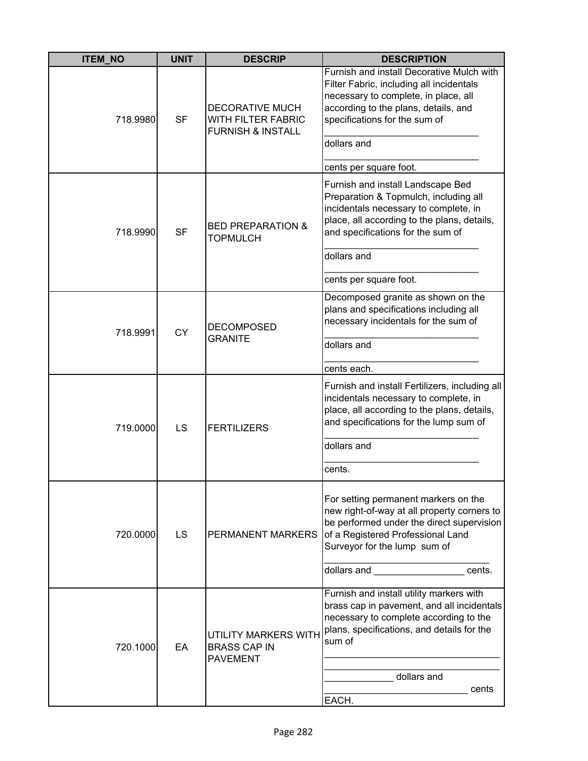| ITEM_NO | UNIT | DESCRIP | DESCRIPTION |
|---|---|---|---|
| 718.9980 | SF | DECORATIVE MUCH WITH FILTER FABRIC FURNISH & INSTALL | Furnish and install Decorative Mulch with Filter Fabric, including all incidentals necessary to complete, in place, all according to the plans, details, and specifications for the sum of _____________________________ dollars and _____________________________ cents per square foot. |
| 718.9990 | SF | BED PREPARATION & TOPMULCH | Furnish and install Landscape Bed Preparation & Topmulch, including all incidentals necessary to complete, in place, all according to the plans, details, and specifications for the sum of _____________________________ dollars and _____________________________ cents per square foot. |
| 718.9991 | CY | DECOMPOSED GRANITE | Decomposed granite as shown on the plans and specifications including all necessary incidentals for the sum of _____________________________ dollars and _____________________________ cents each. |
| 719.0000 | LS | FERTILIZERS | Furnish and install Fertilizers, including all incidentals necessary to complete, in place, all according to the plans, details, and specifications for the lump sum of _____________________________ dollars and _____________________________ cents. |
| 720.0000 | LS | PERMANENT MARKERS | For setting permanent markers on the new right-of-way at all property corners to be performed under the direct supervision of a Registered Professional Land Surveyor for the lump sum of _______________________________ dollars and ________________ cents. |
| 720.1000 | EA | UTILITY MARKERS WITH BRASS CAP IN PAVEMENT | Furnish and install utility markers with brass cap in pavement, and all incidentals necessary to complete according to the plans, specifications, and details for the sum of _________________________________ _________________________________ _____________ dollars and __________________________ cents EACH. |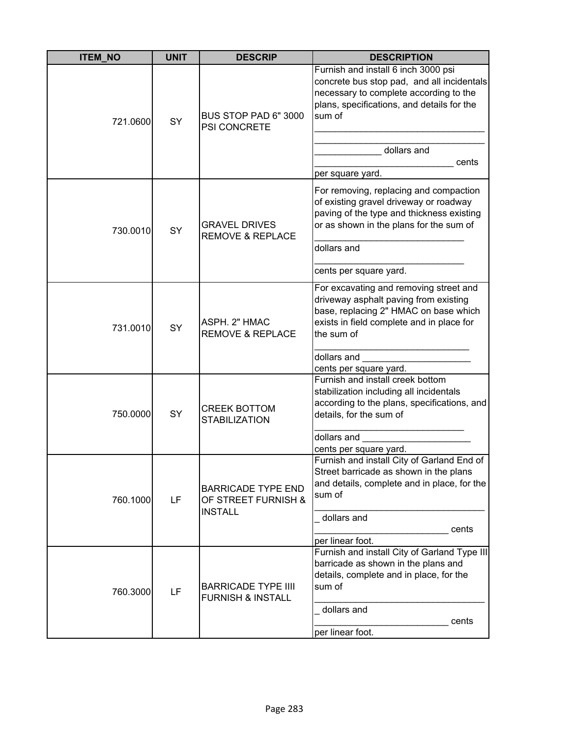| ITEM_NO | UNIT | DESCRIP | DESCRIPTION |
|---|---|---|---|
| 721.0600 | SY | BUS STOP PAD 6" 3000 PSI CONCRETE | Furnish and install 6 inch 3000 psi concrete bus stop pad, and all incidentals necessary to complete according to the plans, specifications, and details for the sum of __________________________________ __________________________________ _____________ dollars and ____________________________ cents per square yard. |
| 730.0010 | SY | GRAVEL DRIVES REMOVE & REPLACE | For removing, replacing and compaction of existing gravel driveway or roadway paving of the type and thickness existing or as shown in the plans for the sum of ______________________________ dollars and ______________________________ cents per square yard. |
| 731.0010 | SY | ASPH. 2" HMAC REMOVE & REPLACE | For excavating and removing street and driveway asphalt paving from existing base, replacing 2" HMAC on base which exists in field complete and in place for the sum of ______________________________ dollars and ______________________ cents per square yard. |
| 750.0000 | SY | CREEK BOTTOM STABILIZATION | Furnish and install creek bottom stabilization including all incidentals according to the plans, specifications, and details, for the sum of ______________________________ dollars and ______________________ cents per square yard. |
| 760.1000 | LF | BARRICADE TYPE END OF STREET FURNISH & INSTALL | Furnish and install City of Garland End of Street barricade as shown in the plans and details, complete and in place, for the sum of __________________________________ _ dollars and ___________________________ cents per linear foot. |
| 760.3000 | LF | BARRICADE TYPE IIII FURNISH & INSTALL | Furnish and install City of Garland Type III barricade as shown in the plans and details, complete and in place, for the sum of __________________________________ _ dollars and ___________________________ cents per linear foot. |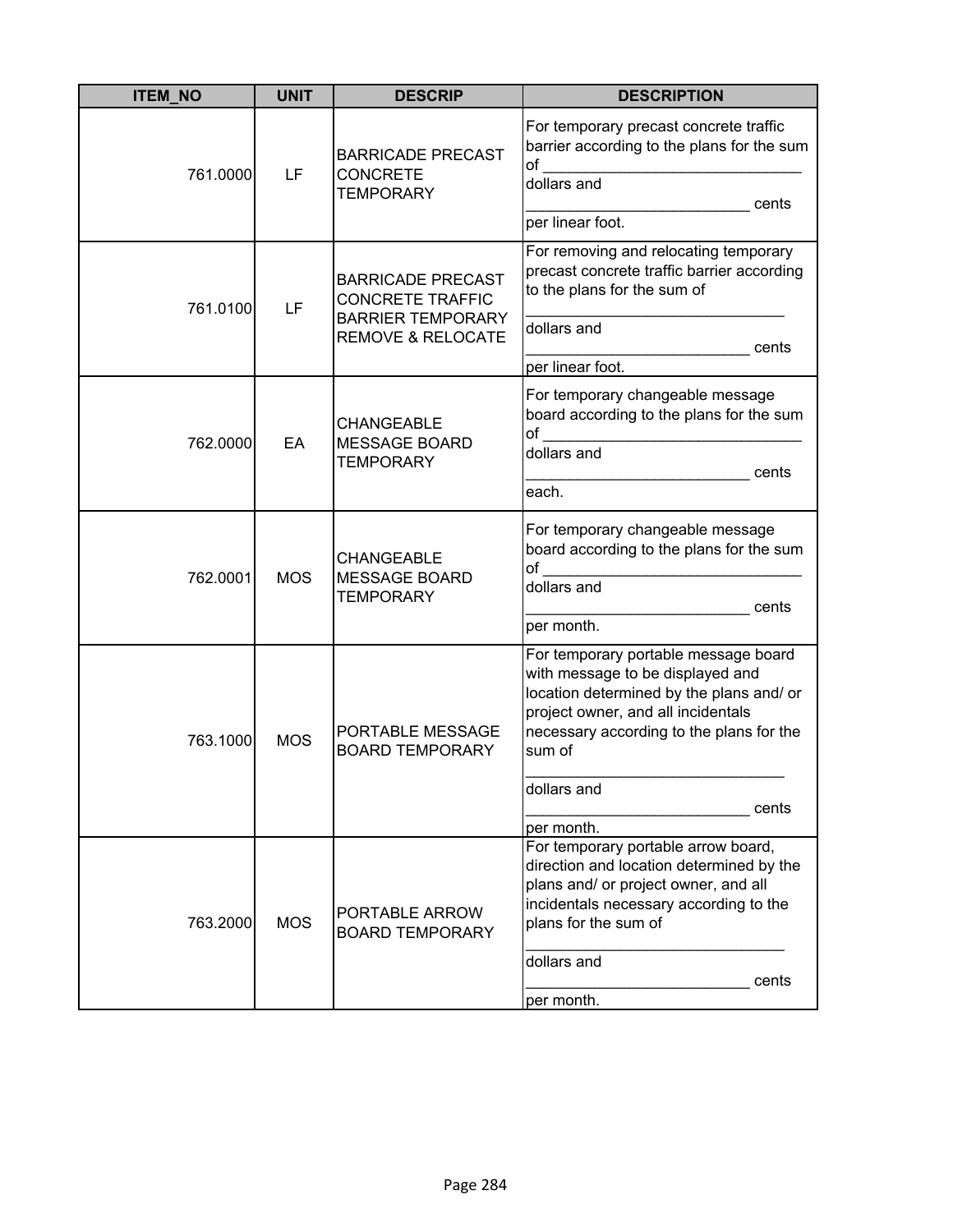| ITEM_NO | UNIT | DESCRIP | DESCRIPTION |
|---|---|---|---|
| 761.0000 | LF | BARRICADE PRECAST CONCRETE TEMPORARY | For temporary precast concrete traffic barrier according to the plans for the sum of _______________________________ dollars and __________________________ cents per linear foot. |
| 761.0100 | LF | BARRICADE PRECAST CONCRETE TRAFFIC BARRIER TEMPORARY REMOVE & RELOCATE | For removing and relocating temporary precast concrete traffic barrier according to the plans for the sum of _______________________________ dollars and __________________________ cents per linear foot. |
| 762.0000 | EA | CHANGEABLE MESSAGE BOARD TEMPORARY | For temporary changeable message board according to the plans for the sum of _______________________________ dollars and __________________________ cents each. |
| 762.0001 | MOS | CHANGEABLE MESSAGE BOARD TEMPORARY | For temporary changeable message board according to the plans for the sum of _______________________________ dollars and __________________________ cents per month. |
| 763.1000 | MOS | PORTABLE MESSAGE BOARD TEMPORARY | For temporary portable message board with message to be displayed and location determined by the plans and/ or project owner, and all incidentals necessary according to the plans for the sum of _______________________________ dollars and __________________________ cents per month. |
| 763.2000 | MOS | PORTABLE ARROW BOARD TEMPORARY | For temporary portable arrow board, direction and location determined by the plans and/ or project owner, and all incidentals necessary according to the plans for the sum of _______________________________ dollars and __________________________ cents per month. |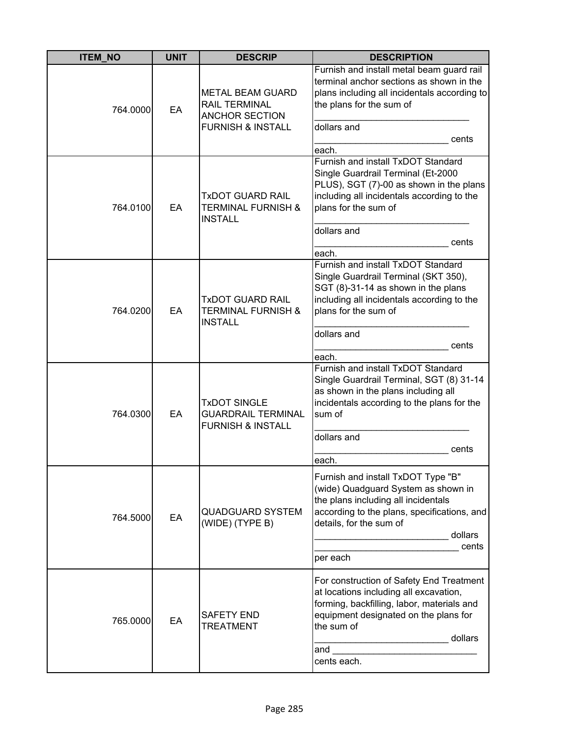| ITEM_NO | UNIT | DESCRIP | DESCRIPTION |
|---|---|---|---|
| 764.0000 | EA | METAL BEAM GUARD RAIL TERMINAL ANCHOR SECTION FURNISH & INSTALL | Furnish and install metal beam guard rail terminal anchor sections as shown in the plans including all incidentals according to the plans for the sum of ______________________________ dollars and __________________________ cents each. |
| 764.0100 | EA | TxDOT GUARD RAIL TERMINAL FURNISH & INSTALL | Furnish and install TxDOT Standard Single Guardrail Terminal (Et-2000 PLUS), SGT (7)-00 as shown in the plans including all incidentals according to the plans for the sum of ______________________________ dollars and __________________________ cents each. |
| 764.0200 | EA | TxDOT GUARD RAIL TERMINAL FURNISH & INSTALL | Furnish and install TxDOT Standard Single Guardrail Terminal (SKT 350), SGT (8)-31-14 as shown in the plans including all incidentals according to the plans for the sum of ______________________________ dollars and __________________________ cents each. |
| 764.0300 | EA | TxDOT SINGLE GUARDRAIL TERMINAL FURNISH & INSTALL | Furnish and install TxDOT Standard Single Guardrail Terminal, SGT (8) 31-14 as shown in the plans including all incidentals according to the plans for the sum of ______________________________ dollars and __________________________ cents each. |
| 764.5000 | EA | QUADGUARD SYSTEM (WIDE) (TYPE B) | Furnish and install TxDOT Type "B" (wide) Quadguard System as shown in the plans including all incidentals according to the plans, specifications, and details, for the sum of __________________________ dollars ____________________________ cents per each |
| 765.0000 | EA | SAFETY END TREATMENT | For construction of Safety End Treatment at locations including all excavation, forming, backfilling, labor, materials and equipment designated on the plans for the sum of __________________________ dollars and _____________________________ cents each. |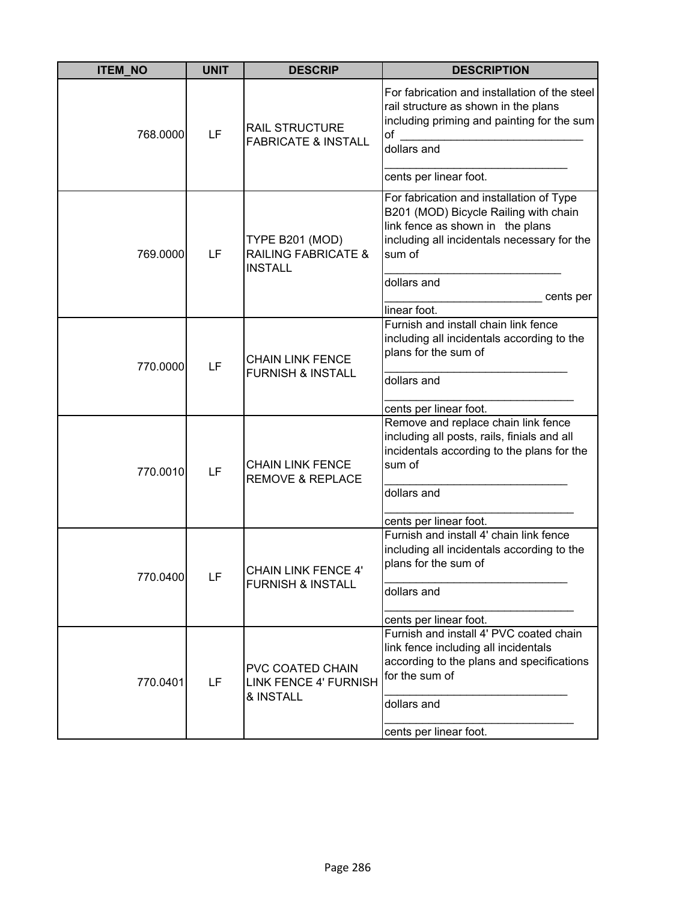| ITEM_NO | UNIT | DESCRIP | DESCRIPTION |
|---|---|---|---|
| 768.0000 | LF | RAIL STRUCTURE FABRICATE & INSTALL | For fabrication and installation of the steel rail structure as shown in the plans including priming and painting for the sum of _____________________________ dollars and _____________________________ cents per linear foot. |
| 769.0000 | LF | TYPE B201 (MOD) RAILING FABRICATE & INSTALL | For fabrication and installation of Type B201 (MOD) Bicycle Railing with chain link fence as shown in the plans including all incidentals necessary for the sum of ____________________________ dollars and ________________________ cents per linear foot. |
| 770.0000 | LF | CHAIN LINK FENCE FURNISH & INSTALL | Furnish and install chain link fence including all incidentals according to the plans for the sum of _____________________________ dollars and _____________________________ cents per linear foot. |
| 770.0010 | LF | CHAIN LINK FENCE REMOVE & REPLACE | Remove and replace chain link fence including all posts, rails, finials and all incidentals according to the plans for the sum of _____________________________ dollars and _____________________________ cents per linear foot. |
| 770.0400 | LF | CHAIN LINK FENCE 4' FURNISH & INSTALL | Furnish and install 4' chain link fence including all incidentals according to the plans for the sum of _____________________________ dollars and _____________________________ cents per linear foot. |
| 770.0401 | LF | PVC COATED CHAIN LINK FENCE 4' FURNISH & INSTALL | Furnish and install 4' PVC coated chain link fence including all incidentals according to the plans and specifications for the sum of _____________________________ dollars and _____________________________ cents per linear foot. |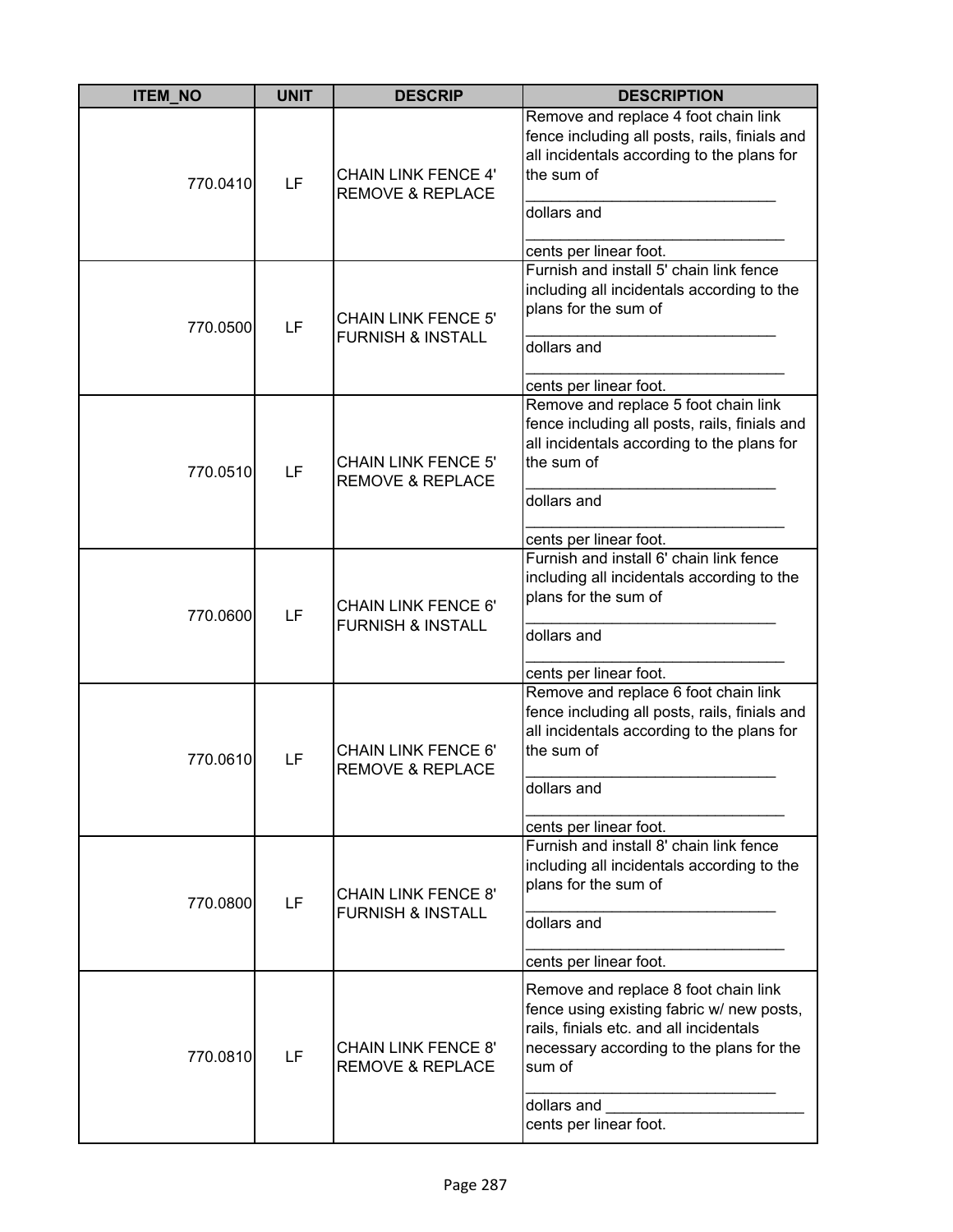| ITEM_NO | UNIT | DESCRIP | DESCRIPTION |
|---|---|---|---|
| 770.0410 | LF | CHAIN LINK FENCE 4' REMOVE & REPLACE | Remove and replace 4 foot chain link fence including all posts, rails, finials and all incidentals according to the plans for the sum of _____________________________ dollars and _______________________________ cents per linear foot. |
| 770.0500 | LF | CHAIN LINK FENCE 5' FURNISH & INSTALL | Furnish and install 5' chain link fence including all incidentals according to the plans for the sum of _____________________________ dollars and _______________________________ cents per linear foot. |
| 770.0510 | LF | CHAIN LINK FENCE 5' REMOVE & REPLACE | Remove and replace 5 foot chain link fence including all posts, rails, finials and all incidentals according to the plans for the sum of _____________________________ dollars and _______________________________ cents per linear foot. |
| 770.0600 | LF | CHAIN LINK FENCE 6' FURNISH & INSTALL | Furnish and install 6' chain link fence including all incidentals according to the plans for the sum of _____________________________ dollars and _______________________________ cents per linear foot. |
| 770.0610 | LF | CHAIN LINK FENCE 6' REMOVE & REPLACE | Remove and replace 6 foot chain link fence including all posts, rails, finials and all incidentals according to the plans for the sum of _____________________________ dollars and _______________________________ cents per linear foot. |
| 770.0800 | LF | CHAIN LINK FENCE 8' FURNISH & INSTALL | Furnish and install 8' chain link fence including all incidentals according to the plans for the sum of _____________________________ dollars and _______________________________ cents per linear foot. |
| 770.0810 | LF | CHAIN LINK FENCE 8' REMOVE & REPLACE | Remove and replace 8 foot chain link fence using existing fabric w/ new posts, rails, finials etc. and all incidentals necessary according to the plans for the sum of _____________________________ dollars and ________________________ cents per linear foot. |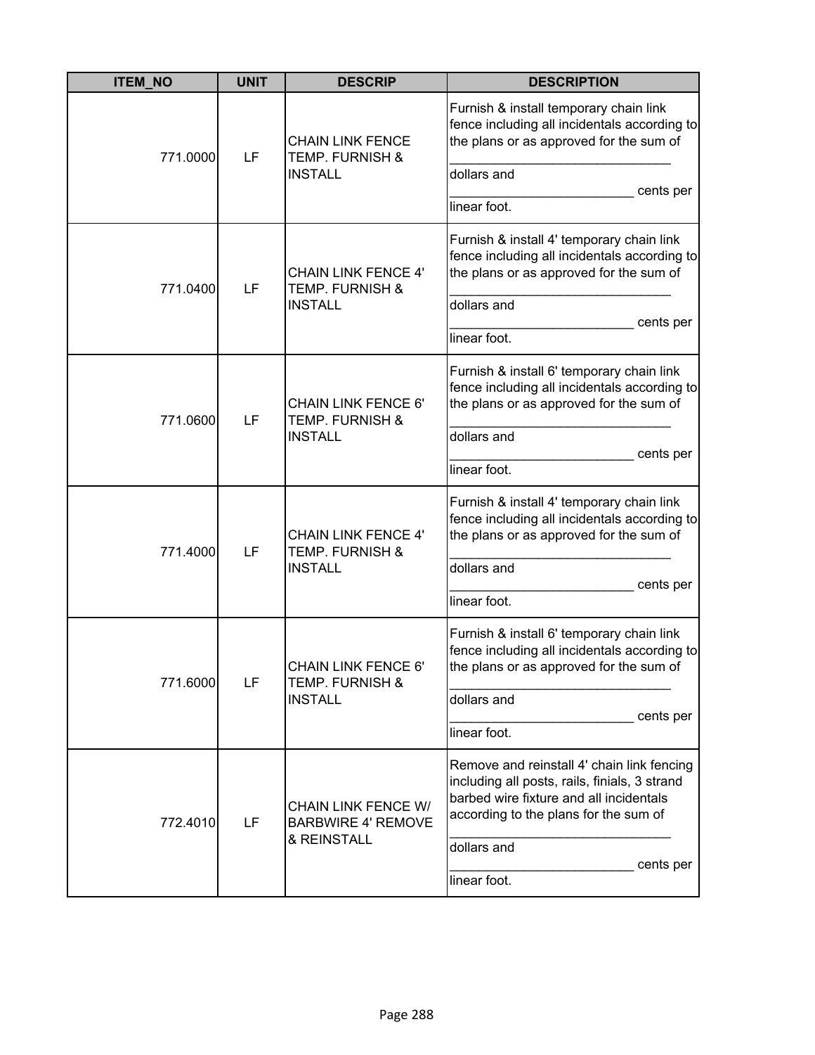| ITEM_NO | UNIT | DESCRIP | DESCRIPTION |
|---|---|---|---|
| 771.0000 | LF | CHAIN LINK FENCE TEMP. FURNISH & INSTALL | Furnish & install temporary chain link fence including all incidentals according to the plans or as approved for the sum of ______________________________ dollars and _________________________ cents per linear foot. |
| 771.0400 | LF | CHAIN LINK FENCE 4' TEMP. FURNISH & INSTALL | Furnish & install 4' temporary chain link fence including all incidentals according to the plans or as approved for the sum of ______________________________ dollars and _________________________ cents per linear foot. |
| 771.0600 | LF | CHAIN LINK FENCE 6' TEMP. FURNISH & INSTALL | Furnish & install 6' temporary chain link fence including all incidentals according to the plans or as approved for the sum of ______________________________ dollars and _________________________ cents per linear foot. |
| 771.4000 | LF | CHAIN LINK FENCE 4' TEMP. FURNISH & INSTALL | Furnish & install 4' temporary chain link fence including all incidentals according to the plans or as approved for the sum of ______________________________ dollars and _________________________ cents per linear foot. |
| 771.6000 | LF | CHAIN LINK FENCE 6' TEMP. FURNISH & INSTALL | Furnish & install 6' temporary chain link fence including all incidentals according to the plans or as approved for the sum of ______________________________ dollars and _________________________ cents per linear foot. |
| 772.4010 | LF | CHAIN LINK FENCE W/ BARBWIRE 4' REMOVE & REINSTALL | Remove and reinstall 4' chain link fencing including all posts, rails, finials, 3 strand barbed wire fixture and all incidentals according to the plans for the sum of ______________________________ dollars and _________________________ cents per linear foot. |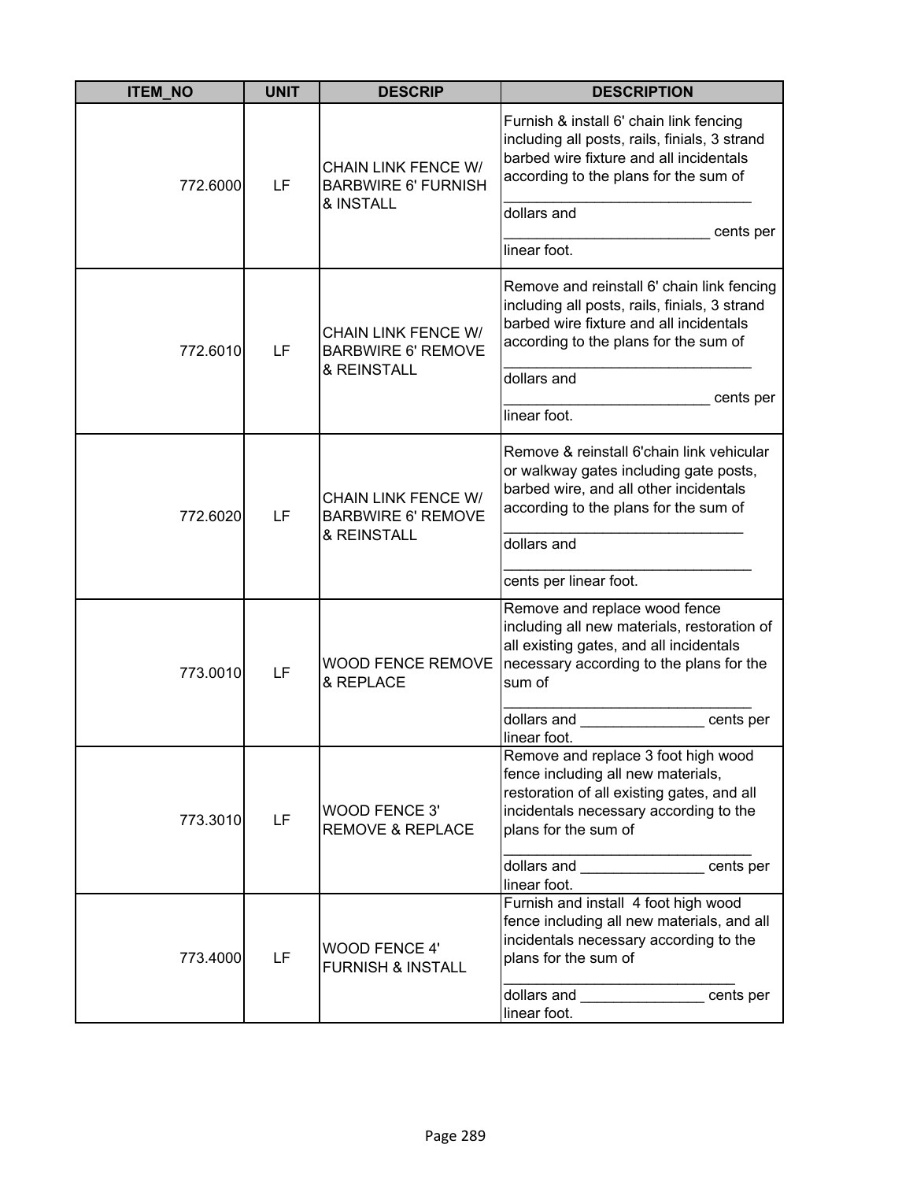| ITEM_NO | UNIT | DESCRIP | DESCRIPTION |
|---|---|---|---|
| 772.6000 | LF | CHAIN LINK FENCE W/ BARBWIRE 6' FURNISH & INSTALL | Furnish & install 6' chain link fencing including all posts, rails, finials, 3 strand barbed wire fixture and all incidentals according to the plans for the sum of ______________________________ dollars and ________________________ cents per linear foot. |
| 772.6010 | LF | CHAIN LINK FENCE W/ BARBWIRE 6' REMOVE & REINSTALL | Remove and reinstall 6' chain link fencing including all posts, rails, finials, 3 strand barbed wire fixture and all incidentals according to the plans for the sum of ______________________________ dollars and ________________________ cents per linear foot. |
| 772.6020 | LF | CHAIN LINK FENCE W/ BARBWIRE 6' REMOVE & REINSTALL | Remove & reinstall 6'chain link vehicular or walkway gates including gate posts, barbed wire, and all other incidentals according to the plans for the sum of _____________________________ dollars and ______________________________ cents per linear foot. |
| 773.0010 | LF | WOOD FENCE REMOVE & REPLACE | Remove and replace wood fence including all new materials, restoration of all existing gates, and all incidentals necessary according to the plans for the sum of ______________________________ dollars and _______________ cents per linear foot. |
| 773.3010 | LF | WOOD FENCE 3' REMOVE & REPLACE | Remove and replace 3 foot high wood fence including all new materials, restoration of all existing gates, and all incidentals necessary according to the plans for the sum of ______________________________ dollars and _______________ cents per linear foot. |
| 773.4000 | LF | WOOD FENCE 4' FURNISH & INSTALL | Furnish and install 4 foot high wood fence including all new materials, and all incidentals necessary according to the plans for the sum of ____________________________ dollars and _______________ cents per linear foot. |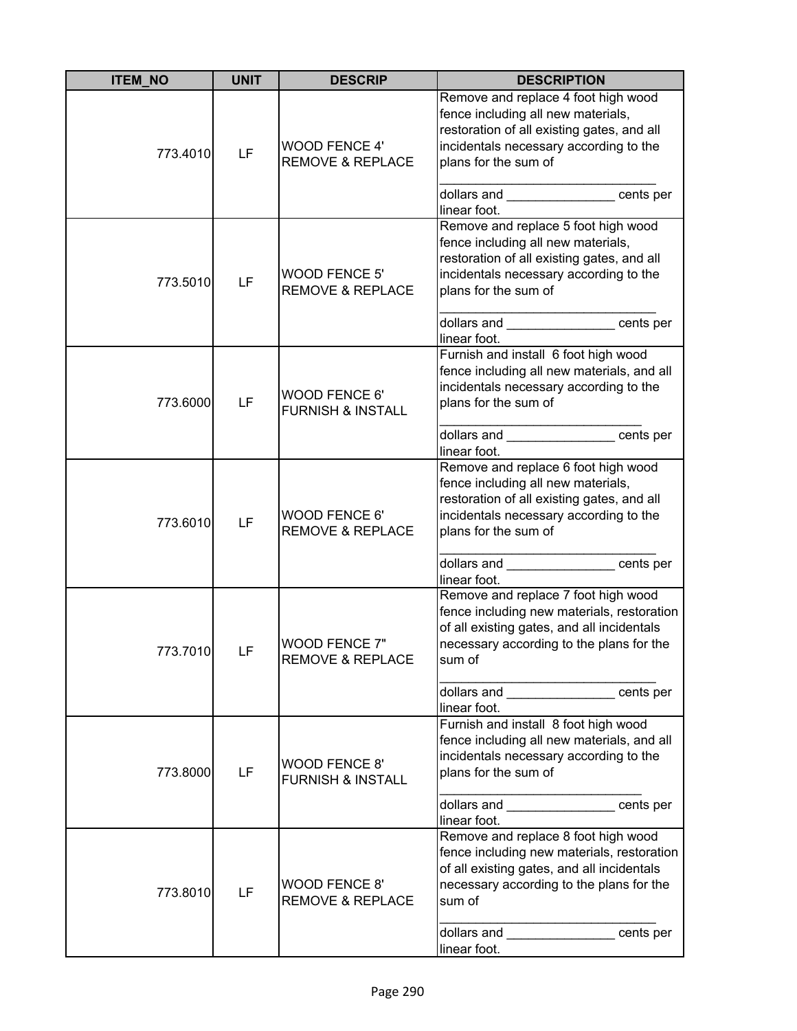| ITEM_NO | UNIT | DESCRIP | DESCRIPTION |
|---|---|---|---|
| 773.4010 | LF | WOOD FENCE 4' REMOVE & REPLACE | Remove and replace 4 foot high wood fence including all new materials, restoration of all existing gates, and all incidentals necessary according to the plans for the sum of _____________________________ dollars and _______________ cents per linear foot. |
| 773.5010 | LF | WOOD FENCE 5' REMOVE & REPLACE | Remove and replace 5 foot high wood fence including all new materials, restoration of all existing gates, and all incidentals necessary according to the plans for the sum of _____________________________ dollars and _______________ cents per linear foot. |
| 773.6000 | LF | WOOD FENCE 6' FURNISH & INSTALL | Furnish and install 6 foot high wood fence including all new materials, and all incidentals necessary according to the plans for the sum of ____________________________ dollars and _______________ cents per linear foot. |
| 773.6010 | LF | WOOD FENCE 6' REMOVE & REPLACE | Remove and replace 6 foot high wood fence including all new materials, restoration of all existing gates, and all incidentals necessary according to the plans for the sum of _____________________________ dollars and _______________ cents per linear foot. |
| 773.7010 | LF | WOOD FENCE 7" REMOVE & REPLACE | Remove and replace 7 foot high wood fence including new materials, restoration of all existing gates, and all incidentals necessary according to the plans for the sum of _____________________________ dollars and _______________ cents per linear foot. |
| 773.8000 | LF | WOOD FENCE 8' FURNISH & INSTALL | Furnish and install 8 foot high wood fence including all new materials, and all incidentals necessary according to the plans for the sum of ____________________________ dollars and _______________ cents per linear foot. |
| 773.8010 | LF | WOOD FENCE 8' REMOVE & REPLACE | Remove and replace 8 foot high wood fence including new materials, restoration of all existing gates, and all incidentals necessary according to the plans for the sum of _____________________________ dollars and _______________ cents per linear foot. |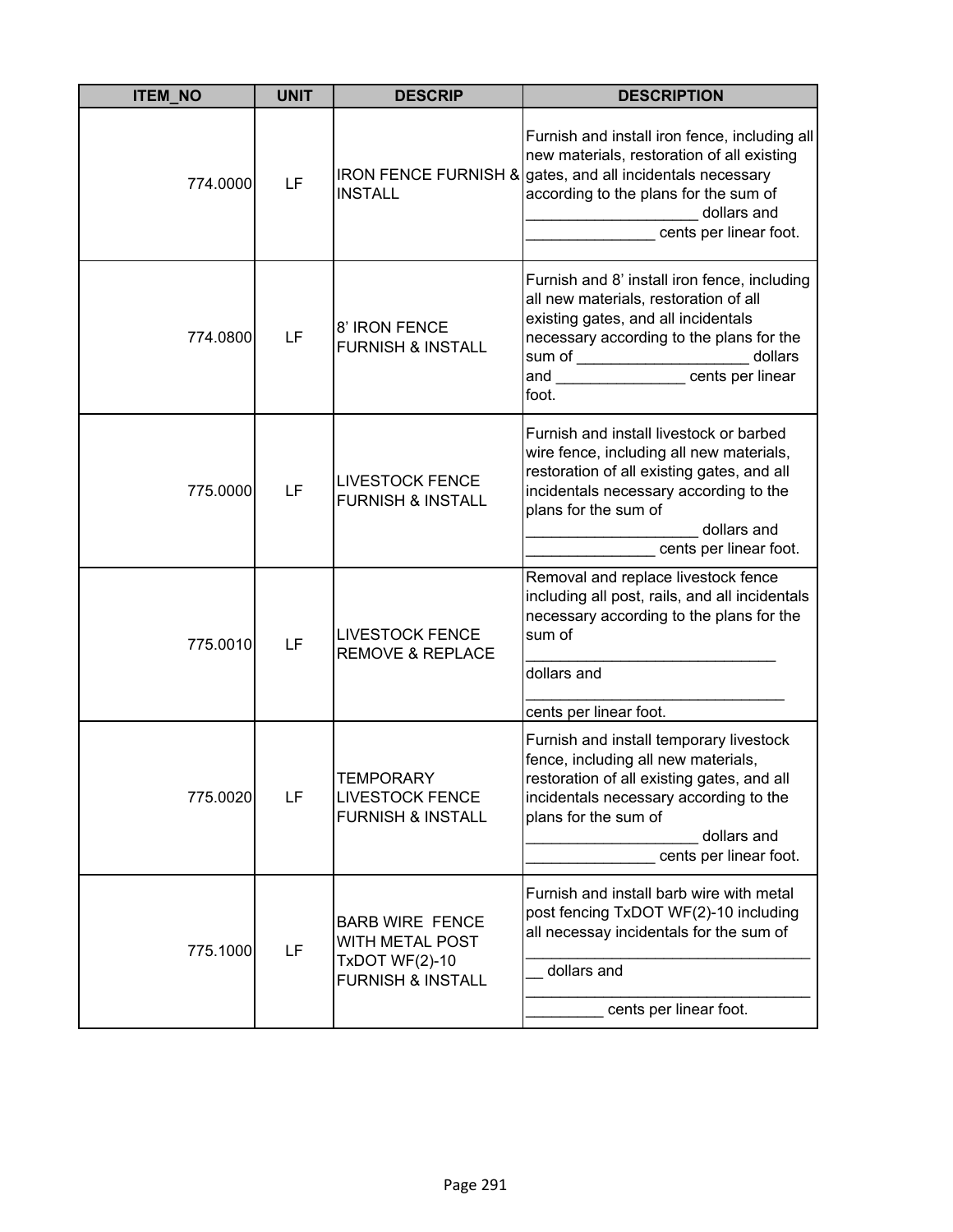| ITEM_NO | UNIT | DESCRIP | DESCRIPTION |
|---|---|---|---|
| 774.0000 | LF | IRON FENCE FURNISH & INSTALL | Furnish and install iron fence, including all new materials, restoration of all existing gates, and all incidentals necessary according to the plans for the sum of ____________________ dollars and _______________ cents per linear foot. |
| 774.0800 | LF | 8' IRON FENCE FURNISH & INSTALL | Furnish and 8' install iron fence, including all new materials, restoration of all existing gates, and all incidentals necessary according to the plans for the sum of ____________________ dollars and _______________ cents per linear foot. |
| 775.0000 | LF | LIVESTOCK FENCE FURNISH & INSTALL | Furnish and install livestock or barbed wire fence, including all new materials, restoration of all existing gates, and all incidentals necessary according to the plans for the sum of ____________________ dollars and _______________ cents per linear foot. |
| 775.0010 | LF | LIVESTOCK FENCE REMOVE & REPLACE | Removal and replace livestock fence including all post, rails, and all incidentals necessary according to the plans for the sum of _____________________________ dollars and ______________________________ cents per linear foot. |
| 775.0020 | LF | TEMPORARY LIVESTOCK FENCE FURNISH & INSTALL | Furnish and install temporary livestock fence, including all new materials, restoration of all existing gates, and all incidentals necessary according to the plans for the sum of ____________________ dollars and _______________ cents per linear foot. |
| 775.1000 | LF | BARB WIRE FENCE WITH METAL POST TxDOT WF(2)-10 FURNISH & INSTALL | Furnish and install barb wire with metal post fencing TxDOT WF(2)-10 including all necessay incidentals for the sum of ___________________________________ dollars and ___________________________________ cents per linear foot. |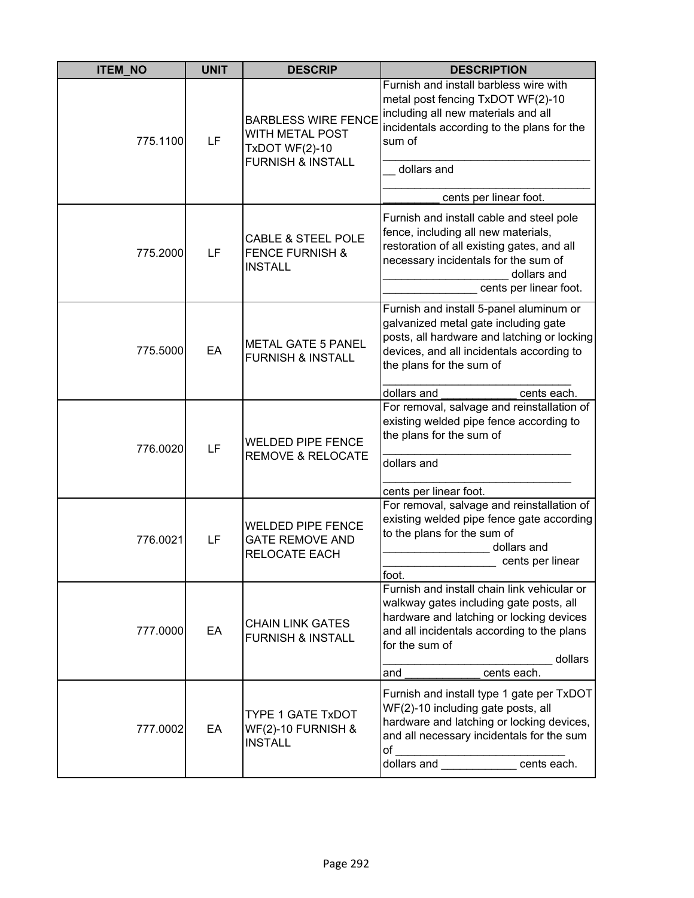| ITEM_NO | UNIT | DESCRIP | DESCRIPTION |
|---|---|---|---|
| 775.1100 | LF | BARBLESS WIRE FENCE WITH METAL POST TxDOT WF(2)-10 FURNISH & INSTALL | Furnish and install barbless wire with metal post fencing TxDOT WF(2)-10 including all new materials and all incidentals according to the plans for the sum of ___________________________________ dollars and ___________________________________ cents per linear foot. |
| 775.2000 | LF | CABLE & STEEL POLE FENCE FURNISH & INSTALL | Furnish and install cable and steel pole fence, including all new materials, restoration of all existing gates, and all necessary incidentals for the sum of ____________________ dollars and _______________ cents per linear foot. |
| 775.5000 | EA | METAL GATE 5 PANEL FURNISH & INSTALL | Furnish and install 5-panel aluminum or galvanized metal gate including gate posts, all hardware and latching or locking devices, and all incidentals according to the plans for the sum of ______________________________ dollars and ____________ cents each. |
| 776.0020 | LF | WELDED PIPE FENCE REMOVE & RELOCATE | For removal, salvage and reinstallation of existing welded pipe fence according to the plans for the sum of ______________________________ dollars and ______________________________ cents per linear foot. |
| 776.0021 | LF | WELDED PIPE FENCE GATE REMOVE AND RELOCATE EACH | For removal, salvage and reinstallation of existing welded pipe fence gate according to the plans for the sum of _________________ dollars and __________________ cents per linear foot. |
| 777.0000 | EA | CHAIN LINK GATES FURNISH & INSTALL | Furnish and install chain link vehicular or walkway gates including gate posts, all hardware and latching or locking devices and all incidentals according to the plans for the sum of ___________________________ dollars and ____________ cents each. |
| 777.0002 | EA | TYPE 1 GATE TxDOT WF(2)-10 FURNISH & INSTALL | Furnish and install type 1 gate per TxDOT WF(2)-10 including gate posts, all hardware and latching or locking devices, and all necessary incidentals for the sum of ___________________________ dollars and ____________ cents each. |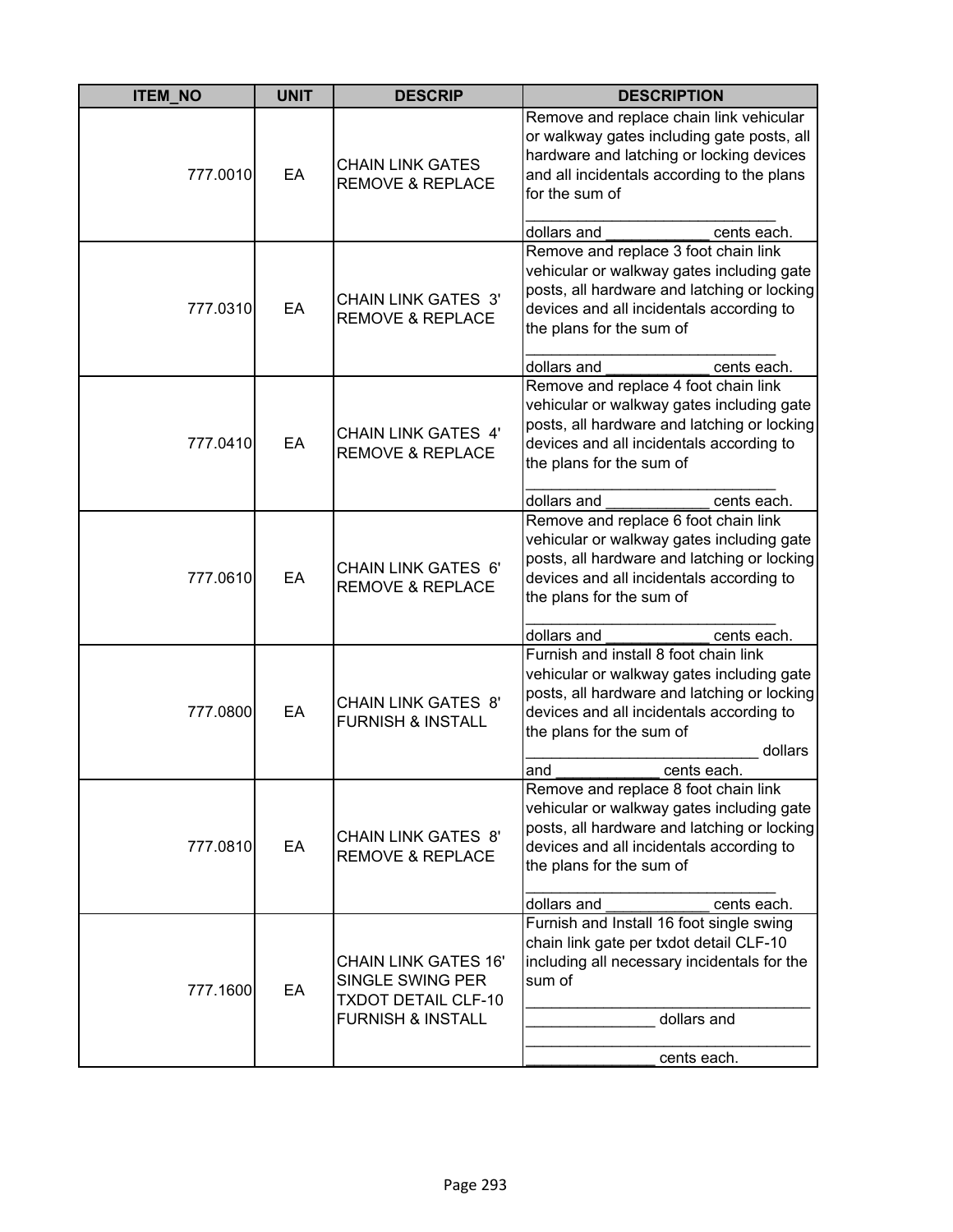| ITEM_NO | UNIT | DESCRIP | DESCRIPTION |
|---|---|---|---|
| 777.0010 | EA | CHAIN LINK GATES REMOVE & REPLACE | Remove and replace chain link vehicular or walkway gates including gate posts, all hardware and latching or locking devices and all incidentals according to the plans for the sum of ______________________________ dollars and ____________ cents each. |
| 777.0310 | EA | CHAIN LINK GATES 3' REMOVE & REPLACE | Remove and replace 3 foot chain link vehicular or walkway gates including gate posts, all hardware and latching or locking devices and all incidentals according to the plans for the sum of ______________________________ dollars and ____________ cents each. |
| 777.0410 | EA | CHAIN LINK GATES 4' REMOVE & REPLACE | Remove and replace 4 foot chain link vehicular or walkway gates including gate posts, all hardware and latching or locking devices and all incidentals according to the plans for the sum of ______________________________ dollars and ____________ cents each. |
| 777.0610 | EA | CHAIN LINK GATES 6' REMOVE & REPLACE | Remove and replace 6 foot chain link vehicular or walkway gates including gate posts, all hardware and latching or locking devices and all incidentals according to the plans for the sum of ______________________________ dollars and ____________ cents each. |
| 777.0800 | EA | CHAIN LINK GATES 8' FURNISH & INSTALL | Furnish and install 8 foot chain link vehicular or walkway gates including gate posts, all hardware and latching or locking devices and all incidentals according to the plans for the sum of ___________________________ dollars and ____________ cents each. |
| 777.0810 | EA | CHAIN LINK GATES 8' REMOVE & REPLACE | Remove and replace 8 foot chain link vehicular or walkway gates including gate posts, all hardware and latching or locking devices and all incidentals according to the plans for the sum of ______________________________ dollars and ____________ cents each. |
| 777.1600 | EA | CHAIN LINK GATES 16' SINGLE SWING PER TXDOT DETAIL CLF-10 FURNISH & INSTALL | Furnish and Install 16 foot single swing chain link gate per txdot detail CLF-10 including all necessary incidentals for the sum of _________________________________ _______________ dollars and _________________________________ _______________ cents each. |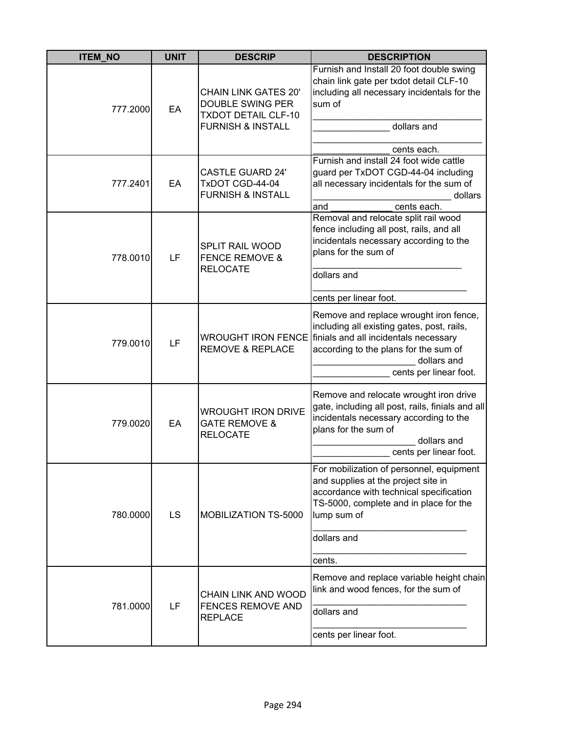| ITEM_NO | UNIT | DESCRIP | DESCRIPTION |
|---|---|---|---|
| 777.2000 | EA | CHAIN LINK GATES 20' DOUBLE SWING PER TXDOT DETAIL CLF-10 FURNISH & INSTALL | Furnish and Install 20 foot double swing chain link gate per txdot detail CLF-10 including all necessary incidentals for the sum of _________________________________ _______________ dollars and _________________________________ _______________ cents each. |
| 777.2401 | EA | CASTLE GUARD 24' TxDOT CGD-44-04 FURNISH & INSTALL | Furnish and install 24 foot wide cattle guard per TxDOT CGD-44-04 including all necessary incidentals for the sum of ___________________________ dollars and ____________ cents each. |
| 778.0010 | LF | SPLIT RAIL WOOD FENCE REMOVE & RELOCATE | Removal and relocate split rail wood fence including all post, rails, and all incidentals necessary according to the plans for the sum of _____________________________ dollars and ______________________________ cents per linear foot. |
| 779.0010 | LF | WROUGHT IRON FENCE REMOVE & REPLACE | Remove and replace wrought iron fence, including all existing gates, post, rails, finials and all incidentals necessary according to the plans for the sum of ___________________ dollars and _______________ cents per linear foot. |
| 779.0020 | EA | WROUGHT IRON DRIVE GATE REMOVE & RELOCATE | Remove and relocate wrought iron drive gate, including all post, rails, finials and all incidentals necessary according to the plans for the sum of ___________________ dollars and _______________ cents per linear foot. |
| 780.0000 | LS | MOBILIZATION TS-5000 | For mobilization of personnel, equipment and supplies at the project site in accordance with technical specification TS-5000, complete and in place for the lump sum of ______________________________ dollars and ______________________________ cents. |
| 781.0000 | LF | CHAIN LINK AND WOOD FENCES REMOVE AND REPLACE | Remove and replace variable height chain link and wood fences, for the sum of ______________________________ dollars and ______________________________ cents per linear foot. |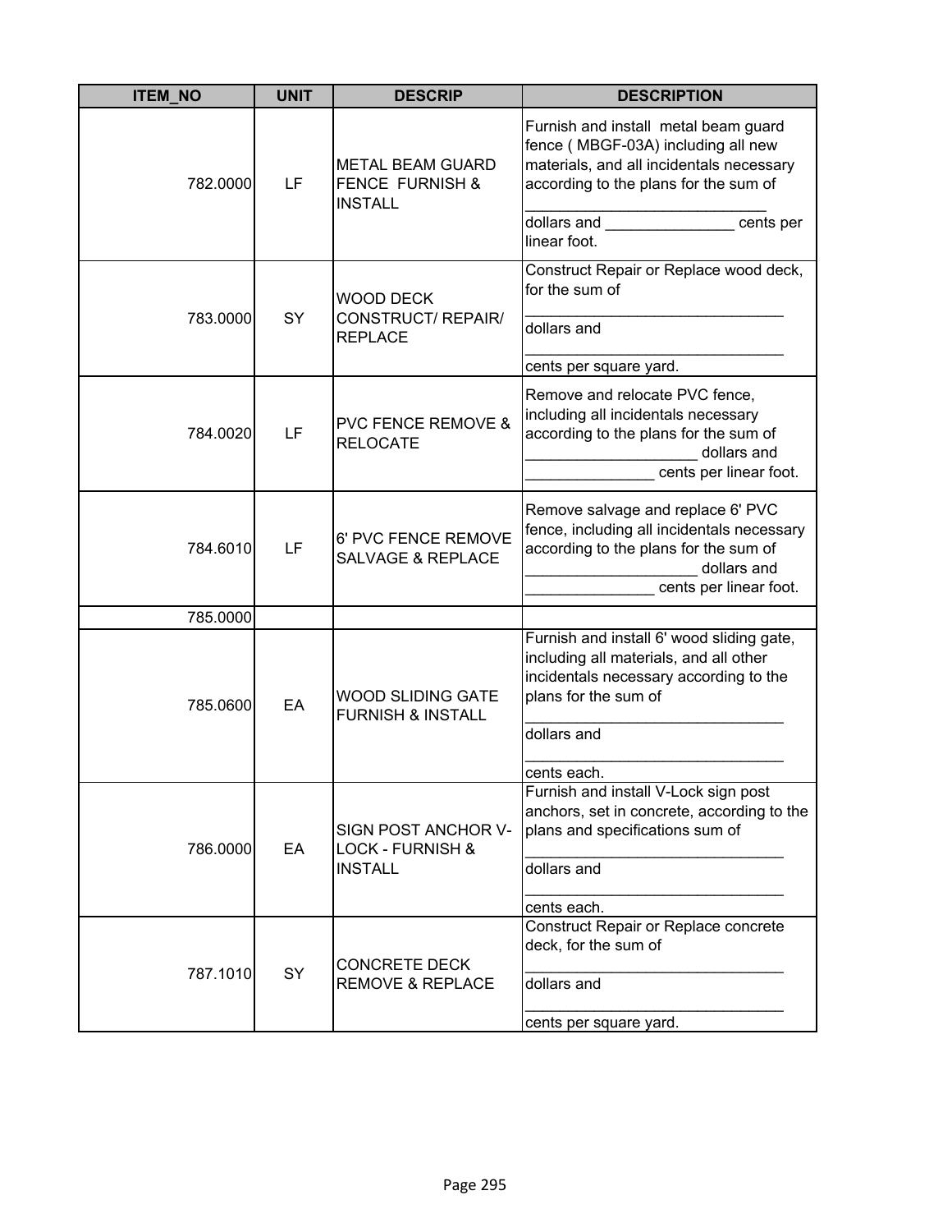| ITEM_NO | UNIT | DESCRIP | DESCRIPTION |
|---|---|---|---|
| 782.0000 | LF | METAL BEAM GUARD FENCE FURNISH & INSTALL | Furnish and install metal beam guard fence ( MBGF-03A) including all new materials, and all incidentals necessary according to the plans for the sum of ___________________________ dollars and _______________ cents per linear foot. |
| 783.0000 | SY | WOOD DECK CONSTRUCT/ REPAIR/ REPLACE | Construct Repair or Replace wood deck, for the sum of _____________________________ dollars and _____________________________ cents per square yard. |
| 784.0020 | LF | PVC FENCE REMOVE & RELOCATE | Remove and relocate PVC fence, including all incidentals necessary according to the plans for the sum of ___________________ dollars and ______________ cents per linear foot. |
| 784.6010 | LF | 6' PVC FENCE REMOVE SALVAGE & REPLACE | Remove salvage and replace 6' PVC fence, including all incidentals necessary according to the plans for the sum of ___________________ dollars and ______________ cents per linear foot. |
| 785.0000 | | | |
| 785.0600 | EA | WOOD SLIDING GATE FURNISH & INSTALL | Furnish and install 6' wood sliding gate, including all materials, and all other incidentals necessary according to the plans for the sum of _____________________________ dollars and _____________________________ cents each. |
| 786.0000 | EA | SIGN POST ANCHOR V-LOCK - FURNISH & INSTALL | Furnish and install V-Lock sign post anchors, set in concrete, according to the plans and specifications sum of _____________________________ dollars and _____________________________ cents each. |
| 787.1010 | SY | CONCRETE DECK REMOVE & REPLACE | Construct Repair or Replace concrete deck, for the sum of _____________________________ dollars and _____________________________ cents per square yard. |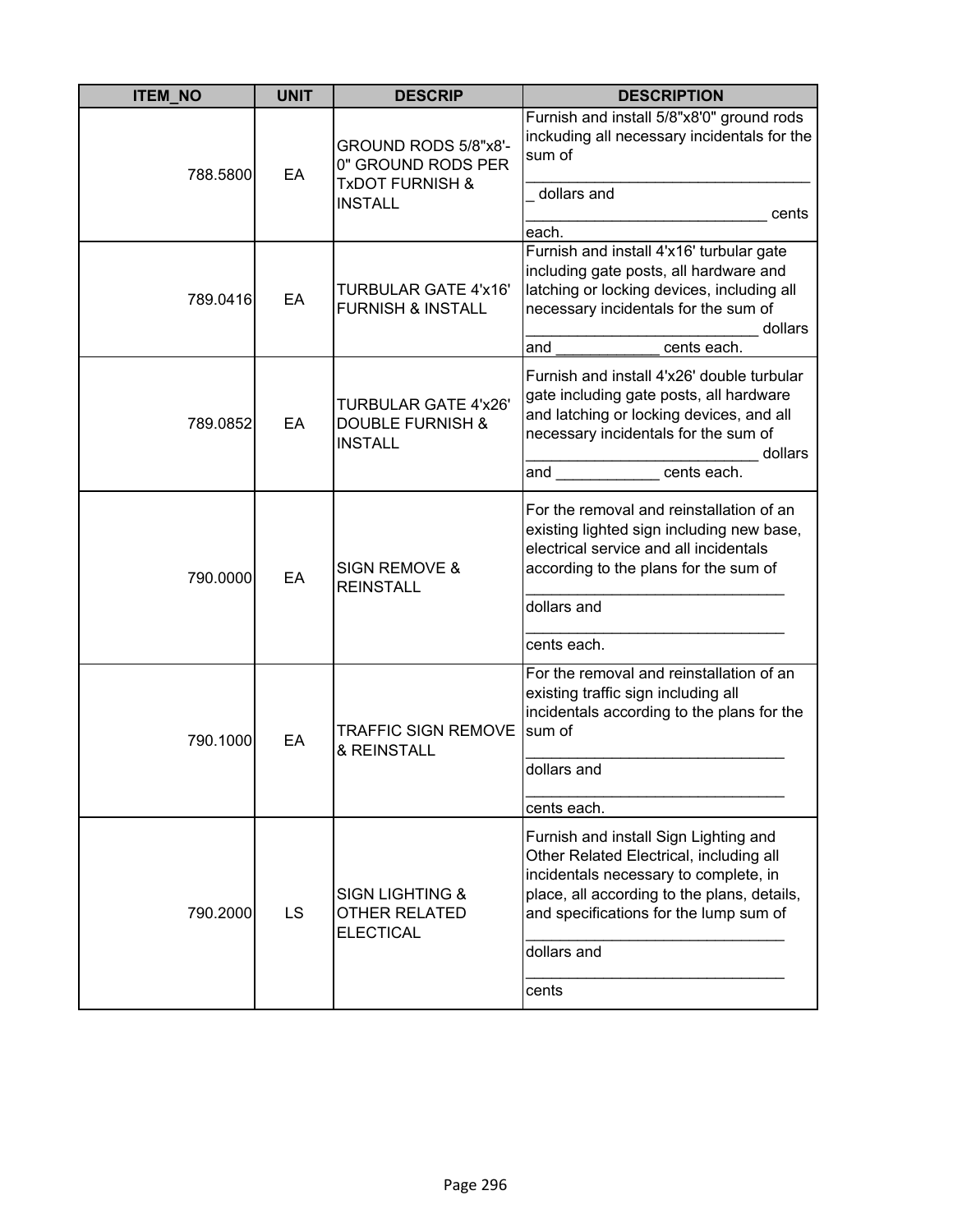| ITEM_NO | UNIT | DESCRIP | DESCRIPTION |
|---|---|---|---|
| 788.5800 | EA | GROUND RODS 5/8"x8'-0" GROUND RODS PER TxDOT FURNISH & INSTALL | Furnish and install 5/8"x8'0" ground rods inckuding all necessary incidentals for the sum of ___________________________________ dollars and ____________________________ cents each. |
| 789.0416 | EA | TURBULAR GATE 4'x16' FURNISH & INSTALL | Furnish and install 4'x16' turbular gate including gate posts, all hardware and latching or locking devices, including all necessary incidentals for the sum of ___________________________ dollars and ____________ cents each. |
| 789.0852 | EA | TURBULAR GATE 4'x26' DOUBLE FURNISH & INSTALL | Furnish and install 4'x26' double turbular gate including gate posts, all hardware and latching or locking devices, and all necessary incidentals for the sum of ___________________________ dollars and ____________ cents each. |
| 790.0000 | EA | SIGN REMOVE & REINSTALL | For the removal and reinstallation of an existing lighted sign including new base, electrical service and all incidentals according to the plans for the sum of ______________________________ dollars and ______________________________ cents each. |
| 790.1000 | EA | TRAFFIC SIGN REMOVE & REINSTALL | For the removal and reinstallation of an existing traffic sign including all incidentals according to the plans for the sum of ______________________________ dollars and ______________________________ cents each. |
| 790.2000 | LS | SIGN LIGHTING & OTHER RELATED ELECTICAL | Furnish and install Sign Lighting and Other Related Electrical, including all incidentals necessary to complete, in place, all according to the plans, details, and specifications for the lump sum of ______________________________ dollars and ______________________________ cents |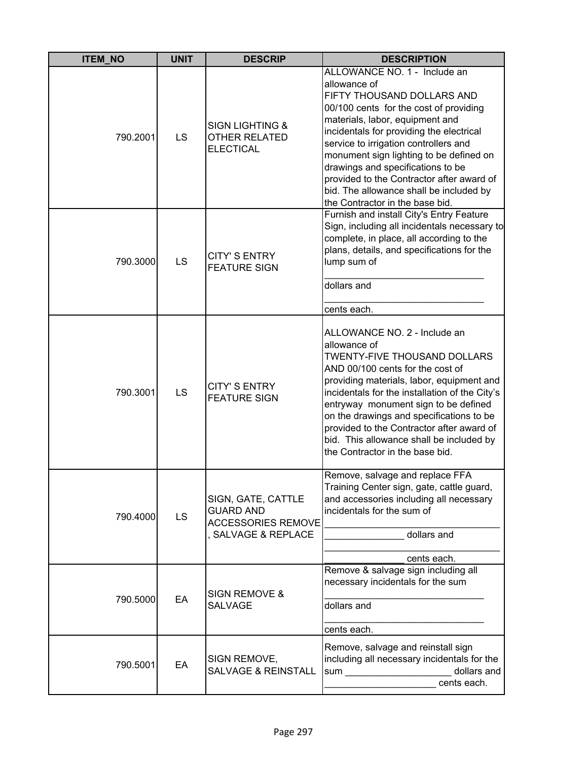| ITEM_NO | UNIT | DESCRIP | DESCRIPTION |
|---|---|---|---|
| 790.2001 | LS | SIGN LIGHTING & OTHER RELATED ELECTICAL | ALLOWANCE NO. 1 - Include an allowance of FIFTY THOUSAND DOLLARS AND 00/100 cents for the cost of providing materials, labor, equipment and incidentals for providing the electrical service to irrigation controllers and monument sign lighting to be defined on drawings and specifications to be provided to the Contractor after award of bid. The allowance shall be included by the Contractor in the base bid. |
| 790.3000 | LS | CITY' S ENTRY FEATURE SIGN | Furnish and install City's Entry Feature Sign, including all incidentals necessary to complete, in place, all according to the plans, details, and specifications for the lump sum of ______________________________ dollars and ______________________________ cents each. |
| 790.3001 | LS | CITY' S ENTRY FEATURE SIGN | ALLOWANCE NO. 2 - Include an allowance of TWENTY-FIVE THOUSAND DOLLARS AND 00/100 cents for the cost of providing materials, labor, equipment and incidentals for the installation of the City's entryway monument sign to be defined on the drawings and specifications to be provided to the Contractor after award of bid. This allowance shall be included by the Contractor in the base bid. |
| 790.4000 | LS | SIGN, GATE, CATTLE GUARD AND ACCESSORIES REMOVE , SALVAGE & REPLACE | Remove, salvage and replace FFA Training Center sign, gate, cattle guard, and accessories including all necessary incidentals for the sum of _________________________________ _______________ dollars and _________________________________ _______________ cents each. |
| 790.5000 | EA | SIGN REMOVE & SALVAGE | Remove & salvage sign including all necessary incidentals for the sum ______________________________ dollars and ______________________________ cents each. |
| 790.5001 | EA | SIGN REMOVE, SALVAGE & REINSTALL | Remove, salvage and reinstall sign including all necessary incidentals for the sum ____________________ dollars and _____________________ cents each. |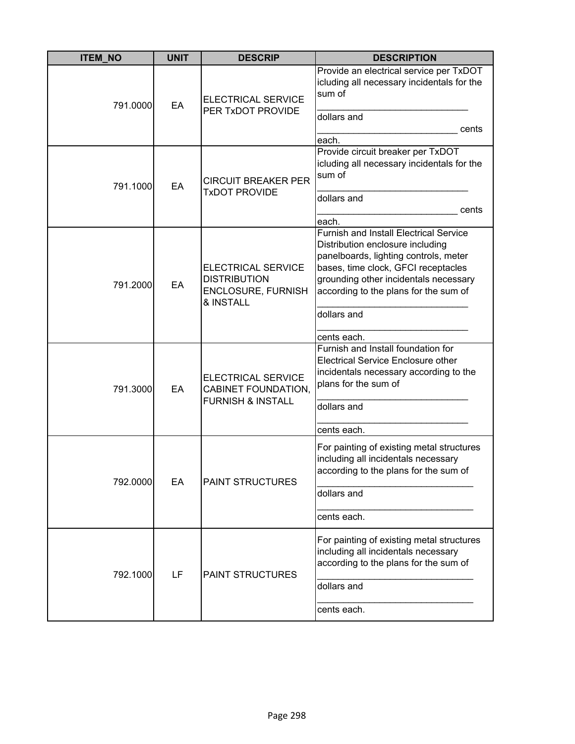| ITEM_NO | UNIT | DESCRIP | DESCRIPTION |
|---|---|---|---|
| 791.0000 | EA | ELECTRICAL SERVICE PER TxDOT PROVIDE | Provide an electrical service per TxDOT icluding all necessary incidentals for the sum of _____________________________ dollars and ___________________________ cents each. |
| 791.1000 | EA | CIRCUIT BREAKER PER TxDOT PROVIDE | Provide circuit breaker per TxDOT icluding all necessary incidentals for the sum of _____________________________ dollars and ___________________________ cents each. |
| 791.2000 | EA | ELECTRICAL SERVICE DISTRIBUTION ENCLOSURE, FURNISH & INSTALL | Furnish and Install Electrical Service Distribution enclosure including panelboards, lighting controls, meter bases, time clock, GFCI receptacles grounding other incidentals necessary according to the plans for the sum of _____________________________ dollars and _____________________________ cents each. |
| 791.3000 | EA | ELECTRICAL SERVICE CABINET FOUNDATION, FURNISH & INSTALL | Furnish and Install foundation for Electrical Service Enclosure other incidentals necessary according to the plans for the sum of _____________________________ dollars and _____________________________ cents each. |
| 792.0000 | EA | PAINT STRUCTURES | For painting of existing metal structures including all incidentals necessary according to the plans for the sum of ______________________________ dollars and ______________________________ cents each. |
| 792.1000 | LF | PAINT STRUCTURES | For painting of existing metal structures including all incidentals necessary according to the plans for the sum of ______________________________ dollars and ______________________________ cents each. |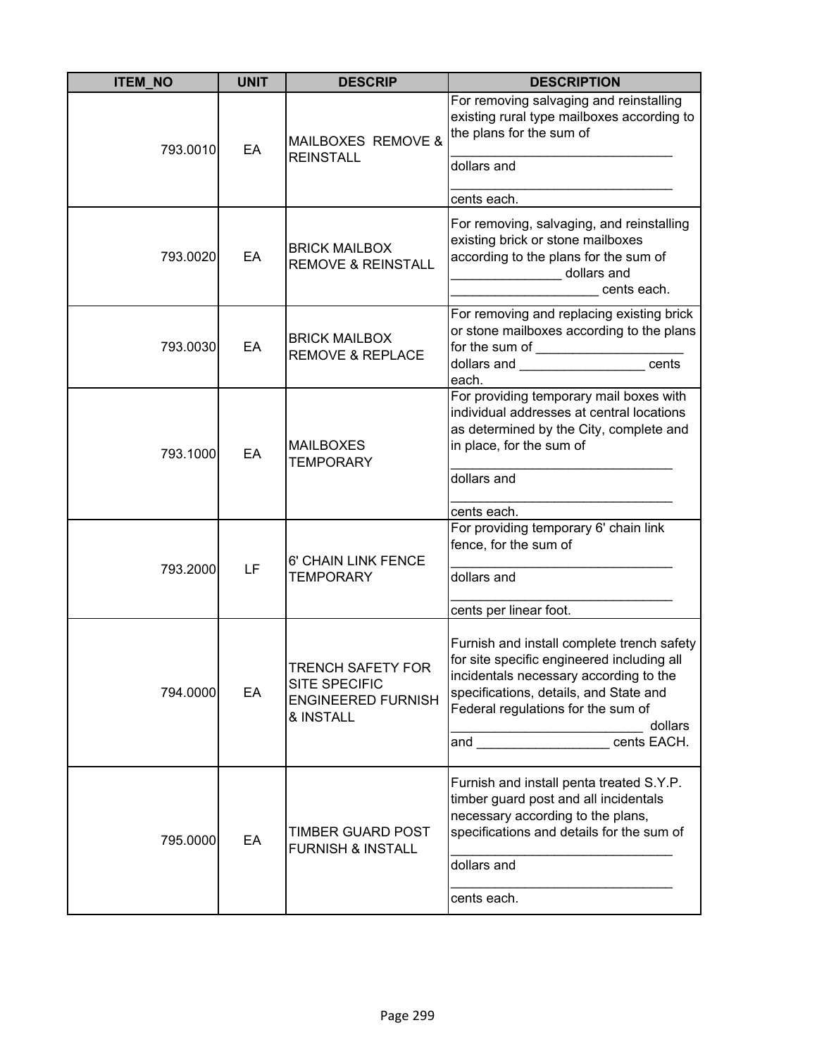| ITEM_NO | UNIT | DESCRIP | DESCRIPTION |
|---|---|---|---|
| 793.0010 | EA | MAILBOXES REMOVE & REINSTALL | For removing salvaging and reinstalling existing rural type mailboxes according to the plans for the sum of ______________________________ dollars and ______________________________ cents each. |
| 793.0020 | EA | BRICK MAILBOX REMOVE & REINSTALL | For removing, salvaging, and reinstalling existing brick or stone mailboxes according to the plans for the sum of _______________ dollars and ____________________ cents each. |
| 793.0030 | EA | BRICK MAILBOX REMOVE & REPLACE | For removing and replacing existing brick or stone mailboxes according to the plans for the sum of ____________________ dollars and _________________ cents each. |
| 793.1000 | EA | MAILBOXES TEMPORARY | For providing temporary mail boxes with individual addresses at central locations as determined by the City, complete and in place, for the sum of ______________________________ dollars and ______________________________ cents each. |
| 793.2000 | LF | 6' CHAIN LINK FENCE TEMPORARY | For providing temporary 6' chain link fence, for the sum of ______________________________ dollars and ______________________________ cents per linear foot. |
| 794.0000 | EA | TRENCH SAFETY FOR SITE SPECIFIC ENGINEERED FURNISH & INSTALL | Furnish and install complete trench safety for site specific engineered including all incidentals necessary according to the specifications, details, and State and Federal regulations for the sum of _________________________ dollars and __________________ cents EACH. |
| 795.0000 | EA | TIMBER GUARD POST FURNISH & INSTALL | Furnish and install penta treated S.Y.P. timber guard post and all incidentals necessary according to the plans, specifications and details for the sum of ______________________________ dollars and ______________________________ cents each. |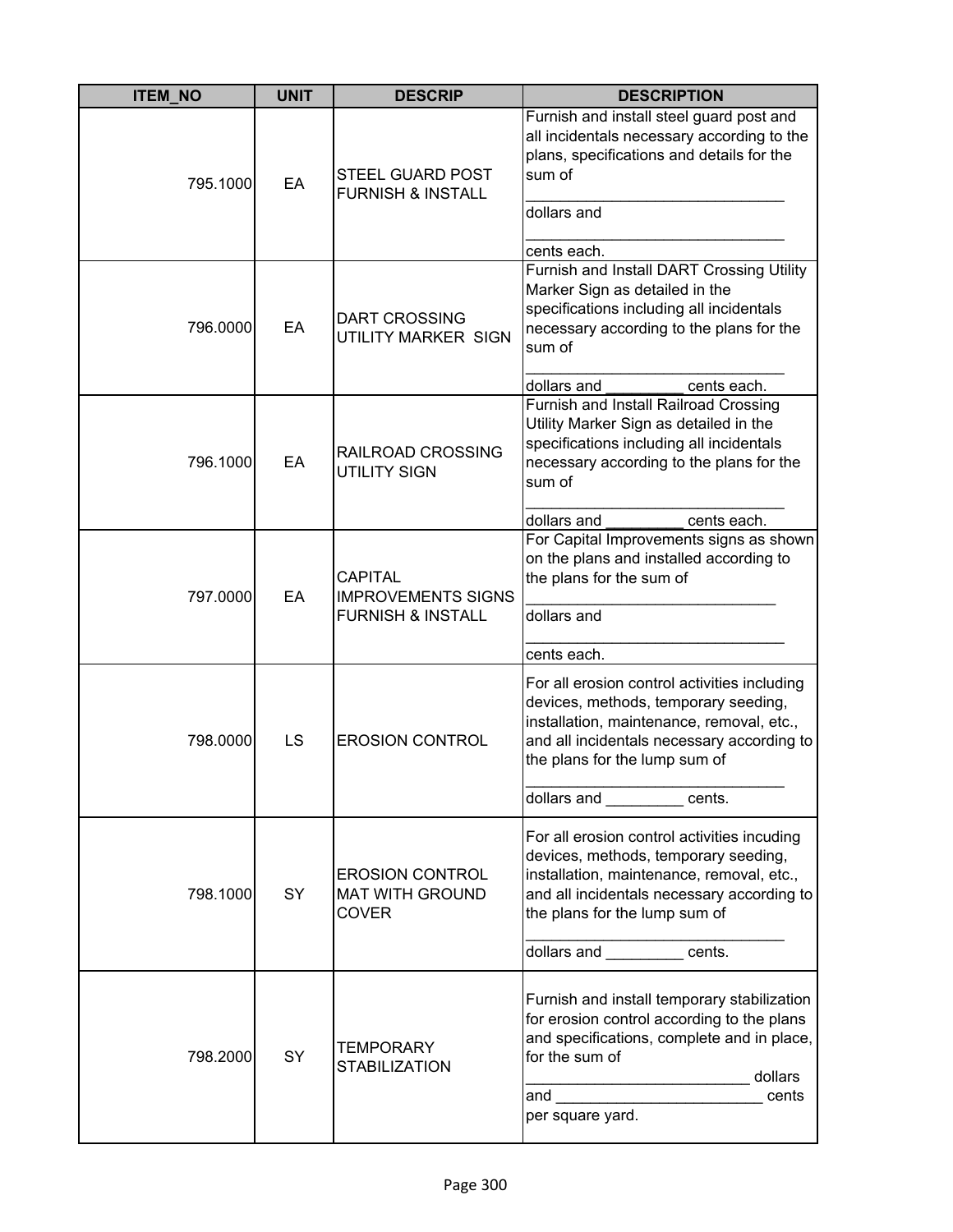| ITEM_NO | UNIT | DESCRIP | DESCRIPTION |
| --- | --- | --- | --- |
| 795.1000 | EA | STEEL GUARD POST FURNISH & INSTALL | Furnish and install steel guard post and all incidentals necessary according to the plans, specifications and details for the sum of ______________________________ dollars and ______________________________ cents each. |
| 796.0000 | EA | DART CROSSING UTILITY MARKER SIGN | Furnish and Install DART Crossing Utility Marker Sign as detailed in the specifications including all incidentals necessary according to the plans for the sum of ______________________________ dollars and _________ cents each. |
| 796.1000 | EA | RAILROAD CROSSING UTILITY SIGN | Furnish and Install Railroad Crossing Utility Marker Sign as detailed in the specifications including all incidentals necessary according to the plans for the sum of ______________________________ dollars and _________ cents each. |
| 797.0000 | EA | CAPITAL IMPROVEMENTS SIGNS FURNISH & INSTALL | For Capital Improvements signs as shown on the plans and installed according to the plans for the sum of ____________________________ dollars and ______________________________ cents each. |
| 798.0000 | LS | EROSION CONTROL | For all erosion control activities including devices, methods, temporary seeding, installation, maintenance, removal, etc., and all incidentals necessary according to the plans for the lump sum of ______________________________ dollars and _________ cents. |
| 798.1000 | SY | EROSION CONTROL MAT WITH GROUND COVER | For all erosion control activities incuding devices, methods, temporary seeding, installation, maintenance, removal, etc., and all incidentals necessary according to the plans for the lump sum of ______________________________ dollars and _________ cents. |
| 798.2000 | SY | TEMPORARY STABILIZATION | Furnish and install temporary stabilization for erosion control according to the plans and specifications, complete and in place, for the sum of __________________________ dollars and ________________________ cents per square yard. |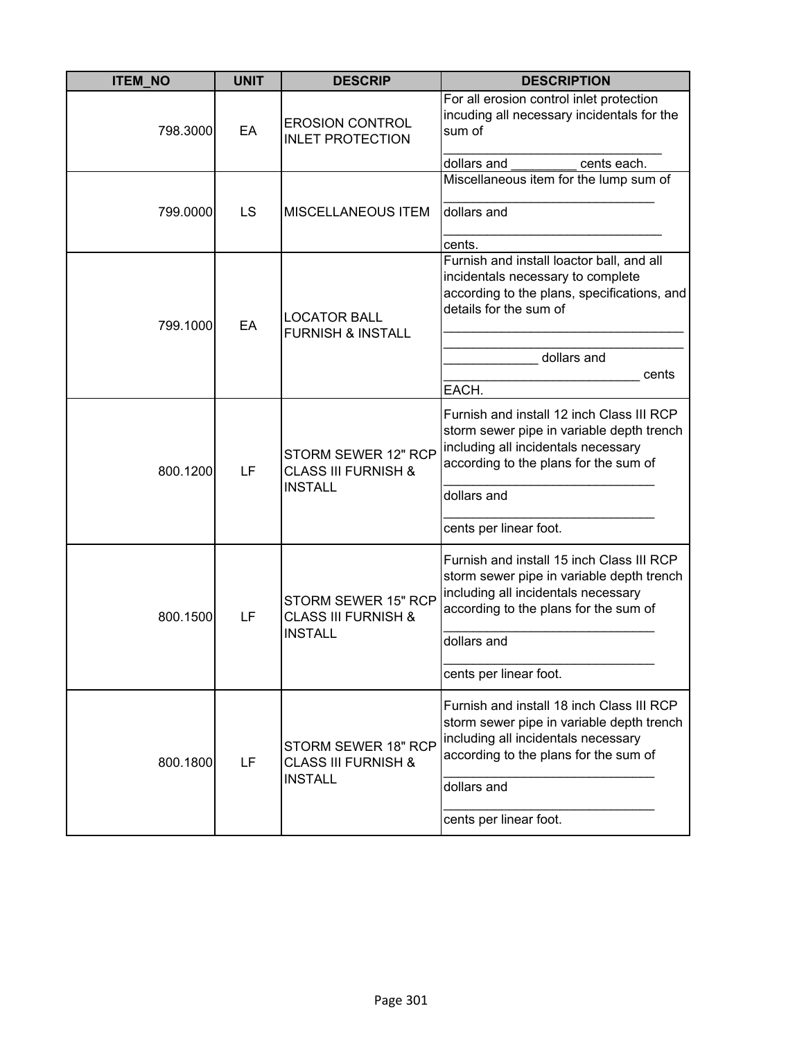| ITEM_NO | UNIT | DESCRIP | DESCRIPTION |
|---|---|---|---|
| 798.3000 | EA | EROSION CONTROL INLET PROTECTION | For all erosion control inlet protection incuding all necessary incidentals for the sum of _______________________________ dollars and _________ cents each. |
| 799.0000 | LS | MISCELLANEOUS ITEM | Miscellaneous item for the lump sum of ______________________________ dollars and _______________________________ cents. |
| 799.1000 | EA | LOCATOR BALL FURNISH & INSTALL | Furnish and install loactor ball, and all incidentals necessary to complete according to the plans, specifications, and details for the sum of __________________________________ __________________________________ _____________ dollars and ____________________________ cents EACH. |
| 800.1200 | LF | STORM SEWER 12" RCP CLASS III FURNISH & INSTALL | Furnish and install 12 inch Class III RCP storm sewer pipe in variable depth trench including all incidentals necessary according to the plans for the sum of ______________________________ dollars and ______________________________ cents per linear foot. |
| 800.1500 | LF | STORM SEWER 15" RCP CLASS III FURNISH & INSTALL | Furnish and install 15 inch Class III RCP storm sewer pipe in variable depth trench including all incidentals necessary according to the plans for the sum of ______________________________ dollars and ______________________________ cents per linear foot. |
| 800.1800 | LF | STORM SEWER 18" RCP CLASS III FURNISH & INSTALL | Furnish and install 18 inch Class III RCP storm sewer pipe in variable depth trench including all incidentals necessary according to the plans for the sum of ______________________________ dollars and ______________________________ cents per linear foot. |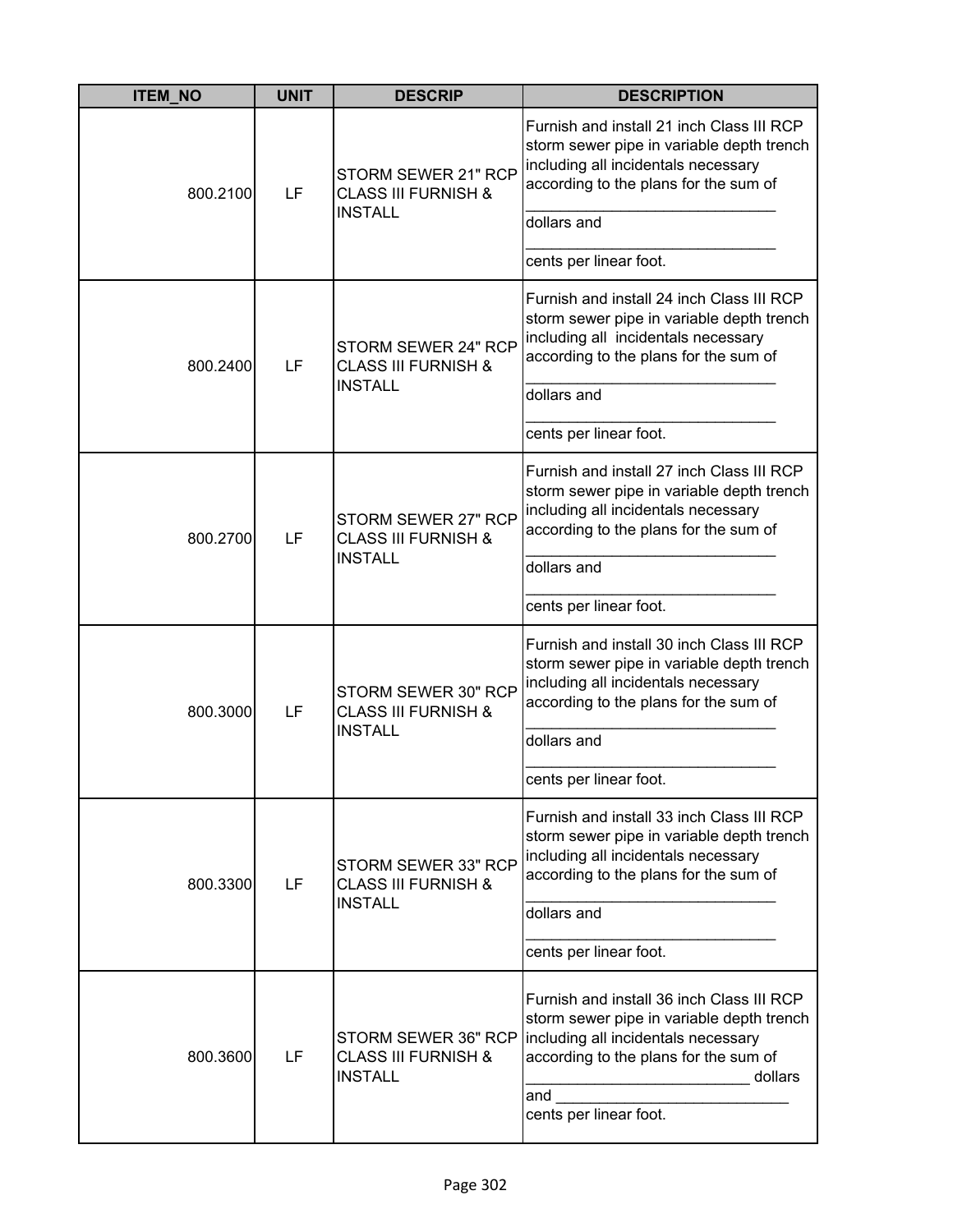| ITEM_NO | UNIT | DESCRIP | DESCRIPTION |
|---|---|---|---|
| 800.2100 | LF | STORM SEWER 21" RCP CLASS III FURNISH & INSTALL | Furnish and install 21 inch Class III RCP storm sewer pipe in variable depth trench including all incidentals necessary according to the plans for the sum of ___________________________ dollars and ___________________________ cents per linear foot. |
| 800.2400 | LF | STORM SEWER 24" RCP CLASS III FURNISH & INSTALL | Furnish and install 24 inch Class III RCP storm sewer pipe in variable depth trench including all incidentals necessary according to the plans for the sum of ___________________________ dollars and ___________________________ cents per linear foot. |
| 800.2700 | LF | STORM SEWER 27" RCP CLASS III FURNISH & INSTALL | Furnish and install 27 inch Class III RCP storm sewer pipe in variable depth trench including all incidentals necessary according to the plans for the sum of ___________________________ dollars and ___________________________ cents per linear foot. |
| 800.3000 | LF | STORM SEWER 30" RCP CLASS III FURNISH & INSTALL | Furnish and install 30 inch Class III RCP storm sewer pipe in variable depth trench including all incidentals necessary according to the plans for the sum of ___________________________ dollars and ___________________________ cents per linear foot. |
| 800.3300 | LF | STORM SEWER 33" RCP CLASS III FURNISH & INSTALL | Furnish and install 33 inch Class III RCP storm sewer pipe in variable depth trench including all incidentals necessary according to the plans for the sum of ___________________________ dollars and ___________________________ cents per linear foot. |
| 800.3600 | LF | STORM SEWER 36" RCP CLASS III FURNISH & INSTALL | Furnish and install 36 inch Class III RCP storm sewer pipe in variable depth trench including all incidentals necessary according to the plans for the sum of ___________________________ dollars and ___________________________ cents per linear foot. |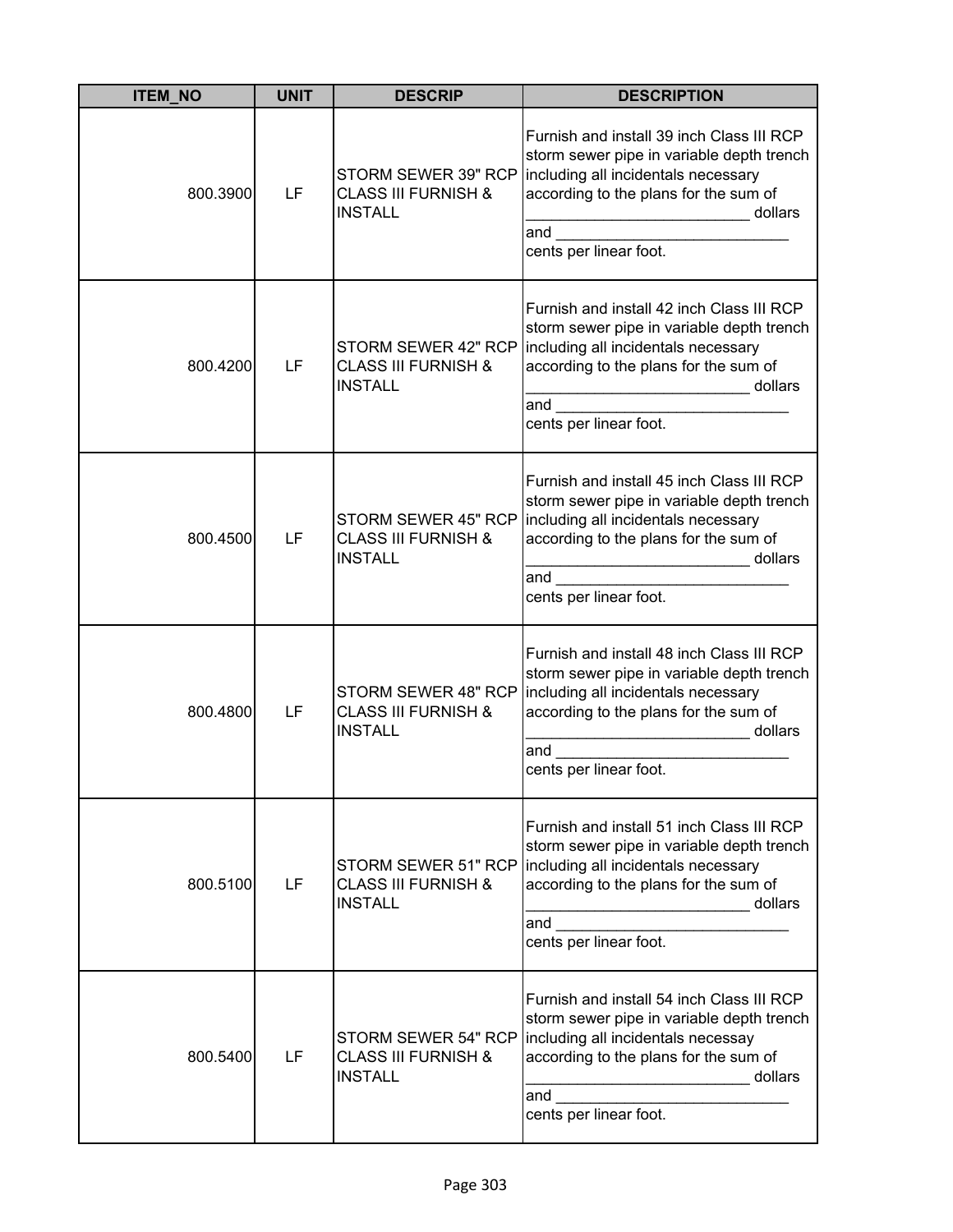| ITEM_NO | UNIT | DESCRIP | DESCRIPTION |
|---|---|---|---|
| 800.3900 | LF | STORM SEWER 39" RCP CLASS III FURNISH & INSTALL | Furnish and install 39 inch Class III RCP storm sewer pipe in variable depth trench including all incidentals necessary according to the plans for the sum of ___________________________ dollars and ____________________________ cents per linear foot. |
| 800.4200 | LF | STORM SEWER 42" RCP CLASS III FURNISH & INSTALL | Furnish and install 42 inch Class III RCP storm sewer pipe in variable depth trench including all incidentals necessary according to the plans for the sum of ___________________________ dollars and ____________________________ cents per linear foot. |
| 800.4500 | LF | STORM SEWER 45" RCP CLASS III FURNISH & INSTALL | Furnish and install 45 inch Class III RCP storm sewer pipe in variable depth trench including all incidentals necessary according to the plans for the sum of ___________________________ dollars and ____________________________ cents per linear foot. |
| 800.4800 | LF | STORM SEWER 48" RCP CLASS III FURNISH & INSTALL | Furnish and install 48 inch Class III RCP storm sewer pipe in variable depth trench including all incidentals necessary according to the plans for the sum of ___________________________ dollars and ____________________________ cents per linear foot. |
| 800.5100 | LF | STORM SEWER 51" RCP CLASS III FURNISH & INSTALL | Furnish and install 51 inch Class III RCP storm sewer pipe in variable depth trench including all incidentals necessary according to the plans for the sum of ___________________________ dollars and ____________________________ cents per linear foot. |
| 800.5400 | LF | STORM SEWER 54" RCP CLASS III FURNISH & INSTALL | Furnish and install 54 inch Class III RCP storm sewer pipe in variable depth trench including all incidentals necessay according to the plans for the sum of ___________________________ dollars and ____________________________ cents per linear foot. |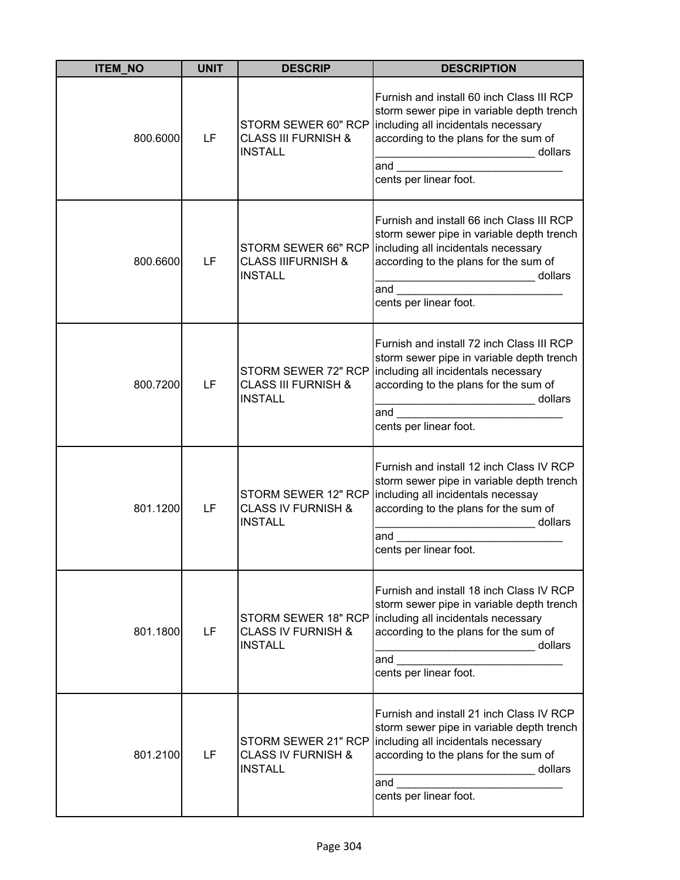| ITEM_NO | UNIT | DESCRIP | DESCRIPTION |
|---|---|---|---|
| 800.6000 | LF | STORM SEWER 60" RCP CLASS III FURNISH & INSTALL | Furnish and install 60 inch Class III RCP storm sewer pipe in variable depth trench including all incidentals necessary according to the plans for the sum of __________________________ dollars and ___________________________ cents per linear foot. |
| 800.6600 | LF | STORM SEWER 66" RCP CLASS IIIFURNISH & INSTALL | Furnish and install 66 inch Class III RCP storm sewer pipe in variable depth trench including all incidentals necessary according to the plans for the sum of __________________________ dollars and ___________________________ cents per linear foot. |
| 800.7200 | LF | STORM SEWER 72" RCP CLASS III FURNISH & INSTALL | Furnish and install 72 inch Class III RCP storm sewer pipe in variable depth trench including all incidentals necessary according to the plans for the sum of __________________________ dollars and ___________________________ cents per linear foot. |
| 801.1200 | LF | STORM SEWER 12" RCP CLASS IV FURNISH & INSTALL | Furnish and install 12 inch Class IV RCP storm sewer pipe in variable depth trench including all incidentals necessay according to the plans for the sum of __________________________ dollars and ___________________________ cents per linear foot. |
| 801.1800 | LF | STORM SEWER 18" RCP CLASS IV FURNISH & INSTALL | Furnish and install 18 inch Class IV RCP storm sewer pipe in variable depth trench including all incidentals necessary according to the plans for the sum of __________________________ dollars and ___________________________ cents per linear foot. |
| 801.2100 | LF | STORM SEWER 21" RCP CLASS IV FURNISH & INSTALL | Furnish and install 21 inch Class IV RCP storm sewer pipe in variable depth trench including all incidentals necessary according to the plans for the sum of __________________________ dollars and ___________________________ cents per linear foot. |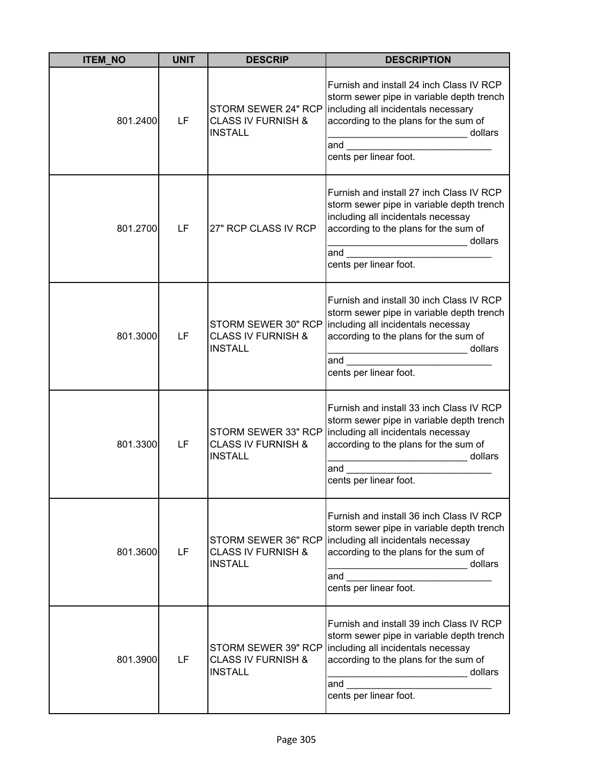| ITEM_NO | UNIT | DESCRIP | DESCRIPTION |
| --- | --- | --- | --- |
| 801.2400 | LF | STORM SEWER 24" RCP CLASS IV FURNISH & INSTALL | Furnish and install 24 inch Class IV RCP storm sewer pipe in variable depth trench including all incidentals necessary according to the plans for the sum of __________________________ dollars and ___________________________ cents per linear foot. |
| 801.2700 | LF | 27" RCP CLASS IV RCP | Furnish and install 27 inch Class IV RCP storm sewer pipe in variable depth trench including all incidentals necessay according to the plans for the sum of __________________________ dollars and ___________________________ cents per linear foot. |
| 801.3000 | LF | STORM SEWER 30" RCP CLASS IV FURNISH & INSTALL | Furnish and install 30 inch Class IV RCP storm sewer pipe in variable depth trench including all incidentals necessay according to the plans for the sum of __________________________ dollars and ___________________________ cents per linear foot. |
| 801.3300 | LF | STORM SEWER 33" RCP CLASS IV FURNISH & INSTALL | Furnish and install 33 inch Class IV RCP storm sewer pipe in variable depth trench including all incidentals necessay according to the plans for the sum of __________________________ dollars and ___________________________ cents per linear foot. |
| 801.3600 | LF | STORM SEWER 36" RCP CLASS IV FURNISH & INSTALL | Furnish and install 36 inch Class IV RCP storm sewer pipe in variable depth trench including all incidentals necessay according to the plans for the sum of __________________________ dollars and ___________________________ cents per linear foot. |
| 801.3900 | LF | STORM SEWER 39" RCP CLASS IV FURNISH & INSTALL | Furnish and install 39 inch Class IV RCP storm sewer pipe in variable depth trench including all incidentals necessay according to the plans for the sum of __________________________ dollars and ___________________________ cents per linear foot. |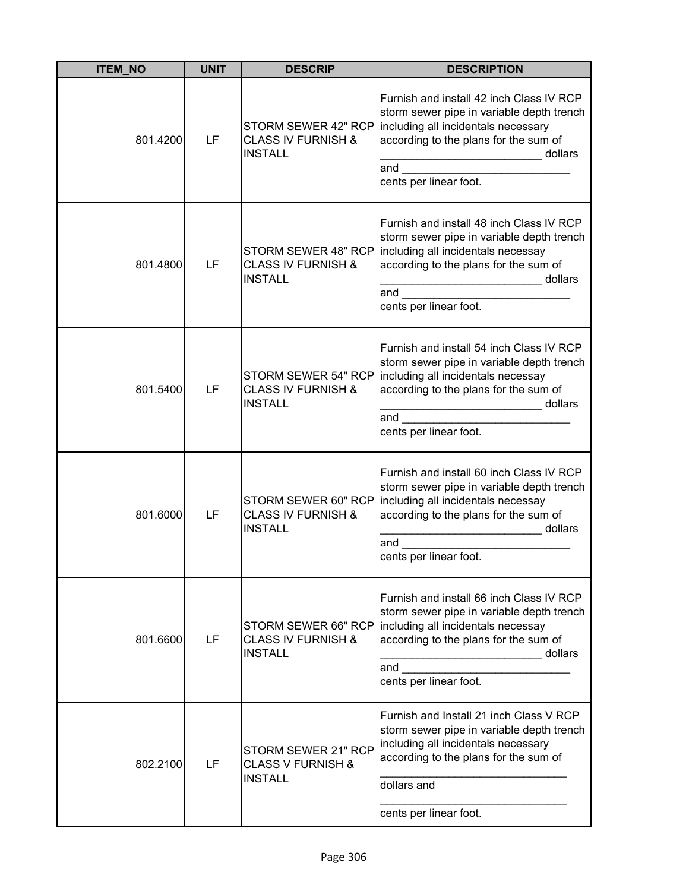| ITEM_NO | UNIT | DESCRIP | DESCRIPTION |
|---|---|---|---|
| 801.4200 | LF | STORM SEWER 42" RCP CLASS IV FURNISH & INSTALL | Furnish and install 42 inch Class IV RCP storm sewer pipe in variable depth trench including all incidentals necessary according to the plans for the sum of __________________________ dollars and ___________________________ cents per linear foot. |
| 801.4800 | LF | STORM SEWER 48" RCP CLASS IV FURNISH & INSTALL | Furnish and install 48 inch Class IV RCP storm sewer pipe in variable depth trench including all incidentals necessay according to the plans for the sum of __________________________ dollars and ___________________________ cents per linear foot. |
| 801.5400 | LF | STORM SEWER 54" RCP CLASS IV FURNISH & INSTALL | Furnish and install 54 inch Class IV RCP storm sewer pipe in variable depth trench including all incidentals necessay according to the plans for the sum of __________________________ dollars and ___________________________ cents per linear foot. |
| 801.6000 | LF | STORM SEWER 60" RCP CLASS IV FURNISH & INSTALL | Furnish and install 60 inch Class IV RCP storm sewer pipe in variable depth trench including all incidentals necessay according to the plans for the sum of __________________________ dollars and ___________________________ cents per linear foot. |
| 801.6600 | LF | STORM SEWER 66" RCP CLASS IV FURNISH & INSTALL | Furnish and install 66 inch Class IV RCP storm sewer pipe in variable depth trench including all incidentals necessay according to the plans for the sum of __________________________ dollars and ___________________________ cents per linear foot. |
| 802.2100 | LF | STORM SEWER 21" RCP CLASS V FURNISH & INSTALL | Furnish and Install 21 inch Class V RCP storm sewer pipe in variable depth trench including all incidentals necessary according to the plans for the sum of ______________________________ dollars and ______________________________ cents per linear foot. |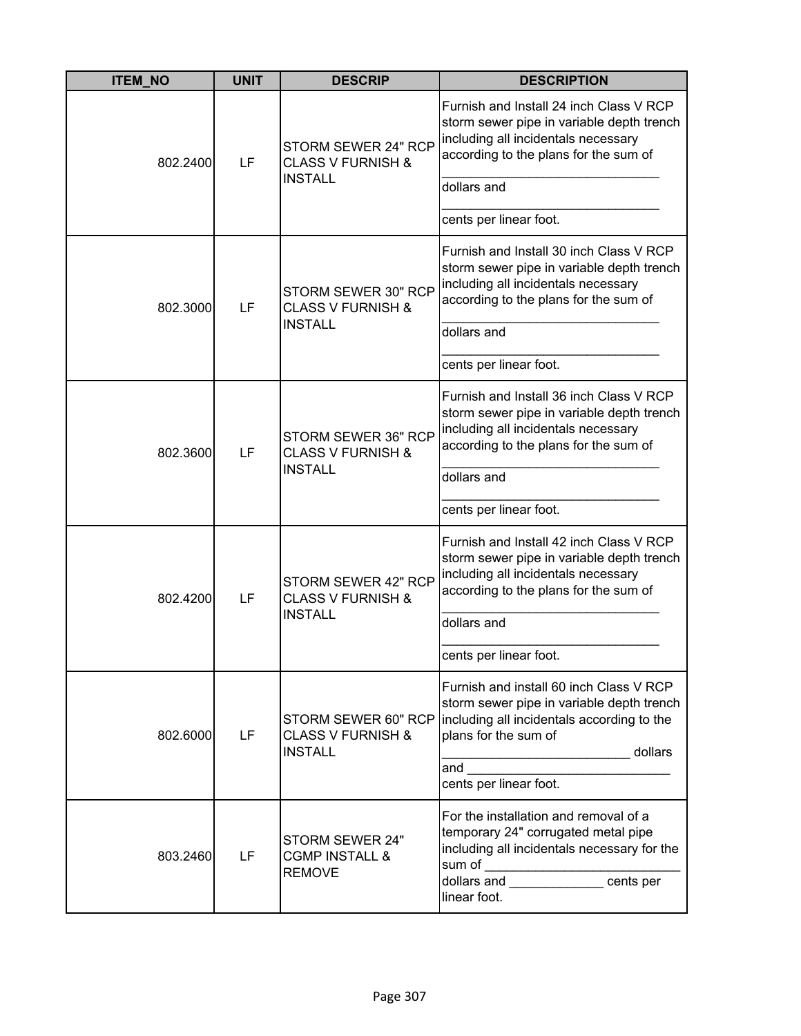| ITEM_NO | UNIT | DESCRIP | DESCRIPTION |
| --- | --- | --- | --- |
| 802.2400 | LF | STORM SEWER 24" RCP CLASS V FURNISH & INSTALL | Furnish and Install 24 inch Class V RCP storm sewer pipe in variable depth trench including all incidentals necessary according to the plans for the sum of _____________________________ dollars and _____________________________ cents per linear foot. |
| 802.3000 | LF | STORM SEWER 30" RCP CLASS V FURNISH & INSTALL | Furnish and Install 30 inch Class V RCP storm sewer pipe in variable depth trench including all incidentals necessary according to the plans for the sum of _____________________________ dollars and _____________________________ cents per linear foot. |
| 802.3600 | LF | STORM SEWER 36" RCP CLASS V FURNISH & INSTALL | Furnish and Install 36 inch Class V RCP storm sewer pipe in variable depth trench including all incidentals necessary according to the plans for the sum of _____________________________ dollars and _____________________________ cents per linear foot. |
| 802.4200 | LF | STORM SEWER 42" RCP CLASS V FURNISH & INSTALL | Furnish and Install 42 inch Class V RCP storm sewer pipe in variable depth trench including all incidentals necessary according to the plans for the sum of _____________________________ dollars and _____________________________ cents per linear foot. |
| 802.6000 | LF | STORM SEWER 60" RCP CLASS V FURNISH & INSTALL | Furnish and install 60 inch Class V RCP storm sewer pipe in variable depth trench including all incidentals according to the plans for the sum of __________________________ dollars and ____________________________ cents per linear foot. |
| 803.2460 | LF | STORM SEWER 24" CGMP INSTALL & REMOVE | For the installation and removal of a temporary 24" corrugated metal pipe including all incidentals necessary for the sum of ___________________________ dollars and _____________ cents per linear foot. |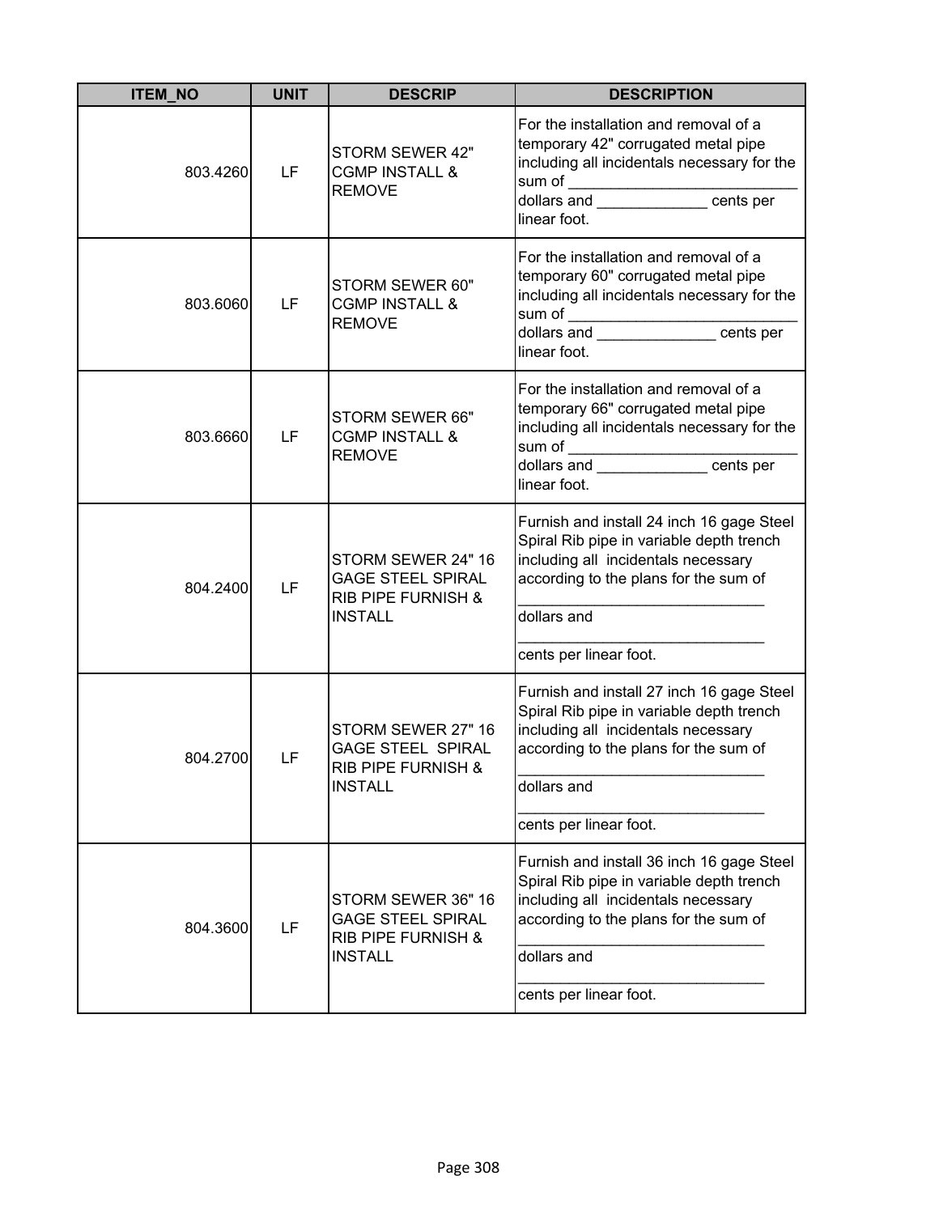| ITEM_NO | UNIT | DESCRIP | DESCRIPTION |
| --- | --- | --- | --- |
| 803.4260 | LF | STORM SEWER 42" CGMP INSTALL & REMOVE | For the installation and removal of a temporary 42" corrugated metal pipe including all incidentals necessary for the sum of ___________________________ dollars and _____________ cents per linear foot. |
| 803.6060 | LF | STORM SEWER 60" CGMP INSTALL & REMOVE | For the installation and removal of a temporary 60" corrugated metal pipe including all incidentals necessary for the sum of ___________________________ dollars and ______________ cents per linear foot. |
| 803.6660 | LF | STORM SEWER 66" CGMP INSTALL & REMOVE | For the installation and removal of a temporary 66" corrugated metal pipe including all incidentals necessary for the sum of ___________________________ dollars and _____________ cents per linear foot. |
| 804.2400 | LF | STORM SEWER 24" 16 GAGE STEEL SPIRAL RIB PIPE FURNISH & INSTALL | Furnish and install 24 inch 16 gage Steel Spiral Rib pipe in variable depth trench including all incidentals necessary according to the plans for the sum of _____________________________ dollars and _____________________________ cents per linear foot. |
| 804.2700 | LF | STORM SEWER 27" 16 GAGE STEEL SPIRAL RIB PIPE FURNISH & INSTALL | Furnish and install 27 inch 16 gage Steel Spiral Rib pipe in variable depth trench including all incidentals necessary according to the plans for the sum of _____________________________ dollars and _____________________________ cents per linear foot. |
| 804.3600 | LF | STORM SEWER 36" 16 GAGE STEEL SPIRAL RIB PIPE FURNISH & INSTALL | Furnish and install 36 inch 16 gage Steel Spiral Rib pipe in variable depth trench including all incidentals necessary according to the plans for the sum of _____________________________ dollars and _____________________________ cents per linear foot. |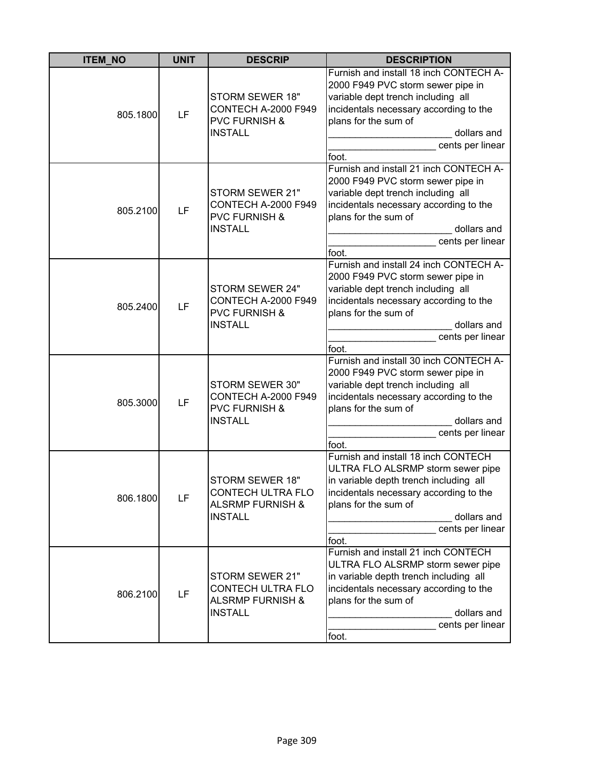| ITEM_NO | UNIT | DESCRIP | DESCRIPTION |
| --- | --- | --- | --- |
| 805.1800 | LF | STORM SEWER 18" CONTECH A-2000 F949 PVC FURNISH & INSTALL | Furnish and install 18 inch CONTECH A-2000 F949 PVC storm sewer pipe in variable dept trench including all incidentals necessary according to the plans for the sum of _______________________ dollars and ____________________ cents per linear foot. |
| 805.2100 | LF | STORM SEWER 21" CONTECH A-2000 F949 PVC FURNISH & INSTALL | Furnish and install 21 inch CONTECH A-2000 F949 PVC storm sewer pipe in variable dept trench including all incidentals necessary according to the plans for the sum of _______________________ dollars and ____________________ cents per linear foot. |
| 805.2400 | LF | STORM SEWER 24" CONTECH A-2000 F949 PVC FURNISH & INSTALL | Furnish and install 24 inch CONTECH A-2000 F949 PVC storm sewer pipe in variable dept trench including all incidentals necessary according to the plans for the sum of _______________________ dollars and ____________________ cents per linear foot. |
| 805.3000 | LF | STORM SEWER 30" CONTECH A-2000 F949 PVC FURNISH & INSTALL | Furnish and install 30 inch CONTECH A-2000 F949 PVC storm sewer pipe in variable dept trench including all incidentals necessary according to the plans for the sum of _______________________ dollars and ____________________ cents per linear foot. |
| 806.1800 | LF | STORM SEWER 18" CONTECH ULTRA FLO ALSRMP FURNISH & INSTALL | Furnish and install 18 inch CONTECH ULTRA FLO ALSRMP storm sewer pipe in variable depth trench including all incidentals necessary according to the plans for the sum of _______________________ dollars and ____________________ cents per linear foot. |
| 806.2100 | LF | STORM SEWER 21" CONTECH ULTRA FLO ALSRMP FURNISH & INSTALL | Furnish and install 21 inch CONTECH ULTRA FLO ALSRMP storm sewer pipe in variable depth trench including all incidentals necessary according to the plans for the sum of _______________________ dollars and ____________________ cents per linear foot. |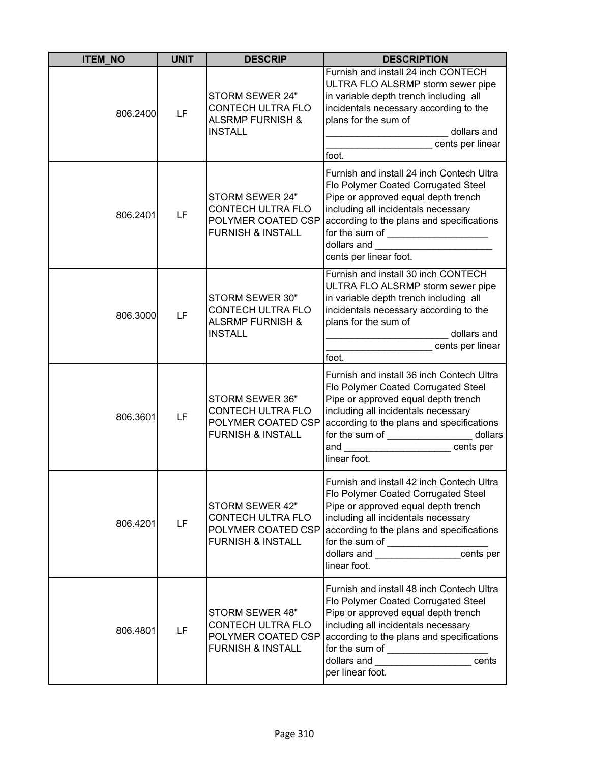| ITEM_NO | UNIT | DESCRIP | DESCRIPTION |
|---|---|---|---|
| 806.2400 | LF | STORM SEWER 24" CONTECH ULTRA FLO ALSRMP FURNISH & INSTALL | Furnish and install 24 inch CONTECH ULTRA FLO ALSRMP storm sewer pipe in variable depth trench including all incidentals necessary according to the plans for the sum of ______________________ dollars and ____________________ cents per linear foot. |
| 806.2401 | LF | STORM SEWER 24" CONTECH ULTRA FLO POLYMER COATED CSP FURNISH & INSTALL | Furnish and install 24 inch Contech Ultra Flo Polymer Coated Corrugated Steel Pipe or approved equal depth trench including all incidentals necessary according to the plans and specifications for the sum of ___________________ dollars and ______________________ cents per linear foot. |
| 806.3000 | LF | STORM SEWER 30" CONTECH ULTRA FLO ALSRMP FURNISH & INSTALL | Furnish and install 30 inch CONTECH ULTRA FLO ALSRMP storm sewer pipe in variable depth trench including all incidentals necessary according to the plans for the sum of ______________________ dollars and ____________________ cents per linear foot. |
| 806.3601 | LF | STORM SEWER 36" CONTECH ULTRA FLO POLYMER COATED CSP FURNISH & INSTALL | Furnish and install 36 inch Contech Ultra Flo Polymer Coated Corrugated Steel Pipe or approved equal depth trench including all incidentals necessary according to the plans and specifications for the sum of ________________ dollars and ____________________ cents per linear foot. |
| 806.4201 | LF | STORM SEWER 42" CONTECH ULTRA FLO POLYMER COATED CSP FURNISH & INSTALL | Furnish and install 42 inch Contech Ultra Flo Polymer Coated Corrugated Steel Pipe or approved equal depth trench including all incidentals necessary according to the plans and specifications for the sum of ___________________ dollars and ________________cents per linear foot. |
| 806.4801 | LF | STORM SEWER 48" CONTECH ULTRA FLO POLYMER COATED CSP FURNISH & INSTALL | Furnish and install 48 inch Contech Ultra Flo Polymer Coated Corrugated Steel Pipe or approved equal depth trench including all incidentals necessary according to the plans and specifications for the sum of ___________________ dollars and __________________ cents per linear foot. |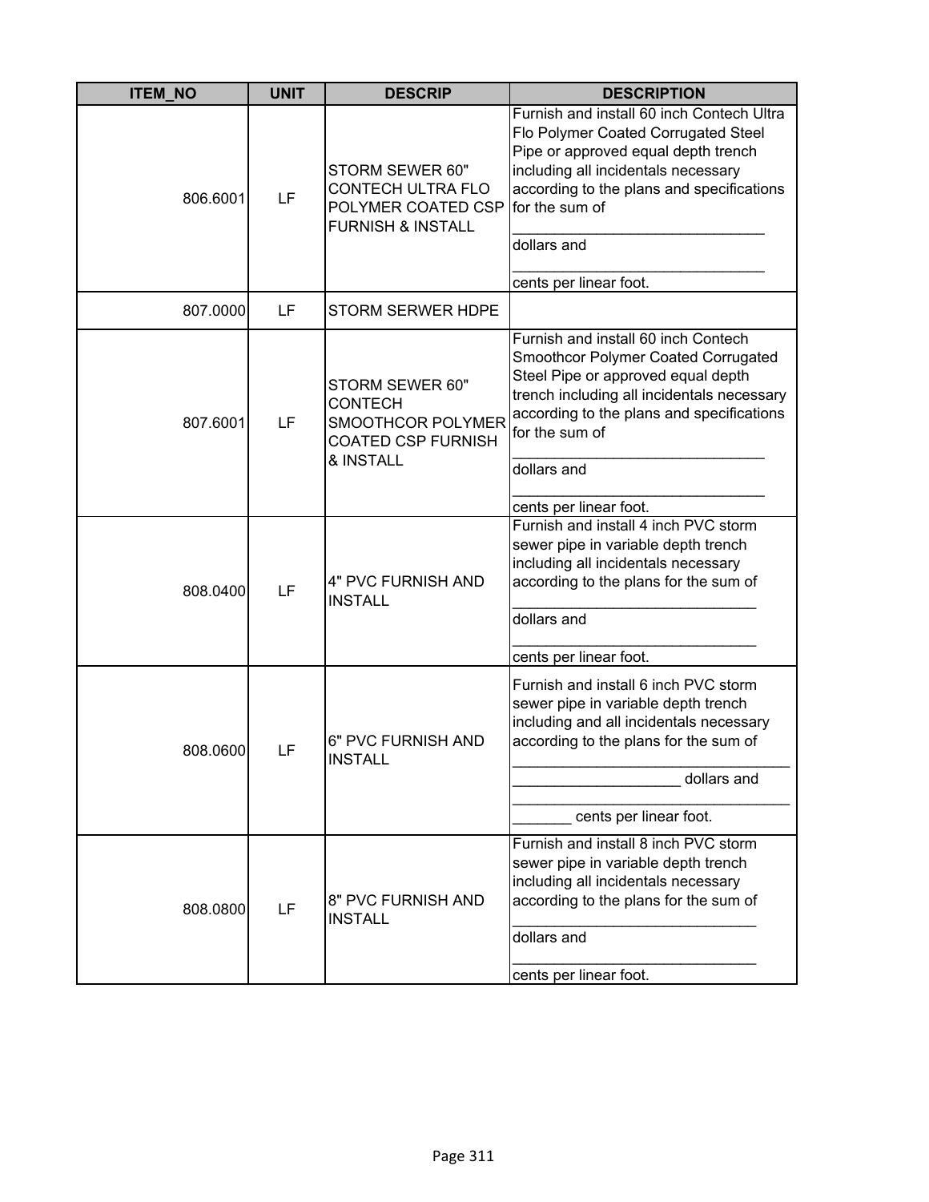| ITEM_NO | UNIT | DESCRIP | DESCRIPTION |
|---|---|---|---|
| 806.6001 | LF | STORM SEWER 60" CONTECH ULTRA FLO POLYMER COATED CSP FURNISH & INSTALL | Furnish and install 60 inch Contech Ultra Flo Polymer Coated Corrugated Steel Pipe or approved equal depth trench including all incidentals necessary according to the plans and specifications for the sum of _______________________________ dollars and _______________________________ cents per linear foot. |
| 807.0000 | LF | STORM SERWER HDPE | |
| 807.6001 | LF | STORM SEWER 60" CONTECH SMOOTHCOR POLYMER COATED CSP FURNISH & INSTALL | Furnish and install 60 inch Contech Smoothcor Polymer Coated Corrugated Steel Pipe or approved equal depth trench including all incidentals necessary according to the plans and specifications for the sum of _______________________________ dollars and _______________________________ cents per linear foot. |
| 808.0400 | LF | 4" PVC FURNISH AND INSTALL | Furnish and install 4 inch PVC storm sewer pipe in variable depth trench including all incidentals necessary according to the plans for the sum of _____________________________ dollars and _____________________________ cents per linear foot. |
| 808.0600 | LF | 6" PVC FURNISH AND INSTALL | Furnish and install 6 inch PVC storm sewer pipe in variable depth trench including and all incidentals necessary according to the plans for the sum of ___________________________________ ____________________ dollars and ___________________________________ _______ cents per linear foot. |
| 808.0800 | LF | 8" PVC FURNISH AND INSTALL | Furnish and install 8 inch PVC storm sewer pipe in variable depth trench including all incidentals necessary according to the plans for the sum of _____________________________ dollars and _____________________________ cents per linear foot. |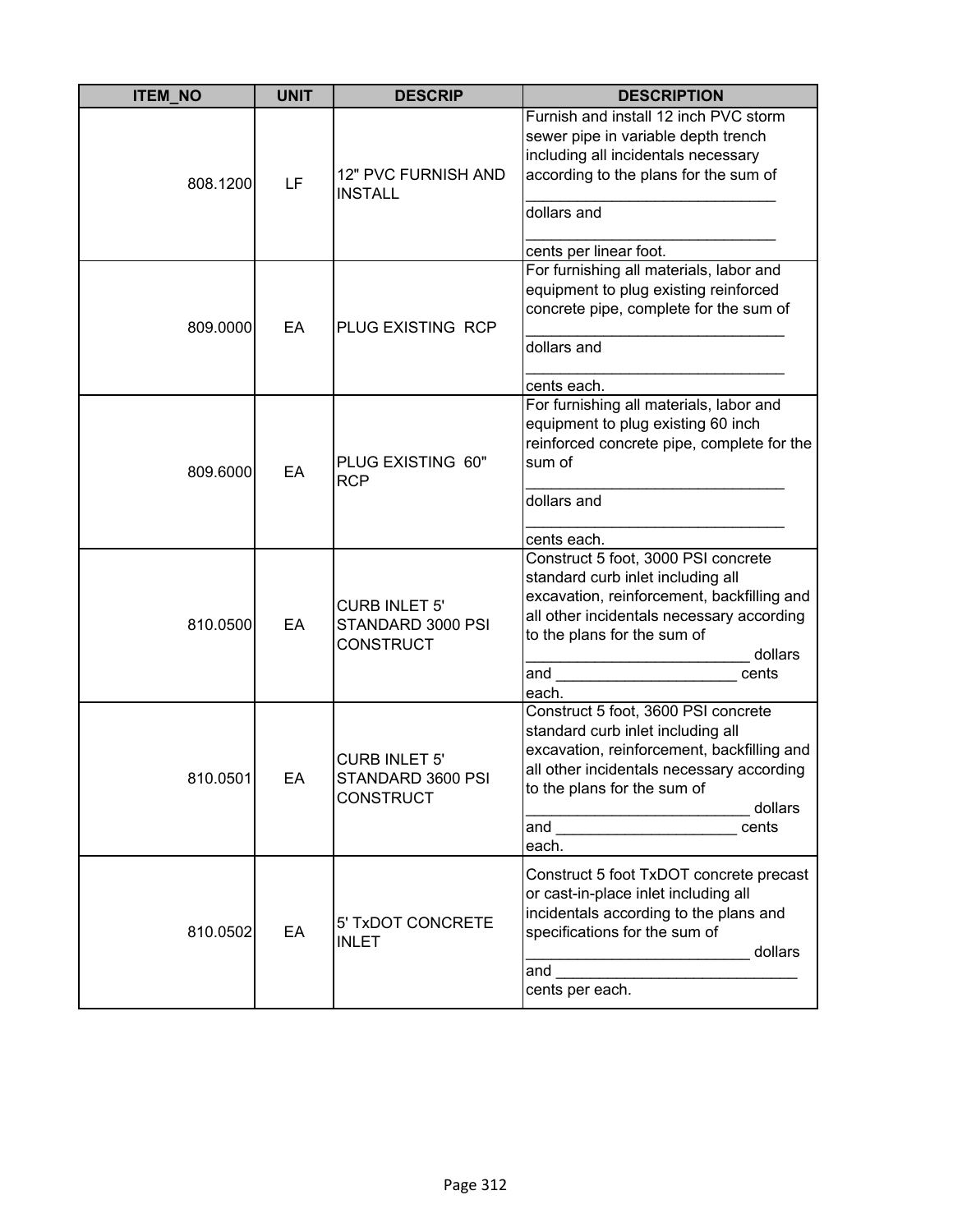| ITEM_NO | UNIT | DESCRIP | DESCRIPTION |
|---|---|---|---|
| 808.1200 | LF | 12" PVC FURNISH AND INSTALL | Furnish and install 12 inch PVC storm sewer pipe in variable depth trench including all incidentals necessary according to the plans for the sum of ____________________________ dollars and ____________________________ cents per linear foot. |
| 809.0000 | EA | PLUG EXISTING RCP | For furnishing all materials, labor and equipment to plug existing reinforced concrete pipe, complete for the sum of ____________________________ dollars and ____________________________ cents each. |
| 809.6000 | EA | PLUG EXISTING 60" RCP | For furnishing all materials, labor and equipment to plug existing 60 inch reinforced concrete pipe, complete for the sum of ____________________________ dollars and ____________________________ cents each. |
| 810.0500 | EA | CURB INLET 5' STANDARD 3000 PSI CONSTRUCT | Construct 5 foot, 3000 PSI concrete standard curb inlet including all excavation, reinforcement, backfilling and all other incidentals necessary according to the plans for the sum of _________________________ dollars and ____________________ cents each. |
| 810.0501 | EA | CURB INLET 5' STANDARD 3600 PSI CONSTRUCT | Construct 5 foot, 3600 PSI concrete standard curb inlet including all excavation, reinforcement, backfilling and all other incidentals necessary according to the plans for the sum of _________________________ dollars and ____________________ cents each. |
| 810.0502 | EA | 5' TxDOT CONCRETE INLET | Construct 5 foot TxDOT concrete precast or cast-in-place inlet including all incidentals according to the plans and specifications for the sum of _________________________ dollars and ___________________________ cents per each. |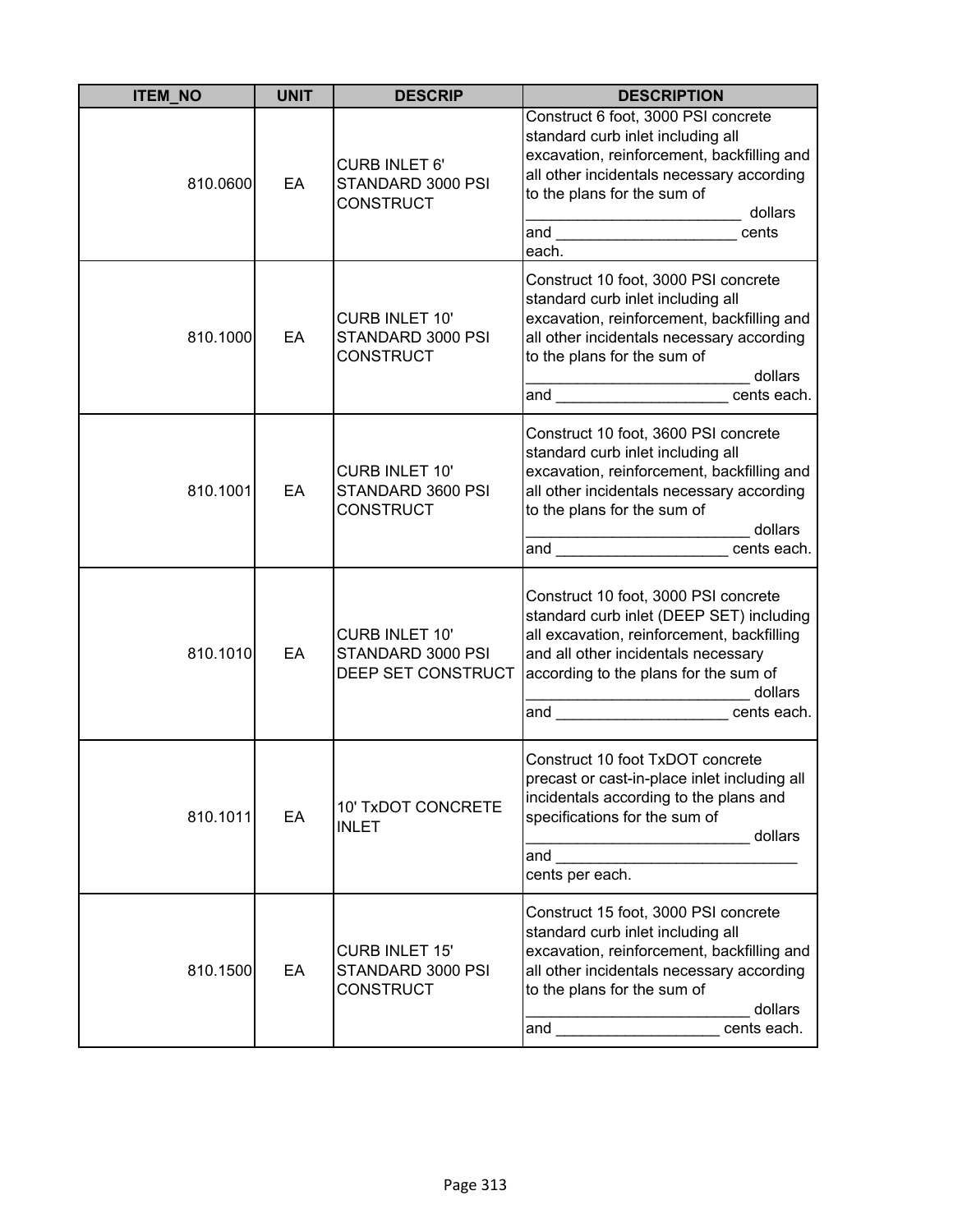| ITEM_NO | UNIT | DESCRIP | DESCRIPTION |
|---|---|---|---|
| 810.0600 | EA | CURB INLET 6' STANDARD 3000 PSI CONSTRUCT | Construct 6 foot, 3000 PSI concrete standard curb inlet including all excavation, reinforcement, backfilling and all other incidentals necessary according to the plans for the sum of _________________________ dollars and _____________________ cents each. |
| 810.1000 | EA | CURB INLET 10' STANDARD 3000 PSI CONSTRUCT | Construct 10 foot, 3000 PSI concrete standard curb inlet including all excavation, reinforcement, backfilling and all other incidentals necessary according to the plans for the sum of ___________________________ dollars and ____________________ cents each. |
| 810.1001 | EA | CURB INLET 10' STANDARD 3600 PSI CONSTRUCT | Construct 10 foot, 3600 PSI concrete standard curb inlet including all excavation, reinforcement, backfilling and all other incidentals necessary according to the plans for the sum of ___________________________ dollars and ____________________ cents each. |
| 810.1010 | EA | CURB INLET 10' STANDARD 3000 PSI DEEP SET CONSTRUCT | Construct 10 foot, 3000 PSI concrete standard curb inlet (DEEP SET) including all excavation, reinforcement, backfilling and all other incidentals necessary according to the plans for the sum of ___________________________ dollars and ____________________ cents each. |
| 810.1011 | EA | 10' TxDOT CONCRETE INLET | Construct 10 foot TxDOT concrete precast or cast-in-place inlet including all incidentals according to the plans and specifications for the sum of ___________________________ dollars and _____________________________ cents per each. |
| 810.1500 | EA | CURB INLET 15' STANDARD 3000 PSI CONSTRUCT | Construct 15 foot, 3000 PSI concrete standard curb inlet including all excavation, reinforcement, backfilling and all other incidentals necessary according to the plans for the sum of ___________________________ dollars and ___________________ cents each. |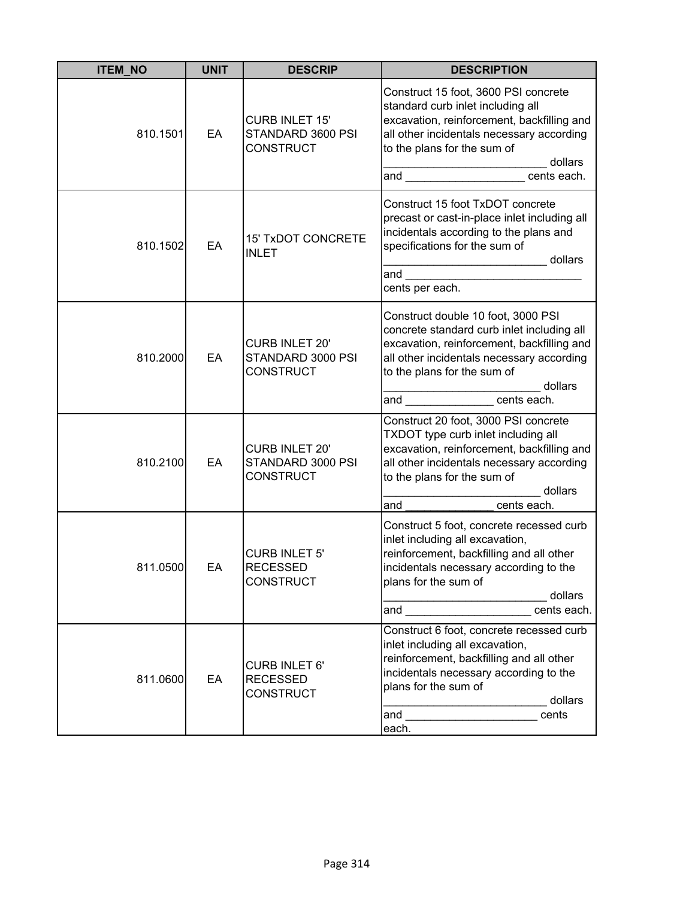| ITEM_NO | UNIT | DESCRIP | DESCRIPTION |
|---|---|---|---|
| 810.1501 | EA | CURB INLET 15' STANDARD 3600 PSI CONSTRUCT | Construct 15 foot, 3600 PSI concrete standard curb inlet including all excavation, reinforcement, backfilling and all other incidentals necessary according to the plans for the sum of __________________________ dollars and ___________________ cents each. |
| 810.1502 | EA | 15' TxDOT CONCRETE INLET | Construct 15 foot TxDOT concrete precast or cast-in-place inlet including all incidentals according to the plans and specifications for the sum of __________________________ dollars and ____________________________ cents per each. |
| 810.2000 | EA | CURB INLET 20' STANDARD 3000 PSI CONSTRUCT | Construct double 10 foot, 3000 PSI concrete standard curb inlet including all excavation, reinforcement, backfilling and all other incidentals necessary according to the plans for the sum of _________________________ dollars and ______________ cents each. |
| 810.2100 | EA | CURB INLET 20' STANDARD 3000 PSI CONSTRUCT | Construct 20 foot, 3000 PSI concrete TXDOT type curb inlet including all excavation, reinforcement, backfilling and all other incidentals necessary according to the plans for the sum of _________________________ dollars and ______________ cents each. |
| 811.0500 | EA | CURB INLET 5' RECESSED CONSTRUCT | Construct 5 foot, concrete recessed curb inlet including all excavation, reinforcement, backfilling and all other incidentals necessary according to the plans for the sum of __________________________ dollars and ____________________ cents each. |
| 811.0600 | EA | CURB INLET 6' RECESSED CONSTRUCT | Construct 6 foot, concrete recessed curb inlet including all excavation, reinforcement, backfilling and all other incidentals necessary according to the plans for the sum of __________________________ dollars and _____________________ cents each. |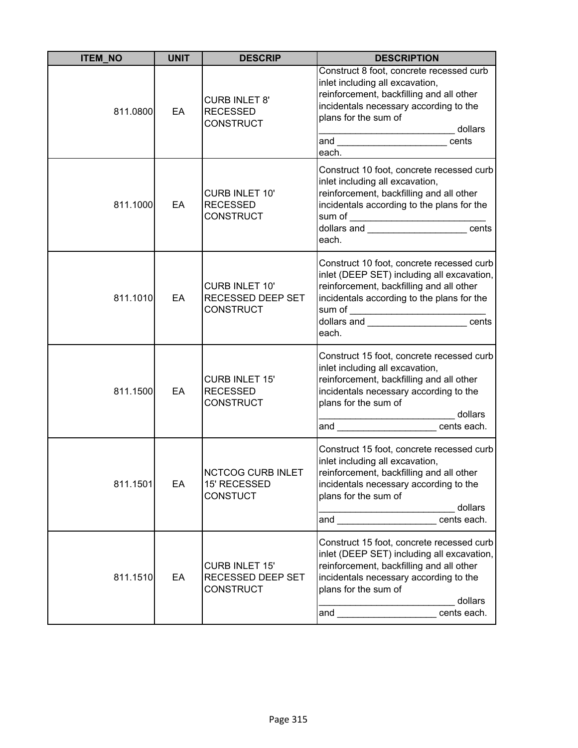| ITEM_NO | UNIT | DESCRIP | DESCRIPTION |
|---|---|---|---|
| 811.0800 | EA | CURB INLET 8' RECESSED CONSTRUCT | Construct 8 foot, concrete recessed curb inlet including all excavation, reinforcement, backfilling and all other incidentals necessary according to the plans for the sum of _________________________ dollars and ____________________ cents each. |
| 811.1000 | EA | CURB INLET 10' RECESSED CONSTRUCT | Construct 10 foot, concrete recessed curb inlet including all excavation, reinforcement, backfilling and all other incidentals according to the plans for the sum of _________________________ dollars and ___________________ cents each. |
| 811.1010 | EA | CURB INLET 10' RECESSED DEEP SET CONSTRUCT | Construct 10 foot, concrete recessed curb inlet (DEEP SET) including all excavation, reinforcement, backfilling and all other incidentals according to the plans for the sum of _________________________ dollars and ___________________ cents each. |
| 811.1500 | EA | CURB INLET 15' RECESSED CONSTRUCT | Construct 15 foot, concrete recessed curb inlet including all excavation, reinforcement, backfilling and all other incidentals necessary according to the plans for the sum of _________________________ dollars and ___________________ cents each. |
| 811.1501 | EA | NCTCOG CURB INLET 15' RECESSED CONSTUCT | Construct 15 foot, concrete recessed curb inlet including all excavation, reinforcement, backfilling and all other incidentals necessary according to the plans for the sum of _________________________ dollars and ___________________ cents each. |
| 811.1510 | EA | CURB INLET 15' RECESSED DEEP SET CONSTRUCT | Construct 15 foot, concrete recessed curb inlet (DEEP SET) including all excavation, reinforcement, backfilling and all other incidentals necessary according to the plans for the sum of _________________________ dollars and ___________________ cents each. |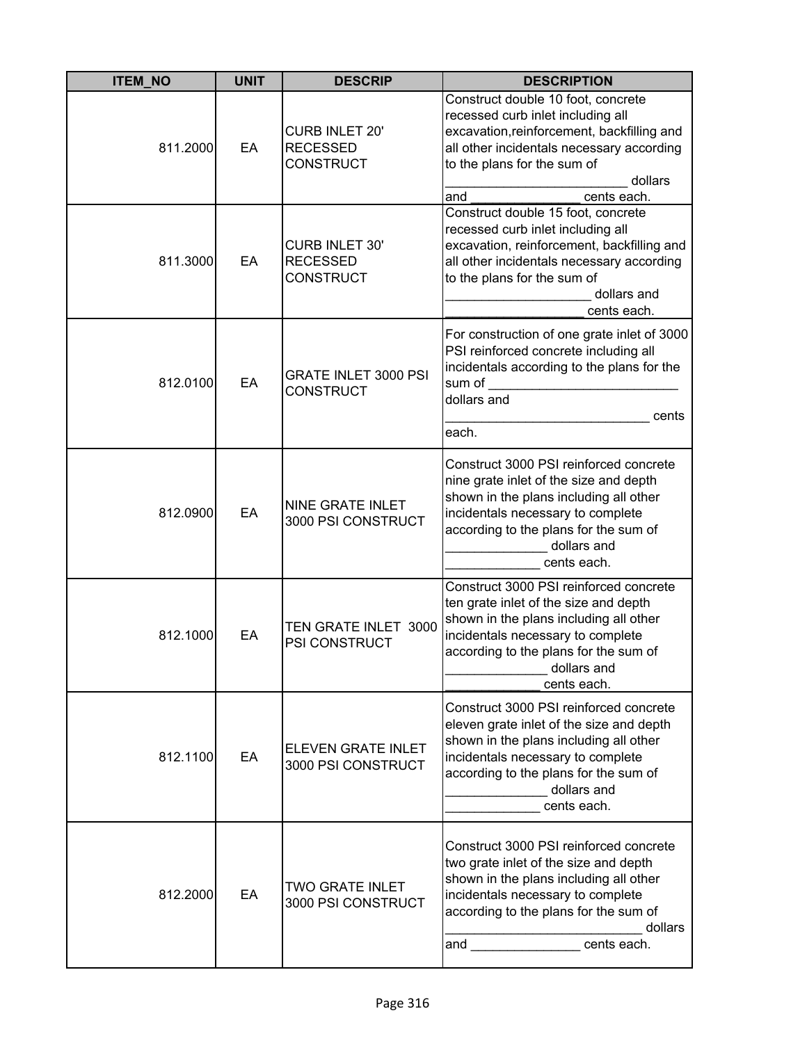| ITEM_NO | UNIT | DESCRIP | DESCRIPTION |
|---|---|---|---|
| 811.2000 | EA | CURB INLET 20' RECESSED CONSTRUCT | Construct double 10 foot, concrete recessed curb inlet including all excavation,reinforcement, backfilling and all other incidentals necessary according to the plans for the sum of _________________________ dollars and ________________ cents each. |
| 811.3000 | EA | CURB INLET 30' RECESSED CONSTRUCT | Construct double 15 foot, concrete recessed curb inlet including all excavation, reinforcement, backfilling and all other incidentals necessary according to the plans for the sum of ____________________ dollars and ____________________ cents each. |
| 812.0100 | EA | GRATE INLET 3000 PSI CONSTRUCT | For construction of one grate inlet of 3000 PSI reinforced concrete including all incidentals according to the plans for the sum of ___________________________ dollars and ____________________________ cents each. |
| 812.0900 | EA | NINE GRATE INLET 3000 PSI CONSTRUCT | Construct 3000 PSI reinforced concrete nine grate inlet of the size and depth shown in the plans including all other incidentals necessary to complete according to the plans for the sum of ______________ dollars and _____________ cents each. |
| 812.1000 | EA | TEN GRATE INLET 3000 PSI CONSTRUCT | Construct 3000 PSI reinforced concrete ten grate inlet of the size and depth shown in the plans including all other incidentals necessary to complete according to the plans for the sum of ______________ dollars and _____________ cents each. |
| 812.1100 | EA | ELEVEN GRATE INLET 3000 PSI CONSTRUCT | Construct 3000 PSI reinforced concrete eleven grate inlet of the size and depth shown in the plans including all other incidentals necessary to complete according to the plans for the sum of ______________ dollars and _____________ cents each. |
| 812.2000 | EA | TWO GRATE INLET 3000 PSI CONSTRUCT | Construct 3000 PSI reinforced concrete two grate inlet of the size and depth shown in the plans including all other incidentals necessary to complete according to the plans for the sum of ___________________________ dollars and _______________ cents each. |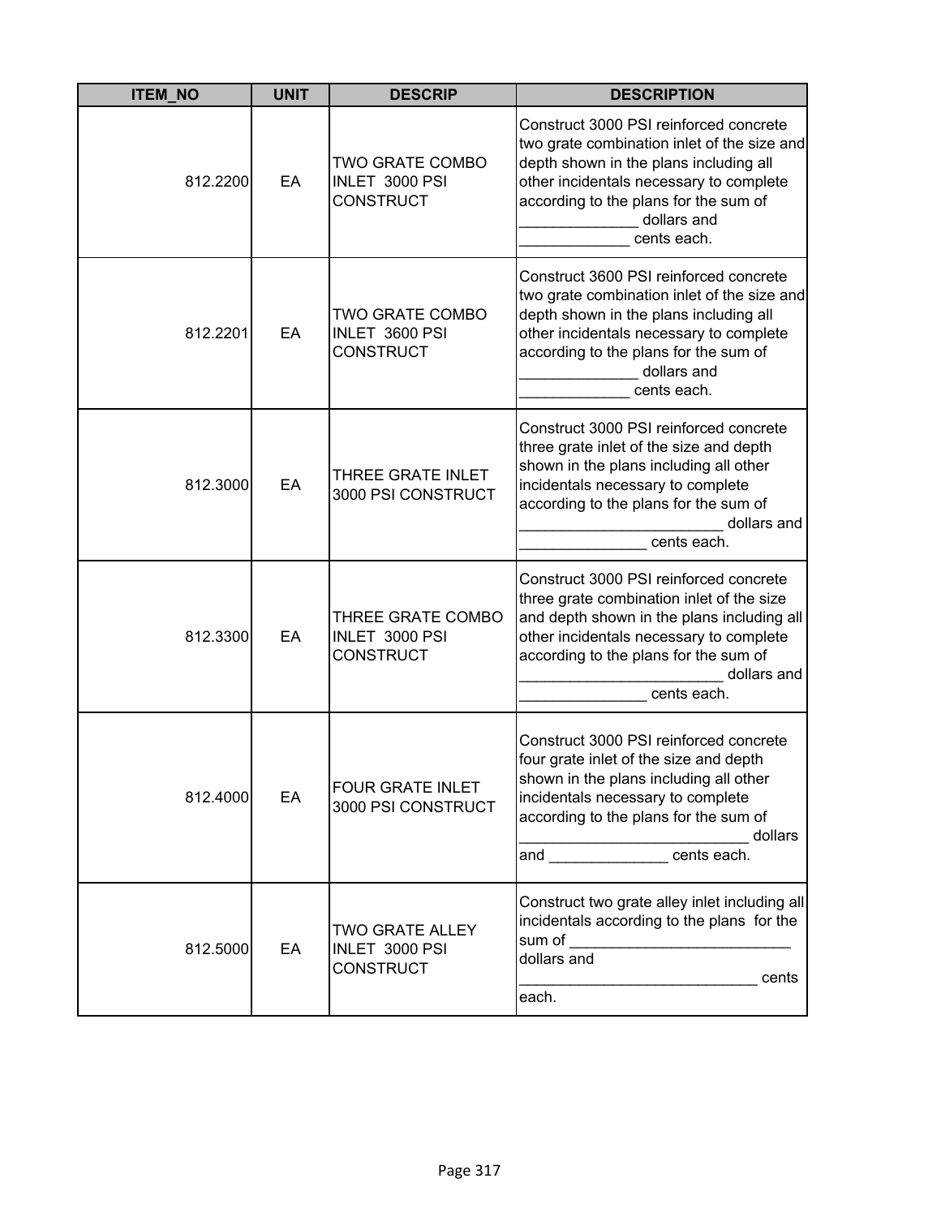| ITEM_NO | UNIT | DESCRIP | DESCRIPTION |
|---|---|---|---|
| 812.2200 | EA | TWO GRATE COMBO INLET 3000 PSI CONSTRUCT | Construct 3000 PSI reinforced concrete two grate combination inlet of the size and depth shown in the plans including all other incidentals necessary to complete according to the plans for the sum of ______________ dollars and _____________ cents each. |
| 812.2201 | EA | TWO GRATE COMBO INLET 3600 PSI CONSTRUCT | Construct 3600 PSI reinforced concrete two grate combination inlet of the size and depth shown in the plans including all other incidentals necessary to complete according to the plans for the sum of ______________ dollars and _____________ cents each. |
| 812.3000 | EA | THREE GRATE INLET 3000 PSI CONSTRUCT | Construct 3000 PSI reinforced concrete three grate inlet of the size and depth shown in the plans including all other incidentals necessary to complete according to the plans for the sum of ________________________ dollars and _______________ cents each. |
| 812.3300 | EA | THREE GRATE COMBO INLET 3000 PSI CONSTRUCT | Construct 3000 PSI reinforced concrete three grate combination inlet of the size and depth shown in the plans including all other incidentals necessary to complete according to the plans for the sum of ________________________ dollars and _______________ cents each. |
| 812.4000 | EA | FOUR GRATE INLET 3000 PSI CONSTRUCT | Construct 3000 PSI reinforced concrete four grate inlet of the size and depth shown in the plans including all other incidentals necessary to complete according to the plans for the sum of ___________________________ dollars and ______________ cents each. |
| 812.5000 | EA | TWO GRATE ALLEY INLET 3000 PSI CONSTRUCT | Construct two grate alley inlet including all incidentals according to the plans for the sum of __________________________ dollars and ____________________________ cents each. |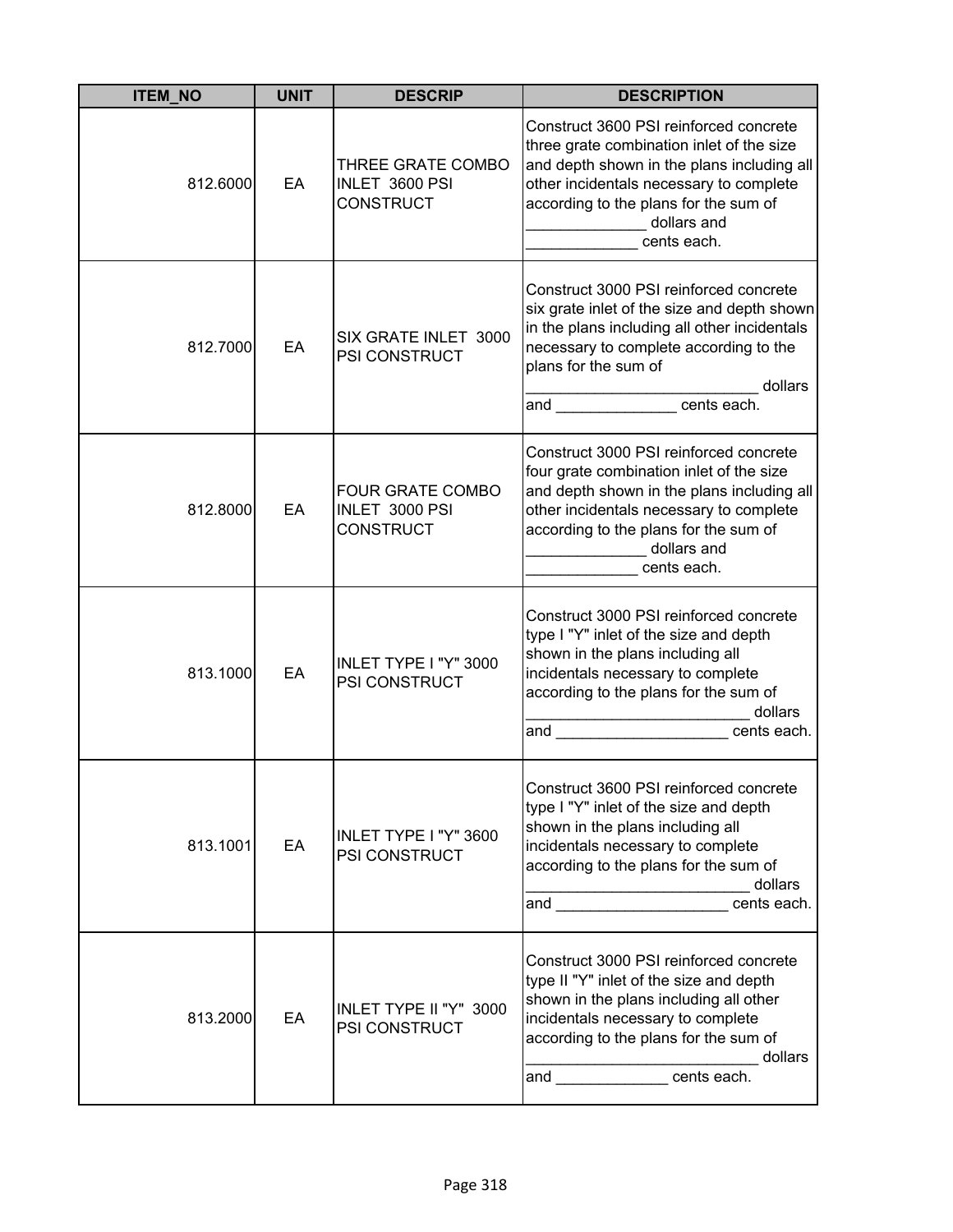| ITEM_NO | UNIT | DESCRIP | DESCRIPTION |
|---|---|---|---|
| 812.6000 | EA | THREE GRATE COMBO INLET 3600 PSI CONSTRUCT | Construct 3600 PSI reinforced concrete three grate combination inlet of the size and depth shown in the plans including all other incidentals necessary to complete according to the plans for the sum of ______________ dollars and _____________ cents each. |
| 812.7000 | EA | SIX GRATE INLET 3000 PSI CONSTRUCT | Construct 3000 PSI reinforced concrete six grate inlet of the size and depth shown in the plans including all other incidentals necessary to complete according to the plans for the sum of ___________________________ dollars and ______________ cents each. |
| 812.8000 | EA | FOUR GRATE COMBO INLET 3000 PSI CONSTRUCT | Construct 3000 PSI reinforced concrete four grate combination inlet of the size and depth shown in the plans including all other incidentals necessary to complete according to the plans for the sum of ______________ dollars and _____________ cents each. |
| 813.1000 | EA | INLET TYPE I "Y" 3000 PSI CONSTRUCT | Construct 3000 PSI reinforced concrete type I "Y" inlet of the size and depth shown in the plans including all incidentals necessary to complete according to the plans for the sum of __________________________ dollars and ____________________ cents each. |
| 813.1001 | EA | INLET TYPE I "Y" 3600 PSI CONSTRUCT | Construct 3600 PSI reinforced concrete type I "Y" inlet of the size and depth shown in the plans including all incidentals necessary to complete according to the plans for the sum of __________________________ dollars and ____________________ cents each. |
| 813.2000 | EA | INLET TYPE II "Y" 3000 PSI CONSTRUCT | Construct 3000 PSI reinforced concrete type II "Y" inlet of the size and depth shown in the plans including all other incidentals necessary to complete according to the plans for the sum of ___________________________ dollars and _____________ cents each. |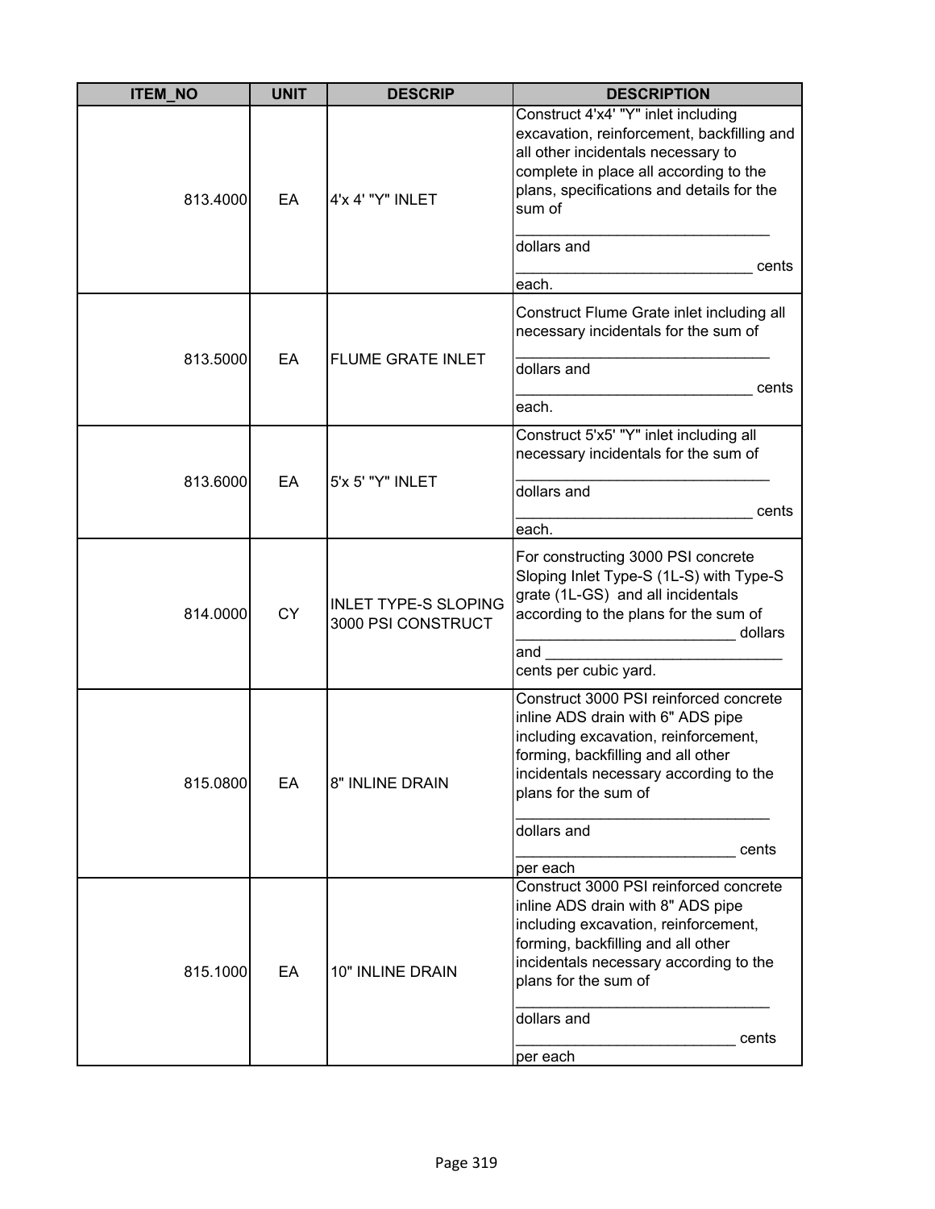| ITEM_NO | UNIT | DESCRIP | DESCRIPTION |
|---|---|---|---|
| 813.4000 | EA | 4'x 4' "Y" INLET | Construct 4'x4' "Y" inlet including excavation, reinforcement, backfilling and all other incidentals necessary to complete in place all according to the plans, specifications and details for the sum of _______________________________ dollars and ____________________________ cents each. |
| 813.5000 | EA | FLUME GRATE INLET | Construct Flume Grate inlet including all necessary incidentals for the sum of _______________________________ dollars and ____________________________ cents each. |
| 813.6000 | EA | 5'x 5' "Y" INLET | Construct 5'x5' "Y" inlet including all necessary incidentals for the sum of _______________________________ dollars and ____________________________ cents each. |
| 814.0000 | CY | INLET TYPE-S SLOPING 3000 PSI CONSTRUCT | For constructing 3000 PSI concrete Sloping Inlet Type-S (1L-S) with Type-S grate (1L-GS) and all incidentals according to the plans for the sum of __________________________ dollars and _____________________________ cents per cubic yard. |
| 815.0800 | EA | 8" INLINE DRAIN | Construct 3000 PSI reinforced concrete inline ADS drain with 6" ADS pipe including excavation, reinforcement, forming, backfilling and all other incidentals necessary according to the plans for the sum of _______________________________ dollars and __________________________ cents per each |
| 815.1000 | EA | 10" INLINE DRAIN | Construct 3000 PSI reinforced concrete inline ADS drain with 8" ADS pipe including excavation, reinforcement, forming, backfilling and all other incidentals necessary according to the plans for the sum of _______________________________ dollars and __________________________ cents per each |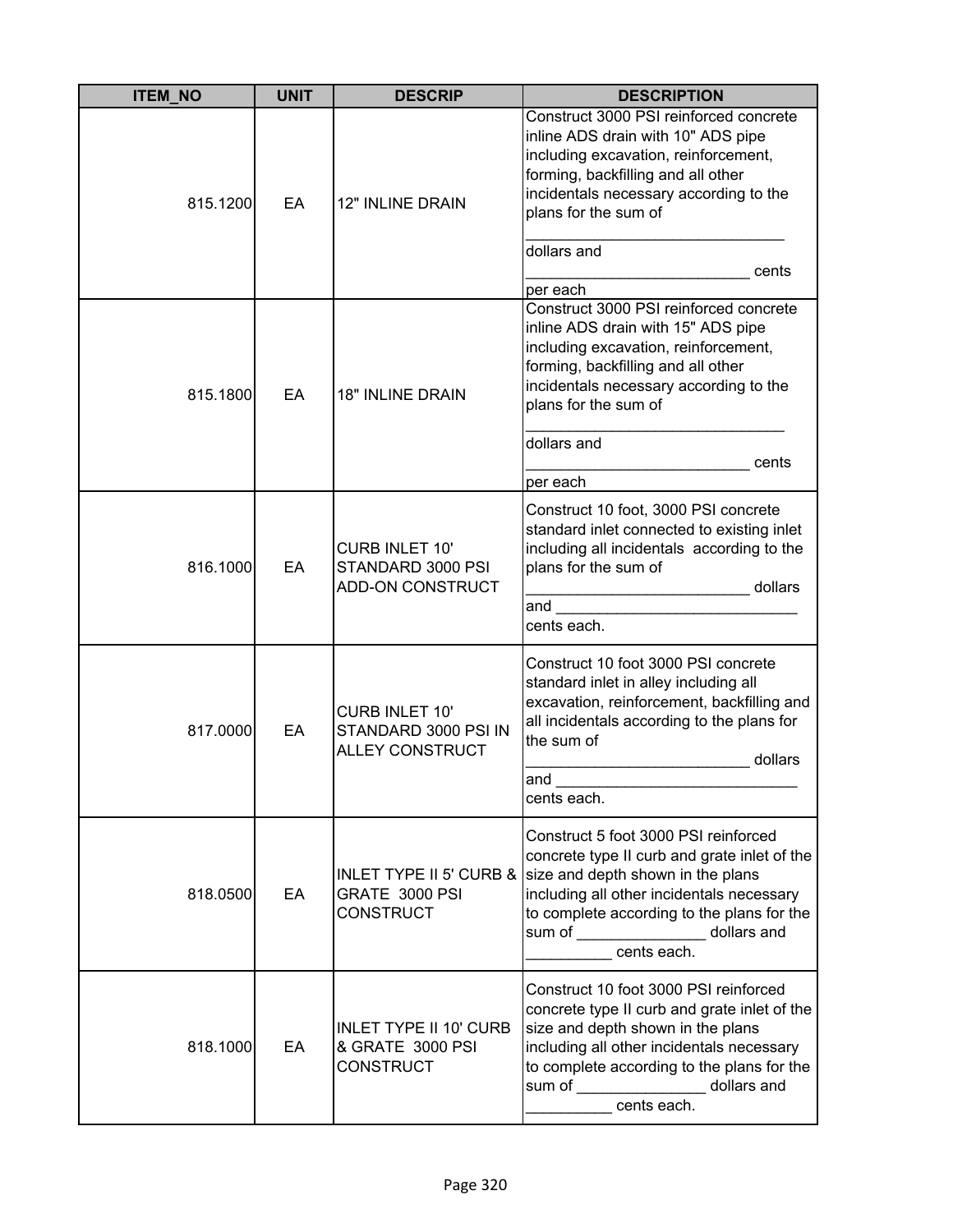| ITEM_NO | UNIT | DESCRIP | DESCRIPTION |
|---|---|---|---|
| 815.1200 | EA | 12" INLINE DRAIN | Construct 3000 PSI reinforced concrete inline ADS drain with 10" ADS pipe including excavation, reinforcement, forming, backfilling and all other incidentals necessary according to the plans for the sum of ______________________________ dollars and __________________________ cents per each |
| 815.1800 | EA | 18" INLINE DRAIN | Construct 3000 PSI reinforced concrete inline ADS drain with 15" ADS pipe including excavation, reinforcement, forming, backfilling and all other incidentals necessary according to the plans for the sum of ______________________________ dollars and __________________________ cents per each |
| 816.1000 | EA | CURB INLET 10' STANDARD 3000 PSI ADD-ON CONSTRUCT | Construct 10 foot, 3000 PSI concrete standard inlet connected to existing inlet including all incidentals according to the plans for the sum of __________________________ dollars and ____________________________ cents each. |
| 817.0000 | EA | CURB INLET 10' STANDARD 3000 PSI IN ALLEY CONSTRUCT | Construct 10 foot 3000 PSI concrete standard inlet in alley including all excavation, reinforcement, backfilling and all incidentals according to the plans for the sum of __________________________ dollars and ____________________________ cents each. |
| 818.0500 | EA | INLET TYPE II 5' CURB & GRATE 3000 PSI CONSTRUCT | Construct 5 foot 3000 PSI reinforced concrete type II curb and grate inlet of the size and depth shown in the plans including all other incidentals necessary to complete according to the plans for the sum of _______________ dollars and __________ cents each. |
| 818.1000 | EA | INLET TYPE II 10' CURB & GRATE 3000 PSI CONSTRUCT | Construct 10 foot 3000 PSI reinforced concrete type II curb and grate inlet of the size and depth shown in the plans including all other incidentals necessary to complete according to the plans for the sum of _______________ dollars and __________ cents each. |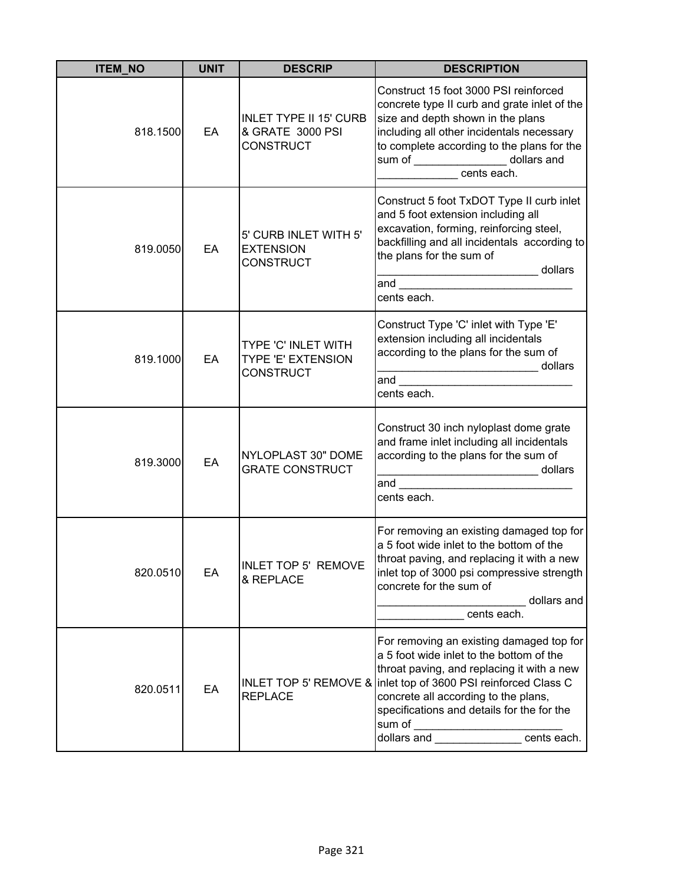| ITEM_NO | UNIT | DESCRIP | DESCRIPTION |
|---|---|---|---|
| 818.1500 | EA | INLET TYPE II 15' CURB & GRATE 3000 PSI CONSTRUCT | Construct 15 foot 3000 PSI reinforced concrete type II curb and grate inlet of the size and depth shown in the plans including all other incidentals necessary to complete according to the plans for the sum of _______________ dollars and _____________ cents each. |
| 819.0050 | EA | 5' CURB INLET WITH 5' EXTENSION CONSTRUCT | Construct 5 foot TxDOT Type II curb inlet and 5 foot extension including all excavation, forming, reinforcing steel, backfilling and all incidentals according to the plans for the sum of _________________________ dollars and ____________________________ cents each. |
| 819.1000 | EA | TYPE 'C' INLET WITH TYPE 'E' EXTENSION CONSTRUCT | Construct Type 'C' inlet with Type 'E' extension including all incidentals according to the plans for the sum of _________________________ dollars and ____________________________ cents each. |
| 819.3000 | EA | NYLOPLAST 30" DOME GRATE CONSTRUCT | Construct 30 inch nyloplast dome grate and frame inlet including all incidentals according to the plans for the sum of _________________________ dollars and ____________________________ cents each. |
| 820.0510 | EA | INLET TOP 5' REMOVE & REPLACE | For removing an existing damaged top for a 5 foot wide inlet to the bottom of the throat paving, and replacing it with a new inlet top of 3000 psi compressive strength concrete for the sum of _______________________ dollars and ______________ cents each. |
| 820.0511 | EA | INLET TOP 5' REMOVE & REPLACE | For removing an existing damaged top for a 5 foot wide inlet to the bottom of the throat paving, and replacing it with a new inlet top of 3600 PSI reinforced Class C concrete all according to the plans, specifications and details for the for the sum of ________________________ dollars and ______________ cents each. |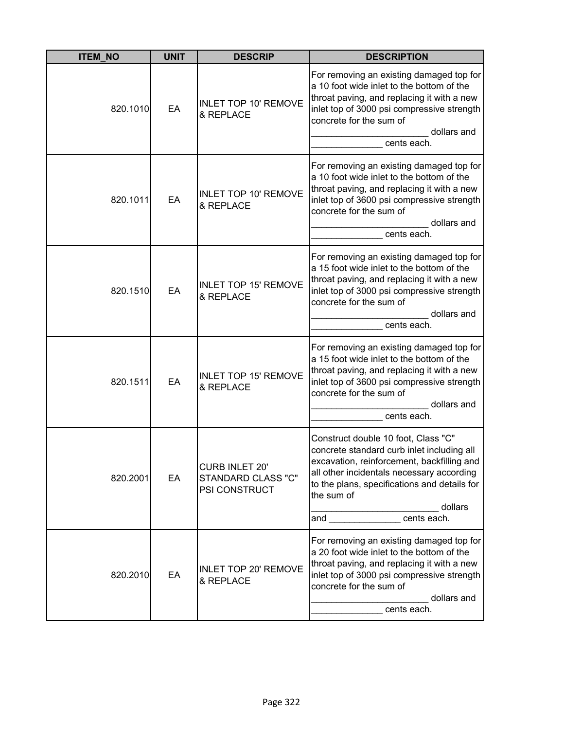| ITEM_NO | UNIT | DESCRIP | DESCRIPTION |
|---|---|---|---|
| 820.1010 | EA | INLET TOP 10' REMOVE & REPLACE | For removing an existing damaged top for a 10 foot wide inlet to the bottom of the throat paving, and replacing it with a new inlet top of 3000 psi compressive strength concrete for the sum of _______________________ dollars and ______________ cents each. |
| 820.1011 | EA | INLET TOP 10' REMOVE & REPLACE | For removing an existing damaged top for a 10 foot wide inlet to the bottom of the throat paving, and replacing it with a new inlet top of 3600 psi compressive strength concrete for the sum of _______________________ dollars and ______________ cents each. |
| 820.1510 | EA | INLET TOP 15' REMOVE & REPLACE | For removing an existing damaged top for a 15 foot wide inlet to the bottom of the throat paving, and replacing it with a new inlet top of 3000 psi compressive strength concrete for the sum of _______________________ dollars and ______________ cents each. |
| 820.1511 | EA | INLET TOP 15' REMOVE & REPLACE | For removing an existing damaged top for a 15 foot wide inlet to the bottom of the throat paving, and replacing it with a new inlet top of 3600 psi compressive strength concrete for the sum of _______________________ dollars and ______________ cents each. |
| 820.2001 | EA | CURB INLET 20' STANDARD CLASS "C" PSI CONSTRUCT | Construct double 10 foot, Class "C" concrete standard curb inlet including all excavation, reinforcement, backfilling and all other incidentals necessary according to the plans, specifications and details for the sum of _________________________ dollars and ______________ cents each. |
| 820.2010 | EA | INLET TOP 20' REMOVE & REPLACE | For removing an existing damaged top for a 20 foot wide inlet to the bottom of the throat paving, and replacing it with a new inlet top of 3000 psi compressive strength concrete for the sum of _______________________ dollars and ______________ cents each. |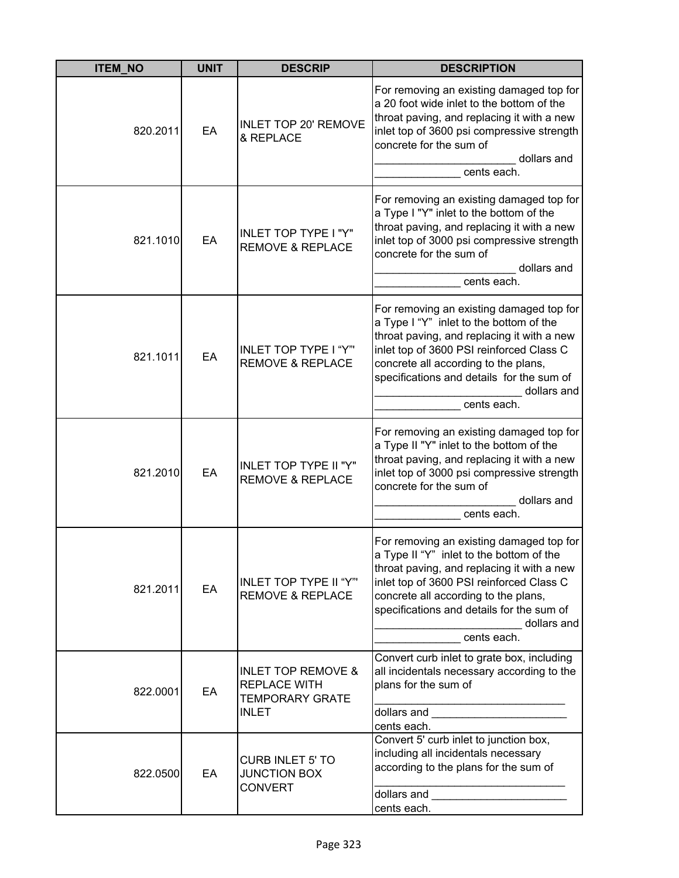| ITEM_NO | UNIT | DESCRIP | DESCRIPTION |
|---|---|---|---|
| 820.2011 | EA | INLET TOP 20' REMOVE & REPLACE | For removing an existing damaged top for a 20 foot wide inlet to the bottom of the throat paving, and replacing it with a new inlet top of 3600 psi compressive strength concrete for the sum of _______________________ dollars and ______________ cents each. |
| 821.1010 | EA | INLET TOP TYPE I "Y" REMOVE & REPLACE | For removing an existing damaged top for a Type I "Y" inlet to the bottom of the throat paving, and replacing it with a new inlet top of 3000 psi compressive strength concrete for the sum of _______________________ dollars and ______________ cents each. |
| 821.1011 | EA | INLET TOP TYPE I “Y”' REMOVE & REPLACE | For removing an existing damaged top for a Type I “Y” inlet to the bottom of the throat paving, and replacing it with a new inlet top of 3600 PSI reinforced Class C concrete all according to the plans, specifications and details for the sum of ________________________ dollars and ______________ cents each. |
| 821.2010 | EA | INLET TOP TYPE II "Y" REMOVE & REPLACE | For removing an existing damaged top for a Type II "Y" inlet to the bottom of the throat paving, and replacing it with a new inlet top of 3000 psi compressive strength concrete for the sum of _______________________ dollars and ______________ cents each. |
| 821.2011 | EA | INLET TOP TYPE II “Y”' REMOVE & REPLACE | For removing an existing damaged top for a Type II “Y” inlet to the bottom of the throat paving, and replacing it with a new inlet top of 3600 PSI reinforced Class C concrete all according to the plans, specifications and details for the sum of ________________________ dollars and ______________ cents each. |
| 822.0001 | EA | INLET TOP REMOVE & REPLACE WITH TEMPORARY GRATE INLET | Convert curb inlet to grate box, including all incidentals necessary according to the plans for the sum of _______________________________ dollars and ______________________ cents each. |
| 822.0500 | EA | CURB INLET 5' TO JUNCTION BOX CONVERT | Convert 5' curb inlet to junction box, including all incidentals necessary according to the plans for the sum of _______________________________ dollars and ______________________ cents each. |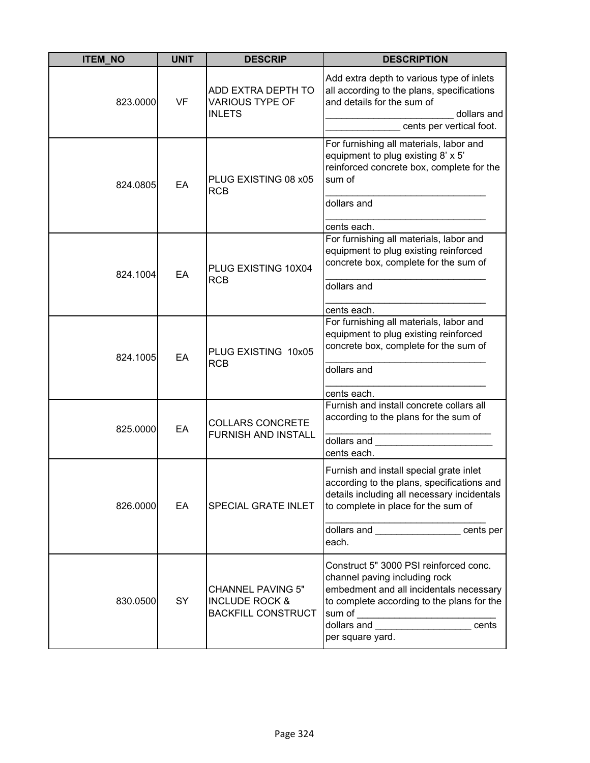| ITEM_NO | UNIT | DESCRIP | DESCRIPTION |
|---|---|---|---|
| 823.0000 | VF | ADD EXTRA DEPTH TO VARIOUS TYPE OF INLETS | Add extra depth to various type of inlets all according to the plans, specifications and details for the sum of ________________________ dollars and ______________ cents per vertical foot. |
| 824.0805 | EA | PLUG EXISTING 08 x05 RCB | For furnishing all materials, labor and equipment to plug existing 8' x 5' reinforced concrete box, complete for the sum of ______________________________ dollars and ______________________________ cents each. |
| 824.1004 | EA | PLUG EXISTING 10X04 RCB | For furnishing all materials, labor and equipment to plug existing reinforced concrete box, complete for the sum of ______________________________ dollars and ______________________________ cents each. |
| 824.1005 | EA | PLUG EXISTING 10x05 RCB | For furnishing all materials, labor and equipment to plug existing reinforced concrete box, complete for the sum of ______________________________ dollars and ______________________________ cents each. |
| 825.0000 | EA | COLLARS CONCRETE FURNISH AND INSTALL | Furnish and install concrete collars all according to the plans for the sum of ______________________________ dollars and ______________________ cents each. |
| 826.0000 | EA | SPECIAL GRATE INLET | Furnish and install special grate inlet according to the plans, specifications and details including all necessary incidentals to complete in place for the sum of ______________________________ dollars and ________________ cents per each. |
| 830.0500 | SY | CHANNEL PAVING 5" INCLUDE ROCK & BACKFILL CONSTRUCT | Construct 5" 3000 PSI reinforced conc. channel paving including rock embedment and all incidentals necessary to complete according to the plans for the sum of __________________________ dollars and __________________ cents per square yard. |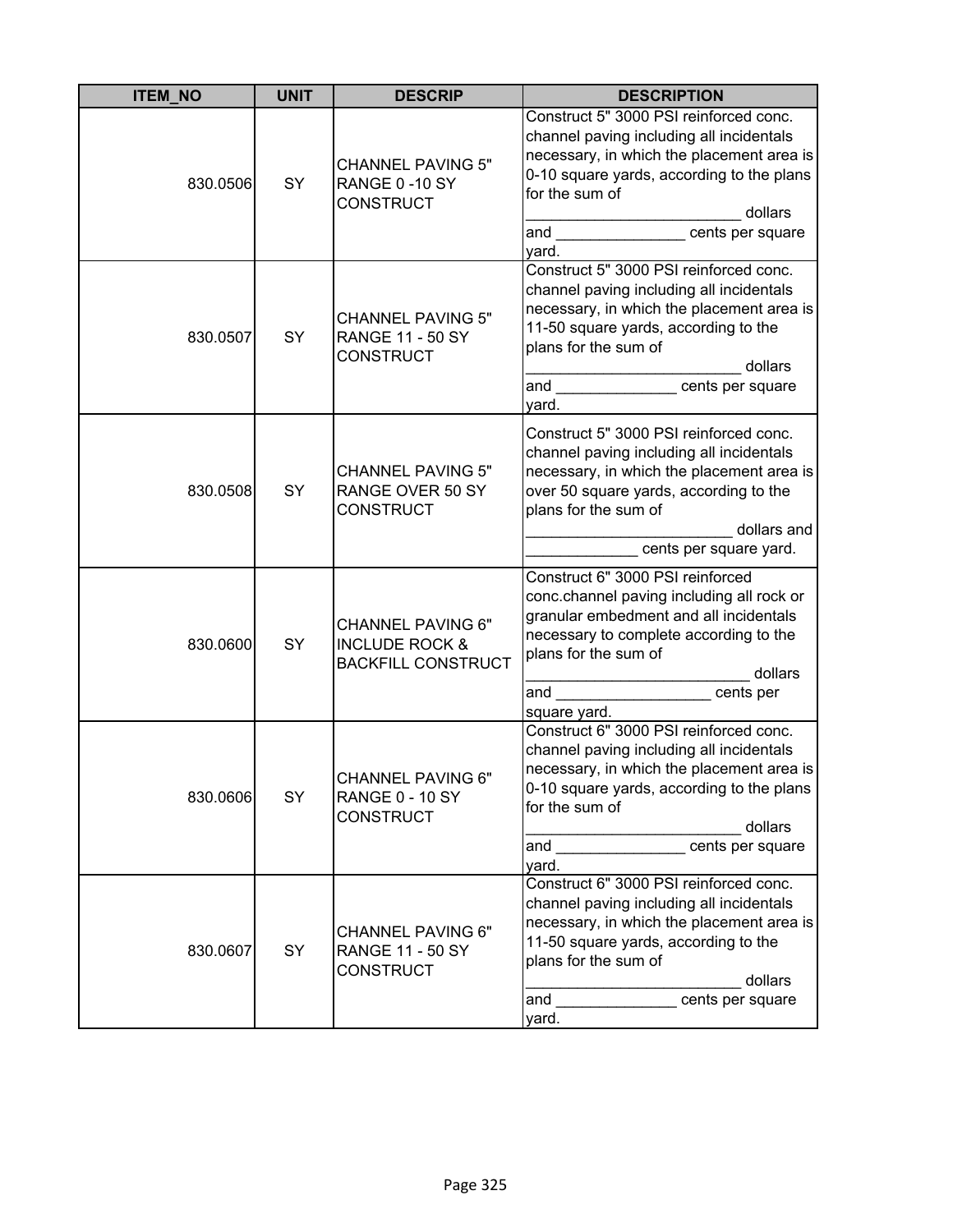| ITEM_NO | UNIT | DESCRIP | DESCRIPTION |
|---|---|---|---|
| 830.0506 | SY | CHANNEL PAVING 5" RANGE 0 -10 SY CONSTRUCT | Construct 5" 3000 PSI reinforced conc. channel paving including all incidentals necessary, in which the placement area is 0-10 square yards, according to the plans for the sum of _________________________ dollars and _______________ cents per square yard. |
| 830.0507 | SY | CHANNEL PAVING 5" RANGE 11 - 50 SY CONSTRUCT | Construct 5" 3000 PSI reinforced conc. channel paving including all incidentals necessary, in which the placement area is 11-50 square yards, according to the plans for the sum of _________________________ dollars and ______________ cents per square yard. |
| 830.0508 | SY | CHANNEL PAVING 5" RANGE OVER 50 SY CONSTRUCT | Construct 5" 3000 PSI reinforced conc. channel paving including all incidentals necessary, in which the placement area is over 50 square yards, according to the plans for the sum of ________________________ dollars and _____________ cents per square yard. |
| 830.0600 | SY | CHANNEL PAVING 6" INCLUDE ROCK & BACKFILL CONSTRUCT | Construct 6" 3000 PSI reinforced conc.channel paving including all rock or granular embedment and all incidentals necessary to complete according to the plans for the sum of __________________________ dollars and __________________ cents per square yard. |
| 830.0606 | SY | CHANNEL PAVING 6" RANGE 0 - 10 SY CONSTRUCT | Construct 6" 3000 PSI reinforced conc. channel paving including all incidentals necessary, in which the placement area is 0-10 square yards, according to the plans for the sum of _________________________ dollars and _______________ cents per square yard. |
| 830.0607 | SY | CHANNEL PAVING 6" RANGE 11 - 50 SY CONSTRUCT | Construct 6" 3000 PSI reinforced conc. channel paving including all incidentals necessary, in which the placement area is 11-50 square yards, according to the plans for the sum of _________________________ dollars and ______________ cents per square yard. |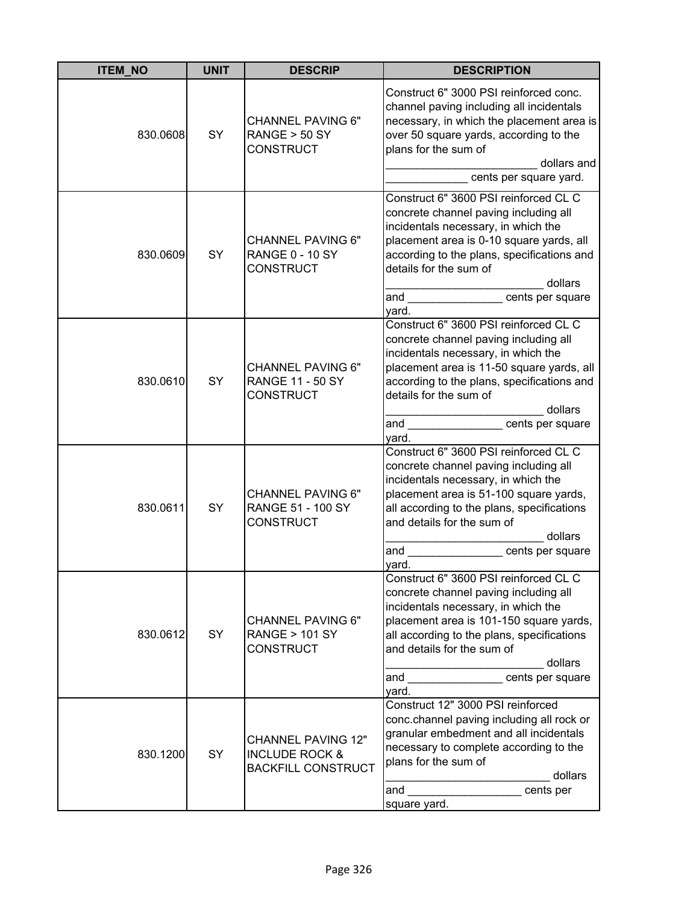| ITEM_NO | UNIT | DESCRIP | DESCRIPTION |
|---|---|---|---|
| 830.0608 | SY | CHANNEL PAVING 6" RANGE > 50 SY CONSTRUCT | Construct 6" 3000 PSI reinforced conc. channel paving including all incidentals necessary, in which the placement area is over 50 square yards, according to the plans for the sum of ________________________ dollars and _____________ cents per square yard. |
| 830.0609 | SY | CHANNEL PAVING 6" RANGE 0 - 10 SY CONSTRUCT | Construct 6" 3600 PSI reinforced CL C concrete channel paving including all incidentals necessary, in which the placement area is 0-10 square yards, all according to the plans, specifications and details for the sum of _________________________ dollars and _______________ cents per square yard. |
| 830.0610 | SY | CHANNEL PAVING 6" RANGE 11 - 50 SY CONSTRUCT | Construct 6" 3600 PSI reinforced CL C concrete channel paving including all incidentals necessary, in which the placement area is 11-50 square yards, all according to the plans, specifications and details for the sum of _________________________ dollars and _______________ cents per square yard. |
| 830.0611 | SY | CHANNEL PAVING 6" RANGE 51 - 100 SY CONSTRUCT | Construct 6" 3600 PSI reinforced CL C concrete channel paving including all incidentals necessary, in which the placement area is 51-100 square yards, all according to the plans, specifications and details for the sum of _________________________ dollars and _______________ cents per square yard. |
| 830.0612 | SY | CHANNEL PAVING 6" RANGE > 101 SY CONSTRUCT | Construct 6" 3600 PSI reinforced CL C concrete channel paving including all incidentals necessary, in which the placement area is 101-150 square yards, all according to the plans, specifications and details for the sum of _________________________ dollars and _______________ cents per square yard. |
| 830.1200 | SY | CHANNEL PAVING 12" INCLUDE ROCK & BACKFILL CONSTRUCT | Construct 12" 3000 PSI reinforced conc.channel paving including all rock or granular embedment and all incidentals necessary to complete according to the plans for the sum of __________________________ dollars and __________________ cents per square yard. |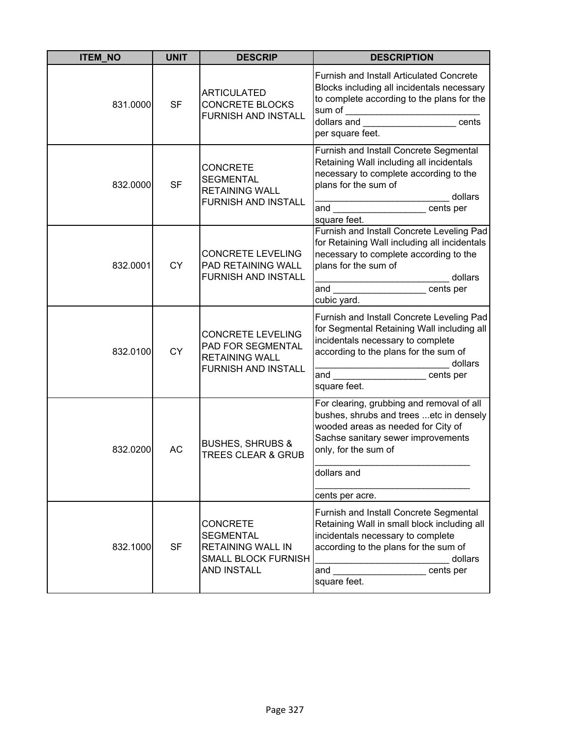| ITEM_NO | UNIT | DESCRIP | DESCRIPTION |
|---|---|---|---|
| 831.0000 | SF | ARTICULATED CONCRETE BLOCKS FURNISH AND INSTALL | Furnish and Install Articulated Concrete Blocks including all incidentals necessary to complete according to the plans for the sum of __________________________ dollars and __________________ cents per square feet. |
| 832.0000 | SF | CONCRETE SEGMENTAL RETAINING WALL FURNISH AND INSTALL | Furnish and Install Concrete Segmental Retaining Wall including all incidentals necessary to complete according to the plans for the sum of __________________________ dollars and __________________ cents per square feet. |
| 832.0001 | CY | CONCRETE LEVELING PAD RETAINING WALL FURNISH AND INSTALL | Furnish and Install Concrete Leveling Pad for Retaining Wall including all incidentals necessary to complete according to the plans for the sum of __________________________ dollars and __________________ cents per cubic yard. |
| 832.0100 | CY | CONCRETE LEVELING PAD FOR SEGMENTAL RETAINING WALL FURNISH AND INSTALL | Furnish and Install Concrete Leveling Pad for Segmental Retaining Wall including all incidentals necessary to complete according to the plans for the sum of __________________________ dollars and __________________ cents per square feet. |
| 832.0200 | AC | BUSHES, SHRUBS & TREES CLEAR & GRUB | For clearing, grubbing and removal of all bushes, shrubs and trees ...etc in densely wooded areas as needed for City of Sachse sanitary sewer improvements only, for the sum of ______________________________ dollars and ______________________________ cents per acre. |
| 832.1000 | SF | CONCRETE SEGMENTAL RETAINING WALL IN SMALL BLOCK FURNISH AND INSTALL | Furnish and Install Concrete Segmental Retaining Wall in small block including all incidentals necessary to complete according to the plans for the sum of __________________________ dollars and __________________ cents per square feet. |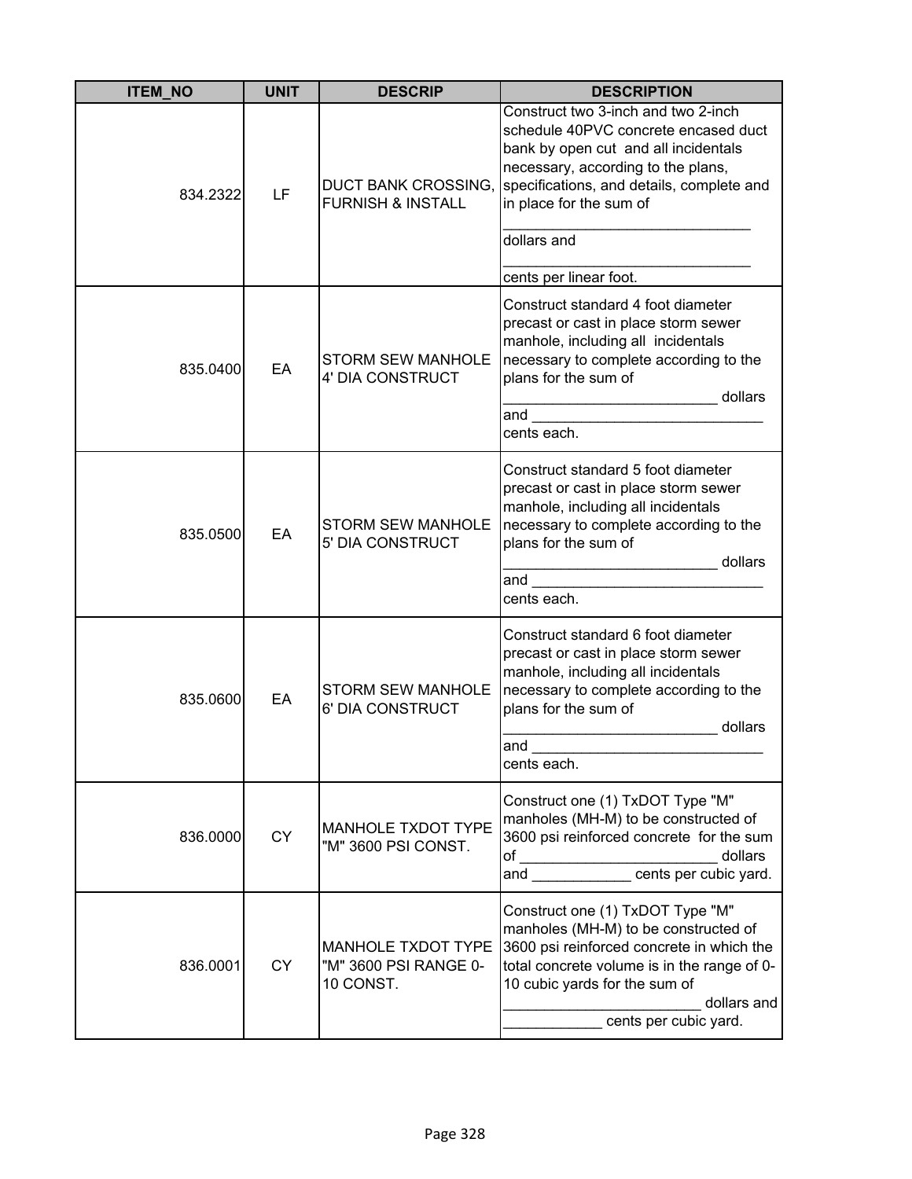| ITEM_NO | UNIT | DESCRIP | DESCRIPTION |
|---|---|---|---|
| 834.2322 | LF | DUCT BANK CROSSING, FURNISH & INSTALL | Construct two 3-inch and two 2-inch schedule 40PVC concrete encased duct bank by open cut and all incidentals necessary, according to the plans, specifications, and details, complete and in place for the sum of ______________________________ dollars and ______________________________ cents per linear foot. |
| 835.0400 | EA | STORM SEW MANHOLE 4' DIA CONSTRUCT | Construct standard 4 foot diameter precast or cast in place storm sewer manhole, including all incidentals necessary to complete according to the plans for the sum of _________________________ dollars and ____________________________ cents each. |
| 835.0500 | EA | STORM SEW MANHOLE 5' DIA CONSTRUCT | Construct standard 5 foot diameter precast or cast in place storm sewer manhole, including all incidentals necessary to complete according to the plans for the sum of _________________________ dollars and ____________________________ cents each. |
| 835.0600 | EA | STORM SEW MANHOLE 6' DIA CONSTRUCT | Construct standard 6 foot diameter precast or cast in place storm sewer manhole, including all incidentals necessary to complete according to the plans for the sum of _________________________ dollars and ____________________________ cents each. |
| 836.0000 | CY | MANHOLE TXDOT TYPE "M" 3600 PSI CONST. | Construct one (1) TxDOT Type "M" manholes (MH-M) to be constructed of 3600 psi reinforced concrete for the sum of _______________________ dollars and ____________ cents per cubic yard. |
| 836.0001 | CY | MANHOLE TXDOT TYPE "M" 3600 PSI RANGE 0-10 CONST. | Construct one (1) TxDOT Type "M" manholes (MH-M) to be constructed of 3600 psi reinforced concrete in which the total concrete volume is in the range of 0-10 cubic yards for the sum of ________________________ dollars and ____________ cents per cubic yard. |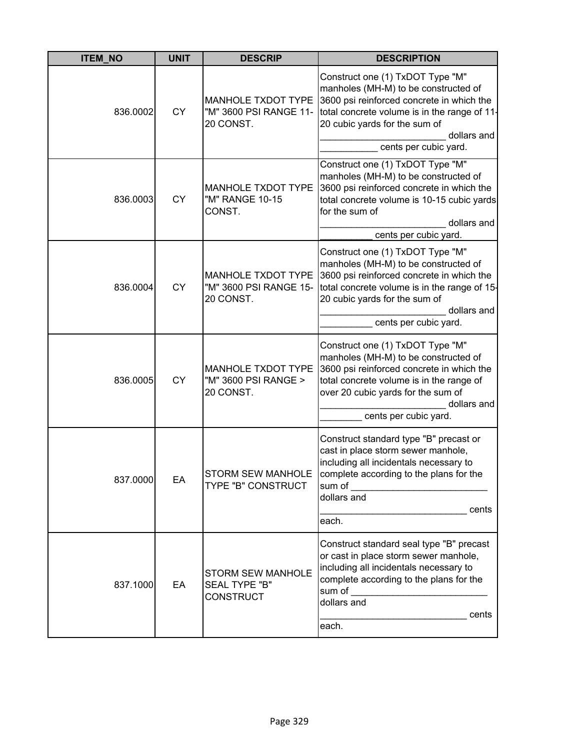| ITEM_NO | UNIT | DESCRIP | DESCRIPTION |
|---|---|---|---|
| 836.0002 | CY | MANHOLE TXDOT TYPE "M" 3600 PSI RANGE 11-20 CONST. | Construct one (1) TxDOT Type "M" manholes (MH-M) to be constructed of 3600 psi reinforced concrete in which the total concrete volume is in the range of 11-20 cubic yards for the sum of ________________________ dollars and ___________ cents per cubic yard. |
| 836.0003 | CY | MANHOLE TXDOT TYPE "M" RANGE 10-15 CONST. | Construct one (1) TxDOT Type "M" manholes (MH-M) to be constructed of 3600 psi reinforced concrete in which the total concrete volume is 10-15 cubic yards for the sum of ________________________ dollars and __________ cents per cubic yard. |
| 836.0004 | CY | MANHOLE TXDOT TYPE "M" 3600 PSI RANGE 15-20 CONST. | Construct one (1) TxDOT Type "M" manholes (MH-M) to be constructed of 3600 psi reinforced concrete in which the total concrete volume is in the range of 15-20 cubic yards for the sum of ________________________ dollars and __________ cents per cubic yard. |
| 836.0005 | CY | MANHOLE TXDOT TYPE "M" 3600 PSI RANGE > 20 CONST. | Construct one (1) TxDOT Type "M" manholes (MH-M) to be constructed of 3600 psi reinforced concrete in which the total concrete volume is in the range of over 20 cubic yards for the sum of ________________________ dollars and ________ cents per cubic yard. |
| 837.0000 | EA | STORM SEW MANHOLE TYPE "B" CONSTRUCT | Construct standard type "B" precast or cast in place storm sewer manhole, including all incidentals necessary to complete according to the plans for the sum of __________________________ dollars and ____________________________ cents each. |
| 837.1000 | EA | STORM SEW MANHOLE SEAL TYPE "B" CONSTRUCT | Construct standard seal type "B" precast or cast in place storm sewer manhole, including all incidentals necessary to complete according to the plans for the sum of __________________________ dollars and ____________________________ cents each. |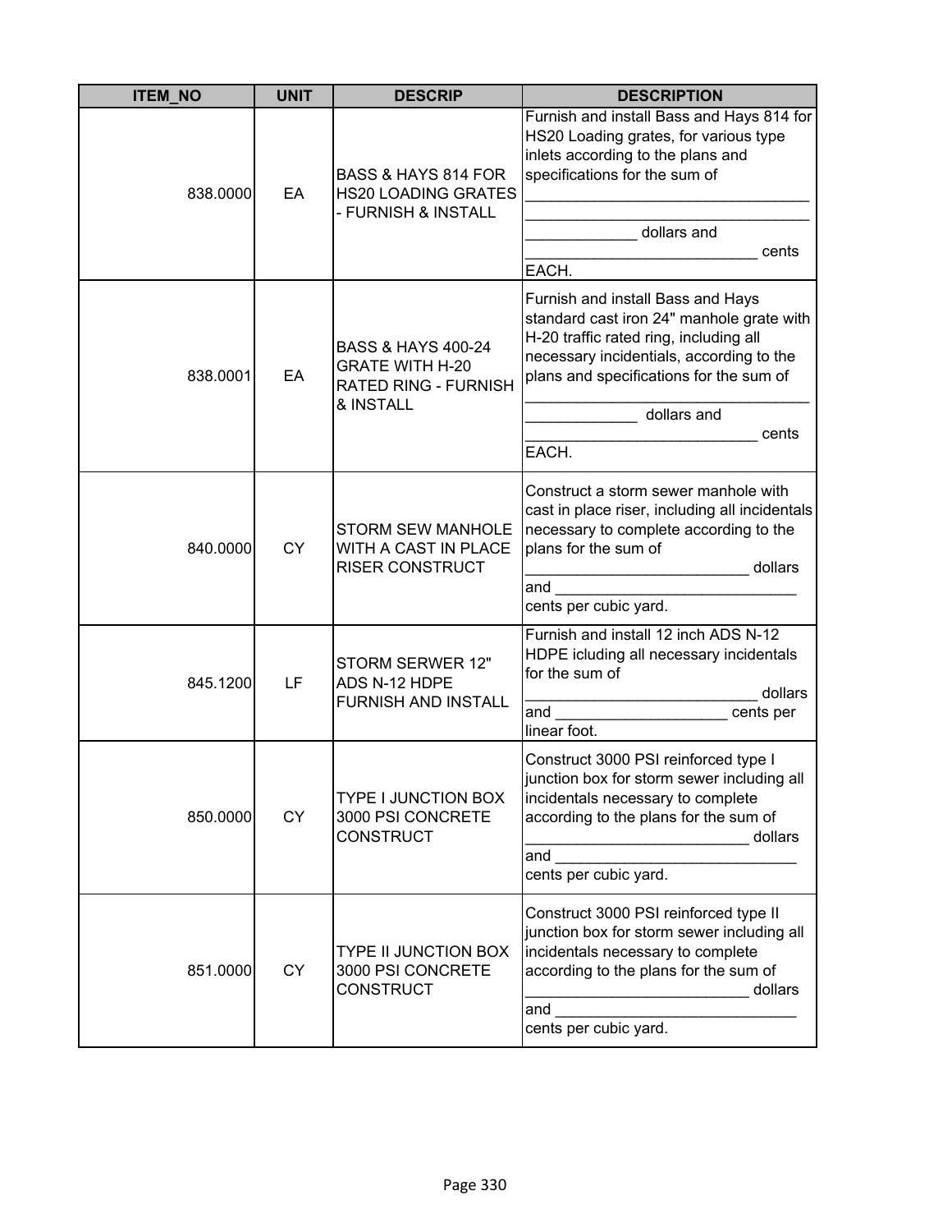| ITEM_NO | UNIT | DESCRIP | DESCRIPTION |
|---|---|---|---|
| 838.0000 | EA | BASS & HAYS 814 FOR HS20 LOADING GRATES - FURNISH & INSTALL | Furnish and install Bass and Hays 814 for HS20 Loading grates, for various type inlets according to the plans and specifications for the sum of __________________________________ __________________________________ _____________ dollars and ___________________________ cents EACH. |
| 838.0001 | EA | BASS & HAYS 400-24 GRATE WITH H-20 RATED RING - FURNISH & INSTALL | Furnish and install Bass and Hays standard cast iron 24" manhole grate with H-20 traffic rated ring, including all necessary incidentials, according to the plans and specifications for the sum of __________________________________ _____________ dollars and ___________________________ cents EACH. |
| 840.0000 | CY | STORM SEW MANHOLE WITH A CAST IN PLACE RISER CONSTRUCT | Construct a storm sewer manhole with cast in place riser, including all incidentals necessary to complete according to the plans for the sum of __________________________ dollars and _____________________________ cents per cubic yard. |
| 845.1200 | LF | STORM SERWER 12" ADS N-12 HDPE FURNISH AND INSTALL | Furnish and install 12 inch ADS N-12 HDPE icluding all necessary incidentals for the sum of ___________________________ dollars and ____________________ cents per linear foot. |
| 850.0000 | CY | TYPE I JUNCTION BOX 3000 PSI CONCRETE CONSTRUCT | Construct 3000 PSI reinforced type I junction box for storm sewer including all incidentals necessary to complete according to the plans for the sum of __________________________ dollars and _____________________________ cents per cubic yard. |
| 851.0000 | CY | TYPE II JUNCTION BOX 3000 PSI CONCRETE CONSTRUCT | Construct 3000 PSI reinforced type II junction box for storm sewer including all incidentals necessary to complete according to the plans for the sum of __________________________ dollars and _____________________________ cents per cubic yard. |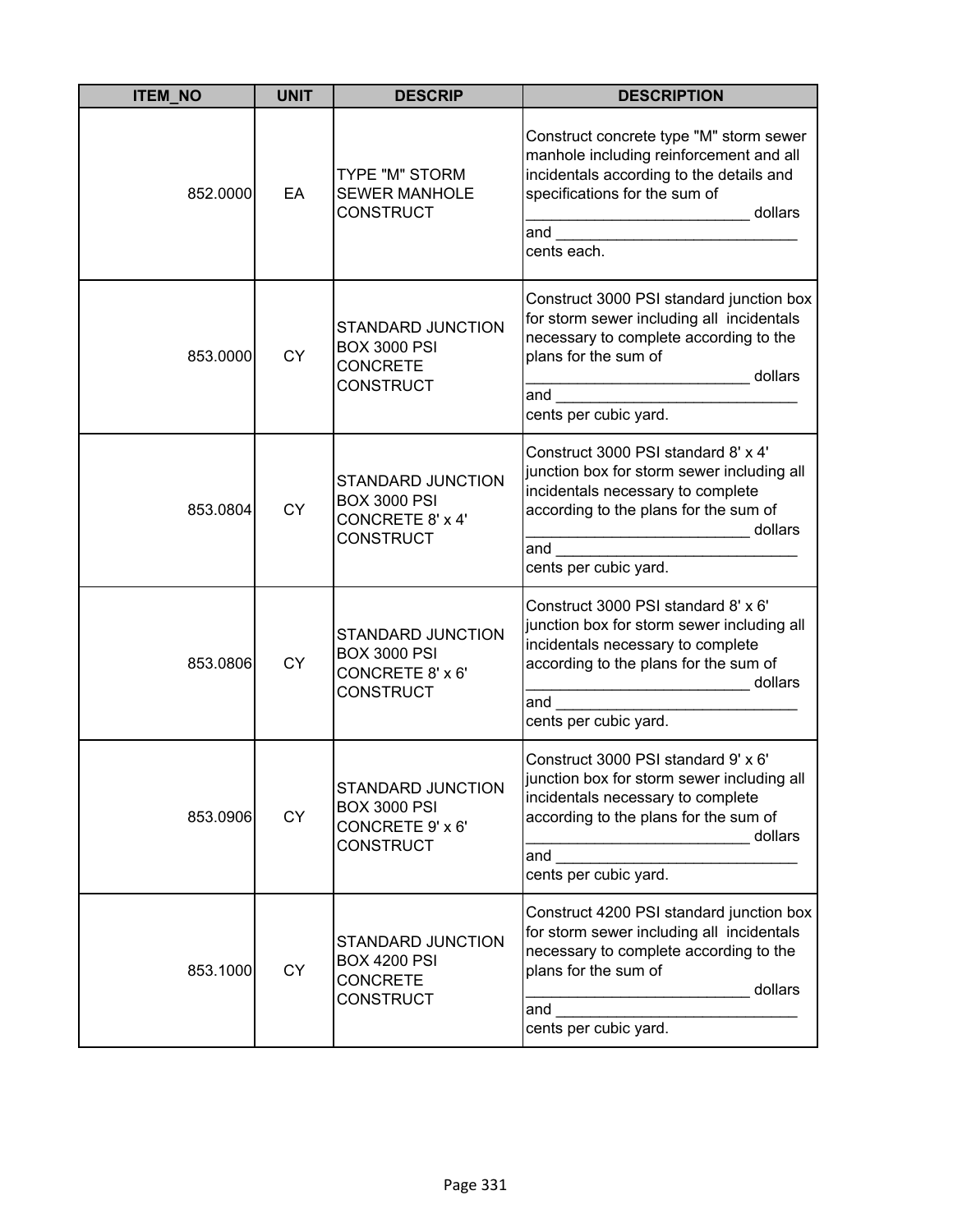| ITEM_NO | UNIT | DESCRIP | DESCRIPTION |
|---|---|---|---|
| 852.0000 | EA | TYPE "M" STORM SEWER MANHOLE CONSTRUCT | Construct concrete type "M" storm sewer manhole including reinforcement and all incidentals according to the details and specifications for the sum of __________________________ dollars and ____________________________ cents each. |
| 853.0000 | CY | STANDARD JUNCTION BOX 3000 PSI CONCRETE CONSTRUCT | Construct 3000 PSI standard junction box for storm sewer including all incidentals necessary to complete according to the plans for the sum of __________________________ dollars and ____________________________ cents per cubic yard. |
| 853.0804 | CY | STANDARD JUNCTION BOX 3000 PSI CONCRETE 8' x 4' CONSTRUCT | Construct 3000 PSI standard 8' x 4' junction box for storm sewer including all incidentals necessary to complete according to the plans for the sum of __________________________ dollars and ____________________________ cents per cubic yard. |
| 853.0806 | CY | STANDARD JUNCTION BOX 3000 PSI CONCRETE 8' x 6' CONSTRUCT | Construct 3000 PSI standard 8' x 6' junction box for storm sewer including all incidentals necessary to complete according to the plans for the sum of __________________________ dollars and ____________________________ cents per cubic yard. |
| 853.0906 | CY | STANDARD JUNCTION BOX 3000 PSI CONCRETE 9' x 6' CONSTRUCT | Construct 3000 PSI standard 9' x 6' junction box for storm sewer including all incidentals necessary to complete according to the plans for the sum of __________________________ dollars and ____________________________ cents per cubic yard. |
| 853.1000 | CY | STANDARD JUNCTION BOX 4200 PSI CONCRETE CONSTRUCT | Construct 4200 PSI standard junction box for storm sewer including all incidentals necessary to complete according to the plans for the sum of __________________________ dollars and ____________________________ cents per cubic yard. |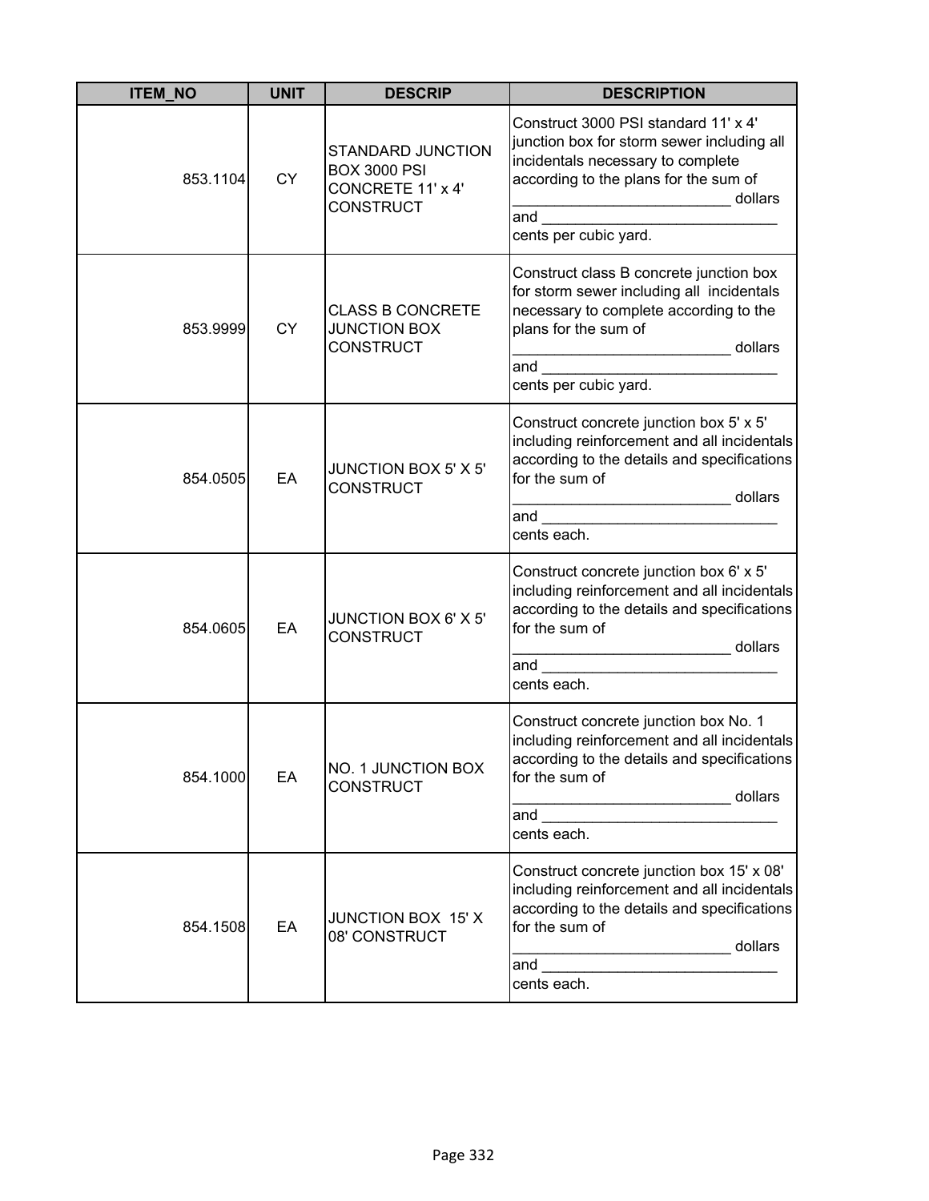| ITEM_NO | UNIT | DESCRIP | DESCRIPTION |
|---|---|---|---|
| 853.1104 | CY | STANDARD JUNCTION BOX 3000 PSI CONCRETE 11' x 4' CONSTRUCT | Construct 3000 PSI standard 11' x 4' junction box for storm sewer including all incidentals necessary to complete according to the plans for the sum of __________________________ dollars and ____________________________ cents per cubic yard. |
| 853.9999 | CY | CLASS B CONCRETE JUNCTION BOX CONSTRUCT | Construct class B concrete junction box for storm sewer including all incidentals necessary to complete according to the plans for the sum of __________________________ dollars and ____________________________ cents per cubic yard. |
| 854.0505 | EA | JUNCTION BOX 5' X 5' CONSTRUCT | Construct concrete junction box 5' x 5' including reinforcement and all incidentals according to the details and specifications for the sum of __________________________ dollars and ____________________________ cents each. |
| 854.0605 | EA | JUNCTION BOX 6' X 5' CONSTRUCT | Construct concrete junction box 6' x 5' including reinforcement and all incidentals according to the details and specifications for the sum of __________________________ dollars and ____________________________ cents each. |
| 854.1000 | EA | NO. 1 JUNCTION BOX CONSTRUCT | Construct concrete junction box No. 1 including reinforcement and all incidentals according to the details and specifications for the sum of __________________________ dollars and ____________________________ cents each. |
| 854.1508 | EA | JUNCTION BOX 15' X 08' CONSTRUCT | Construct concrete junction box 15' x 08' including reinforcement and all incidentals according to the details and specifications for the sum of __________________________ dollars and ____________________________ cents each. |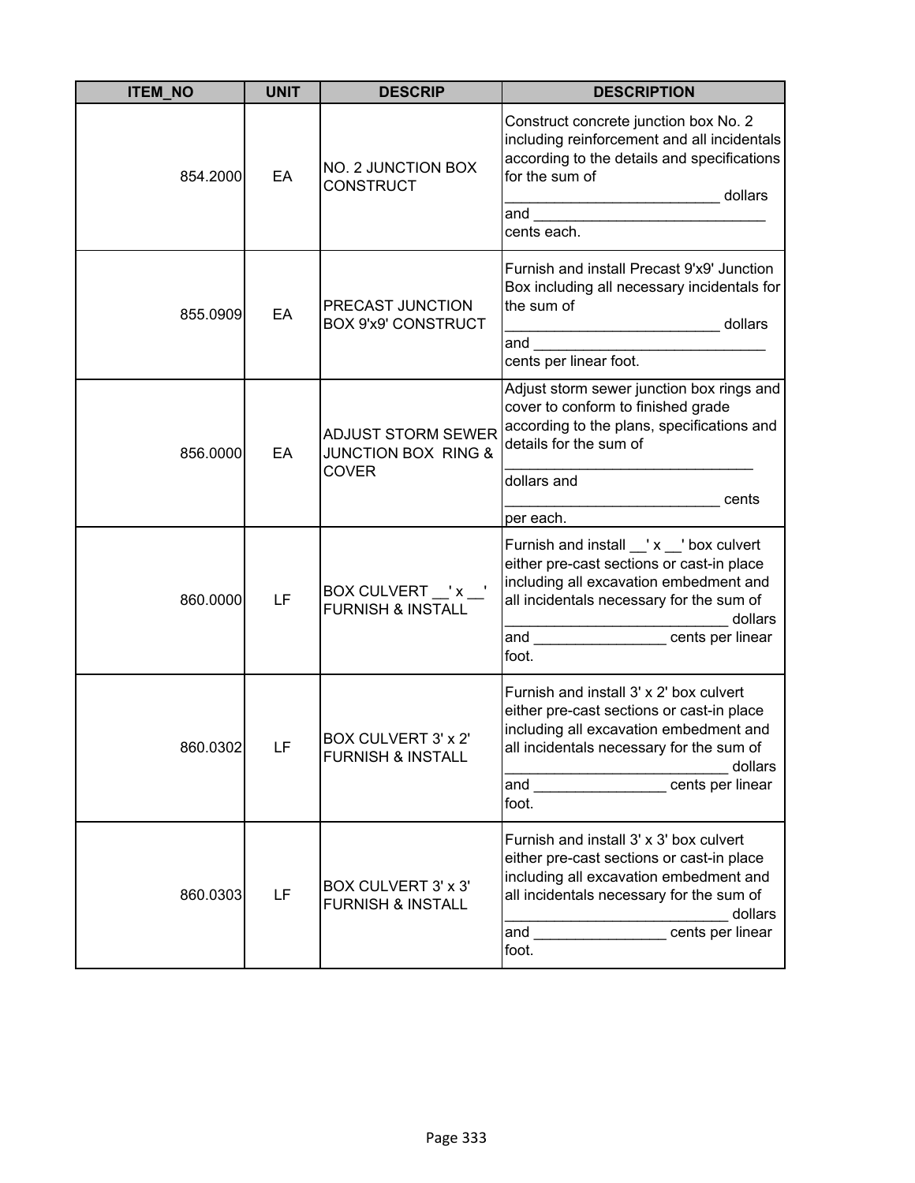| ITEM_NO | UNIT | DESCRIP | DESCRIPTION |
|---|---|---|---|
| 854.2000 | EA | NO. 2 JUNCTION BOX CONSTRUCT | Construct concrete junction box No. 2 including reinforcement and all incidentals according to the details and specifications for the sum of __________________________ dollars and _____________________________ cents each. |
| 855.0909 | EA | PRECAST JUNCTION BOX 9'x9' CONSTRUCT | Furnish and install Precast 9'x9' Junction Box including all necessary incidentals for the sum of __________________________ dollars and _____________________________ cents per linear foot. |
| 856.0000 | EA | ADJUST STORM SEWER JUNCTION BOX RING & COVER | Adjust storm sewer junction box rings and cover to conform to finished grade according to the plans, specifications and details for the sum of ______________________________ dollars and __________________________ cents per each. |
| 860.0000 | LF | BOX CULVERT __' x __' FURNISH & INSTALL | Furnish and install __' x __' box culvert either pre-cast sections or cast-in place including all excavation embedment and all incidentals necessary for the sum of ___________________________ dollars and ________________ cents per linear foot. |
| 860.0302 | LF | BOX CULVERT 3' x 2' FURNISH & INSTALL | Furnish and install 3' x 2' box culvert either pre-cast sections or cast-in place including all excavation embedment and all incidentals necessary for the sum of ___________________________ dollars and ________________ cents per linear foot. |
| 860.0303 | LF | BOX CULVERT 3' x 3' FURNISH & INSTALL | Furnish and install 3' x 3' box culvert either pre-cast sections or cast-in place including all excavation embedment and all incidentals necessary for the sum of ___________________________ dollars and ________________ cents per linear foot. |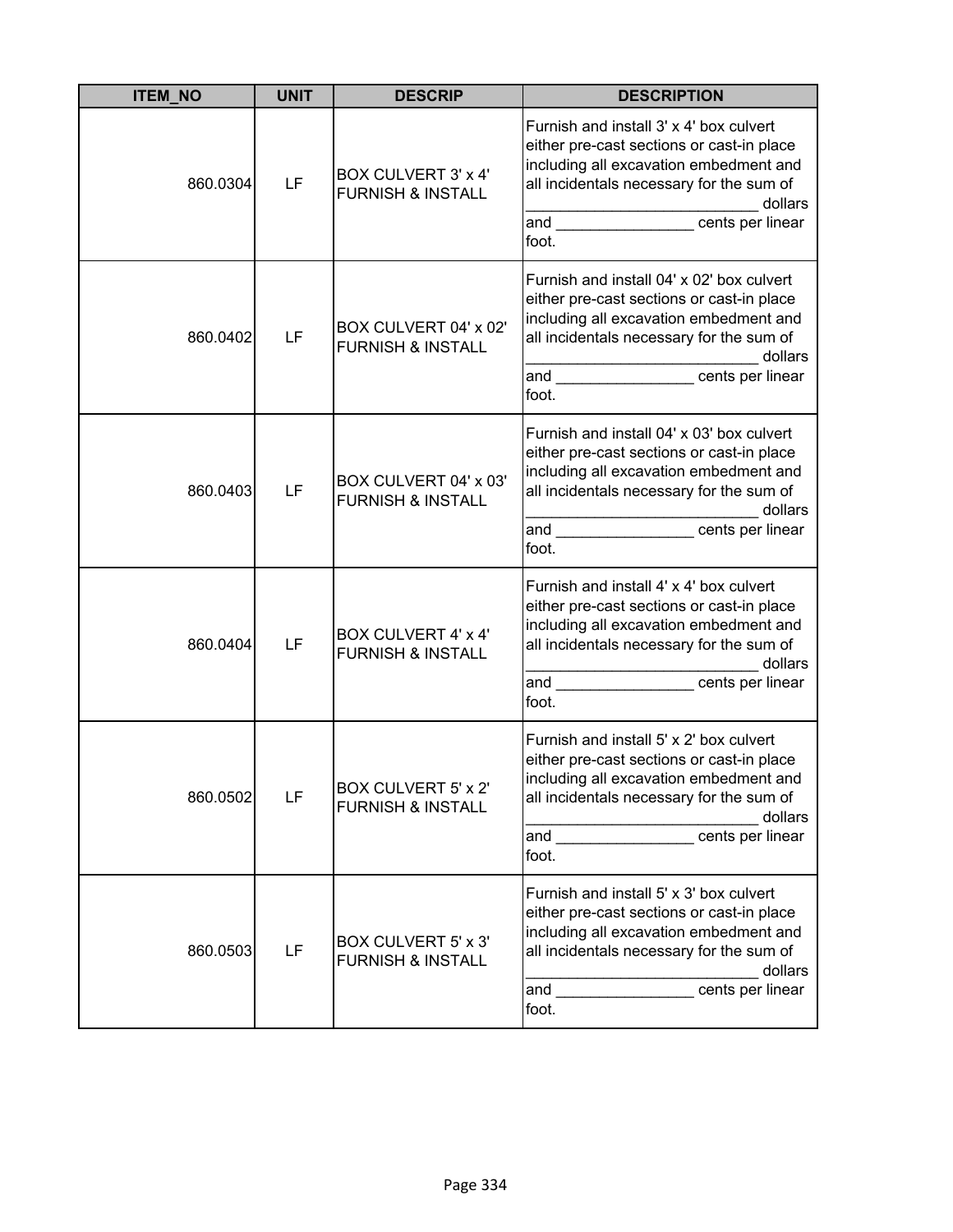| ITEM_NO | UNIT | DESCRIP | DESCRIPTION |
|---|---|---|---|
| 860.0304 | LF | BOX CULVERT 3' x 4' FURNISH & INSTALL | Furnish and install 3' x 4' box culvert either pre-cast sections or cast-in place including all excavation embedment and all incidentals necessary for the sum of ___________________________ dollars and ________________ cents per linear foot. |
| 860.0402 | LF | BOX CULVERT 04' x 02' FURNISH & INSTALL | Furnish and install 04' x 02' box culvert either pre-cast sections or cast-in place including all excavation embedment and all incidentals necessary for the sum of ___________________________ dollars and ________________ cents per linear foot. |
| 860.0403 | LF | BOX CULVERT 04' x 03' FURNISH & INSTALL | Furnish and install 04' x 03' box culvert either pre-cast sections or cast-in place including all excavation embedment and all incidentals necessary for the sum of ___________________________ dollars and ________________ cents per linear foot. |
| 860.0404 | LF | BOX CULVERT 4' x 4' FURNISH & INSTALL | Furnish and install 4' x 4' box culvert either pre-cast sections or cast-in place including all excavation embedment and all incidentals necessary for the sum of ___________________________ dollars and ________________ cents per linear foot. |
| 860.0502 | LF | BOX CULVERT 5' x 2' FURNISH & INSTALL | Furnish and install 5' x 2' box culvert either pre-cast sections or cast-in place including all excavation embedment and all incidentals necessary for the sum of ___________________________ dollars and ________________ cents per linear foot. |
| 860.0503 | LF | BOX CULVERT 5' x 3' FURNISH & INSTALL | Furnish and install 5' x 3' box culvert either pre-cast sections or cast-in place including all excavation embedment and all incidentals necessary for the sum of ___________________________ dollars and ________________ cents per linear foot. |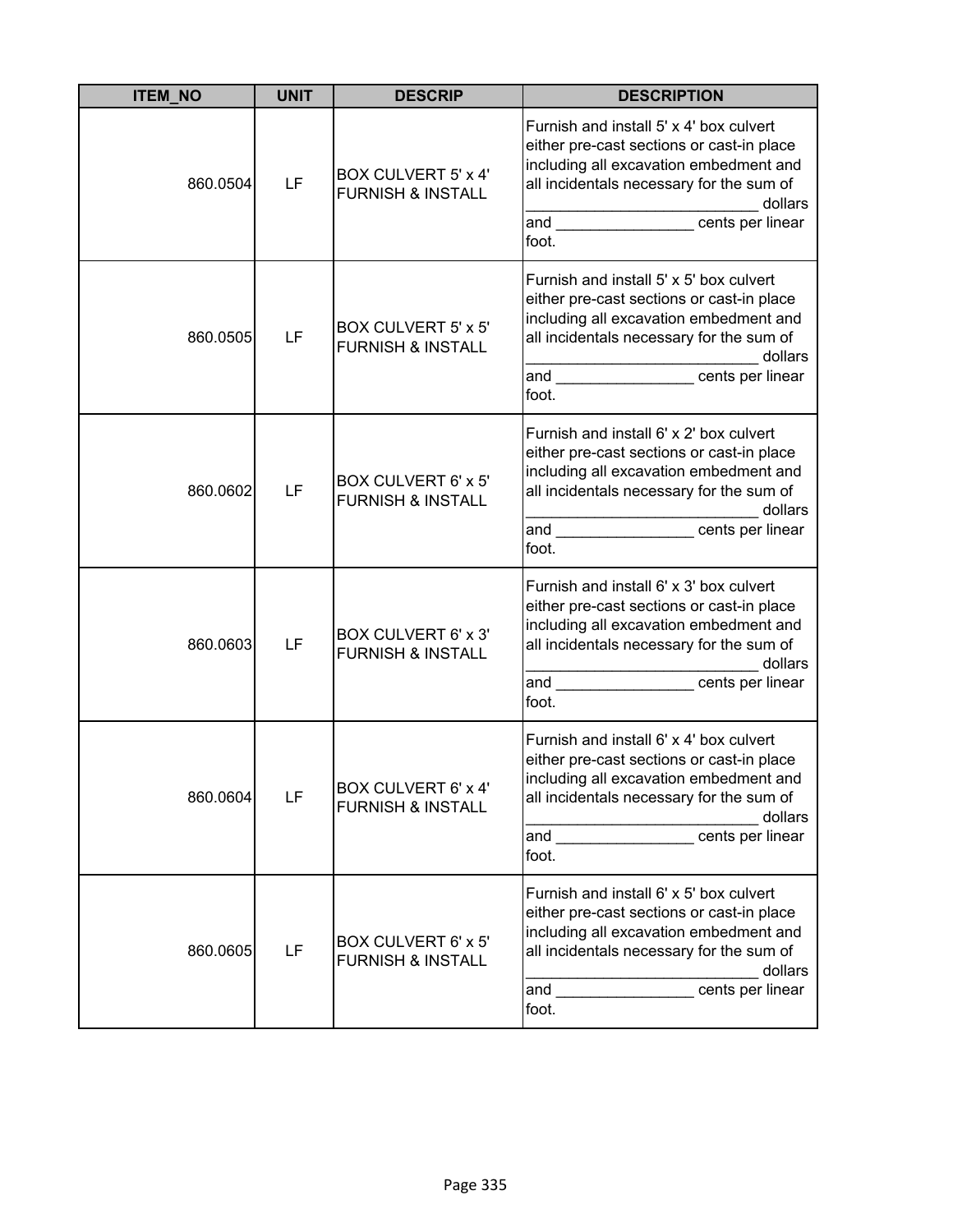| ITEM_NO | UNIT | DESCRIP | DESCRIPTION |
|---|---|---|---|
| 860.0504 | LF | BOX CULVERT 5' x 4' FURNISH & INSTALL | Furnish and install 5' x 4' box culvert either pre-cast sections or cast-in place including all excavation embedment and all incidentals necessary for the sum of ___________________________ dollars and ________________ cents per linear foot. |
| 860.0505 | LF | BOX CULVERT 5' x 5' FURNISH & INSTALL | Furnish and install 5' x 5' box culvert either pre-cast sections or cast-in place including all excavation embedment and all incidentals necessary for the sum of ___________________________ dollars and ________________ cents per linear foot. |
| 860.0602 | LF | BOX CULVERT 6' x 5' FURNISH & INSTALL | Furnish and install 6' x 2' box culvert either pre-cast sections or cast-in place including all excavation embedment and all incidentals necessary for the sum of ___________________________ dollars and ________________ cents per linear foot. |
| 860.0603 | LF | BOX CULVERT 6' x 3' FURNISH & INSTALL | Furnish and install 6' x 3' box culvert either pre-cast sections or cast-in place including all excavation embedment and all incidentals necessary for the sum of ___________________________ dollars and ________________ cents per linear foot. |
| 860.0604 | LF | BOX CULVERT 6' x 4' FURNISH & INSTALL | Furnish and install 6' x 4' box culvert either pre-cast sections or cast-in place including all excavation embedment and all incidentals necessary for the sum of ___________________________ dollars and ________________ cents per linear foot. |
| 860.0605 | LF | BOX CULVERT 6' x 5' FURNISH & INSTALL | Furnish and install 6' x 5' box culvert either pre-cast sections or cast-in place including all excavation embedment and all incidentals necessary for the sum of ___________________________ dollars and ________________ cents per linear foot. |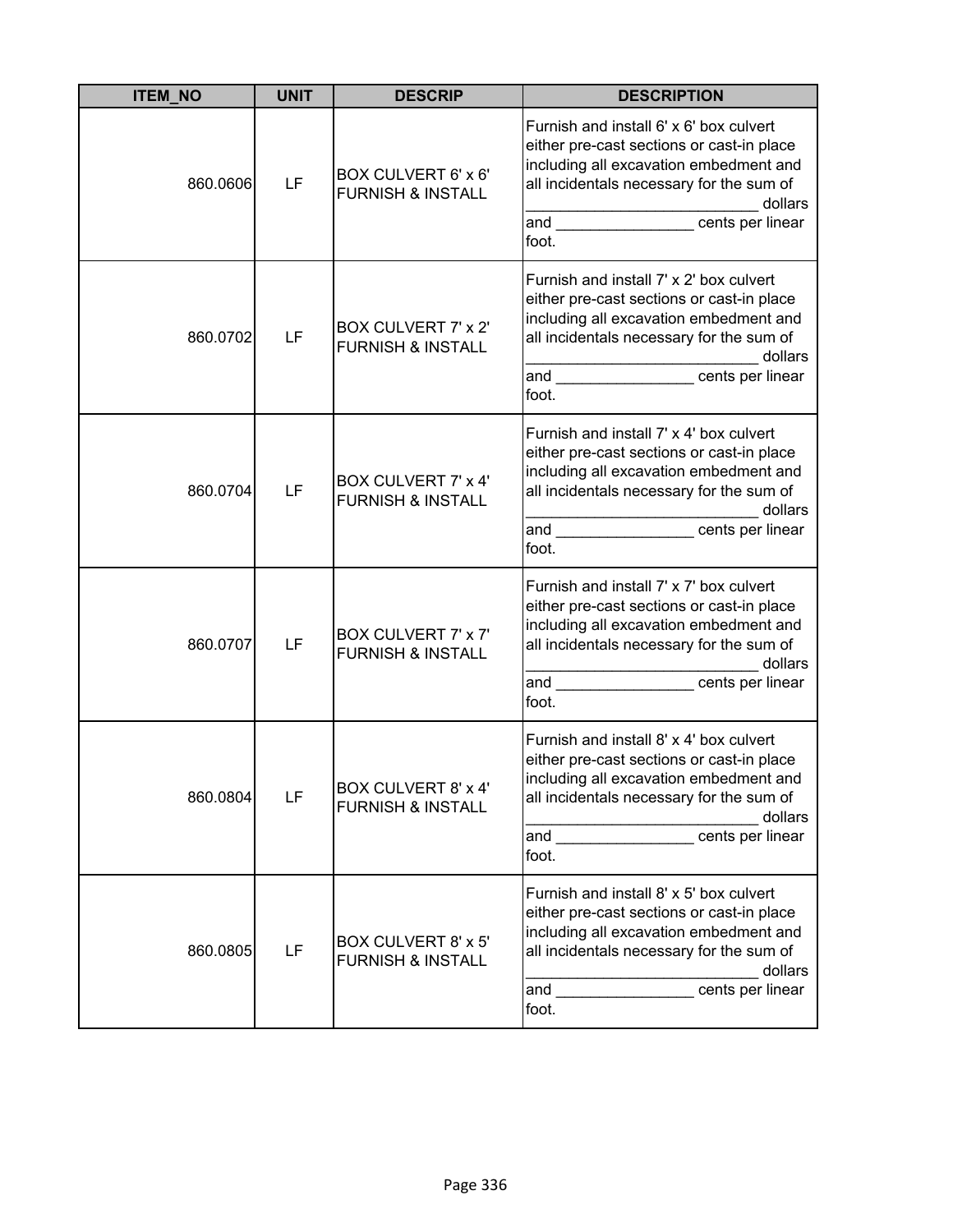| ITEM_NO | UNIT | DESCRIP | DESCRIPTION |
|---|---|---|---|
| 860.0606 | LF | BOX CULVERT 6' x 6' FURNISH & INSTALL | Furnish and install 6' x 6' box culvert either pre-cast sections or cast-in place including all excavation embedment and all incidentals necessary for the sum of ___________________________ dollars and ________________ cents per linear foot. |
| 860.0702 | LF | BOX CULVERT 7' x 2' FURNISH & INSTALL | Furnish and install 7' x 2' box culvert either pre-cast sections or cast-in place including all excavation embedment and all incidentals necessary for the sum of ___________________________ dollars and ________________ cents per linear foot. |
| 860.0704 | LF | BOX CULVERT 7' x 4' FURNISH & INSTALL | Furnish and install 7' x 4' box culvert either pre-cast sections or cast-in place including all excavation embedment and all incidentals necessary for the sum of ___________________________ dollars and ________________ cents per linear foot. |
| 860.0707 | LF | BOX CULVERT 7' x 7' FURNISH & INSTALL | Furnish and install 7' x 7' box culvert either pre-cast sections or cast-in place including all excavation embedment and all incidentals necessary for the sum of ___________________________ dollars and ________________ cents per linear foot. |
| 860.0804 | LF | BOX CULVERT 8' x 4' FURNISH & INSTALL | Furnish and install 8' x 4' box culvert either pre-cast sections or cast-in place including all excavation embedment and all incidentals necessary for the sum of ___________________________ dollars and ________________ cents per linear foot. |
| 860.0805 | LF | BOX CULVERT 8' x 5' FURNISH & INSTALL | Furnish and install 8' x 5' box culvert either pre-cast sections or cast-in place including all excavation embedment and all incidentals necessary for the sum of ___________________________ dollars and ________________ cents per linear foot. |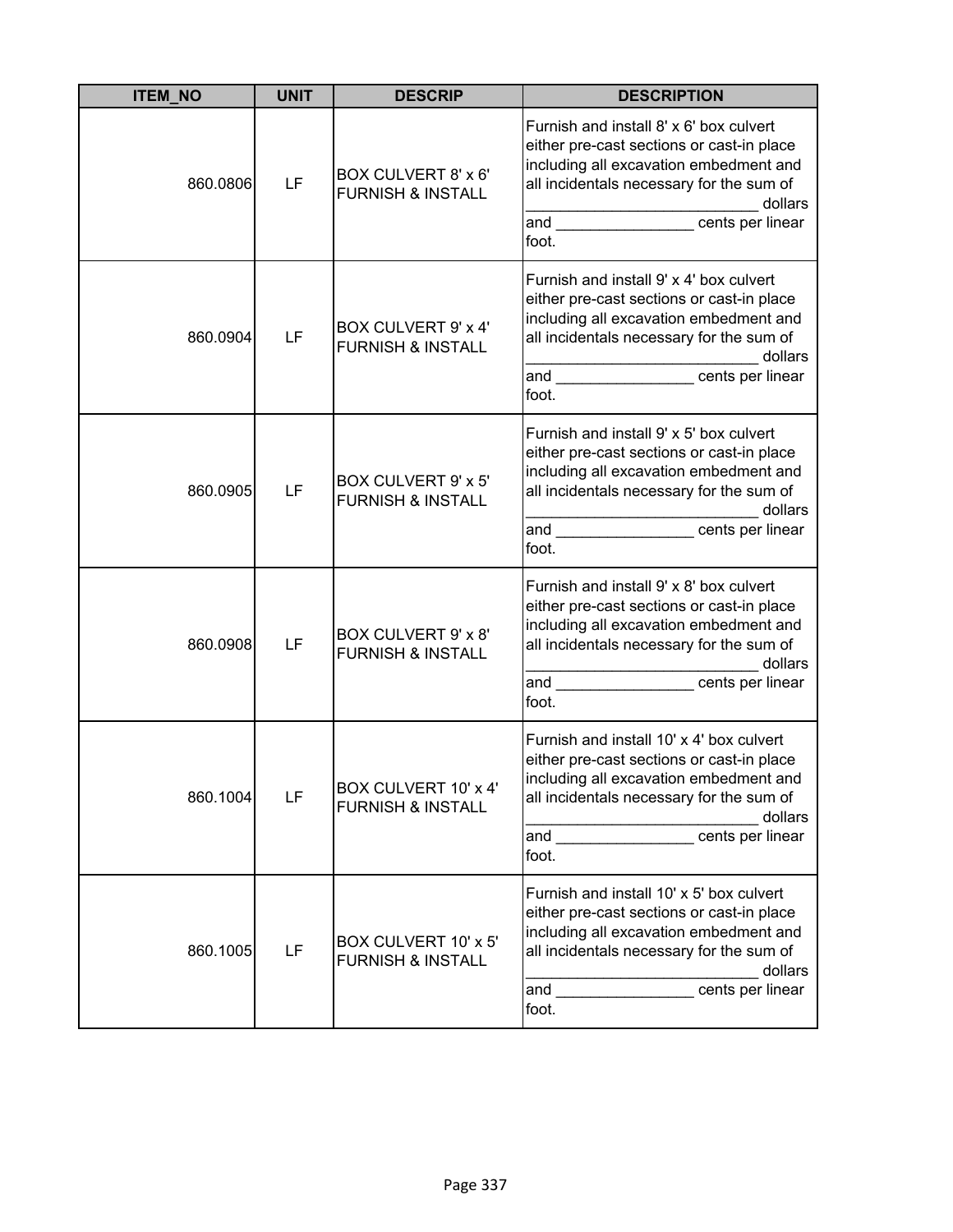| ITEM_NO | UNIT | DESCRIP | DESCRIPTION |
|---|---|---|---|
| 860.0806 | LF | BOX CULVERT 8' x 6' FURNISH & INSTALL | Furnish and install 8' x 6' box culvert either pre-cast sections or cast-in place including all excavation embedment and all incidentals necessary for the sum of ___________________________ dollars and ________________ cents per linear foot. |
| 860.0904 | LF | BOX CULVERT 9' x 4' FURNISH & INSTALL | Furnish and install 9' x 4' box culvert either pre-cast sections or cast-in place including all excavation embedment and all incidentals necessary for the sum of ___________________________ dollars and ________________ cents per linear foot. |
| 860.0905 | LF | BOX CULVERT 9' x 5' FURNISH & INSTALL | Furnish and install 9' x 5' box culvert either pre-cast sections or cast-in place including all excavation embedment and all incidentals necessary for the sum of ___________________________ dollars and ________________ cents per linear foot. |
| 860.0908 | LF | BOX CULVERT 9' x 8' FURNISH & INSTALL | Furnish and install 9' x 8' box culvert either pre-cast sections or cast-in place including all excavation embedment and all incidentals necessary for the sum of ___________________________ dollars and ________________ cents per linear foot. |
| 860.1004 | LF | BOX CULVERT 10' x 4' FURNISH & INSTALL | Furnish and install 10' x 4' box culvert either pre-cast sections or cast-in place including all excavation embedment and all incidentals necessary for the sum of ___________________________ dollars and ________________ cents per linear foot. |
| 860.1005 | LF | BOX CULVERT 10' x 5' FURNISH & INSTALL | Furnish and install 10' x 5' box culvert either pre-cast sections or cast-in place including all excavation embedment and all incidentals necessary for the sum of ___________________________ dollars and ________________ cents per linear foot. |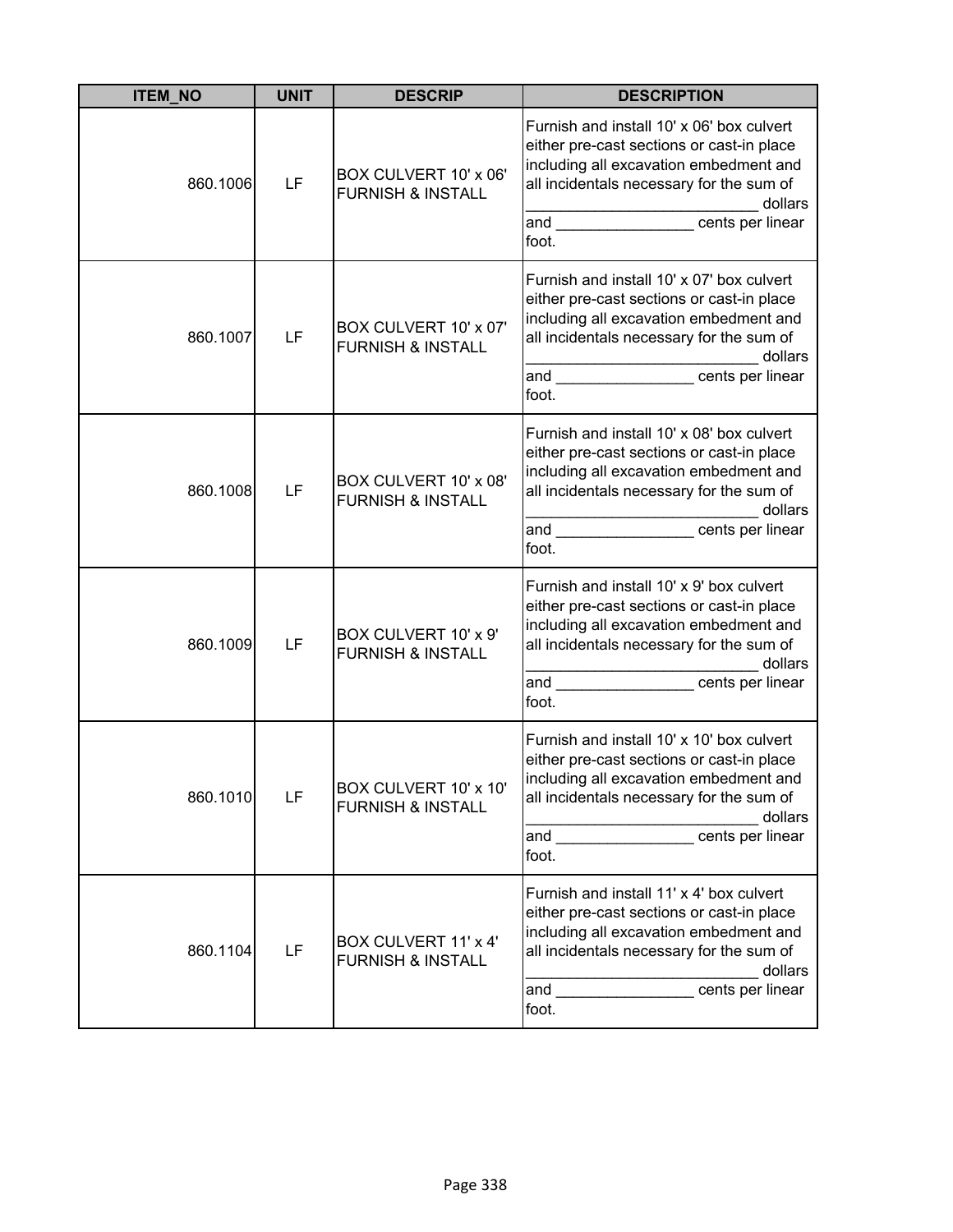| ITEM_NO | UNIT | DESCRIP | DESCRIPTION |
|---|---|---|---|
| 860.1006 | LF | BOX CULVERT 10' x 06' FURNISH & INSTALL | Furnish and install 10' x 06' box culvert either pre-cast sections or cast-in place including all excavation embedment and all incidentals necessary for the sum of ___________________________ dollars and ________________ cents per linear foot. |
| 860.1007 | LF | BOX CULVERT 10' x 07' FURNISH & INSTALL | Furnish and install 10' x 07' box culvert either pre-cast sections or cast-in place including all excavation embedment and all incidentals necessary for the sum of ___________________________ dollars and ________________ cents per linear foot. |
| 860.1008 | LF | BOX CULVERT 10' x 08' FURNISH & INSTALL | Furnish and install 10' x 08' box culvert either pre-cast sections or cast-in place including all excavation embedment and all incidentals necessary for the sum of ___________________________ dollars and ________________ cents per linear foot. |
| 860.1009 | LF | BOX CULVERT 10' x 9' FURNISH & INSTALL | Furnish and install 10' x 9' box culvert either pre-cast sections or cast-in place including all excavation embedment and all incidentals necessary for the sum of ___________________________ dollars and ________________ cents per linear foot. |
| 860.1010 | LF | BOX CULVERT 10' x 10' FURNISH & INSTALL | Furnish and install 10' x 10' box culvert either pre-cast sections or cast-in place including all excavation embedment and all incidentals necessary for the sum of ___________________________ dollars and ________________ cents per linear foot. |
| 860.1104 | LF | BOX CULVERT 11' x 4' FURNISH & INSTALL | Furnish and install 11' x 4' box culvert either pre-cast sections or cast-in place including all excavation embedment and all incidentals necessary for the sum of ___________________________ dollars and ________________ cents per linear foot. |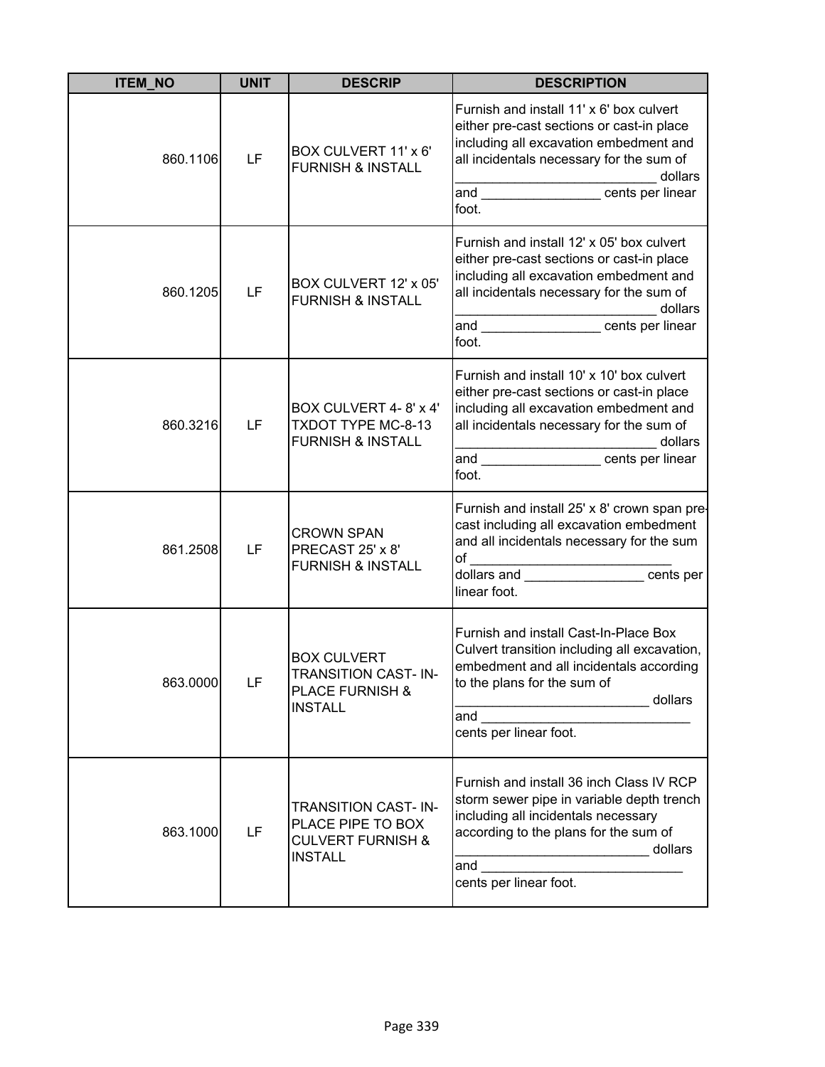| ITEM_NO | UNIT | DESCRIP | DESCRIPTION |
|---|---|---|---|
| 860.1106 | LF | BOX CULVERT 11' x 6' FURNISH & INSTALL | Furnish and install 11' x 6' box culvert either pre-cast sections or cast-in place including all excavation embedment and all incidentals necessary for the sum of ___________________________ dollars and ________________ cents per linear foot. |
| 860.1205 | LF | BOX CULVERT 12' x 05' FURNISH & INSTALL | Furnish and install 12' x 05' box culvert either pre-cast sections or cast-in place including all excavation embedment and all incidentals necessary for the sum of ___________________________ dollars and ________________ cents per linear foot. |
| 860.3216 | LF | BOX CULVERT 4- 8' x 4' TXDOT TYPE MC-8-13 FURNISH & INSTALL | Furnish and install 10' x 10' box culvert either pre-cast sections or cast-in place including all excavation embedment and all incidentals necessary for the sum of ___________________________ dollars and ________________ cents per linear foot. |
| 861.2508 | LF | CROWN SPAN PRECAST 25' x 8' FURNISH & INSTALL | Furnish and install 25' x 8' crown span pre-cast including all excavation embedment and all incidentals necessary for the sum of ___________________________ dollars and ________________ cents per linear foot. |
| 863.0000 | LF | BOX CULVERT TRANSITION CAST- IN-PLACE FURNISH & INSTALL | Furnish and install Cast-In-Place Box Culvert transition including all excavation, embedment and all incidentals according to the plans for the sum of __________________________ dollars and _____________________________ cents per linear foot. |
| 863.1000 | LF | TRANSITION CAST- IN-PLACE PIPE TO BOX CULVERT FURNISH & INSTALL | Furnish and install 36 inch Class IV RCP storm sewer pipe in variable depth trench including all incidentals necessary according to the plans for the sum of __________________________ dollars and ___________________________ cents per linear foot. |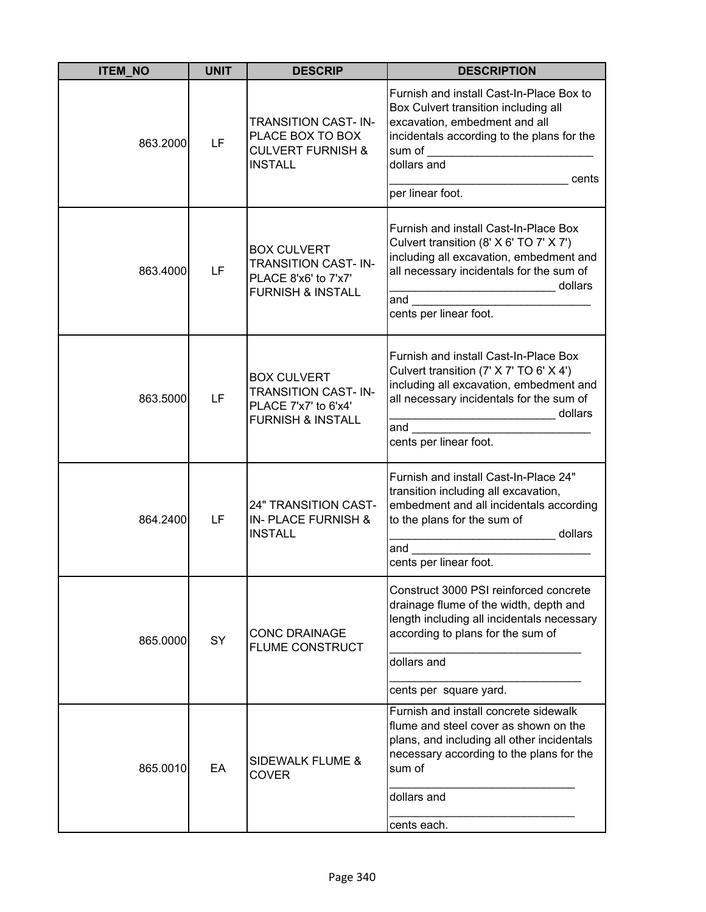| ITEM_NO | UNIT | DESCRIP | DESCRIPTION |
|---|---|---|---|
| 863.2000 | LF | TRANSITION CAST- IN-PLACE BOX TO BOX CULVERT FURNISH & INSTALL | Furnish and install Cast-In-Place Box to Box Culvert transition including all excavation, embedment and all incidentals according to the plans for the sum of ___________________________ dollars and ____________________________ cents per linear foot. |
| 863.4000 | LF | BOX CULVERT TRANSITION CAST- IN-PLACE 8'x6' to 7'x7' FURNISH & INSTALL | Furnish and install Cast-In-Place Box Culvert transition (8' X 6' TO 7' X 7') including all excavation, embedment and all necessary incidentals for the sum of __________________________ dollars and ____________________________ cents per linear foot. |
| 863.5000 | LF | BOX CULVERT TRANSITION CAST- IN-PLACE 7'x7' to 6'x4' FURNISH & INSTALL | Furnish and install Cast-In-Place Box Culvert transition (7' X 7' TO 6' X 4') including all excavation, embedment and all necessary incidentals for the sum of __________________________ dollars and ____________________________ cents per linear foot. |
| 864.2400 | LF | 24" TRANSITION CAST- IN- PLACE FURNISH & INSTALL | Furnish and install Cast-In-Place 24" transition including all excavation, embedment and all incidentals according to the plans for the sum of __________________________ dollars and ____________________________ cents per linear foot. |
| 865.0000 | SY | CONC DRAINAGE FLUME CONSTRUCT | Construct 3000 PSI reinforced concrete drainage flume of the width, depth and length including all incidentals necessary according to plans for the sum of ______________________________ dollars and ______________________________ cents per square yard. |
| 865.0010 | EA | SIDEWALK FLUME & COVER | Furnish and install concrete sidewalk flume and steel cover as shown on the plans, and including all other incidentals necessary according to the plans for the sum of ______________________________ dollars and ______________________________ cents each. |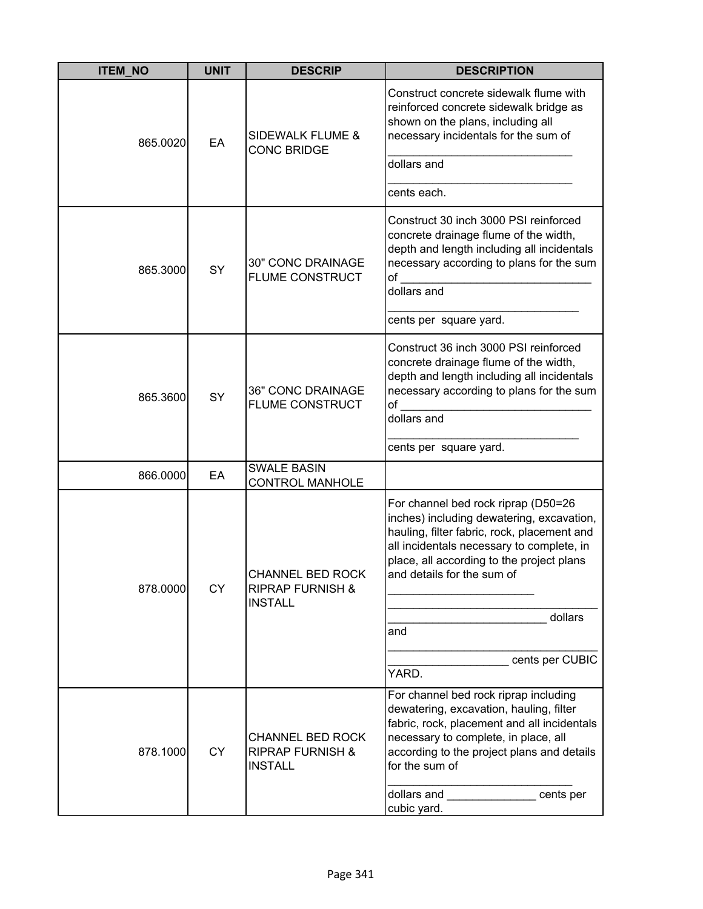| ITEM_NO | UNIT | DESCRIP | DESCRIPTION |
| --- | --- | --- | --- |
| 865.0020 | EA | SIDEWALK FLUME & CONC BRIDGE | Construct concrete sidewalk flume with reinforced concrete sidewalk bridge as shown on the plans, including all necessary incidentals for the sum of _____________________________ dollars and _____________________________ cents each. |
| 865.3000 | SY | 30" CONC DRAINAGE FLUME CONSTRUCT | Construct 30 inch 3000 PSI reinforced concrete drainage flume of the width, depth and length including all incidentals necessary according to plans for the sum of ______________________________ dollars and ______________________________ cents per square yard. |
| 865.3600 | SY | 36" CONC DRAINAGE FLUME CONSTRUCT | Construct 36 inch 3000 PSI reinforced concrete drainage flume of the width, depth and length including all incidentals necessary according to plans for the sum of ______________________________ dollars and ______________________________ cents per square yard. |
| 866.0000 | EA | SWALE BASIN CONTROL MANHOLE | |
| 878.0000 | CY | CHANNEL BED ROCK RIPRAP FURNISH & INSTALL | For channel bed rock riprap (D50=26 inches) including dewatering, excavation, hauling, filter fabric, rock, placement and all incidentals necessary to complete, in place, all according to the project plans and details for the sum of _______________________ _________________________________ _________________________ dollars and _________________________________ ___________________ cents per CUBIC YARD. |
| 878.1000 | CY | CHANNEL BED ROCK RIPRAP FURNISH & INSTALL | For channel bed rock riprap including dewatering, excavation, hauling, filter fabric, rock, placement and all incidentals necessary to complete, in place, all according to the project plans and details for the sum of _____________________________ dollars and ______________ cents per cubic yard. |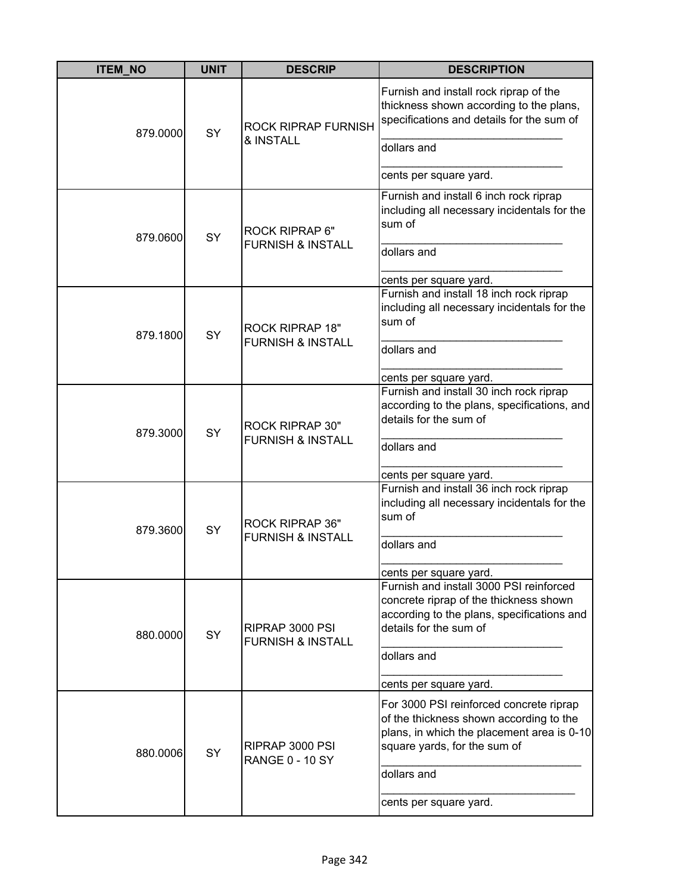| ITEM_NO | UNIT | DESCRIP | DESCRIPTION |
|---|---|---|---|
| 879.0000 | SY | ROCK RIPRAP FURNISH & INSTALL | Furnish and install rock riprap of the thickness shown according to the plans, specifications and details for the sum of ______________________________ dollars and ______________________________ cents per square yard. |
| 879.0600 | SY | ROCK RIPRAP 6" FURNISH & INSTALL | Furnish and install 6 inch rock riprap including all necessary incidentals for the sum of ______________________________ dollars and ______________________________ cents per square yard. |
| 879.1800 | SY | ROCK RIPRAP 18" FURNISH & INSTALL | Furnish and install 18 inch rock riprap including all necessary incidentals for the sum of ______________________________ dollars and ______________________________ cents per square yard. |
| 879.3000 | SY | ROCK RIPRAP 30" FURNISH & INSTALL | Furnish and install 30 inch rock riprap according to the plans, specifications, and details for the sum of ______________________________ dollars and ______________________________ cents per square yard. |
| 879.3600 | SY | ROCK RIPRAP 36" FURNISH & INSTALL | Furnish and install 36 inch rock riprap including all necessary incidentals for the sum of ______________________________ dollars and ______________________________ cents per square yard. |
| 880.0000 | SY | RIPRAP 3000 PSI FURNISH & INSTALL | Furnish and install 3000 PSI reinforced concrete riprap of the thickness shown according to the plans, specifications and details for the sum of ______________________________ dollars and ______________________________ cents per square yard. |
| 880.0006 | SY | RIPRAP 3000 PSI RANGE 0 - 10 SY | For 3000 PSI reinforced concrete riprap of the thickness shown according to the plans, in which the placement area is 0-10 square yards, for the sum of ________________________________ dollars and ________________________________ cents per square yard. |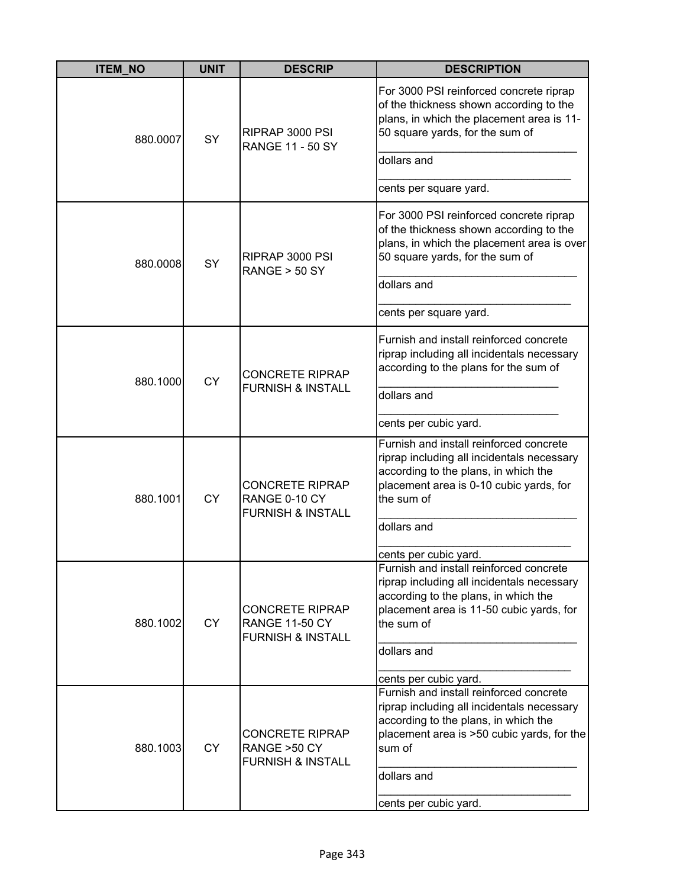| ITEM_NO | UNIT | DESCRIP | DESCRIPTION |
|---|---|---|---|
| 880.0007 | SY | RIPRAP 3000 PSI RANGE 11 - 50 SY | For 3000 PSI reinforced concrete riprap of the thickness shown according to the plans, in which the placement area is 11-50 square yards, for the sum of ______________________________ dollars and ______________________________ cents per square yard. |
| 880.0008 | SY | RIPRAP 3000 PSI RANGE > 50 SY | For 3000 PSI reinforced concrete riprap of the thickness shown according to the plans, in which the placement area is over 50 square yards, for the sum of ______________________________ dollars and ______________________________ cents per square yard. |
| 880.1000 | CY | CONCRETE RIPRAP FURNISH & INSTALL | Furnish and install reinforced concrete riprap including all incidentals necessary according to the plans for the sum of ______________________________ dollars and ______________________________ cents per cubic yard. |
| 880.1001 | CY | CONCRETE RIPRAP RANGE 0-10 CY FURNISH & INSTALL | Furnish and install reinforced concrete riprap including all incidentals necessary according to the plans, in which the placement area is 0-10 cubic yards, for the sum of ______________________________ dollars and ______________________________ cents per cubic yard. |
| 880.1002 | CY | CONCRETE RIPRAP RANGE 11-50 CY FURNISH & INSTALL | Furnish and install reinforced concrete riprap including all incidentals necessary according to the plans, in which the placement area is 11-50 cubic yards, for the sum of ______________________________ dollars and ______________________________ cents per cubic yard. |
| 880.1003 | CY | CONCRETE RIPRAP RANGE >50 CY FURNISH & INSTALL | Furnish and install reinforced concrete riprap including all incidentals necessary according to the plans, in which the placement area is >50 cubic yards, for the sum of ______________________________ dollars and ______________________________ cents per cubic yard. |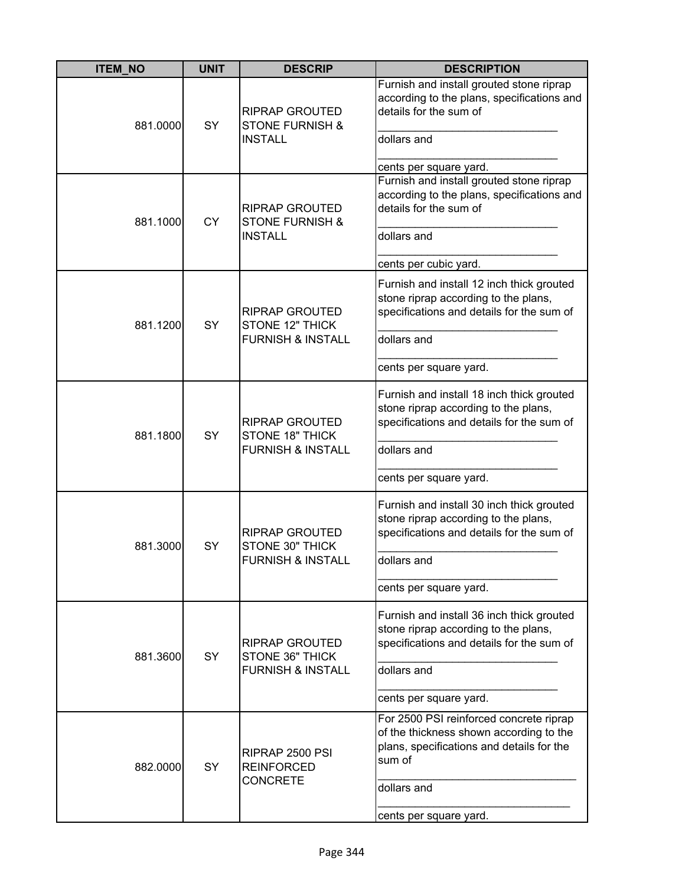| ITEM_NO | UNIT | DESCRIP | DESCRIPTION |
|---|---|---|---|
| 881.0000 | SY | RIPRAP GROUTED STONE FURNISH & INSTALL | Furnish and install grouted stone riprap according to the plans, specifications and details for the sum of ______________________________ dollars and ______________________________ cents per square yard. |
| 881.1000 | CY | RIPRAP GROUTED STONE FURNISH & INSTALL | Furnish and install grouted stone riprap according to the plans, specifications and details for the sum of ______________________________ dollars and ______________________________ cents per cubic yard. |
| 881.1200 | SY | RIPRAP GROUTED STONE 12" THICK FURNISH & INSTALL | Furnish and install 12 inch thick grouted stone riprap according to the plans, specifications and details for the sum of ______________________________ dollars and ______________________________ cents per square yard. |
| 881.1800 | SY | RIPRAP GROUTED STONE 18" THICK FURNISH & INSTALL | Furnish and install 18 inch thick grouted stone riprap according to the plans, specifications and details for the sum of ______________________________ dollars and ______________________________ cents per square yard. |
| 881.3000 | SY | RIPRAP GROUTED STONE 30" THICK FURNISH & INSTALL | Furnish and install 30 inch thick grouted stone riprap according to the plans, specifications and details for the sum of ______________________________ dollars and ______________________________ cents per square yard. |
| 881.3600 | SY | RIPRAP GROUTED STONE 36" THICK FURNISH & INSTALL | Furnish and install 36 inch thick grouted stone riprap according to the plans, specifications and details for the sum of ______________________________ dollars and ______________________________ cents per square yard. |
| 882.0000 | SY | RIPRAP 2500 PSI REINFORCED CONCRETE | For 2500 PSI reinforced concrete riprap of the thickness shown according to the plans, specifications and details for the sum of ________________________________ dollars and ________________________________ cents per square yard. |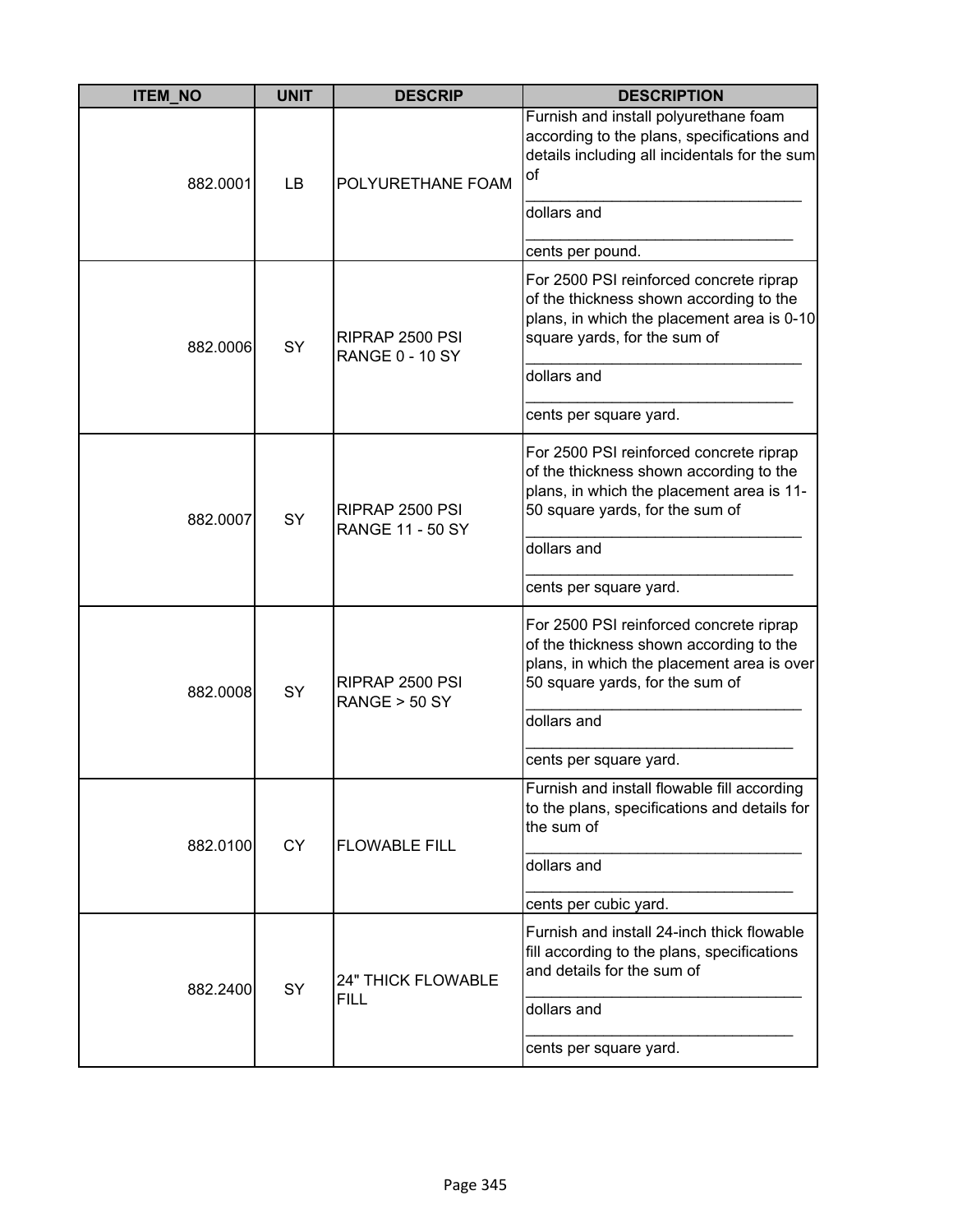| ITEM_NO | UNIT | DESCRIP | DESCRIPTION |
|---|---|---|---|
| 882.0001 | LB | POLYURETHANE FOAM | Furnish and install polyurethane foam according to the plans, specifications and details including all incidentals for the sum of _______________________________ dollars and _______________________________ cents per pound. |
| 882.0006 | SY | RIPRAP 2500 PSI RANGE 0 - 10 SY | For 2500 PSI reinforced concrete riprap of the thickness shown according to the plans, in which the placement area is 0-10 square yards, for the sum of _______________________________ dollars and _______________________________ cents per square yard. |
| 882.0007 | SY | RIPRAP 2500 PSI RANGE 11 - 50 SY | For 2500 PSI reinforced concrete riprap of the thickness shown according to the plans, in which the placement area is 11-50 square yards, for the sum of _______________________________ dollars and _______________________________ cents per square yard. |
| 882.0008 | SY | RIPRAP 2500 PSI RANGE > 50 SY | For 2500 PSI reinforced concrete riprap of the thickness shown according to the plans, in which the placement area is over 50 square yards, for the sum of _______________________________ dollars and _______________________________ cents per square yard. |
| 882.0100 | CY | FLOWABLE FILL | Furnish and install flowable fill according to the plans, specifications and details for the sum of _______________________________ dollars and _______________________________ cents per cubic yard. |
| 882.2400 | SY | 24" THICK FLOWABLE FILL | Furnish and install 24-inch thick flowable fill according to the plans, specifications and details for the sum of _______________________________ dollars and _______________________________ cents per square yard. |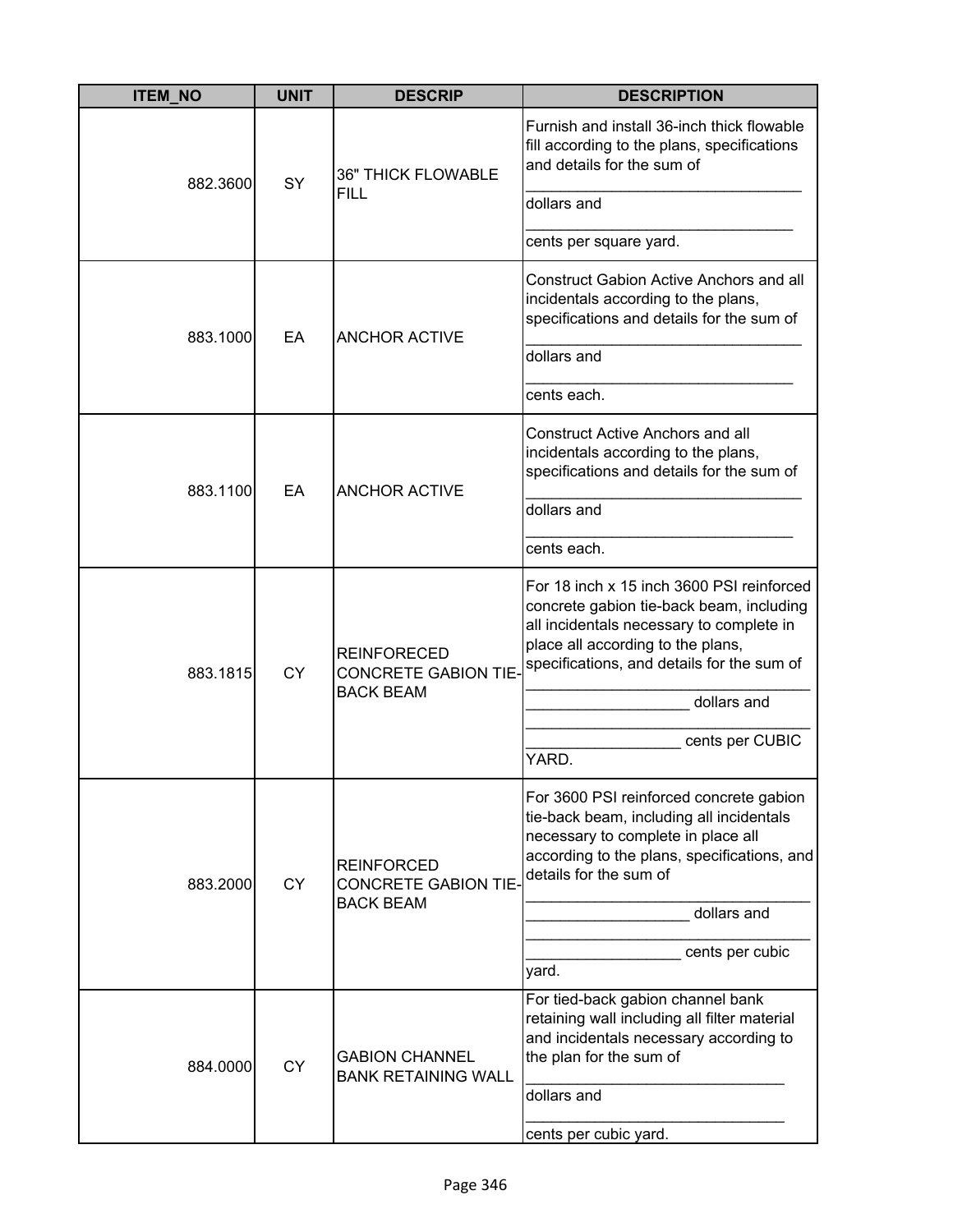| ITEM_NO | UNIT | DESCRIP | DESCRIPTION |
|---|---|---|---|
| 882.3600 | SY | 36" THICK FLOWABLE FILL | Furnish and install 36-inch thick flowable fill according to the plans, specifications and details for the sum of ________________________________ dollars and ________________________________ cents per square yard. |
| 883.1000 | EA | ANCHOR ACTIVE | Construct Gabion Active Anchors and all incidentals according to the plans, specifications and details for the sum of ________________________________ dollars and ________________________________ cents each. |
| 883.1100 | EA | ANCHOR ACTIVE | Construct Active Anchors and all incidentals according to the plans, specifications and details for the sum of ________________________________ dollars and ________________________________ cents each. |
| 883.1815 | CY | REINFORCED CONCRETE GABION TIE-BACK BEAM | For 18 inch x 15 inch 3600 PSI reinforced concrete gabion tie-back beam, including all incidentals necessary to complete in place all according to the plans, specifications, and details for the sum of ________________________________ __________________ dollars and ________________________________ _________________ cents per CUBIC YARD. |
| 883.2000 | CY | REINFORCED CONCRETE GABION TIE-BACK BEAM | For 3600 PSI reinforced concrete gabion tie-back beam, including all incidentals necessary to complete in place all according to the plans, specifications, and details for the sum of ________________________________ __________________ dollars and ________________________________ _________________ cents per cubic yard. |
| 884.0000 | CY | GABION CHANNEL BANK RETAINING WALL | For tied-back gabion channel bank retaining wall including all filter material and incidentals necessary according to the plan for the sum of ______________________________ dollars and ______________________________ cents per cubic yard. |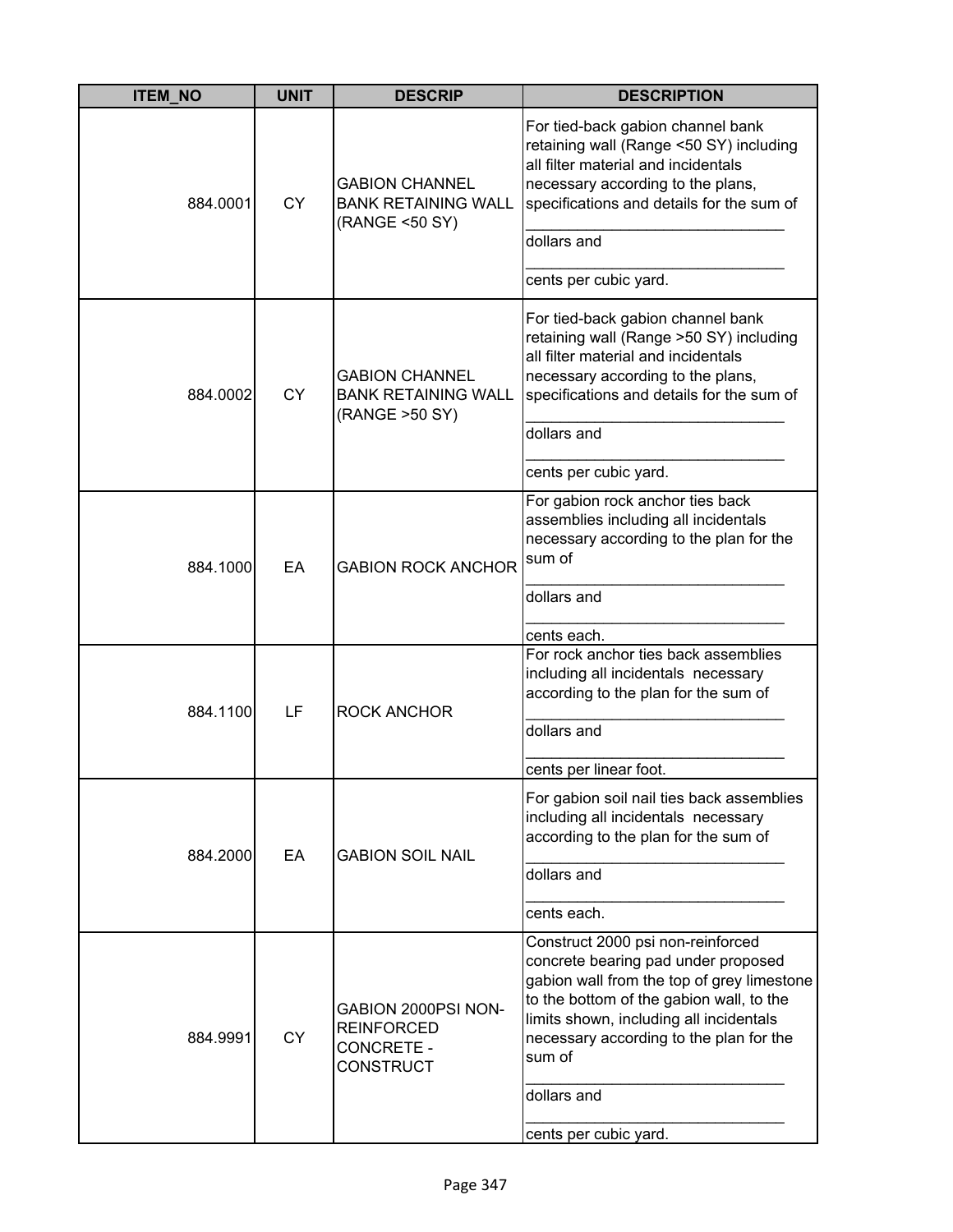| ITEM_NO | UNIT | DESCRIP | DESCRIPTION |
|---|---|---|---|
| 884.0001 | CY | GABION CHANNEL BANK RETAINING WALL (RANGE <50 SY) | For tied-back gabion channel bank retaining wall (Range <50 SY) including all filter material and incidentals necessary according to the plans, specifications and details for the sum of ______________________________ dollars and ______________________________ cents per cubic yard. |
| 884.0002 | CY | GABION CHANNEL BANK RETAINING WALL (RANGE >50 SY) | For tied-back gabion channel bank retaining wall (Range >50 SY) including all filter material and incidentals necessary according to the plans, specifications and details for the sum of ______________________________ dollars and ______________________________ cents per cubic yard. |
| 884.1000 | EA | GABION ROCK ANCHOR | For gabion rock anchor ties back assemblies including all incidentals necessary according to the plan for the sum of ______________________________ dollars and ______________________________ cents each. |
| 884.1100 | LF | ROCK ANCHOR | For rock anchor ties back assemblies including all incidentals necessary according to the plan for the sum of ______________________________ dollars and ______________________________ cents per linear foot. |
| 884.2000 | EA | GABION SOIL NAIL | For gabion soil nail ties back assemblies including all incidentals necessary according to the plan for the sum of ______________________________ dollars and ______________________________ cents each. |
| 884.9991 | CY | GABION 2000PSI NON-REINFORCED CONCRETE - CONSTRUCT | Construct 2000 psi non-reinforced concrete bearing pad under proposed gabion wall from the top of grey limestone to the bottom of the gabion wall, to the limits shown, including all incidentals necessary according to the plan for the sum of ______________________________ dollars and ______________________________ cents per cubic yard. |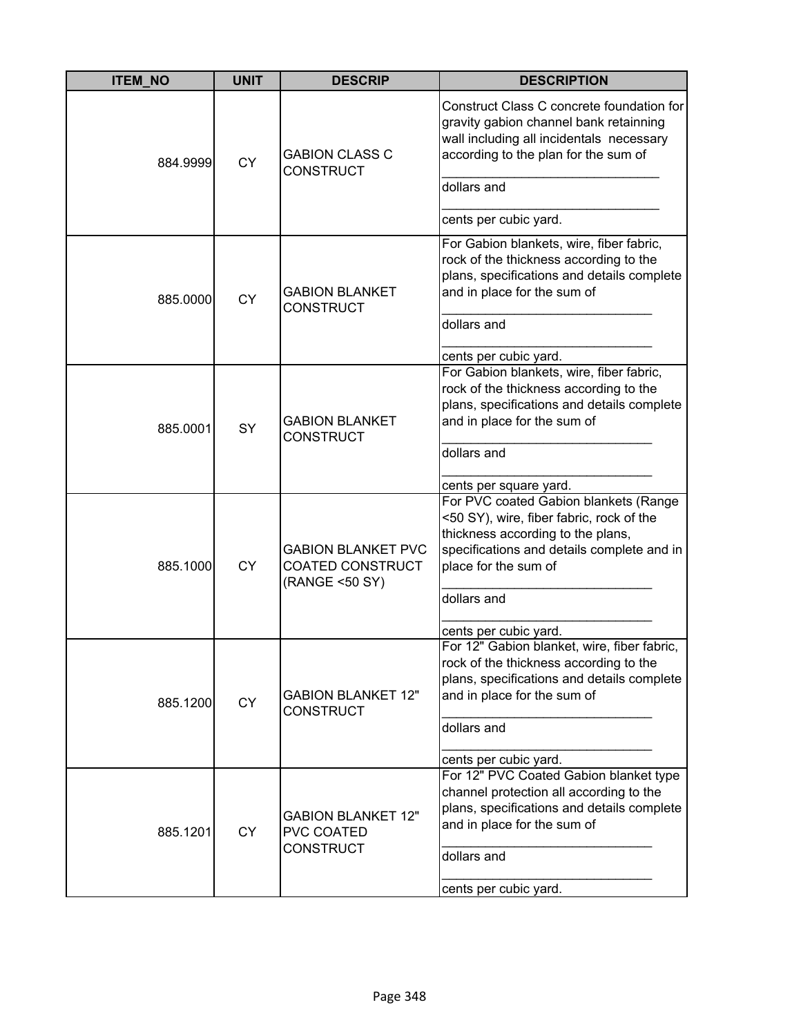| ITEM_NO | UNIT | DESCRIP | DESCRIPTION |
|---|---|---|---|
| 884.9999 | CY | GABION CLASS C CONSTRUCT | Construct Class C concrete foundation for gravity gabion channel bank retainning wall including all incidentals necessary according to the plan for the sum of ______________________________ dollars and ______________________________ cents per cubic yard. |
| 885.0000 | CY | GABION BLANKET CONSTRUCT | For Gabion blankets, wire, fiber fabric, rock of the thickness according to the plans, specifications and details complete and in place for the sum of ______________________________ dollars and ______________________________ cents per cubic yard. |
| 885.0001 | SY | GABION BLANKET CONSTRUCT | For Gabion blankets, wire, fiber fabric, rock of the thickness according to the plans, specifications and details complete and in place for the sum of ______________________________ dollars and ______________________________ cents per square yard. |
| 885.1000 | CY | GABION BLANKET PVC COATED CONSTRUCT (RANGE <50 SY) | For PVC coated Gabion blankets (Range <50 SY), wire, fiber fabric, rock of the thickness according to the plans, specifications and details complete and in place for the sum of ______________________________ dollars and ______________________________ cents per cubic yard. |
| 885.1200 | CY | GABION BLANKET 12" CONSTRUCT | For 12" Gabion blanket, wire, fiber fabric, rock of the thickness according to the plans, specifications and details complete and in place for the sum of ______________________________ dollars and ______________________________ cents per cubic yard. |
| 885.1201 | CY | GABION BLANKET 12" PVC COATED CONSTRUCT | For 12" PVC Coated Gabion blanket type channel protection all according to the plans, specifications and details complete and in place for the sum of ______________________________ dollars and ______________________________ cents per cubic yard. |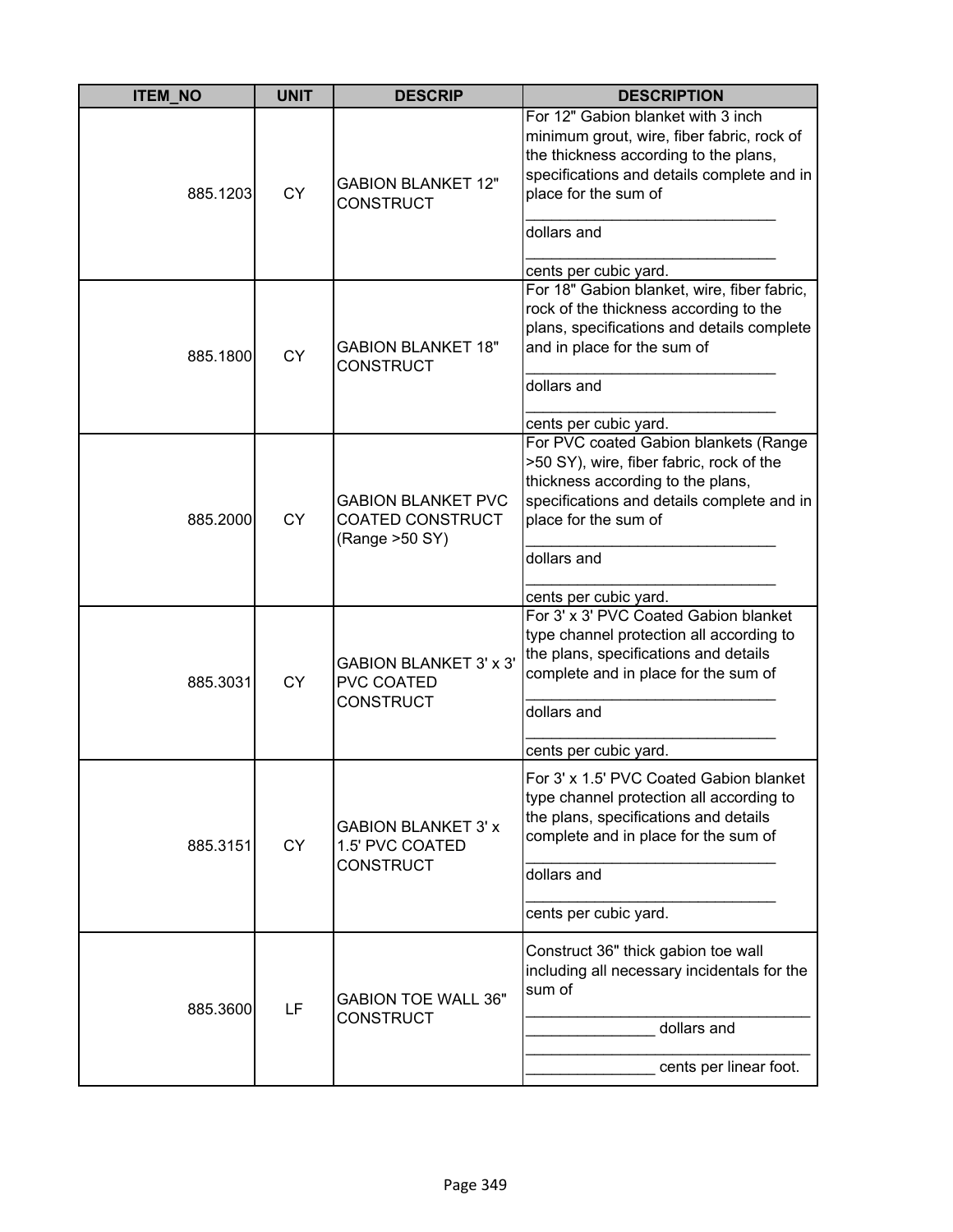| ITEM_NO | UNIT | DESCRIP | DESCRIPTION |
|---|---|---|---|
| 885.1203 | CY | GABION BLANKET 12" CONSTRUCT | For 12" Gabion blanket with 3 inch minimum grout, wire, fiber fabric, rock of the thickness according to the plans, specifications and details complete and in place for the sum of ______________________________ dollars and ______________________________ cents per cubic yard. |
| 885.1800 | CY | GABION BLANKET 18" CONSTRUCT | For 18" Gabion blanket, wire, fiber fabric, rock of the thickness according to the plans, specifications and details complete and in place for the sum of ______________________________ dollars and ______________________________ cents per cubic yard. |
| 885.2000 | CY | GABION BLANKET PVC COATED CONSTRUCT (Range >50 SY) | For PVC coated Gabion blankets (Range >50 SY), wire, fiber fabric, rock of the thickness according to the plans, specifications and details complete and in place for the sum of ______________________________ dollars and ______________________________ cents per cubic yard. |
| 885.3031 | CY | GABION BLANKET 3' x 3' PVC COATED CONSTRUCT | For 3' x 3' PVC Coated Gabion blanket type channel protection all according to the plans, specifications and details complete and in place for the sum of ______________________________ dollars and ______________________________ cents per cubic yard. |
| 885.3151 | CY | GABION BLANKET 3' x 1.5' PVC COATED CONSTRUCT | For 3' x 1.5' PVC Coated Gabion blanket type channel protection all according to the plans, specifications and details complete and in place for the sum of ______________________________ dollars and ______________________________ cents per cubic yard. |
| 885.3600 | LF | GABION TOE WALL 36" CONSTRUCT | Construct 36" thick gabion toe wall including all necessary incidentals for the sum of ___________________________________ _______________ dollars and ___________________________________ _______________ cents per linear foot. |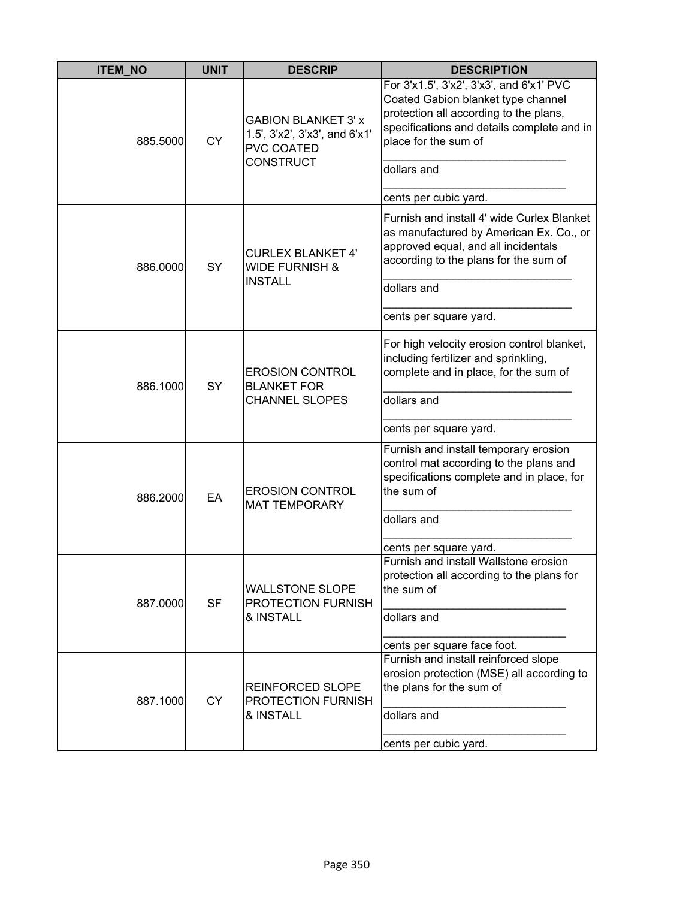| ITEM_NO | UNIT | DESCRIP | DESCRIPTION |
|---|---|---|---|
| 885.5000 | CY | GABION BLANKET 3' x 1.5', 3'x2', 3'x3', and 6'x1' PVC COATED CONSTRUCT | For 3'x1.5', 3'x2', 3'x3', and 6'x1' PVC Coated Gabion blanket type channel protection all according to the plans, specifications and details complete and in place for the sum of ______________________________ dollars and ______________________________ cents per cubic yard. |
| 886.0000 | SY | CURLEX BLANKET 4' WIDE FURNISH & INSTALL | Furnish and install 4' wide Curlex Blanket as manufactured by American Ex. Co., or approved equal, and all incidentals according to the plans for the sum of ______________________________ dollars and ______________________________ cents per square yard. |
| 886.1000 | SY | EROSION CONTROL BLANKET FOR CHANNEL SLOPES | For high velocity erosion control blanket, including fertilizer and sprinkling, complete and in place, for the sum of ______________________________ dollars and ______________________________ cents per square yard. |
| 886.2000 | EA | EROSION CONTROL MAT TEMPORARY | Furnish and install temporary erosion control mat according to the plans and specifications complete and in place, for the sum of ______________________________ dollars and ______________________________ cents per square yard. |
| 887.0000 | SF | WALLSTONE SLOPE PROTECTION FURNISH & INSTALL | Furnish and install Wallstone erosion protection all according to the plans for the sum of ______________________________ dollars and ______________________________ cents per square face foot. |
| 887.1000 | CY | REINFORCED SLOPE PROTECTION FURNISH & INSTALL | Furnish and install reinforced slope erosion protection (MSE) all according to the plans for the sum of ______________________________ dollars and ______________________________ cents per cubic yard. |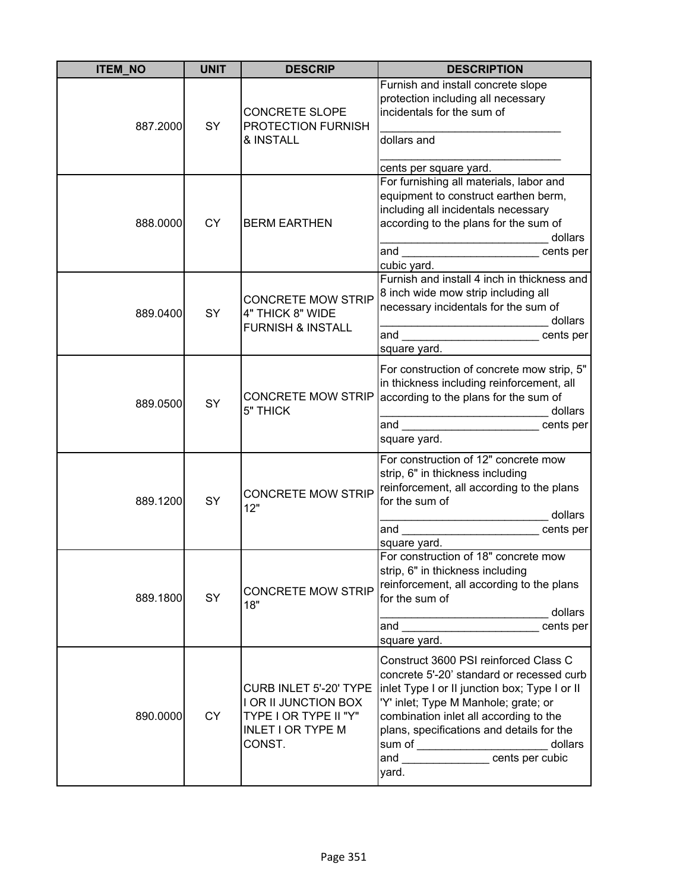| ITEM_NO | UNIT | DESCRIP | DESCRIPTION |
|---|---|---|---|
| 887.2000 | SY | CONCRETE SLOPE PROTECTION FURNISH & INSTALL | Furnish and install concrete slope protection including all necessary incidentals for the sum of ______________________________ dollars and ______________________________ cents per square yard. |
| 888.0000 | CY | BERM EARTHEN | For furnishing all materials, labor and equipment to construct earthen berm, including all incidentals necessary according to the plans for the sum of ___________________________ dollars and ______________________ cents per cubic yard. |
| 889.0400 | SY | CONCRETE MOW STRIP 4" THICK 8" WIDE FURNISH & INSTALL | Furnish and install 4 inch in thickness and 8 inch wide mow strip including all necessary incidentals for the sum of ___________________________ dollars and ______________________ cents per square yard. |
| 889.0500 | SY | CONCRETE MOW STRIP 5" THICK | For construction of concrete mow strip, 5" in thickness including reinforcement, all according to the plans for the sum of ___________________________ dollars and ______________________ cents per square yard. |
| 889.1200 | SY | CONCRETE MOW STRIP 12" | For construction of 12" concrete mow strip, 6" in thickness including reinforcement, all according to the plans for the sum of ___________________________ dollars and ______________________ cents per square yard. |
| 889.1800 | SY | CONCRETE MOW STRIP 18" | For construction of 18" concrete mow strip, 6" in thickness including reinforcement, all according to the plans for the sum of ___________________________ dollars and ______________________ cents per square yard. |
| 890.0000 | CY | CURB INLET 5'-20' TYPE I OR II JUNCTION BOX TYPE I OR TYPE II "Y" INLET I OR TYPE M CONST. | Construct 3600 PSI reinforced Class C concrete 5'-20' standard or recessed curb inlet Type I or II junction box; Type I or II 'Y' inlet; Type M Manhole; grate; or combination inlet all according to the plans, specifications and details for the sum of _____________________ dollars and ______________ cents per cubic yard. |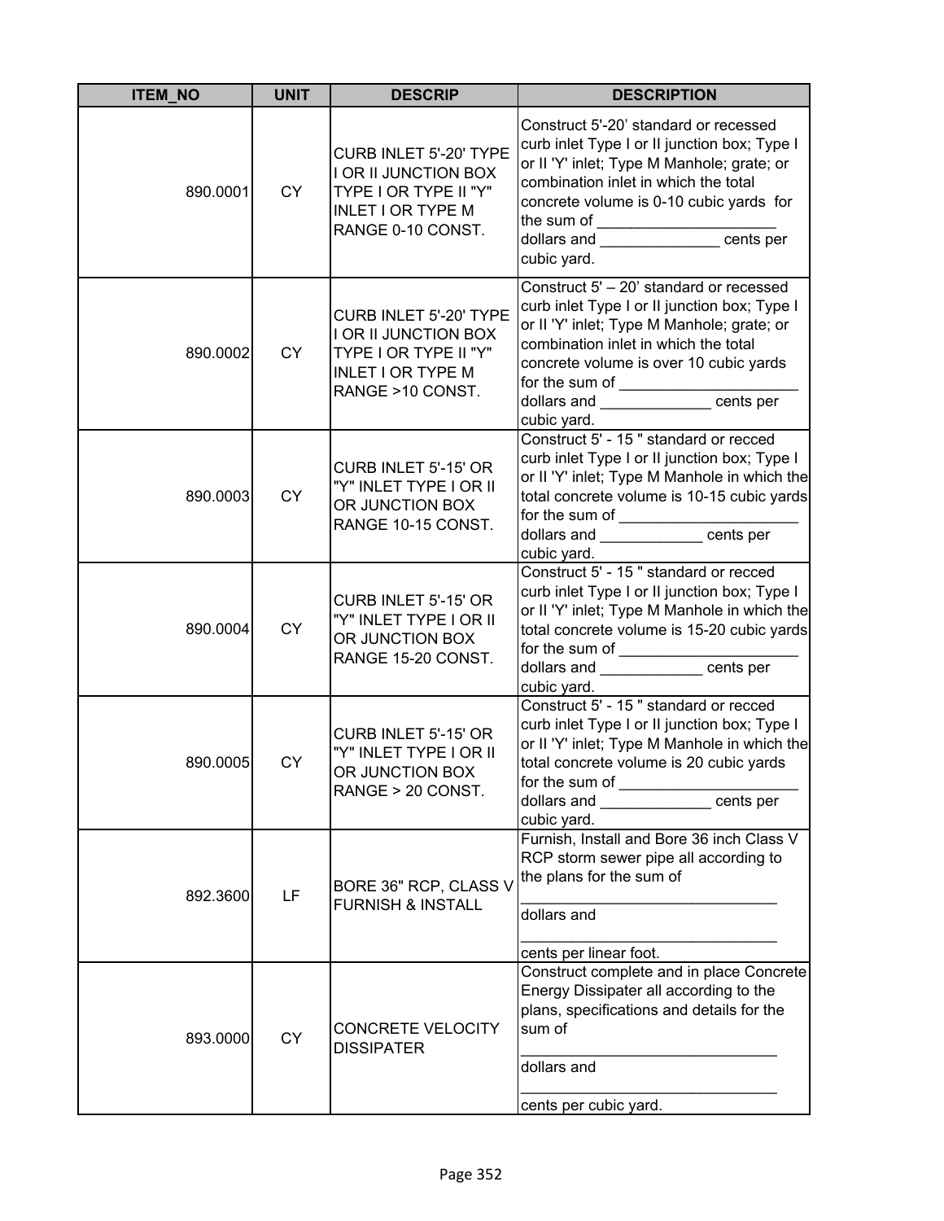| ITEM_NO | UNIT | DESCRIP | DESCRIPTION |
|---|---|---|---|
| 890.0001 | CY | CURB INLET 5'-20' TYPE I OR II JUNCTION BOX TYPE I OR TYPE II "Y" INLET I OR TYPE M RANGE 0-10 CONST. | Construct 5'-20' standard or recessed curb inlet Type I or II junction box; Type I or II 'Y' inlet; Type M Manhole; grate; or combination inlet in which the total concrete volume is 0-10 cubic yards for the sum of _____________________ dollars and ______________ cents per cubic yard. |
| 890.0002 | CY | CURB INLET 5'-20' TYPE I OR II JUNCTION BOX TYPE I OR TYPE II "Y" INLET I OR TYPE M RANGE >10 CONST. | Construct 5' – 20' standard or recessed curb inlet Type I or II junction box; Type I or II 'Y' inlet; Type M Manhole; grate; or combination inlet in which the total concrete volume is over 10 cubic yards for the sum of _____________________ dollars and _____________ cents per cubic yard. |
| 890.0003 | CY | CURB INLET 5'-15' OR "Y" INLET TYPE I OR II OR JUNCTION BOX RANGE 10-15 CONST. | Construct 5' - 15 " standard or recced curb inlet Type I or II junction box; Type I or II 'Y' inlet; Type M Manhole in which the total concrete volume is 10-15 cubic yards for the sum of _____________________ dollars and ____________ cents per cubic yard. |
| 890.0004 | CY | CURB INLET 5'-15' OR "Y" INLET TYPE I OR II OR JUNCTION BOX RANGE 15-20 CONST. | Construct 5' - 15 " standard or recced curb inlet Type I or II junction box; Type I or II 'Y' inlet; Type M Manhole in which the total concrete volume is 15-20 cubic yards for the sum of _____________________ dollars and ____________ cents per cubic yard. |
| 890.0005 | CY | CURB INLET 5'-15' OR "Y" INLET TYPE I OR II OR JUNCTION BOX RANGE > 20 CONST. | Construct 5' - 15 " standard or recced curb inlet Type I or II junction box; Type I or II 'Y' inlet; Type M Manhole in which the total concrete volume is 20 cubic yards for the sum of _____________________ dollars and _____________ cents per cubic yard. |
| 892.3600 | LF | BORE 36" RCP, CLASS V FURNISH & INSTALL | Furnish, Install and Bore 36 inch Class V RCP storm sewer pipe all according to the plans for the sum of ______________________________ dollars and ______________________________ cents per linear foot. |
| 893.0000 | CY | CONCRETE VELOCITY DISSIPATER | Construct complete and in place Concrete Energy Dissipater all according to the plans, specifications and details for the sum of ______________________________ dollars and ______________________________ cents per cubic yard. |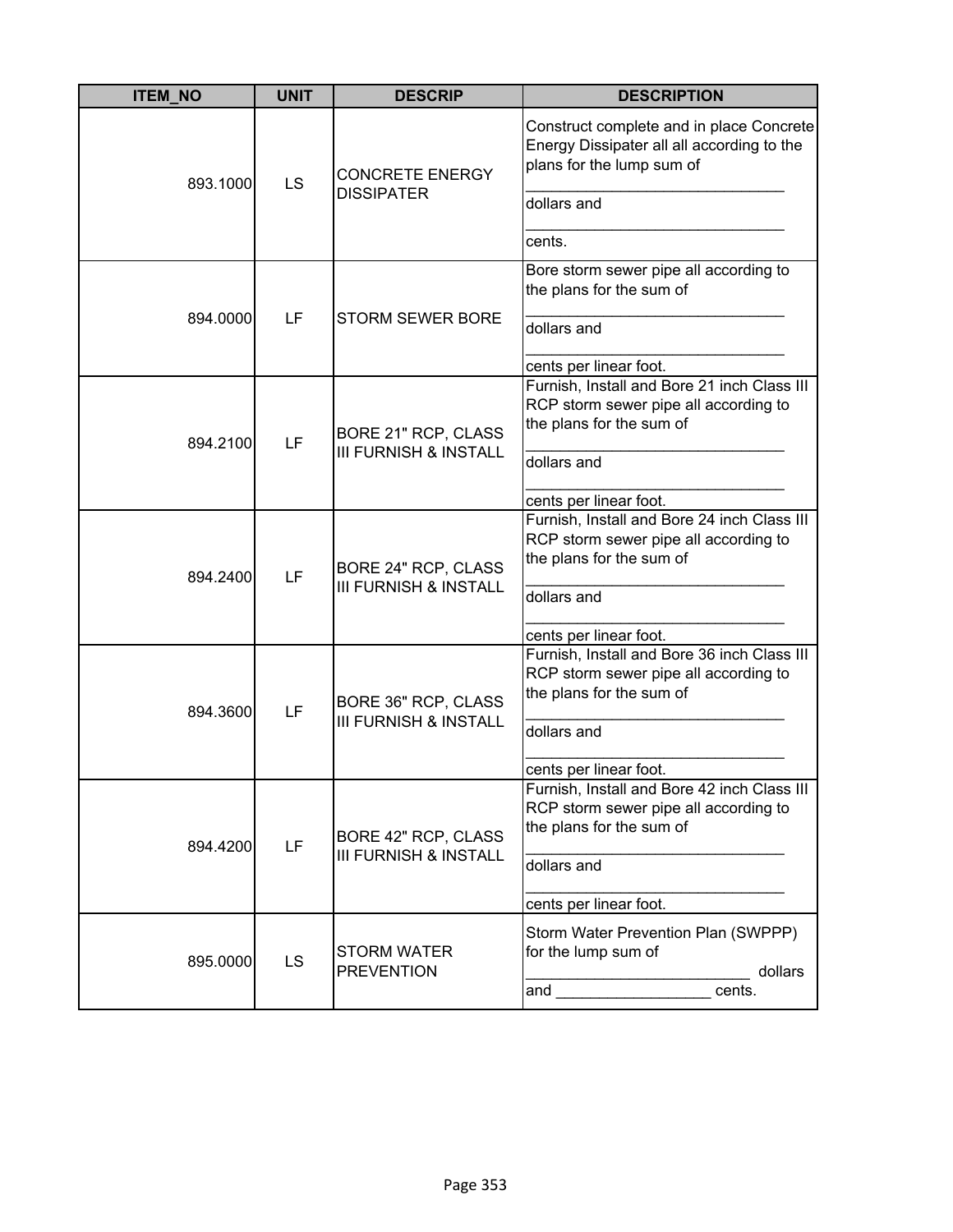| ITEM_NO | UNIT | DESCRIP | DESCRIPTION |
|---|---|---|---|
| 893.1000 | LS | CONCRETE ENERGY DISSIPATER | Construct complete and in place Concrete Energy Dissipater all all according to the plans for the lump sum of _______________________________ dollars and _______________________________ cents. |
| 894.0000 | LF | STORM SEWER BORE | Bore storm sewer pipe all according to the plans for the sum of _______________________________ dollars and _______________________________ cents per linear foot. |
| 894.2100 | LF | BORE 21" RCP, CLASS III FURNISH & INSTALL | Furnish, Install and Bore 21 inch Class III RCP storm sewer pipe all according to the plans for the sum of _______________________________ dollars and _______________________________ cents per linear foot. |
| 894.2400 | LF | BORE 24" RCP, CLASS III FURNISH & INSTALL | Furnish, Install and Bore 24 inch Class III RCP storm sewer pipe all according to the plans for the sum of _______________________________ dollars and _______________________________ cents per linear foot. |
| 894.3600 | LF | BORE 36" RCP, CLASS III FURNISH & INSTALL | Furnish, Install and Bore 36 inch Class III RCP storm sewer pipe all according to the plans for the sum of _______________________________ dollars and _______________________________ cents per linear foot. |
| 894.4200 | LF | BORE 42" RCP, CLASS III FURNISH & INSTALL | Furnish, Install and Bore 42 inch Class III RCP storm sewer pipe all according to the plans for the sum of _______________________________ dollars and _______________________________ cents per linear foot. |
| 895.0000 | LS | STORM WATER PREVENTION | Storm Water Prevention Plan (SWPPP) for the lump sum of __________________________ dollars and __________________ cents. |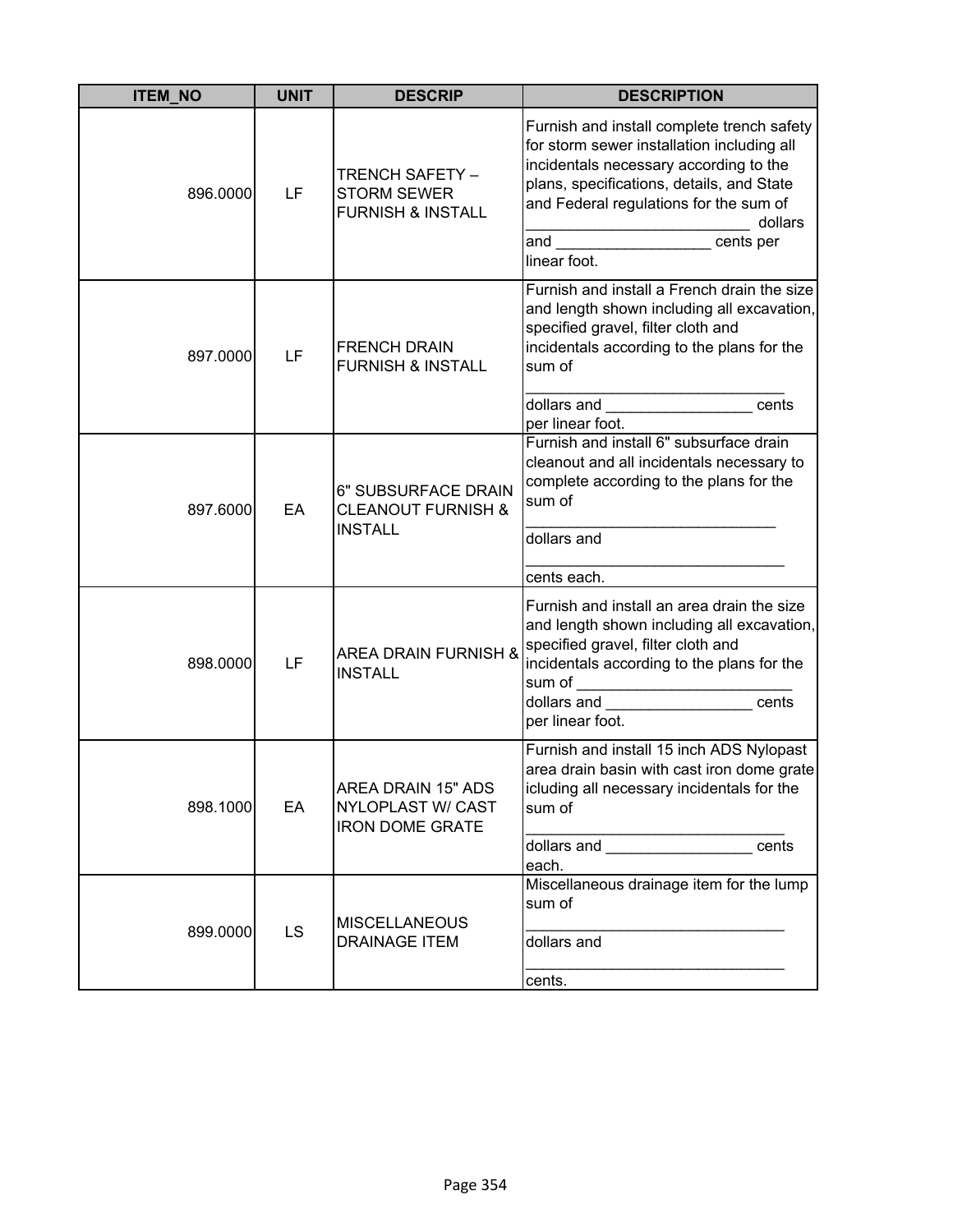| ITEM_NO | UNIT | DESCRIP | DESCRIPTION |
|---|---|---|---|
| 896.0000 | LF | TRENCH SAFETY – STORM SEWER FURNISH & INSTALL | Furnish and install complete trench safety for storm sewer installation including all incidentals necessary according to the plans, specifications, details, and State and Federal regulations for the sum of __________________________ dollars and __________________ cents per linear foot. |
| 897.0000 | LF | FRENCH DRAIN FURNISH & INSTALL | Furnish and install a French drain the size and length shown including all excavation, specified gravel, filter cloth and incidentals according to the plans for the sum of ______________________________ dollars and _________________ cents per linear foot. |
| 897.6000 | EA | 6" SUBSURFACE DRAIN CLEANOUT FURNISH & INSTALL | Furnish and install 6" subsurface drain cleanout and all incidentals necessary to complete according to the plans for the sum of _____________________________ dollars and ______________________________ cents each. |
| 898.0000 | LF | AREA DRAIN FURNISH & INSTALL | Furnish and install an area drain the size and length shown including all excavation, specified gravel, filter cloth and incidentals according to the plans for the sum of _________________________ dollars and _________________ cents per linear foot. |
| 898.1000 | EA | AREA DRAIN 15" ADS NYLOPLAST W/ CAST IRON DOME GRATE | Furnish and install 15 inch ADS Nylopast area drain basin with cast iron dome grate icluding all necessary incidentals for the sum of ______________________________ dollars and _________________ cents each. |
| 899.0000 | LS | MISCELLANEOUS DRAINAGE ITEM | Miscellaneous drainage item for the lump sum of ______________________________ dollars and ______________________________ cents. |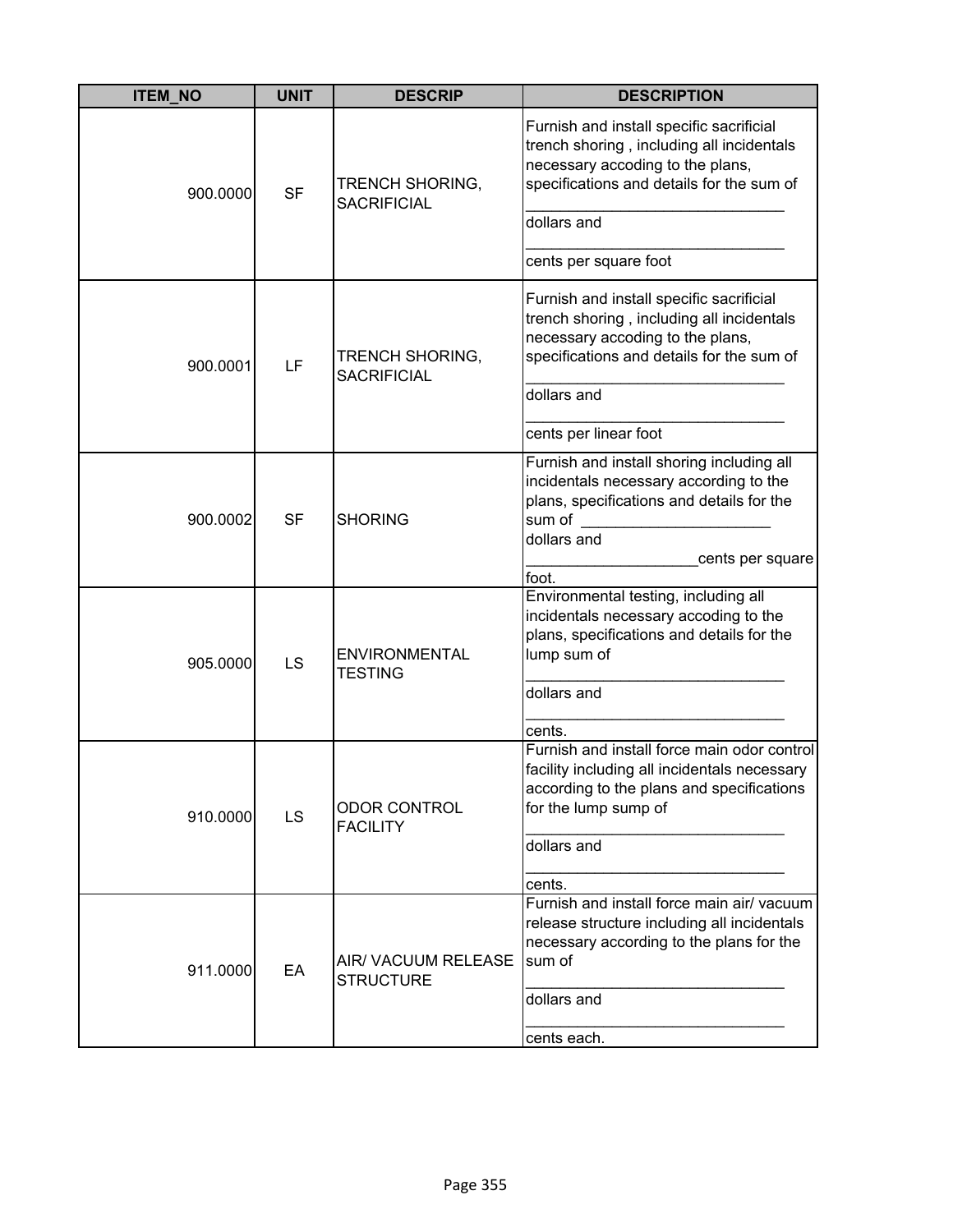| ITEM_NO | UNIT | DESCRIP | DESCRIPTION |
|---|---|---|---|
| 900.0000 | SF | TRENCH SHORING, SACRIFICIAL | Furnish and install specific sacrificial trench shoring , including all incidentals necessary accoding to the plans, specifications and details for the sum of _____________________________ dollars and _____________________________ cents per square foot |
| 900.0001 | LF | TRENCH SHORING, SACRIFICIAL | Furnish and install specific sacrificial trench shoring , including all incidentals necessary accoding to the plans, specifications and details for the sum of _____________________________ dollars and _____________________________ cents per linear foot |
| 900.0002 | SF | SHORING | Furnish and install shoring including all incidentals necessary according to the plans, specifications and details for the sum of _____________________ dollars and ___________________cents per square foot. |
| 905.0000 | LS | ENVIRONMENTAL TESTING | Environmental testing, including all incidentals necessary accoding to the plans, specifications and details for the lump sum of _____________________________ dollars and _____________________________ cents. |
| 910.0000 | LS | ODOR CONTROL FACILITY | Furnish and install force main odor control facility including all incidentals necessary according to the plans and specifications for the lump sump of _____________________________ dollars and _____________________________ cents. |
| 911.0000 | EA | AIR/ VACUUM RELEASE STRUCTURE | Furnish and install force main air/ vacuum release structure including all incidentals necessary according to the plans for the sum of _____________________________ dollars and _____________________________ cents each. |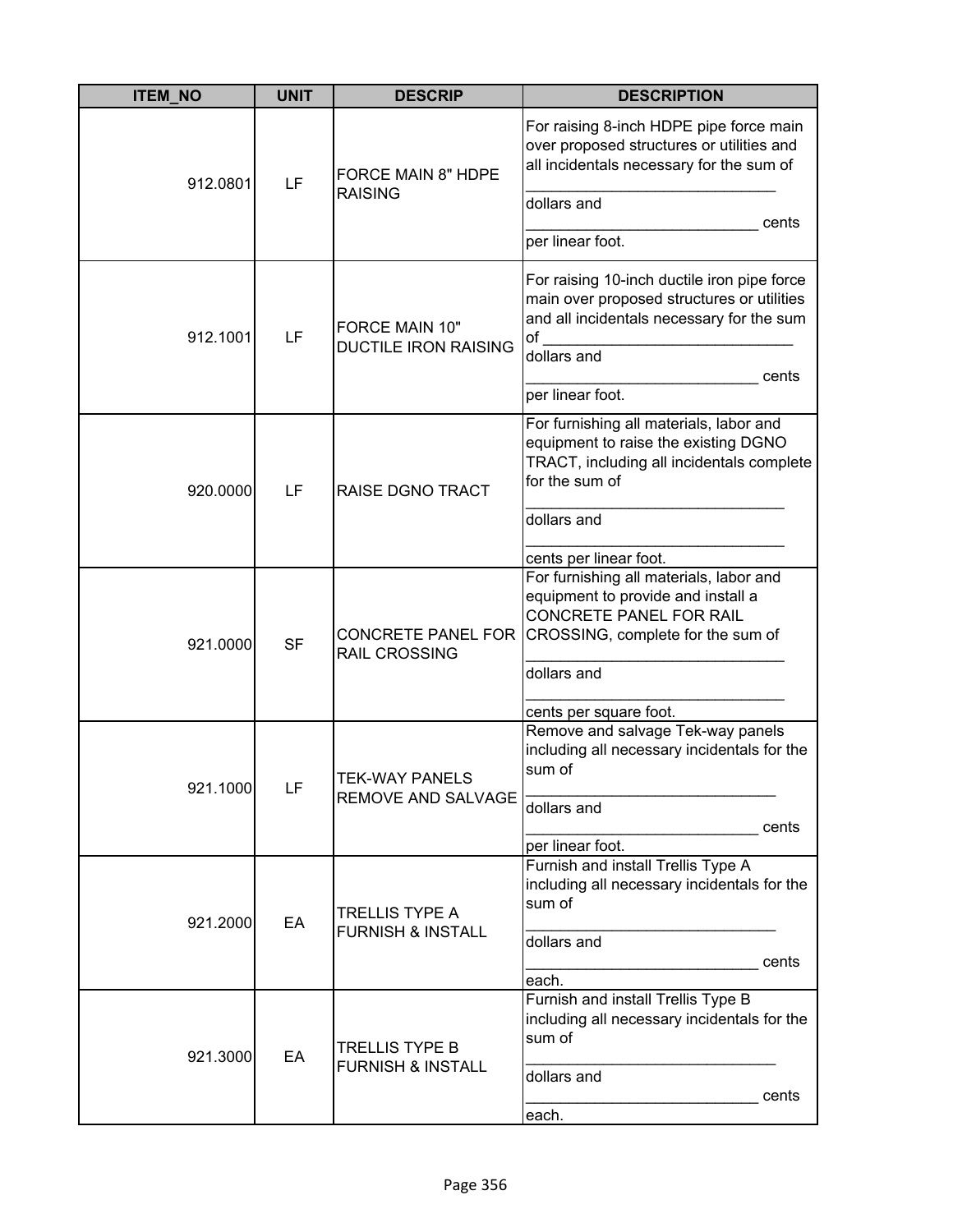| ITEM_NO | UNIT | DESCRIP | DESCRIPTION |
|---|---|---|---|
| 912.0801 | LF | FORCE MAIN 8" HDPE RAISING | For raising 8-inch HDPE pipe force main over proposed structures or utilities and all incidentals necessary for the sum of _____________________________ dollars and ___________________________ cents per linear foot. |
| 912.1001 | LF | FORCE MAIN 10" DUCTILE IRON RAISING | For raising 10-inch ductile iron pipe force main over proposed structures or utilities and all incidentals necessary for the sum of _____________________________ dollars and ___________________________ cents per linear foot. |
| 920.0000 | LF | RAISE DGNO TRACT | For furnishing all materials, labor and equipment to raise the existing DGNO TRACT, including all incidentals complete for the sum of ______________________________ dollars and ______________________________ cents per linear foot. |
| 921.0000 | SF | CONCRETE PANEL FOR RAIL CROSSING | For furnishing all materials, labor and equipment to provide and install a CONCRETE PANEL FOR RAIL CROSSING, complete for the sum of ______________________________ dollars and ______________________________ cents per square foot. |
| 921.1000 | LF | TEK-WAY PANELS REMOVE AND SALVAGE | Remove and salvage Tek-way panels including all necessary incidentals for the sum of _____________________________ dollars and ___________________________ cents per linear foot. |
| 921.2000 | EA | TRELLIS TYPE A FURNISH & INSTALL | Furnish and install Trellis Type A including all necessary incidentals for the sum of _____________________________ dollars and ___________________________ cents each. |
| 921.3000 | EA | TRELLIS TYPE B FURNISH & INSTALL | Furnish and install Trellis Type B including all necessary incidentals for the sum of _____________________________ dollars and ___________________________ cents each. |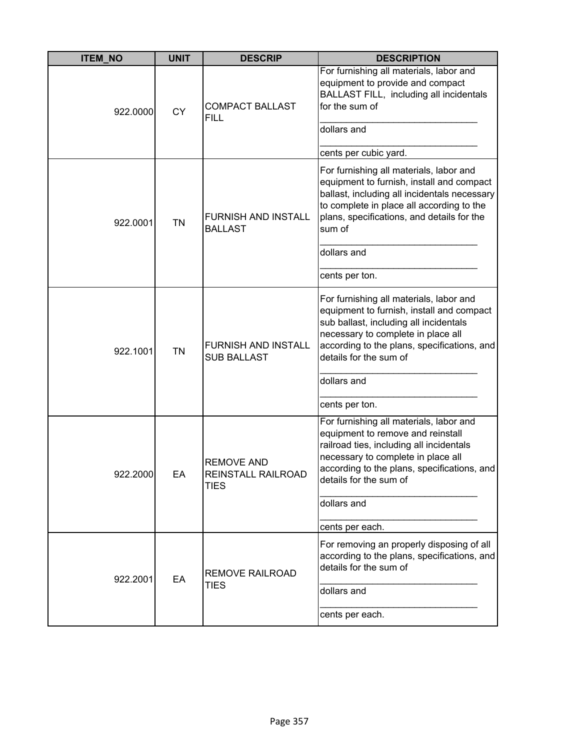| ITEM_NO | UNIT | DESCRIP | DESCRIPTION |
|---|---|---|---|
| 922.0000 | CY | COMPACT BALLAST FILL | For furnishing all materials, labor and equipment to provide and compact BALLAST FILL, including all incidentals for the sum of ______________________________ dollars and ______________________________ cents per cubic yard. |
| 922.0001 | TN | FURNISH AND INSTALL BALLAST | For furnishing all materials, labor and equipment to furnish, install and compact ballast, including all incidentals necessary to complete in place all according to the plans, specifications, and details for the sum of ______________________________ dollars and ______________________________ cents per ton. |
| 922.1001 | TN | FURNISH AND INSTALL SUB BALLAST | For furnishing all materials, labor and equipment to furnish, install and compact sub ballast, including all incidentals necessary to complete in place all according to the plans, specifications, and details for the sum of ______________________________ dollars and ______________________________ cents per ton. |
| 922.2000 | EA | REMOVE AND REINSTALL RAILROAD TIES | For furnishing all materials, labor and equipment to remove and reinstall railroad ties, including all incidentals necessary to complete in place all according to the plans, specifications, and details for the sum of ______________________________ dollars and ______________________________ cents per each. |
| 922.2001 | EA | REMOVE RAILROAD TIES | For removing an properly disposing of all according to the plans, specifications, and details for the sum of ______________________________ dollars and ______________________________ cents per each. |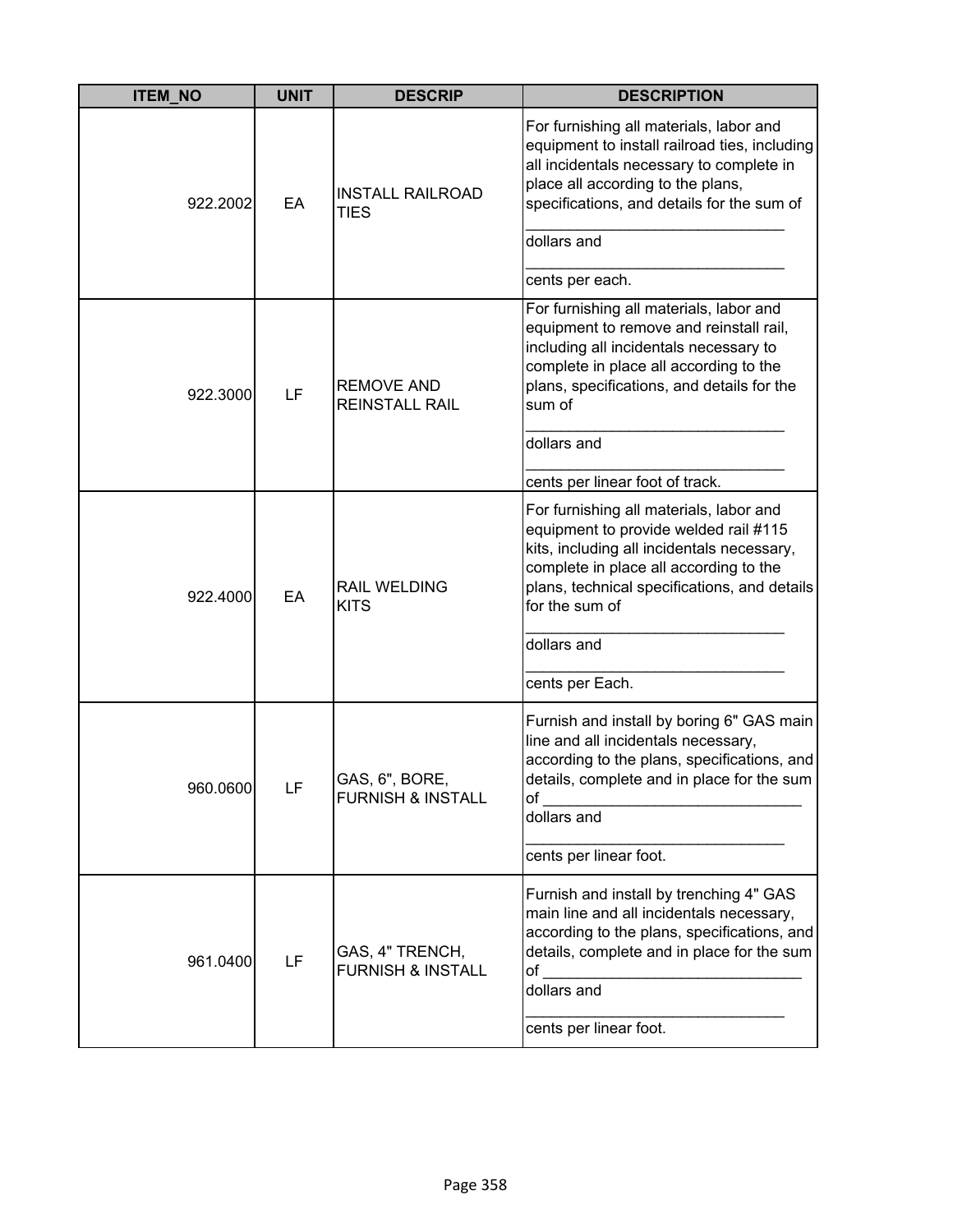| ITEM_NO | UNIT | DESCRIP | DESCRIPTION |
|---|---|---|---|
| 922.2002 | EA | INSTALL RAILROAD TIES | For furnishing all materials, labor and equipment to install railroad ties, including all incidentals necessary to complete in place all according to the plans, specifications, and details for the sum of ______________________________ dollars and ______________________________ cents per each. |
| 922.3000 | LF | REMOVE AND REINSTALL RAIL | For furnishing all materials, labor and equipment to remove and reinstall rail, including all incidentals necessary to complete in place all according to the plans, specifications, and details for the sum of ______________________________ dollars and ______________________________ cents per linear foot of track. |
| 922.4000 | EA | RAIL WELDING KITS | For furnishing all materials, labor and equipment to provide welded rail #115 kits, including all incidentals necessary, complete in place all according to the plans, technical specifications, and details for the sum of ______________________________ dollars and ______________________________ cents per Each. |
| 960.0600 | LF | GAS, 6", BORE, FURNISH & INSTALL | Furnish and install by boring 6" GAS main line and all incidentals necessary, according to the plans, specifications, and details, complete and in place for the sum of ______________________________ dollars and ______________________________ cents per linear foot. |
| 961.0400 | LF | GAS, 4" TRENCH, FURNISH & INSTALL | Furnish and install by trenching 4" GAS main line and all incidentals necessary, according to the plans, specifications, and details, complete and in place for the sum of ______________________________ dollars and ______________________________ cents per linear foot. |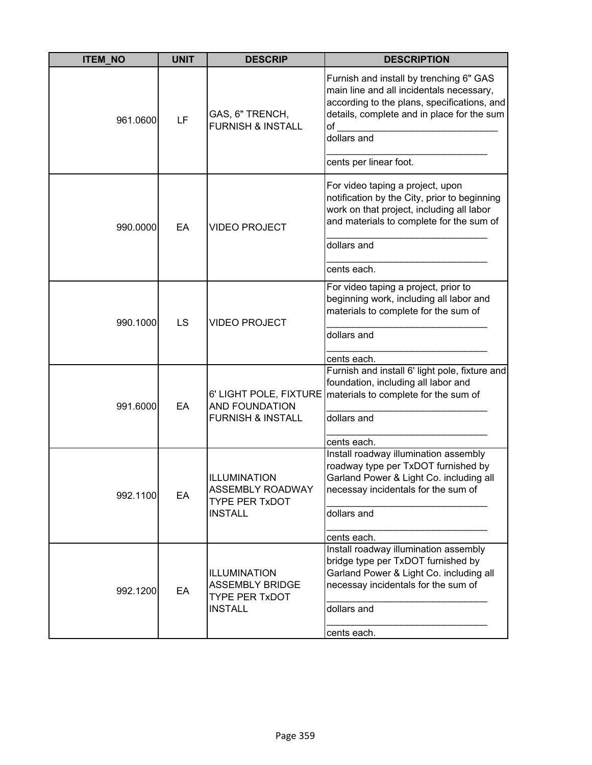| ITEM_NO | UNIT | DESCRIP | DESCRIPTION |
|---|---|---|---|
| 961.0600 | LF | GAS, 6" TRENCH, FURNISH & INSTALL | Furnish and install by trenching 6" GAS main line and all incidentals necessary, according to the plans, specifications, and details, complete and in place for the sum of ______________________________ dollars and ______________________________ cents per linear foot. |
| 990.0000 | EA | VIDEO PROJECT | For video taping a project, upon notification by the City, prior to beginning work on that project, including all labor and materials to complete for the sum of ______________________________ dollars and ______________________________ cents each. |
| 990.1000 | LS | VIDEO PROJECT | For video taping a project, prior to beginning work, including all labor and materials to complete for the sum of ______________________________ dollars and ______________________________ cents each. |
| 991.6000 | EA | 6' LIGHT POLE, FIXTURE AND FOUNDATION FURNISH & INSTALL | Furnish and install 6' light pole, fixture and foundation, including all labor and materials to complete for the sum of ______________________________ dollars and ______________________________ cents each. |
| 992.1100 | EA | ILLUMINATION ASSEMBLY ROADWAY TYPE PER TxDOT INSTALL | Install roadway illumination assembly roadway type per TxDOT furnished by Garland Power & Light Co. including all necessay incidentals for the sum of ______________________________ dollars and ______________________________ cents each. |
| 992.1200 | EA | ILLUMINATION ASSEMBLY BRIDGE TYPE PER TxDOT INSTALL | Install roadway illumination assembly bridge type per TxDOT furnished by Garland Power & Light Co. including all necessay incidentals for the sum of ______________________________ dollars and ______________________________ cents each. |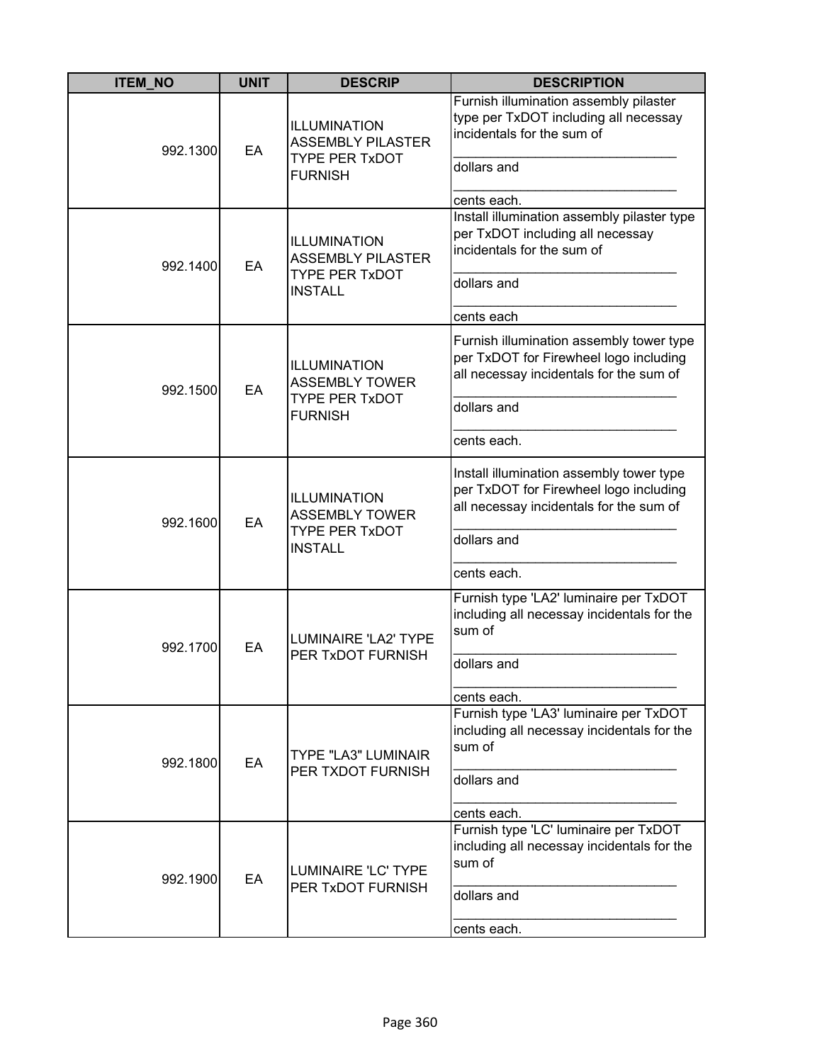| ITEM_NO | UNIT | DESCRIP | DESCRIPTION |
|---|---|---|---|
| 992.1300 | EA | ILLUMINATION ASSEMBLY PILASTER TYPE PER TxDOT FURNISH | Furnish illumination assembly pilaster type per TxDOT including all necessay incidentals for the sum of ______________________________ dollars and ______________________________ cents each. |
| 992.1400 | EA | ILLUMINATION ASSEMBLY PILASTER TYPE PER TxDOT INSTALL | Install illumination assembly pilaster type per TxDOT including all necessay incidentals for the sum of ______________________________ dollars and ______________________________ cents each |
| 992.1500 | EA | ILLUMINATION ASSEMBLY TOWER TYPE PER TxDOT FURNISH | Furnish illumination assembly tower type per TxDOT for Firewheel logo including all necessay incidentals for the sum of ______________________________ dollars and ______________________________ cents each. |
| 992.1600 | EA | ILLUMINATION ASSEMBLY TOWER TYPE PER TxDOT INSTALL | Install illumination assembly tower type per TxDOT for Firewheel logo including all necessay incidentals for the sum of ______________________________ dollars and ______________________________ cents each. |
| 992.1700 | EA | LUMINAIRE 'LA2' TYPE PER TxDOT FURNISH | Furnish type 'LA2' luminaire per TxDOT including all necessay incidentals for the sum of ______________________________ dollars and ______________________________ cents each. |
| 992.1800 | EA | TYPE "LA3" LUMINAIR PER TXDOT FURNISH | Furnish type 'LA3' luminaire per TxDOT including all necessay incidentals for the sum of ______________________________ dollars and ______________________________ cents each. |
| 992.1900 | EA | LUMINAIRE 'LC' TYPE PER TxDOT FURNISH | Furnish type 'LC' luminaire per TxDOT including all necessay incidentals for the sum of ______________________________ dollars and ______________________________ cents each. |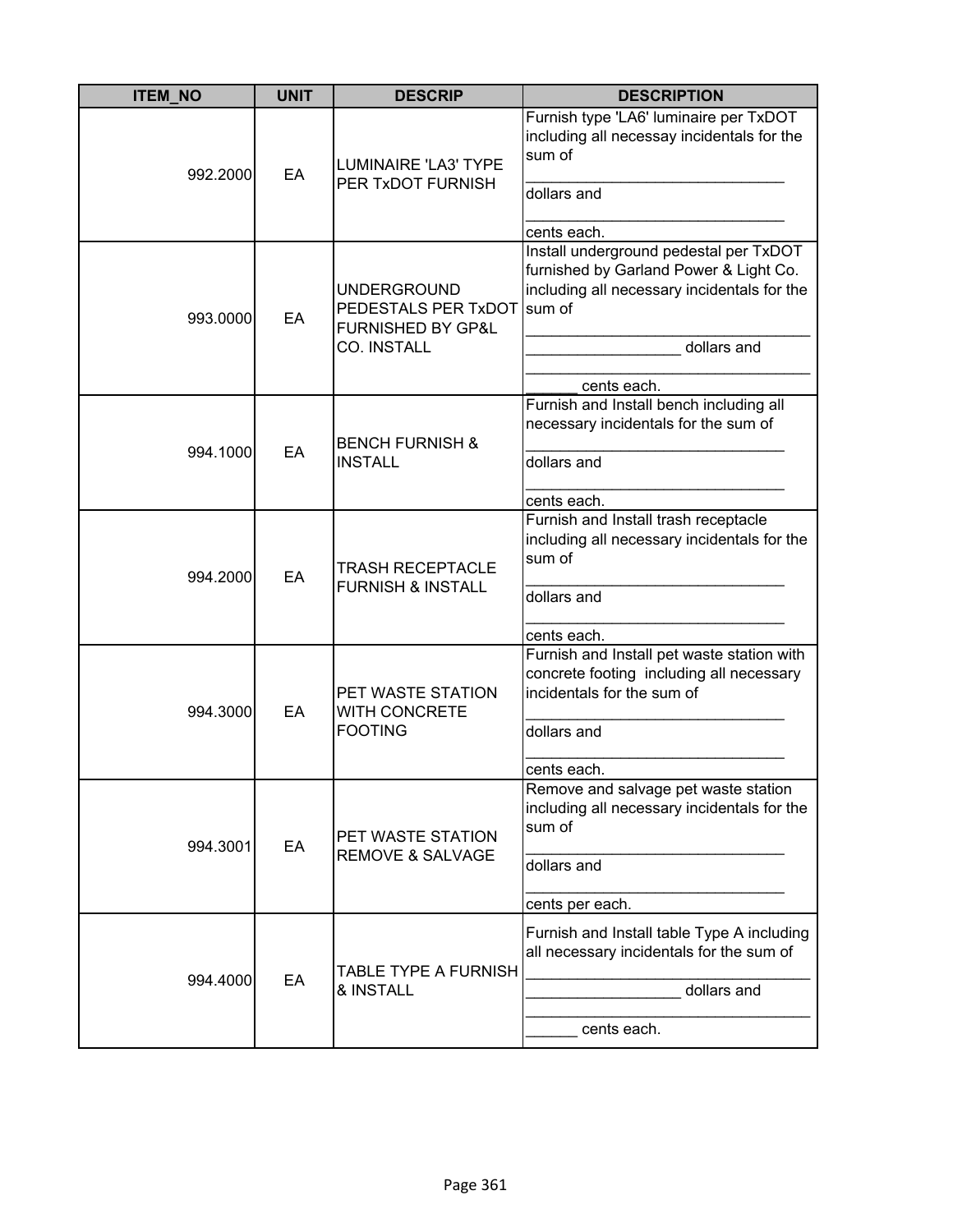| ITEM_NO | UNIT | DESCRIP | DESCRIPTION |
|---|---|---|---|
| 992.2000 | EA | LUMINAIRE 'LA3' TYPE PER TxDOT FURNISH | Furnish type 'LA6' luminaire per TxDOT including all necessay incidentals for the sum of ______________________________ dollars and ______________________________ cents each. |
| 993.0000 | EA | UNDERGROUND PEDESTALS PER TxDOT FURNISHED BY GP&L CO. INSTALL | Install underground pedestal per TxDOT furnished by Garland Power & Light Co. including all necessary incidentals for the sum of ________________________________ __________________ dollars and ________________________________ ______ cents each. |
| 994.1000 | EA | BENCH FURNISH & INSTALL | Furnish and Install bench including all necessary incidentals for the sum of ______________________________ dollars and ______________________________ cents each. |
| 994.2000 | EA | TRASH RECEPTACLE FURNISH & INSTALL | Furnish and Install trash receptacle including all necessary incidentals for the sum of ______________________________ dollars and ______________________________ cents each. |
| 994.3000 | EA | PET WASTE STATION WITH CONCRETE FOOTING | Furnish and Install pet waste station with concrete footing including all necessary incidentals for the sum of ______________________________ dollars and ______________________________ cents each. |
| 994.3001 | EA | PET WASTE STATION REMOVE & SALVAGE | Remove and salvage pet waste station including all necessary incidentals for the sum of ______________________________ dollars and ______________________________ cents per each. |
| 994.4000 | EA | TABLE TYPE A FURNISH & INSTALL | Furnish and Install table Type A including all necessary incidentals for the sum of ________________________________ __________________ dollars and ________________________________ ______ cents each. |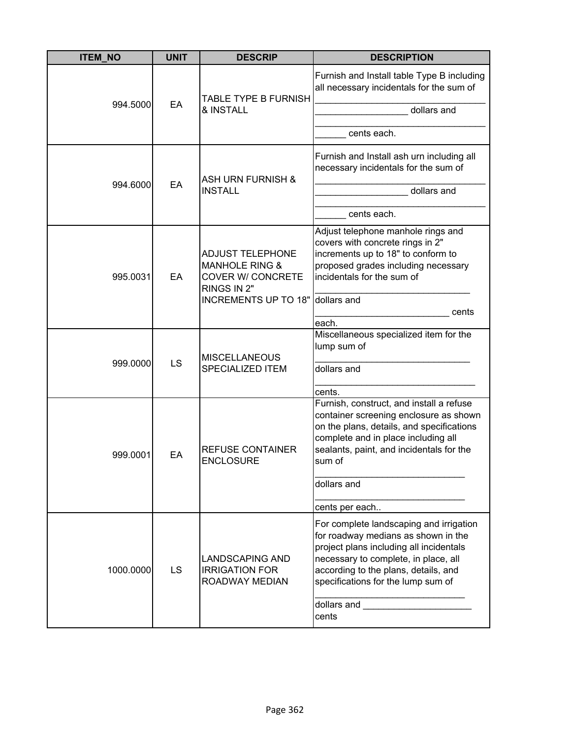| ITEM_NO | UNIT | DESCRIP | DESCRIPTION |
|---|---|---|---|
| 994.5000 | EA | TABLE TYPE B FURNISH & INSTALL | Furnish and Install table Type B including all necessary incidentals for the sum of __________________ dollars and ______ cents each. |
| 994.6000 | EA | ASH URN FURNISH & INSTALL | Furnish and Install ash urn including all necessary incidentals for the sum of __________________ dollars and ______ cents each. |
| 995.0031 | EA | ADJUST TELEPHONE MANHOLE RING & COVER W/ CONCRETE RINGS IN 2" INCREMENTS UP TO 18" | Adjust telephone manhole rings and covers with concrete rings in 2" increments up to 18" to conform to proposed grades including necessary incidentals for the sum of ______________________________ dollars and __________________________ cents each. |
| 999.0000 | LS | MISCELLANEOUS SPECIALIZED ITEM | Miscellaneous specialized item for the lump sum of ______________________________ dollars and ________________________________ cents. |
| 999.0001 | EA | REFUSE CONTAINER ENCLOSURE | Furnish, construct, and install a refuse container screening enclosure as shown on the plans, details, and specifications complete and in place including all sealants, paint, and incidentals for the sum of _____________________________ dollars and _____________________________ cents per each.. |
| 1000.0000 | LS | LANDSCAPING AND IRRIGATION FOR ROADWAY MEDIAN | For complete landscaping and irrigation for roadway medians as shown in the project plans including all incidentals necessary to complete, in place, all according to the plans, details, and specifications for the lump sum of _____________________________ dollars and _____________________ cents |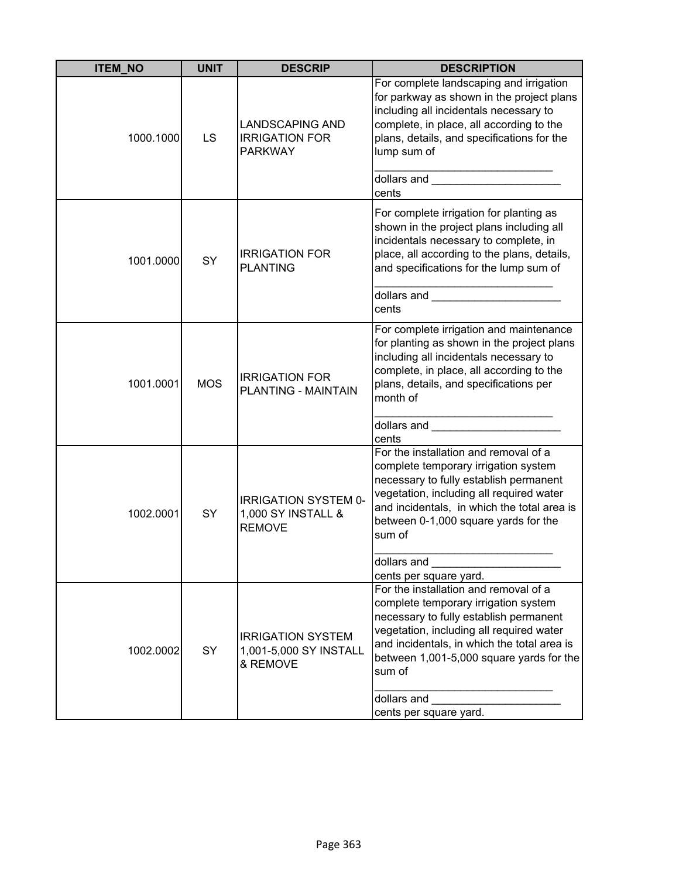| ITEM_NO | UNIT | DESCRIP | DESCRIPTION |
|---|---|---|---|
| 1000.1000 | LS | LANDSCAPING AND IRRIGATION FOR PARKWAY | For complete landscaping and irrigation for parkway as shown in the project plans including all incidentals necessary to complete, in place, all according to the plans, details, and specifications for the lump sum of ______________________________ dollars and _____________________ cents |
| 1001.0000 | SY | IRRIGATION FOR PLANTING | For complete irrigation for planting as shown in the project plans including all incidentals necessary to complete, in place, all according to the plans, details, and specifications for the lump sum of ______________________________ dollars and _____________________ cents |
| 1001.0001 | MOS | IRRIGATION FOR PLANTING - MAINTAIN | For complete irrigation and maintenance for planting as shown in the project plans including all incidentals necessary to complete, in place, all according to the plans, details, and specifications per month of ______________________________ dollars and _____________________ cents |
| 1002.0001 | SY | IRRIGATION SYSTEM 0-1,000 SY INSTALL & REMOVE | For the installation and removal of a complete temporary irrigation system necessary to fully establish permanent vegetation, including all required water and incidentals, in which the total area is between 0-1,000 square yards for the sum of ______________________________ dollars and _____________________ cents per square yard. |
| 1002.0002 | SY | IRRIGATION SYSTEM 1,001-5,000 SY INSTALL & REMOVE | For the installation and removal of a complete temporary irrigation system necessary to fully establish permanent vegetation, including all required water and incidentals, in which the total area is between 1,001-5,000 square yards for the sum of ______________________________ dollars and _____________________ cents per square yard. |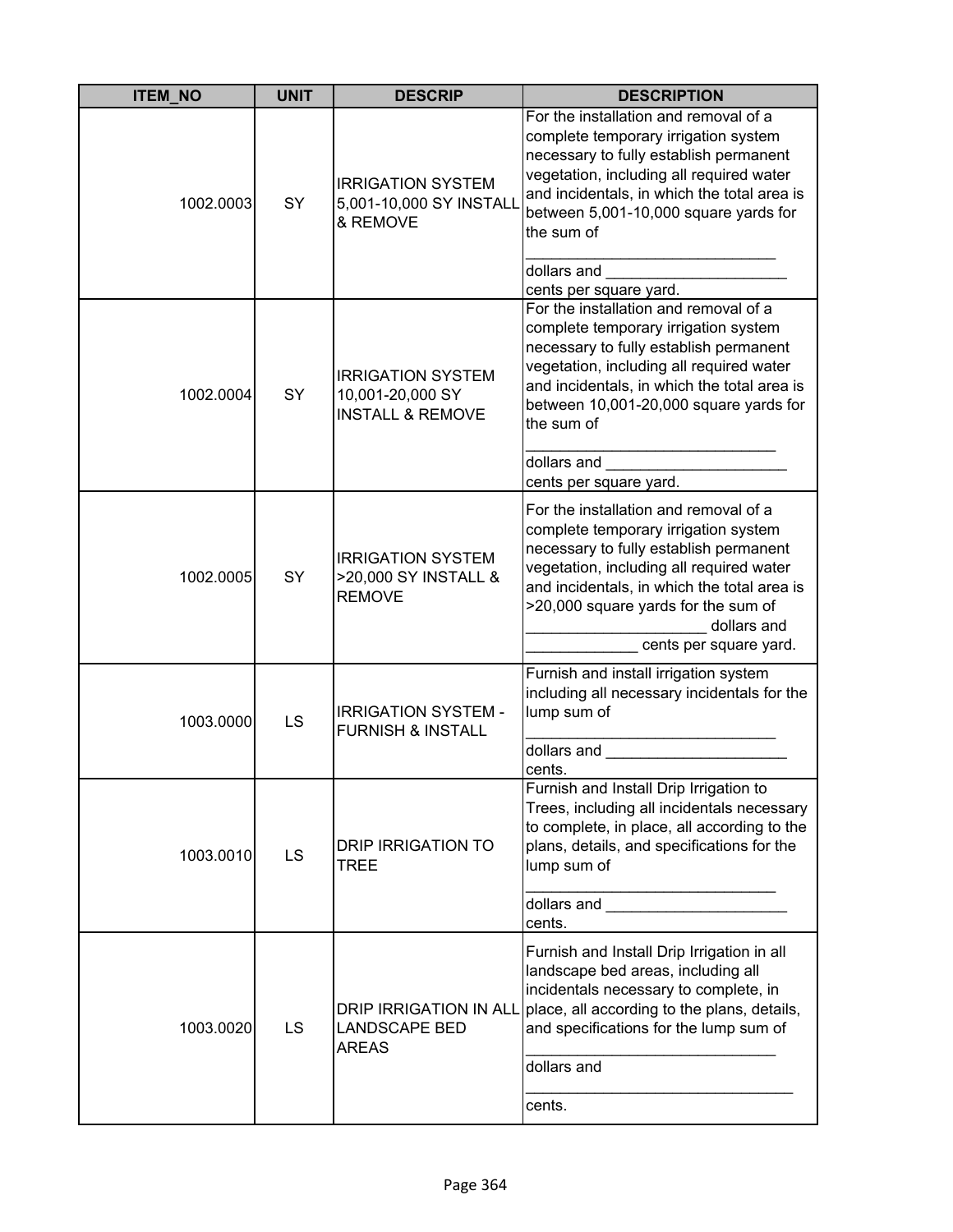| ITEM_NO | UNIT | DESCRIP | DESCRIPTION |
|---|---|---|---|
| 1002.0003 | SY | IRRIGATION SYSTEM 5,001-10,000 SY INSTALL & REMOVE | For the installation and removal of a complete temporary irrigation system necessary to fully establish permanent vegetation, including all required water and incidentals, in which the total area is between 5,001-10,000 square yards for the sum of _____________________________ dollars and _____________________ cents per square yard. |
| 1002.0004 | SY | IRRIGATION SYSTEM 10,001-20,000 SY INSTALL & REMOVE | For the installation and removal of a complete temporary irrigation system necessary to fully establish permanent vegetation, including all required water and incidentals, in which the total area is between 10,001-20,000 square yards for the sum of _____________________________ dollars and _____________________ cents per square yard. |
| 1002.0005 | SY | IRRIGATION SYSTEM >20,000 SY INSTALL & REMOVE | For the installation and removal of a complete temporary irrigation system necessary to fully establish permanent vegetation, including all required water and incidentals, in which the total area is >20,000 square yards for the sum of _____________________ dollars and _____________ cents per square yard. |
| 1003.0000 | LS | IRRIGATION SYSTEM - FURNISH & INSTALL | Furnish and install irrigation system including all necessary incidentals for the lump sum of _____________________________ dollars and _____________________ cents. |
| 1003.0010 | LS | DRIP IRRIGATION TO TREE | Furnish and Install Drip Irrigation to Trees, including all incidentals necessary to complete, in place, all according to the plans, details, and specifications for the lump sum of _____________________________ dollars and _____________________ cents. |
| 1003.0020 | LS | DRIP IRRIGATION IN ALL LANDSCAPE BED AREAS | Furnish and Install Drip Irrigation in all landscape bed areas, including all incidentals necessary to complete, in place, all according to the plans, details, and specifications for the lump sum of _____________________________ dollars and _______________________________ cents. |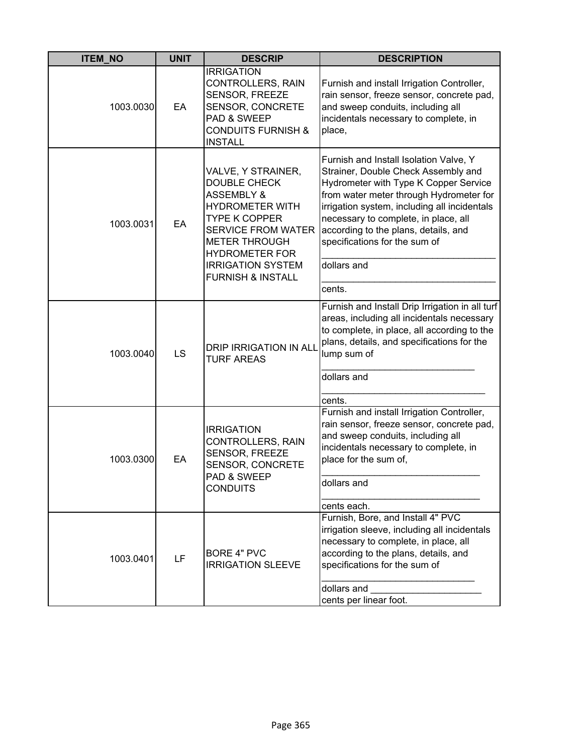| ITEM_NO | UNIT | DESCRIP | DESCRIPTION |
|---|---|---|---|
| 1003.0030 | EA | IRRIGATION CONTROLLERS, RAIN SENSOR, FREEZE SENSOR, CONCRETE PAD & SWEEP CONDUITS FURNISH & INSTALL | Furnish and install Irrigation Controller, rain sensor, freeze sensor, concrete pad, and sweep conduits, including all incidentals necessary to complete, in place, |
| 1003.0031 | EA | VALVE, Y STRAINER, DOUBLE CHECK ASSEMBLY & HYDROMETER WITH TYPE K COPPER SERVICE FROM WATER METER THROUGH HYDROMETER FOR IRRIGATION SYSTEM FURNISH & INSTALL | Furnish and Install Isolation Valve, Y Strainer, Double Check Assembly and Hydrometer with Type K Copper Service from water meter through Hydrometer for irrigation system, including all incidentals necessary to complete, in place, all according to the plans, details, and specifications for the sum of ________________________________ dollars and ________________________________ cents. |
| 1003.0040 | LS | DRIP IRRIGATION IN ALL TURF AREAS | Furnish and Install Drip Irrigation in all turf areas, including all incidentals necessary to complete, in place, all according to the plans, details, and specifications for the lump sum of ____________________________ dollars and ______________________________ cents. |
| 1003.0300 | EA | IRRIGATION CONTROLLERS, RAIN SENSOR, FREEZE SENSOR, CONCRETE PAD & SWEEP CONDUITS | Furnish and install Irrigation Controller, rain sensor, freeze sensor, concrete pad, and sweep conduits, including all incidentals necessary to complete, in place for the sum of, _____________________________ dollars and _____________________________ cents each. |
| 1003.0401 | LF | BORE 4" PVC IRRIGATION SLEEVE | Furnish, Bore, and Install 4" PVC irrigation sleeve, including all incidentals necessary to complete, in place, all according to the plans, details, and specifications for the sum of ____________________________ dollars and _____________________ cents per linear foot. |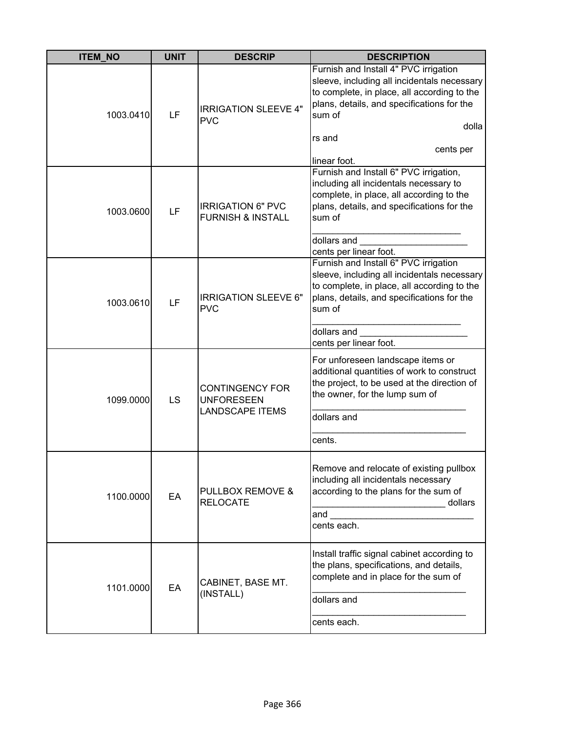| ITEM_NO | UNIT | DESCRIP | DESCRIPTION |
| --- | --- | --- | --- |
| 1003.0410 | LF | IRRIGATION SLEEVE 4" PVC | Furnish and Install 4" PVC irrigation sleeve, including all incidentals necessary to complete, in place, all according to the plans, details, and specifications for the sum of dolla rs and cents per linear foot. |
| 1003.0600 | LF | IRRIGATION 6" PVC FURNISH & INSTALL | Furnish and Install 6" PVC irrigation, including all incidentals necessary to complete, in place, all according to the plans, details, and specifications for the sum of ______________________________ dollars and _____________________ cents per linear foot. |
| 1003.0610 | LF | IRRIGATION SLEEVE 6" PVC | Furnish and Install 6" PVC irrigation sleeve, including all incidentals necessary to complete, in place, all according to the plans, details, and specifications for the sum of ______________________________ dollars and _____________________ cents per linear foot. |
| 1099.0000 | LS | CONTINGENCY FOR UNFORESEEN LANDSCAPE ITEMS | For unforeseen landscape items or additional quantities of work to construct the project, to be used at the direction of the owner, for the lump sum of _______________________________ dollars and _______________________________ cents. |
| 1100.0000 | EA | PULLBOX REMOVE & RELOCATE | Remove and relocate of existing pullbox including all incidentals necessary according to the plans for the sum of __________________________ dollars and ____________________________ cents each. |
| 1101.0000 | EA | CABINET, BASE MT. (INSTALL) | Install traffic signal cabinet according to the plans, specifications, and details, complete and in place for the sum of _______________________________ dollars and _______________________________ cents each. |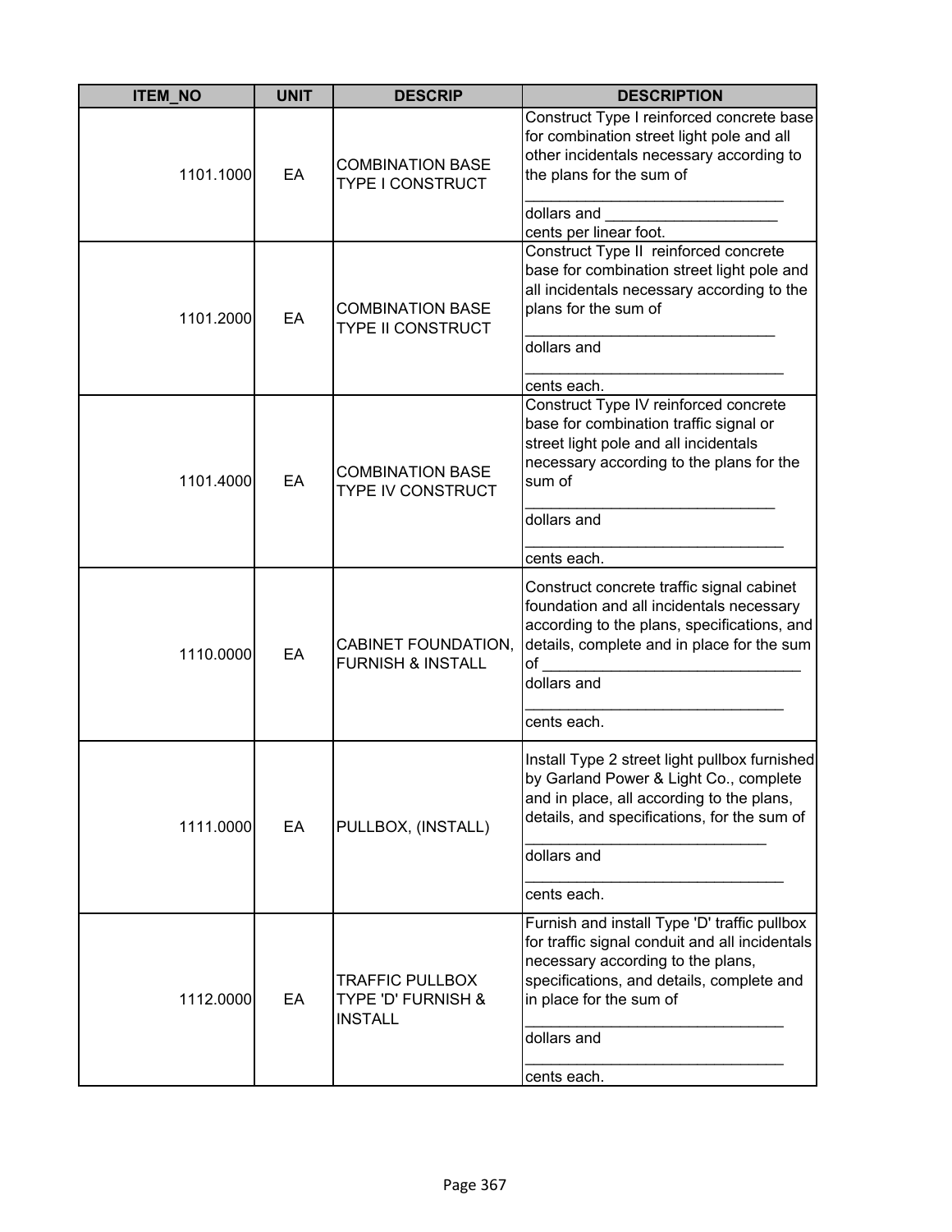| ITEM_NO | UNIT | DESCRIP | DESCRIPTION |
|---|---|---|---|
| 1101.1000 | EA | COMBINATION BASE TYPE I CONSTRUCT | Construct Type I reinforced concrete base for combination street light pole and all other incidentals necessary according to the plans for the sum of ______________________________ dollars and ____________________ cents per linear foot. |
| 1101.2000 | EA | COMBINATION BASE TYPE II CONSTRUCT | Construct Type II reinforced concrete base for combination street light pole and all incidentals necessary according to the plans for the sum of _____________________________ dollars and ______________________________ cents each. |
| 1101.4000 | EA | COMBINATION BASE TYPE IV CONSTRUCT | Construct Type IV reinforced concrete base for combination traffic signal or street light pole and all incidentals necessary according to the plans for the sum of _____________________________ dollars and ______________________________ cents each. |
| 1110.0000 | EA | CABINET FOUNDATION, FURNISH & INSTALL | Construct concrete traffic signal cabinet foundation and all incidentals necessary according to the plans, specifications, and details, complete and in place for the sum of ______________________________ dollars and ______________________________ cents each. |
| 1111.0000 | EA | PULLBOX, (INSTALL) | Install Type 2 street light pullbox furnished by Garland Power & Light Co., complete and in place, all according to the plans, details, and specifications, for the sum of ____________________________ dollars and ______________________________ cents each. |
| 1112.0000 | EA | TRAFFIC PULLBOX TYPE 'D' FURNISH & INSTALL | Furnish and install Type 'D' traffic pullbox for traffic signal conduit and all incidentals necessary according to the plans, specifications, and details, complete and in place for the sum of ______________________________ dollars and ______________________________ cents each. |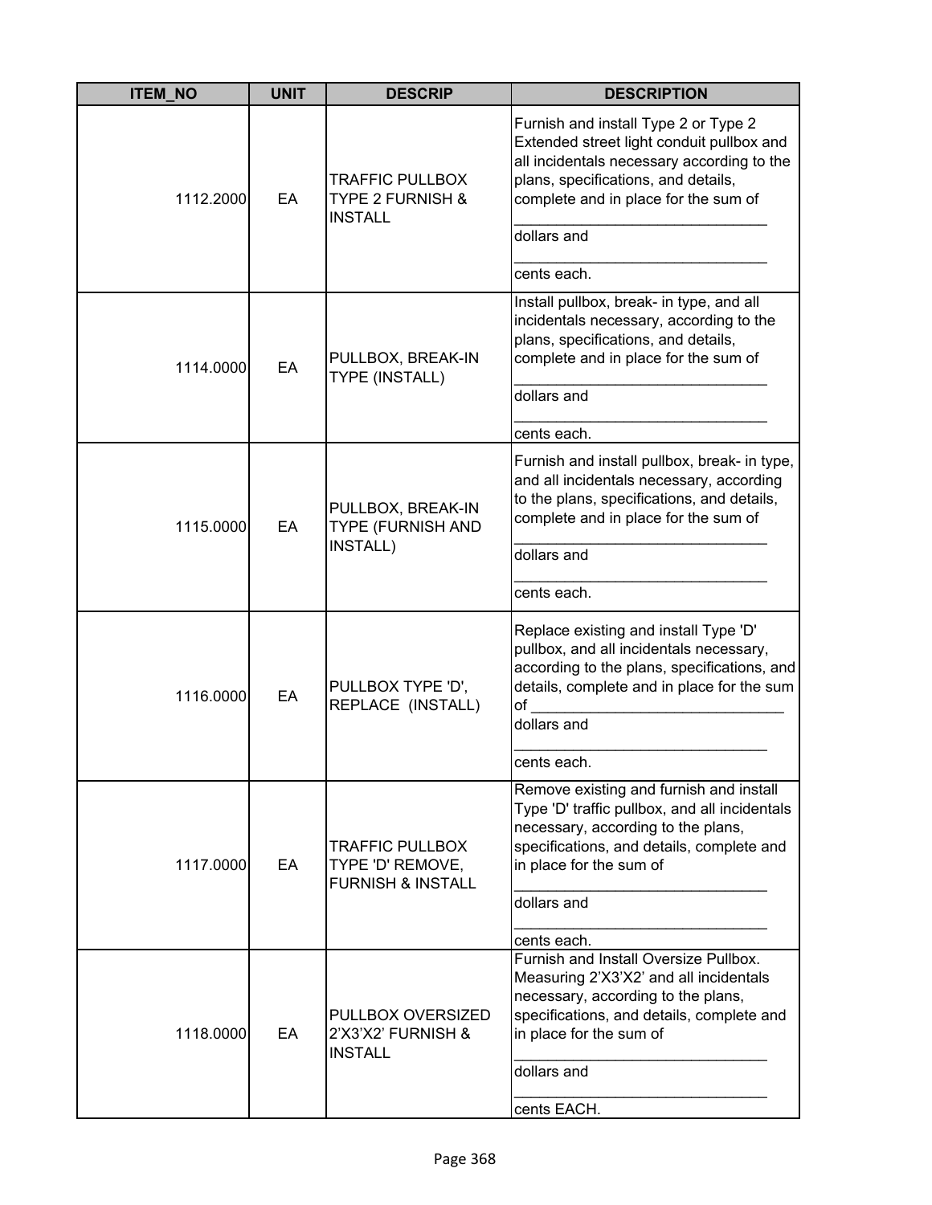| ITEM_NO | UNIT | DESCRIP | DESCRIPTION |
|---|---|---|---|
| 1112.2000 | EA | TRAFFIC PULLBOX TYPE 2 FURNISH & INSTALL | Furnish and install Type 2 or Type 2 Extended street light conduit pullbox and all incidentals necessary according to the plans, specifications, and details, complete and in place for the sum of ______________________________ dollars and ______________________________ cents each. |
| 1114.0000 | EA | PULLBOX, BREAK-IN TYPE (INSTALL) | Install pullbox, break- in type, and all incidentals necessary, according to the plans, specifications, and details, complete and in place for the sum of ______________________________ dollars and ______________________________ cents each. |
| 1115.0000 | EA | PULLBOX, BREAK-IN TYPE (FURNISH AND INSTALL) | Furnish and install pullbox, break- in type, and all incidentals necessary, according to the plans, specifications, and details, complete and in place for the sum of ______________________________ dollars and ______________________________ cents each. |
| 1116.0000 | EA | PULLBOX TYPE 'D', REPLACE (INSTALL) | Replace existing and install Type 'D' pullbox, and all incidentals necessary, according to the plans, specifications, and details, complete and in place for the sum of ______________________________ dollars and ______________________________ cents each. |
| 1117.0000 | EA | TRAFFIC PULLBOX TYPE 'D' REMOVE, FURNISH & INSTALL | Remove existing and furnish and install Type 'D' traffic pullbox, and all incidentals necessary, according to the plans, specifications, and details, complete and in place for the sum of ______________________________ dollars and ______________________________ cents each. |
| 1118.0000 | EA | PULLBOX OVERSIZED 2'X3'X2' FURNISH & INSTALL | Furnish and Install Oversize Pullbox. Measuring 2'X3'X2' and all incidentals necessary, according to the plans, specifications, and details, complete and in place for the sum of ______________________________ dollars and ______________________________ cents EACH. |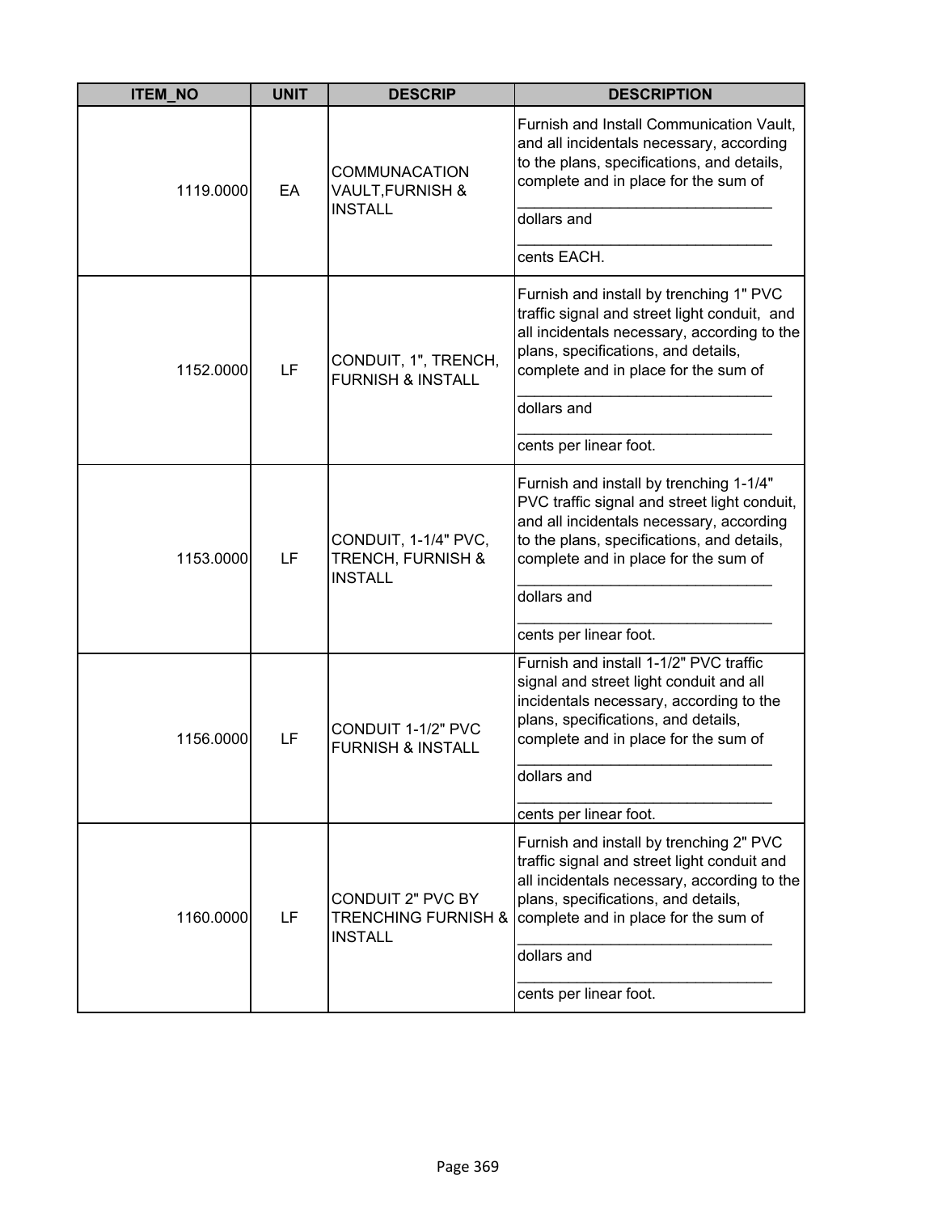| ITEM_NO | UNIT | DESCRIP | DESCRIPTION |
|---|---|---|---|
| 1119.0000 | EA | COMMUNACATION VAULT,FURNISH & INSTALL | Furnish and Install Communication Vault, and all incidentals necessary, according to the plans, specifications, and details, complete and in place for the sum of ______________________________ dollars and ______________________________ cents EACH. |
| 1152.0000 | LF | CONDUIT, 1", TRENCH, FURNISH & INSTALL | Furnish and install by trenching 1" PVC traffic signal and street light conduit, and all incidentals necessary, according to the plans, specifications, and details, complete and in place for the sum of ______________________________ dollars and ______________________________ cents per linear foot. |
| 1153.0000 | LF | CONDUIT, 1-1/4" PVC, TRENCH, FURNISH & INSTALL | Furnish and install by trenching 1-1/4" PVC traffic signal and street light conduit, and all incidentals necessary, according to the plans, specifications, and details, complete and in place for the sum of ______________________________ dollars and ______________________________ cents per linear foot. |
| 1156.0000 | LF | CONDUIT 1-1/2" PVC FURNISH & INSTALL | Furnish and install 1-1/2" PVC traffic signal and street light conduit and all incidentals necessary, according to the plans, specifications, and details, complete and in place for the sum of ______________________________ dollars and ______________________________ cents per linear foot. |
| 1160.0000 | LF | CONDUIT 2" PVC BY TRENCHING FURNISH & INSTALL | Furnish and install by trenching 2" PVC traffic signal and street light conduit and all incidentals necessary, according to the plans, specifications, and details, complete and in place for the sum of ______________________________ dollars and ______________________________ cents per linear foot. |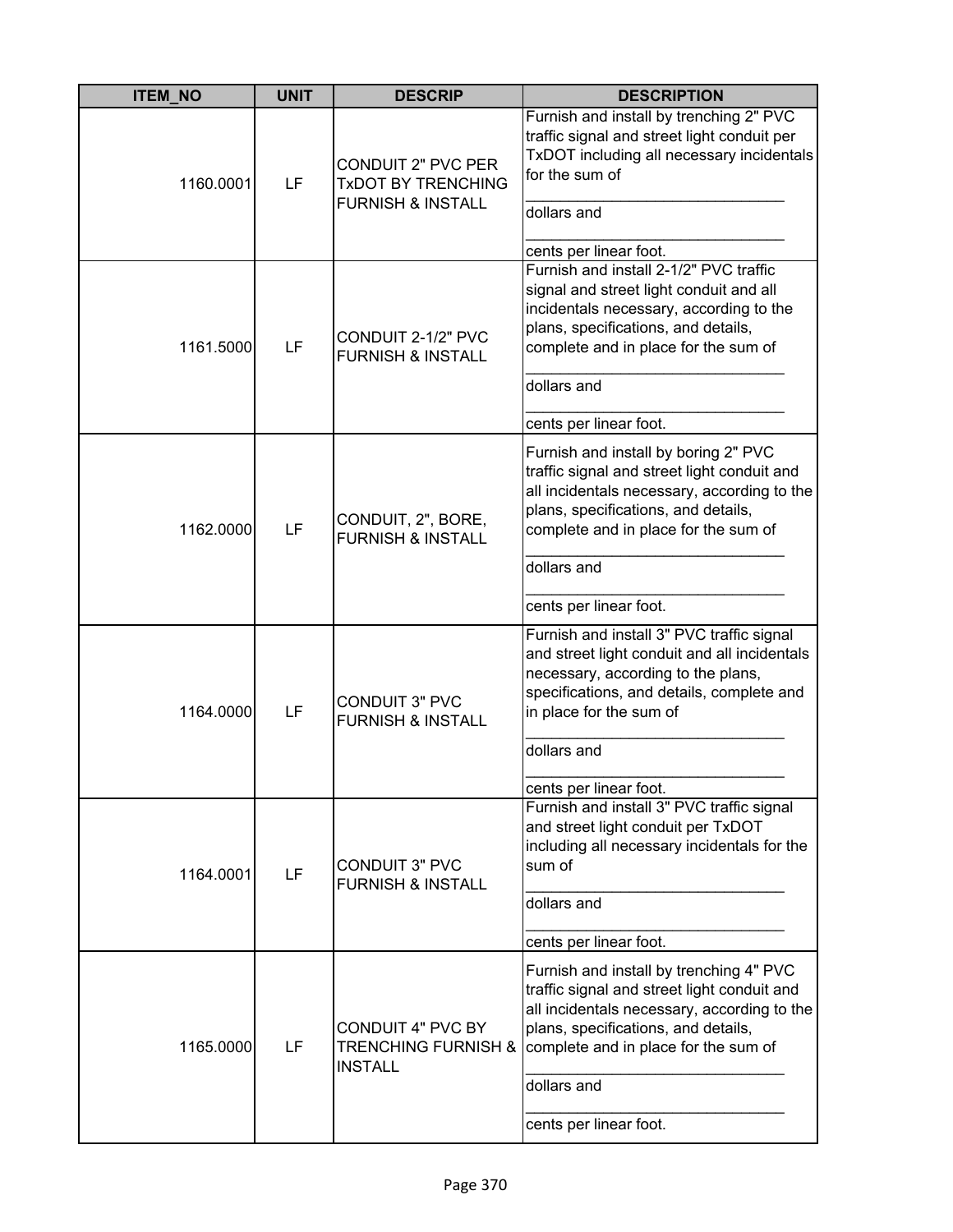| ITEM_NO | UNIT | DESCRIP | DESCRIPTION |
| --- | --- | --- | --- |
| 1160.0001 | LF | CONDUIT 2" PVC PER TxDOT BY TRENCHING FURNISH & INSTALL | Furnish and install by trenching 2" PVC traffic signal and street light conduit per TxDOT including all necessary incidentals for the sum of ______________________________ dollars and ______________________________ cents per linear foot. |
| 1161.5000 | LF | CONDUIT 2-1/2" PVC FURNISH & INSTALL | Furnish and install 2-1/2" PVC traffic signal and street light conduit and all incidentals necessary, according to the plans, specifications, and details, complete and in place for the sum of ______________________________ dollars and ______________________________ cents per linear foot. |
| 1162.0000 | LF | CONDUIT, 2", BORE, FURNISH & INSTALL | Furnish and install by boring 2" PVC traffic signal and street light conduit and all incidentals necessary, according to the plans, specifications, and details, complete and in place for the sum of ______________________________ dollars and ______________________________ cents per linear foot. |
| 1164.0000 | LF | CONDUIT 3" PVC FURNISH & INSTALL | Furnish and install 3" PVC traffic signal and street light conduit and all incidentals necessary, according to the plans, specifications, and details, complete and in place for the sum of ______________________________ dollars and ______________________________ cents per linear foot. |
| 1164.0001 | LF | CONDUIT 3" PVC FURNISH & INSTALL | Furnish and install 3" PVC traffic signal and street light conduit per TxDOT including all necessary incidentals for the sum of ______________________________ dollars and ______________________________ cents per linear foot. |
| 1165.0000 | LF | CONDUIT 4" PVC BY TRENCHING FURNISH & INSTALL | Furnish and install by trenching 4" PVC traffic signal and street light conduit and all incidentals necessary, according to the plans, specifications, and details, complete and in place for the sum of ______________________________ dollars and ______________________________ cents per linear foot. |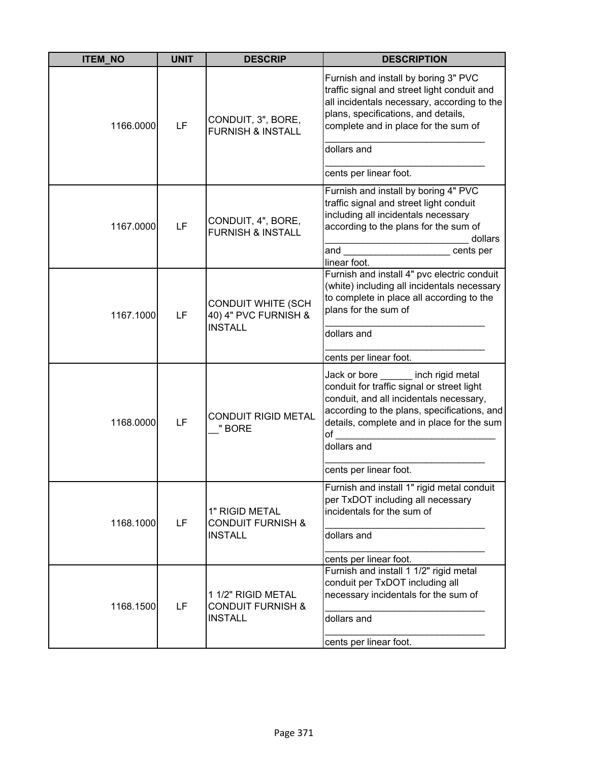| ITEM_NO | UNIT | DESCRIP | DESCRIPTION |
|---|---|---|---|
| 1166.0000 | LF | CONDUIT, 3", BORE, FURNISH & INSTALL | Furnish and install by boring 3" PVC traffic signal and street light conduit and all incidentals necessary, according to the plans, specifications, and details, complete and in place for the sum of _______________________________ dollars and _______________________________ cents per linear foot. |
| 1167.0000 | LF | CONDUIT, 4", BORE, FURNISH & INSTALL | Furnish and install by boring 4" PVC traffic signal and street light conduit including all incidentals necessary according to the plans for the sum of ___________________________ dollars and ____________________ cents per linear foot. |
| 1167.1000 | LF | CONDUIT WHITE (SCH 40) 4" PVC FURNISH & INSTALL | Furnish and install 4" pvc electric conduit (white) including all incidentals necessary to complete in place all according to the plans for the sum of _______________________________ dollars and _______________________________ cents per linear foot. |
| 1168.0000 | LF | CONDUIT RIGID METAL __" BORE | Jack or bore ______ inch rigid metal conduit for traffic signal or street light conduit, and all incidentals necessary, according to the plans, specifications, and details, complete and in place for the sum of _______________________________ dollars and _______________________________ cents per linear foot. |
| 1168.1000 | LF | 1" RIGID METAL CONDUIT FURNISH & INSTALL | Furnish and install 1" rigid metal conduit per TxDOT including all necessary incidentals for the sum of _______________________________ dollars and _______________________________ cents per linear foot. |
| 1168.1500 | LF | 1 1/2" RIGID METAL CONDUIT FURNISH & INSTALL | Furnish and install 1 1/2" rigid metal conduit per TxDOT including all necessary incidentals for the sum of _______________________________ dollars and _______________________________ cents per linear foot. |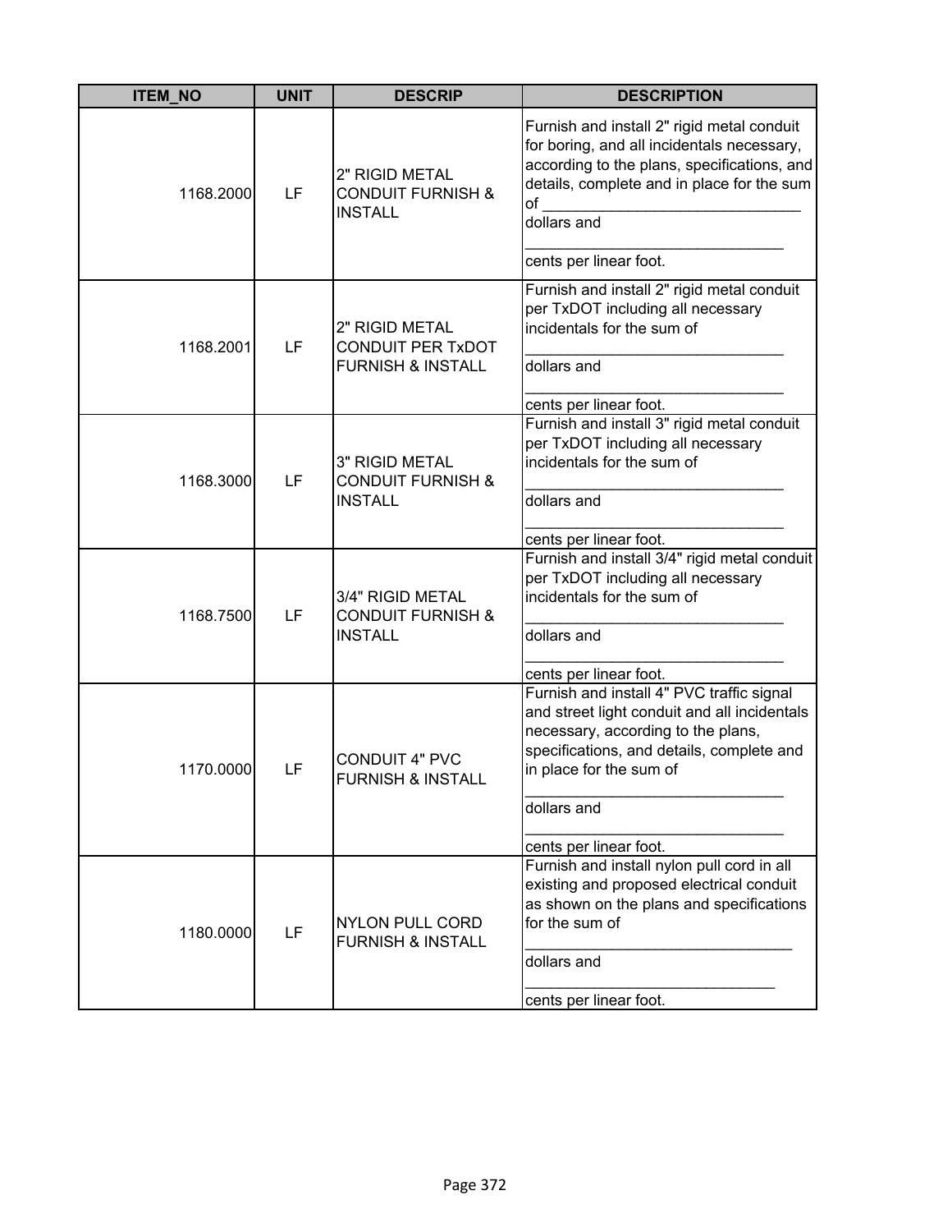| ITEM_NO | UNIT | DESCRIP | DESCRIPTION |
|---|---|---|---|
| 1168.2000 | LF | 2" RIGID METAL CONDUIT FURNISH & INSTALL | Furnish and install 2" rigid metal conduit for boring, and all incidentals necessary, according to the plans, specifications, and details, complete and in place for the sum of ______________________________ dollars and ______________________________ cents per linear foot. |
| 1168.2001 | LF | 2" RIGID METAL CONDUIT PER TxDOT FURNISH & INSTALL | Furnish and install 2" rigid metal conduit per TxDOT including all necessary incidentals for the sum of ______________________________ dollars and ______________________________ cents per linear foot. |
| 1168.3000 | LF | 3" RIGID METAL CONDUIT FURNISH & INSTALL | Furnish and install 3" rigid metal conduit per TxDOT including all necessary incidentals for the sum of ______________________________ dollars and ______________________________ cents per linear foot. |
| 1168.7500 | LF | 3/4" RIGID METAL CONDUIT FURNISH & INSTALL | Furnish and install 3/4" rigid metal conduit per TxDOT including all necessary incidentals for the sum of ______________________________ dollars and ______________________________ cents per linear foot. |
| 1170.0000 | LF | CONDUIT 4" PVC FURNISH & INSTALL | Furnish and install 4" PVC traffic signal and street light conduit and all incidentals necessary, according to the plans, specifications, and details, complete and in place for the sum of ______________________________ dollars and ______________________________ cents per linear foot. |
| 1180.0000 | LF | NYLON PULL CORD FURNISH & INSTALL | Furnish and install nylon pull cord in all existing and proposed electrical conduit as shown on the plans and specifications for the sum of ______________________________ dollars and ______________________________ cents per linear foot. |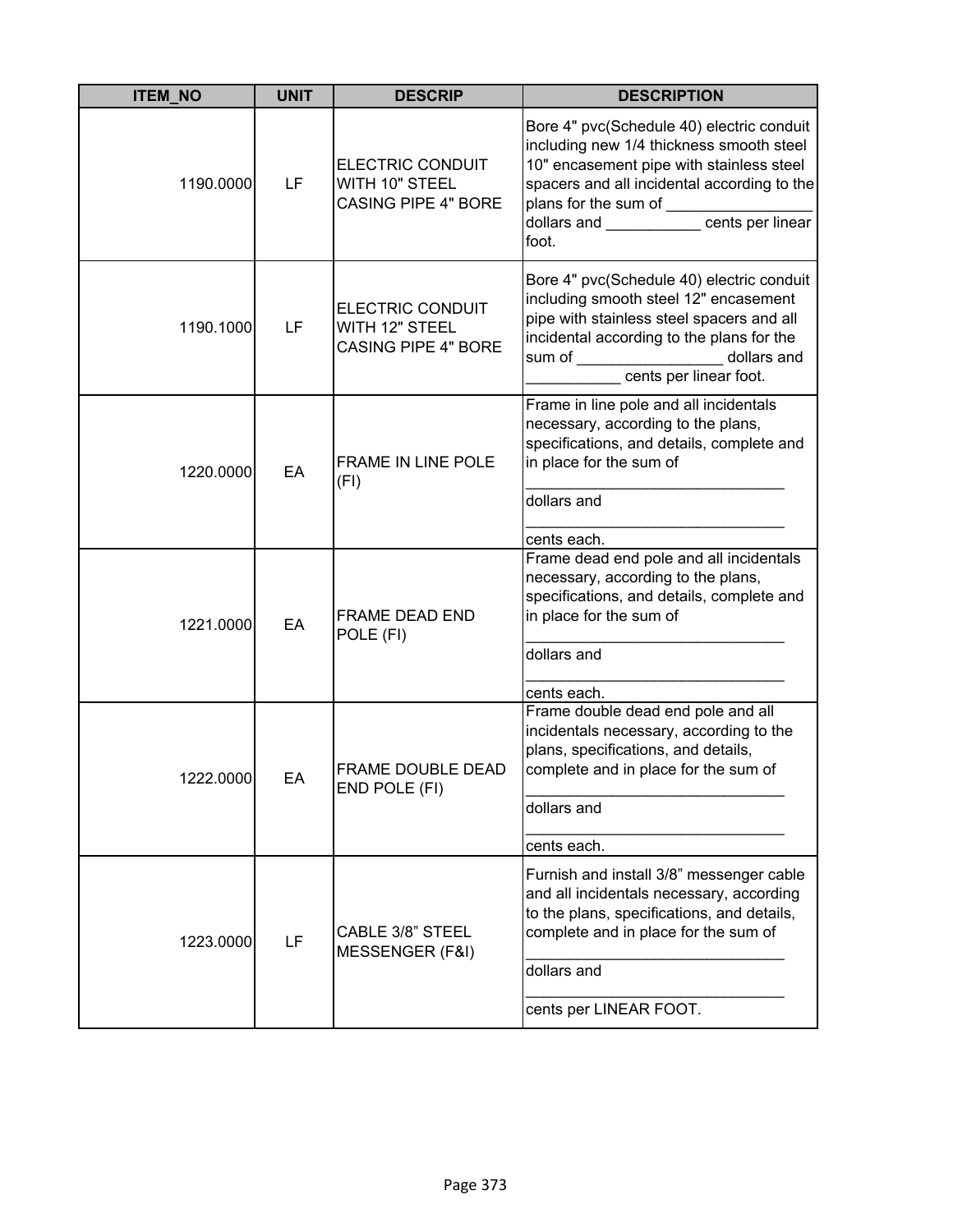| ITEM_NO | UNIT | DESCRIP | DESCRIPTION |
|---|---|---|---|
| 1190.0000 | LF | ELECTRIC CONDUIT WITH 10" STEEL CASING PIPE 4" BORE | Bore 4" pvc(Schedule 40) electric conduit including new 1/4 thickness smooth steel 10" encasement pipe with stainless steel spacers and all incidental according to the plans for the sum of _________________ dollars and ___________ cents per linear foot. |
| 1190.1000 | LF | ELECTRIC CONDUIT WITH 12" STEEL CASING PIPE 4" BORE | Bore 4" pvc(Schedule 40) electric conduit including smooth steel 12" encasement pipe with stainless steel spacers and all incidental according to the plans for the sum of _________________ dollars and ___________ cents per linear foot. |
| 1220.0000 | EA | FRAME IN LINE POLE (FI) | Frame in line pole and all incidentals necessary, according to the plans, specifications, and details, complete and in place for the sum of ______________________________ dollars and ______________________________ cents each. |
| 1221.0000 | EA | FRAME DEAD END POLE (FI) | Frame dead end pole and all incidentals necessary, according to the plans, specifications, and details, complete and in place for the sum of ______________________________ dollars and ______________________________ cents each. |
| 1222.0000 | EA | FRAME DOUBLE DEAD END POLE (FI) | Frame double dead end pole and all incidentals necessary, according to the plans, specifications, and details, complete and in place for the sum of ______________________________ dollars and ______________________________ cents each. |
| 1223.0000 | LF | CABLE 3/8" STEEL MESSENGER (F&I) | Furnish and install 3/8" messenger cable and all incidentals necessary, according to the plans, specifications, and details, complete and in place for the sum of ______________________________ dollars and ______________________________ cents per LINEAR FOOT. |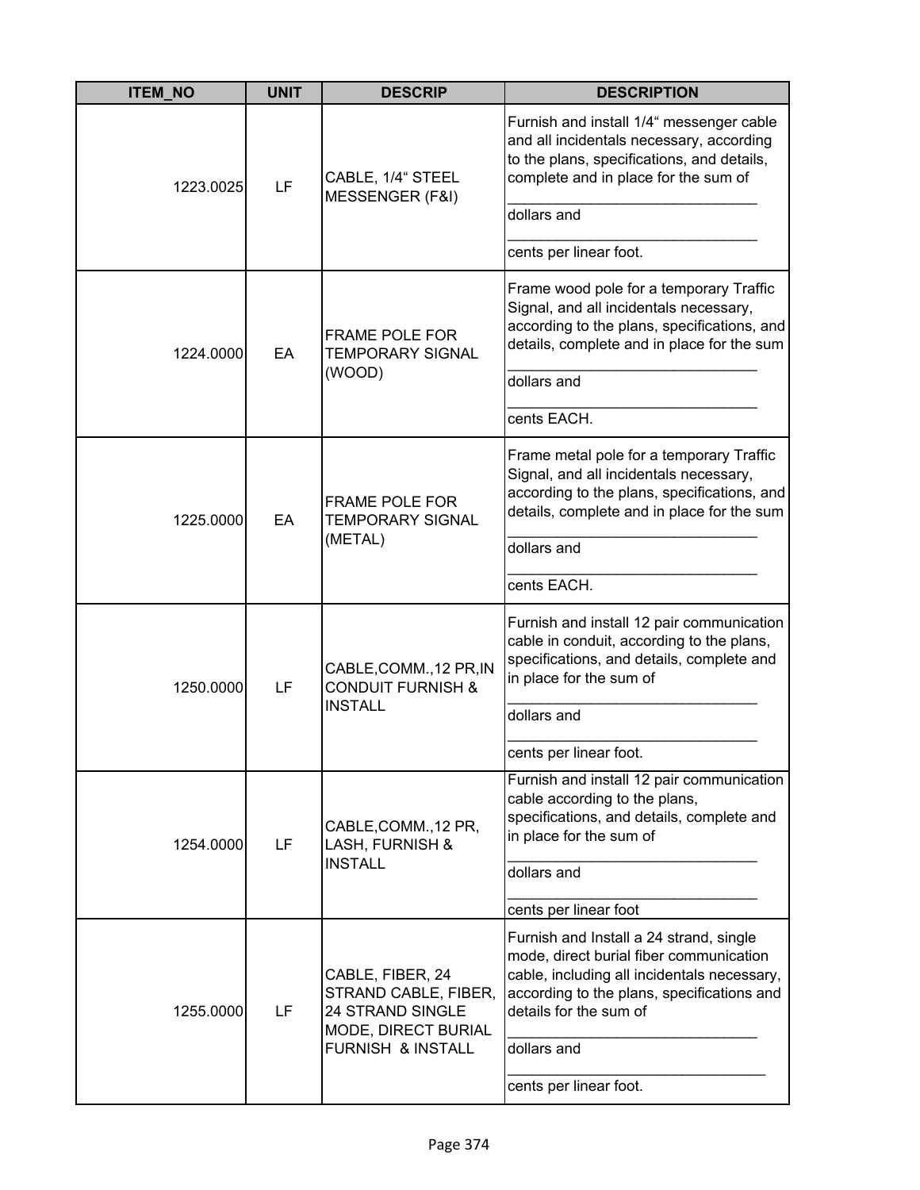| ITEM_NO | UNIT | DESCRIP | DESCRIPTION |
|---|---|---|---|
| 1223.0025 | LF | CABLE, 1/4“ STEEL MESSENGER (F&I) | Furnish and install 1/4“ messenger cable and all incidentals necessary, according to the plans, specifications, and details, complete and in place for the sum of ______________________________ dollars and ______________________________ cents per linear foot. |
| 1224.0000 | EA | FRAME POLE FOR TEMPORARY SIGNAL (WOOD) | Frame wood pole for a temporary Traffic Signal, and all incidentals necessary, according to the plans, specifications, and details, complete and in place for the sum ______________________________ dollars and ______________________________ cents EACH. |
| 1225.0000 | EA | FRAME POLE FOR TEMPORARY SIGNAL (METAL) | Frame metal pole for a temporary Traffic Signal, and all incidentals necessary, according to the plans, specifications, and details, complete and in place for the sum ______________________________ dollars and ______________________________ cents EACH. |
| 1250.0000 | LF | CABLE,COMM.,12 PR,IN CONDUIT FURNISH & INSTALL | Furnish and install 12 pair communication cable in conduit, according to the plans, specifications, and details, complete and in place for the sum of ______________________________ dollars and ______________________________ cents per linear foot. |
| 1254.0000 | LF | CABLE,COMM.,12 PR, LASH, FURNISH & INSTALL | Furnish and install 12 pair communication cable according to the plans, specifications, and details, complete and in place for the sum of ______________________________ dollars and ______________________________ cents per linear foot |
| 1255.0000 | LF | CABLE, FIBER, 24 STRAND CABLE, FIBER, 24 STRAND SINGLE MODE, DIRECT BURIAL FURNISH & INSTALL | Furnish and Install a 24 strand, single mode, direct burial fiber communication cable, including all incidentals necessary, according to the plans, specifications and details for the sum of ______________________________ dollars and ______________________________ cents per linear foot. |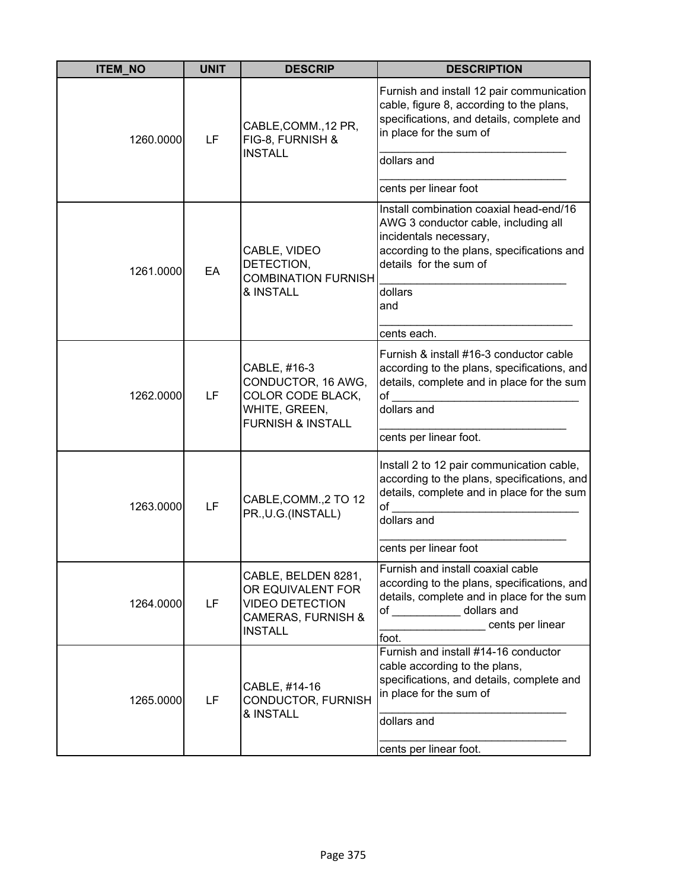| ITEM_NO | UNIT | DESCRIP | DESCRIPTION |
|---|---|---|---|
| 1260.0000 | LF | CABLE,COMM.,12 PR, FIG-8, FURNISH & INSTALL | Furnish and install 12 pair communication cable, figure 8, according to the plans, specifications, and details, complete and in place for the sum of ______________________________ dollars and ______________________________ cents per linear foot |
| 1261.0000 | EA | CABLE, VIDEO DETECTION, COMBINATION FURNISH & INSTALL | Install combination coaxial head-end/16 AWG 3 conductor cable, including all incidentals necessary, according to the plans, specifications and details for the sum of ______________________________ dollars and ______________________________ cents each. |
| 1262.0000 | LF | CABLE, #16-3 CONDUCTOR, 16 AWG, COLOR CODE BLACK, WHITE, GREEN, FURNISH & INSTALL | Furnish & install #16-3 conductor cable according to the plans, specifications, and details, complete and in place for the sum of ______________________________ dollars and ______________________________ cents per linear foot. |
| 1263.0000 | LF | CABLE,COMM.,2 TO 12 PR.,U.G.(INSTALL) | Install 2 to 12 pair communication cable, according to the plans, specifications, and details, complete and in place for the sum of ______________________________ dollars and ______________________________ cents per linear foot |
| 1264.0000 | LF | CABLE, BELDEN 8281, OR EQUIVALENT FOR VIDEO DETECTION CAMERAS, FURNISH & INSTALL | Furnish and install coaxial cable according to the plans, specifications, and details, complete and in place for the sum of ___________ dollars and _________________ cents per linear foot. |
| 1265.0000 | LF | CABLE, #14-16 CONDUCTOR, FURNISH & INSTALL | Furnish and install #14-16 conductor cable according to the plans, specifications, and details, complete and in place for the sum of ______________________________ dollars and ______________________________ cents per linear foot. |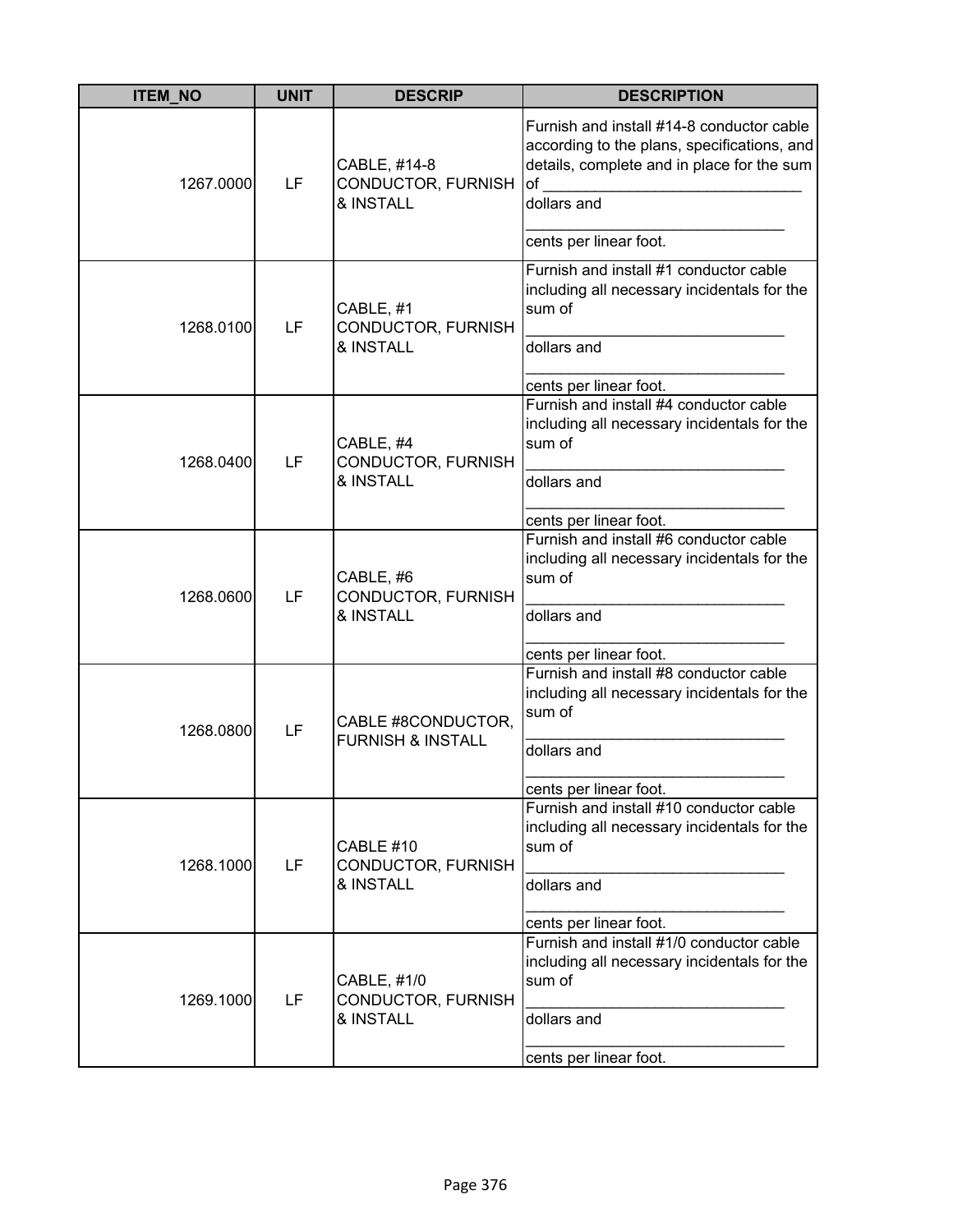| ITEM_NO | UNIT | DESCRIP | DESCRIPTION |
|---|---|---|---|
| 1267.0000 | LF | CABLE, #14-8 CONDUCTOR, FURNISH & INSTALL | Furnish and install #14-8 conductor cable according to the plans, specifications, and details, complete and in place for the sum of ______________________________ dollars and ______________________________ cents per linear foot. |
| 1268.0100 | LF | CABLE, #1 CONDUCTOR, FURNISH & INSTALL | Furnish and install #1 conductor cable including all necessary incidentals for the sum of ______________________________ dollars and ______________________________ cents per linear foot. |
| 1268.0400 | LF | CABLE, #4 CONDUCTOR, FURNISH & INSTALL | Furnish and install #4 conductor cable including all necessary incidentals for the sum of ______________________________ dollars and ______________________________ cents per linear foot. |
| 1268.0600 | LF | CABLE, #6 CONDUCTOR, FURNISH & INSTALL | Furnish and install #6 conductor cable including all necessary incidentals for the sum of ______________________________ dollars and ______________________________ cents per linear foot. |
| 1268.0800 | LF | CABLE #8CONDUCTOR, FURNISH & INSTALL | Furnish and install #8 conductor cable including all necessary incidentals for the sum of ______________________________ dollars and ______________________________ cents per linear foot. |
| 1268.1000 | LF | CABLE #10 CONDUCTOR, FURNISH & INSTALL | Furnish and install #10 conductor cable including all necessary incidentals for the sum of ______________________________ dollars and ______________________________ cents per linear foot. |
| 1269.1000 | LF | CABLE, #1/0 CONDUCTOR, FURNISH & INSTALL | Furnish and install #1/0 conductor cable including all necessary incidentals for the sum of ______________________________ dollars and ______________________________ cents per linear foot. |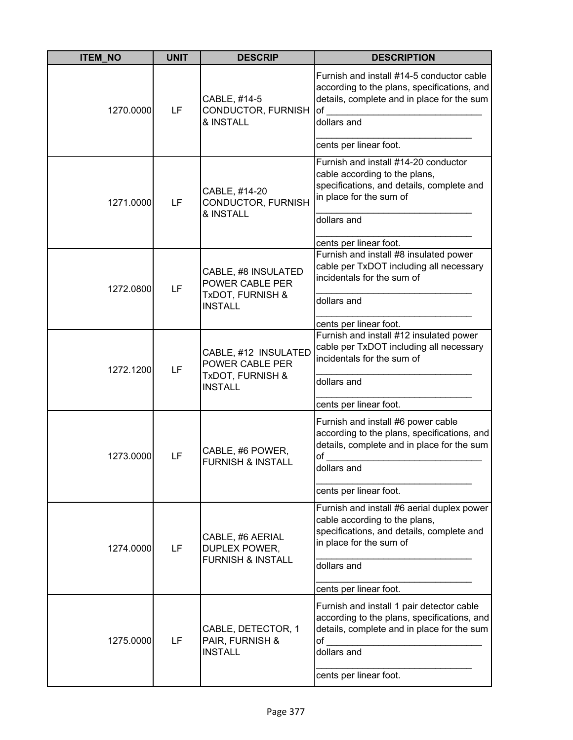| ITEM_NO | UNIT | DESCRIP | DESCRIPTION |
| --- | --- | --- | --- |
| 1270.0000 | LF | CABLE, #14-5 CONDUCTOR, FURNISH & INSTALL | Furnish and install #14-5 conductor cable according to the plans, specifications, and details, complete and in place for the sum of ______________________________ dollars and ______________________________ cents per linear foot. |
| 1271.0000 | LF | CABLE, #14-20 CONDUCTOR, FURNISH & INSTALL | Furnish and install #14-20 conductor cable according to the plans, specifications, and details, complete and in place for the sum of ______________________________ dollars and ______________________________ cents per linear foot. |
| 1272.0800 | LF | CABLE, #8 INSULATED POWER CABLE PER TxDOT, FURNISH & INSTALL | Furnish and install #8 insulated power cable per TxDOT including all necessary incidentals for the sum of ______________________________ dollars and ______________________________ cents per linear foot. |
| 1272.1200 | LF | CABLE, #12 INSULATED POWER CABLE PER TxDOT, FURNISH & INSTALL | Furnish and install #12 insulated power cable per TxDOT including all necessary incidentals for the sum of ______________________________ dollars and ______________________________ cents per linear foot. |
| 1273.0000 | LF | CABLE, #6 POWER, FURNISH & INSTALL | Furnish and install #6 power cable according to the plans, specifications, and details, complete and in place for the sum of ______________________________ dollars and ______________________________ cents per linear foot. |
| 1274.0000 | LF | CABLE, #6 AERIAL DUPLEX POWER, FURNISH & INSTALL | Furnish and install #6 aerial duplex power cable according to the plans, specifications, and details, complete and in place for the sum of ______________________________ dollars and ______________________________ cents per linear foot. |
| 1275.0000 | LF | CABLE, DETECTOR, 1 PAIR, FURNISH & INSTALL | Furnish and install 1 pair detector cable according to the plans, specifications, and details, complete and in place for the sum of ______________________________ dollars and ______________________________ cents per linear foot. |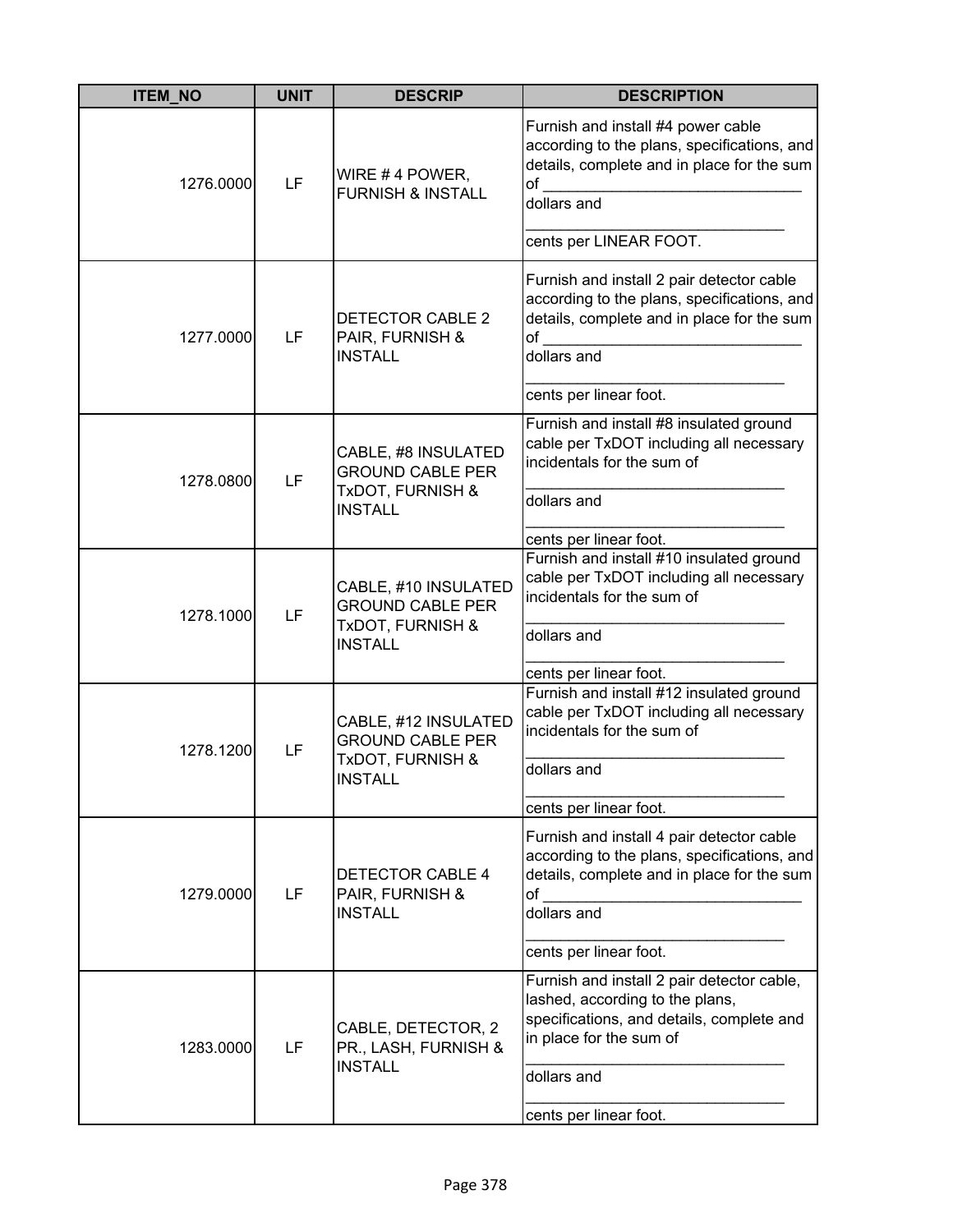| ITEM_NO | UNIT | DESCRIP | DESCRIPTION |
|---|---|---|---|
| 1276.0000 | LF | WIRE # 4 POWER, FURNISH & INSTALL | Furnish and install #4 power cable according to the plans, specifications, and details, complete and in place for the sum of _______________________________ dollars and _______________________________ cents per LINEAR FOOT. |
| 1277.0000 | LF | DETECTOR CABLE 2 PAIR, FURNISH & INSTALL | Furnish and install 2 pair detector cable according to the plans, specifications, and details, complete and in place for the sum of _______________________________ dollars and _______________________________ cents per linear foot. |
| 1278.0800 | LF | CABLE, #8 INSULATED GROUND CABLE PER TxDOT, FURNISH & INSTALL | Furnish and install #8 insulated ground cable per TxDOT including all necessary incidentals for the sum of _______________________________ dollars and _______________________________ cents per linear foot. |
| 1278.1000 | LF | CABLE, #10 INSULATED GROUND CABLE PER TxDOT, FURNISH & INSTALL | Furnish and install #10 insulated ground cable per TxDOT including all necessary incidentals for the sum of _______________________________ dollars and _______________________________ cents per linear foot. |
| 1278.1200 | LF | CABLE, #12 INSULATED GROUND CABLE PER TxDOT, FURNISH & INSTALL | Furnish and install #12 insulated ground cable per TxDOT including all necessary incidentals for the sum of _______________________________ dollars and _______________________________ cents per linear foot. |
| 1279.0000 | LF | DETECTOR CABLE 4 PAIR, FURNISH & INSTALL | Furnish and install 4 pair detector cable according to the plans, specifications, and details, complete and in place for the sum of _______________________________ dollars and _______________________________ cents per linear foot. |
| 1283.0000 | LF | CABLE, DETECTOR, 2 PR., LASH, FURNISH & INSTALL | Furnish and install 2 pair detector cable, lashed, according to the plans, specifications, and details, complete and in place for the sum of _______________________________ dollars and _______________________________ cents per linear foot. |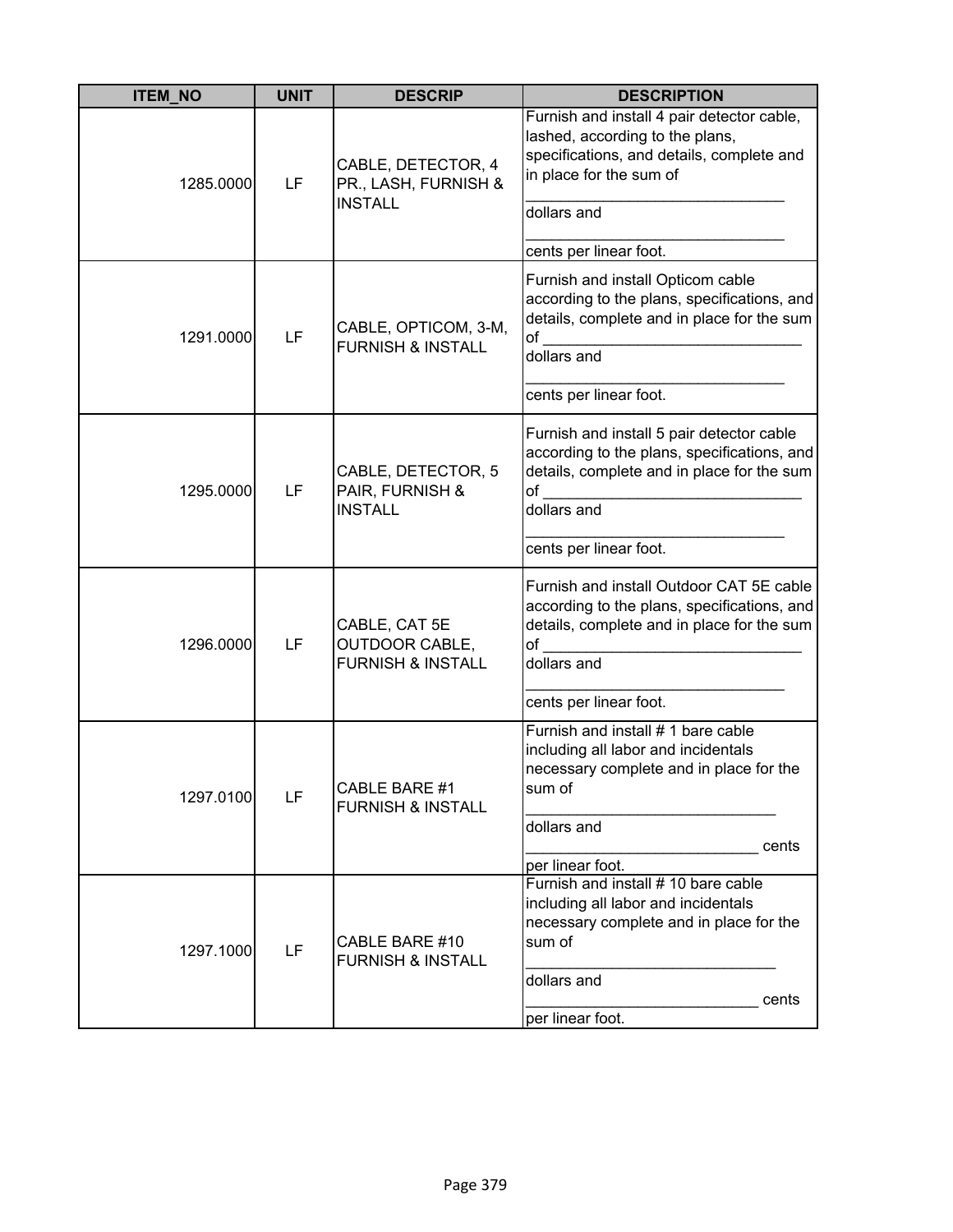| ITEM_NO | UNIT | DESCRIP | DESCRIPTION |
|---|---|---|---|
| 1285.0000 | LF | CABLE, DETECTOR, 4 PR., LASH, FURNISH & INSTALL | Furnish and install 4 pair detector cable, lashed, according to the plans, specifications, and details, complete and in place for the sum of ______________________________ dollars and ______________________________ cents per linear foot. |
| 1291.0000 | LF | CABLE, OPTICOM, 3-M, FURNISH & INSTALL | Furnish and install Opticom cable according to the plans, specifications, and details, complete and in place for the sum of ______________________________ dollars and ______________________________ cents per linear foot. |
| 1295.0000 | LF | CABLE, DETECTOR, 5 PAIR, FURNISH & INSTALL | Furnish and install 5 pair detector cable according to the plans, specifications, and details, complete and in place for the sum of ______________________________ dollars and ______________________________ cents per linear foot. |
| 1296.0000 | LF | CABLE, CAT 5E OUTDOOR CABLE, FURNISH & INSTALL | Furnish and install Outdoor CAT 5E cable according to the plans, specifications, and details, complete and in place for the sum of ______________________________ dollars and ______________________________ cents per linear foot. |
| 1297.0100 | LF | CABLE BARE #1 FURNISH & INSTALL | Furnish and install # 1 bare cable including all labor and incidentals necessary complete and in place for the sum of ______________________________ dollars and ___________________________ cents per linear foot. |
| 1297.1000 | LF | CABLE BARE #10 FURNISH & INSTALL | Furnish and install # 10 bare cable including all labor and incidentals necessary complete and in place for the sum of ______________________________ dollars and ___________________________ cents per linear foot. |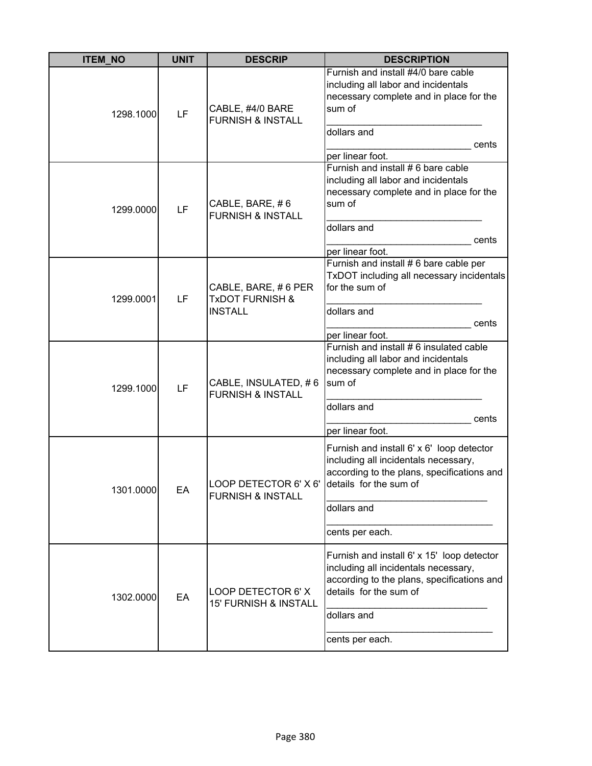| ITEM_NO | UNIT | DESCRIP | DESCRIPTION |
|---|---|---|---|
| 1298.1000 | LF | CABLE, #4/0 BARE FURNISH & INSTALL | Furnish and install #4/0 bare cable including all labor and incidentals necessary complete and in place for the sum of ____________________________ dollars and ___________________________ cents per linear foot. |
| 1299.0000 | LF | CABLE, BARE, # 6 FURNISH & INSTALL | Furnish and install # 6 bare cable including all labor and incidentals necessary complete and in place for the sum of ____________________________ dollars and ___________________________ cents per linear foot. |
| 1299.0001 | LF | CABLE, BARE, # 6 PER TxDOT FURNISH & INSTALL | Furnish and install # 6 bare cable per TxDOT including all necessary incidentals for the sum of ____________________________ dollars and ___________________________ cents per linear foot. |
| 1299.1000 | LF | CABLE, INSULATED, # 6 FURNISH & INSTALL | Furnish and install # 6 insulated cable including all labor and incidentals necessary complete and in place for the sum of ____________________________ dollars and ___________________________ cents per linear foot. |
| 1301.0000 | EA | LOOP DETECTOR 6' X 6' FURNISH & INSTALL | Furnish and install 6' x 6' loop detector including all incidentals necessary, according to the plans, specifications and details for the sum of ____________________________ dollars and ______________________________ cents per each. |
| 1302.0000 | EA | LOOP DETECTOR 6' X 15' FURNISH & INSTALL | Furnish and install 6' x 15' loop detector including all incidentals necessary, according to the plans, specifications and details for the sum of ____________________________ dollars and ______________________________ cents per each. |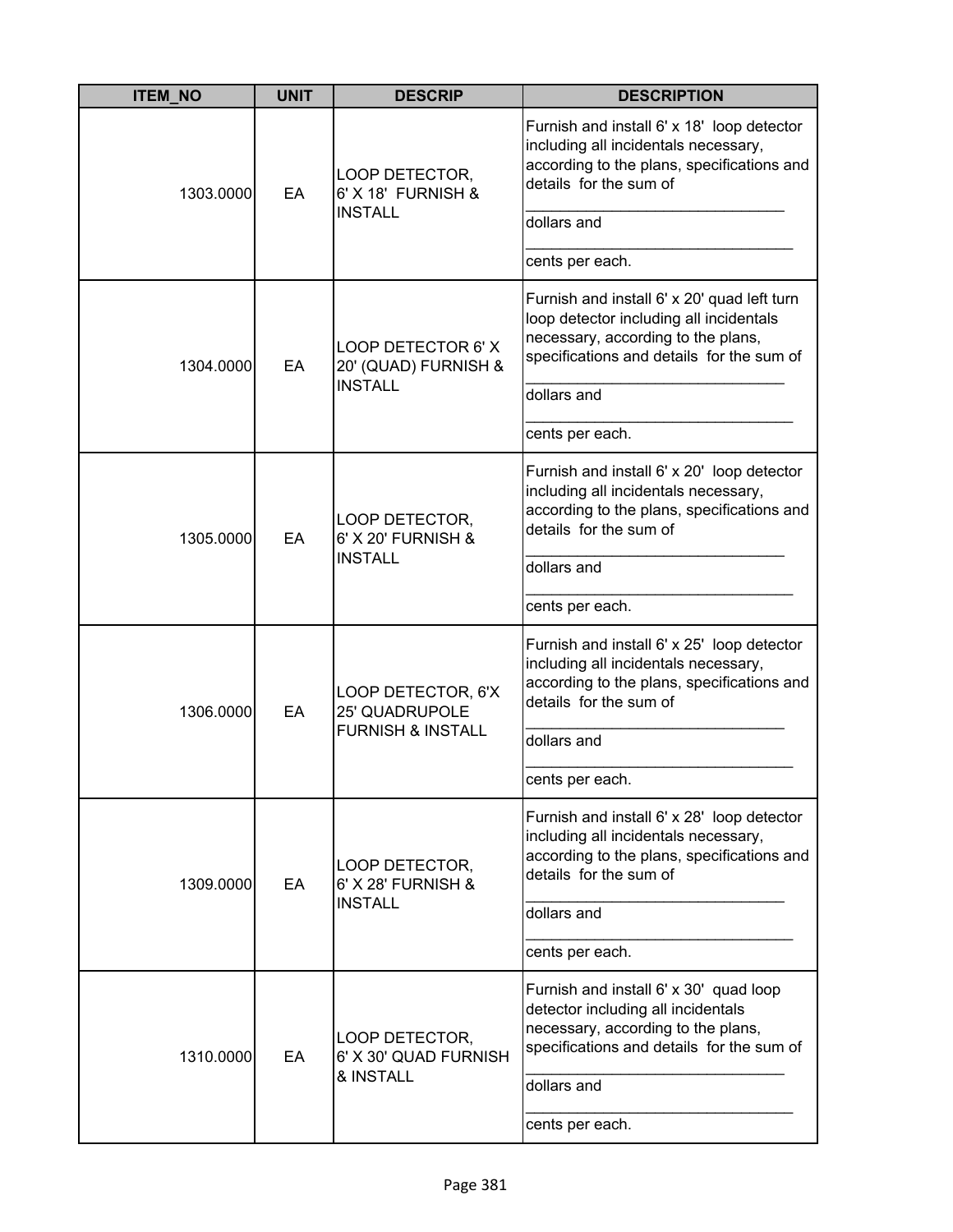| ITEM_NO | UNIT | DESCRIP | DESCRIPTION |
|---|---|---|---|
| 1303.0000 | EA | LOOP DETECTOR, 6' X 18' FURNISH & INSTALL | Furnish and install 6' x 18' loop detector including all incidentals necessary, according to the plans, specifications and details for the sum of ______________________________ dollars and ________________________________ cents per each. |
| 1304.0000 | EA | LOOP DETECTOR 6' X 20' (QUAD) FURNISH & INSTALL | Furnish and install 6' x 20' quad left turn loop detector including all incidentals necessary, according to the plans, specifications and details for the sum of ______________________________ dollars and ________________________________ cents per each. |
| 1305.0000 | EA | LOOP DETECTOR, 6' X 20' FURNISH & INSTALL | Furnish and install 6' x 20' loop detector including all incidentals necessary, according to the plans, specifications and details for the sum of ______________________________ dollars and ________________________________ cents per each. |
| 1306.0000 | EA | LOOP DETECTOR, 6'X 25' QUADRUPOLE FURNISH & INSTALL | Furnish and install 6' x 25' loop detector including all incidentals necessary, according to the plans, specifications and details for the sum of ______________________________ dollars and ________________________________ cents per each. |
| 1309.0000 | EA | LOOP DETECTOR, 6' X 28' FURNISH & INSTALL | Furnish and install 6' x 28' loop detector including all incidentals necessary, according to the plans, specifications and details for the sum of ______________________________ dollars and ________________________________ cents per each. |
| 1310.0000 | EA | LOOP DETECTOR, 6' X 30' QUAD FURNISH & INSTALL | Furnish and install 6' x 30' quad loop detector including all incidentals necessary, according to the plans, specifications and details for the sum of ______________________________ dollars and ________________________________ cents per each. |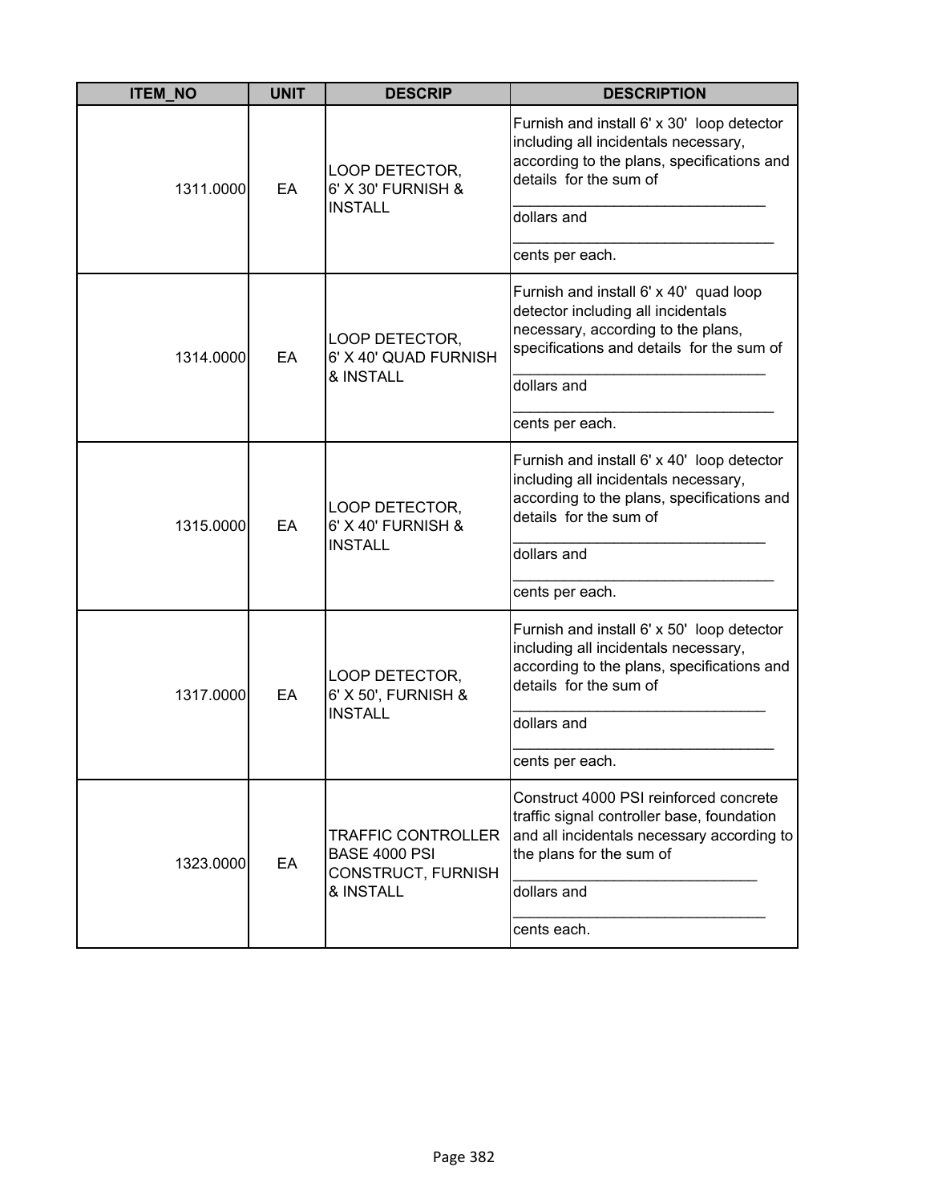| ITEM_NO | UNIT | DESCRIP | DESCRIPTION |
|---|---|---|---|
| 1311.0000 | EA | LOOP DETECTOR, 6' X 30' FURNISH & INSTALL | Furnish and install 6' x 30' loop detector including all incidentals necessary, according to the plans, specifications and details for the sum of ______________________________ dollars and ________________________________ cents per each. |
| 1314.0000 | EA | LOOP DETECTOR, 6' X 40' QUAD FURNISH & INSTALL | Furnish and install 6' x 40' quad loop detector including all incidentals necessary, according to the plans, specifications and details for the sum of ______________________________ dollars and ________________________________ cents per each. |
| 1315.0000 | EA | LOOP DETECTOR, 6' X 40' FURNISH & INSTALL | Furnish and install 6' x 40' loop detector including all incidentals necessary, according to the plans, specifications and details for the sum of ______________________________ dollars and ________________________________ cents per each. |
| 1317.0000 | EA | LOOP DETECTOR, 6' X 50', FURNISH & INSTALL | Furnish and install 6' x 50' loop detector including all incidentals necessary, according to the plans, specifications and details for the sum of ______________________________ dollars and ________________________________ cents per each. |
| 1323.0000 | EA | TRAFFIC CONTROLLER BASE 4000 PSI CONSTRUCT, FURNISH & INSTALL | Construct 4000 PSI reinforced concrete traffic signal controller base, foundation and all incidentals necessary according to the plans for the sum of _____________________________ dollars and ______________________________ cents each. |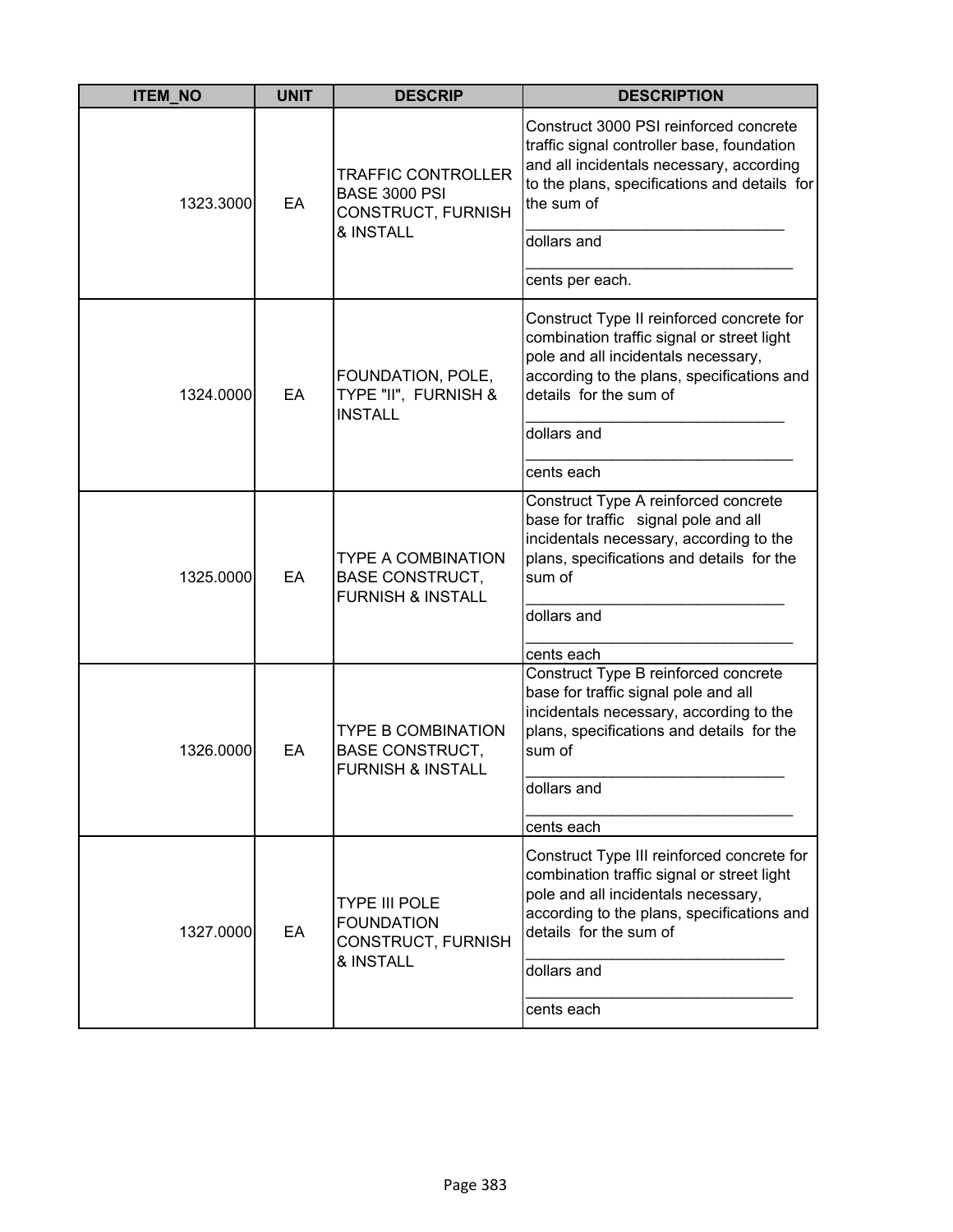| ITEM_NO | UNIT | DESCRIP | DESCRIPTION |
|---|---|---|---|
| 1323.3000 | EA | TRAFFIC CONTROLLER BASE 3000 PSI CONSTRUCT, FURNISH & INSTALL | Construct 3000 PSI reinforced concrete traffic signal controller base, foundation and all incidentals necessary, according to the plans, specifications and details for the sum of _______________________________ dollars and _______________________________ cents per each. |
| 1324.0000 | EA | FOUNDATION, POLE, TYPE "II", FURNISH & INSTALL | Construct Type II reinforced concrete for combination traffic signal or street light pole and all incidentals necessary, according to the plans, specifications and details for the sum of _______________________________ dollars and _______________________________ cents each |
| 1325.0000 | EA | TYPE A COMBINATION BASE CONSTRUCT, FURNISH & INSTALL | Construct Type A reinforced concrete base for traffic signal pole and all incidentals necessary, according to the plans, specifications and details for the sum of _______________________________ dollars and _______________________________ cents each |
| 1326.0000 | EA | TYPE B COMBINATION BASE CONSTRUCT, FURNISH & INSTALL | Construct Type B reinforced concrete base for traffic signal pole and all incidentals necessary, according to the plans, specifications and details for the sum of _______________________________ dollars and _______________________________ cents each |
| 1327.0000 | EA | TYPE III POLE FOUNDATION CONSTRUCT, FURNISH & INSTALL | Construct Type III reinforced concrete for combination traffic signal or street light pole and all incidentals necessary, according to the plans, specifications and details for the sum of _______________________________ dollars and _______________________________ cents each |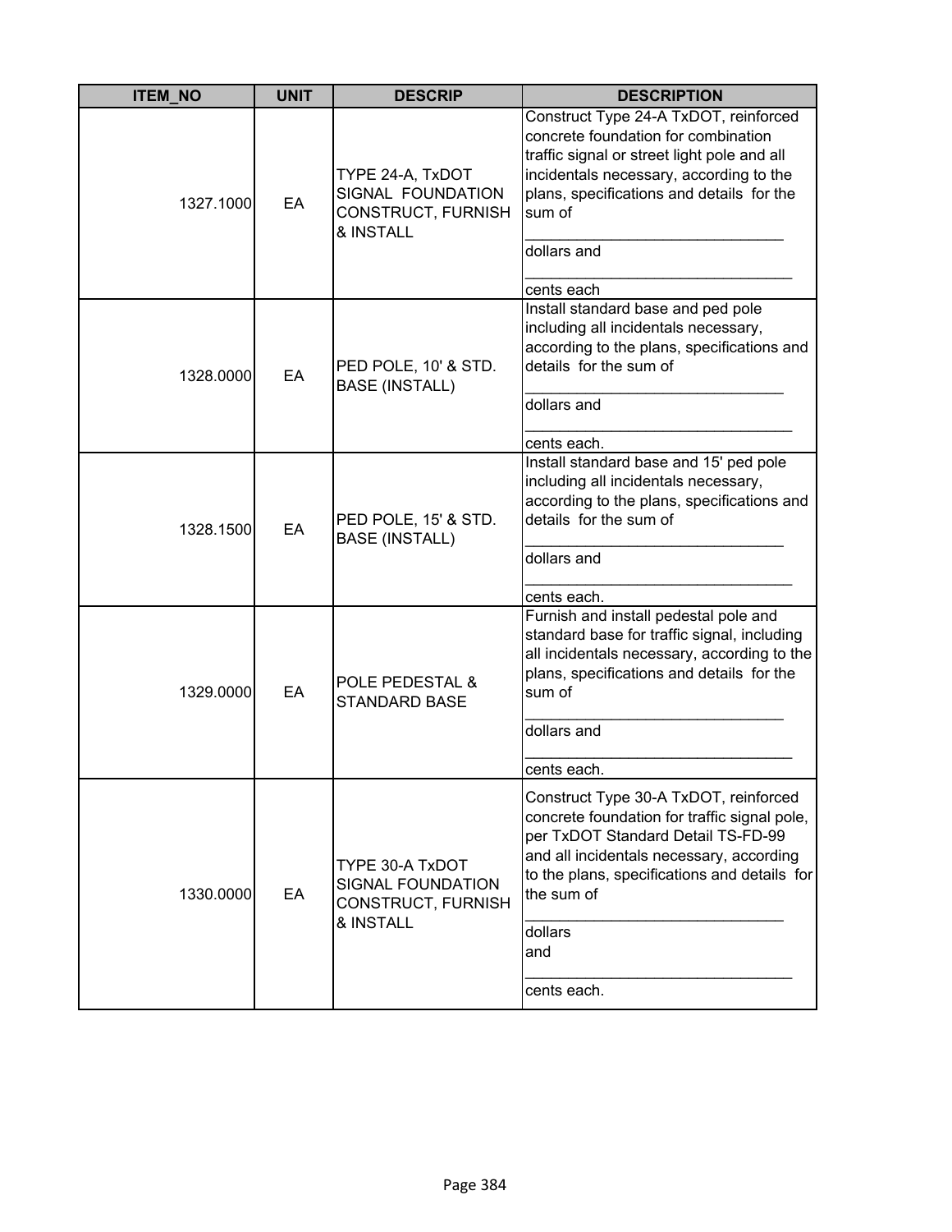| ITEM_NO | UNIT | DESCRIP | DESCRIPTION |
|---|---|---|---|
| 1327.1000 | EA | TYPE 24-A, TxDOT SIGNAL FOUNDATION CONSTRUCT, FURNISH & INSTALL | Construct Type 24-A TxDOT, reinforced concrete foundation for combination traffic signal or street light pole and all incidentals necessary, according to the plans, specifications and details for the sum of _______________________________ dollars and _______________________________ cents each |
| 1328.0000 | EA | PED POLE, 10' & STD. BASE (INSTALL) | Install standard base and ped pole including all incidentals necessary, according to the plans, specifications and details for the sum of _______________________________ dollars and _______________________________ cents each. |
| 1328.1500 | EA | PED POLE, 15' & STD. BASE (INSTALL) | Install standard base and 15' ped pole including all incidentals necessary, according to the plans, specifications and details for the sum of _______________________________ dollars and _______________________________ cents each. |
| 1329.0000 | EA | POLE PEDESTAL & STANDARD BASE | Furnish and install pedestal pole and standard base for traffic signal, including all incidentals necessary, according to the plans, specifications and details for the sum of _______________________________ dollars and _______________________________ cents each. |
| 1330.0000 | EA | TYPE 30-A TxDOT SIGNAL FOUNDATION CONSTRUCT, FURNISH & INSTALL | Construct Type 30-A TxDOT, reinforced concrete foundation for traffic signal pole, per TxDOT Standard Detail TS-FD-99 and all incidentals necessary, according to the plans, specifications and details for the sum of _______________________________ dollars and _______________________________ cents each. |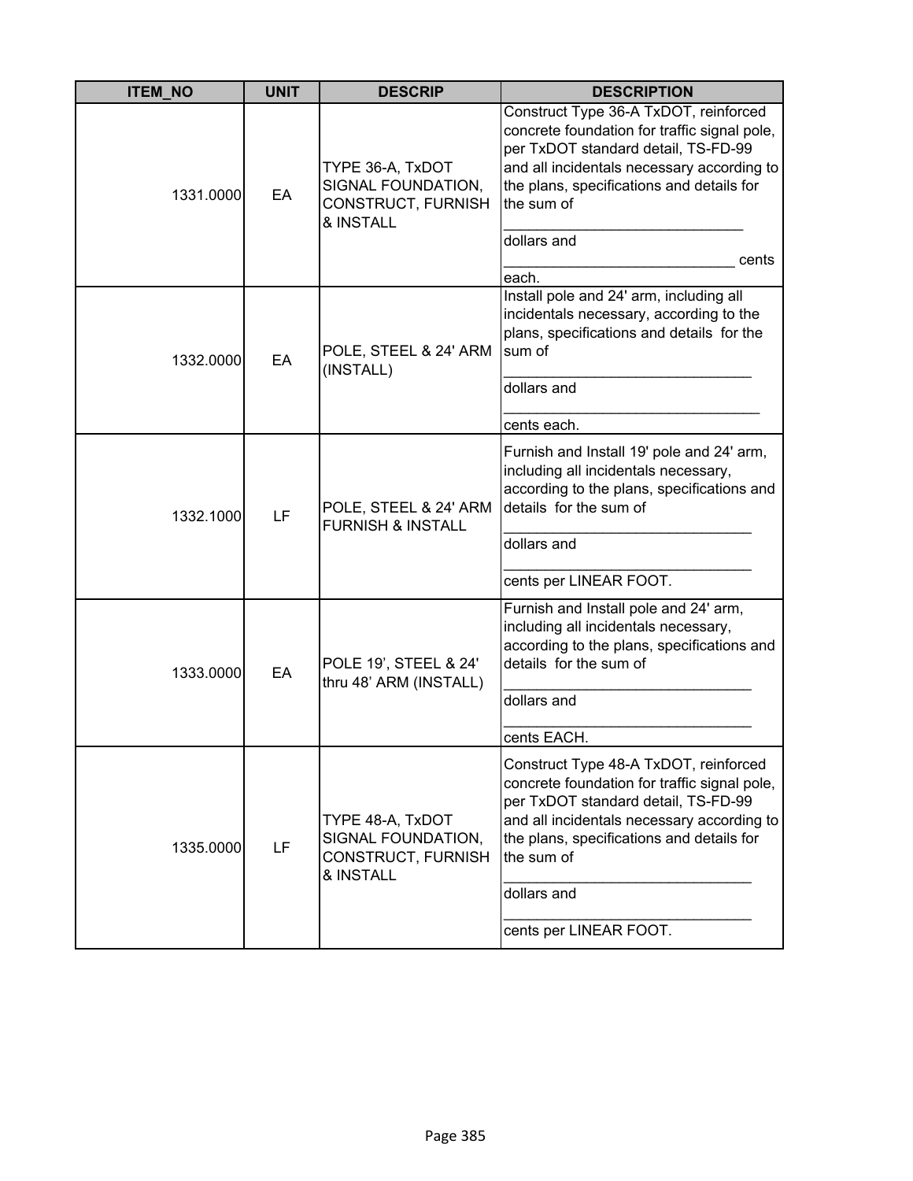| ITEM_NO | UNIT | DESCRIP | DESCRIPTION |
|---|---|---|---|
| 1331.0000 | EA | TYPE 36-A, TxDOT SIGNAL FOUNDATION, CONSTRUCT, FURNISH & INSTALL | Construct Type 36-A TxDOT, reinforced concrete foundation for traffic signal pole, per TxDOT standard detail, TS-FD-99 and all incidentals necessary according to the plans, specifications and details for the sum of ____________________________ dollars and ____________________________ cents each. |
| 1332.0000 | EA | POLE, STEEL & 24' ARM (INSTALL) | Install pole and 24' arm, including all incidentals necessary, according to the plans, specifications and details for the sum of ____________________________ dollars and ____________________________ cents each. |
| 1332.1000 | LF | POLE, STEEL & 24' ARM FURNISH & INSTALL | Furnish and Install 19' pole and 24' arm, including all incidentals necessary, according to the plans, specifications and details for the sum of ____________________________ dollars and ____________________________ cents per LINEAR FOOT. |
| 1333.0000 | EA | POLE 19', STEEL & 24' thru 48' ARM (INSTALL) | Furnish and Install pole and 24' arm, including all incidentals necessary, according to the plans, specifications and details for the sum of ____________________________ dollars and ____________________________ cents EACH. |
| 1335.0000 | LF | TYPE 48-A, TxDOT SIGNAL FOUNDATION, CONSTRUCT, FURNISH & INSTALL | Construct Type 48-A TxDOT, reinforced concrete foundation for traffic signal pole, per TxDOT standard detail, TS-FD-99 and all incidentals necessary according to the plans, specifications and details for the sum of ____________________________ dollars and ____________________________ cents per LINEAR FOOT. |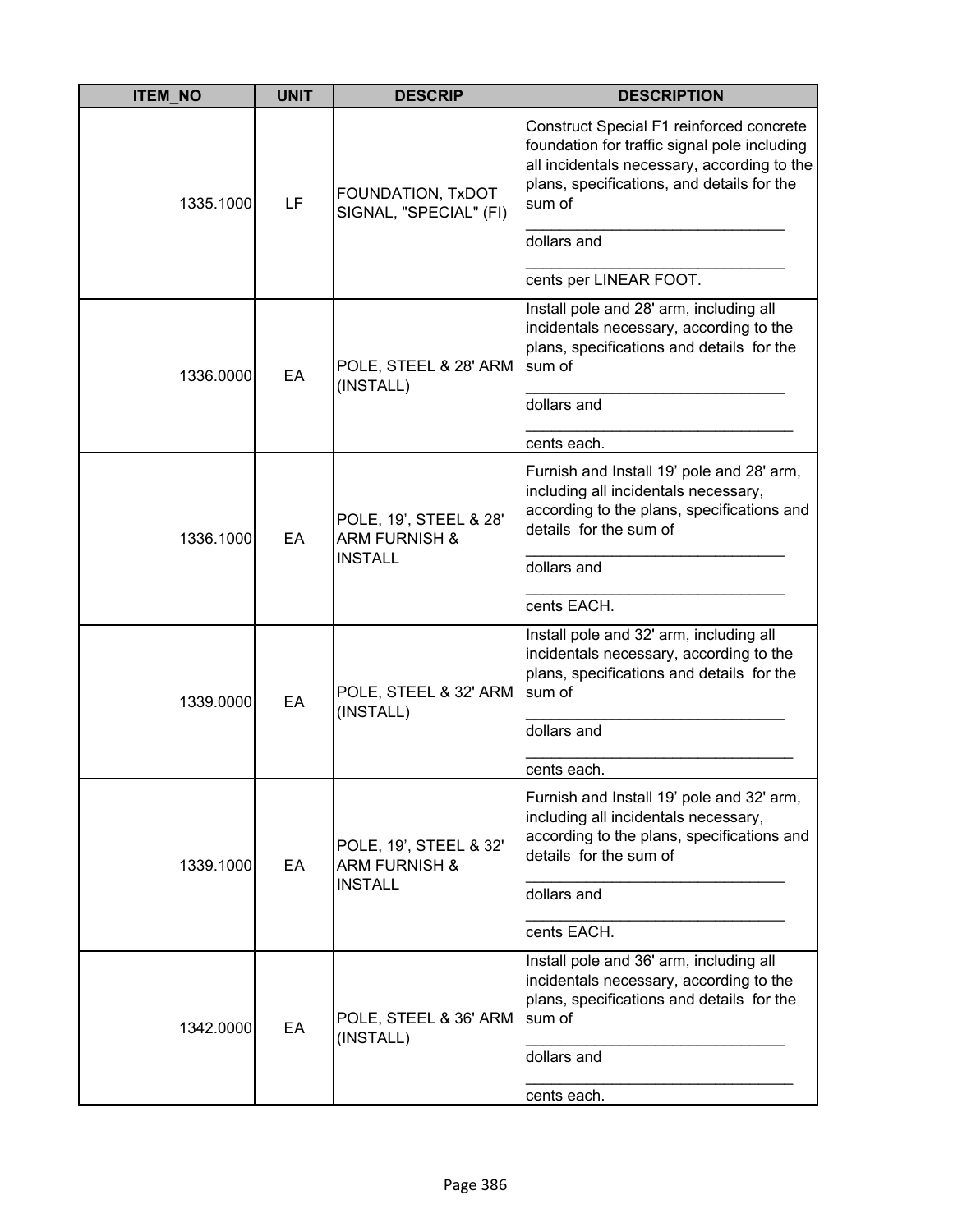| ITEM_NO | UNIT | DESCRIP | DESCRIPTION |
|---|---|---|---|
| 1335.1000 | LF | FOUNDATION, TxDOT SIGNAL, "SPECIAL" (FI) | Construct Special F1 reinforced concrete foundation for traffic signal pole including all incidentals necessary, according to the plans, specifications, and details for the sum of ______________________________ dollars and ______________________________ cents per LINEAR FOOT. |
| 1336.0000 | EA | POLE, STEEL & 28' ARM (INSTALL) | Install pole and 28' arm, including all incidentals necessary, according to the plans, specifications and details for the sum of ______________________________ dollars and ______________________________ cents each. |
| 1336.1000 | EA | POLE, 19', STEEL & 28' ARM FURNISH & INSTALL | Furnish and Install 19' pole and 28' arm, including all incidentals necessary, according to the plans, specifications and details for the sum of ______________________________ dollars and ______________________________ cents EACH. |
| 1339.0000 | EA | POLE, STEEL & 32' ARM (INSTALL) | Install pole and 32' arm, including all incidentals necessary, according to the plans, specifications and details for the sum of ______________________________ dollars and ______________________________ cents each. |
| 1339.1000 | EA | POLE, 19', STEEL & 32' ARM FURNISH & INSTALL | Furnish and Install 19' pole and 32' arm, including all incidentals necessary, according to the plans, specifications and details for the sum of ______________________________ dollars and ______________________________ cents EACH. |
| 1342.0000 | EA | POLE, STEEL & 36' ARM (INSTALL) | Install pole and 36' arm, including all incidentals necessary, according to the plans, specifications and details for the sum of ______________________________ dollars and ______________________________ cents each. |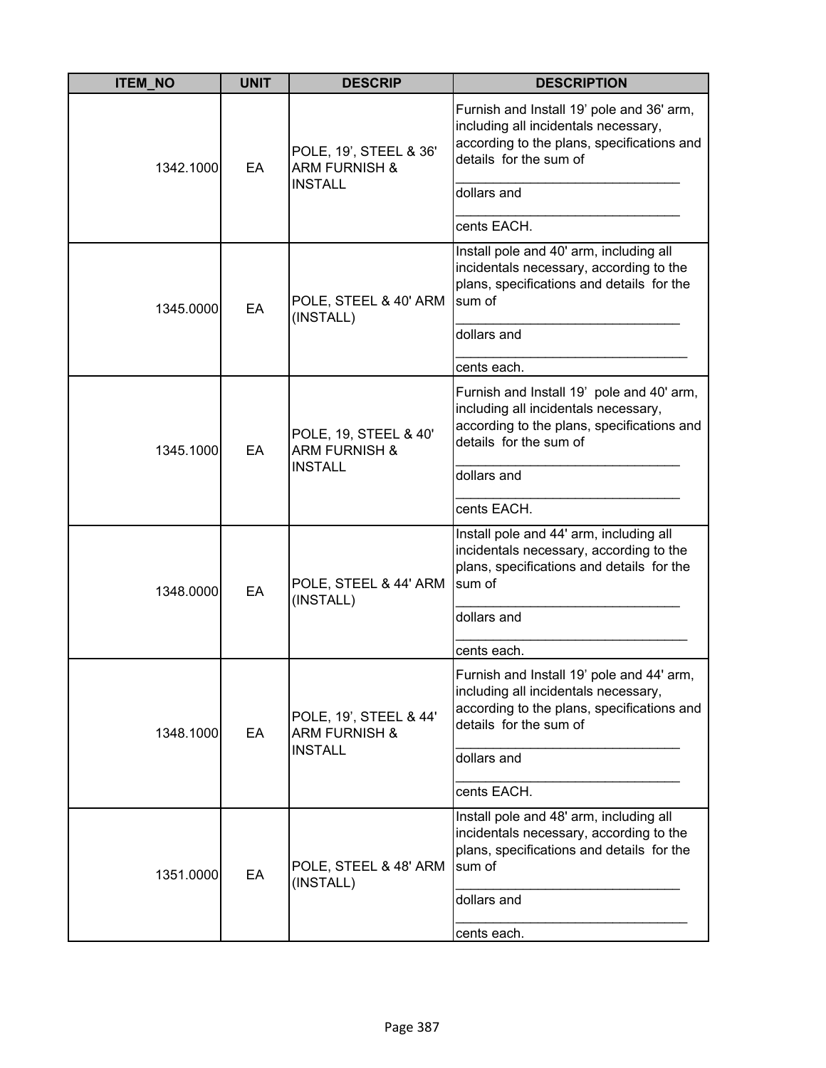| ITEM_NO | UNIT | DESCRIP | DESCRIPTION |
|---|---|---|---|
| 1342.1000 | EA | POLE, 19’, STEEL & 36' ARM FURNISH & INSTALL | Furnish and Install 19’ pole and 36' arm, including all incidentals necessary, according to the plans, specifications and details for the sum of ______________________________ dollars and ______________________________ cents EACH. |
| 1345.0000 | EA | POLE, STEEL & 40' ARM (INSTALL) | Install pole and 40' arm, including all incidentals necessary, according to the plans, specifications and details for the sum of ______________________________ dollars and ______________________________ cents each. |
| 1345.1000 | EA | POLE, 19, STEEL & 40' ARM FURNISH & INSTALL | Furnish and Install 19’ pole and 40' arm, including all incidentals necessary, according to the plans, specifications and details for the sum of ______________________________ dollars and ______________________________ cents EACH. |
| 1348.0000 | EA | POLE, STEEL & 44' ARM (INSTALL) | Install pole and 44' arm, including all incidentals necessary, according to the plans, specifications and details for the sum of ______________________________ dollars and ______________________________ cents each. |
| 1348.1000 | EA | POLE, 19’, STEEL & 44' ARM FURNISH & INSTALL | Furnish and Install 19’ pole and 44' arm, including all incidentals necessary, according to the plans, specifications and details for the sum of ______________________________ dollars and ______________________________ cents EACH. |
| 1351.0000 | EA | POLE, STEEL & 48' ARM (INSTALL) | Install pole and 48' arm, including all incidentals necessary, according to the plans, specifications and details for the sum of ______________________________ dollars and ______________________________ cents each. |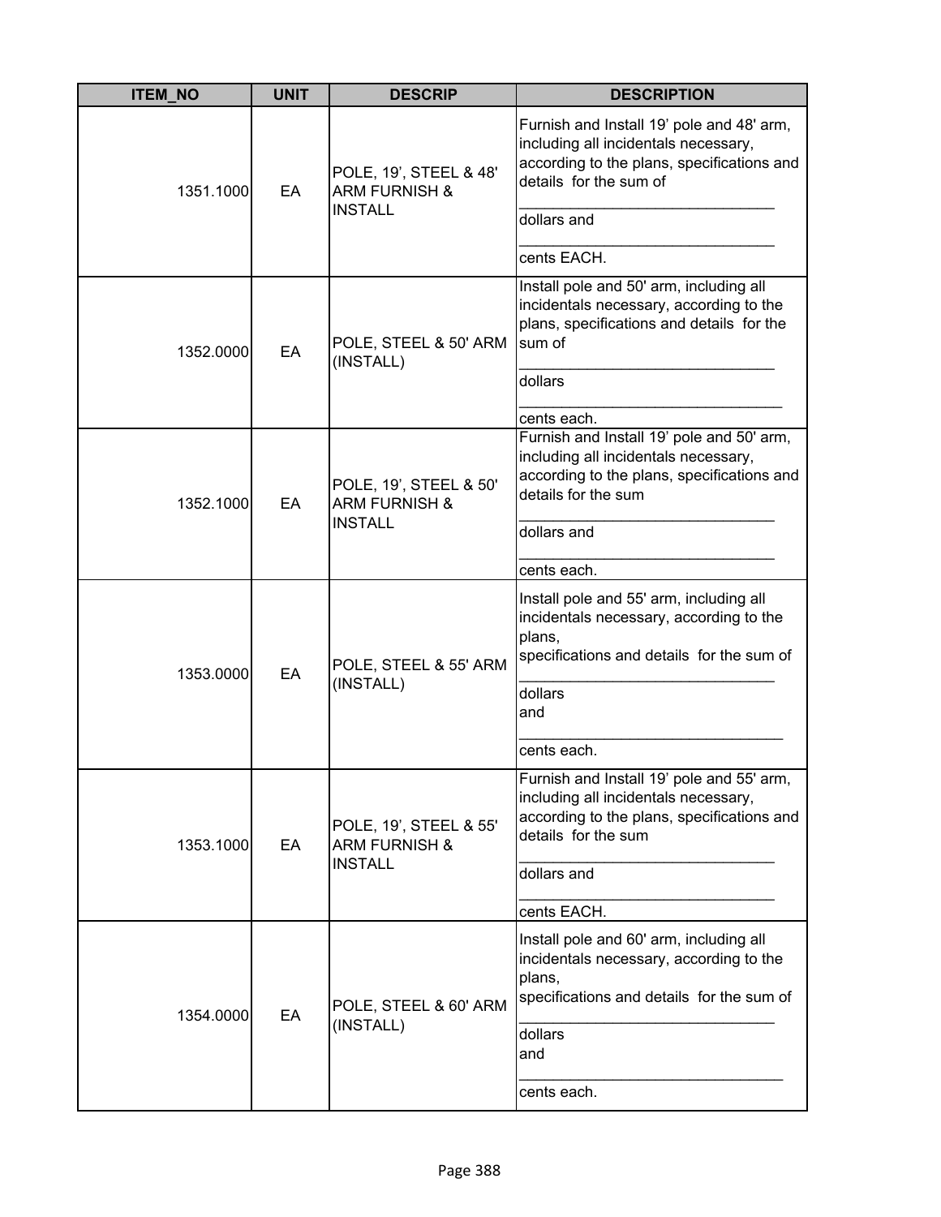| ITEM_NO | UNIT | DESCRIP | DESCRIPTION |
|---|---|---|---|
| 1351.1000 | EA | POLE, 19', STEEL & 48' ARM FURNISH & INSTALL | Furnish and Install 19' pole and 48' arm, including all incidentals necessary, according to the plans, specifications and details for the sum of _______________________________ dollars and _______________________________ cents EACH. |
| 1352.0000 | EA | POLE, STEEL & 50' ARM (INSTALL) | Install pole and 50' arm, including all incidentals necessary, according to the plans, specifications and details for the sum of _______________________________ dollars _______________________________ cents each. |
| 1352.1000 | EA | POLE, 19', STEEL & 50' ARM FURNISH & INSTALL | Furnish and Install 19' pole and 50' arm, including all incidentals necessary, according to the plans, specifications and details for the sum _______________________________ dollars and _______________________________ cents each. |
| 1353.0000 | EA | POLE, STEEL & 55' ARM (INSTALL) | Install pole and 55' arm, including all incidentals necessary, according to the plans, specifications and details for the sum of _______________________________ dollars and _______________________________ cents each. |
| 1353.1000 | EA | POLE, 19', STEEL & 55' ARM FURNISH & INSTALL | Furnish and Install 19' pole and 55' arm, including all incidentals necessary, according to the plans, specifications and details for the sum _______________________________ dollars and _______________________________ cents EACH. |
| 1354.0000 | EA | POLE, STEEL & 60' ARM (INSTALL) | Install pole and 60' arm, including all incidentals necessary, according to the plans, specifications and details for the sum of _______________________________ dollars and _______________________________ cents each. |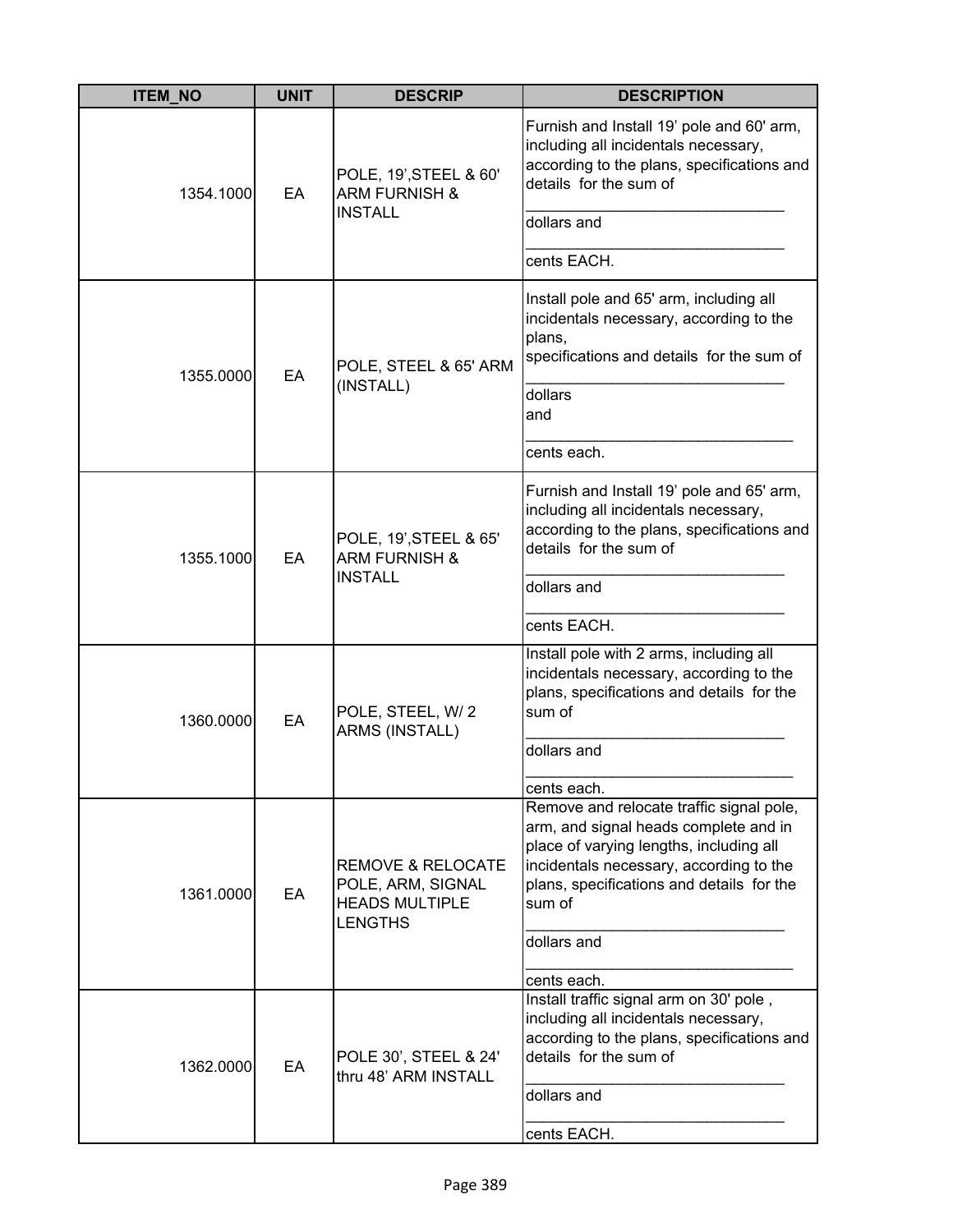| ITEM_NO | UNIT | DESCRIP | DESCRIPTION |
|---|---|---|---|
| 1354.1000 | EA | POLE, 19',STEEL & 60' ARM FURNISH & INSTALL | Furnish and Install 19' pole and 60' arm, including all incidentals necessary, according to the plans, specifications and details for the sum of ______________________________ dollars and ______________________________ cents EACH. |
| 1355.0000 | EA | POLE, STEEL & 65' ARM (INSTALL) | Install pole and 65' arm, including all incidentals necessary, according to the plans, specifications and details for the sum of ______________________________ dollars and ______________________________ cents each. |
| 1355.1000 | EA | POLE, 19',STEEL & 65' ARM FURNISH & INSTALL | Furnish and Install 19' pole and 65' arm, including all incidentals necessary, according to the plans, specifications and details for the sum of ______________________________ dollars and ______________________________ cents EACH. |
| 1360.0000 | EA | POLE, STEEL, W/ 2 ARMS (INSTALL) | Install pole with 2 arms, including all incidentals necessary, according to the plans, specifications and details for the sum of ______________________________ dollars and ______________________________ cents each. |
| 1361.0000 | EA | REMOVE & RELOCATE POLE, ARM, SIGNAL HEADS MULTIPLE LENGTHS | Remove and relocate traffic signal pole, arm, and signal heads complete and in place of varying lengths, including all incidentals necessary, according to the plans, specifications and details for the sum of ______________________________ dollars and ______________________________ cents each. |
| 1362.0000 | EA | POLE 30', STEEL & 24' thru 48' ARM INSTALL | Install traffic signal arm on 30' pole , including all incidentals necessary, according to the plans, specifications and details for the sum of ______________________________ dollars and ______________________________ cents EACH. |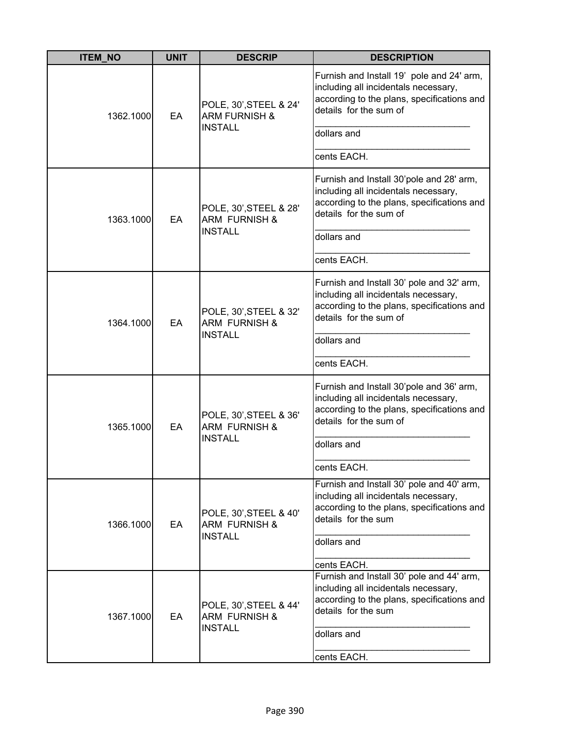| ITEM_NO | UNIT | DESCRIP | DESCRIPTION |
|---|---|---|---|
| 1362.1000 | EA | POLE, 30',STEEL & 24' ARM FURNISH & INSTALL | Furnish and Install 19' pole and 24' arm, including all incidentals necessary, according to the plans, specifications and details for the sum of ______________________________ dollars and ______________________________ cents EACH. |
| 1363.1000 | EA | POLE, 30',STEEL & 28' ARM FURNISH & INSTALL | Furnish and Install 30'pole and 28' arm, including all incidentals necessary, according to the plans, specifications and details for the sum of ______________________________ dollars and ______________________________ cents EACH. |
| 1364.1000 | EA | POLE, 30',STEEL & 32' ARM FURNISH & INSTALL | Furnish and Install 30' pole and 32' arm, including all incidentals necessary, according to the plans, specifications and details for the sum of ______________________________ dollars and ______________________________ cents EACH. |
| 1365.1000 | EA | POLE, 30',STEEL & 36' ARM FURNISH & INSTALL | Furnish and Install 30'pole and 36' arm, including all incidentals necessary, according to the plans, specifications and details for the sum of ______________________________ dollars and ______________________________ cents EACH. |
| 1366.1000 | EA | POLE, 30',STEEL & 40' ARM FURNISH & INSTALL | Furnish and Install 30' pole and 40' arm, including all incidentals necessary, according to the plans, specifications and details for the sum ______________________________ dollars and ______________________________ cents EACH. |
| 1367.1000 | EA | POLE, 30',STEEL & 44' ARM FURNISH & INSTALL | Furnish and Install 30' pole and 44' arm, including all incidentals necessary, according to the plans, specifications and details for the sum ______________________________ dollars and ______________________________ cents EACH. |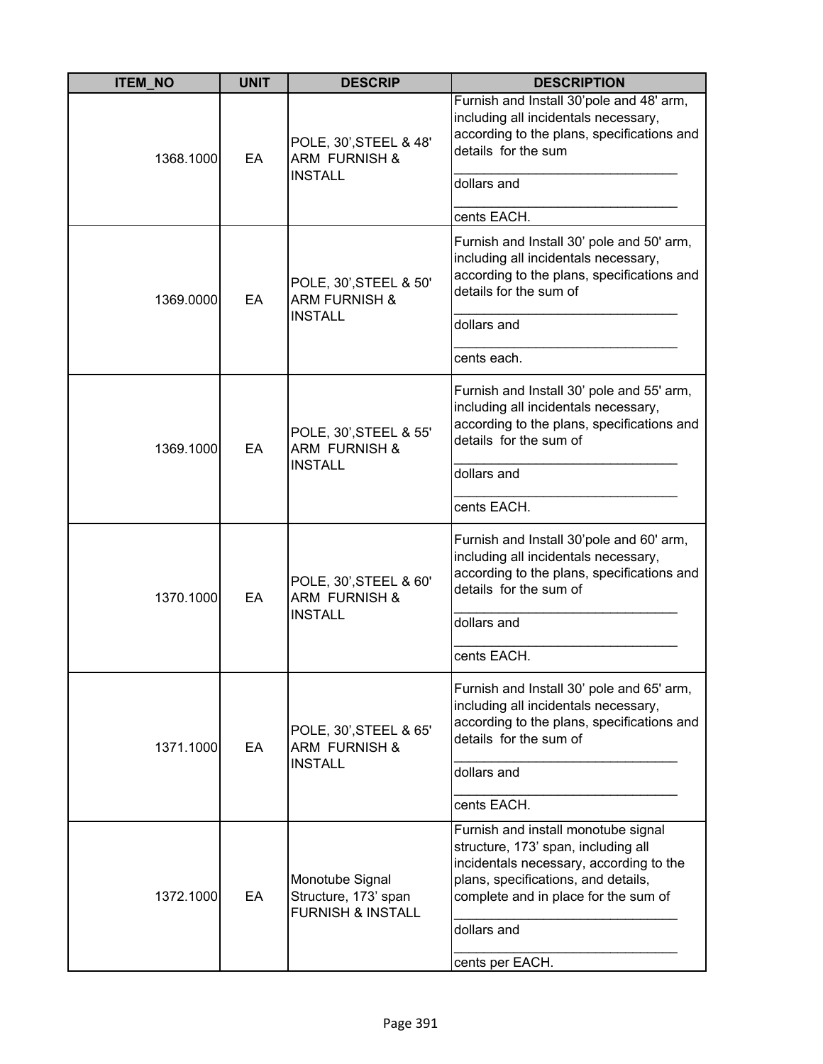| ITEM_NO | UNIT | DESCRIP | DESCRIPTION |
|---|---|---|---|
| 1368.1000 | EA | POLE, 30',STEEL & 48' ARM FURNISH & INSTALL | Furnish and Install 30'pole and 48' arm, including all incidentals necessary, according to the plans, specifications and details for the sum ______________________________ dollars and ______________________________ cents EACH. |
| 1369.0000 | EA | POLE, 30',STEEL & 50' ARM FURNISH & INSTALL | Furnish and Install 30' pole and 50' arm, including all incidentals necessary, according to the plans, specifications and details for the sum of ______________________________ dollars and ______________________________ cents each. |
| 1369.1000 | EA | POLE, 30',STEEL & 55' ARM FURNISH & INSTALL | Furnish and Install 30' pole and 55' arm, including all incidentals necessary, according to the plans, specifications and details for the sum of ______________________________ dollars and ______________________________ cents EACH. |
| 1370.1000 | EA | POLE, 30',STEEL & 60' ARM FURNISH & INSTALL | Furnish and Install 30'pole and 60' arm, including all incidentals necessary, according to the plans, specifications and details for the sum of ______________________________ dollars and ______________________________ cents EACH. |
| 1371.1000 | EA | POLE, 30',STEEL & 65' ARM FURNISH & INSTALL | Furnish and Install 30' pole and 65' arm, including all incidentals necessary, according to the plans, specifications and details for the sum of ______________________________ dollars and ______________________________ cents EACH. |
| 1372.1000 | EA | Monotube Signal Structure, 173' span FURNISH & INSTALL | Furnish and install monotube signal structure, 173' span, including all incidentals necessary, according to the plans, specifications, and details, complete and in place for the sum of ______________________________ dollars and ______________________________ cents per EACH. |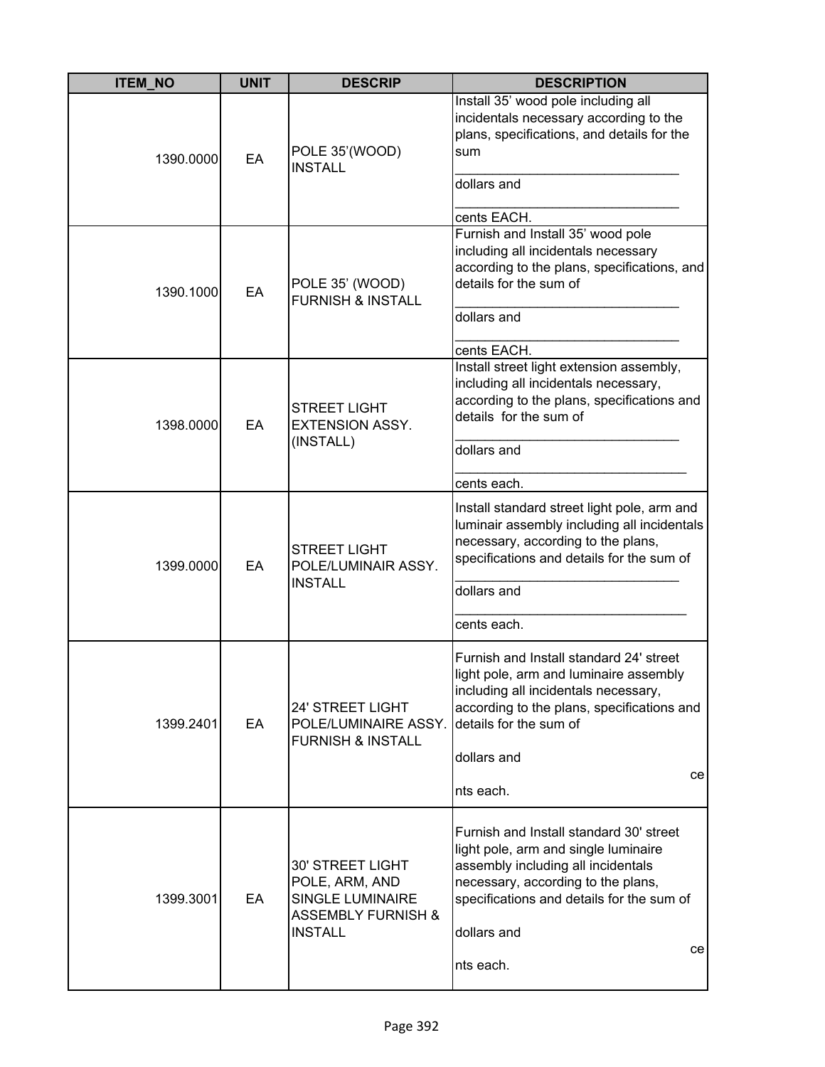| ITEM_NO | UNIT | DESCRIP | DESCRIPTION |
|---|---|---|---|
| 1390.0000 | EA | POLE 35'(WOOD) INSTALL | Install 35' wood pole including all incidentals necessary according to the plans, specifications, and details for the sum ______________________________ dollars and ______________________________ cents EACH. |
| 1390.1000 | EA | POLE 35' (WOOD) FURNISH & INSTALL | Furnish and Install 35' wood pole including all incidentals necessary according to the plans, specifications, and details for the sum of ______________________________ dollars and ______________________________ cents EACH. |
| 1398.0000 | EA | STREET LIGHT EXTENSION ASSY. (INSTALL) | Install street light extension assembly, including all incidentals necessary, according to the plans, specifications and details for the sum of ______________________________ dollars and ______________________________ cents each. |
| 1399.0000 | EA | STREET LIGHT POLE/LUMINAIR ASSY. INSTALL | Install standard street light pole, arm and luminair assembly including all incidentals necessary, according to the plans, specifications and details for the sum of ______________________________ dollars and ______________________________ cents each. |
| 1399.2401 | EA | 24' STREET LIGHT POLE/LUMINAIRE ASSY. FURNISH & INSTALL | Furnish and Install standard 24' street light pole, arm and luminaire assembly including all incidentals necessary, according to the plans, specifications and details for the sum of dollars and cents each. |
| 1399.3001 | EA | 30' STREET LIGHT POLE, ARM, AND SINGLE LUMINAIRE ASSEMBLY FURNISH & INSTALL | Furnish and Install standard 30' street light pole, arm and single luminaire assembly including all incidentals necessary, according to the plans, specifications and details for the sum of dollars and cents each. |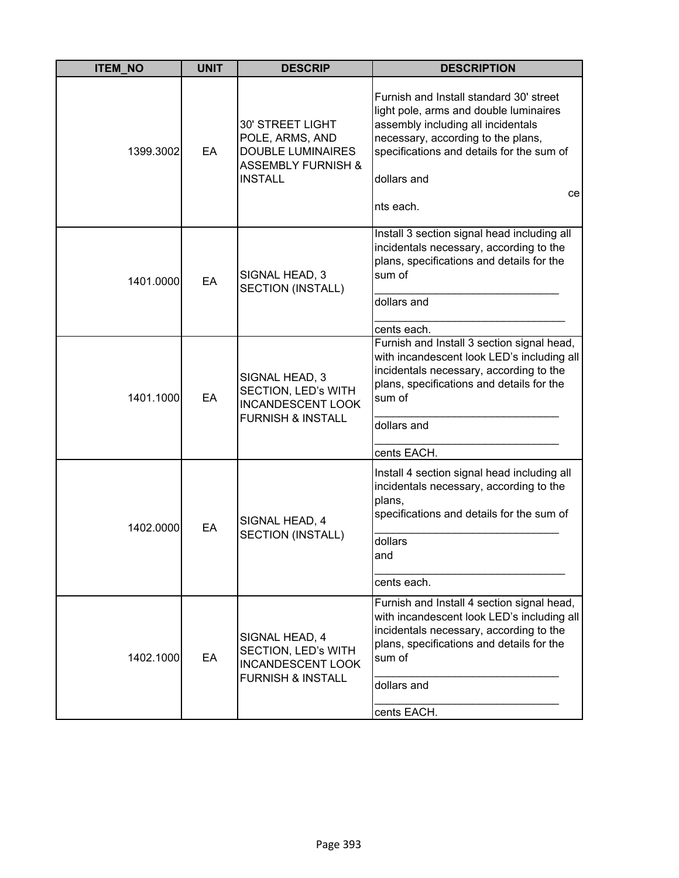| ITEM_NO | UNIT | DESCRIP | DESCRIPTION |
|---|---|---|---|
| 1399.3002 | EA | 30' STREET LIGHT POLE, ARMS, AND DOUBLE LUMINAIRES ASSEMBLY FURNISH & INSTALL | Furnish and Install standard 30' street light pole, arms and double luminaires assembly including all incidentals necessary, according to the plans, specifications and details for the sum of<br><br>dollars and<br>ce<br>nts each. |
| 1401.0000 | EA | SIGNAL HEAD, 3 SECTION (INSTALL) | Install 3 section signal head including all incidentals necessary, according to the plans, specifications and details for the sum of<br>______________________________<br>dollars and<br>_______________________________<br>cents each. |
| 1401.1000 | EA | SIGNAL HEAD, 3 SECTION, LED's WITH INCANDESCENT LOOK FURNISH & INSTALL | Furnish and Install 3 section signal head, with incandescent look LED's including all incidentals necessary, according to the plans, specifications and details for the sum of<br>______________________________<br>dollars and<br>______________________________<br>cents EACH. |
| 1402.0000 | EA | SIGNAL HEAD, 4 SECTION (INSTALL) | Install 4 section signal head including all incidentals necessary, according to the plans,<br>specifications and details for the sum of<br>______________________________<br>dollars<br>and<br>_______________________________<br>cents each. |
| 1402.1000 | EA | SIGNAL HEAD, 4 SECTION, LED's WITH INCANDESCENT LOOK FURNISH & INSTALL | Furnish and Install 4 section signal head, with incandescent look LED's including all incidentals necessary, according to the plans, specifications and details for the sum of<br>______________________________<br>dollars and<br>______________________________<br>cents EACH. |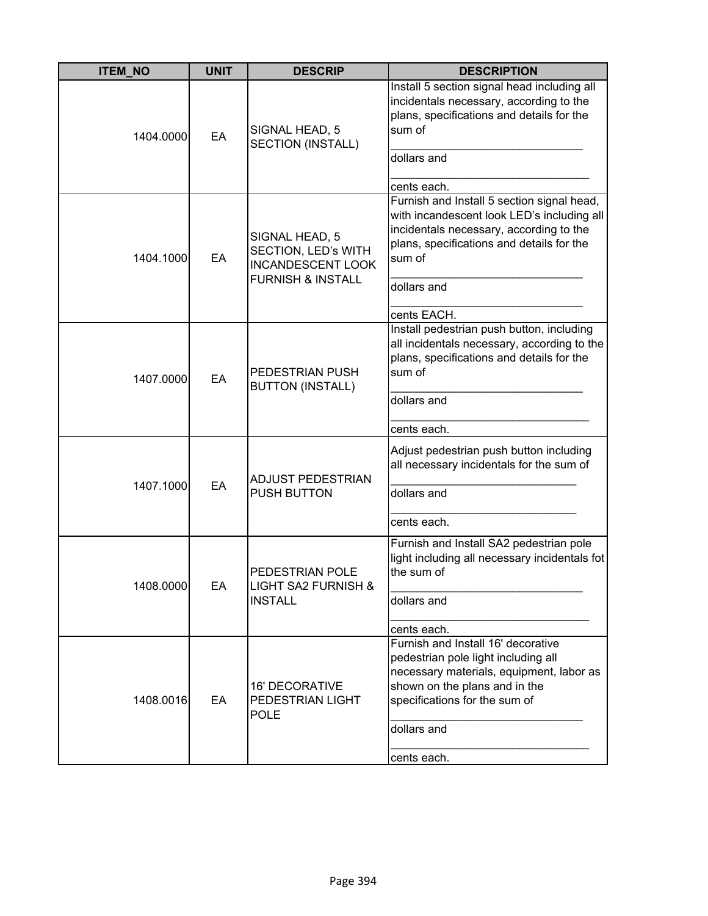| ITEM_NO | UNIT | DESCRIP | DESCRIPTION |
|---|---|---|---|
| 1404.0000 | EA | SIGNAL HEAD, 5 SECTION (INSTALL) | Install 5 section signal head including all incidentals necessary, according to the plans, specifications and details for the sum of ______________________________ dollars and ______________________________ cents each. |
| 1404.1000 | EA | SIGNAL HEAD, 5 SECTION, LED's WITH INCANDESCENT LOOK FURNISH & INSTALL | Furnish and Install 5 section signal head, with incandescent look LED's including all incidentals necessary, according to the plans, specifications and details for the sum of ______________________________ dollars and ______________________________ cents EACH. |
| 1407.0000 | EA | PEDESTRIAN PUSH BUTTON (INSTALL) | Install pedestrian push button, including all incidentals necessary, according to the plans, specifications and details for the sum of ______________________________ dollars and ______________________________ cents each. |
| 1407.1000 | EA | ADJUST PEDESTRIAN PUSH BUTTON | Adjust pedestrian push button including all necessary incidentals for the sum of ______________________________ dollars and ______________________________ cents each. |
| 1408.0000 | EA | PEDESTRIAN POLE LIGHT SA2 FURNISH & INSTALL | Furnish and Install SA2 pedestrian pole light including all necessary incidentals fot the sum of ______________________________ dollars and ______________________________ cents each. |
| 1408.0016 | EA | 16' DECORATIVE PEDESTRIAN LIGHT POLE | Furnish and Install 16' decorative pedestrian pole light including all necessary materials, equipment, labor as shown on the plans and in the specifications for the sum of ______________________________ dollars and ______________________________ cents each. |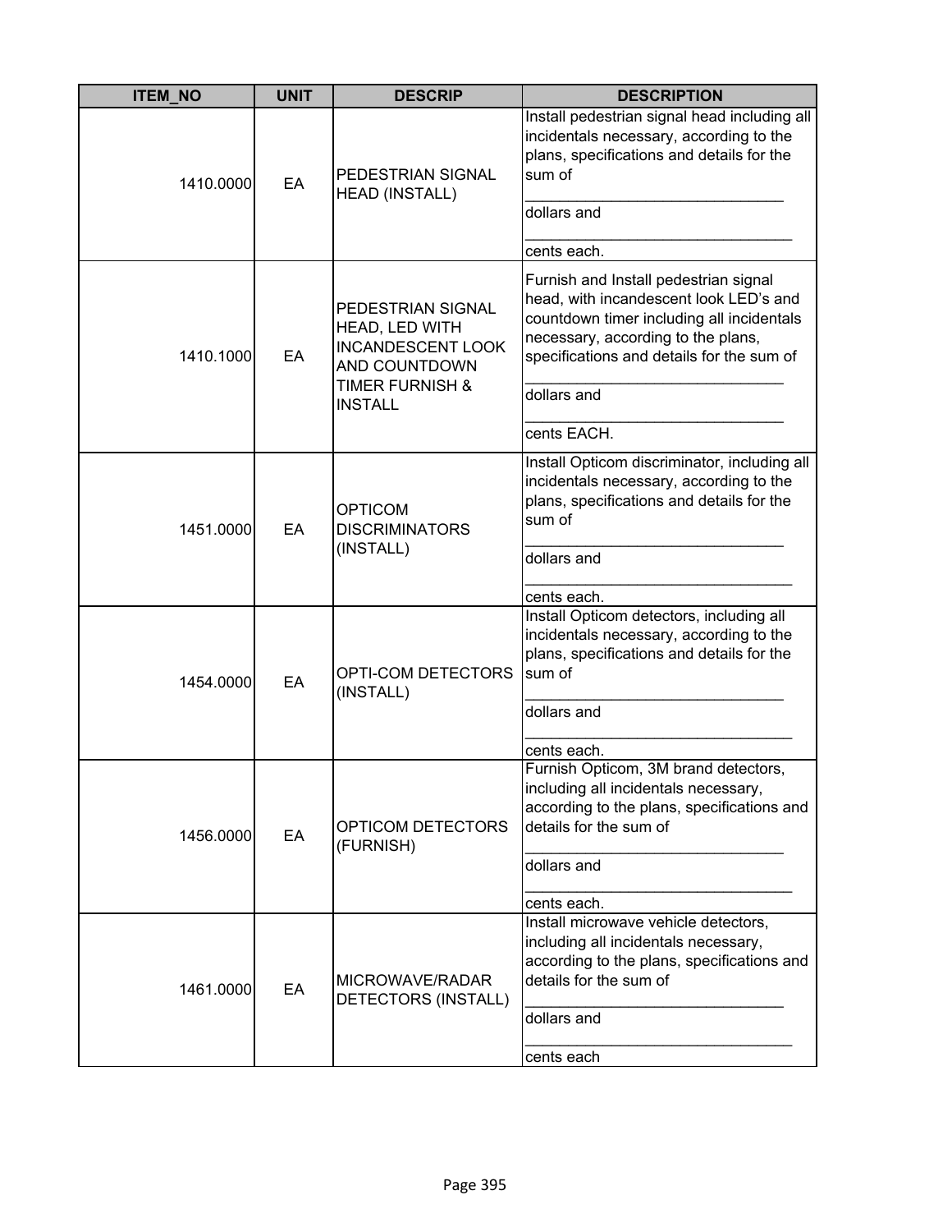| ITEM_NO | UNIT | DESCRIP | DESCRIPTION |
|---|---|---|---|
| 1410.0000 | EA | PEDESTRIAN SIGNAL HEAD (INSTALL) | Install pedestrian signal head including all incidentals necessary, according to the plans, specifications and details for the sum of ______________________________ dollars and ______________________________ cents each. |
| 1410.1000 | EA | PEDESTRIAN SIGNAL HEAD, LED WITH INCANDESCENT LOOK AND COUNTDOWN TIMER FURNISH & INSTALL | Furnish and Install pedestrian signal head, with incandescent look LED's and countdown timer including all incidentals necessary, according to the plans, specifications and details for the sum of ______________________________ dollars and ______________________________ cents EACH. |
| 1451.0000 | EA | OPTICOM DISCRIMINATORS (INSTALL) | Install Opticom discriminator, including all incidentals necessary, according to the plans, specifications and details for the sum of ______________________________ dollars and ______________________________ cents each. |
| 1454.0000 | EA | OPTI-COM DETECTORS (INSTALL) | Install Opticom detectors, including all incidentals necessary, according to the plans, specifications and details for the sum of ______________________________ dollars and ______________________________ cents each. |
| 1456.0000 | EA | OPTICOM DETECTORS (FURNISH) | Furnish Opticom, 3M brand detectors, including all incidentals necessary, according to the plans, specifications and details for the sum of ______________________________ dollars and ______________________________ cents each. |
| 1461.0000 | EA | MICROWAVE/RADAR DETECTORS (INSTALL) | Install microwave vehicle detectors, including all incidentals necessary, according to the plans, specifications and details for the sum of ______________________________ dollars and ______________________________ cents each |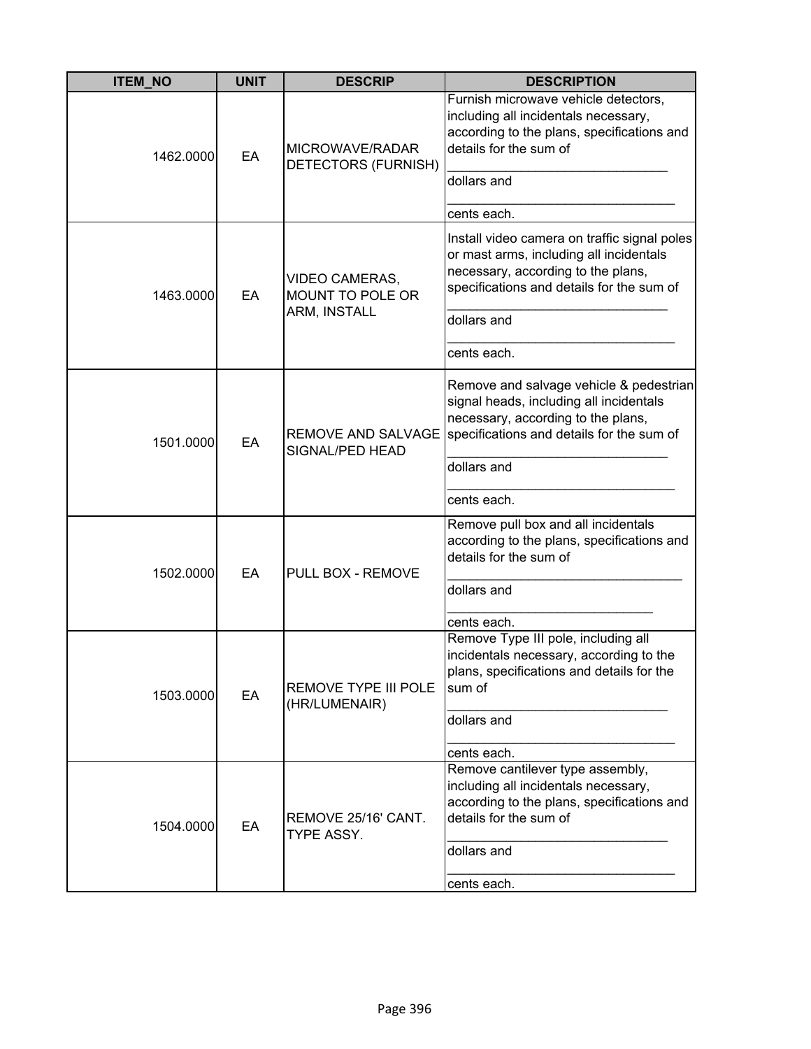| ITEM_NO | UNIT | DESCRIP | DESCRIPTION |
|---|---|---|---|
| 1462.0000 | EA | MICROWAVE/RADAR DETECTORS (FURNISH) | Furnish microwave vehicle detectors, including all incidentals necessary, according to the plans, specifications and details for the sum of ______________________________ dollars and ______________________________ cents each. |
| 1463.0000 | EA | VIDEO CAMERAS, MOUNT TO POLE OR ARM, INSTALL | Install video camera on traffic signal poles or mast arms, including all incidentals necessary, according to the plans, specifications and details for the sum of ______________________________ dollars and ______________________________ cents each. |
| 1501.0000 | EA | REMOVE AND SALVAGE SIGNAL/PED HEAD | Remove and salvage vehicle & pedestrian signal heads, including all incidentals necessary, according to the plans, specifications and details for the sum of ______________________________ dollars and ______________________________ cents each. |
| 1502.0000 | EA | PULL BOX - REMOVE | Remove pull box and all incidentals according to the plans, specifications and details for the sum of ______________________________ dollars and ______________________________ cents each. |
| 1503.0000 | EA | REMOVE TYPE III POLE (HR/LUMENAIR) | Remove Type III pole, including all incidentals necessary, according to the plans, specifications and details for the sum of ______________________________ dollars and ______________________________ cents each. |
| 1504.0000 | EA | REMOVE 25/16' CANT. TYPE ASSY. | Remove cantilever type assembly, including all incidentals necessary, according to the plans, specifications and details for the sum of ______________________________ dollars and ______________________________ cents each. |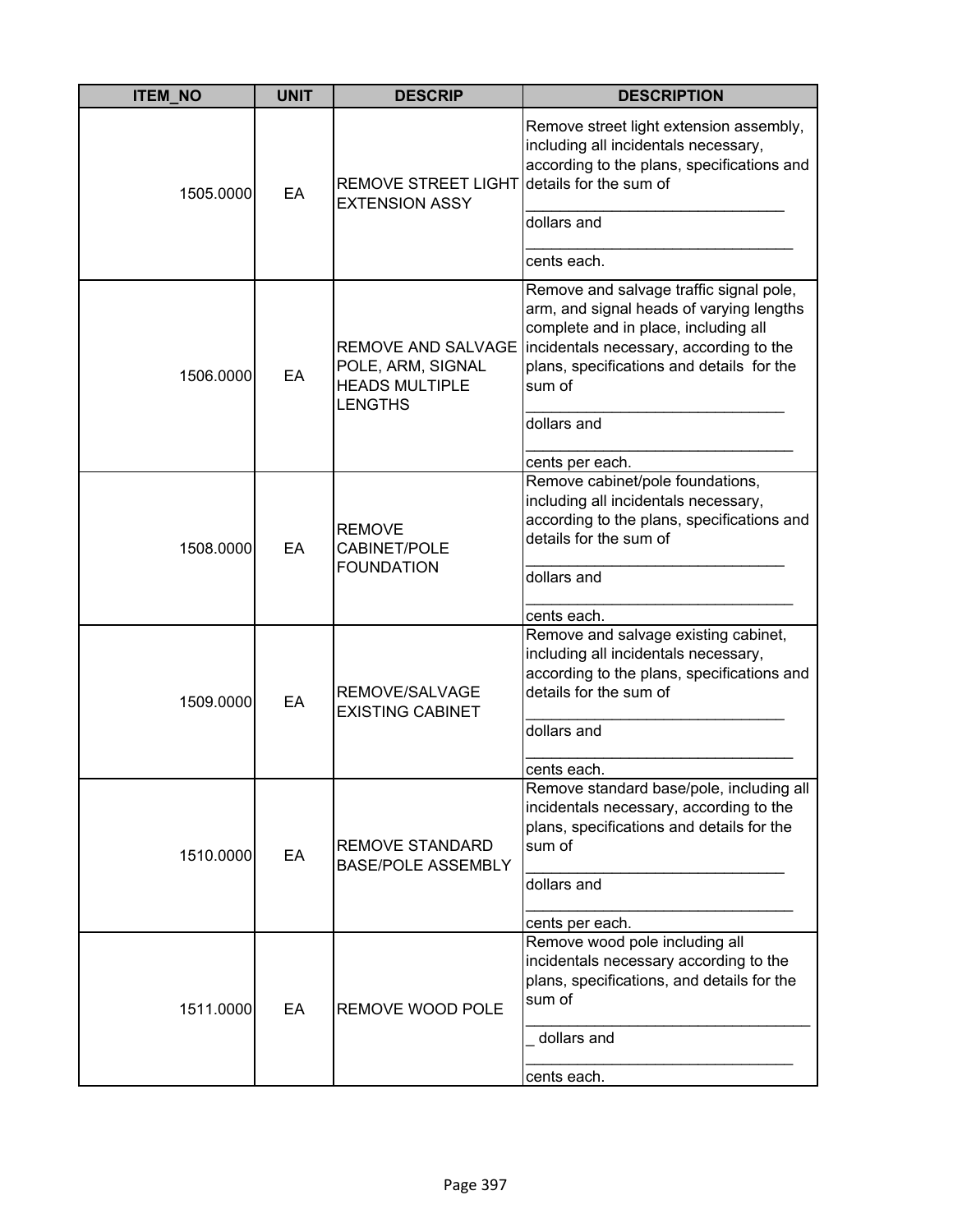| ITEM_NO | UNIT | DESCRIP | DESCRIPTION |
|---|---|---|---|
| 1505.0000 | EA | REMOVE STREET LIGHT EXTENSION ASSY | Remove street light extension assembly, including all incidentals necessary, according to the plans, specifications and details for the sum of ______________________________ dollars and ________________________________ cents each. |
| 1506.0000 | EA | REMOVE AND SALVAGE POLE, ARM, SIGNAL HEADS MULTIPLE LENGTHS | Remove and salvage traffic signal pole, arm, and signal heads of varying lengths complete and in place, including all incidentals necessary, according to the plans, specifications and details for the sum of ______________________________ dollars and ________________________________ cents per each. |
| 1508.0000 | EA | REMOVE CABINET/POLE FOUNDATION | Remove cabinet/pole foundations, including all incidentals necessary, according to the plans, specifications and details for the sum of ______________________________ dollars and ________________________________ cents each. |
| 1509.0000 | EA | REMOVE/SALVAGE EXISTING CABINET | Remove and salvage existing cabinet, including all incidentals necessary, according to the plans, specifications and details for the sum of ______________________________ dollars and ________________________________ cents each. |
| 1510.0000 | EA | REMOVE STANDARD BASE/POLE ASSEMBLY | Remove standard base/pole, including all incidentals necessary, according to the plans, specifications and details for the sum of ______________________________ dollars and ________________________________ cents per each. |
| 1511.0000 | EA | REMOVE WOOD POLE | Remove wood pole including all incidentals necessary according to the plans, specifications, and details for the sum of _________________________________ _ dollars and ________________________________ cents each. |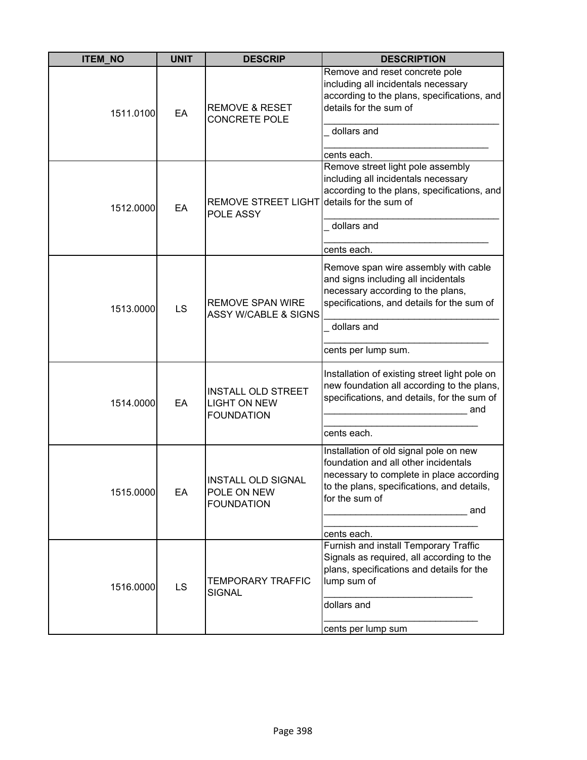| ITEM_NO | UNIT | DESCRIP | DESCRIPTION |
|---|---|---|---|
| 1511.0100 | EA | REMOVE & RESET CONCRETE POLE | Remove and reset concrete pole including all incidentals necessary according to the plans, specifications, and details for the sum of _________________________________ dollars and _______________________________ cents each. |
| 1512.0000 | EA | REMOVE STREET LIGHT POLE ASSY | Remove street light pole assembly including all incidentals necessary according to the plans, specifications, and details for the sum of _________________________________ dollars and _______________________________ cents each. |
| 1513.0000 | LS | REMOVE SPAN WIRE ASSY W/CABLE & SIGNS | Remove span wire assembly with cable and signs including all incidentals necessary according to the plans, specifications, and details for the sum of _________________________________ dollars and _______________________________ cents per lump sum. |
| 1514.0000 | EA | INSTALL OLD STREET LIGHT ON NEW FOUNDATION | Installation of existing street light pole on new foundation all according to the plans, specifications, and details, for the sum of ___________________________ and ____________________________ cents each. |
| 1515.0000 | EA | INSTALL OLD SIGNAL POLE ON NEW FOUNDATION | Installation of old signal pole on new foundation and all other incidentals necessary to complete in place according to the plans, specifications, and details, for the sum of ___________________________ and ____________________________ cents each. |
| 1516.0000 | LS | TEMPORARY TRAFFIC SIGNAL | Furnish and install Temporary Traffic Signals as required, all according to the plans, specifications and details for the lump sum of ____________________________ dollars and ____________________________ cents per lump sum |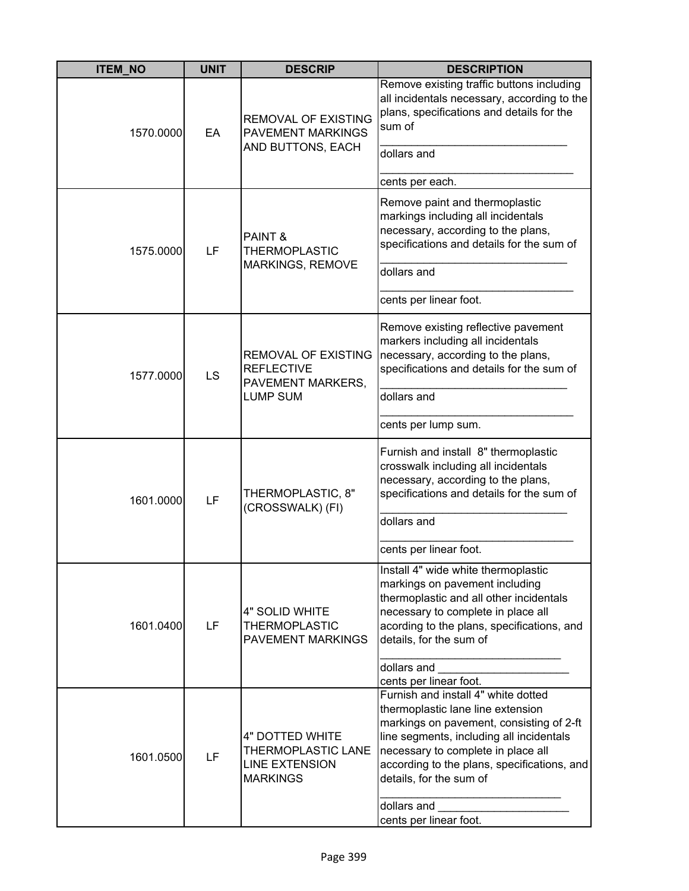| ITEM_NO | UNIT | DESCRIP | DESCRIPTION |
|---|---|---|---|
| 1570.0000 | EA | REMOVAL OF EXISTING PAVEMENT MARKINGS AND BUTTONS, EACH | Remove existing traffic buttons including all incidentals necessary, according to the plans, specifications and details for the sum of ______________________________ dollars and ______________________________ cents per each. |
| 1575.0000 | LF | PAINT & THERMOPLASTIC MARKINGS, REMOVE | Remove paint and thermoplastic markings including all incidentals necessary, according to the plans, specifications and details for the sum of ______________________________ dollars and ______________________________ cents per linear foot. |
| 1577.0000 | LS | REMOVAL OF EXISTING REFLECTIVE PAVEMENT MARKERS, LUMP SUM | Remove existing reflective pavement markers including all incidentals necessary, according to the plans, specifications and details for the sum of ______________________________ dollars and ______________________________ cents per lump sum. |
| 1601.0000 | LF | THERMOPLASTIC, 8" (CROSSWALK) (FI) | Furnish and install 8" thermoplastic crosswalk including all incidentals necessary, according to the plans, specifications and details for the sum of ______________________________ dollars and ______________________________ cents per linear foot. |
| 1601.0400 | LF | 4" SOLID WHITE THERMOPLASTIC PAVEMENT MARKINGS | Install 4" wide white thermoplastic markings on pavement including thermoplastic and all other incidentals necessary to complete in place all acording to the plans, specifications, and details, for the sum of ______________________________ dollars and _____________________ cents per linear foot. |
| 1601.0500 | LF | 4" DOTTED WHITE THERMOPLASTIC LANE LINE EXTENSION MARKINGS | Furnish and install 4" white dotted thermoplastic lane line extension markings on pavement, consisting of 2-ft line segments, including all incidentals necessary to complete in place all according to the plans, specifications, and details, for the sum of ______________________________ dollars and _____________________ cents per linear foot. |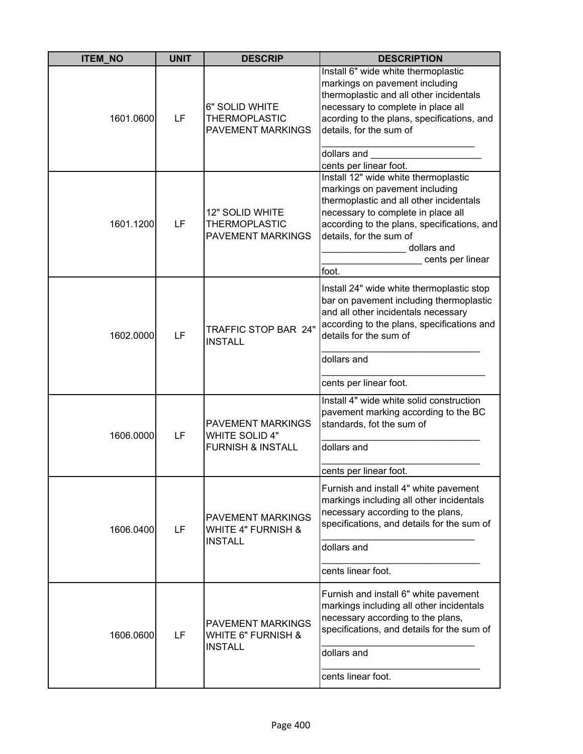| ITEM_NO | UNIT | DESCRIP | DESCRIPTION |
|---|---|---|---|
| 1601.0600 | LF | 6" SOLID WHITE THERMOPLASTIC PAVEMENT MARKINGS | Install 6" wide white thermoplastic markings on pavement including thermoplastic and all other incidentals necessary to complete in place all acording to the plans, specifications, and details, for the sum of ______________________________ dollars and ______________________ cents per linear foot. |
| 1601.1200 | LF | 12" SOLID WHITE THERMOPLASTIC PAVEMENT MARKINGS | Install 12" wide white thermoplastic markings on pavement including thermoplastic and all other incidentals necessary to complete in place all according to the plans, specifications, and details, for the sum of ________________ dollars and ___________________ cents per linear foot. |
| 1602.0000 | LF | TRAFFIC STOP BAR 24" INSTALL | Install 24" wide white thermoplastic stop bar on pavement including thermoplastic and all other incidentals necessary according to the plans, specifications and details for the sum of _______________________________ dollars and ________________________________ cents per linear foot. |
| 1606.0000 | LF | PAVEMENT MARKINGS WHITE SOLID 4" FURNISH & INSTALL | Install 4" wide white solid construction pavement marking according to the BC standards, fot the sum of _______________________________ dollars and _______________________________ cents per linear foot. |
| 1606.0400 | LF | PAVEMENT MARKINGS WHITE 4" FURNISH & INSTALL | Furnish and install 4" white pavement markings including all other incidentals necessary according to the plans, specifications, and details for the sum of ______________________________ dollars and _______________________________ cents linear foot. |
| 1606.0600 | LF | PAVEMENT MARKINGS WHITE 6" FURNISH & INSTALL | Furnish and install 6" white pavement markings including all other incidentals necessary according to the plans, specifications, and details for the sum of ______________________________ dollars and _______________________________ cents linear foot. |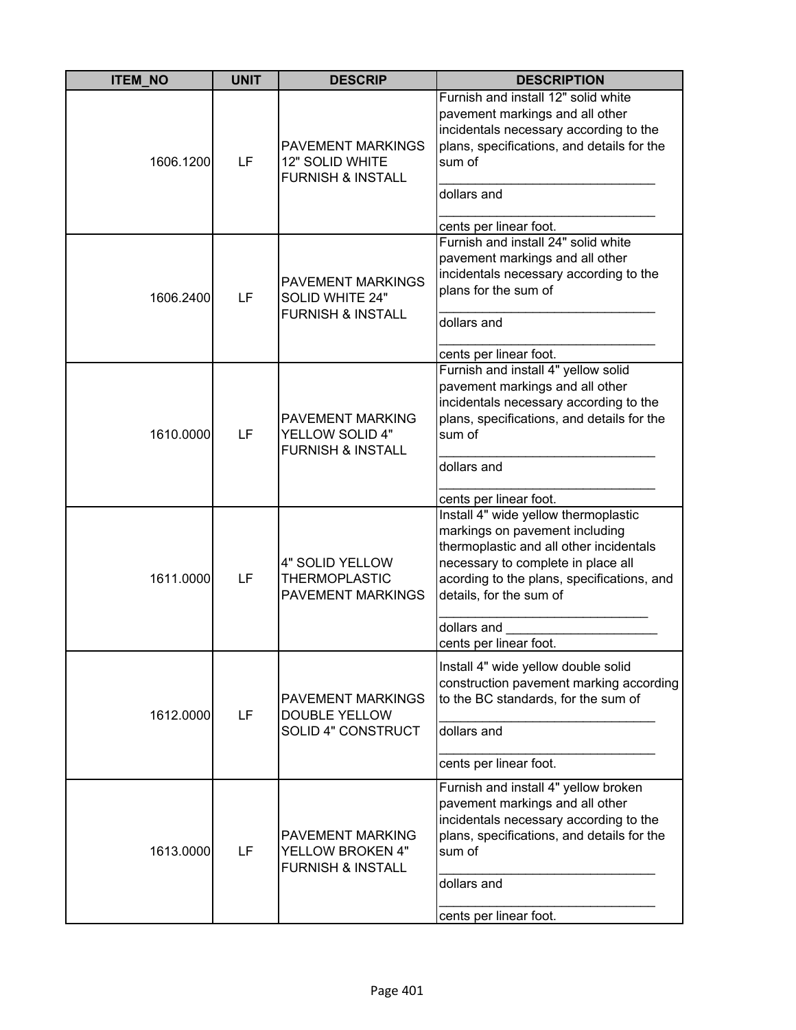| ITEM_NO | UNIT | DESCRIP | DESCRIPTION |
|---|---|---|---|
| 1606.1200 | LF | PAVEMENT MARKINGS 12" SOLID WHITE FURNISH & INSTALL | Furnish and install 12" solid white pavement markings and all other incidentals necessary according to the plans, specifications, and details for the sum of ______________________________ dollars and ______________________________ cents per linear foot. |
| 1606.2400 | LF | PAVEMENT MARKINGS SOLID WHITE 24" FURNISH & INSTALL | Furnish and install 24" solid white pavement markings and all other incidentals necessary according to the plans for the sum of ______________________________ dollars and ______________________________ cents per linear foot. |
| 1610.0000 | LF | PAVEMENT MARKING YELLOW SOLID 4" FURNISH & INSTALL | Furnish and install 4" yellow solid pavement markings and all other incidentals necessary according to the plans, specifications, and details for the sum of ______________________________ dollars and ______________________________ cents per linear foot. |
| 1611.0000 | LF | 4" SOLID YELLOW THERMOPLASTIC PAVEMENT MARKINGS | Install 4" wide yellow thermoplastic markings on pavement including thermoplastic and all other incidentals necessary to complete in place all acording to the plans, specifications, and details, for the sum of ______________________________ dollars and _____________________ cents per linear foot. |
| 1612.0000 | LF | PAVEMENT MARKINGS DOUBLE YELLOW SOLID 4" CONSTRUCT | Install 4" wide yellow double solid construction pavement marking according to the BC standards, for the sum of ______________________________ dollars and ______________________________ cents per linear foot. |
| 1613.0000 | LF | PAVEMENT MARKING YELLOW BROKEN 4" FURNISH & INSTALL | Furnish and install 4" yellow broken pavement markings and all other incidentals necessary according to the plans, specifications, and details for the sum of ______________________________ dollars and ______________________________ cents per linear foot. |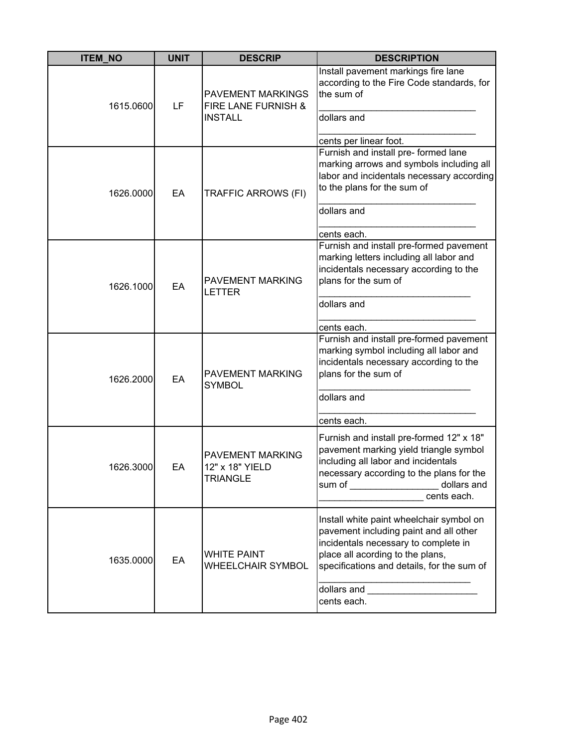| ITEM_NO | UNIT | DESCRIP | DESCRIPTION |
|---|---|---|---|
| 1615.0600 | LF | PAVEMENT MARKINGS FIRE LANE FURNISH & INSTALL | Install pavement markings fire lane according to the Fire Code standards, for the sum of ______________________________ dollars and ______________________________ cents per linear foot. |
| 1626.0000 | EA | TRAFFIC ARROWS (FI) | Furnish and install pre- formed lane marking arrows and symbols including all labor and incidentals necessary according to the plans for the sum of ______________________________ dollars and ______________________________ cents each. |
| 1626.1000 | EA | PAVEMENT MARKING LETTER | Furnish and install pre-formed pavement marking letters including all labor and incidentals necessary according to the plans for the sum of ______________________________ dollars and ______________________________ cents each. |
| 1626.2000 | EA | PAVEMENT MARKING SYMBOL | Furnish and install pre-formed pavement marking symbol including all labor and incidentals necessary according to the plans for the sum of ______________________________ dollars and ______________________________ cents each. |
| 1626.3000 | EA | PAVEMENT MARKING 12" x 18" YIELD TRIANGLE | Furnish and install pre-formed 12" x 18" pavement marking yield triangle symbol including all labor and incidentals necessary according to the plans for the sum of _________________ dollars and ____________________ cents each. |
| 1635.0000 | EA | WHITE PAINT WHEELCHAIR SYMBOL | Install white paint wheelchair symbol on pavement including paint and all other incidentals necessary to complete in place all acording to the plans, specifications and details, for the sum of ______________________________ dollars and _____________________ cents each. |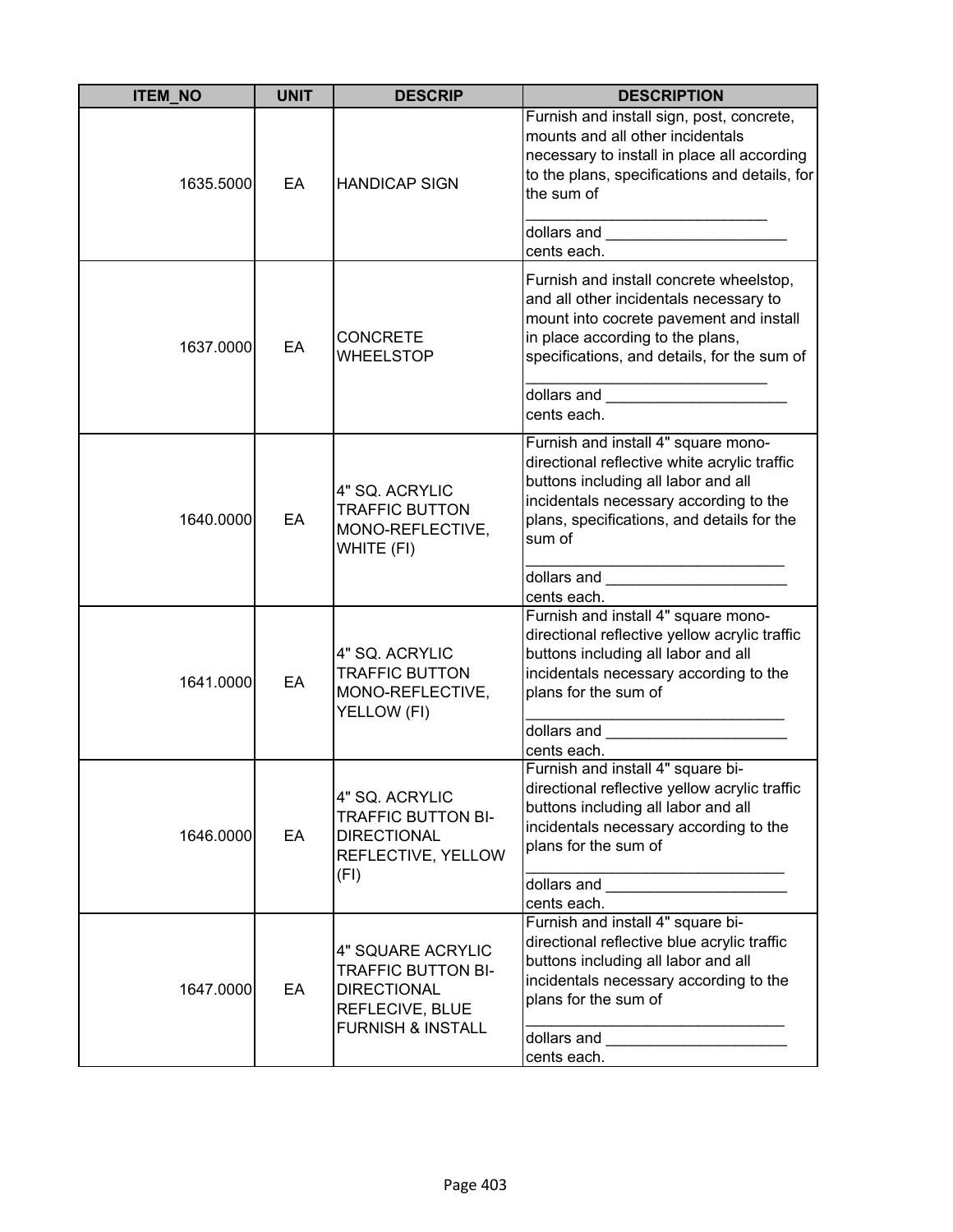| ITEM_NO | UNIT | DESCRIP | DESCRIPTION |
|---|---|---|---|
| 1635.5000 | EA | HANDICAP SIGN | Furnish and install sign, post, concrete, mounts and all other incidentals necessary to install in place all according to the plans, specifications and details, for the sum of ____________________________ dollars and _____________________ cents each. |
| 1637.0000 | EA | CONCRETE WHEELSTOP | Furnish and install concrete wheelstop, and all other incidentals necessary to mount into cocrete pavement and install in place according to the plans, specifications, and details, for the sum of ____________________________ dollars and _____________________ cents each. |
| 1640.0000 | EA | 4" SQ. ACRYLIC TRAFFIC BUTTON MONO-REFLECTIVE, WHITE (FI) | Furnish and install 4" square mono-directional reflective white acrylic traffic buttons including all labor and all incidentals necessary according to the plans, specifications, and details for the sum of ______________________________ dollars and _____________________ cents each. |
| 1641.0000 | EA | 4" SQ. ACRYLIC TRAFFIC BUTTON MONO-REFLECTIVE, YELLOW (FI) | Furnish and install 4" square mono-directional reflective yellow acrylic traffic buttons including all labor and all incidentals necessary according to the plans for the sum of ______________________________ dollars and _____________________ cents each. |
| 1646.0000 | EA | 4" SQ. ACRYLIC TRAFFIC BUTTON BI-DIRECTIONAL REFLECTIVE, YELLOW (FI) | Furnish and install 4" square bi-directional reflective yellow acrylic traffic buttons including all labor and all incidentals necessary according to the plans for the sum of ______________________________ dollars and _____________________ cents each. |
| 1647.0000 | EA | 4" SQUARE ACRYLIC TRAFFIC BUTTON BI-DIRECTIONAL REFLECIVE, BLUE FURNISH & INSTALL | Furnish and install 4" square bi-directional reflective blue acrylic traffic buttons including all labor and all incidentals necessary according to the plans for the sum of ______________________________ dollars and _____________________ cents each. |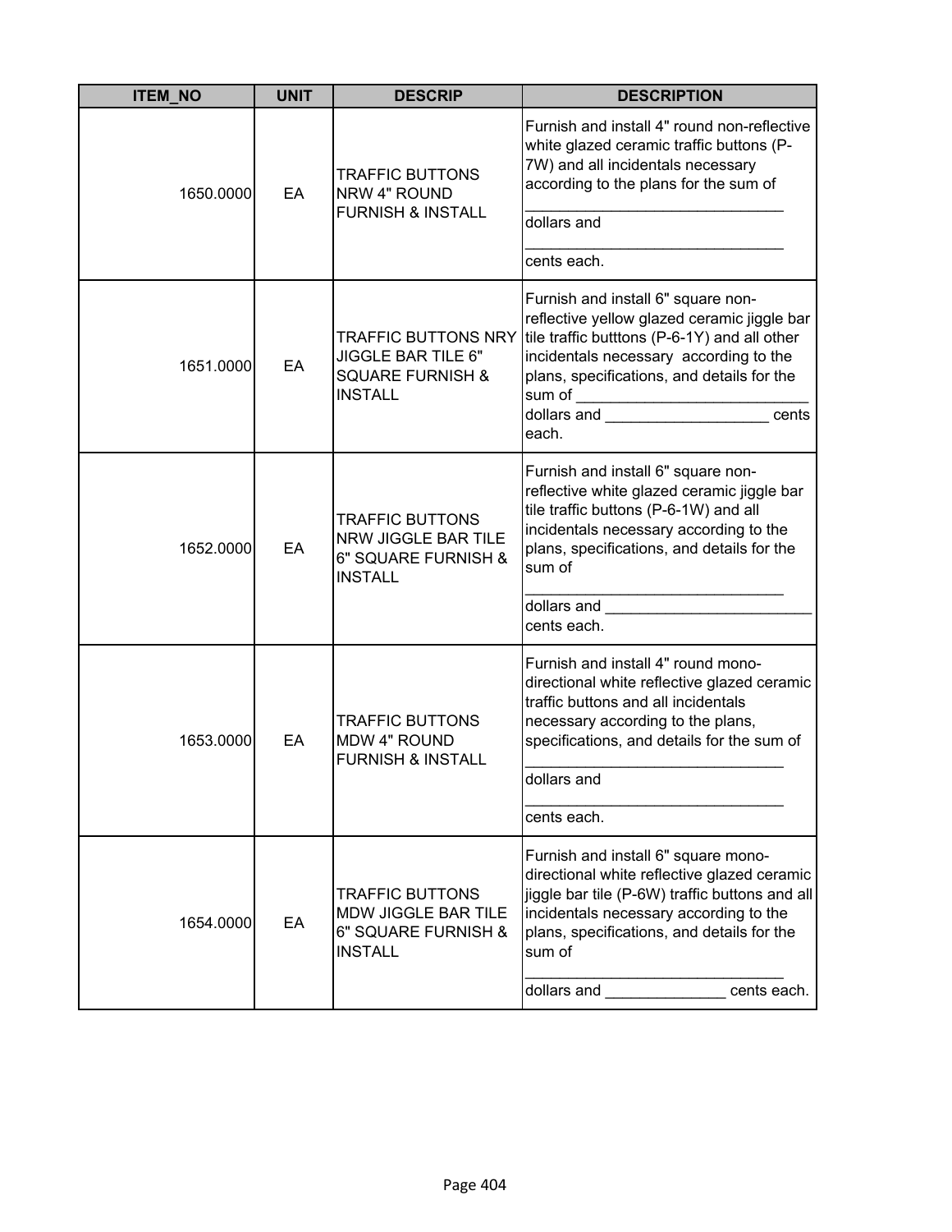| ITEM_NO | UNIT | DESCRIP | DESCRIPTION |
|---|---|---|---|
| 1650.0000 | EA | TRAFFIC BUTTONS NRW 4" ROUND FURNISH & INSTALL | Furnish and install 4" round non-reflective white glazed ceramic traffic buttons (P-7W) and all incidentals necessary according to the plans for the sum of ______________________________ dollars and ______________________________ cents each. |
| 1651.0000 | EA | TRAFFIC BUTTONS NRY JIGGLE BAR TILE 6" SQUARE FURNISH & INSTALL | Furnish and install 6" square non-reflective yellow glazed ceramic jiggle bar tile traffic butttons (P-6-1Y) and all other incidentals necessary according to the plans, specifications, and details for the sum of ___________________________ dollars and ___________________ cents each. |
| 1652.0000 | EA | TRAFFIC BUTTONS NRW JIGGLE BAR TILE 6" SQUARE FURNISH & INSTALL | Furnish and install 6" square non-reflective white glazed ceramic jiggle bar tile traffic buttons (P-6-1W) and all incidentals necessary according to the plans, specifications, and details for the sum of ______________________________ dollars and ________________________ cents each. |
| 1653.0000 | EA | TRAFFIC BUTTONS MDW 4" ROUND FURNISH & INSTALL | Furnish and install 4" round mono-directional white reflective glazed ceramic traffic buttons and all incidentals necessary according to the plans, specifications, and details for the sum of ______________________________ dollars and ______________________________ cents each. |
| 1654.0000 | EA | TRAFFIC BUTTONS MDW JIGGLE BAR TILE 6" SQUARE FURNISH & INSTALL | Furnish and install 6" square mono-directional white reflective glazed ceramic jiggle bar tile (P-6W) traffic buttons and all incidentals necessary according to the plans, specifications, and details for the sum of ______________________________ dollars and ______________ cents each. |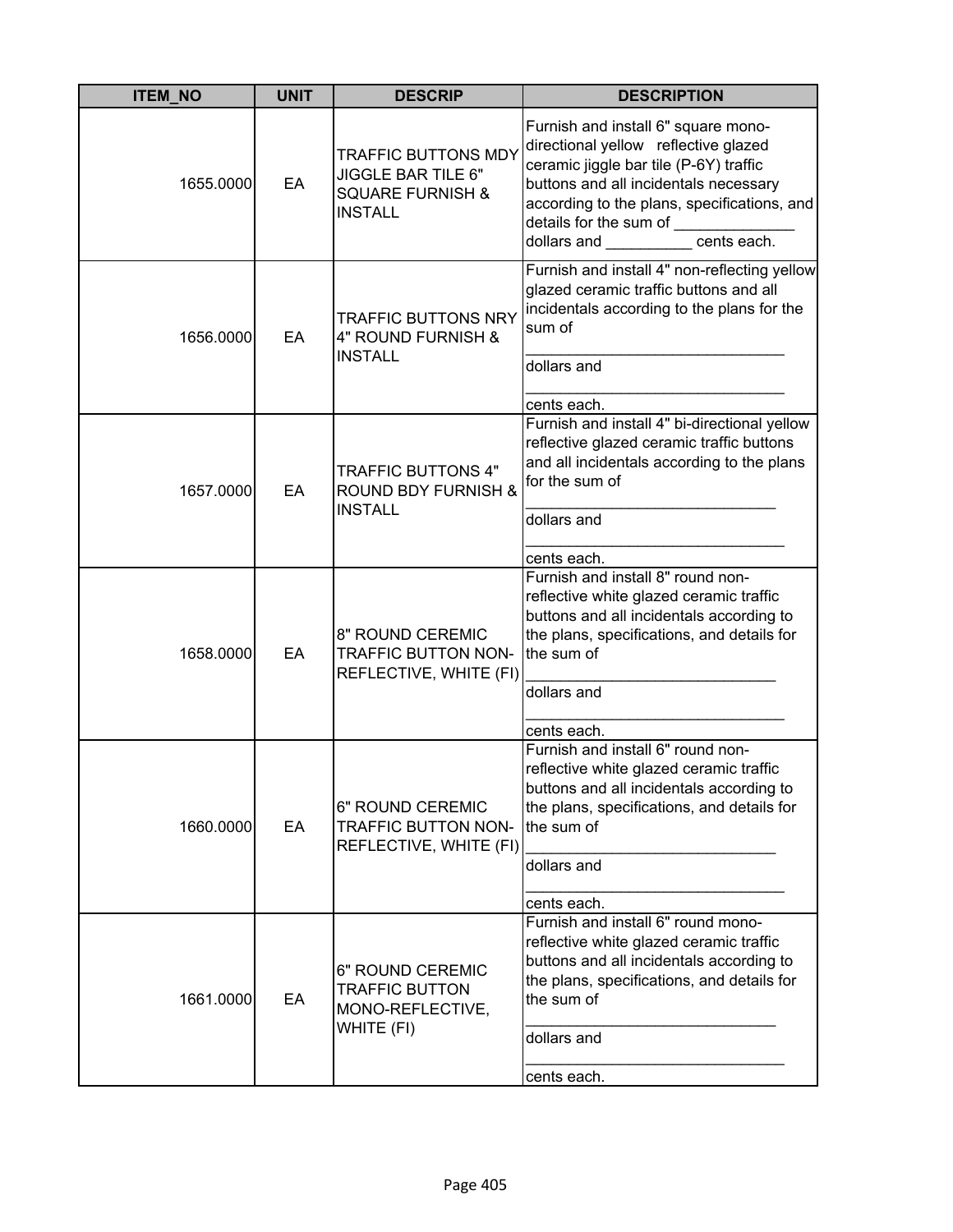| ITEM_NO | UNIT | DESCRIP | DESCRIPTION |
| --- | --- | --- | --- |
| 1655.0000 | EA | TRAFFIC BUTTONS MDY JIGGLE BAR TILE 6" SQUARE FURNISH & INSTALL | Furnish and install 6" square mono-directional yellow reflective glazed ceramic jiggle bar tile (P-6Y) traffic buttons and all incidentals necessary according to the plans, specifications, and details for the sum of ______________ dollars and __________ cents each. |
| 1656.0000 | EA | TRAFFIC BUTTONS NRY 4" ROUND FURNISH & INSTALL | Furnish and install 4" non-reflecting yellow glazed ceramic traffic buttons and all incidentals according to the plans for the sum of ______________________________ dollars and ______________________________ cents each. |
| 1657.0000 | EA | TRAFFIC BUTTONS 4" ROUND BDY FURNISH & INSTALL | Furnish and install 4" bi-directional yellow reflective glazed ceramic traffic buttons and all incidentals according to the plans for the sum of ______________________________ dollars and ______________________________ cents each. |
| 1658.0000 | EA | 8" ROUND CEREMIC TRAFFIC BUTTON NON-REFLECTIVE, WHITE (FI) | Furnish and install 8" round non-reflective white glazed ceramic traffic buttons and all incidentals according to the plans, specifications, and details for the sum of ______________________________ dollars and ______________________________ cents each. |
| 1660.0000 | EA | 6" ROUND CEREMIC TRAFFIC BUTTON NON-REFLECTIVE, WHITE (FI) | Furnish and install 6" round non-reflective white glazed ceramic traffic buttons and all incidentals according to the plans, specifications, and details for the sum of ______________________________ dollars and ______________________________ cents each. |
| 1661.0000 | EA | 6" ROUND CEREMIC TRAFFIC BUTTON MONO-REFLECTIVE, WHITE (FI) | Furnish and install 6" round mono-reflective white glazed ceramic traffic buttons and all incidentals according to the plans, specifications, and details for the sum of ______________________________ dollars and ______________________________ cents each. |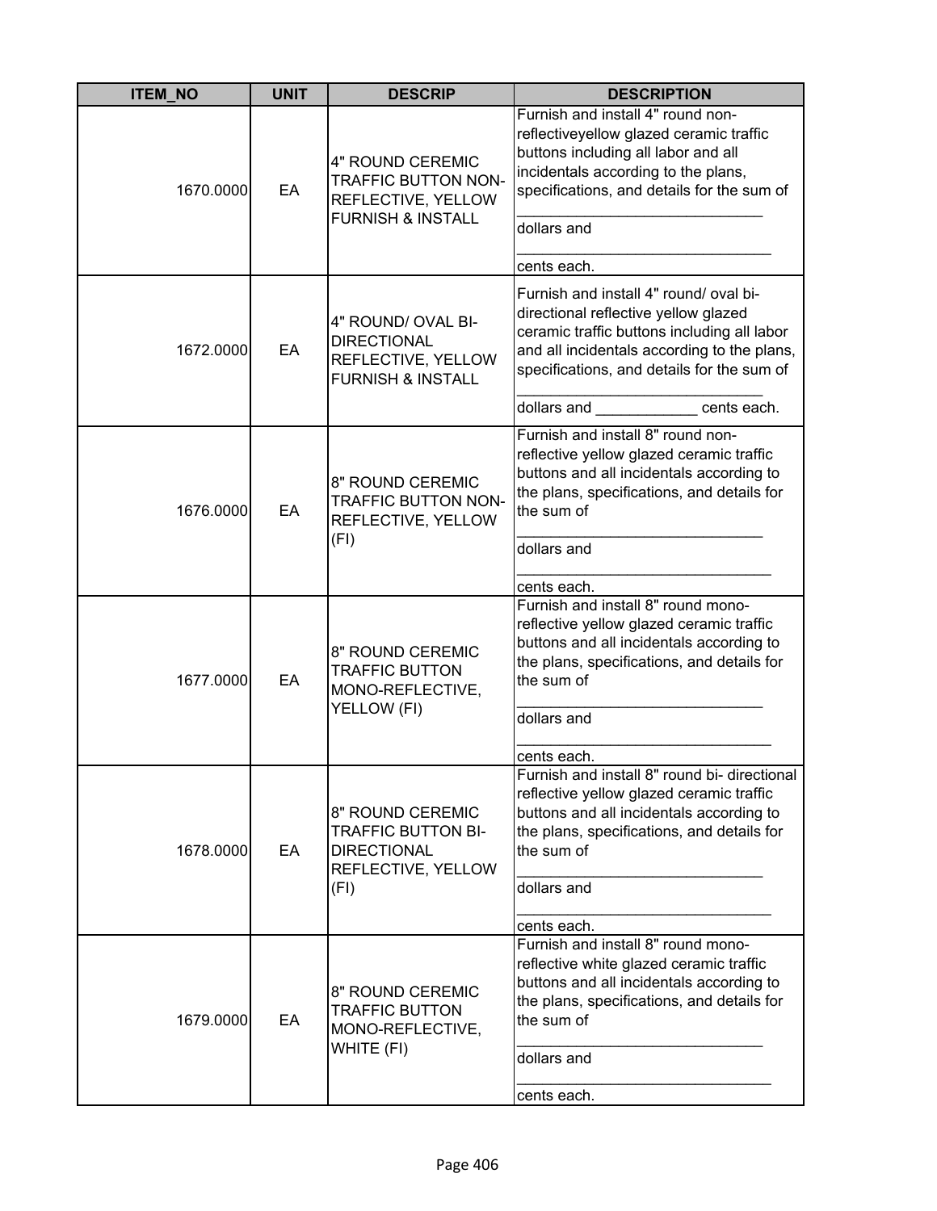| ITEM_NO | UNIT | DESCRIP | DESCRIPTION |
|---|---|---|---|
| 1670.0000 | EA | 4" ROUND CEREMIC TRAFFIC BUTTON NON-REFLECTIVE, YELLOW FURNISH & INSTALL | Furnish and install 4" round non-reflectiveyellow glazed ceramic traffic buttons including all labor and all incidentals according to the plans, specifications, and details for the sum of ______________________________ dollars and ______________________________ cents each. |
| 1672.0000 | EA | 4" ROUND/ OVAL BI-DIRECTIONAL REFLECTIVE, YELLOW FURNISH & INSTALL | Furnish and install 4" round/ oval bi-directional reflective yellow glazed ceramic traffic buttons including all labor and all incidentals according to the plans, specifications, and details for the sum of ______________________________ dollars and ____________ cents each. |
| 1676.0000 | EA | 8" ROUND CEREMIC TRAFFIC BUTTON NON-REFLECTIVE, YELLOW (FI) | Furnish and install 8" round non-reflective yellow glazed ceramic traffic buttons and all incidentals according to the plans, specifications, and details for the sum of ______________________________ dollars and ______________________________ cents each. |
| 1677.0000 | EA | 8" ROUND CEREMIC TRAFFIC BUTTON MONO-REFLECTIVE, YELLOW (FI) | Furnish and install 8" round mono-reflective yellow glazed ceramic traffic buttons and all incidentals according to the plans, specifications, and details for the sum of ______________________________ dollars and ______________________________ cents each. |
| 1678.0000 | EA | 8" ROUND CEREMIC TRAFFIC BUTTON BI-DIRECTIONAL REFLECTIVE, YELLOW (FI) | Furnish and install 8" round bi- directional reflective yellow glazed ceramic traffic buttons and all incidentals according to the plans, specifications, and details for the sum of ______________________________ dollars and ______________________________ cents each. |
| 1679.0000 | EA | 8" ROUND CEREMIC TRAFFIC BUTTON MONO-REFLECTIVE, WHITE (FI) | Furnish and install 8" round mono-reflective white glazed ceramic traffic buttons and all incidentals according to the plans, specifications, and details for the sum of ______________________________ dollars and ______________________________ cents each. |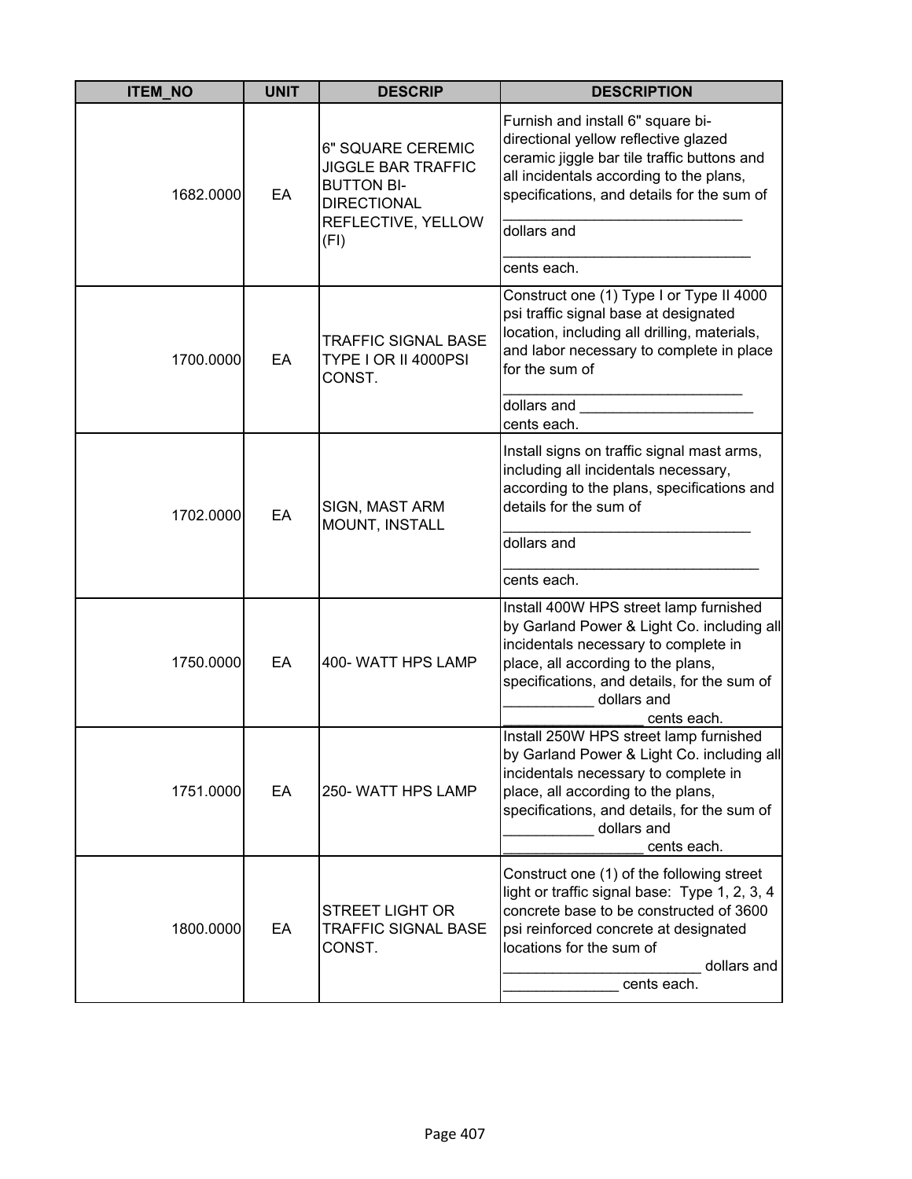| ITEM_NO | UNIT | DESCRIP | DESCRIPTION |
|---|---|---|---|
| 1682.0000 | EA | 6" SQUARE CEREMIC JIGGLE BAR TRAFFIC BUTTON BI-DIRECTIONAL REFLECTIVE, YELLOW (FI) | Furnish and install 6" square bi-directional yellow reflective glazed ceramic jiggle bar tile traffic buttons and all incidentals according to the plans, specifications, and details for the sum of ______________________________ dollars and ______________________________ cents each. |
| 1700.0000 | EA | TRAFFIC SIGNAL BASE TYPE I OR II 4000PSI CONST. | Construct one (1) Type I or Type II 4000 psi traffic signal base at designated location, including all drilling, materials, and labor necessary to complete in place for the sum of ______________________________ dollars and _____________________ cents each. |
| 1702.0000 | EA | SIGN, MAST ARM MOUNT, INSTALL | Install signs on traffic signal mast arms, including all incidentals necessary, according to the plans, specifications and details for the sum of ______________________________ dollars and ________________________________ cents each. |
| 1750.0000 | EA | 400- WATT HPS LAMP | Install 400W HPS street lamp furnished by Garland Power & Light Co. including all incidentals necessary to complete in place, all according to the plans, specifications, and details, for the sum of ___________ dollars and _________________ cents each. |
| 1751.0000 | EA | 250- WATT HPS LAMP | Install 250W HPS street lamp furnished by Garland Power & Light Co. including all incidentals necessary to complete in place, all according to the plans, specifications, and details, for the sum of ___________ dollars and _________________ cents each. |
| 1800.0000 | EA | STREET LIGHT OR TRAFFIC SIGNAL BASE CONST. | Construct one (1) of the following street light or traffic signal base: Type 1, 2, 3, 4 concrete base to be constructed of 3600 psi reinforced concrete at designated locations for the sum of ________________________ dollars and ______________ cents each. |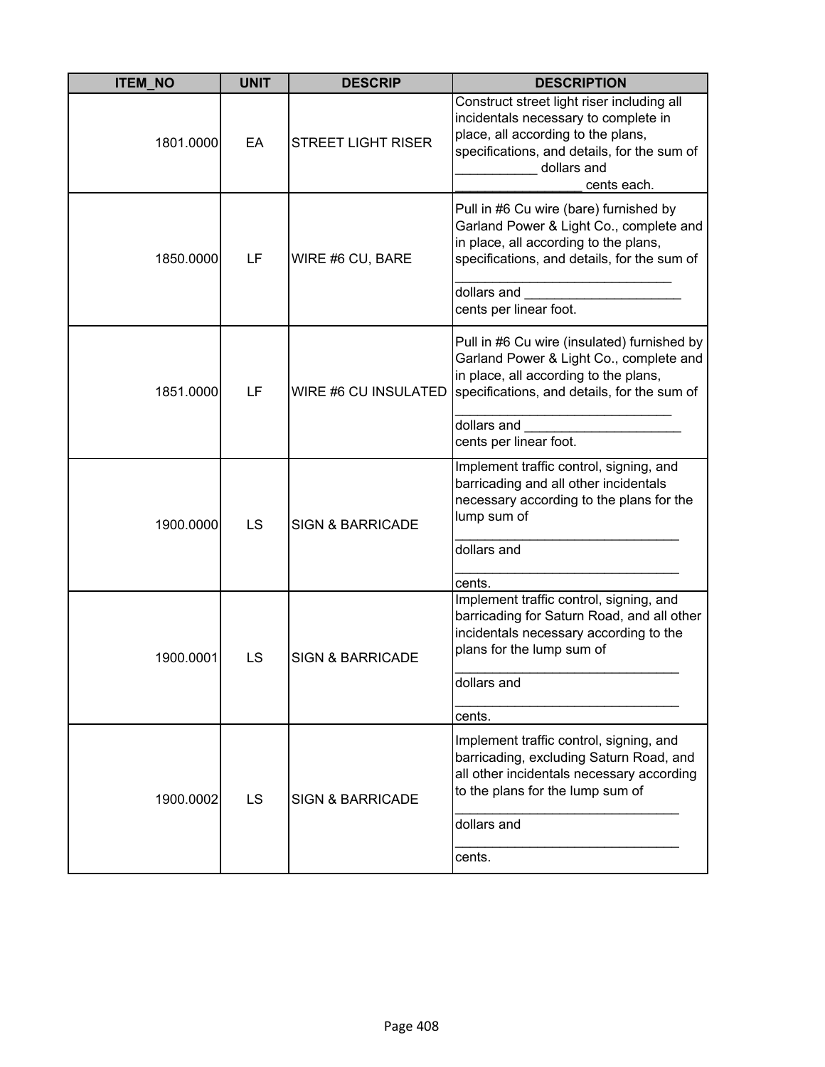| ITEM_NO | UNIT | DESCRIP | DESCRIPTION |
|---|---|---|---|
| 1801.0000 | EA | STREET LIGHT RISER | Construct street light riser including all incidentals necessary to complete in place, all according to the plans, specifications, and details, for the sum of ___________ dollars and _________________ cents each. |
| 1850.0000 | LF | WIRE #6 CU, BARE | Pull in #6 Cu wire (bare) furnished by Garland Power & Light Co., complete and in place, all according to the plans, specifications, and details, for the sum of ______________________________ dollars and _____________________ cents per linear foot. |
| 1851.0000 | LF | WIRE #6 CU INSULATED | Pull in #6 Cu wire (insulated) furnished by Garland Power & Light Co., complete and in place, all according to the plans, specifications, and details, for the sum of ______________________________ dollars and _____________________ cents per linear foot. |
| 1900.0000 | LS | SIGN & BARRICADE | Implement traffic control, signing, and barricading and all other incidentals necessary according to the plans for the lump sum of _______________________________ dollars and _______________________________ cents. |
| 1900.0001 | LS | SIGN & BARRICADE | Implement traffic control, signing, and barricading for Saturn Road, and all other incidentals necessary according to the plans for the lump sum of _______________________________ dollars and _______________________________ cents. |
| 1900.0002 | LS | SIGN & BARRICADE | Implement traffic control, signing, and barricading, excluding Saturn Road, and all other incidentals necessary according to the plans for the lump sum of _______________________________ dollars and _______________________________ cents. |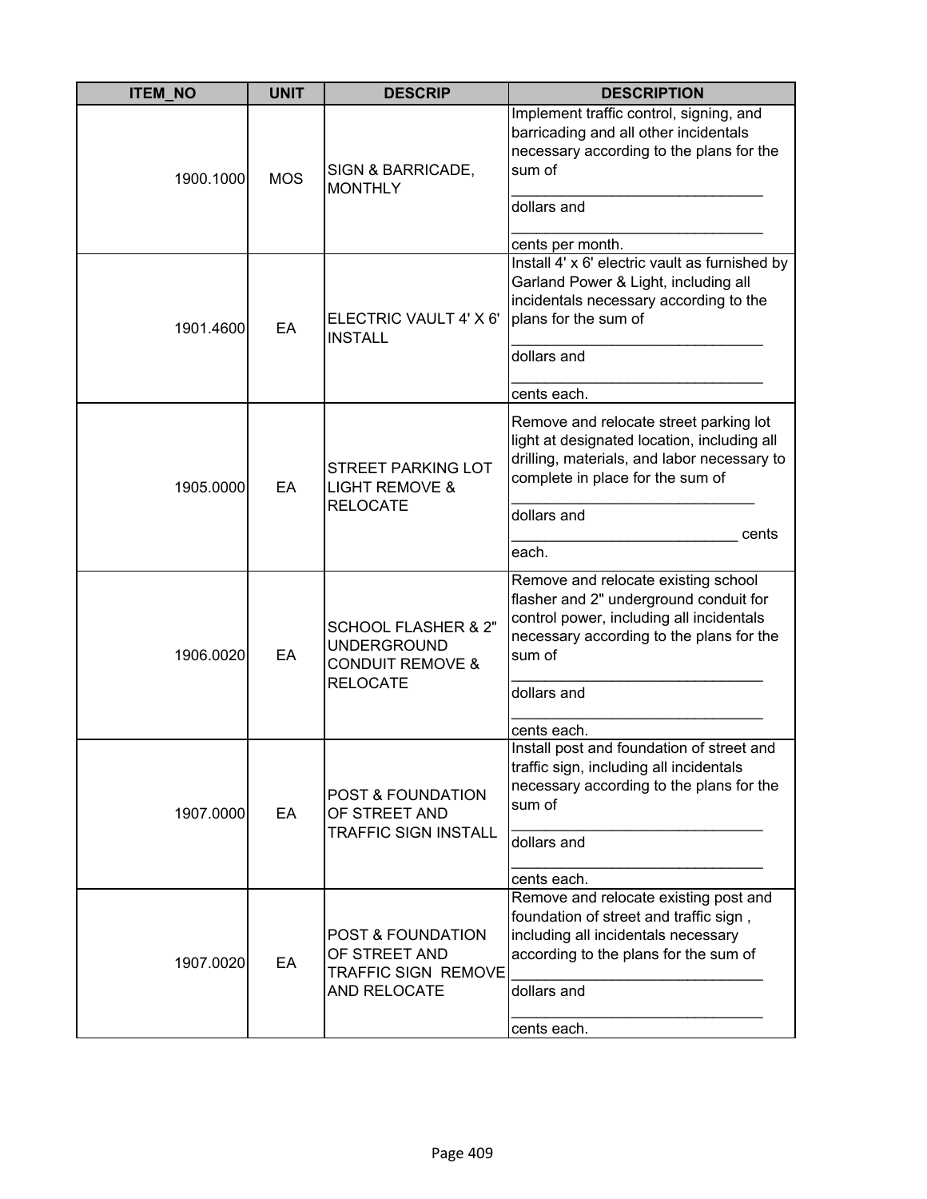| ITEM_NO | UNIT | DESCRIP | DESCRIPTION |
|---|---|---|---|
| 1900.1000 | MOS | SIGN & BARRICADE, MONTHLY | Implement traffic control, signing, and barricading and all other incidentals necessary according to the plans for the sum of ______________________________ dollars and ______________________________ cents per month. |
| 1901.4600 | EA | ELECTRIC VAULT 4' X 6' INSTALL | Install 4' x 6' electric vault as furnished by Garland Power & Light, including all incidentals necessary according to the plans for the sum of ______________________________ dollars and ______________________________ cents each. |
| 1905.0000 | EA | STREET PARKING LOT LIGHT REMOVE & RELOCATE | Remove and relocate street parking lot light at designated location, including all drilling, materials, and labor necessary to complete in place for the sum of ______________________________ dollars and ___________________________ cents each. |
| 1906.0020 | EA | SCHOOL FLASHER & 2" UNDERGROUND CONDUIT REMOVE & RELOCATE | Remove and relocate existing school flasher and 2" underground conduit for control power, including all incidentals necessary according to the plans for the sum of ______________________________ dollars and ______________________________ cents each. |
| 1907.0000 | EA | POST & FOUNDATION OF STREET AND TRAFFIC SIGN INSTALL | Install post and foundation of street and traffic sign, including all incidentals necessary according to the plans for the sum of ______________________________ dollars and ______________________________ cents each. |
| 1907.0020 | EA | POST & FOUNDATION OF STREET AND TRAFFIC SIGN REMOVE AND RELOCATE | Remove and relocate existing post and foundation of street and traffic sign , including all incidentals necessary according to the plans for the sum of ______________________________ dollars and ______________________________ cents each. |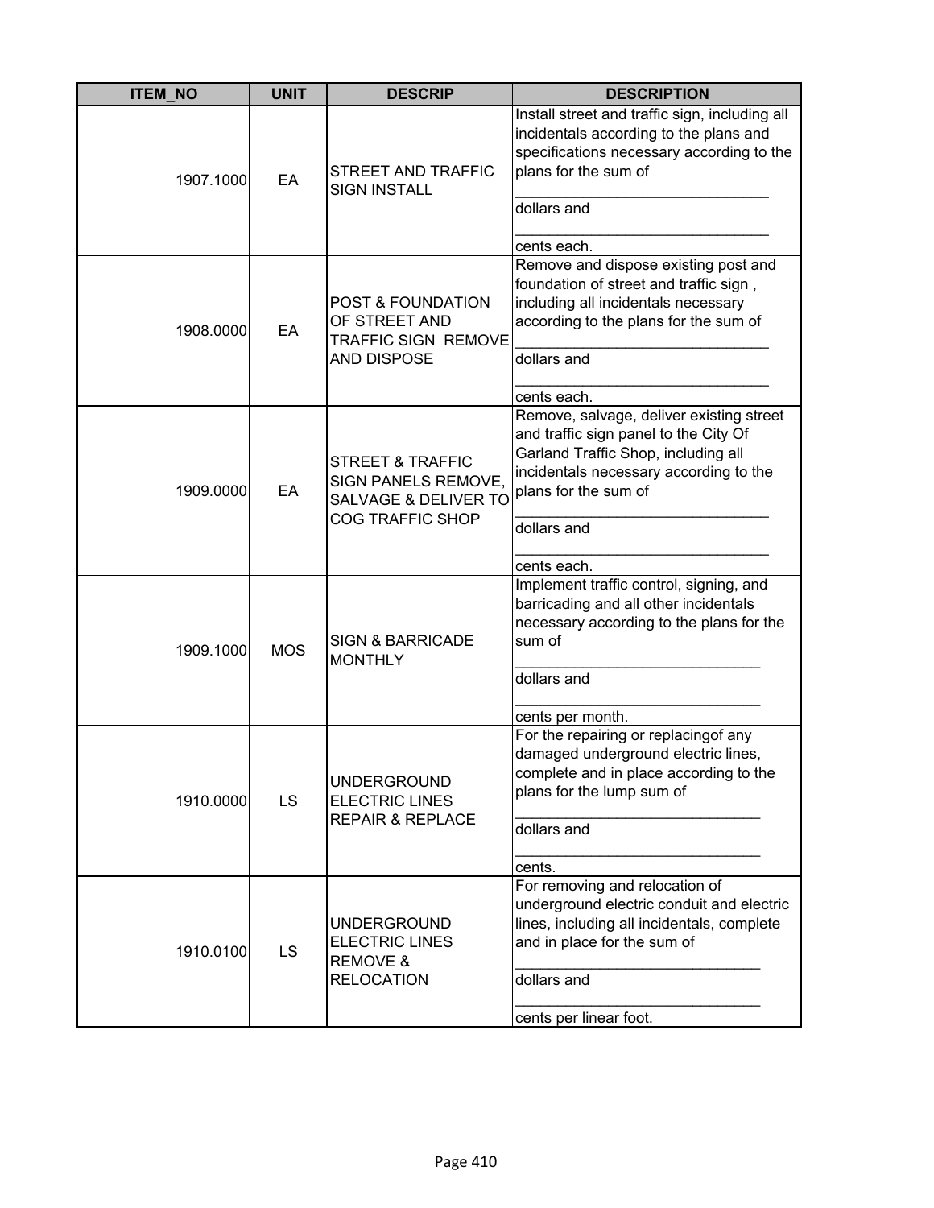| ITEM_NO | UNIT | DESCRIP | DESCRIPTION |
|---|---|---|---|
| 1907.1000 | EA | STREET AND TRAFFIC SIGN INSTALL | Install street and traffic sign, including all incidentals according to the plans and specifications necessary according to the plans for the sum of ______________________________ dollars and ______________________________ cents each. |
| 1908.0000 | EA | POST & FOUNDATION OF STREET AND TRAFFIC SIGN REMOVE AND DISPOSE | Remove and dispose existing post and foundation of street and traffic sign , including all incidentals necessary according to the plans for the sum of ______________________________ dollars and ______________________________ cents each. |
| 1909.0000 | EA | STREET & TRAFFIC SIGN PANELS REMOVE, SALVAGE & DELIVER TO COG TRAFFIC SHOP | Remove, salvage, deliver existing street and traffic sign panel to the City Of Garland Traffic Shop, including all incidentals necessary according to the plans for the sum of ______________________________ dollars and ______________________________ cents each. |
| 1909.1000 | MOS | SIGN & BARRICADE MONTHLY | Implement traffic control, signing, and barricading and all other incidentals necessary according to the plans for the sum of ______________________________ dollars and ______________________________ cents per month. |
| 1910.0000 | LS | UNDERGROUND ELECTRIC LINES REPAIR & REPLACE | For the repairing or replacingof any damaged underground electric lines, complete and in place according to the plans for the lump sum of ______________________________ dollars and ______________________________ cents. |
| 1910.0100 | LS | UNDERGROUND ELECTRIC LINES REMOVE & RELOCATION | For removing and relocation of underground electric conduit and electric lines, including all incidentals, complete and in place for the sum of ______________________________ dollars and ______________________________ cents per linear foot. |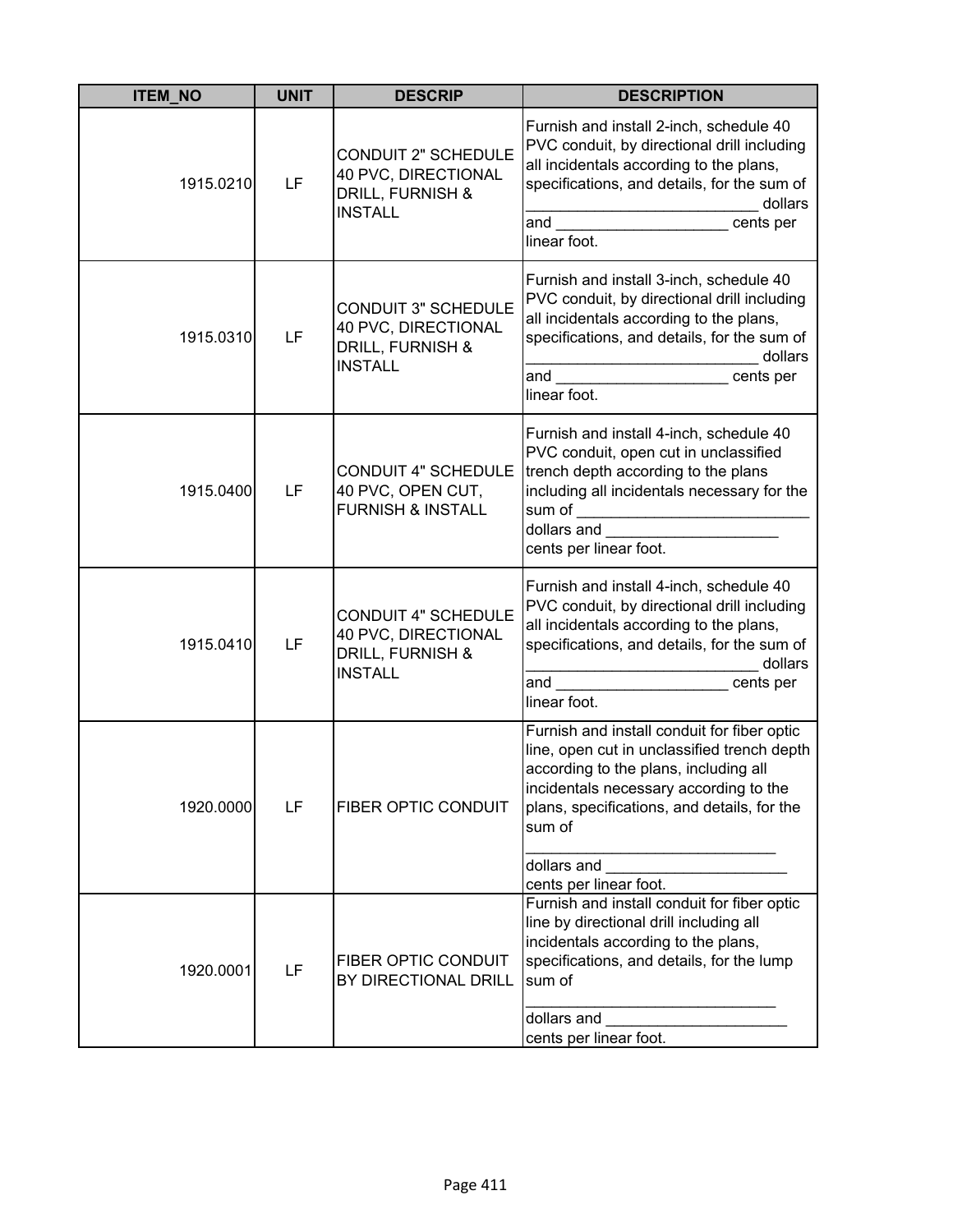| ITEM_NO | UNIT | DESCRIP | DESCRIPTION |
|---|---|---|---|
| 1915.0210 | LF | CONDUIT 2" SCHEDULE 40 PVC, DIRECTIONAL DRILL, FURNISH & INSTALL | Furnish and install 2-inch, schedule 40 PVC conduit, by directional drill including all incidentals according to the plans, specifications, and details, for the sum of ___________________________ dollars and ____________________ cents per linear foot. |
| 1915.0310 | LF | CONDUIT 3" SCHEDULE 40 PVC, DIRECTIONAL DRILL, FURNISH & INSTALL | Furnish and install 3-inch, schedule 40 PVC conduit, by directional drill including all incidentals according to the plans, specifications, and details, for the sum of ___________________________ dollars and ____________________ cents per linear foot. |
| 1915.0400 | LF | CONDUIT 4" SCHEDULE 40 PVC, OPEN CUT, FURNISH & INSTALL | Furnish and install 4-inch, schedule 40 PVC conduit, open cut in unclassified trench depth according to the plans including all incidentals necessary for the sum of ___________________________ dollars and ____________________ cents per linear foot. |
| 1915.0410 | LF | CONDUIT 4" SCHEDULE 40 PVC, DIRECTIONAL DRILL, FURNISH & INSTALL | Furnish and install 4-inch, schedule 40 PVC conduit, by directional drill including all incidentals according to the plans, specifications, and details, for the sum of ___________________________ dollars and ____________________ cents per linear foot. |
| 1920.0000 | LF | FIBER OPTIC CONDUIT | Furnish and install conduit for fiber optic line, open cut in unclassified trench depth according to the plans, including all incidentals necessary according to the plans, specifications, and details, for the sum of _____________________________ dollars and _____________________ cents per linear foot. |
| 1920.0001 | LF | FIBER OPTIC CONDUIT BY DIRECTIONAL DRILL | Furnish and install conduit for fiber optic line by directional drill including all incidentals according to the plans, specifications, and details, for the lump sum of _____________________________ dollars and _____________________ cents per linear foot. |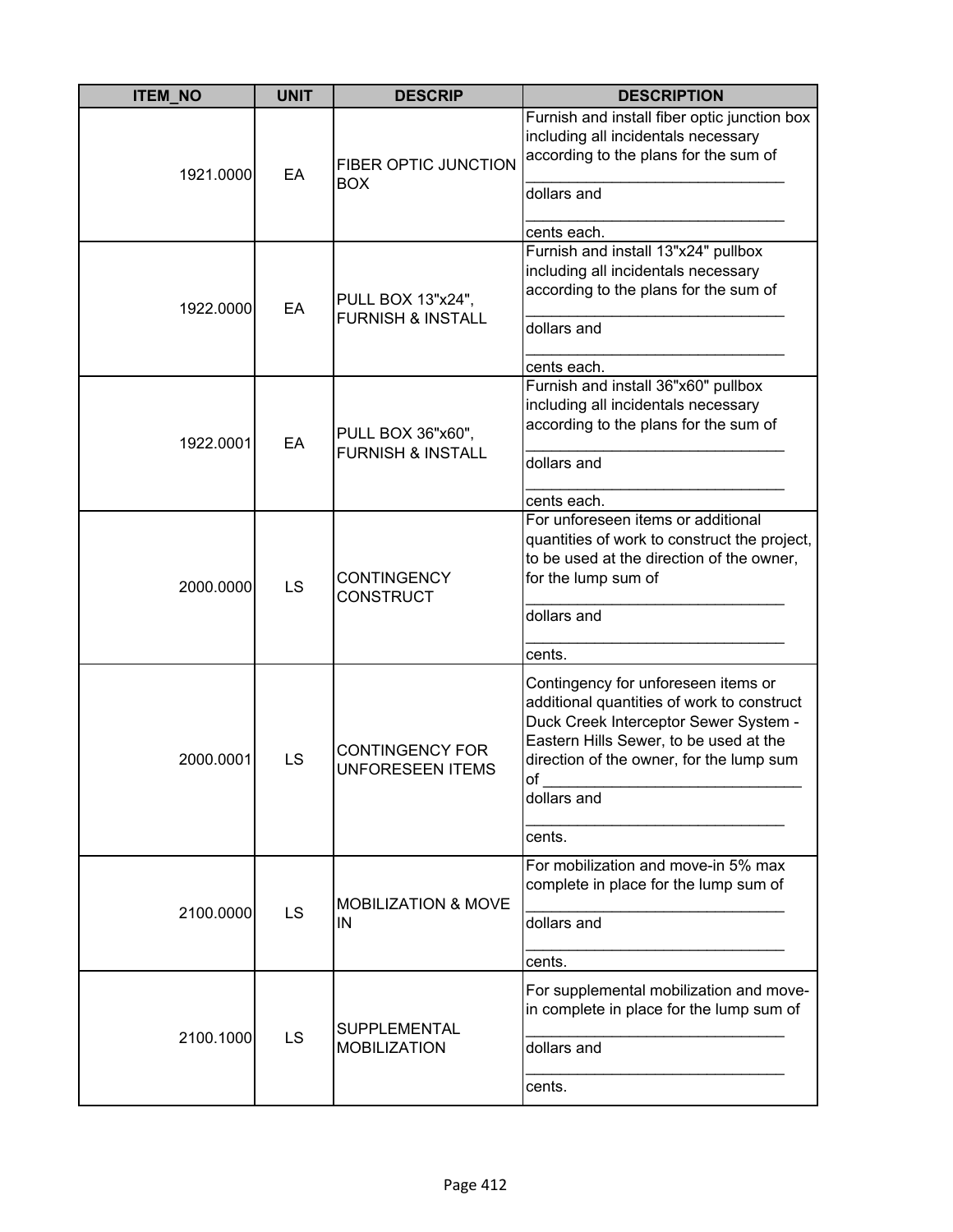| ITEM_NO | UNIT | DESCRIP | DESCRIPTION |
|---|---|---|---|
| 1921.0000 | EA | FIBER OPTIC JUNCTION BOX | Furnish and install fiber optic junction box including all incidentals necessary according to the plans for the sum of ______________________________ dollars and ______________________________ cents each. |
| 1922.0000 | EA | PULL BOX 13"x24", FURNISH & INSTALL | Furnish and install 13"x24" pullbox including all incidentals necessary according to the plans for the sum of ______________________________ dollars and ______________________________ cents each. |
| 1922.0001 | EA | PULL BOX 36"x60", FURNISH & INSTALL | Furnish and install 36"x60" pullbox including all incidentals necessary according to the plans for the sum of ______________________________ dollars and ______________________________ cents each. |
| 2000.0000 | LS | CONTINGENCY CONSTRUCT | For unforeseen items or additional quantities of work to construct the project, to be used at the direction of the owner, for the lump sum of ______________________________ dollars and ______________________________ cents. |
| 2000.0001 | LS | CONTINGENCY FOR UNFORESEEN ITEMS | Contingency for unforeseen items or additional quantities of work to construct Duck Creek Interceptor Sewer System - Eastern Hills Sewer, to be used at the direction of the owner, for the lump sum of ______________________________ dollars and ______________________________ cents. |
| 2100.0000 | LS | MOBILIZATION & MOVE IN | For mobilization and move-in 5% max complete in place for the lump sum of ______________________________ dollars and ______________________________ cents. |
| 2100.1000 | LS | SUPPLEMENTAL MOBILIZATION | For supplemental mobilization and move-in complete in place for the lump sum of ______________________________ dollars and ______________________________ cents. |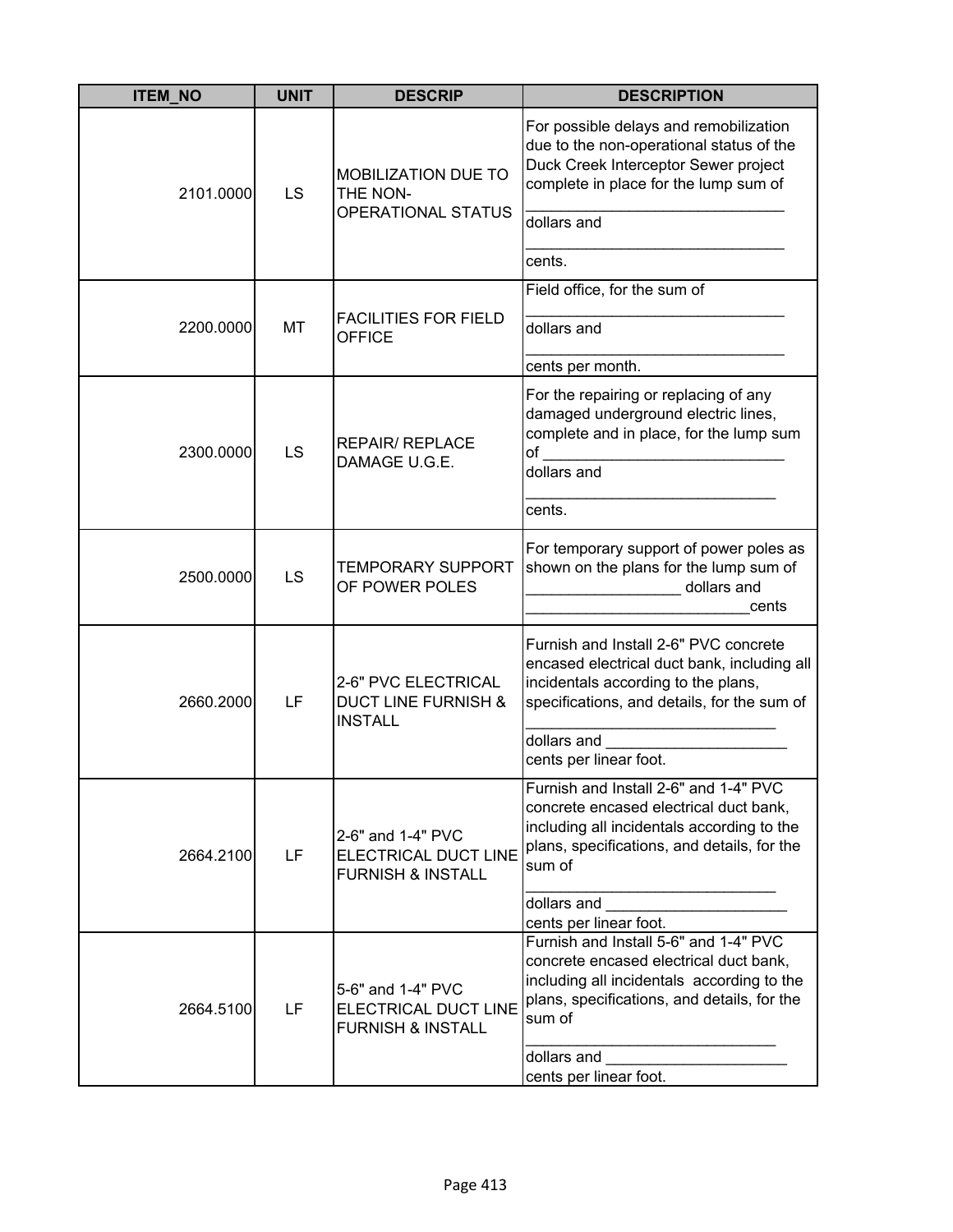| ITEM_NO | UNIT | DESCRIP | DESCRIPTION |
|---|---|---|---|
| 2101.0000 | LS | MOBILIZATION DUE TO THE NON-OPERATIONAL STATUS | For possible delays and remobilization due to the non-operational status of the Duck Creek Interceptor Sewer project complete in place for the lump sum of ______________________________ dollars and ______________________________ cents. |
| 2200.0000 | MT | FACILITIES FOR FIELD OFFICE | Field office, for the sum of ______________________________ dollars and ______________________________ cents per month. |
| 2300.0000 | LS | REPAIR/ REPLACE DAMAGE U.G.E. | For the repairing or replacing of any damaged underground electric lines, complete and in place, for the lump sum of ____________________________ dollars and _____________________________ cents. |
| 2500.0000 | LS | TEMPORARY SUPPORT OF POWER POLES | For temporary support of power poles as shown on the plans for the lump sum of _________________ dollars and __________________________cents |
| 2660.2000 | LF | 2-6" PVC ELECTRICAL DUCT LINE FURNISH & INSTALL | Furnish and Install 2-6" PVC concrete encased electrical duct bank, including all incidentals according to the plans, specifications, and details, for the sum of _____________________________ dollars and _____________________ cents per linear foot. |
| 2664.2100 | LF | 2-6" and 1-4" PVC ELECTRICAL DUCT LINE FURNISH & INSTALL | Furnish and Install 2-6" and 1-4" PVC concrete encased electrical duct bank, including all incidentals according to the plans, specifications, and details, for the sum of _____________________________ dollars and _____________________ cents per linear foot. |
| 2664.5100 | LF | 5-6" and 1-4" PVC ELECTRICAL DUCT LINE FURNISH & INSTALL | Furnish and Install 5-6" and 1-4" PVC concrete encased electrical duct bank, including all incidentals according to the plans, specifications, and details, for the sum of _____________________________ dollars and _____________________ cents per linear foot. |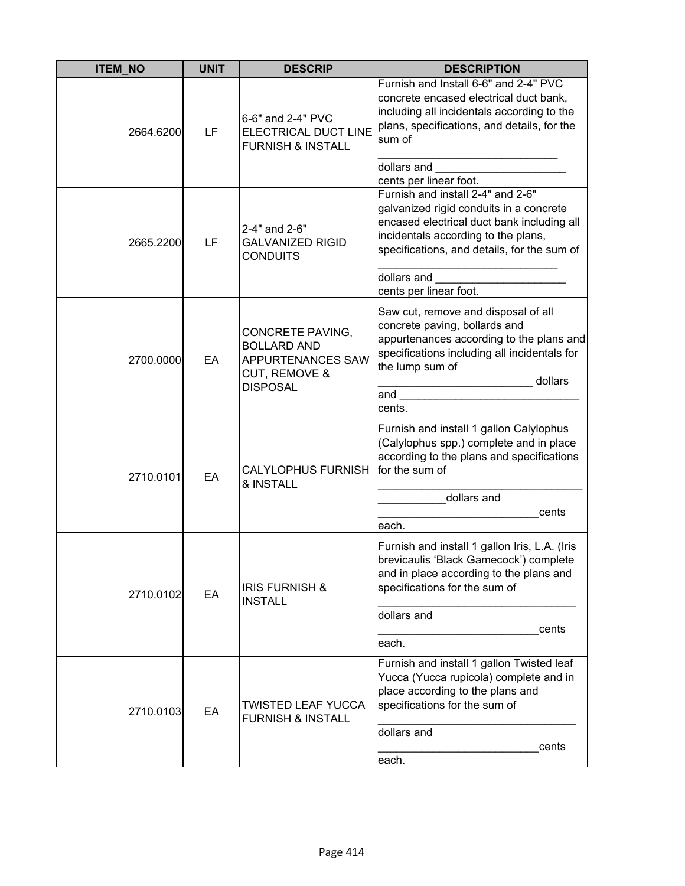| ITEM_NO | UNIT | DESCRIP | DESCRIPTION |
|---|---|---|---|
| 2664.6200 | LF | 6-6" and 2-4" PVC ELECTRICAL DUCT LINE FURNISH & INSTALL | Furnish and Install 6-6" and 2-4" PVC concrete encased electrical duct bank, including all incidentals according to the plans, specifications, and details, for the sum of ______________________________ dollars and _____________________ cents per linear foot. |
| 2665.2200 | LF | 2-4" and 2-6" GALVANIZED RIGID CONDUITS | Furnish and install 2-4" and 2-6" galvanized rigid conduits in a concrete encased electrical duct bank including all incidentals according to the plans, specifications, and details, for the sum of ______________________________ dollars and _____________________ cents per linear foot. |
| 2700.0000 | EA | CONCRETE PAVING, BOLLARD AND APPURTENANCES SAW CUT, REMOVE & DISPOSAL | Saw cut, remove and disposal of all concrete paving, bollards and appurtenances according to the plans and specifications including all incidentals for the lump sum of _________________________ dollars and ______________________________ cents. |
| 2710.0101 | EA | CALYLOPHUS FURNISH & INSTALL | Furnish and install 1 gallon Calylophus (Calylophus spp.) complete and in place according to the plans and specifications for the sum of ________________________________ ___________dollars and _________________________cents each. |
| 2710.0102 | EA | IRIS FURNISH & INSTALL | Furnish and install 1 gallon Iris, L.A. (Iris brevicaulis 'Black Gamecock') complete and in place according to the plans and specifications for the sum of ________________________________ dollars and _________________________cents each. |
| 2710.0103 | EA | TWISTED LEAF YUCCA FURNISH & INSTALL | Furnish and install 1 gallon Twisted leaf Yucca (Yucca rupicola) complete and in place according to the plans and specifications for the sum of ________________________________ dollars and _________________________cents each. |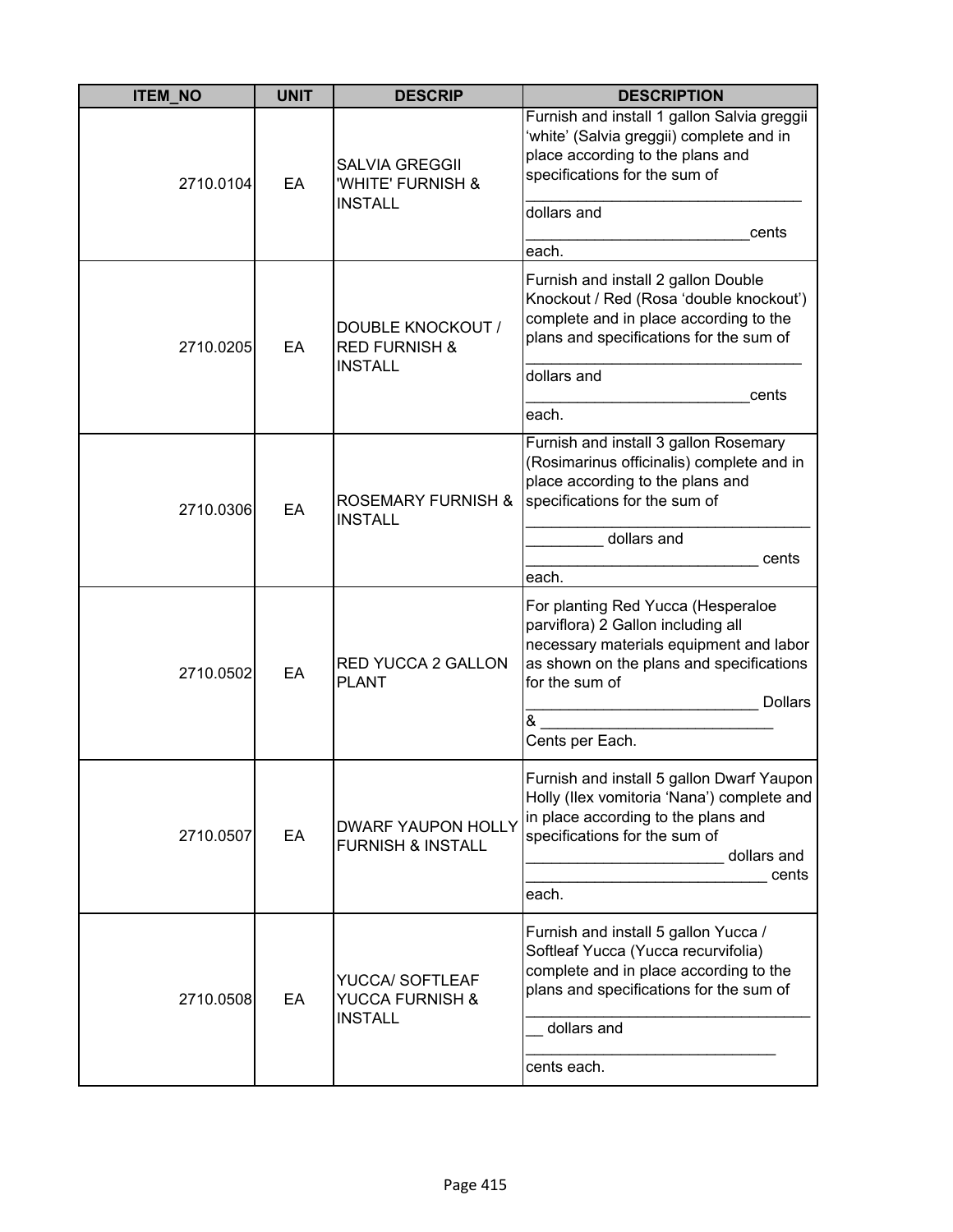| ITEM_NO | UNIT | DESCRIP | DESCRIPTION |
|---|---|---|---|
| 2710.0104 | EA | SALVIA GREGGII 'WHITE' FURNISH & INSTALL | Furnish and install 1 gallon Salvia greggii 'white' (Salvia greggii) complete and in place according to the plans and specifications for the sum of ________________________________ dollars and _________________________cents each. |
| 2710.0205 | EA | DOUBLE KNOCKOUT / RED FURNISH & INSTALL | Furnish and install 2 gallon Double Knockout / Red (Rosa 'double knockout') complete and in place according to the plans and specifications for the sum of ________________________________ dollars and _________________________cents each. |
| 2710.0306 | EA | ROSEMARY FURNISH & INSTALL | Furnish and install 3 gallon Rosemary (Rosimarinus officinalis) complete and in place according to the plans and specifications for the sum of _________________________________ _________ dollars and __________________________ cents each. |
| 2710.0502 | EA | RED YUCCA 2 GALLON PLANT | For planting Red Yucca (Hesperaloe parviflora) 2 Gallon including all necessary materials equipment and labor as shown on the plans and specifications for the sum of __________________________ Dollars & __________________________ Cents per Each. |
| 2710.0507 | EA | DWARF YAUPON HOLLY FURNISH & INSTALL | Furnish and install 5 gallon Dwarf Yaupon Holly (Ilex vomitoria 'Nana') complete and in place according to the plans and specifications for the sum of ______________________ dollars and ___________________________ cents each. |
| 2710.0508 | EA | YUCCA/ SOFTLEAF YUCCA FURNISH & INSTALL | Furnish and install 5 gallon Yucca / Softleaf Yucca (Yucca recurvifolia) complete and in place according to the plans and specifications for the sum of _________________________________ __ dollars and ____________________________ cents each. |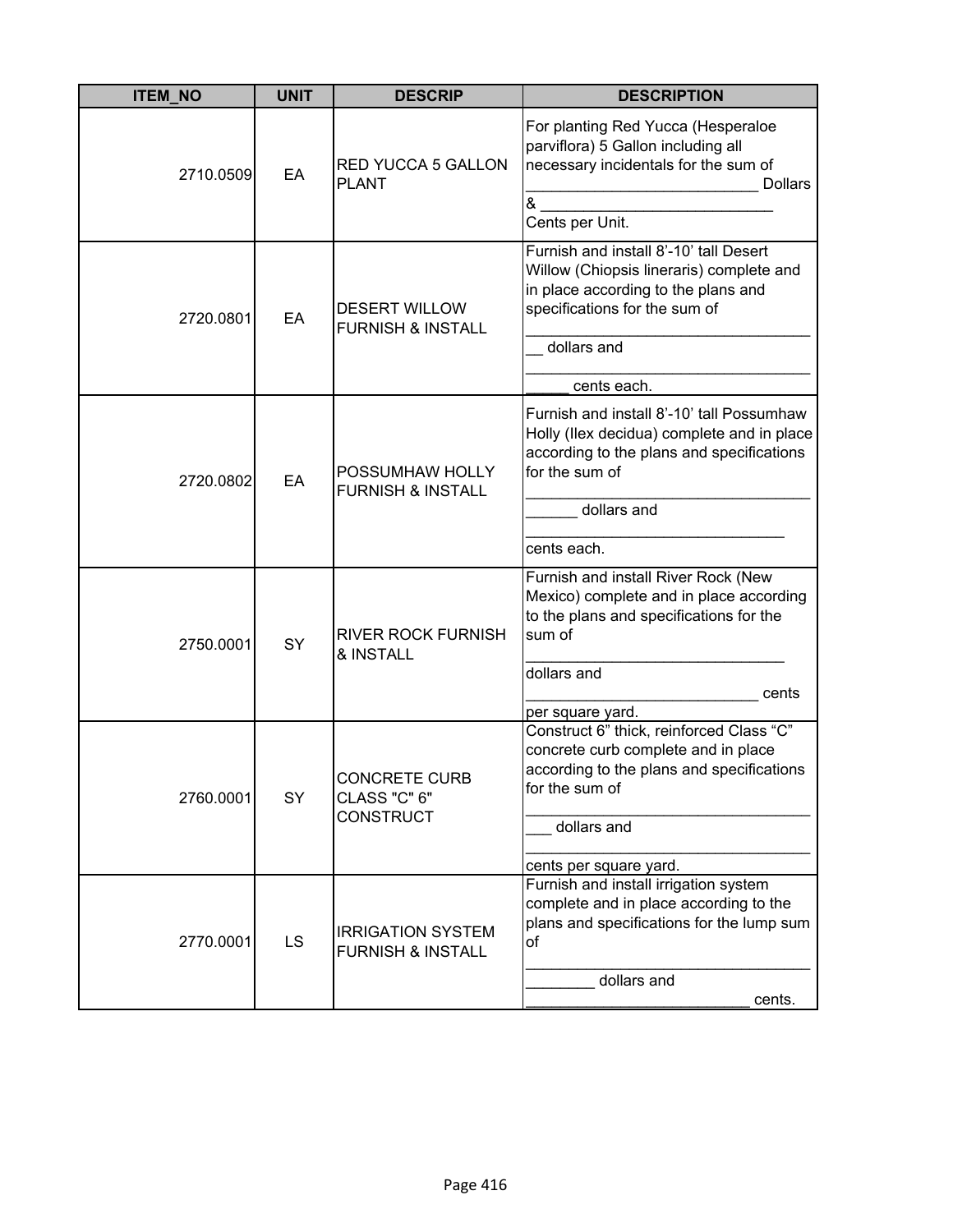| ITEM_NO | UNIT | DESCRIP | DESCRIPTION |
|---|---|---|---|
| 2710.0509 | EA | RED YUCCA 5 GALLON PLANT | For planting Red Yucca (Hesperaloe parviflora) 5 Gallon including all necessary incidentals for the sum of ___________________________ Dollars & ___________________________ Cents per Unit. |
| 2720.0801 | EA | DESERT WILLOW FURNISH & INSTALL | Furnish and install 8'-10' tall Desert Willow (Chiopsis lineraris) complete and in place according to the plans and specifications for the sum of ___________________________________ dollars and ______________________________________ cents each. |
| 2720.0802 | EA | POSSUMHAW HOLLY FURNISH & INSTALL | Furnish and install 8'-10' tall Possumhaw Holly (Ilex decidua) complete and in place according to the plans and specifications for the sum of _______________________________________ dollars and _______________________________ cents each. |
| 2750.0001 | SY | RIVER ROCK FURNISH & INSTALL | Furnish and install River Rock (New Mexico) complete and in place according to the plans and specifications for the sum of _______________________________ dollars and ___________________________ cents per square yard. |
| 2760.0001 | SY | CONCRETE CURB CLASS "C" 6" CONSTRUCT | Construct 6" thick, reinforced Class "C" concrete curb complete and in place according to the plans and specifications for the sum of ____________________________________ dollars and __________________________________ cents per square yard. |
| 2770.0001 | LS | IRRIGATION SYSTEM FURNISH & INSTALL | Furnish and install irrigation system complete and in place according to the plans and specifications for the lump sum of __________________________________________ dollars and __________________________ cents. |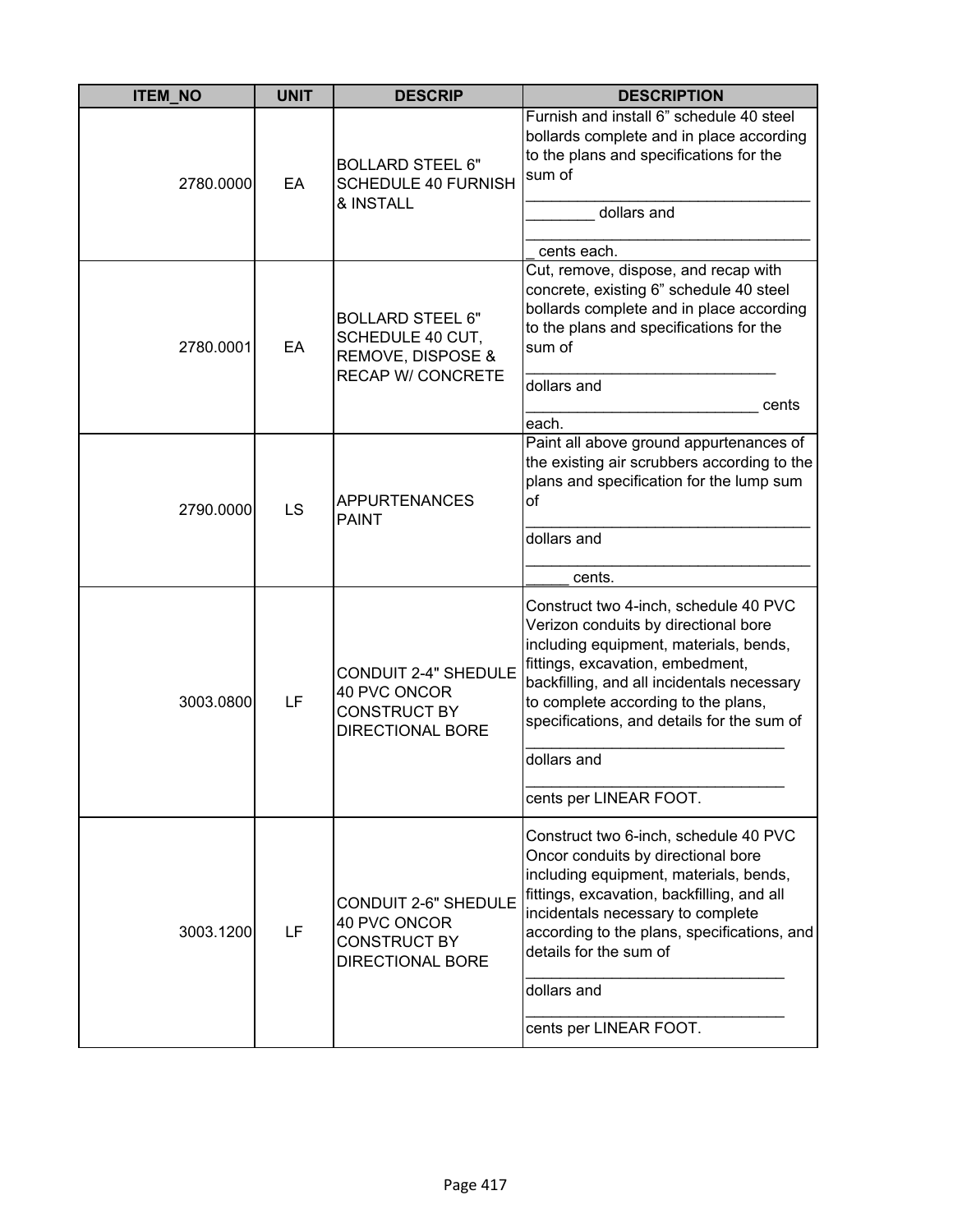| ITEM_NO | UNIT | DESCRIP | DESCRIPTION |
| --- | --- | --- | --- |
| 2780.0000 | EA | BOLLARD STEEL 6" SCHEDULE 40 FURNISH & INSTALL | Furnish and install 6” schedule 40 steel bollards complete and in place according to the plans and specifications for the sum of __________________________________________ dollars and __________________________________ _ cents each. |
| 2780.0001 | EA | BOLLARD STEEL 6" SCHEDULE 40 CUT, REMOVE, DISPOSE & RECAP W/ CONCRETE | Cut, remove, dispose, and recap with concrete, existing 6” schedule 40 steel bollards complete and in place according to the plans and specifications for the sum of ______________________________ dollars and ___________________________ cents each. |
| 2790.0000 | LS | APPURTENANCES PAINT | Paint all above ground appurtenances of the existing air scrubbers according to the plans and specification for the lump sum of __________________________________ dollars and ______________________________________ cents. |
| 3003.0800 | LF | CONDUIT 2-4" SHEDULE 40 PVC ONCOR CONSTRUCT BY DIRECTIONAL BORE | Construct two 4-inch, schedule 40 PVC Verizon conduits by directional bore including equipment, materials, bends, fittings, excavation, embedment, backfilling, and all incidentals necessary to complete according to the plans, specifications, and details for the sum of ______________________________ dollars and ______________________________ cents per LINEAR FOOT. |
| 3003.1200 | LF | CONDUIT 2-6" SHEDULE 40 PVC ONCOR CONSTRUCT BY DIRECTIONAL BORE | Construct two 6-inch, schedule 40 PVC Oncor conduits by directional bore including equipment, materials, bends, fittings, excavation, backfilling, and all incidentals necessary to complete according to the plans, specifications, and details for the sum of ______________________________ dollars and ______________________________ cents per LINEAR FOOT. |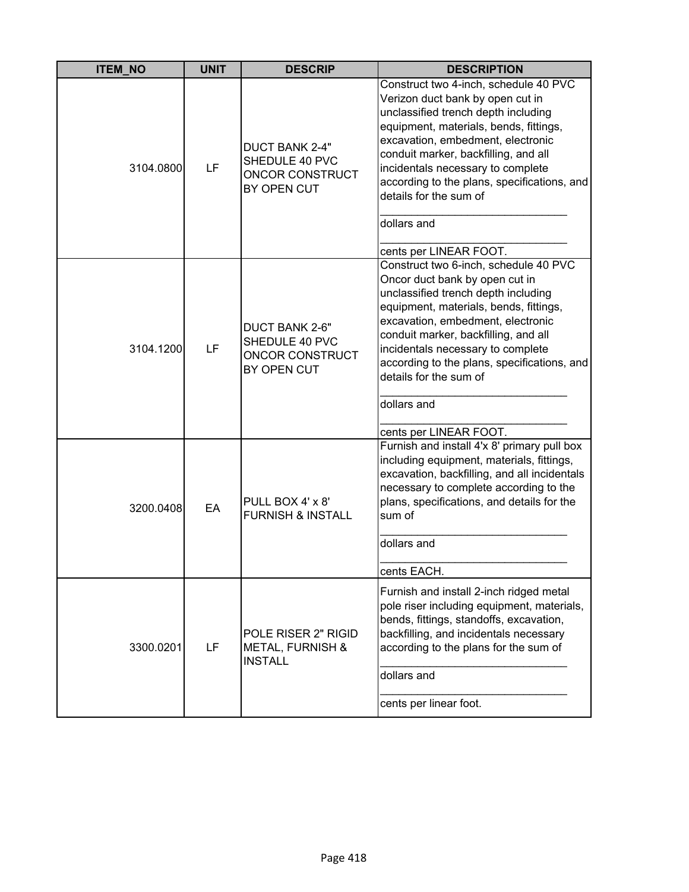| ITEM_NO | UNIT | DESCRIP | DESCRIPTION |
|---|---|---|---|
| 3104.0800 | LF | DUCT BANK 2-4" SHEDULE 40 PVC ONCOR CONSTRUCT BY OPEN CUT | Construct two 4-inch, schedule 40 PVC Verizon duct bank by open cut in unclassified trench depth including equipment, materials, bends, fittings, excavation, embedment, electronic conduit marker, backfilling, and all incidentals necessary to complete according to the plans, specifications, and details for the sum of ______________________________ dollars and ______________________________ cents per LINEAR FOOT. |
| 3104.1200 | LF | DUCT BANK 2-6" SHEDULE 40 PVC ONCOR CONSTRUCT BY OPEN CUT | Construct two 6-inch, schedule 40 PVC Oncor duct bank by open cut in unclassified trench depth including equipment, materials, bends, fittings, excavation, embedment, electronic conduit marker, backfilling, and all incidentals necessary to complete according to the plans, specifications, and details for the sum of ______________________________ dollars and ______________________________ cents per LINEAR FOOT. |
| 3200.0408 | EA | PULL BOX 4' x 8' FURNISH & INSTALL | Furnish and install 4'x 8' primary pull box including equipment, materials, fittings, excavation, backfilling, and all incidentals necessary to complete according to the plans, specifications, and details for the sum of ______________________________ dollars and ______________________________ cents EACH. |
| 3300.0201 | LF | POLE RISER 2" RIGID METAL, FURNISH & INSTALL | Furnish and install 2-inch ridged metal pole riser including equipment, materials, bends, fittings, standoffs, excavation, backfilling, and incidentals necessary according to the plans for the sum of ______________________________ dollars and ______________________________ cents per linear foot. |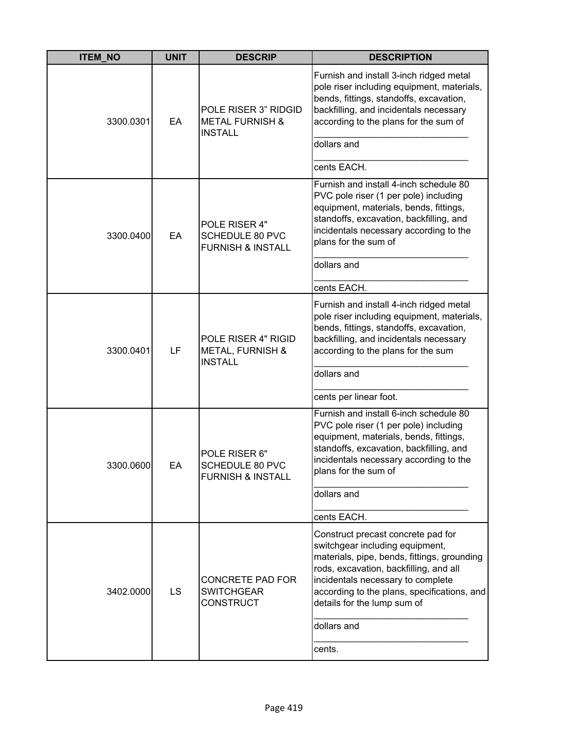| ITEM_NO | UNIT | DESCRIP | DESCRIPTION |
|---|---|---|---|
| 3300.0301 | EA | POLE RISER 3" RIDGID METAL FURNISH & INSTALL | Furnish and install 3-inch ridged metal pole riser including equipment, materials, bends, fittings, standoffs, excavation, backfilling, and incidentals necessary according to the plans for the sum of ______________________________ dollars and ______________________________ cents EACH. |
| 3300.0400 | EA | POLE RISER 4" SCHEDULE 80 PVC FURNISH & INSTALL | Furnish and install 4-inch schedule 80 PVC pole riser (1 per pole) including equipment, materials, bends, fittings, standoffs, excavation, backfilling, and incidentals necessary according to the plans for the sum of ______________________________ dollars and ______________________________ cents EACH. |
| 3300.0401 | LF | POLE RISER 4" RIGID METAL, FURNISH & INSTALL | Furnish and install 4-inch ridged metal pole riser including equipment, materials, bends, fittings, standoffs, excavation, backfilling, and incidentals necessary according to the plans for the sum ______________________________ dollars and ______________________________ cents per linear foot. |
| 3300.0600 | EA | POLE RISER 6" SCHEDULE 80 PVC FURNISH & INSTALL | Furnish and install 6-inch schedule 80 PVC pole riser (1 per pole) including equipment, materials, bends, fittings, standoffs, excavation, backfilling, and incidentals necessary according to the plans for the sum of ______________________________ dollars and ______________________________ cents EACH. |
| 3402.0000 | LS | CONCRETE PAD FOR SWITCHGEAR CONSTRUCT | Construct precast concrete pad for switchgear including equipment, materials, pipe, bends, fittings, grounding rods, excavation, backfilling, and all incidentals necessary to complete according to the plans, specifications, and details for the lump sum of ______________________________ dollars and ______________________________ cents. |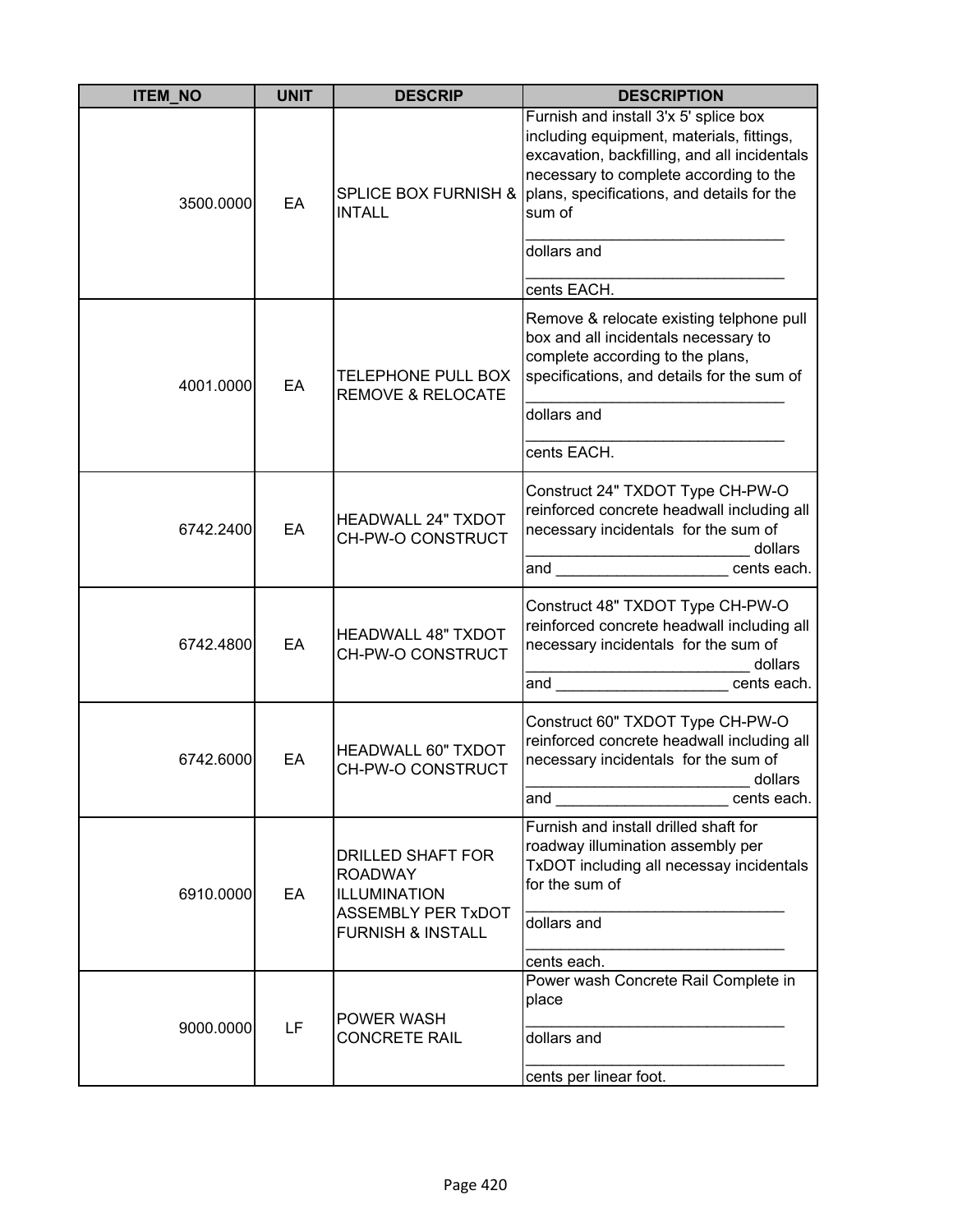| ITEM_NO | UNIT | DESCRIP | DESCRIPTION |
|---|---|---|---|
| 3500.0000 | EA | SPLICE BOX FURNISH & INTALL | Furnish and install 3'x 5' splice box including equipment, materials, fittings, excavation, backfilling, and all incidentals necessary to complete according to the plans, specifications, and details for the sum of ______________________________ dollars and ______________________________ cents EACH. |
| 4001.0000 | EA | TELEPHONE PULL BOX REMOVE & RELOCATE | Remove & relocate existing telphone pull box and all incidentals necessary to complete according to the plans, specifications, and details for the sum of ______________________________ dollars and ______________________________ cents EACH. |
| 6742.2400 | EA | HEADWALL 24" TXDOT CH-PW-O CONSTRUCT | Construct 24" TXDOT Type CH-PW-O reinforced concrete headwall including all necessary incidentals for the sum of __________________________ dollars and ____________________ cents each. |
| 6742.4800 | EA | HEADWALL 48" TXDOT CH-PW-O CONSTRUCT | Construct 48" TXDOT Type CH-PW-O reinforced concrete headwall including all necessary incidentals for the sum of __________________________ dollars and ____________________ cents each. |
| 6742.6000 | EA | HEADWALL 60" TXDOT CH-PW-O CONSTRUCT | Construct 60" TXDOT Type CH-PW-O reinforced concrete headwall including all necessary incidentals for the sum of __________________________ dollars and ____________________ cents each. |
| 6910.0000 | EA | DRILLED SHAFT FOR ROADWAY ILLUMINATION ASSEMBLY PER TxDOT FURNISH & INSTALL | Furnish and install drilled shaft for roadway illumination assembly per TxDOT including all necessay incidentals for the sum of ______________________________ dollars and ______________________________ cents each. |
| 9000.0000 | LF | POWER WASH CONCRETE RAIL | Power wash Concrete Rail Complete in place ______________________________ dollars and ______________________________ cents per linear foot. |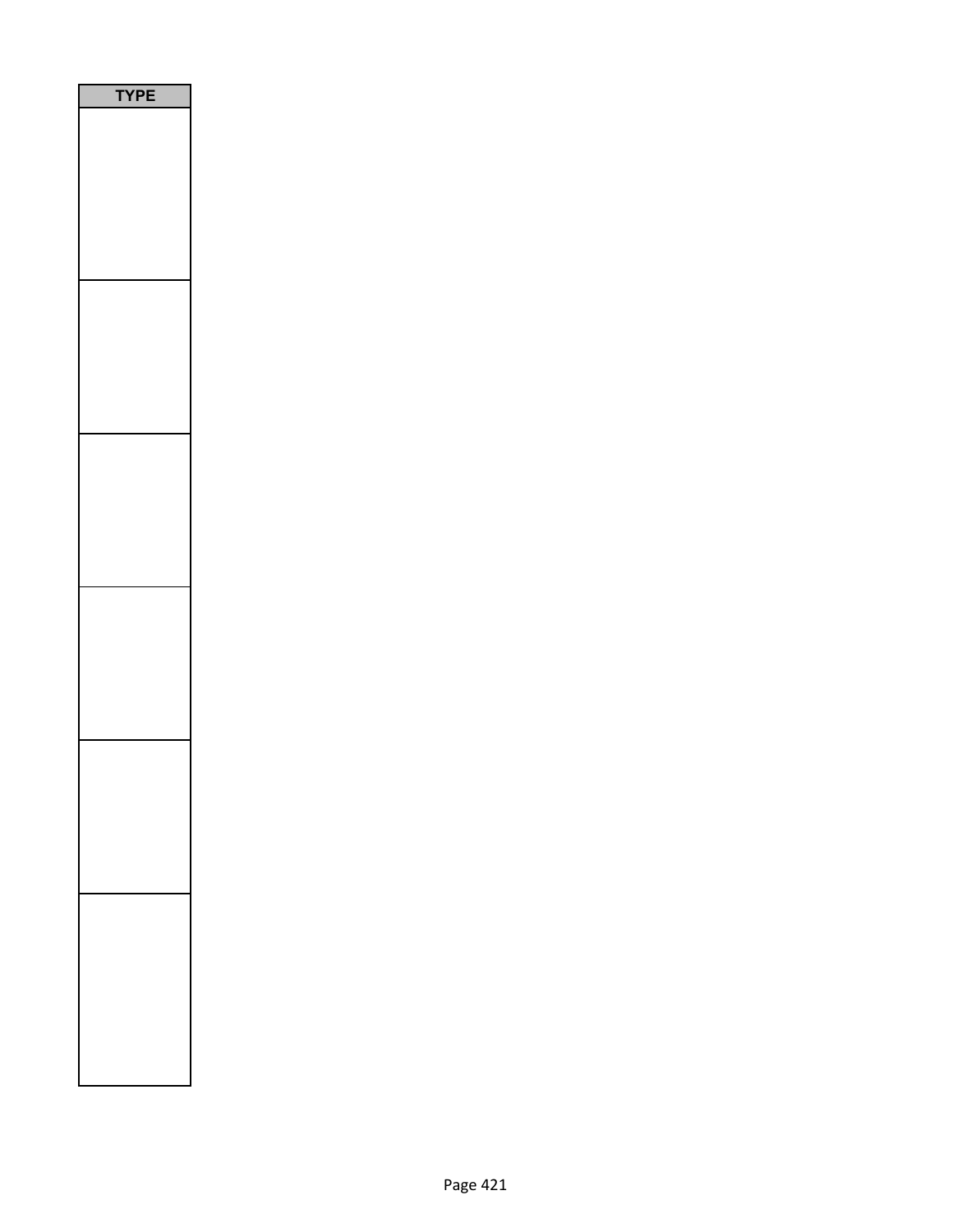| TYPE |
| --- |
| |
| |
| |
| |
| |
| |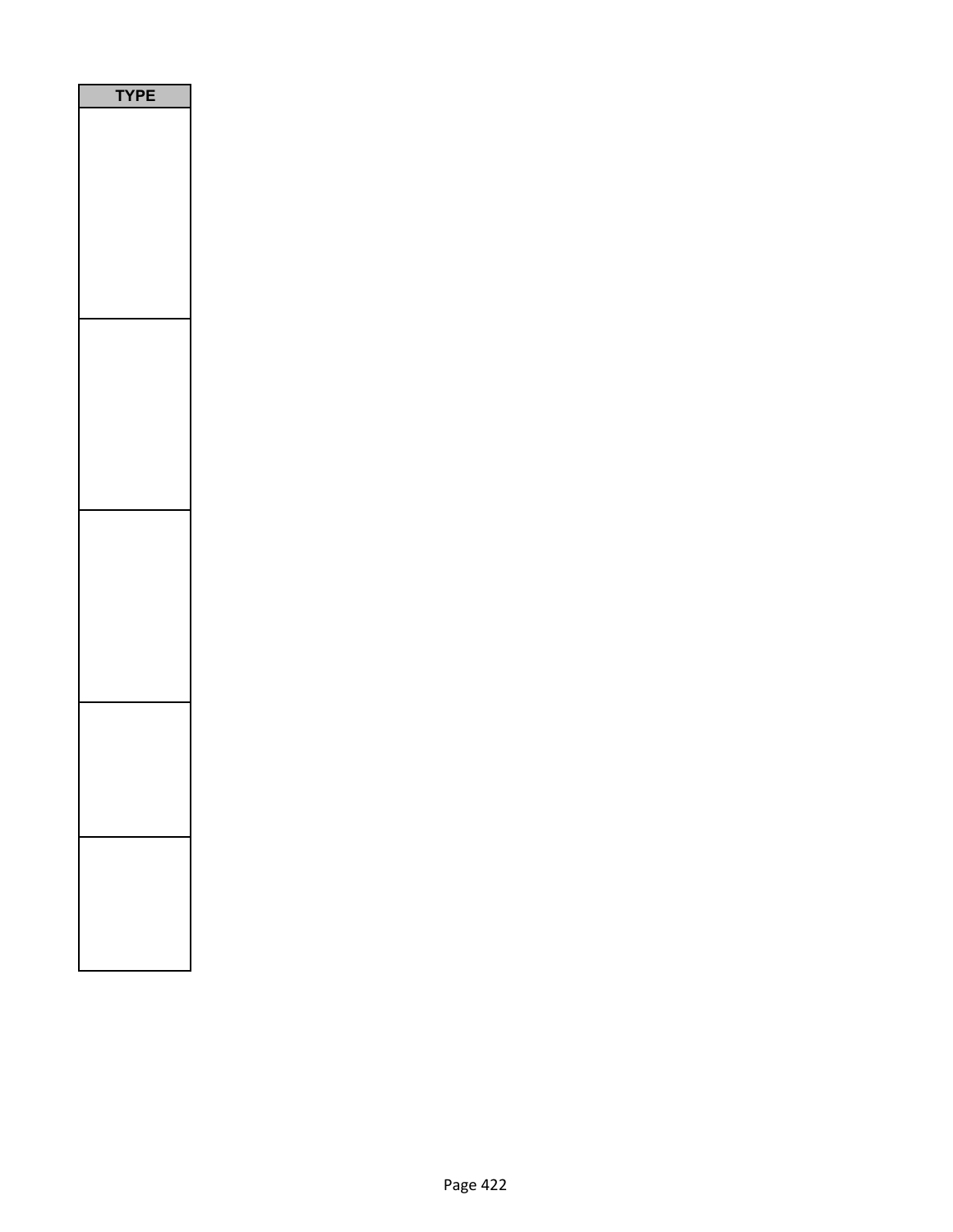| TYPE |
| --- |
| |
| |
| |
| |
| |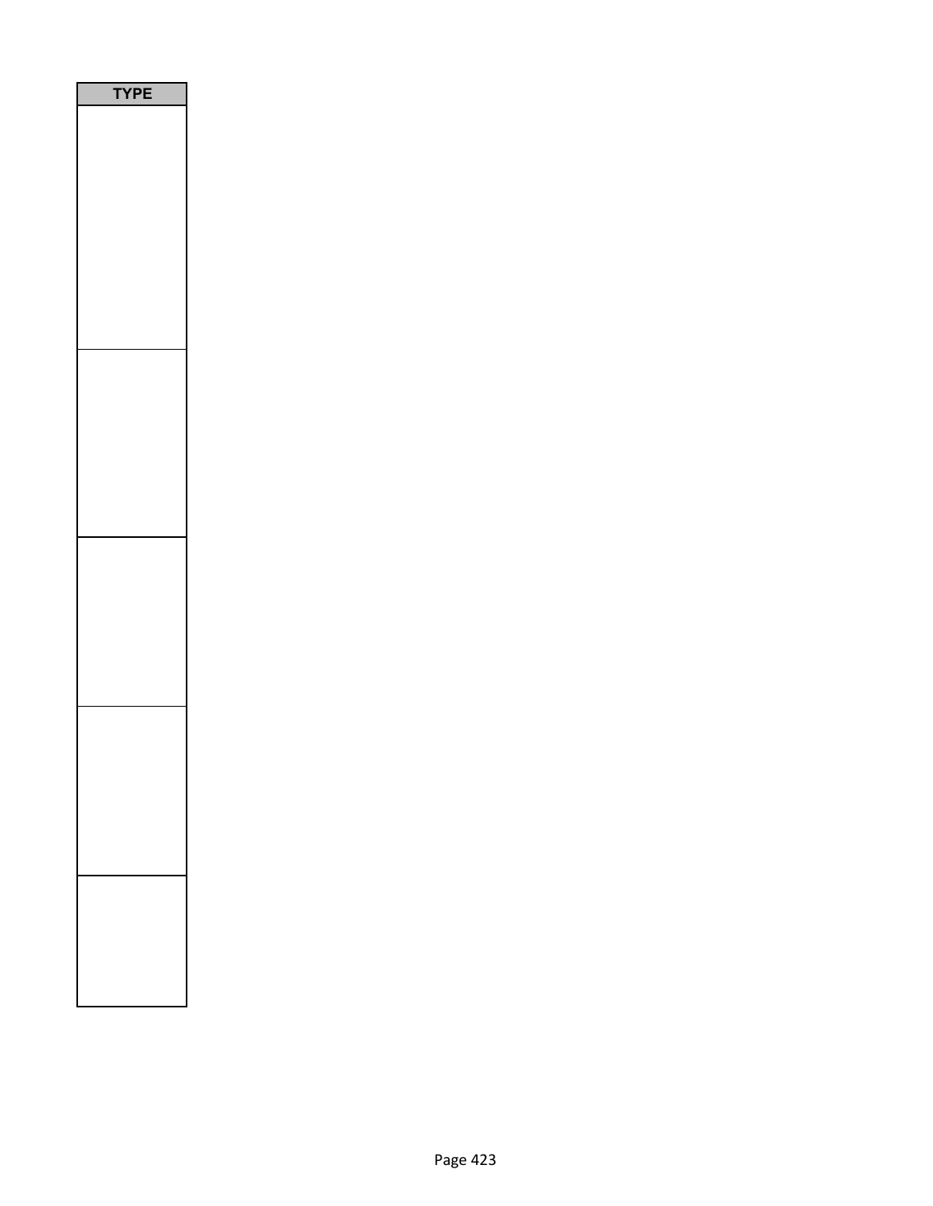| TYPE |
| --- |
| |
| |
| |
| |
| |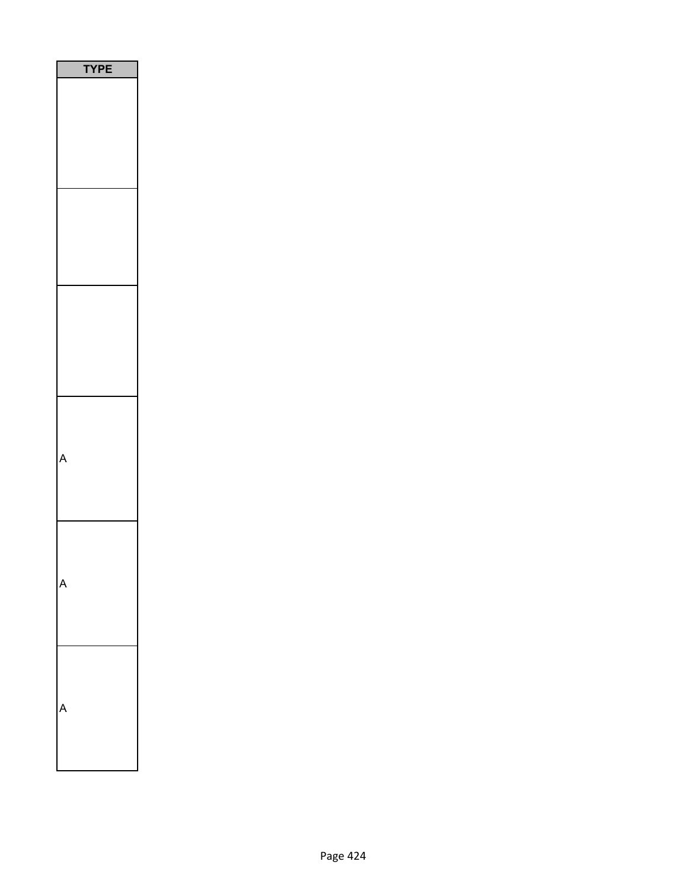| TYPE |
| --- |
| |
| |
| |
| A |
| A |
| A |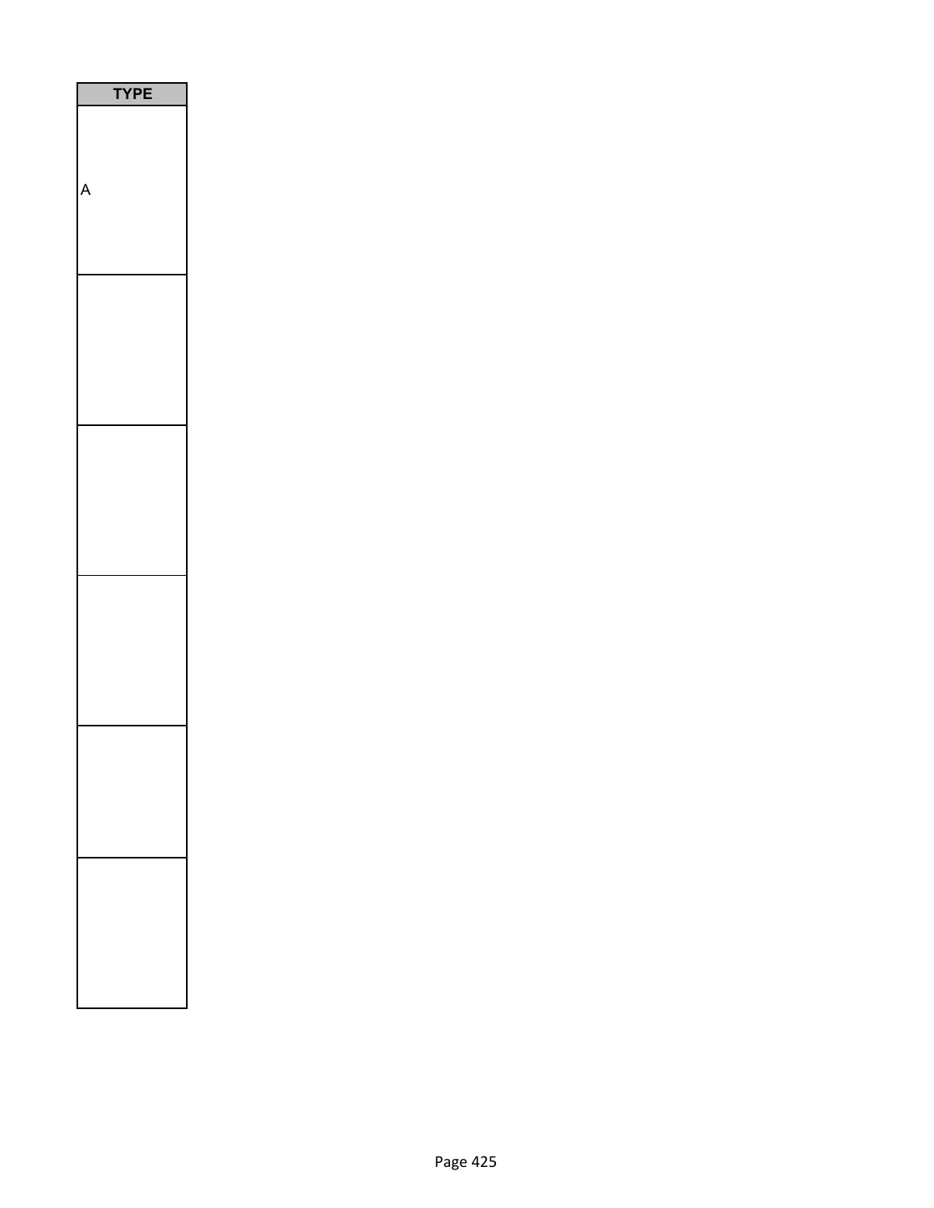| TYPE |
| --- |
| A |
| |
| |
| |
| |
| |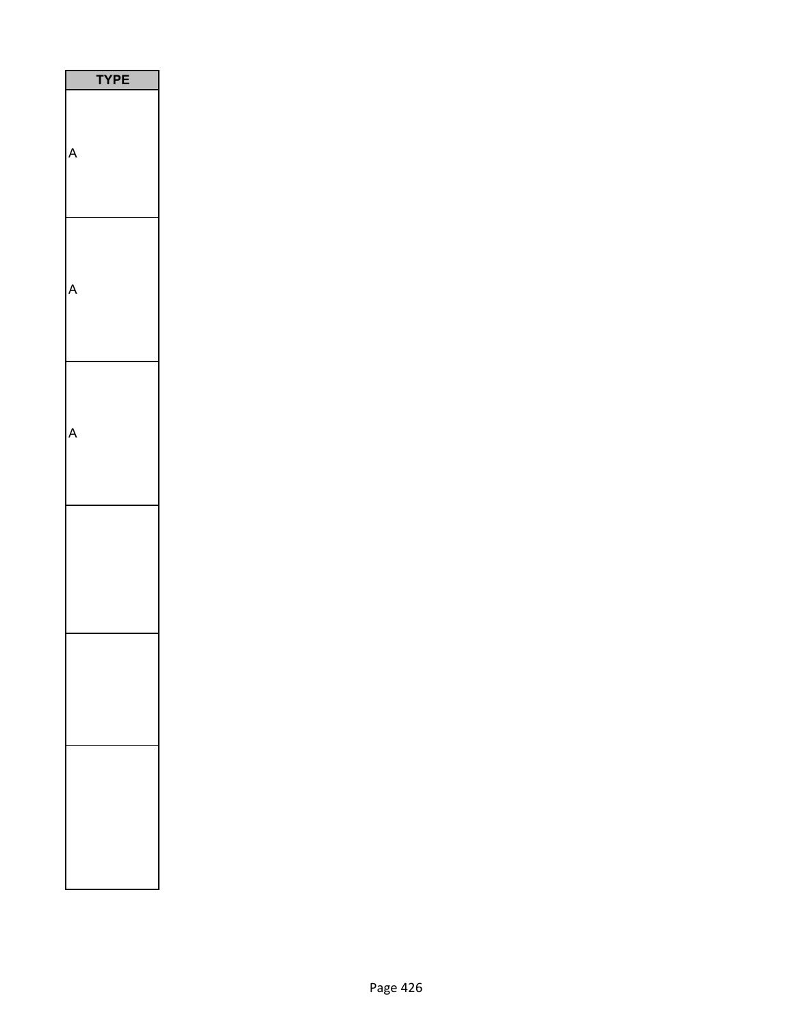| TYPE |
|---|
| A |
| A |
| A |
| |
| |
| |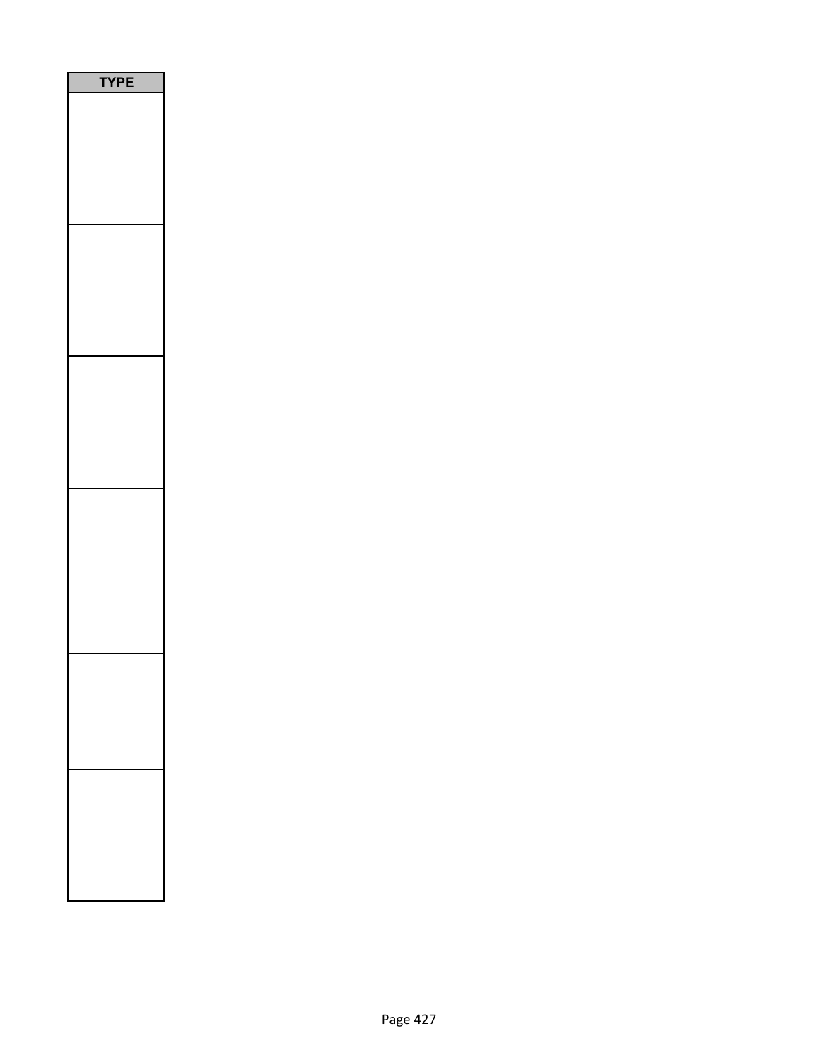| TYPE |
| --- |
| |
| |
| |
| |
| |
| |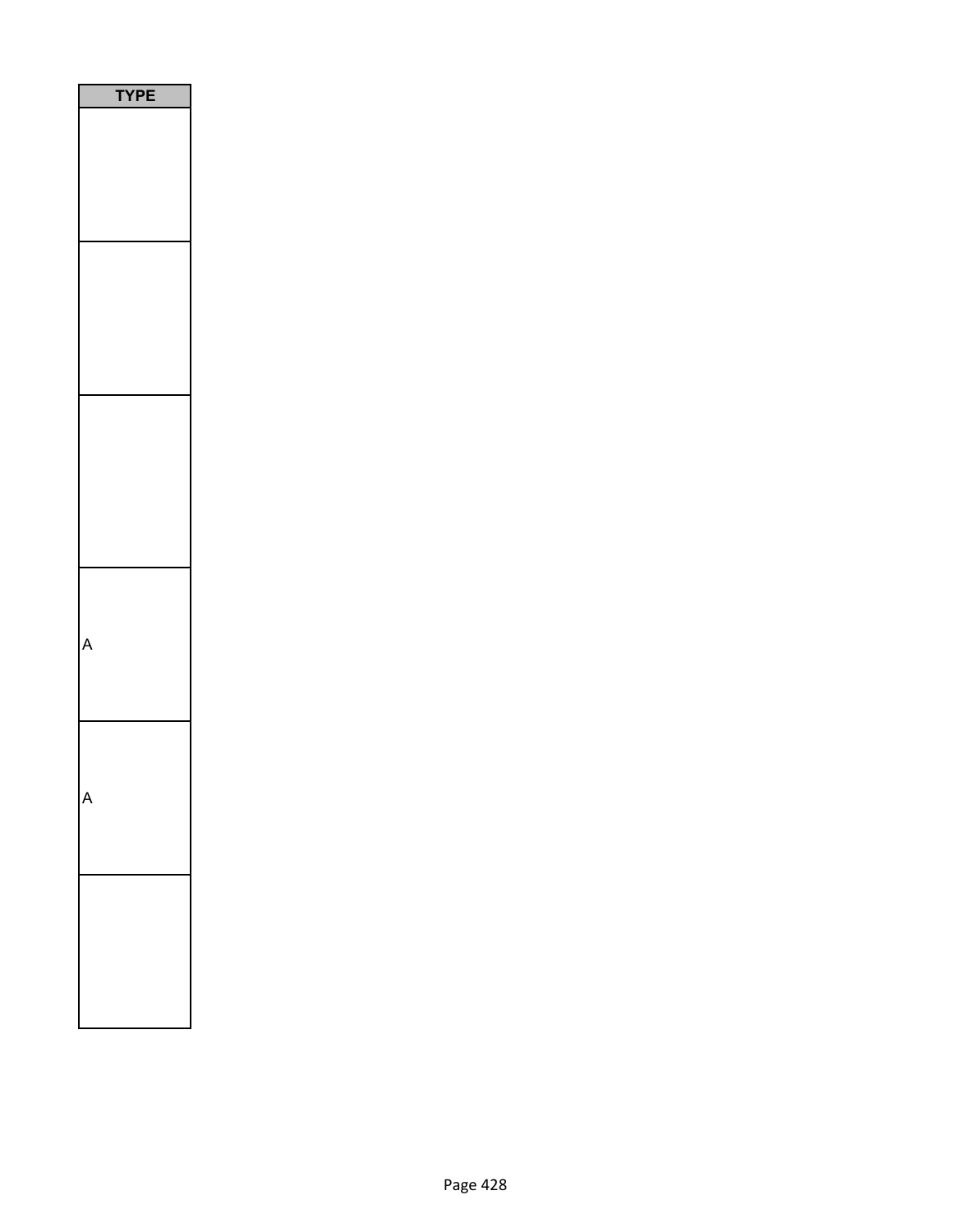| TYPE |
| --- |
| |
| |
| |
| A |
| A |
| |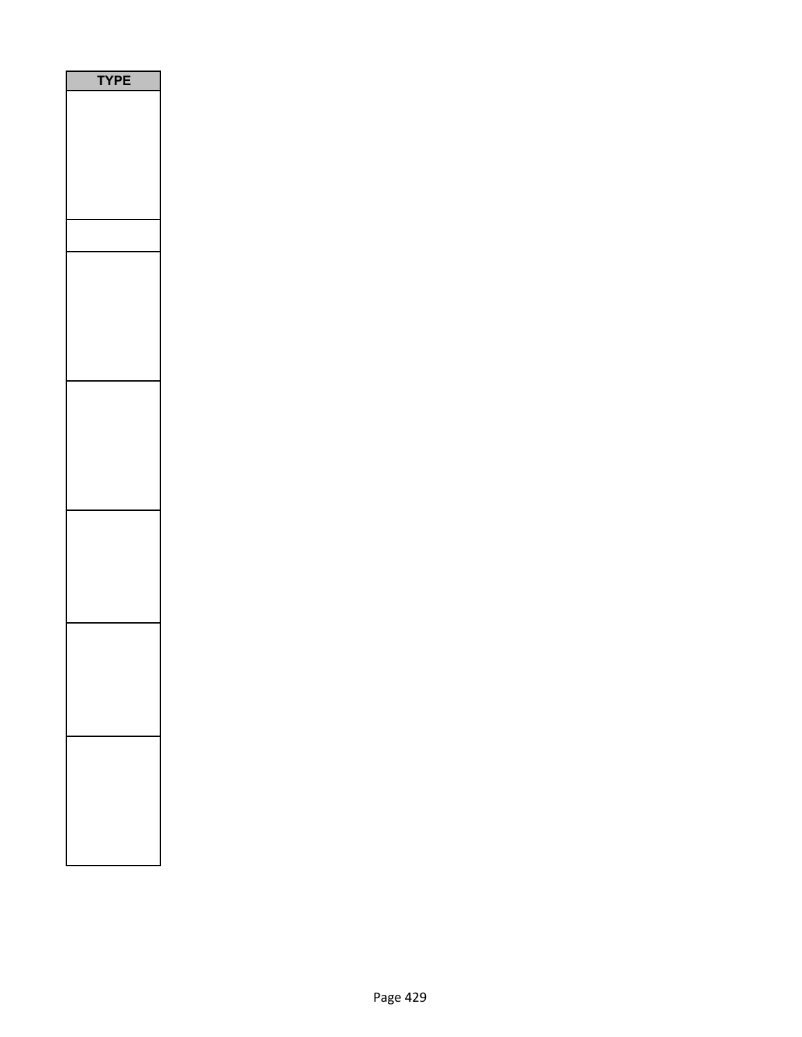| TYPE |
| --- |
| |
| |
| |
| |
| |
| |
| |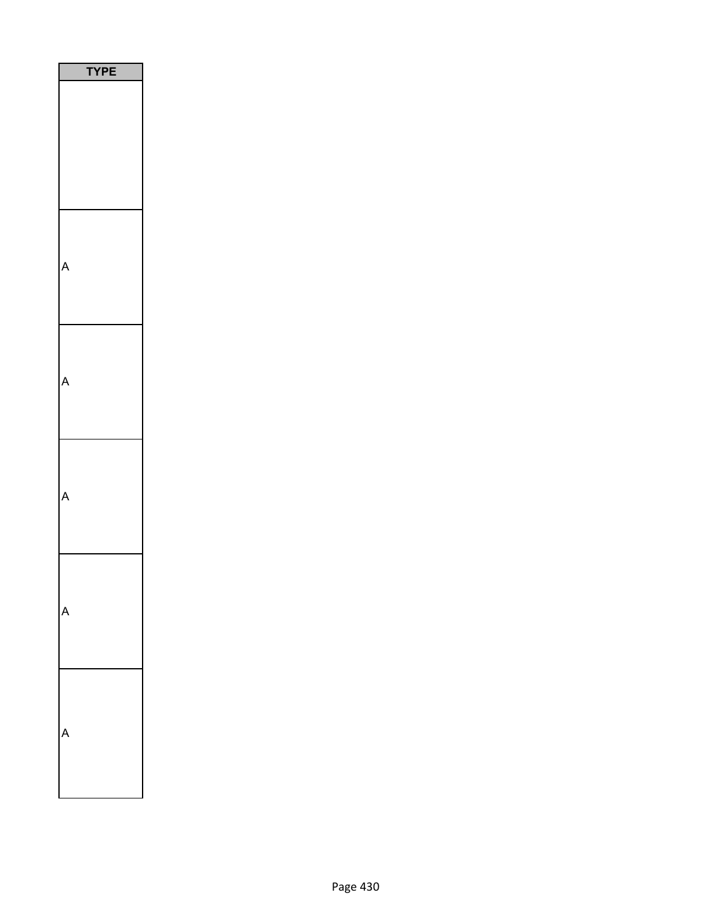| TYPE |
|---|
| |
| A |
| A |
| A |
| A |
| A |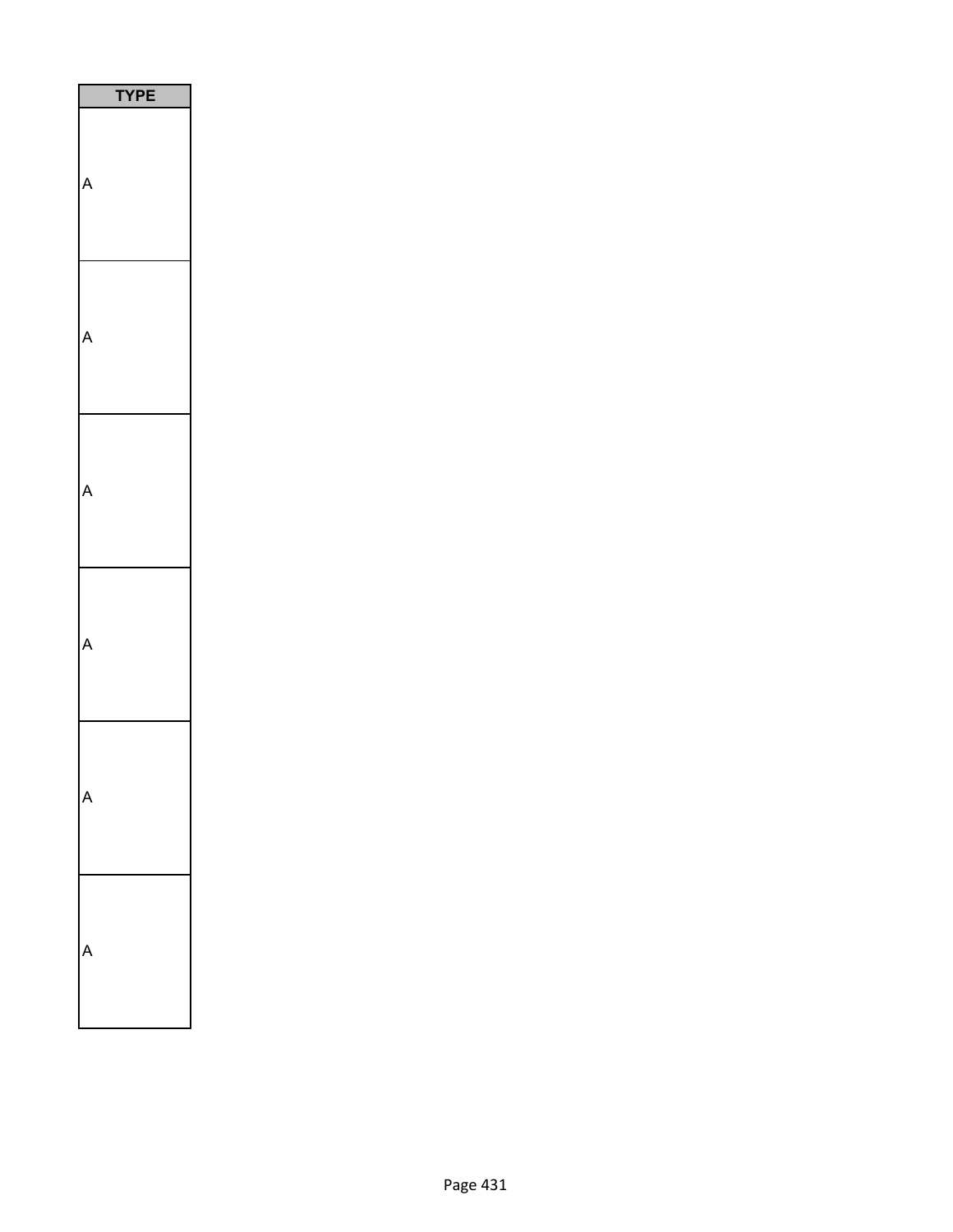| TYPE |
| --- |
| A |
| A |
| A |
| A |
| A |
| A |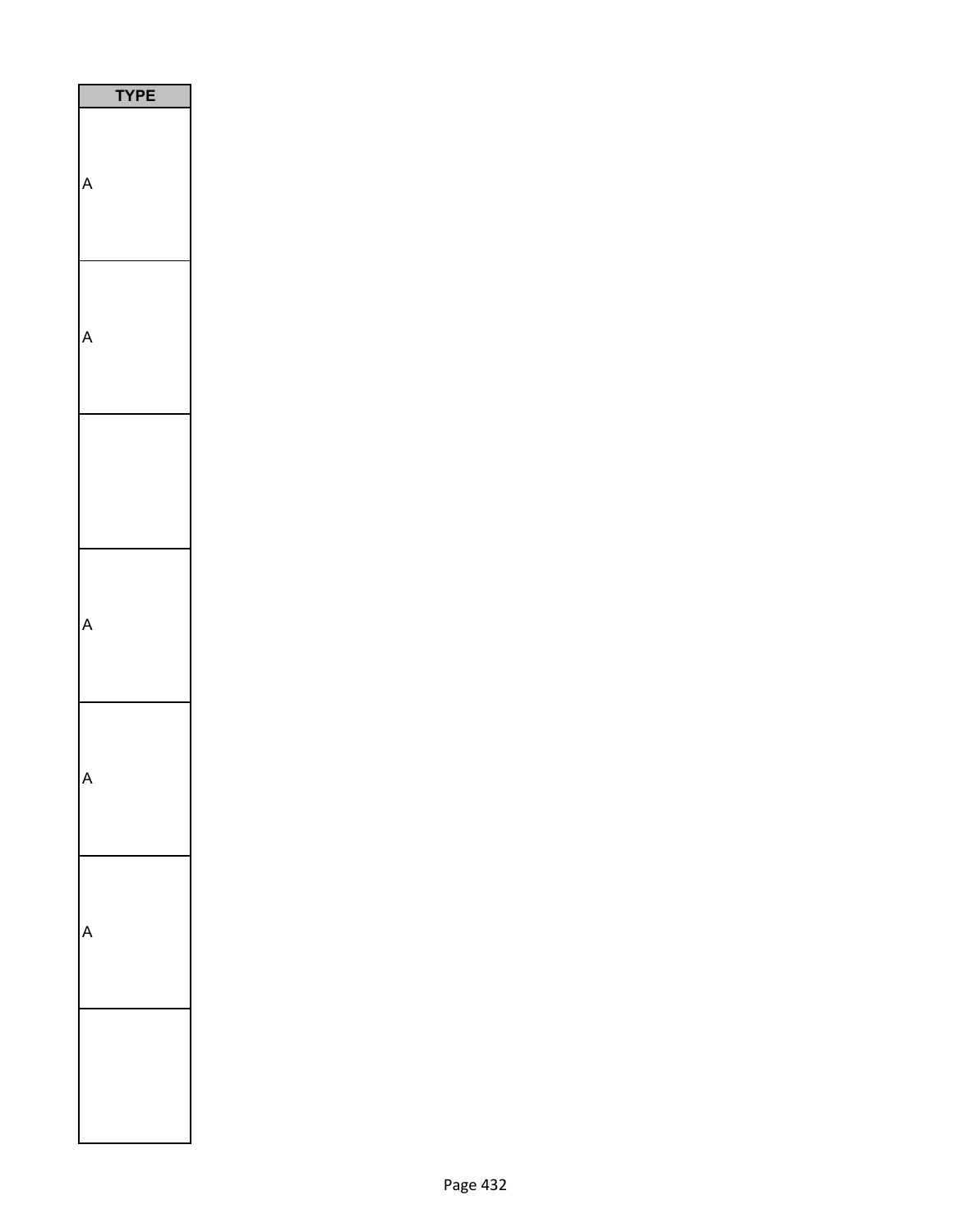| TYPE |
| --- |
| A |
| A |
| |
| A |
| A |
| A |
| |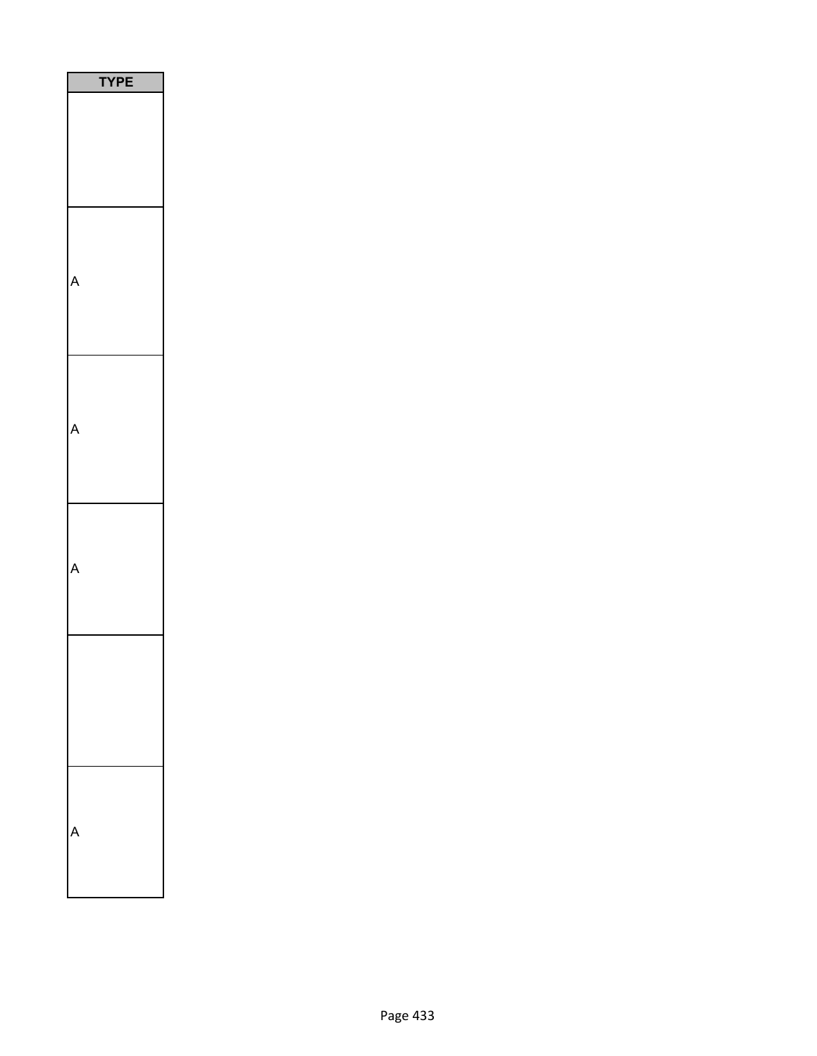| TYPE |
| --- |
| |
| A |
| A |
| A |
| |
| A |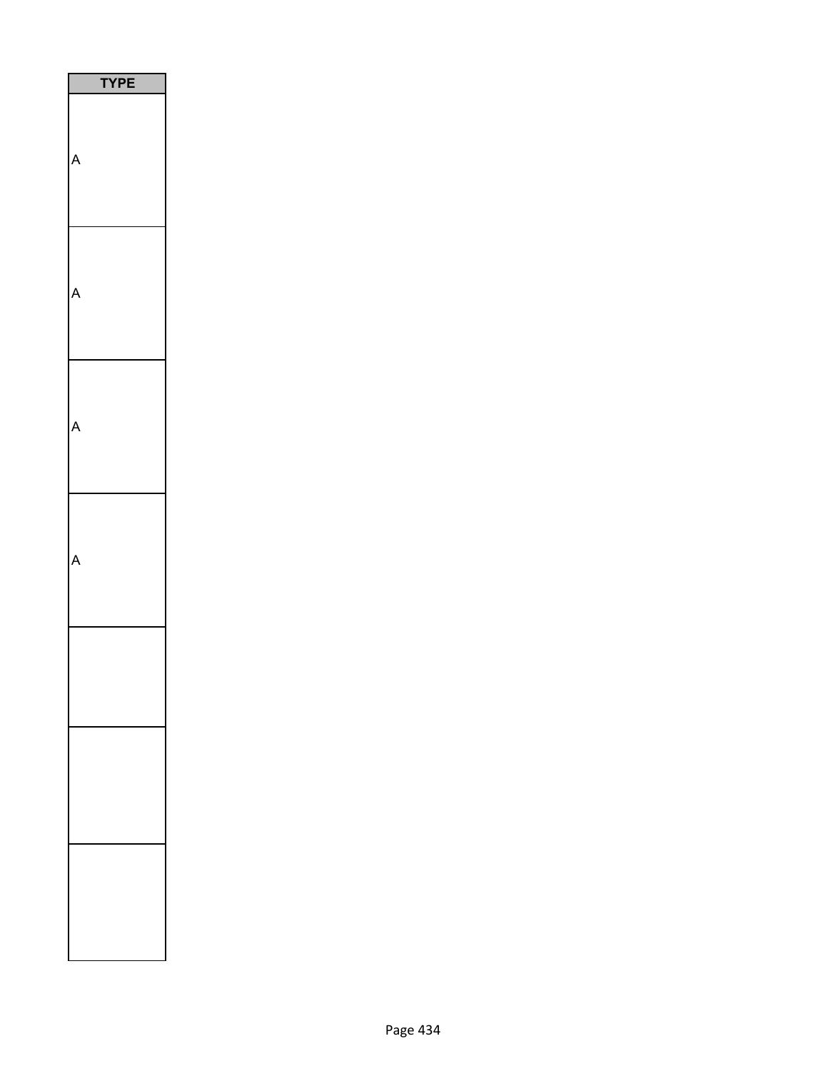| TYPE |
| --- |
| A |
| A |
| A |
| A |
| |
| |
| |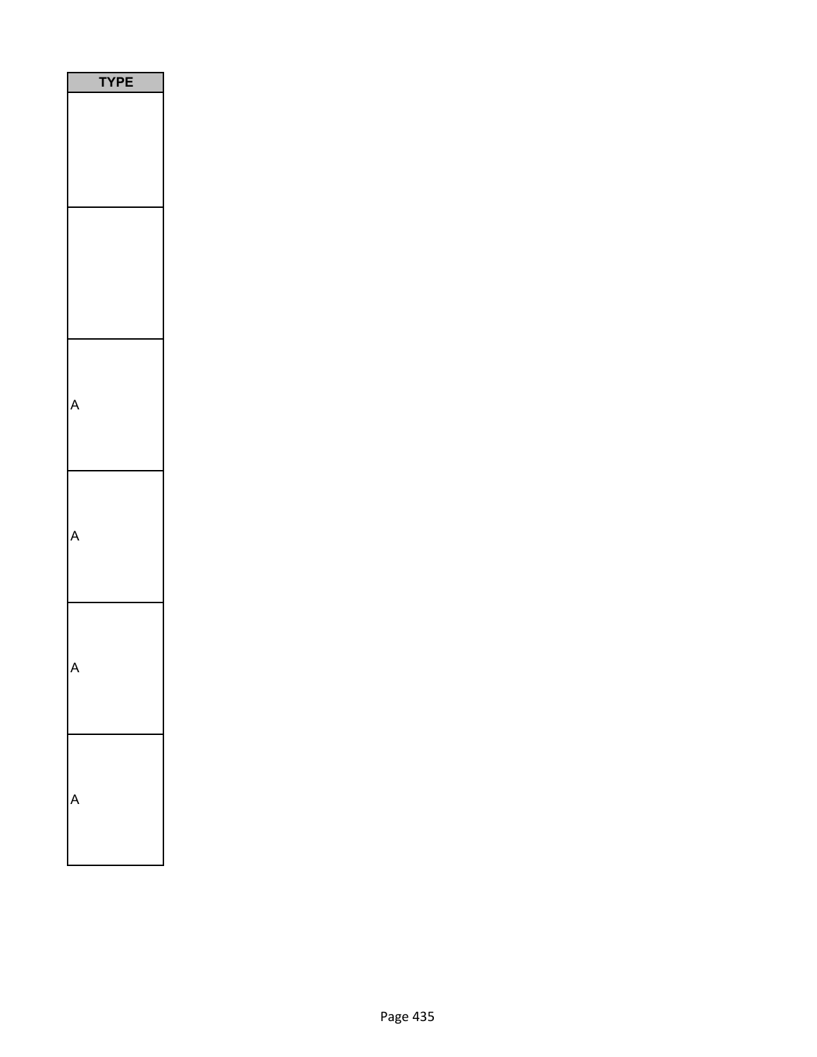| TYPE |
| --- |
| |
| |
| A |
| A |
| A |
| A |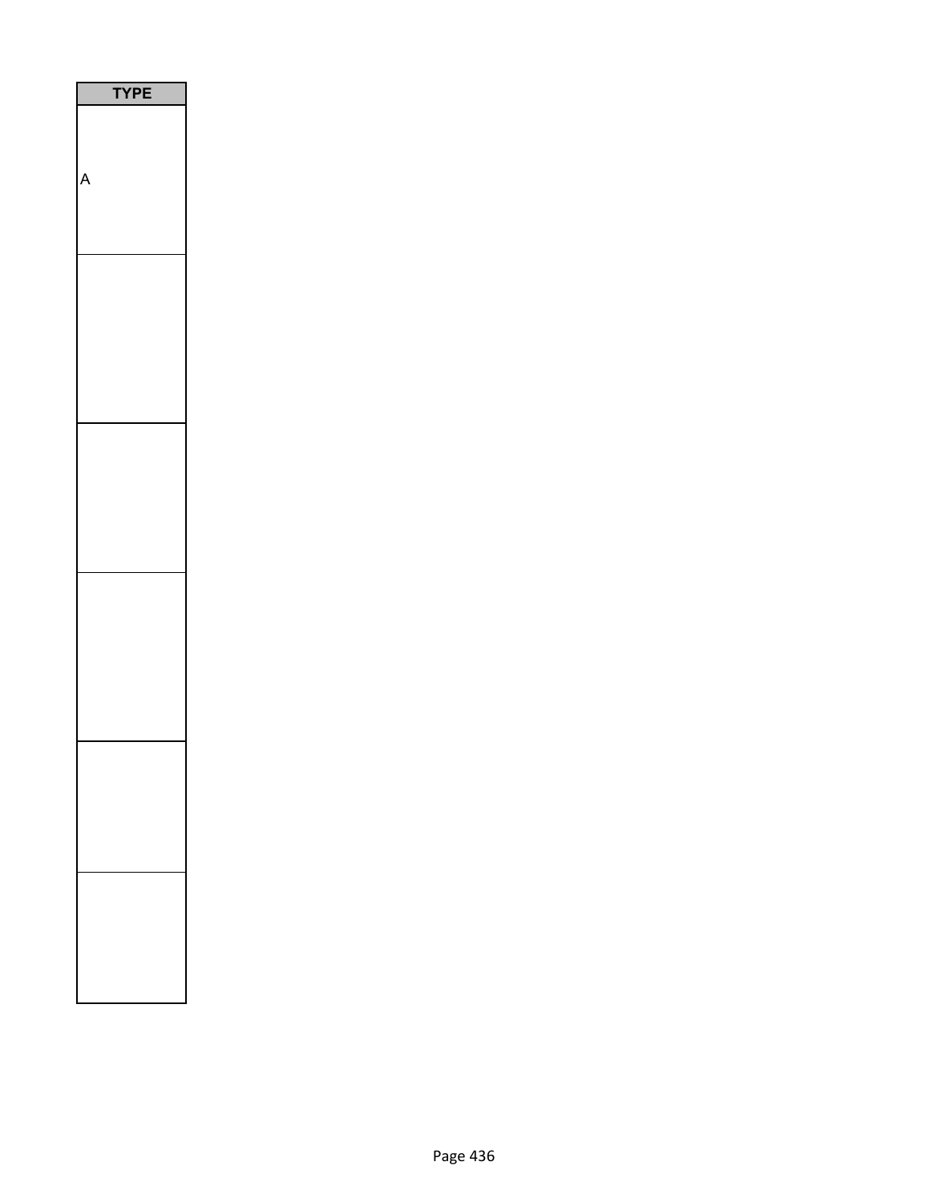| TYPE |
| --- |
| A |
| |
| |
| |
| |
| |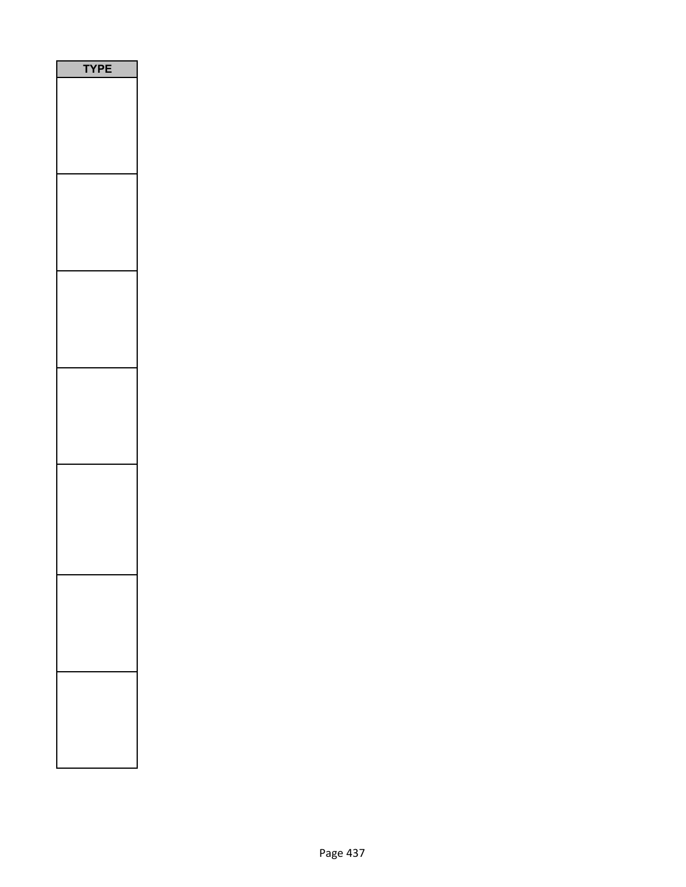| TYPE |
| --- |
| |
| |
| |
| |
| |
| |
| |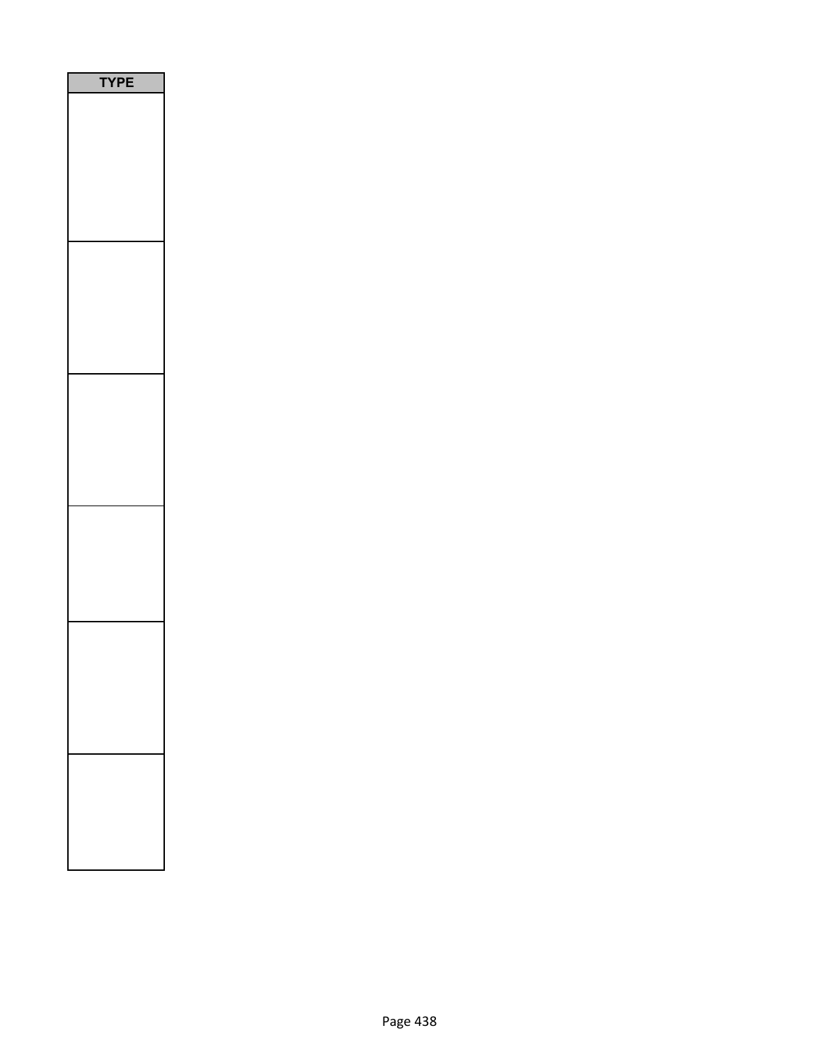| TYPE |
| --- |
| |
| |
| |
| |
| |
| |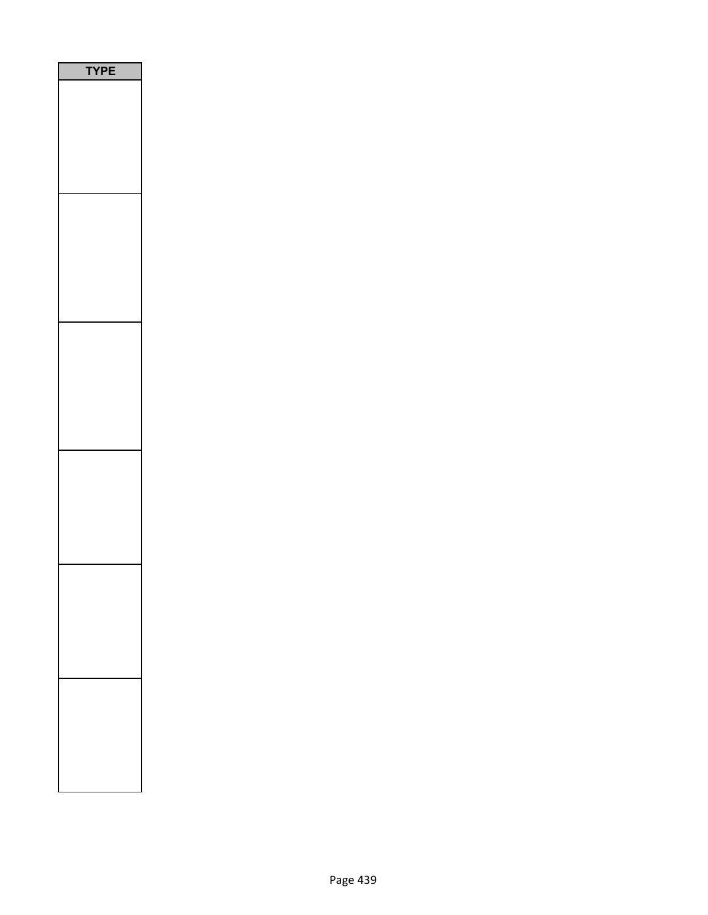| TYPE |
| --- |
| |
| |
| |
| |
| |
| |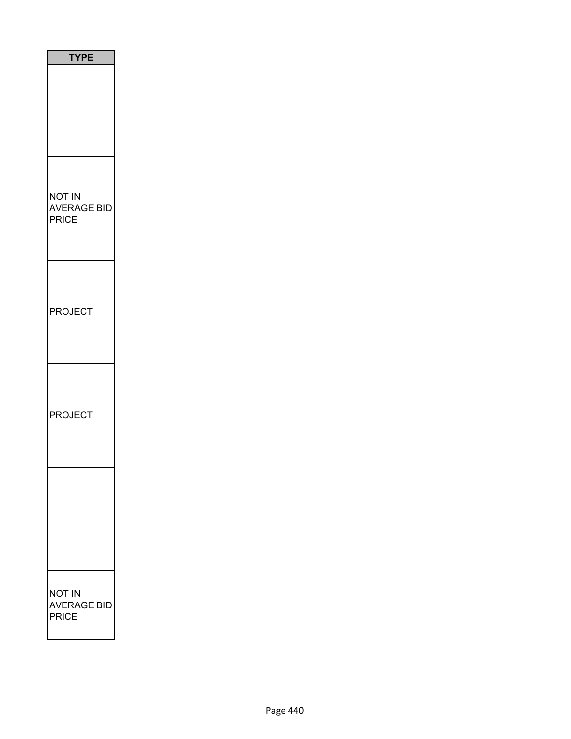| TYPE |
| --- |
| |
| NOT IN AVERAGE BID PRICE |
| PROJECT |
| PROJECT |
| |
| NOT IN AVERAGE BID PRICE |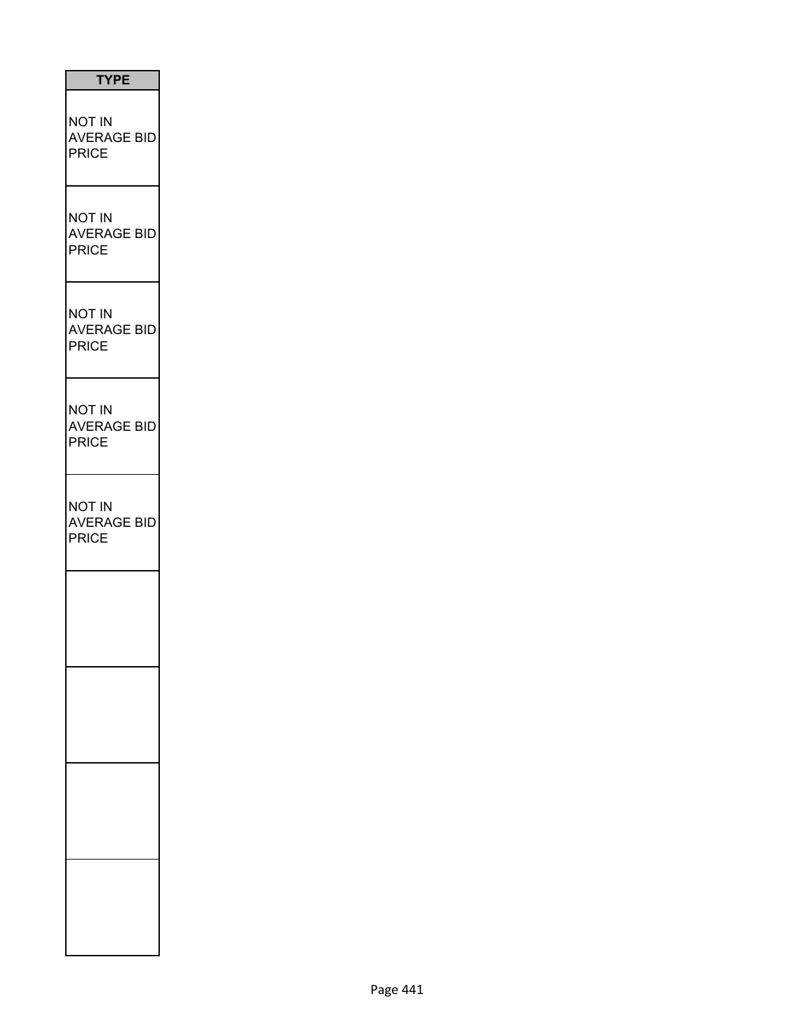| TYPE |
| --- |
| NOT IN AVERAGE BID PRICE |
| NOT IN AVERAGE BID PRICE |
| NOT IN AVERAGE BID PRICE |
| NOT IN AVERAGE BID PRICE |
| NOT IN AVERAGE BID PRICE |
| |
| |
| |
| |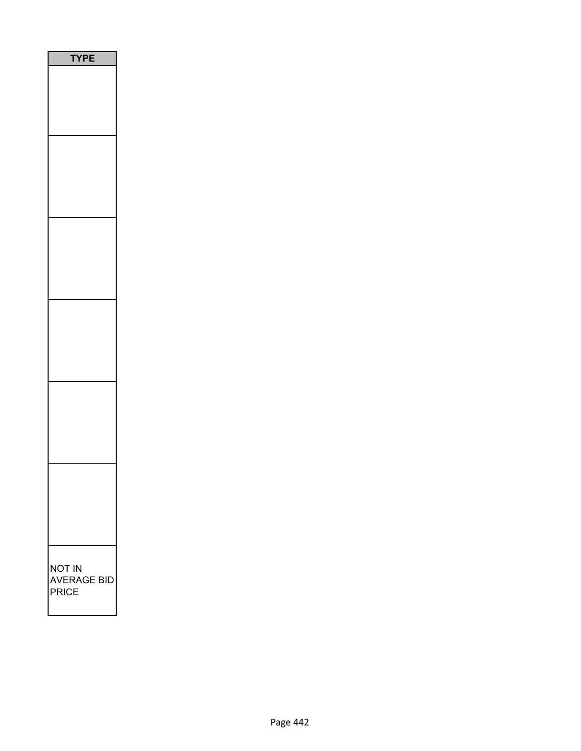| TYPE |
| --- |
| |
| |
| |
| |
| |
| |
| NOT IN AVERAGE BID PRICE |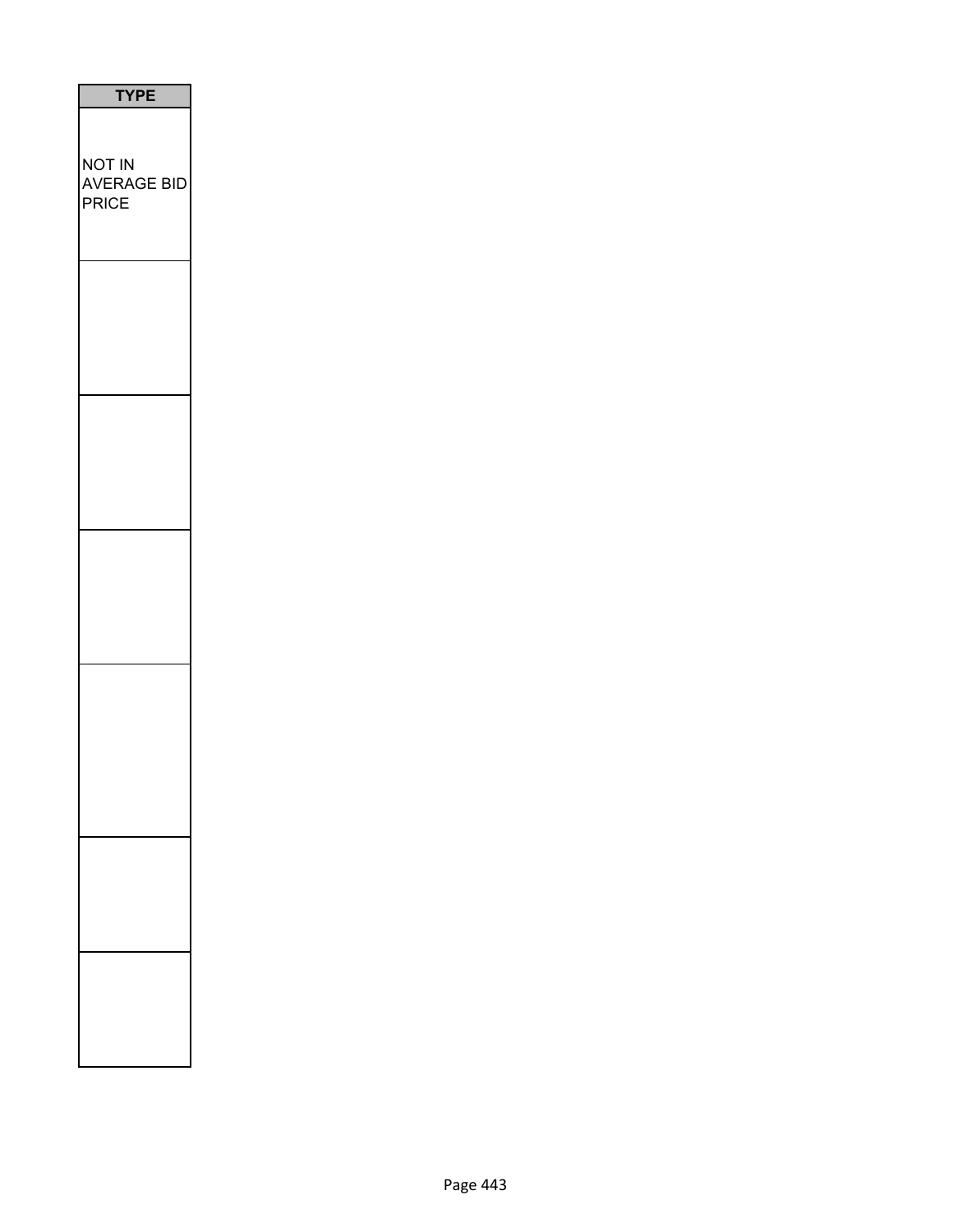| TYPE |
| --- |
| NOT IN AVERAGE BID PRICE |
| |
| |
| |
| |
| |
| |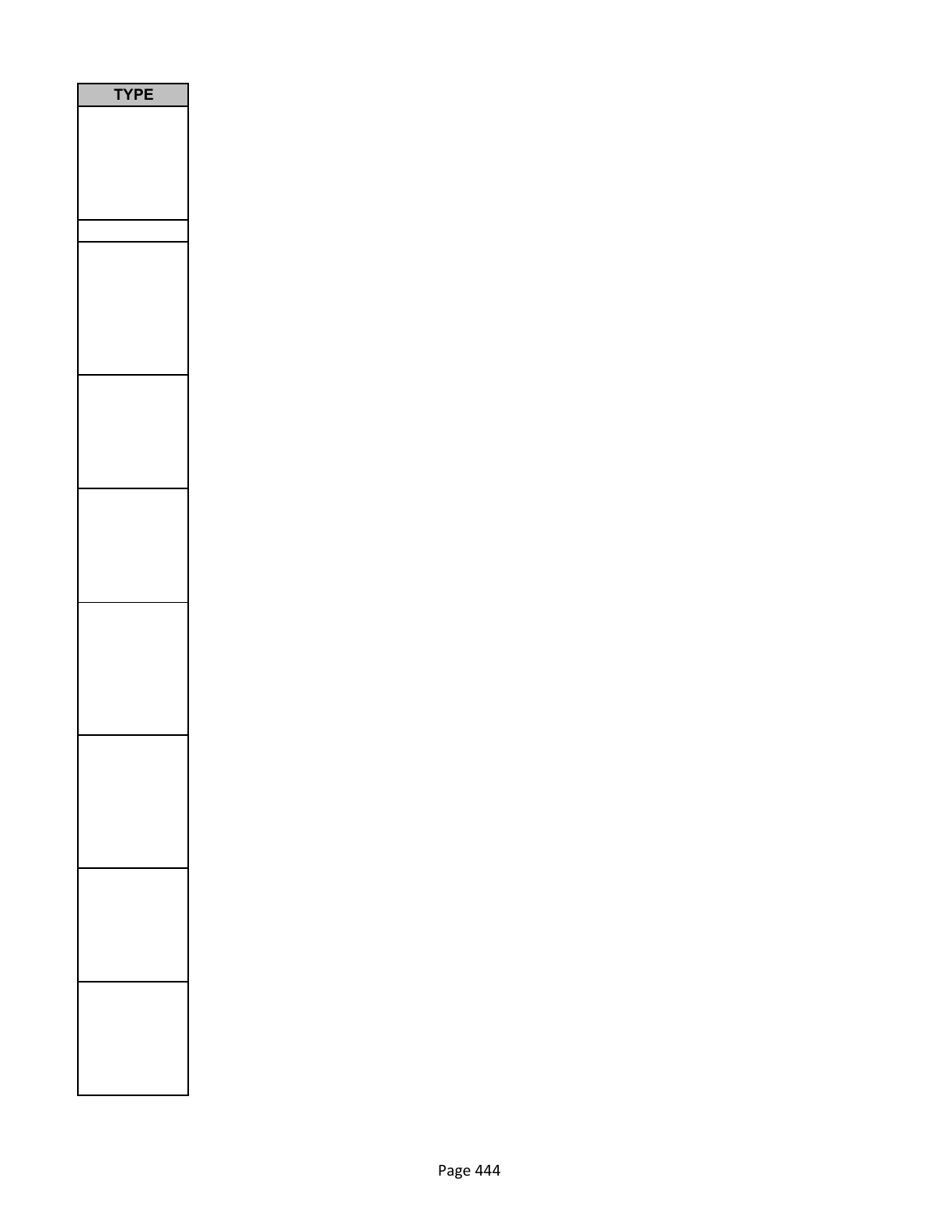| TYPE |
| --- |
| |
| |
| |
| |
| |
| |
| |
| |
| |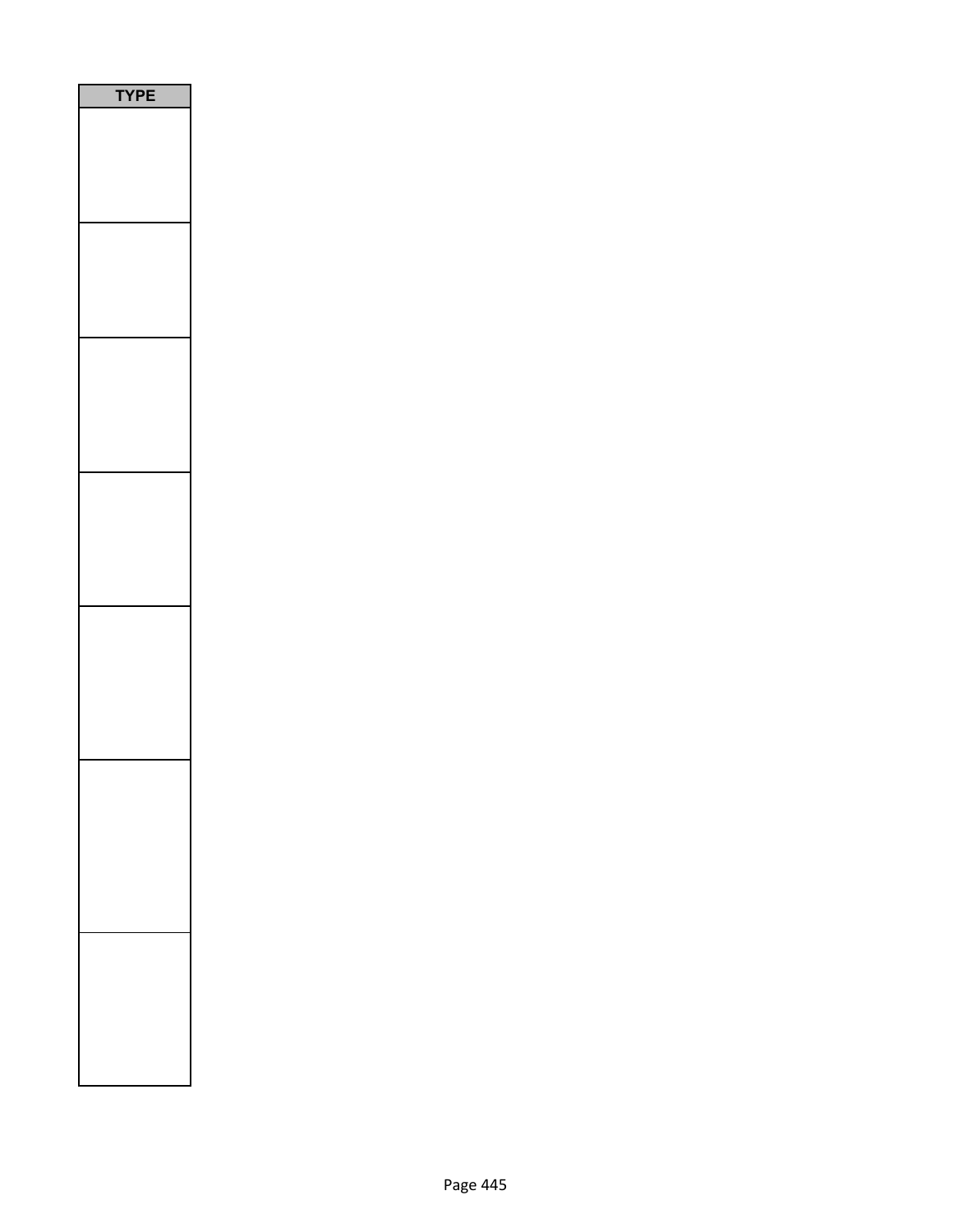| TYPE |
| --- |
| |
| |
| |
| |
| |
| |
| |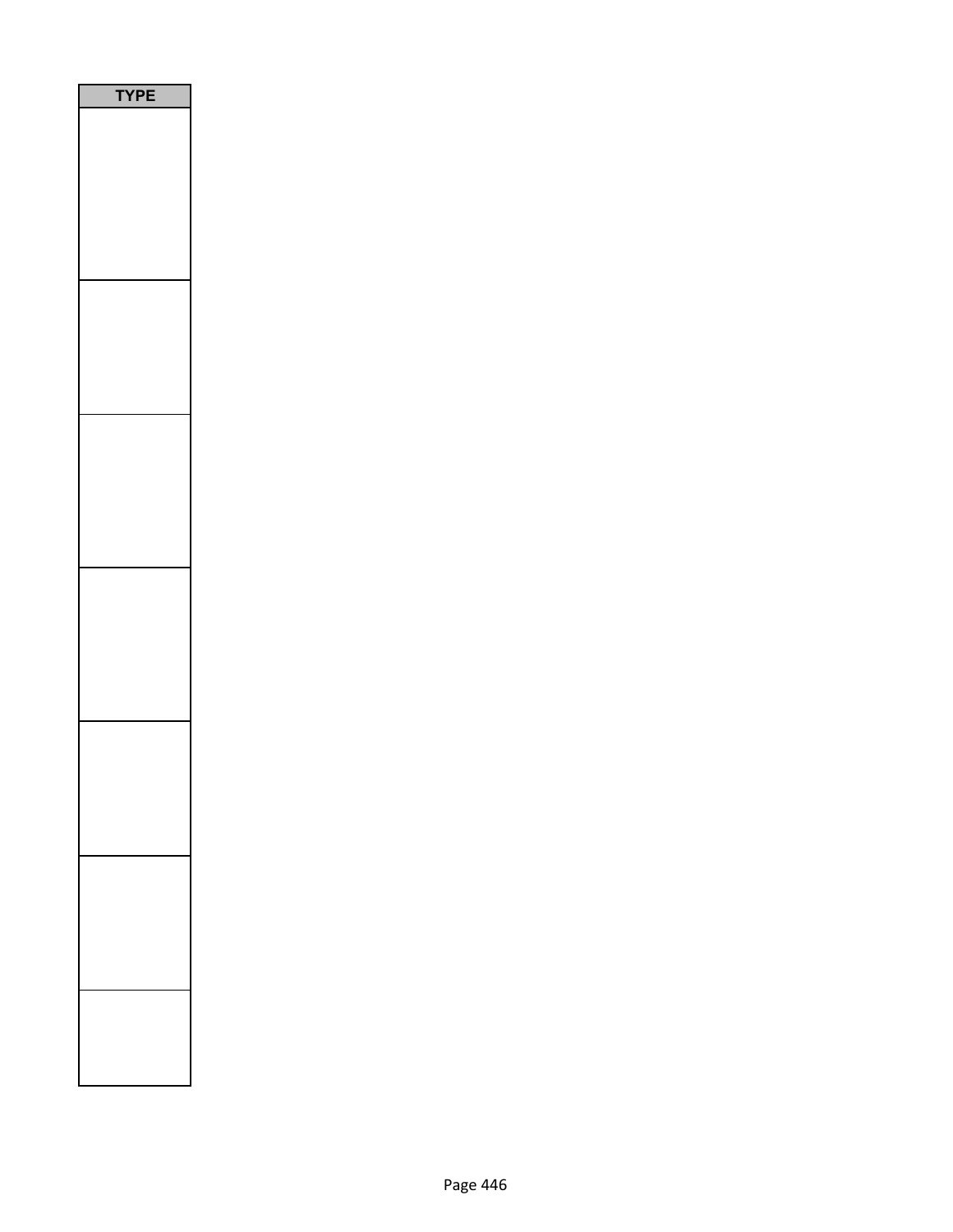| TYPE |
|---|
| |
| |
| |
| |
| |
| |
| |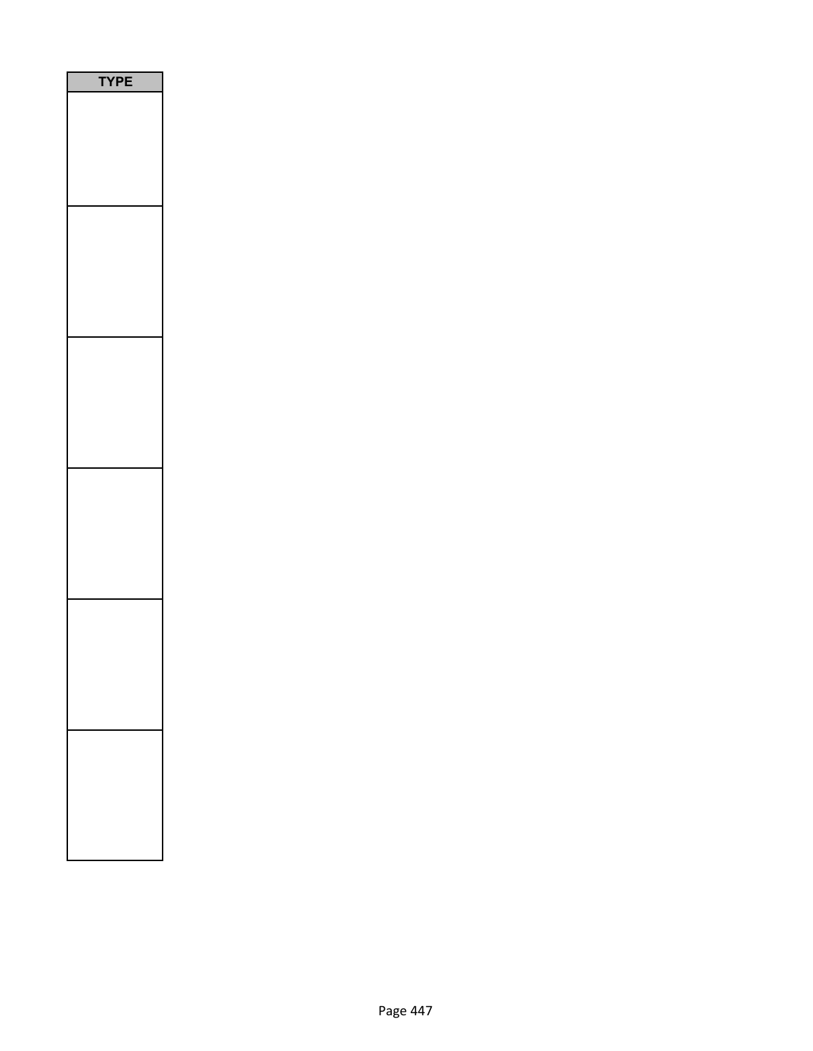| TYPE |
| --- |
| |
| |
| |
| |
| |
| |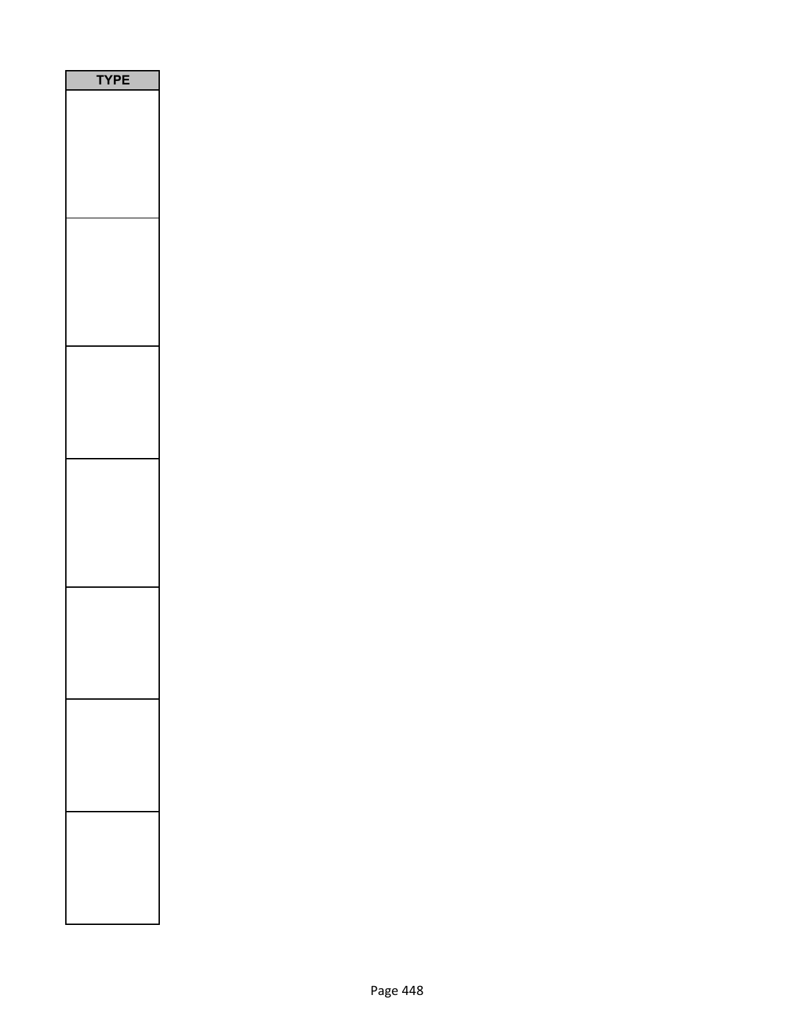| TYPE |
| --- |
| |
| |
| |
| |
| |
| |
| |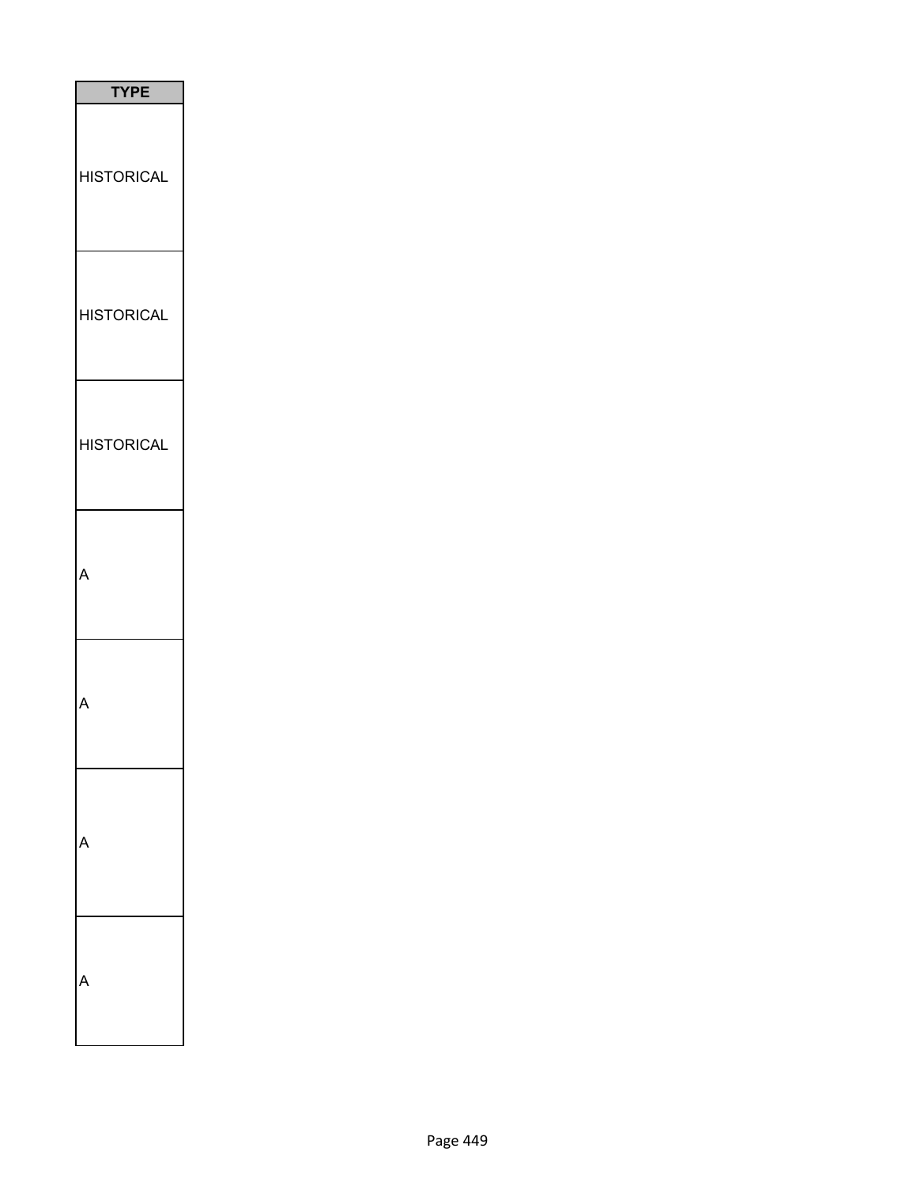| TYPE |
| --- |
| HISTORICAL |
| HISTORICAL |
| HISTORICAL |
| A |
| A |
| A |
| A |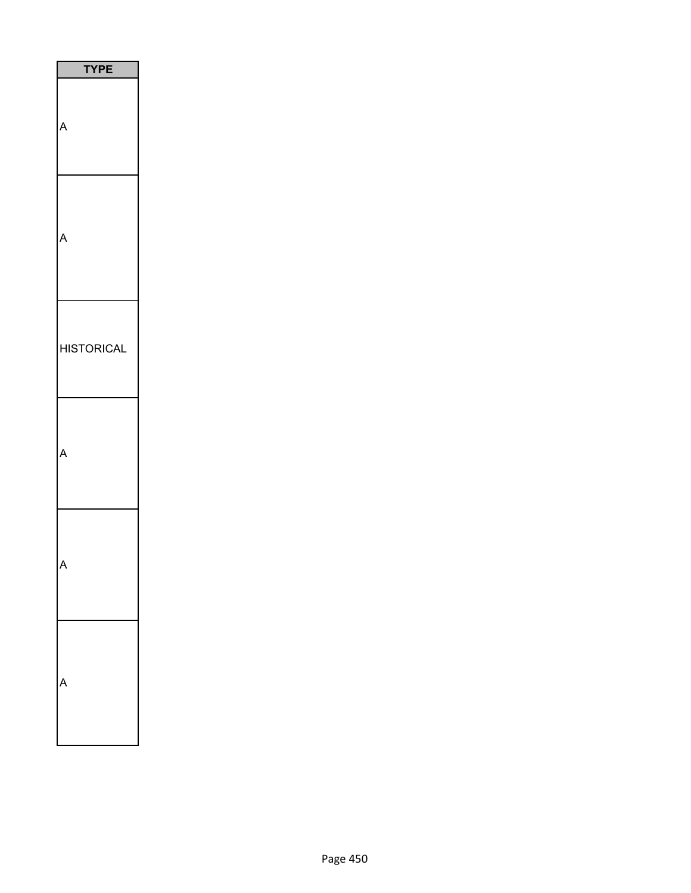| TYPE |
| --- |
| A |
| A |
| HISTORICAL |
| A |
| A |
| A |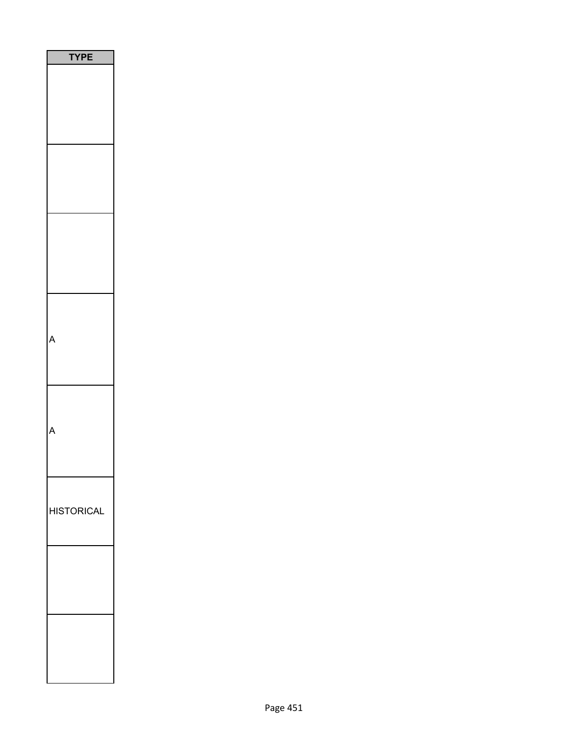| TYPE |
| --- |
| |
| |
| |
| A |
| A |
| HISTORICAL |
| |
| |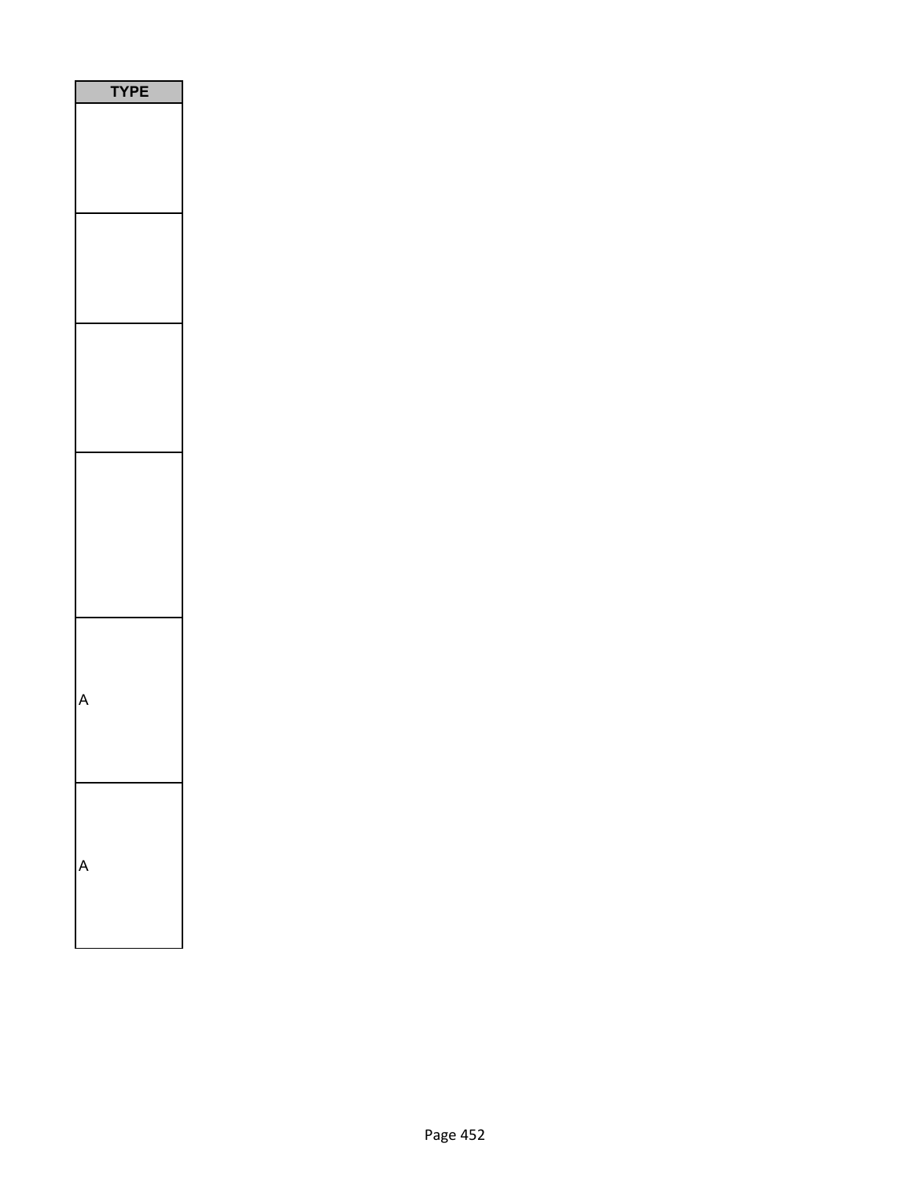| TYPE |
|---|
| |
| |
| |
| |
| A |
| A |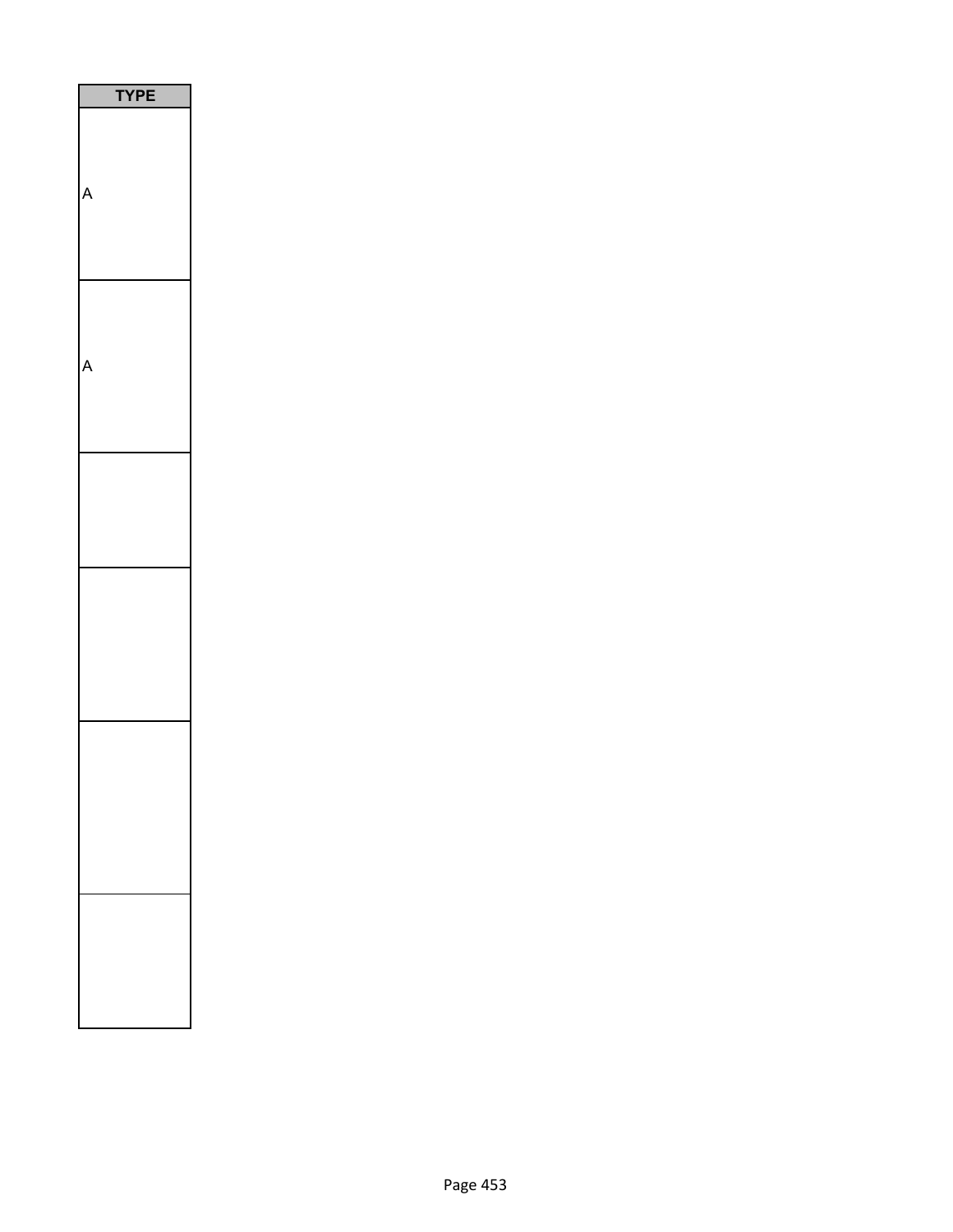| TYPE |
| --- |
| A |
| A |
| |
| |
| |
| |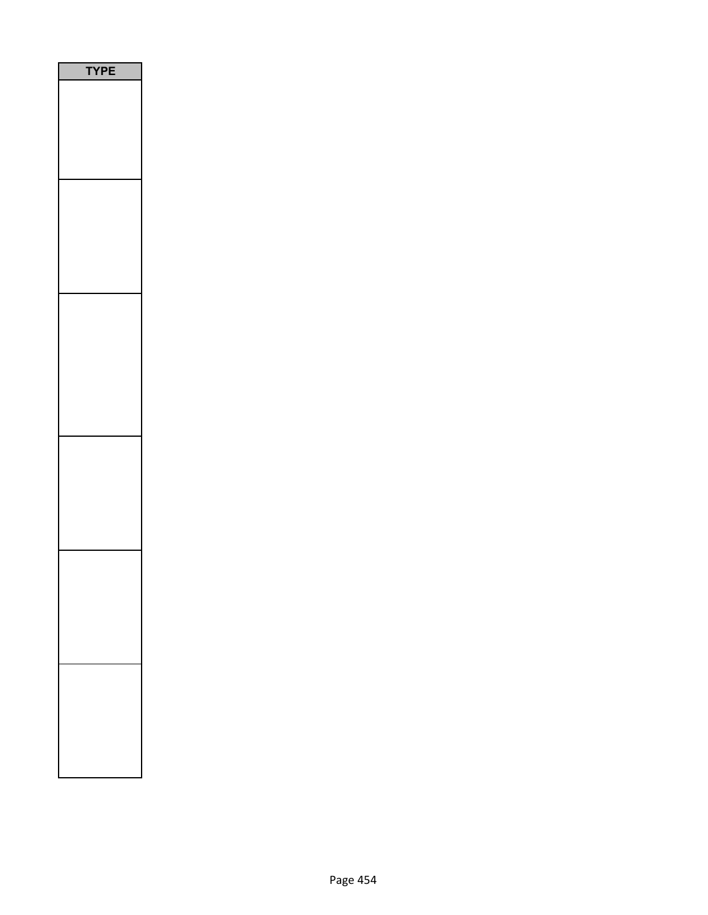| TYPE |
| --- |
| |
| |
| |
| |
| |
| |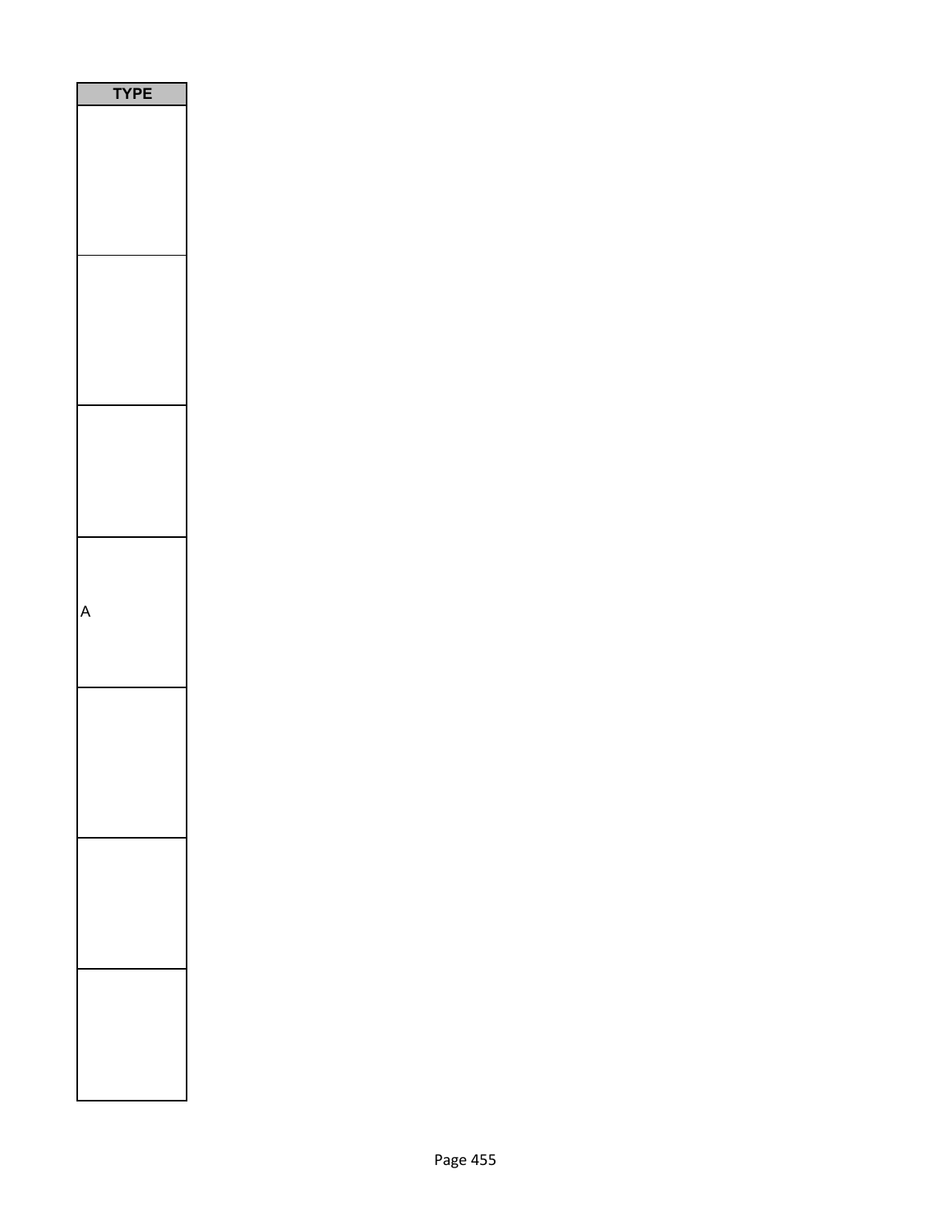| TYPE |
| --- |
| |
| |
| |
| A |
| |
| |
| |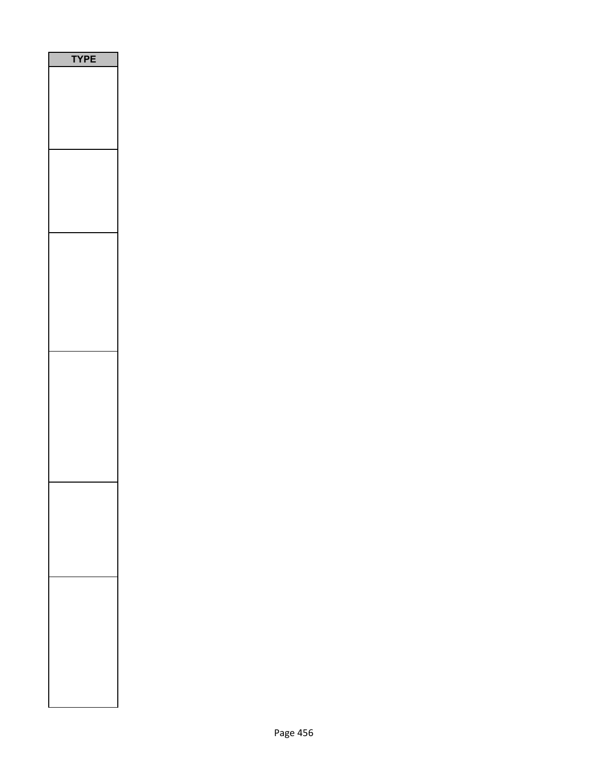| TYPE |
| --- |
| |
| |
| |
| |
| |
| |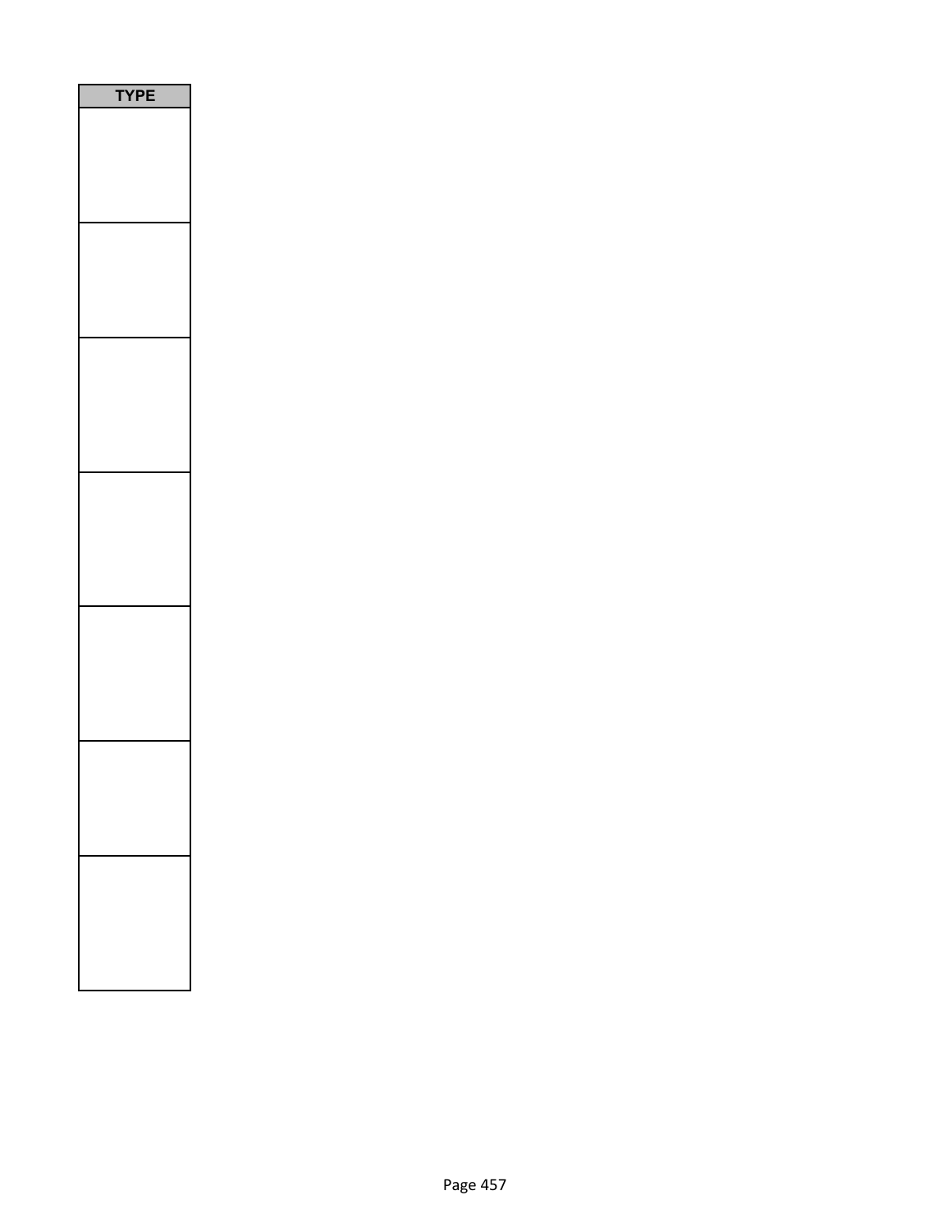| TYPE |
| --- |
| |
| |
| |
| |
| |
| |
| |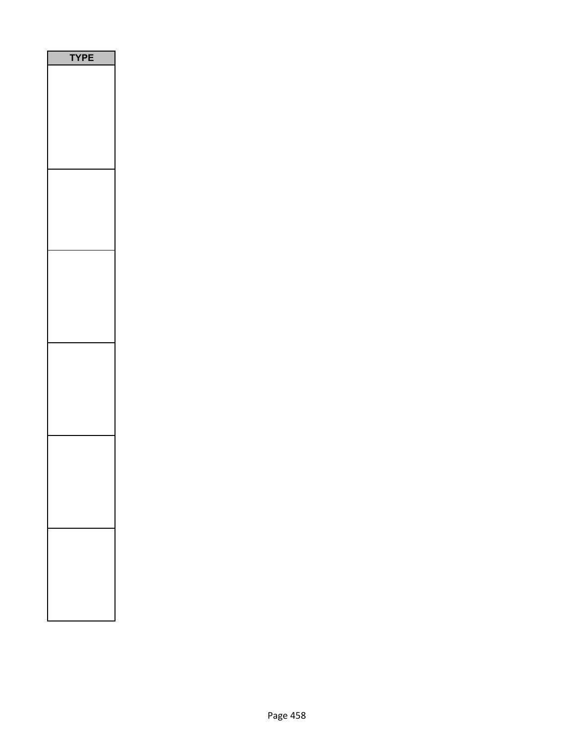| TYPE |
| --- |
| |
| |
| |
| |
| |
| |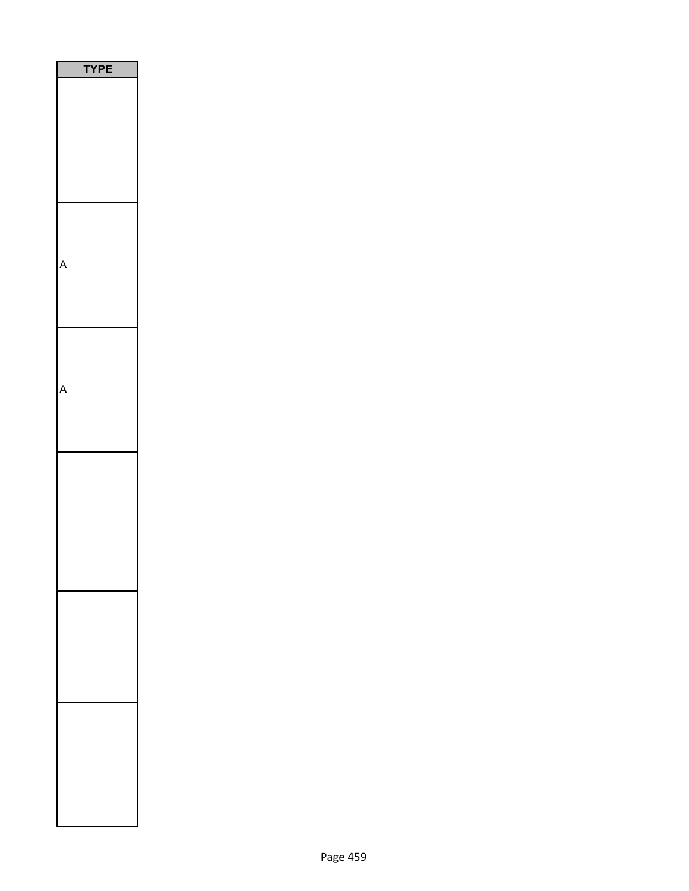| TYPE |
|---|
| |
| A |
| A |
| |
| |
| |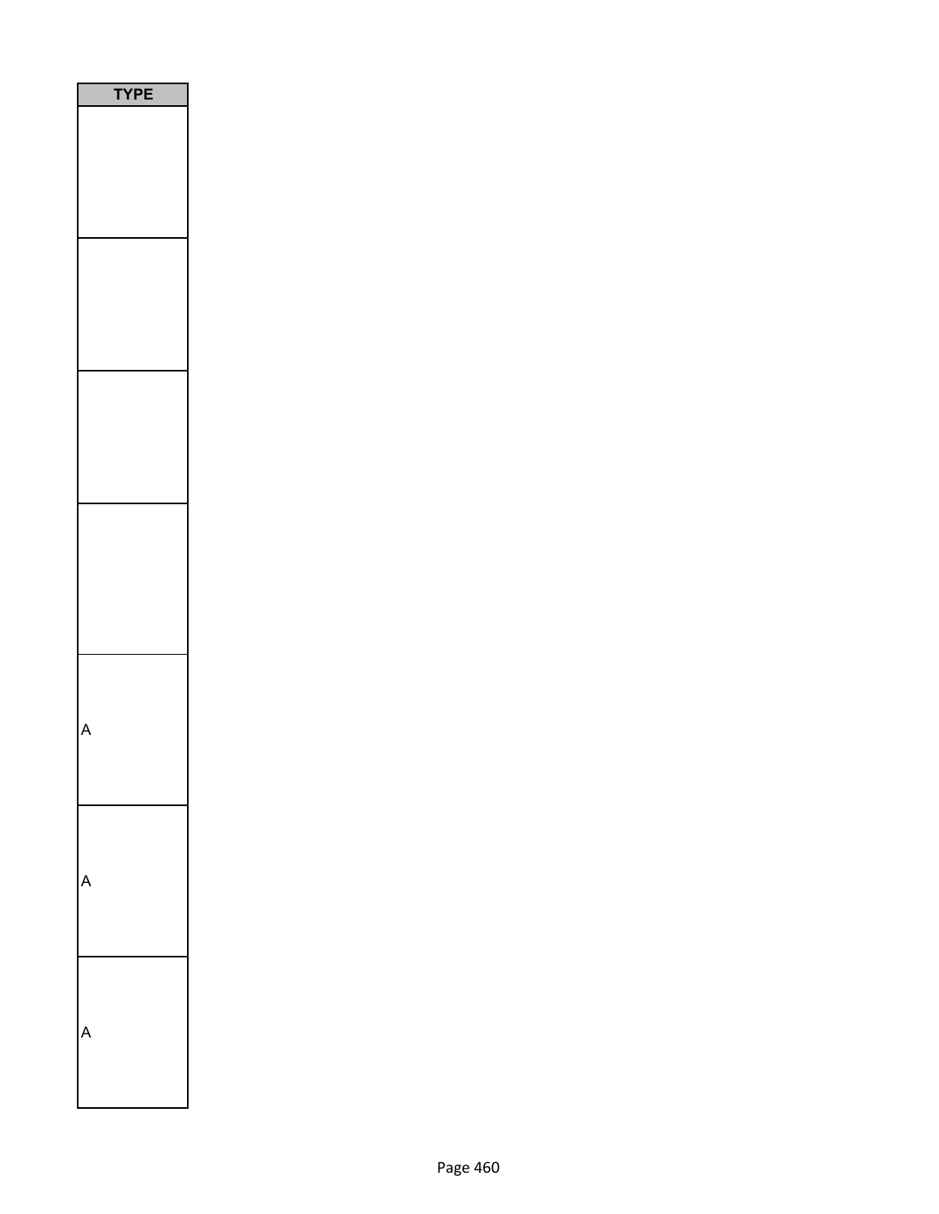| TYPE |
| --- |
| |
| |
| |
| |
| A |
| A |
| A |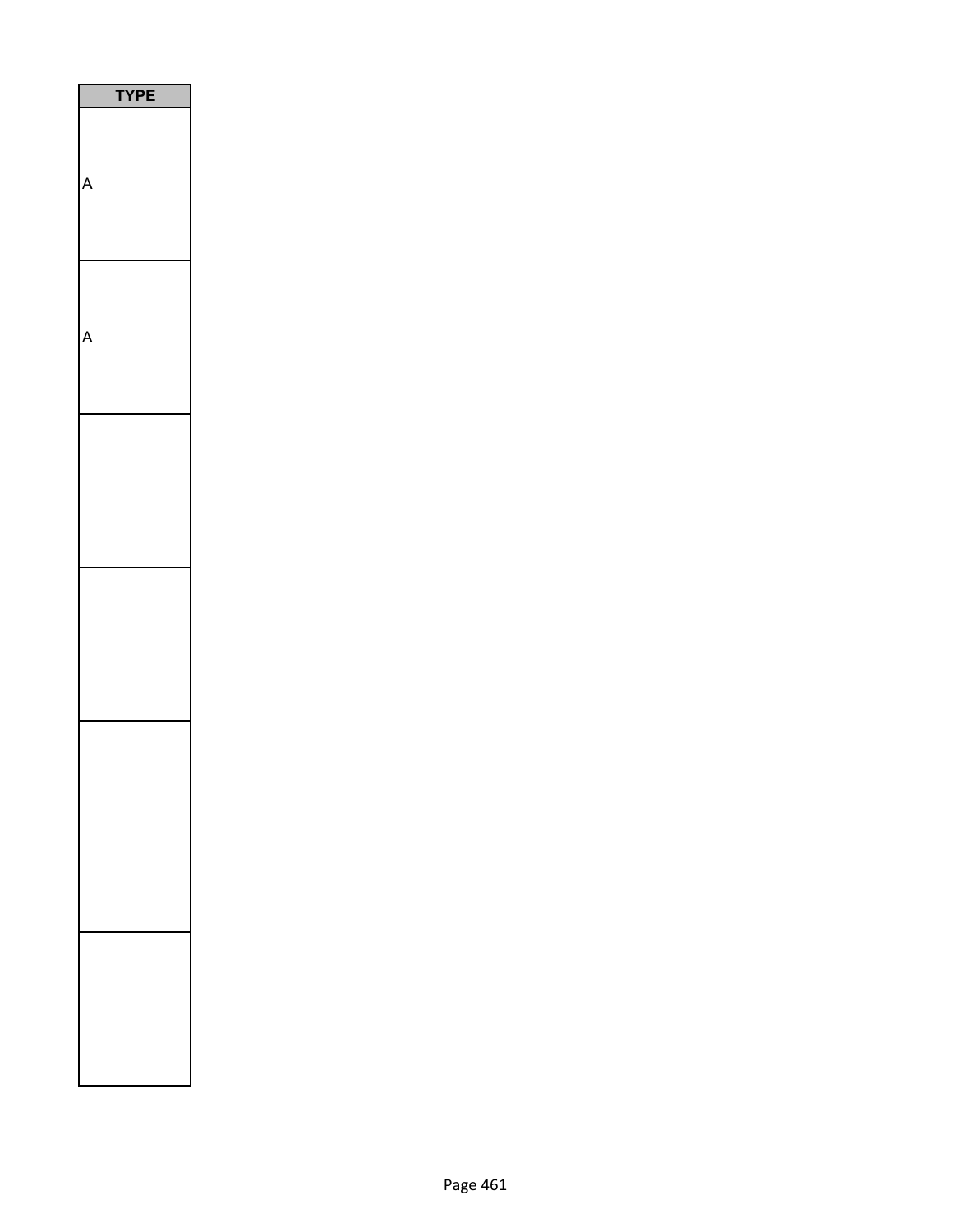| TYPE |
|---|
| A |
| A |
| |
| |
| |
| |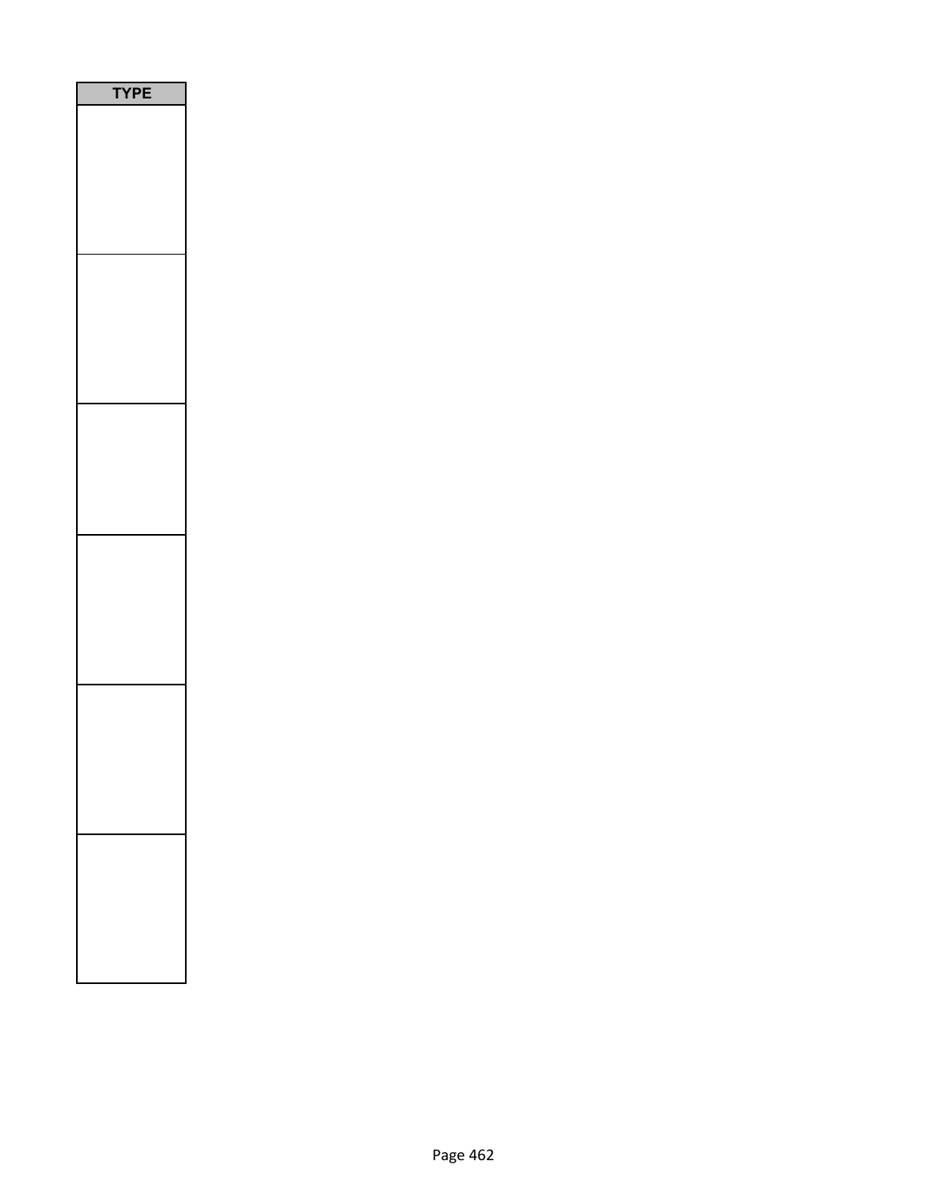| TYPE |
| --- |
| |
| |
| |
| |
| |
| |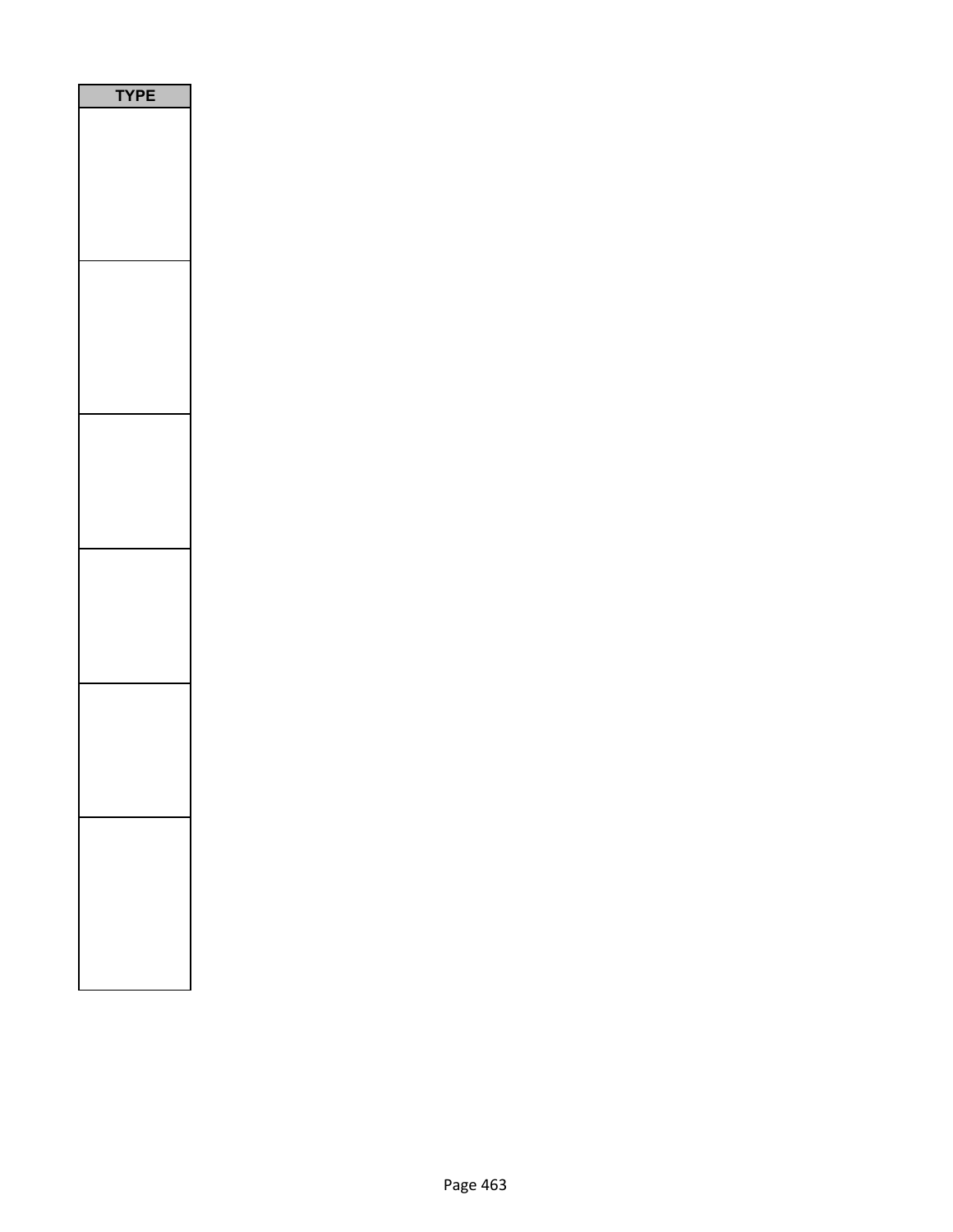| TYPE |
| --- |
| |
| |
| |
| |
| |
| |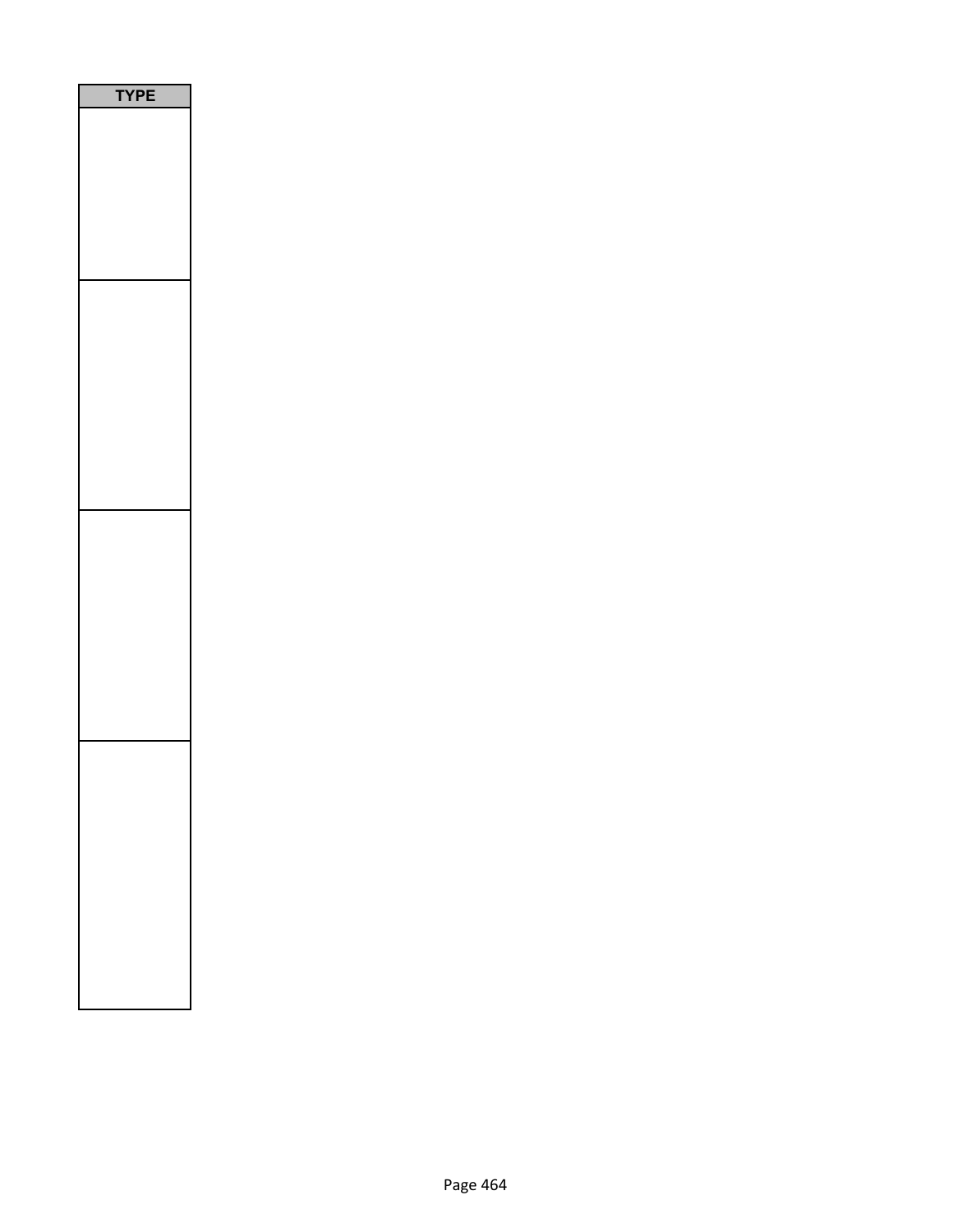| TYPE |
| --- |
| |
| |
| |
| |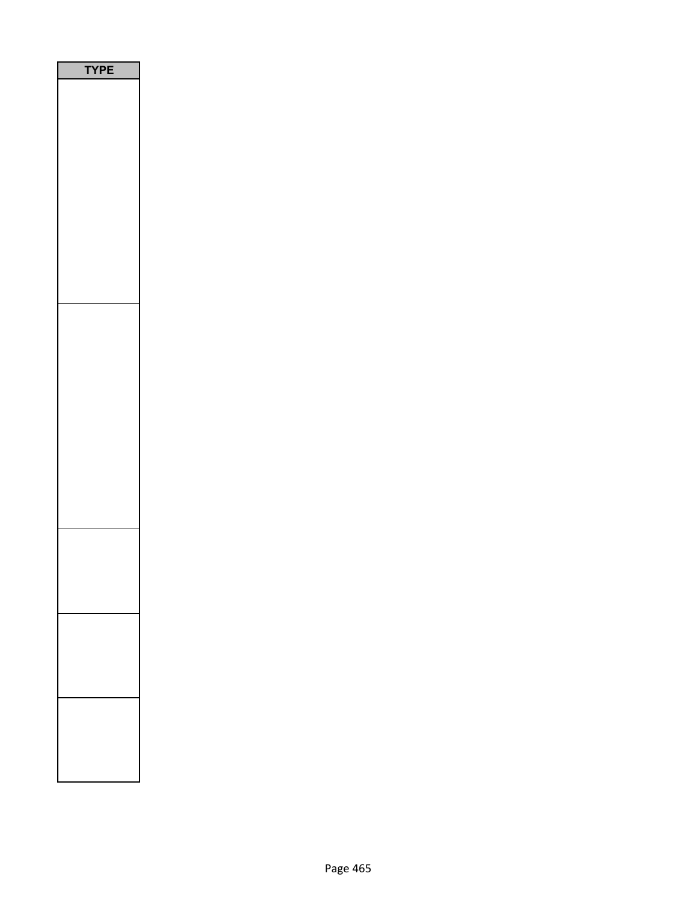| TYPE |
| --- |
| |
| |
| |
| |
| |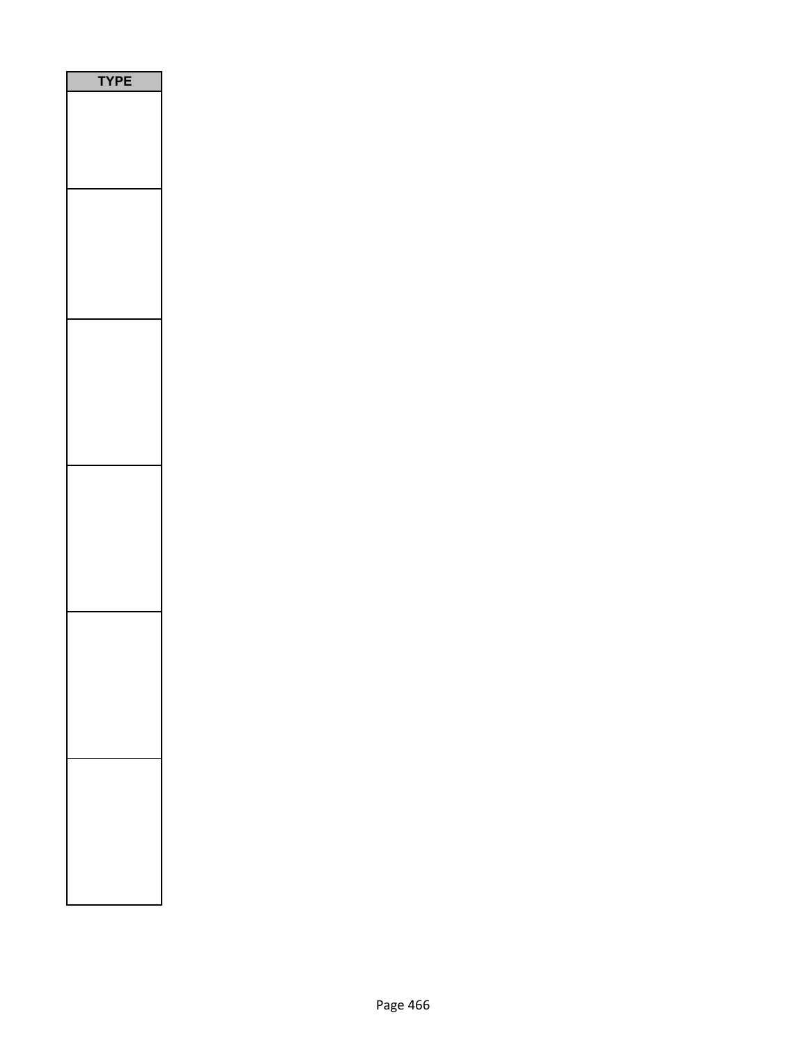| TYPE |
| --- |
| |
| |
| |
| |
| |
| |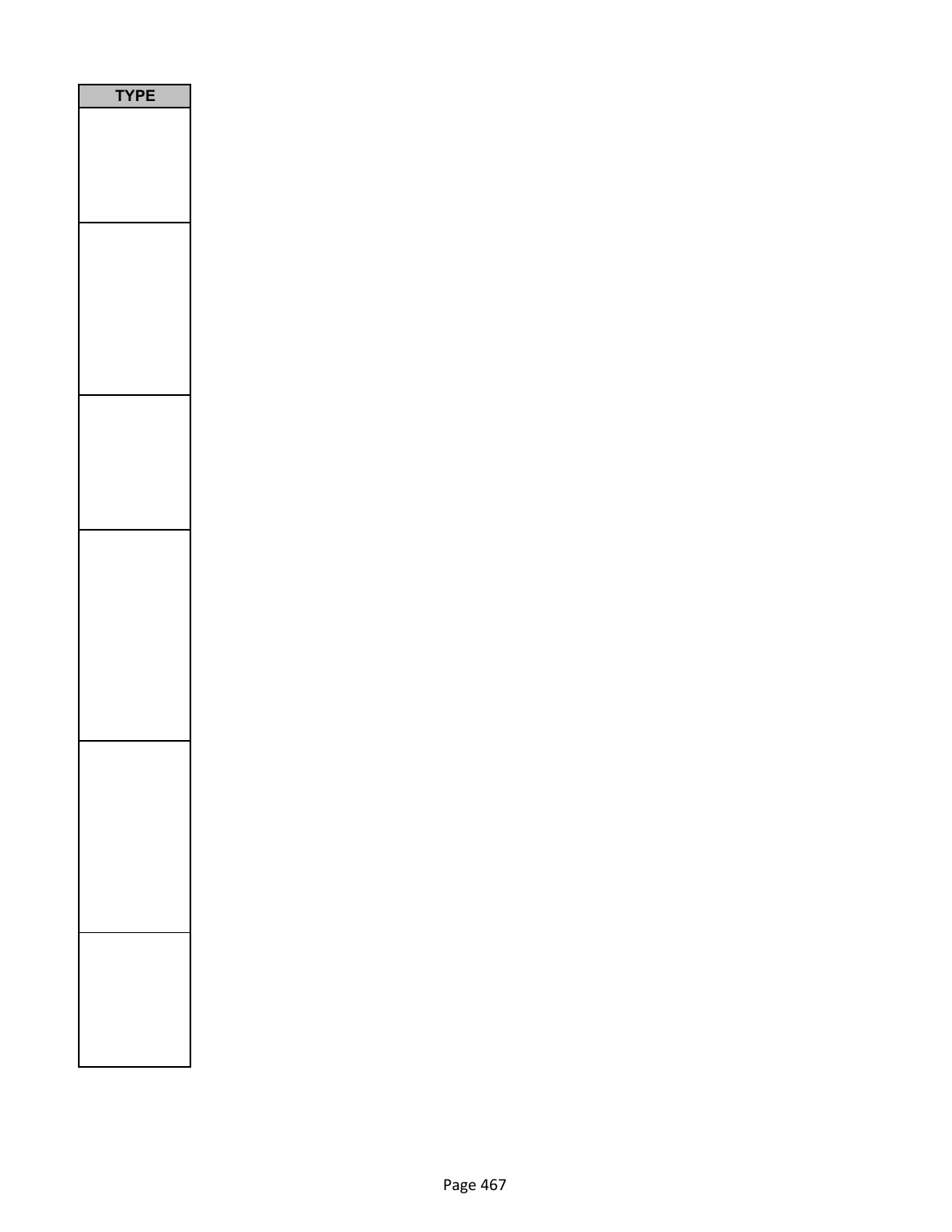| TYPE |
|---|
| |
| |
| |
| |
| |
| |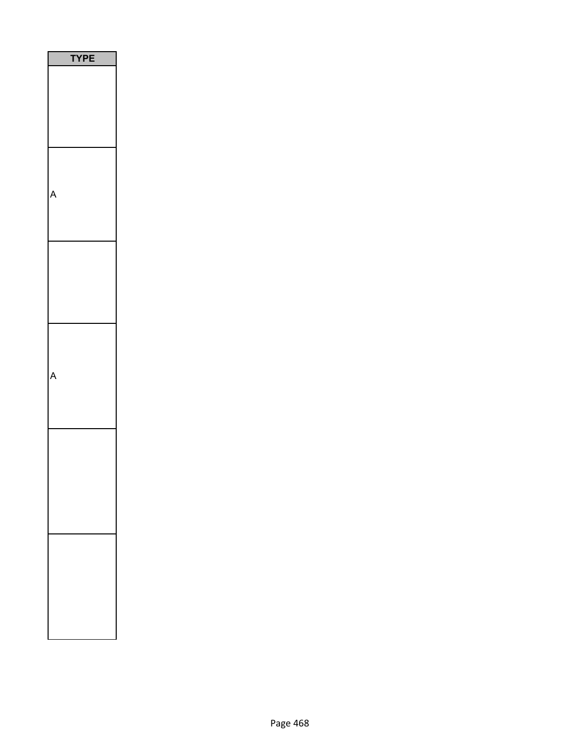| TYPE |
| --- |
| |
| A |
| |
| A |
| |
| |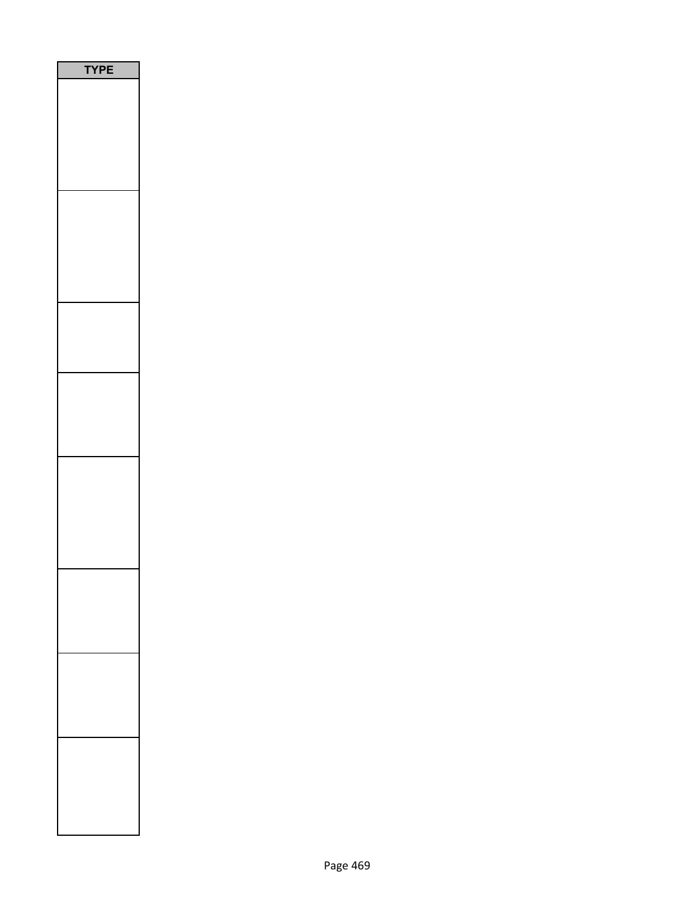| TYPE |
| --- |
| |
| |
| |
| |
| |
| |
| |
| |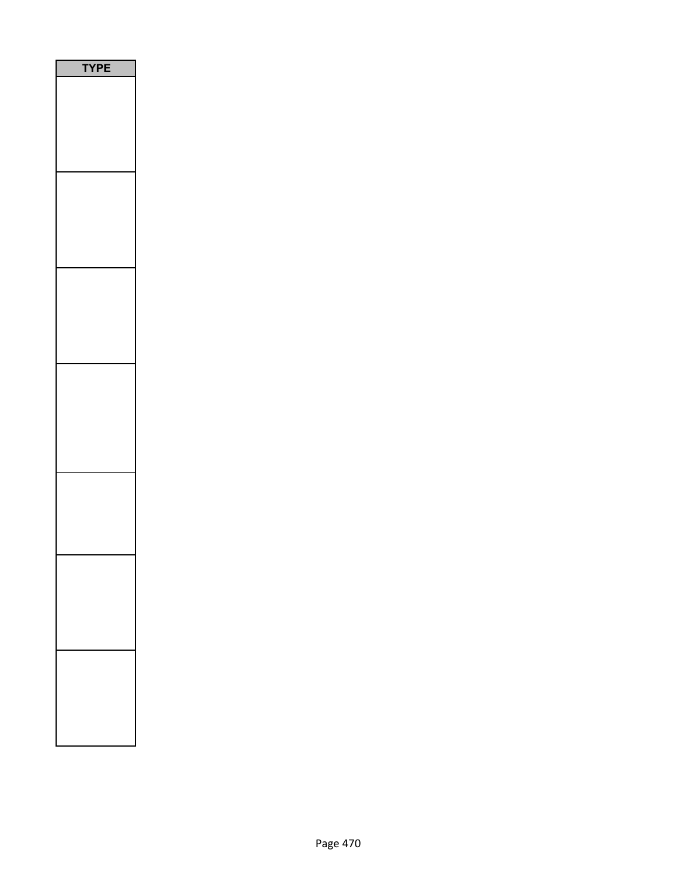| TYPE |
| --- |
| |
| |
| |
| |
| |
| |
| |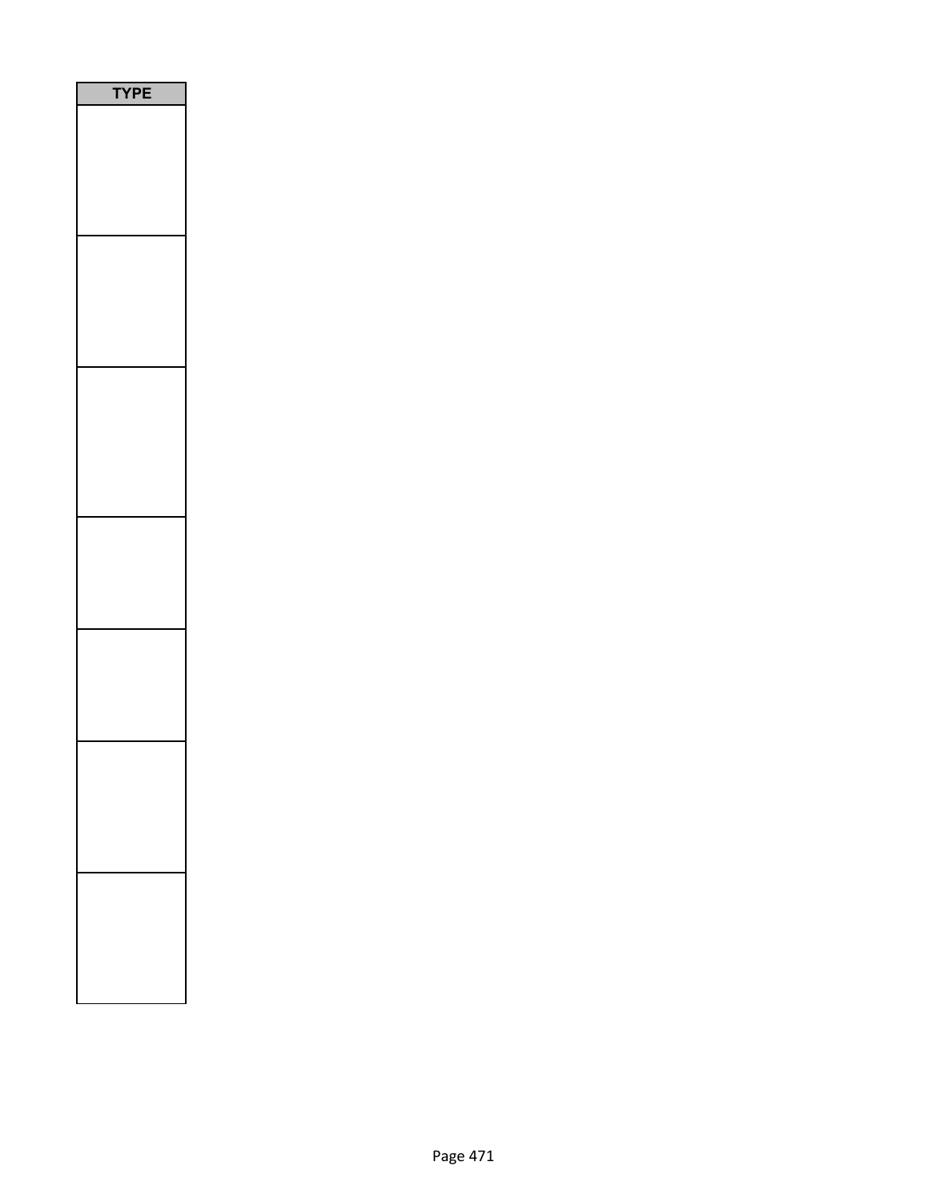| TYPE |
| --- |
| |
| |
| |
| |
| |
| |
| |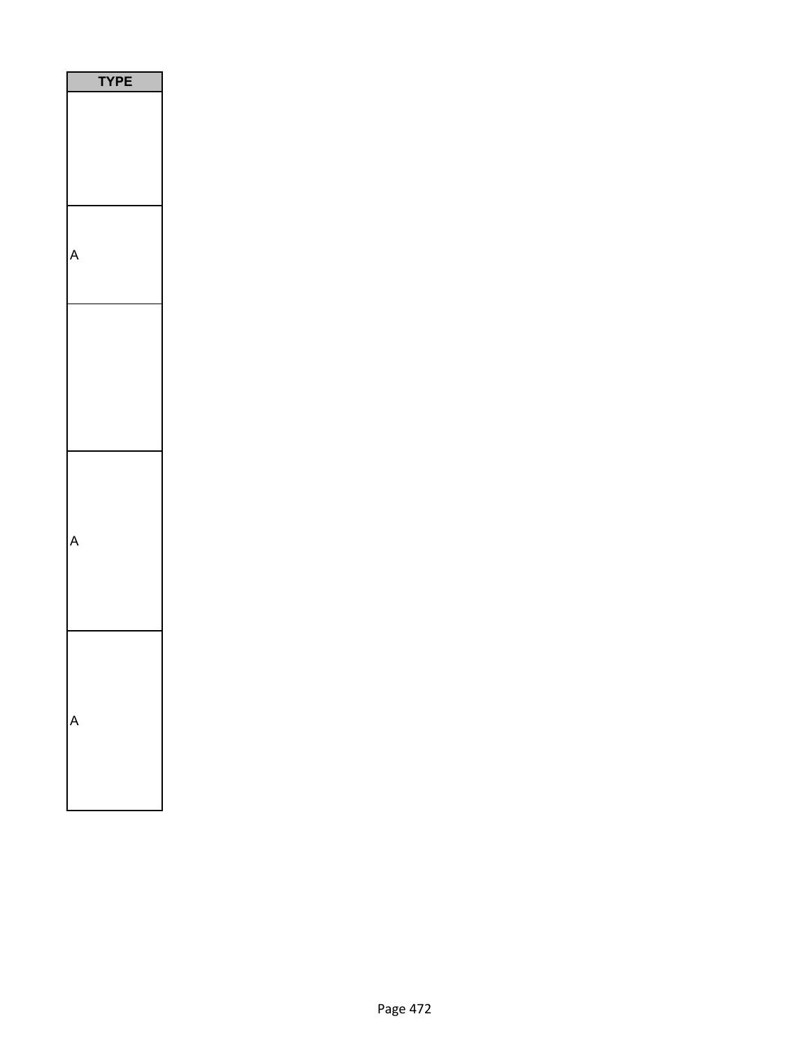| TYPE |
| --- |
| |
| A |
| |
| A |
| A |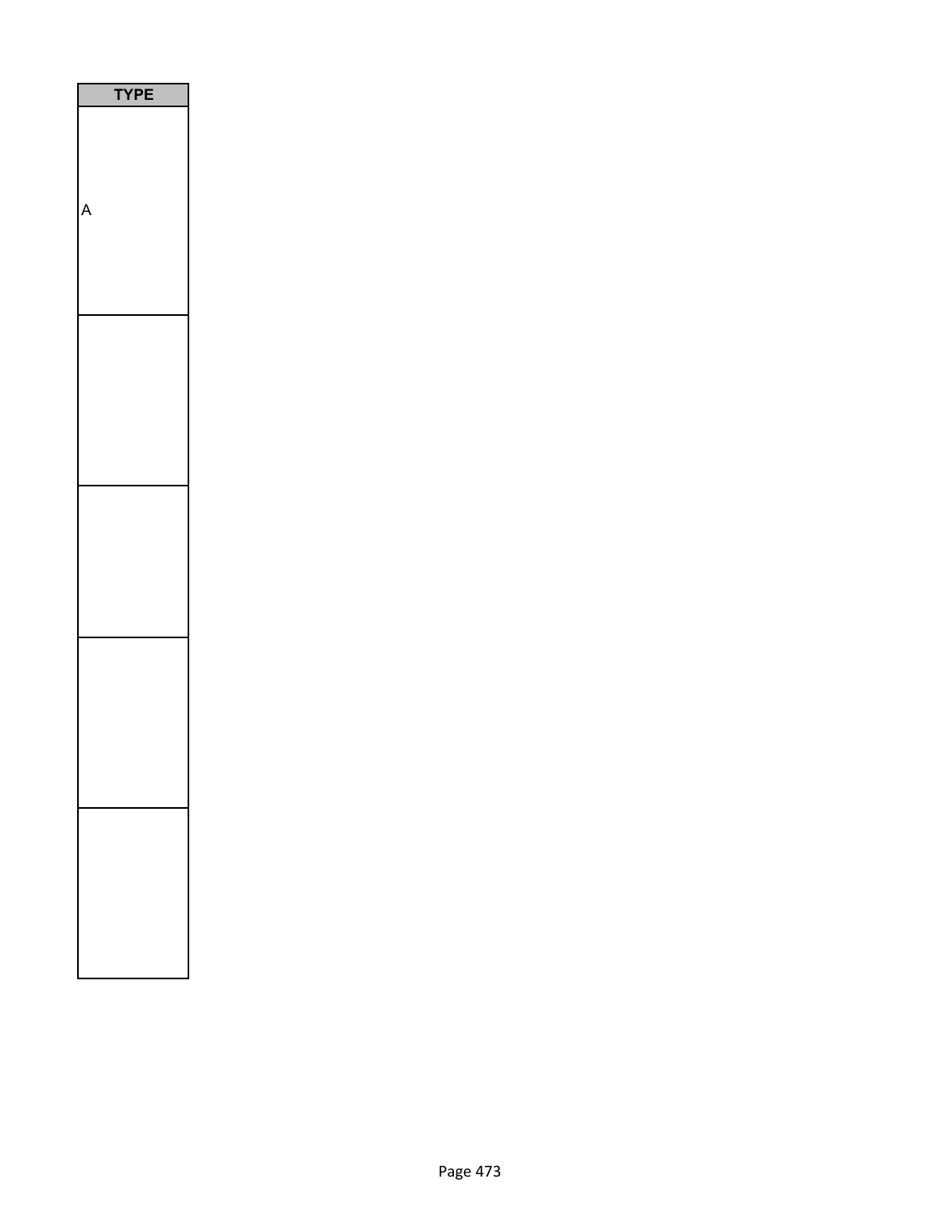| TYPE |
| --- |
| A |
| |
| |
| |
| |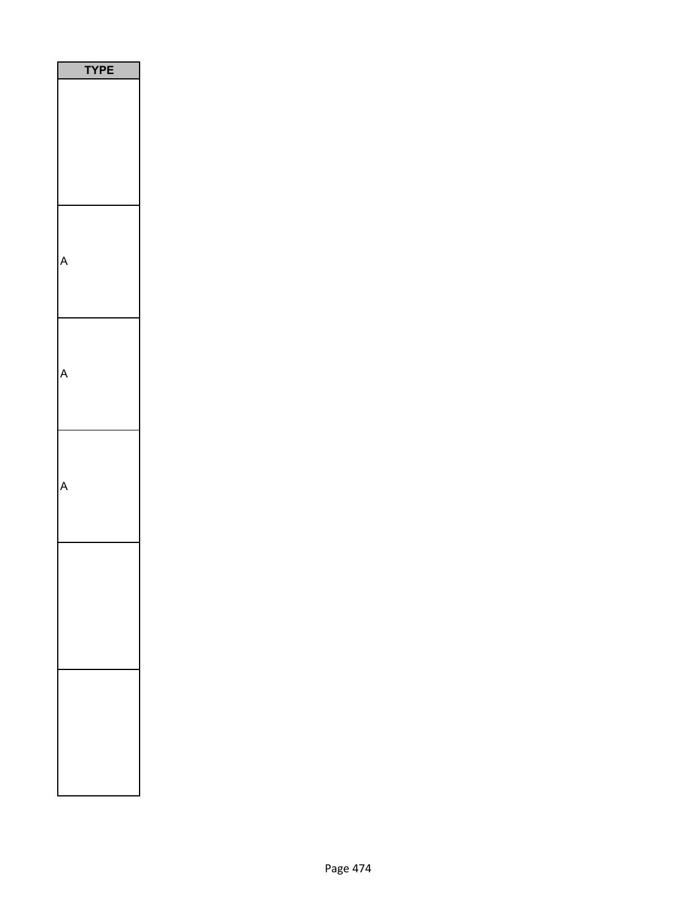| TYPE |
| --- |
| |
| A |
| A |
| A |
| |
| |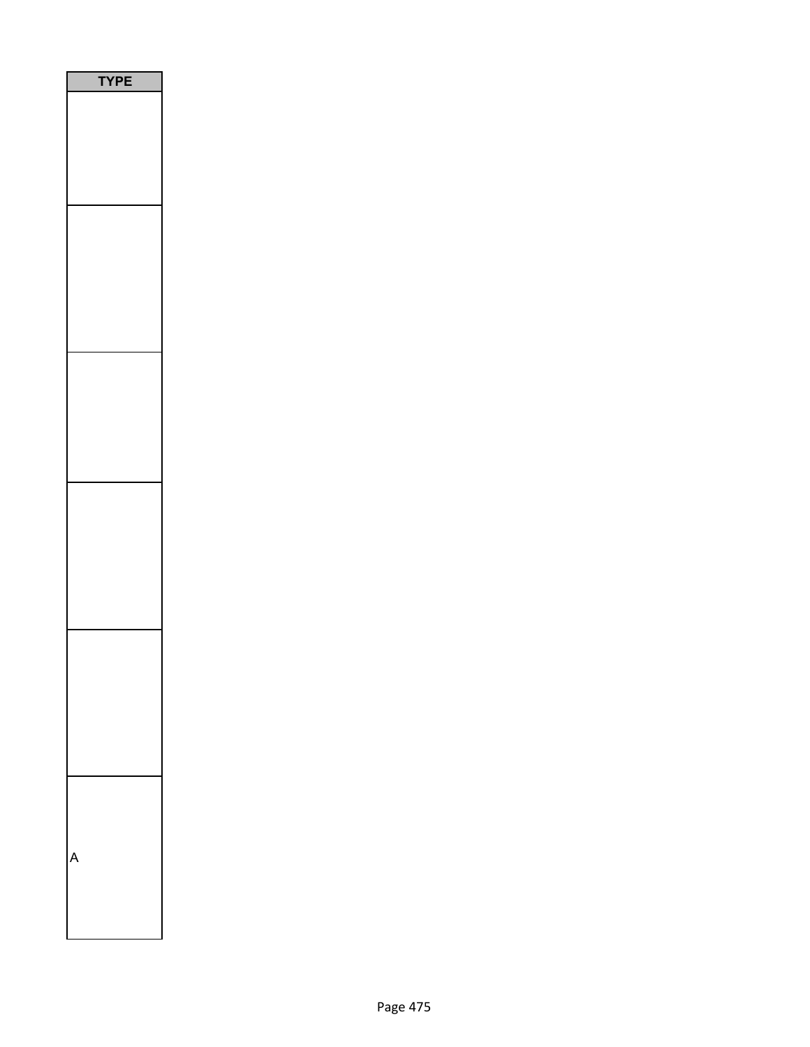| TYPE |
| --- |
| |
| |
| |
| |
| |
| A |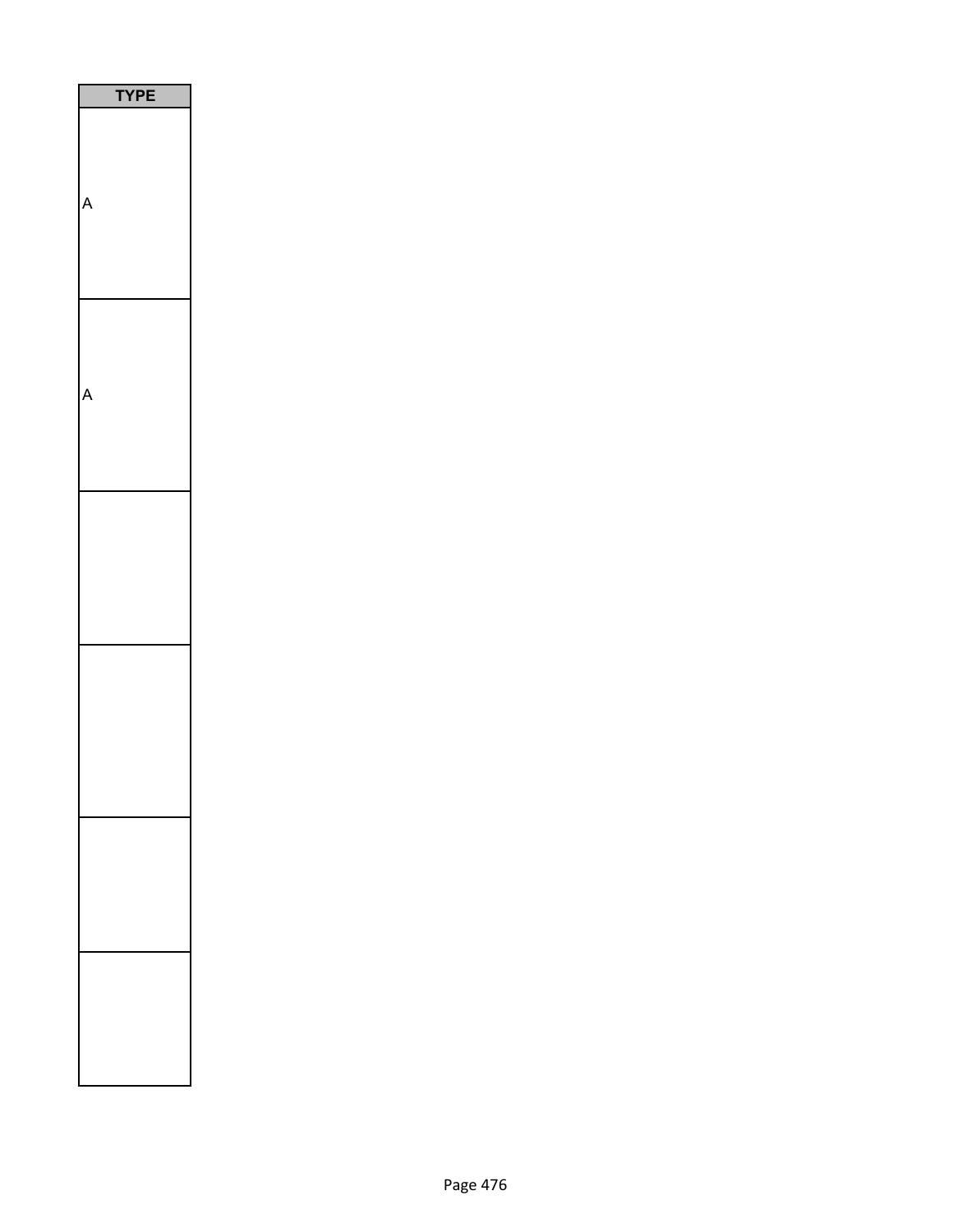| TYPE |
| --- |
| A |
| A |
| |
| |
| |
| |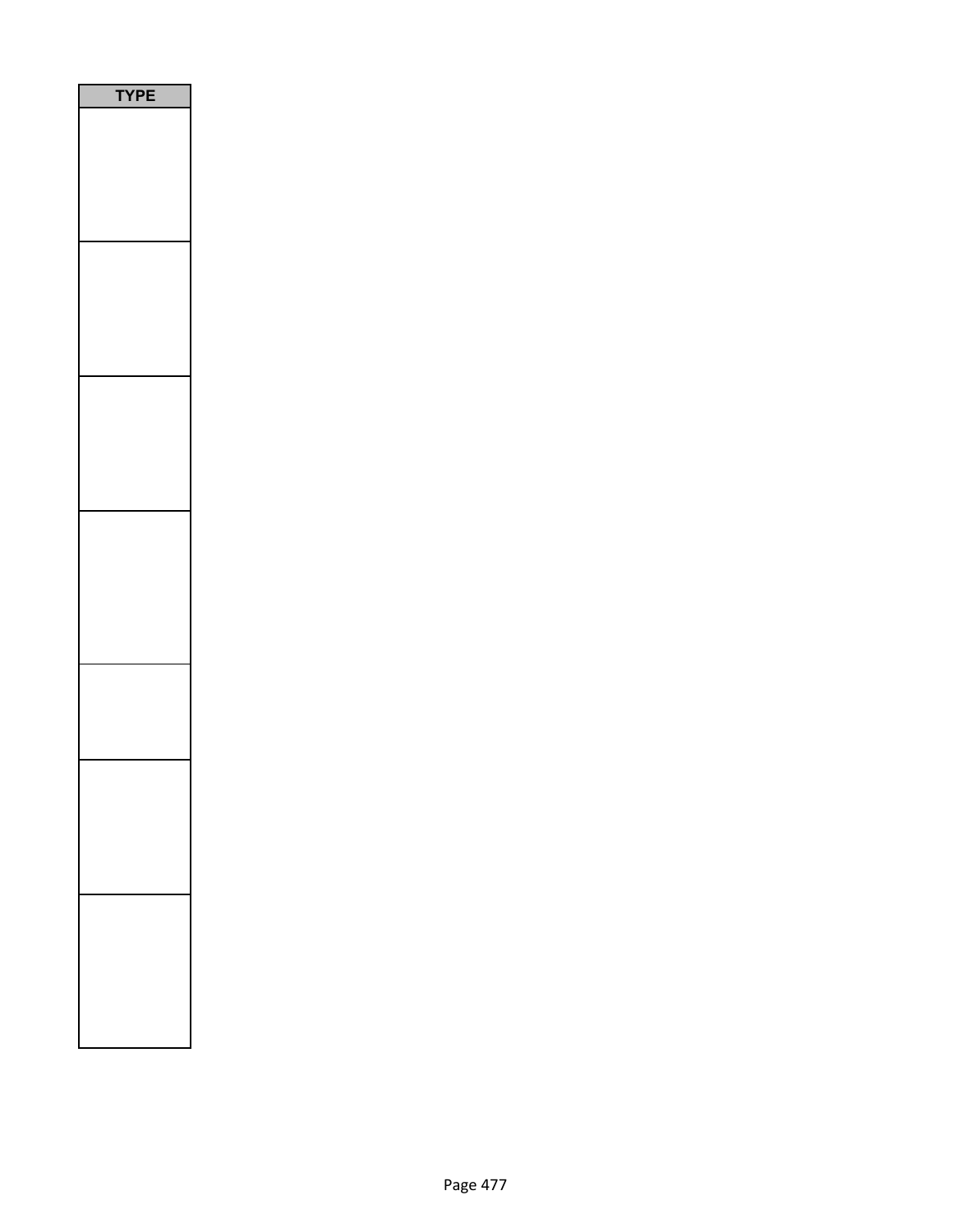| TYPE |
| --- |
| |
| |
| |
| |
| |
| |
| |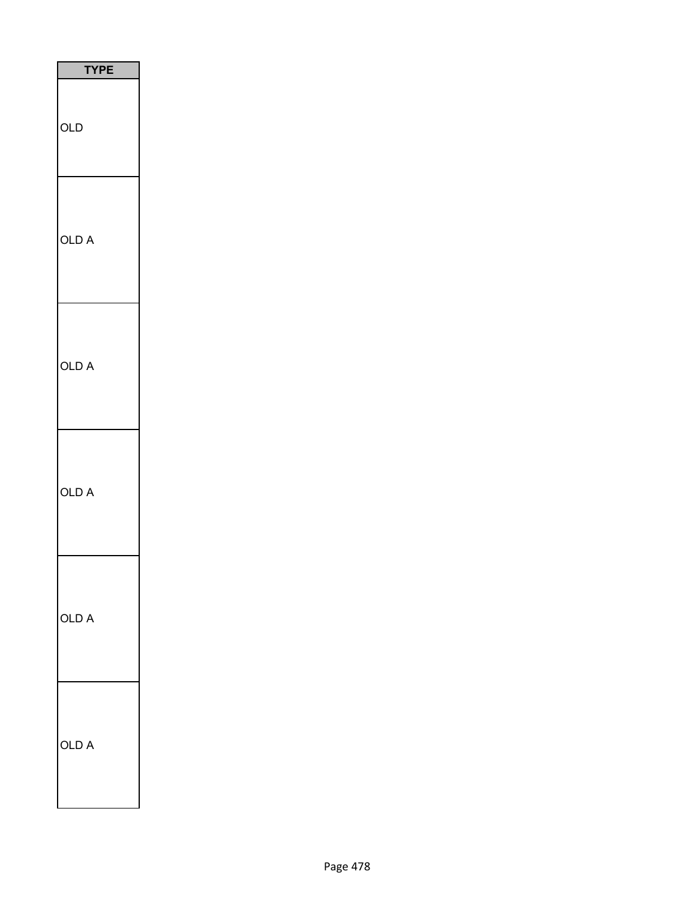| TYPE |
| --- |
| OLD |
| OLD A |
| OLD A |
| OLD A |
| OLD A |
| OLD A |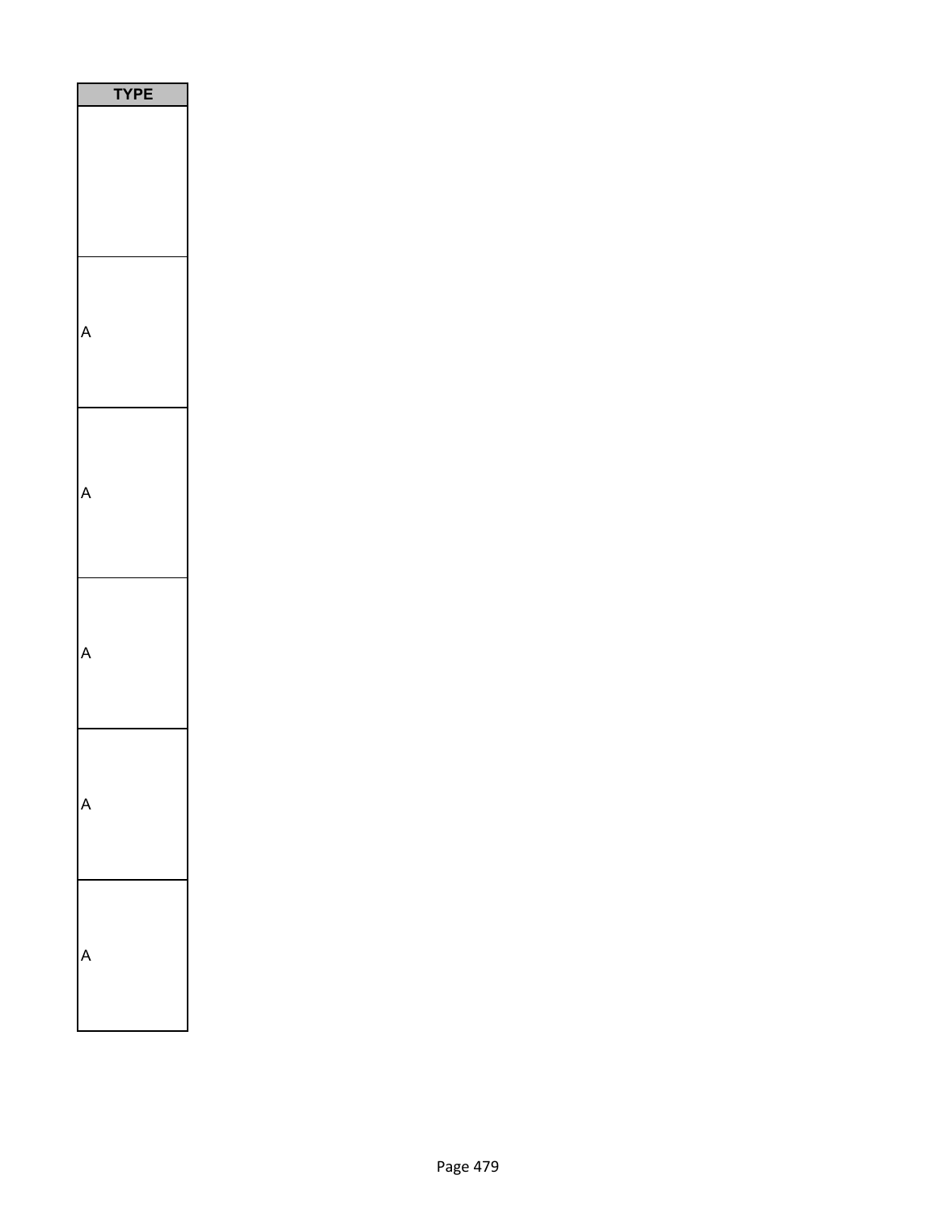| TYPE |
|---|
| |
| A |
| A |
| A |
| A |
| A |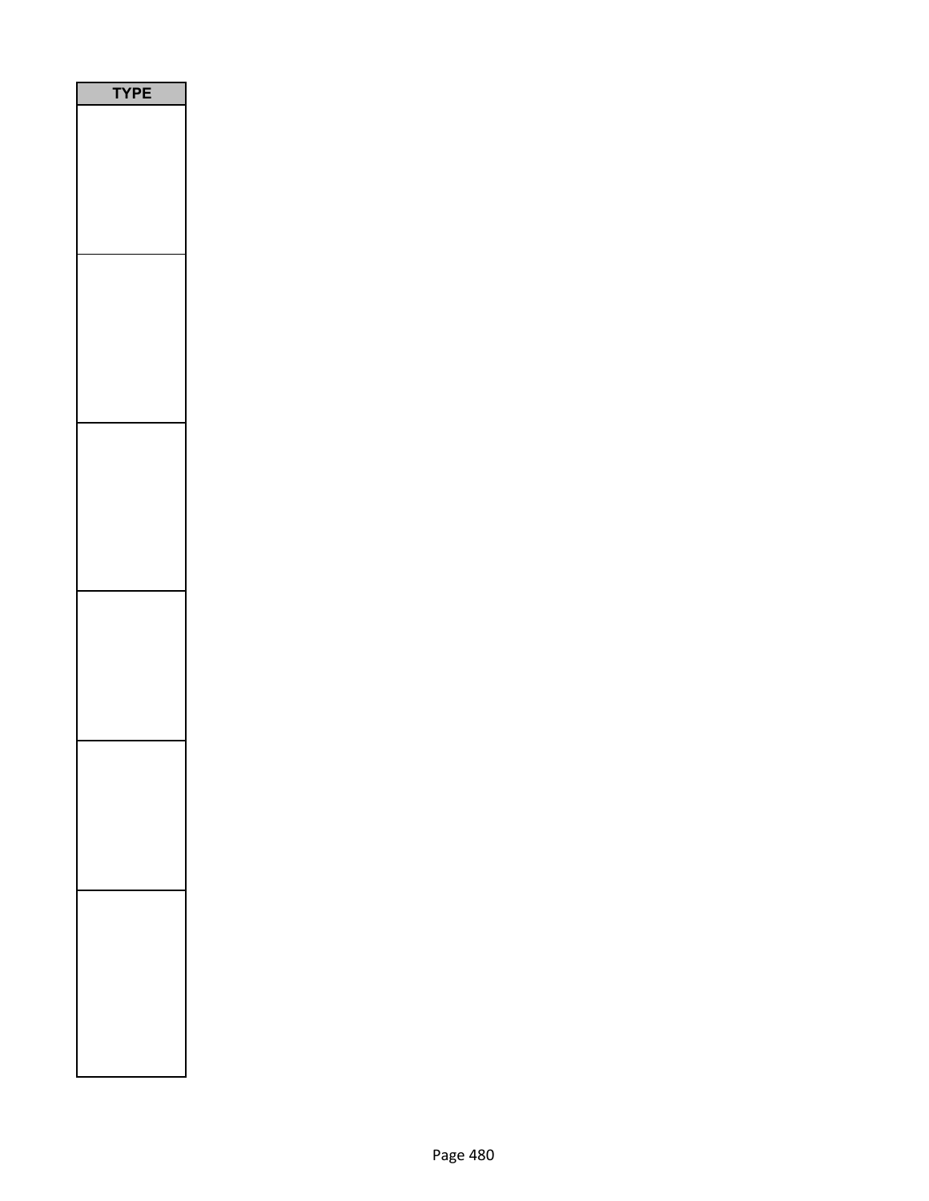| TYPE |
|---|
| |
| |
| |
| |
| |
| |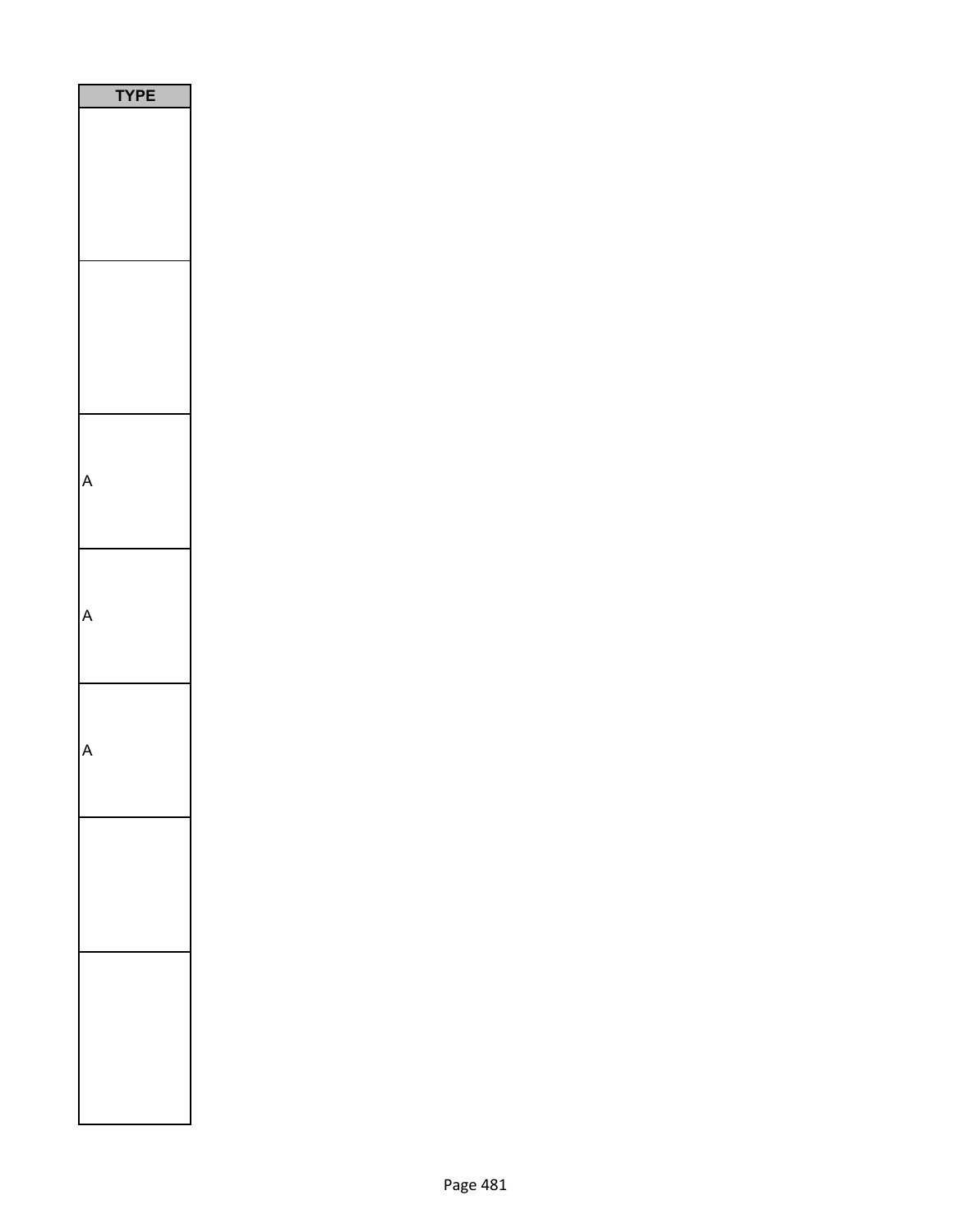| TYPE |
| --- |
| |
| |
| A |
| A |
| A |
| |
| |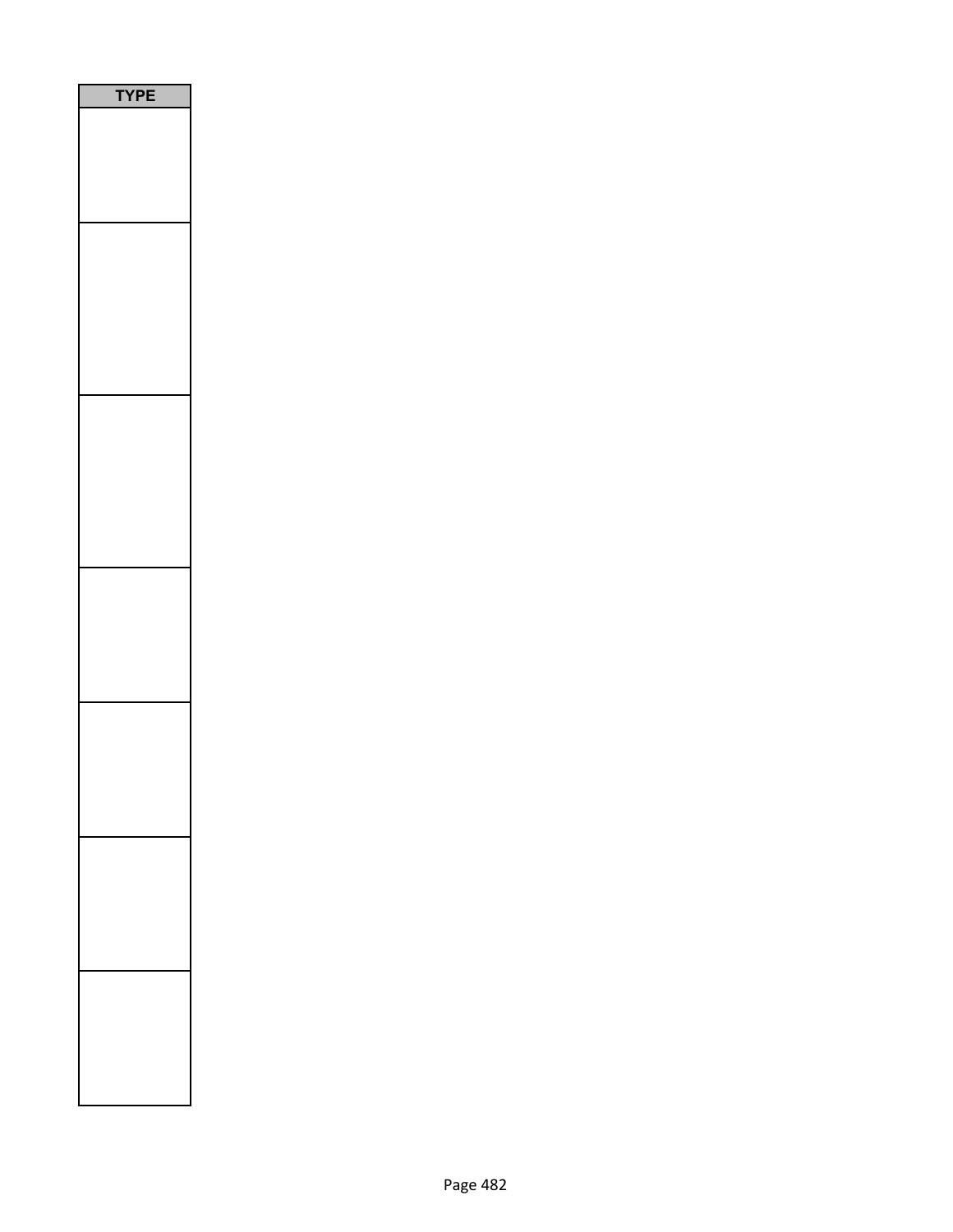| TYPE |
| --- |
| |
| |
| |
| |
| |
| |
| |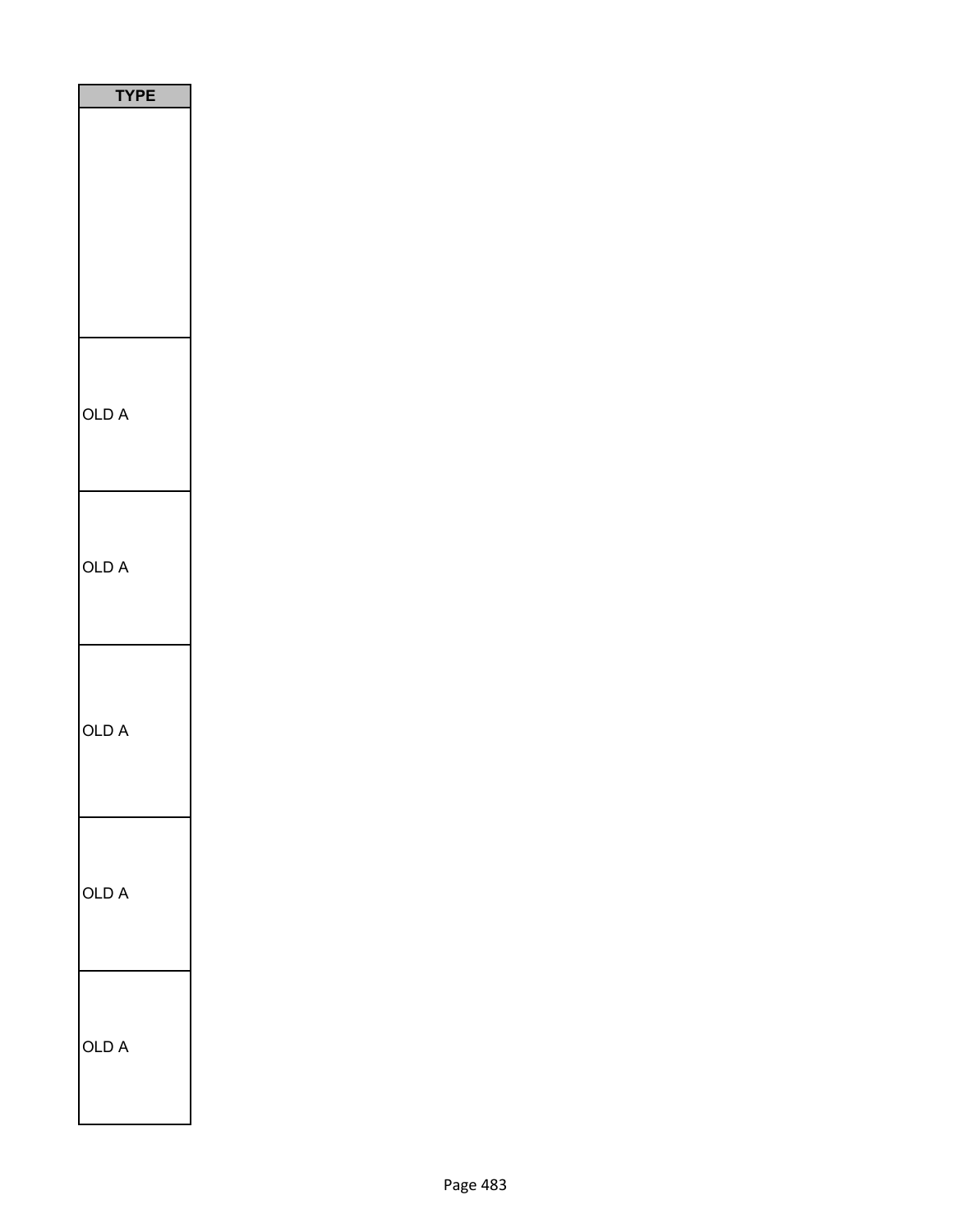| TYPE |
| --- |
| |
| OLD A |
| OLD A |
| OLD A |
| OLD A |
| OLD A |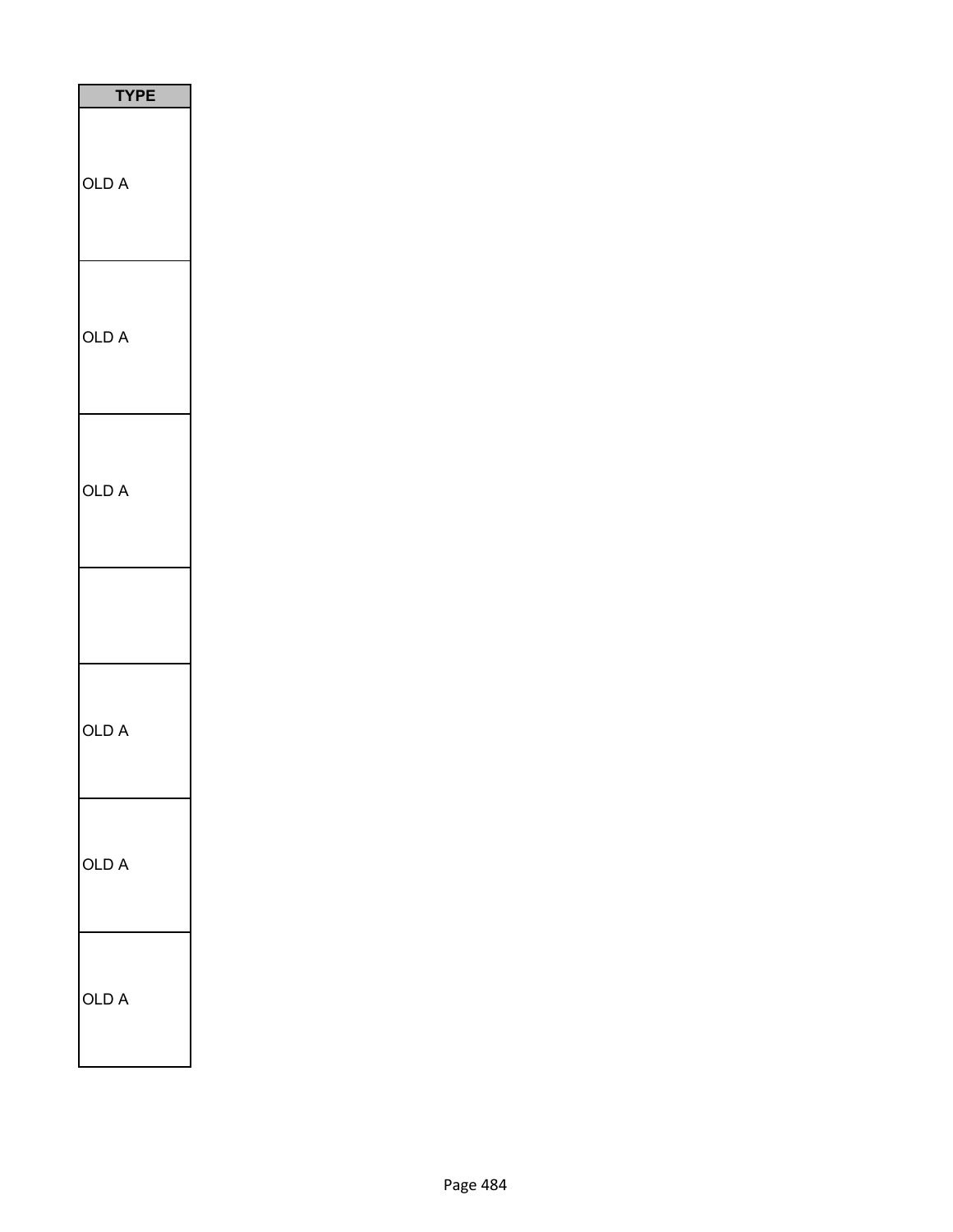| TYPE |
| --- |
| OLD A |
| OLD A |
| OLD A |
| |
| OLD A |
| OLD A |
| OLD A |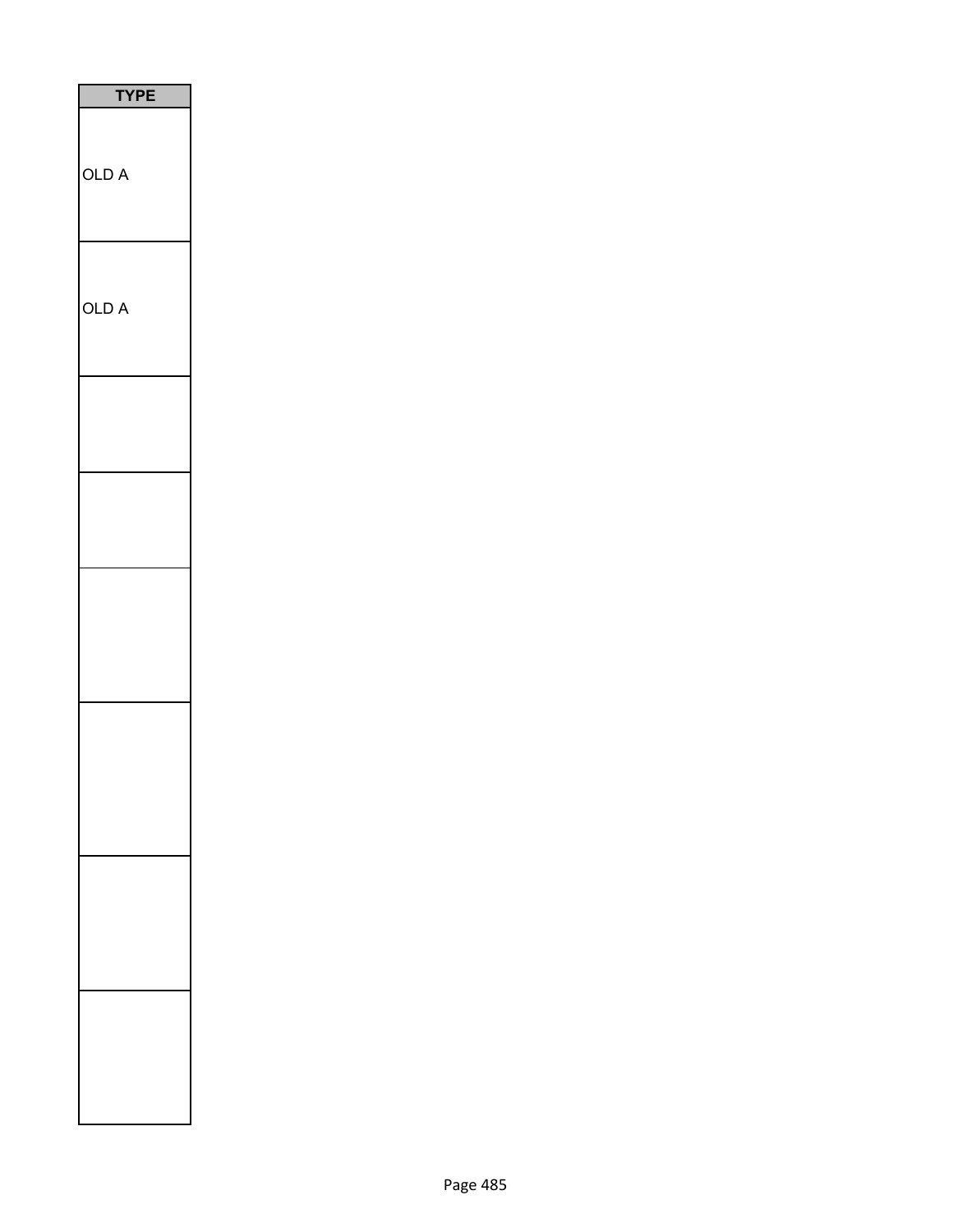| TYPE |
|---|
| OLD A |
| OLD A |
| |
| |
| |
| |
| |
| |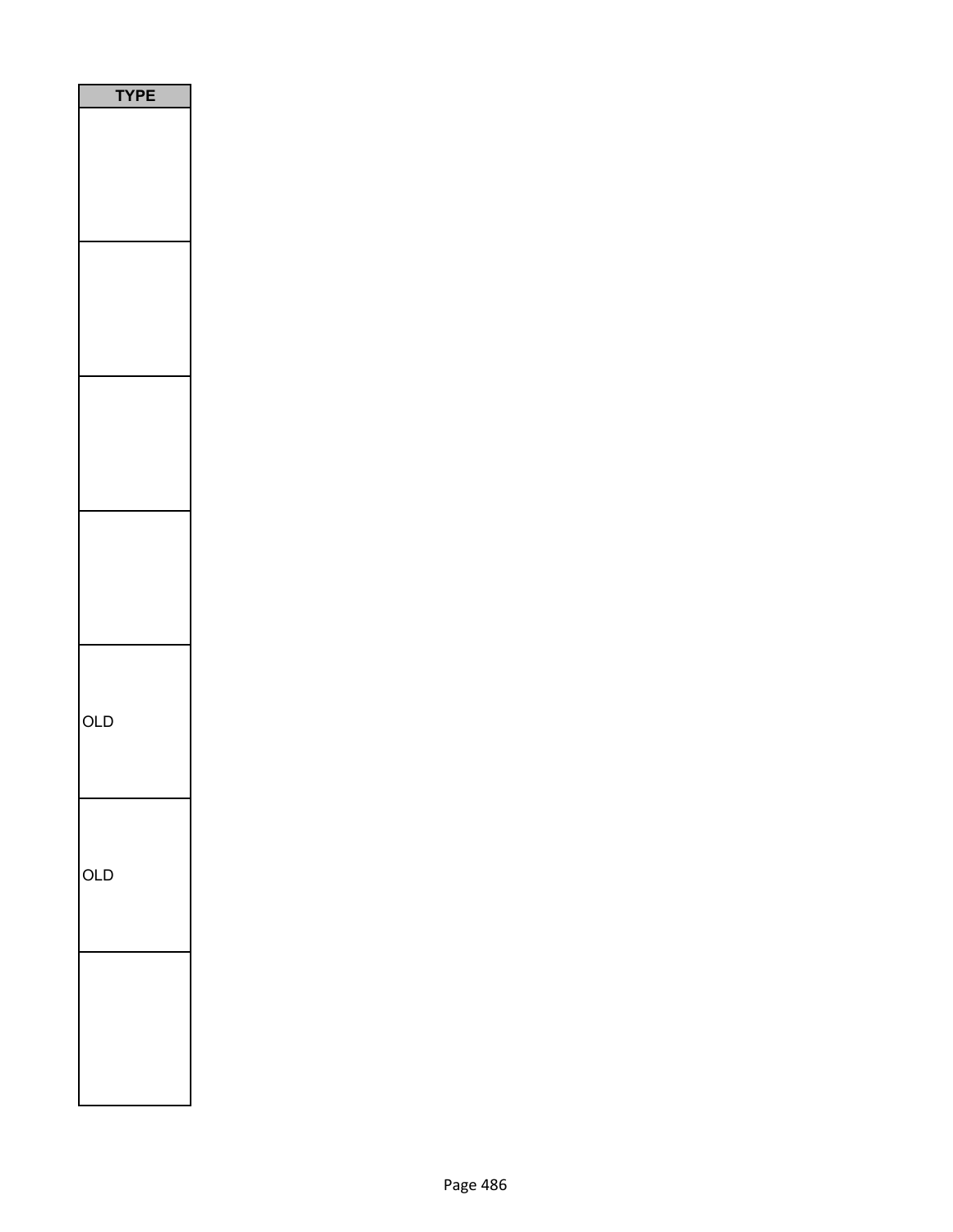| TYPE |
| --- |
| |
| |
| |
| |
| OLD |
| OLD |
| |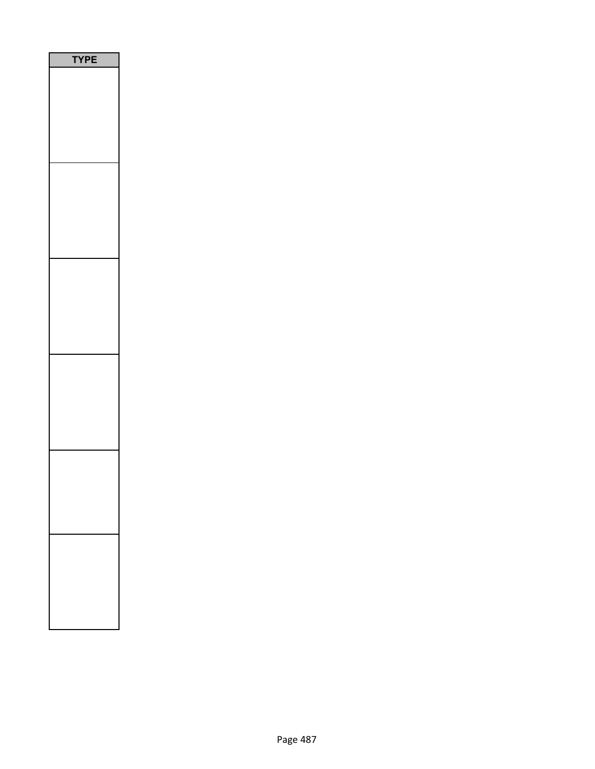| TYPE |
| --- |
| |
| |
| |
| |
| |
| |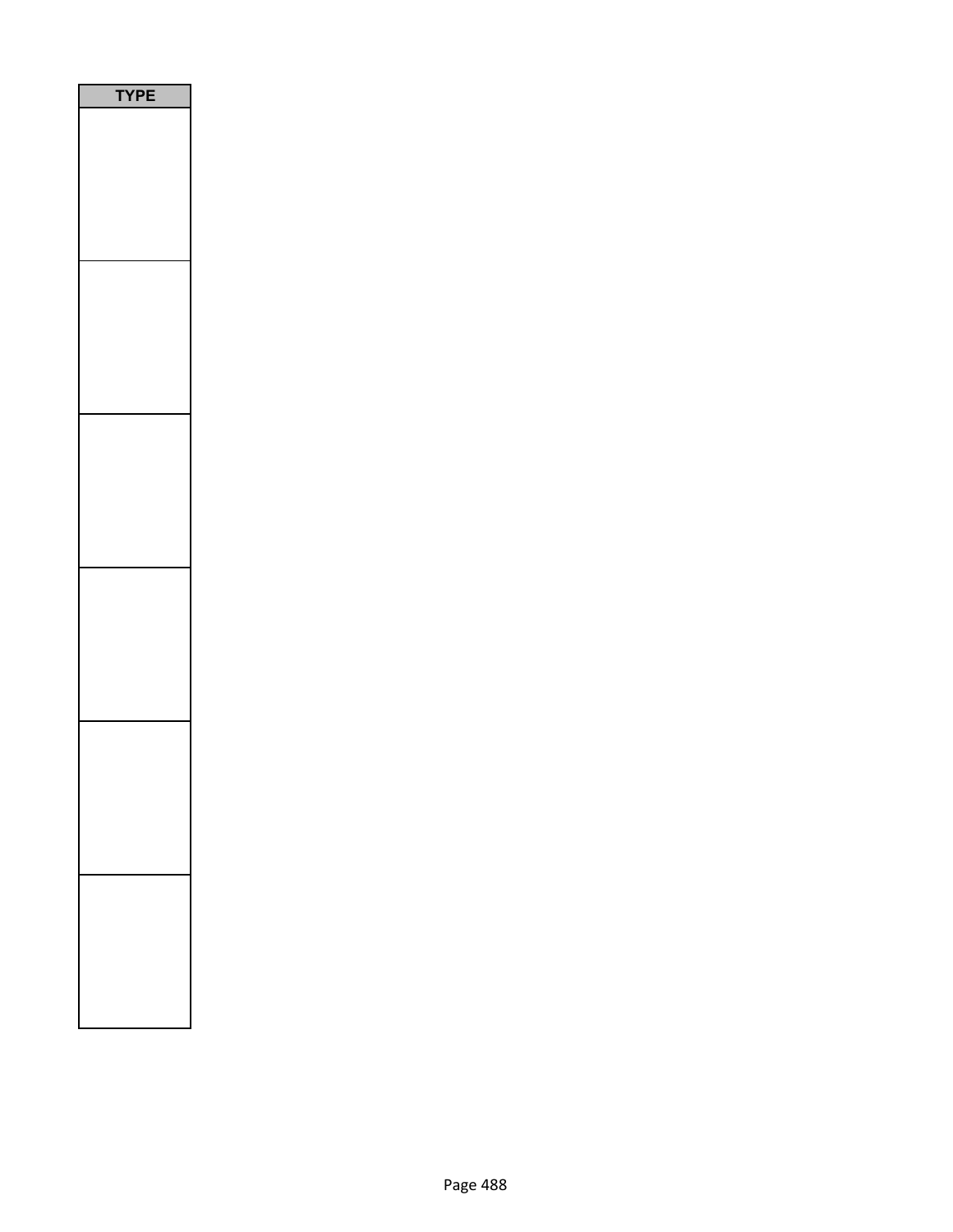| TYPE |
| --- |
| |
| |
| |
| |
| |
| |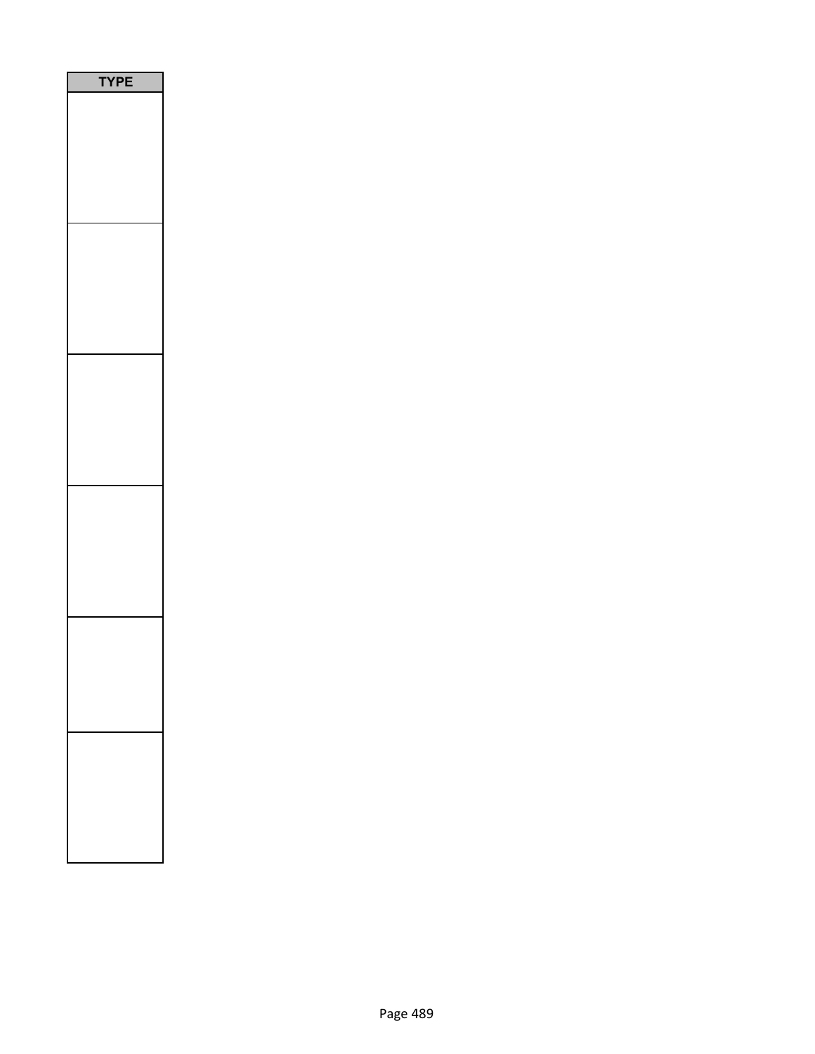| TYPE |
| --- |
| |
| |
| |
| |
| |
| |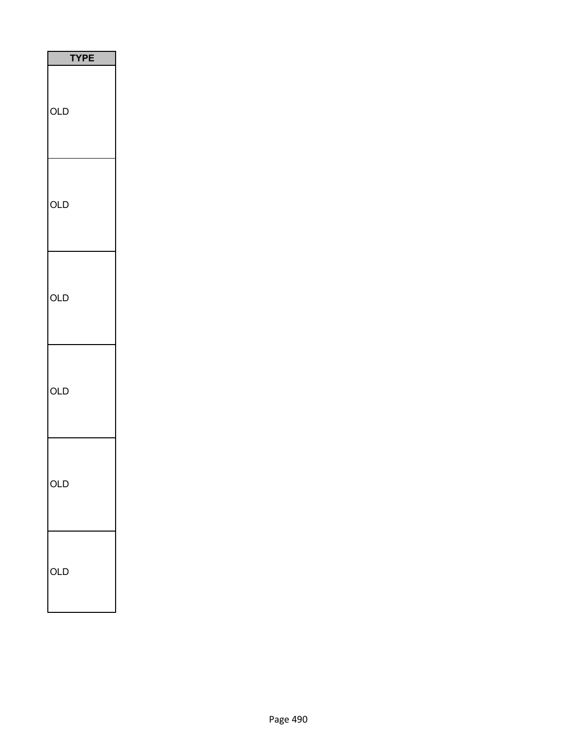| TYPE |
| --- |
| OLD |
| OLD |
| OLD |
| OLD |
| OLD |
| OLD |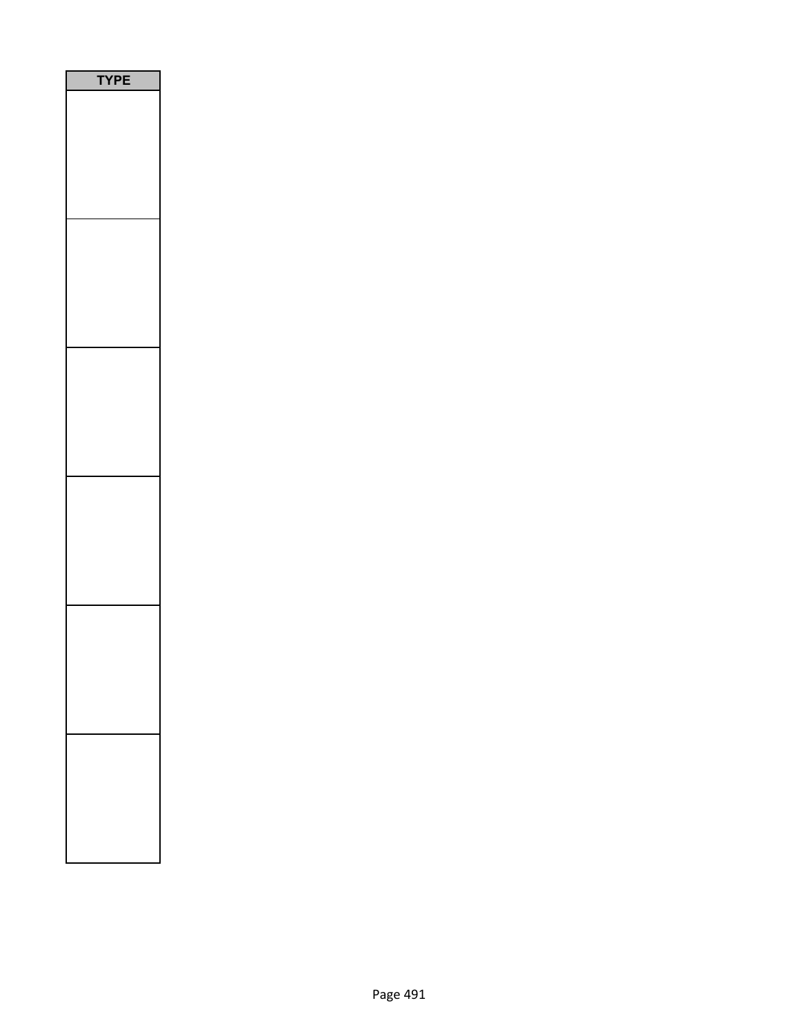| TYPE |
| --- |
| |
| |
| |
| |
| |
| |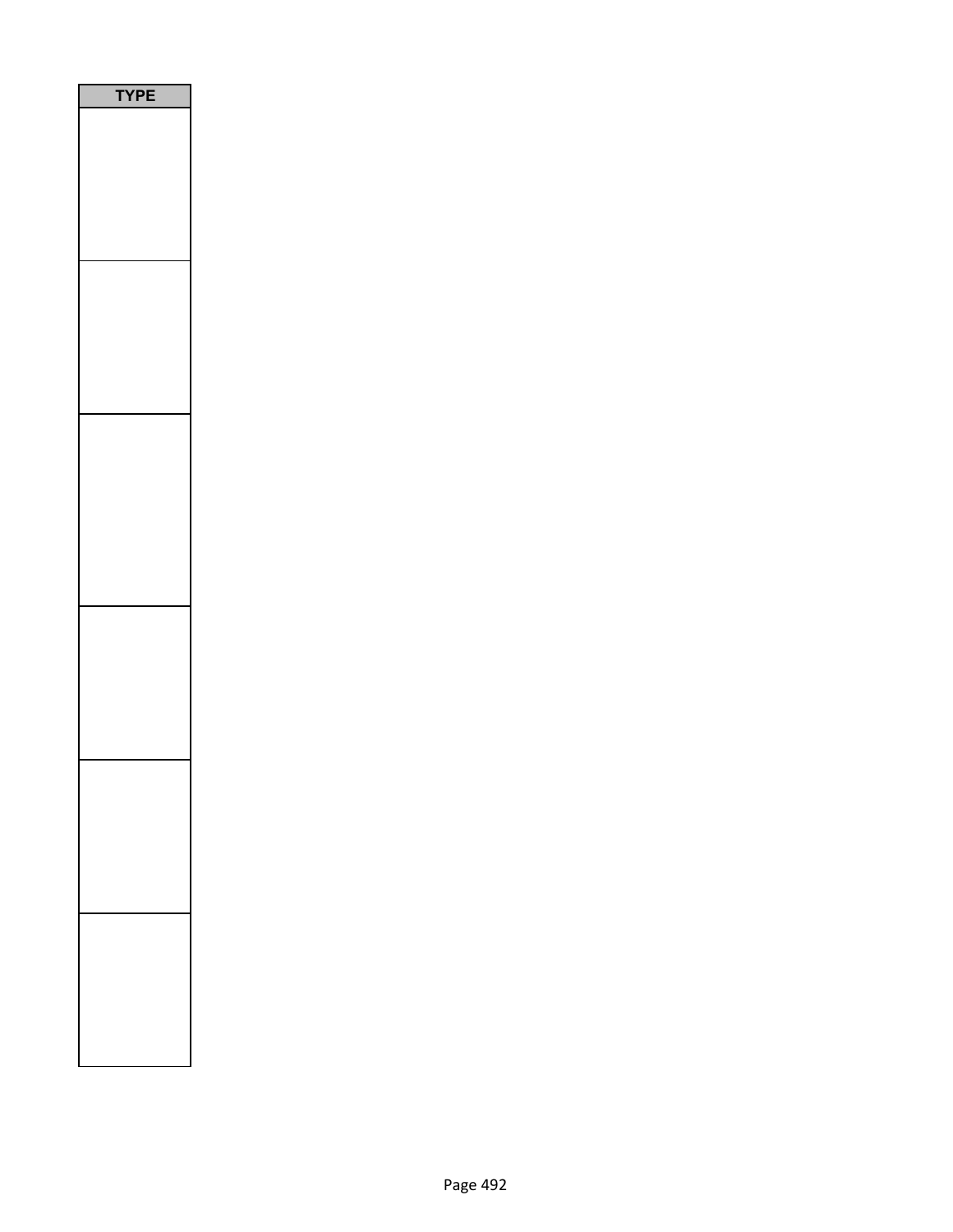| TYPE |
| --- |
| |
| |
| |
| |
| |
| |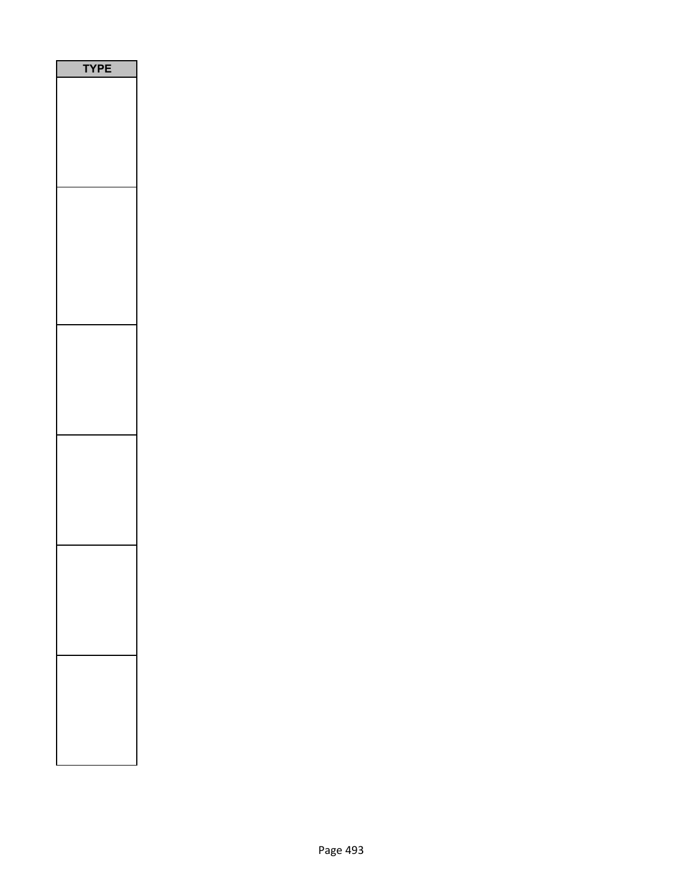| TYPE |
| --- |
| |
| |
| |
| |
| |
| |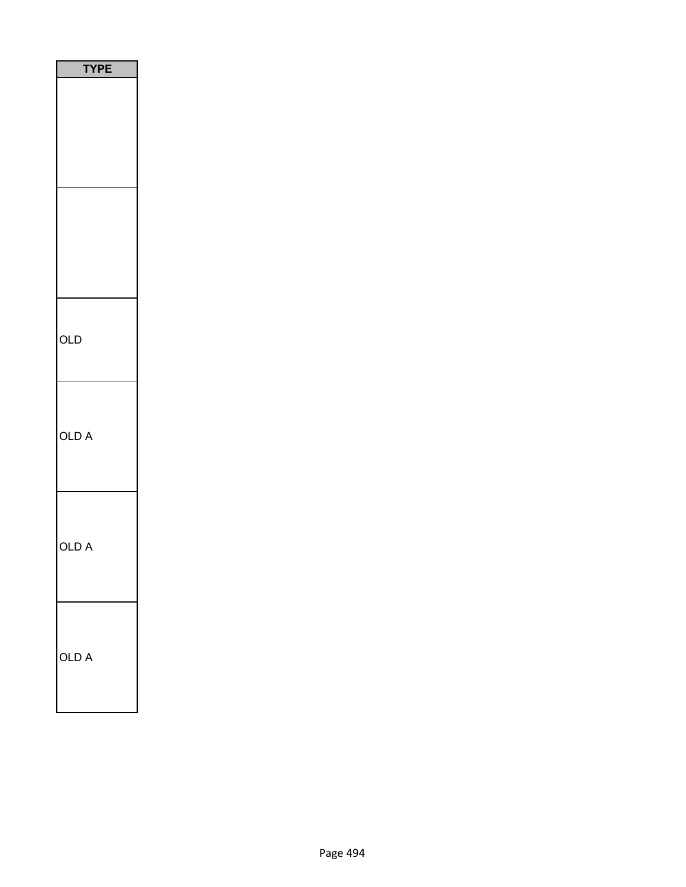| TYPE |
| --- |
| |
| |
| OLD |
| OLD A |
| OLD A |
| OLD A |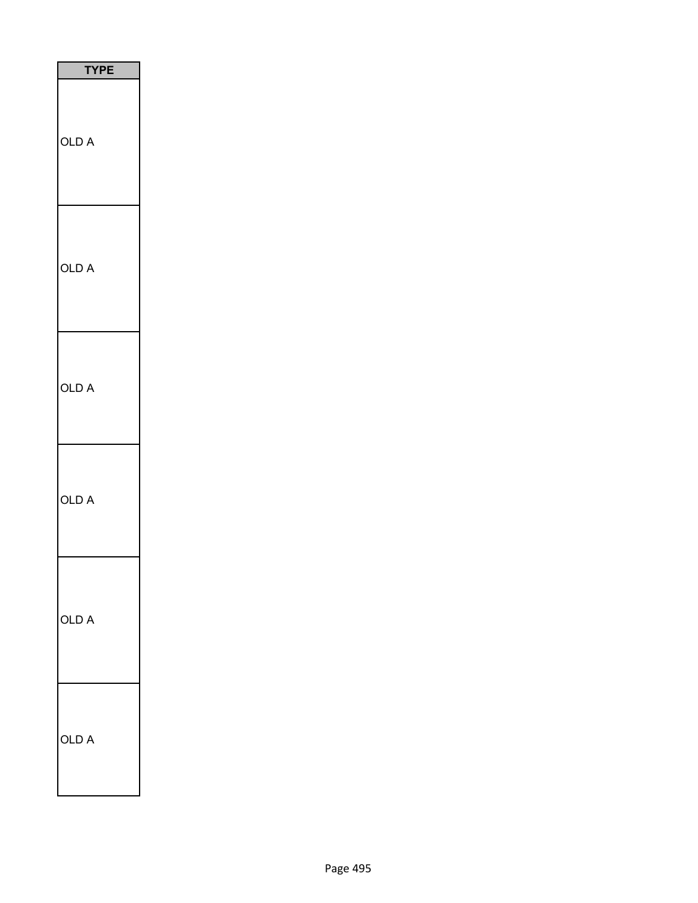| TYPE |
|---|
| OLD A |
| OLD A |
| OLD A |
| OLD A |
| OLD A |
| OLD A |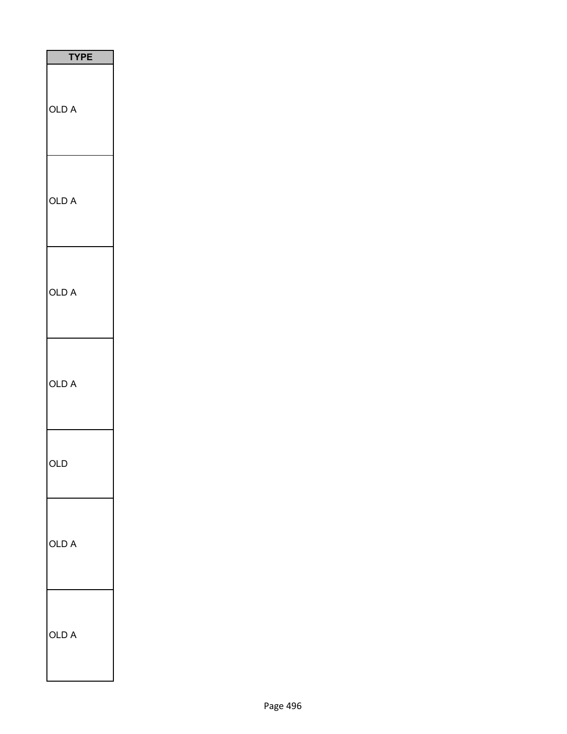| TYPE |
| --- |
| OLD A |
| OLD A |
| OLD A |
| OLD A |
| OLD |
| OLD A |
| OLD A |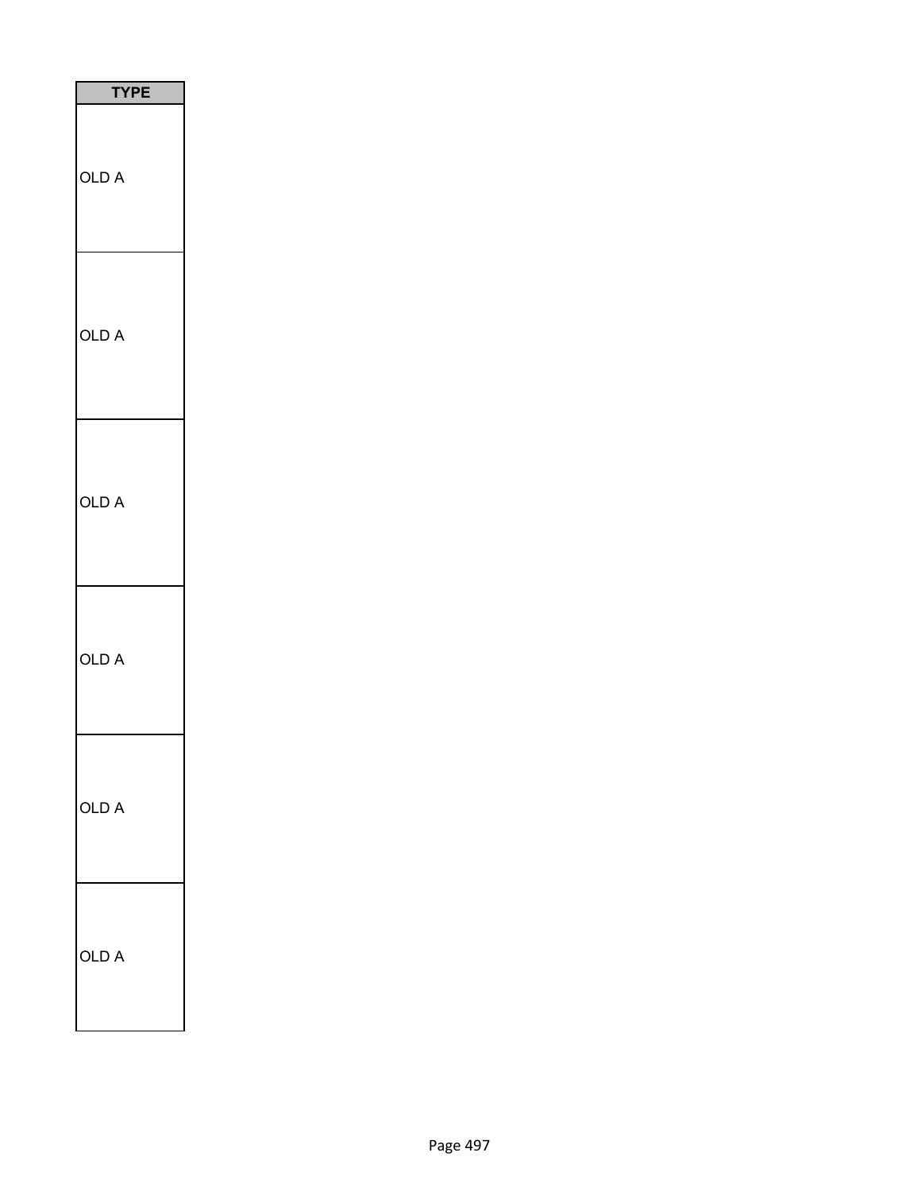| TYPE |
| --- |
| OLD A |
| OLD A |
| OLD A |
| OLD A |
| OLD A |
| OLD A |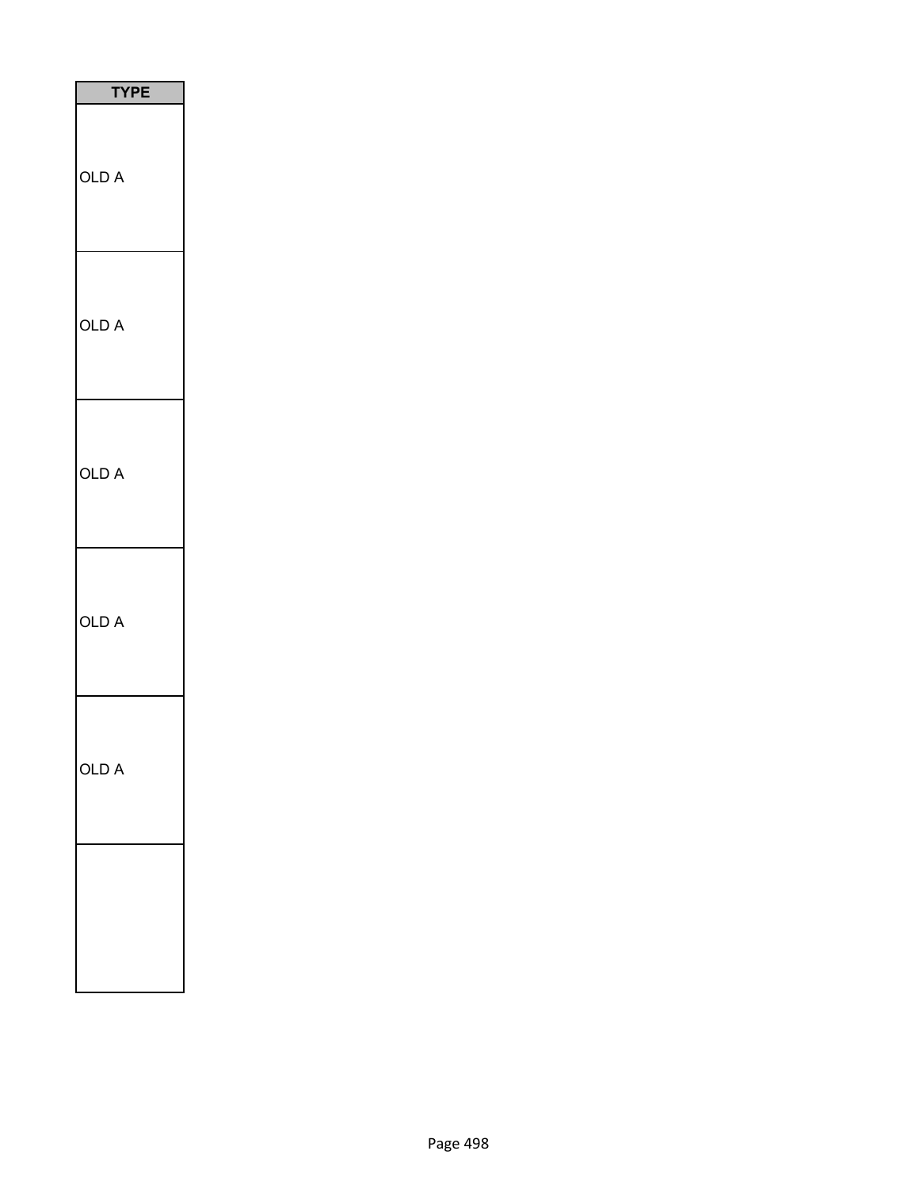| TYPE |
| --- |
| OLD A |
| OLD A |
| OLD A |
| OLD A |
| OLD A |
| |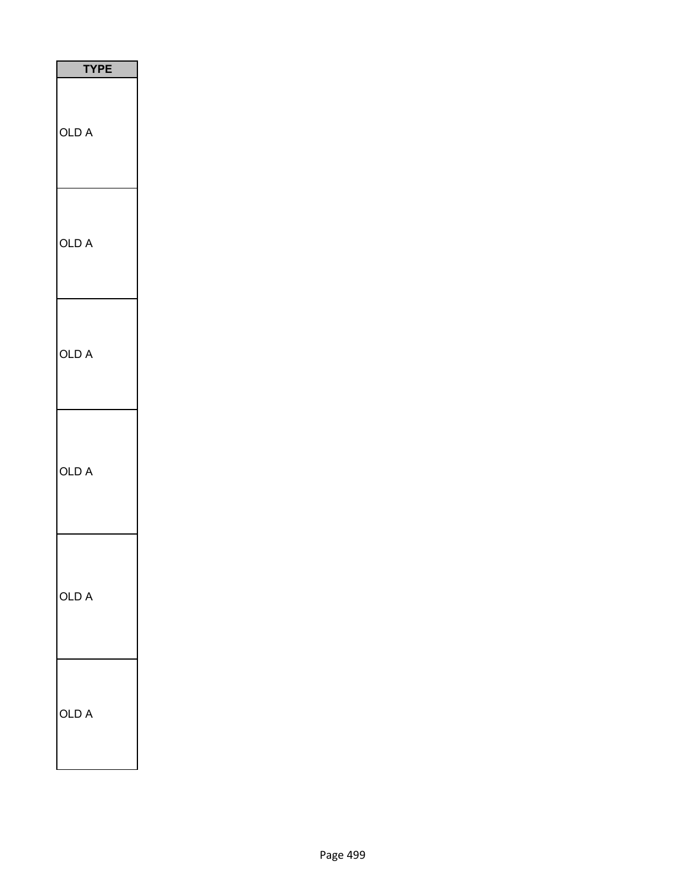| TYPE |
| --- |
| OLD A |
| OLD A |
| OLD A |
| OLD A |
| OLD A |
| OLD A |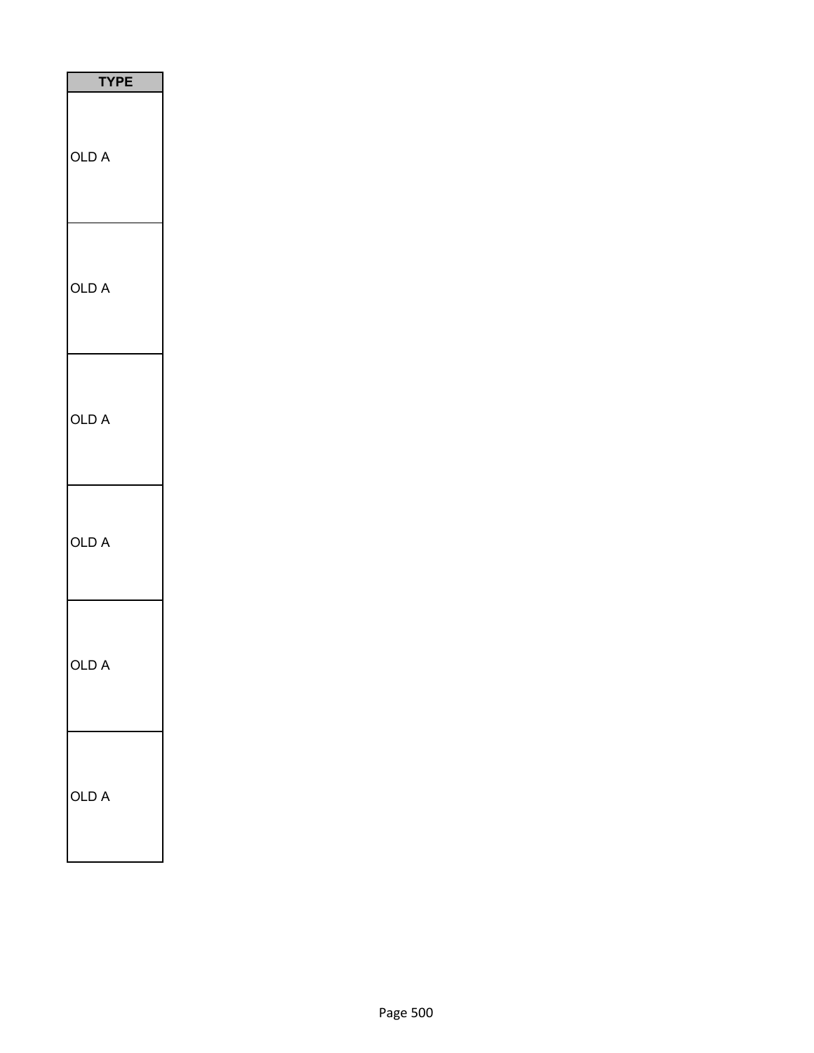| TYPE |
| --- |
| OLD A |
| OLD A |
| OLD A |
| OLD A |
| OLD A |
| OLD A |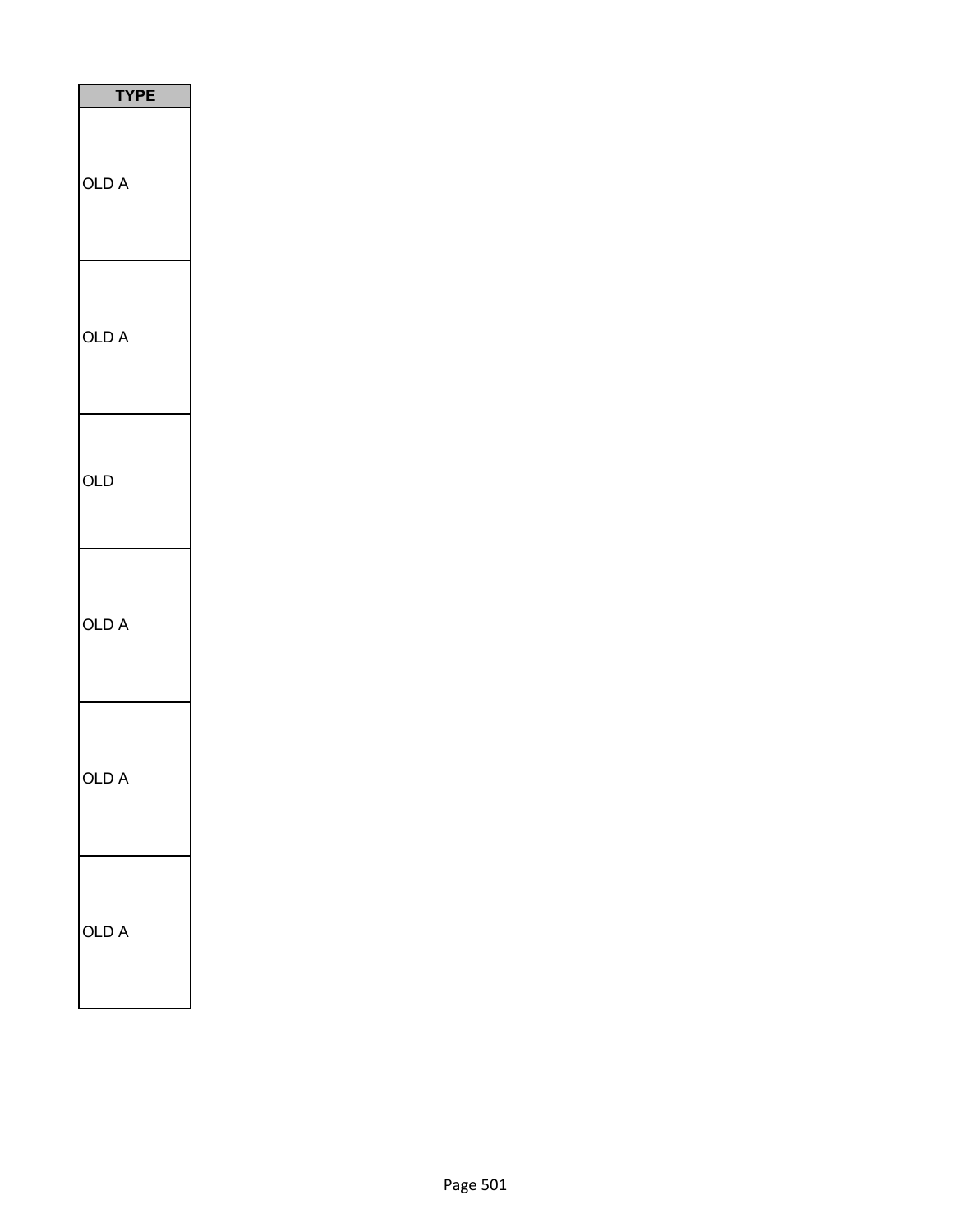| TYPE |
|---|
| OLD A |
| OLD A |
| OLD |
| OLD A |
| OLD A |
| OLD A |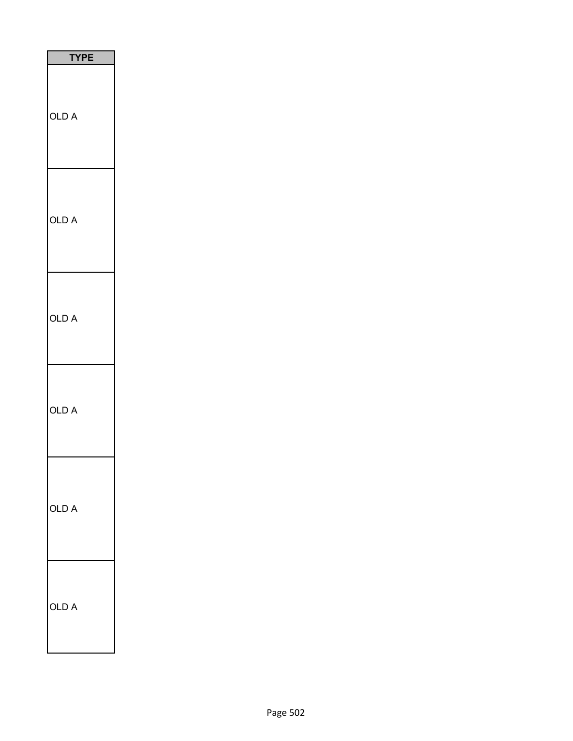| TYPE |
| --- |
| OLD A |
| OLD A |
| OLD A |
| OLD A |
| OLD A |
| OLD A |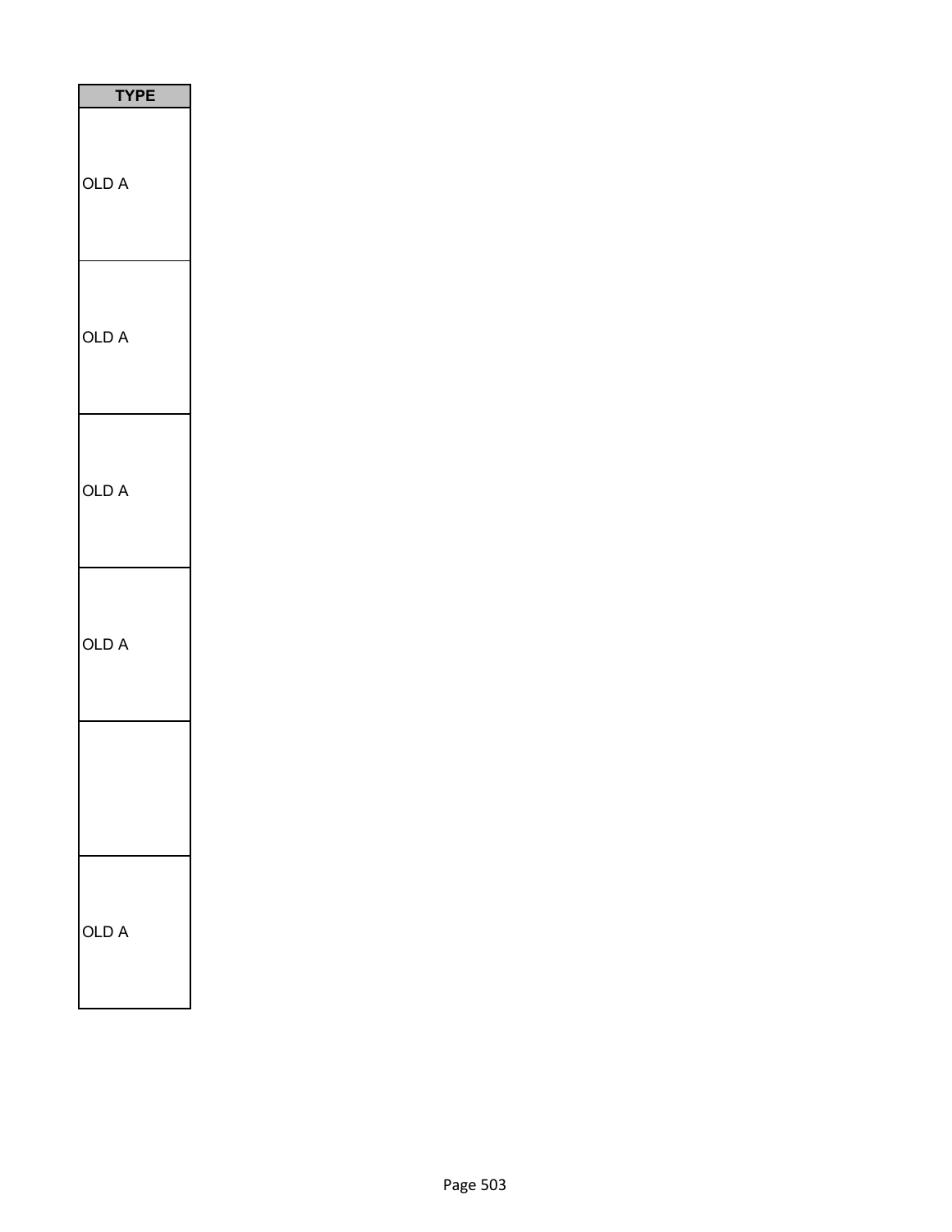| TYPE |
| --- |
| OLD A |
| OLD A |
| OLD A |
| OLD A |
| |
| OLD A |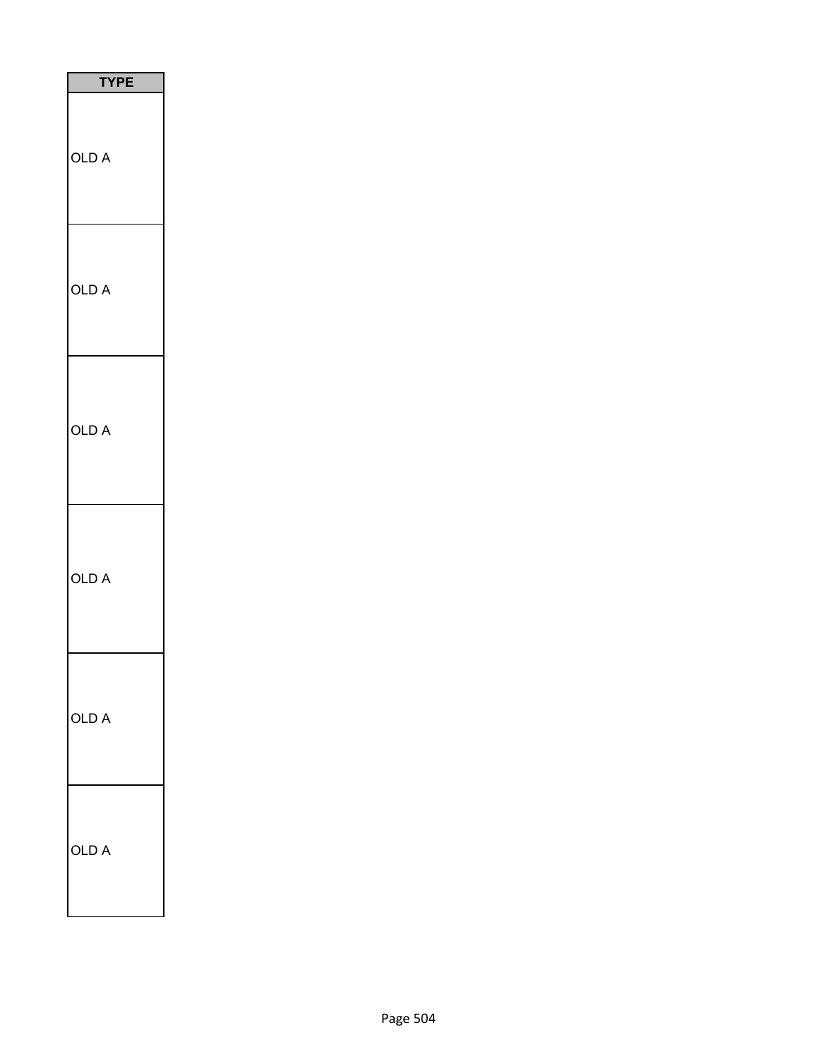| TYPE |
| --- |
| OLD A |
| OLD A |
| OLD A |
| OLD A |
| OLD A |
| OLD A |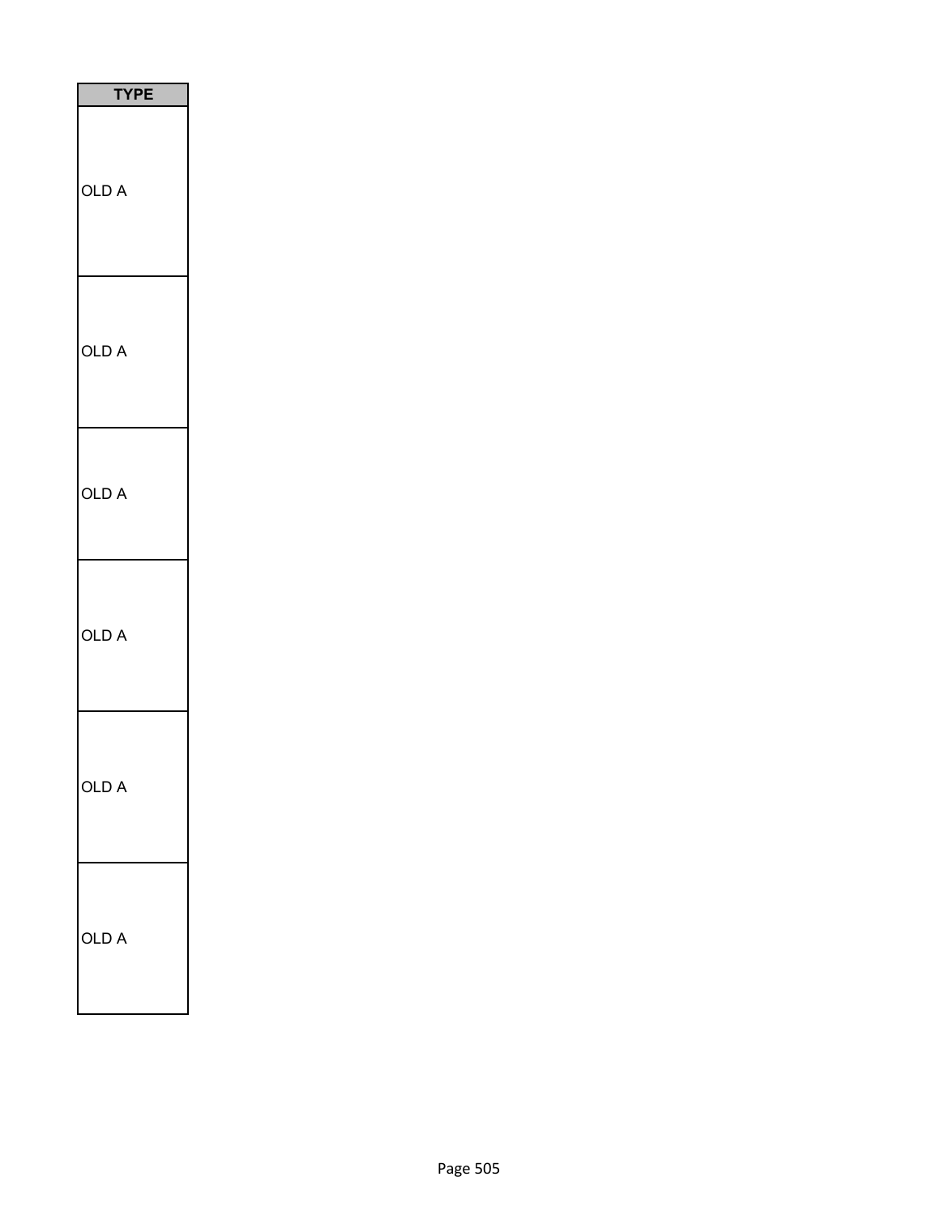| TYPE |
| --- |
| OLD A |
| OLD A |
| OLD A |
| OLD A |
| OLD A |
| OLD A |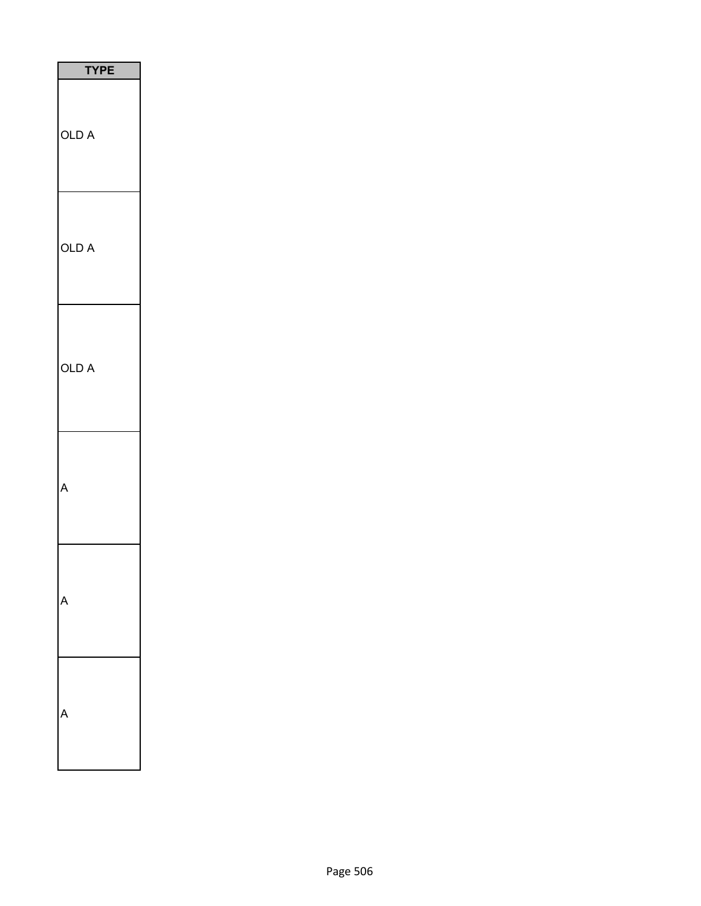| TYPE |
|---|
| OLD A |
| OLD A |
| OLD A |
| A |
| A |
| A |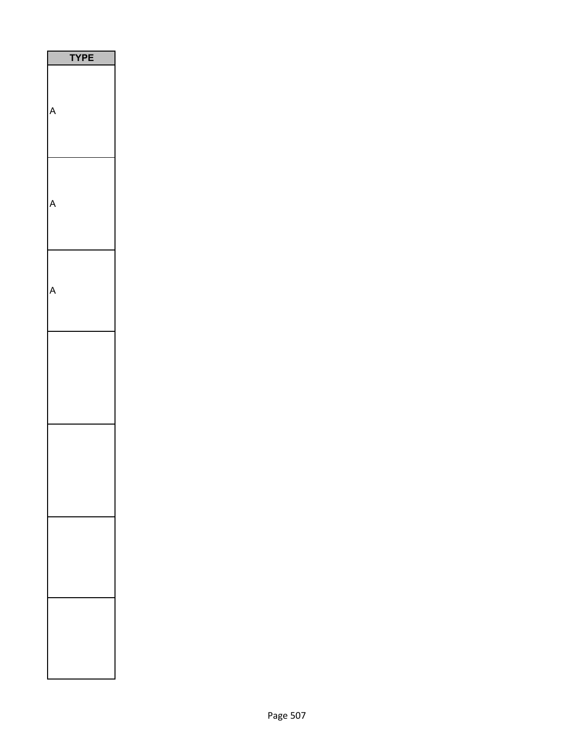| TYPE |
| --- |
| A |
| A |
| A |
| |
| |
| |
| |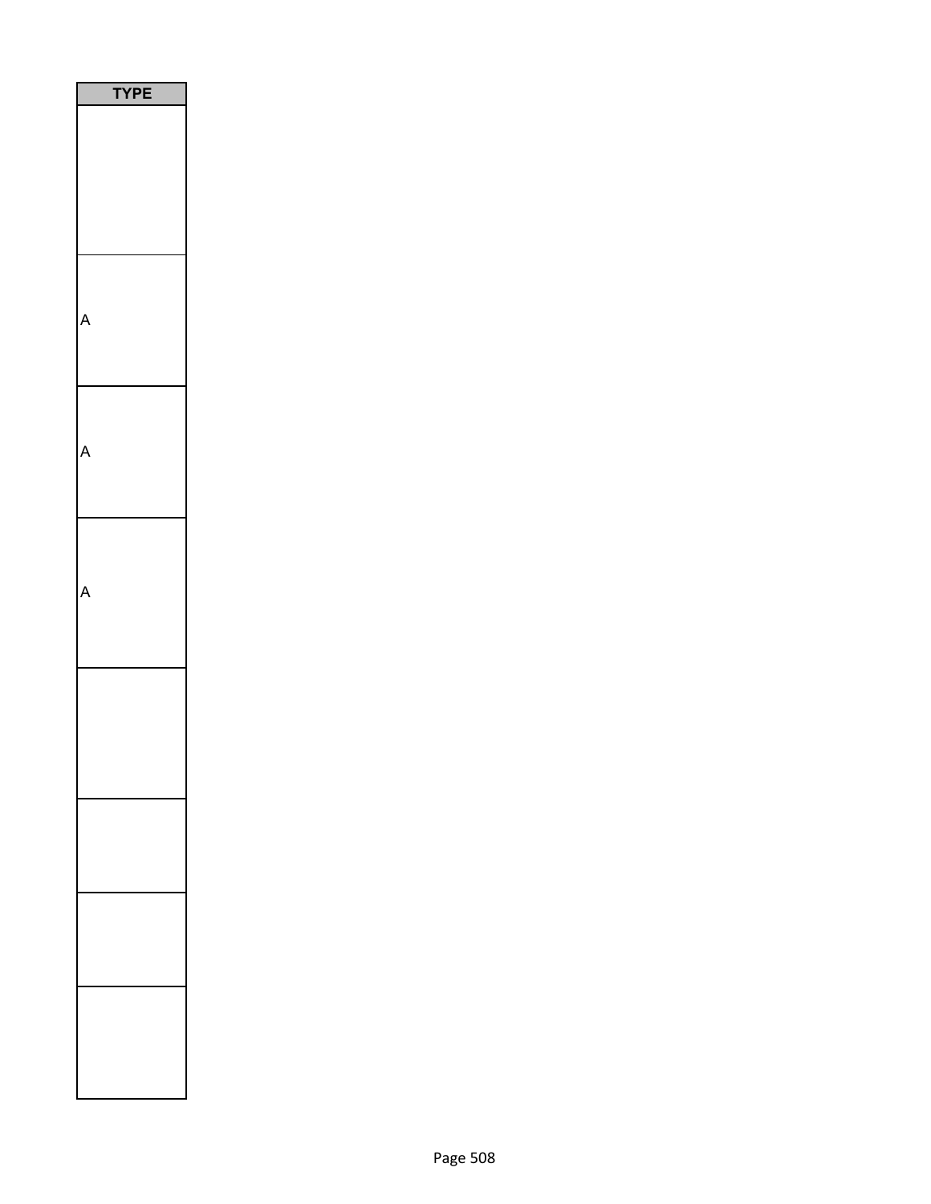| TYPE |
| --- |
| |
| A |
| A |
| A |
| |
| |
| |
| |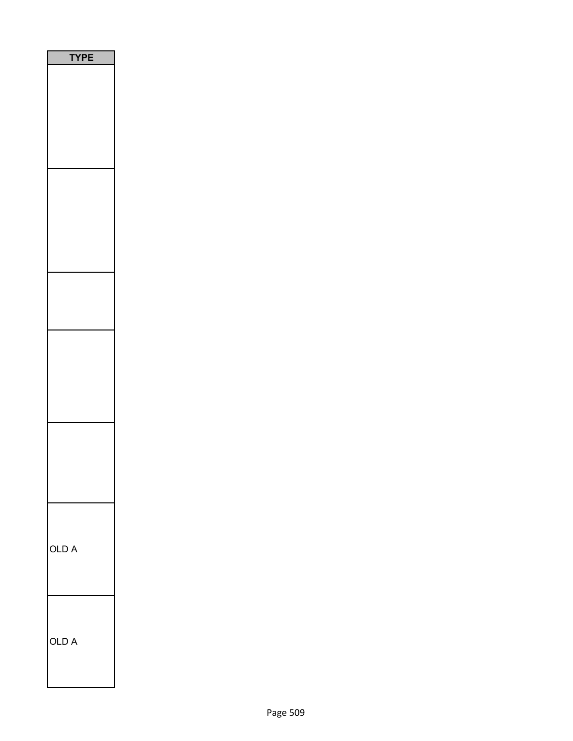| TYPE |
| --- |
| |
| |
| |
| |
| |
| OLD A |
| OLD A |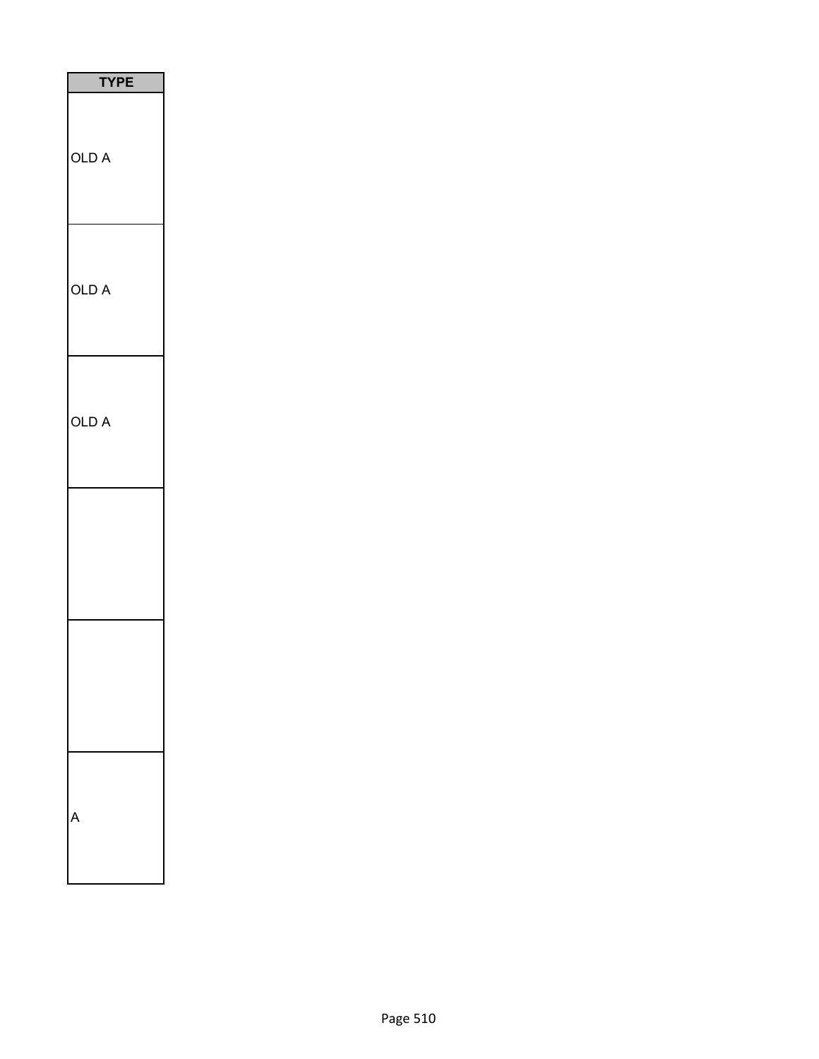| TYPE |
|---|
| OLD A |
| OLD A |
| OLD A |
| |
| |
| A |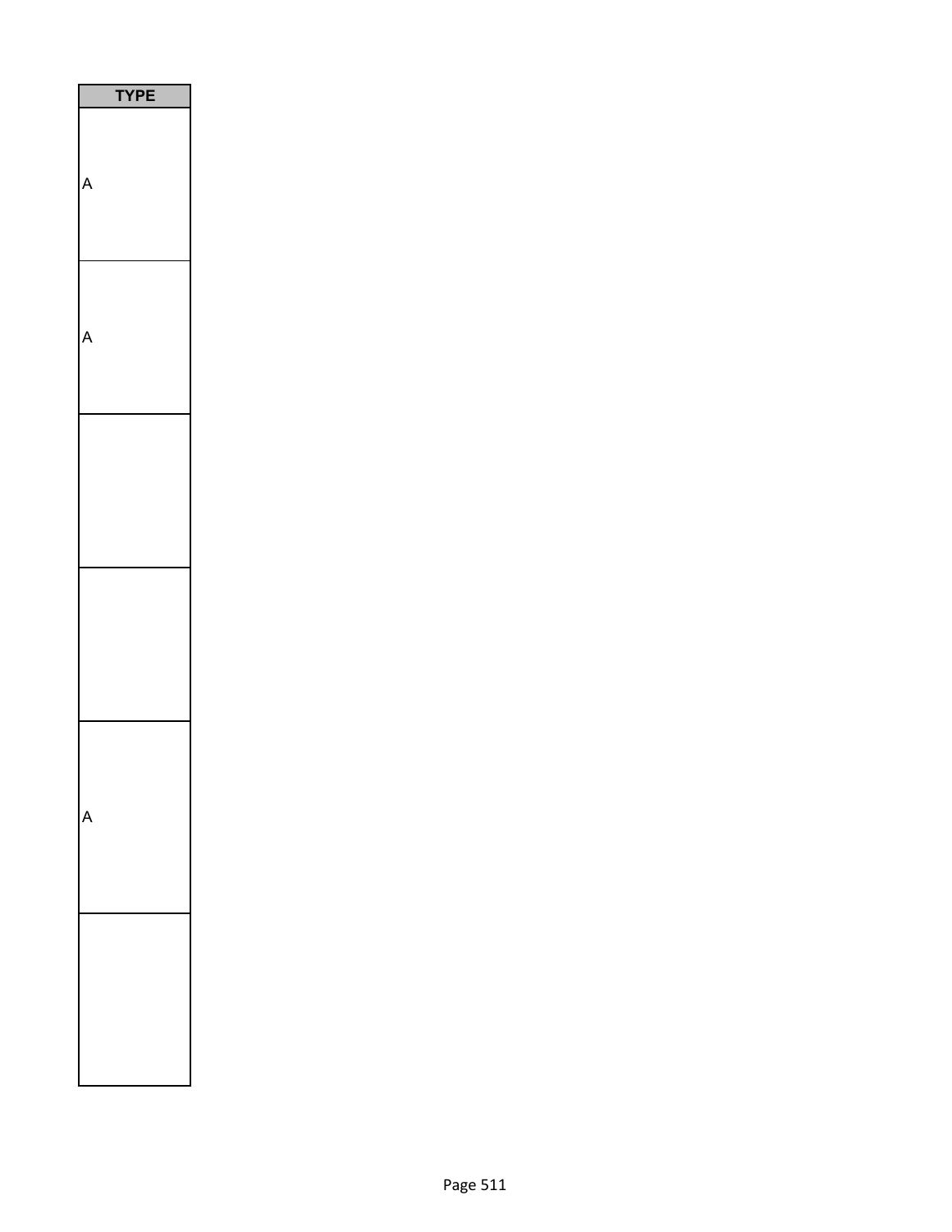| TYPE |
| --- |
| A |
| A |
| |
| |
| A |
| |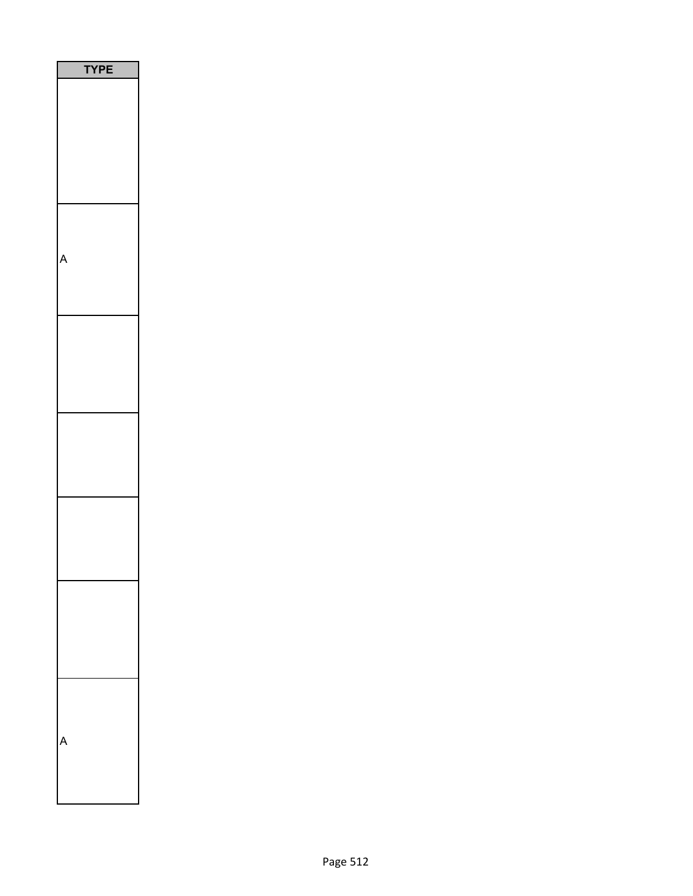| TYPE |
| --- |
| |
| A |
| |
| |
| |
| |
| A |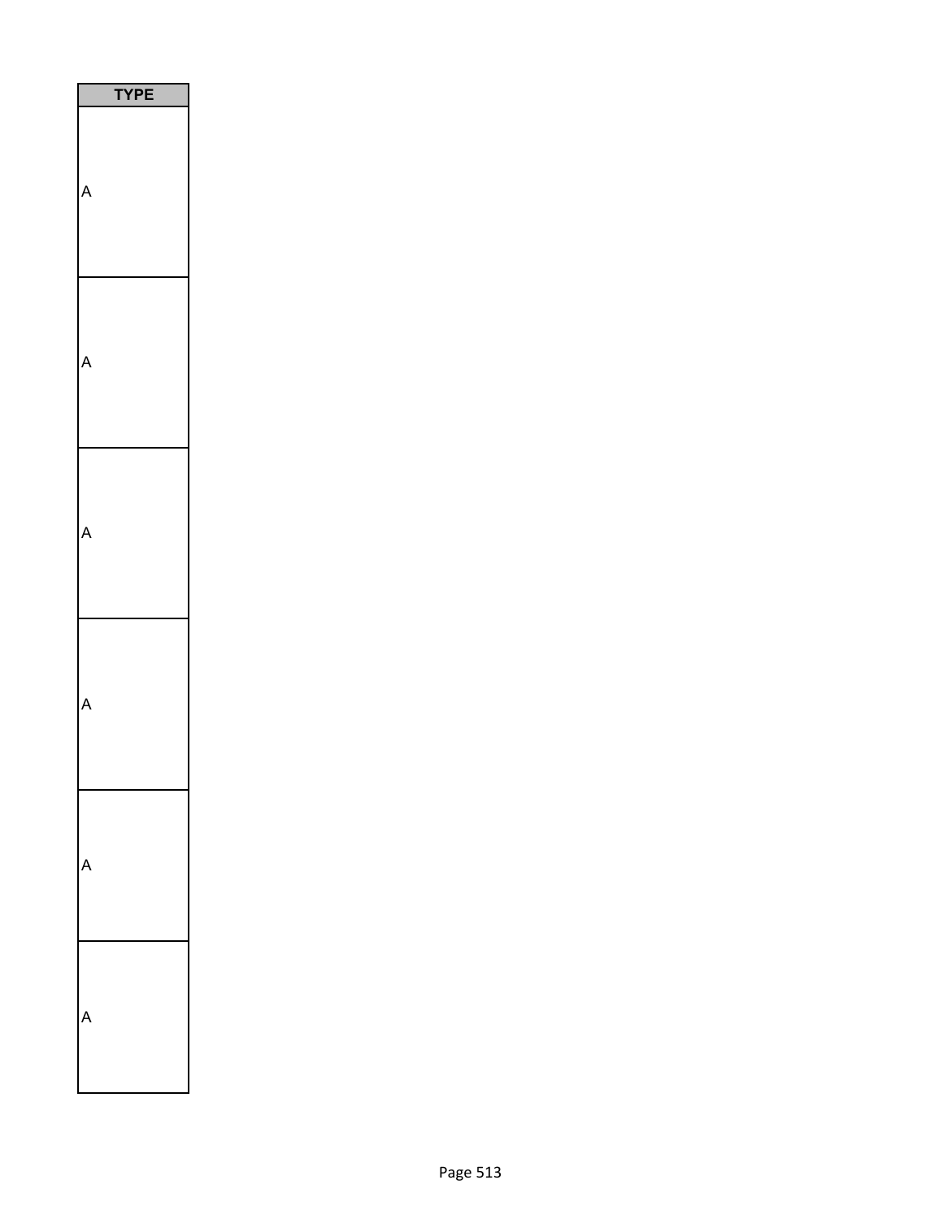| TYPE |
| --- |
| A |
| A |
| A |
| A |
| A |
| A |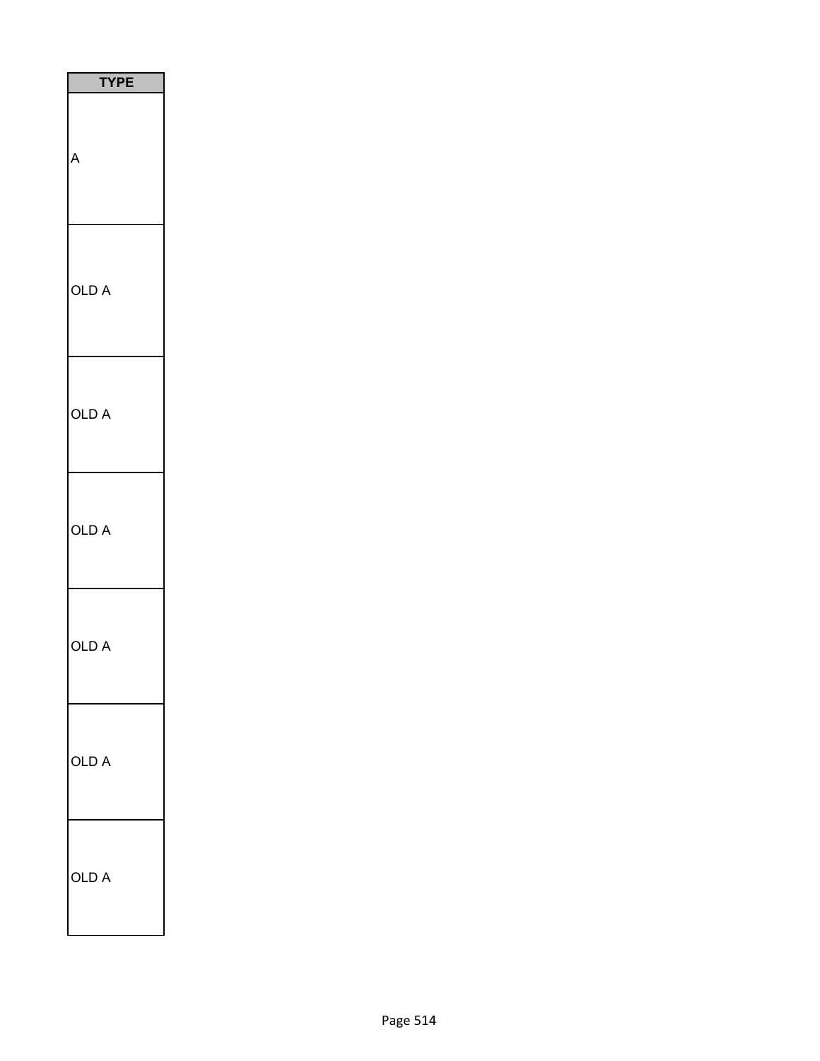| TYPE |
| --- |
| A |
| OLD A |
| OLD A |
| OLD A |
| OLD A |
| OLD A |
| OLD A |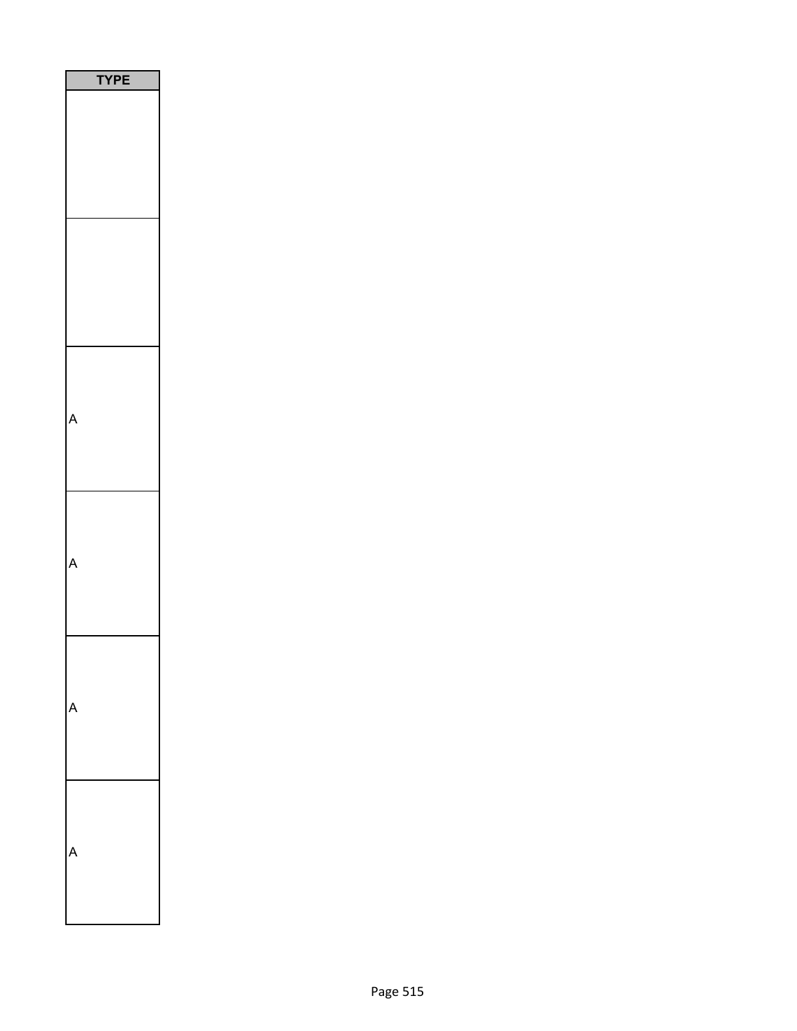| TYPE |
|---|
| |
| |
| A |
| A |
| A |
| A |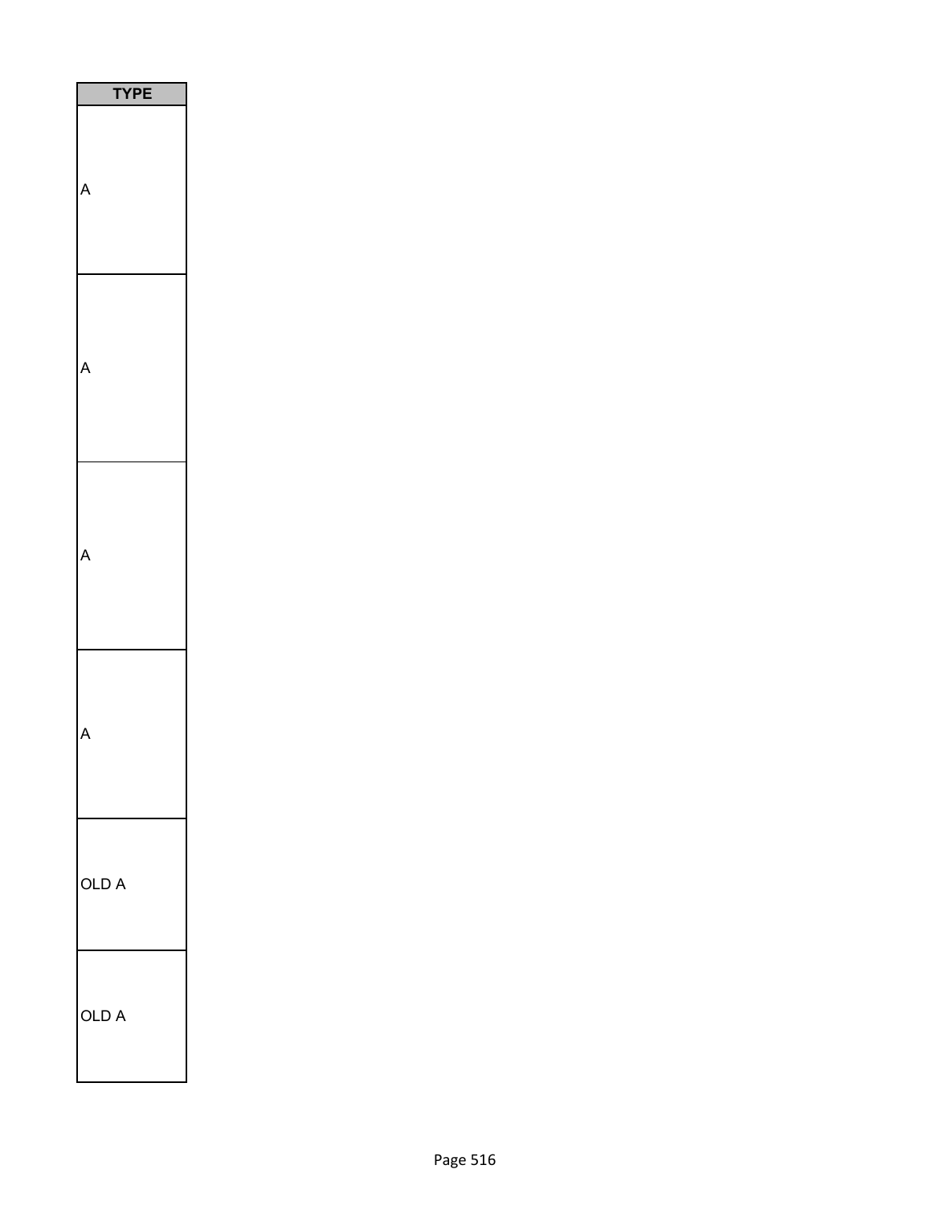| TYPE |
| --- |
| A |
| A |
| A |
| A |
| OLD A |
| OLD A |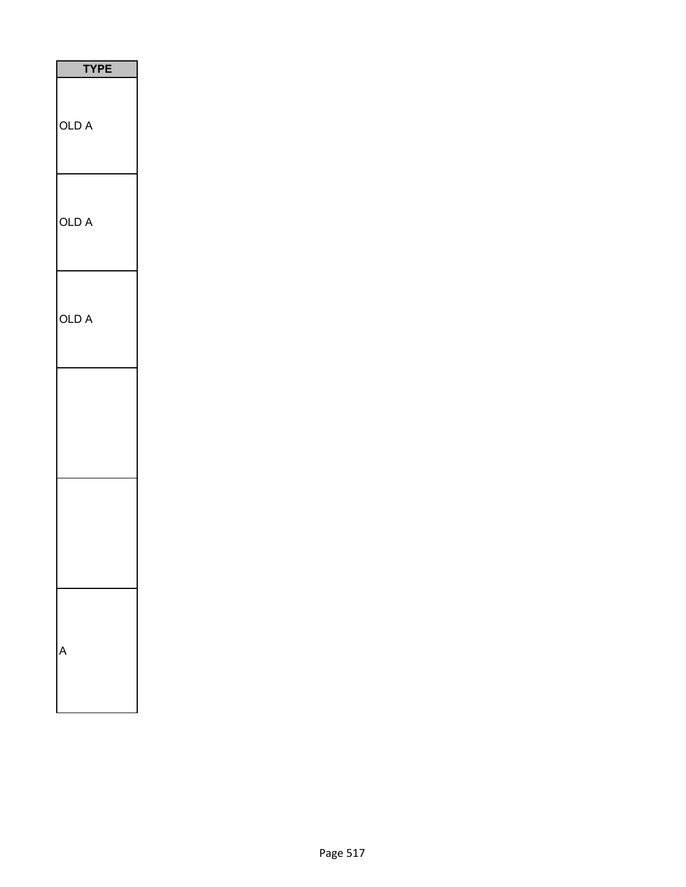| TYPE |
| --- |
| OLD A |
| OLD A |
| OLD A |
| |
| |
| A |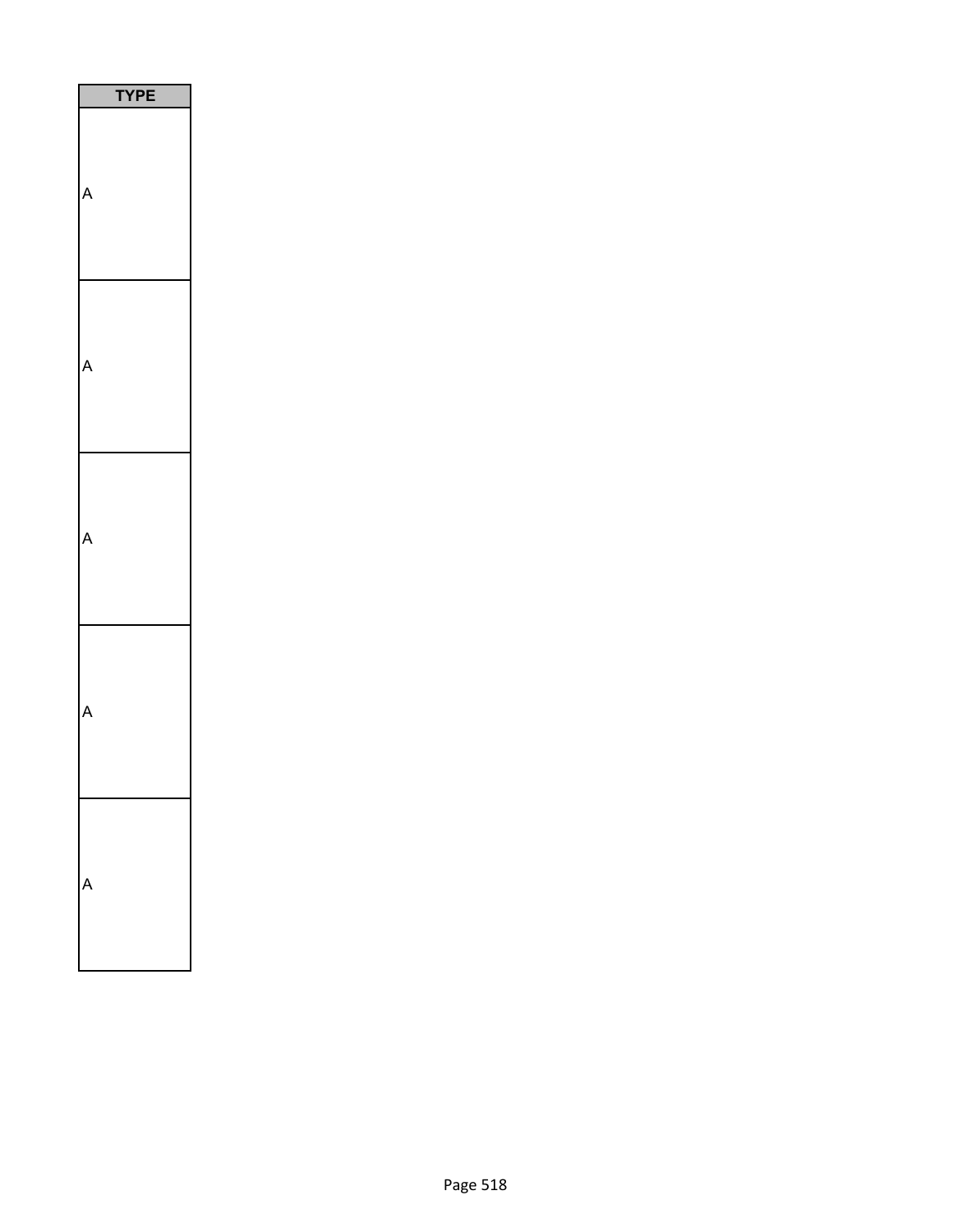| TYPE |
|---|
| A |
| A |
| A |
| A |
| A |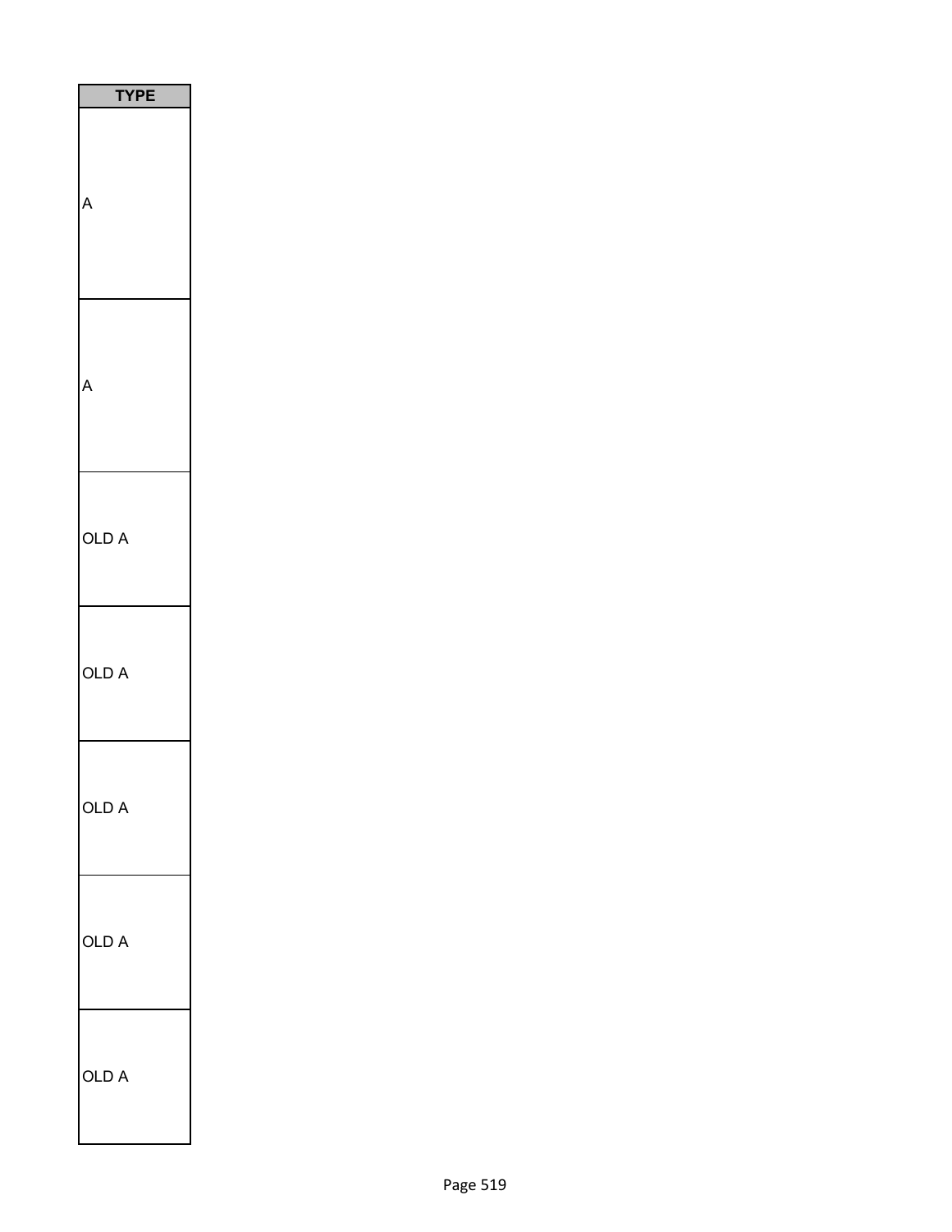| TYPE |
| --- |
| A |
| A |
| OLD A |
| OLD A |
| OLD A |
| OLD A |
| OLD A |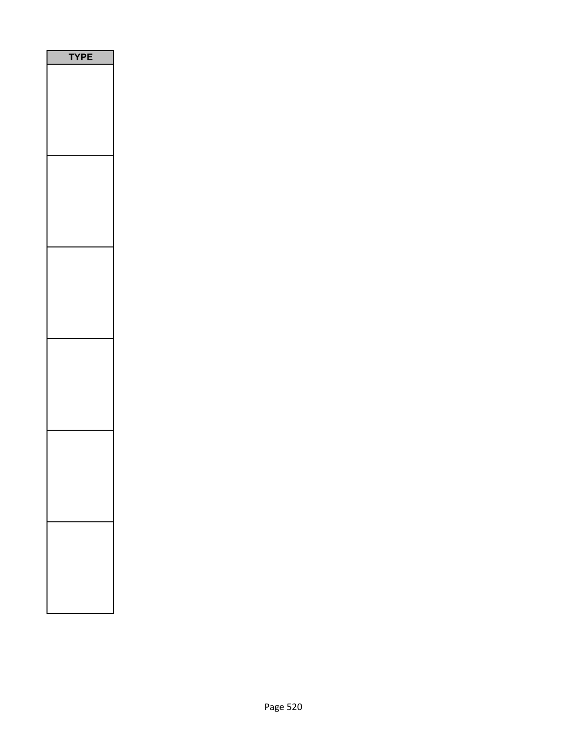| TYPE |
| --- |
| |
| |
| |
| |
| |
| |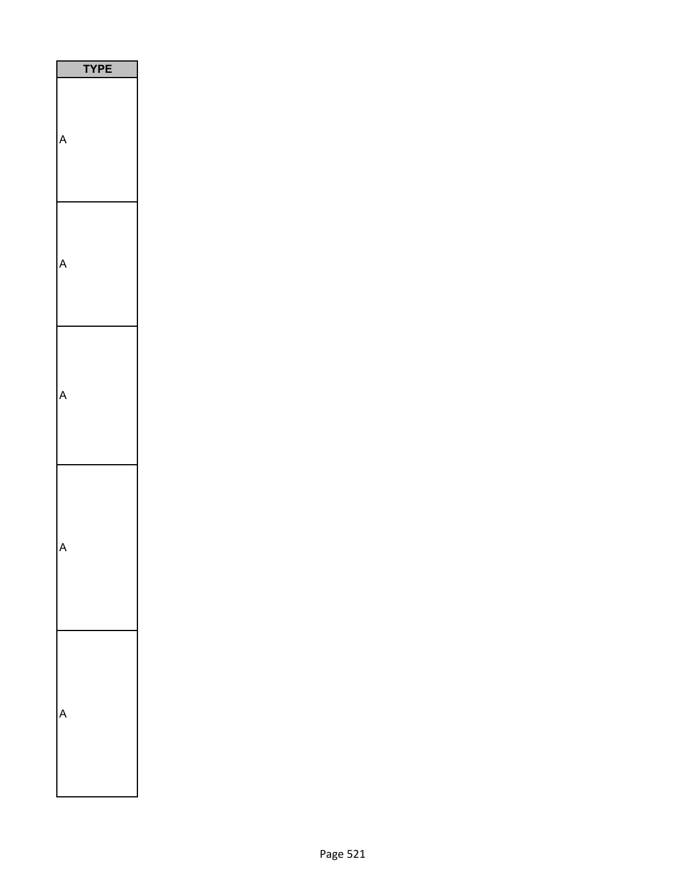| TYPE |
| --- |
| A |
| A |
| A |
| A |
| A |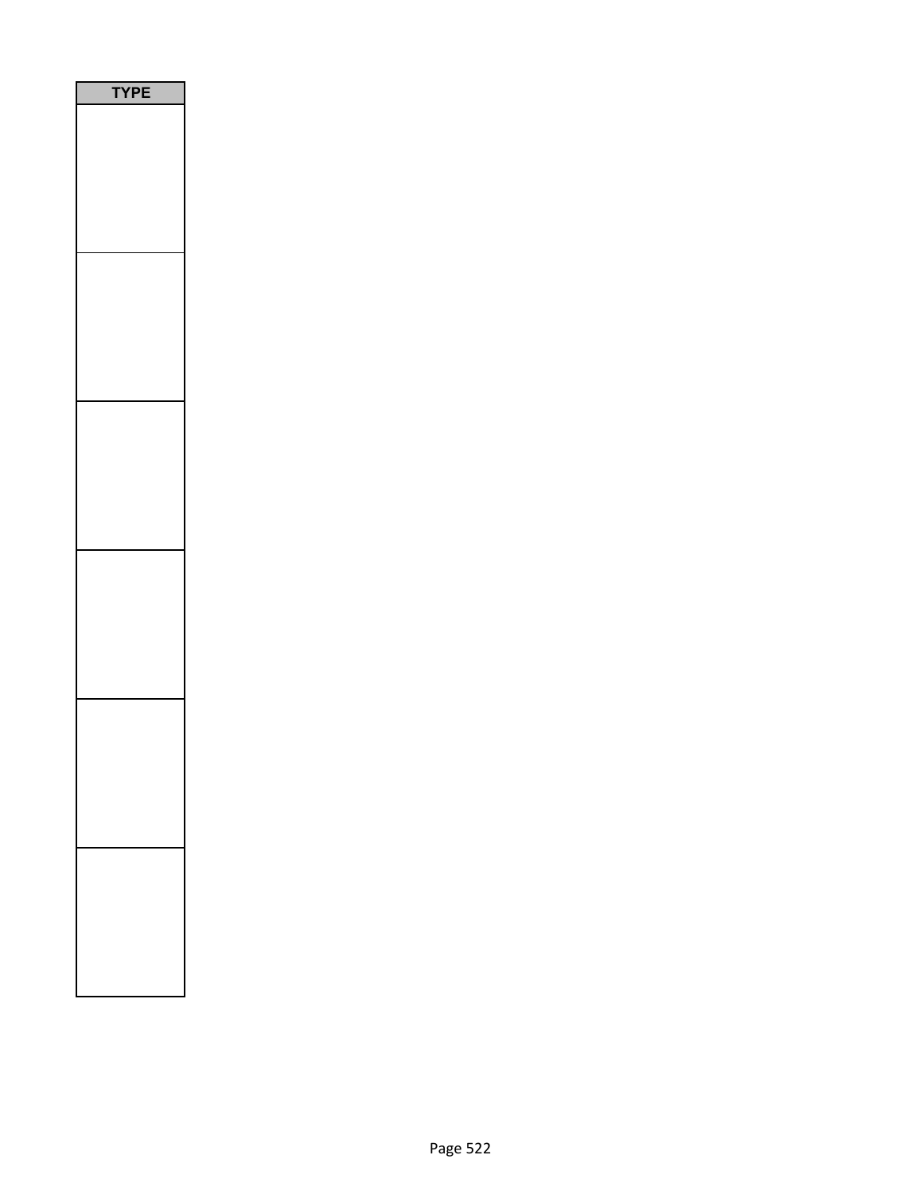| TYPE |
| --- |
| |
| |
| |
| |
| |
| |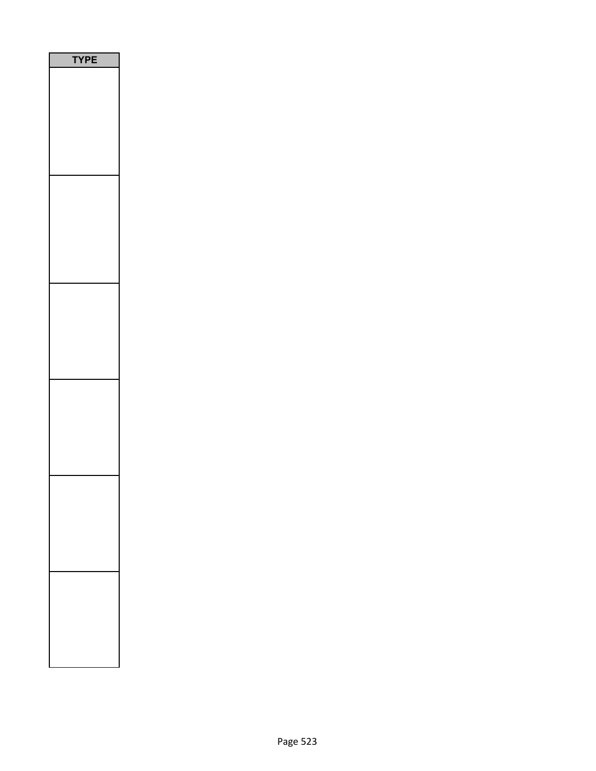| TYPE |
| --- |
| |
| |
| |
| |
| |
| |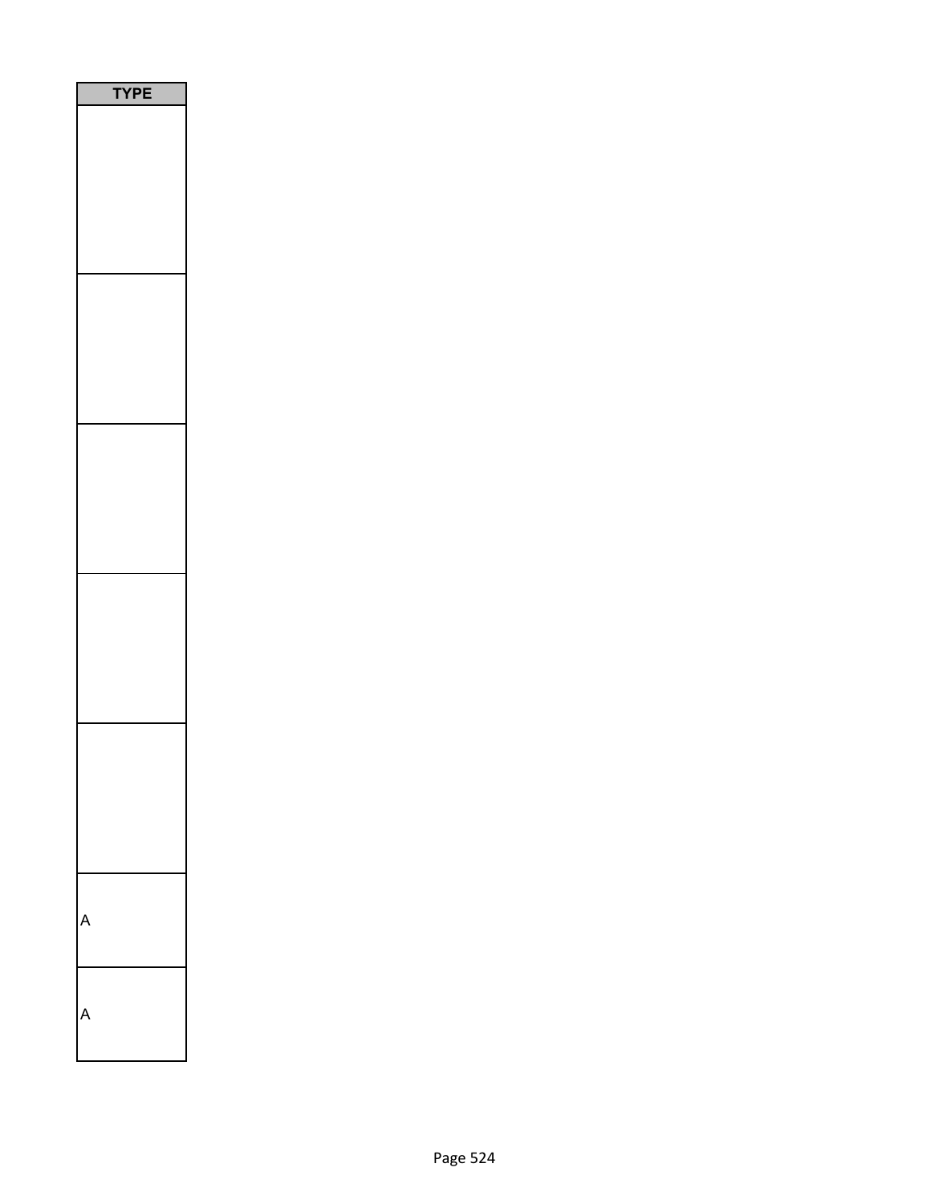| TYPE |
| --- |
| |
| |
| |
| |
| |
| A |
| A |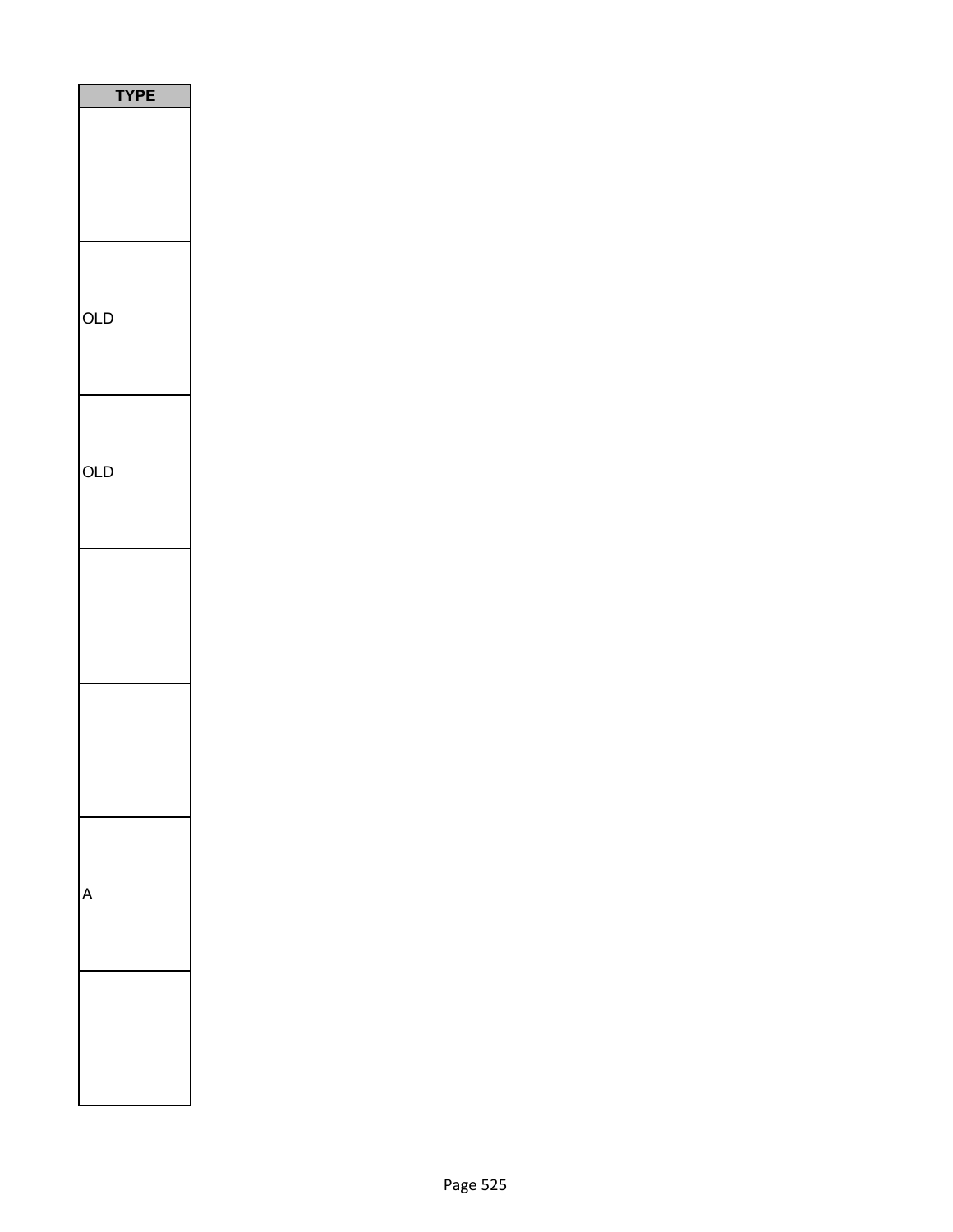| TYPE |
| --- |
| |
| OLD |
| OLD |
| |
| |
| A |
| |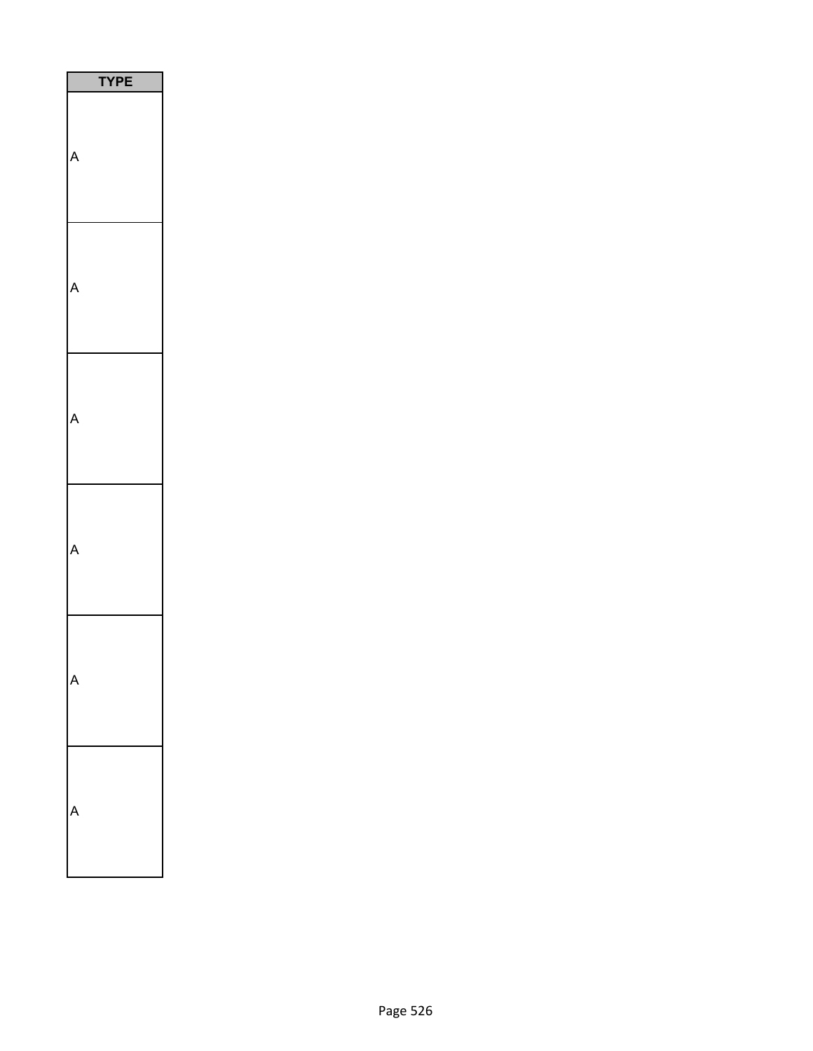| TYPE |
| --- |
| A |
| A |
| A |
| A |
| A |
| A |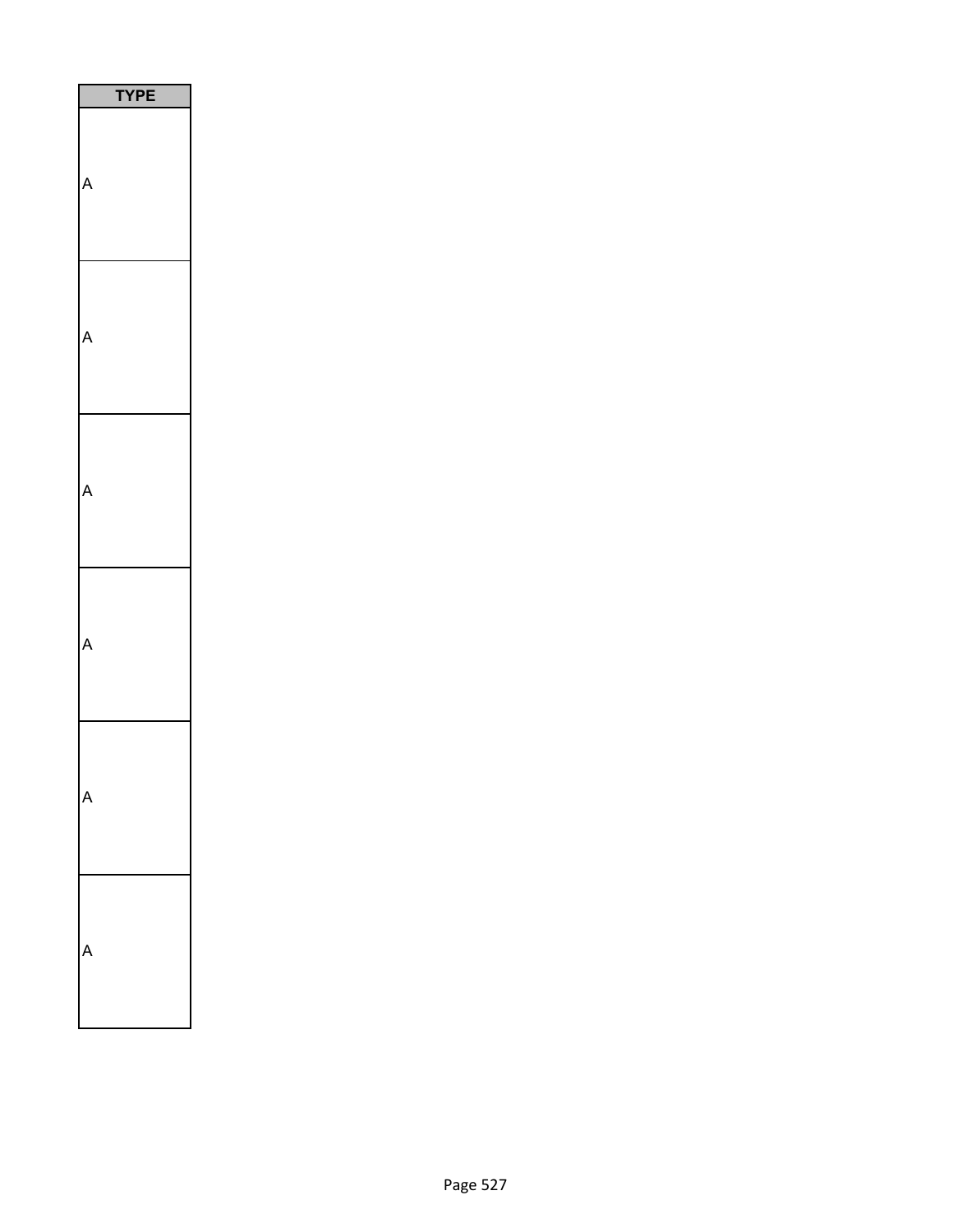| TYPE |
| --- |
| A |
| A |
| A |
| A |
| A |
| A |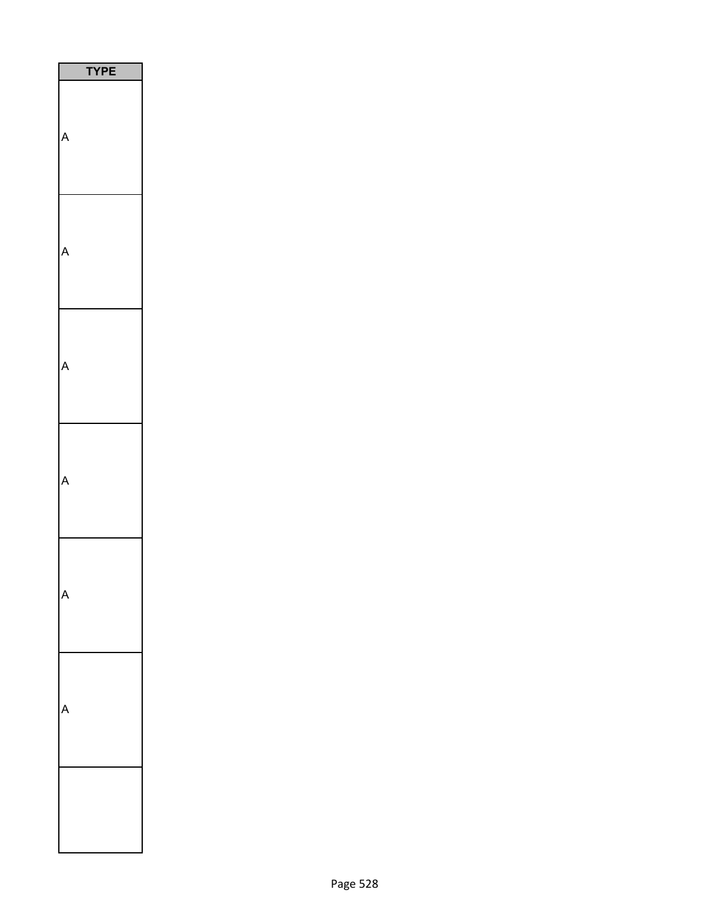| TYPE |
| --- |
| A |
| A |
| A |
| A |
| A |
| A |
| |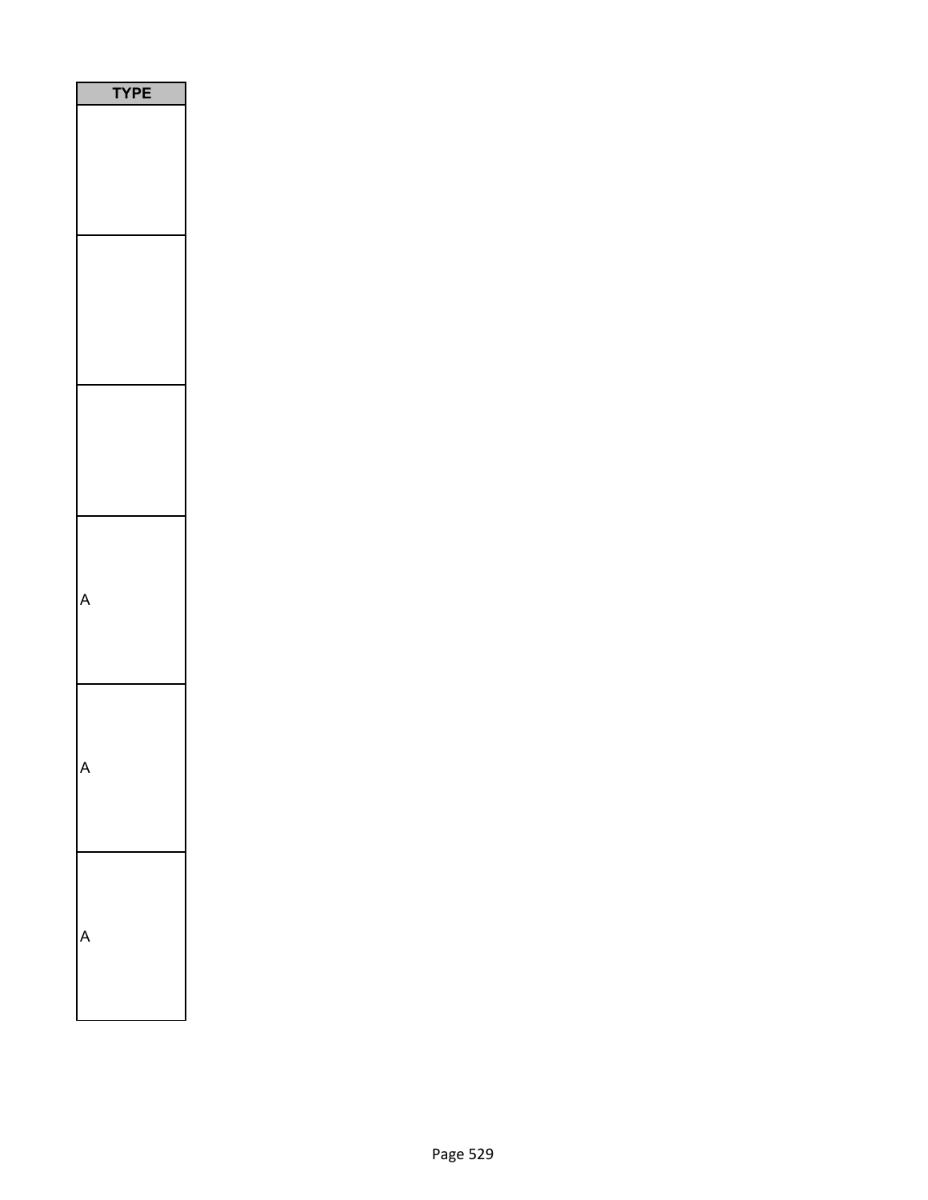| TYPE |
| --- |
| |
| |
| |
| A |
| A |
| A |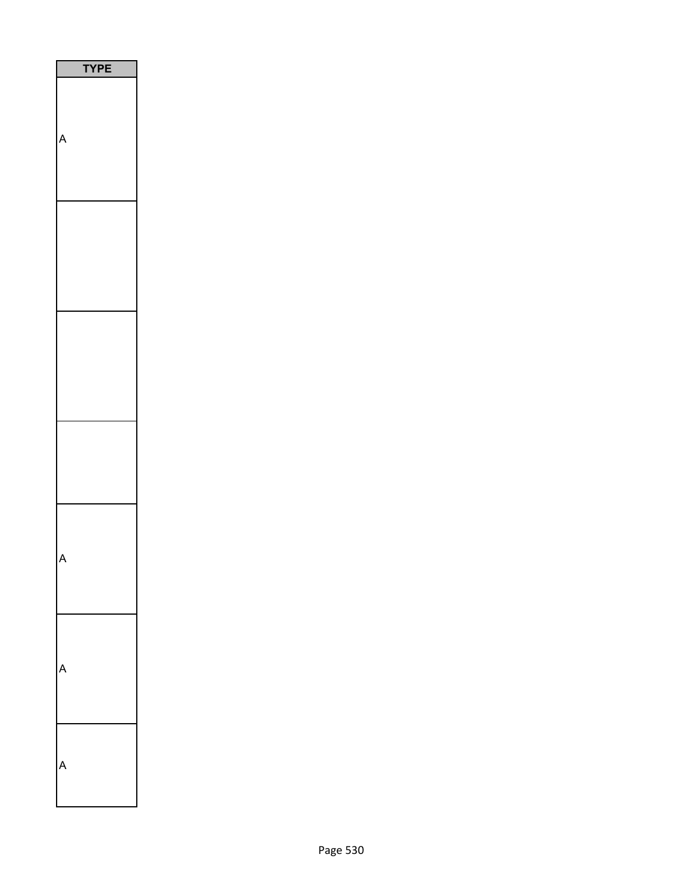| TYPE |
| --- |
| A |
| |
| |
| |
| A |
| A |
| A |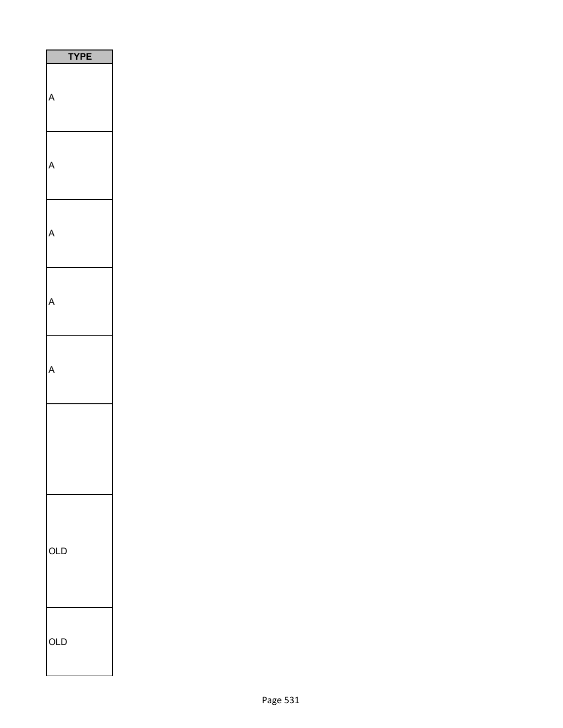| TYPE |
| --- |
| A |
| A |
| A |
| A |
| A |
| |
| OLD |
| OLD |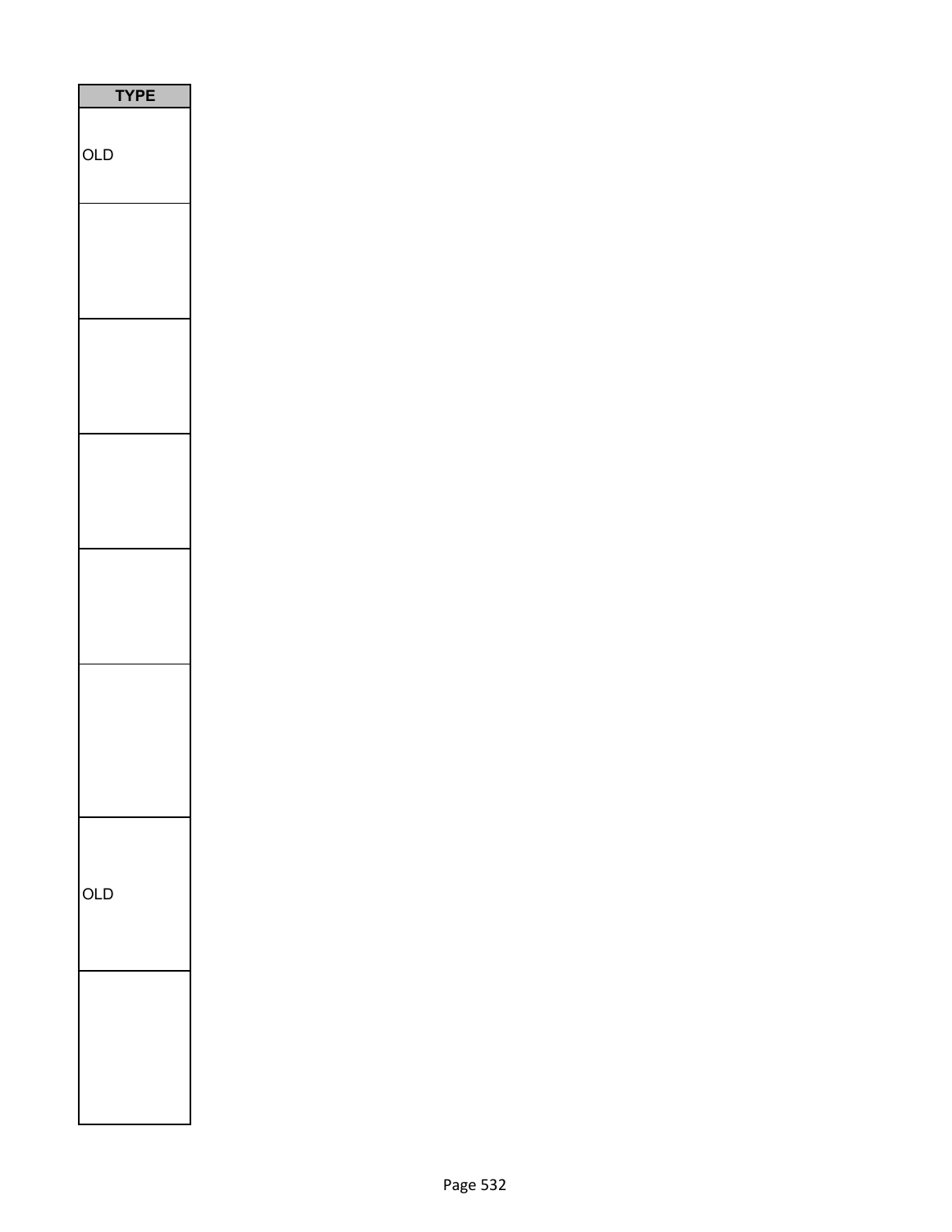| TYPE |
| --- |
| OLD |
| |
| |
| |
| |
| |
| OLD |
| |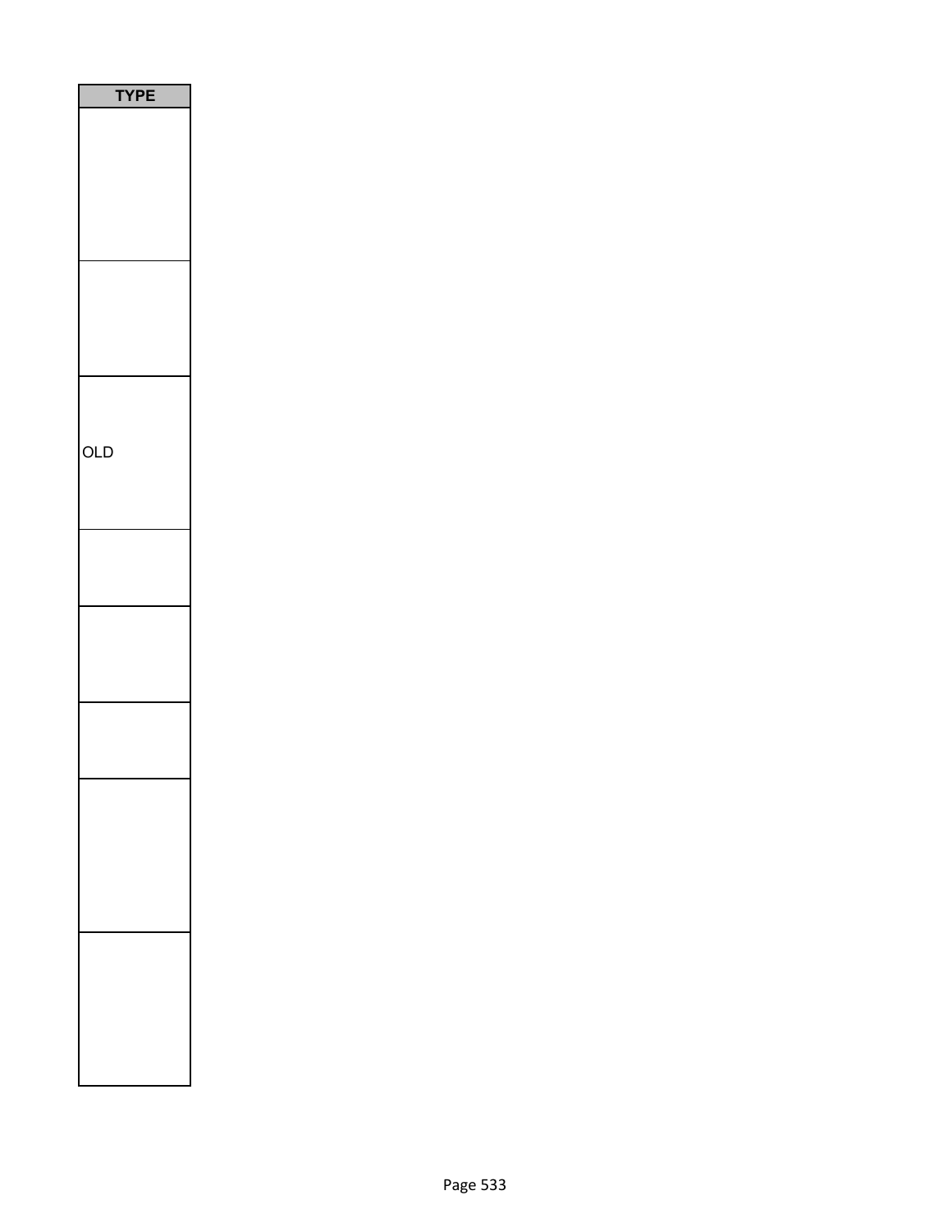| TYPE |
| --- |
| |
| |
| OLD |
| |
| |
| |
| |
| |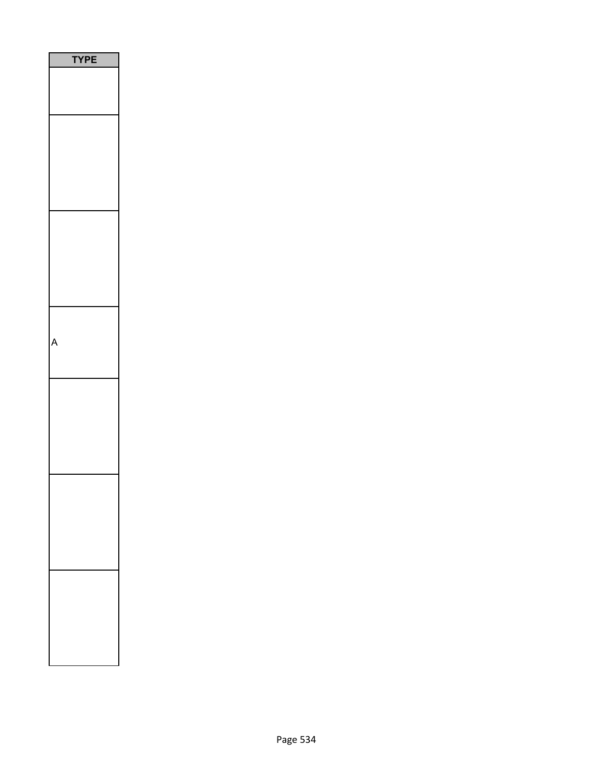| TYPE |
| --- |
| |
| |
| |
| A |
| |
| |
| |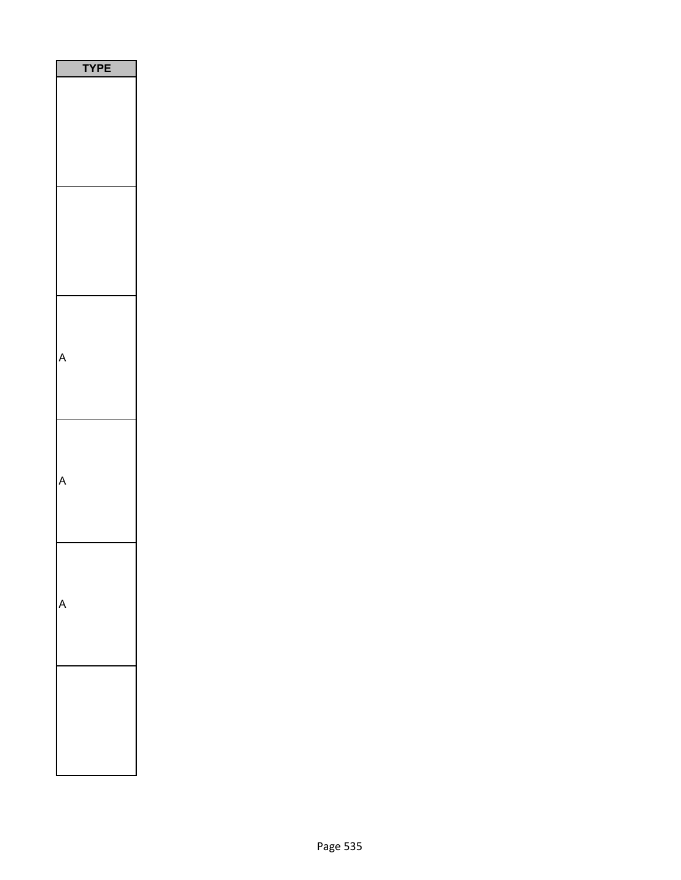| TYPE |
| --- |
| |
| |
| A |
| A |
| A |
| |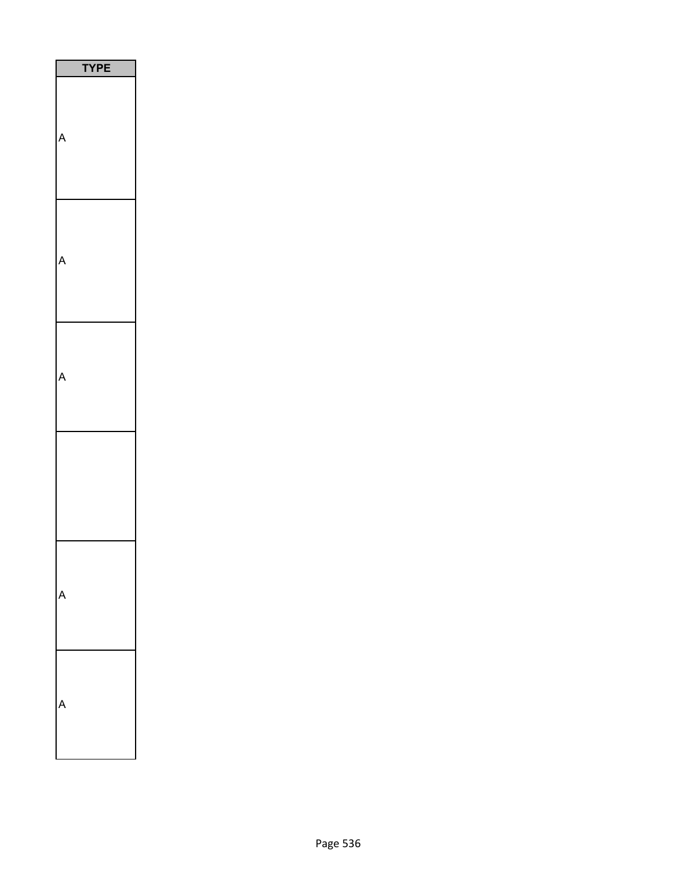| TYPE |
| --- |
| A |
| A |
| A |
| |
| A |
| A |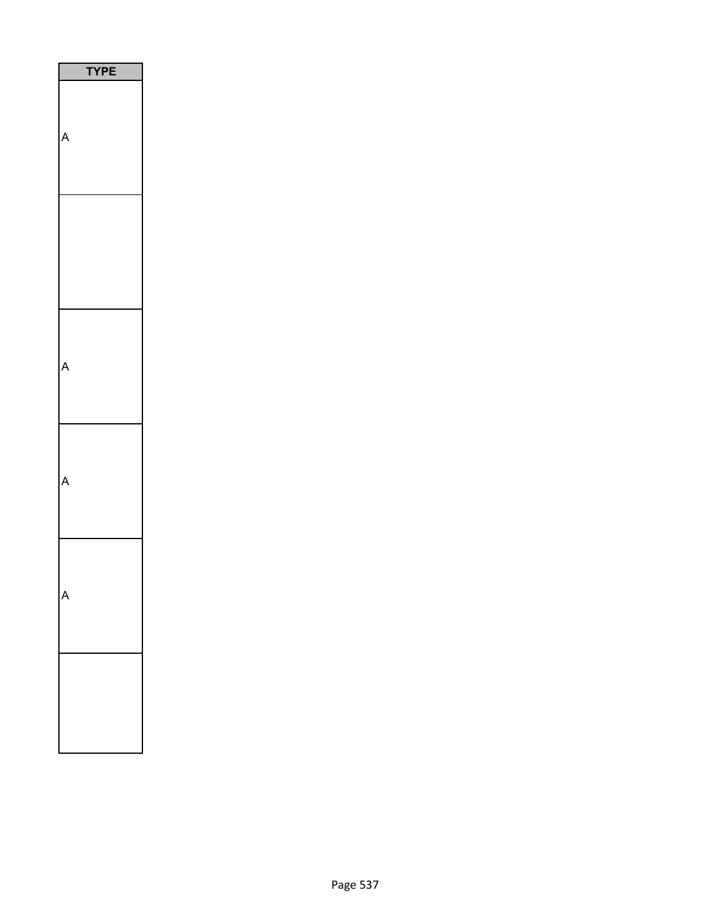| TYPE |
| --- |
| A |
| |
| A |
| A |
| A |
| |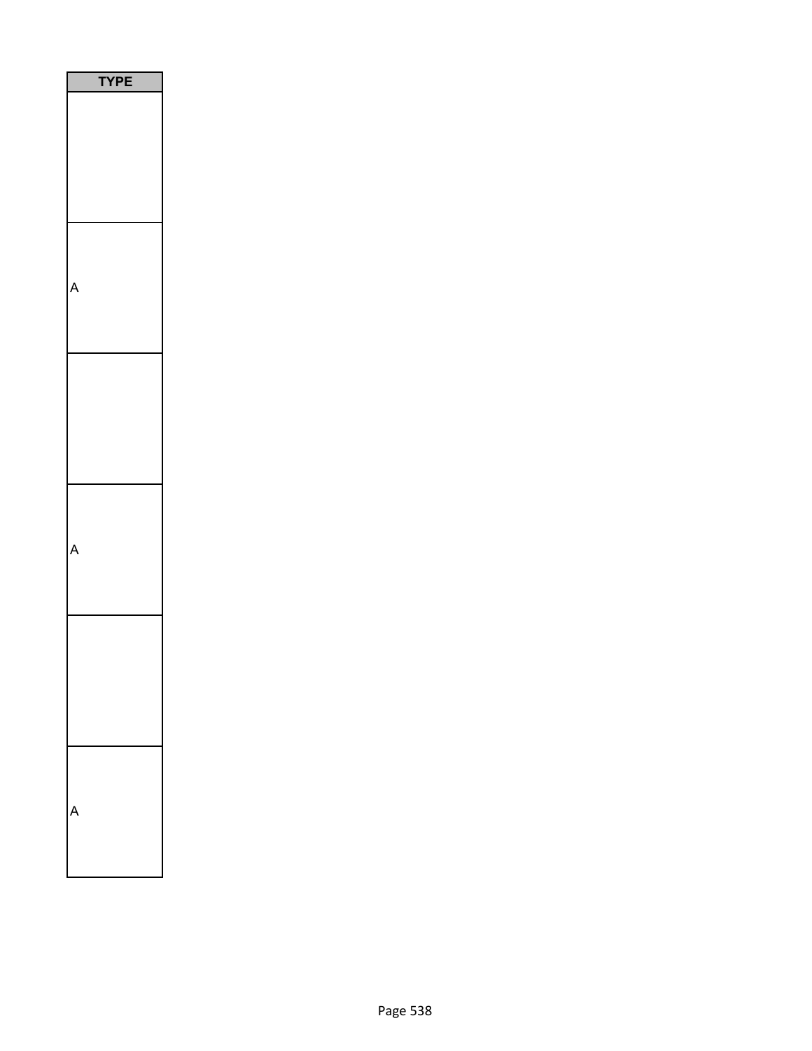| TYPE |
| --- |
| |
| A |
| |
| A |
| |
| A |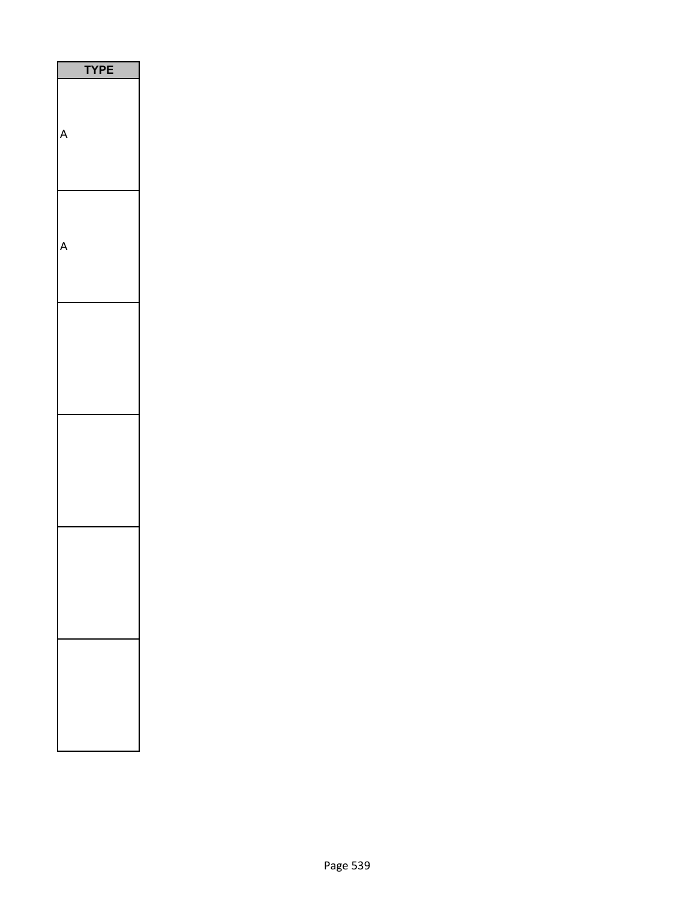| TYPE |
| --- |
| A |
| A |
| |
| |
| |
| |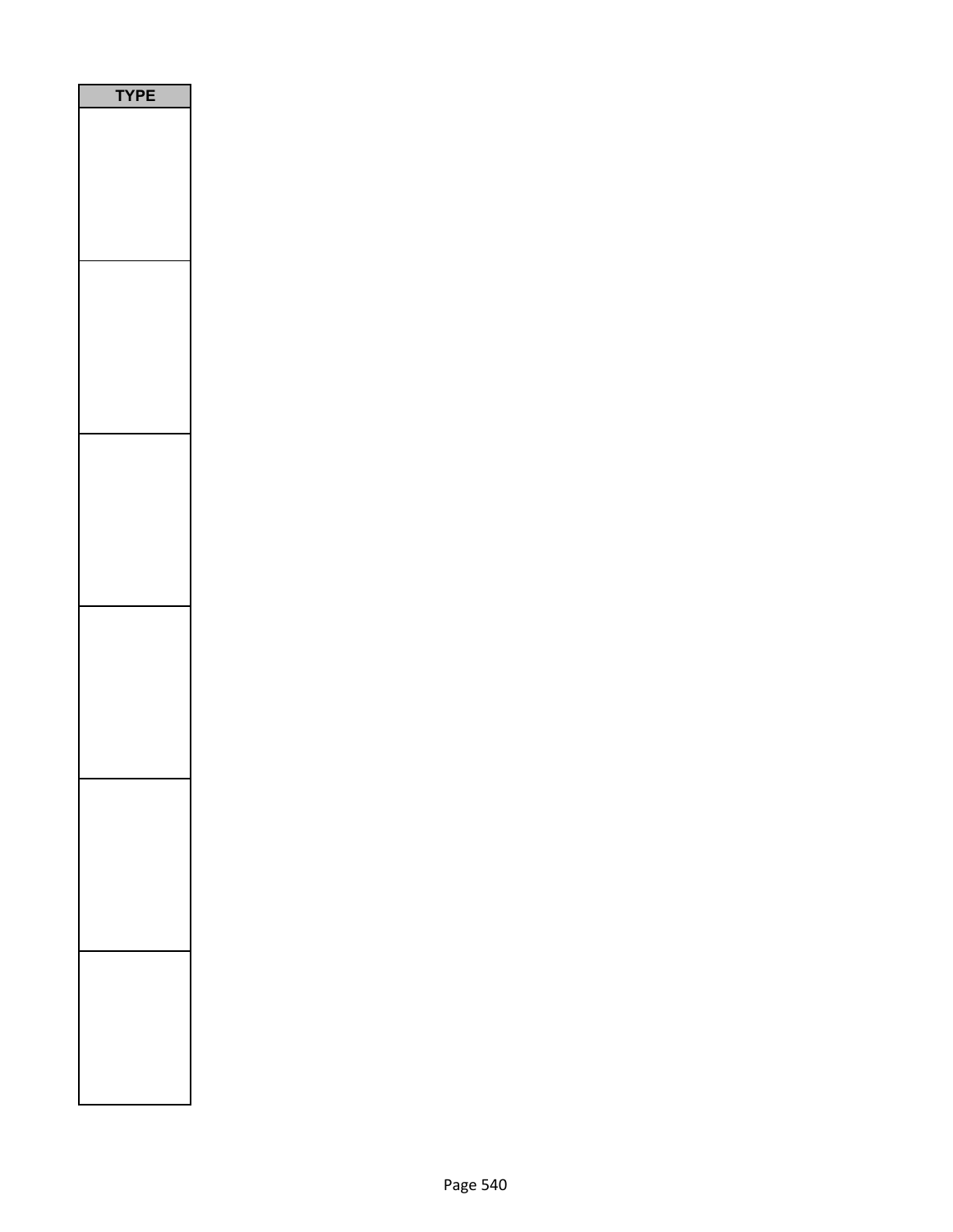| TYPE |
| --- |
| |
| |
| |
| |
| |
| |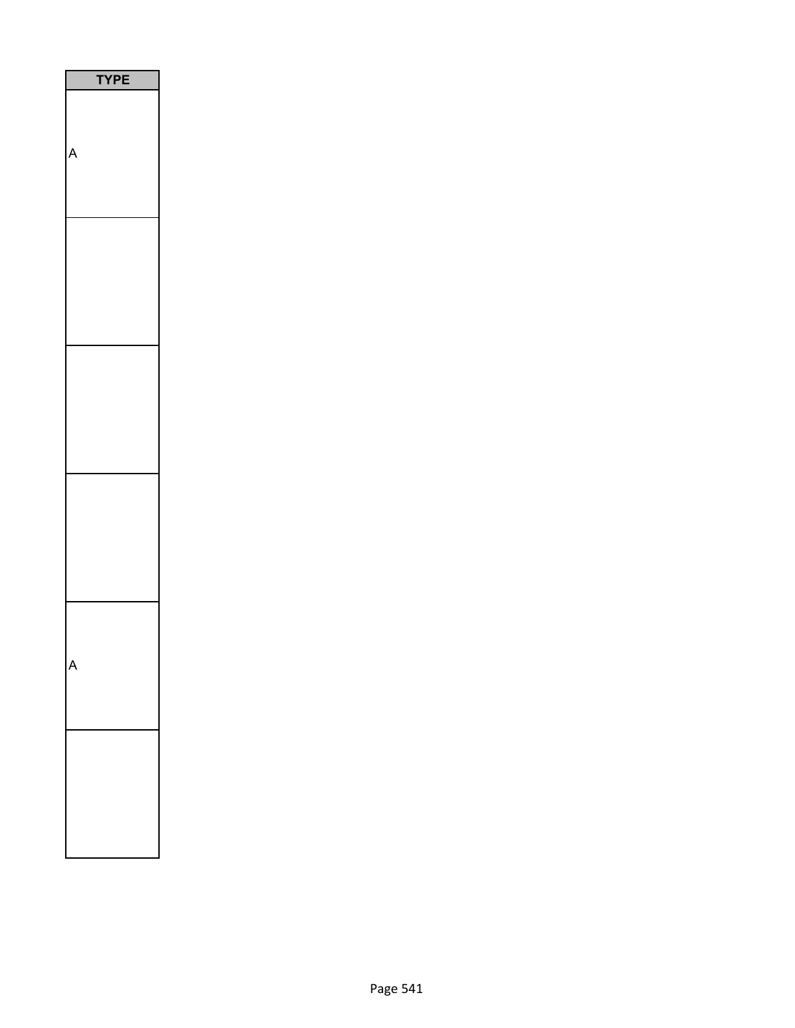| TYPE |
| --- |
| A |
| |
| |
| |
| A |
| |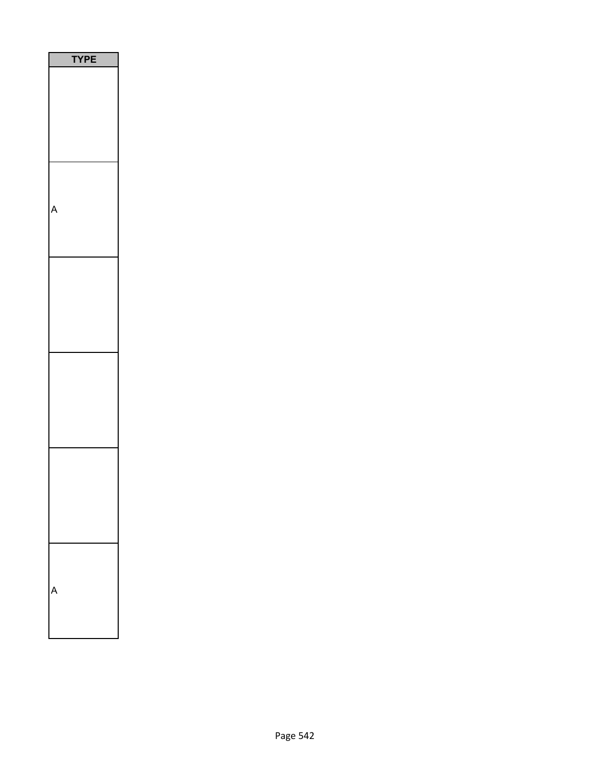| TYPE |
|---|
| |
| A |
| |
| |
| |
| A |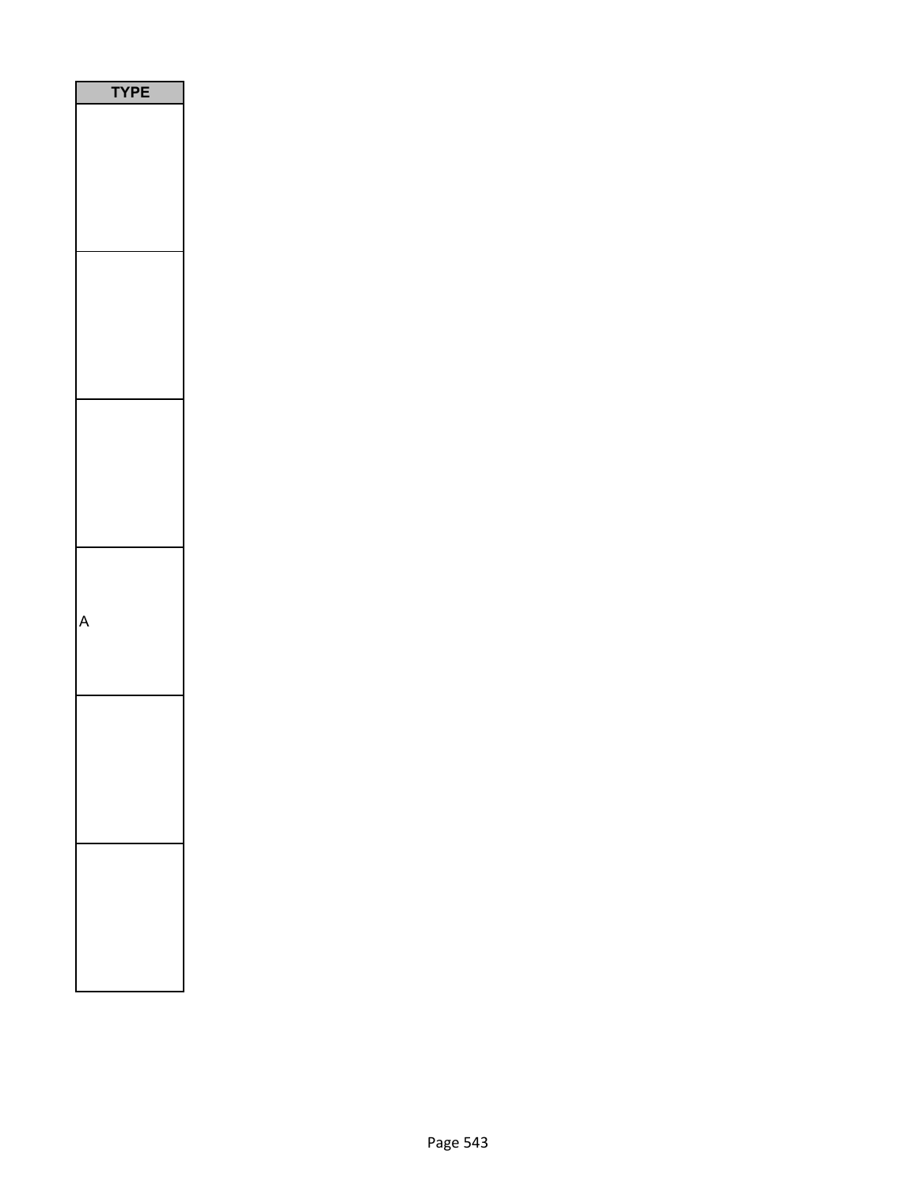| TYPE |
|---|
| |
| |
| |
| A |
| |
| |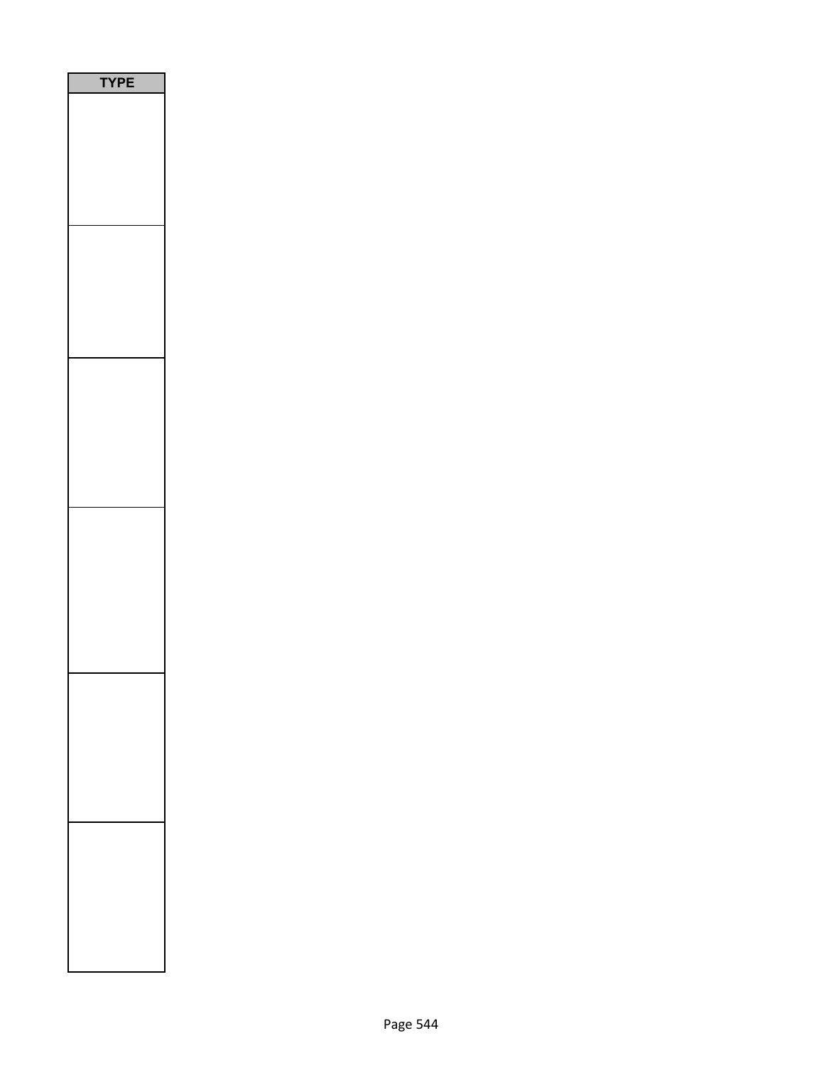| TYPE |
| --- |
| |
| |
| |
| |
| |
| |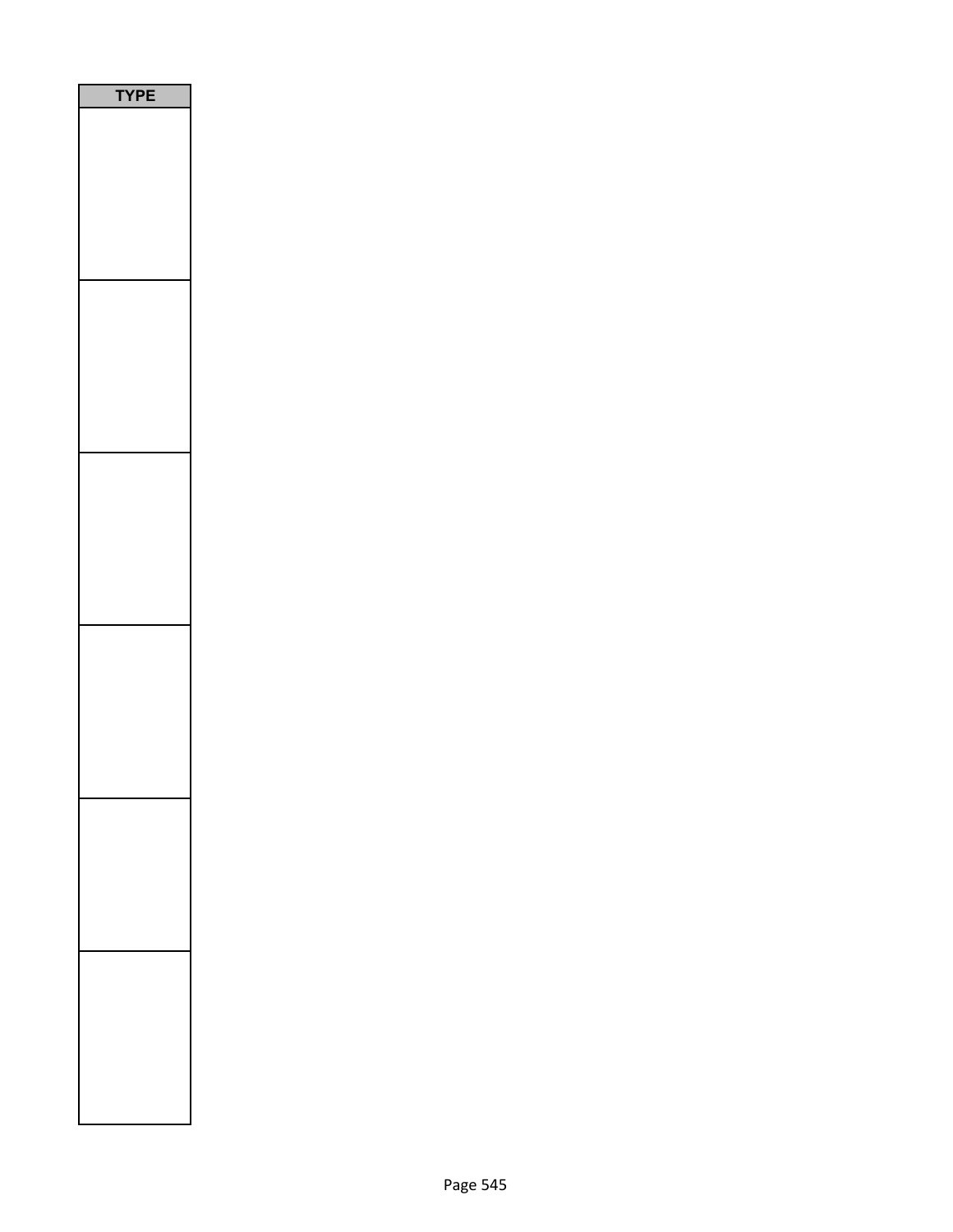| TYPE |
| --- |
| |
| |
| |
| |
| |
| |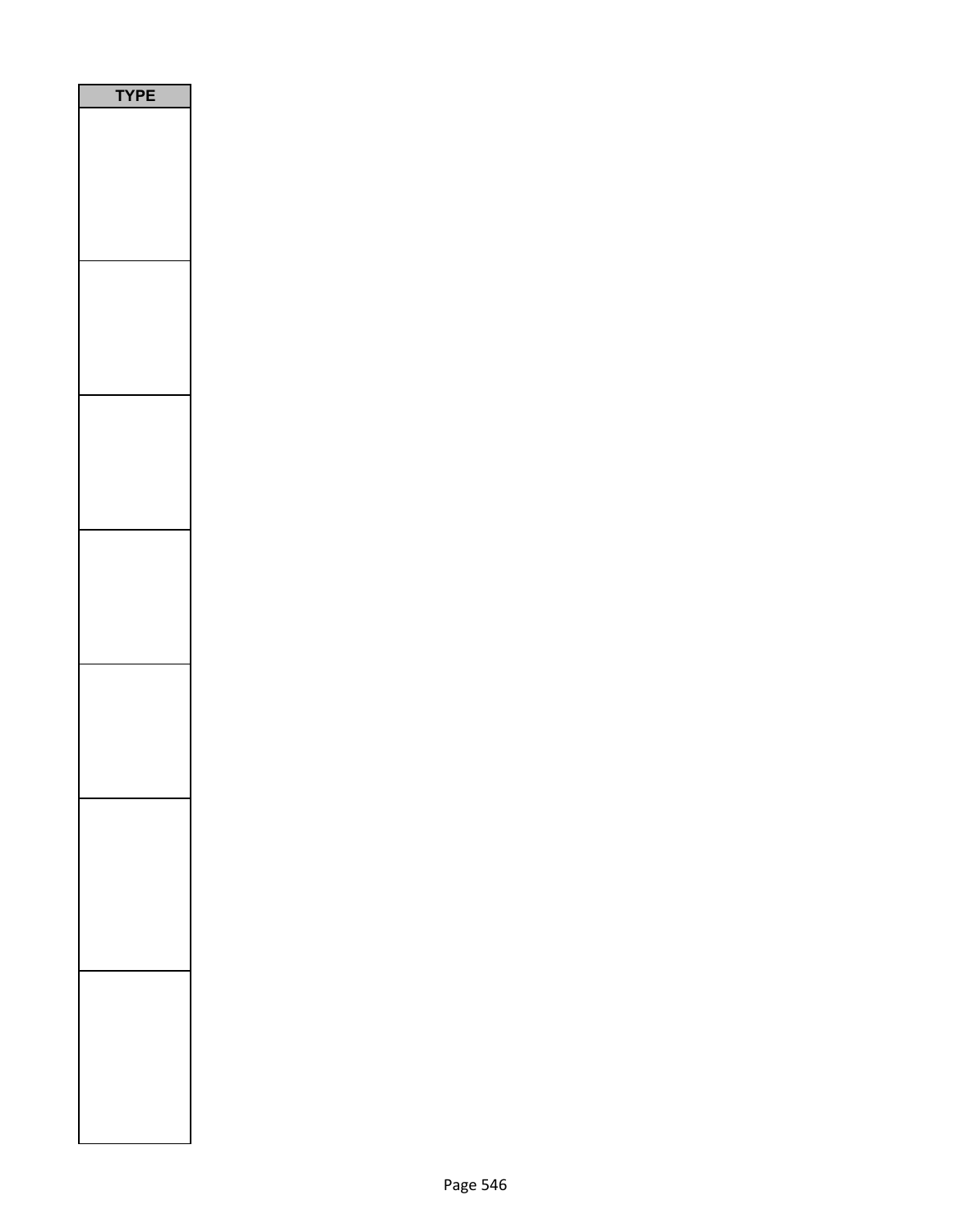| TYPE |
| --- |
| |
| |
| |
| |
| |
| |
| |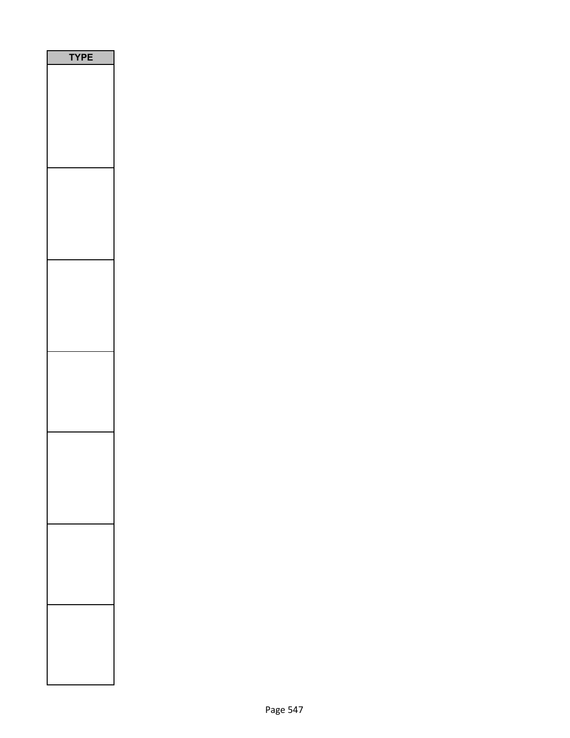| TYPE |
| --- |
| |
| |
| |
| |
| |
| |
| |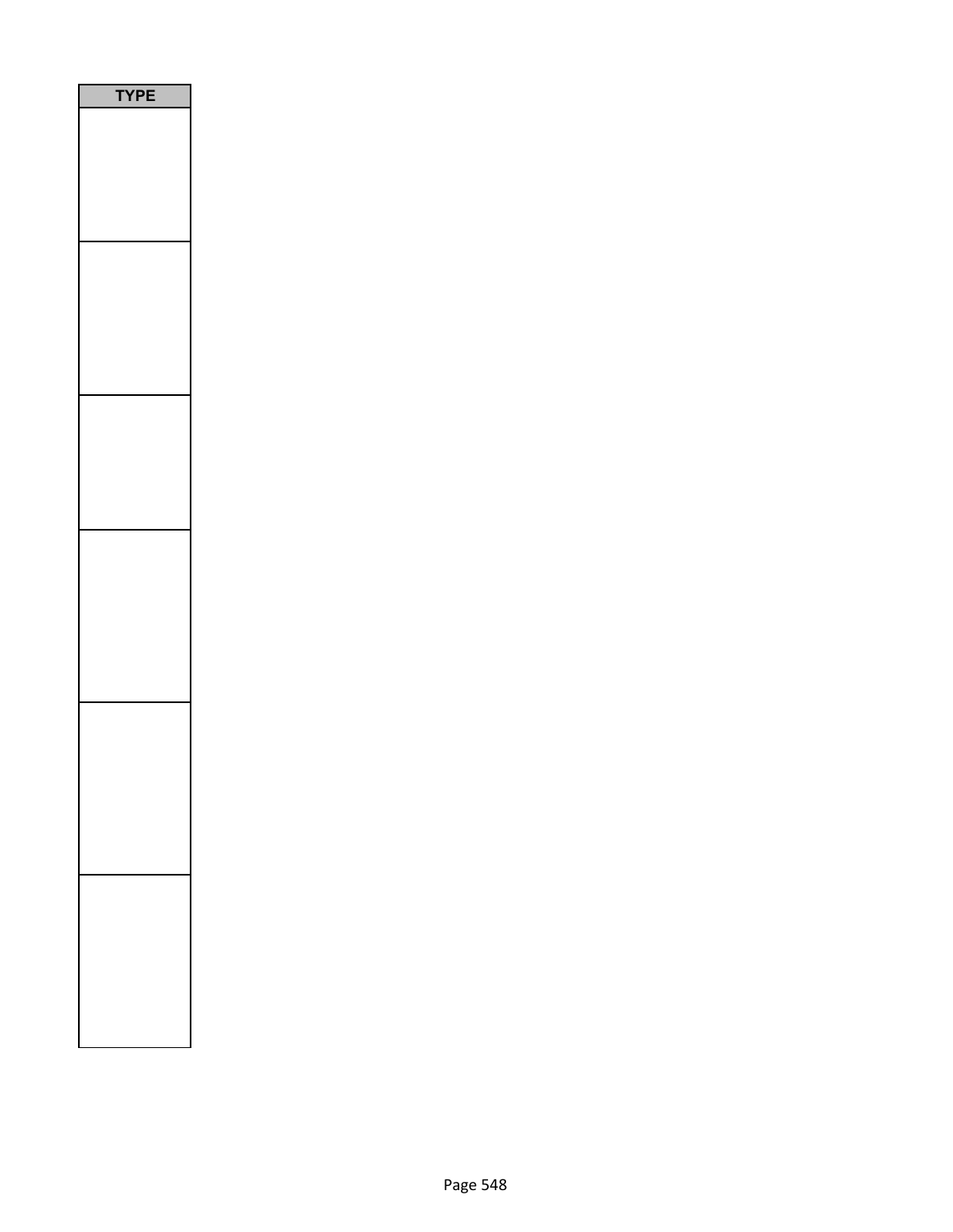| TYPE |
| --- |
| |
| |
| |
| |
| |
| |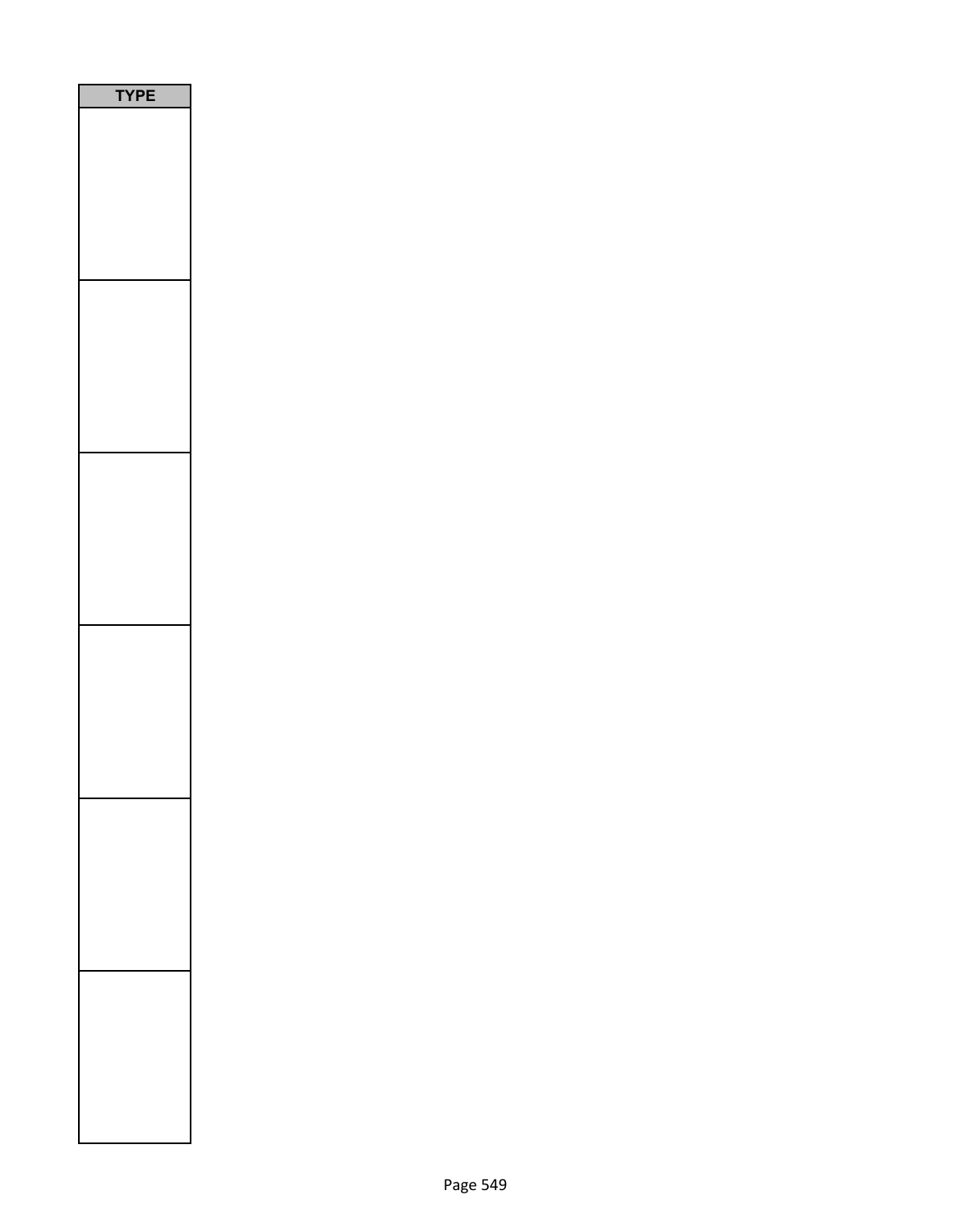| TYPE |
|---|
| |
| |
| |
| |
| |
| |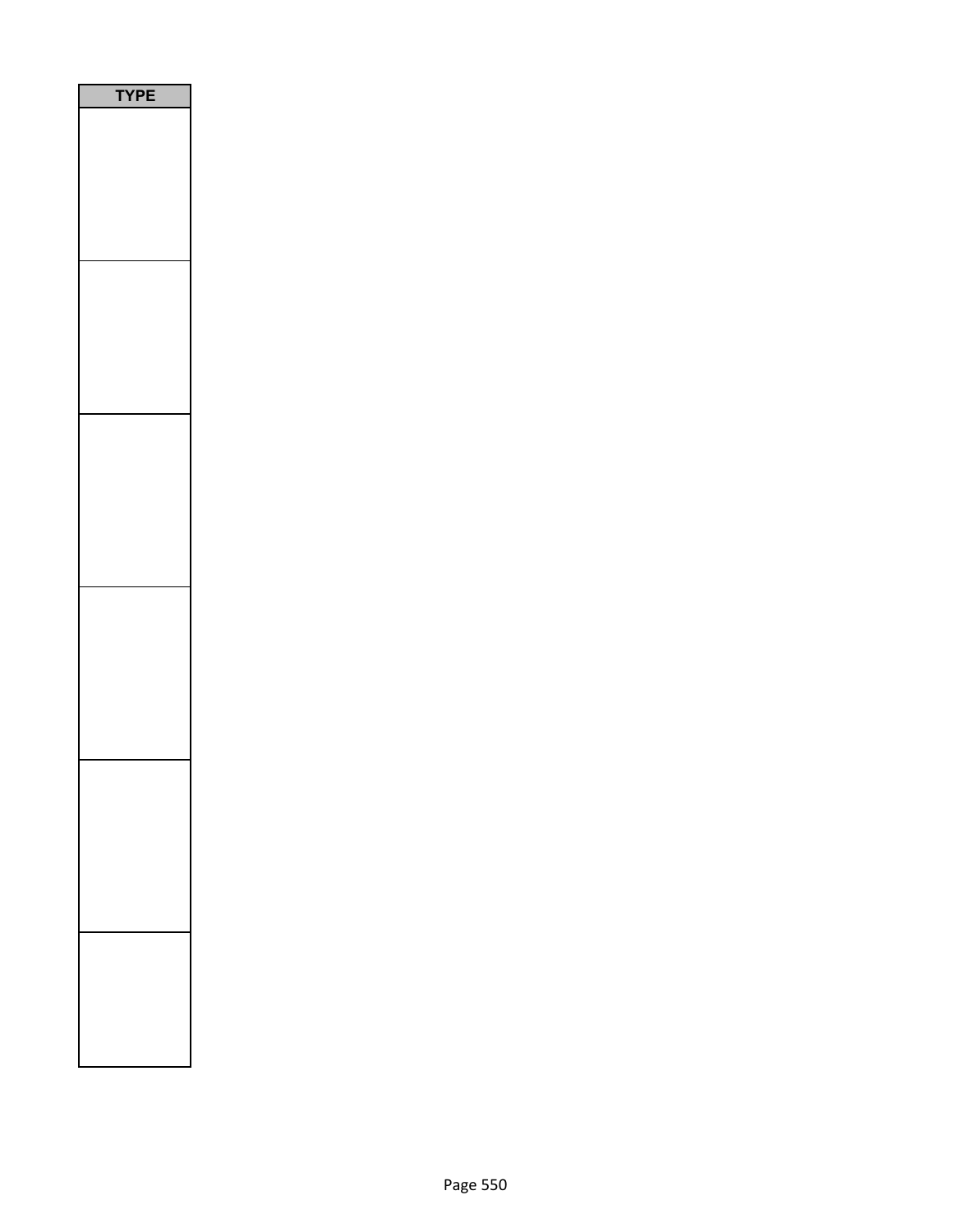| TYPE |
| --- |
| |
| |
| |
| |
| |
| |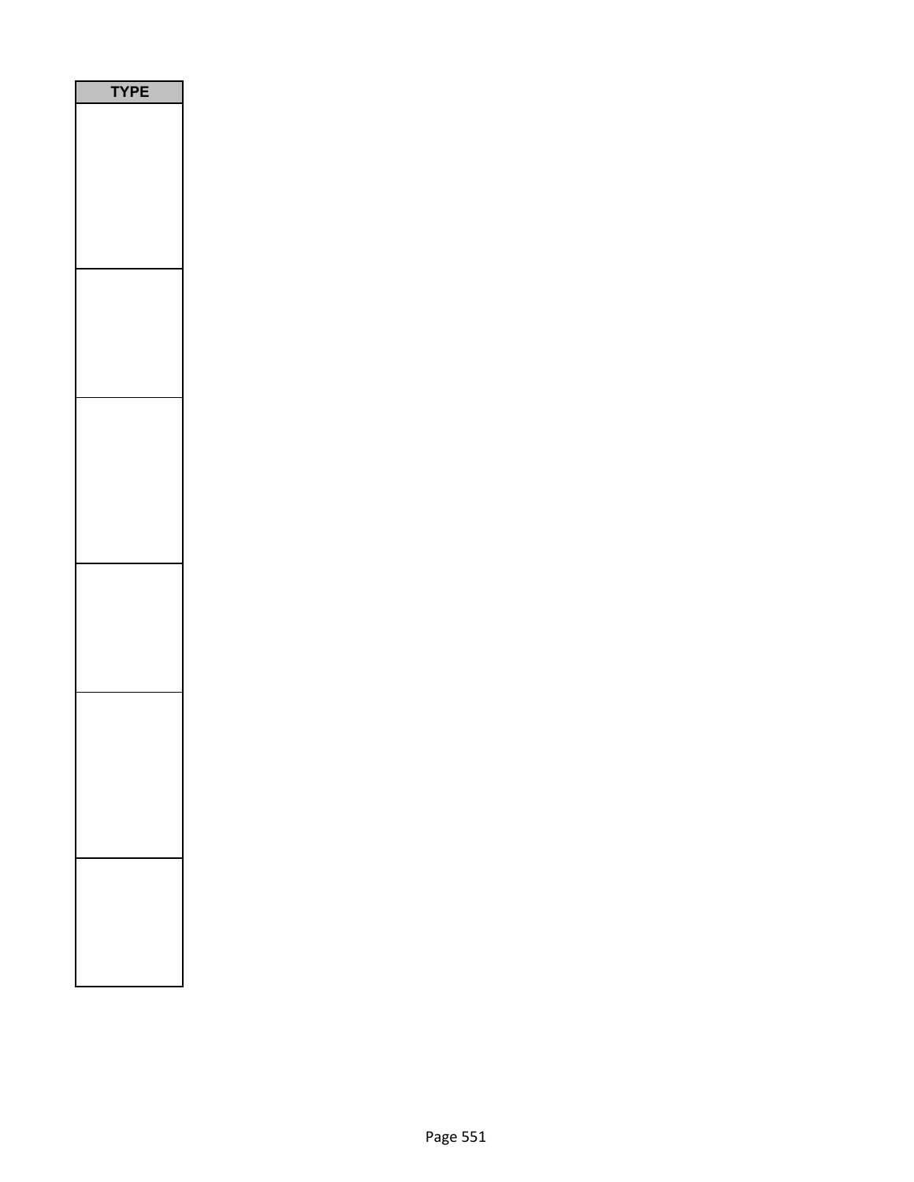| TYPE |
| --- |
| |
| |
| |
| |
| |
| |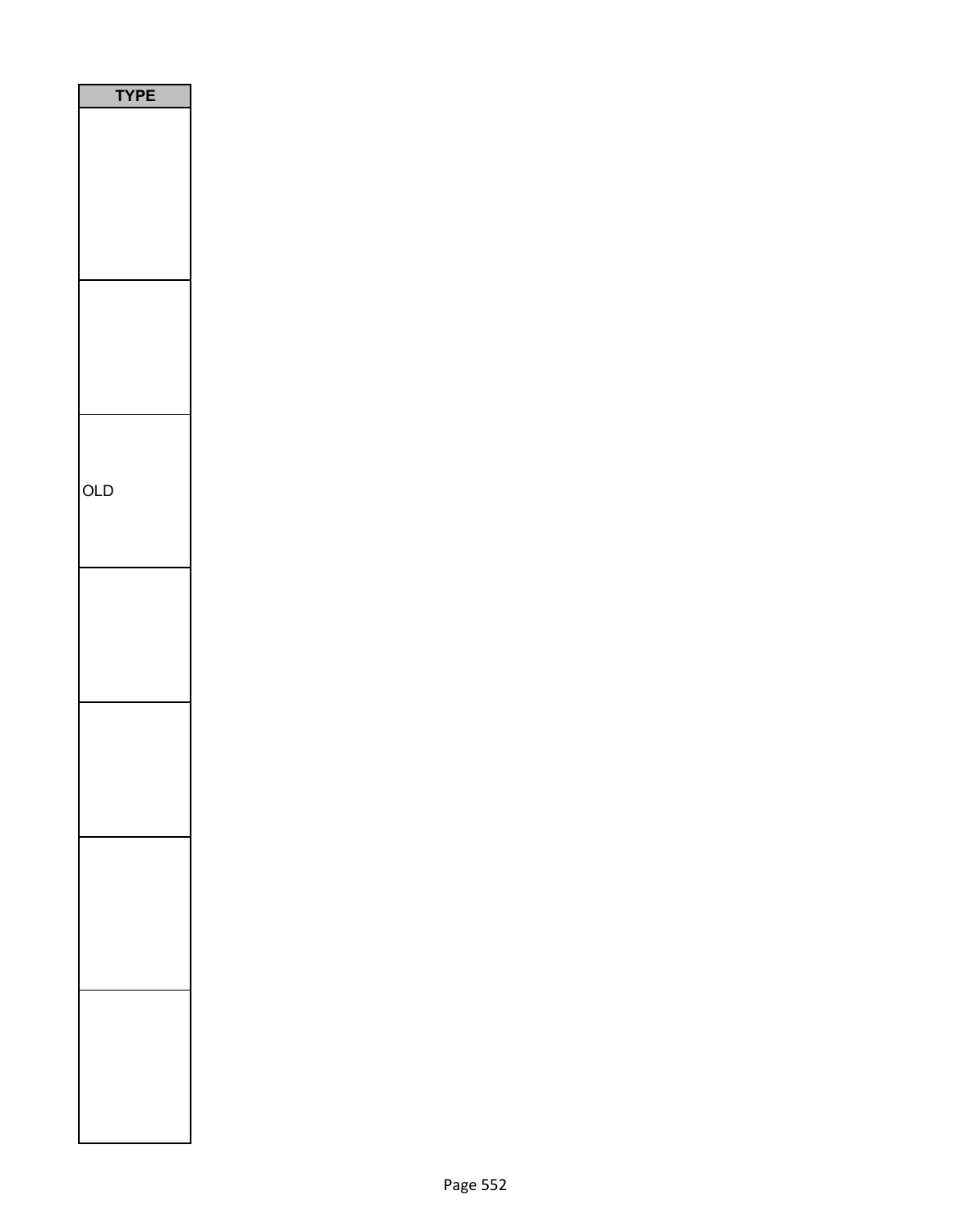| TYPE |
| --- |
| |
| |
| OLD |
| |
| |
| |
| |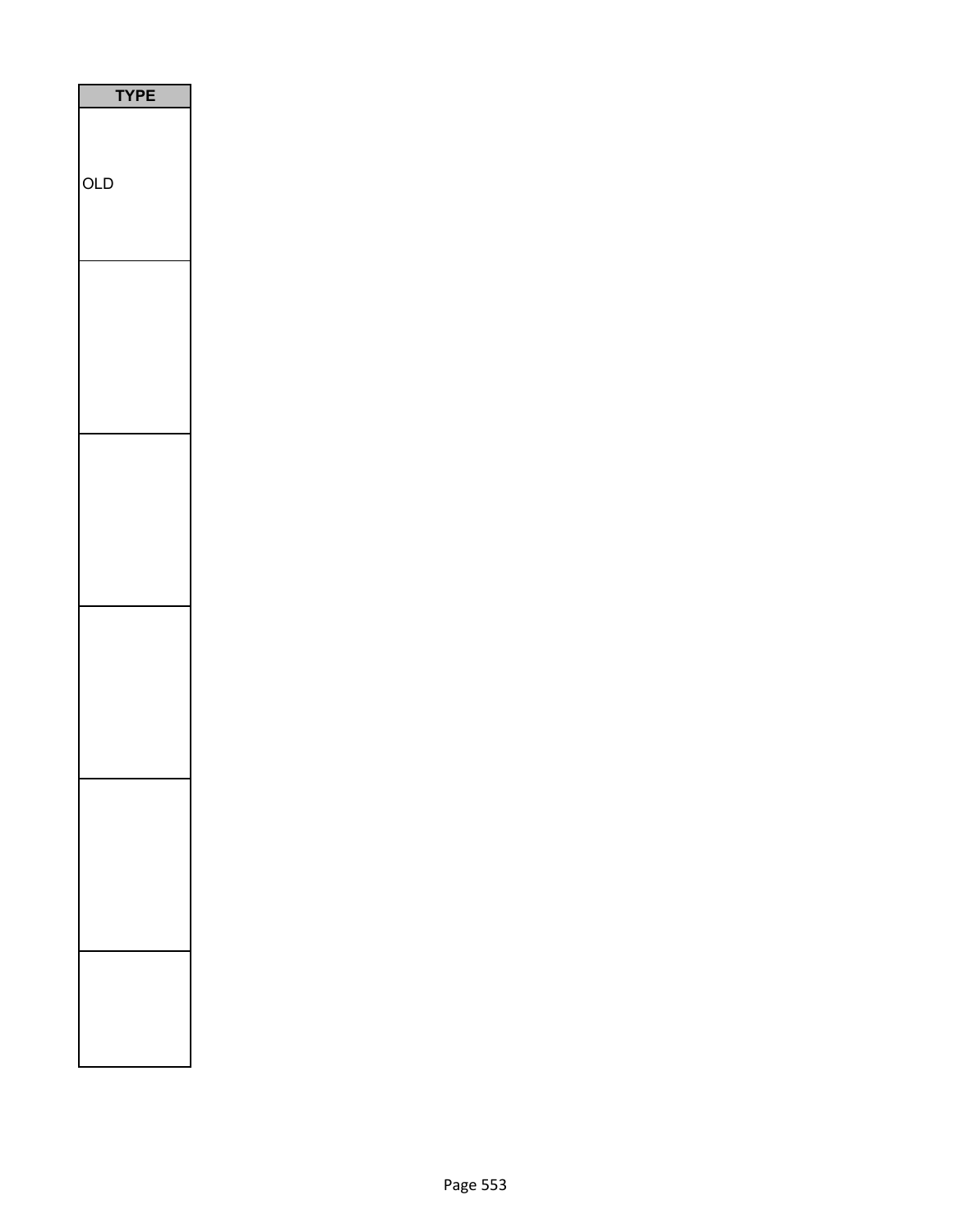| TYPE |
| --- |
| OLD |
| |
| |
| |
| |
| |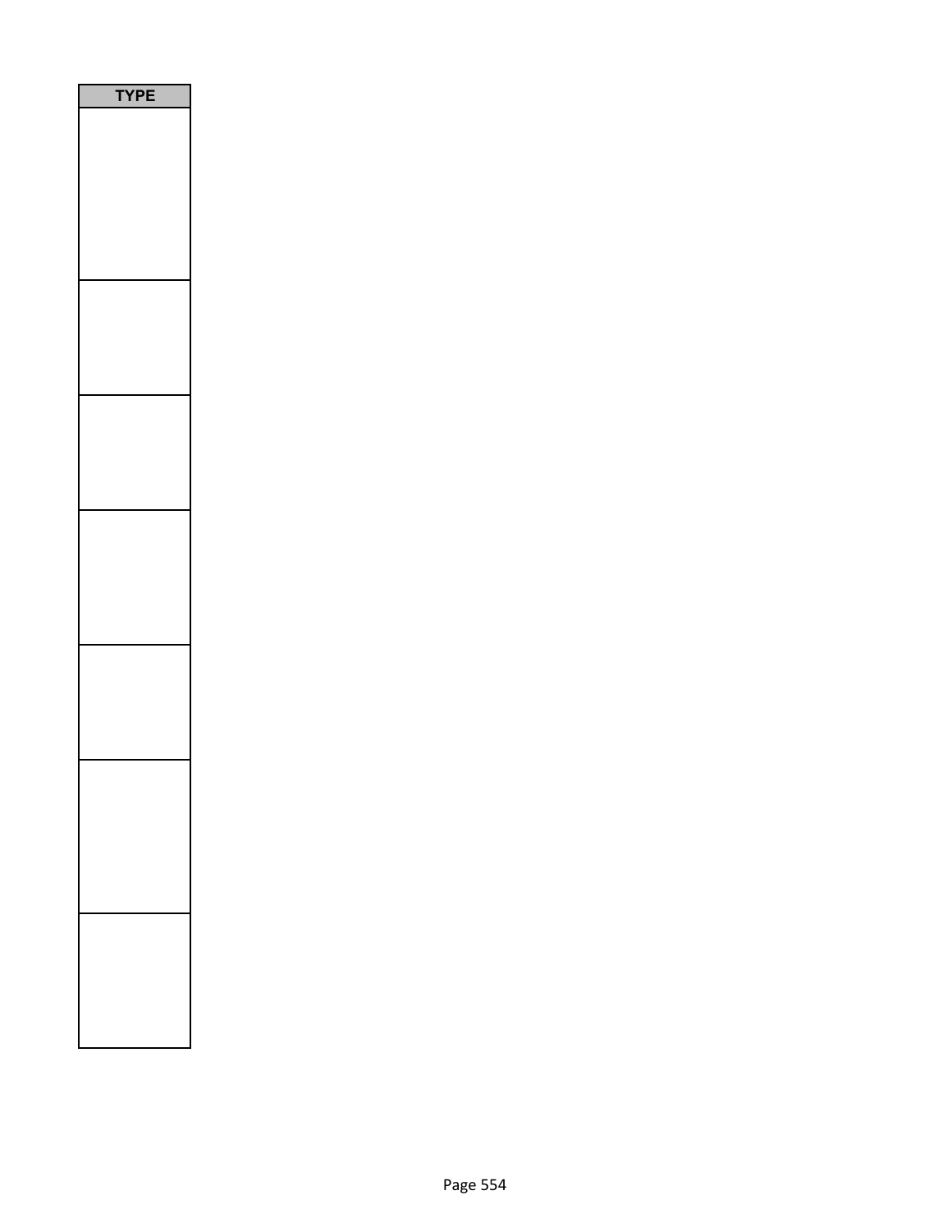| TYPE |
| --- |
| |
| |
| |
| |
| |
| |
| |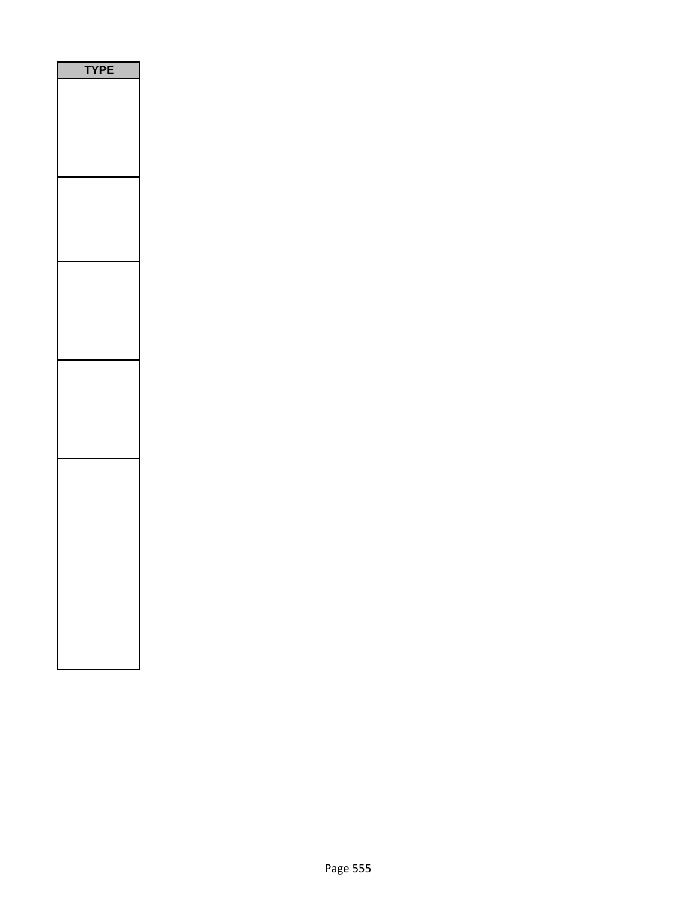| TYPE |
| --- |
| |
| |
| |
| |
| |
| |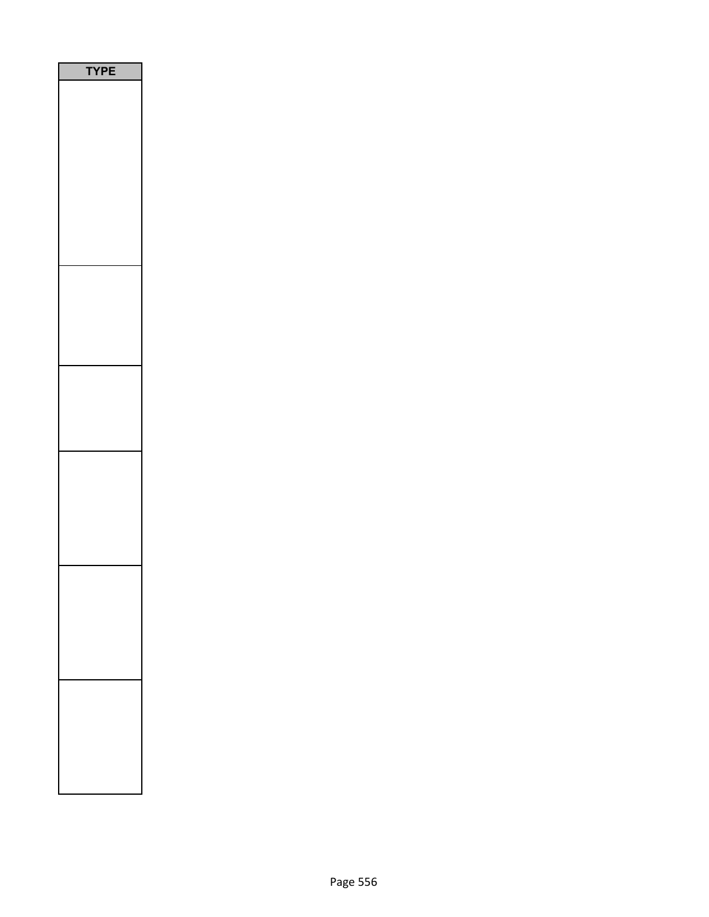| TYPE |
| --- |
| |
| |
| |
| |
| |
| |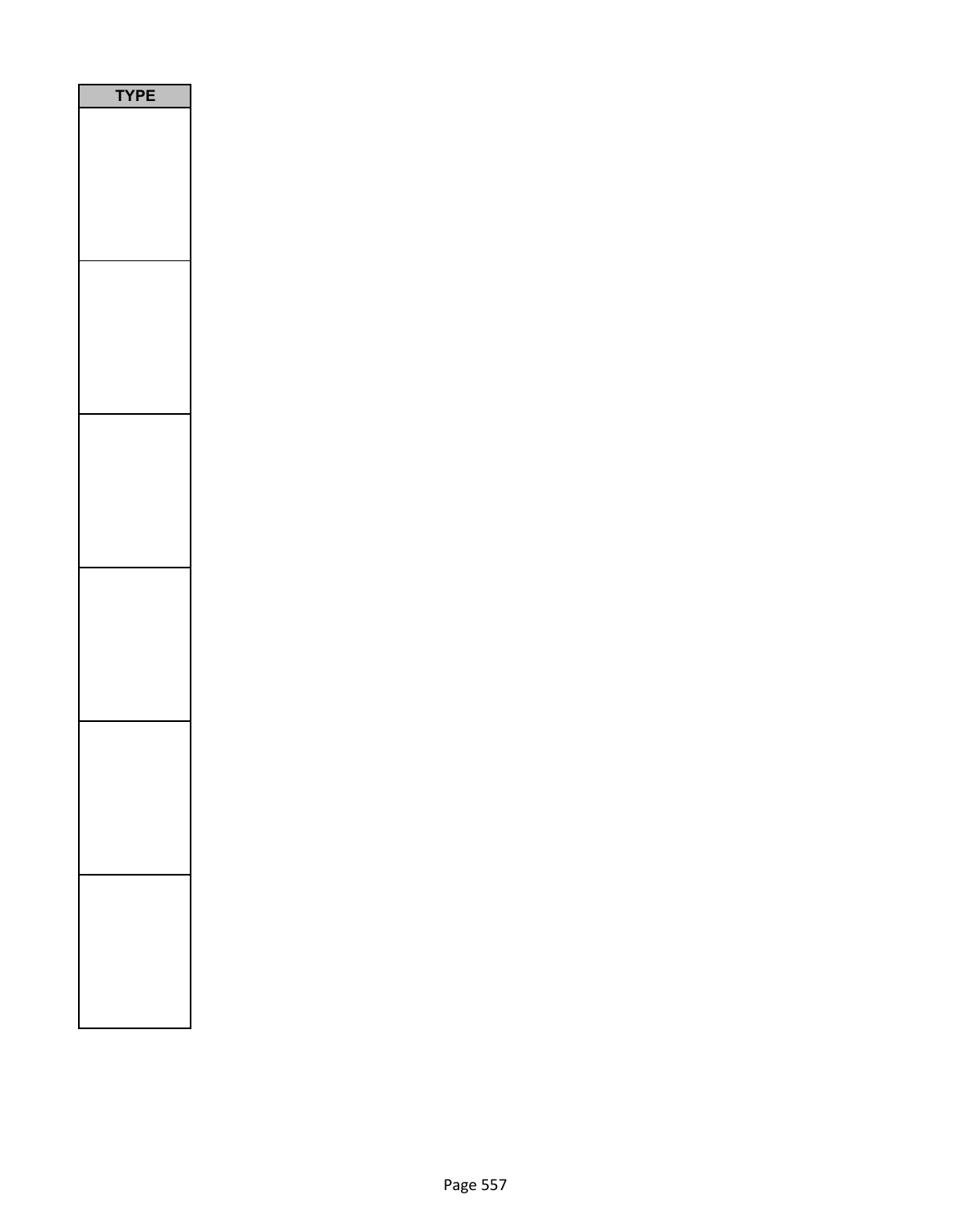| TYPE |
| --- |
| |
| |
| |
| |
| |
| |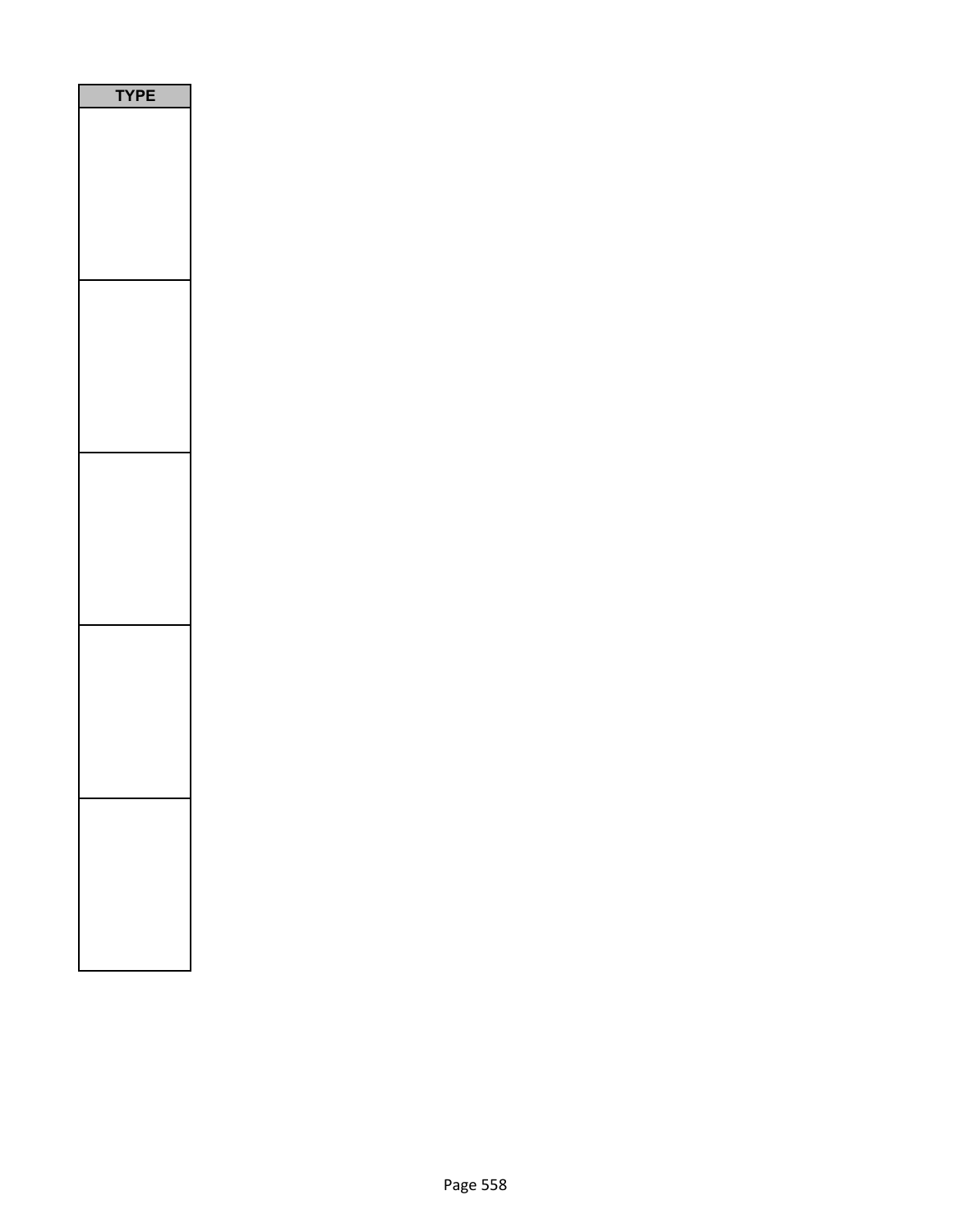| TYPE |
| --- |
| |
| |
| |
| |
| |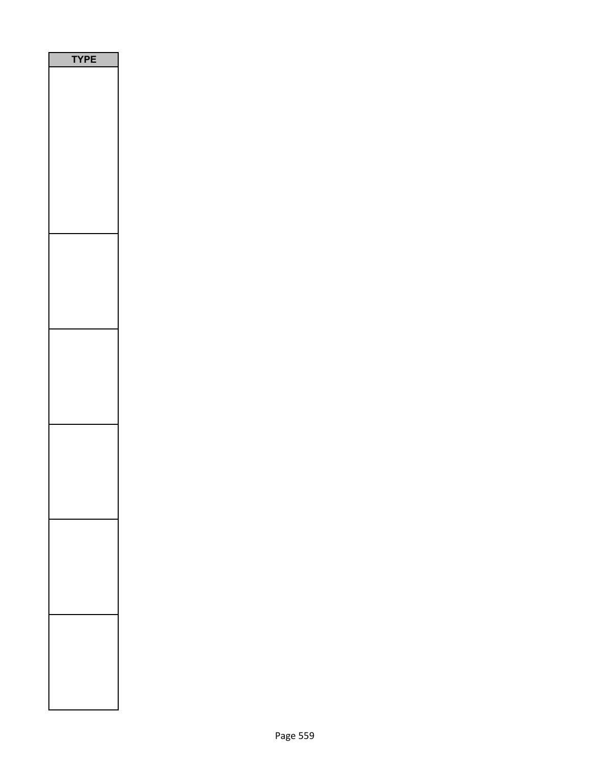| TYPE |
| --- |
| |
| |
| |
| |
| |
| |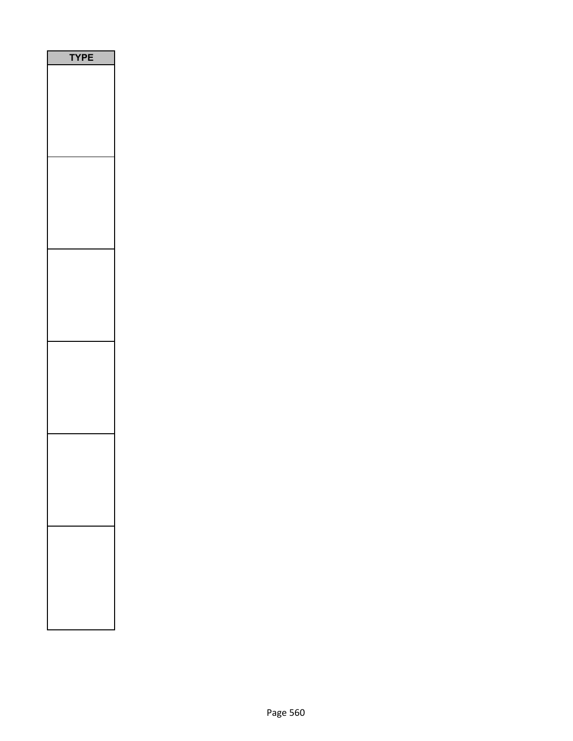| TYPE |
| --- |
| |
| |
| |
| |
| |
| |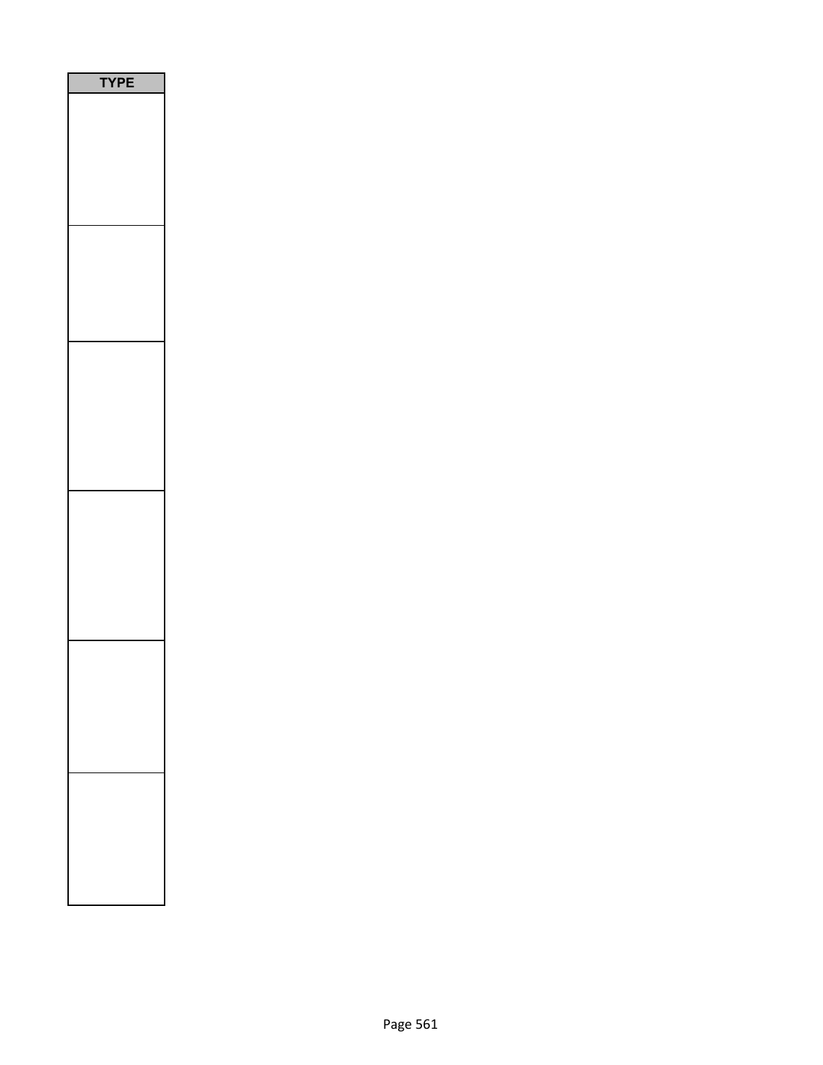| TYPE |
| --- |
| |
| |
| |
| |
| |
| |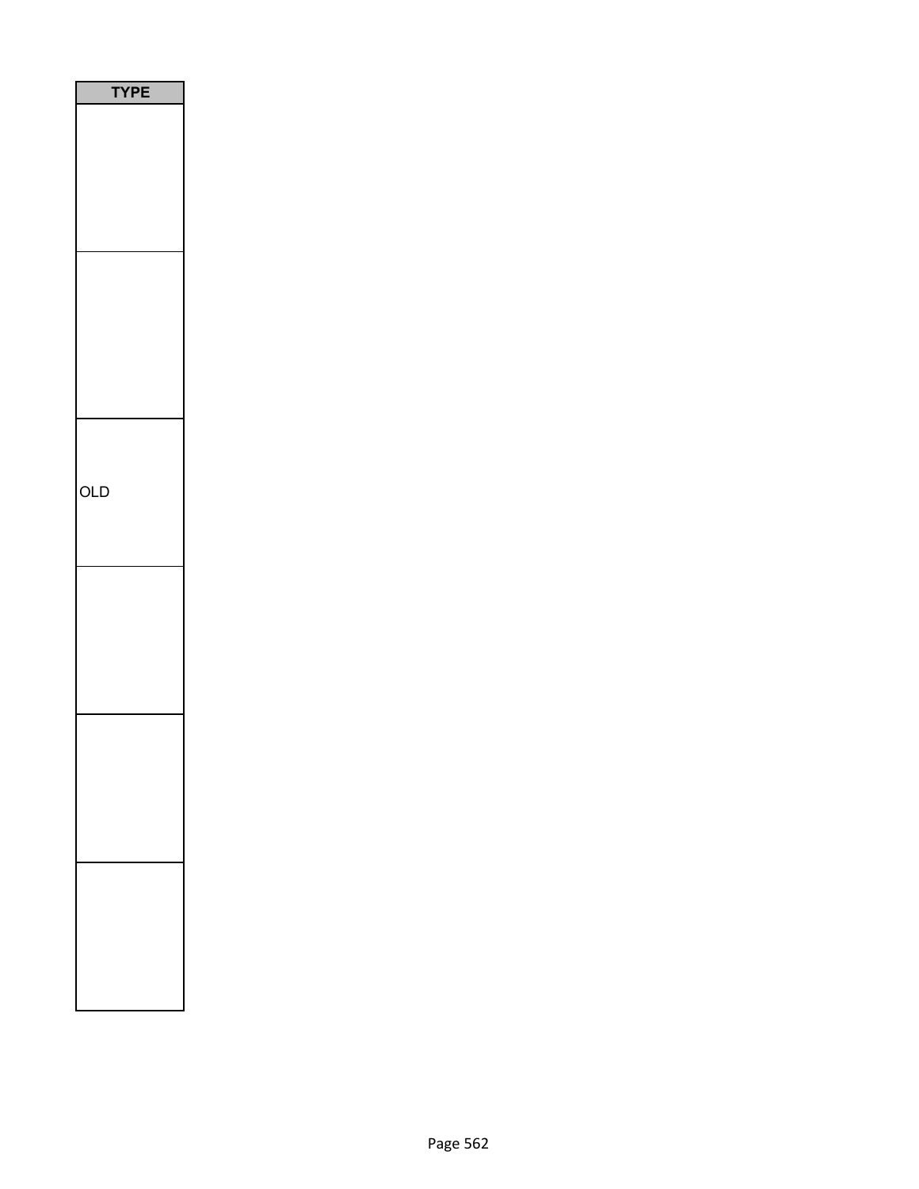| TYPE |
| --- |
| |
| |
| OLD |
| |
| |
| |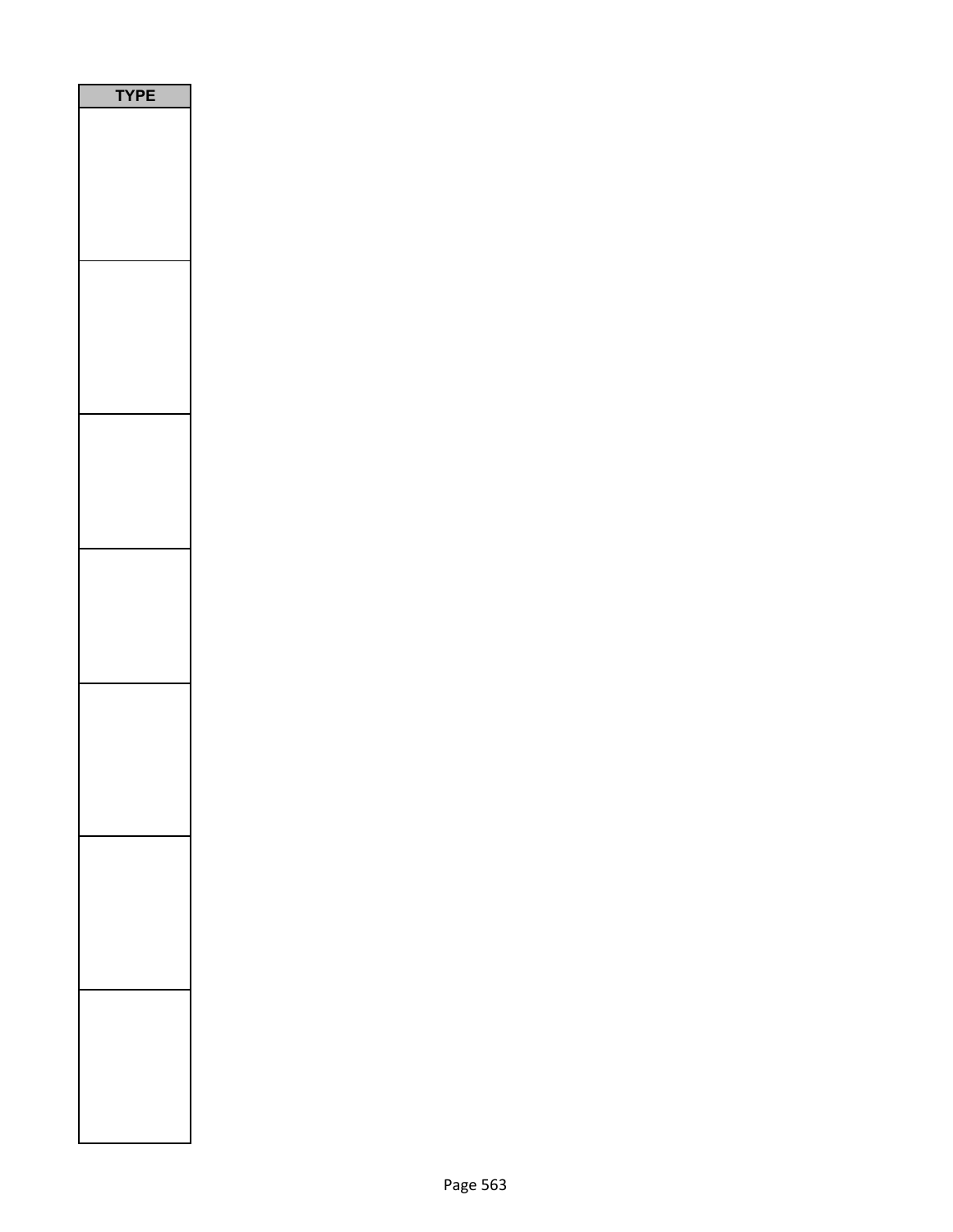| TYPE |
| --- |
| |
| |
| |
| |
| |
| |
| |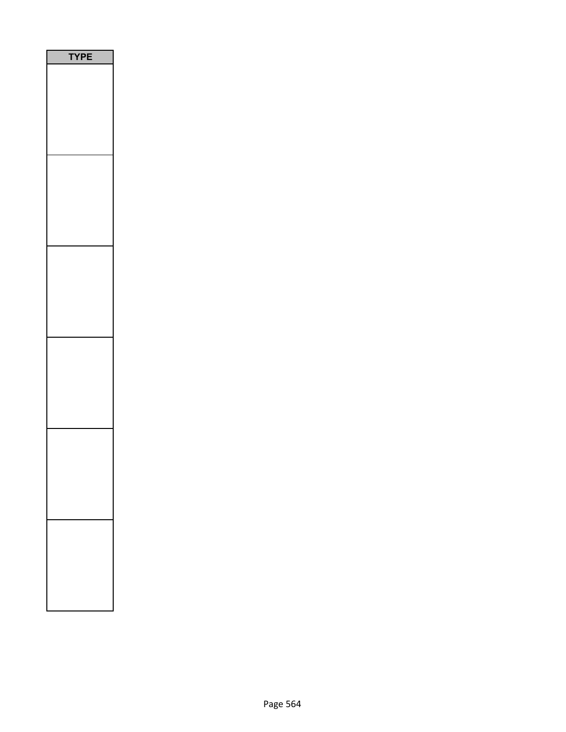| TYPE |
| --- |
| |
| |
| |
| |
| |
| |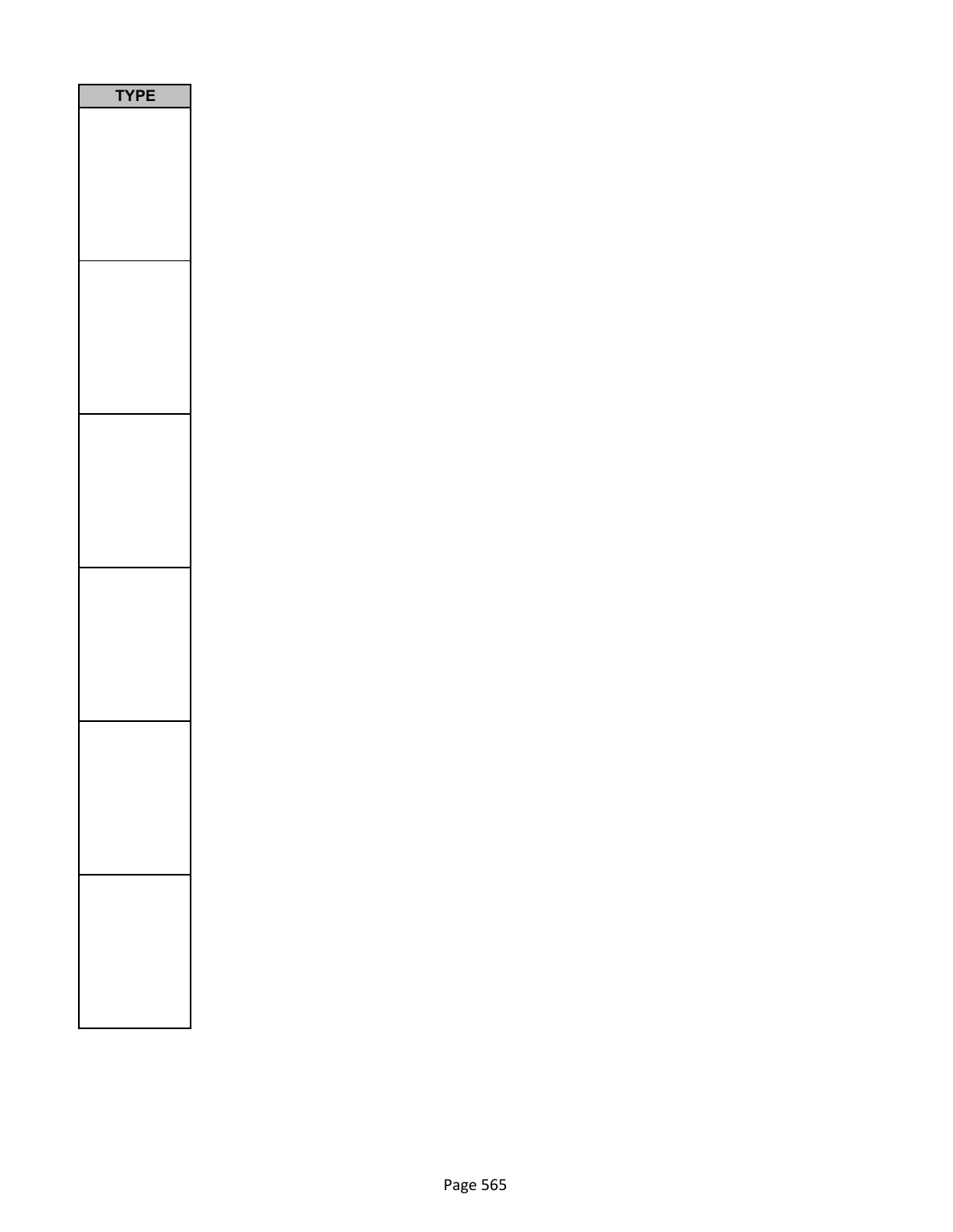| TYPE |
| --- |
| |
| |
| |
| |
| |
| |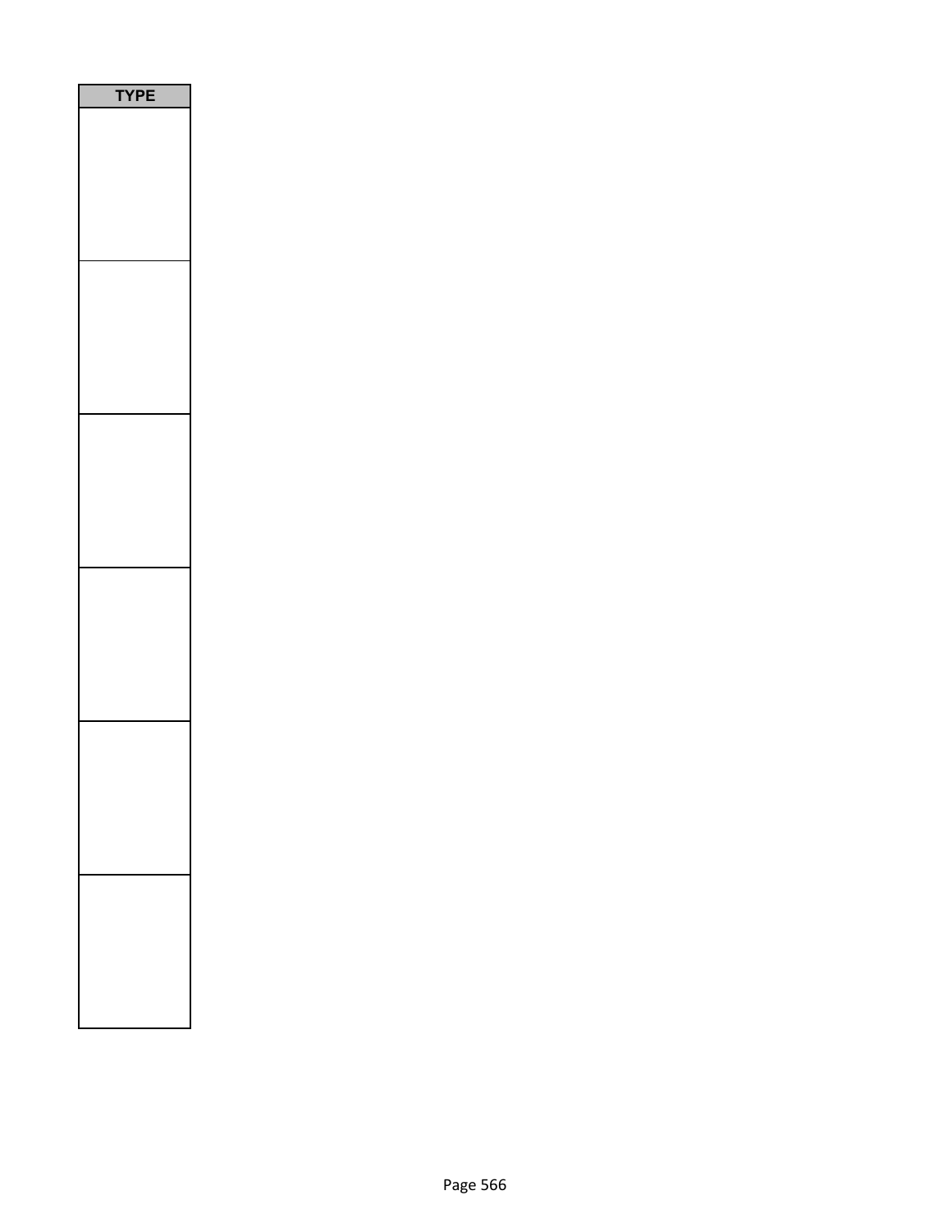| TYPE |
|---|
| |
| |
| |
| |
| |
| |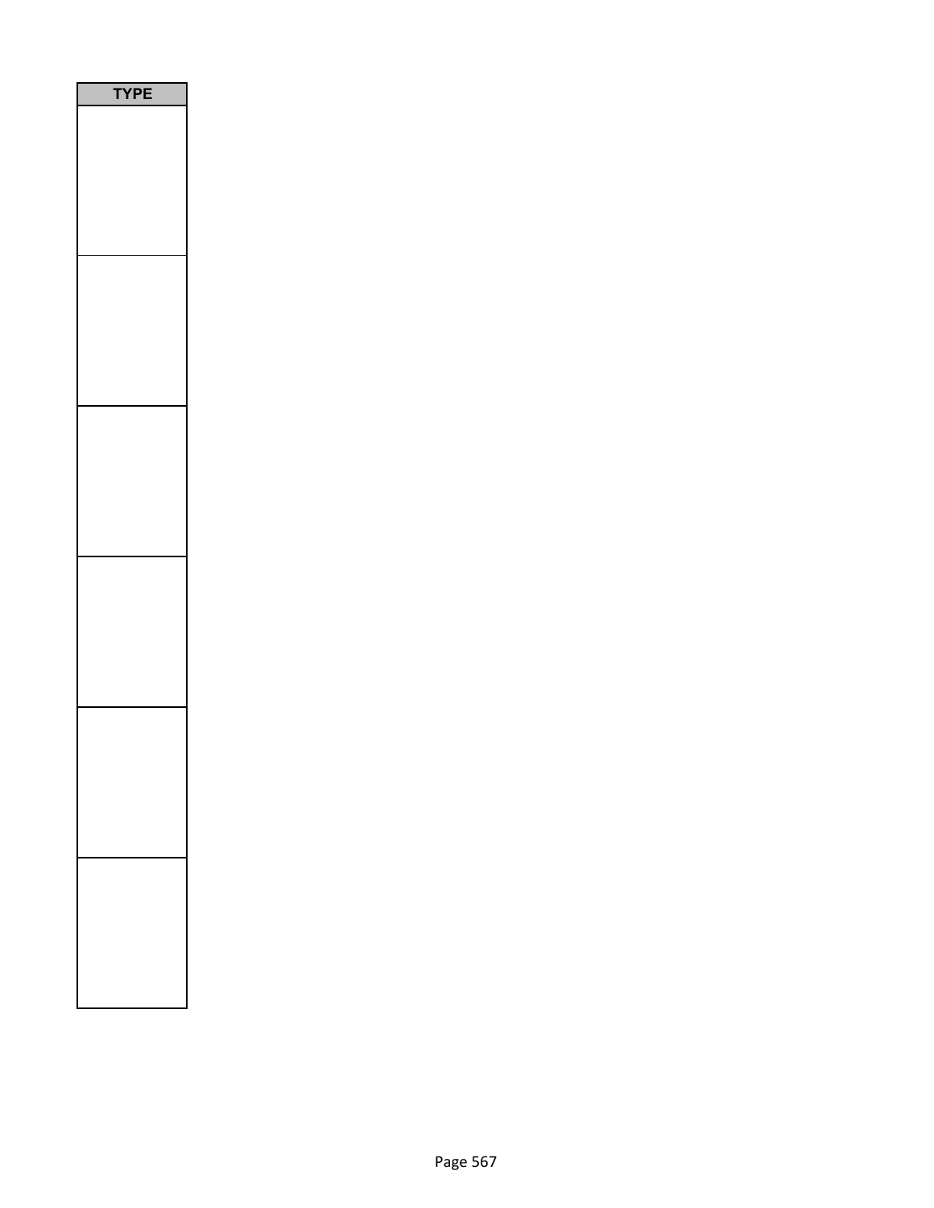| TYPE |
| --- |
| |
| |
| |
| |
| |
| |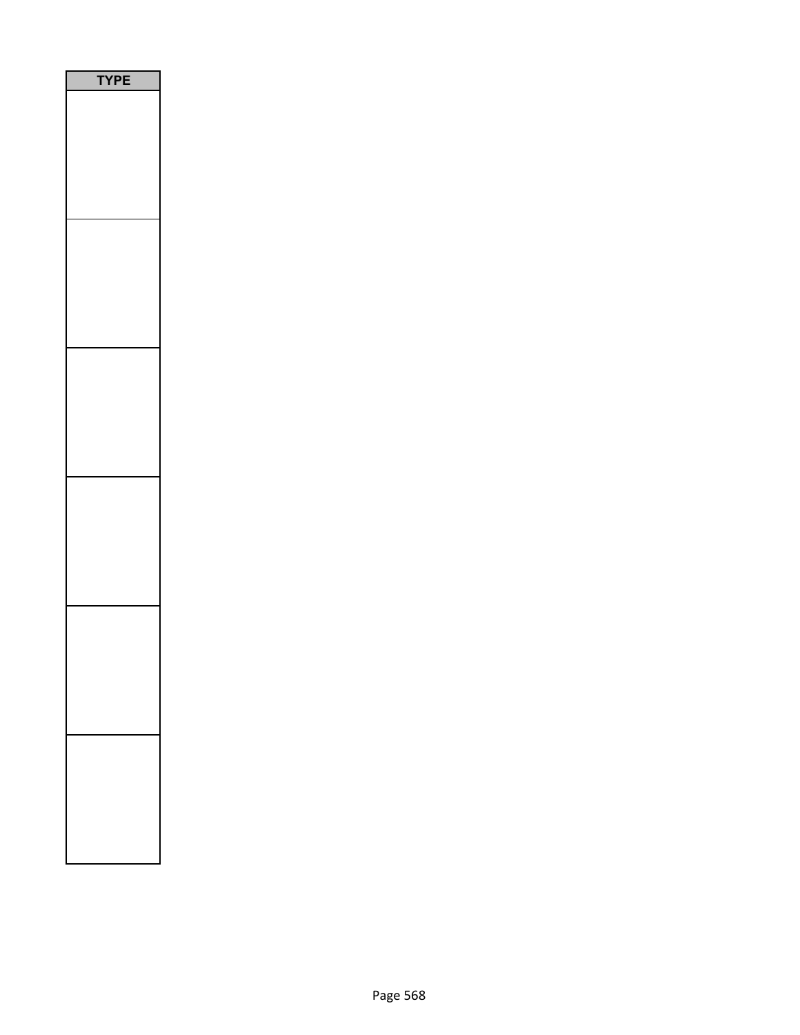| TYPE |
| --- |
| |
| |
| |
| |
| |
| |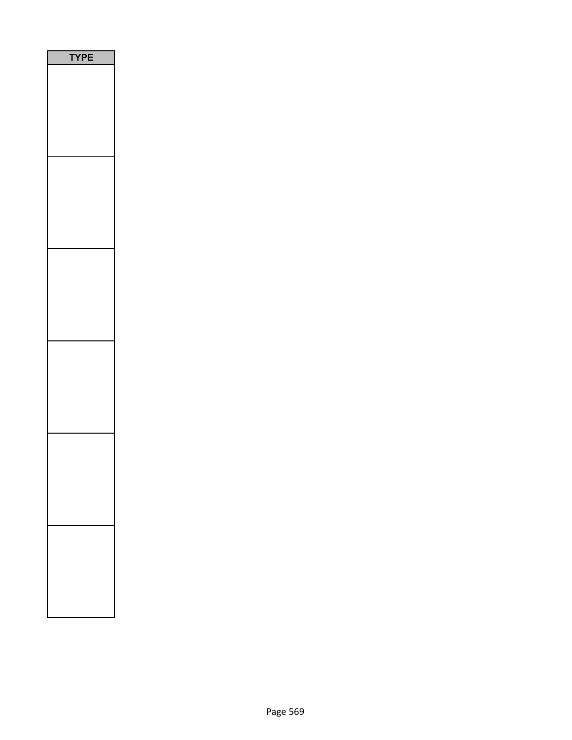| TYPE |
|---|
| |
| |
| |
| |
| |
| |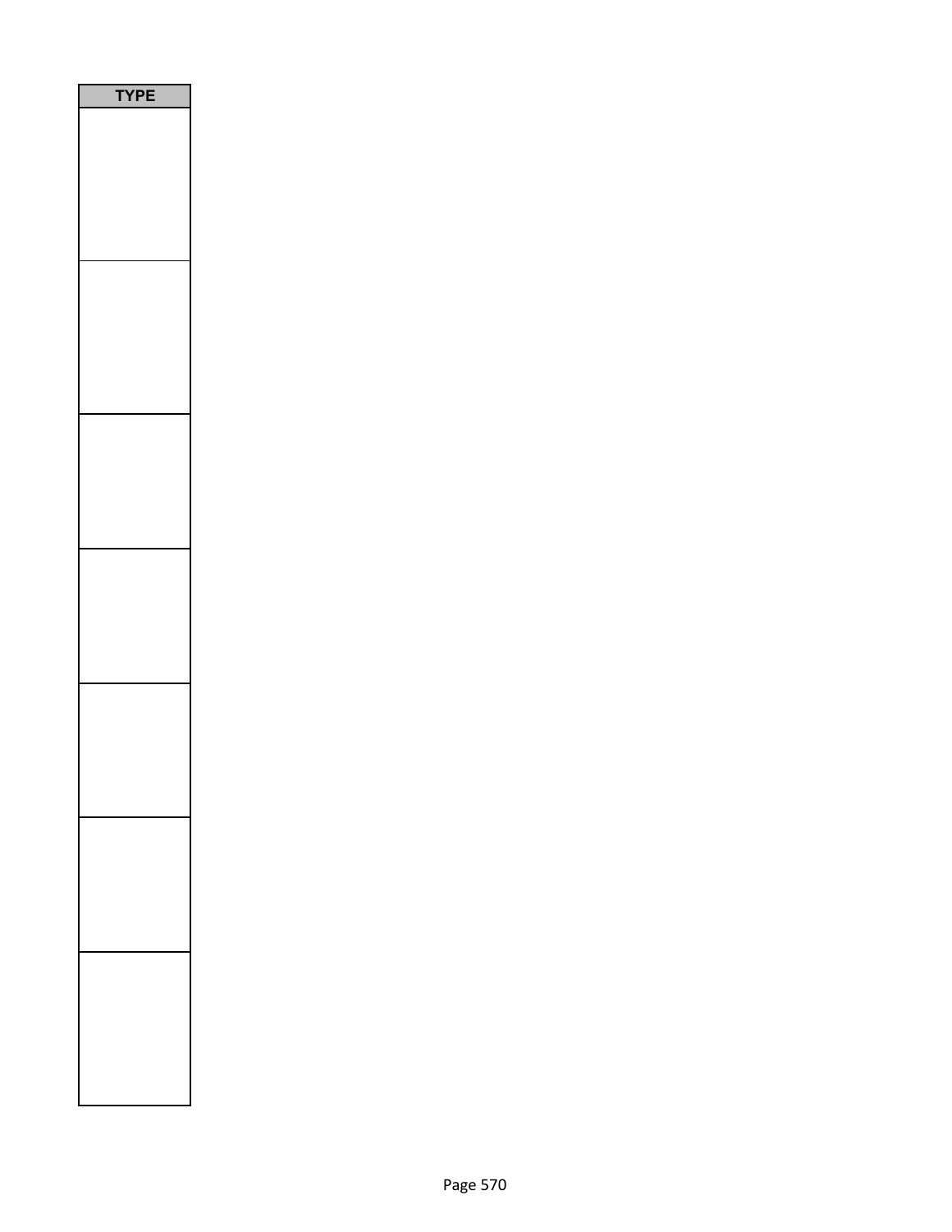| TYPE |
| --- |
| |
| |
| |
| |
| |
| |
| |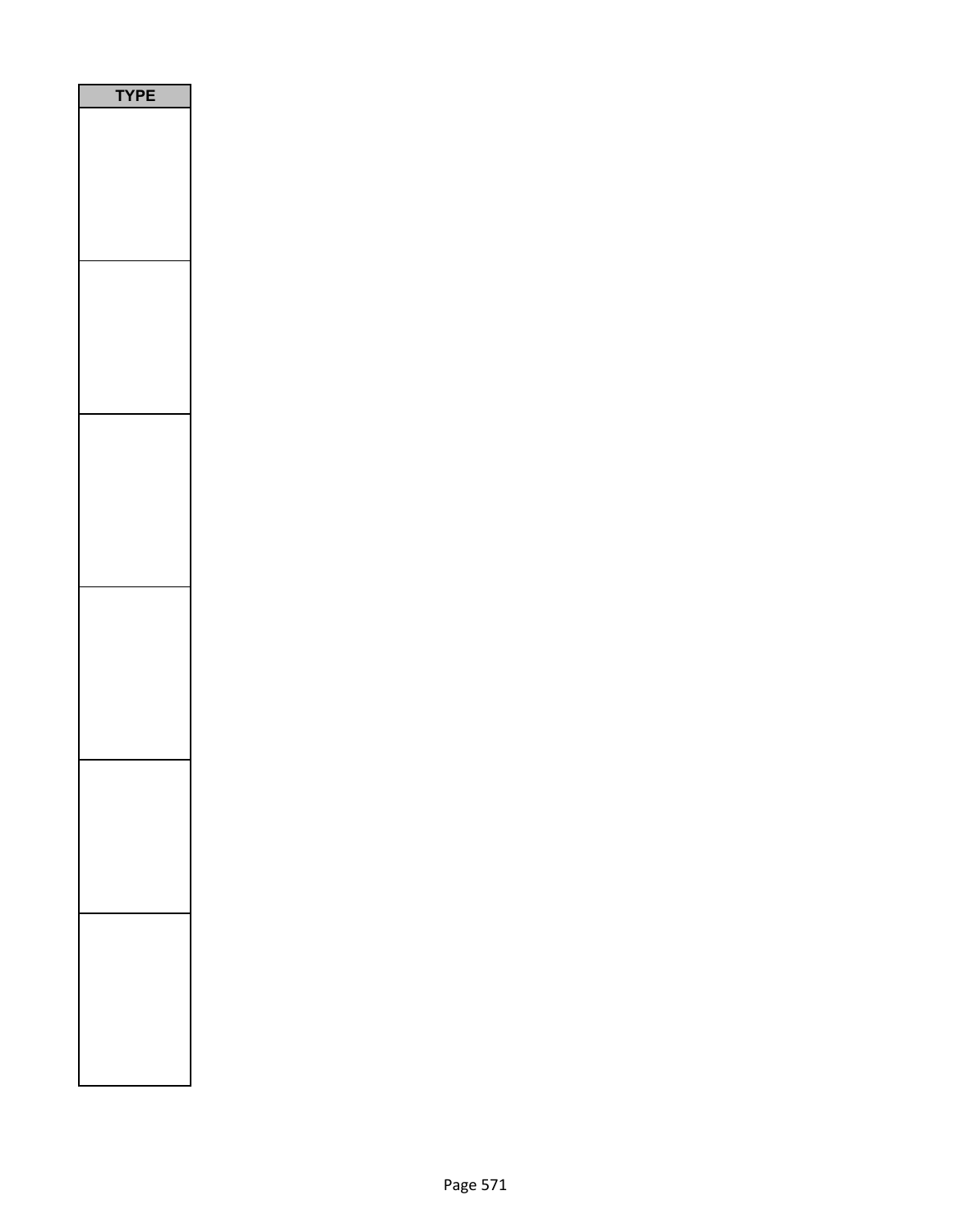| TYPE |
| --- |
| |
| |
| |
| |
| |
| |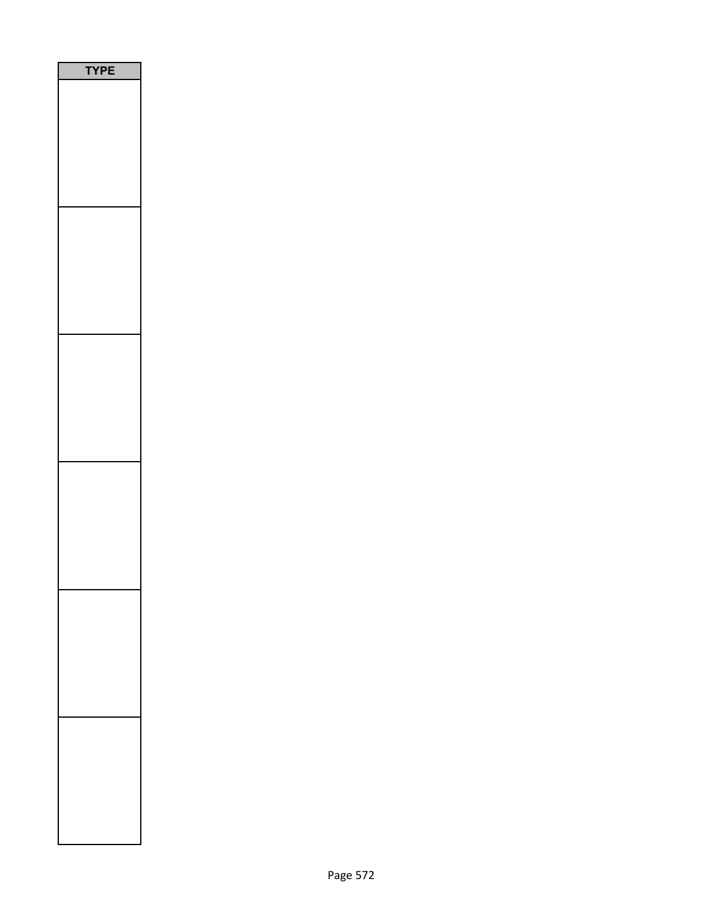| TYPE |
| --- |
| |
| |
| |
| |
| |
| |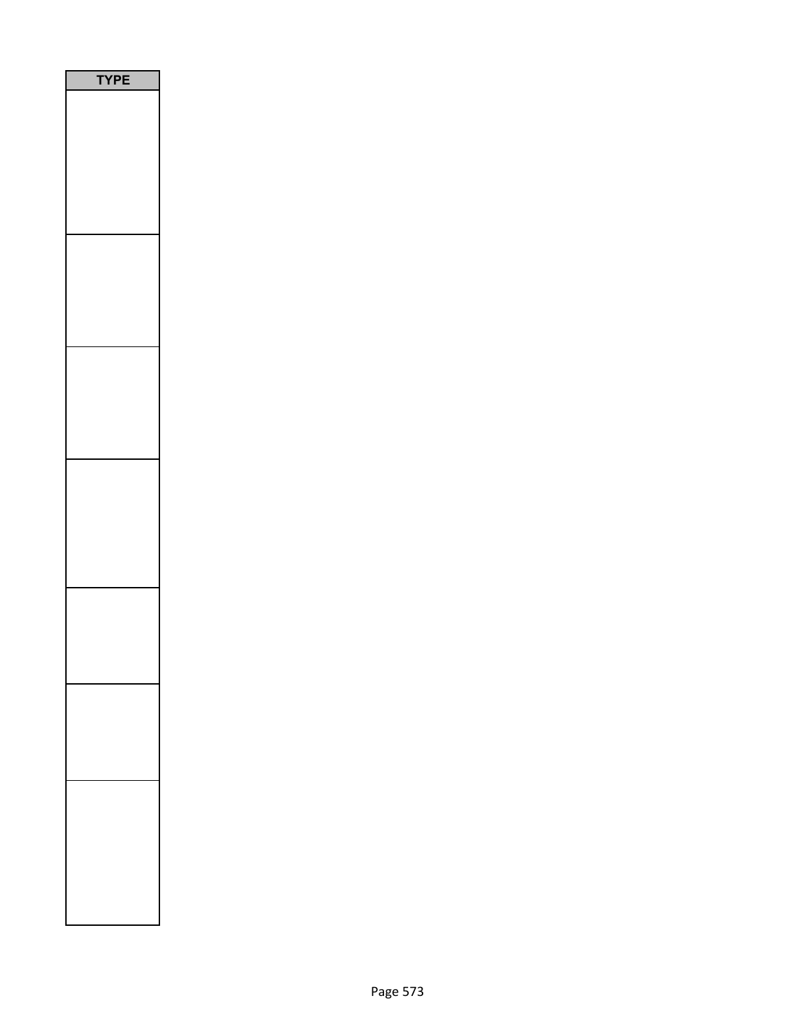| TYPE |
| --- |
| |
| |
| |
| |
| |
| |
| |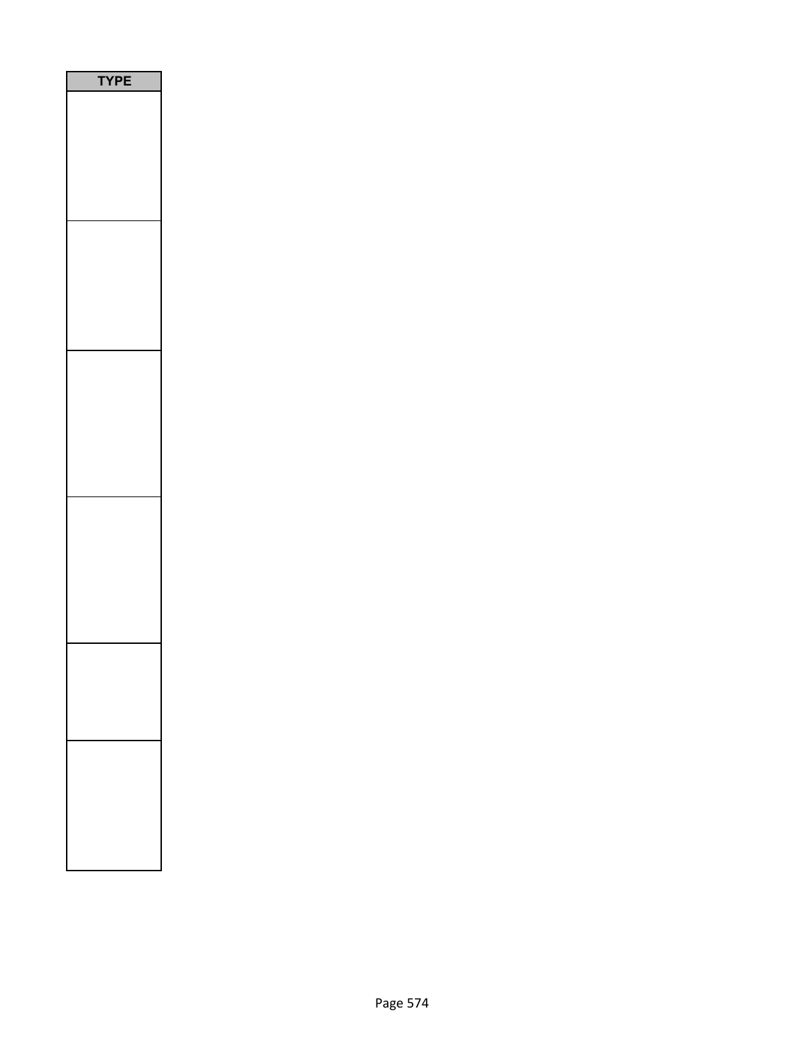| TYPE |
| --- |
| |
| |
| |
| |
| |
| |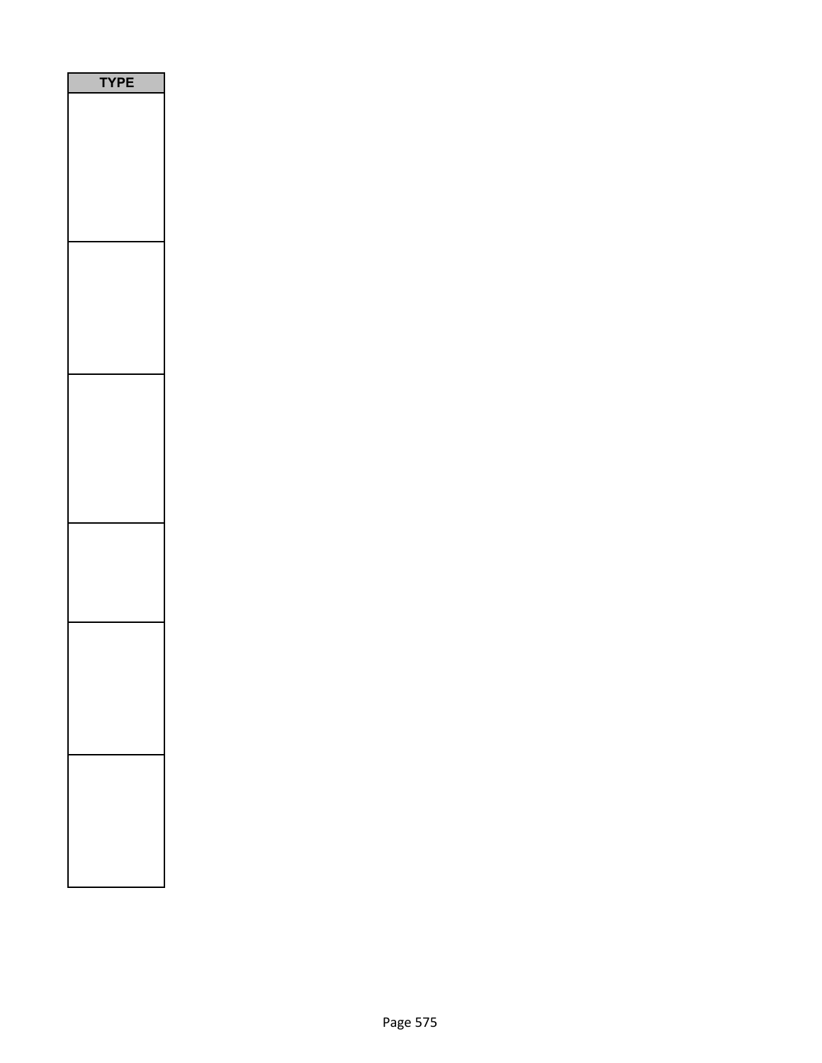| TYPE |
| --- |
| |
| |
| |
| |
| |
| |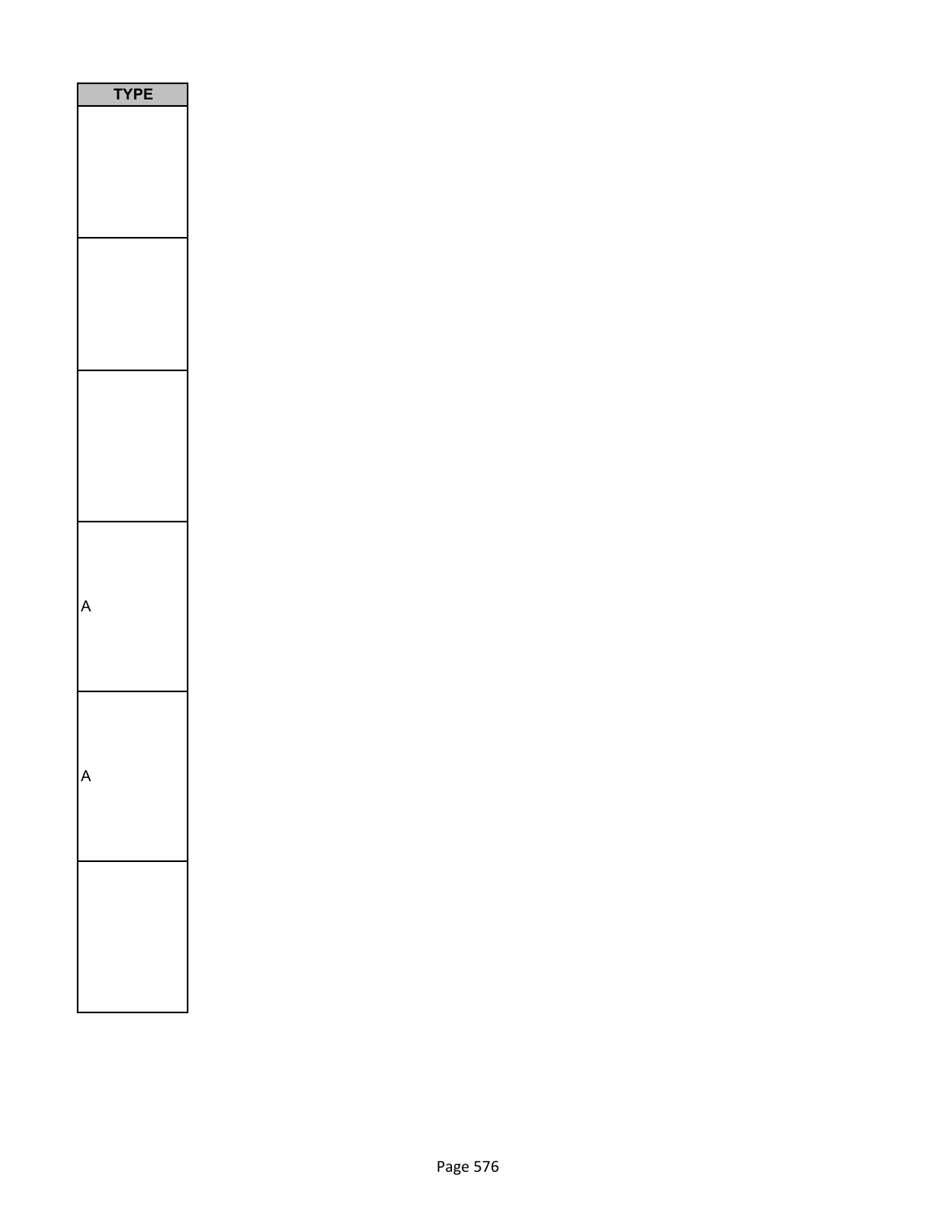| TYPE |
| --- |
| |
| |
| |
| A |
| A |
| |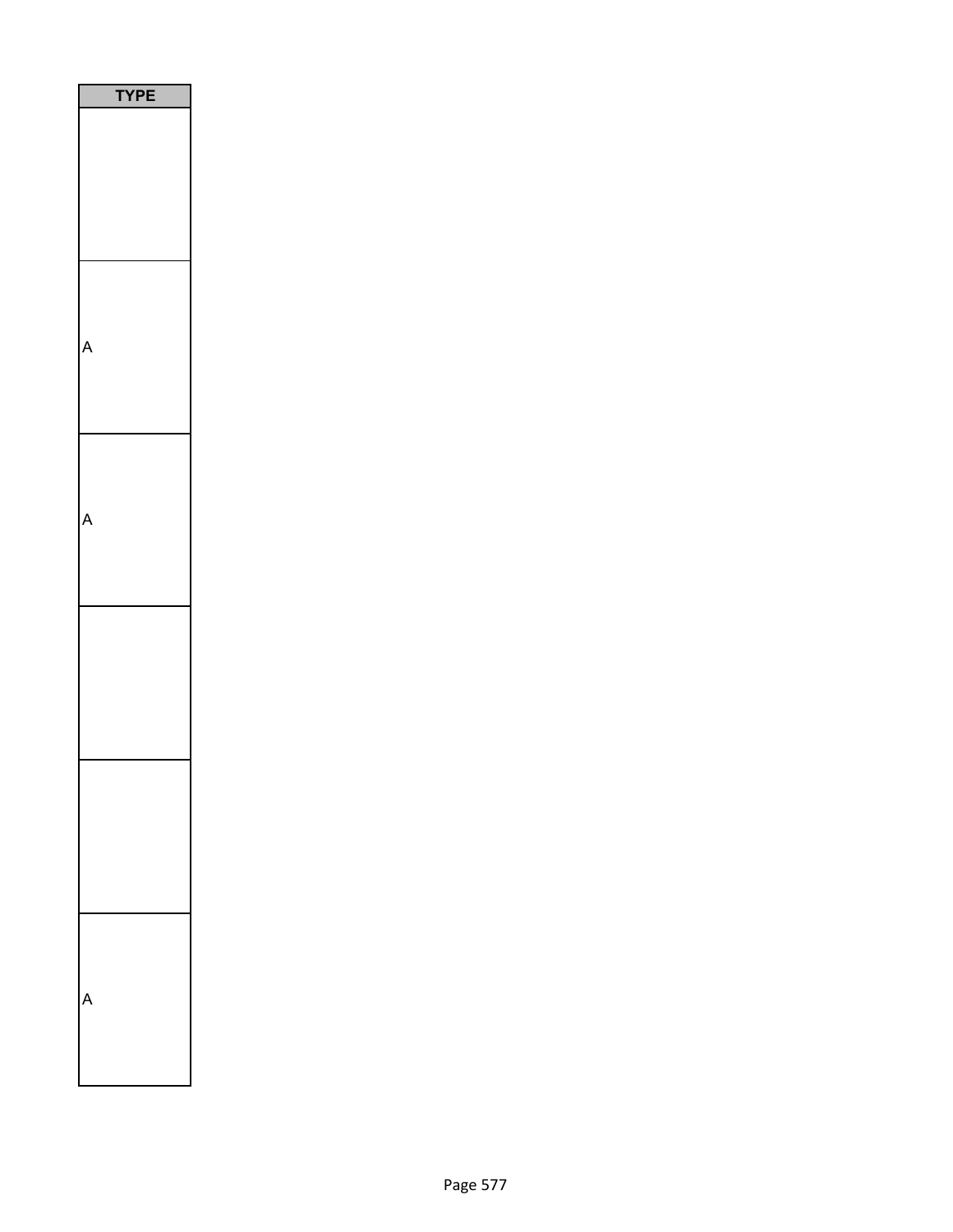| TYPE |
| --- |
| |
| A |
| A |
| |
| |
| A |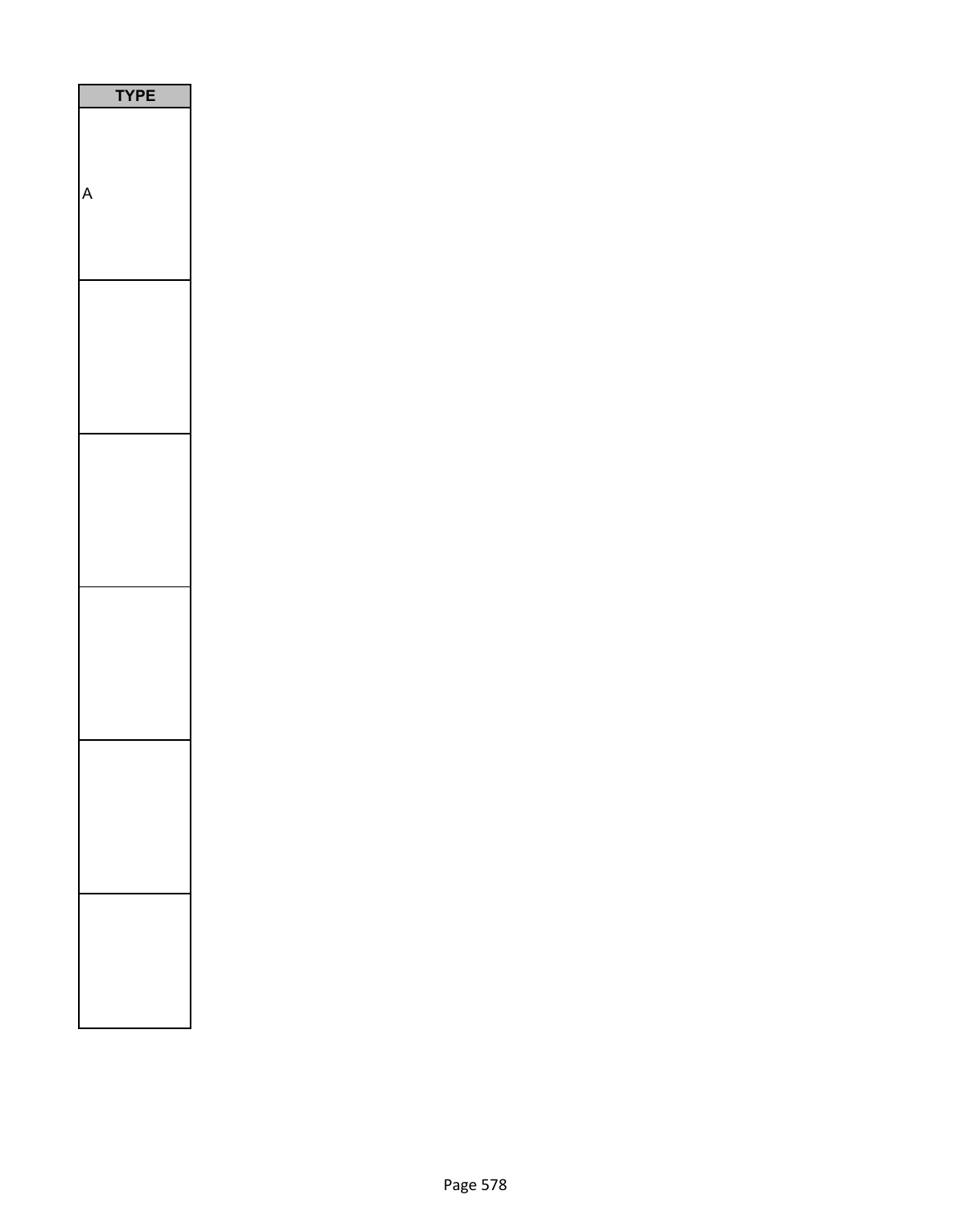| TYPE |
| --- |
| A |
| |
| |
| |
| |
| |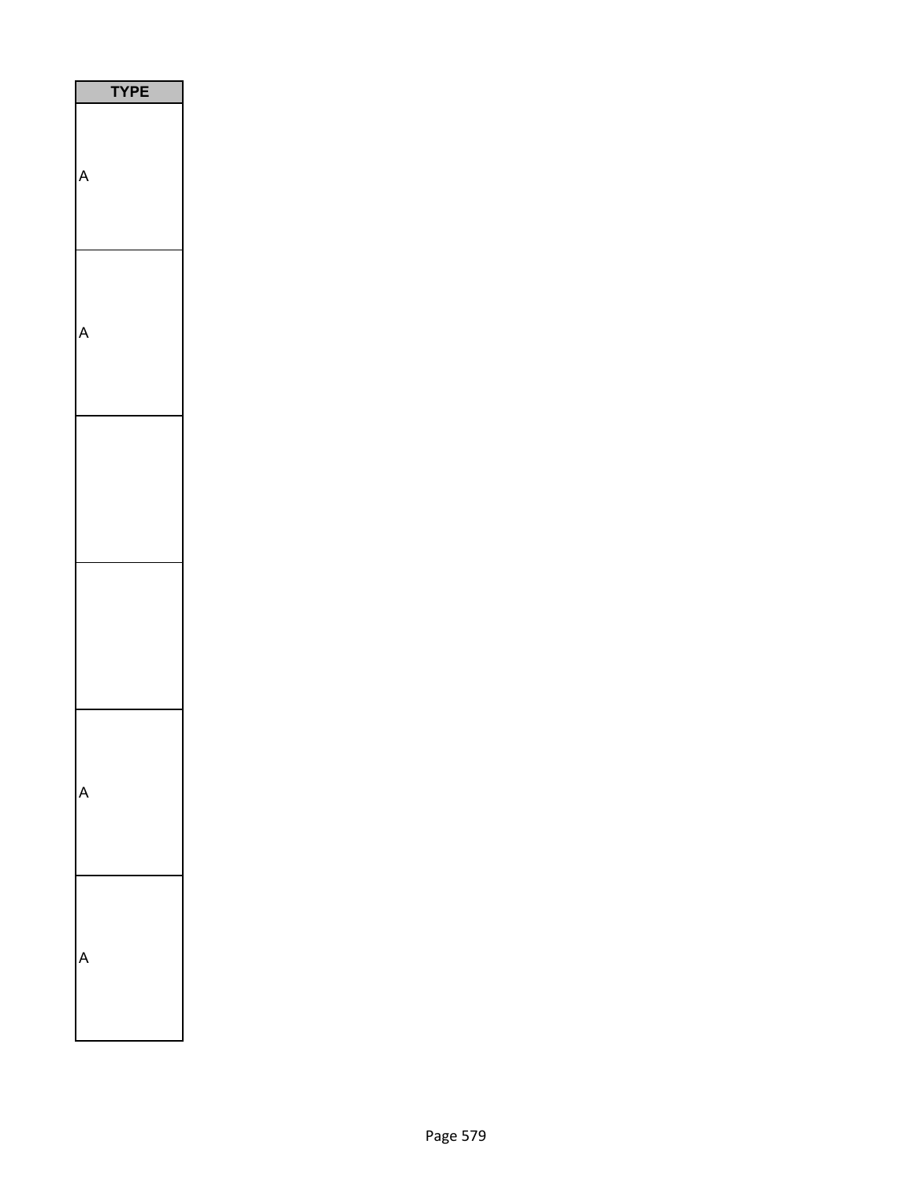| TYPE |
| --- |
| A |
| A |
| |
| |
| A |
| A |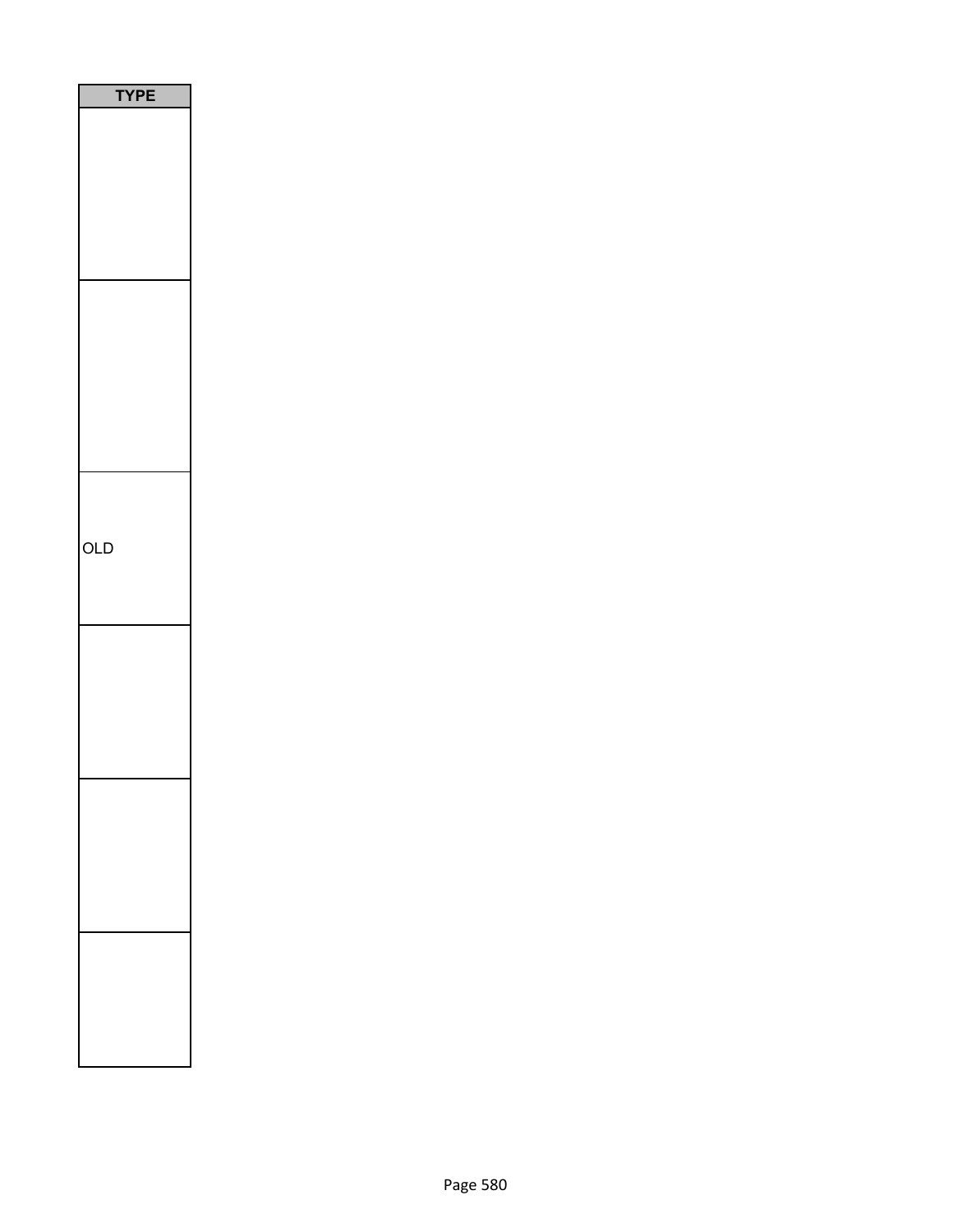| TYPE |
| --- |
| |
| |
| OLD |
| |
| |
| |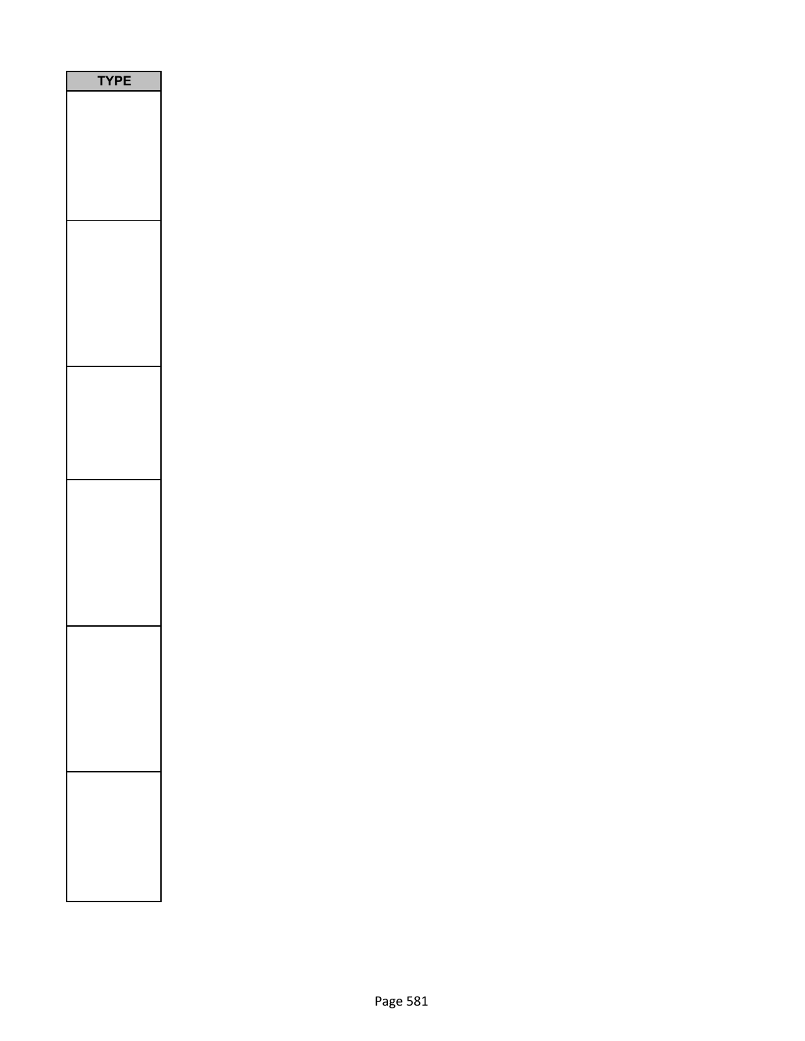| TYPE |
| --- |
| |
| |
| |
| |
| |
| |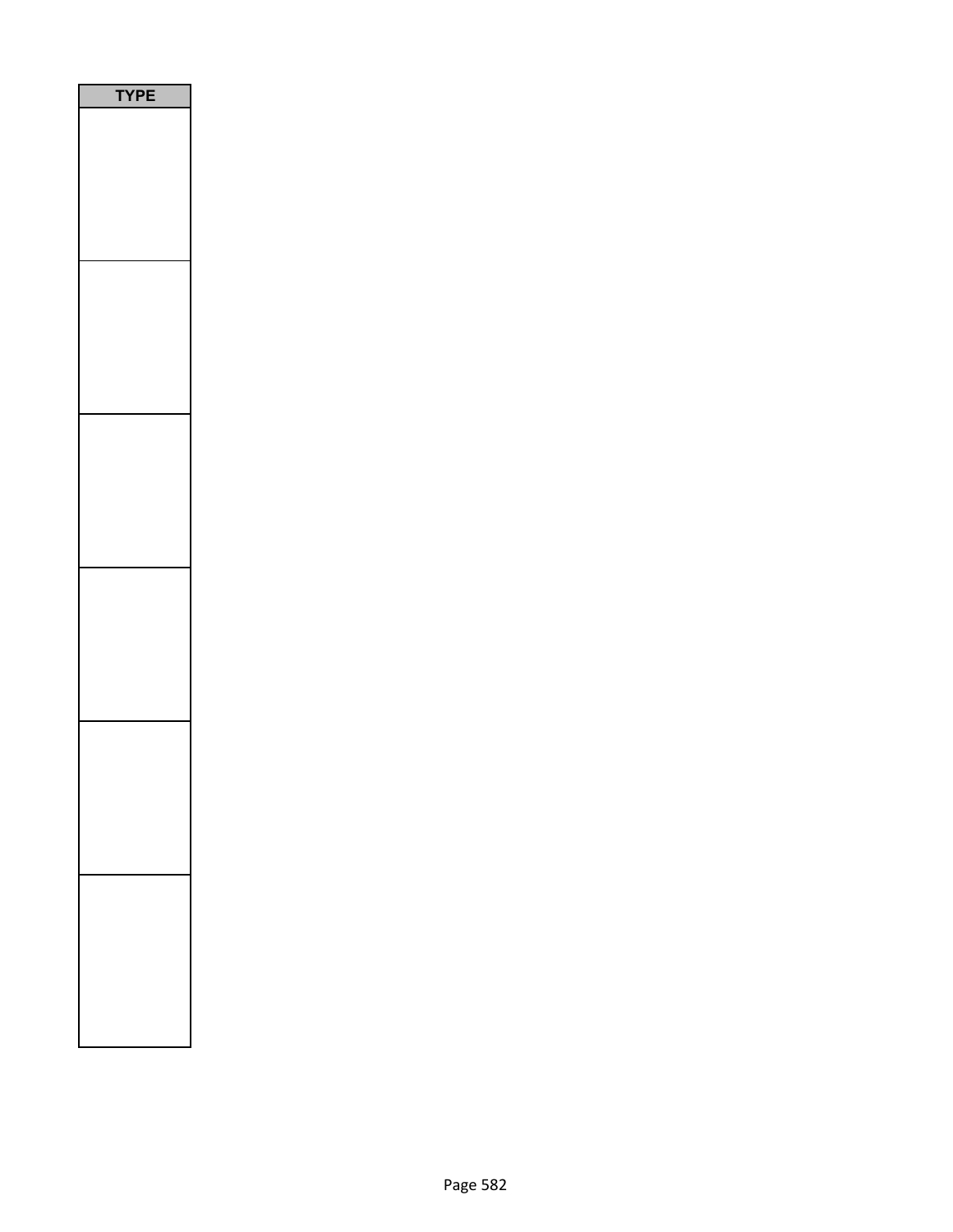| TYPE |
| --- |
| |
| |
| |
| |
| |
| |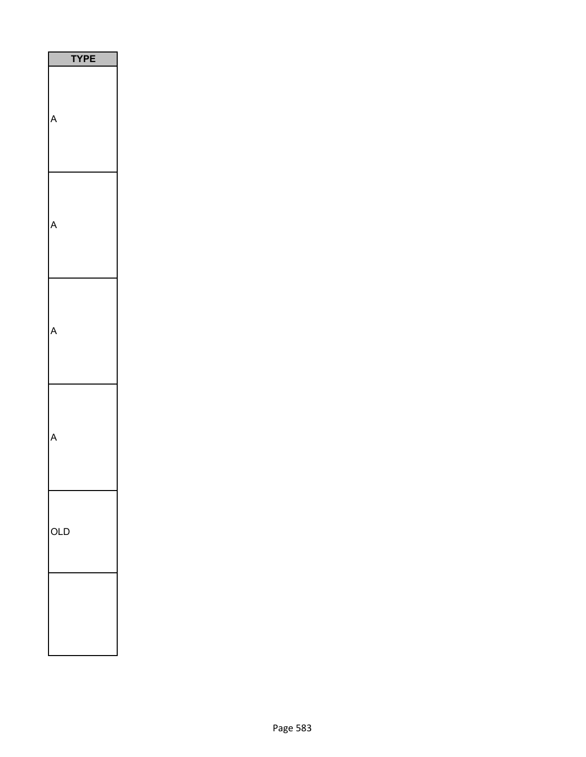| TYPE |
| --- |
| A |
| A |
| A |
| A |
| OLD |
| |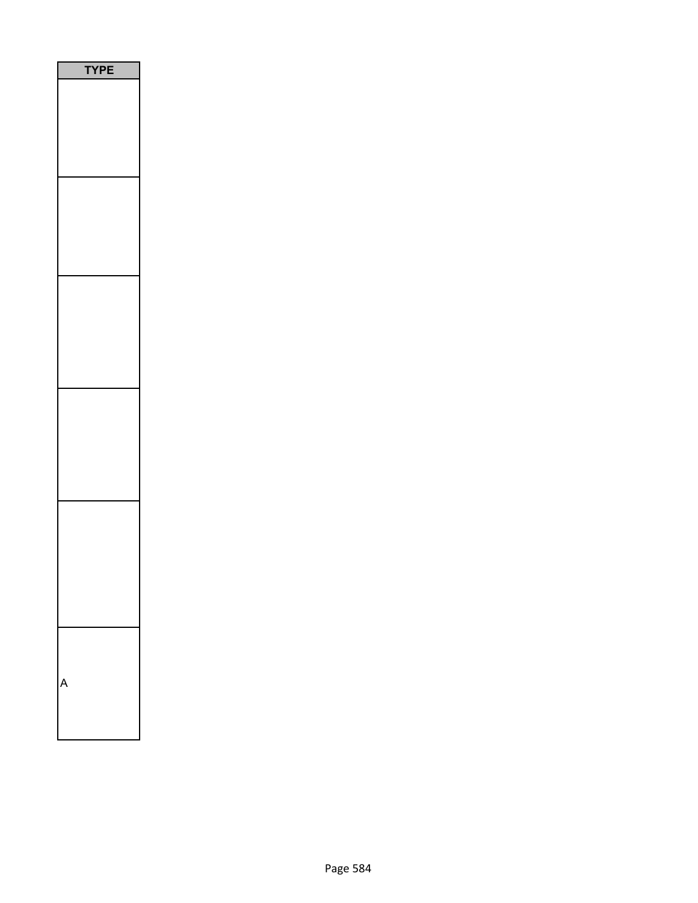| TYPE |
|---|
| |
| |
| |
| |
| |
| A |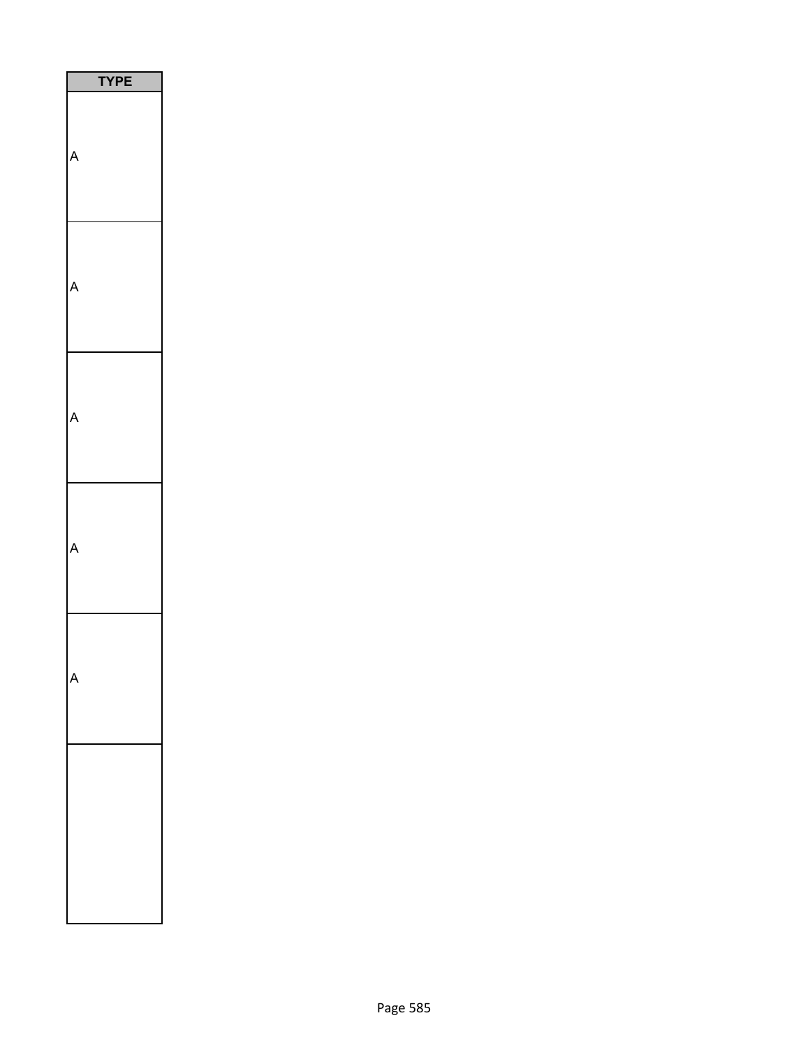| TYPE |
| --- |
| A |
| A |
| A |
| A |
| A |
| |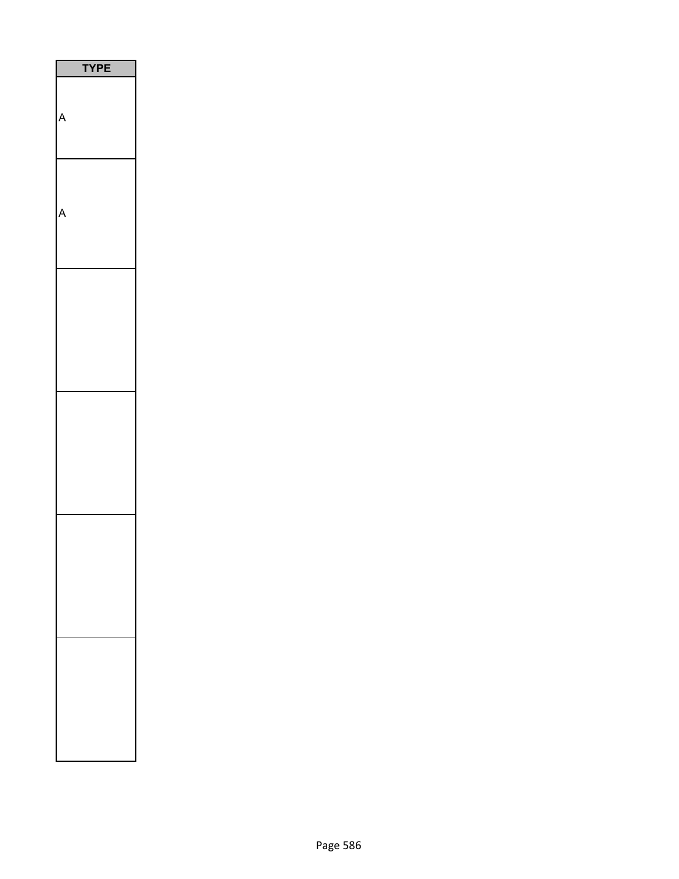| TYPE |
| --- |
| A |
| A |
| |
| |
| |
| |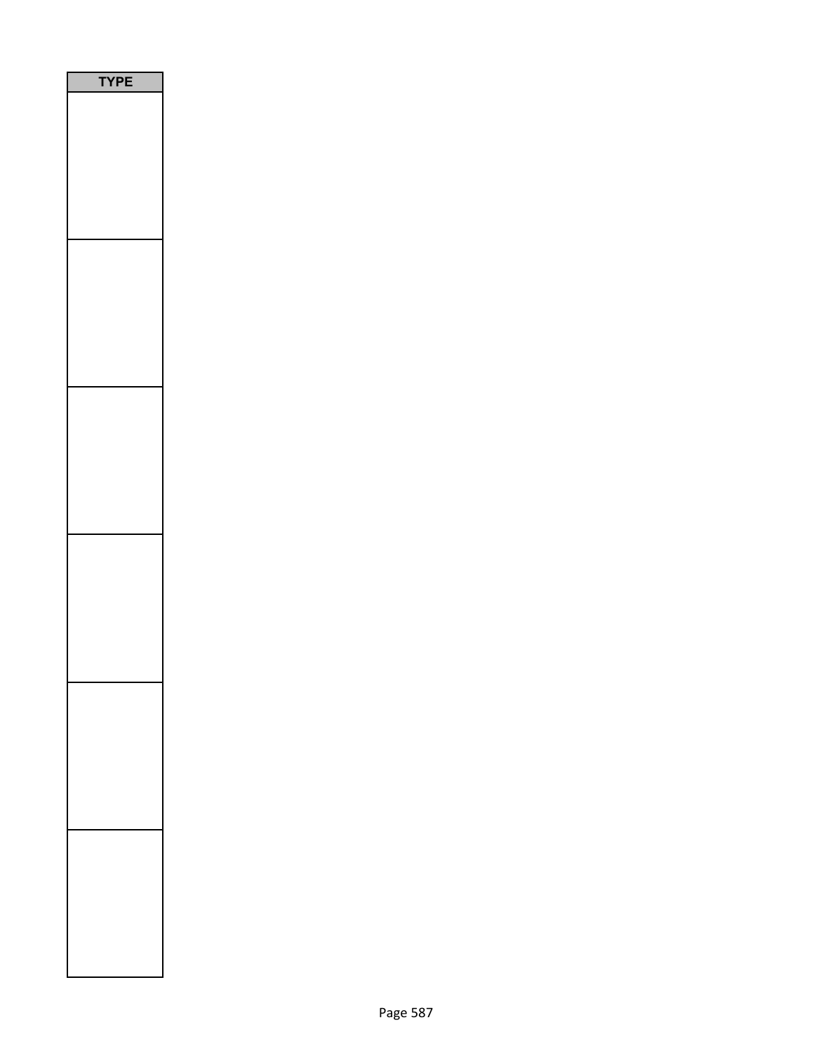| TYPE |
| --- |
| |
| |
| |
| |
| |
| |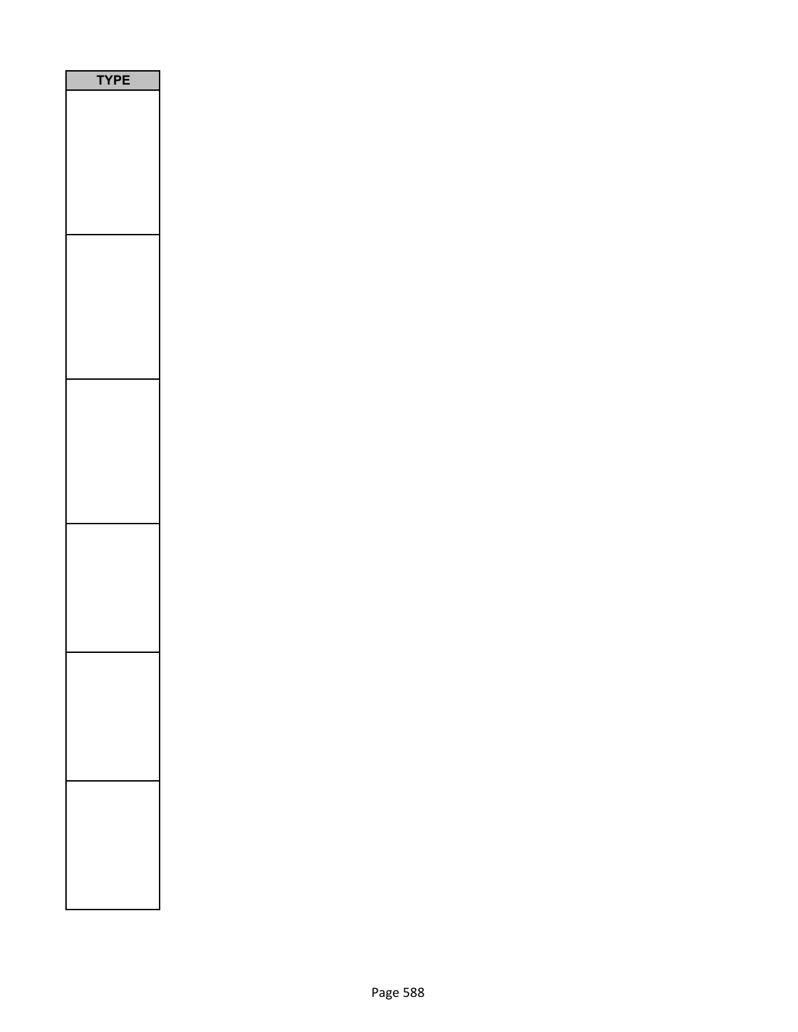| TYPE |
| --- |
| |
| |
| |
| |
| |
| |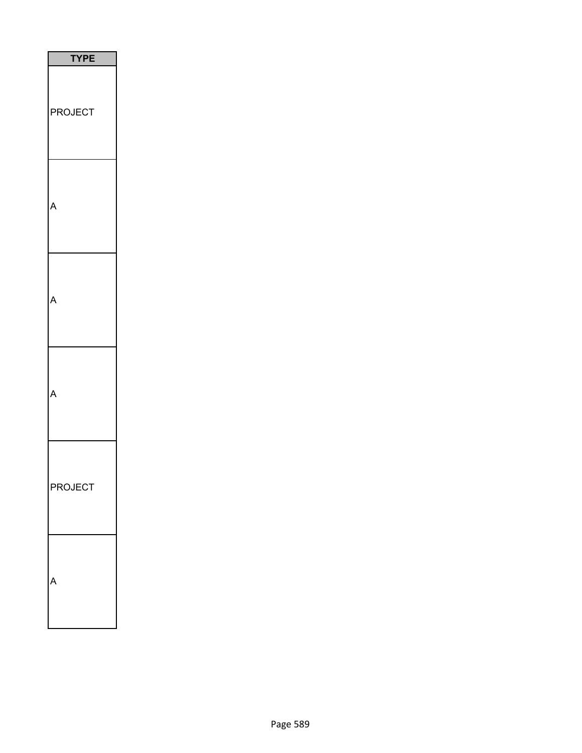| TYPE |
| --- |
| PROJECT |
| A |
| A |
| A |
| PROJECT |
| A |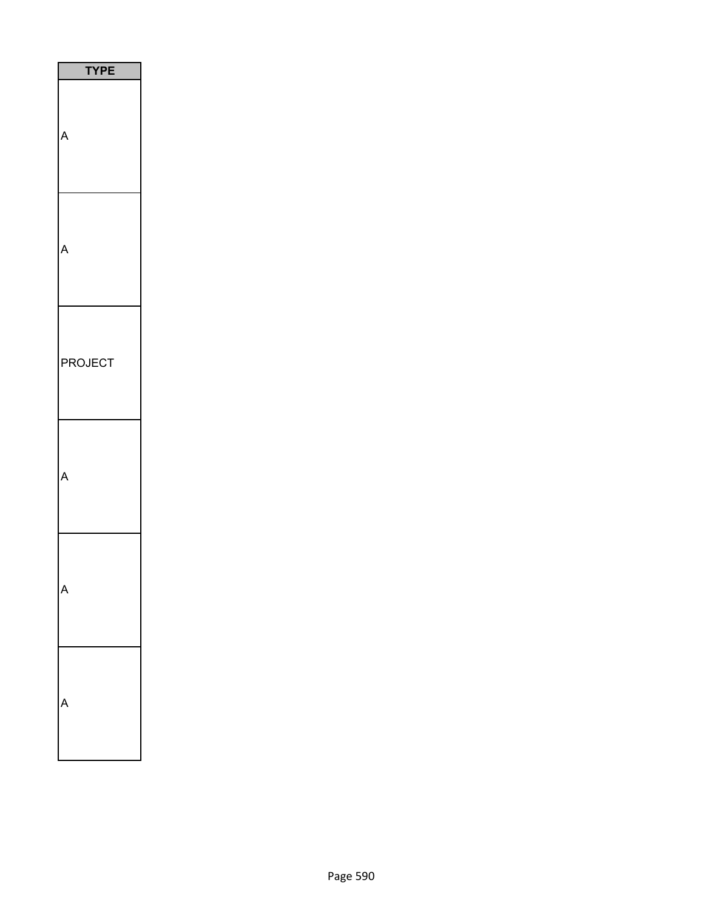| TYPE |
| --- |
| A |
| A |
| PROJECT |
| A |
| A |
| A |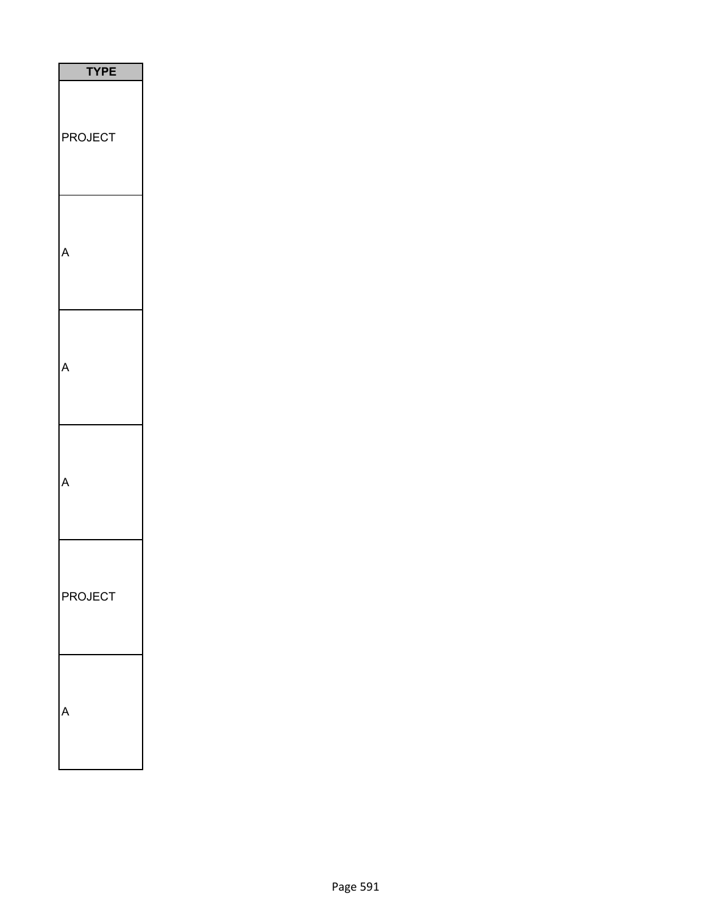| TYPE |
| --- |
| PROJECT |
| A |
| A |
| A |
| PROJECT |
| A |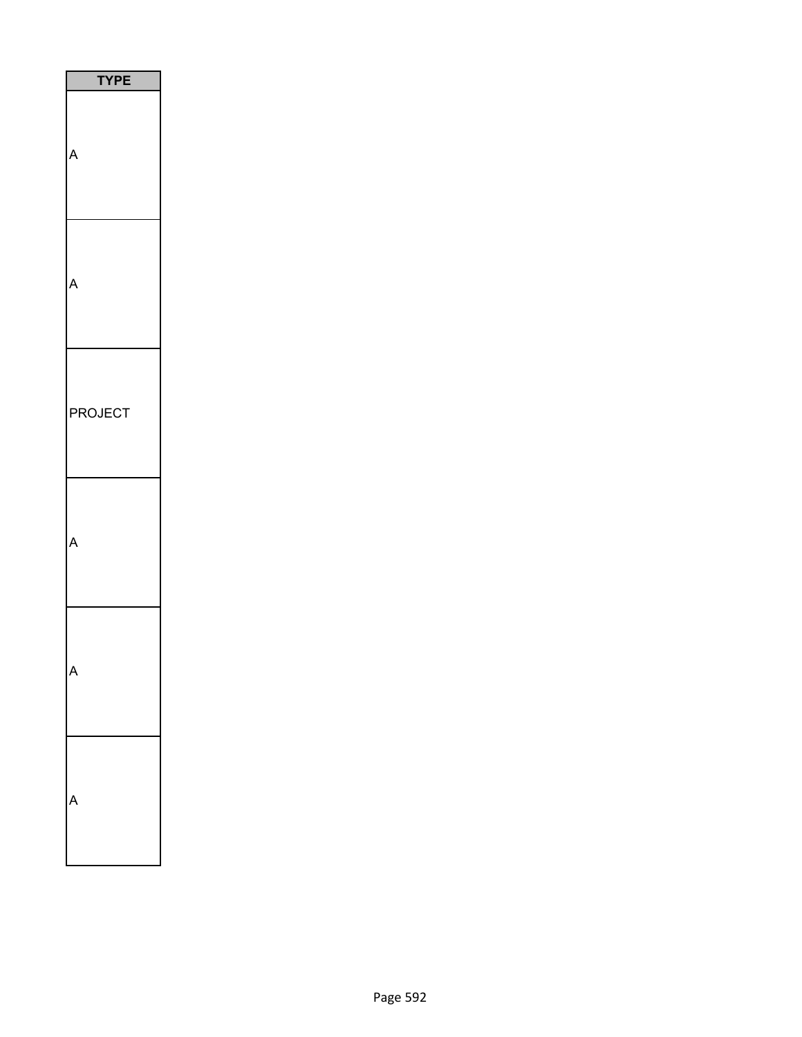| TYPE |
| --- |
| A |
| A |
| PROJECT |
| A |
| A |
| A |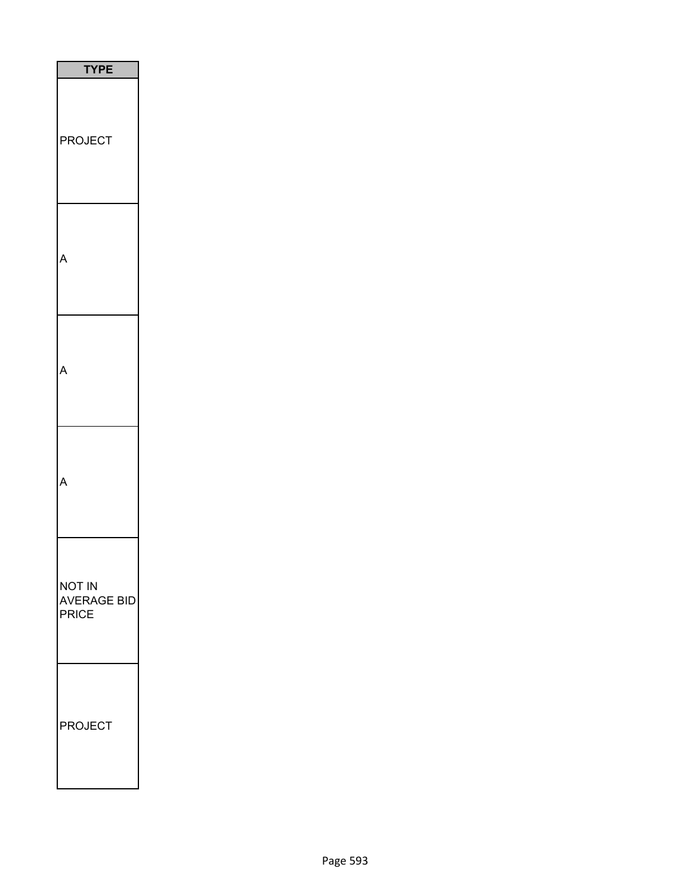| TYPE |
| --- |
| PROJECT |
| A |
| A |
| A |
| NOT IN AVERAGE BID PRICE |
| PROJECT |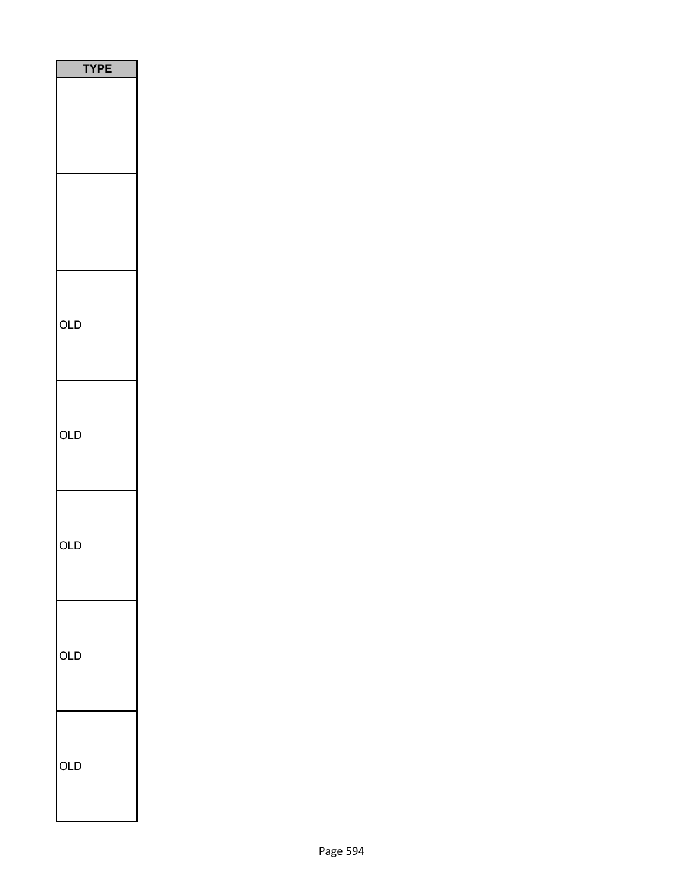| TYPE |
| --- |
| |
| |
| OLD |
| OLD |
| OLD |
| OLD |
| OLD |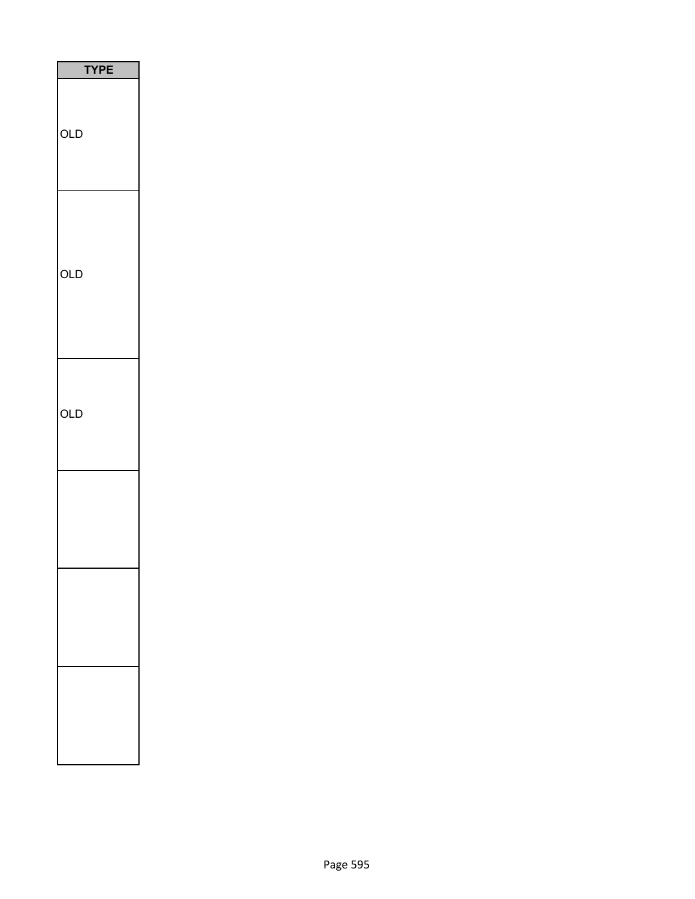| TYPE |
| --- |
| OLD |
| OLD |
| OLD |
| |
| |
| |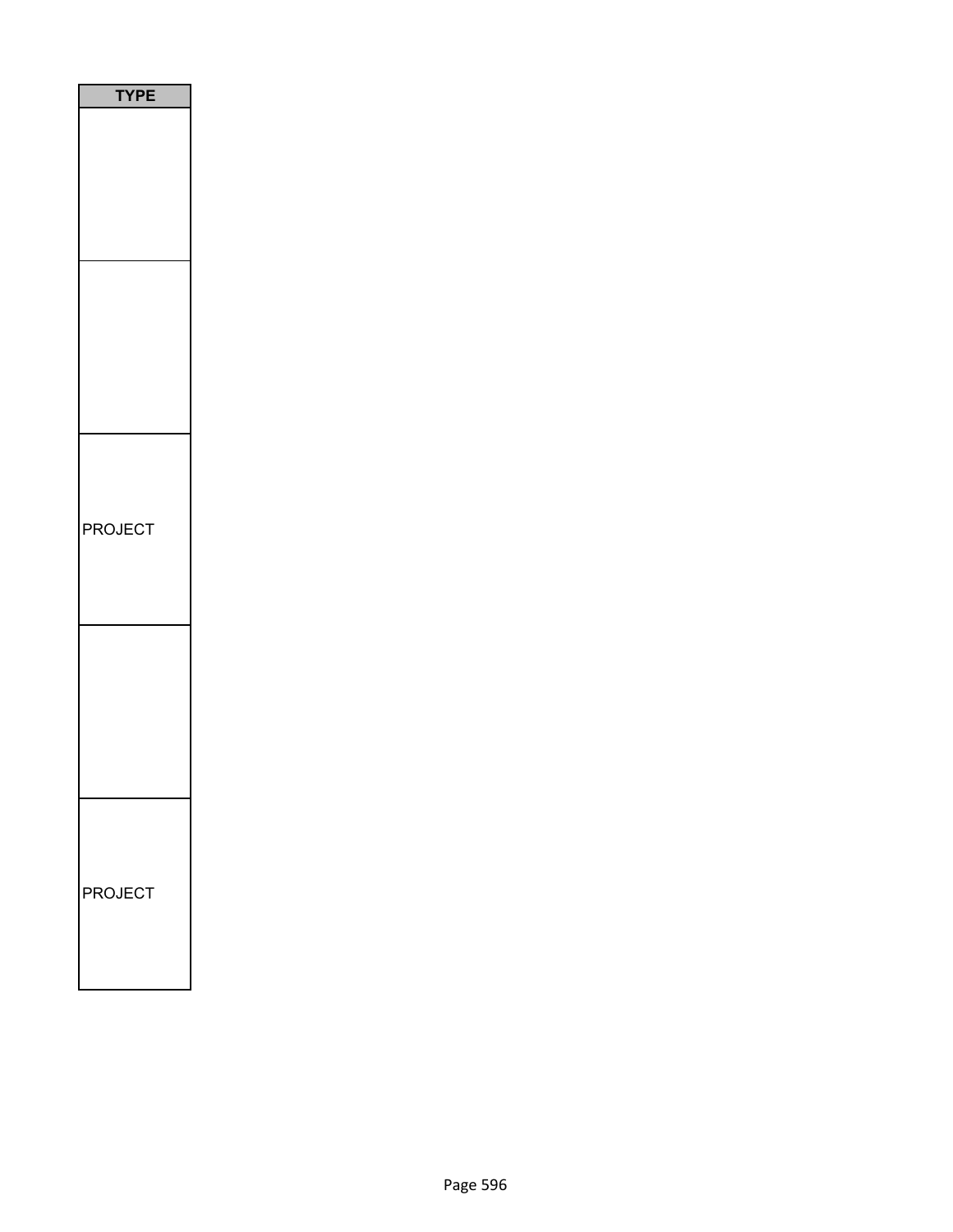| TYPE |
| --- |
| |
| |
| PROJECT |
| |
| PROJECT |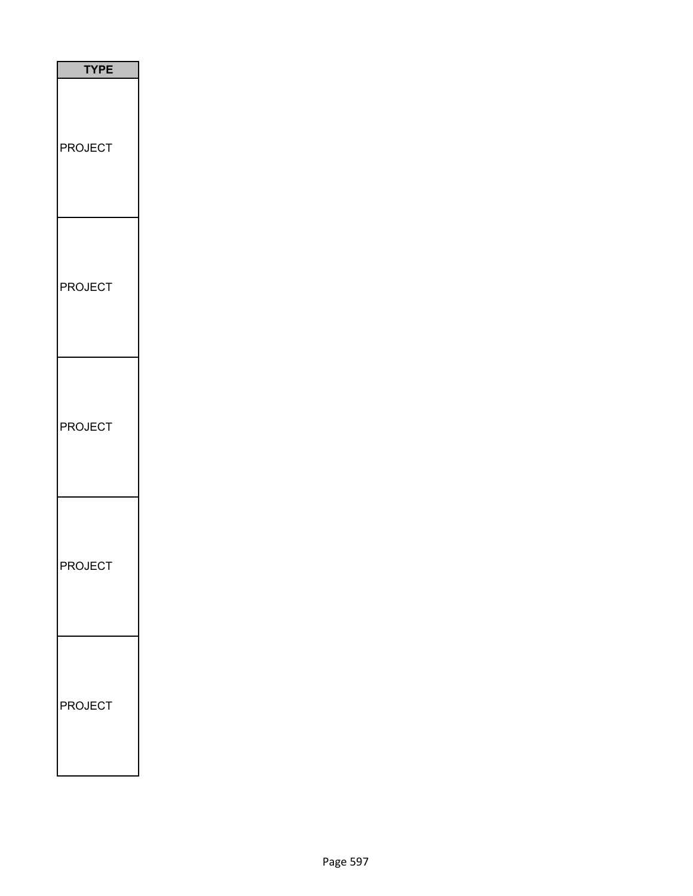| TYPE |
| --- |
| PROJECT |
| PROJECT |
| PROJECT |
| PROJECT |
| PROJECT |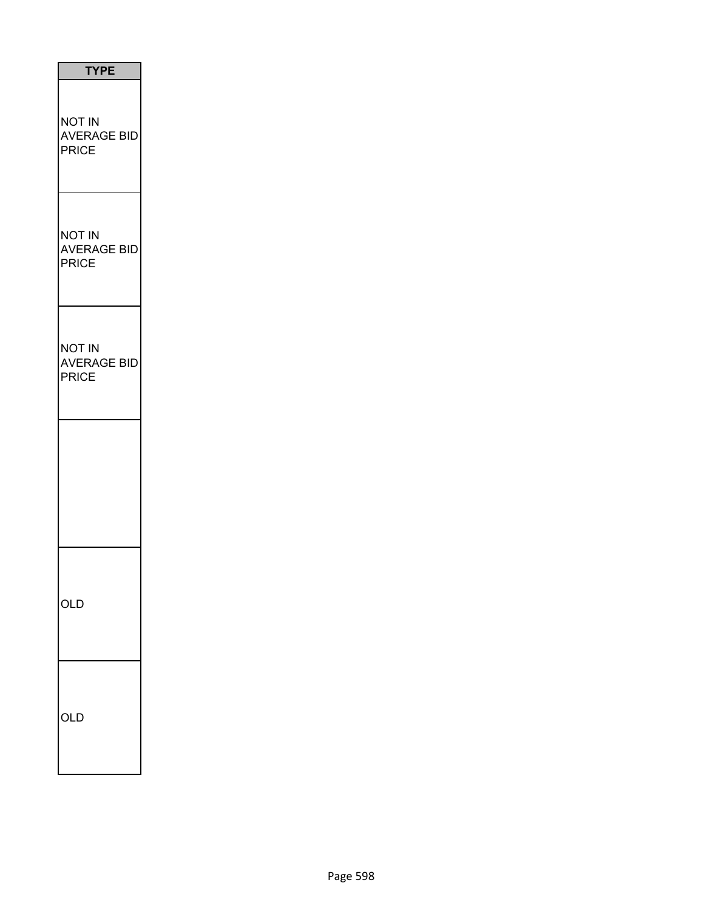| TYPE |
| --- |
| NOT IN AVERAGE BID PRICE |
| NOT IN AVERAGE BID PRICE |
| NOT IN AVERAGE BID PRICE |
| |
| OLD |
| OLD |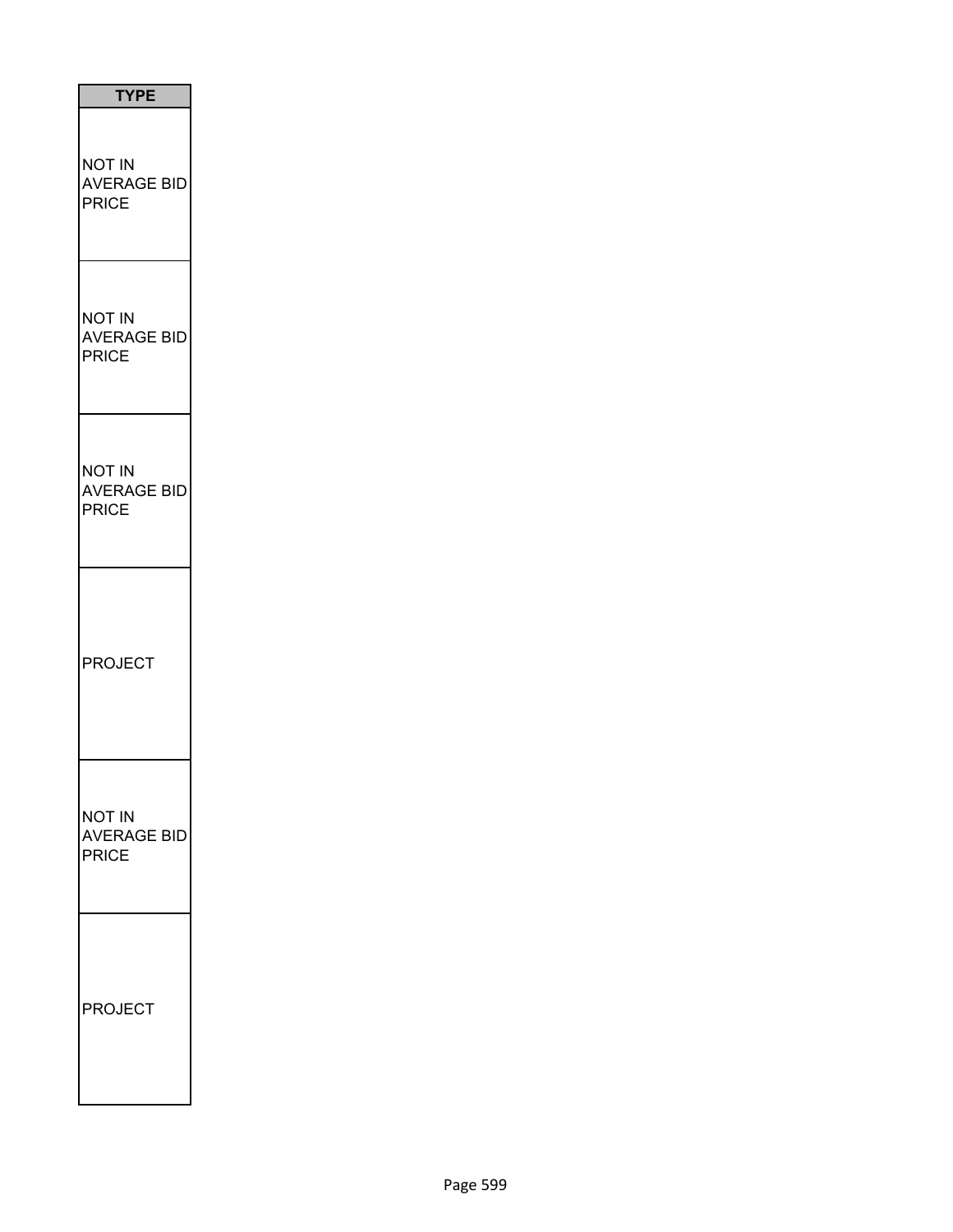| TYPE |
| --- |
| NOT IN AVERAGE BID PRICE |
| NOT IN AVERAGE BID PRICE |
| NOT IN AVERAGE BID PRICE |
| PROJECT |
| NOT IN AVERAGE BID PRICE |
| PROJECT |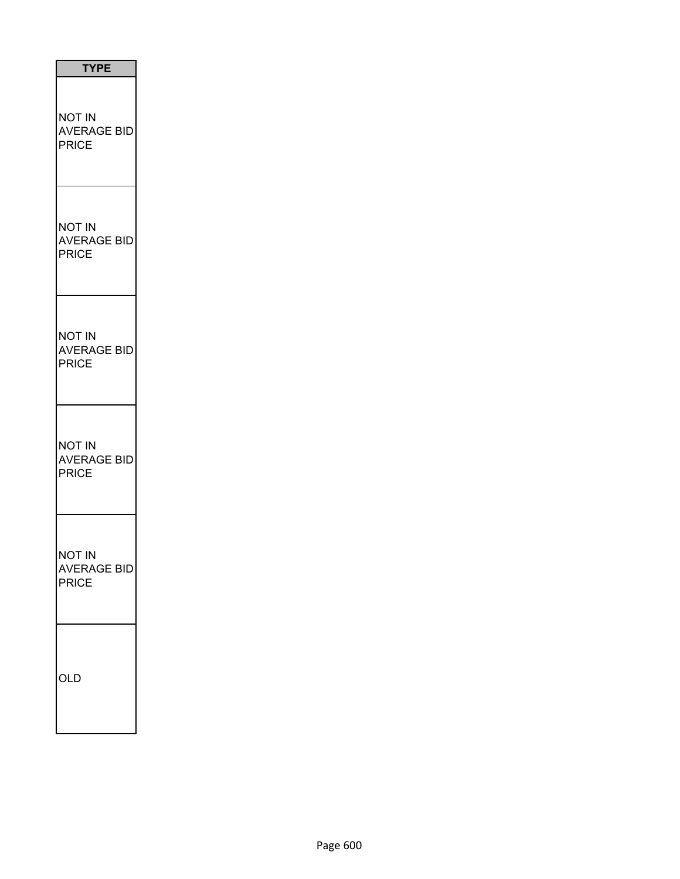| TYPE |
| --- |
| NOT IN AVERAGE BID PRICE |
| NOT IN AVERAGE BID PRICE |
| NOT IN AVERAGE BID PRICE |
| NOT IN AVERAGE BID PRICE |
| NOT IN AVERAGE BID PRICE |
| OLD |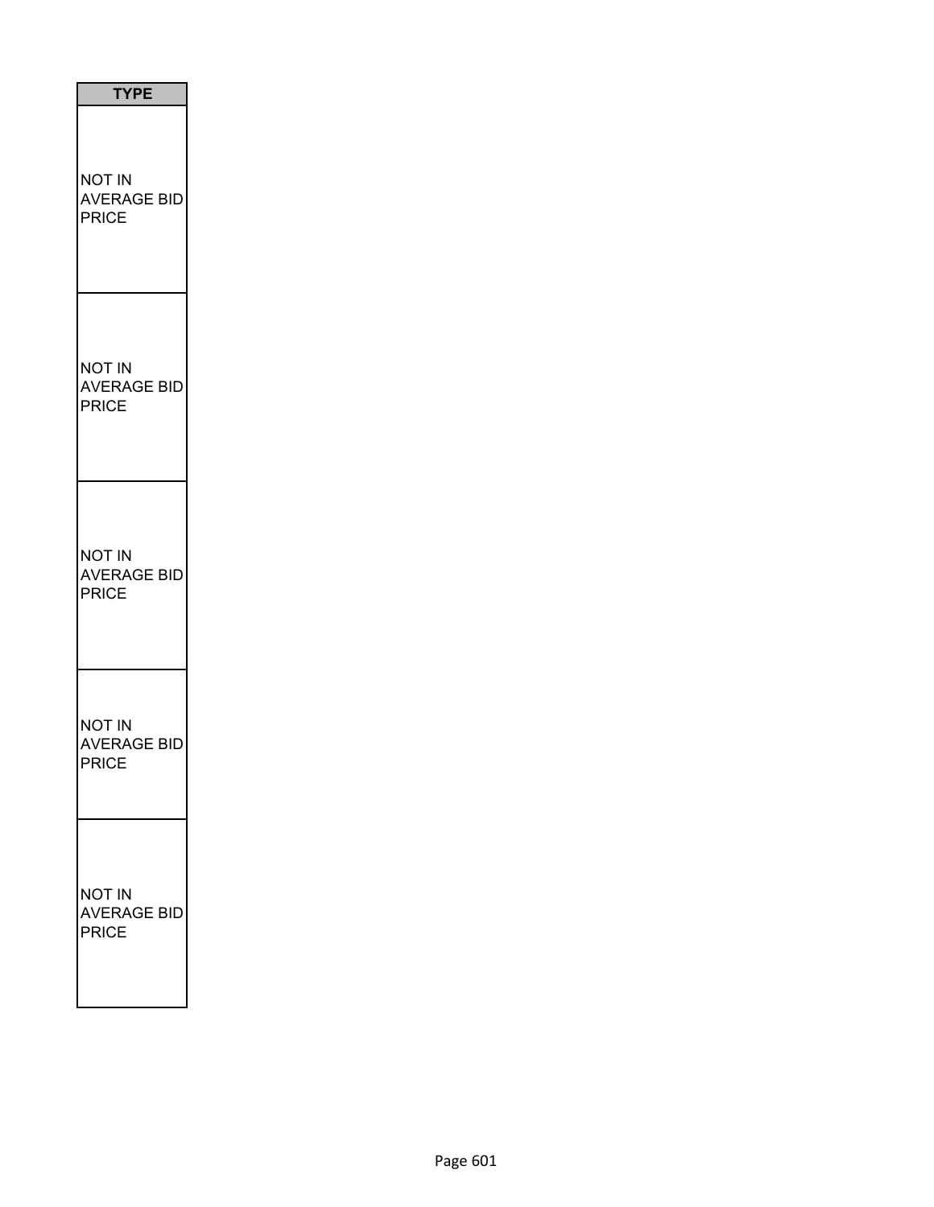| TYPE |
| --- |
| NOT IN AVERAGE BID PRICE |
| NOT IN AVERAGE BID PRICE |
| NOT IN AVERAGE BID PRICE |
| NOT IN AVERAGE BID PRICE |
| NOT IN AVERAGE BID PRICE |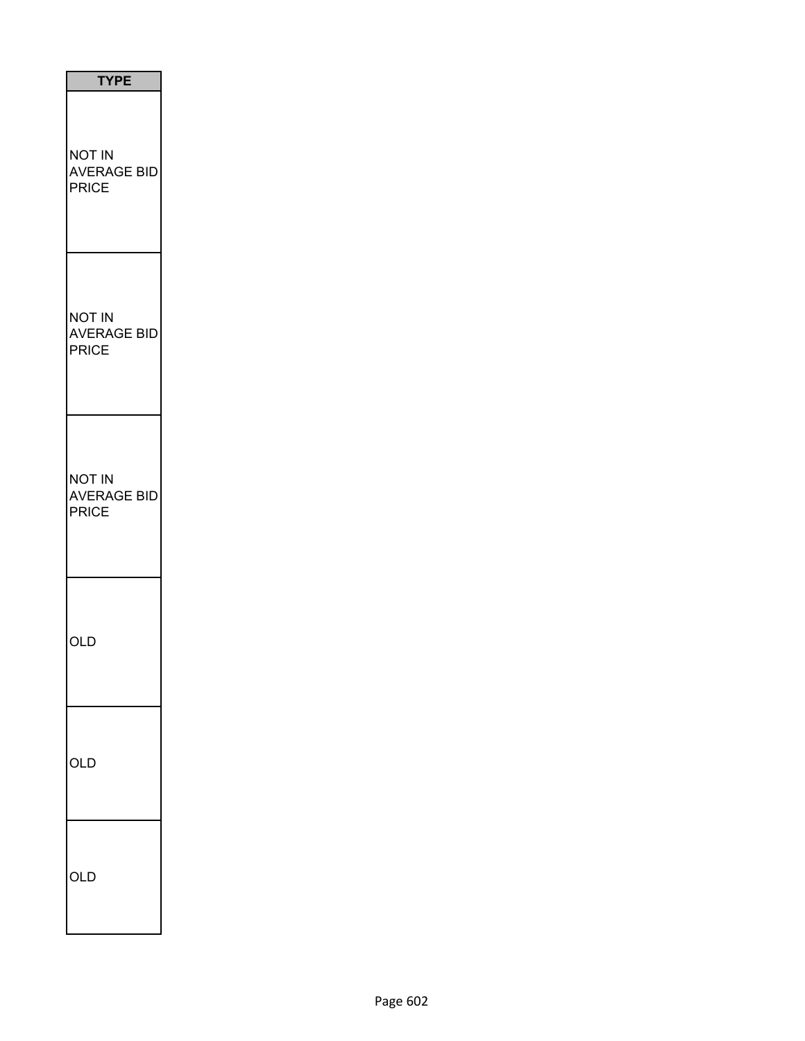| TYPE |
| --- |
| NOT IN AVERAGE BID PRICE |
| NOT IN AVERAGE BID PRICE |
| NOT IN AVERAGE BID PRICE |
| OLD |
| OLD |
| OLD |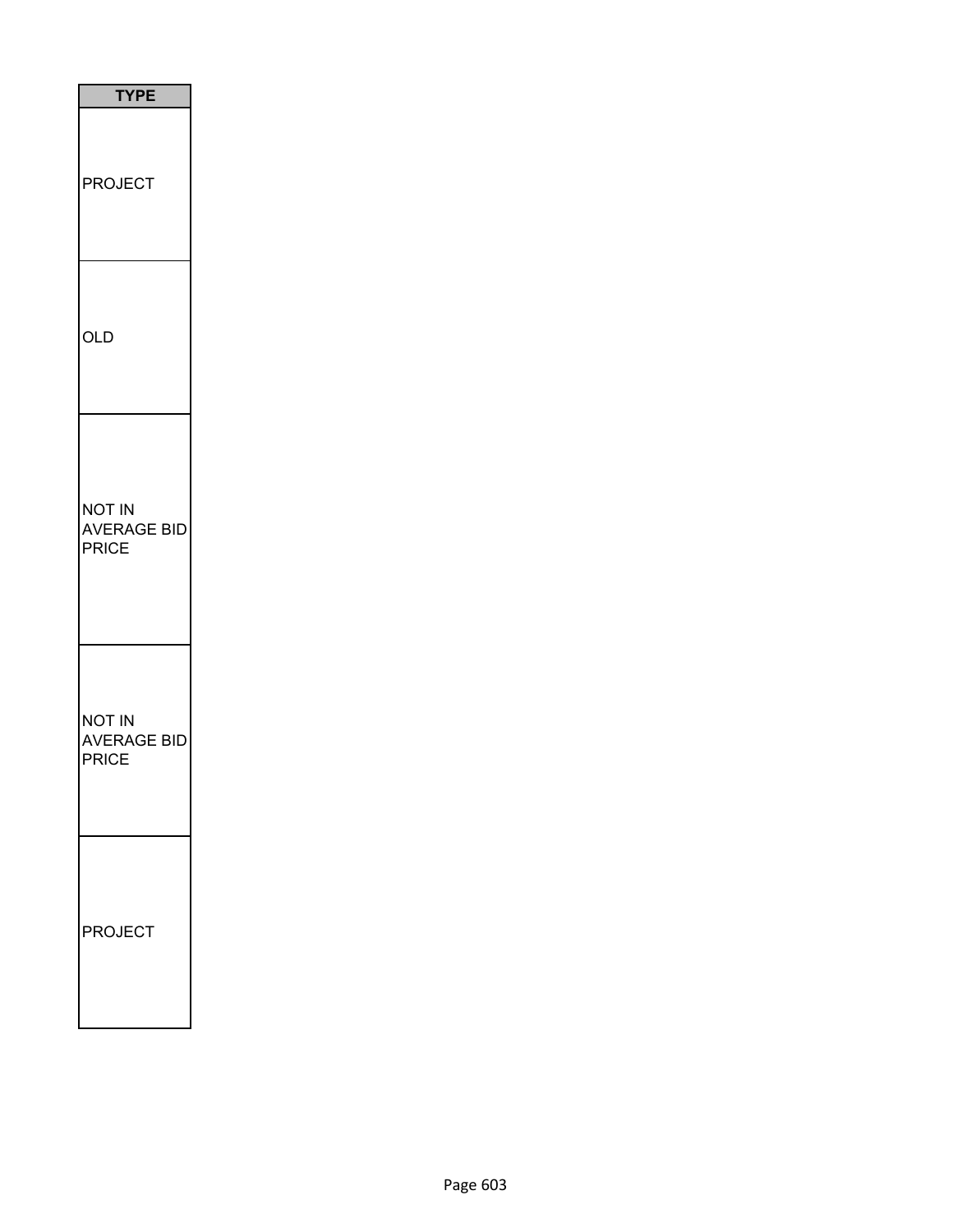| TYPE |
| --- |
| PROJECT |
| OLD |
| NOT IN AVERAGE BID PRICE |
| NOT IN AVERAGE BID PRICE |
| PROJECT |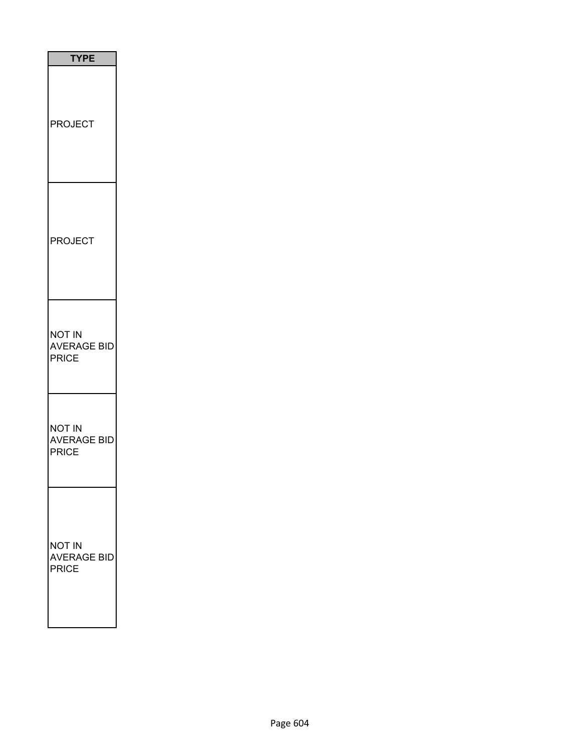| TYPE |
| --- |
| PROJECT |
| PROJECT |
| NOT IN AVERAGE BID PRICE |
| NOT IN AVERAGE BID PRICE |
| NOT IN AVERAGE BID PRICE |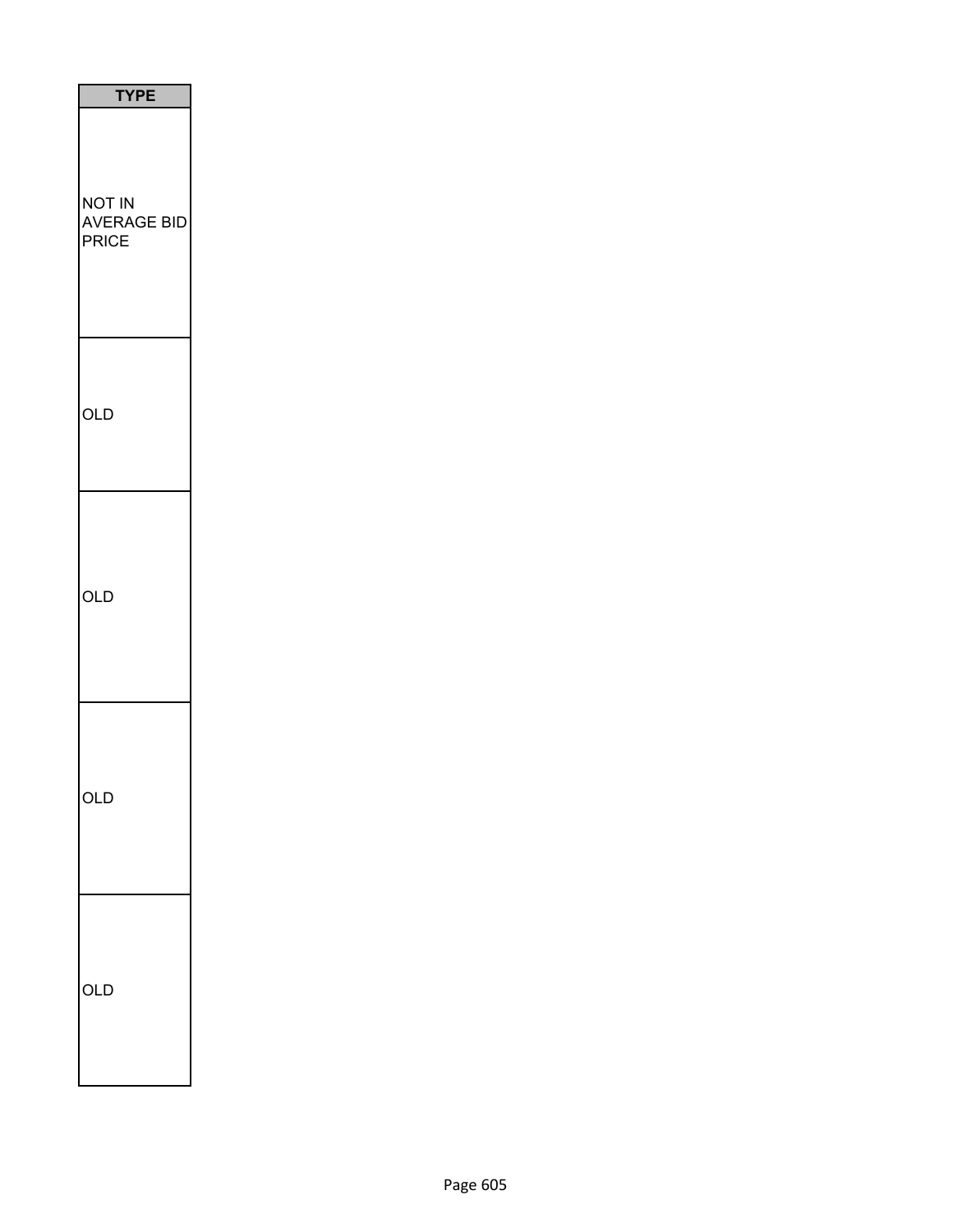| TYPE |
| --- |
| NOT IN AVERAGE BID PRICE |
| OLD |
| OLD |
| OLD |
| OLD |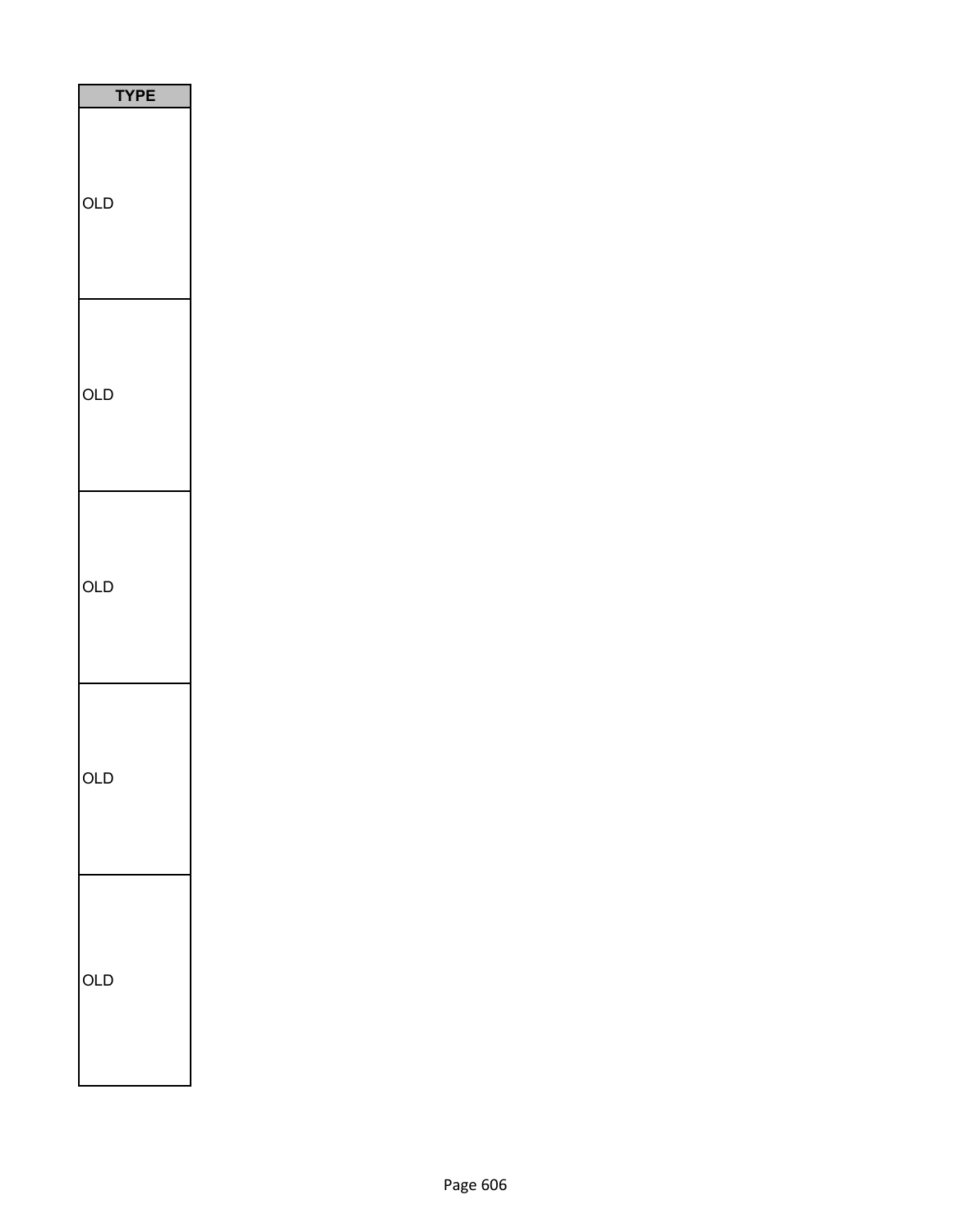| TYPE |
| --- |
| OLD |
| OLD |
| OLD |
| OLD |
| OLD |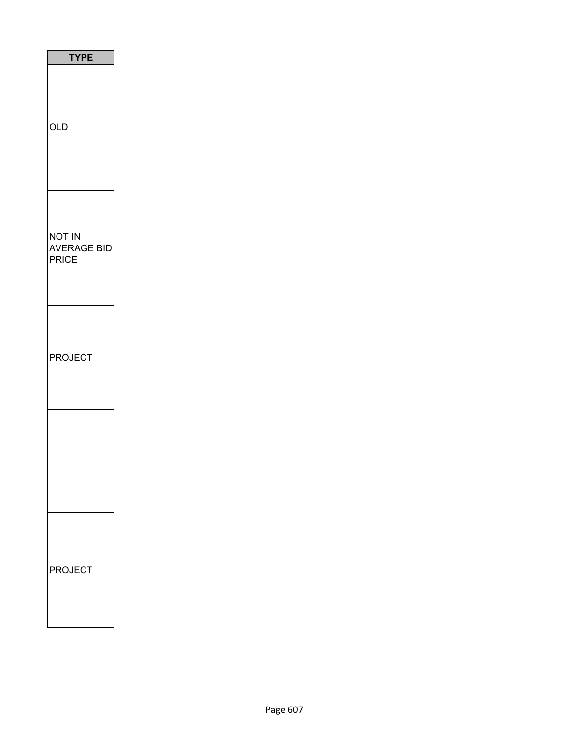| TYPE |
| --- |
| OLD |
| NOT IN AVERAGE BID PRICE |
| PROJECT |
| |
| PROJECT |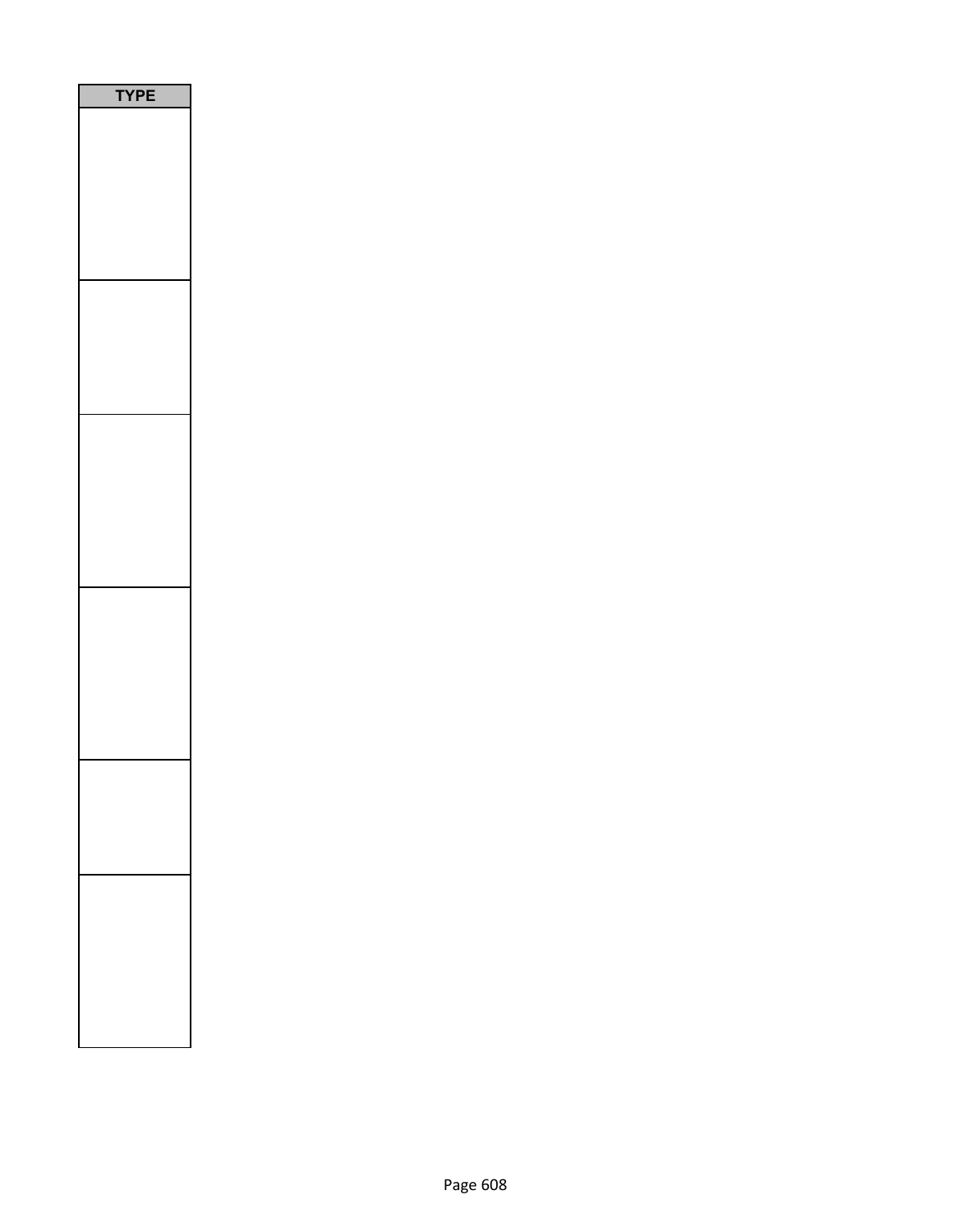| TYPE |
| --- |
| |
| |
| |
| |
| |
| |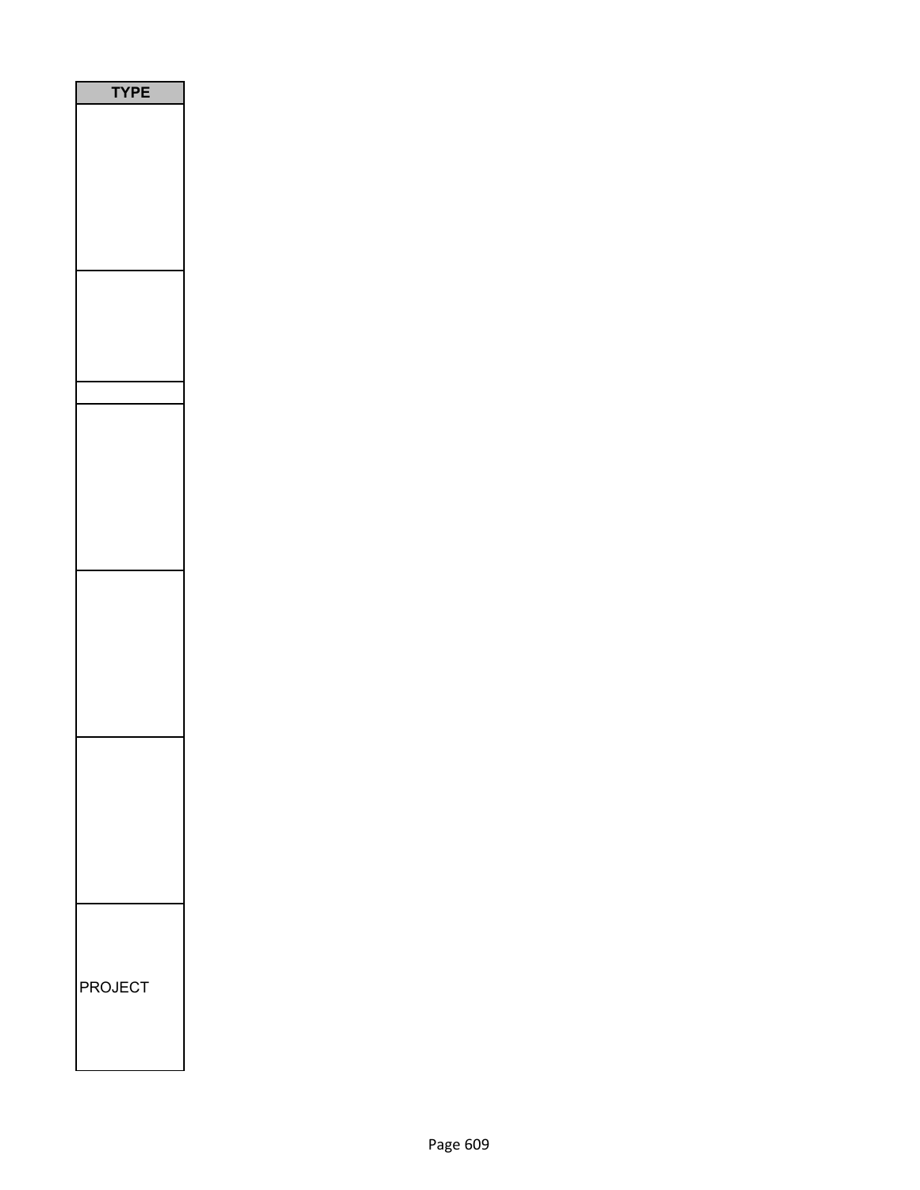| TYPE |
| --- |
| |
| |
| |
| |
| |
| |
| PROJECT |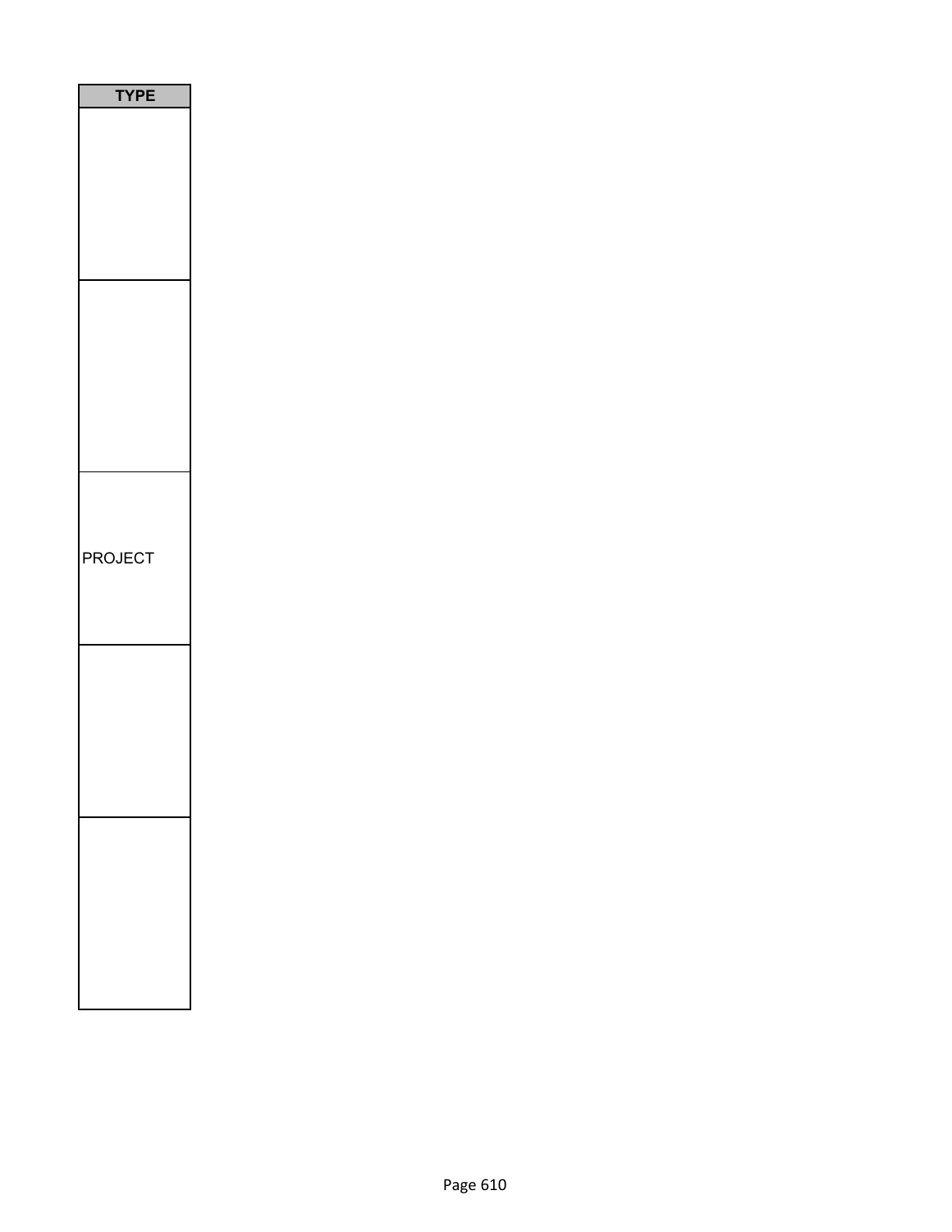| TYPE |
| --- |
| |
| |
| PROJECT |
| |
| |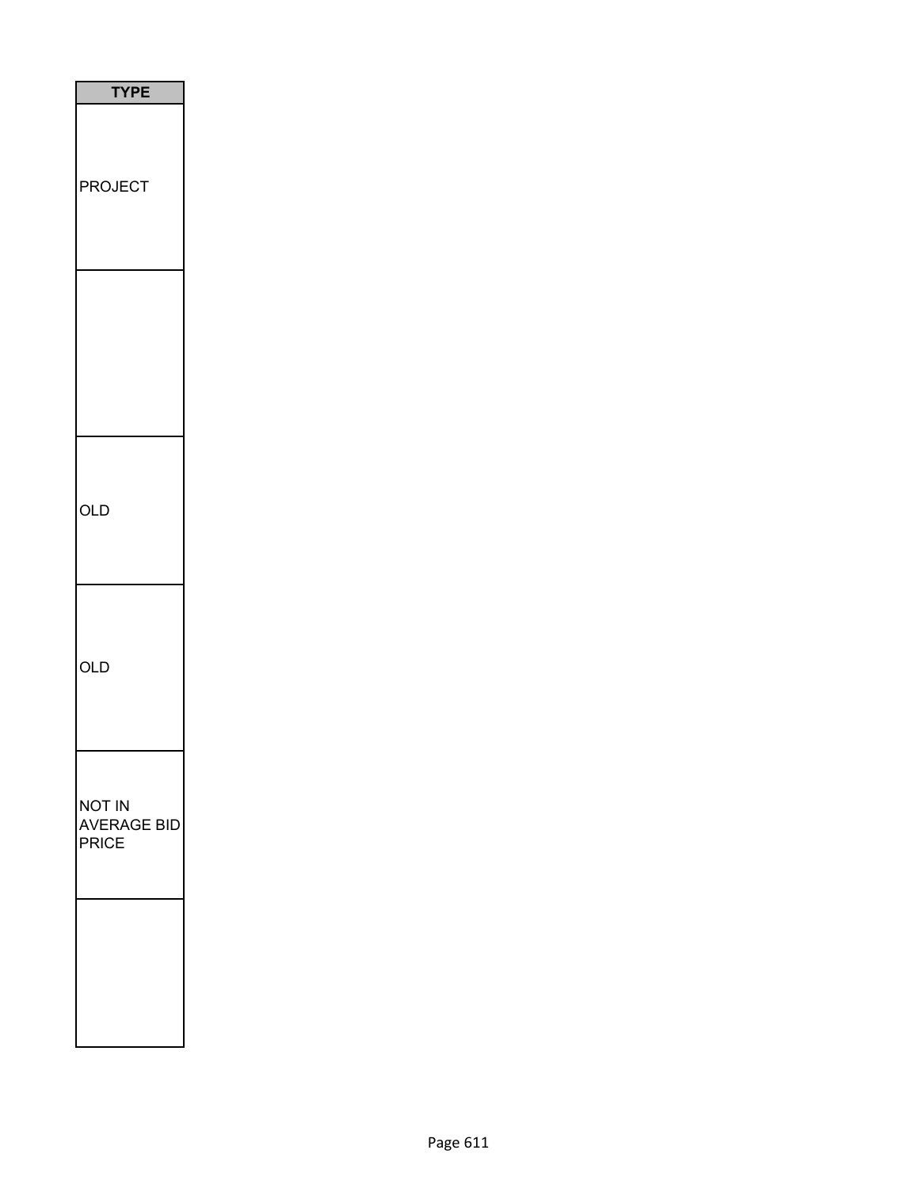| TYPE |
| --- |
| PROJECT |
| |
| OLD |
| OLD |
| NOT IN AVERAGE BID PRICE |
| |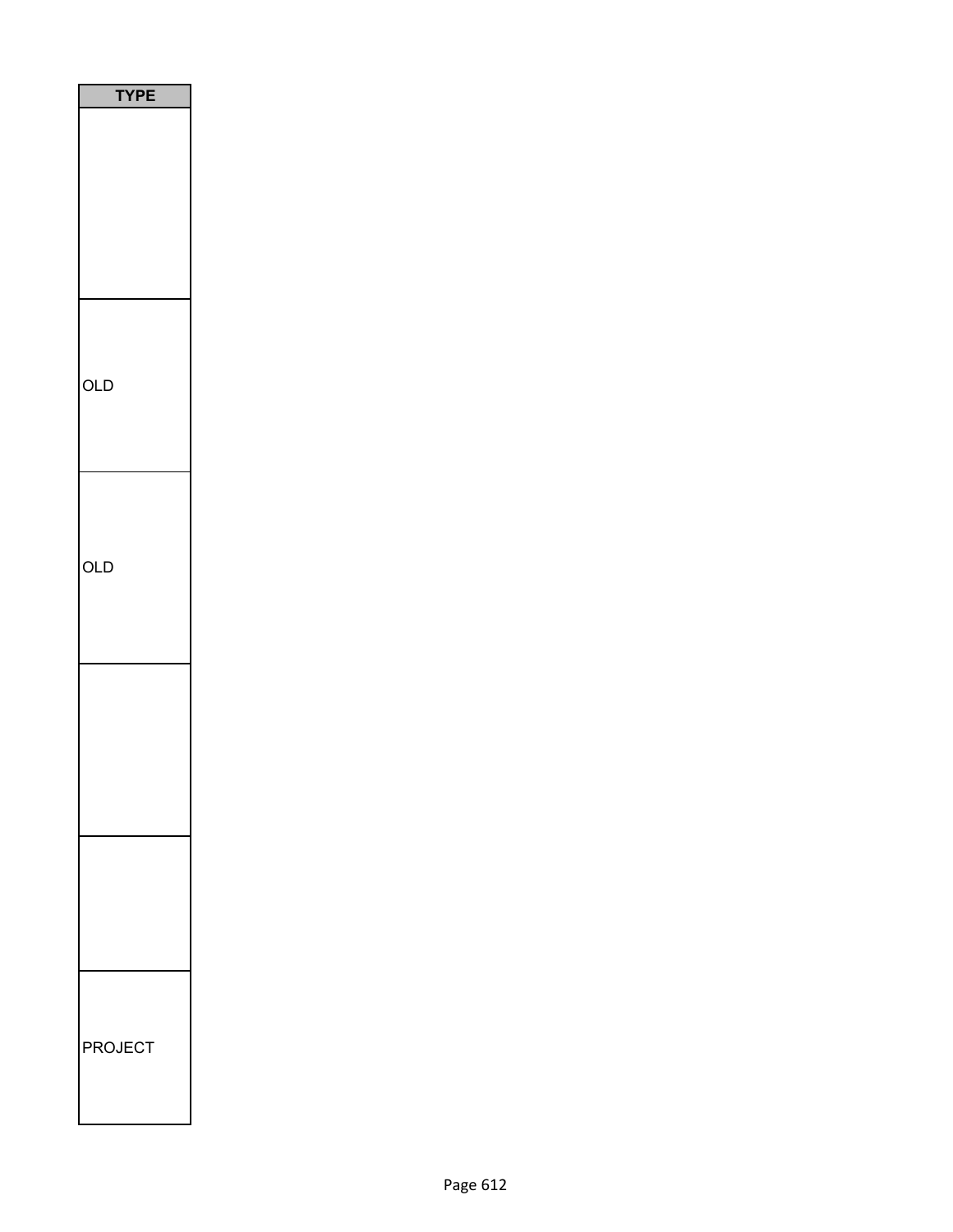| TYPE |
| --- |
| |
| OLD |
| OLD |
| |
| |
| PROJECT |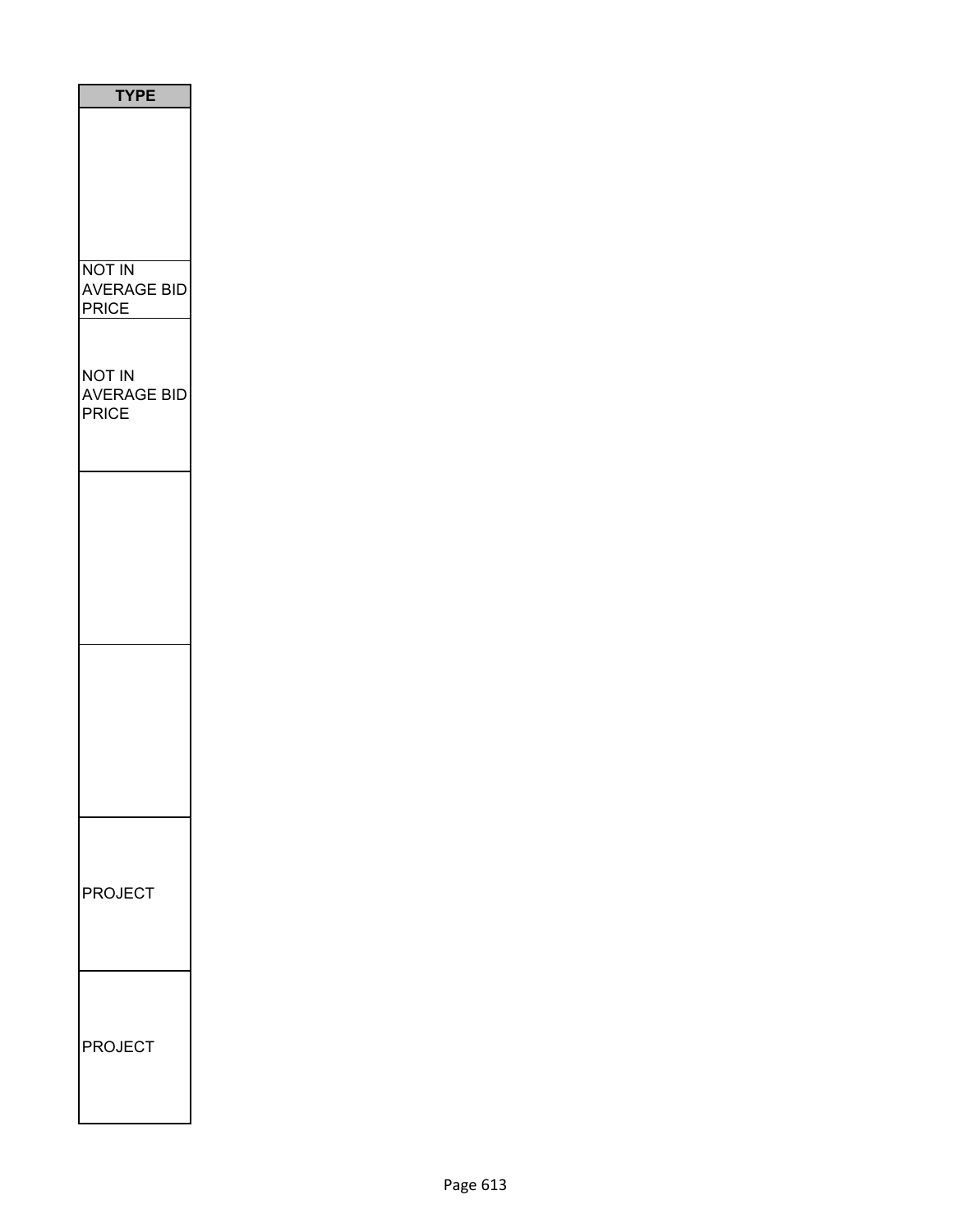| TYPE |
| --- |
| |
| NOT IN AVERAGE BID PRICE |
| NOT IN AVERAGE BID PRICE |
| |
| |
| PROJECT |
| PROJECT |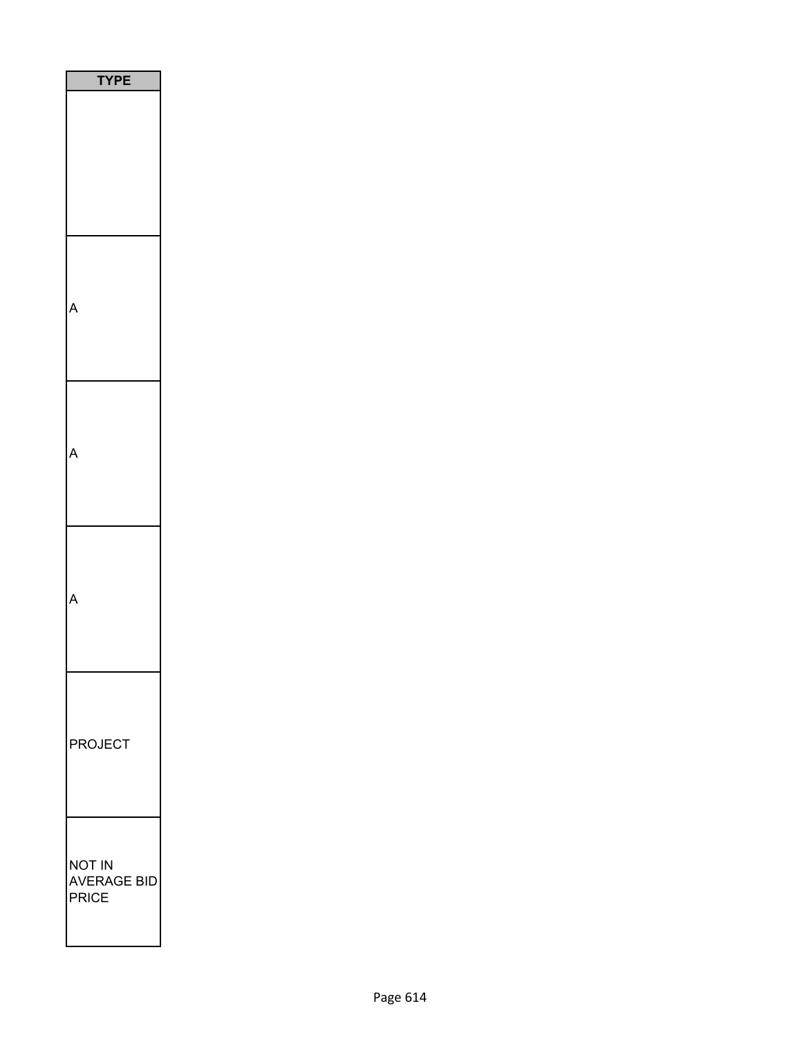| TYPE |
| --- |
| |
| A |
| A |
| A |
| PROJECT |
| NOT IN AVERAGE BID PRICE |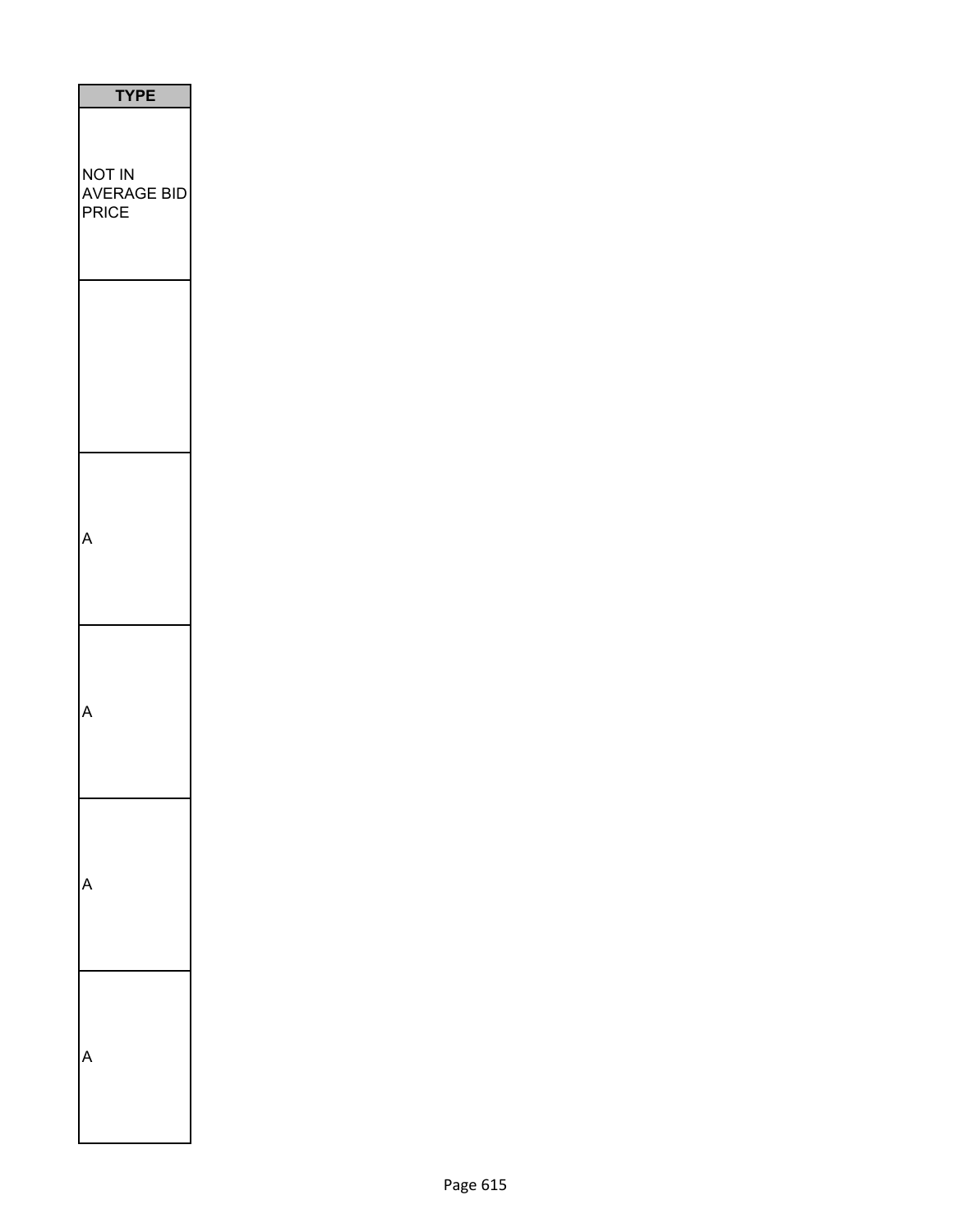| TYPE |
| --- |
| NOT IN AVERAGE BID PRICE |
| |
| A |
| A |
| A |
| A |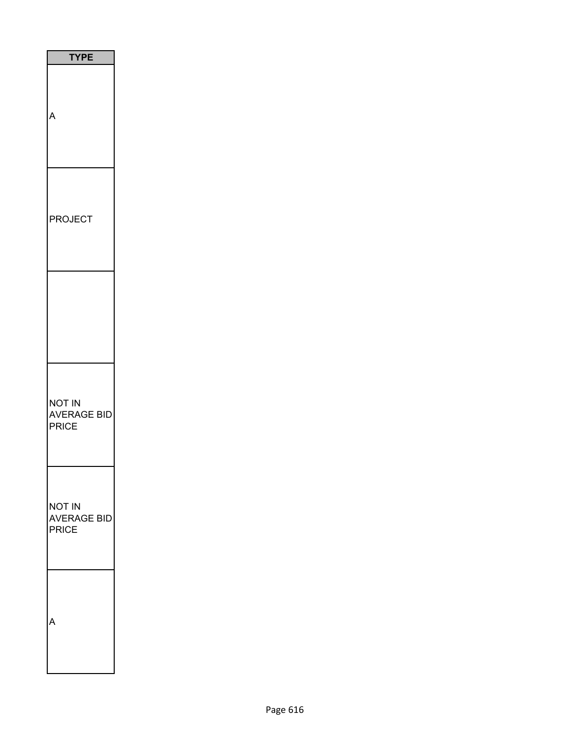| TYPE |
| --- |
| A |
| PROJECT |
| |
| NOT IN AVERAGE BID PRICE |
| NOT IN AVERAGE BID PRICE |
| A |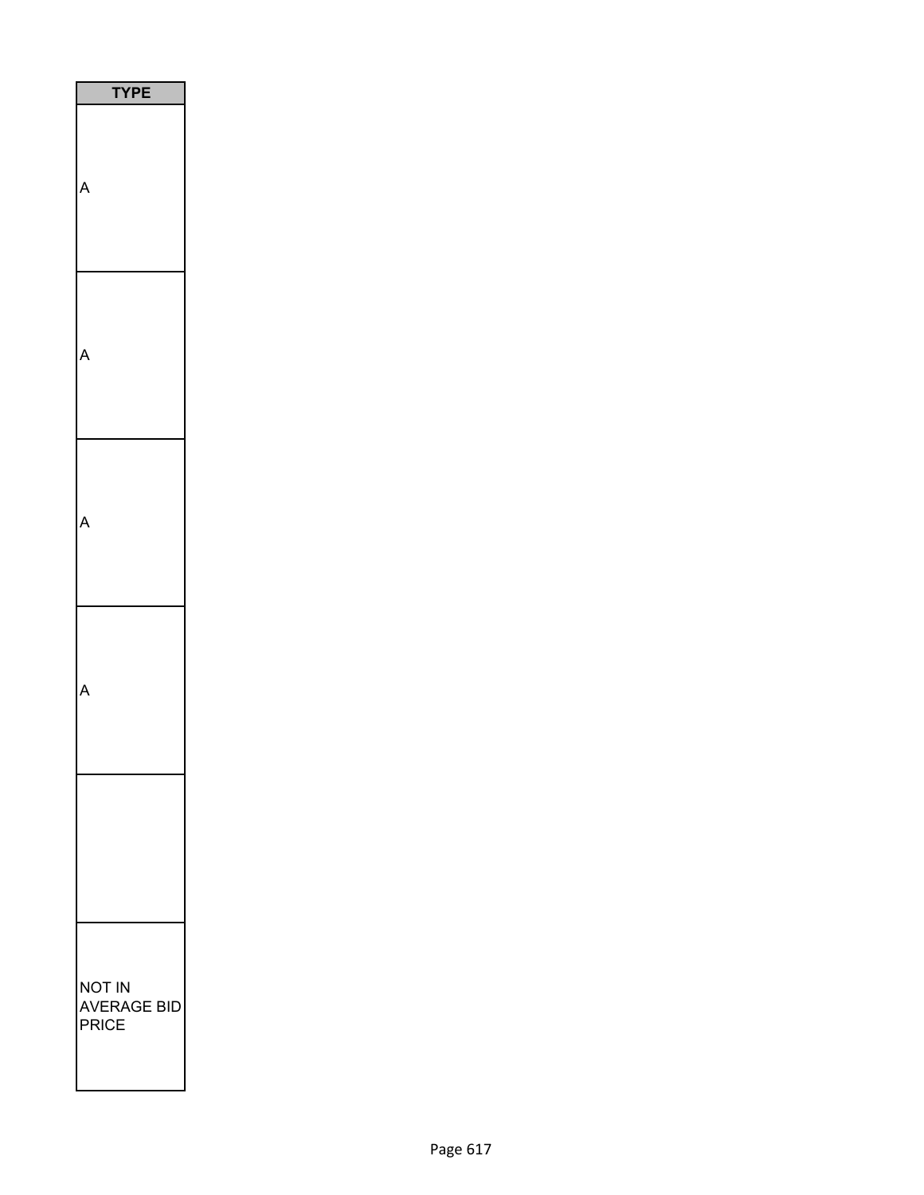| TYPE |
| --- |
| A |
| A |
| A |
| A |
| |
| NOT IN AVERAGE BID PRICE |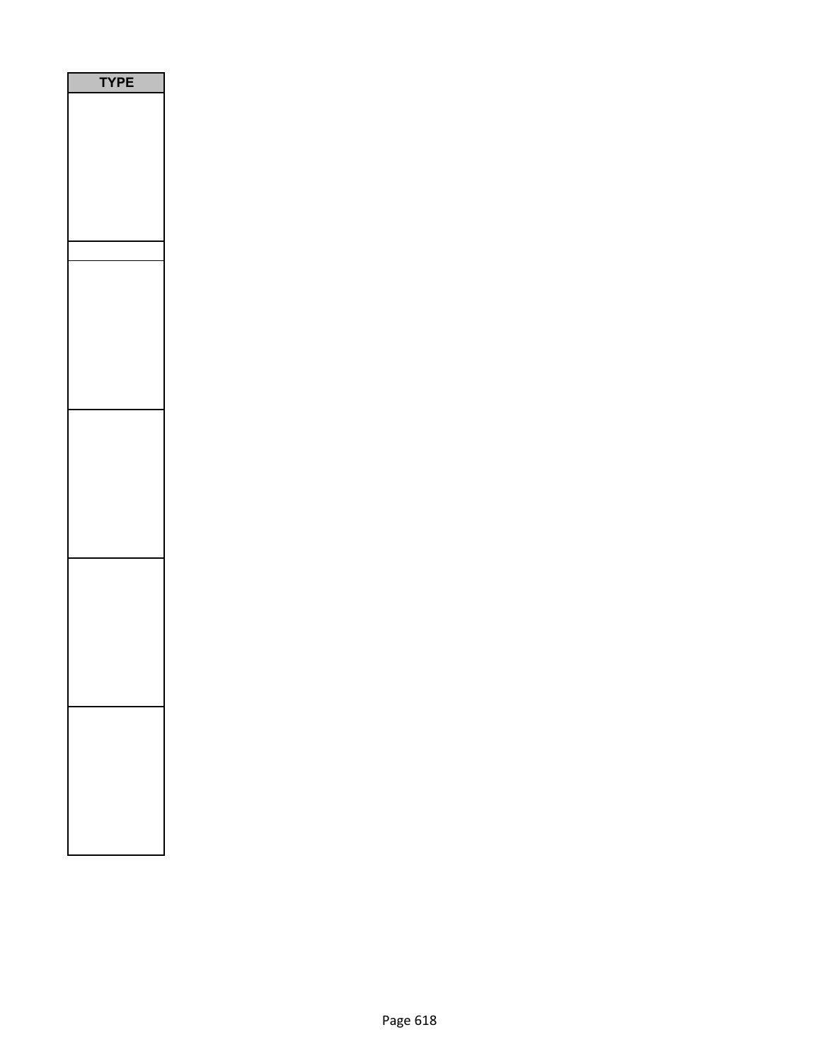| TYPE |
| --- |
| |
| |
| |
| |
| |
| |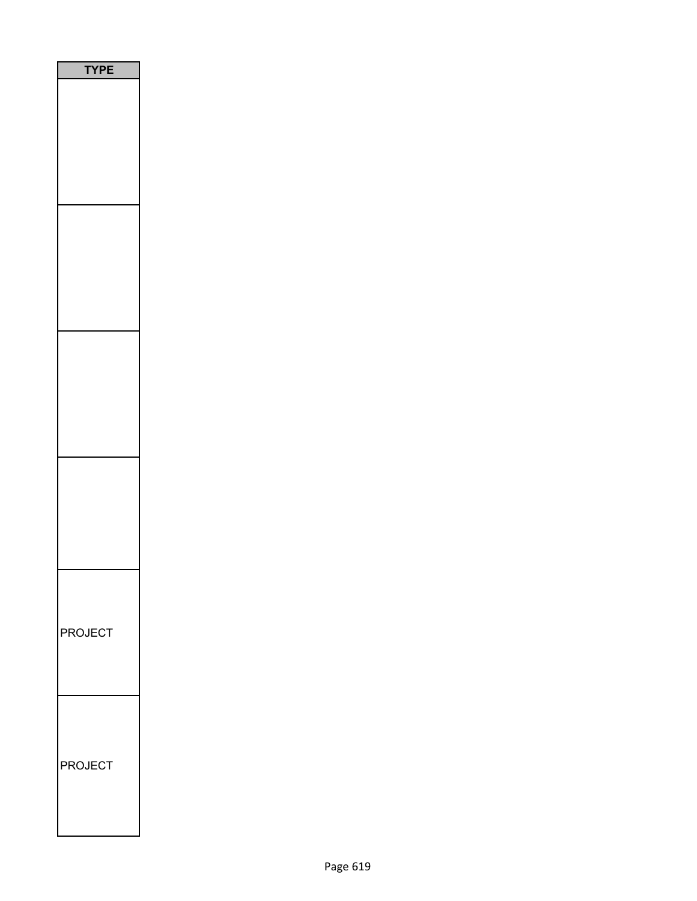| TYPE |
| --- |
| |
| |
| |
| |
| PROJECT |
| PROJECT |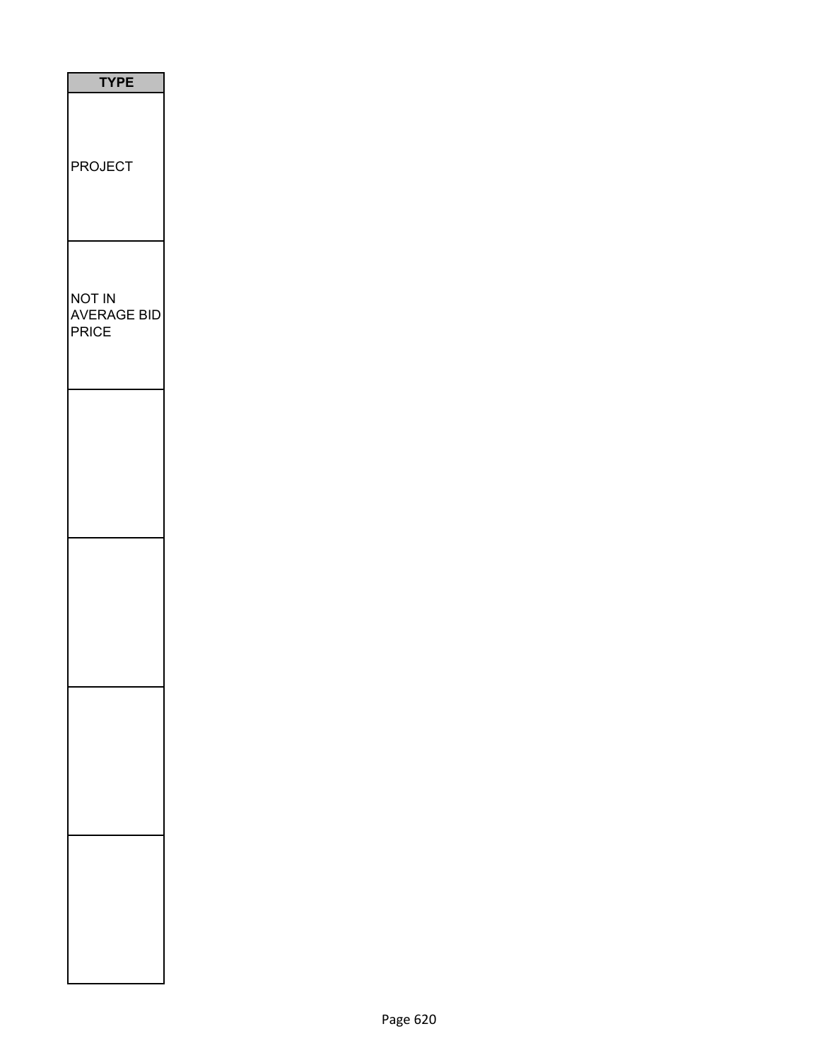| TYPE |
| --- |
| PROJECT |
| NOT IN AVERAGE BID PRICE |
| |
| |
| |
| |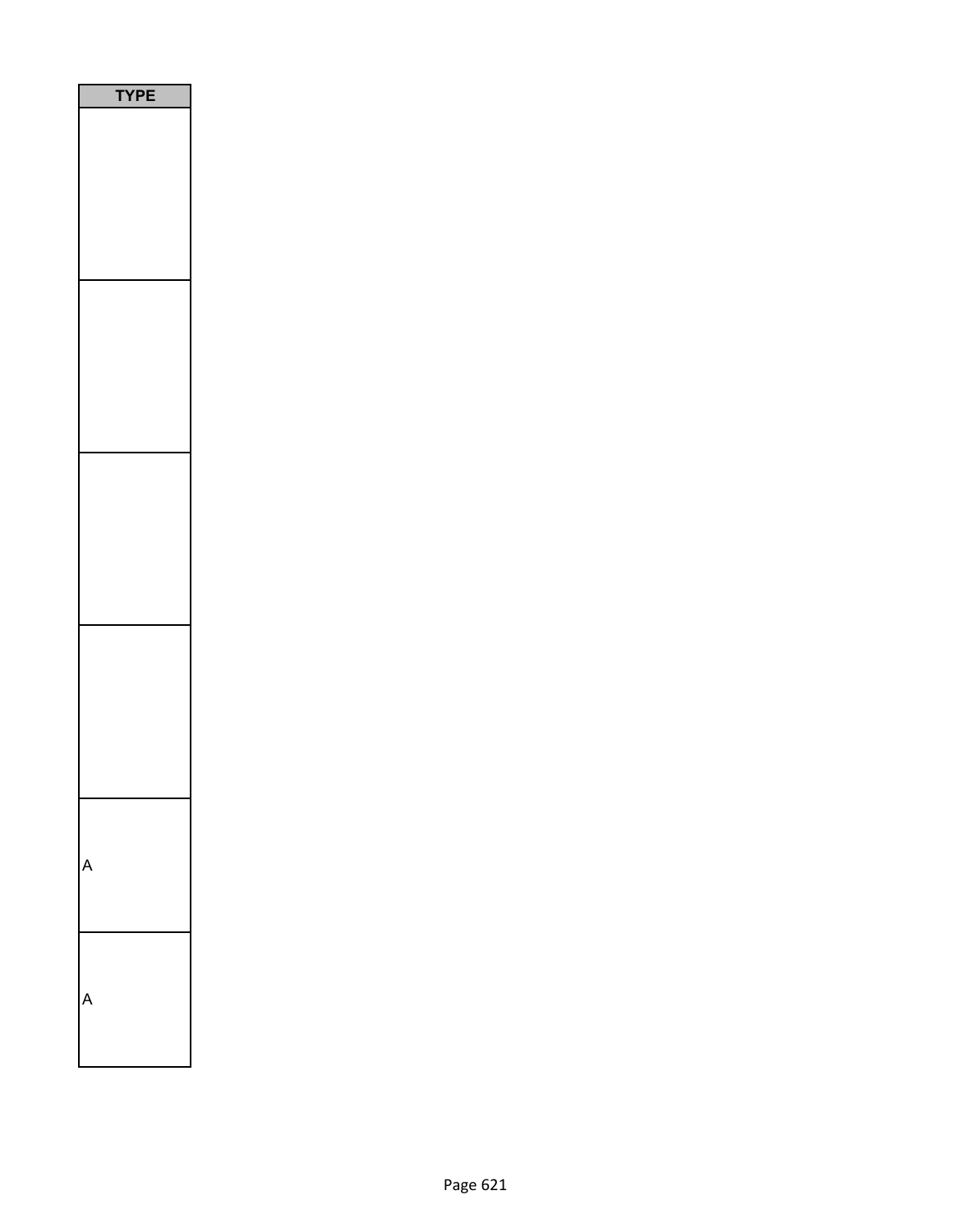| TYPE |
| --- |
| |
| |
| |
| |
| A |
| A |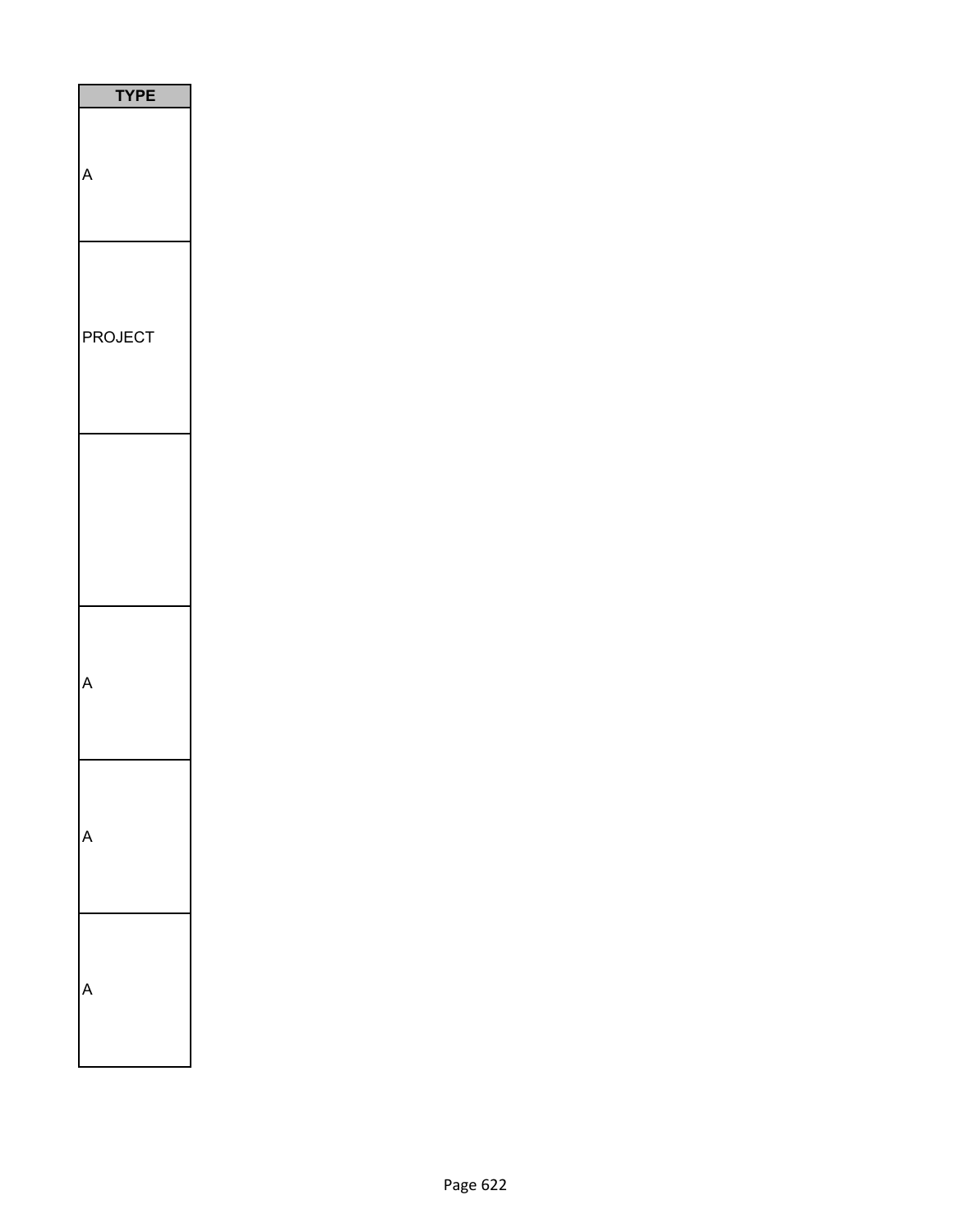| TYPE |
| --- |
| A |
| PROJECT |
| |
| A |
| A |
| A |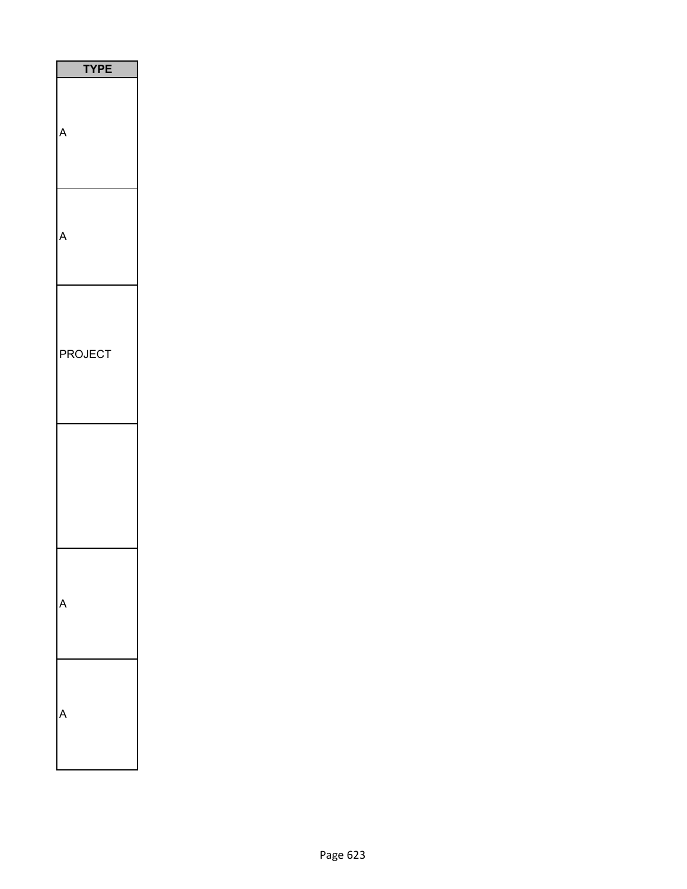| TYPE |
| --- |
| A |
| A |
| PROJECT |
| |
| A |
| A |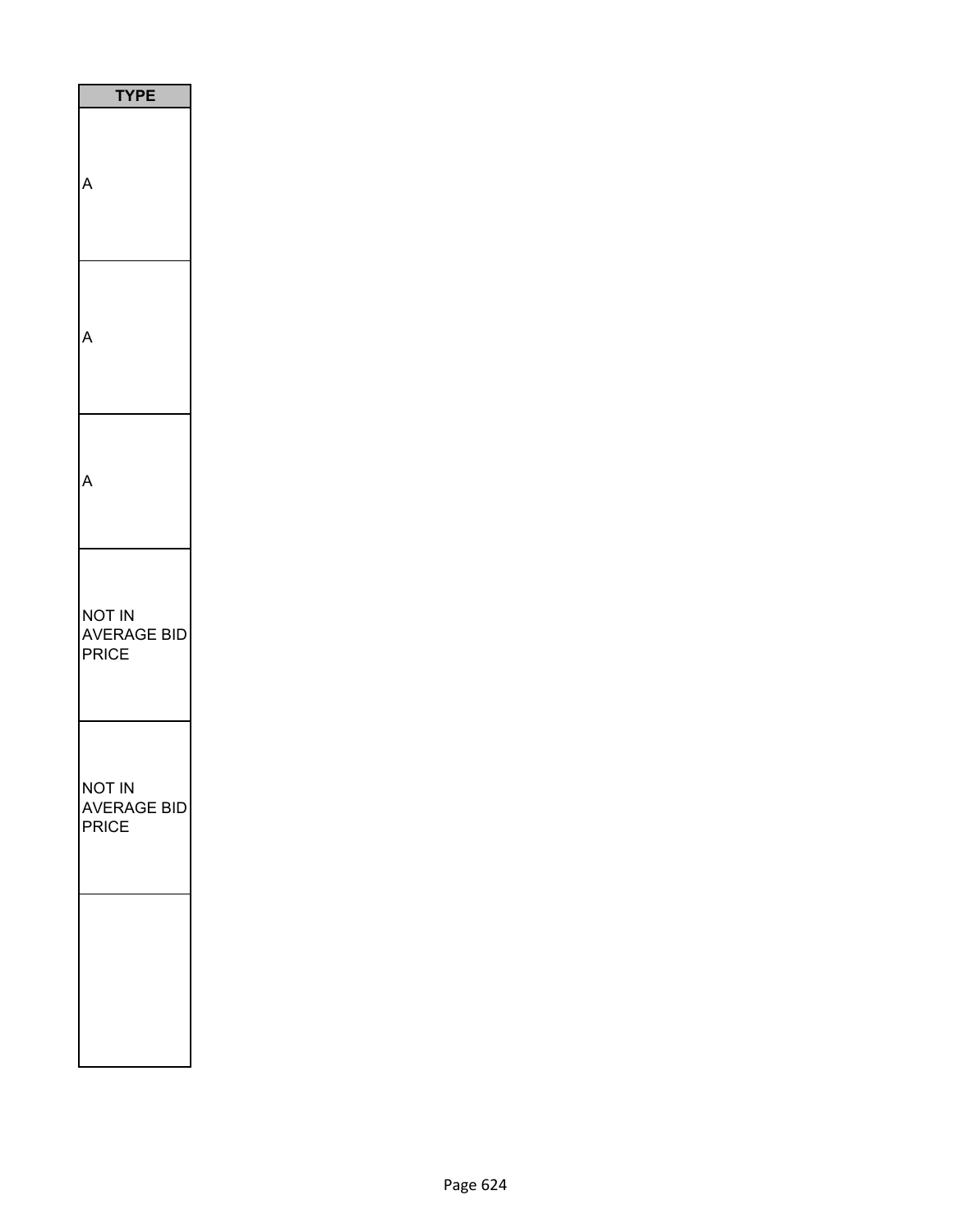| TYPE |
| --- |
| A |
| A |
| A |
| NOT IN AVERAGE BID PRICE |
| NOT IN AVERAGE BID PRICE |
| |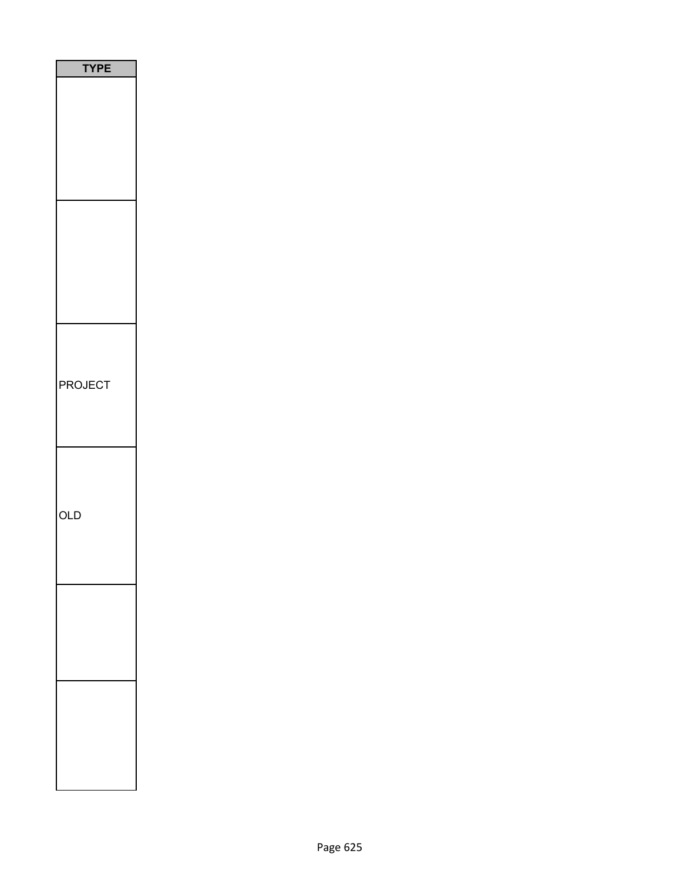| TYPE |
| --- |
| |
| |
| PROJECT |
| OLD |
| |
| |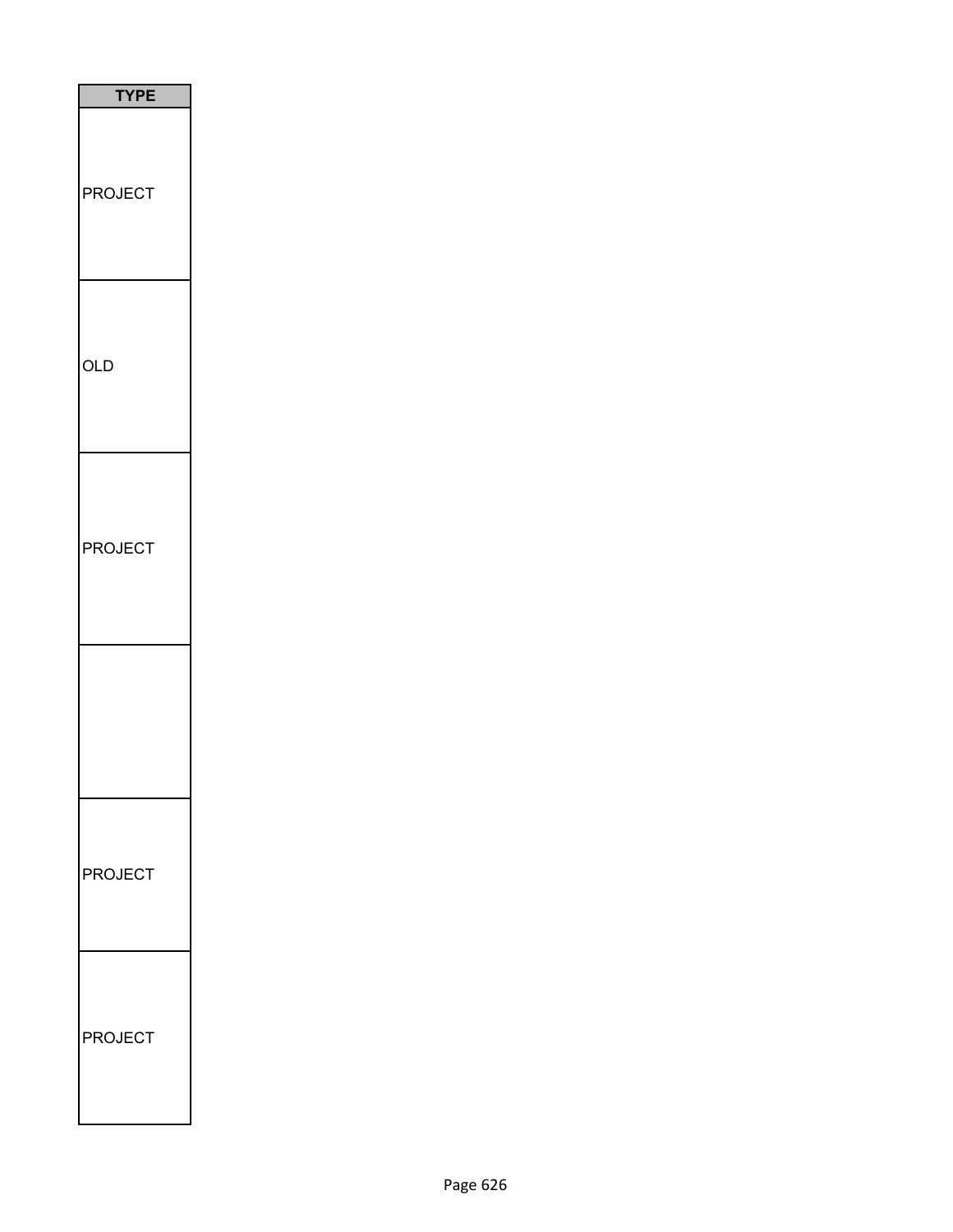| TYPE |
| --- |
| PROJECT |
| OLD |
| PROJECT |
| |
| PROJECT |
| PROJECT |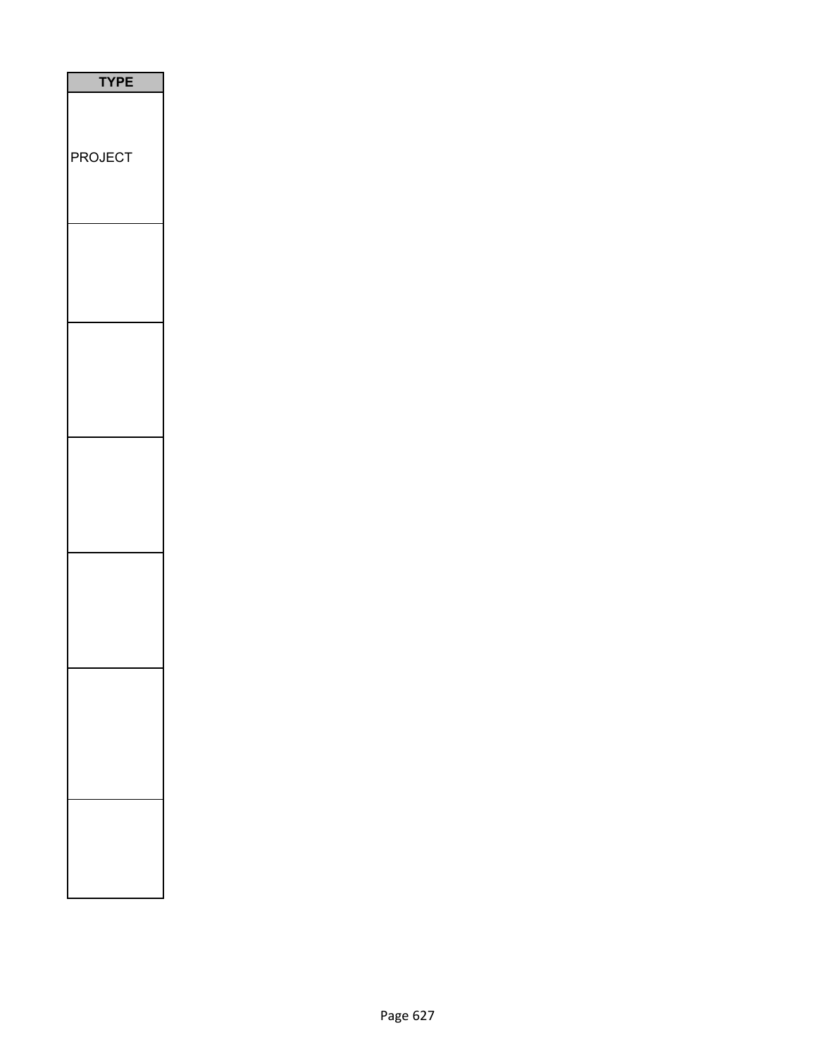| TYPE |
| --- |
| PROJECT |
| |
| |
| |
| |
| |
| |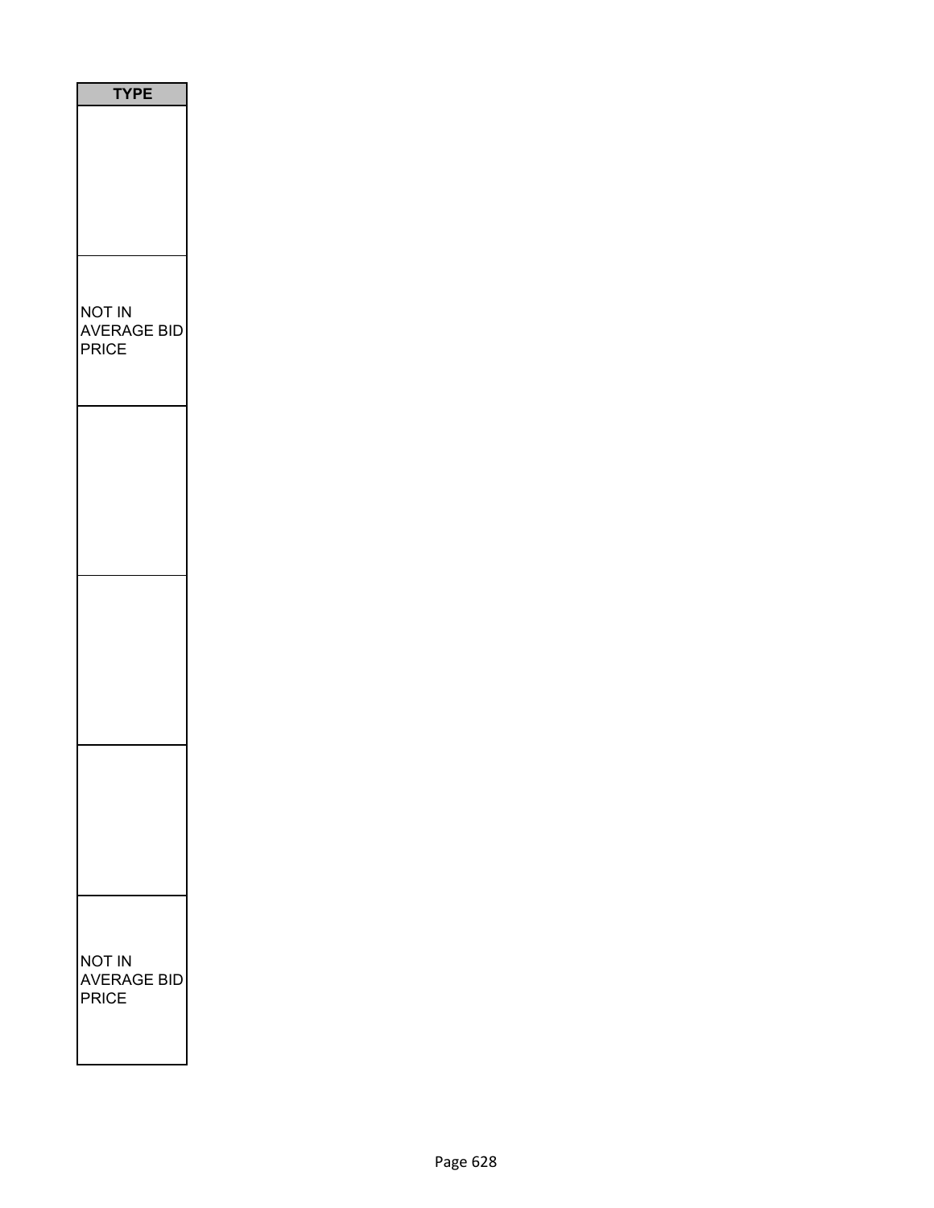| TYPE |
| --- |
| |
| NOT IN AVERAGE BID PRICE |
| |
| |
| |
| NOT IN AVERAGE BID PRICE |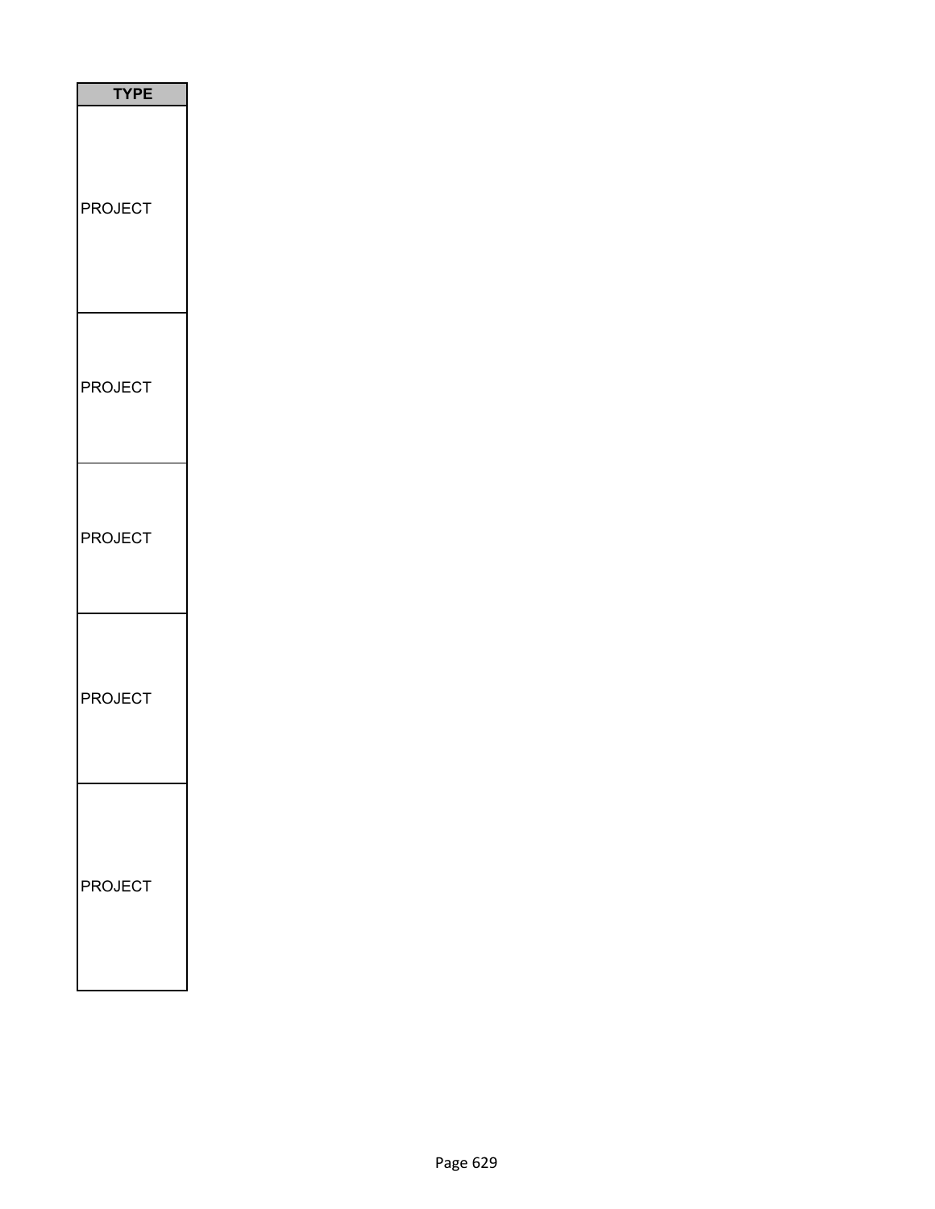| TYPE |
| --- |
| PROJECT |
| PROJECT |
| PROJECT |
| PROJECT |
| PROJECT |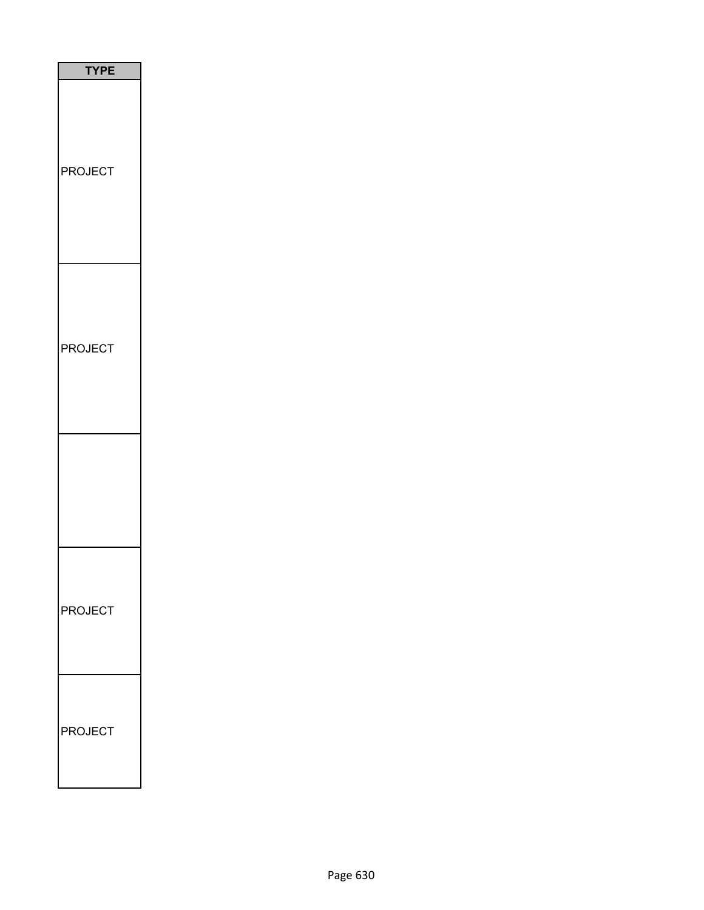| TYPE |
| --- |
| PROJECT |
| PROJECT |
| |
| PROJECT |
| PROJECT |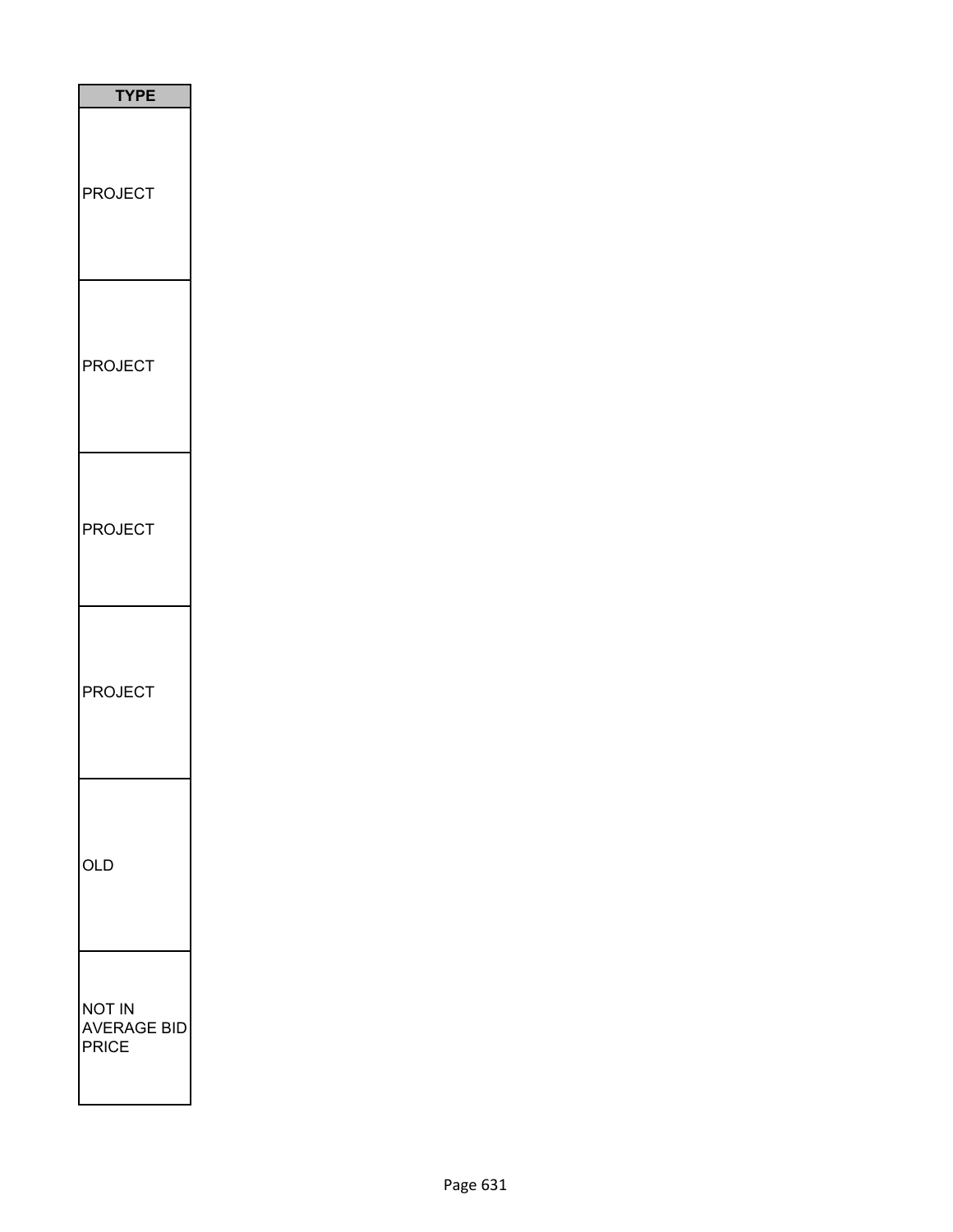| TYPE |
| --- |
| PROJECT |
| PROJECT |
| PROJECT |
| PROJECT |
| OLD |
| NOT IN AVERAGE BID PRICE |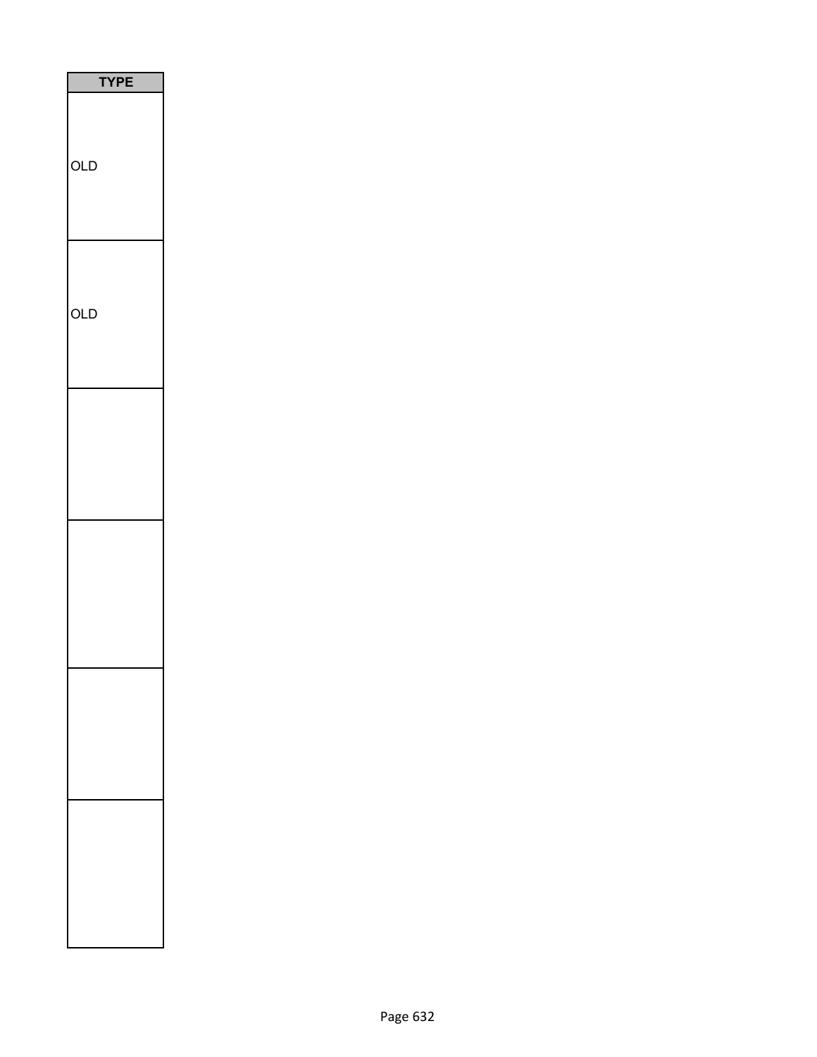| TYPE |
| --- |
| OLD |
| OLD |
| |
| |
| |
| |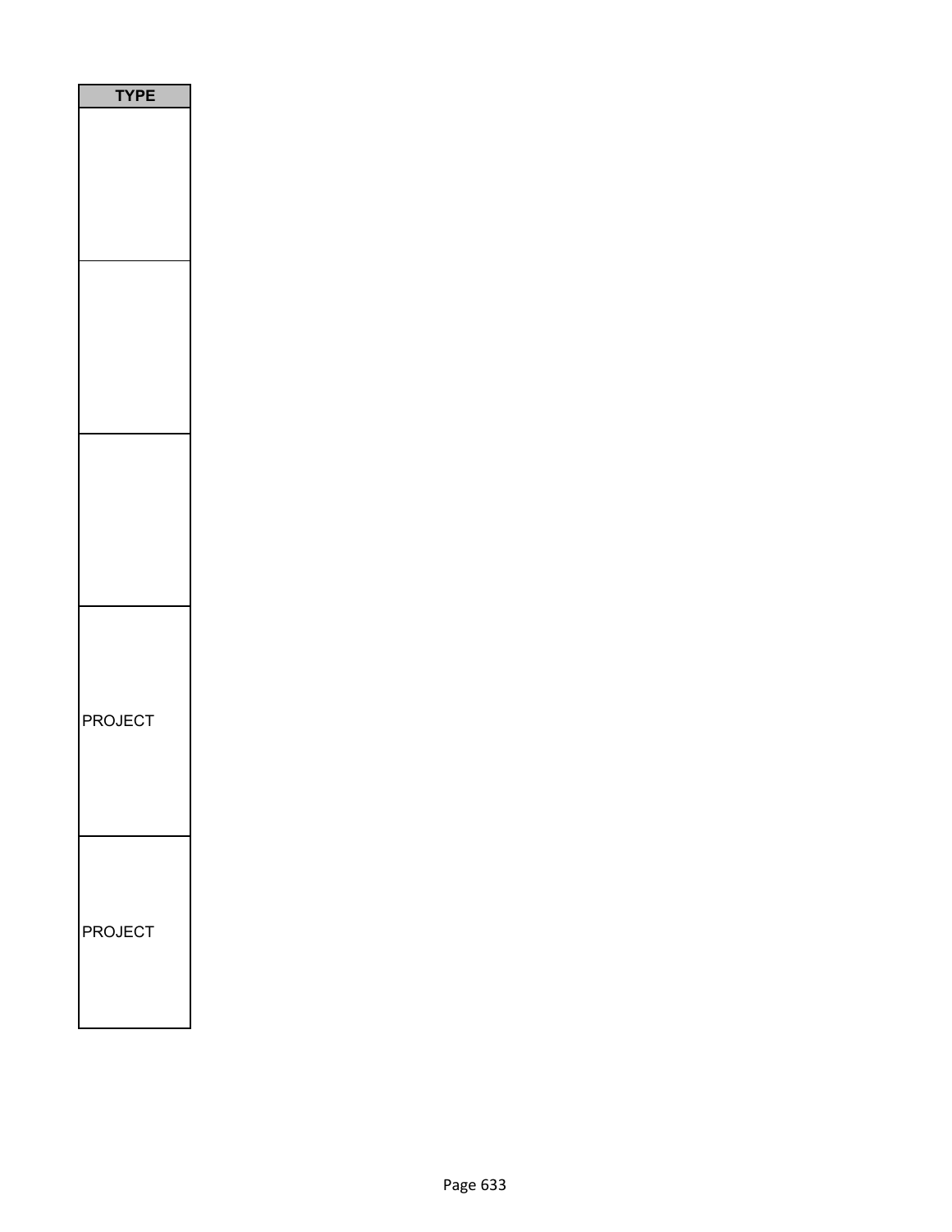| TYPE |
| --- |
| |
| |
| |
| PROJECT |
| PROJECT |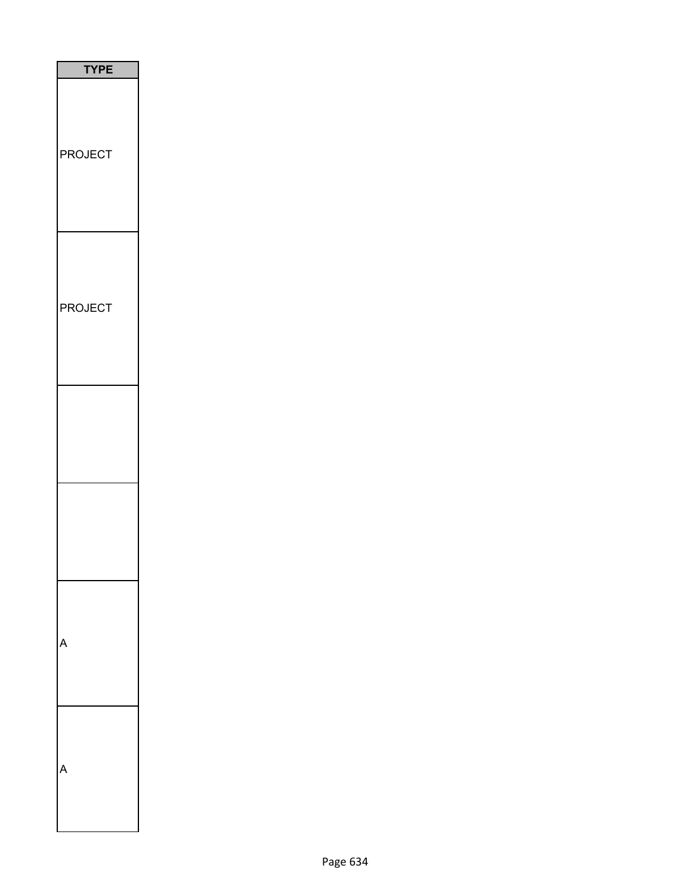| TYPE |
| --- |
| PROJECT |
| PROJECT |
| |
| |
| A |
| A |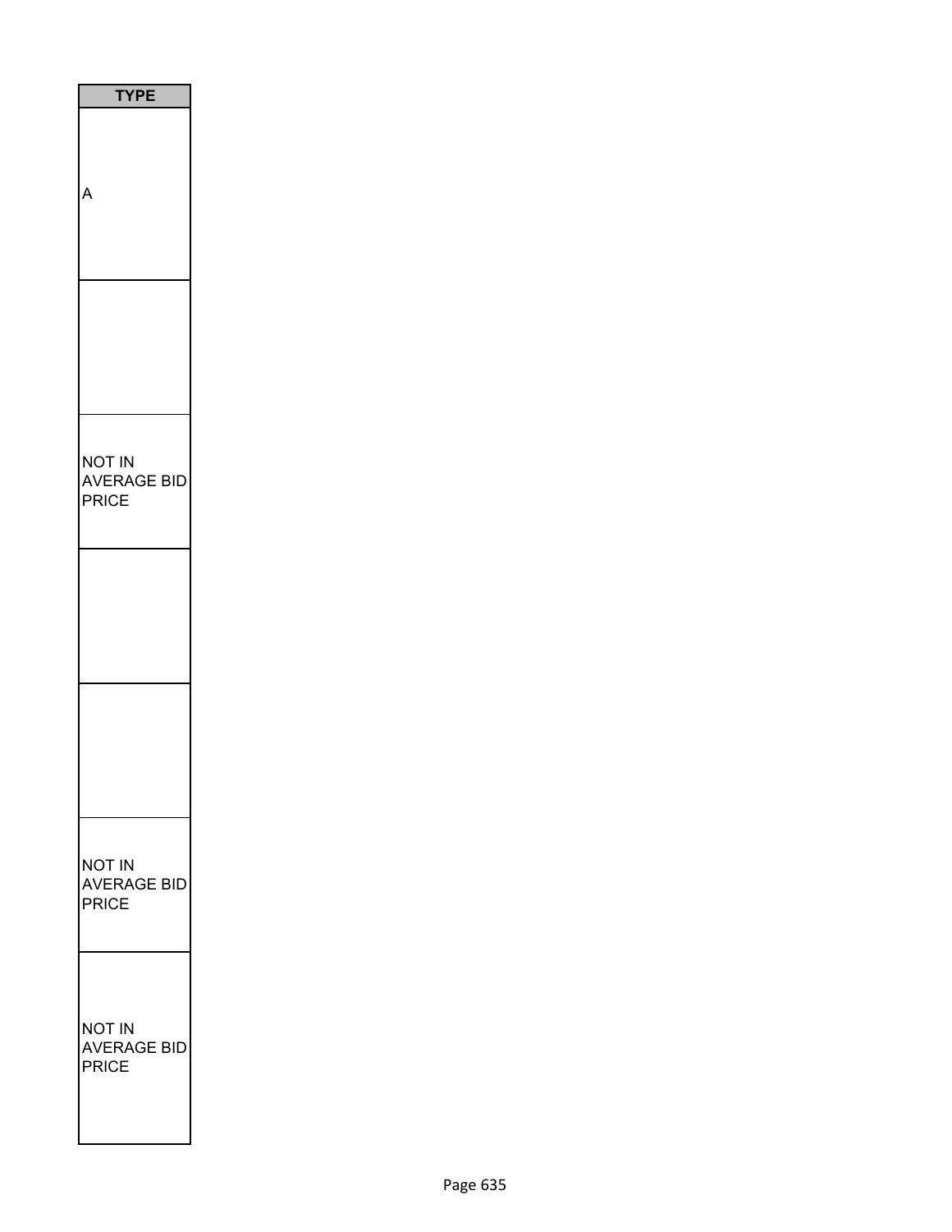| TYPE |
| --- |
| A |
| |
| NOT IN AVERAGE BID PRICE |
| |
| |
| NOT IN AVERAGE BID PRICE |
| NOT IN AVERAGE BID PRICE |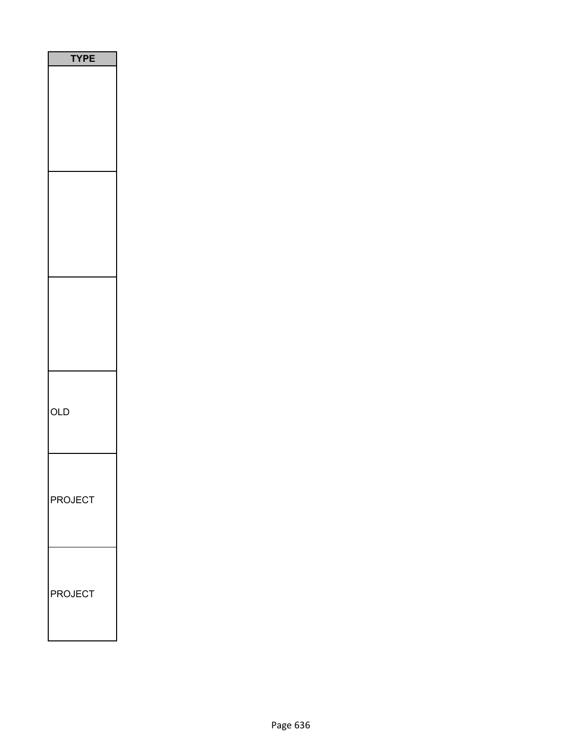| TYPE |
| --- |
| |
| |
| |
| OLD |
| PROJECT |
| PROJECT |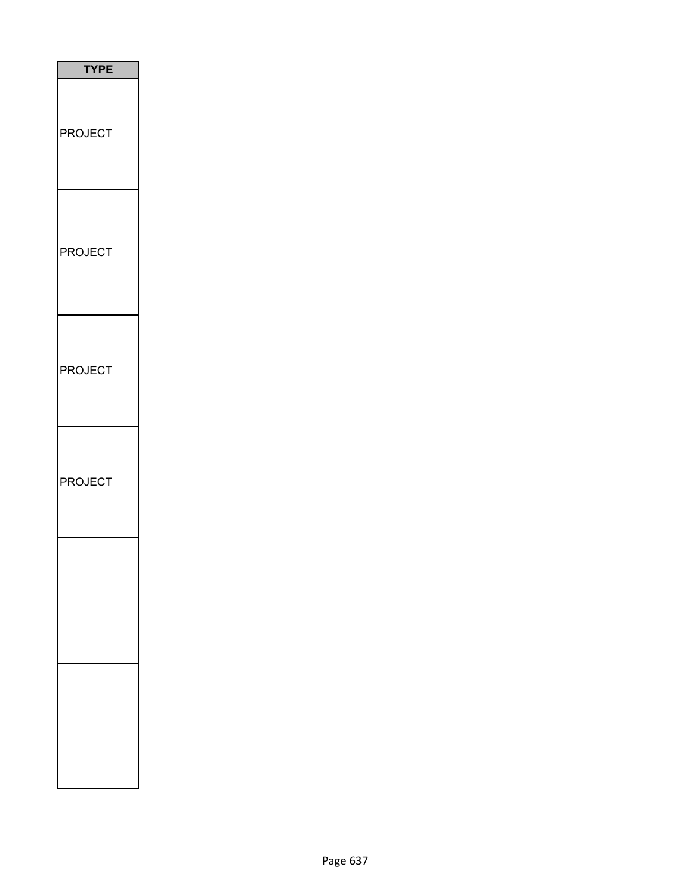| TYPE |
| --- |
| PROJECT |
| PROJECT |
| PROJECT |
| PROJECT |
| |
| |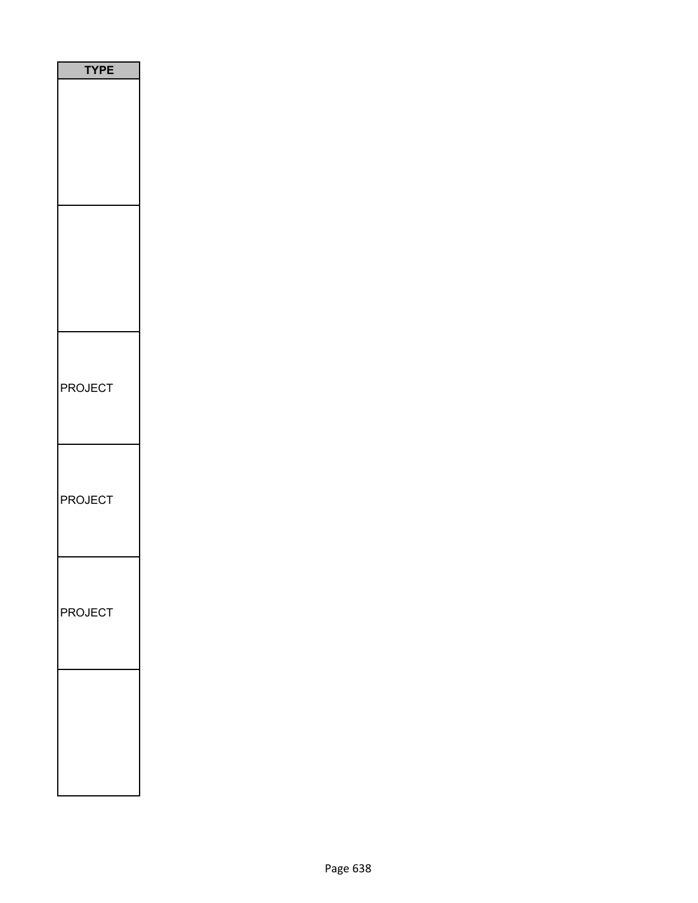| TYPE |
| --- |
| |
| |
| PROJECT |
| PROJECT |
| PROJECT |
| |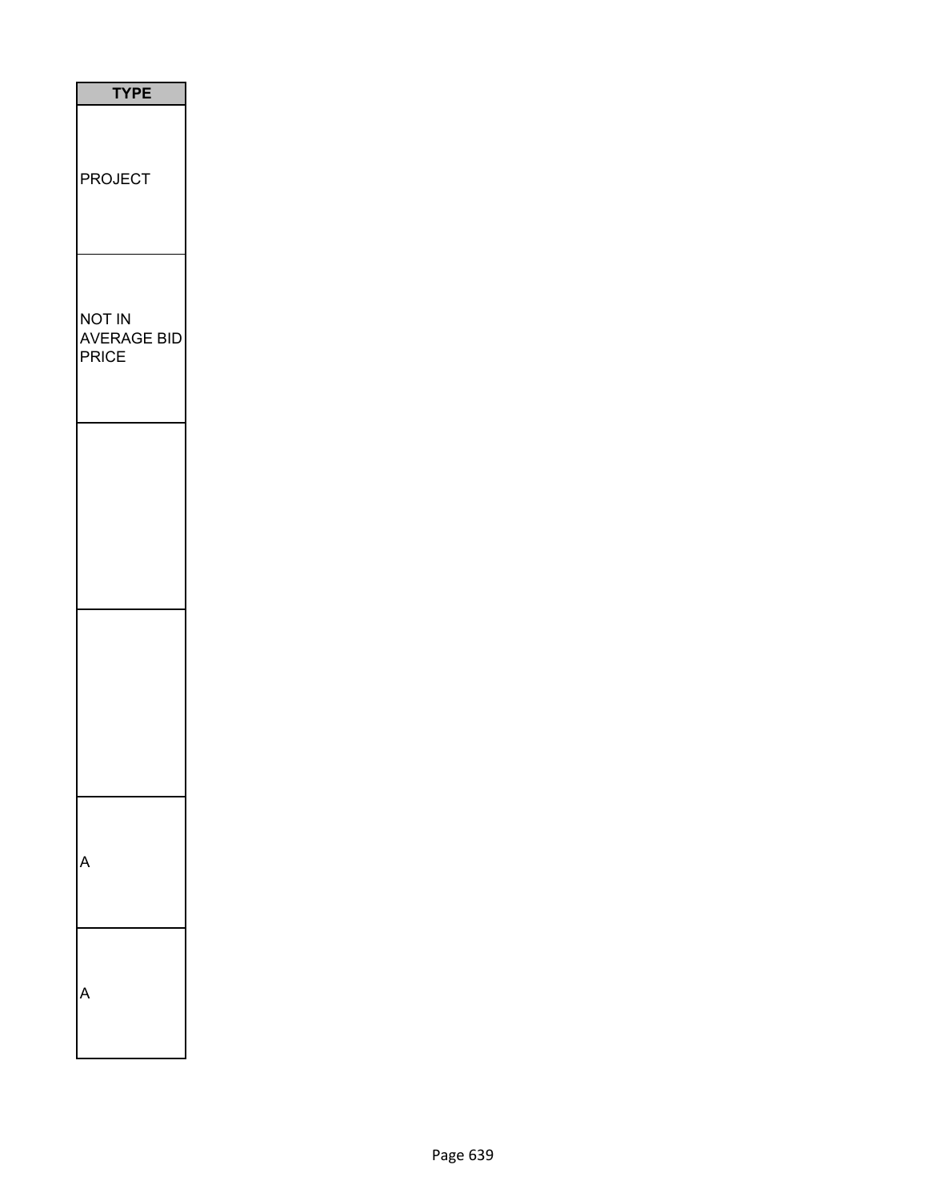| TYPE |
| --- |
| PROJECT |
| NOT IN AVERAGE BID PRICE |
| |
| |
| A |
| A |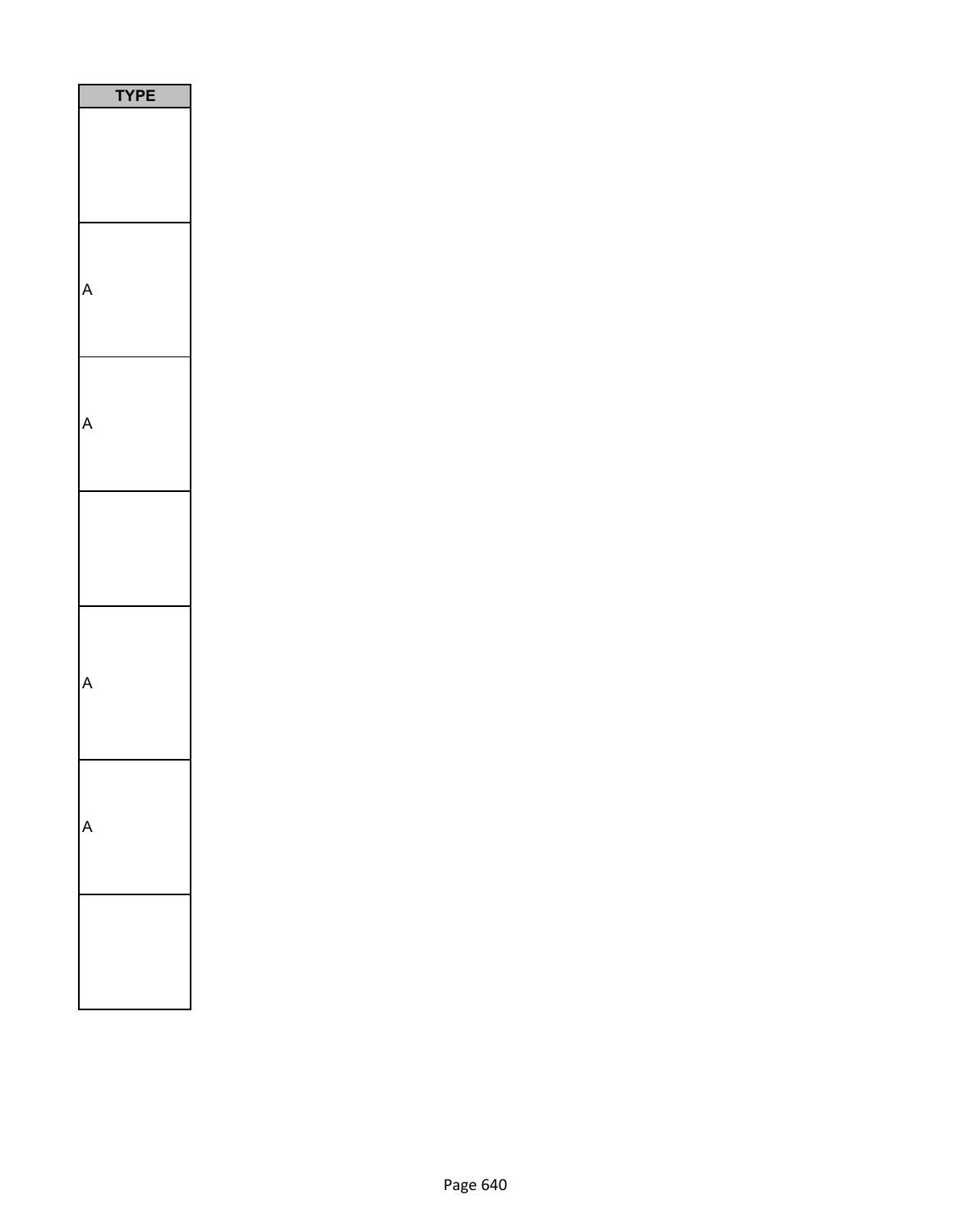| TYPE |
| --- |
| |
| A |
| A |
| |
| A |
| A |
| |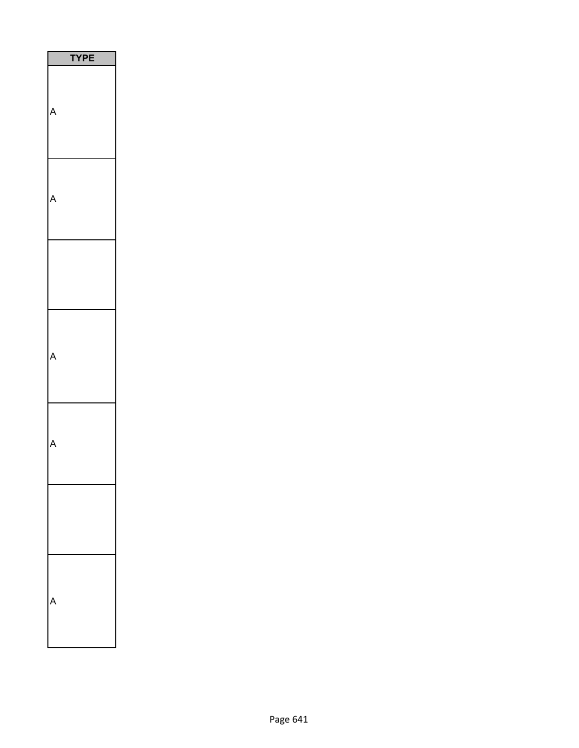| TYPE |
| --- |
| A |
| A |
| |
| A |
| A |
| |
| A |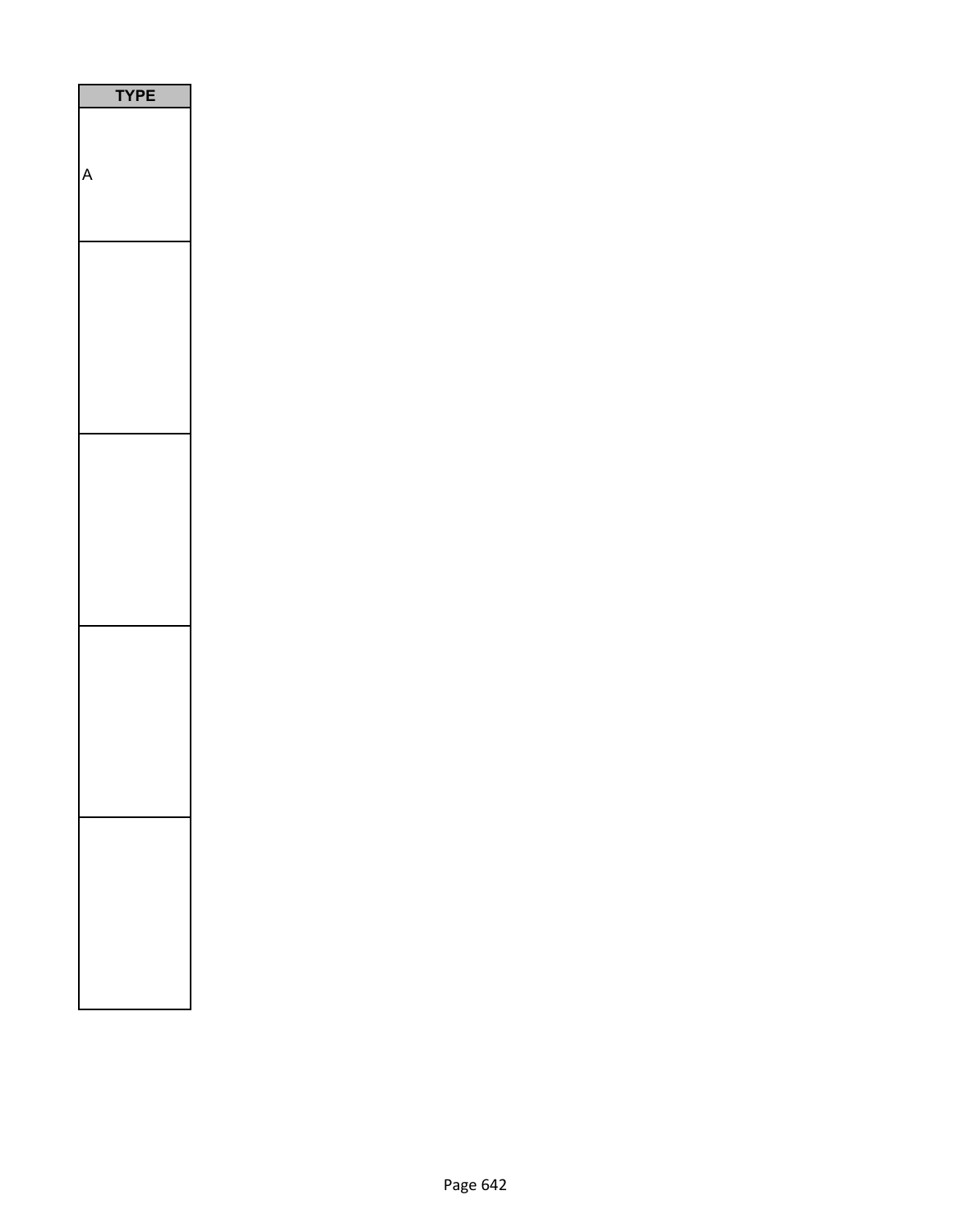| TYPE |
| --- |
| A |
| |
| |
| |
| |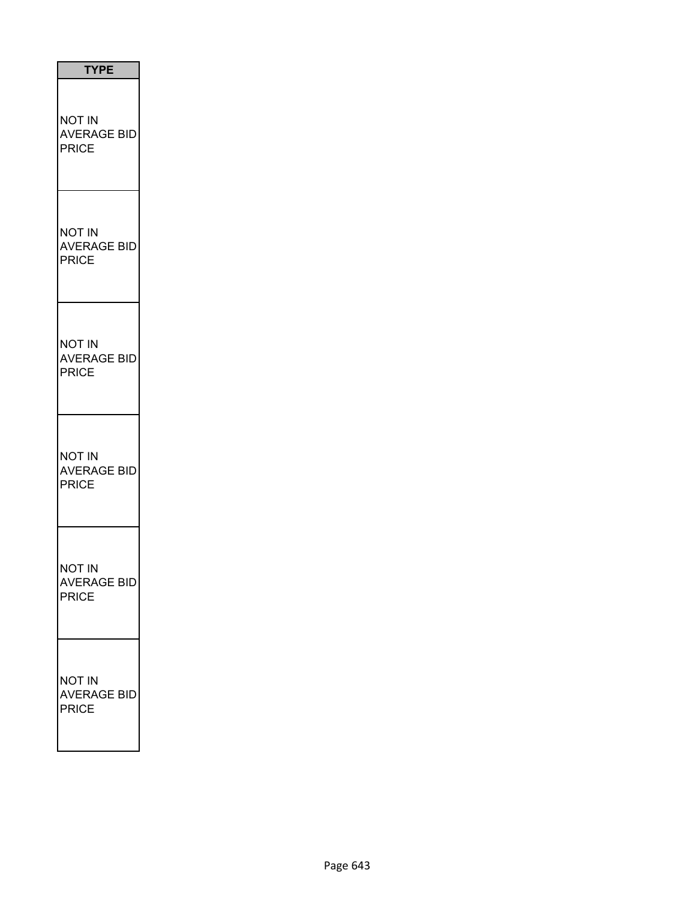| TYPE |
| --- |
| NOT IN AVERAGE BID PRICE |
| NOT IN AVERAGE BID PRICE |
| NOT IN AVERAGE BID PRICE |
| NOT IN AVERAGE BID PRICE |
| NOT IN AVERAGE BID PRICE |
| NOT IN AVERAGE BID PRICE |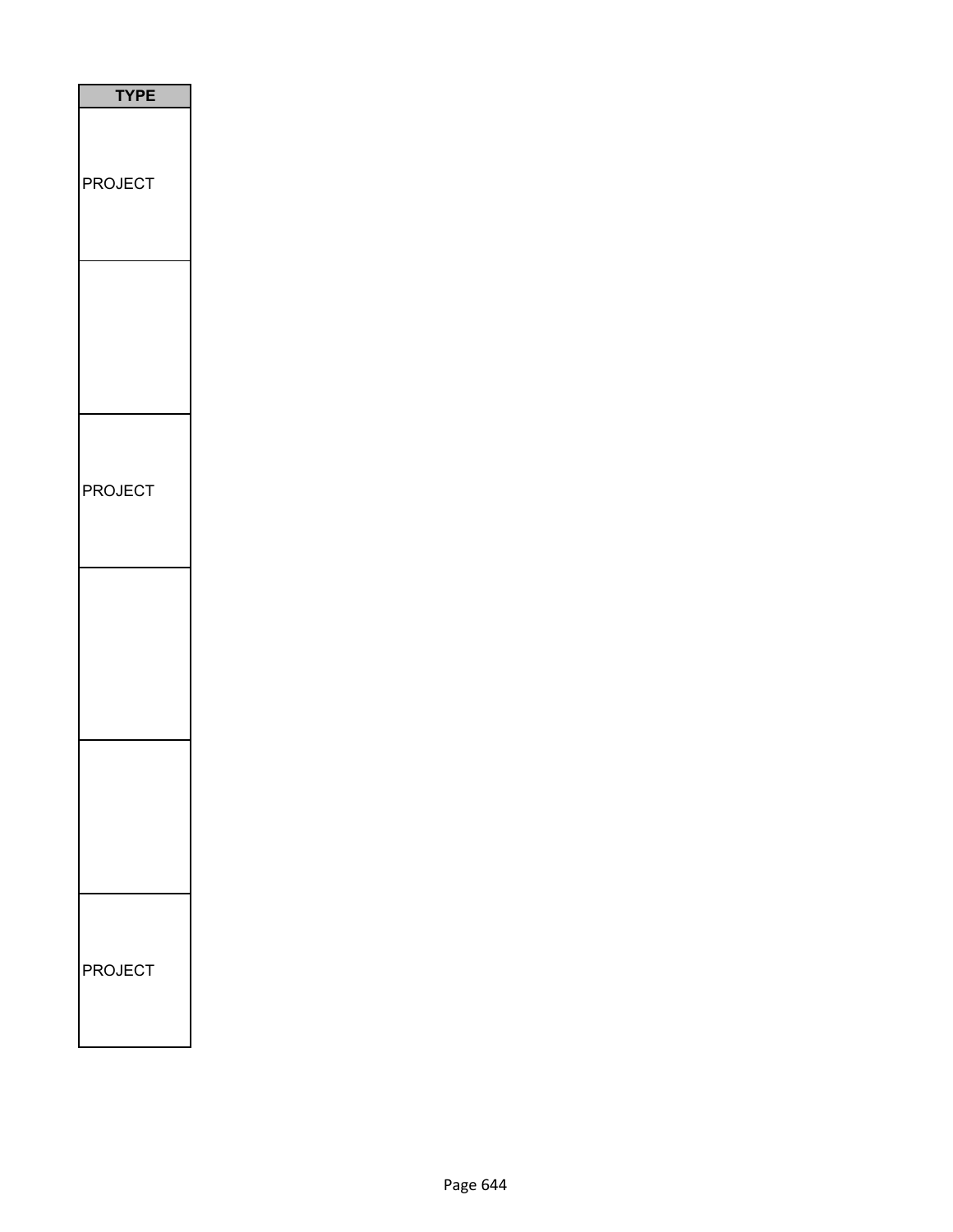| TYPE |
| --- |
| PROJECT |
| |
| PROJECT |
| |
| |
| PROJECT |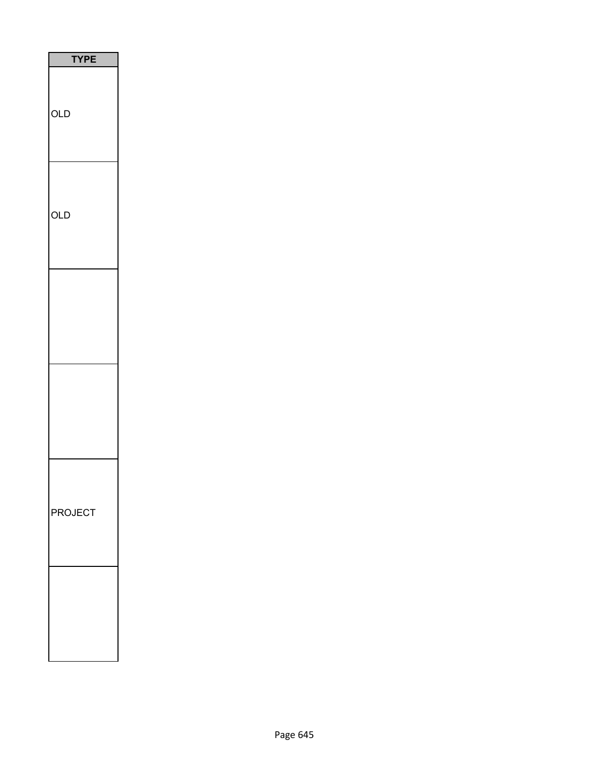| TYPE |
| --- |
| OLD |
| OLD |
| |
| |
| PROJECT |
| |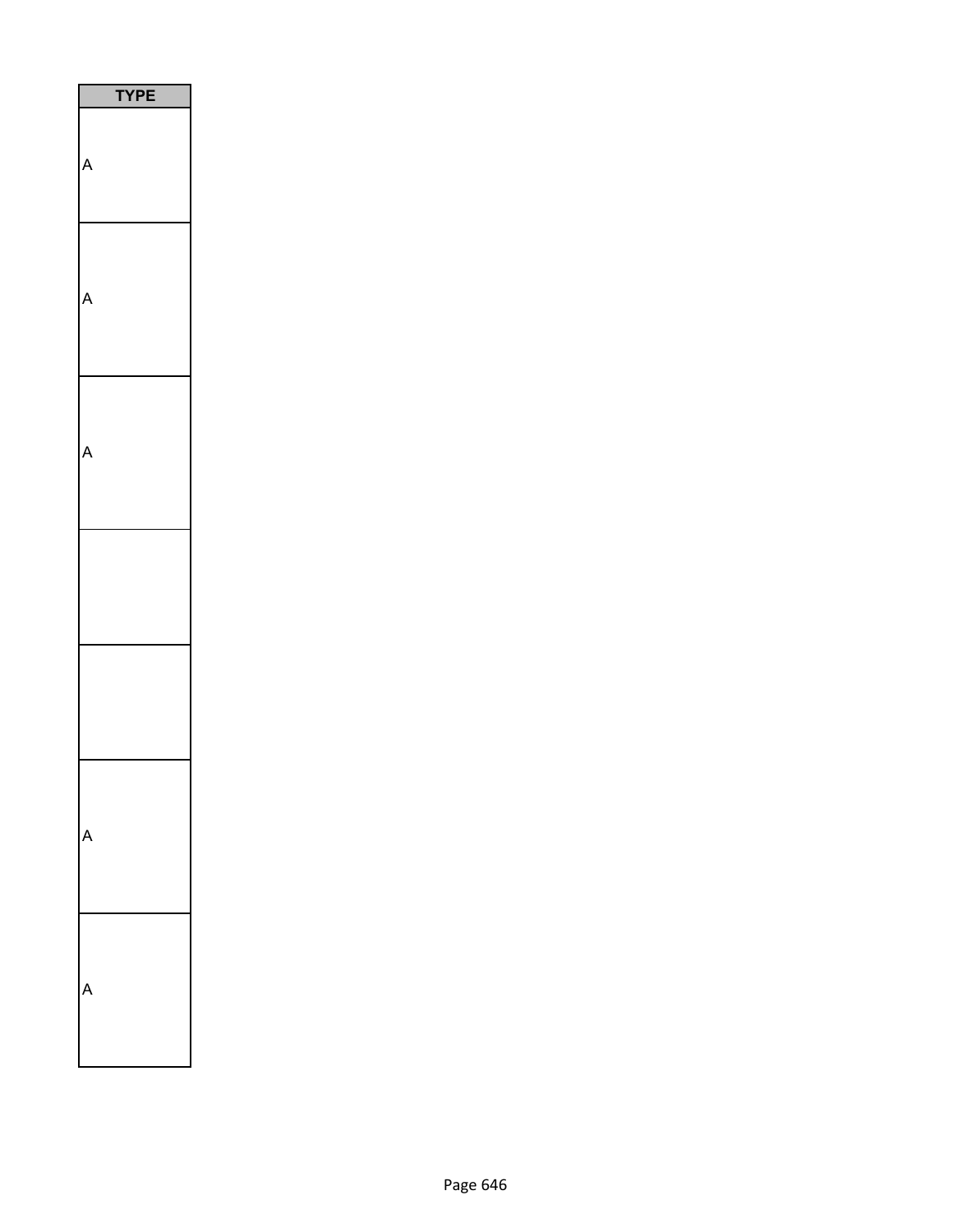| TYPE |
| --- |
| A |
| A |
| A |
| |
| |
| A |
| A |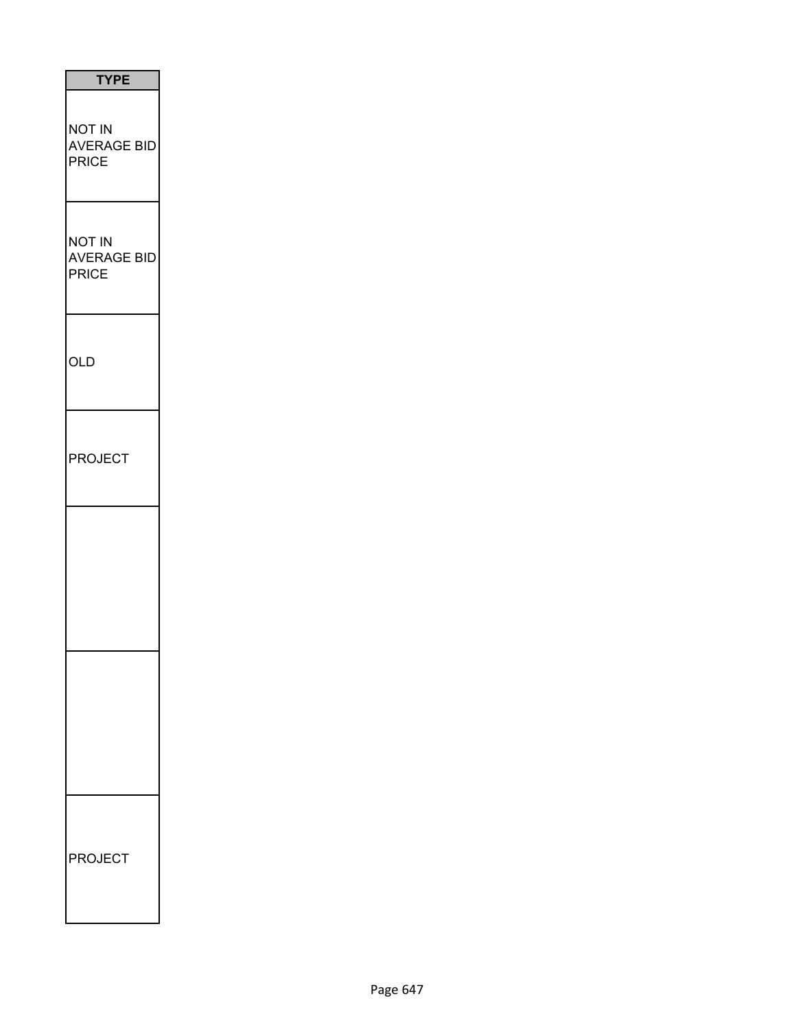| TYPE |
| --- |
| NOT IN AVERAGE BID PRICE |
| NOT IN AVERAGE BID PRICE |
| OLD |
| PROJECT |
| |
| |
| PROJECT |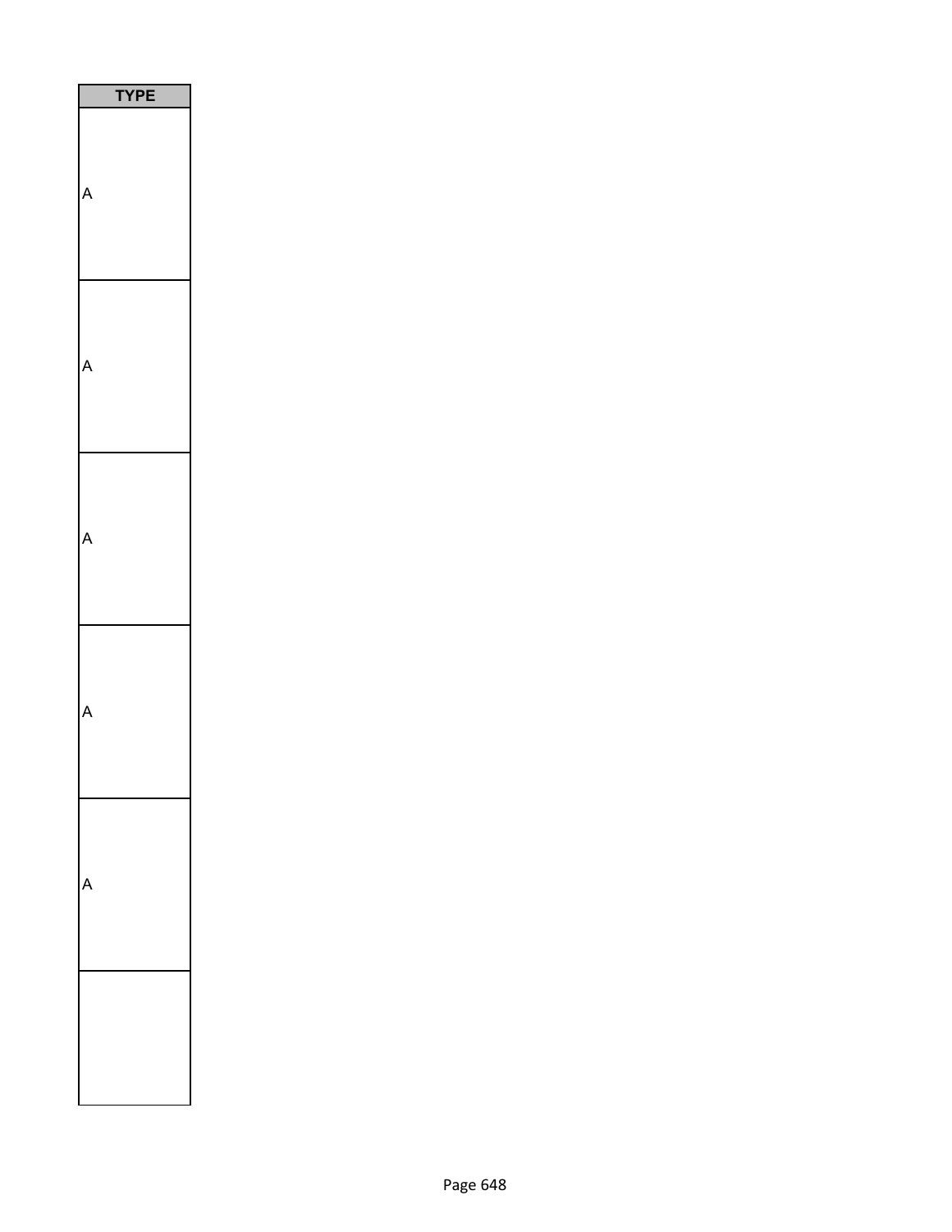| TYPE |
| --- |
| A |
| A |
| A |
| A |
| A |
| |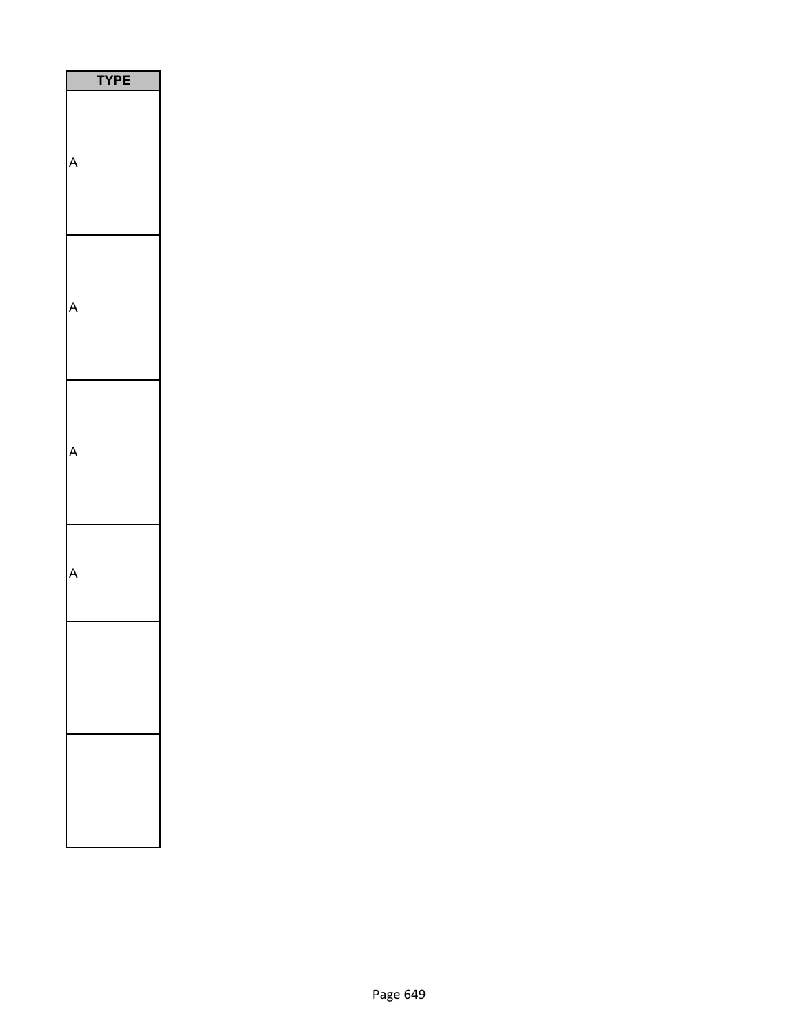| TYPE |
| --- |
| A |
| A |
| A |
| A |
| |
| |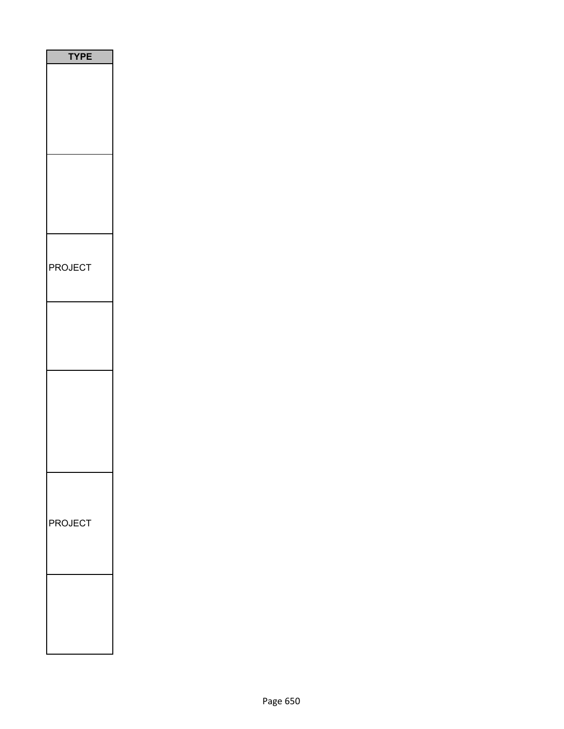| TYPE |
| --- |
| |
| |
| PROJECT |
| |
| |
| PROJECT |
| |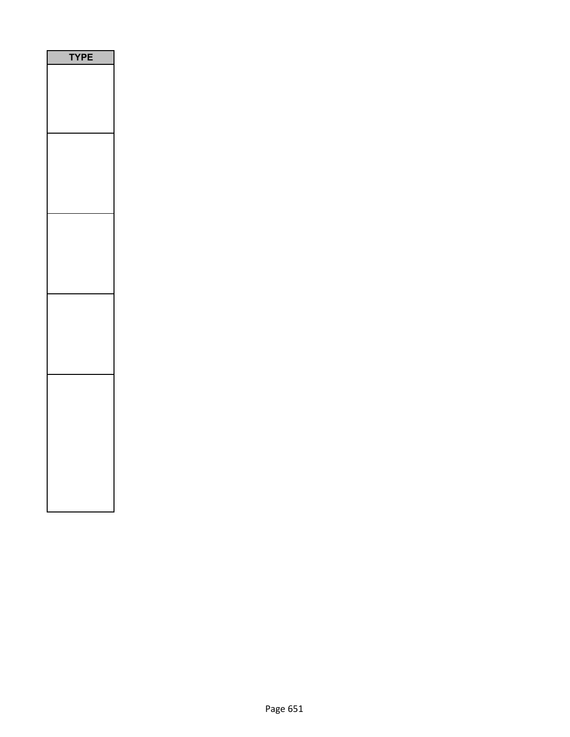| TYPE |
| --- |
| |
| |
| |
| |
| |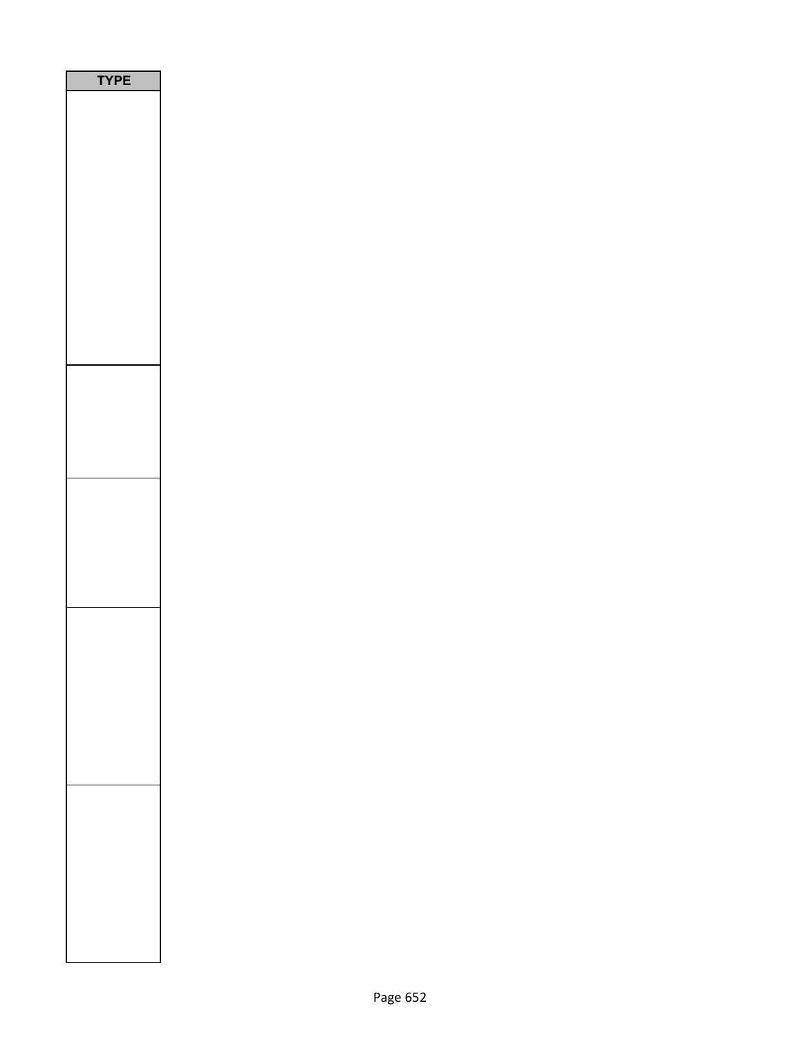| TYPE |
| --- |
| |
| |
| |
| |
| |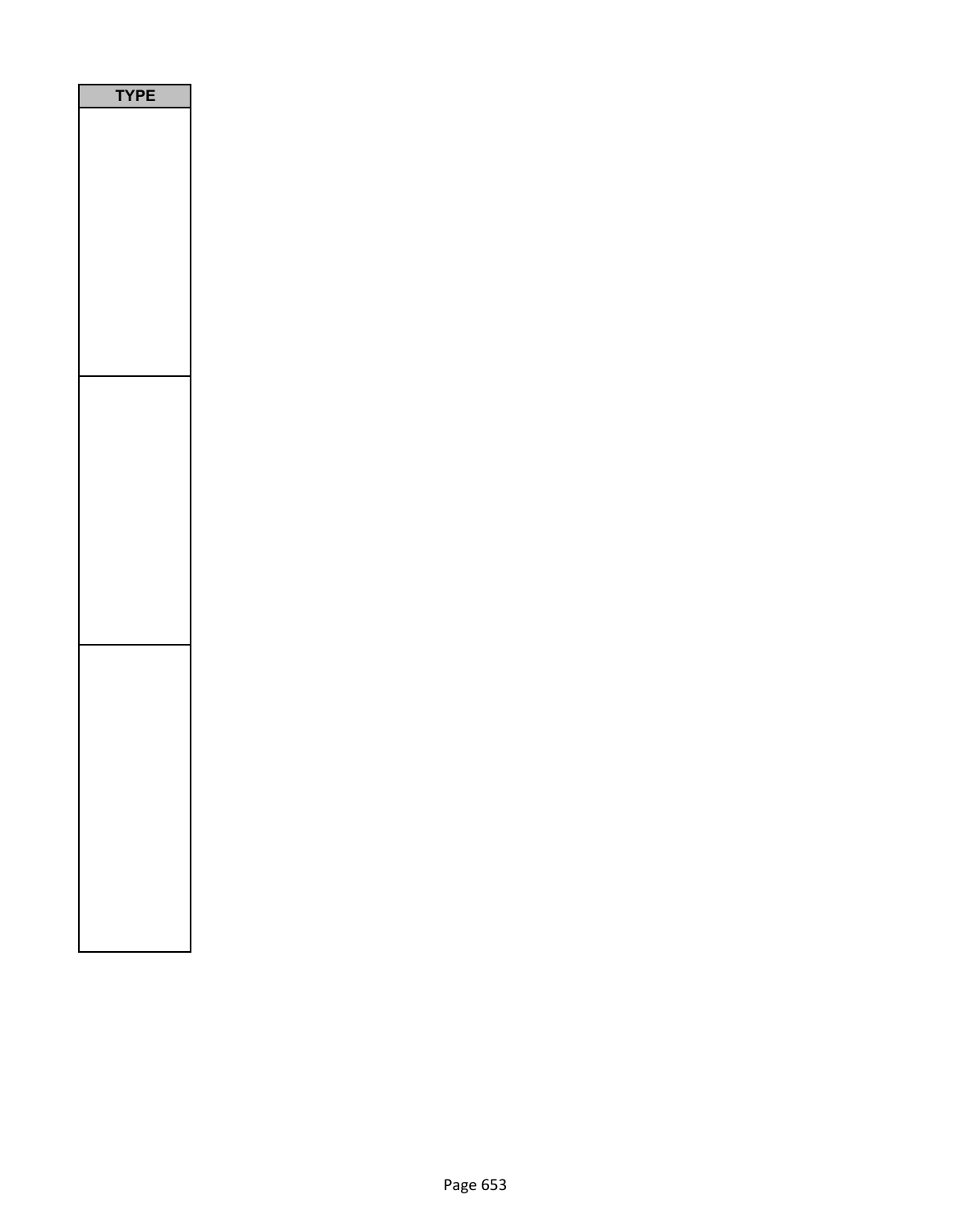| TYPE |
| --- |
| |
| |
| |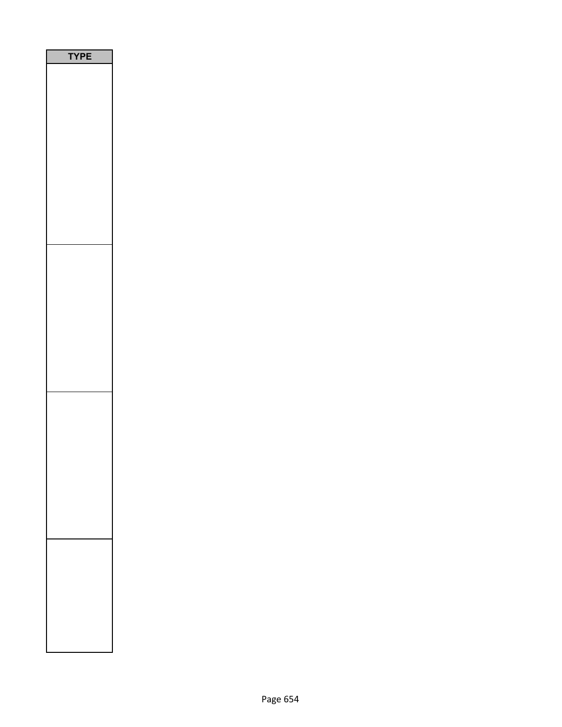| TYPE |
| --- |
| |
| |
| |
| |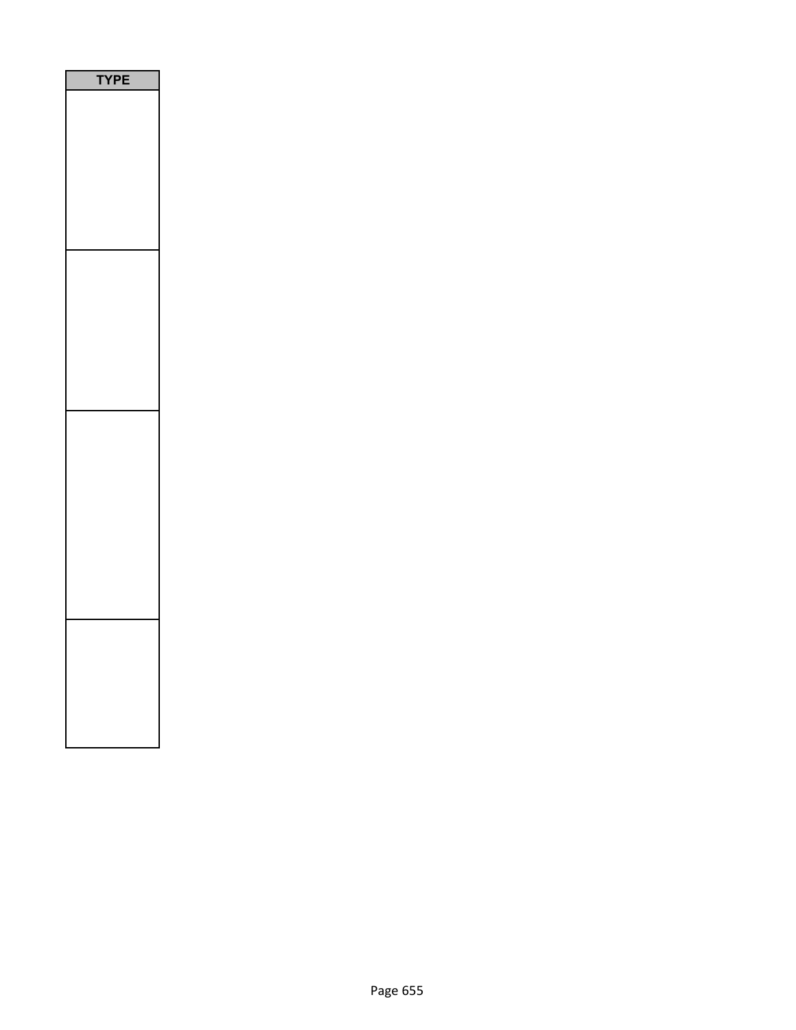| TYPE |
| --- |
| |
| |
| |
| |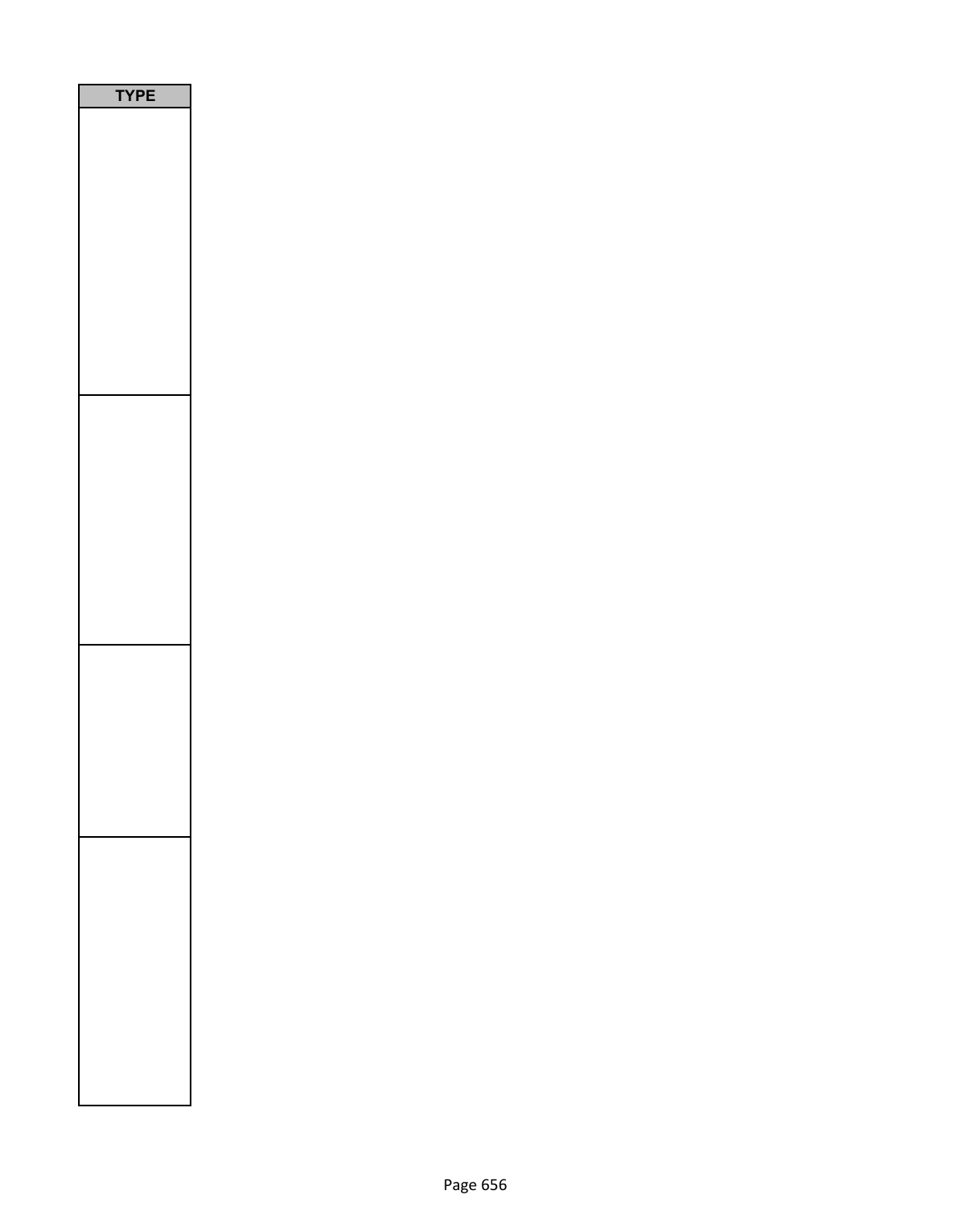| TYPE |
| --- |
| |
| |
| |
| |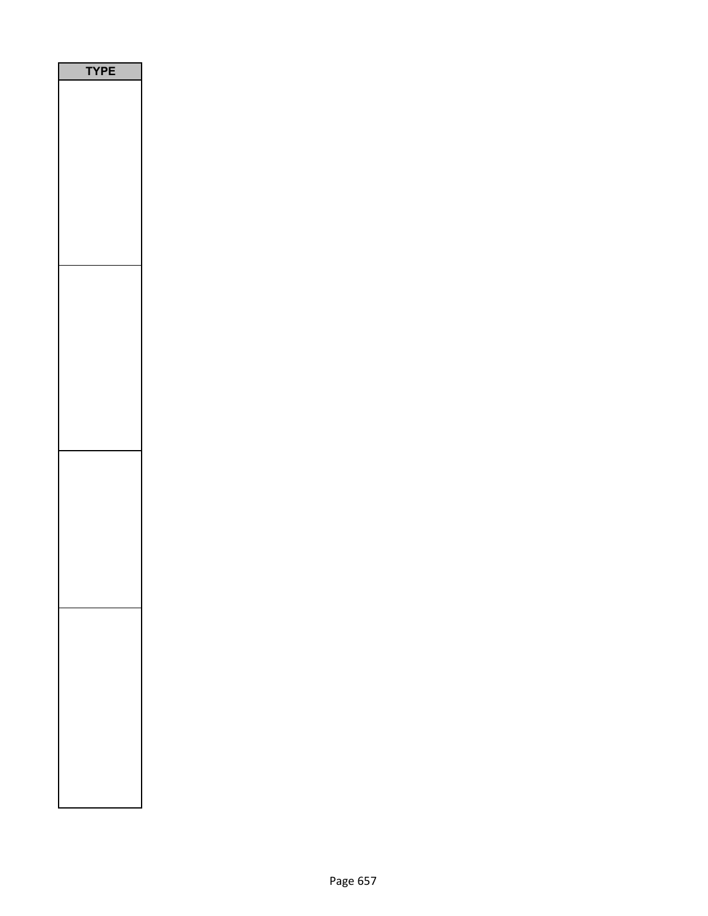| TYPE |
| --- |
| |
| |
| |
| |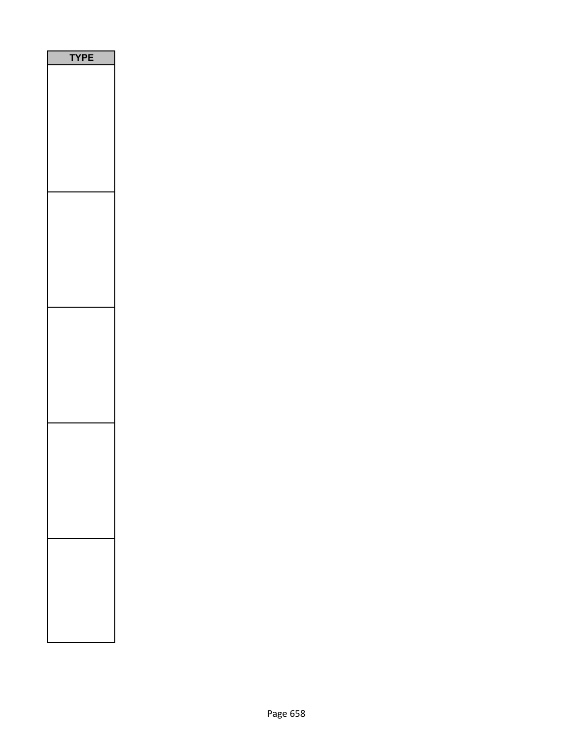| TYPE |
| --- |
| |
| |
| |
| |
| |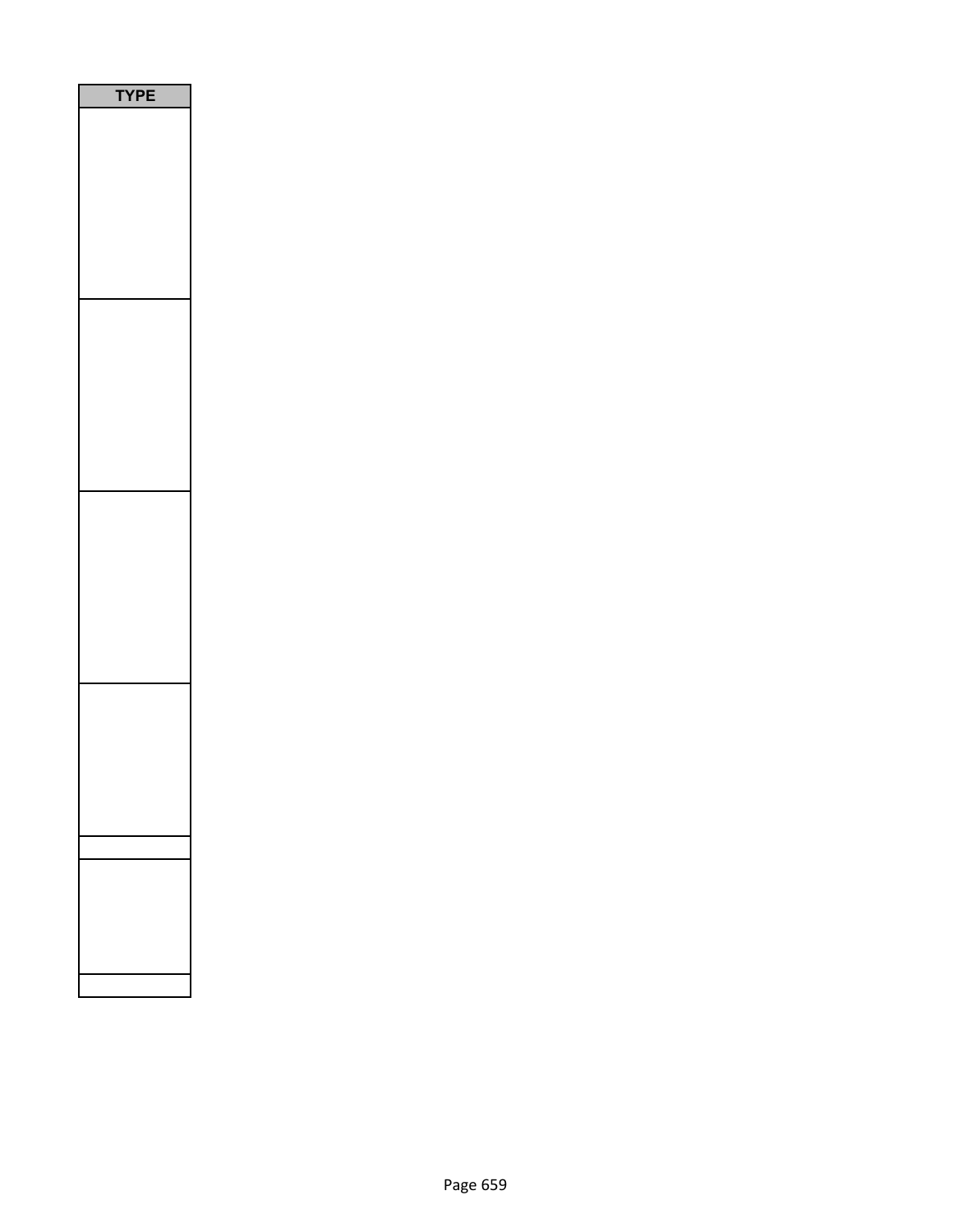| TYPE |
| --- |
| |
| |
| |
| |
| |
| |
| |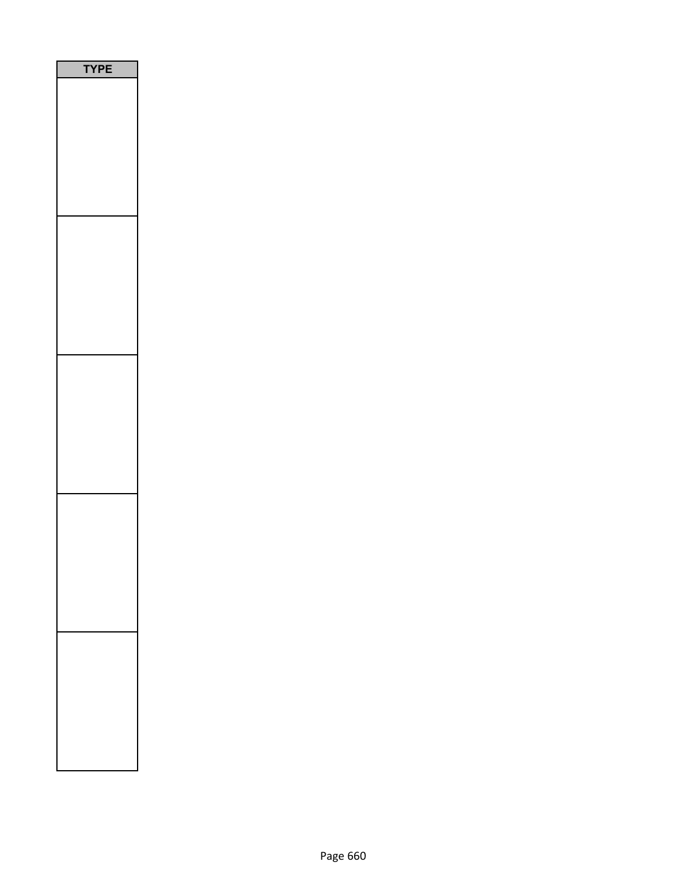| TYPE |
| --- |
| |
| |
| |
| |
| |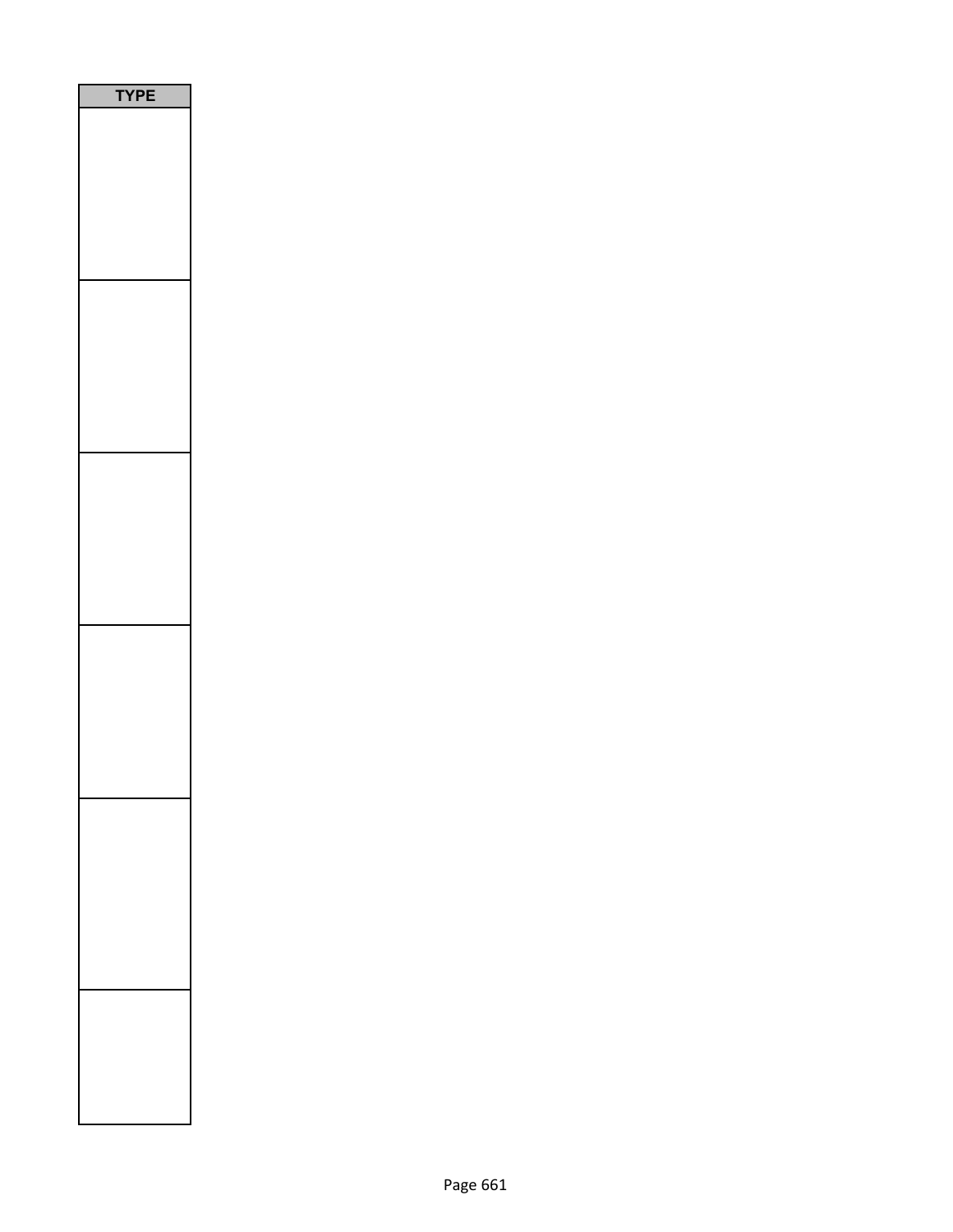| TYPE |
| --- |
| |
| |
| |
| |
| |
| |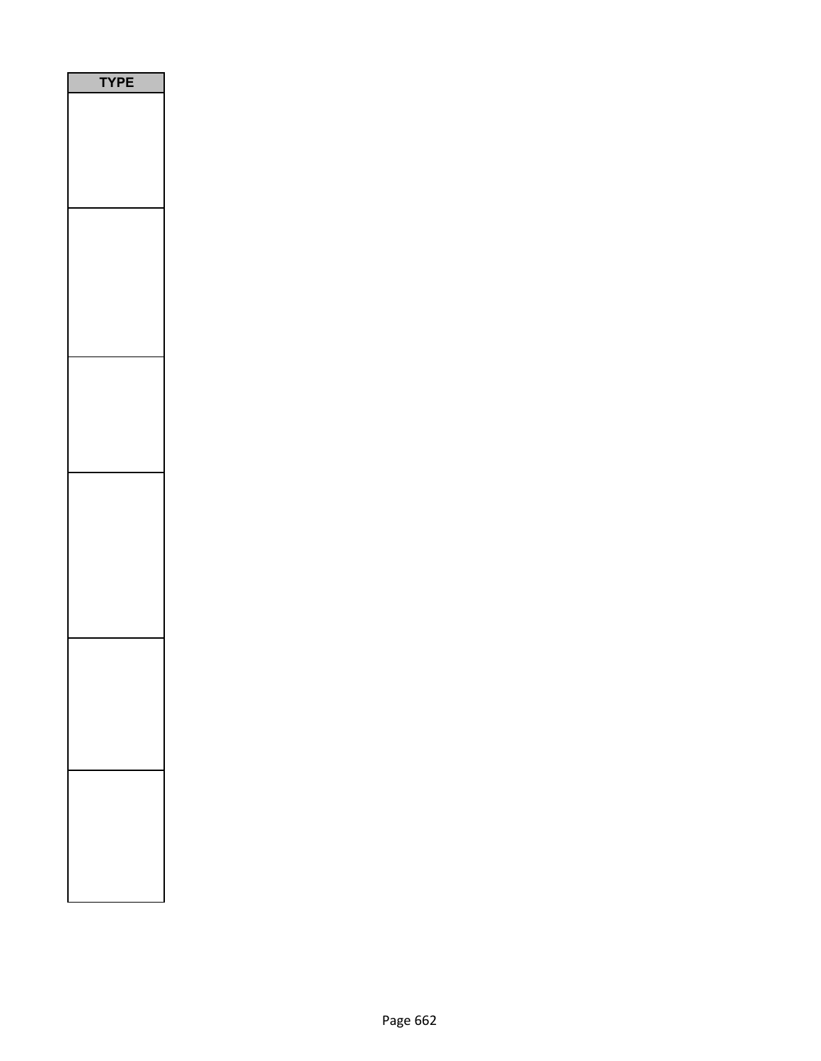| TYPE |
| --- |
| |
| |
| |
| |
| |
| |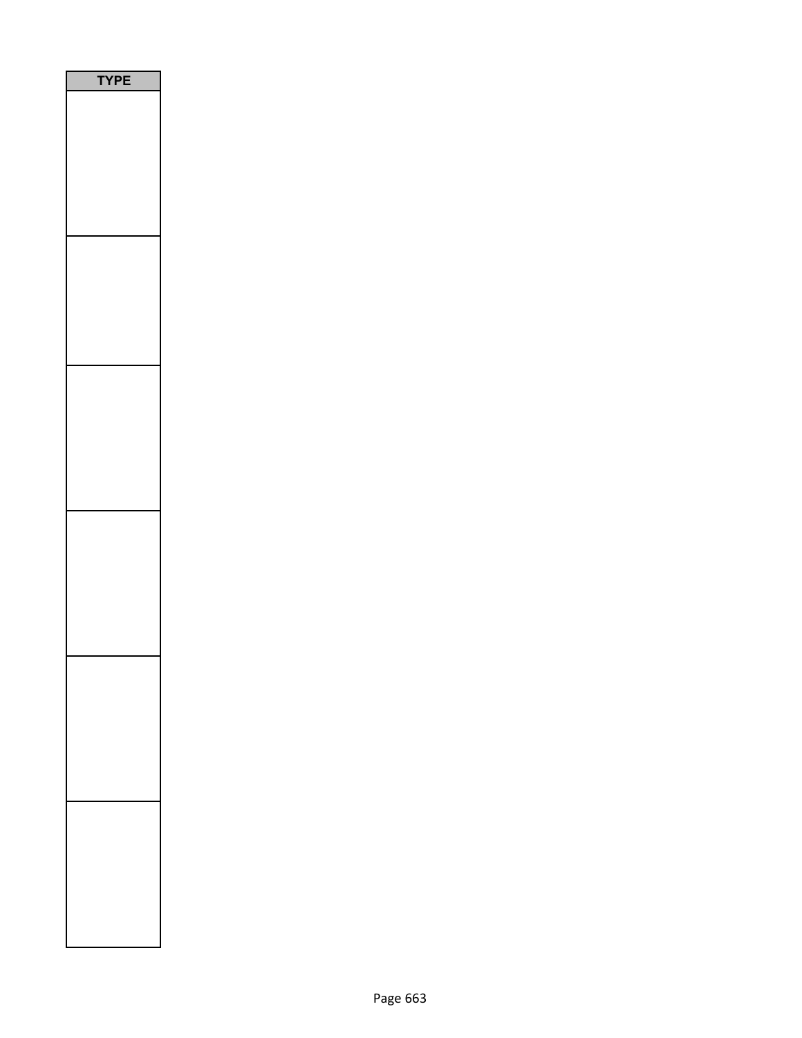| TYPE |
| --- |
| |
| |
| |
| |
| |
| |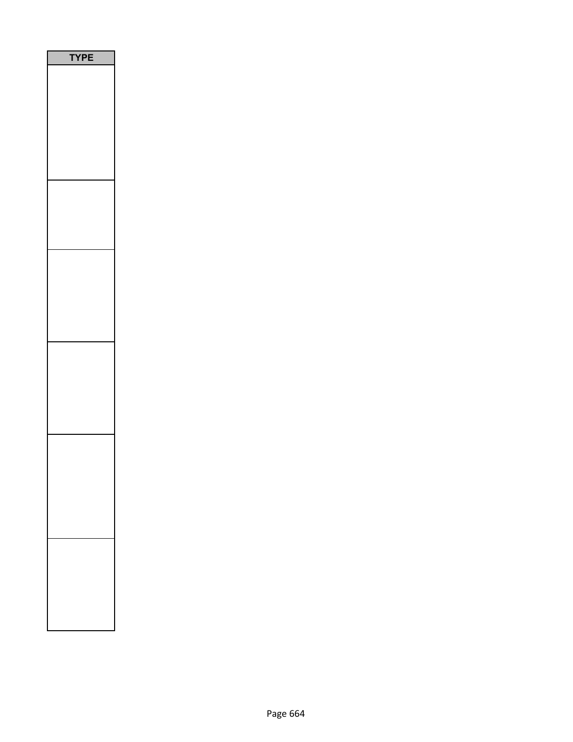| TYPE |
| --- |
| |
| |
| |
| |
| |
| |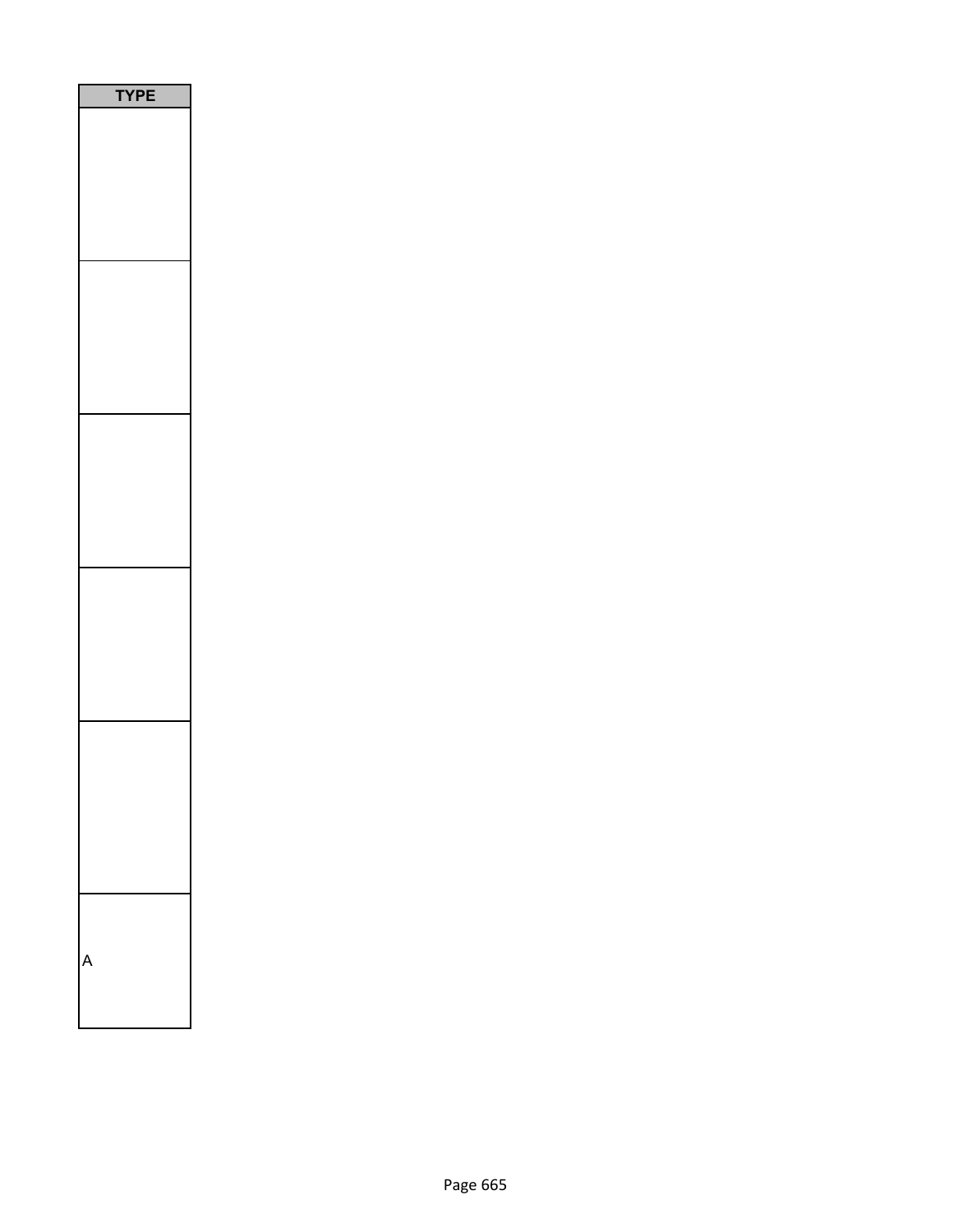| TYPE |
| --- |
| |
| |
| |
| |
| |
| A |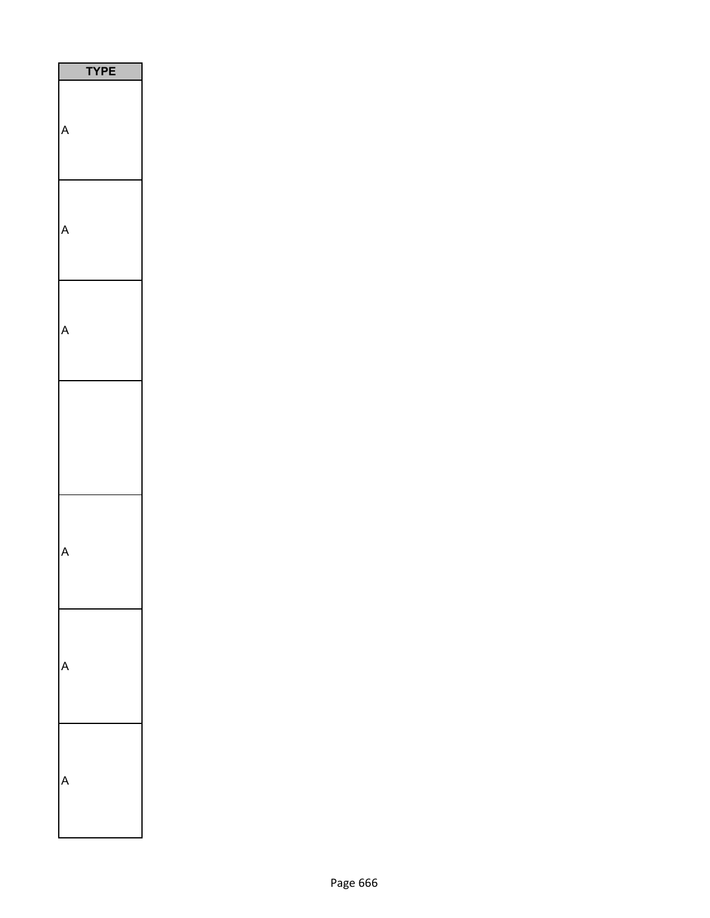| TYPE |
| --- |
| A |
| A |
| A |
| |
| A |
| A |
| A |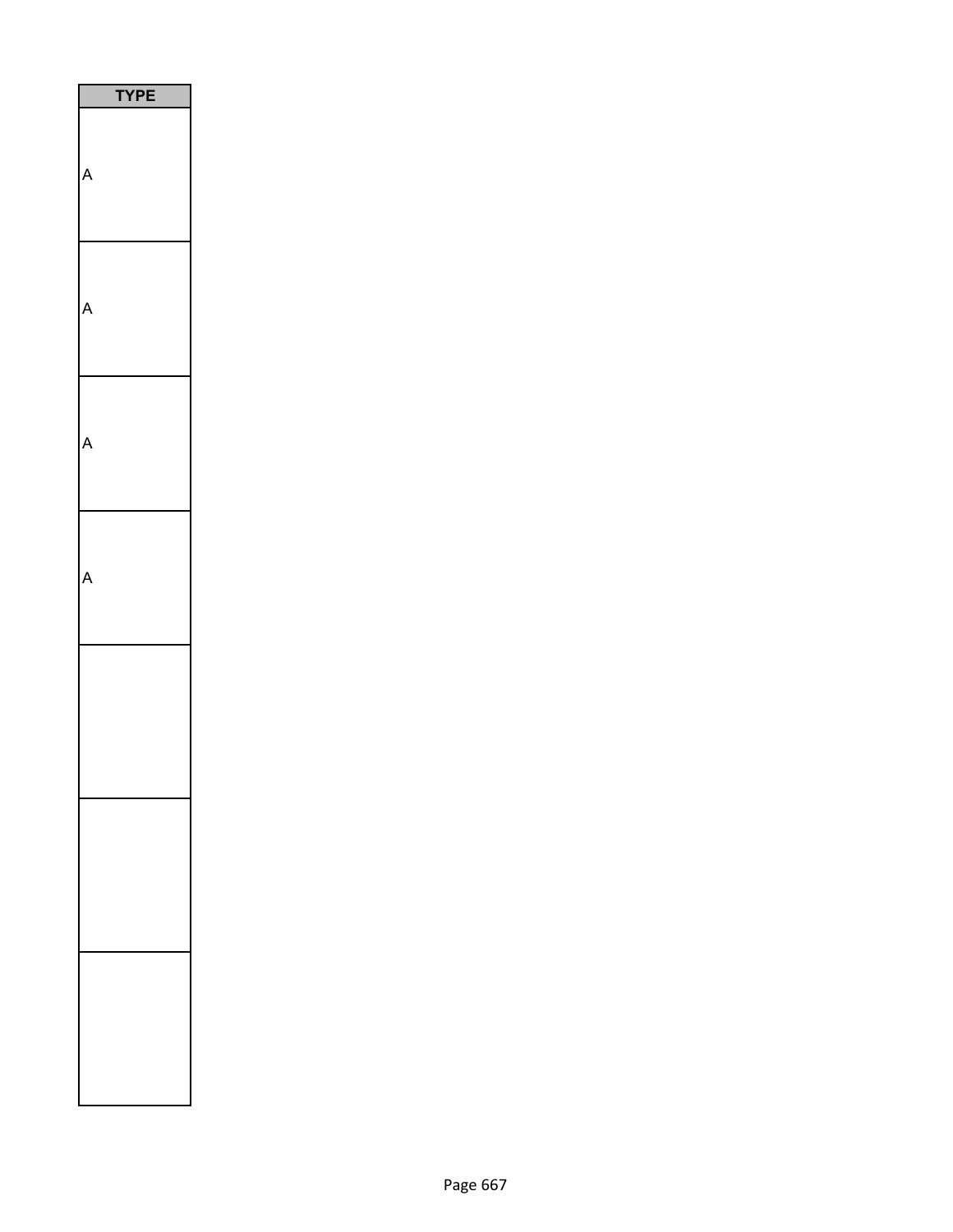| TYPE |
| --- |
| A |
| A |
| A |
| A |
| |
| |
| |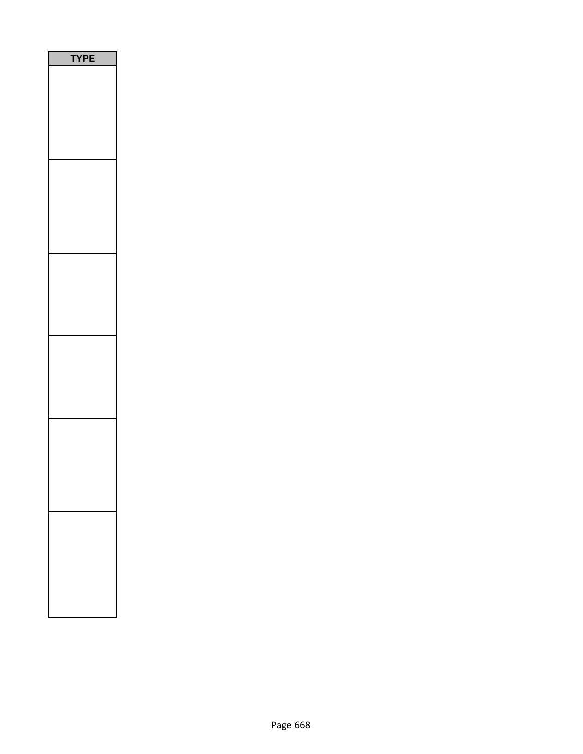| TYPE |
| --- |
| |
| |
| |
| |
| |
| |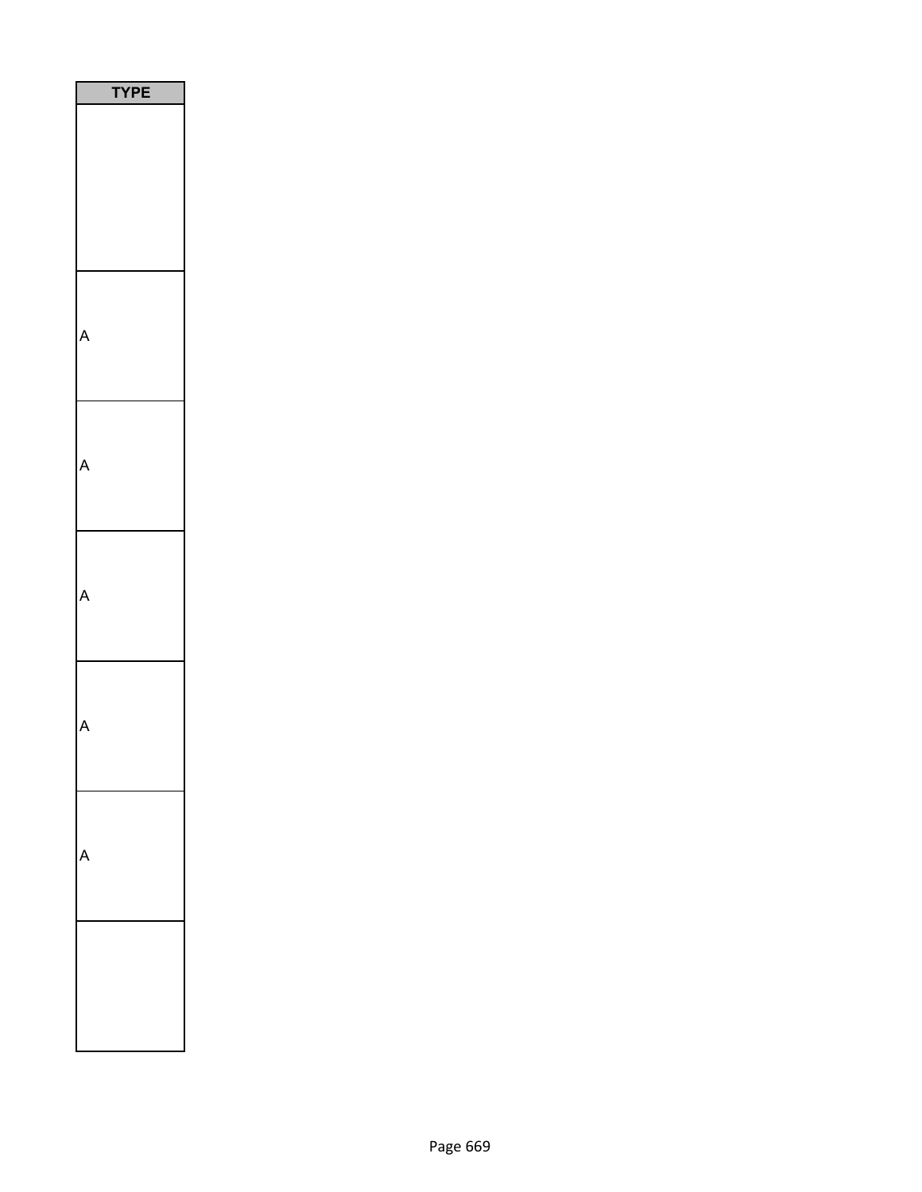| TYPE |
| --- |
| |
| A |
| A |
| A |
| A |
| A |
| |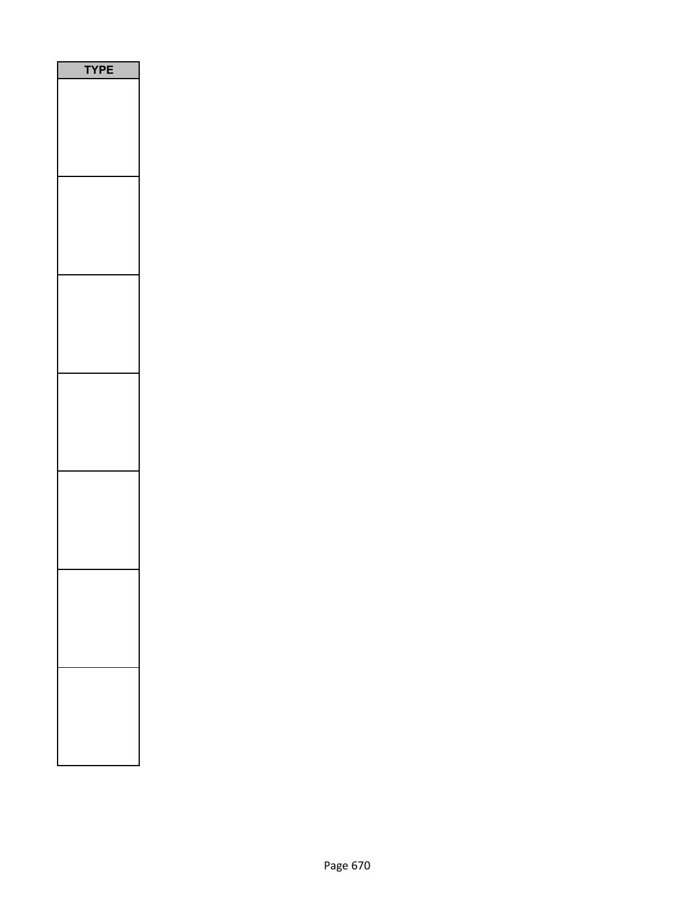| TYPE |
| --- |
| |
| |
| |
| |
| |
| |
| |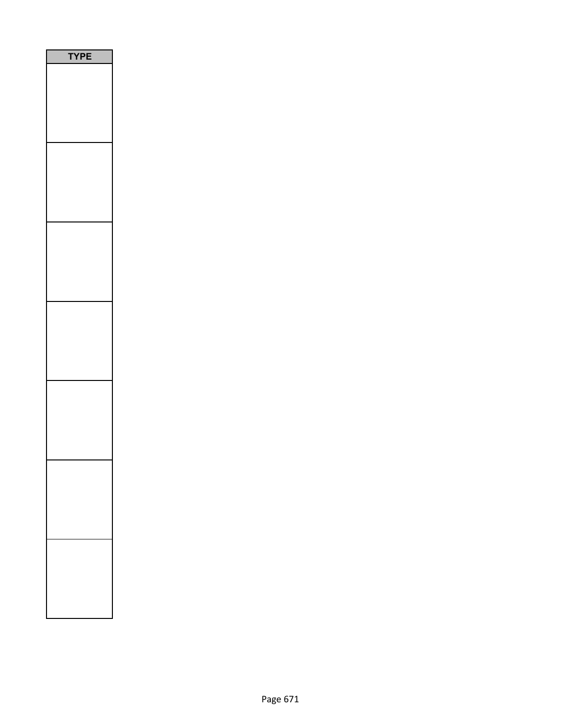| TYPE |
| --- |
| |
| |
| |
| |
| |
| |
| |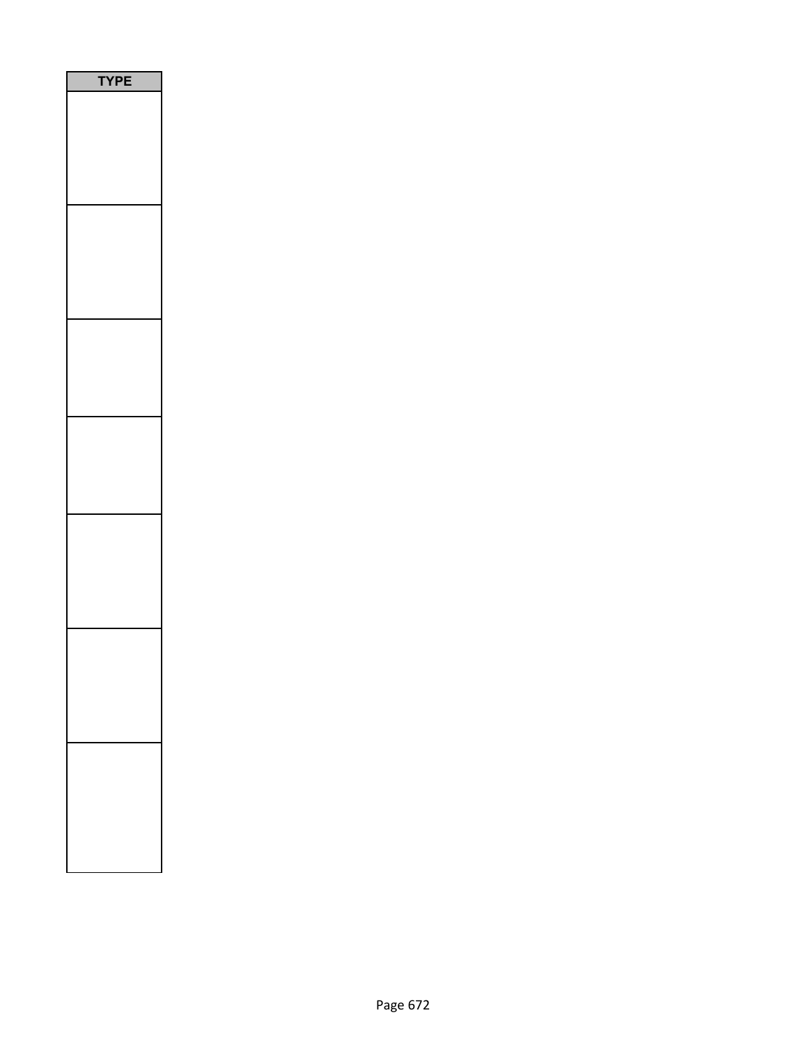| TYPE |
| --- |
| |
| |
| |
| |
| |
| |
| |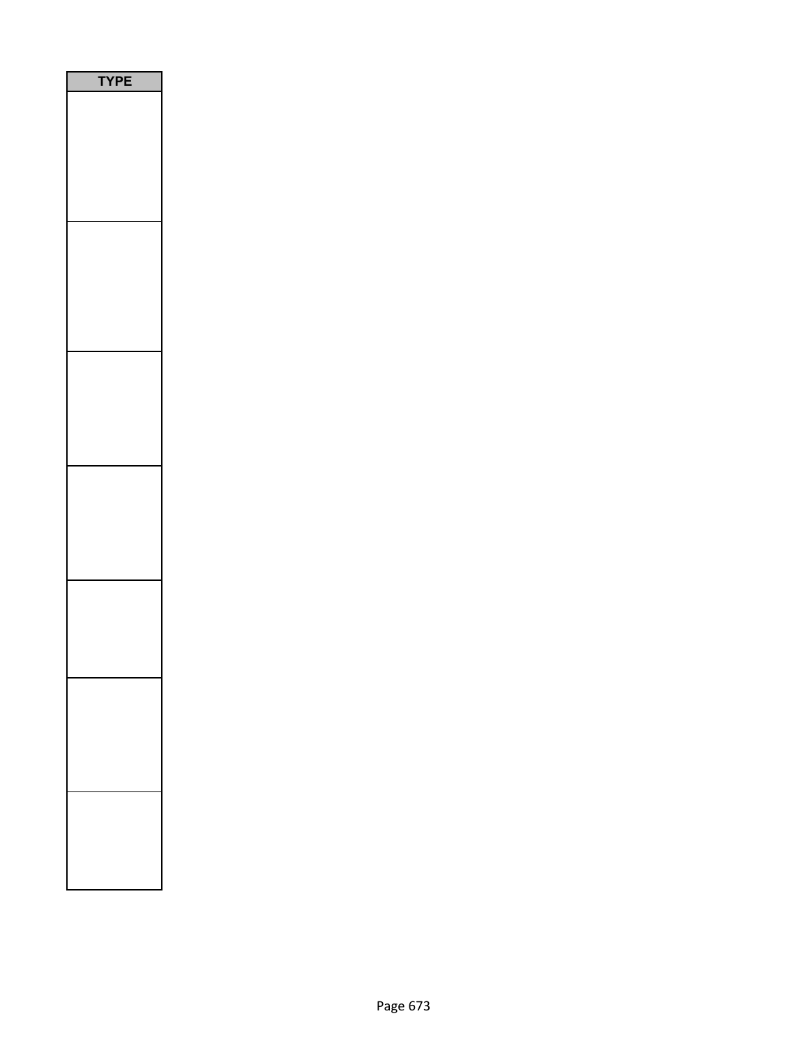| TYPE |
| --- |
| |
| |
| |
| |
| |
| |
| |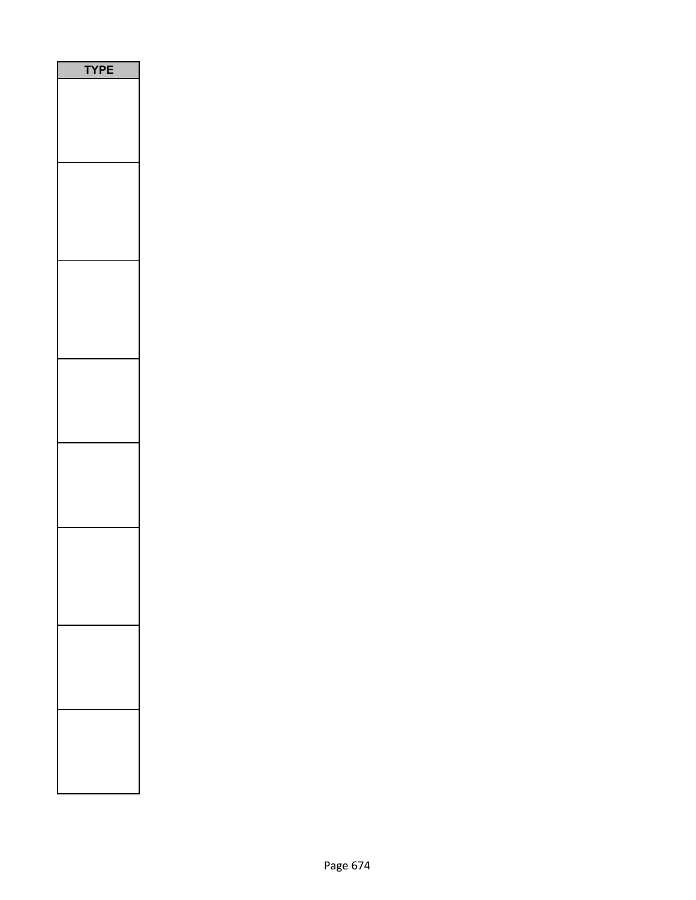| TYPE |
| --- |
| |
| |
| |
| |
| |
| |
| |
| |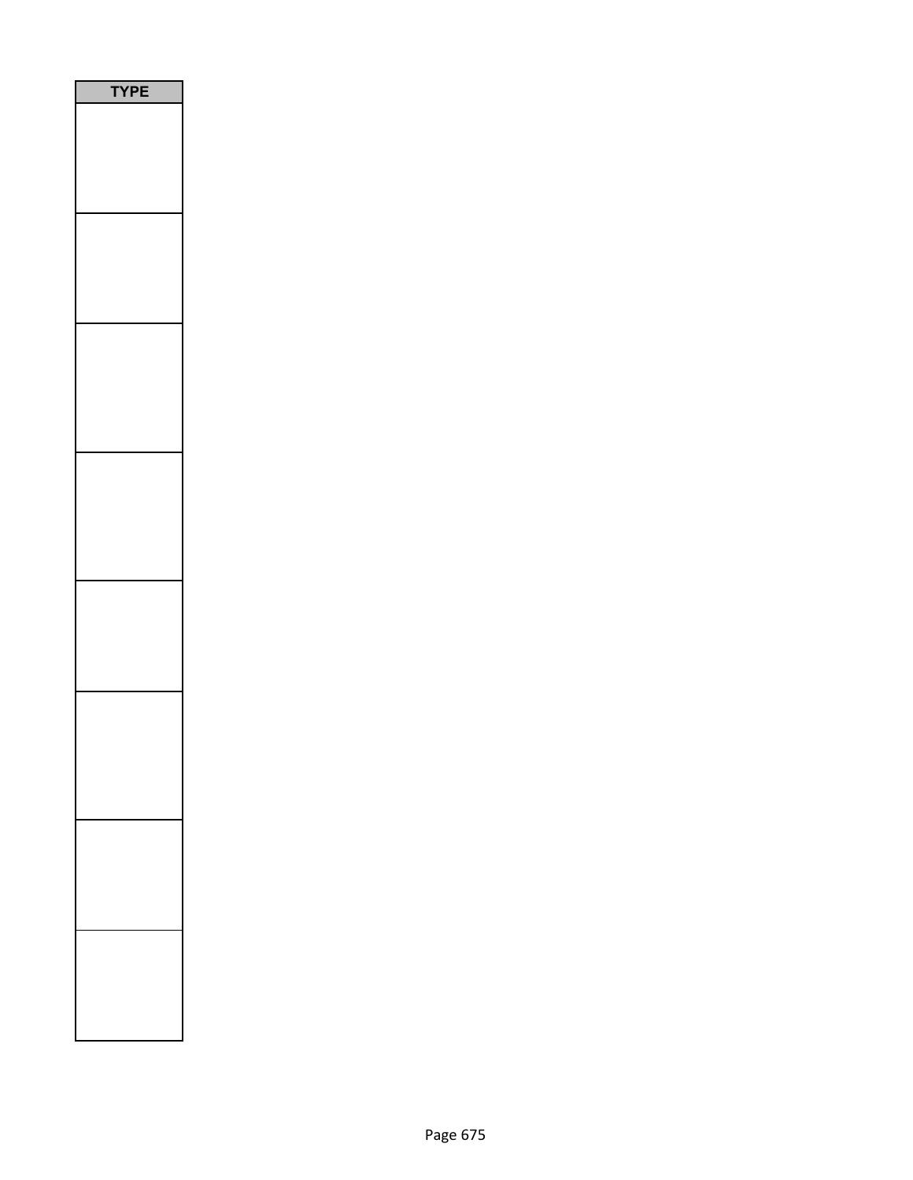| TYPE |
| --- |
| |
| |
| |
| |
| |
| |
| |
| |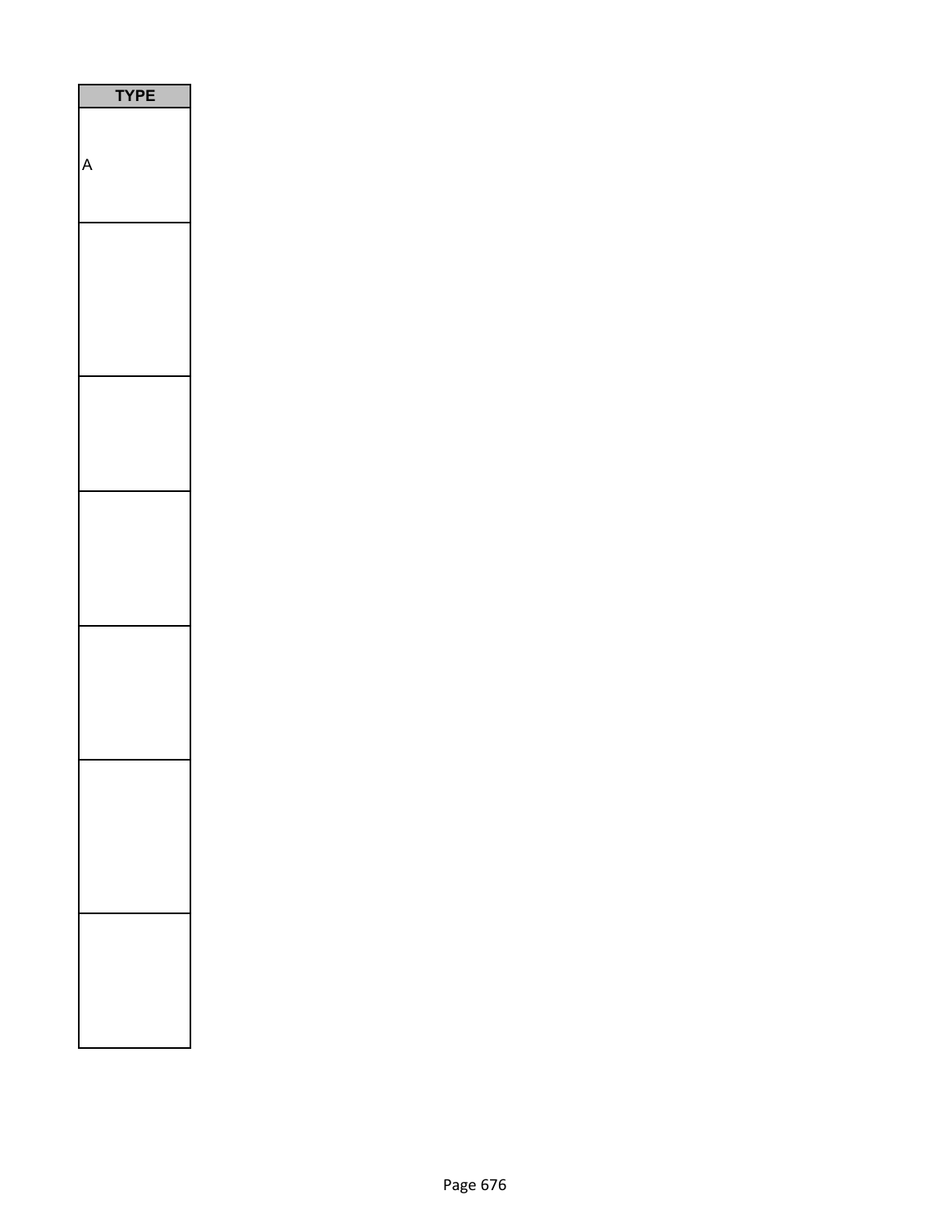| TYPE |
| --- |
| A |
| |
| |
| |
| |
| |
| |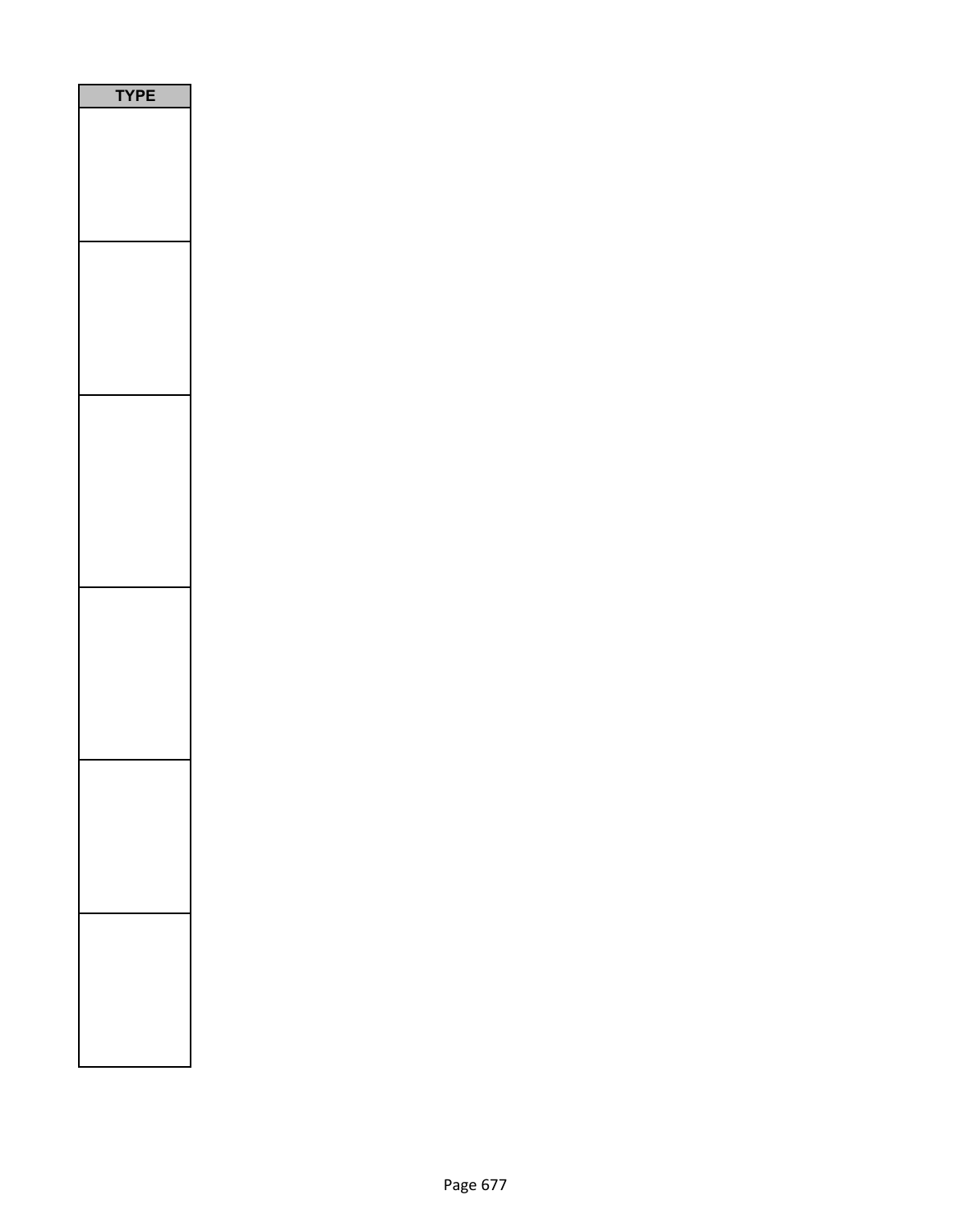| TYPE |
| --- |
| |
| |
| |
| |
| |
| |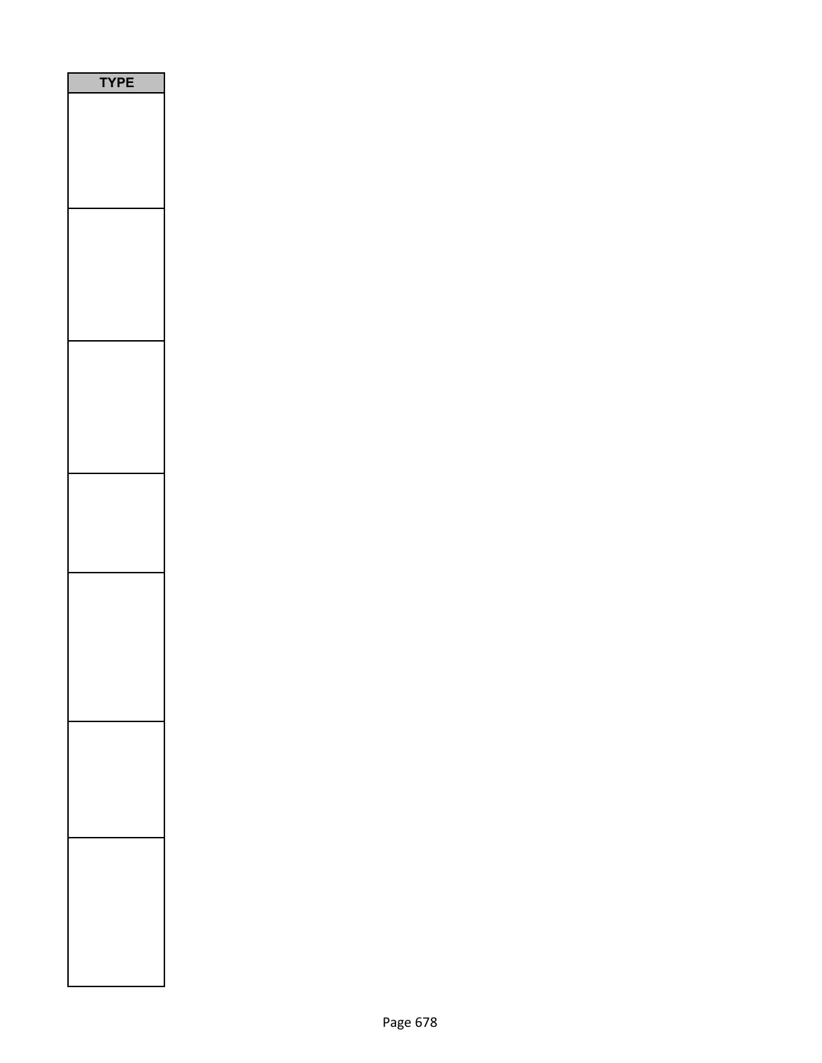| TYPE |
| --- |
| |
| |
| |
| |
| |
| |
| |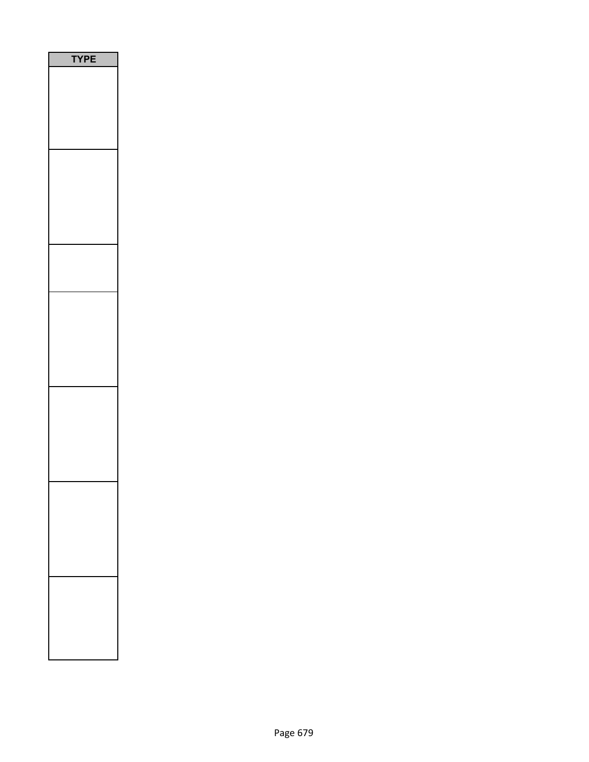| TYPE |
| --- |
| |
| |
| |
| |
| |
| |
| |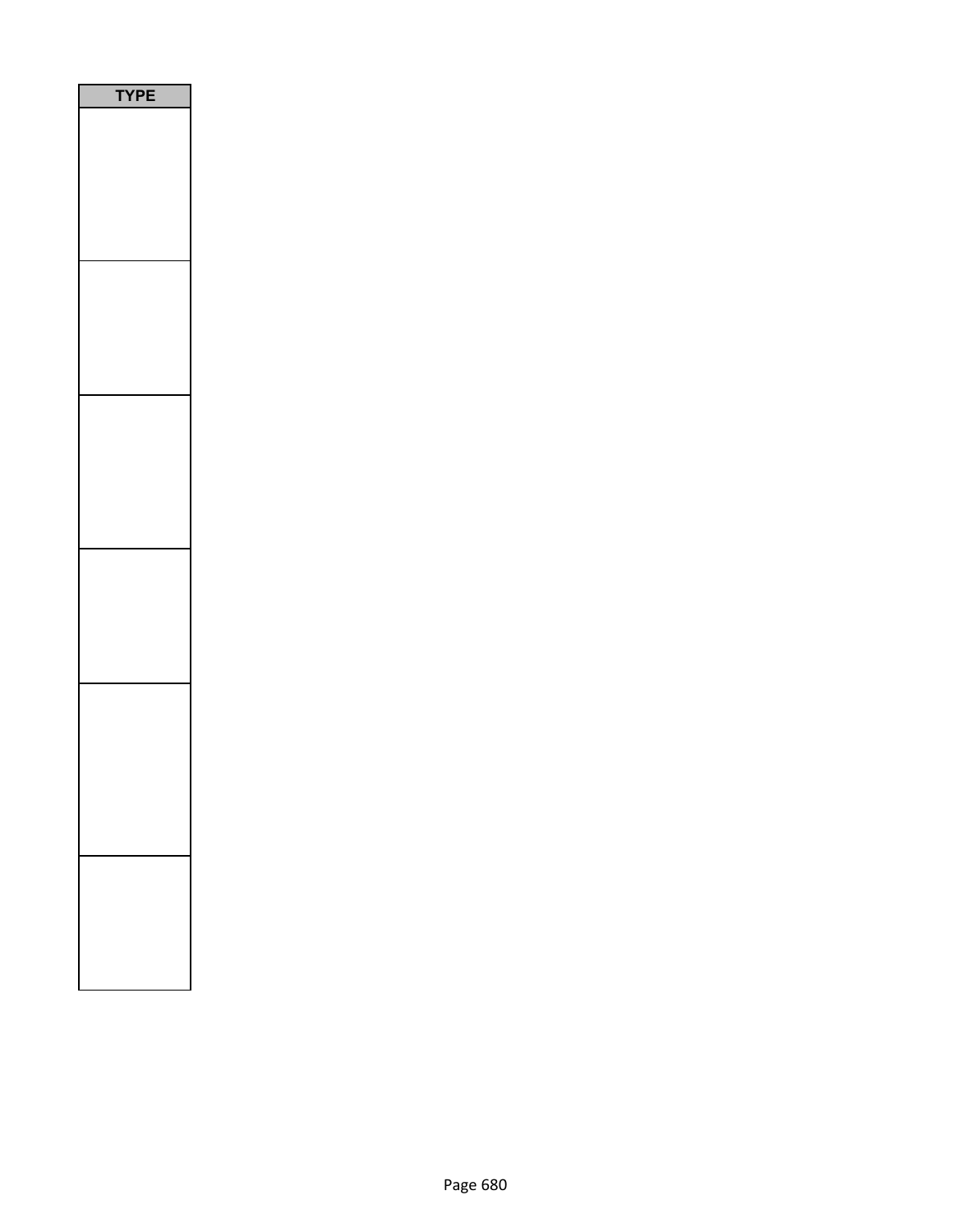| TYPE |
| --- |
| |
| |
| |
| |
| |
| |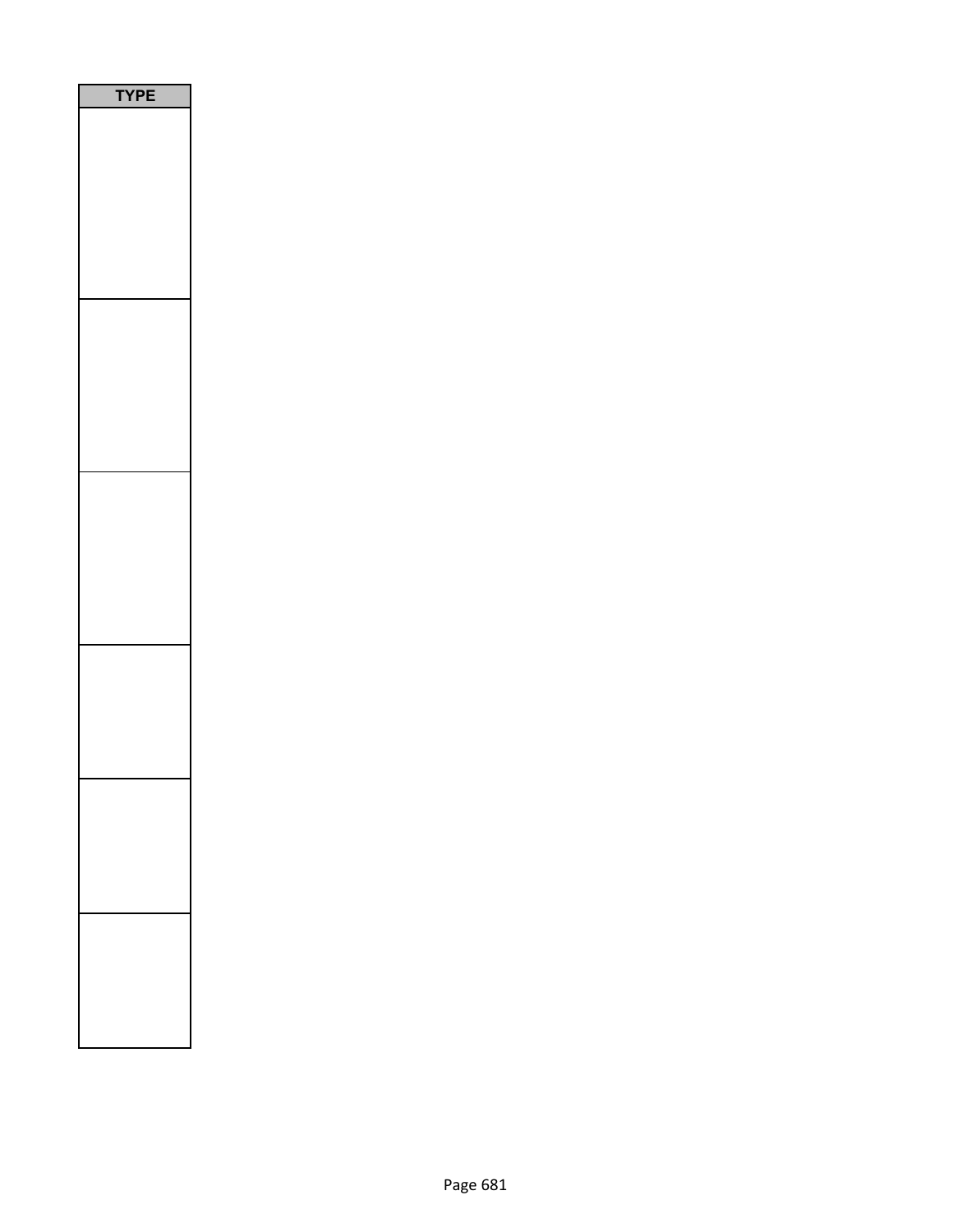| TYPE |
| --- |
| |
| |
| |
| |
| |
| |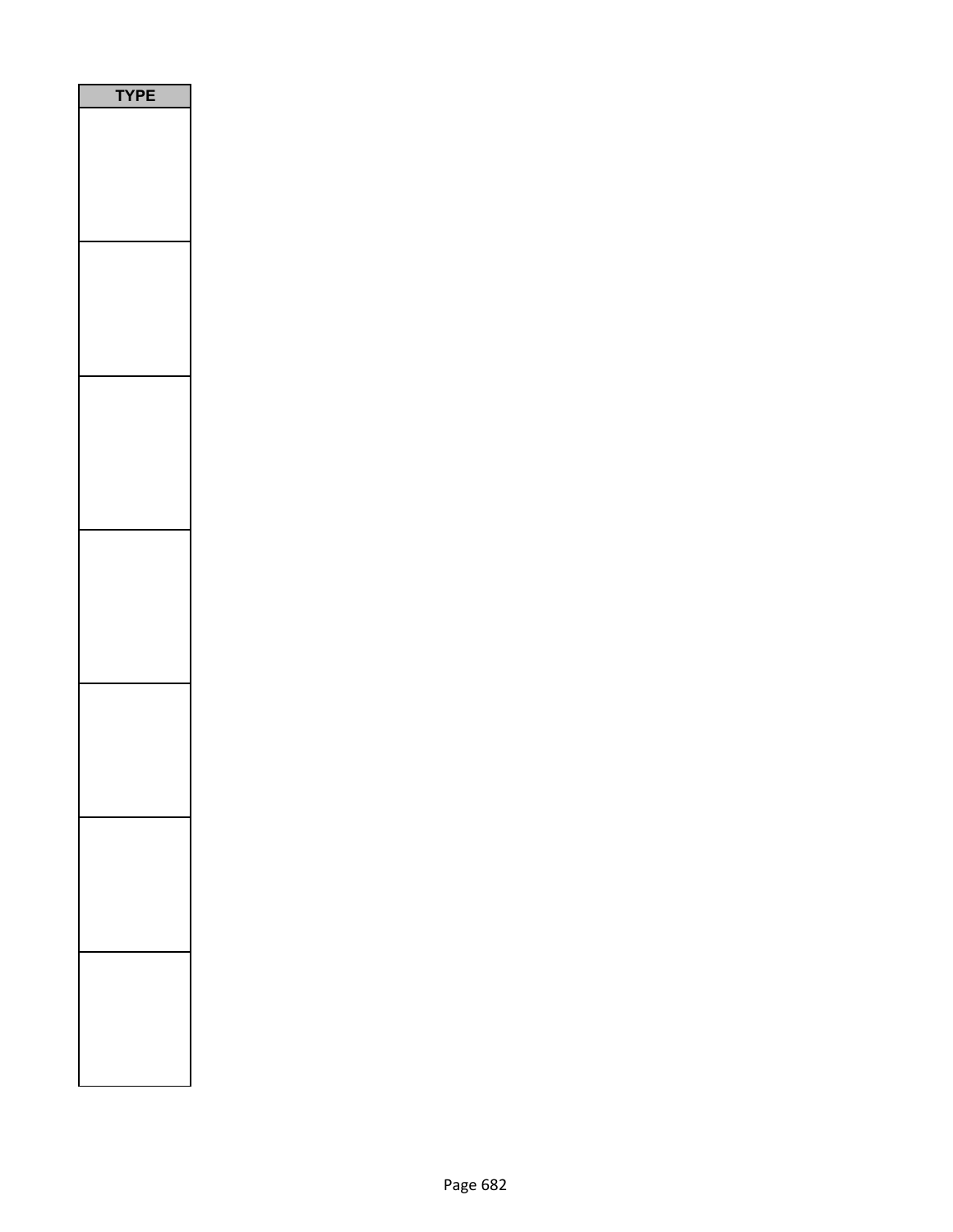| TYPE |
| --- |
| |
| |
| |
| |
| |
| |
| |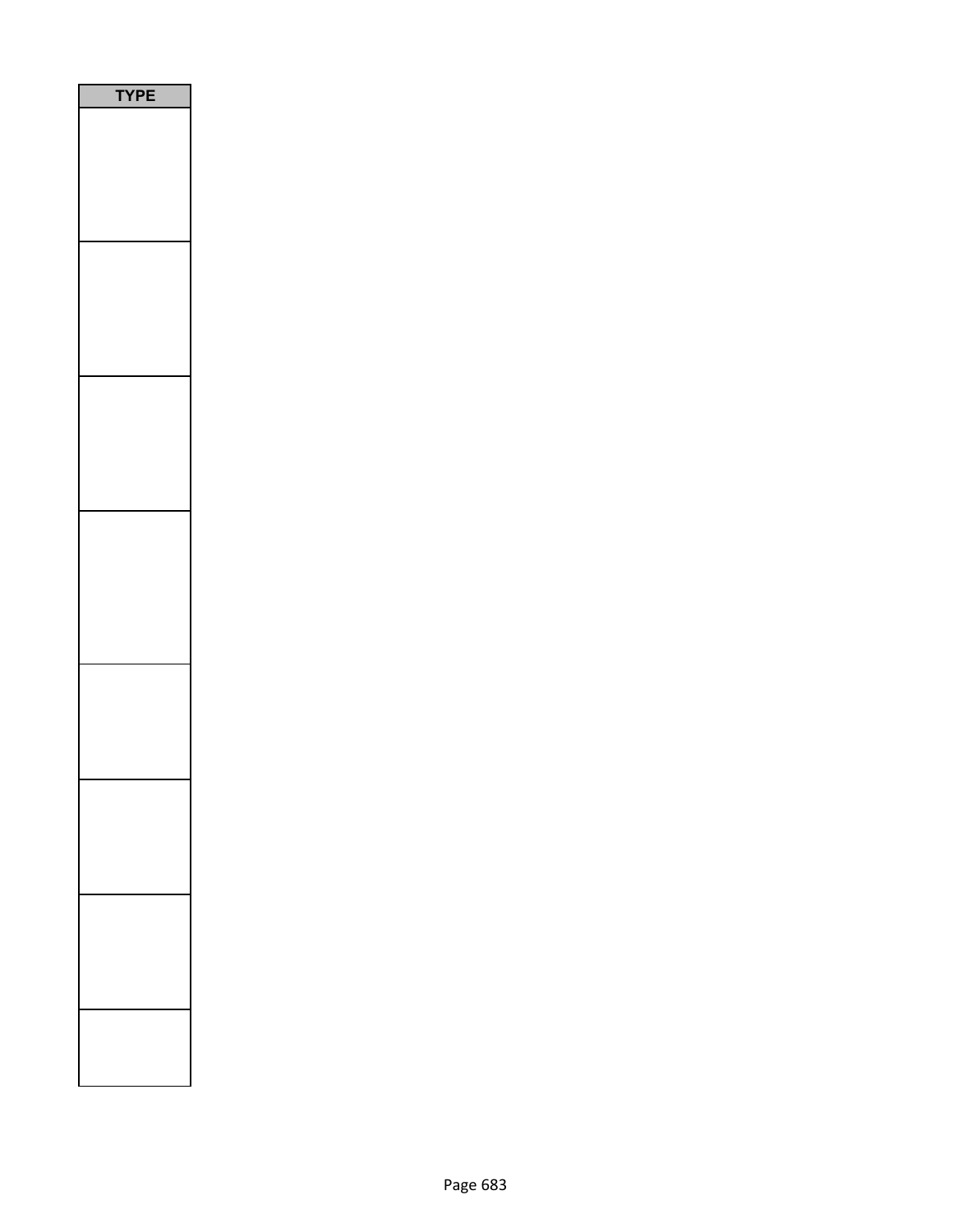| TYPE |
| --- |
| |
| |
| |
| |
| |
| |
| |
| |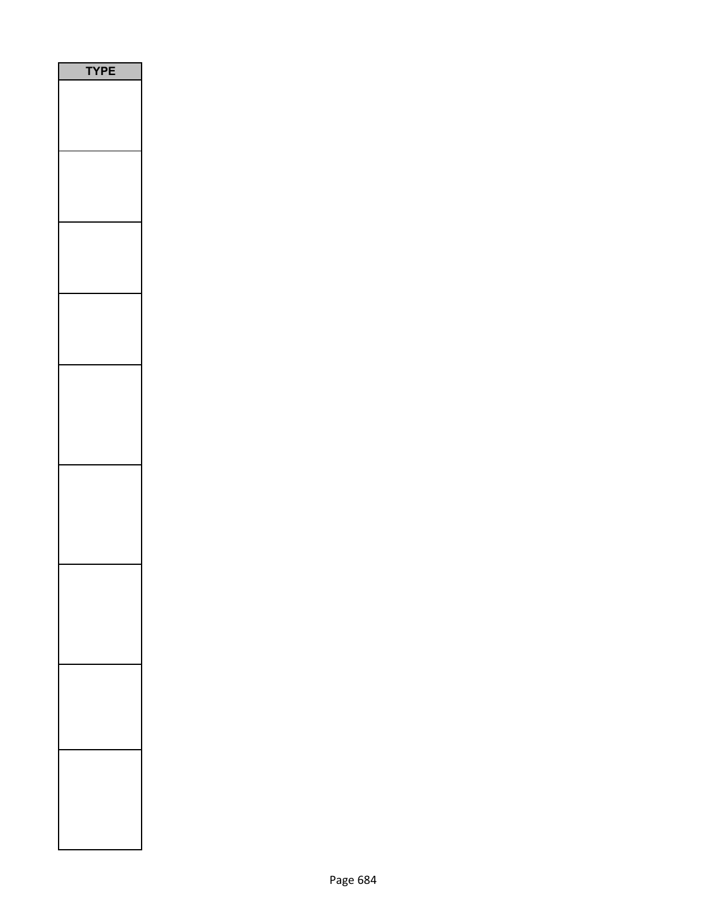| TYPE |
| --- |
| |
| |
| |
| |
| |
| |
| |
| |
| |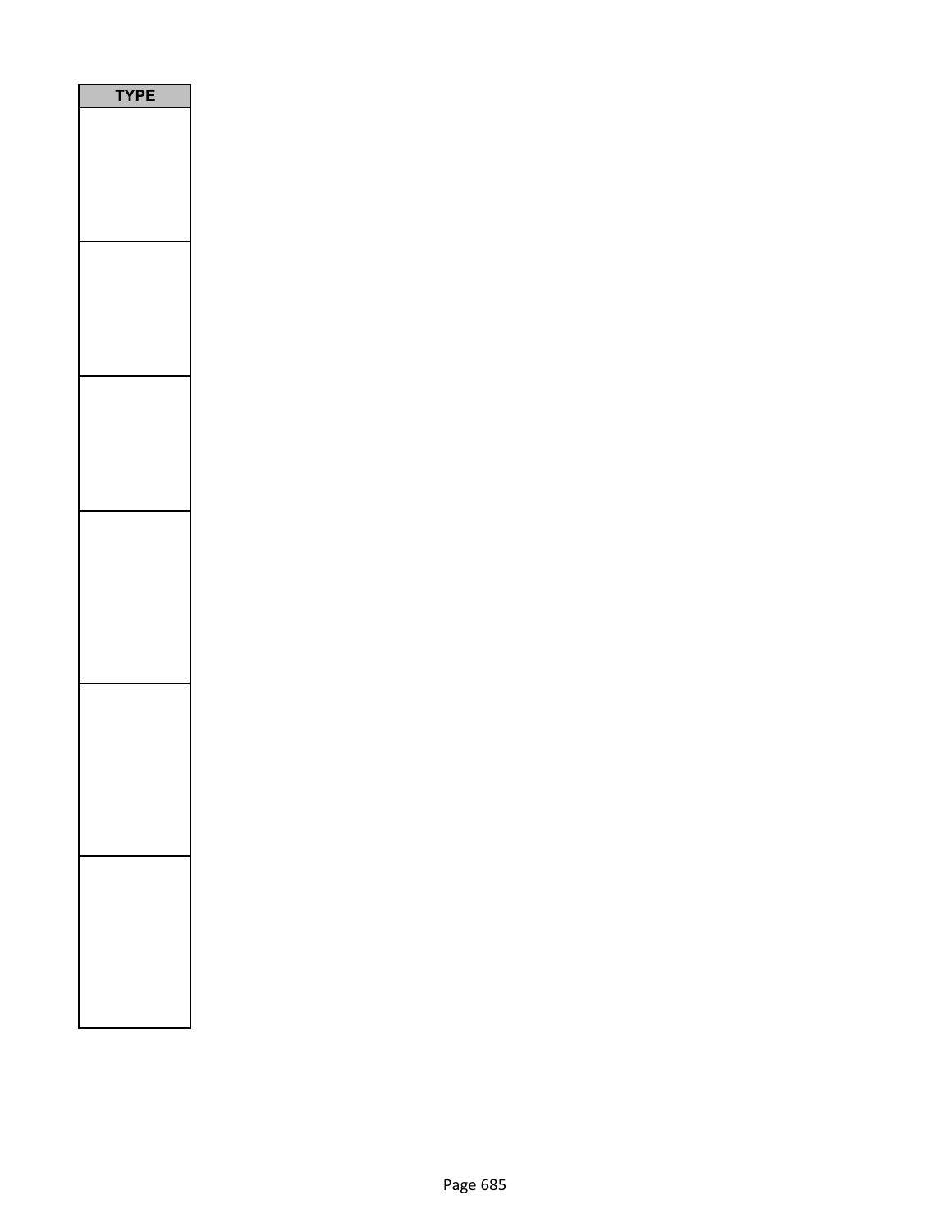| TYPE |
| --- |
| |
| |
| |
| |
| |
| |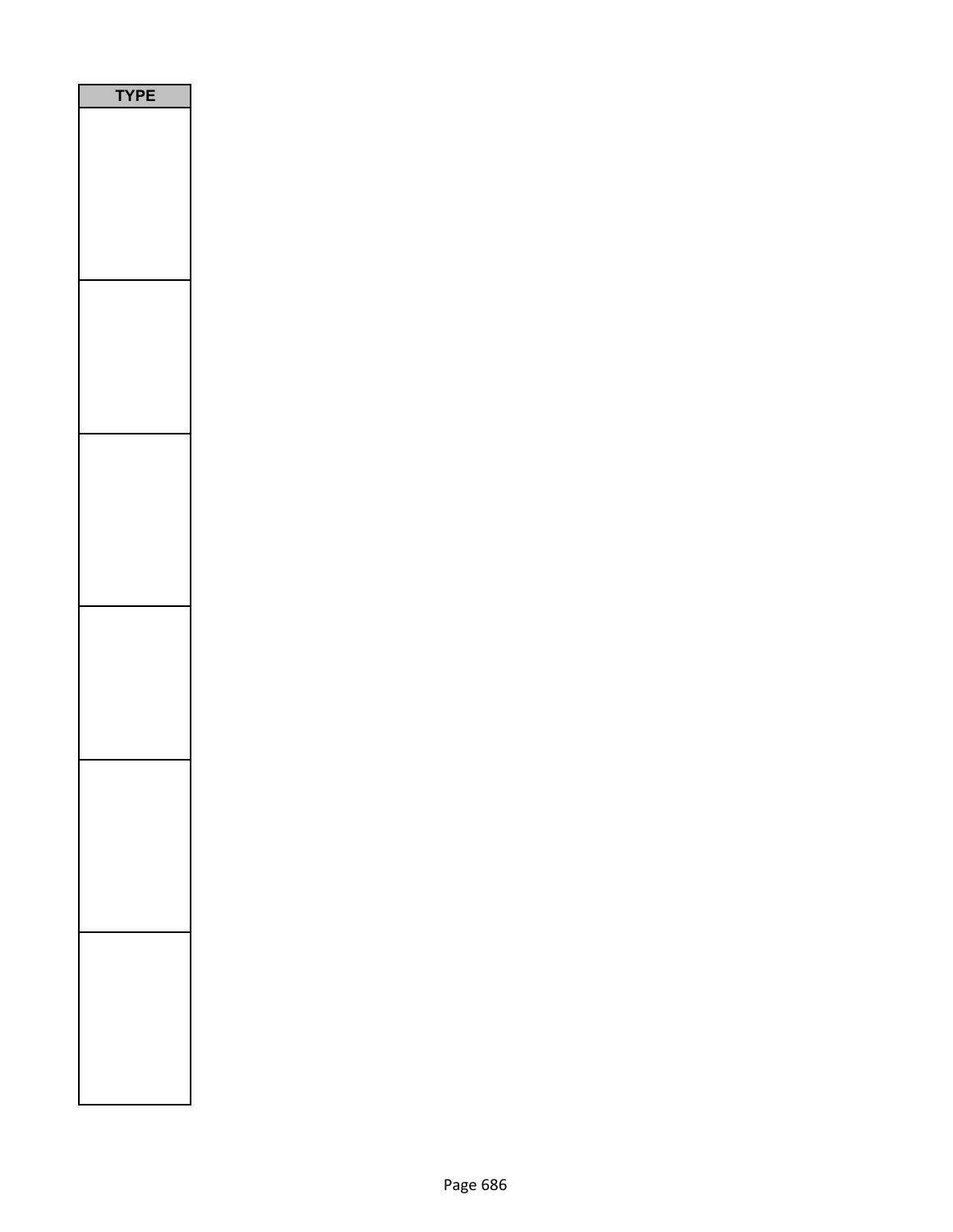| TYPE |
| --- |
| |
| |
| |
| |
| |
| |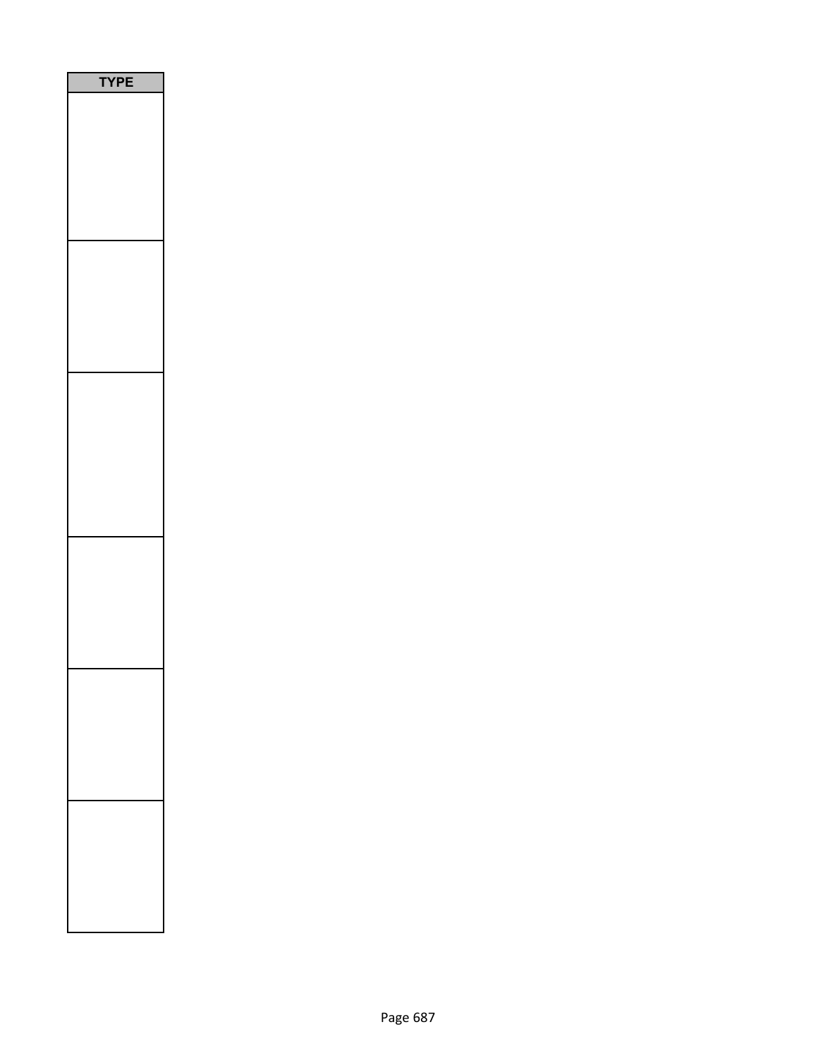| TYPE |
| --- |
| |
| |
| |
| |
| |
| |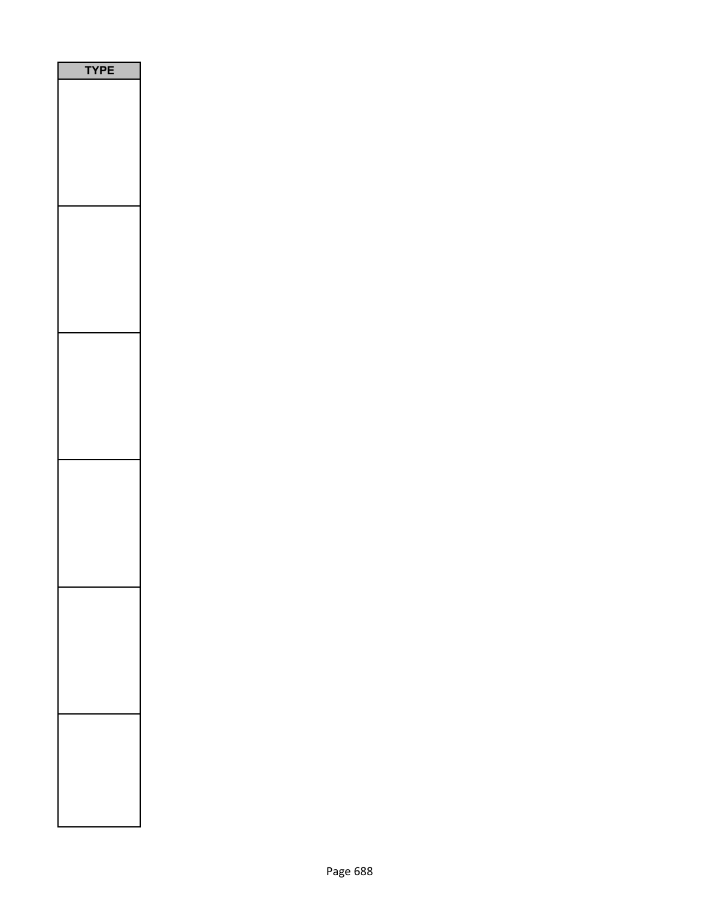| TYPE |
| --- |
| |
| |
| |
| |
| |
| |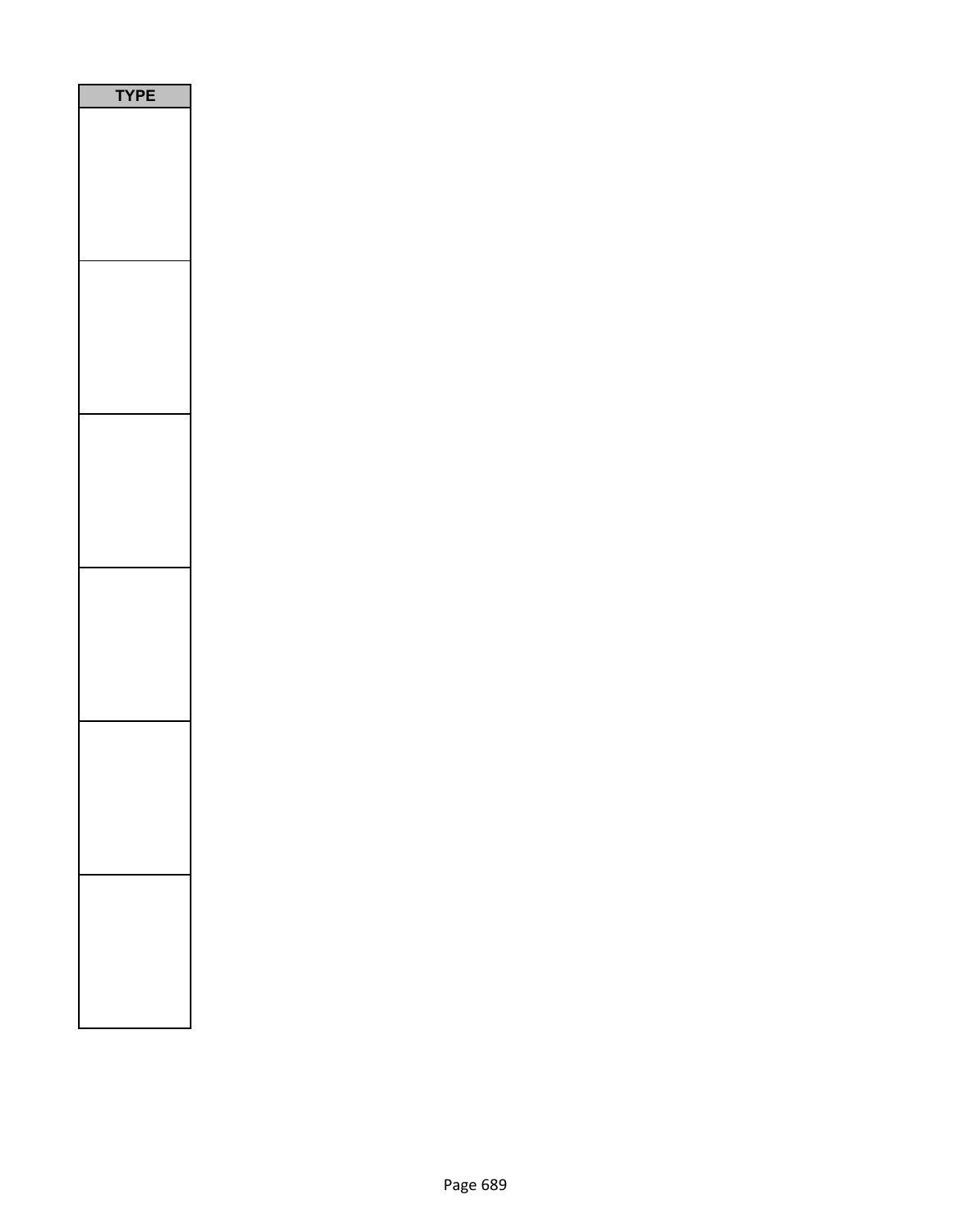| TYPE |
| --- |
| |
| |
| |
| |
| |
| |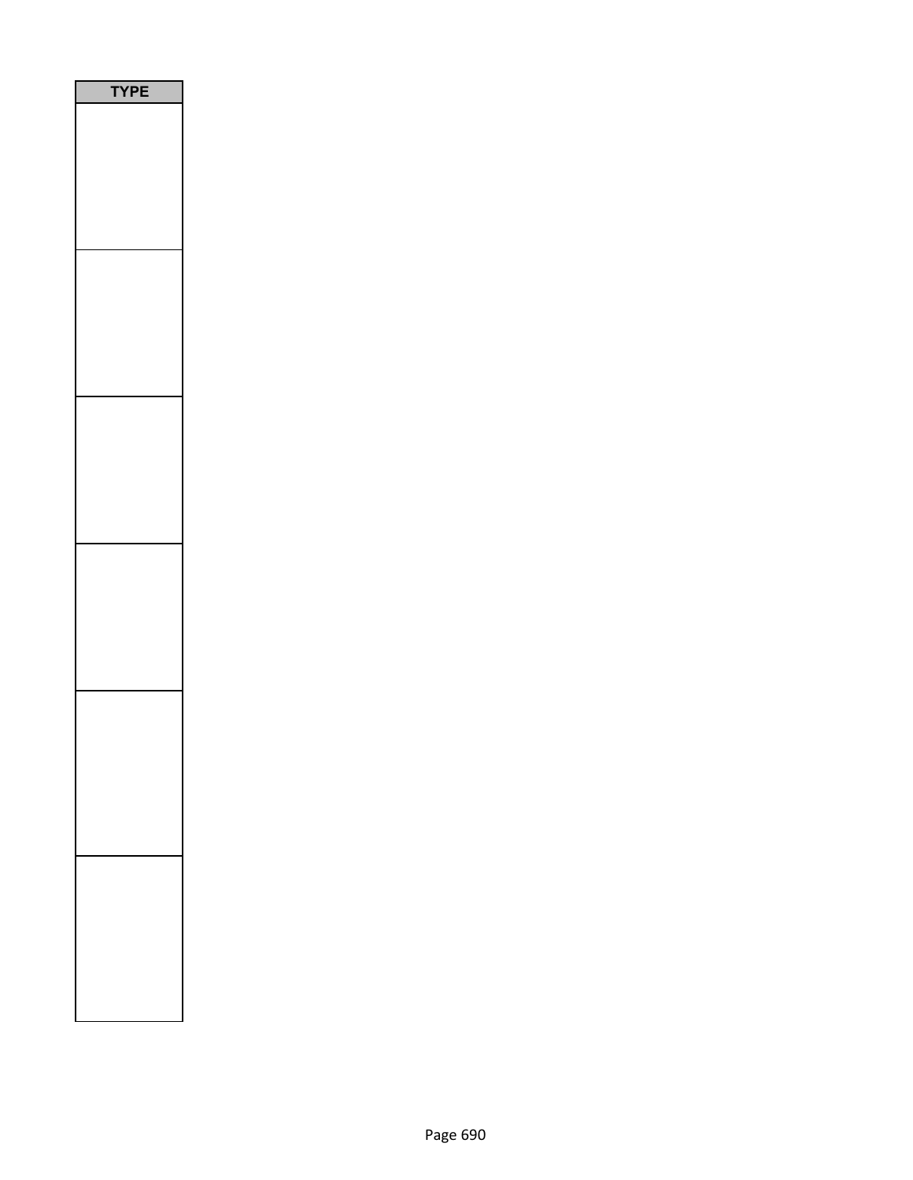| TYPE |
| --- |
| |
| |
| |
| |
| |
| |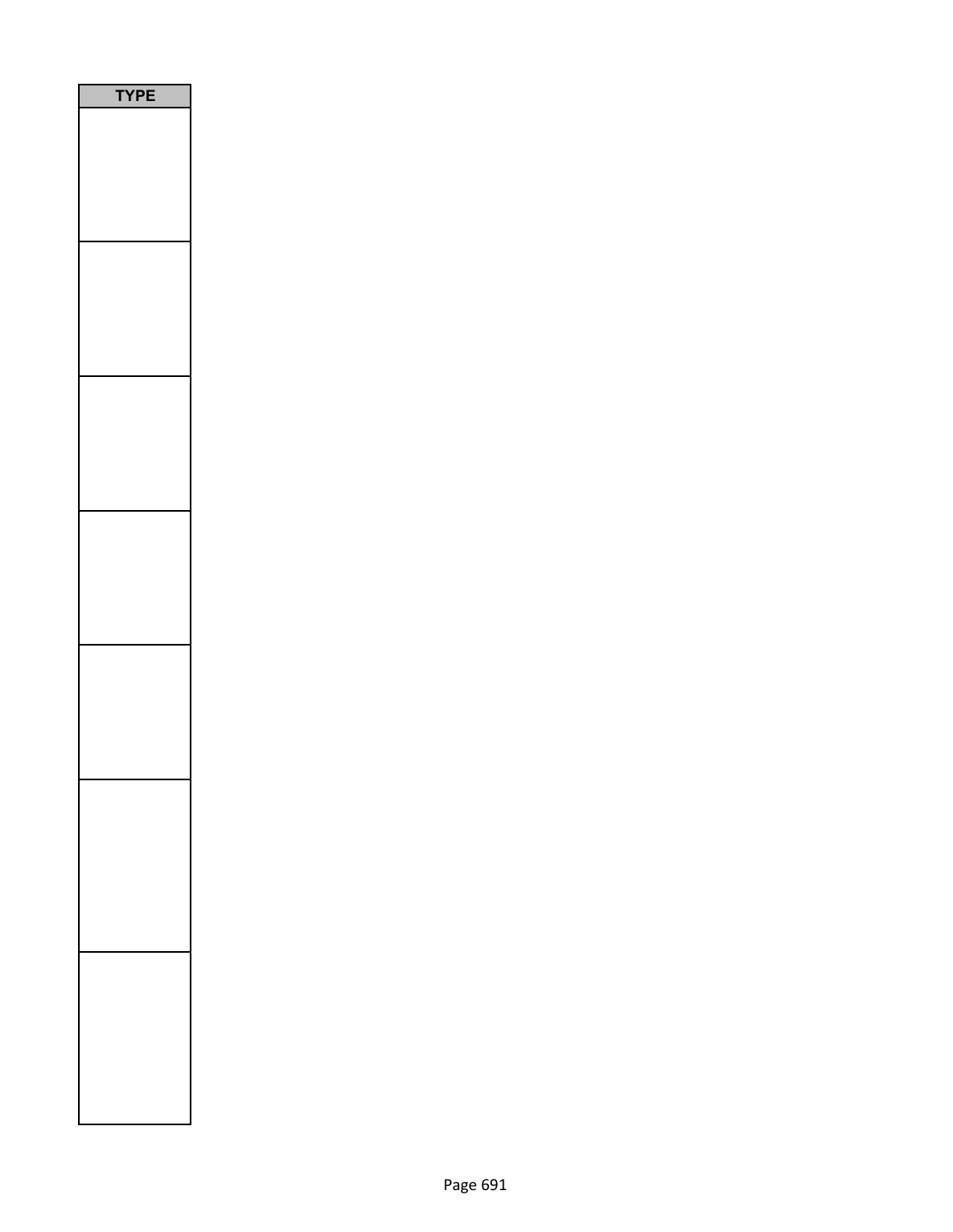| TYPE |
| --- |
| |
| |
| |
| |
| |
| |
| |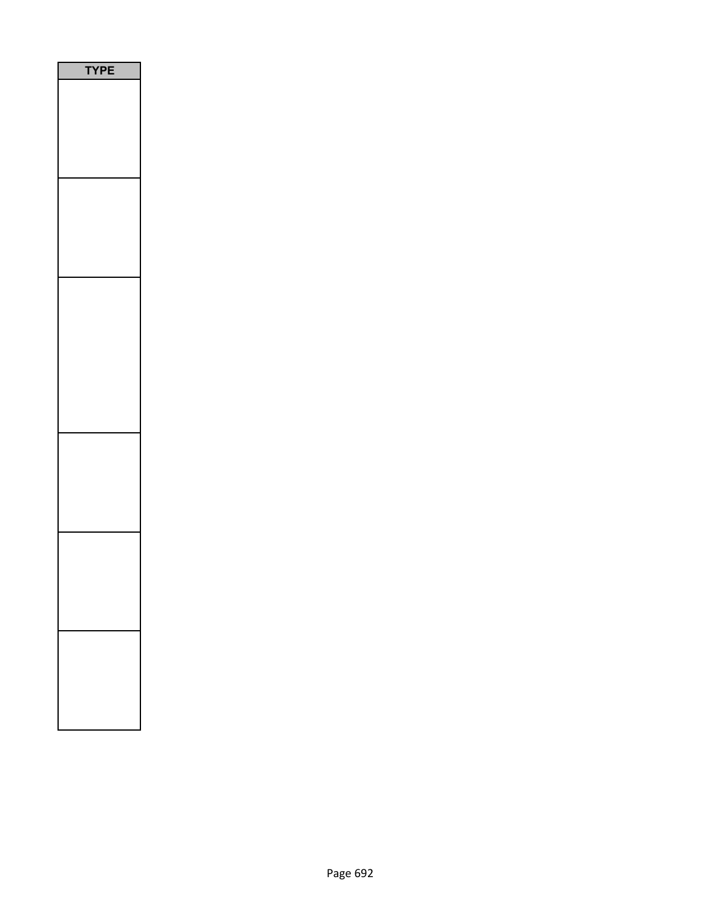| TYPE |
| --- |
| |
| |
| |
| |
| |
| |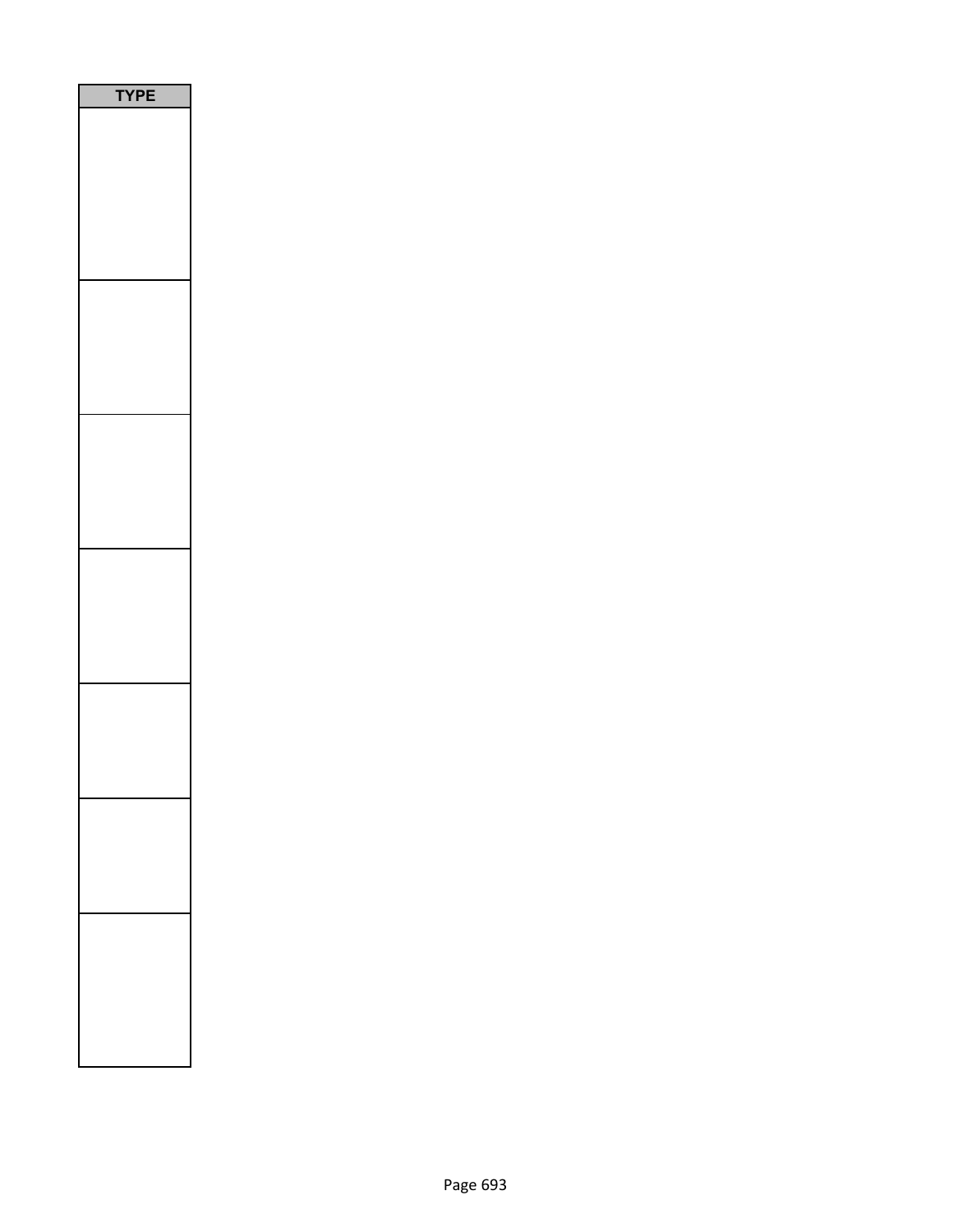| TYPE |
| --- |
| |
| |
| |
| |
| |
| |
| |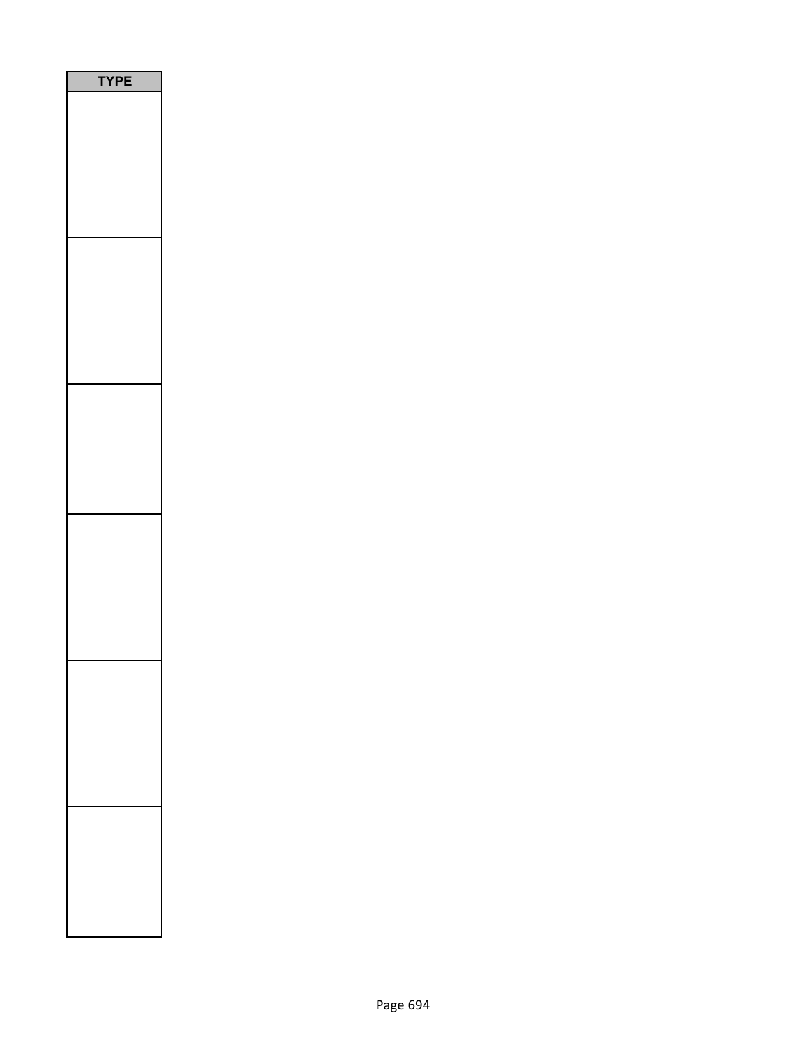| TYPE |
| --- |
| |
| |
| |
| |
| |
| |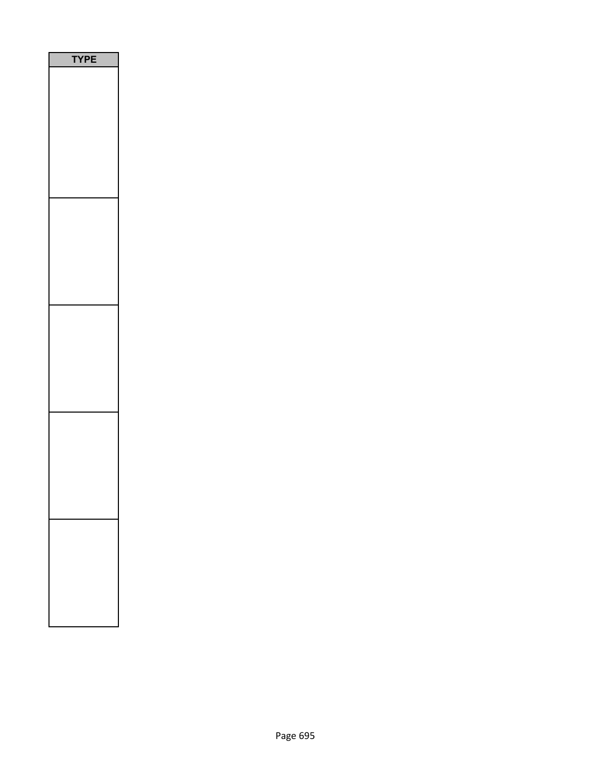| TYPE |
| --- |
| |
| |
| |
| |
| |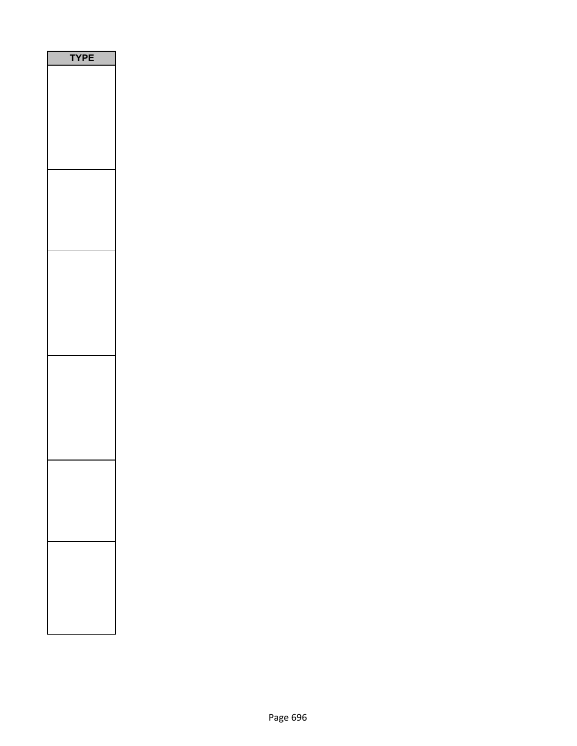| TYPE |
|---|
| |
| |
| |
| |
| |
| |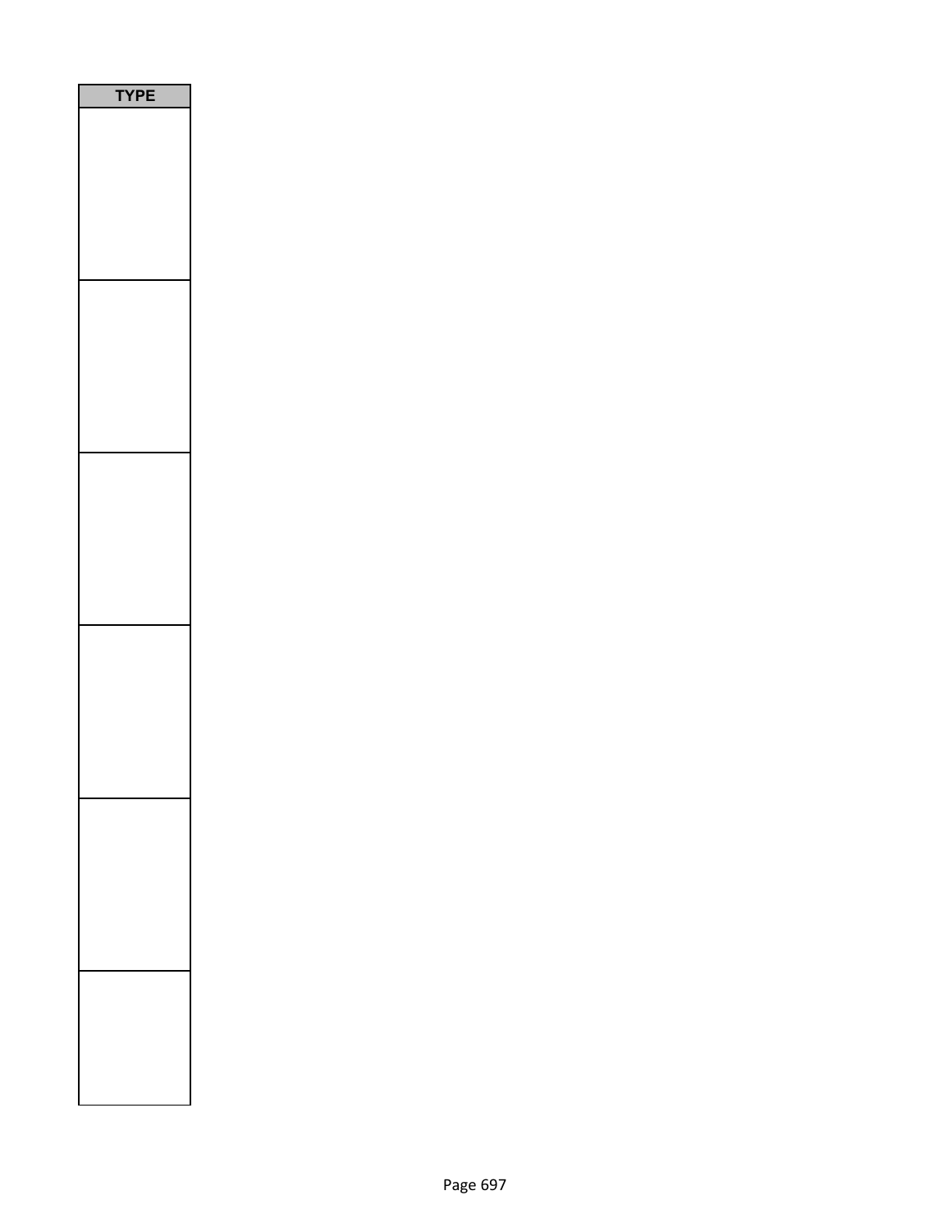| TYPE |
| --- |
| |
| |
| |
| |
| |
| |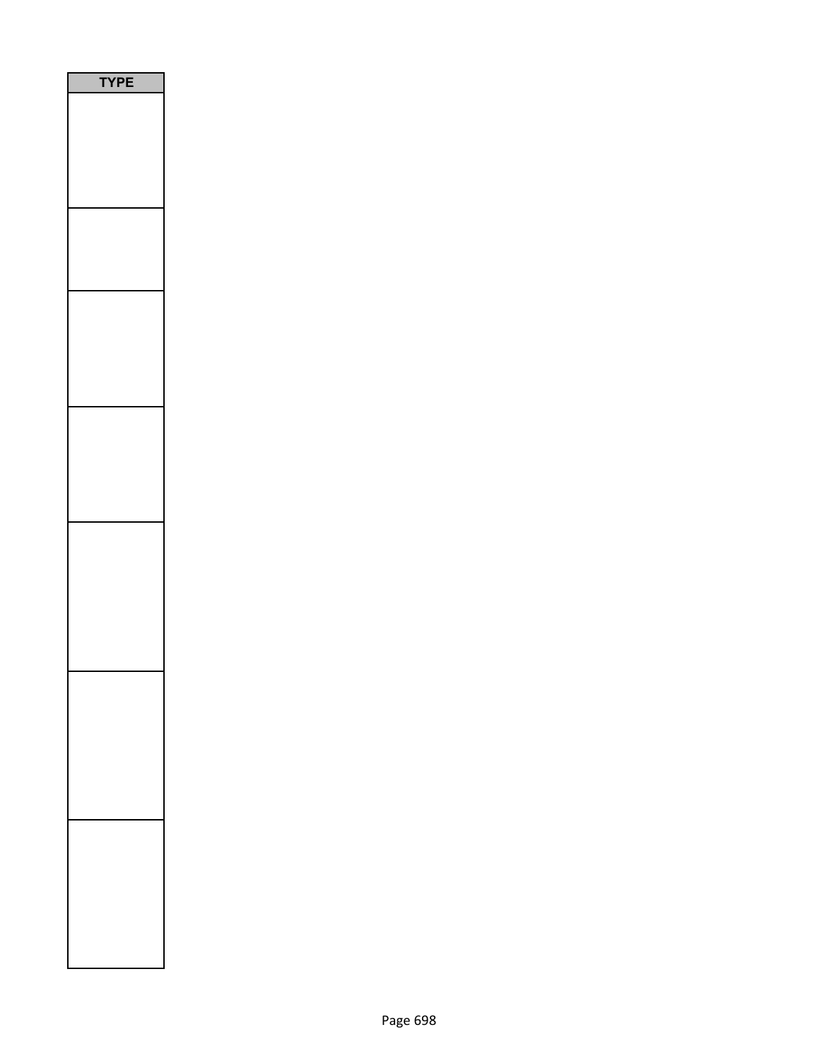| TYPE |
| --- |
| |
| |
| |
| |
| |
| |
| |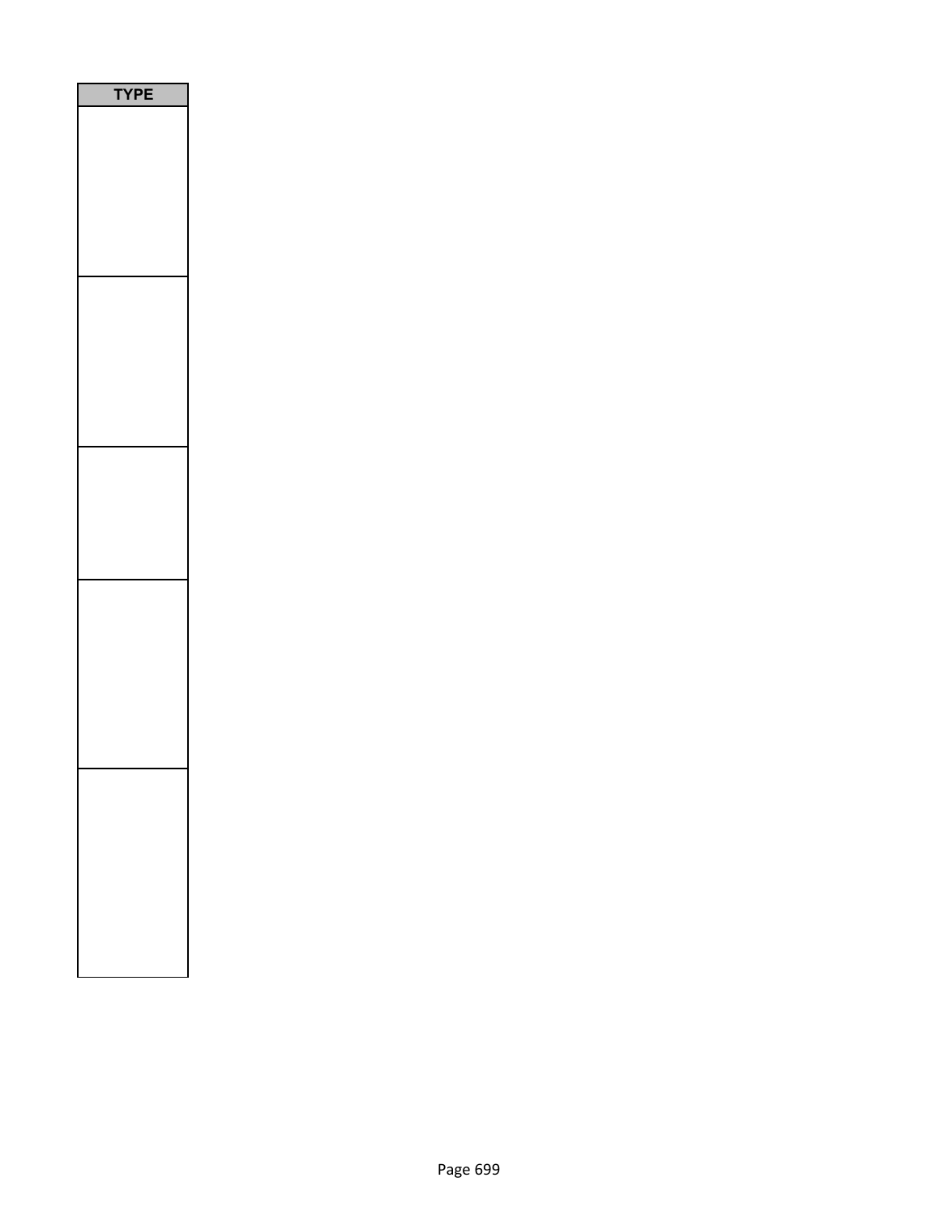| TYPE |
| --- |
| |
| |
| |
| |
| |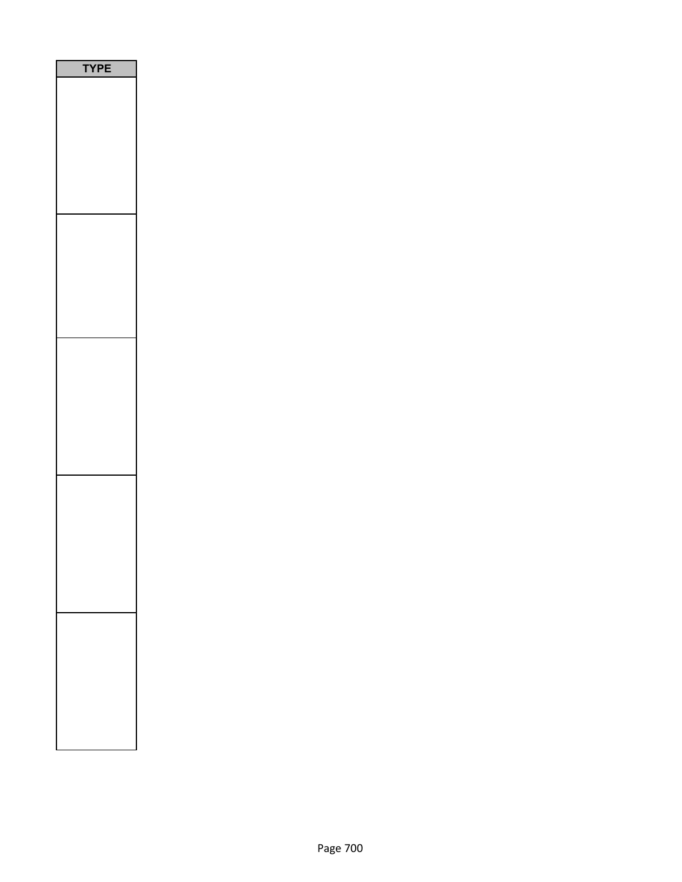| TYPE |
| --- |
| |
| |
| |
| |
| |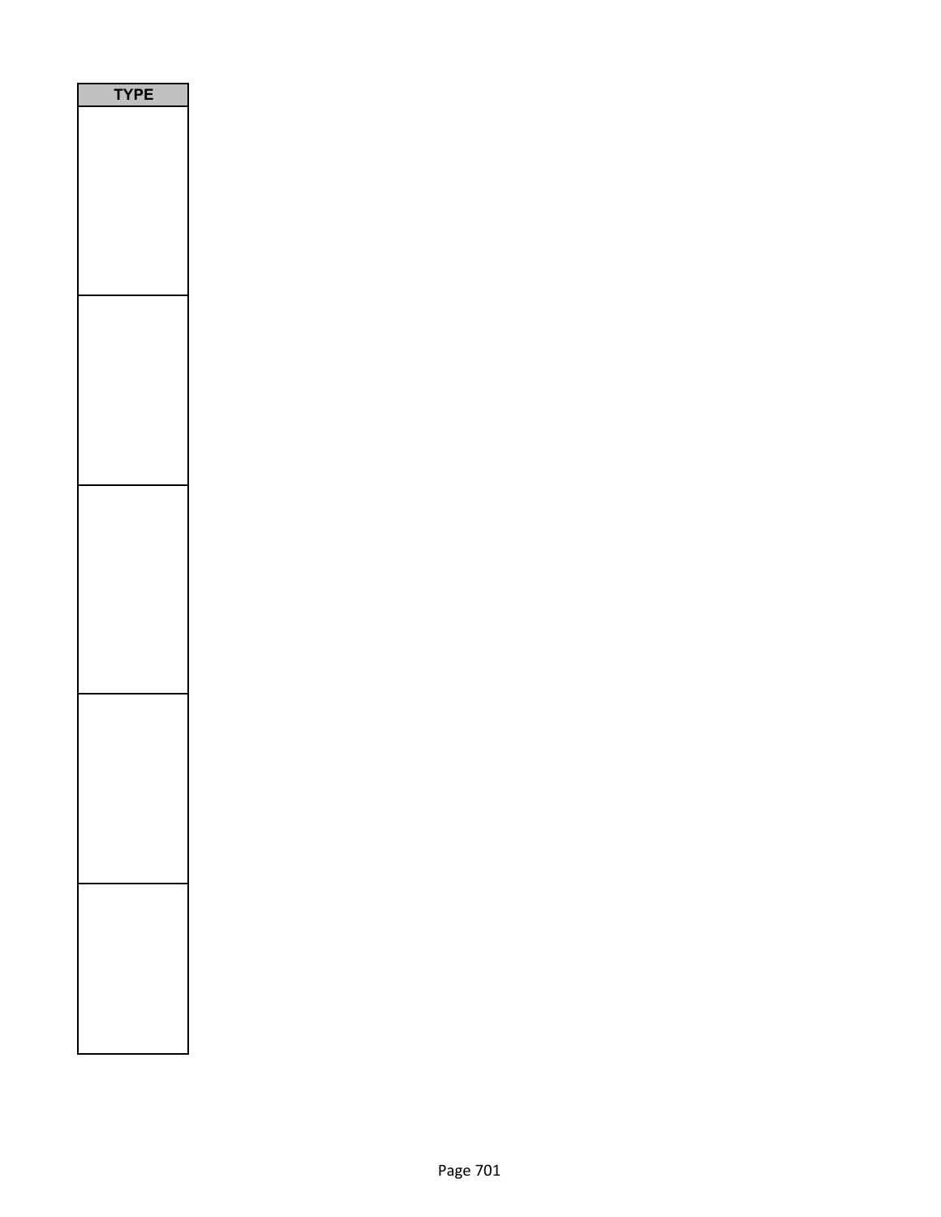| TYPE |
| --- |
| |
| |
| |
| |
| |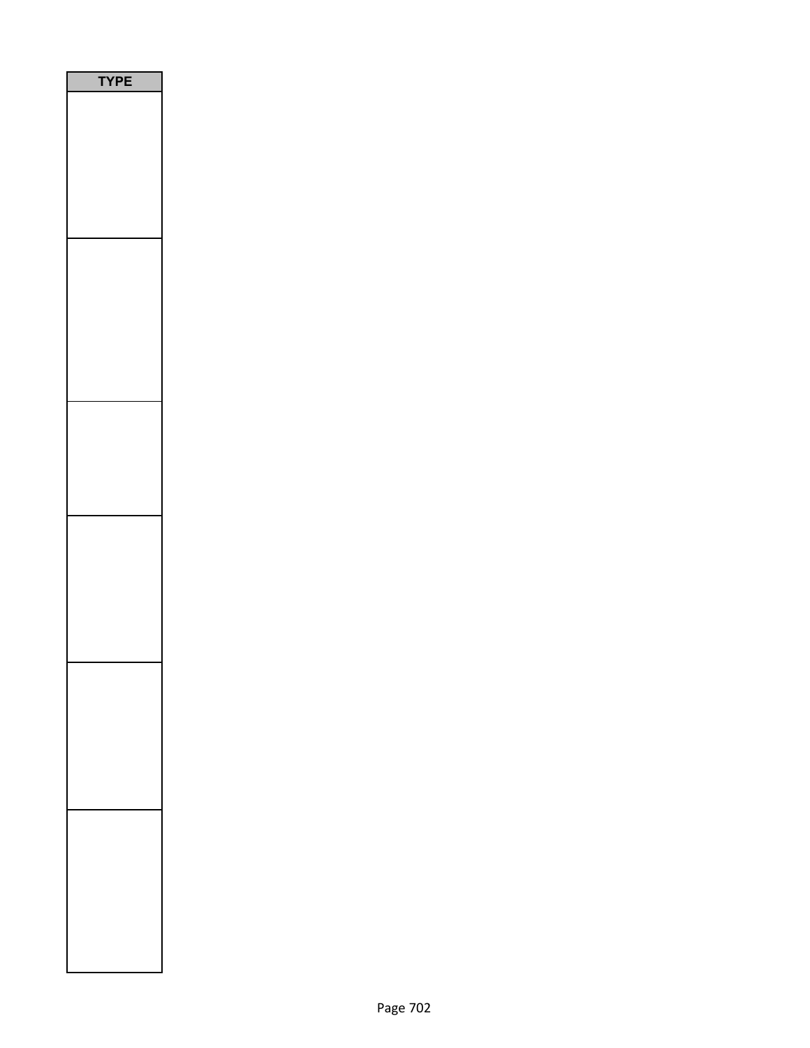| TYPE |
| --- |
| |
| |
| |
| |
| |
| |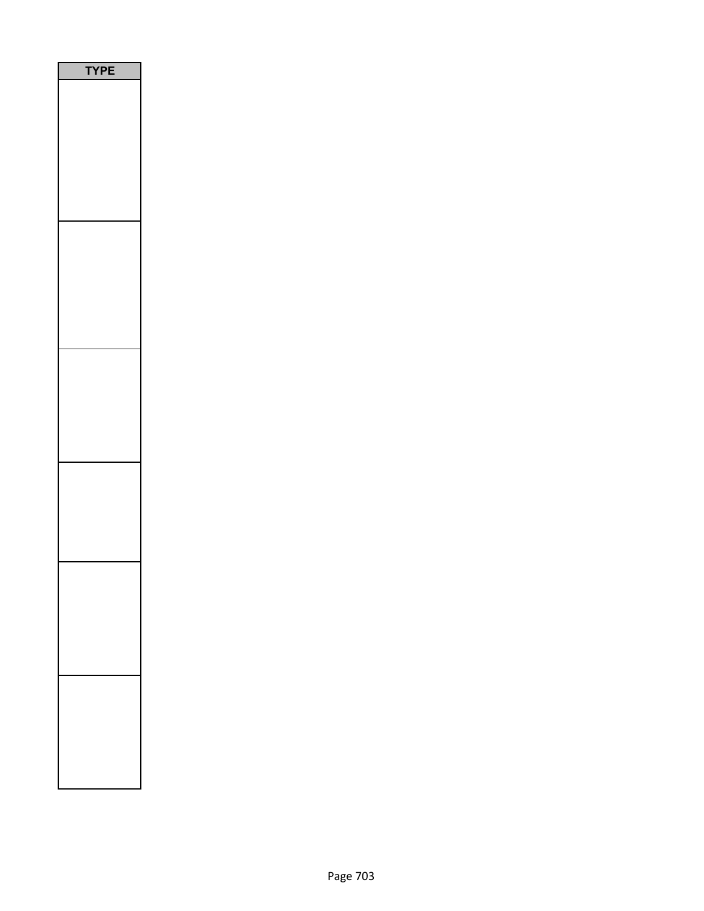| TYPE |
| --- |
| |
| |
| |
| |
| |
| |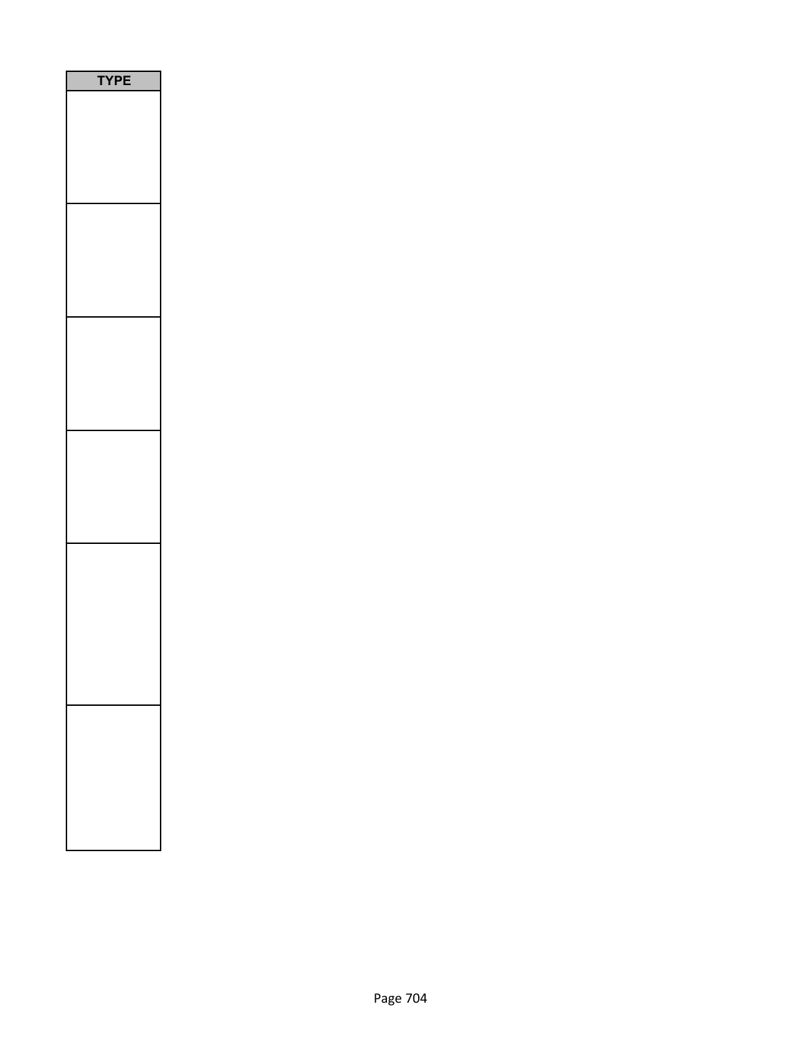| TYPE |
| --- |
| |
| |
| |
| |
| |
| |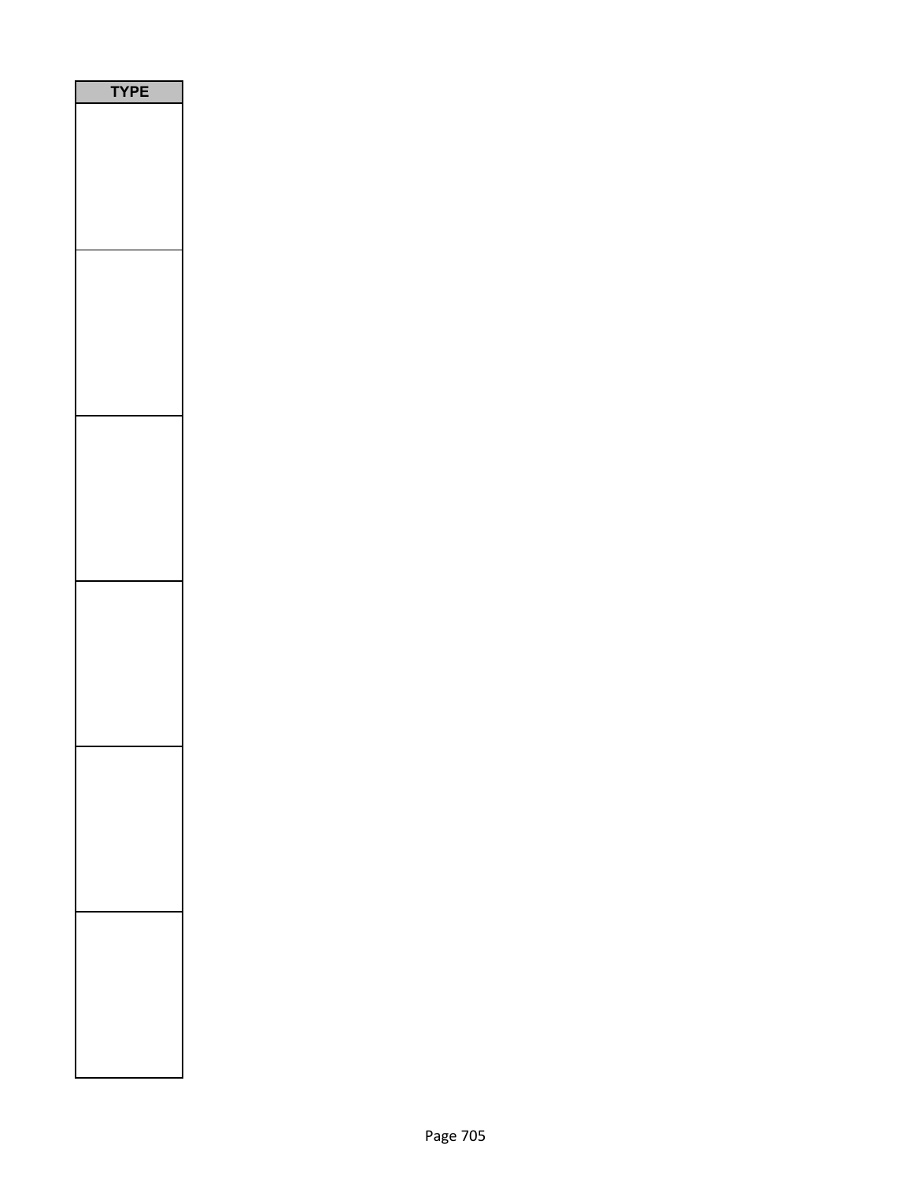| TYPE |
| --- |
| |
| |
| |
| |
| |
| |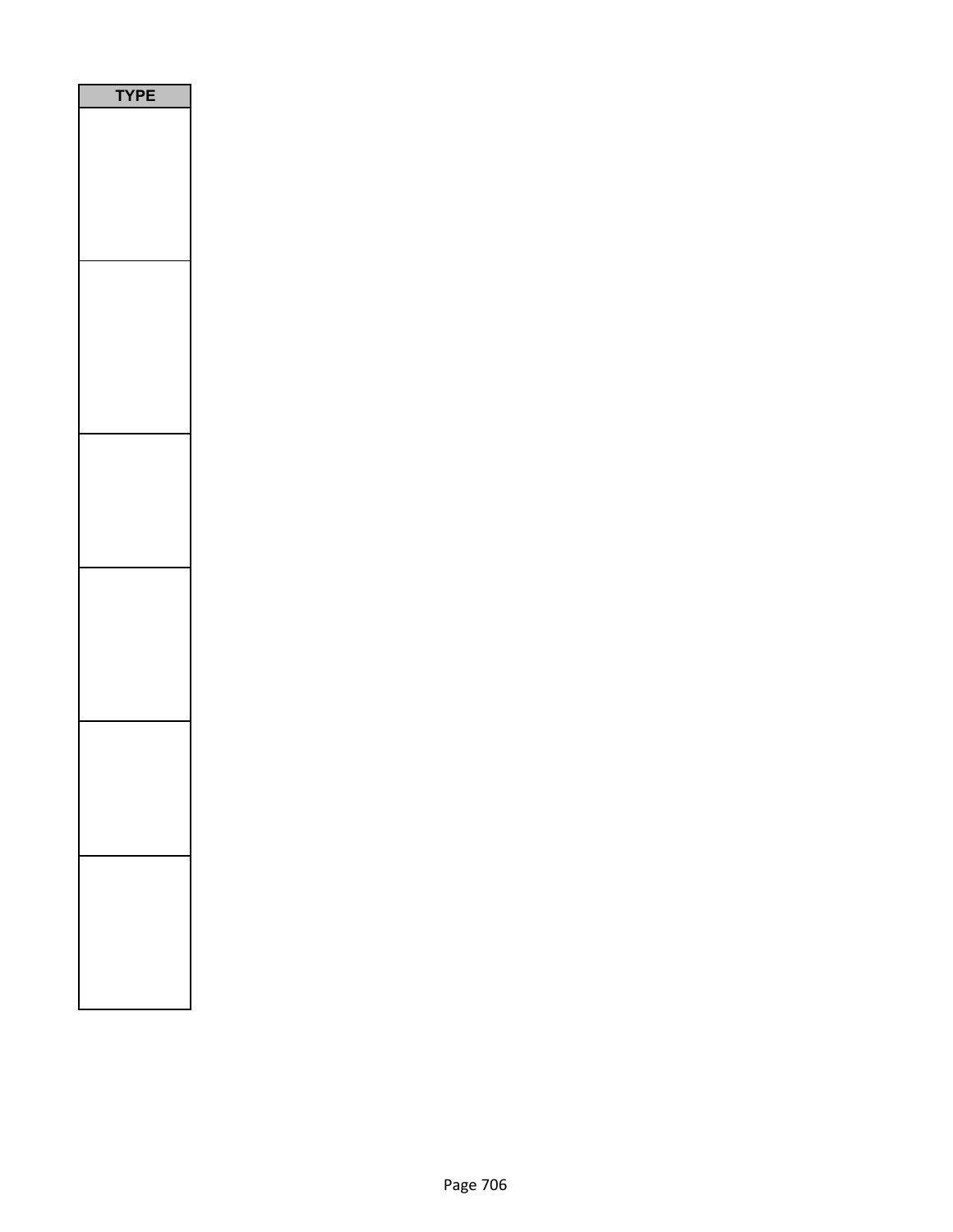| TYPE |
|---|
| |
| |
| |
| |
| |
| |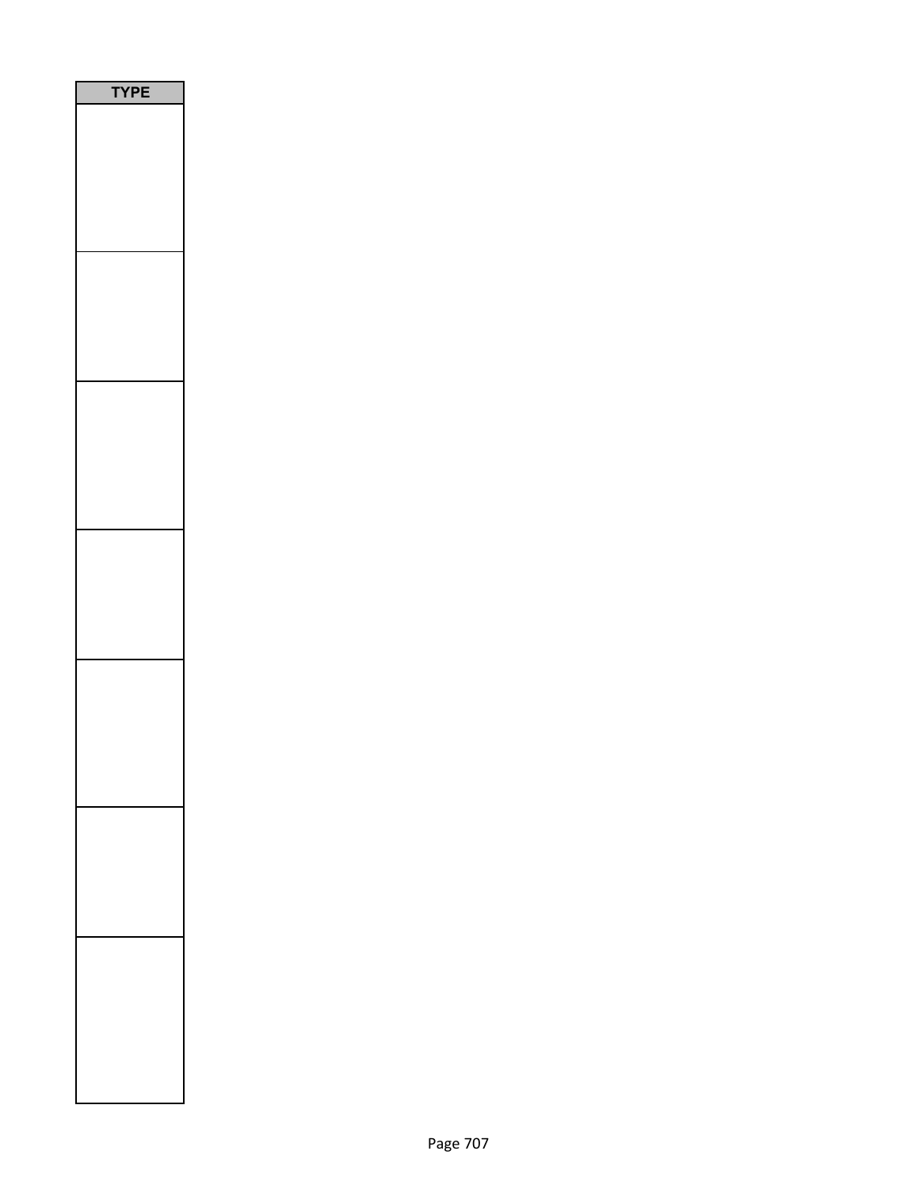| TYPE |
| --- |
| |
| |
| |
| |
| |
| |
| |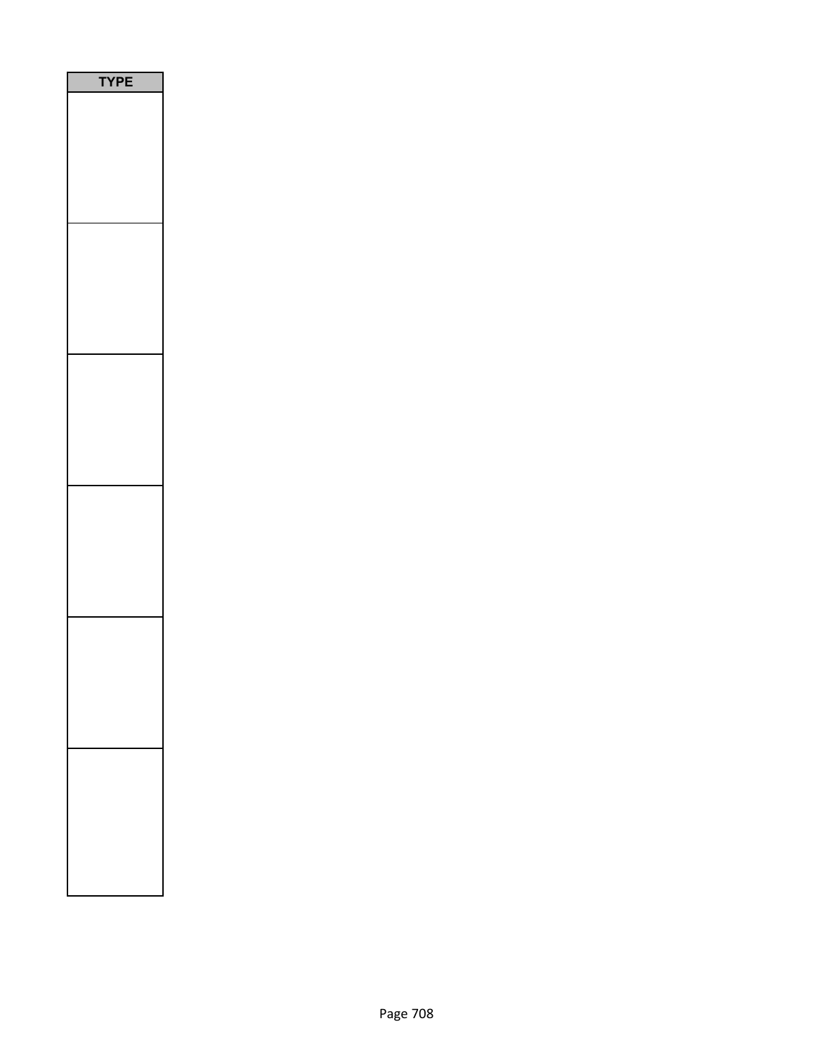| TYPE |
| --- |
| |
| |
| |
| |
| |
| |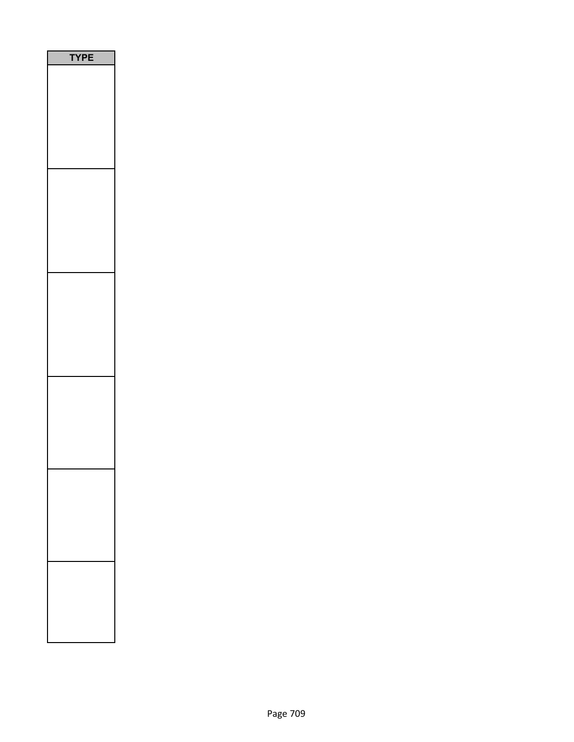| TYPE |
| --- |
| |
| |
| |
| |
| |
| |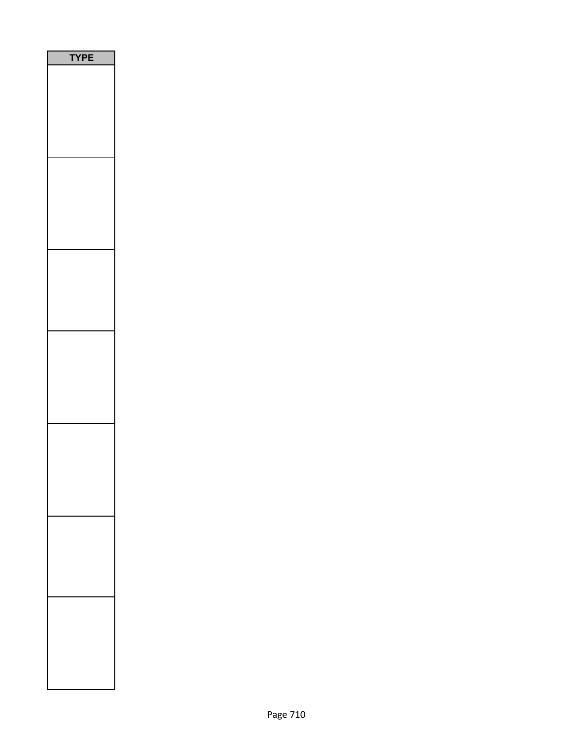| TYPE |
| --- |
| |
| |
| |
| |
| |
| |
| |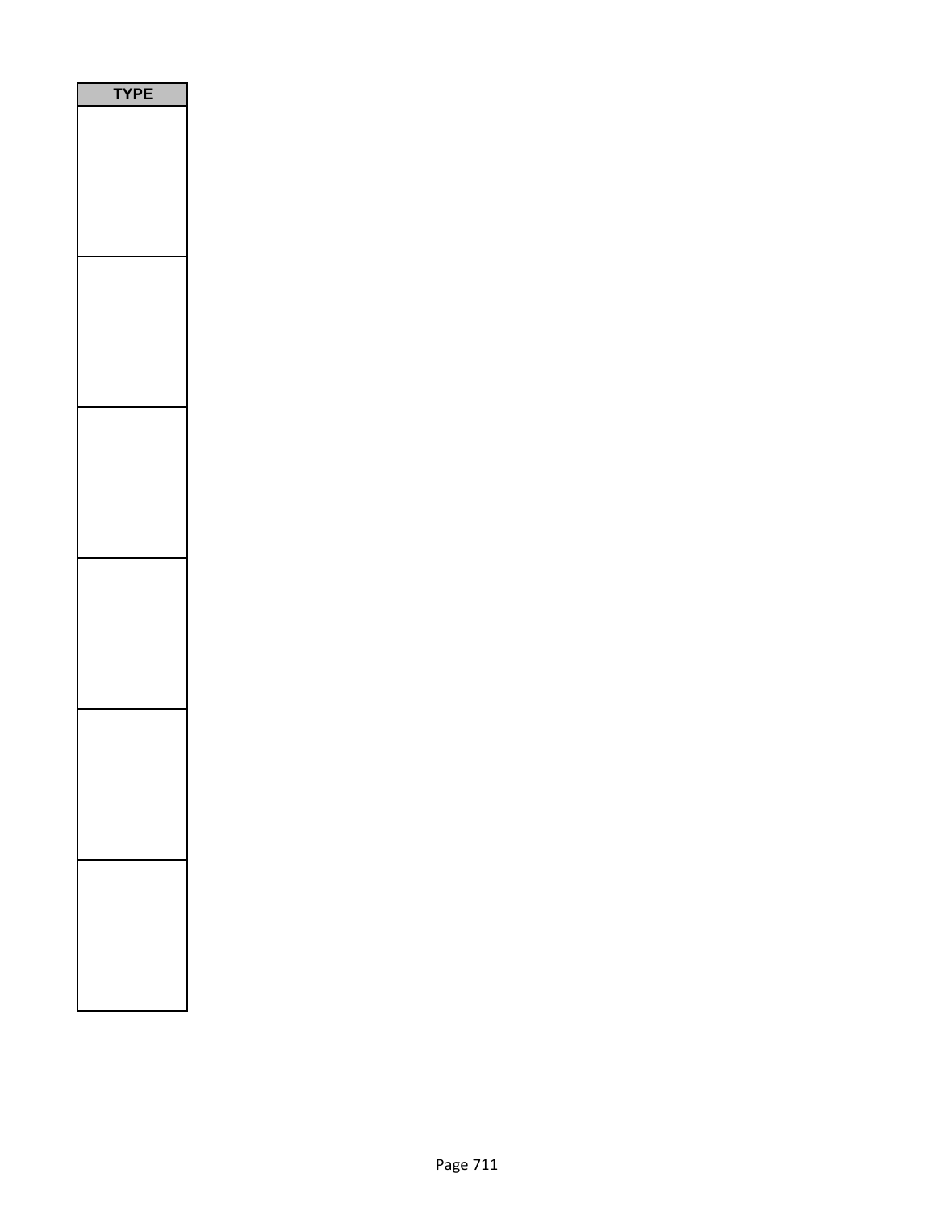| TYPE |
| --- |
| |
| |
| |
| |
| |
| |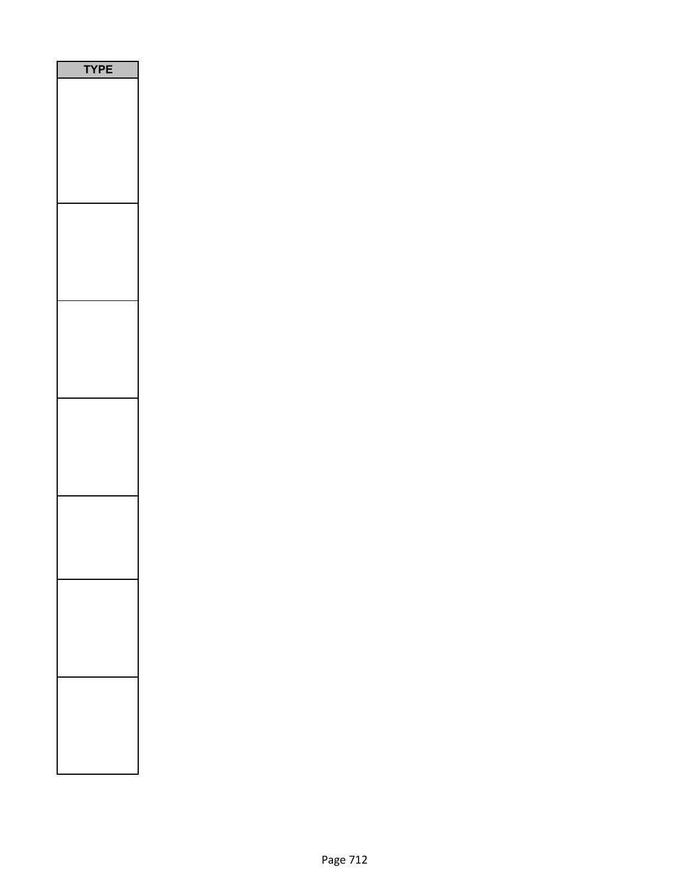| TYPE |
| --- |
| |
| |
| |
| |
| |
| |
| |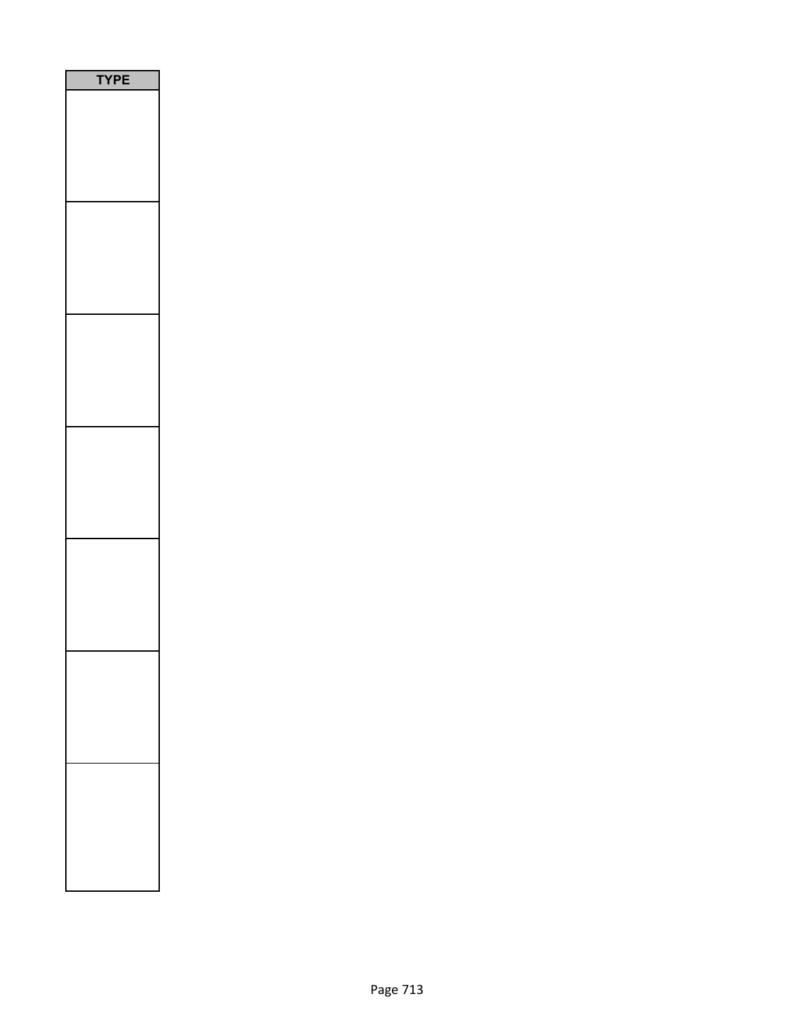| TYPE |
| --- |
| |
| |
| |
| |
| |
| |
| |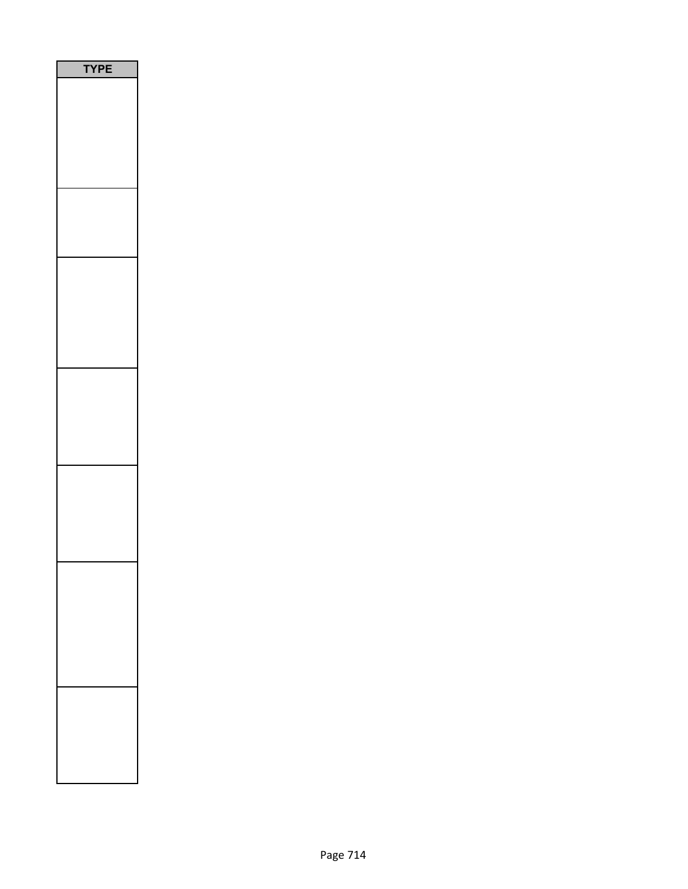| TYPE |
| --- |
| |
| |
| |
| |
| |
| |
| |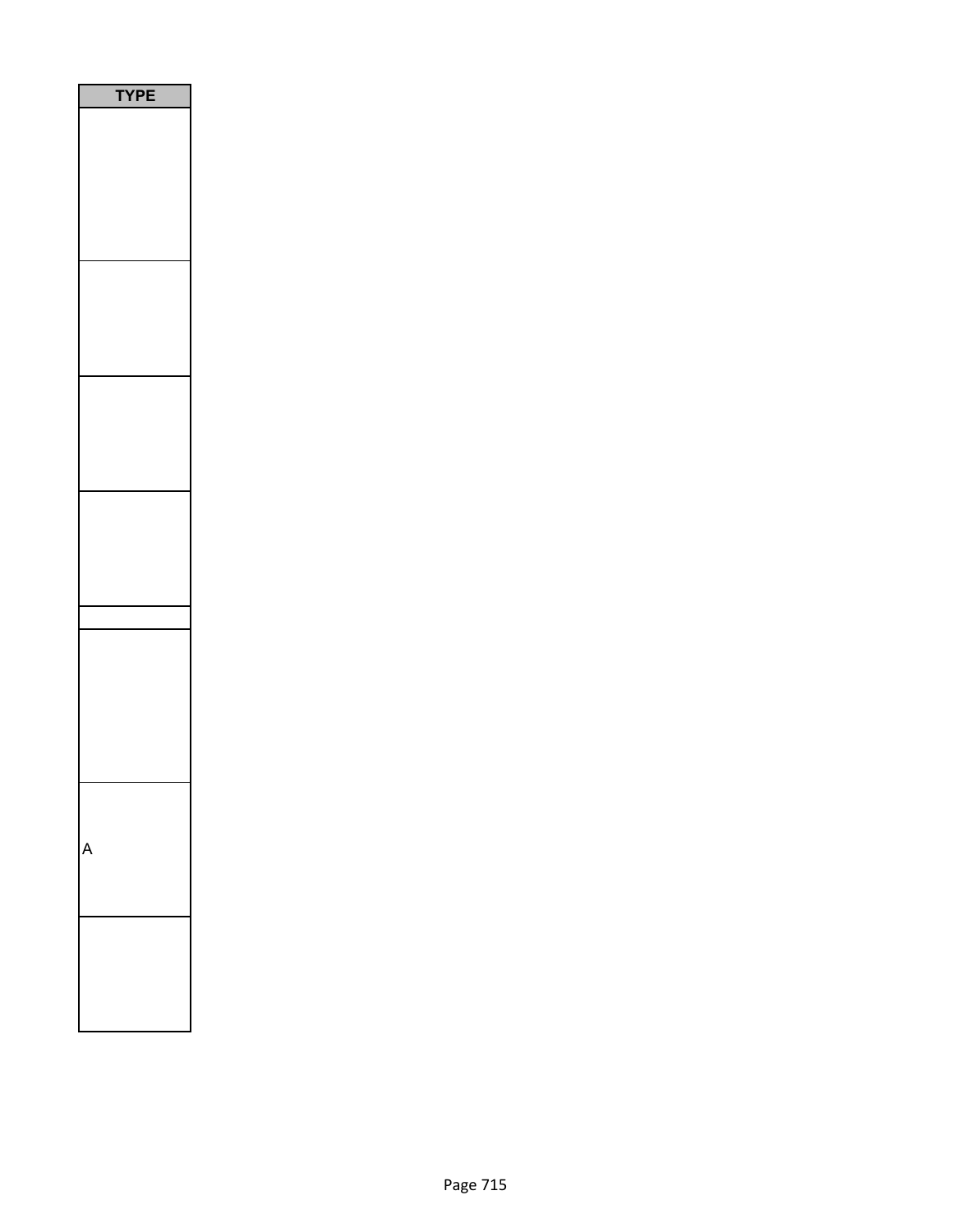| TYPE |
| --- |
| |
| |
| |
| |
| |
| |
| A |
| |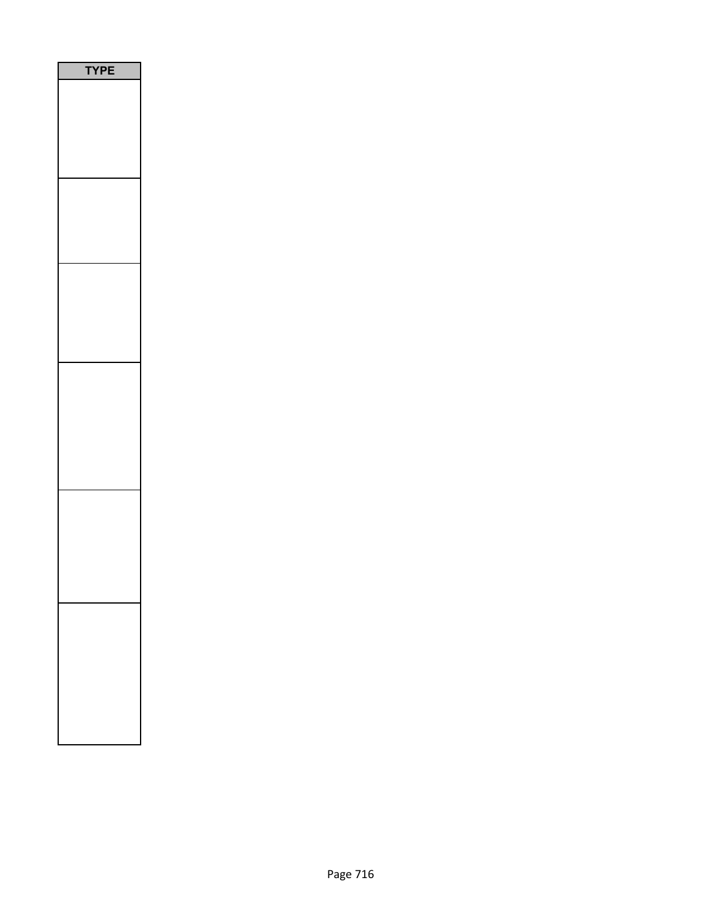| TYPE |
| --- |
| |
| |
| |
| |
| |
| |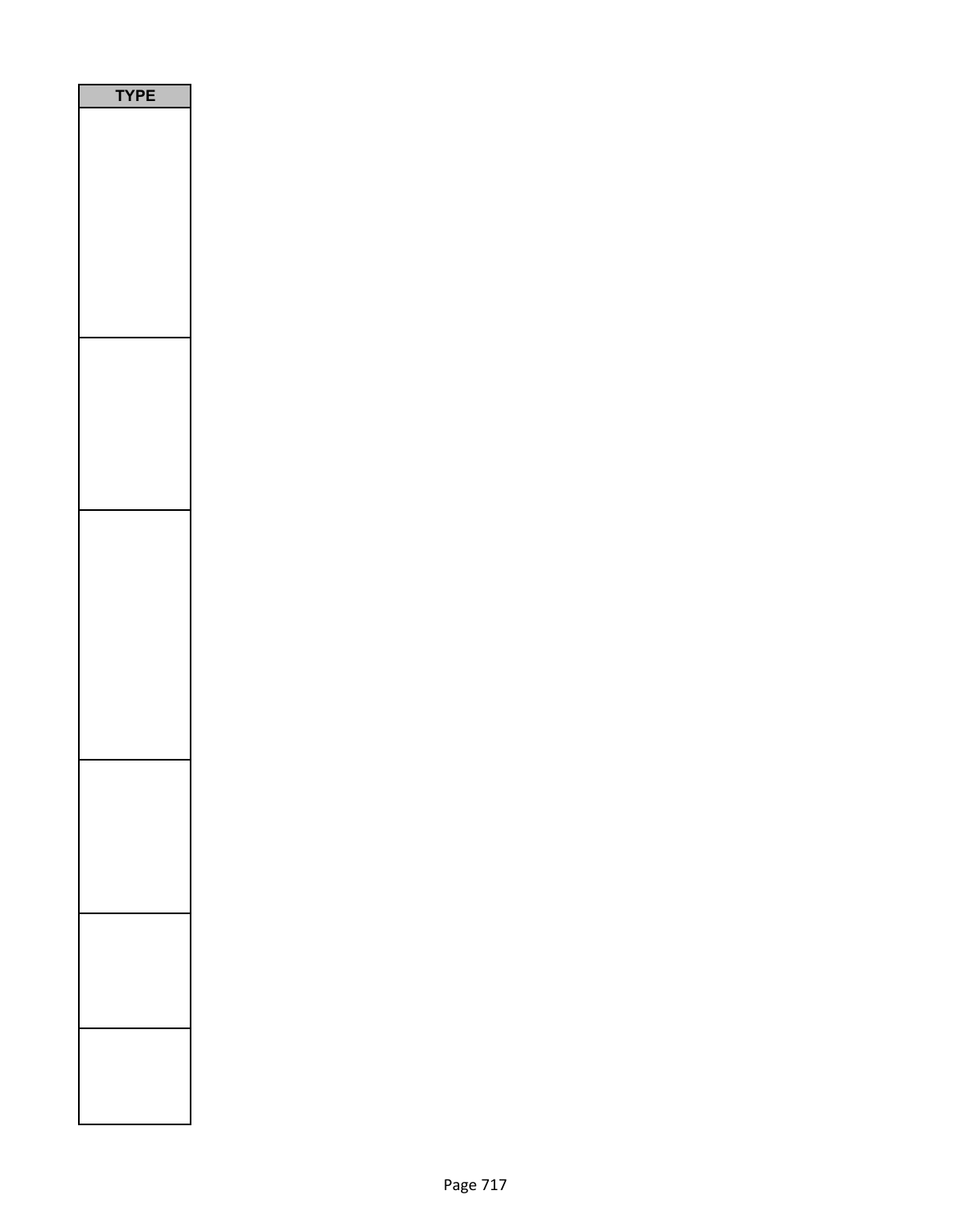| TYPE |
| --- |
| |
| |
| |
| |
| |
| |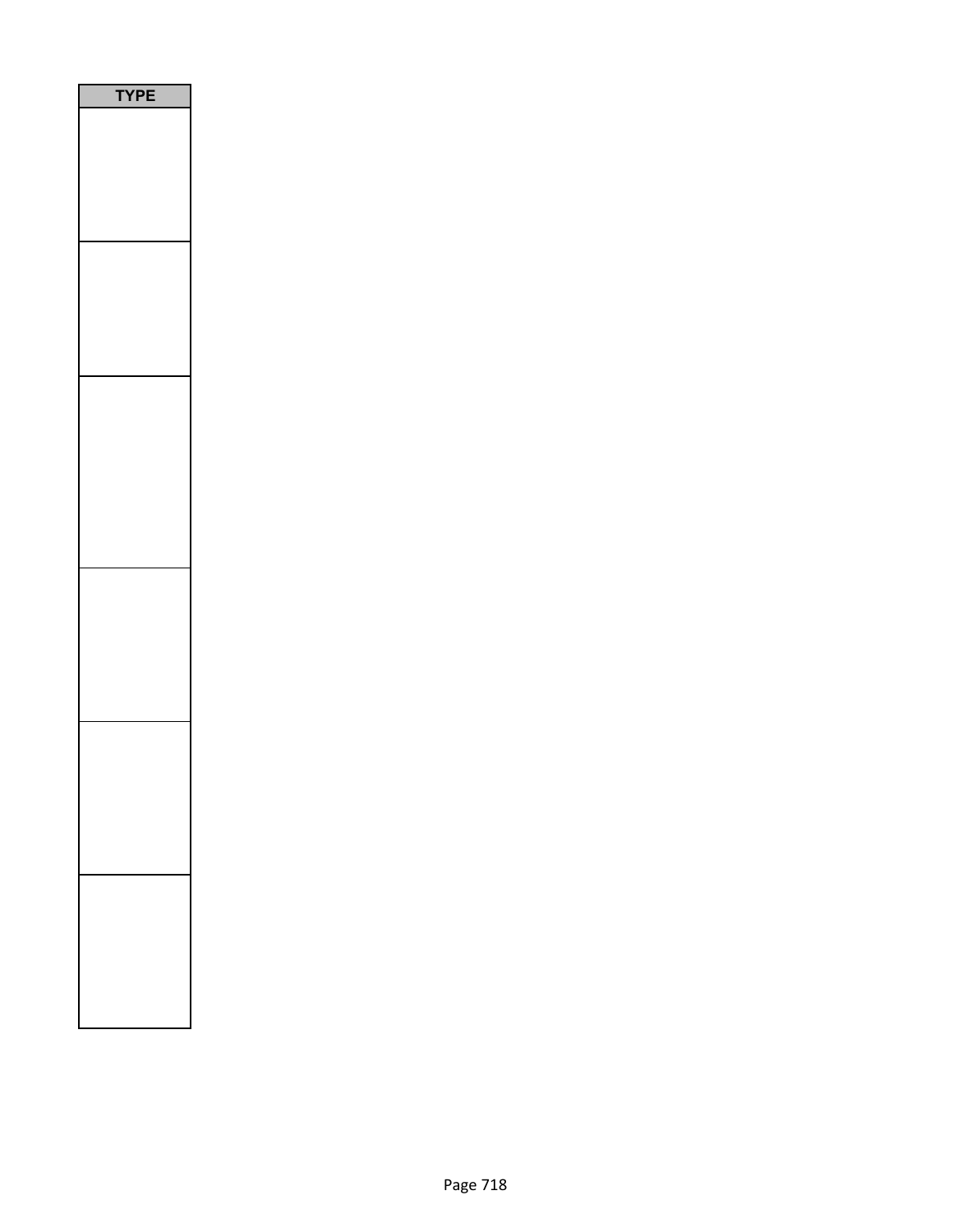| TYPE |
| --- |
| |
| |
| |
| |
| |
| |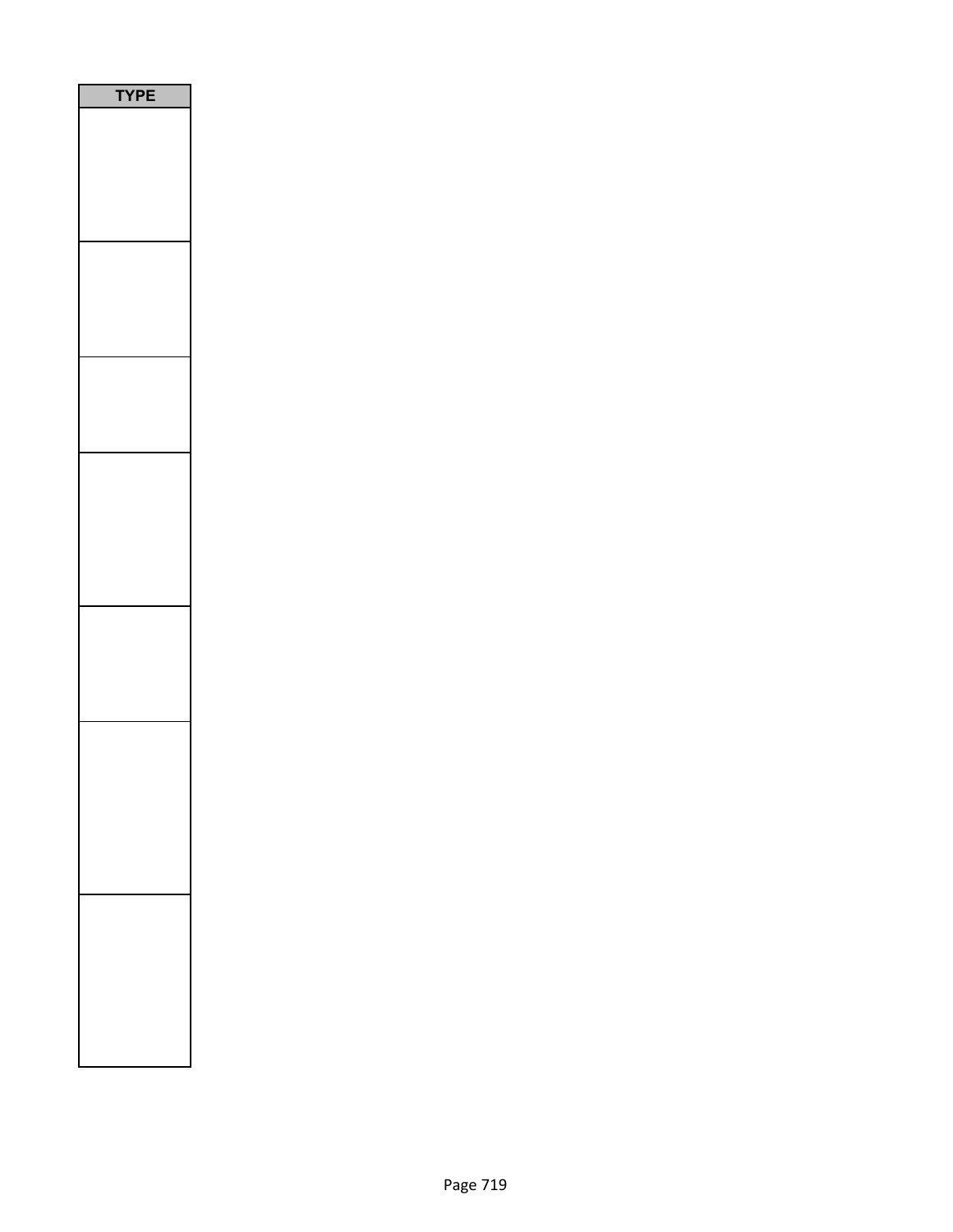| TYPE |
| --- |
| |
| |
| |
| |
| |
| |
| |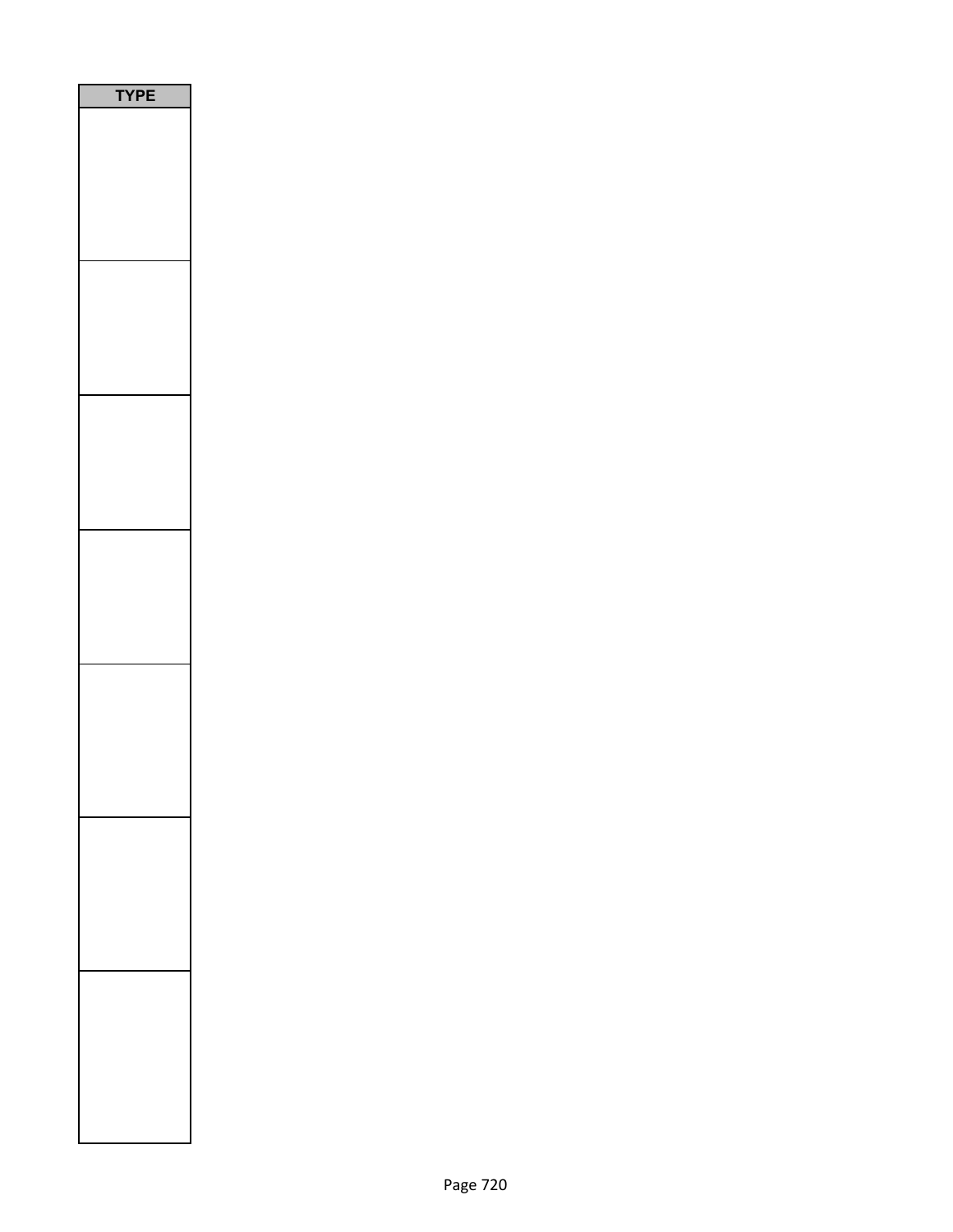| TYPE |
|---|
| |
| |
| |
| |
| |
| |
| |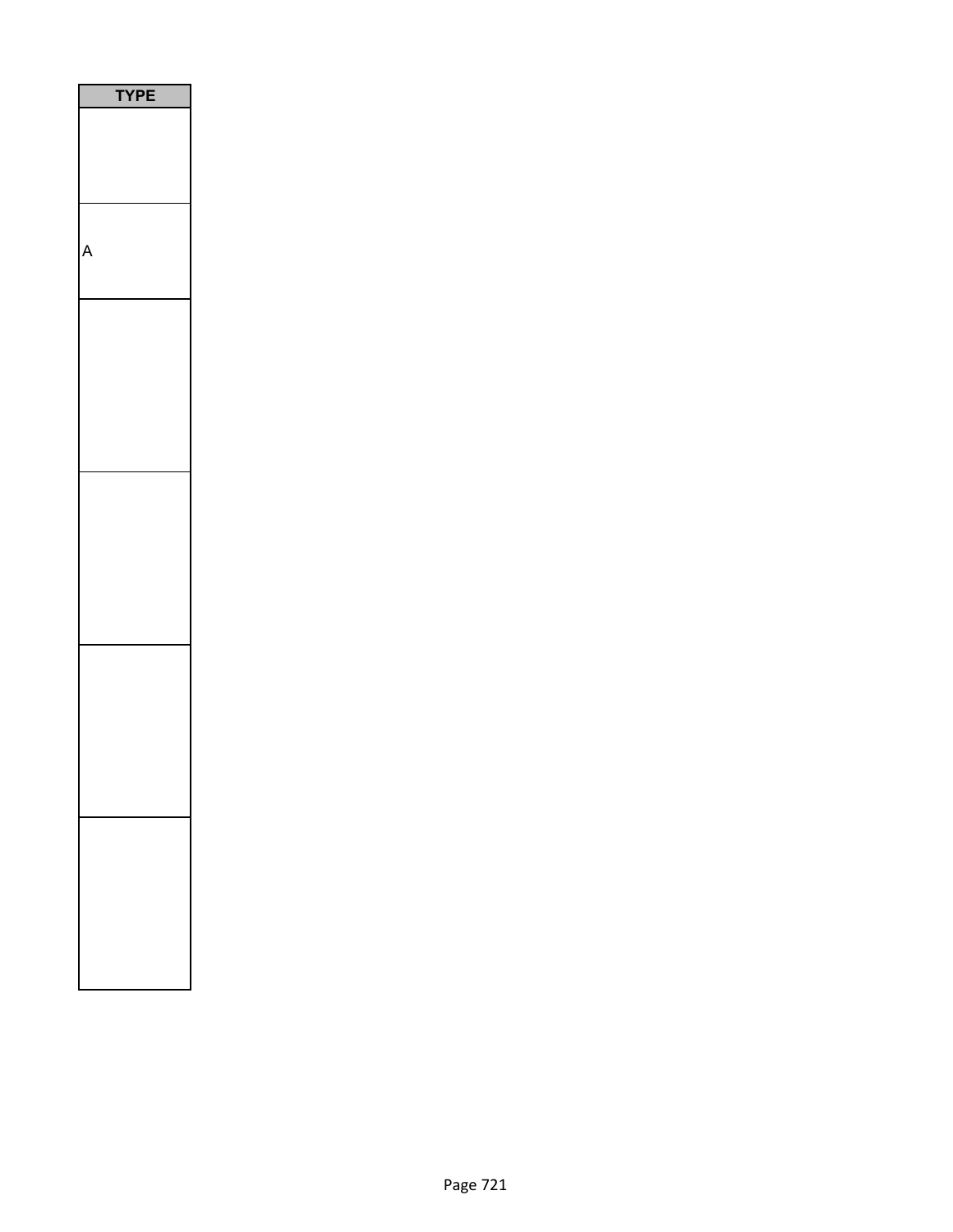| TYPE |
| --- |
| |
| A |
| |
| |
| |
| |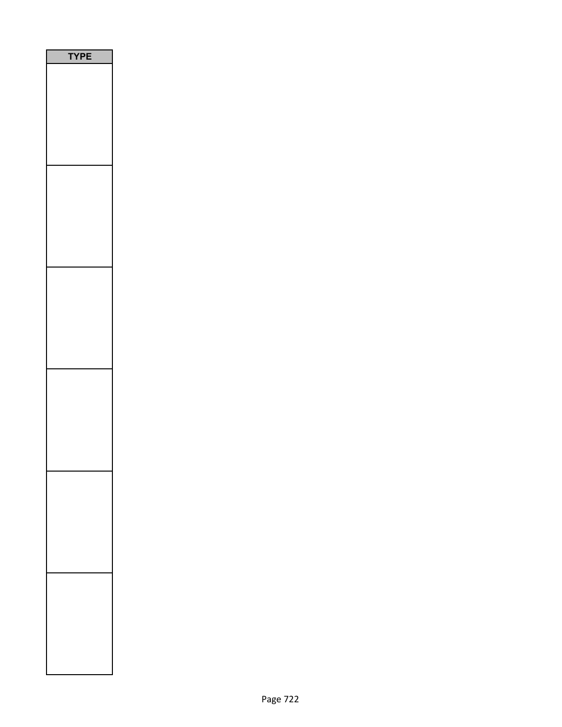| TYPE |
| --- |
| |
| |
| |
| |
| |
| |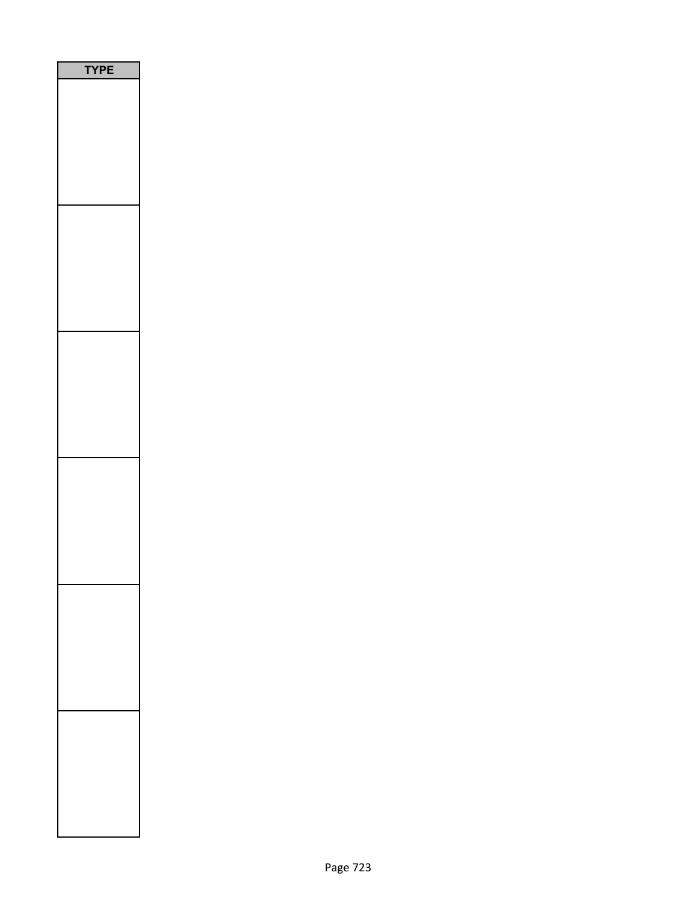| TYPE |
| --- |
| |
| |
| |
| |
| |
| |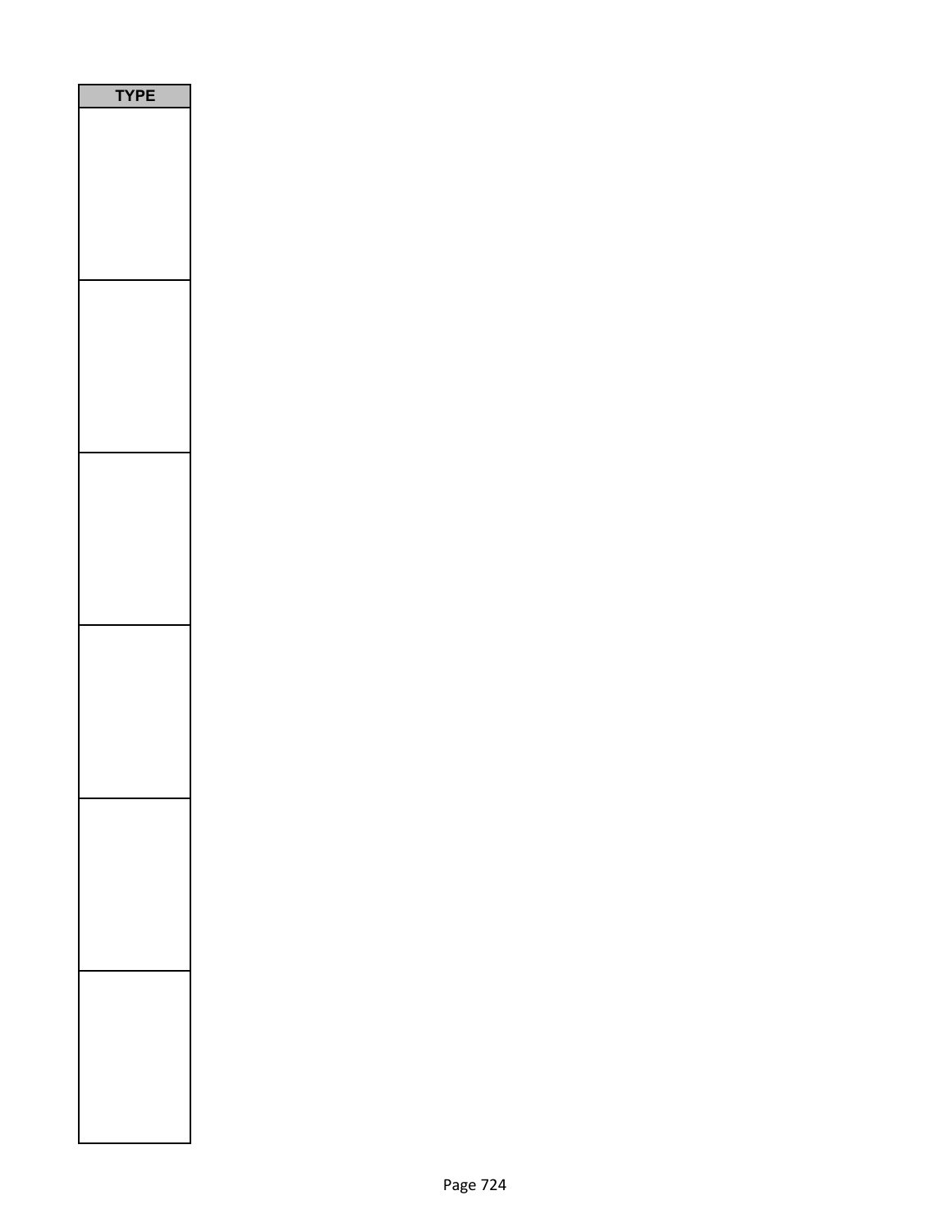| TYPE |
| --- |
| |
| |
| |
| |
| |
| |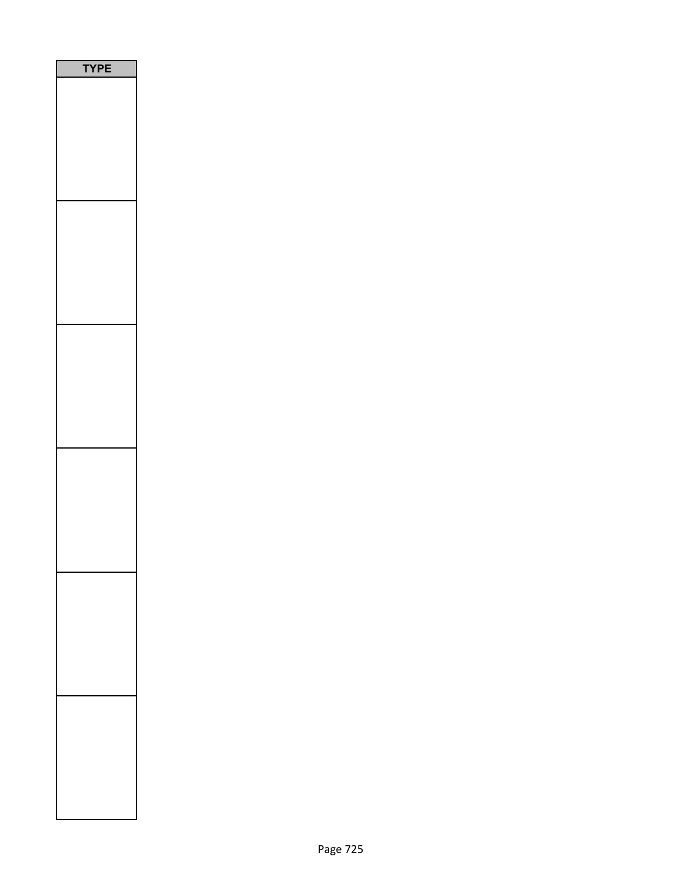| TYPE |
| --- |
| |
| |
| |
| |
| |
| |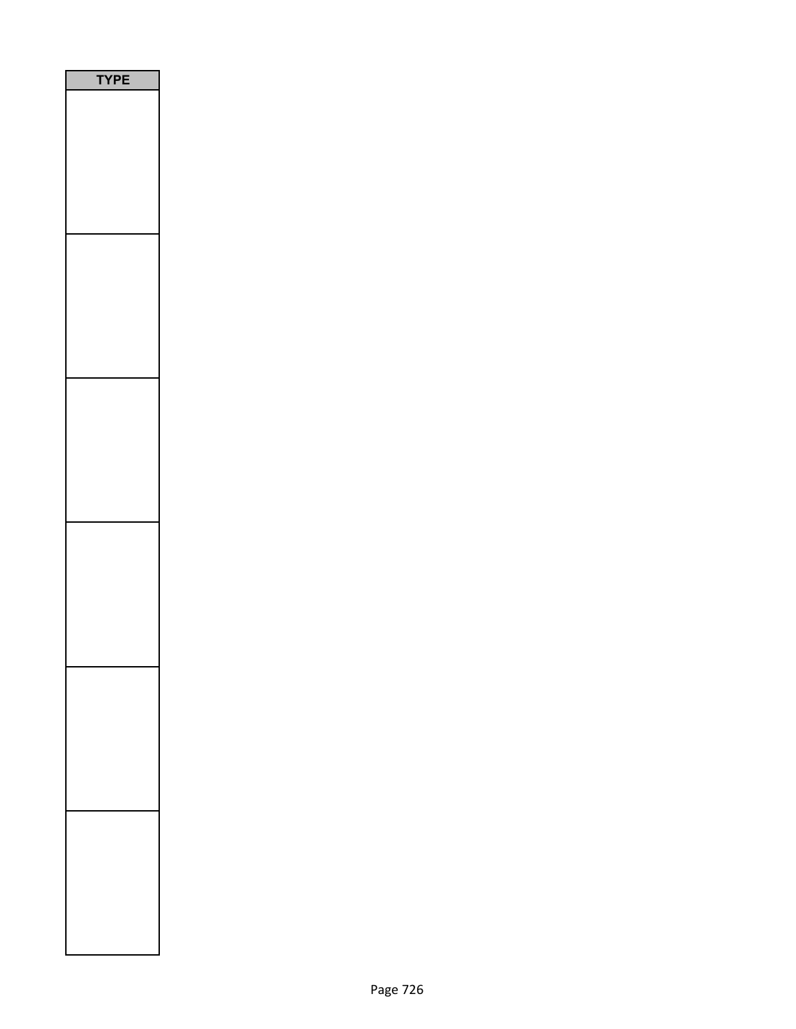| TYPE |
| --- |
| |
| |
| |
| |
| |
| |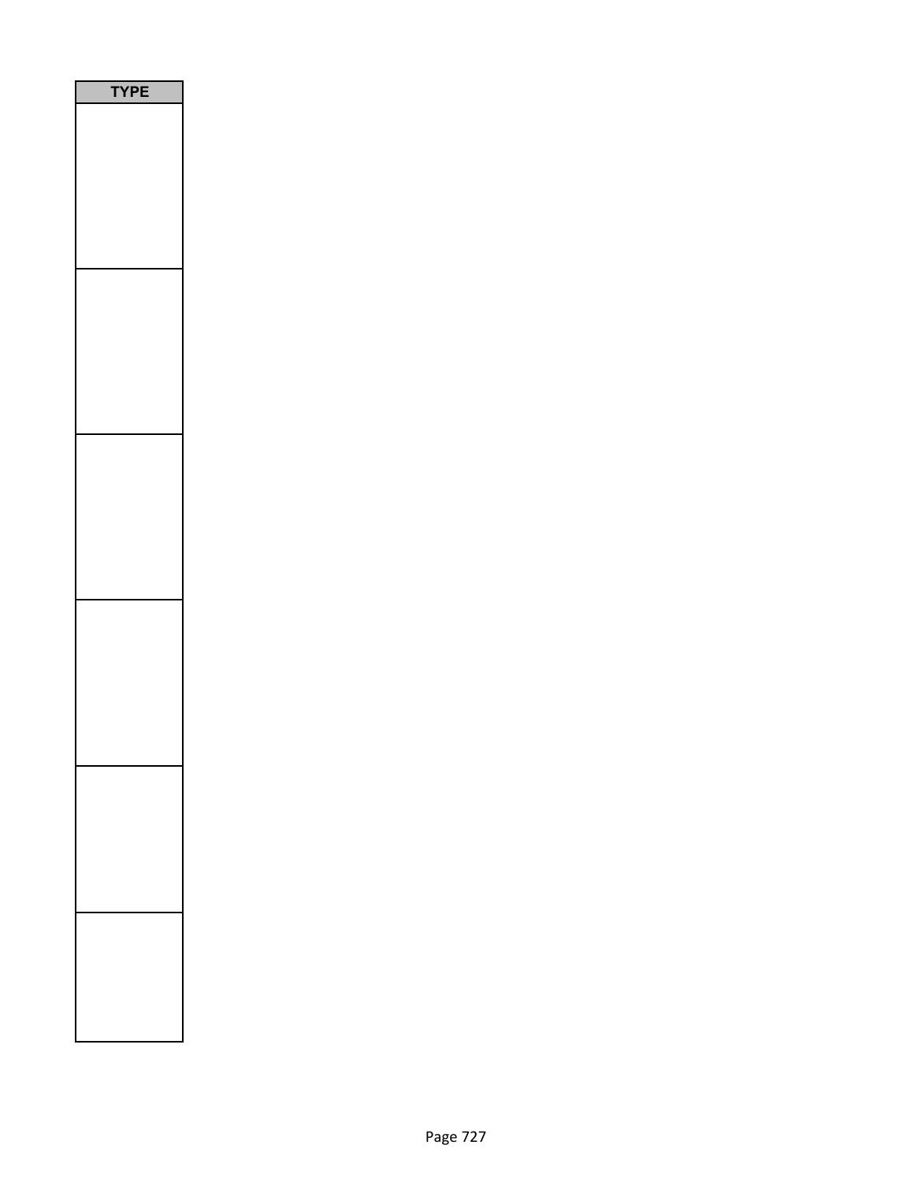| TYPE |
| --- |
| |
| |
| |
| |
| |
| |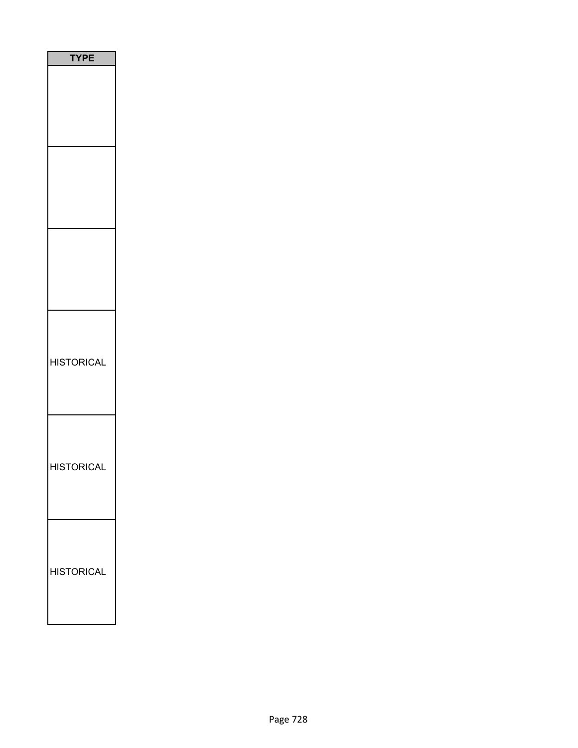| TYPE |
| --- |
| |
| |
| |
| HISTORICAL |
| HISTORICAL |
| HISTORICAL |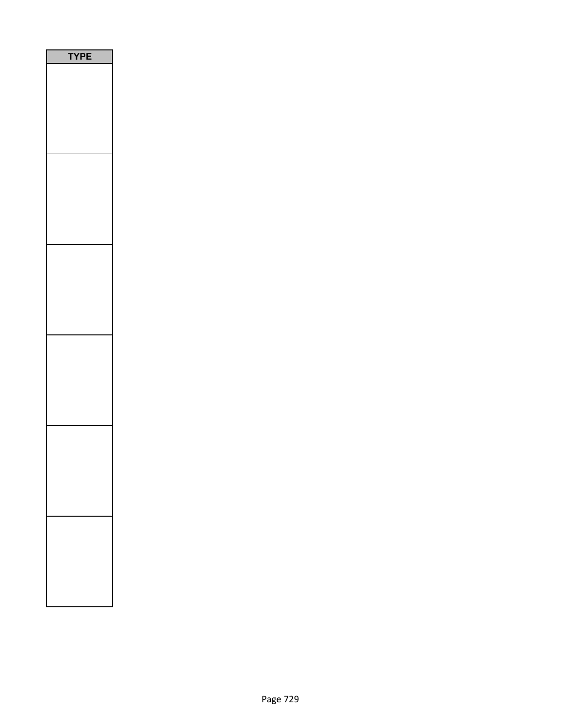| TYPE |
| --- |
| |
| |
| |
| |
| |
| |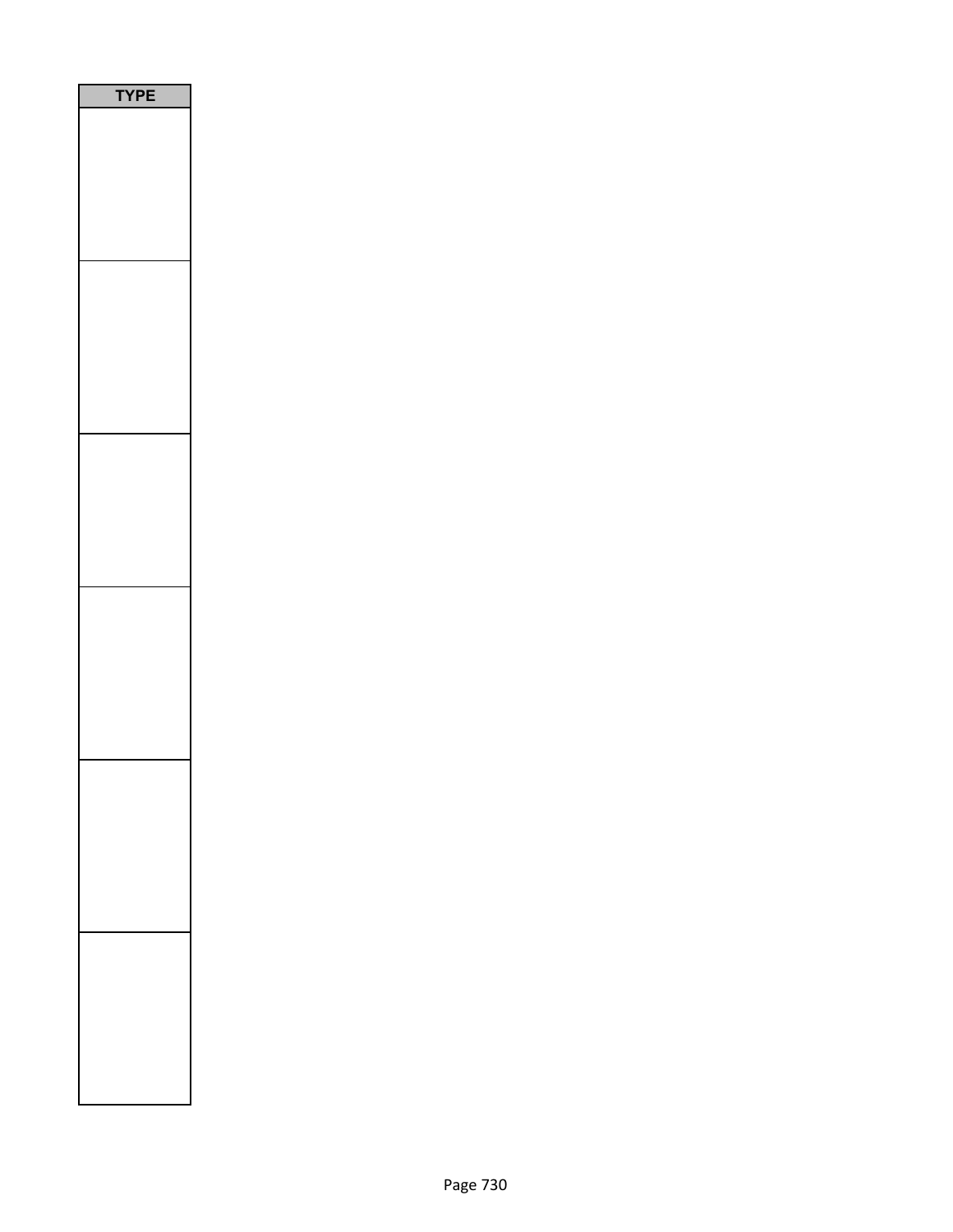| TYPE |
| --- |
| |
| |
| |
| |
| |
| |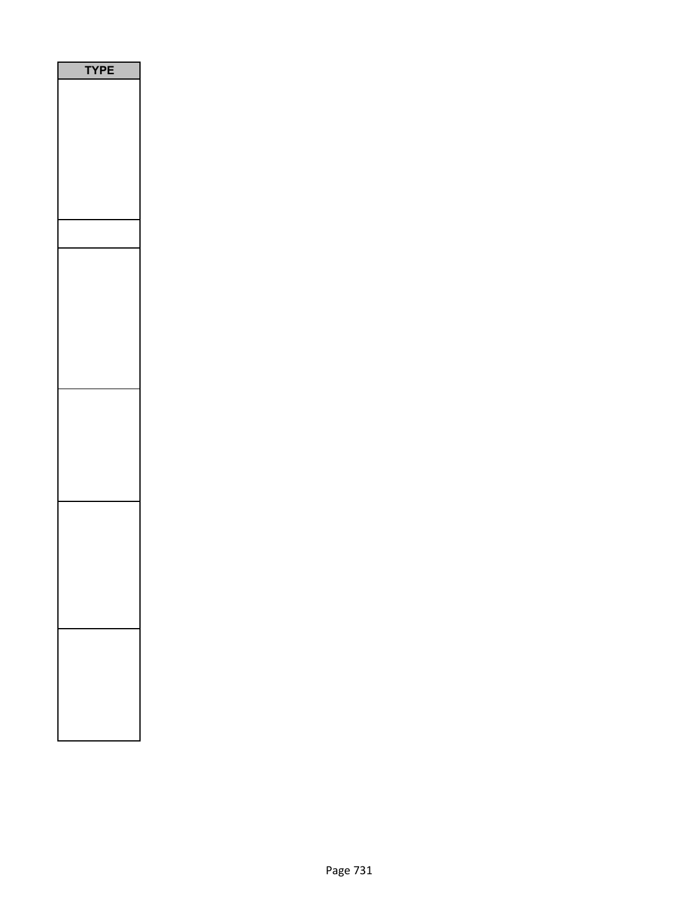| TYPE |
| --- |
| |
| |
| |
| |
| |
| |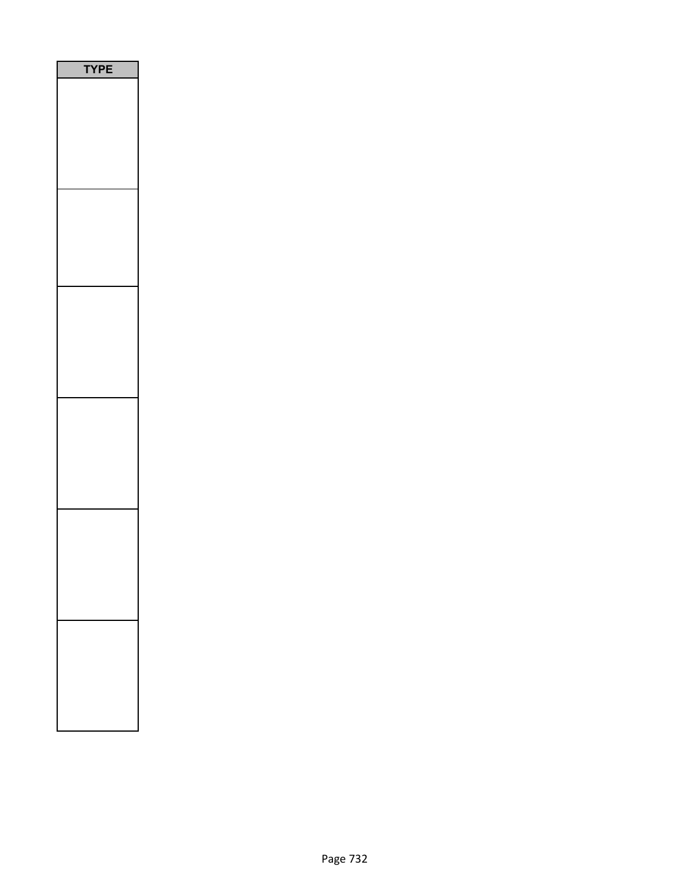| TYPE |
| --- |
| |
| |
| |
| |
| |
| |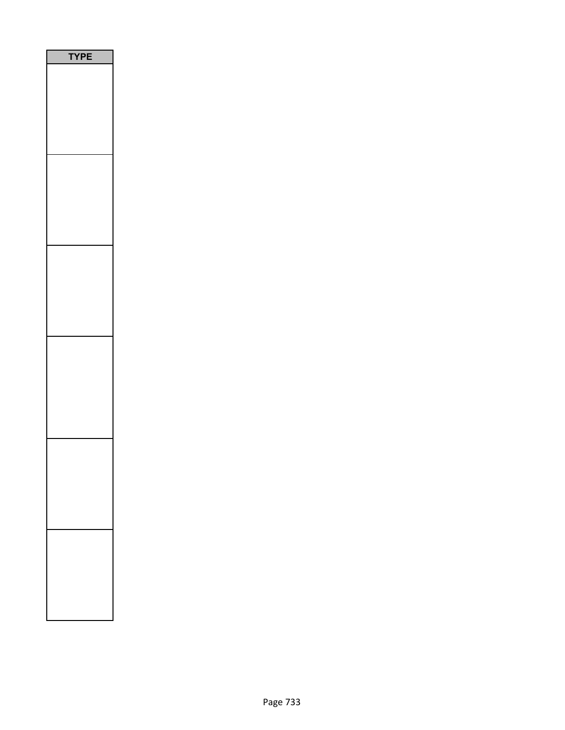| TYPE |
| --- |
| |
| |
| |
| |
| |
| |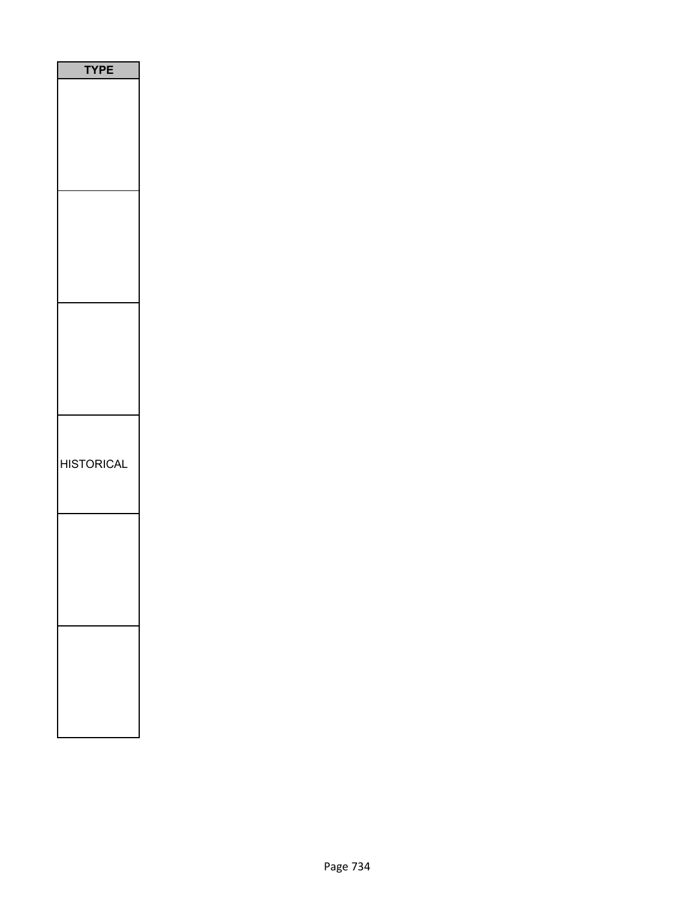| TYPE |
|---|
| |
| |
| |
| HISTORICAL |
| |
| |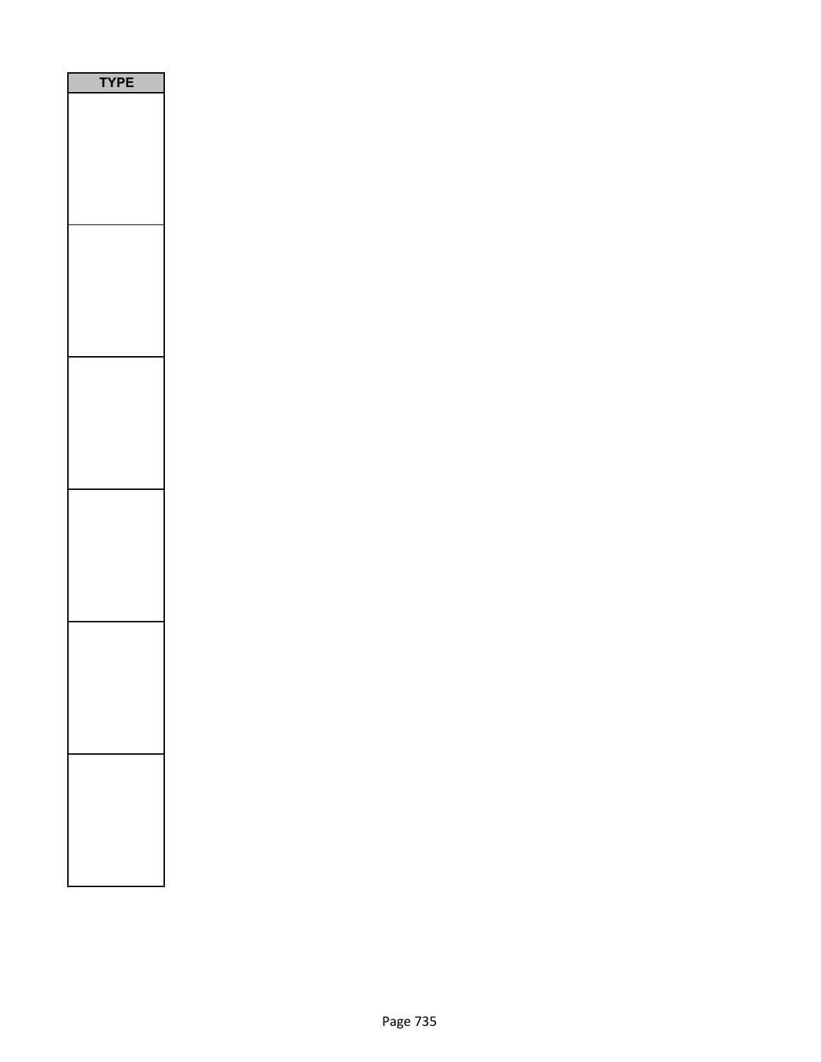| TYPE |
| --- |
| |
| |
| |
| |
| |
| |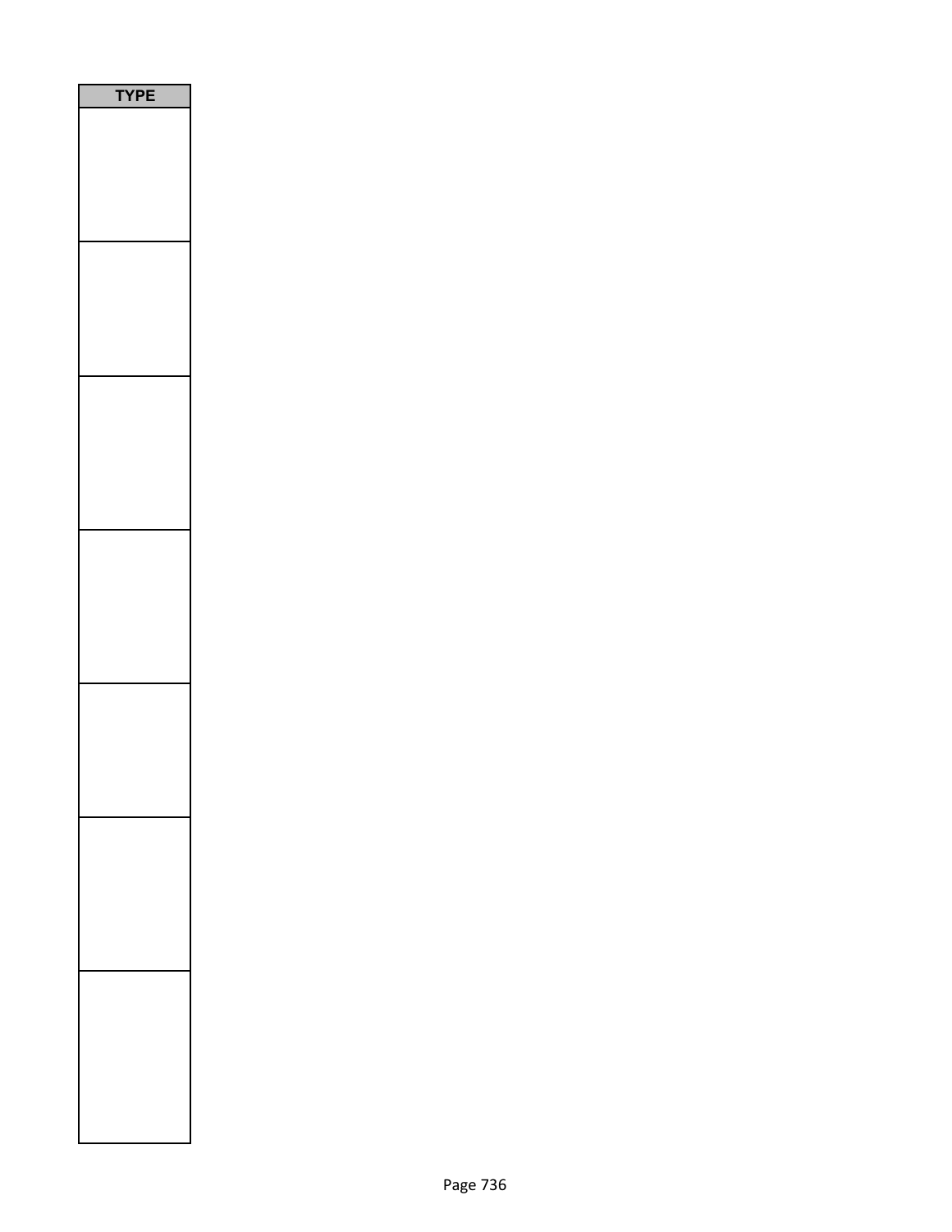| TYPE |
| --- |
| |
| |
| |
| |
| |
| |
| |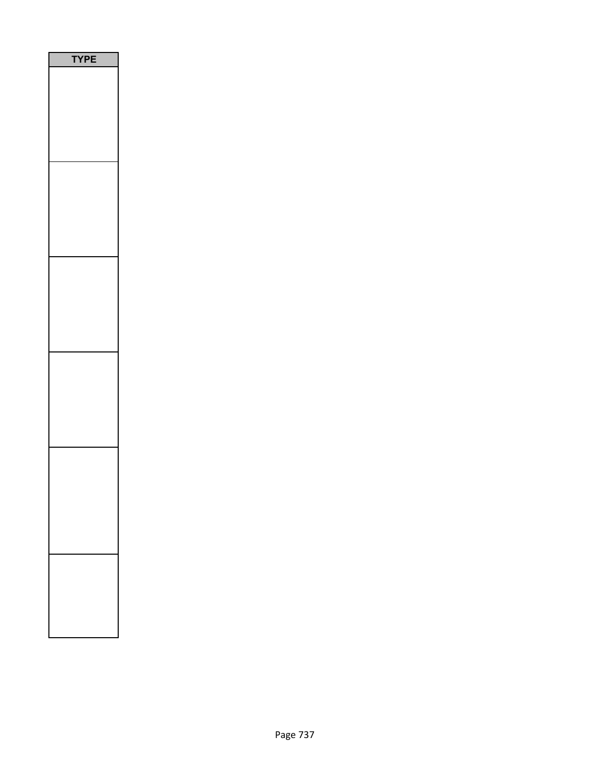| TYPE |
| --- |
| |
| |
| |
| |
| |
| |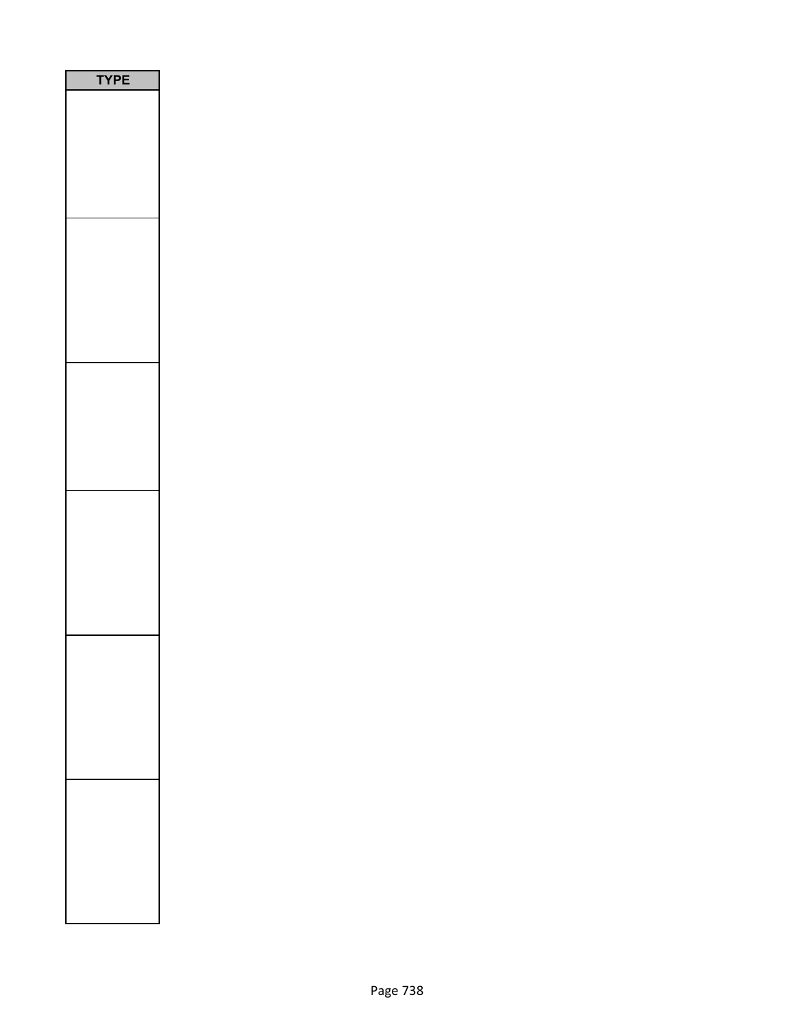| TYPE |
| --- |
| |
| |
| |
| |
| |
| |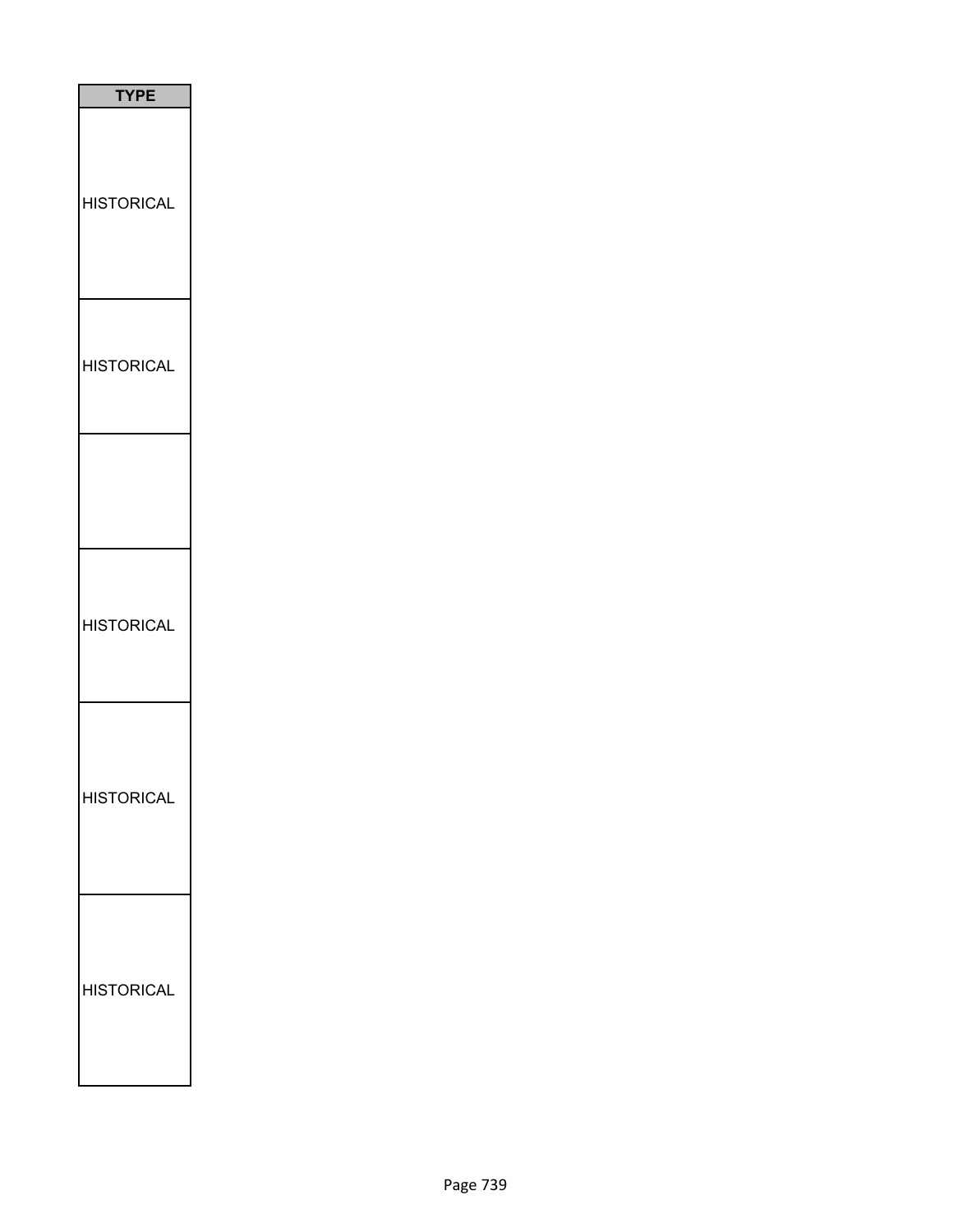| TYPE |
| --- |
| HISTORICAL |
| HISTORICAL |
| |
| HISTORICAL |
| HISTORICAL |
| HISTORICAL |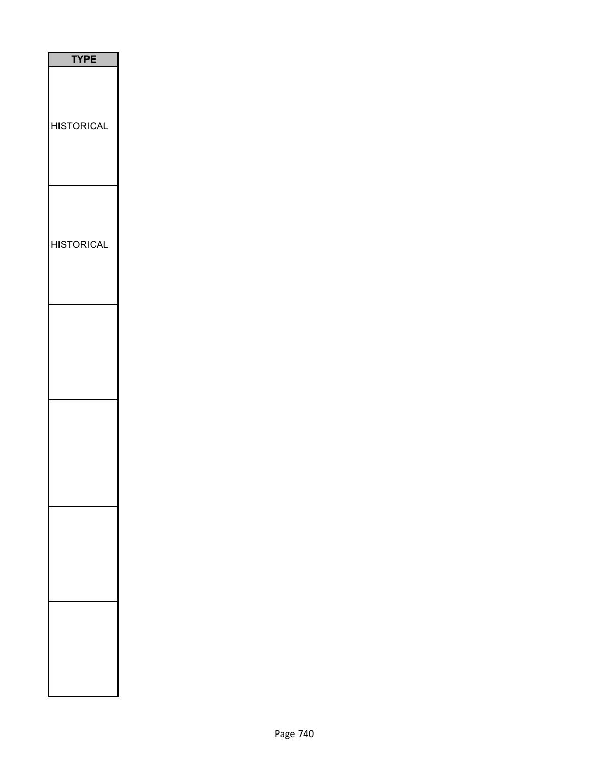| TYPE |
| --- |
| HISTORICAL |
| HISTORICAL |
| |
| |
| |
| |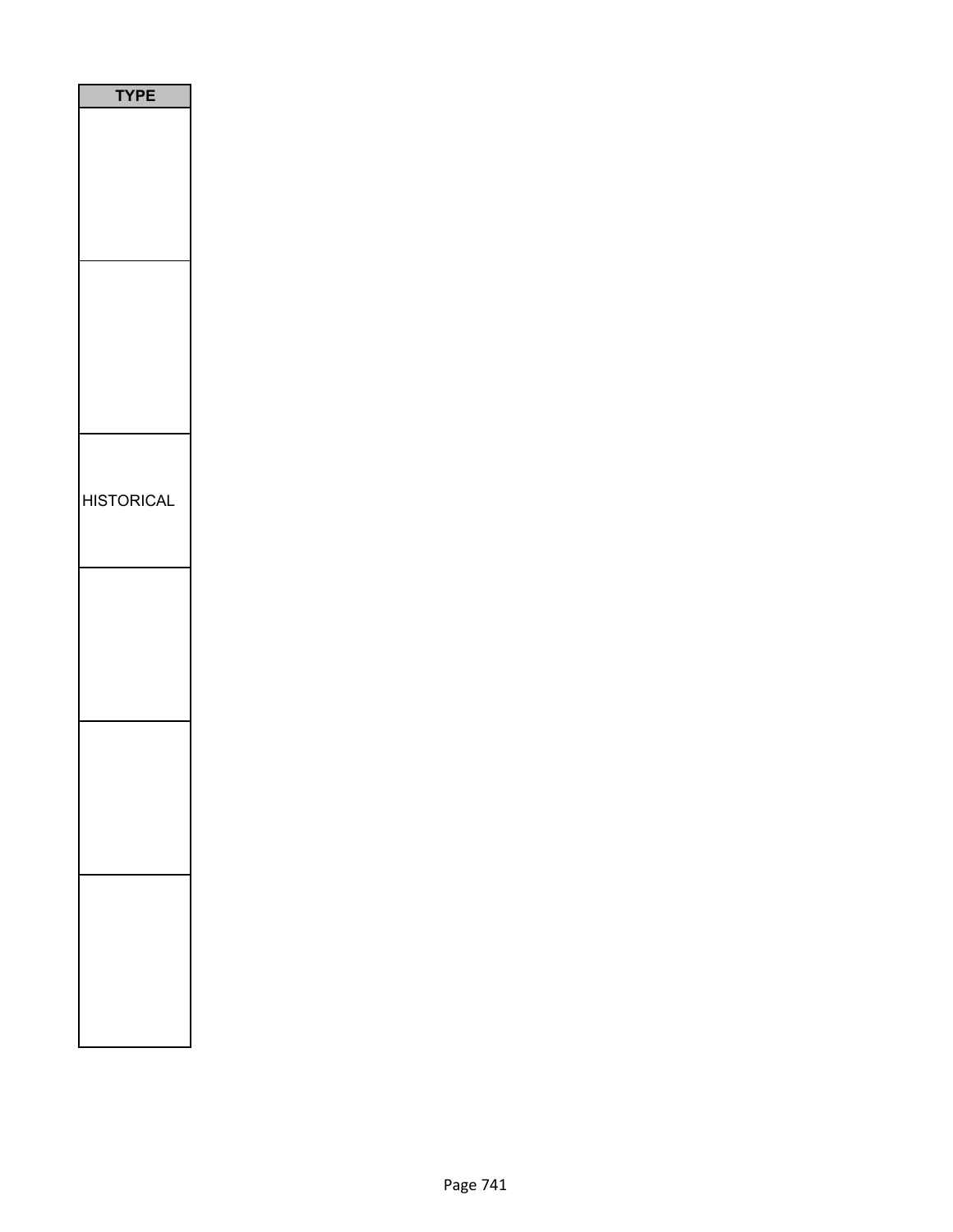| TYPE |
| --- |
| |
| |
| HISTORICAL |
| |
| |
| |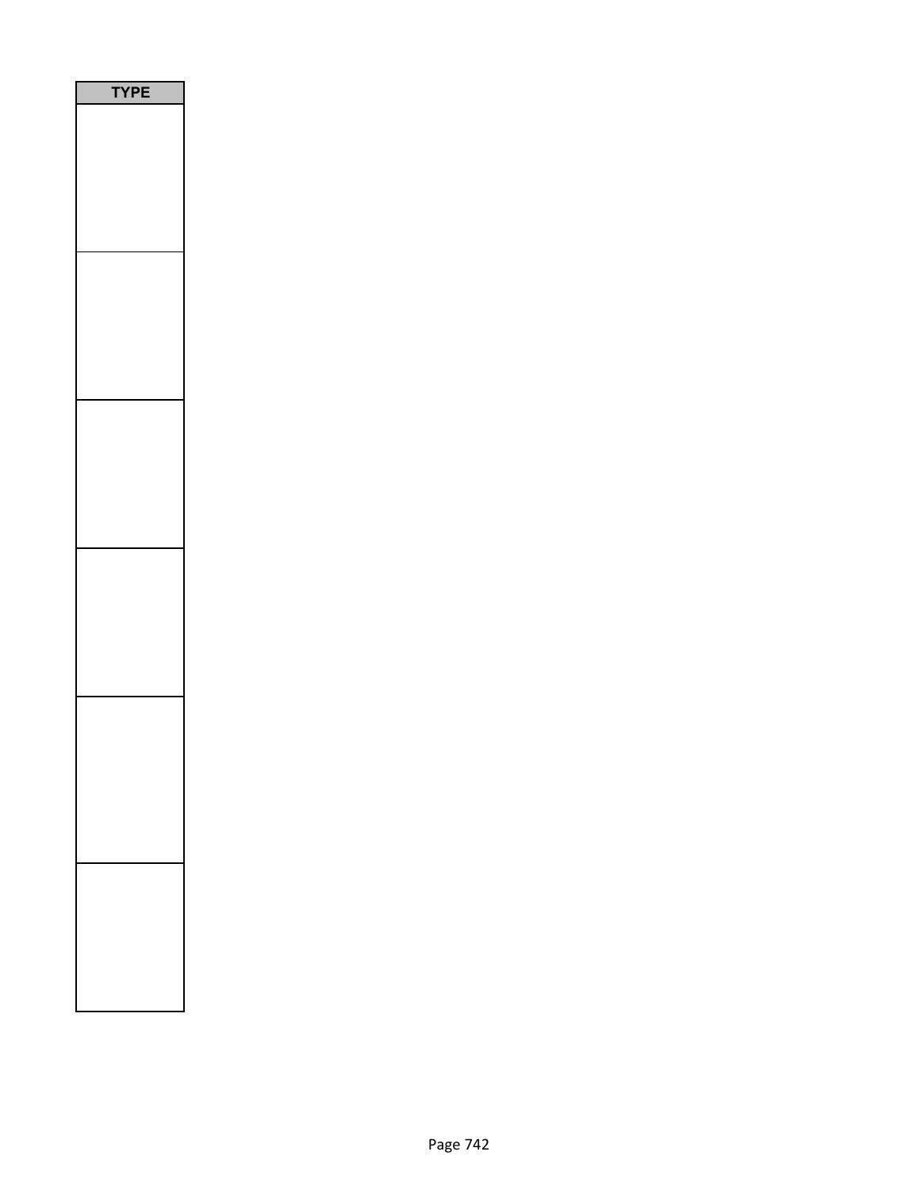| TYPE |
| --- |
| |
| |
| |
| |
| |
| |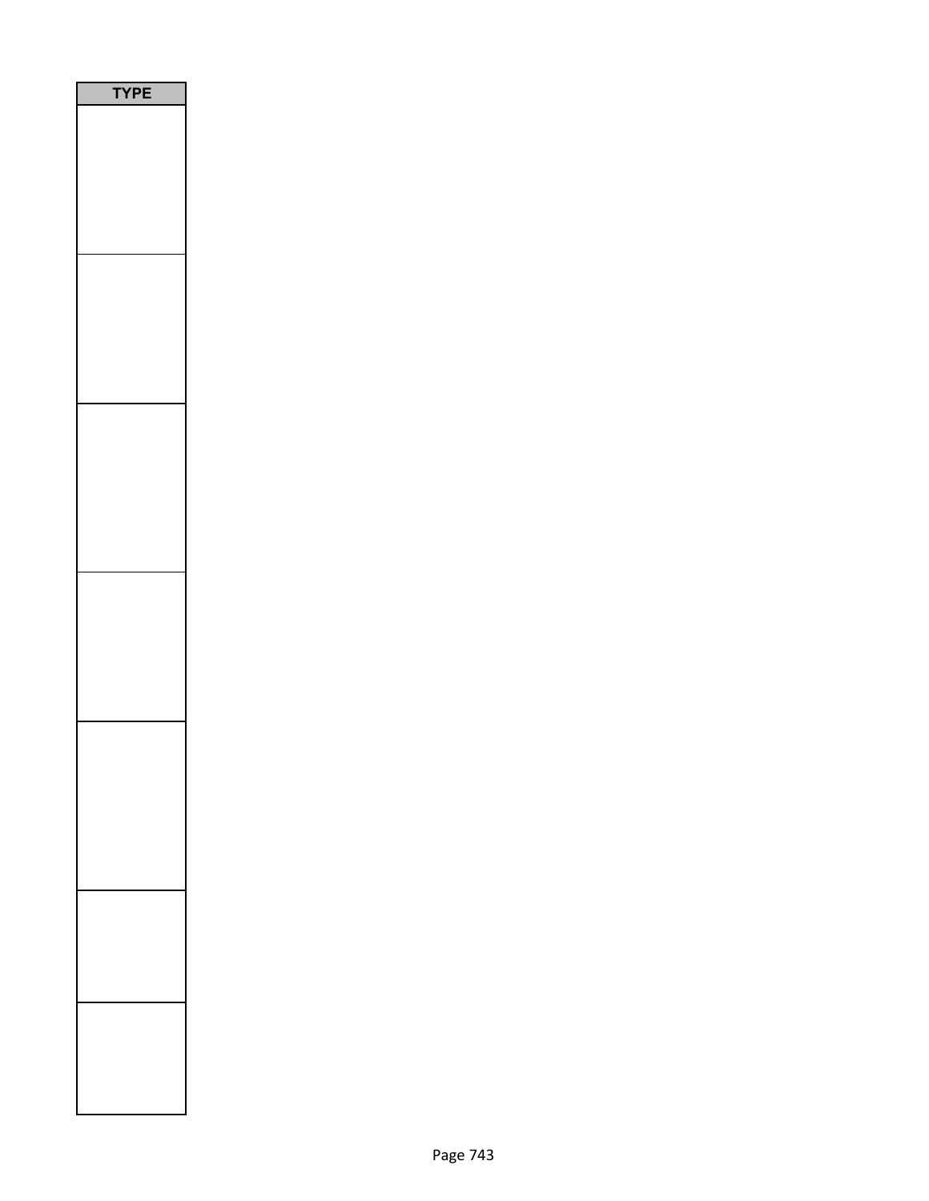| TYPE |
|---|
| |
| |
| |
| |
| |
| |
| |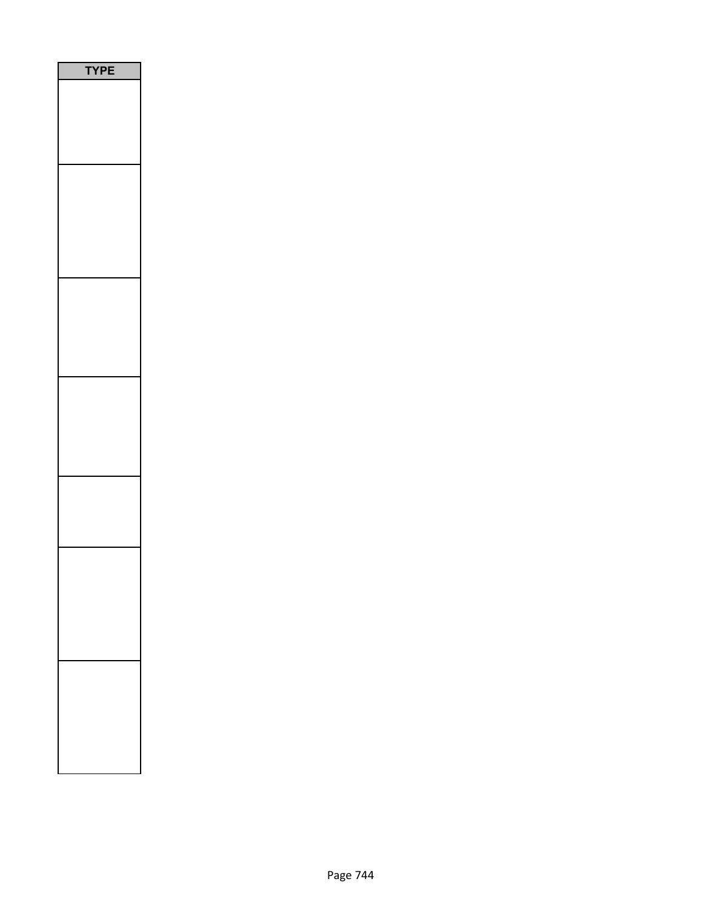| TYPE |
| --- |
| |
| |
| |
| |
| |
| |
| |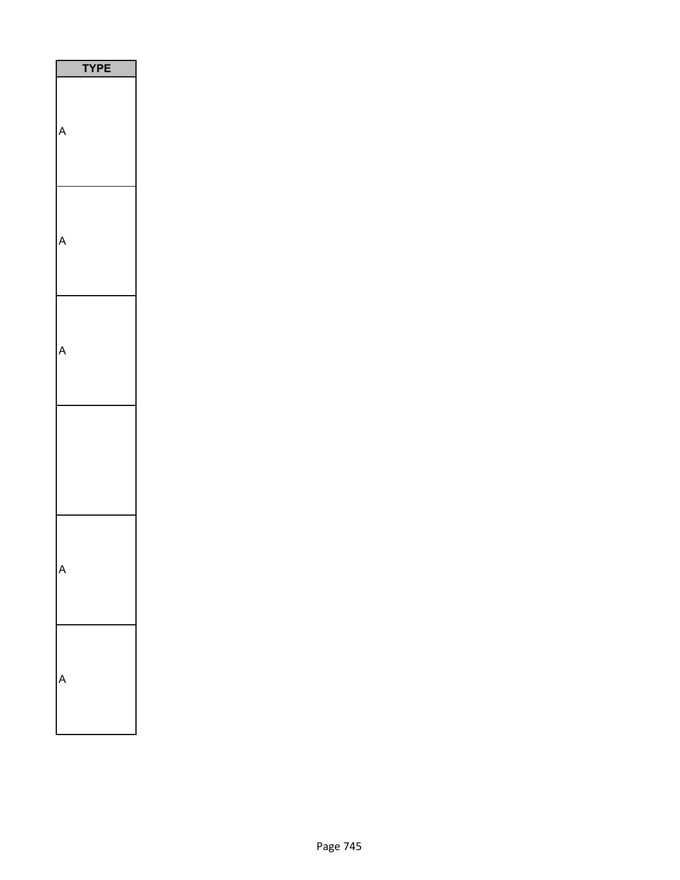| TYPE |
| --- |
| A |
| A |
| A |
| |
| A |
| A |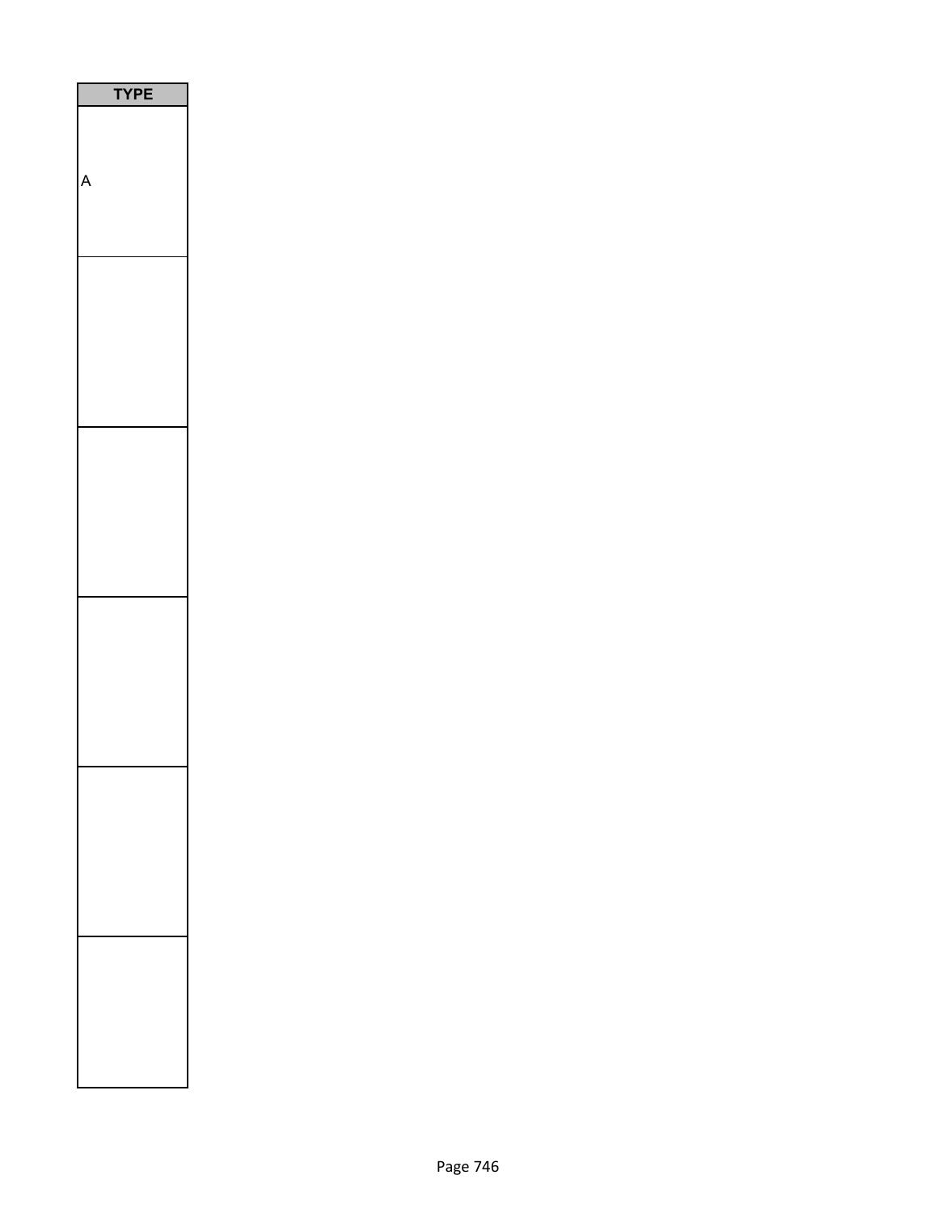| TYPE |
| --- |
| A |
| |
| |
| |
| |
| |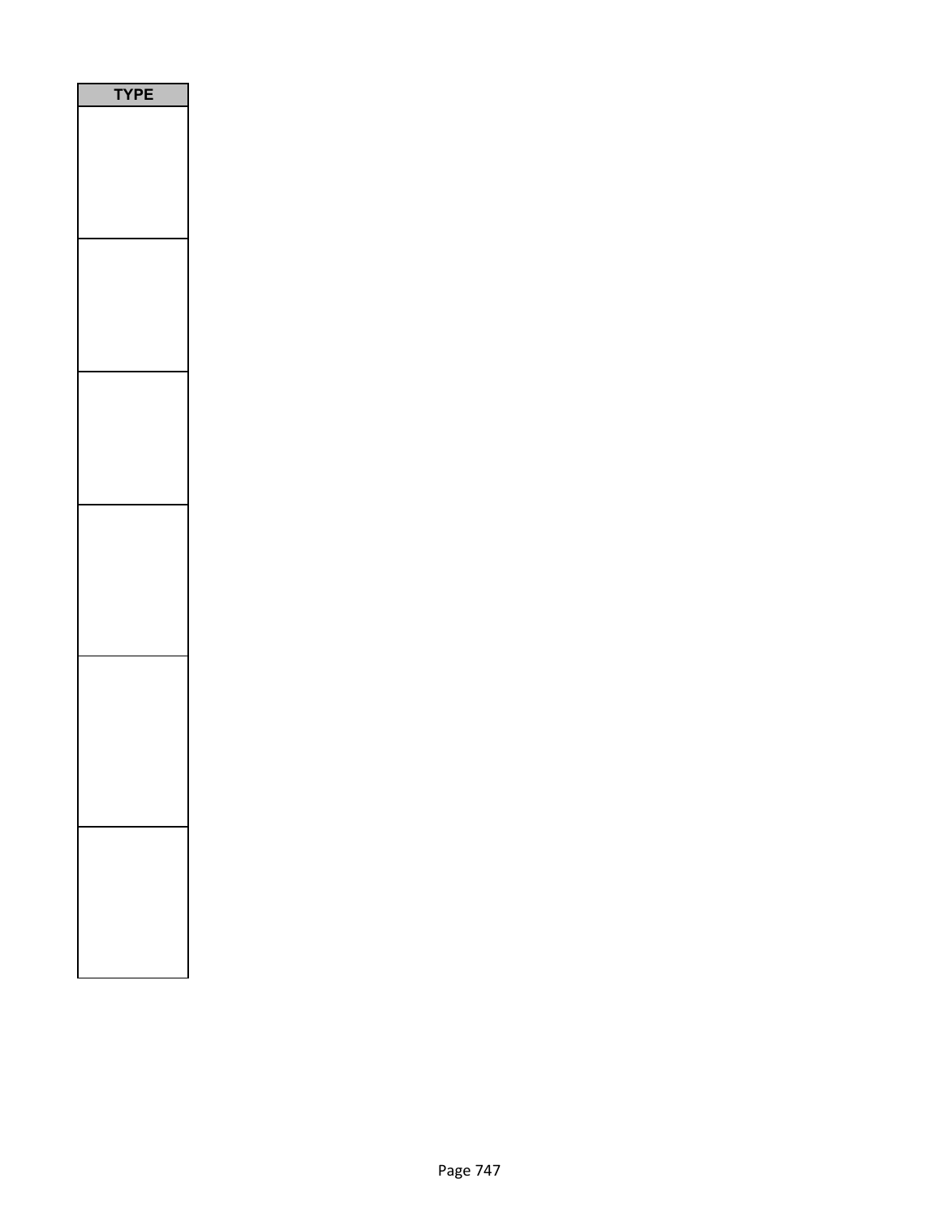| TYPE |
| --- |
| |
| |
| |
| |
| |
| |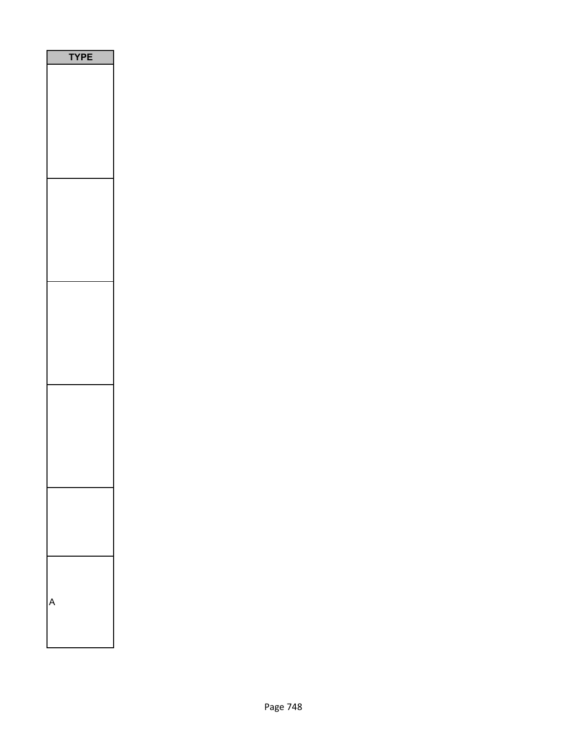| TYPE |
|---|
| |
| |
| |
| |
| |
| A |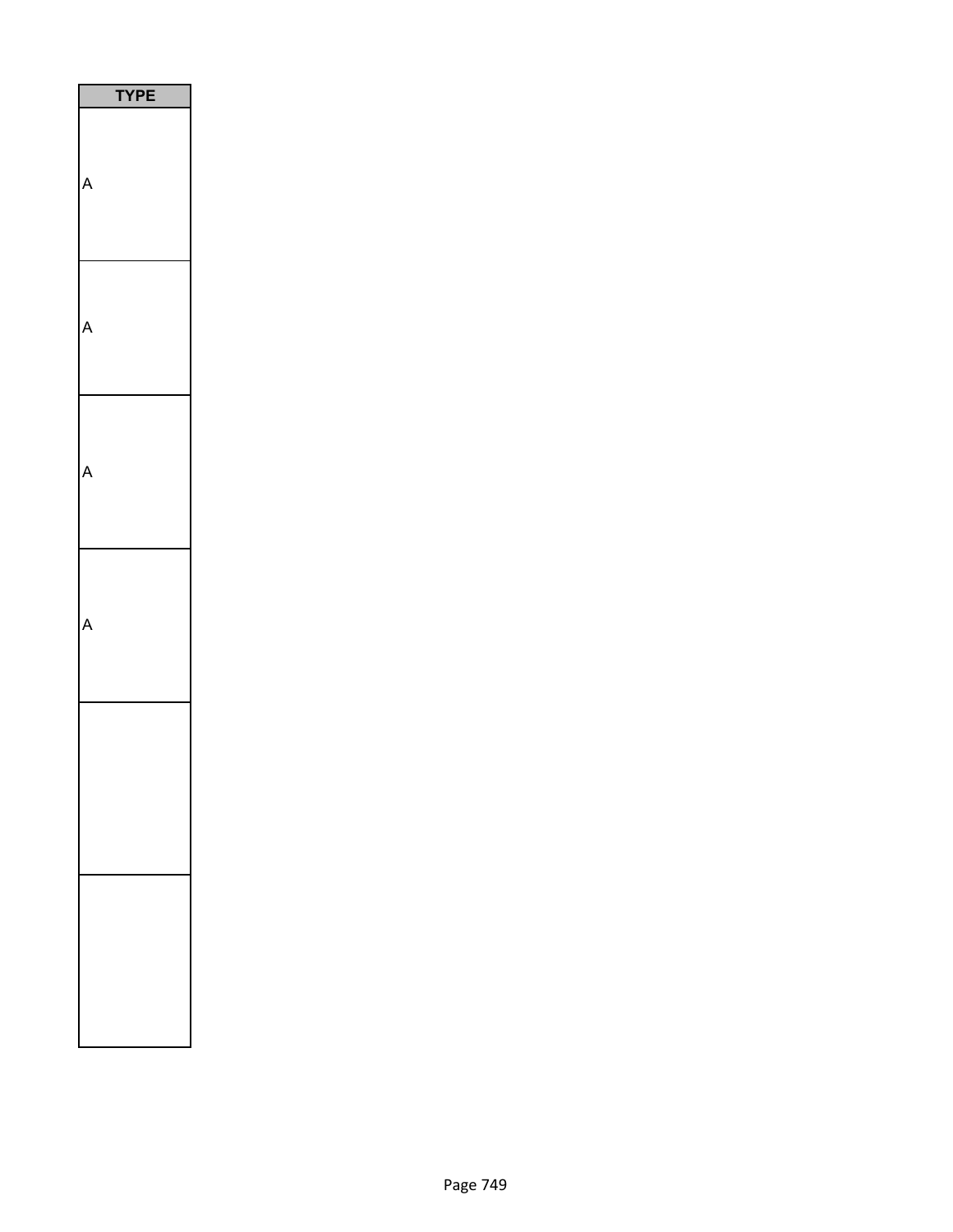| TYPE |
|---|
| A |
| A |
| A |
| A |
| |
| |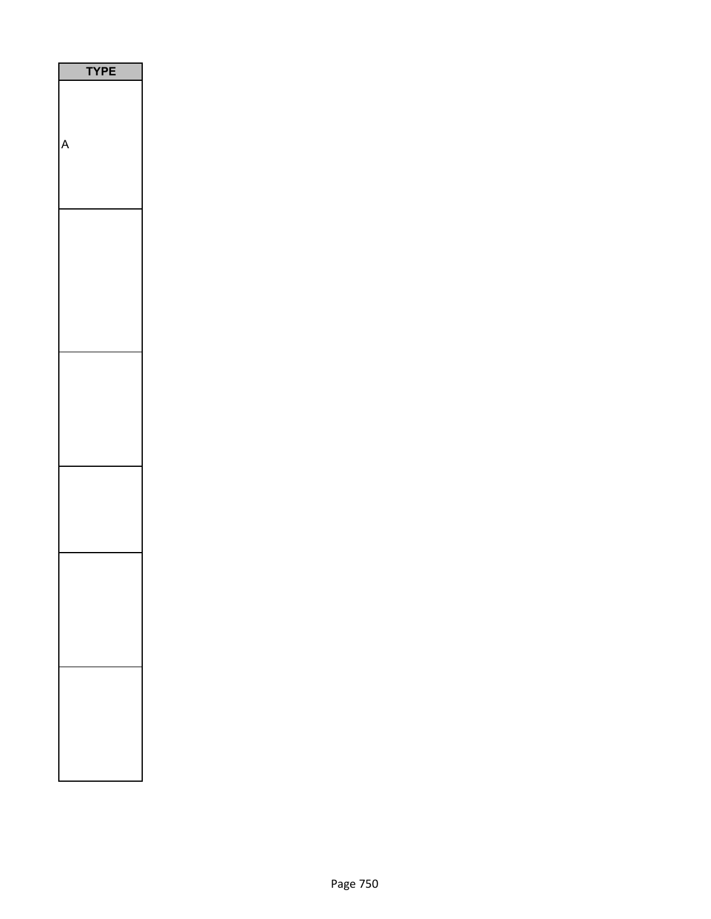| TYPE |
| --- |
| A |
| |
| |
| |
| |
| |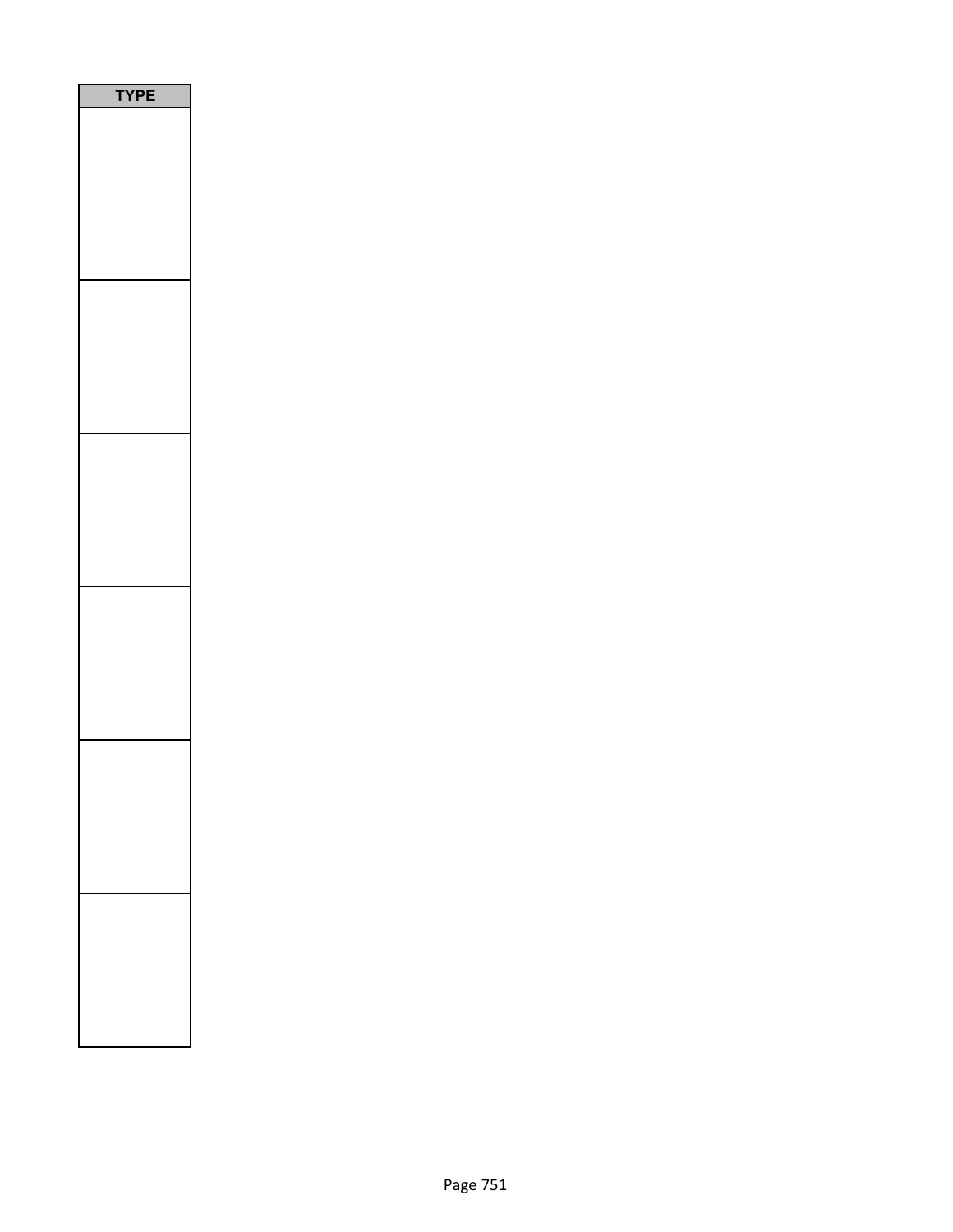| TYPE |
| --- |
| |
| |
| |
| |
| |
| |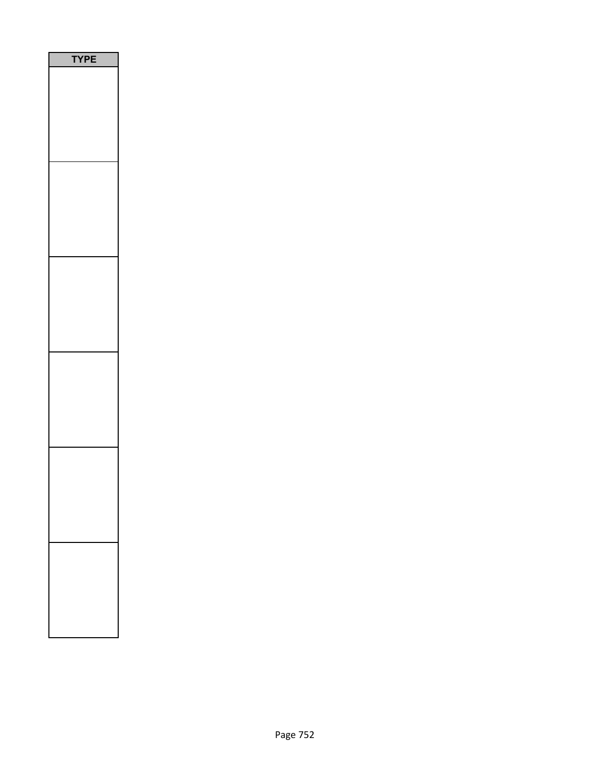| TYPE |
| --- |
| |
| |
| |
| |
| |
| |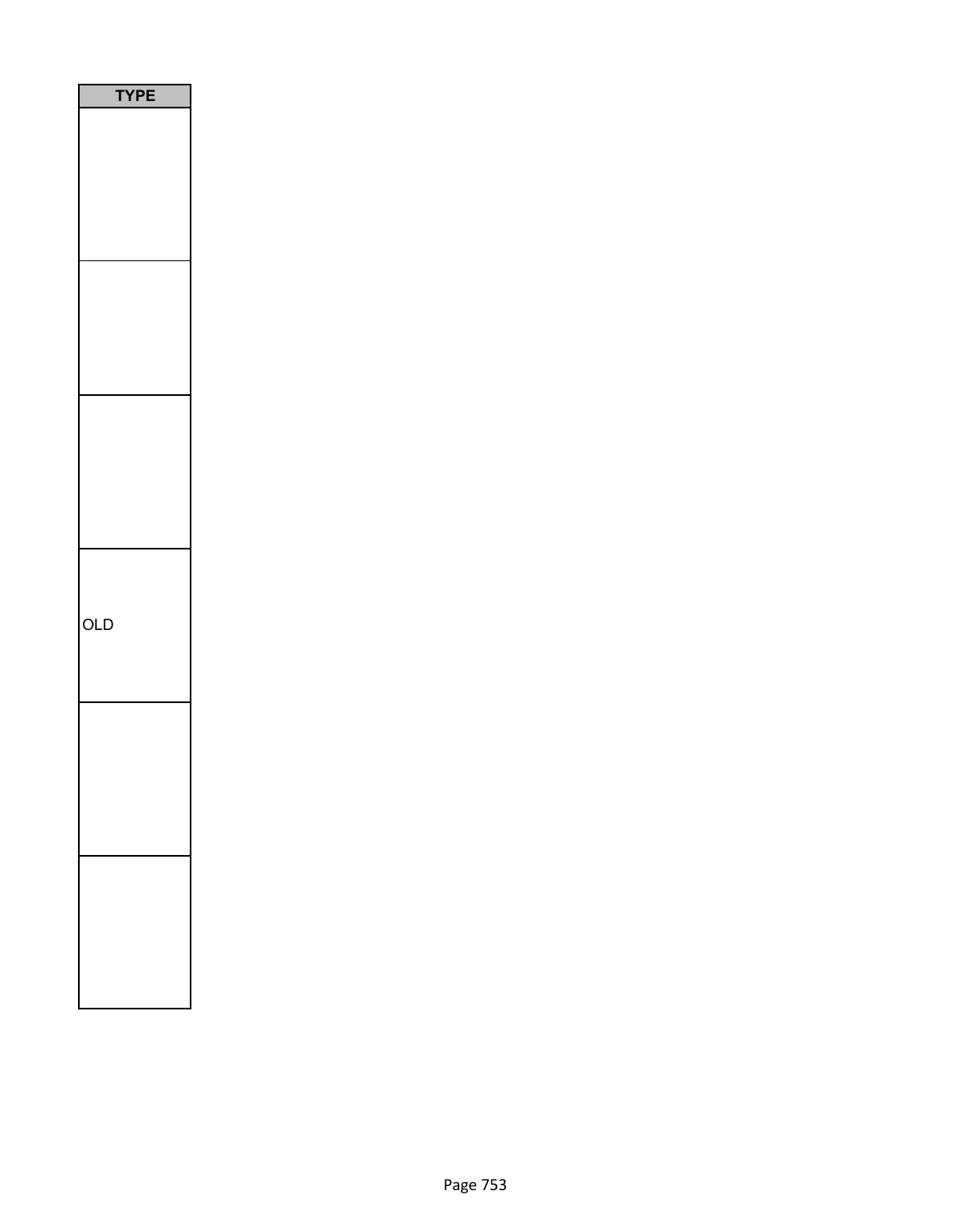| TYPE |
| --- |
| |
| |
| |
| OLD |
| |
| |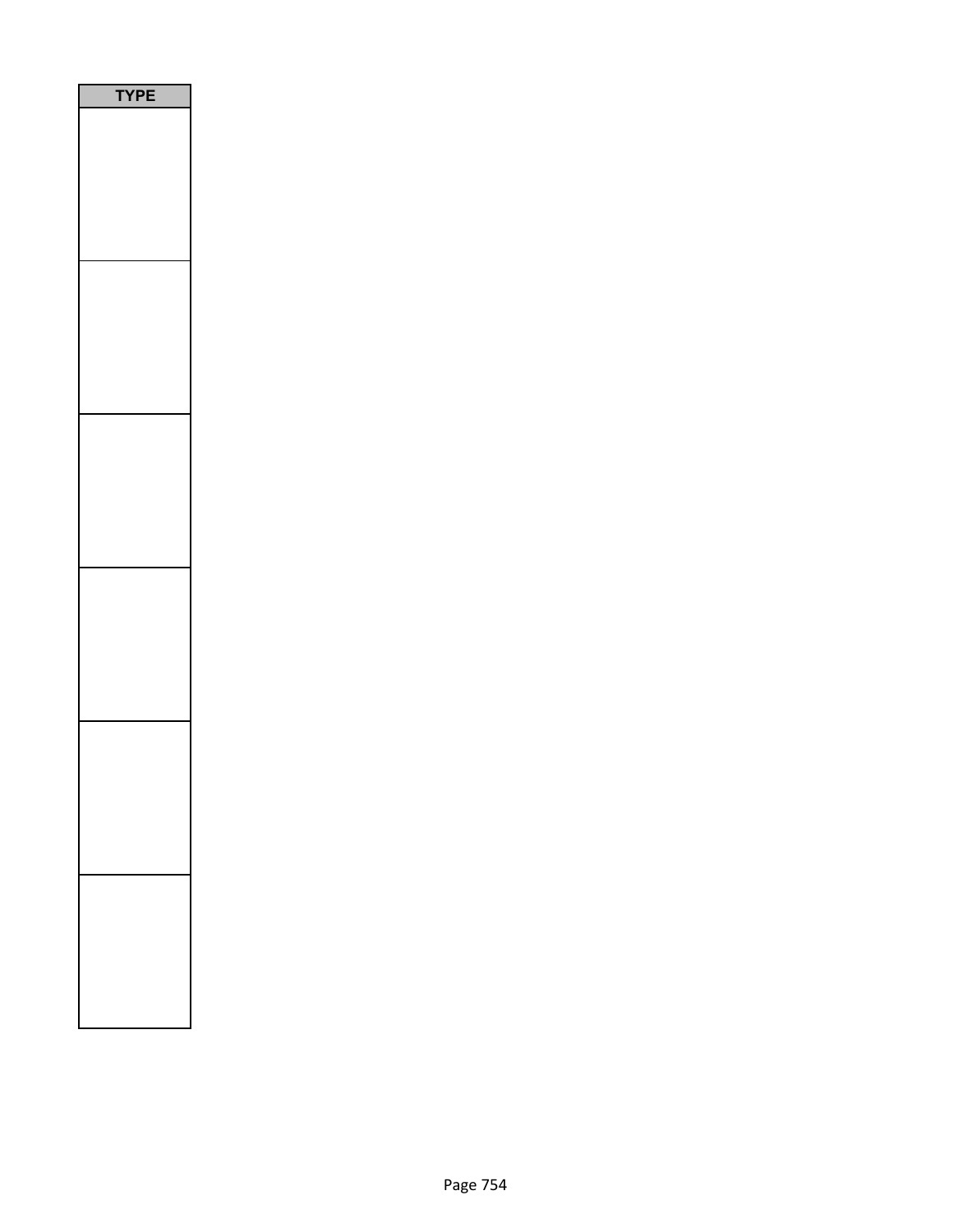| TYPE |
| --- |
| |
| |
| |
| |
| |
| |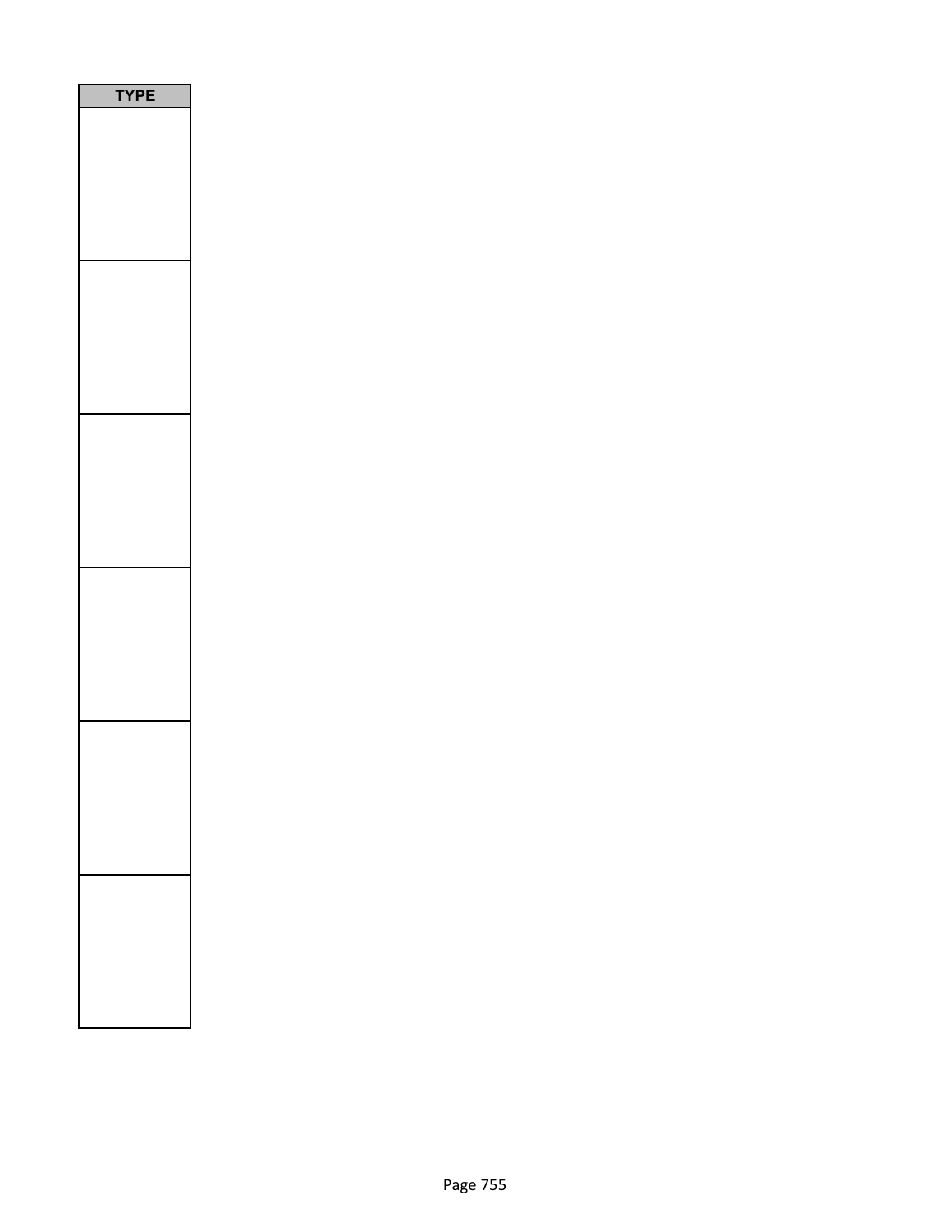| TYPE |
| --- |
| |
| |
| |
| |
| |
| |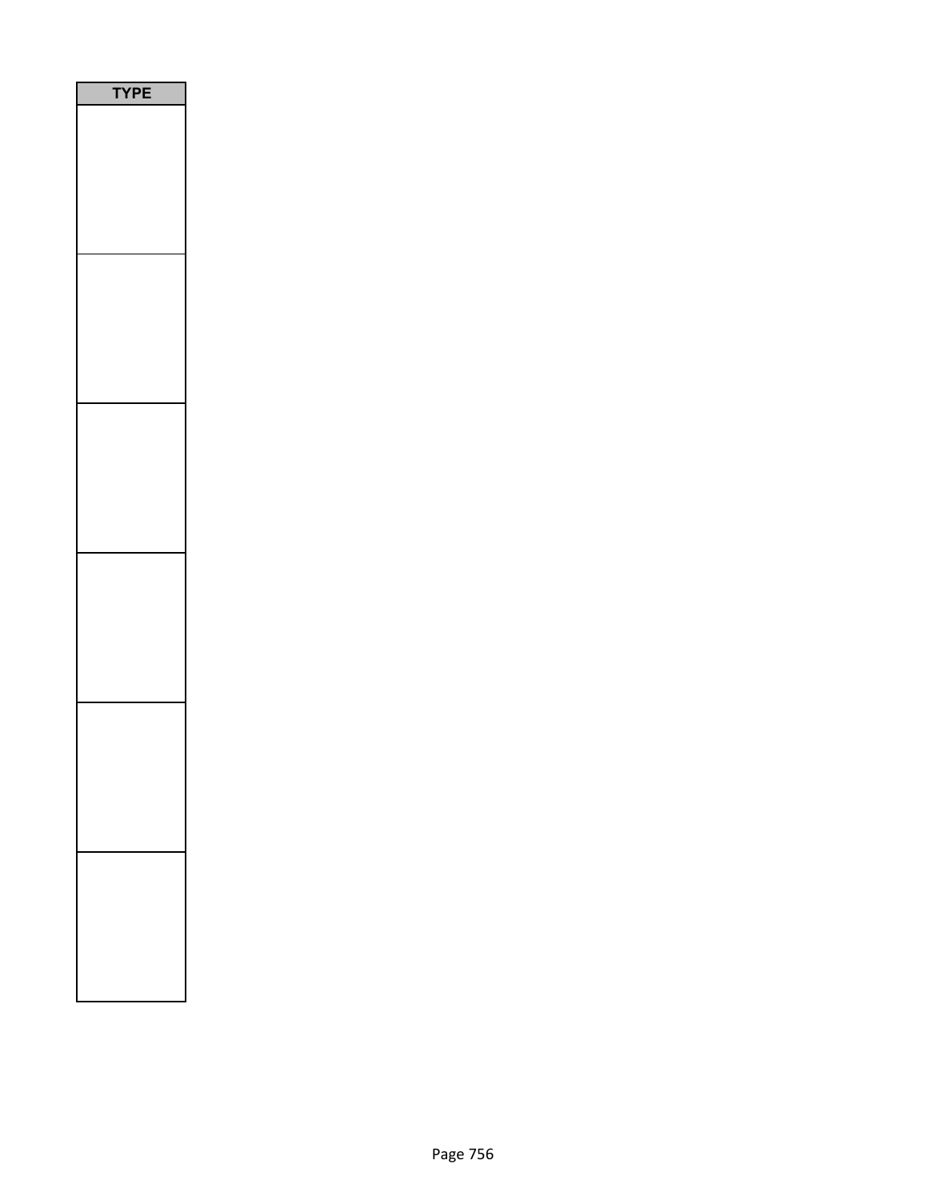| TYPE |
| --- |
| |
| |
| |
| |
| |
| |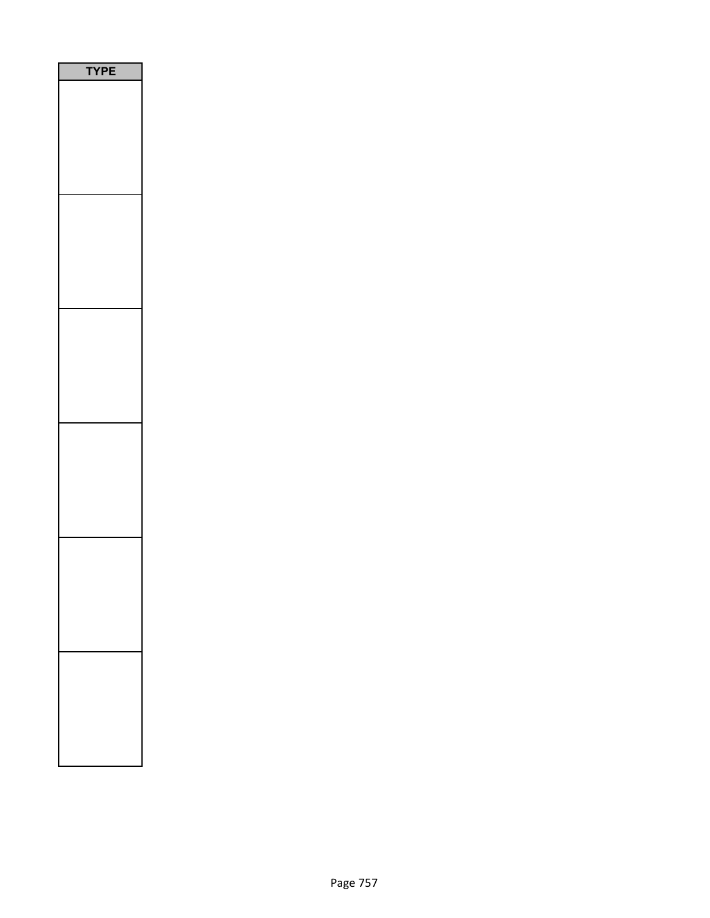| TYPE |
| --- |
| |
| |
| |
| |
| |
| |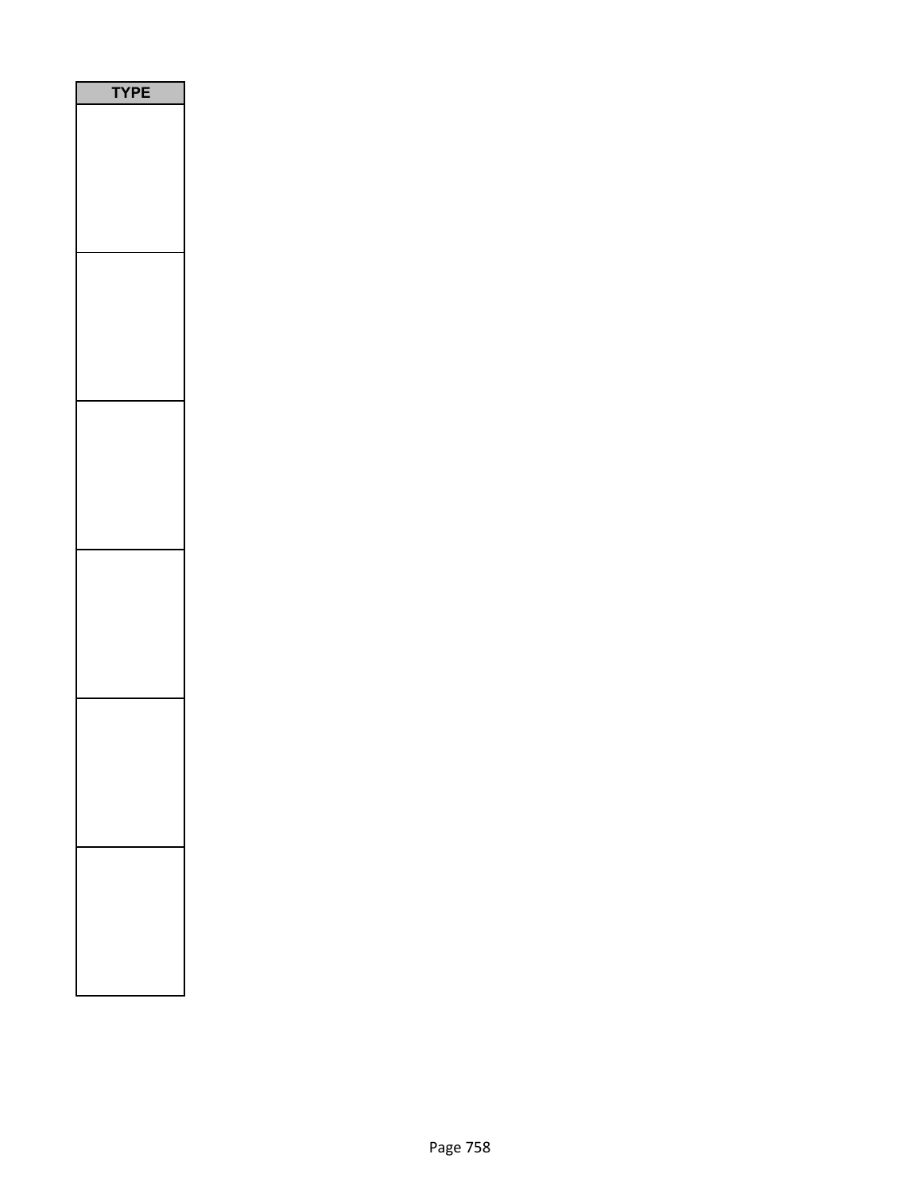| TYPE |
| --- |
| |
| |
| |
| |
| |
| |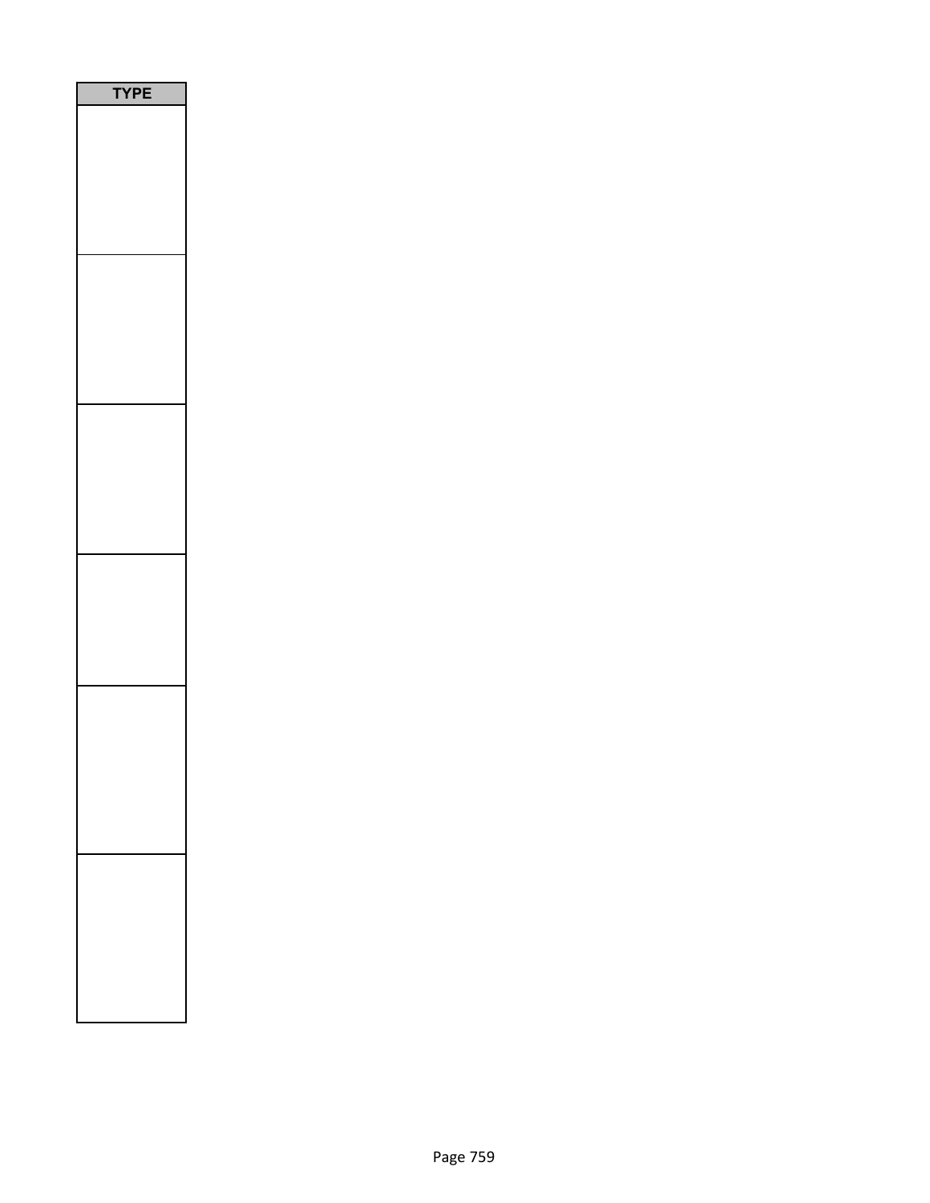| TYPE |
| --- |
| |
| |
| |
| |
| |
| |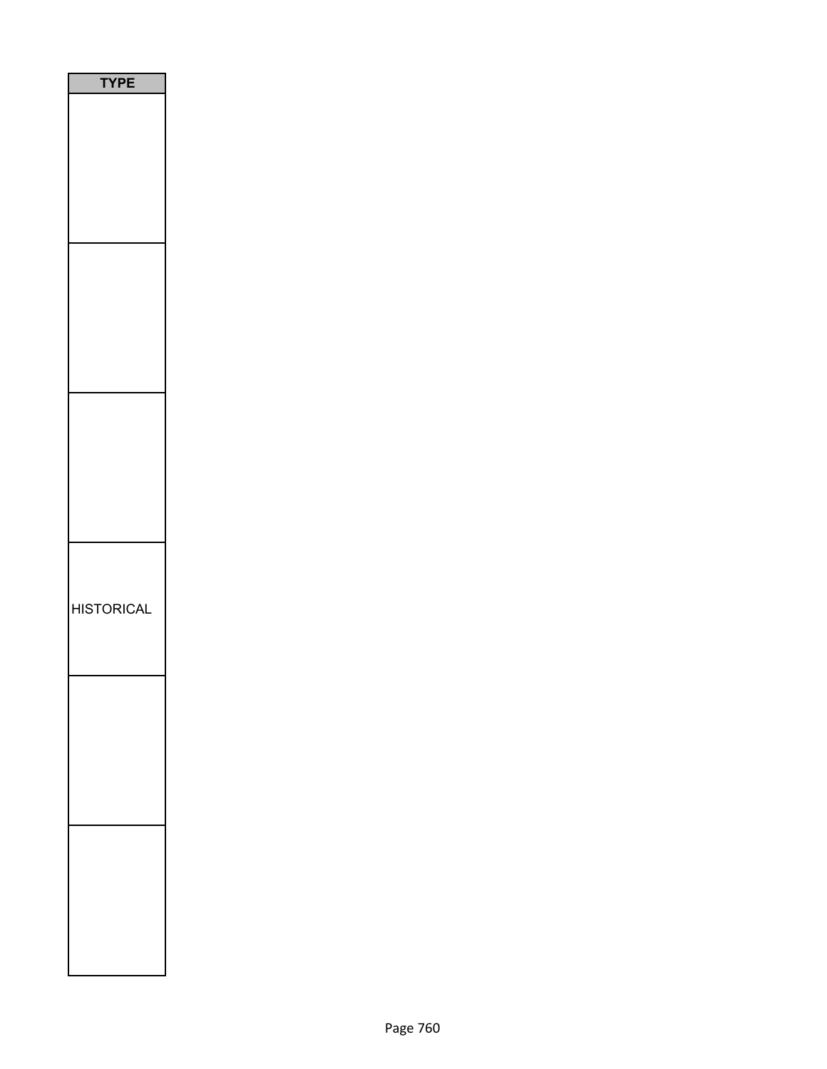| TYPE |
| --- |
| |
| |
| |
| HISTORICAL |
| |
| |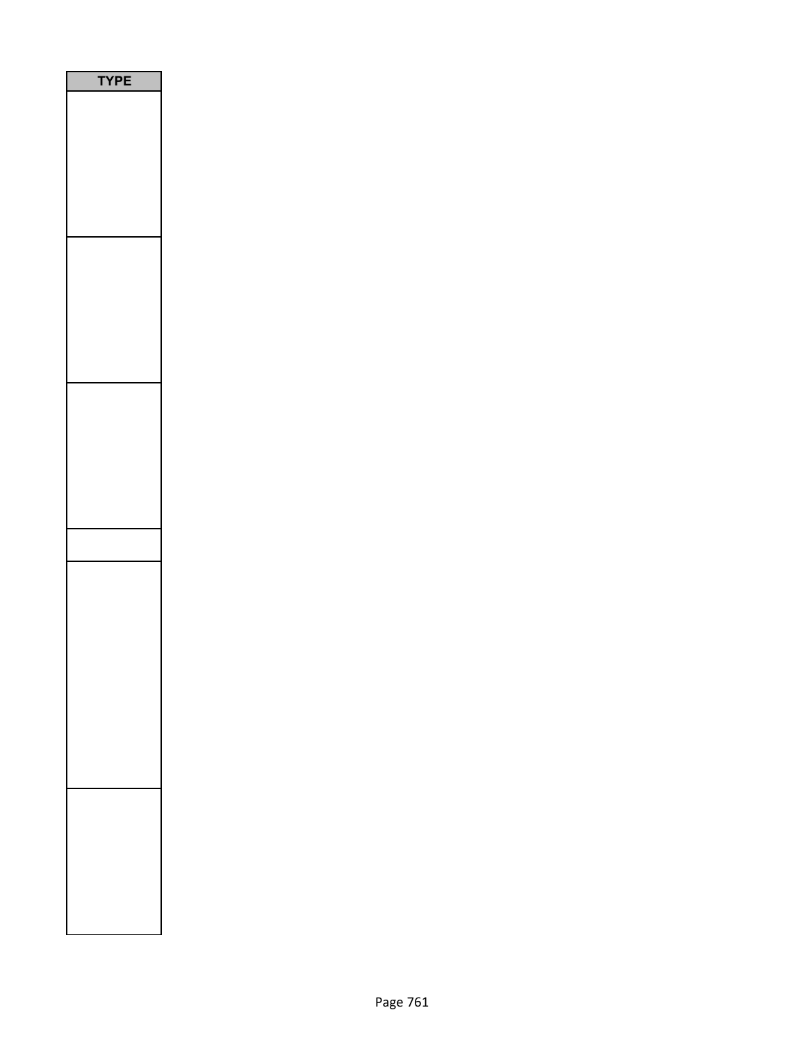| TYPE |
| --- |
| |
| |
| |
| |
| |
| |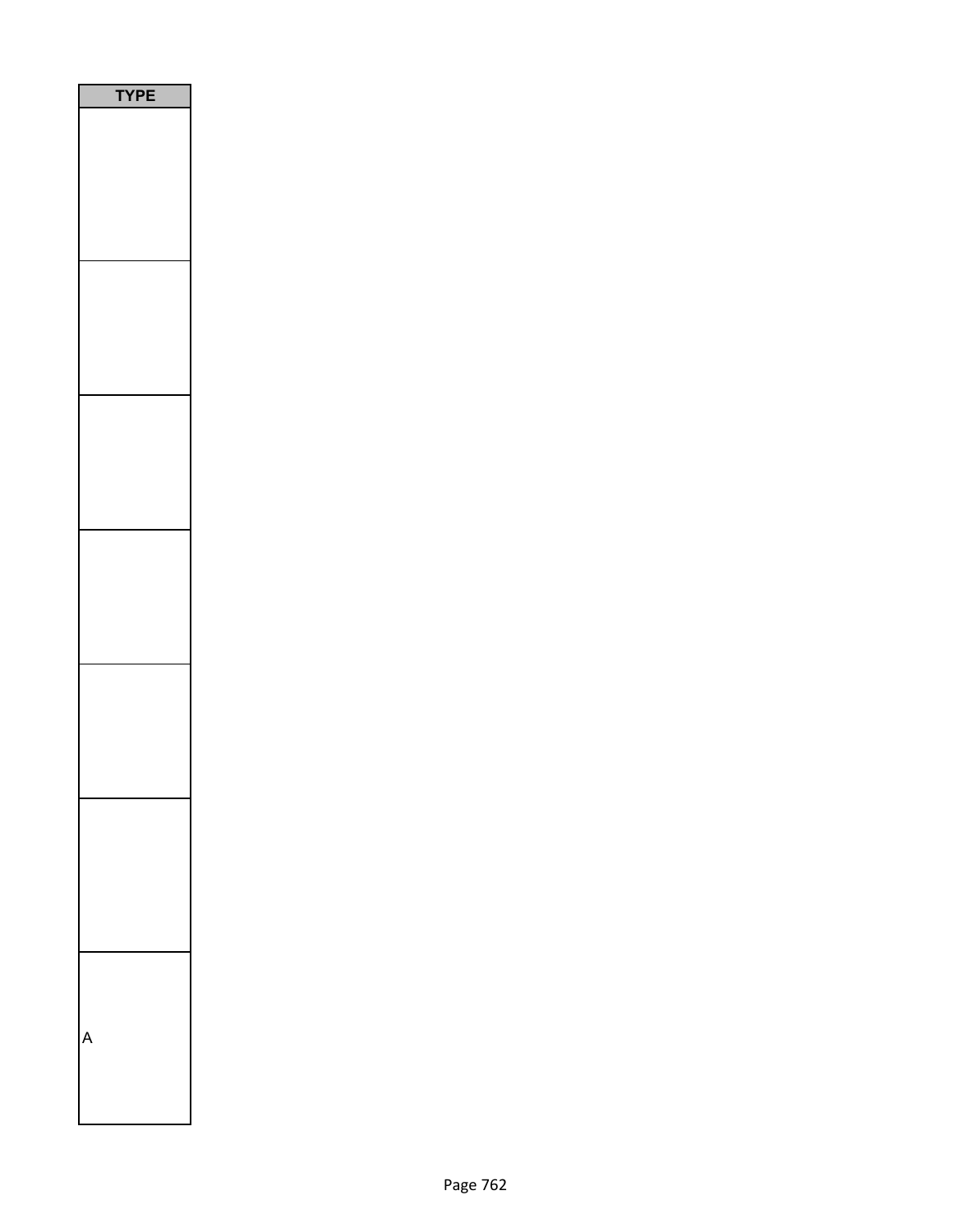| TYPE |
|---|
| |
| |
| |
| |
| |
| |
| A |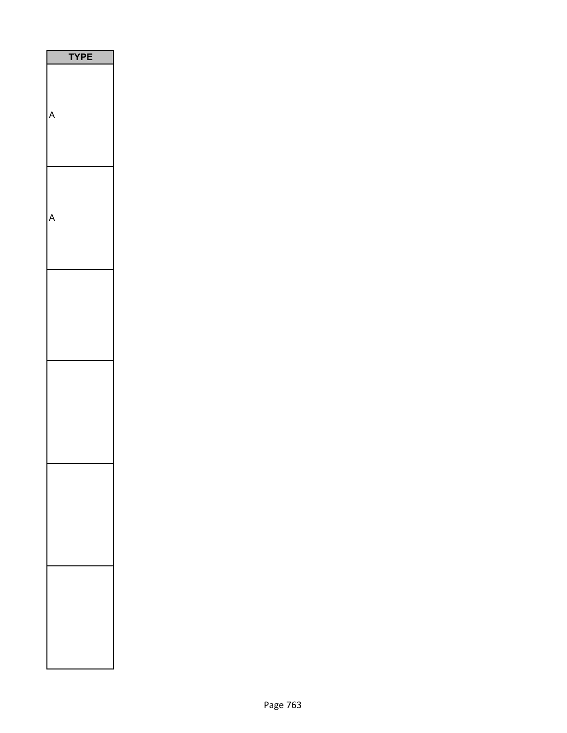| TYPE |
| --- |
| A |
| A |
| |
| |
| |
| |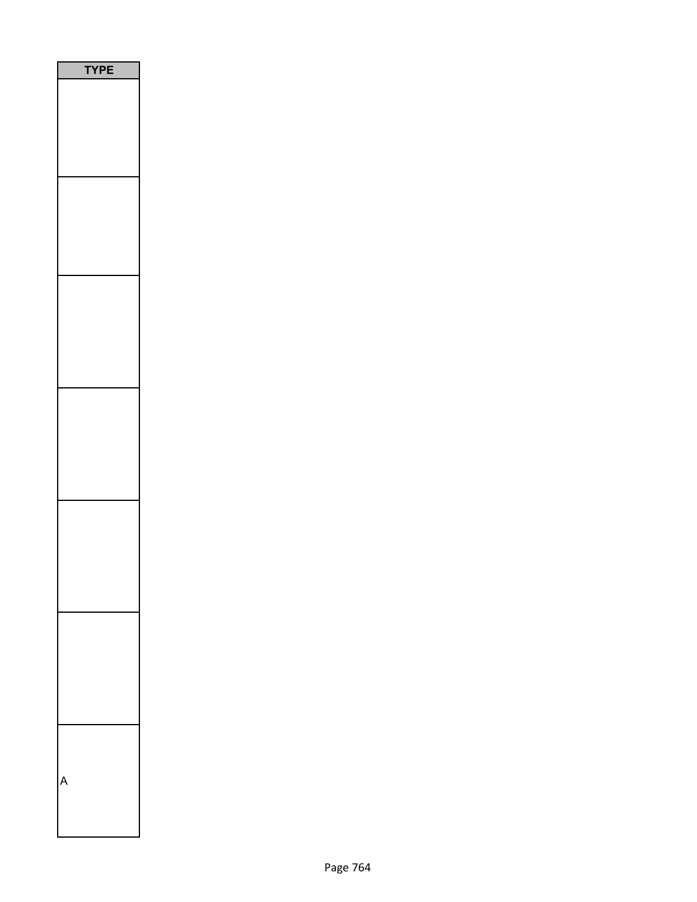| TYPE |
| --- |
| |
| |
| |
| |
| |
| |
| A |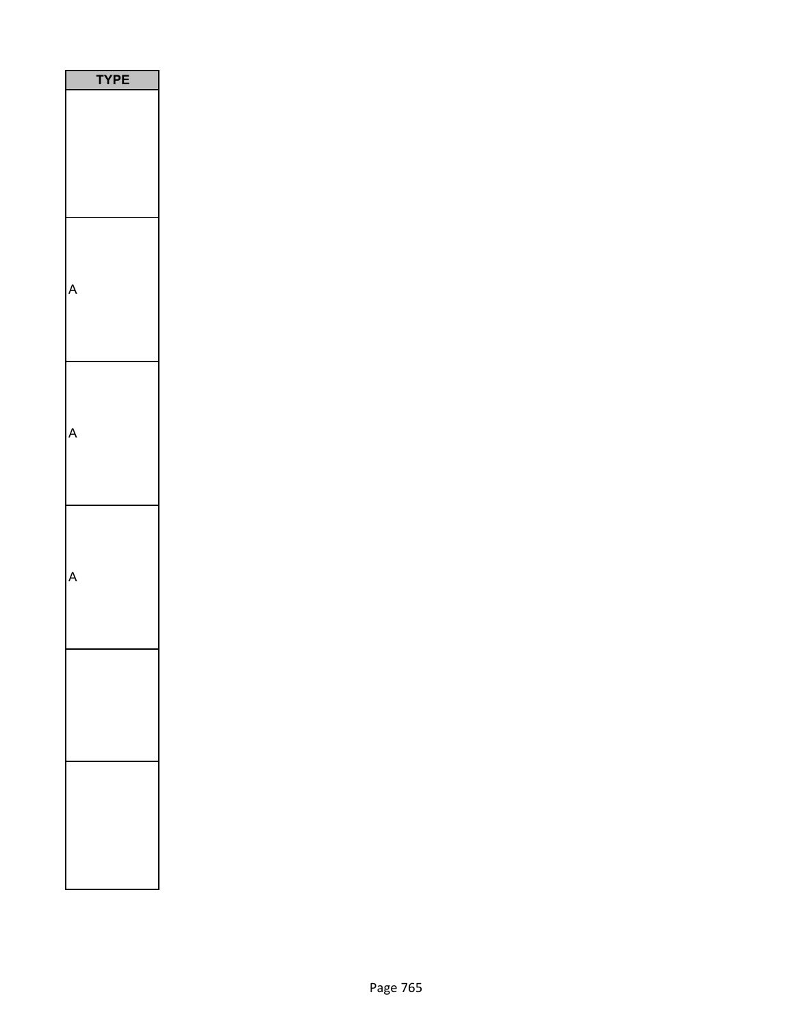| TYPE |
| --- |
| |
| A |
| A |
| A |
| |
| |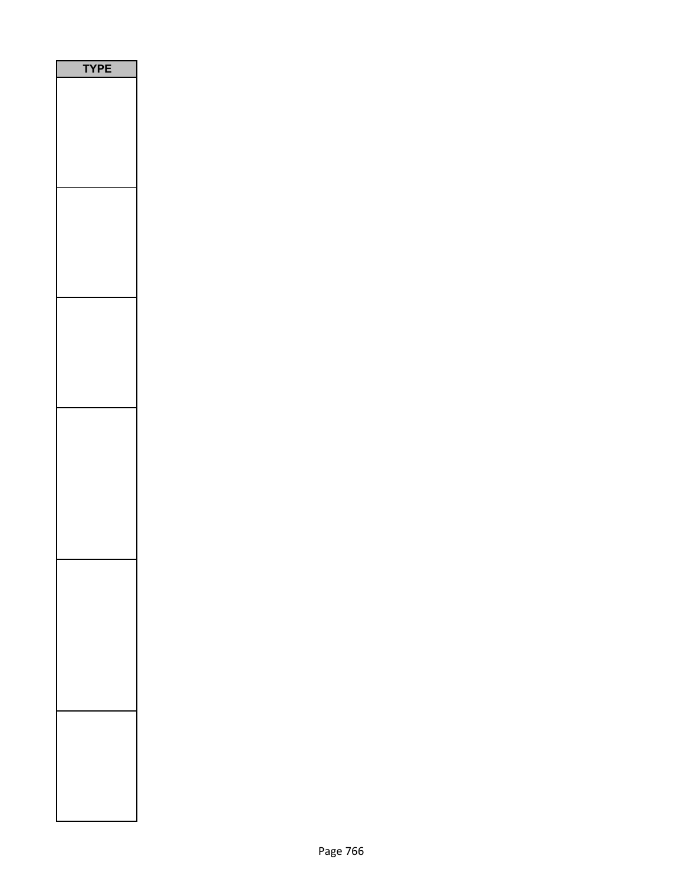| TYPE |
| --- |
| |
| |
| |
| |
| |
| |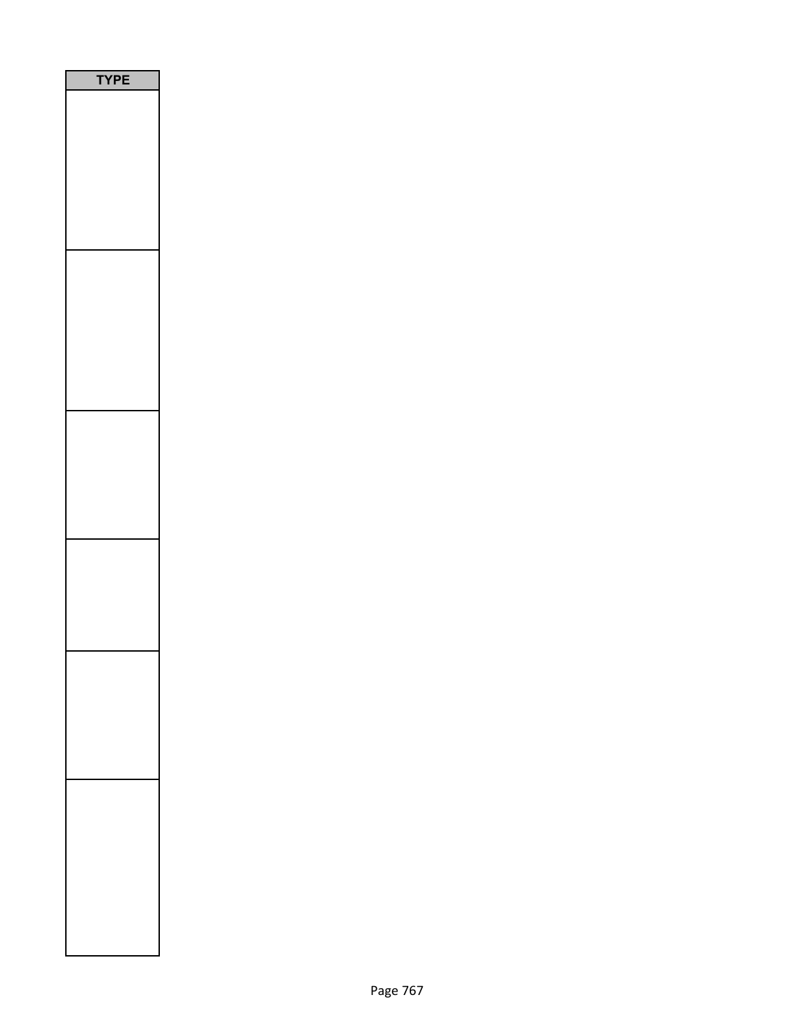| TYPE |
| --- |
| |
| |
| |
| |
| |
| |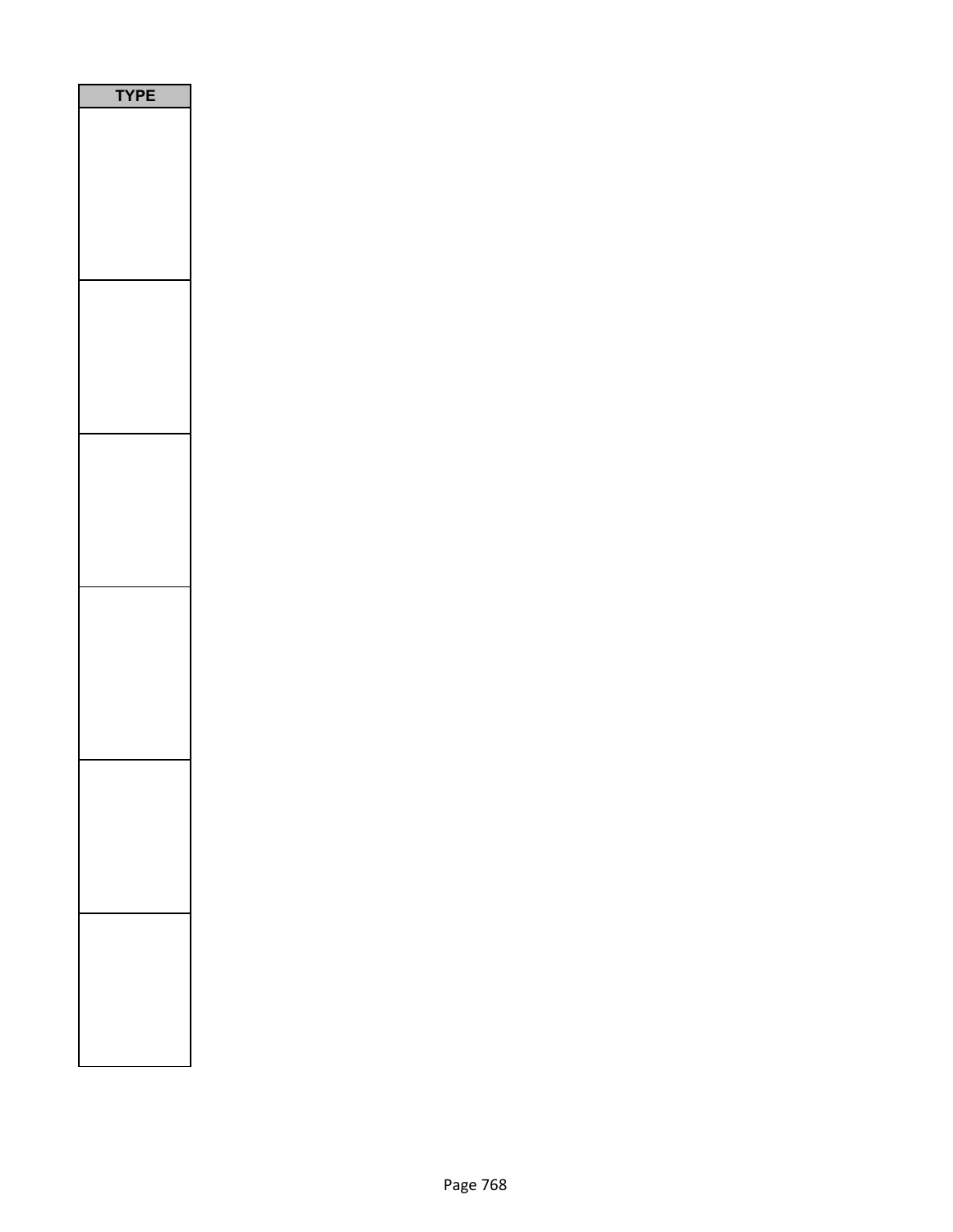| TYPE |
| --- |
| |
| |
| |
| |
| |
| |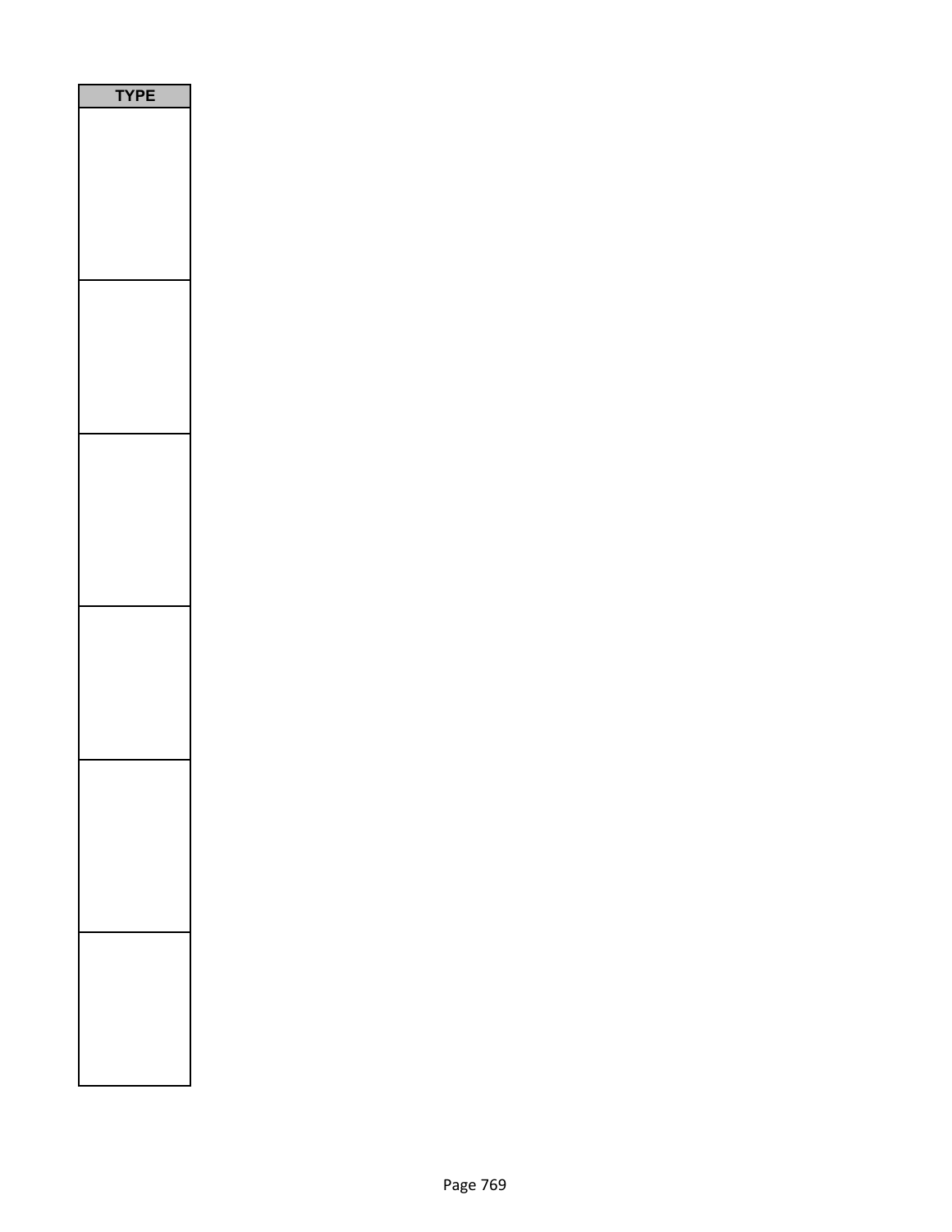| TYPE |
| --- |
| |
| |
| |
| |
| |
| |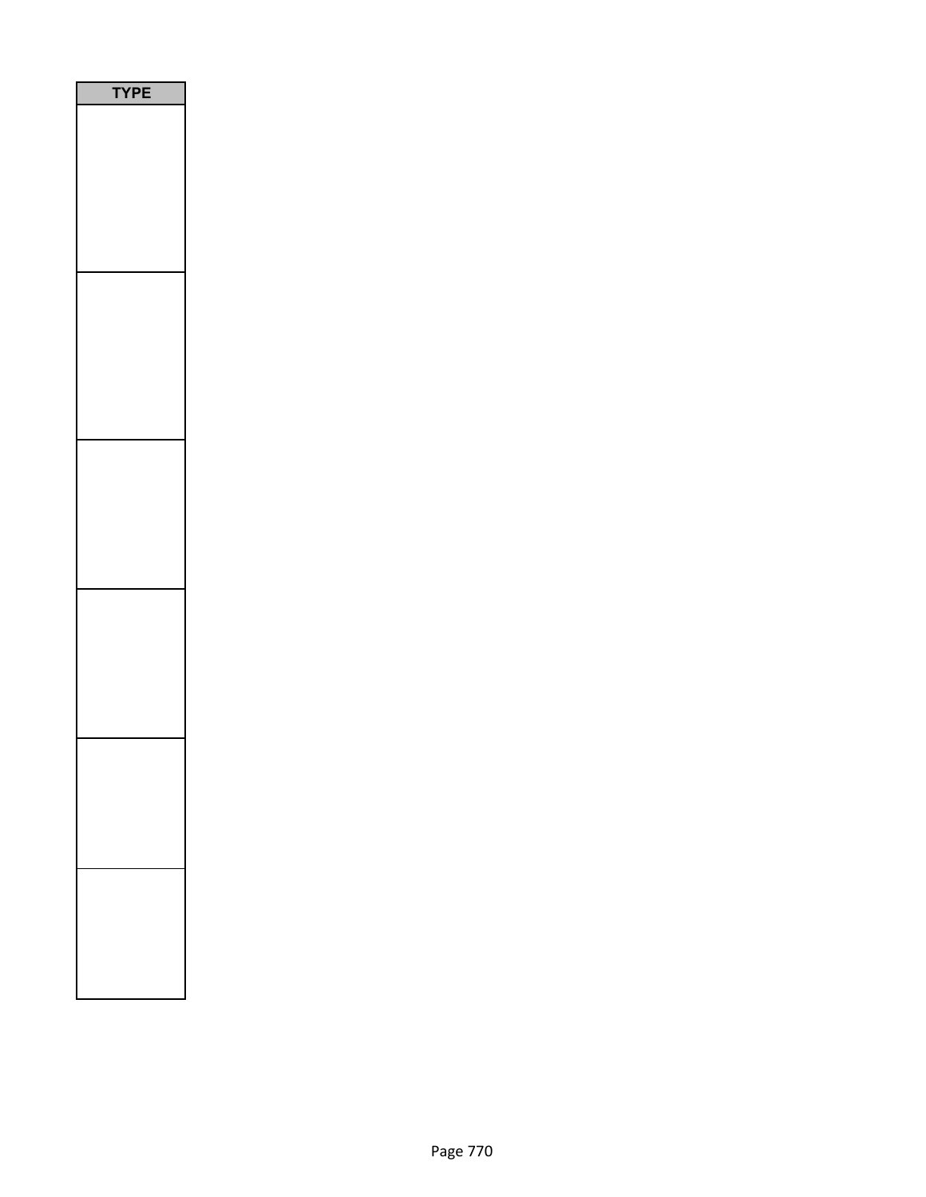| TYPE |
| --- |
| |
| |
| |
| |
| |
| |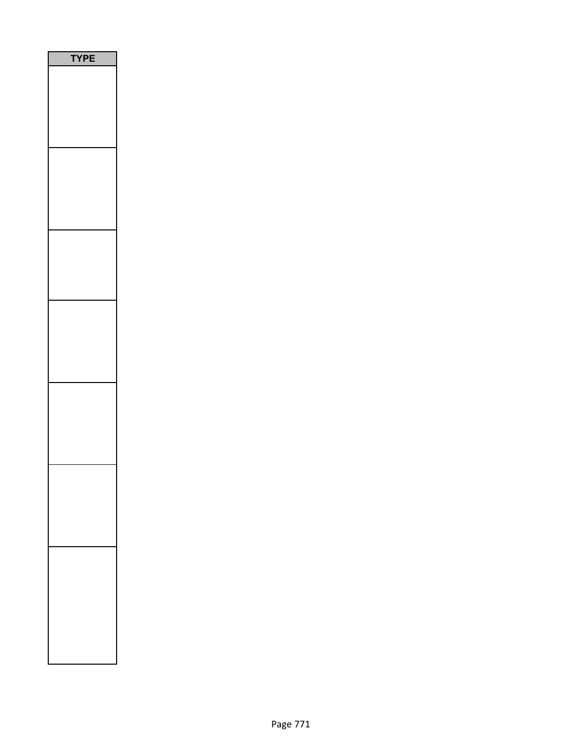| TYPE |
| --- |
| |
| |
| |
| |
| |
| |
| |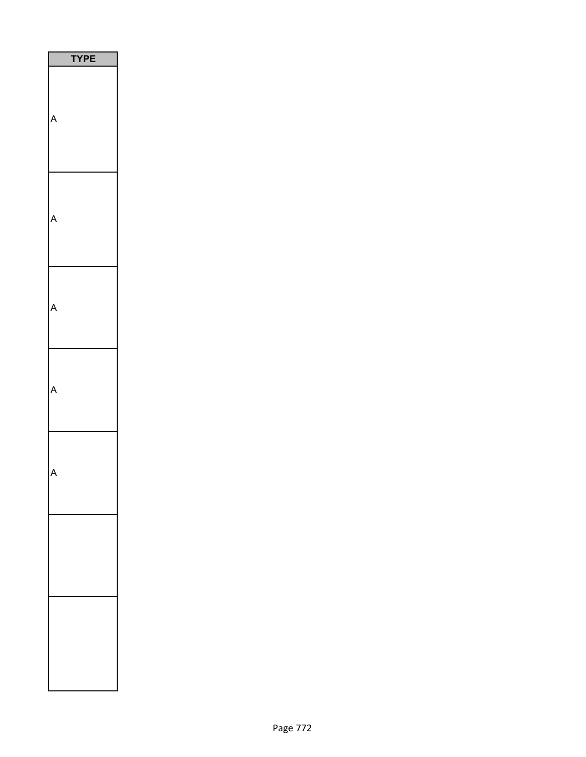| TYPE |
| --- |
| A |
| A |
| A |
| A |
| A |
| |
| |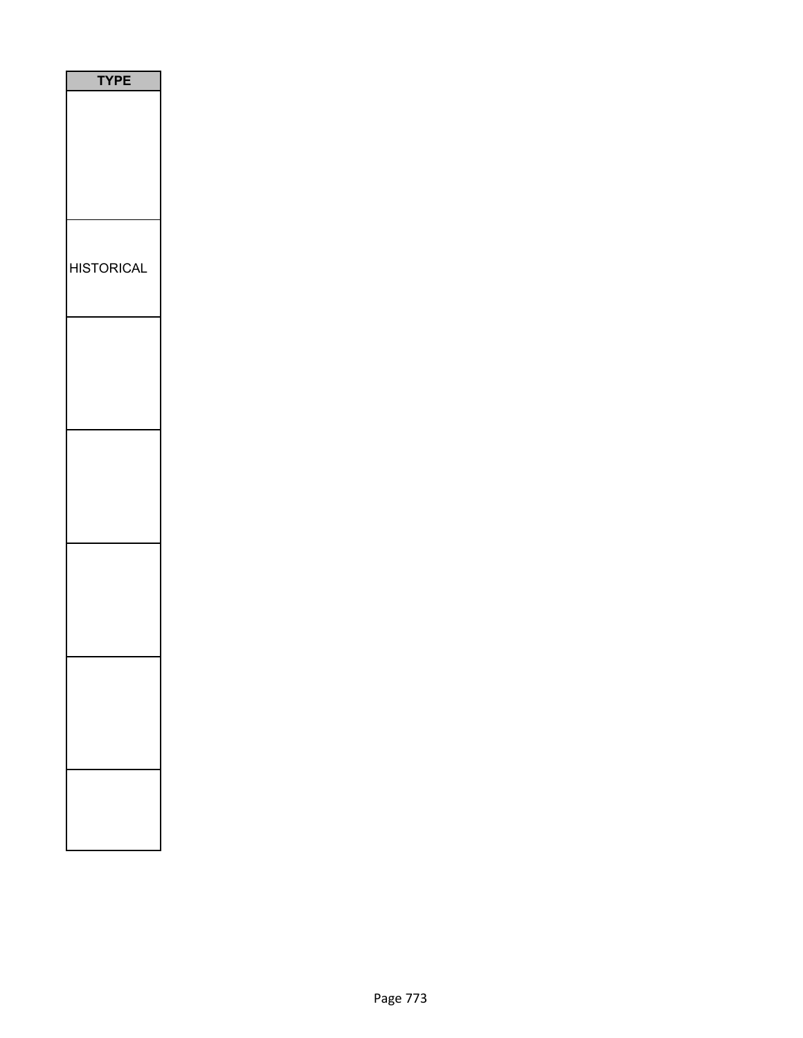| TYPE |
| --- |
| |
| HISTORICAL |
| |
| |
| |
| |
| |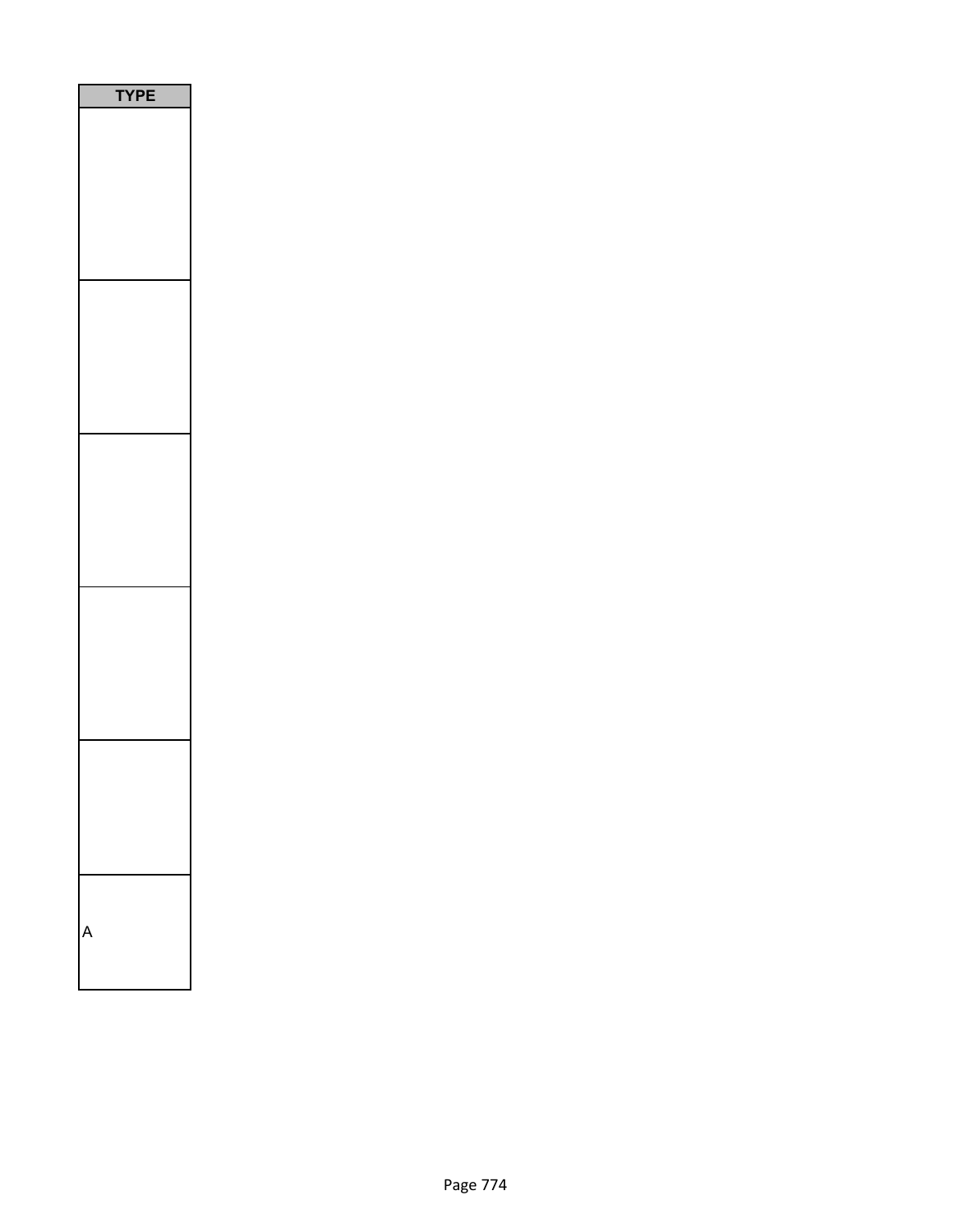| TYPE |
| --- |
| |
| |
| |
| |
| |
| A |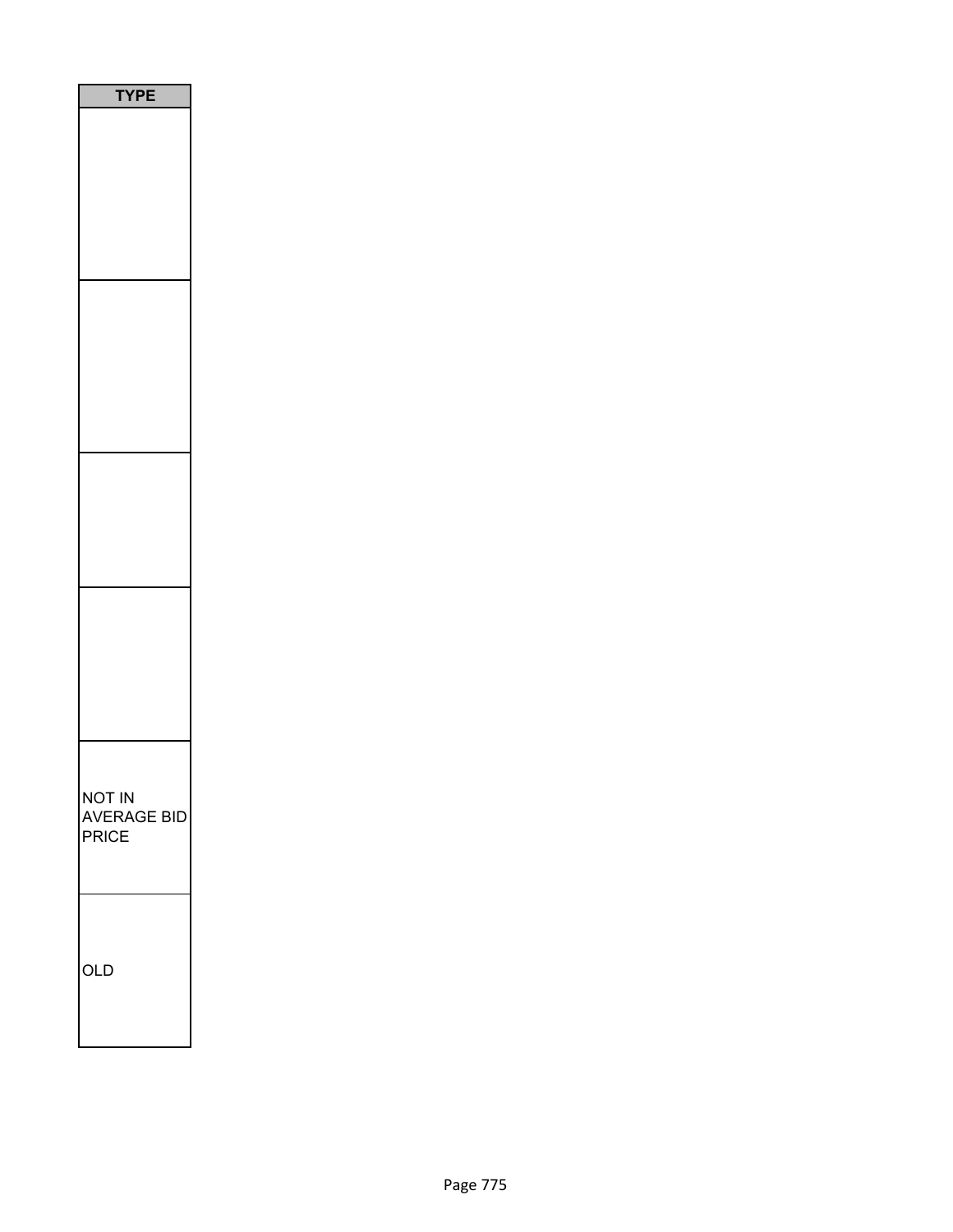| TYPE |
| --- |
| |
| |
| |
| |
| NOT IN AVERAGE BID PRICE |
| OLD |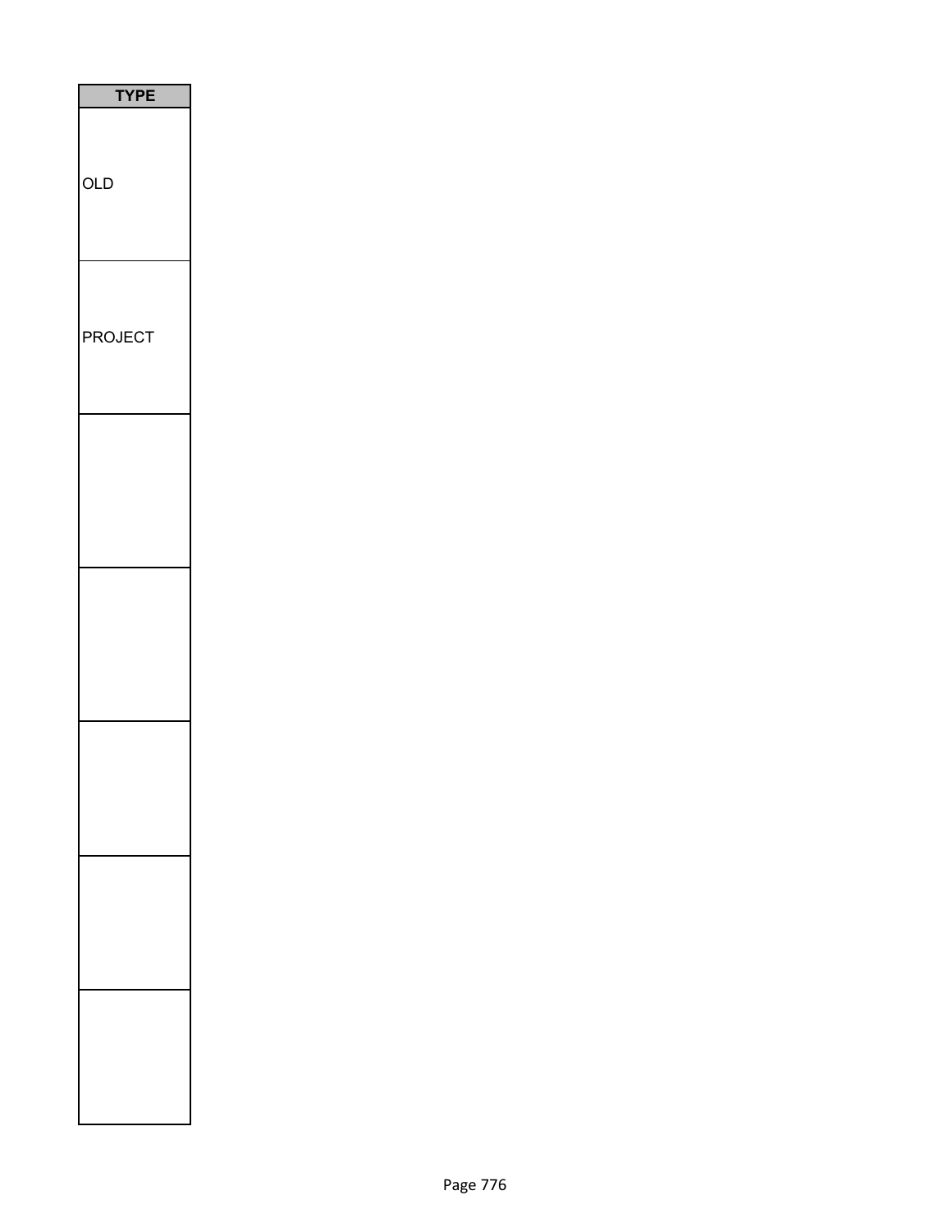| TYPE |
| --- |
| OLD |
| PROJECT |
| |
| |
| |
| |
| |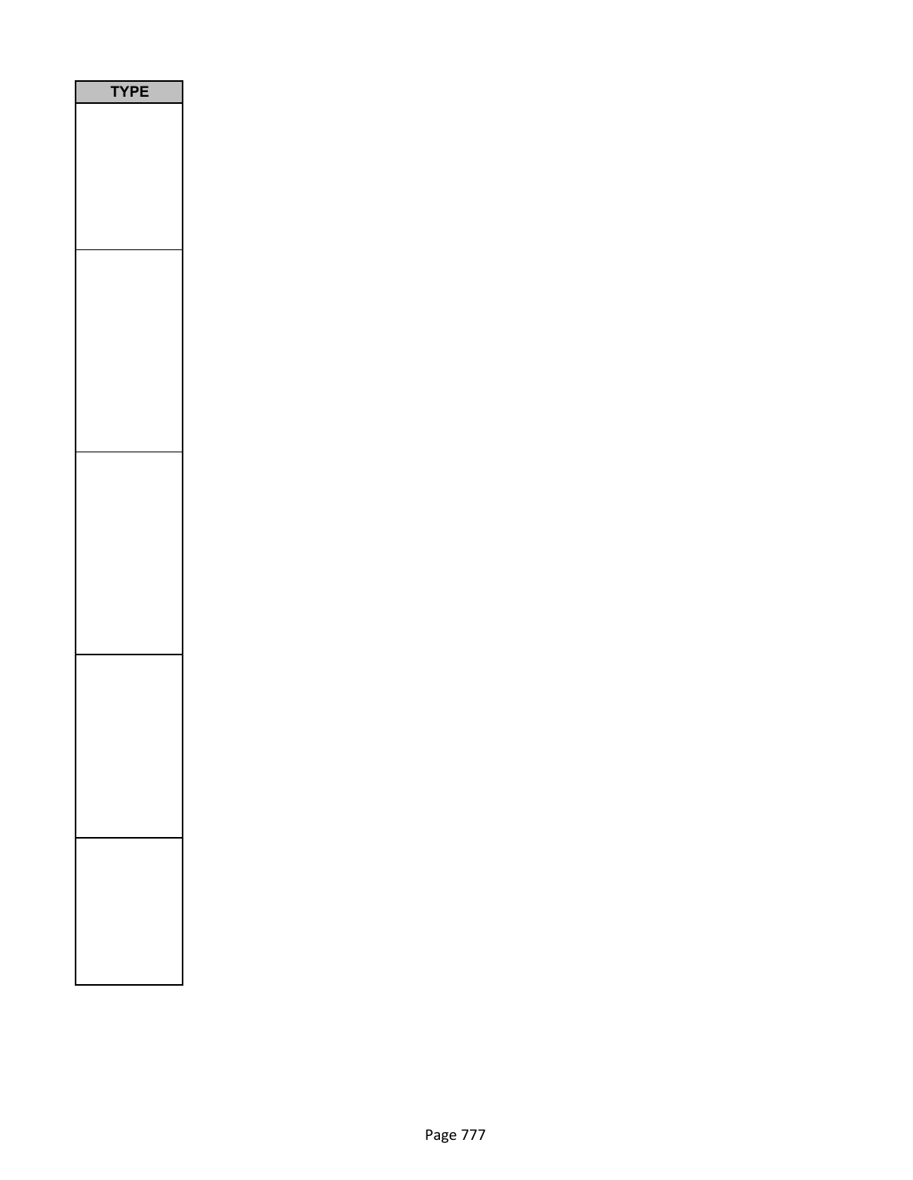| TYPE |
| --- |
| |
| |
| |
| |
| |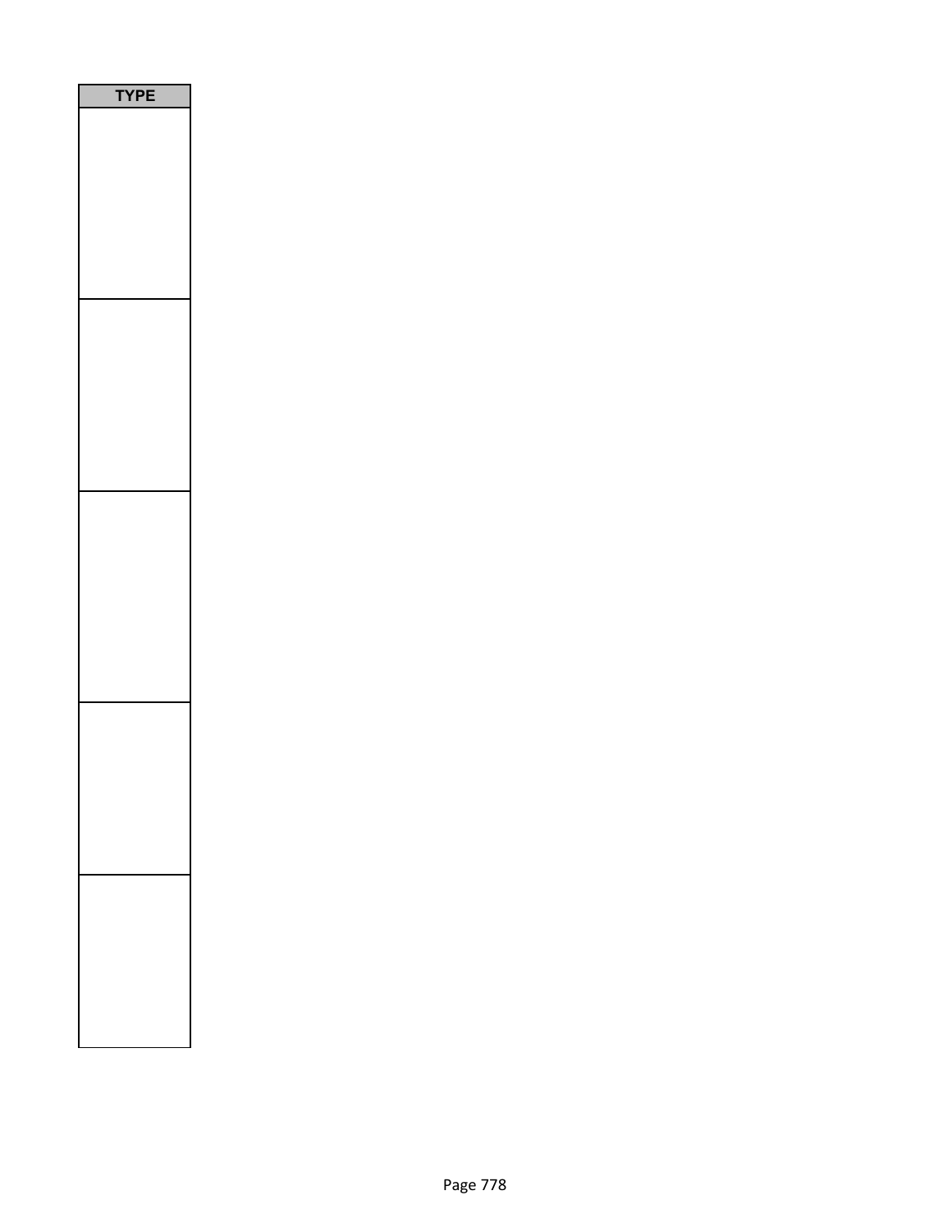| TYPE |
| --- |
| |
| |
| |
| |
| |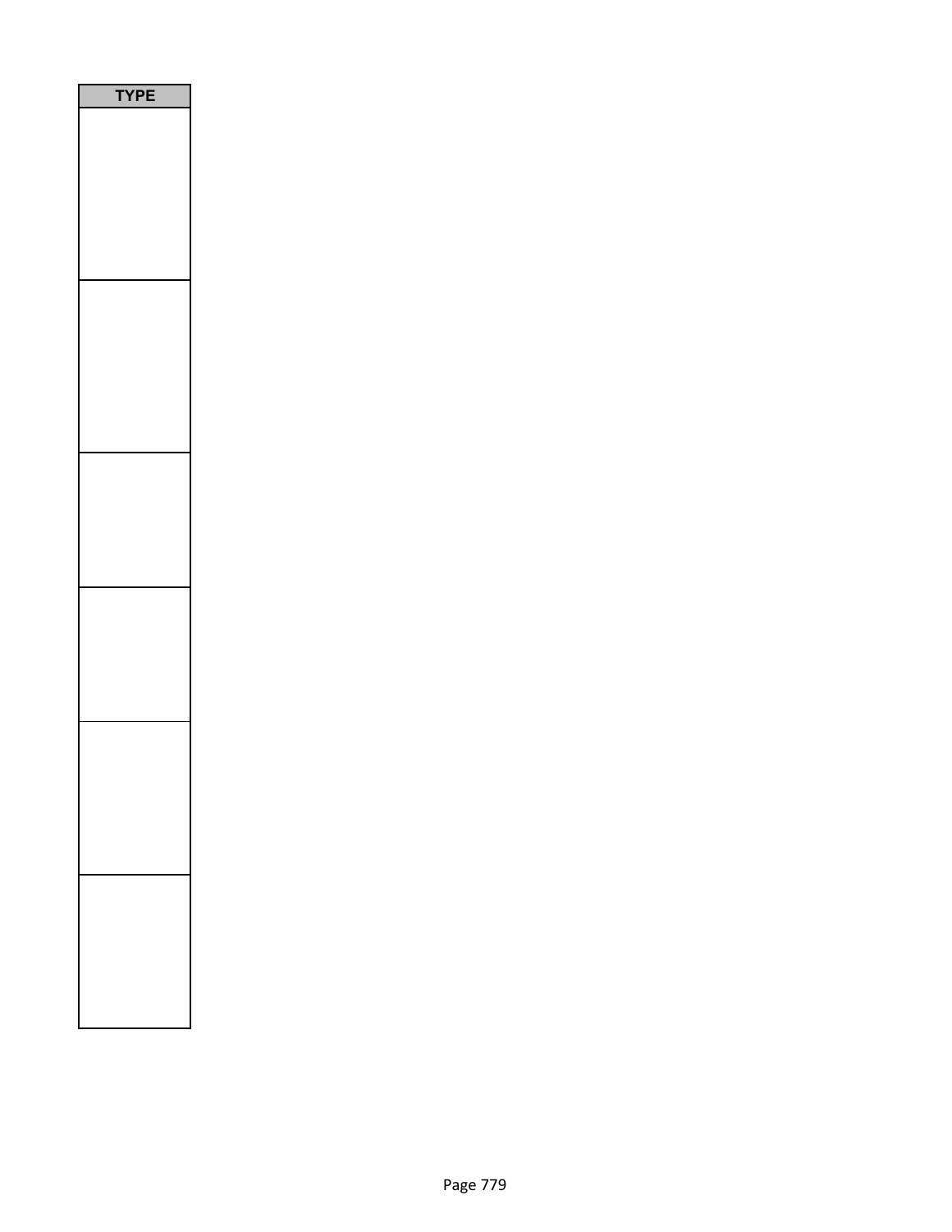| TYPE |
| --- |
| |
| |
| |
| |
| |
| |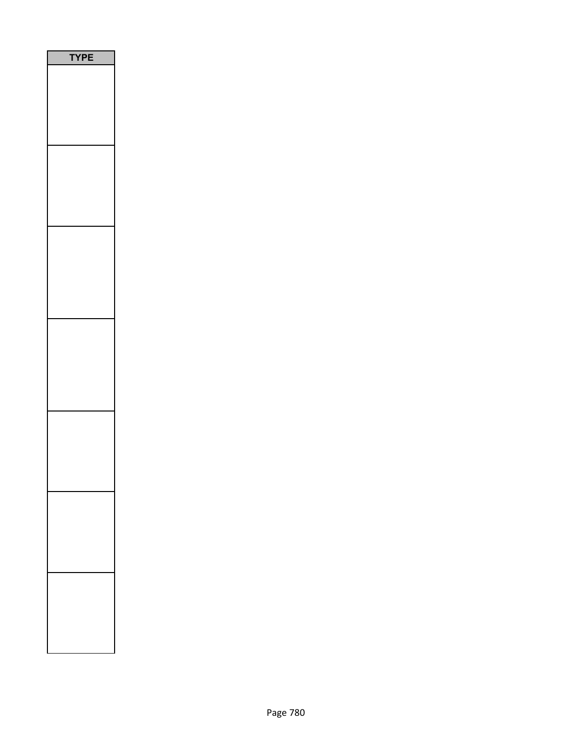| TYPE |
| --- |
| |
| |
| |
| |
| |
| |
| |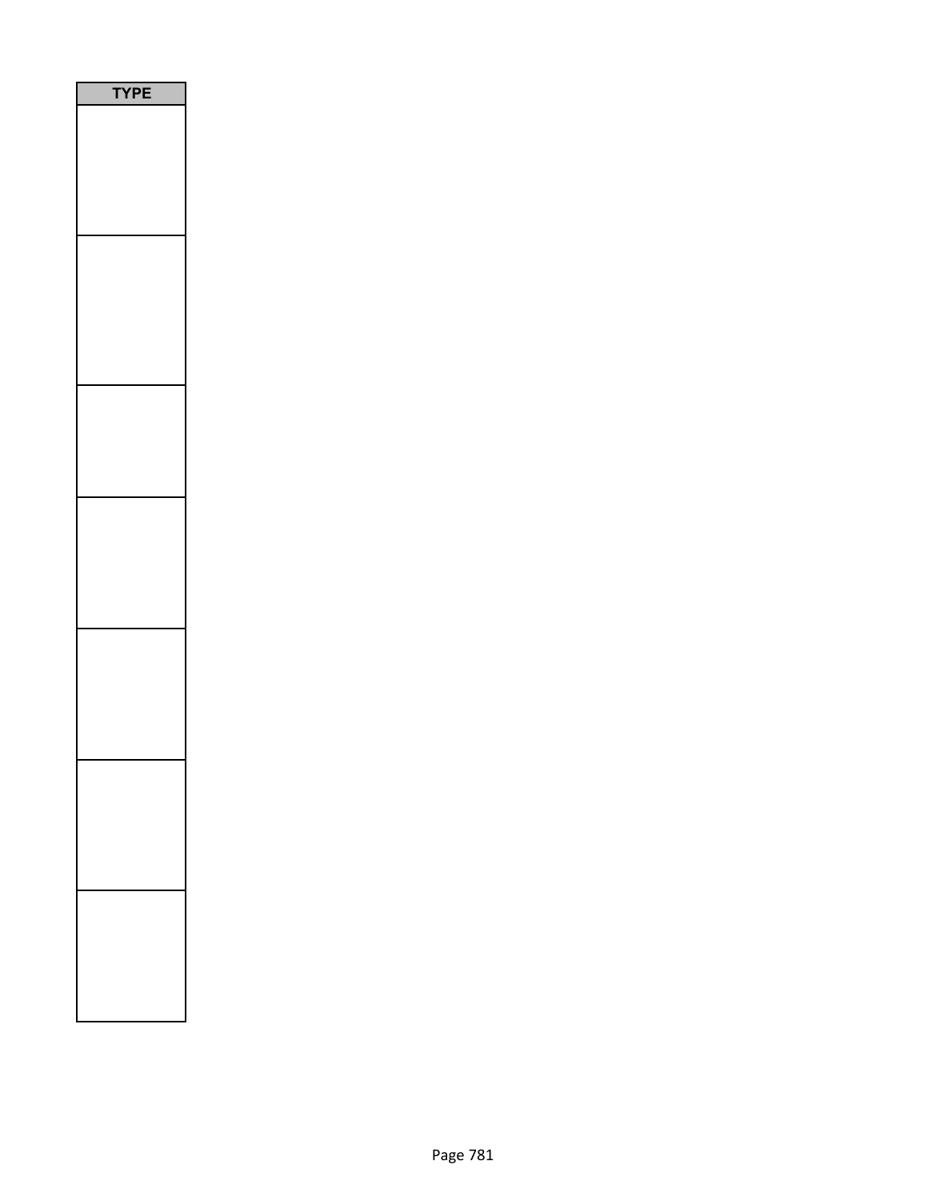| TYPE |
| --- |
| |
| |
| |
| |
| |
| |
| |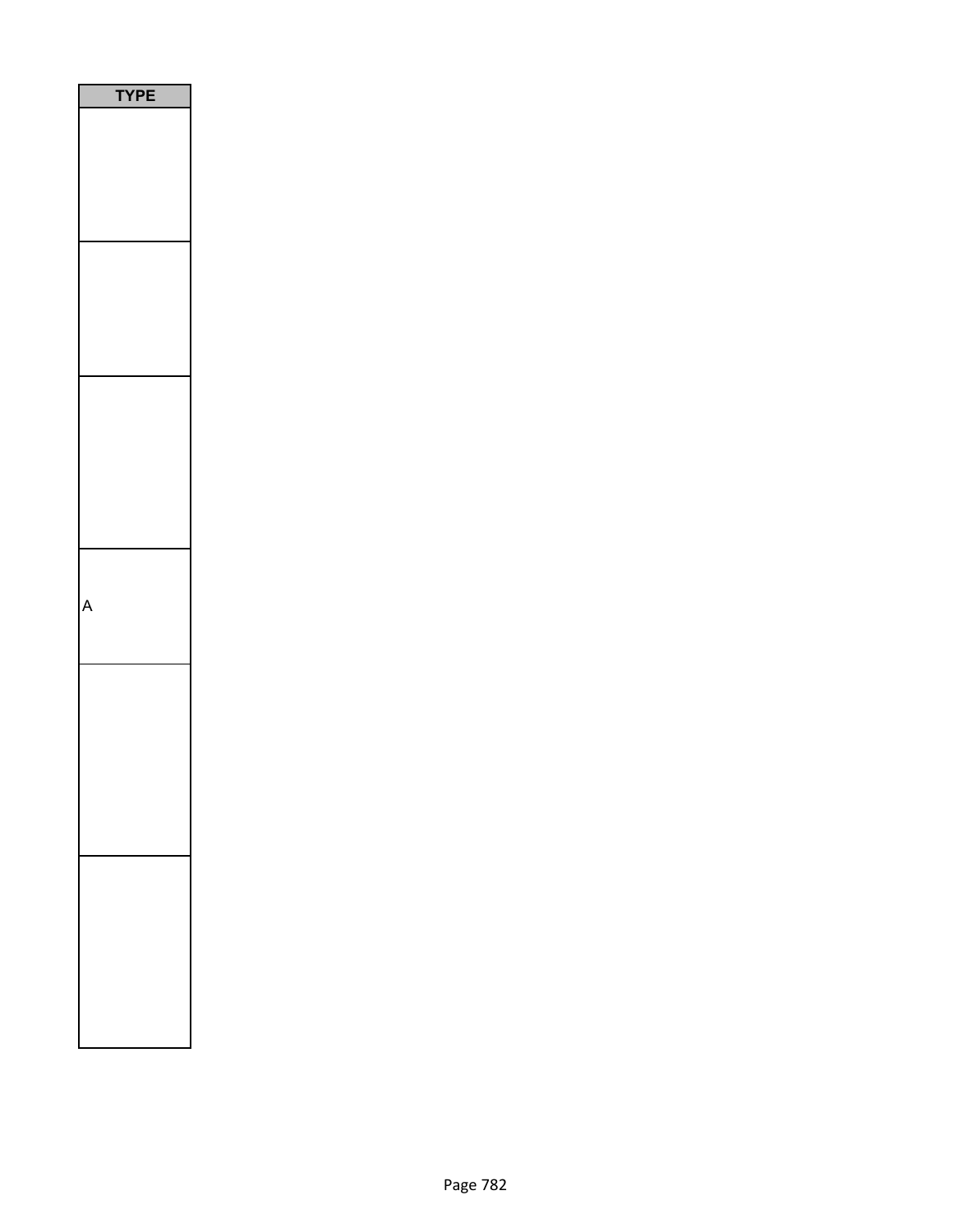| TYPE |
| --- |
| |
| |
| |
| A |
| |
| |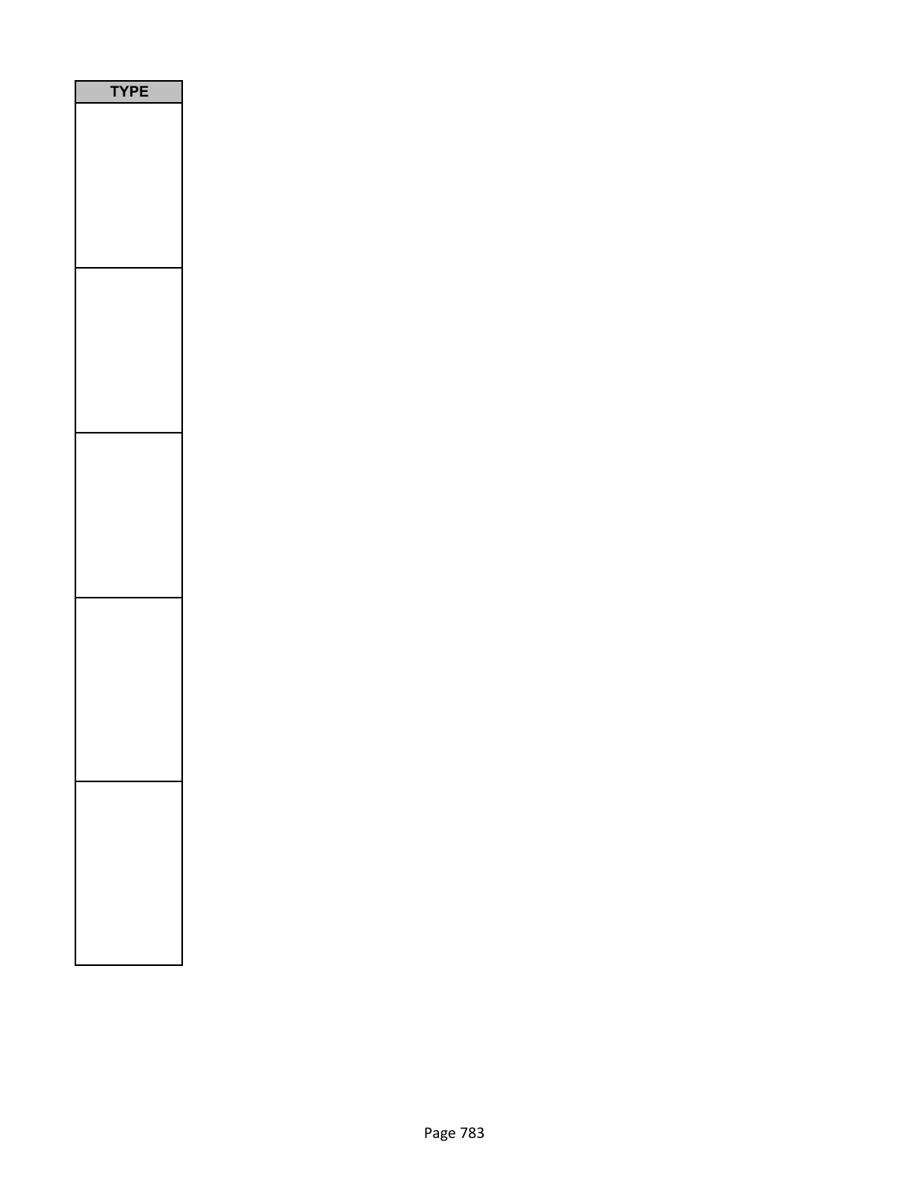| TYPE |
| --- |
| |
| |
| |
| |
| |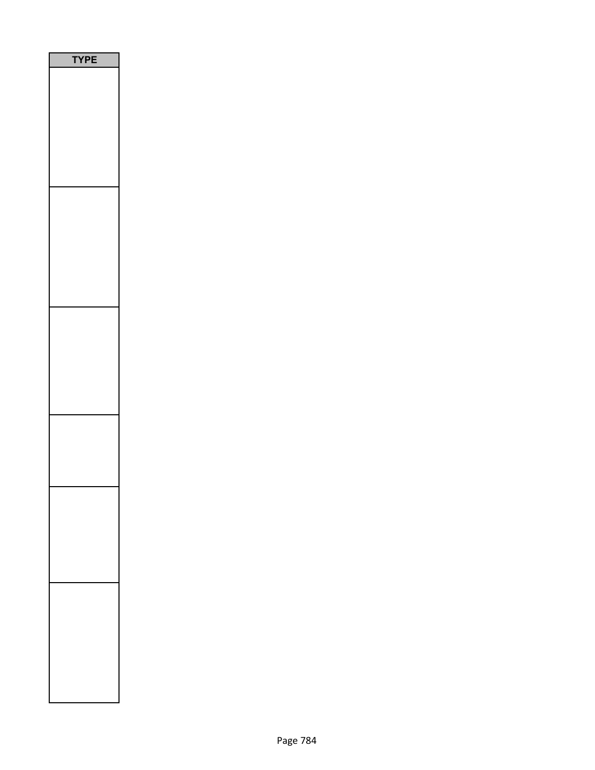| TYPE |
| --- |
| |
| |
| |
| |
| |
| |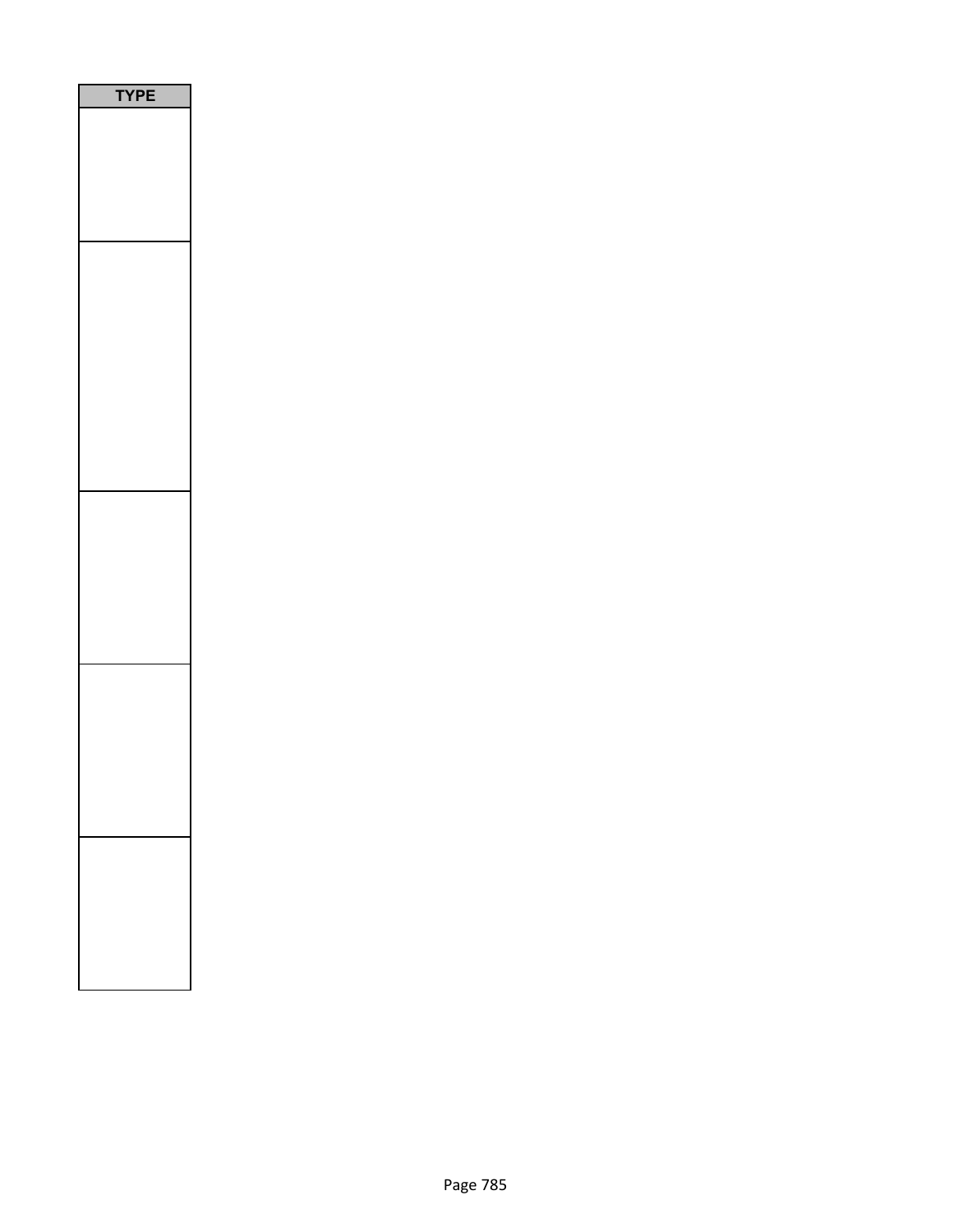| TYPE |
| --- |
| |
| |
| |
| |
| |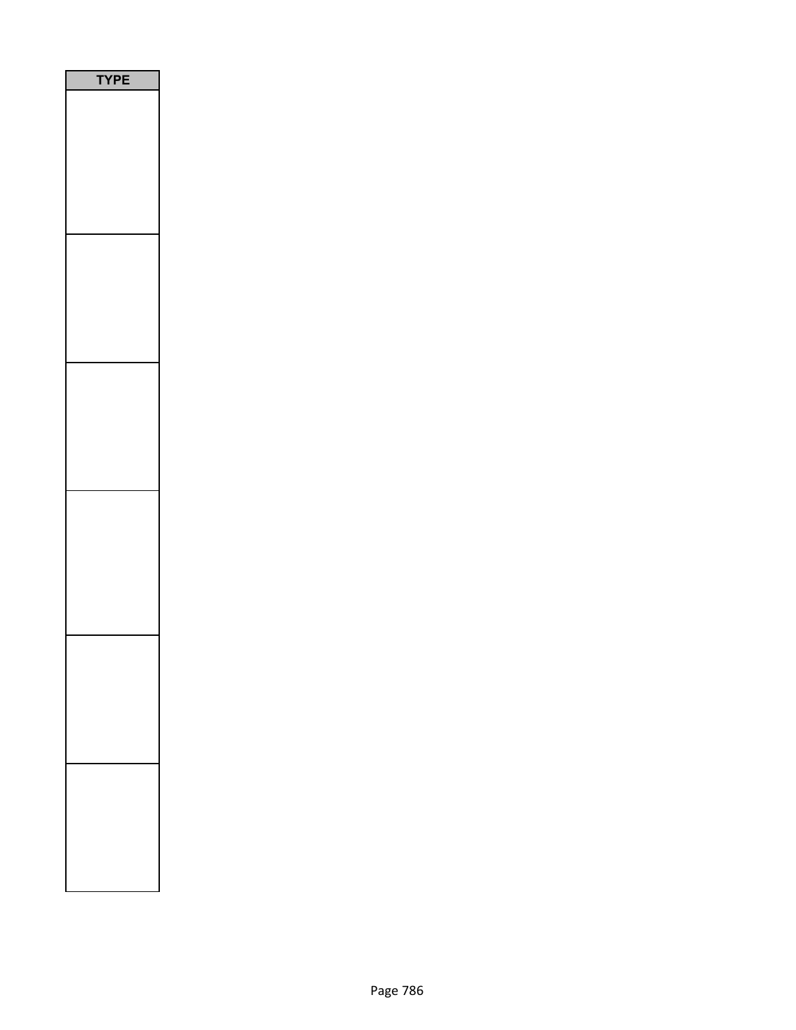| TYPE |
| --- |
| |
| |
| |
| |
| |
| |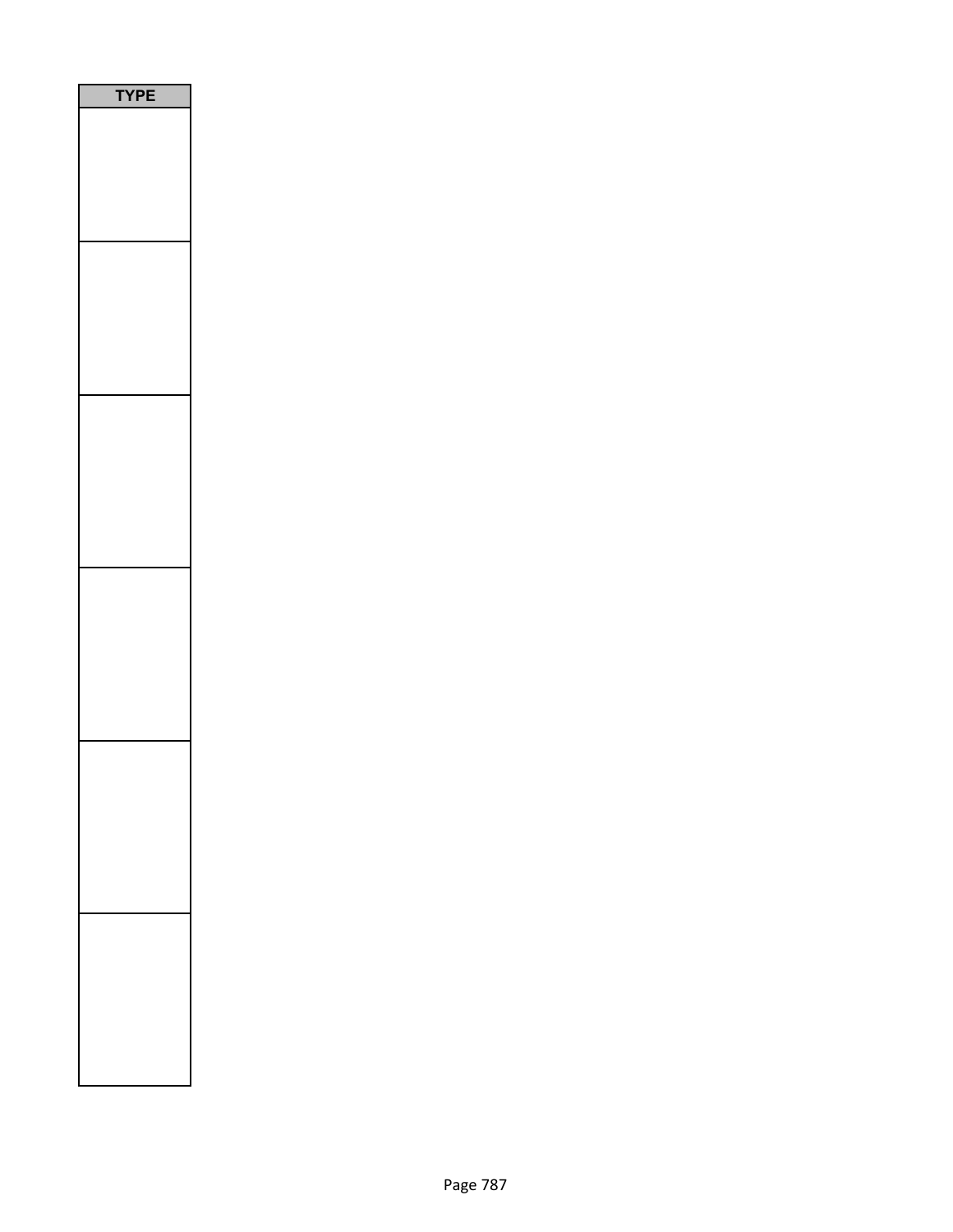| TYPE |
| --- |
| |
| |
| |
| |
| |
| |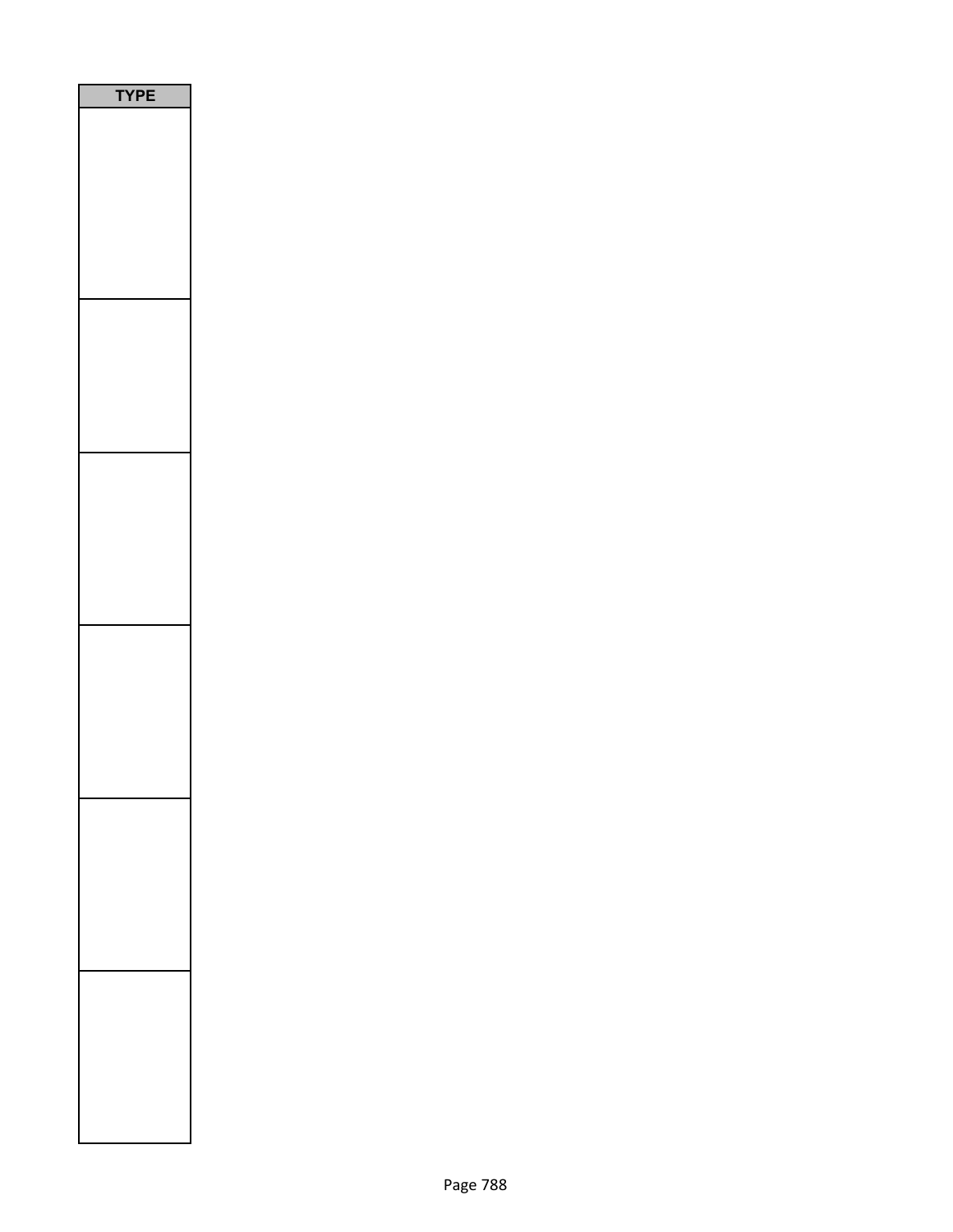| TYPE |
|---|
| |
| |
| |
| |
| |
| |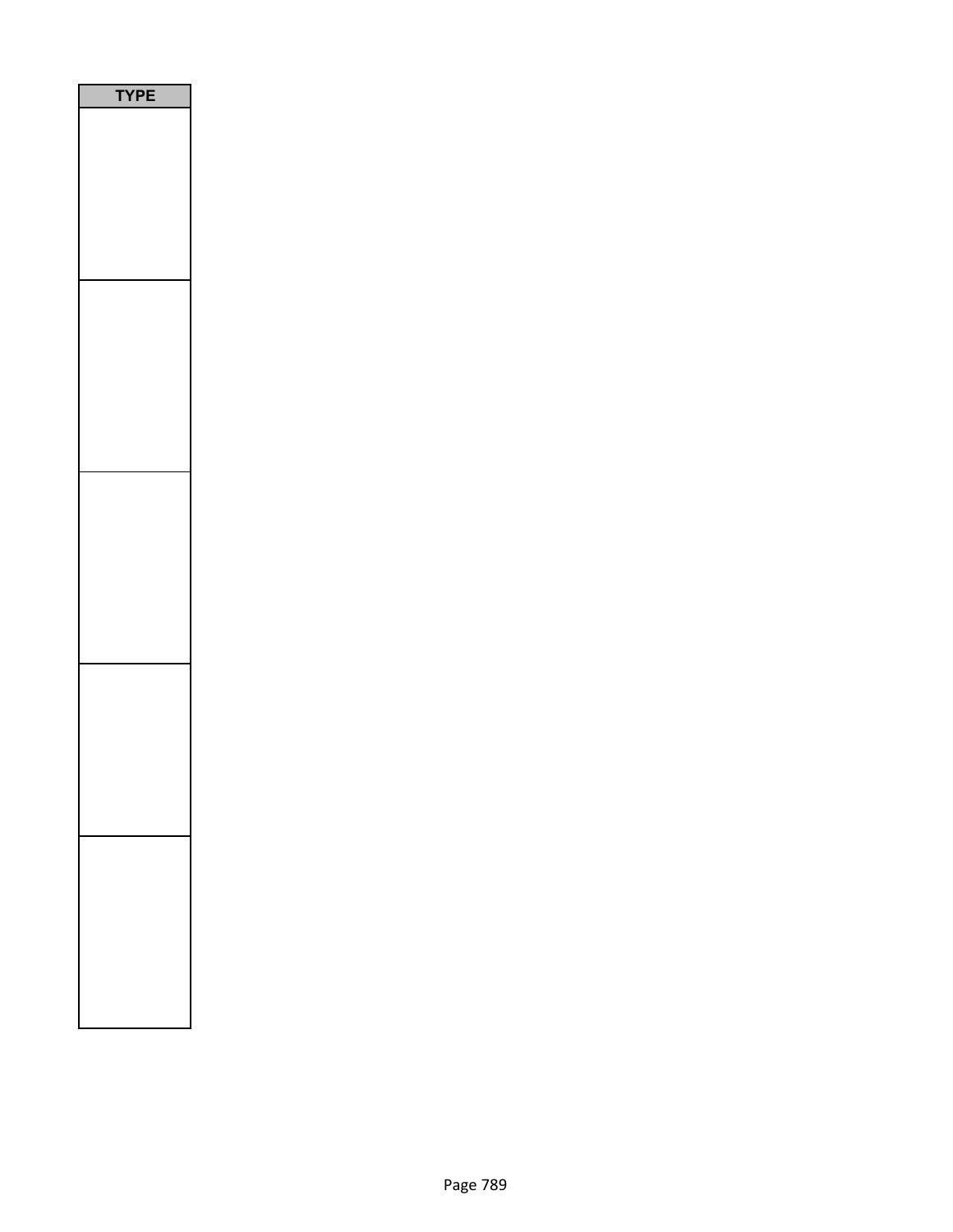| TYPE |
| --- |
| |
| |
| |
| |
| |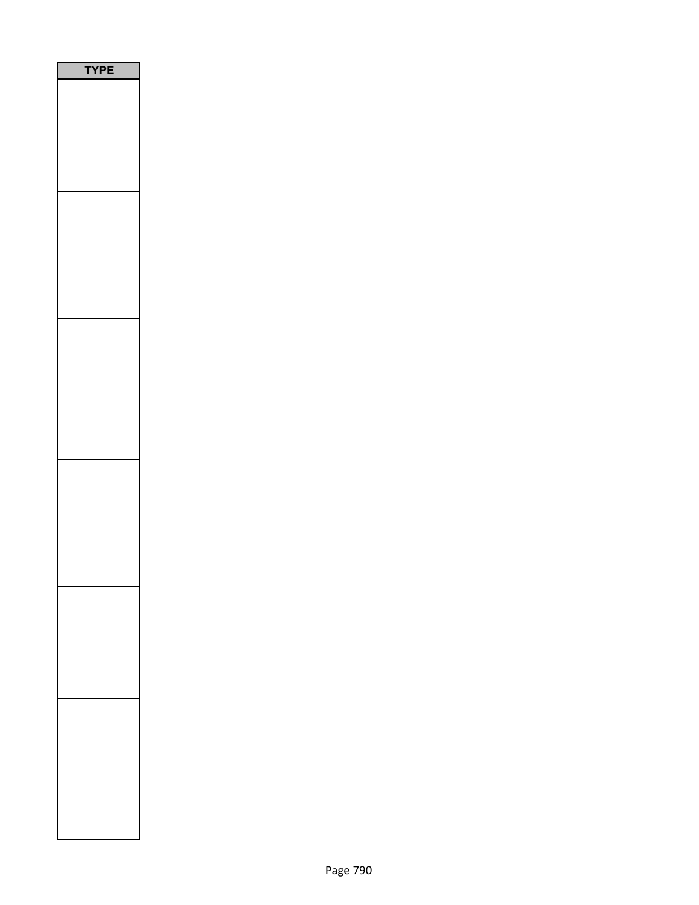| TYPE |
| --- |
| |
| |
| |
| |
| |
| |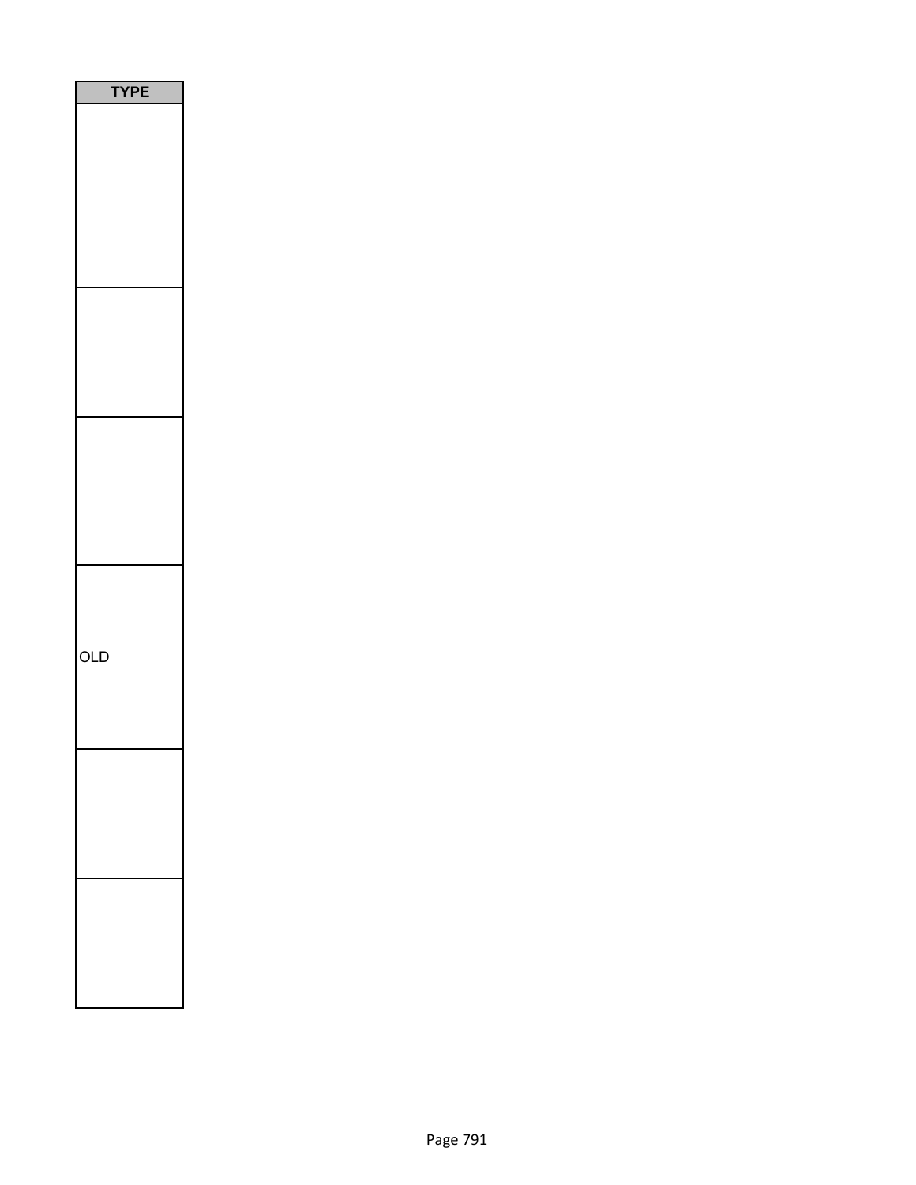| TYPE |
| --- |
| |
| |
| |
| OLD |
| |
| |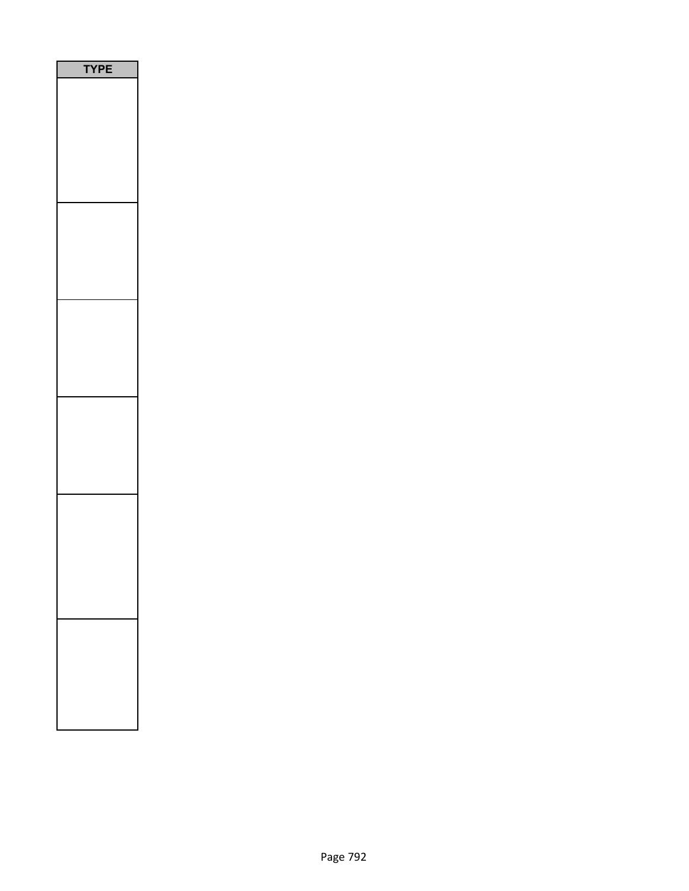| TYPE |
| --- |
| |
| |
| |
| |
| |
| |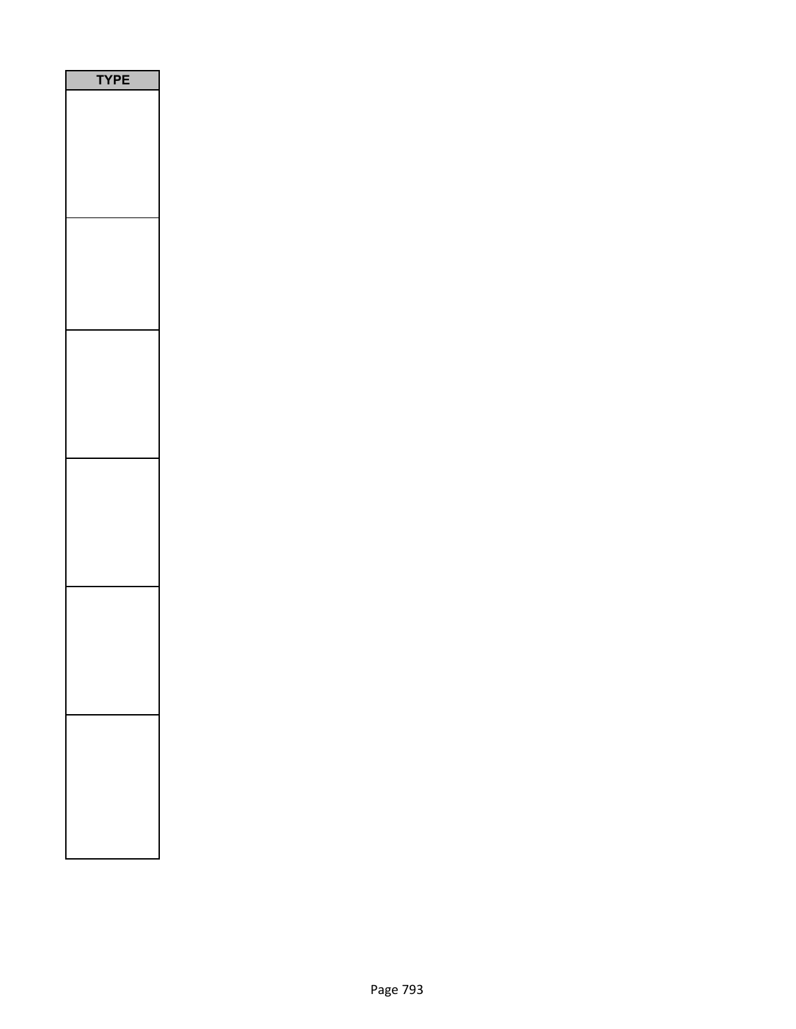| TYPE |
| --- |
| |
| |
| |
| |
| |
| |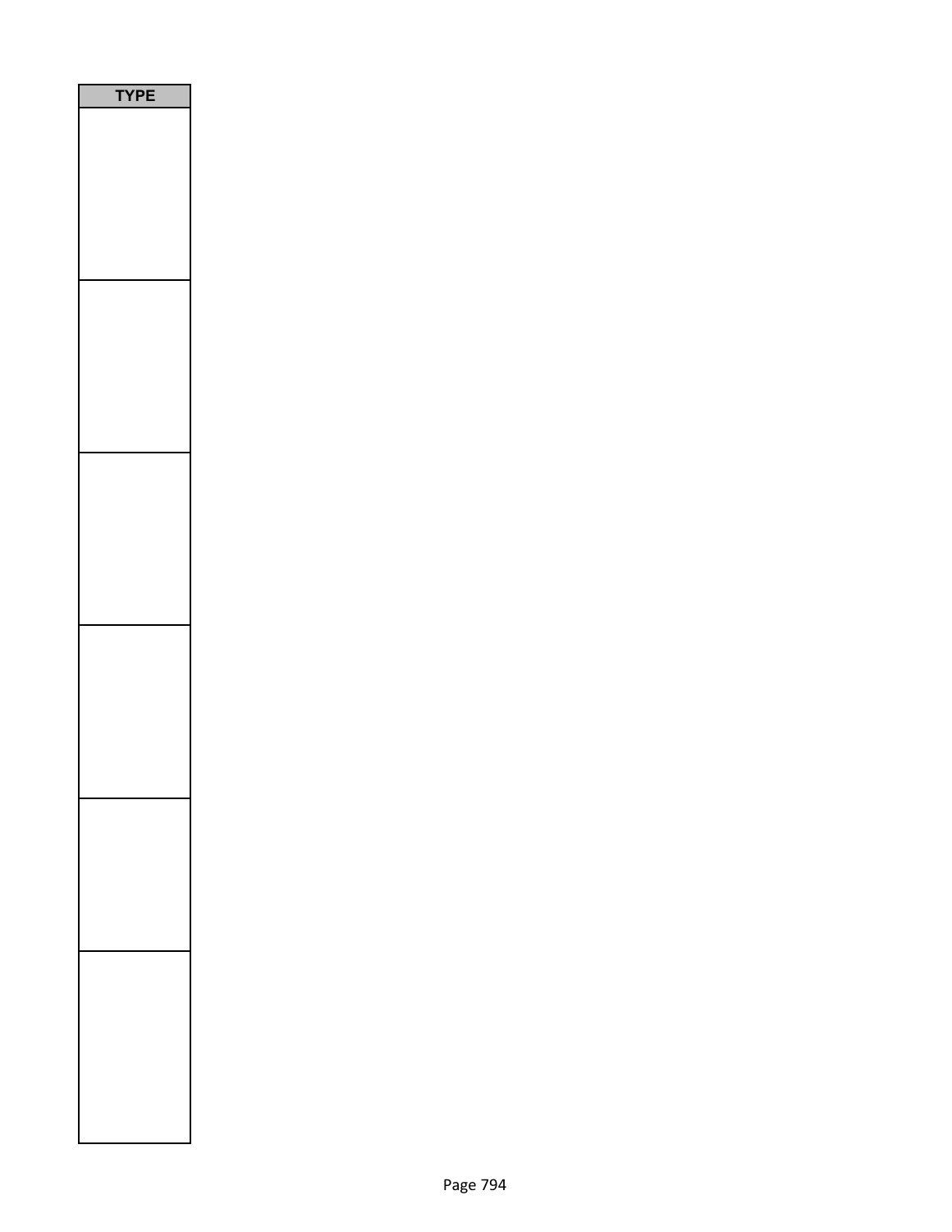| TYPE |
| --- |
| |
| |
| |
| |
| |
| |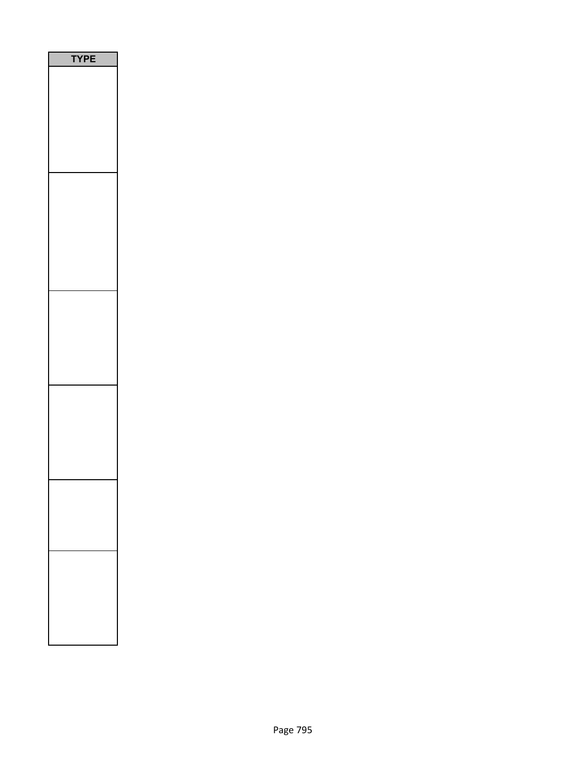| TYPE |
|---|
| |
| |
| |
| |
| |
| |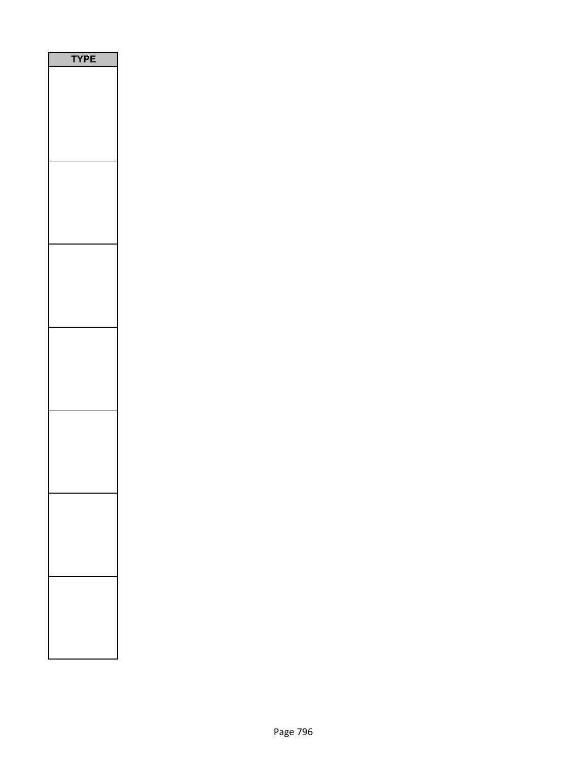| TYPE |
| --- |
| |
| |
| |
| |
| |
| |
| |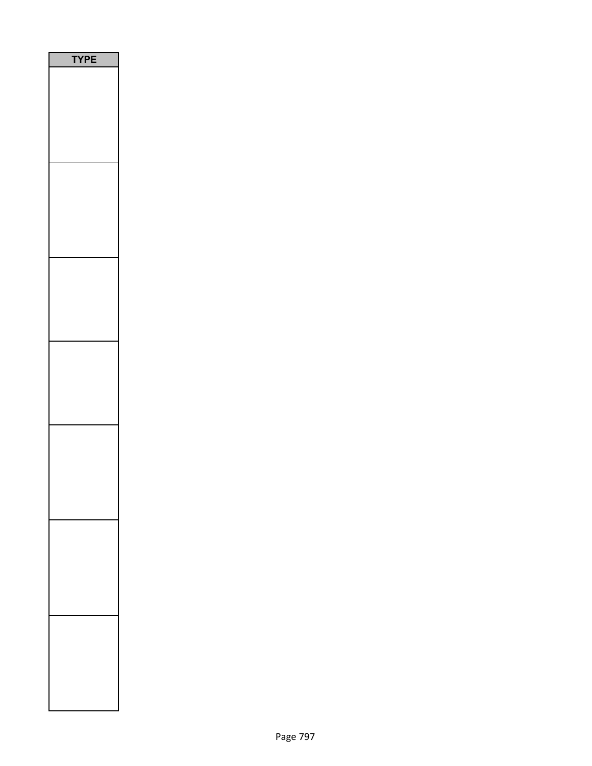| TYPE |
| --- |
| |
| |
| |
| |
| |
| |
| |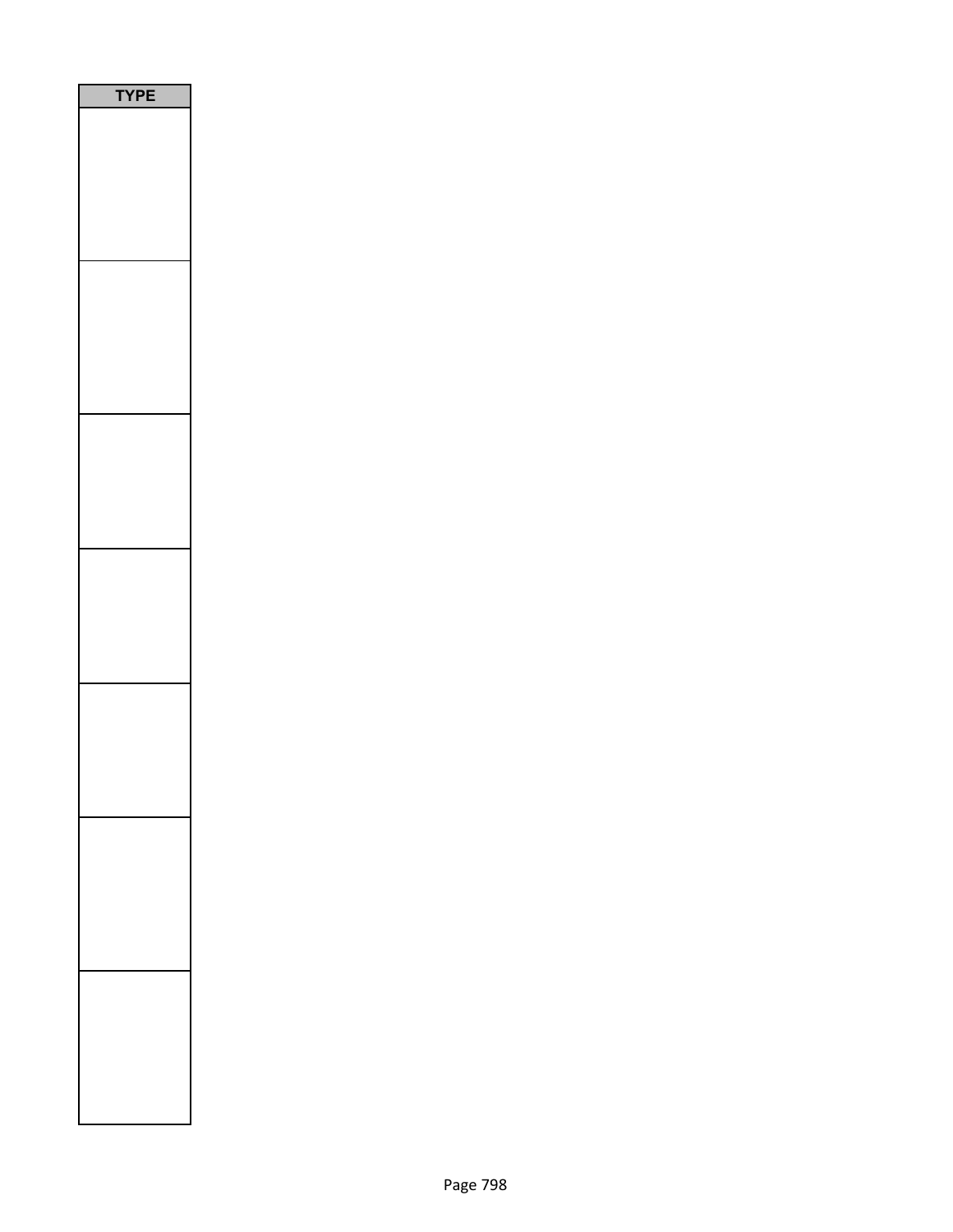| TYPE |
| --- |
| |
| |
| |
| |
| |
| |
| |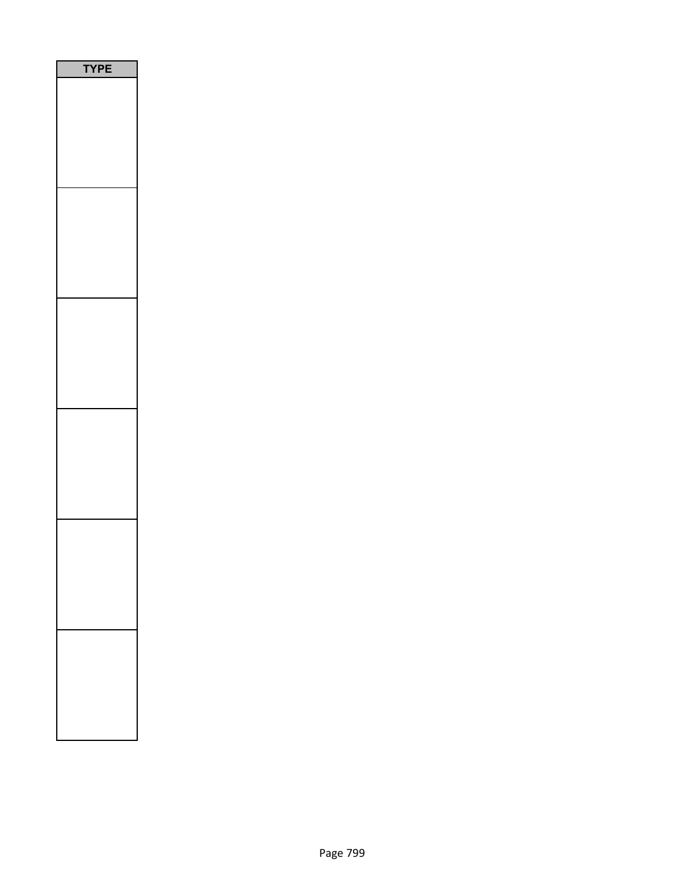| TYPE |
| --- |
| |
| |
| |
| |
| |
| |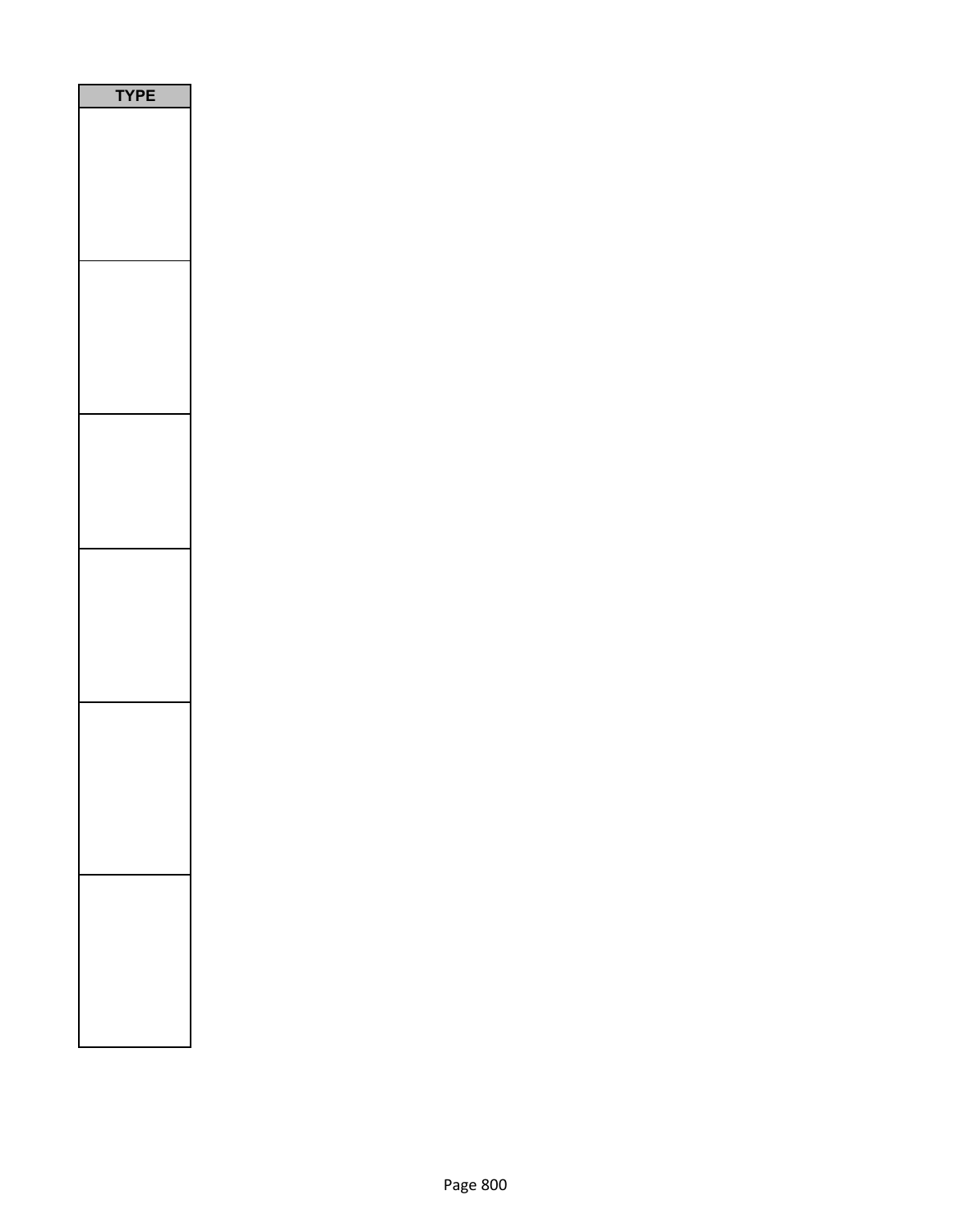| TYPE |
| --- |
| |
| |
| |
| |
| |
| |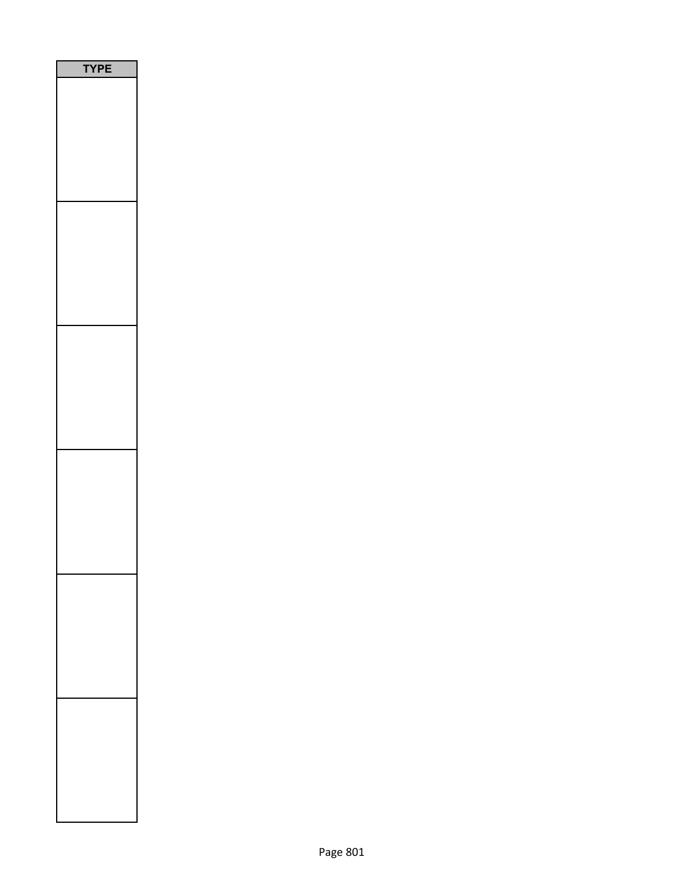| TYPE |
| --- |
| |
| |
| |
| |
| |
| |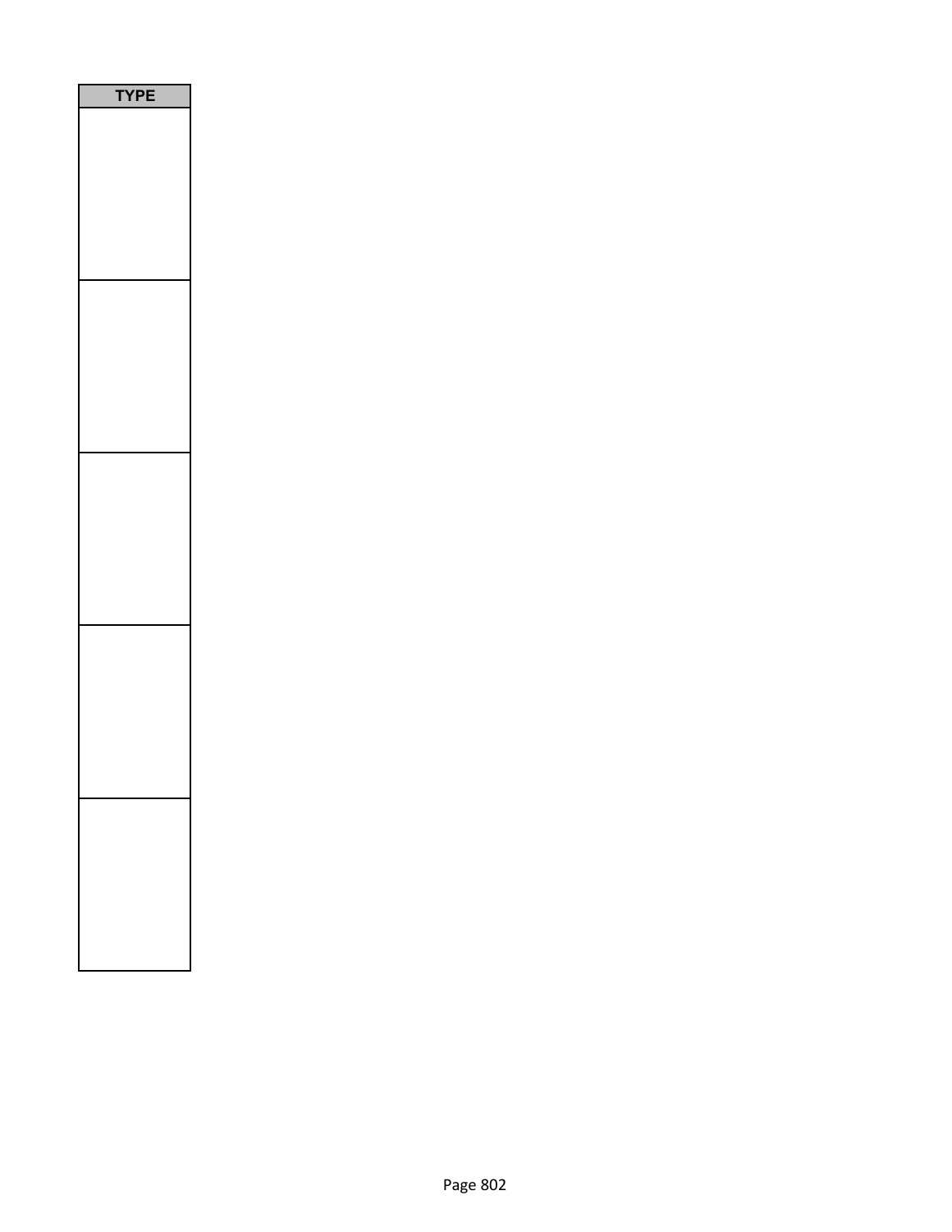| TYPE |
| --- |
| |
| |
| |
| |
| |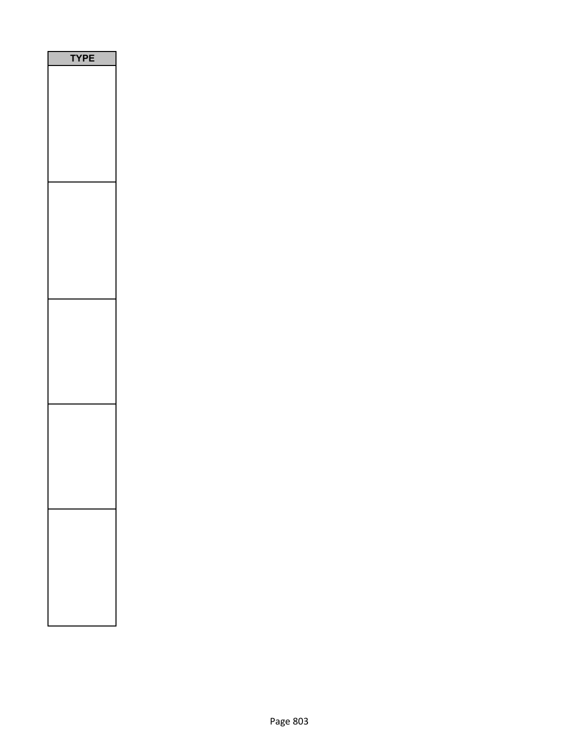| TYPE |
| --- |
| |
| |
| |
| |
| |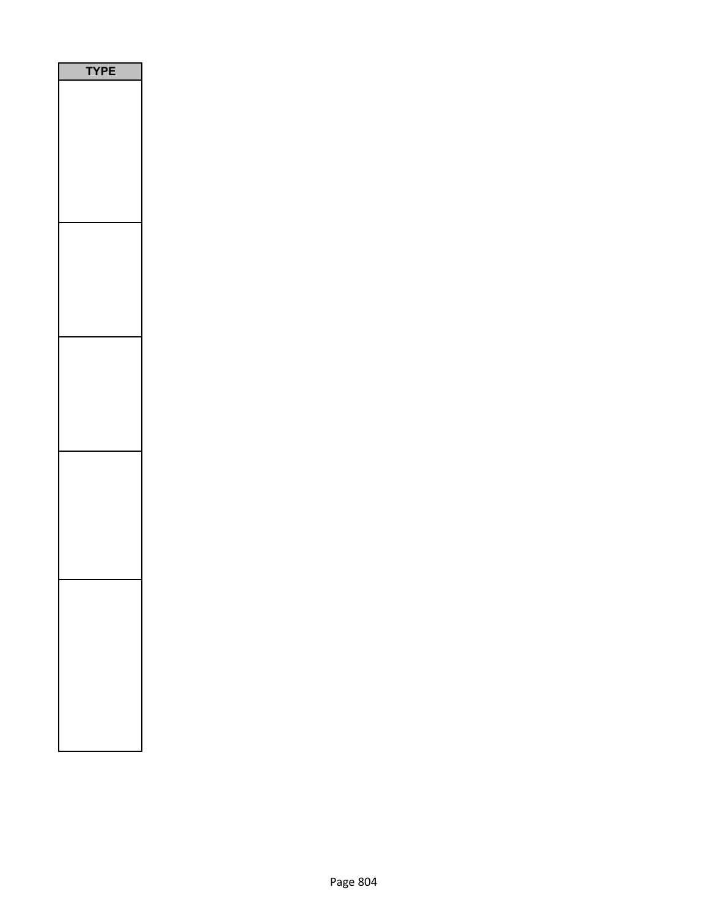| TYPE |
| --- |
| |
| |
| |
| |
| |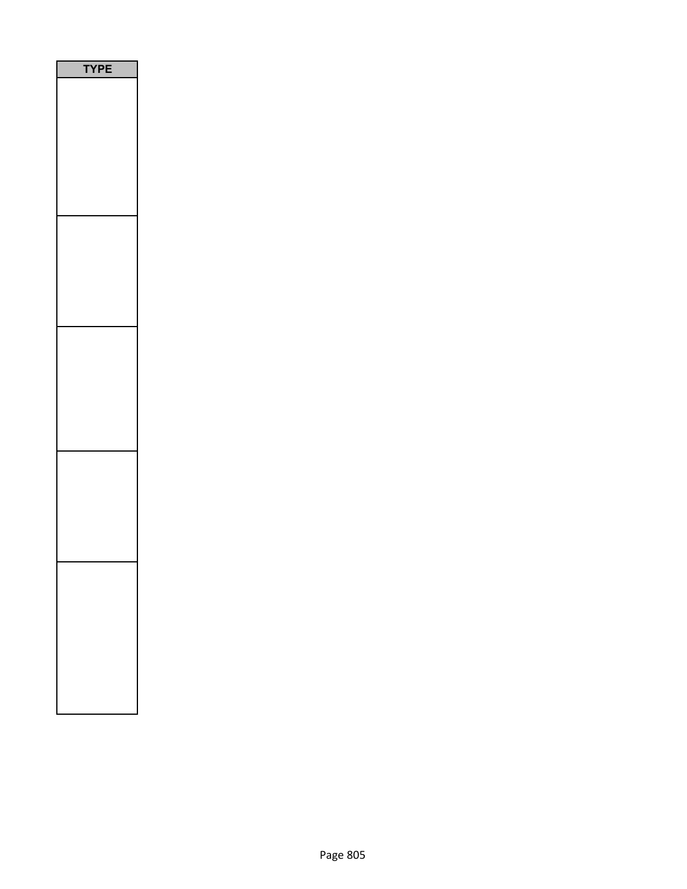| TYPE |
| --- |
| |
| |
| |
| |
| |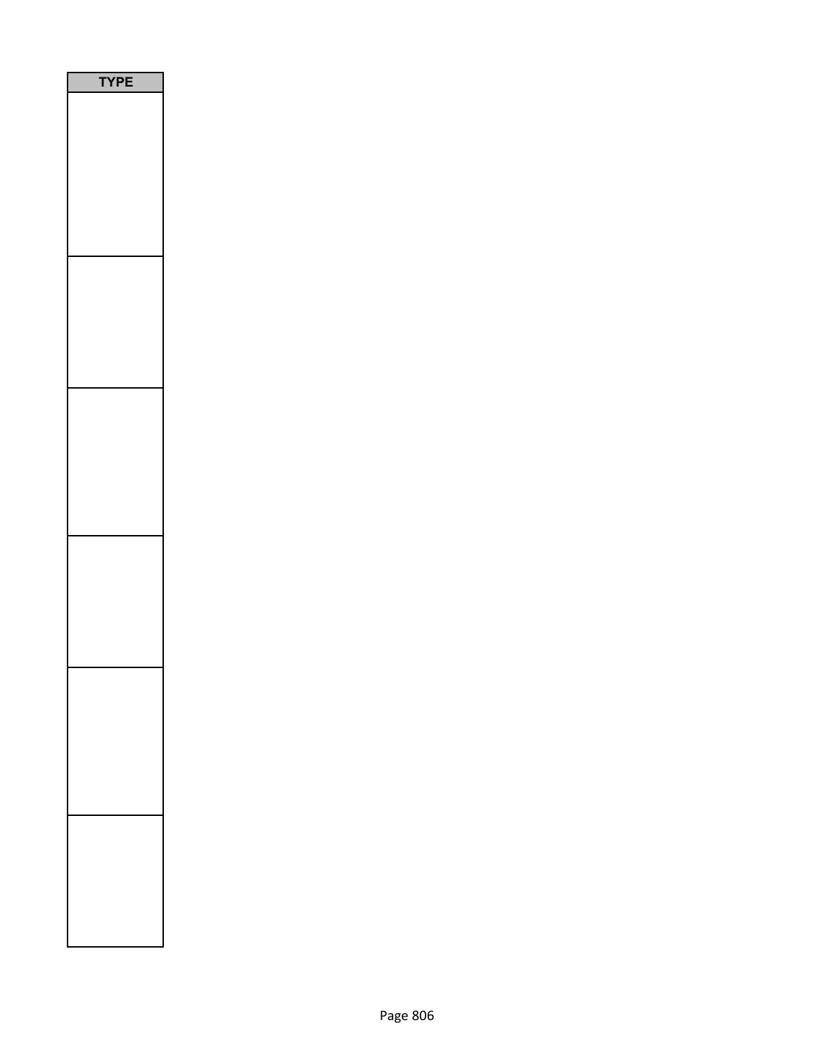| TYPE |
| --- |
| |
| |
| |
| |
| |
| |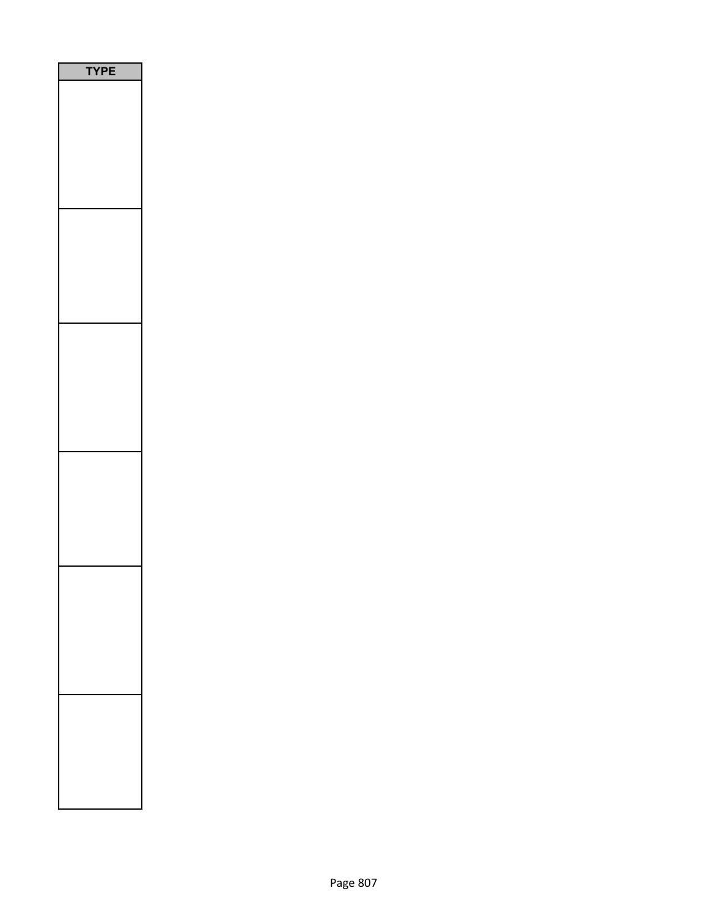| TYPE |
| --- |
| |
| |
| |
| |
| |
| |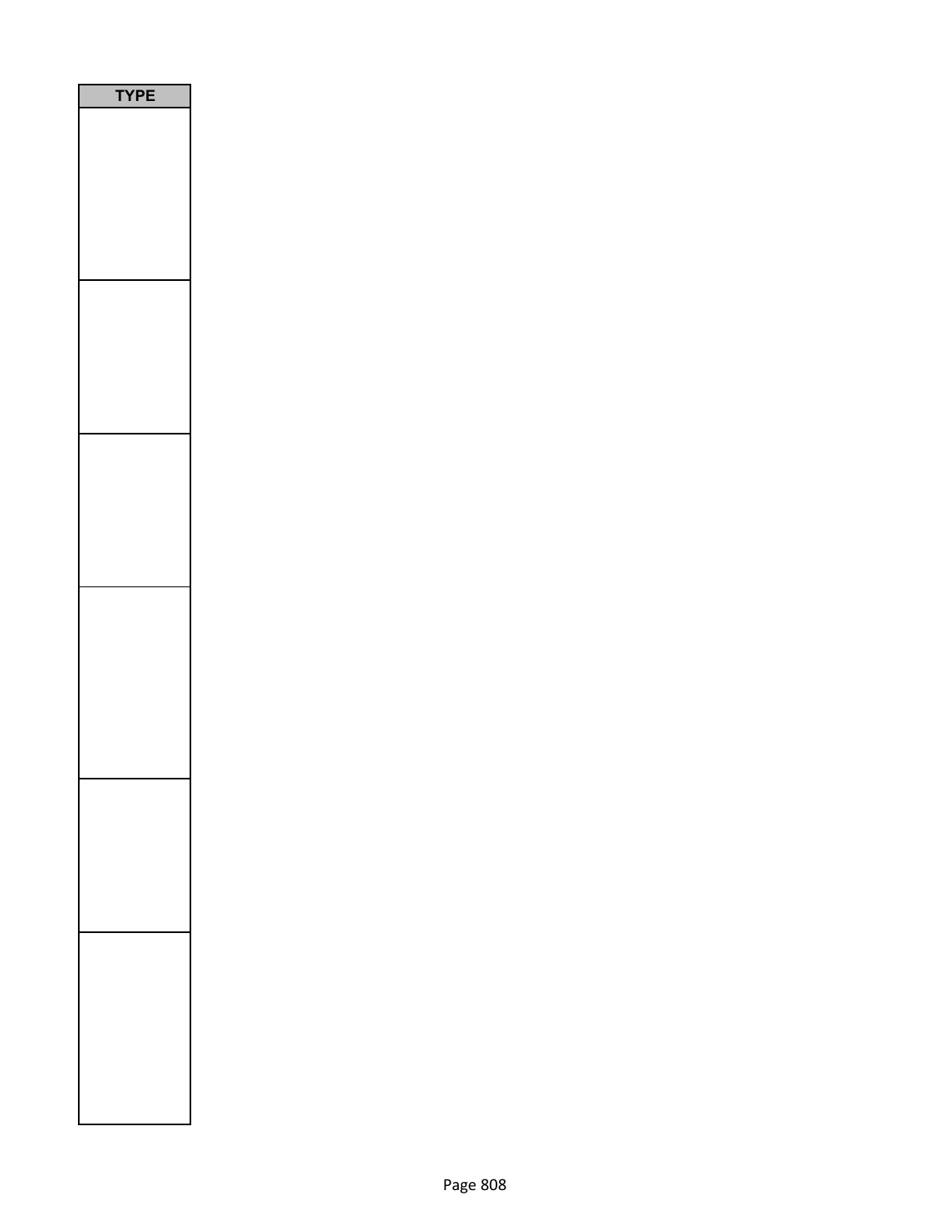| TYPE |
| --- |
| |
| |
| |
| |
| |
| |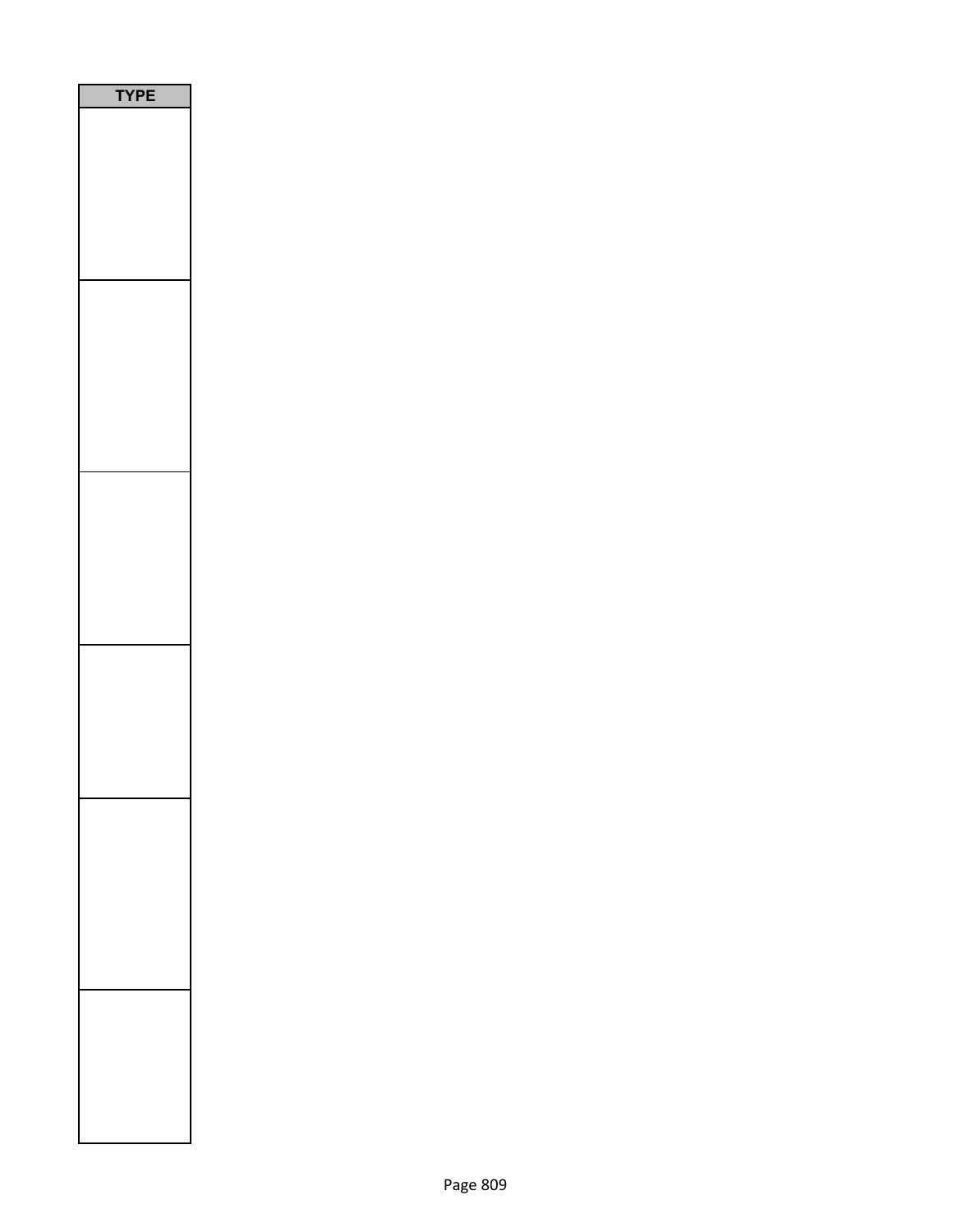| TYPE |
| --- |
| |
| |
| |
| |
| |
| |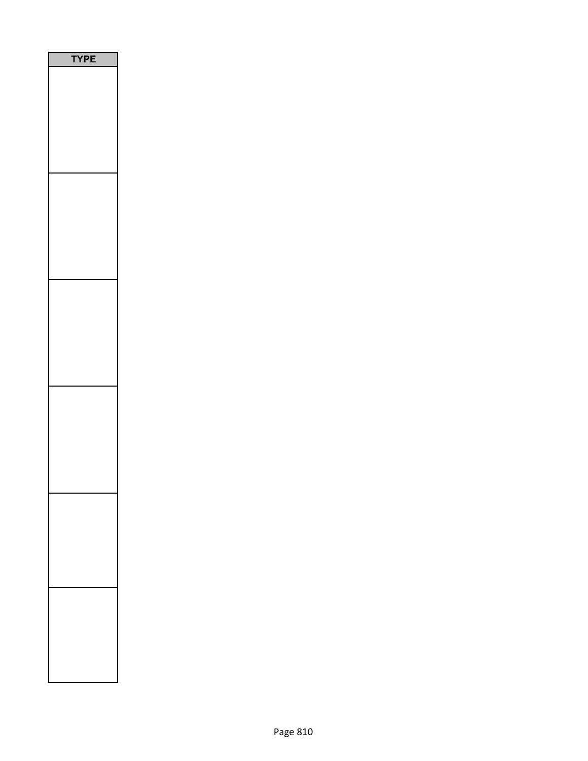| TYPE |
| --- |
| |
| |
| |
| |
| |
| |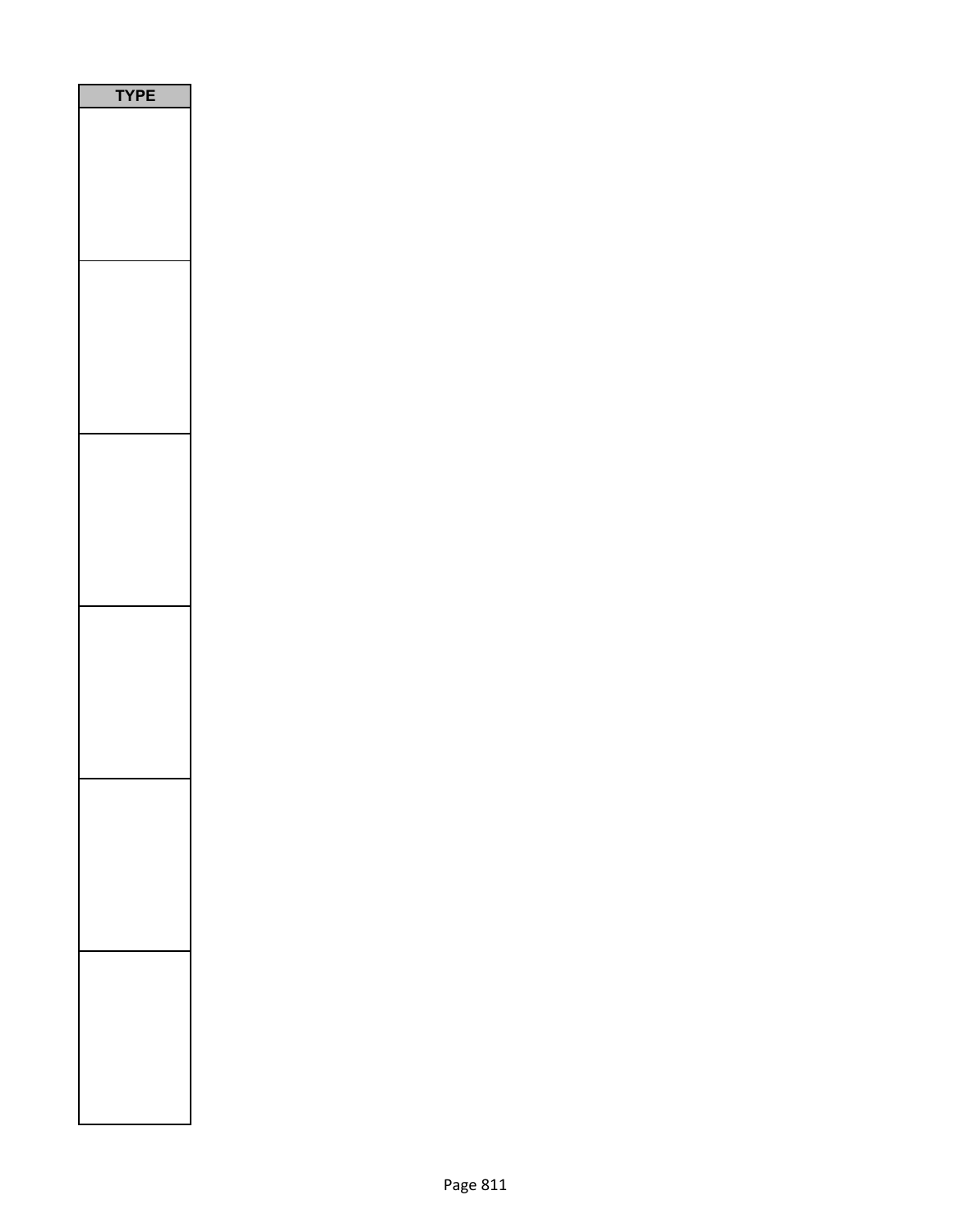| TYPE |
| --- |
| |
| |
| |
| |
| |
| |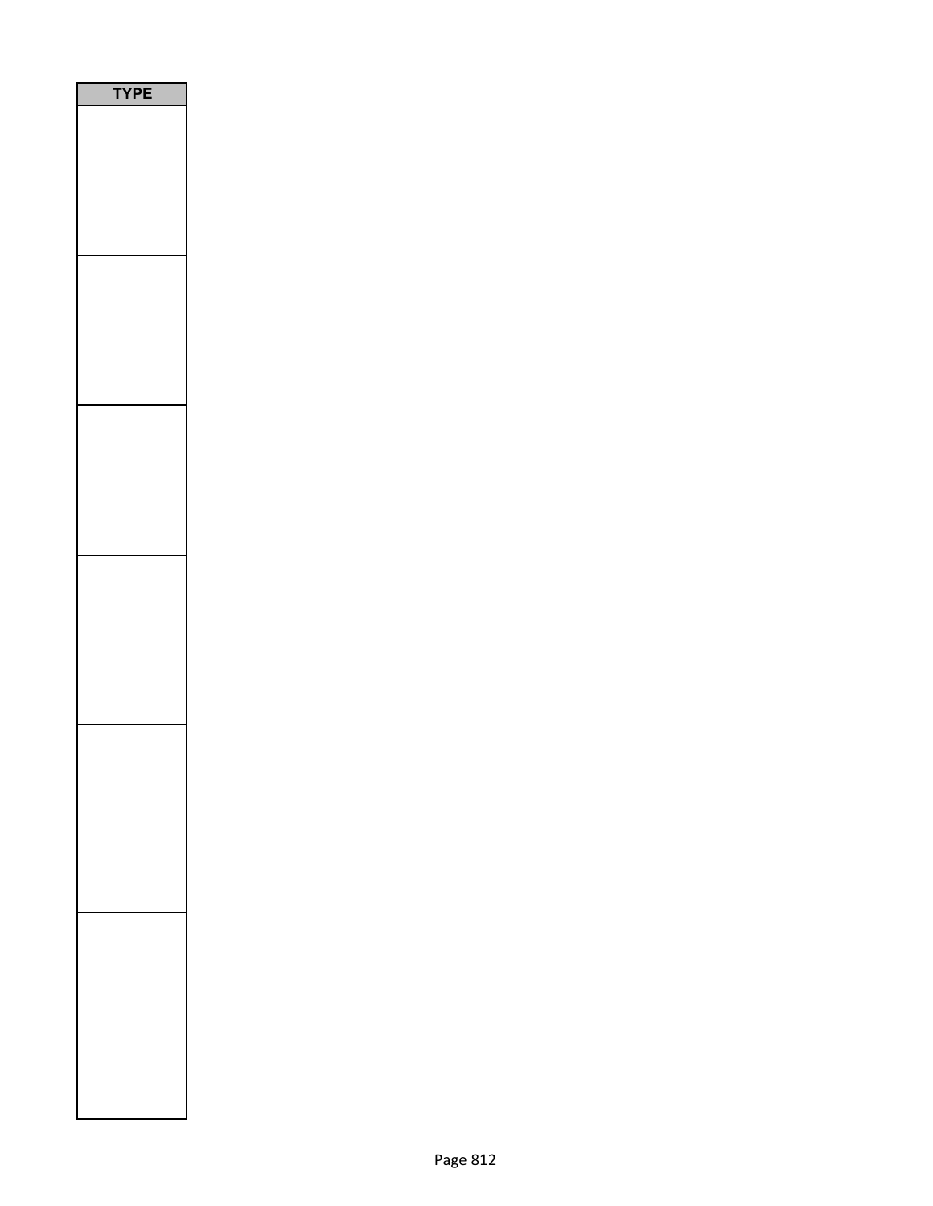| TYPE |
| --- |
| |
| |
| |
| |
| |
| |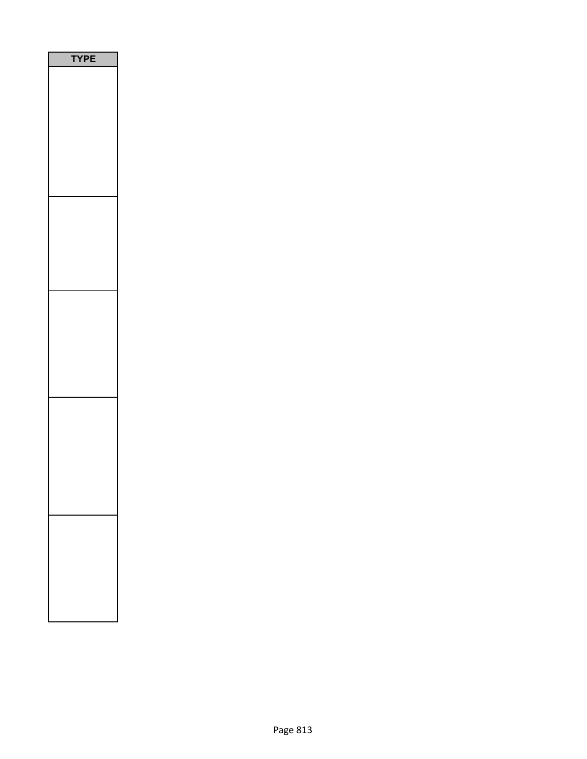| TYPE |
| --- |
| |
| |
| |
| |
| |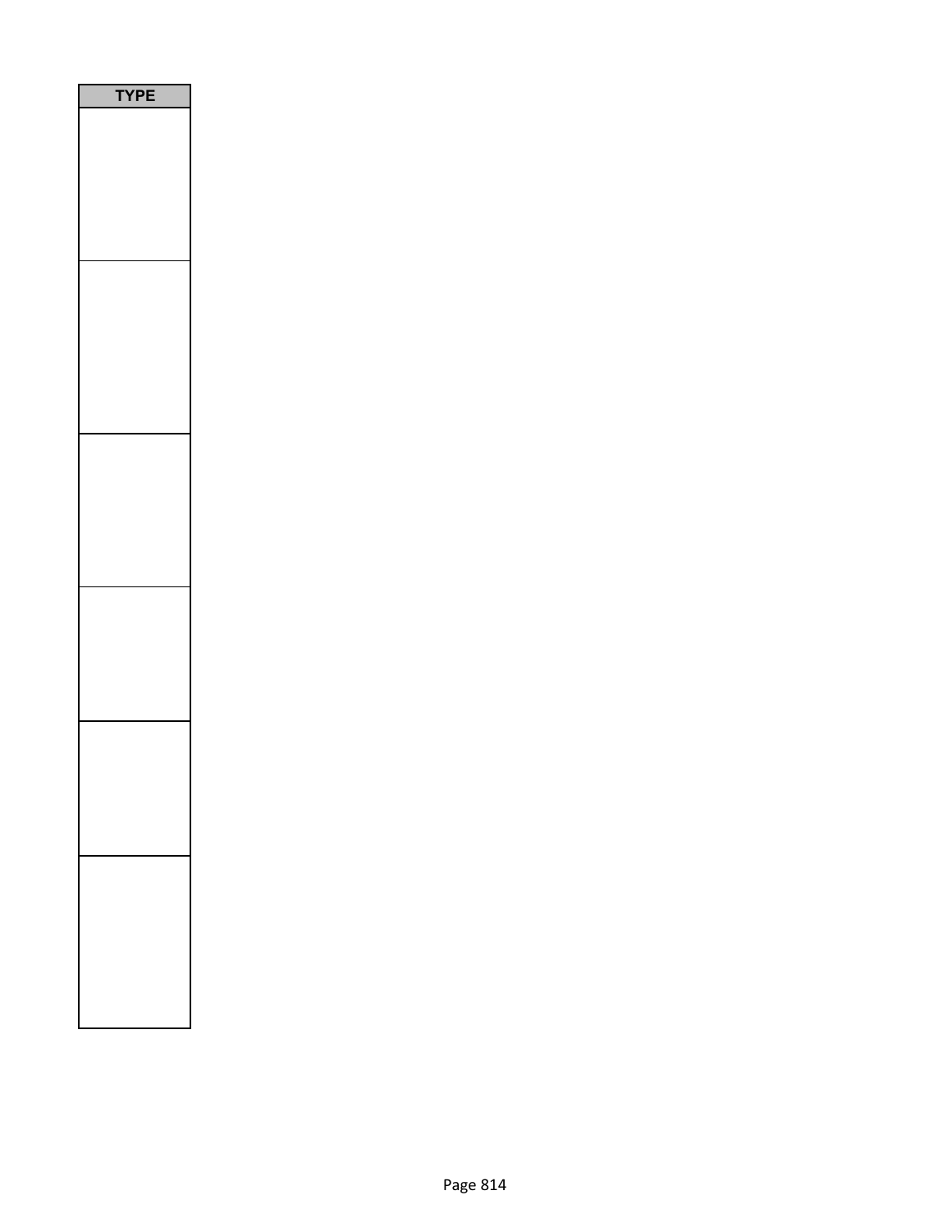| TYPE |
| --- |
| |
| |
| |
| |
| |
| |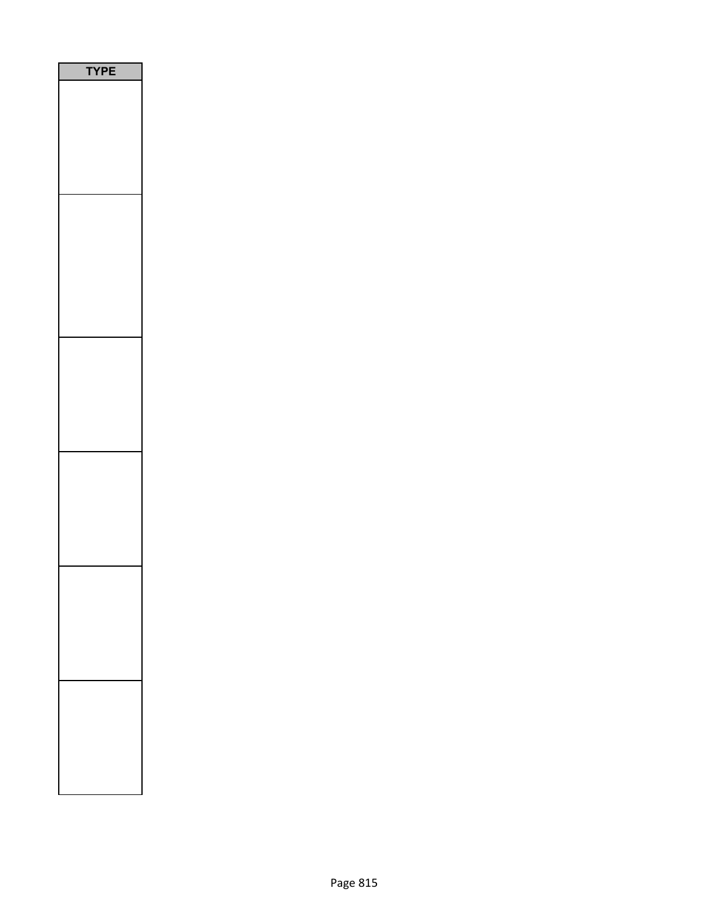| TYPE |
| --- |
| |
| |
| |
| |
| |
| |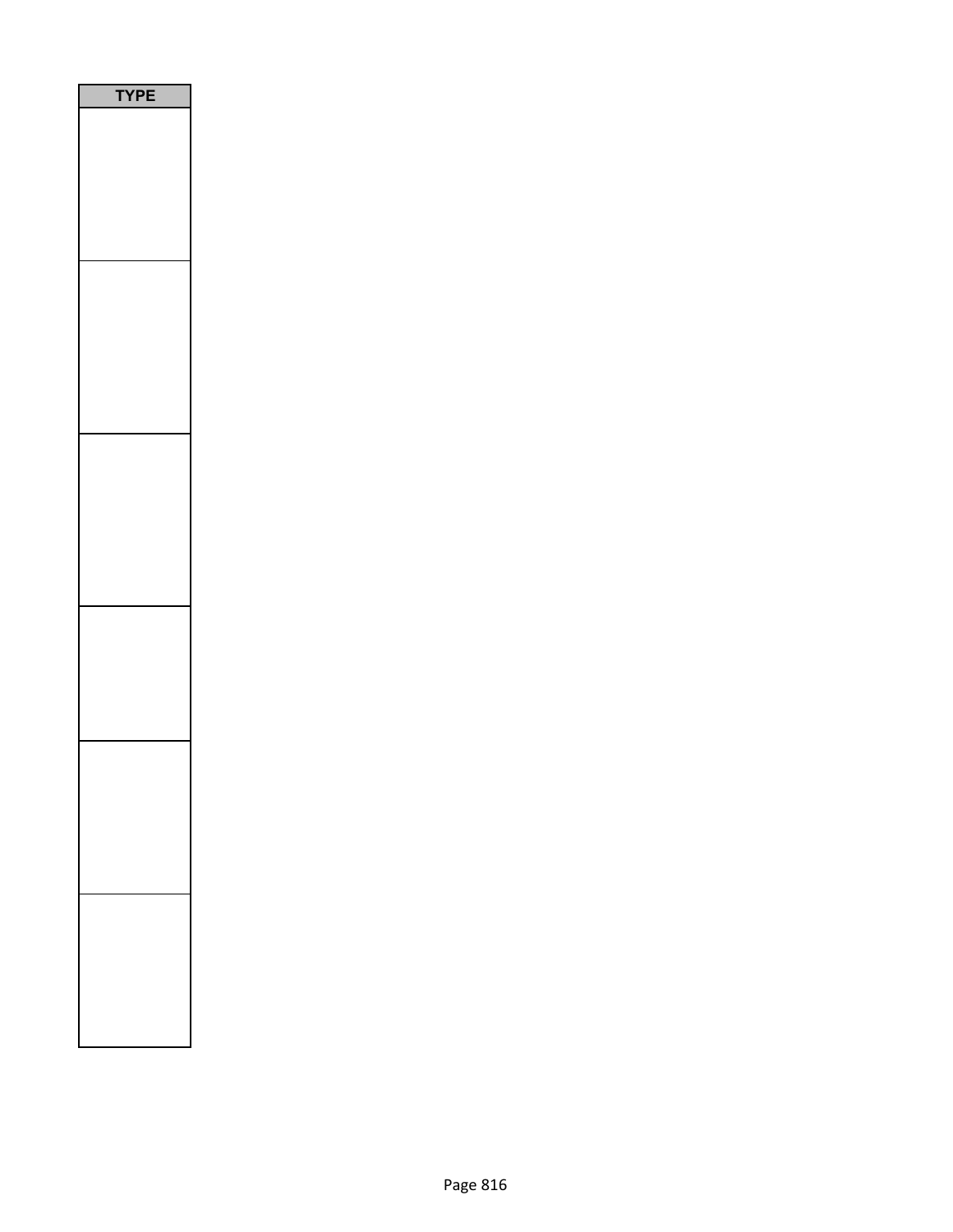| TYPE |
| --- |
| |
| |
| |
| |
| |
| |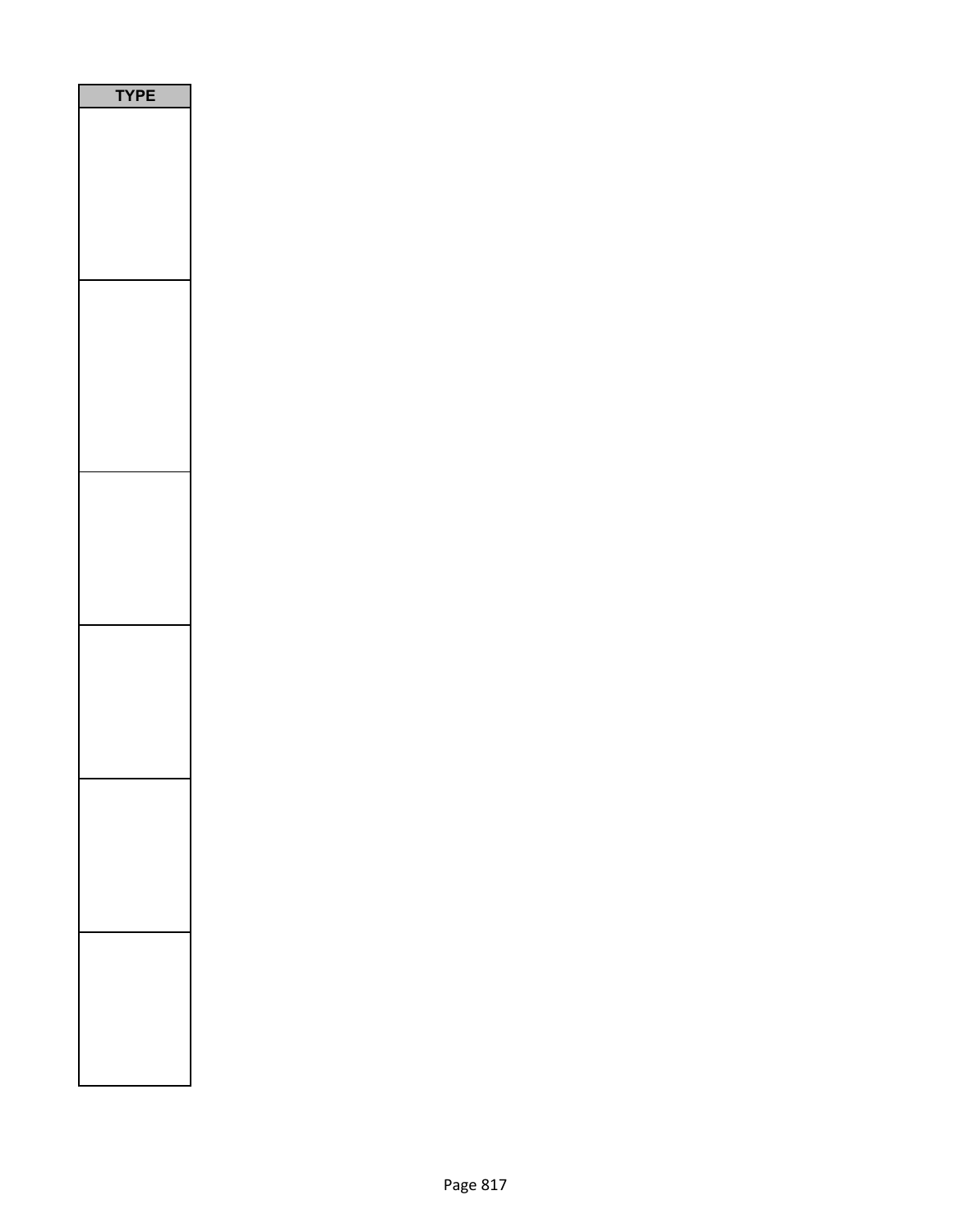| TYPE |
| --- |
| |
| |
| |
| |
| |
| |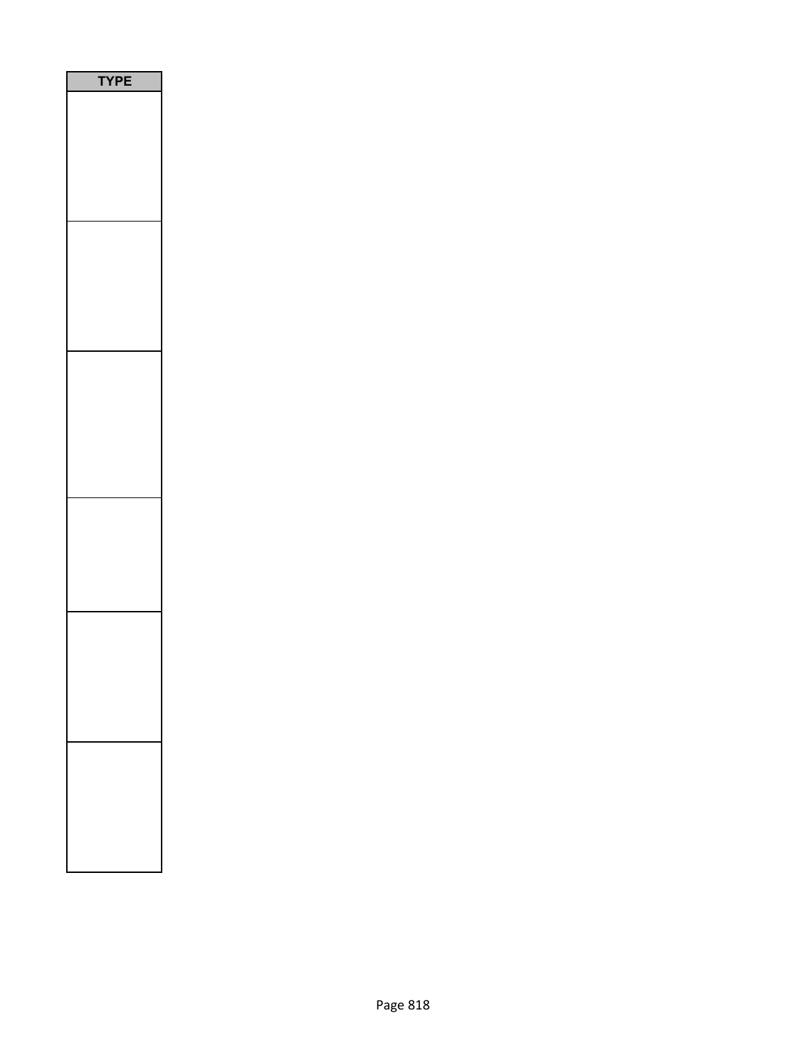| TYPE |
| --- |
| |
| |
| |
| |
| |
| |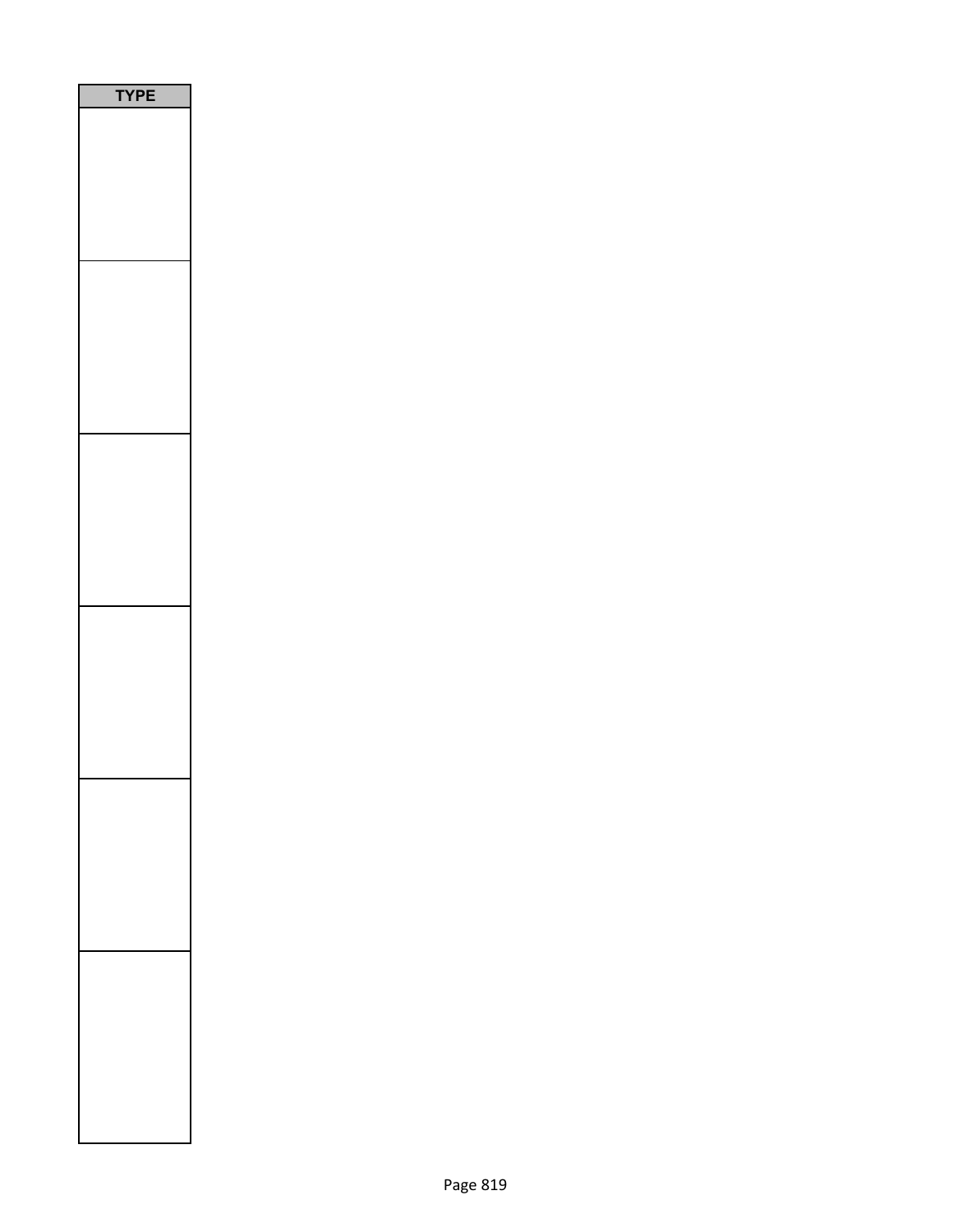| TYPE |
| --- |
| |
| |
| |
| |
| |
| |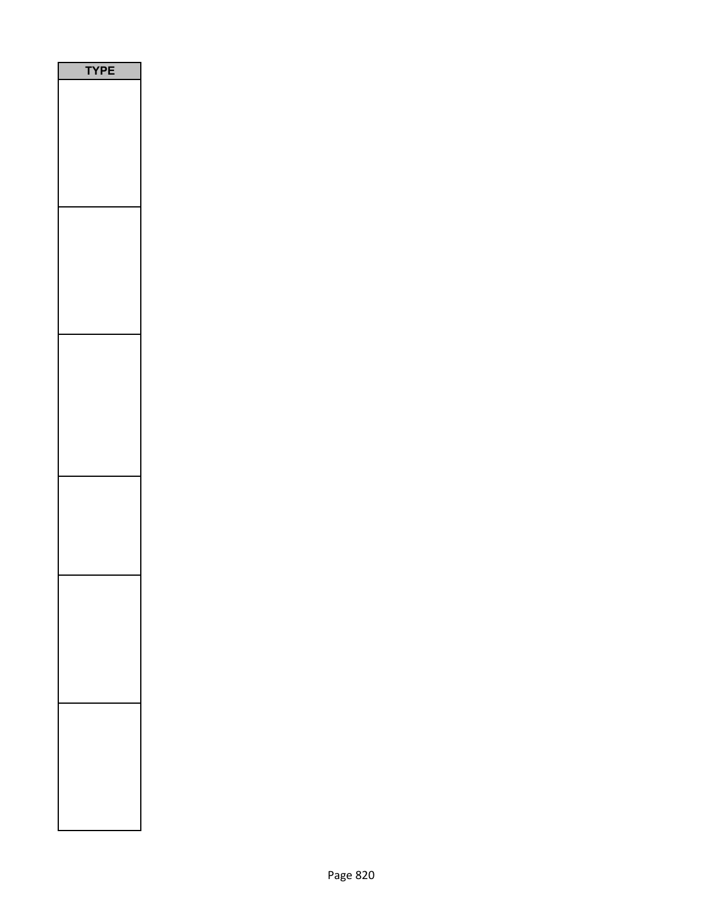| TYPE |
| --- |
| |
| |
| |
| |
| |
| |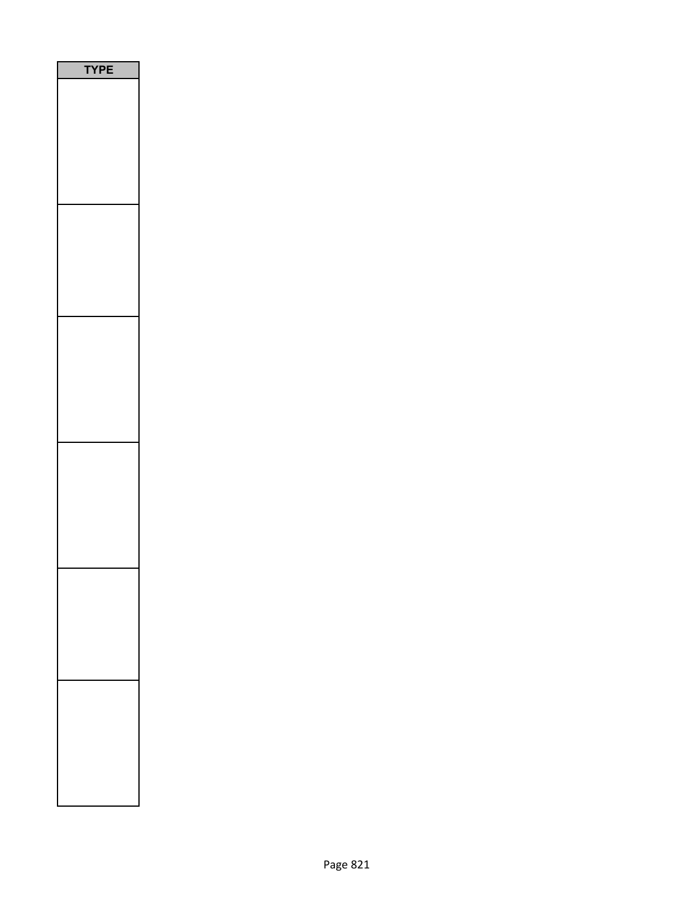| TYPE |
| --- |
| |
| |
| |
| |
| |
| |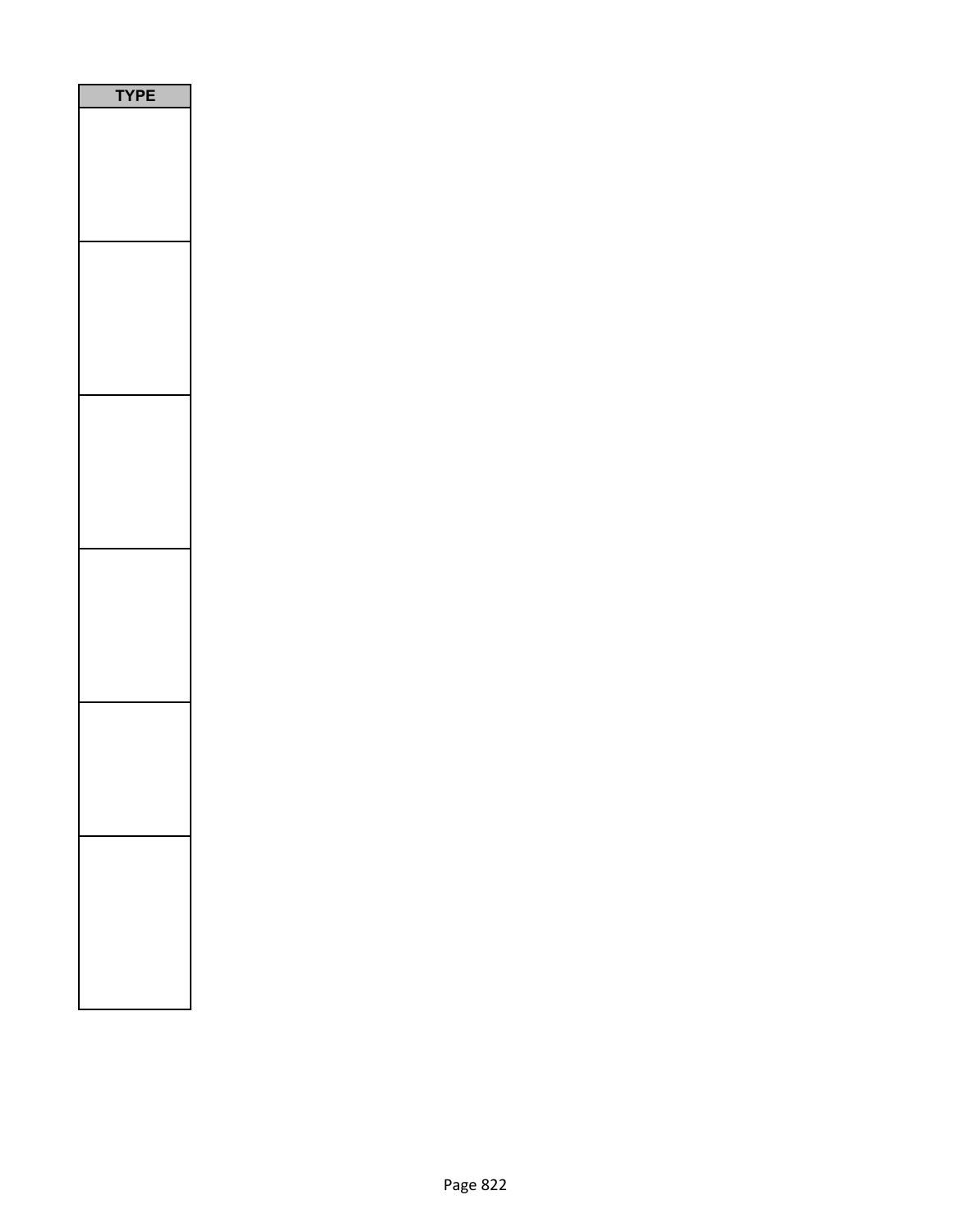| TYPE |
| --- |
| |
| |
| |
| |
| |
| |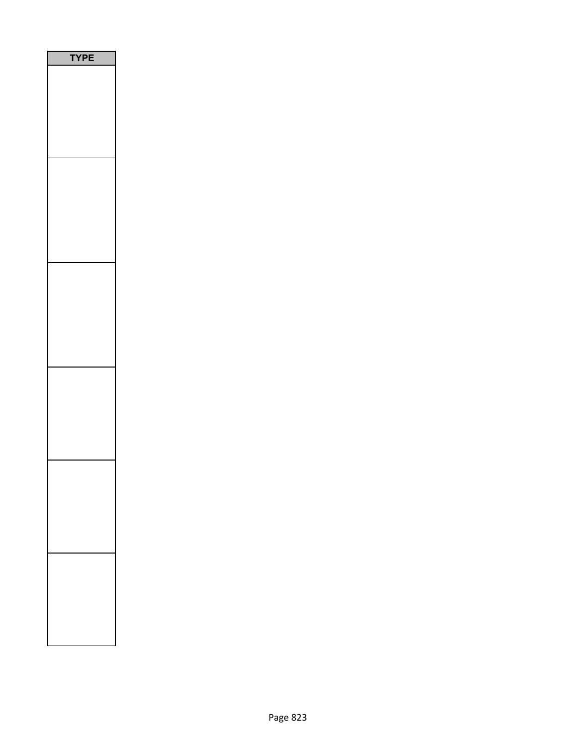| TYPE |
| --- |
| |
| |
| |
| |
| |
| |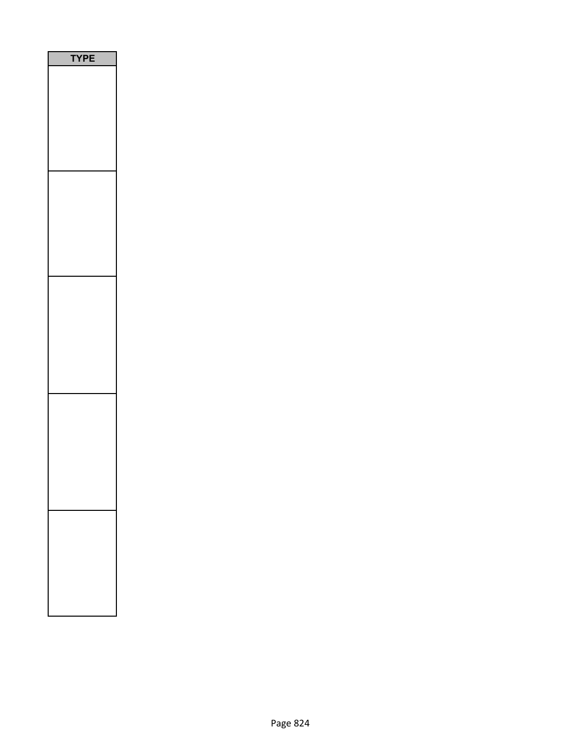| TYPE |
| --- |
| |
| |
| |
| |
| |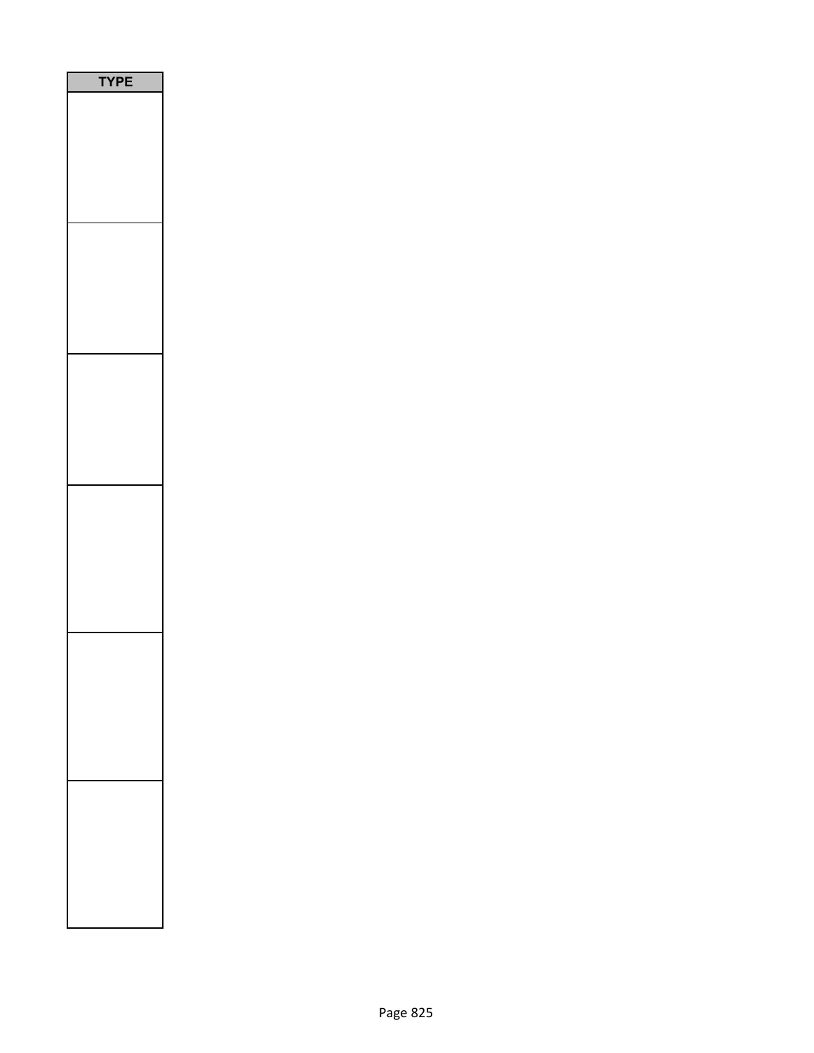| TYPE |
| --- |
| |
| |
| |
| |
| |
| |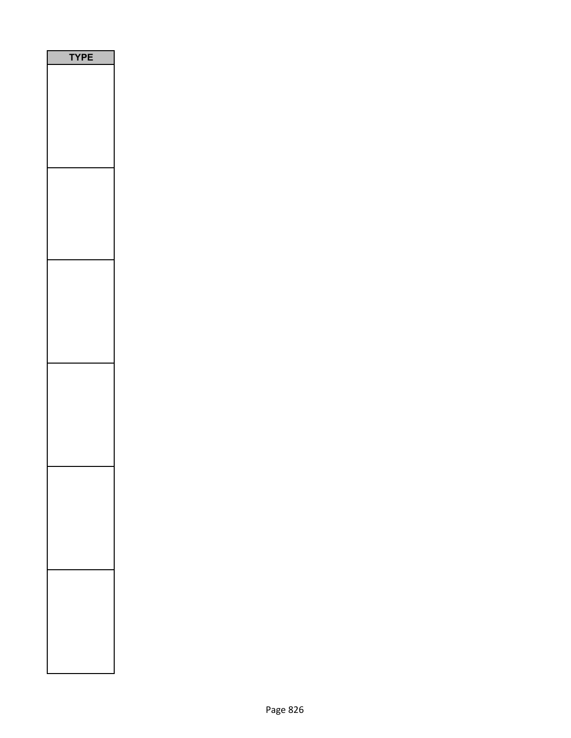| TYPE |
| --- |
| |
| |
| |
| |
| |
| |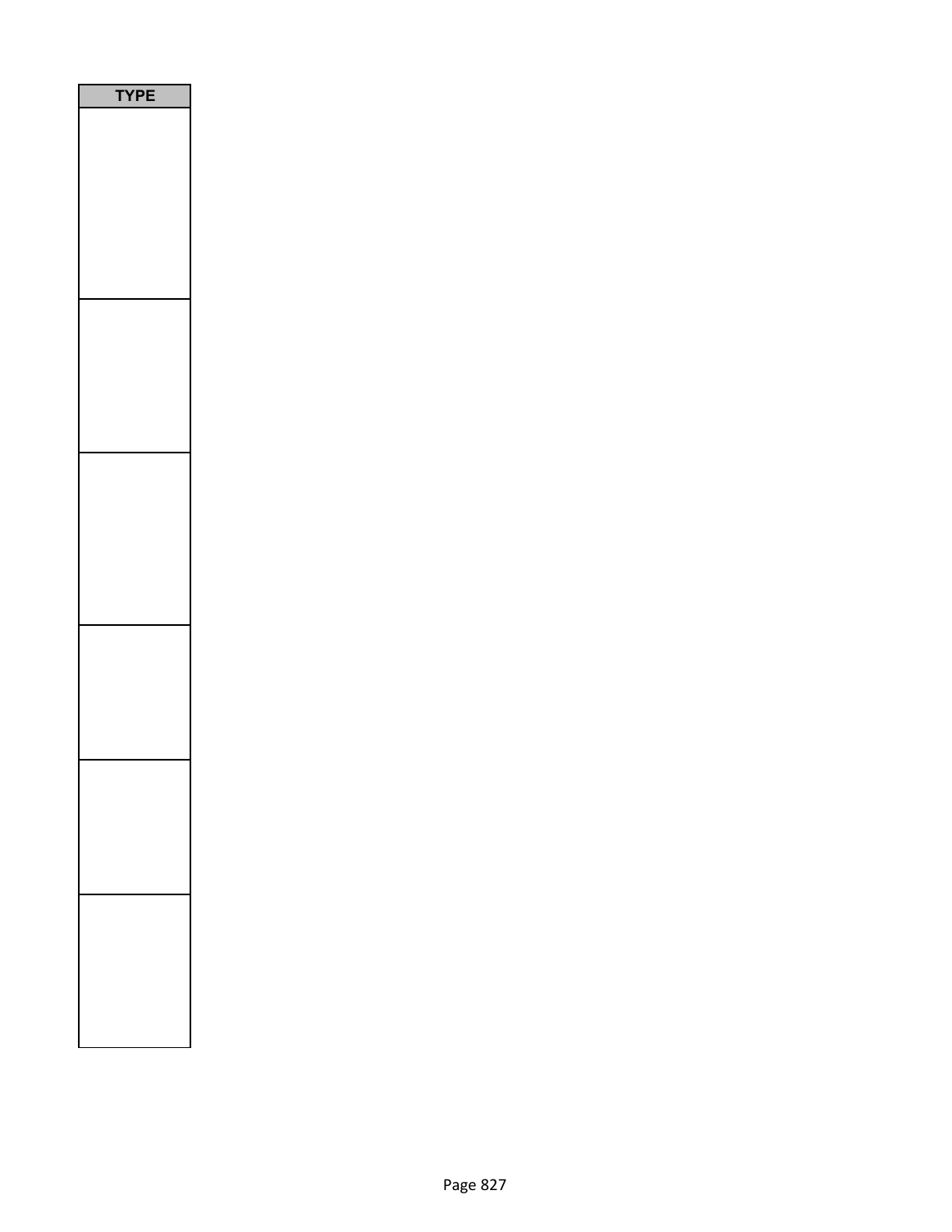| TYPE |
| --- |
| |
| |
| |
| |
| |
| |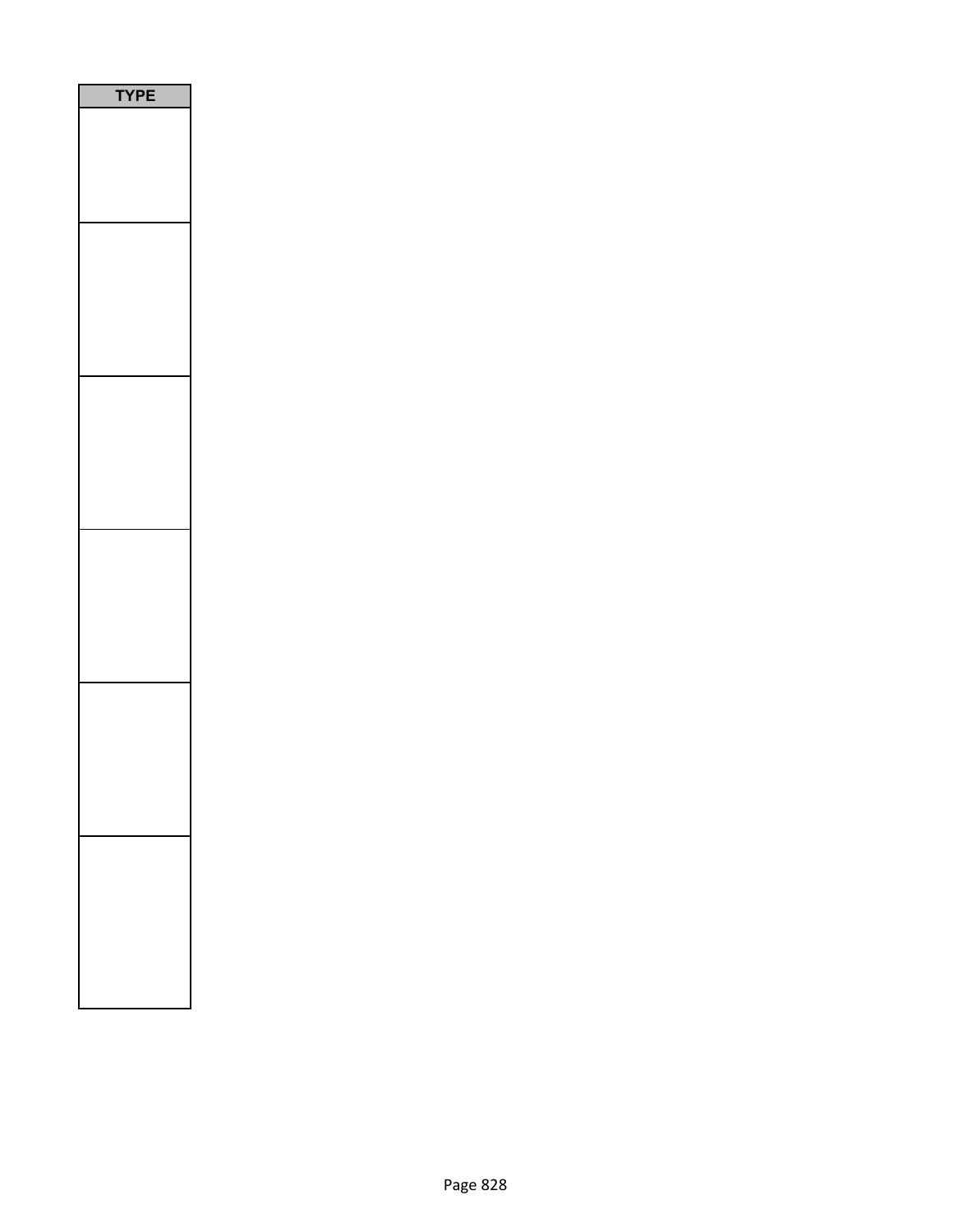| TYPE |
| --- |
| |
| |
| |
| |
| |
| |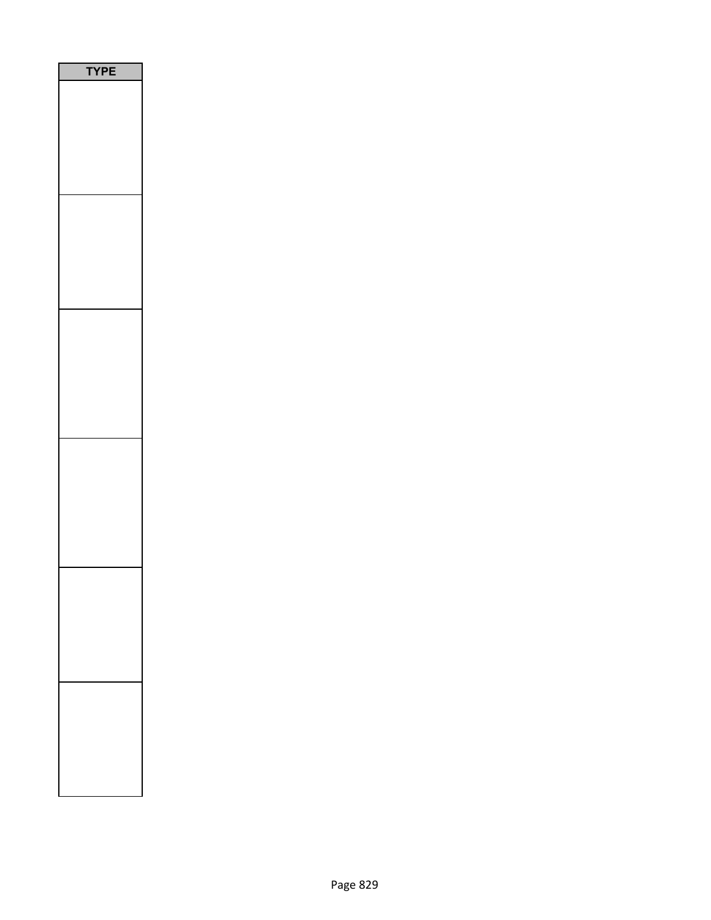| TYPE |
| --- |
| |
| |
| |
| |
| |
| |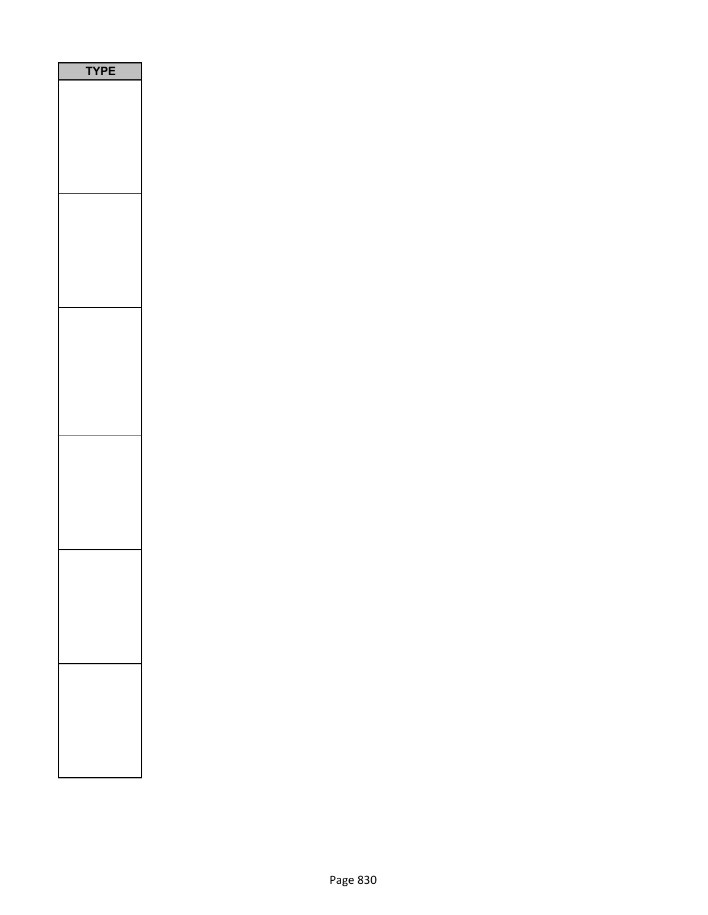| TYPE |
| --- |
| |
| |
| |
| |
| |
| |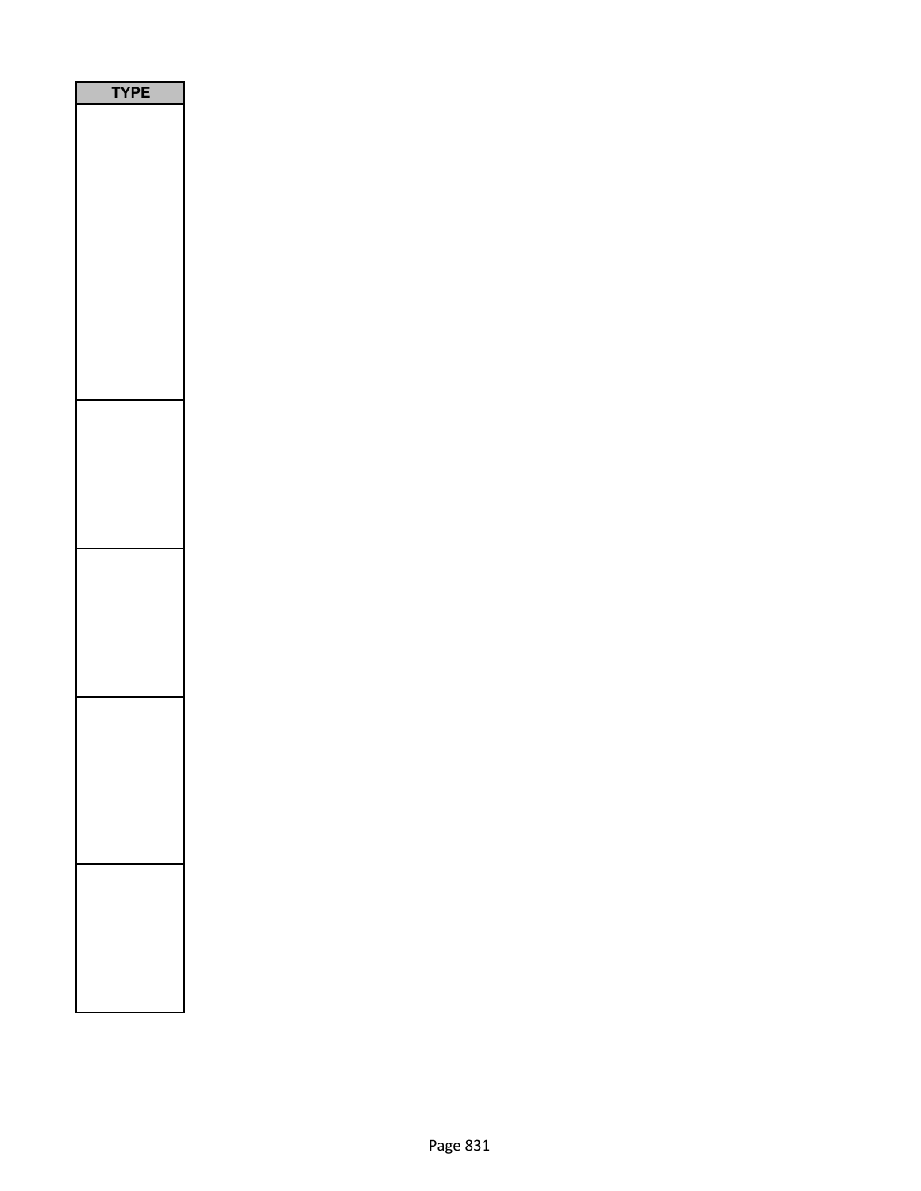| TYPE |
| --- |
| |
| |
| |
| |
| |
| |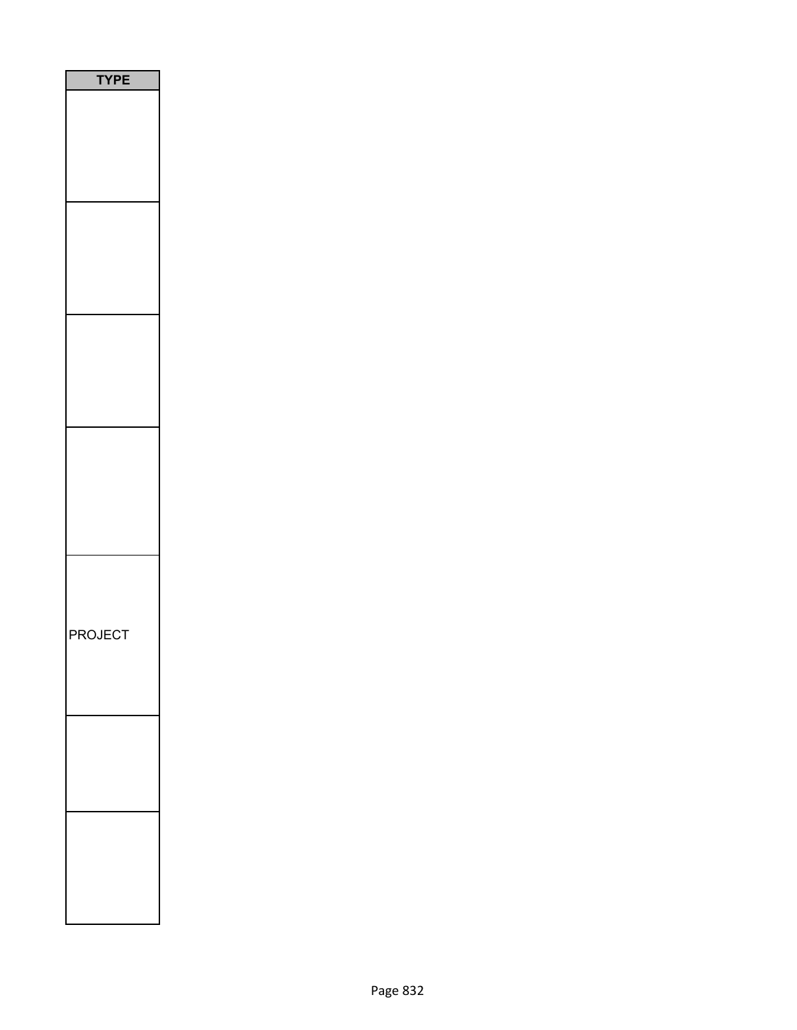| TYPE |
|---|
| |
| |
| |
| |
| PROJECT |
| |
| |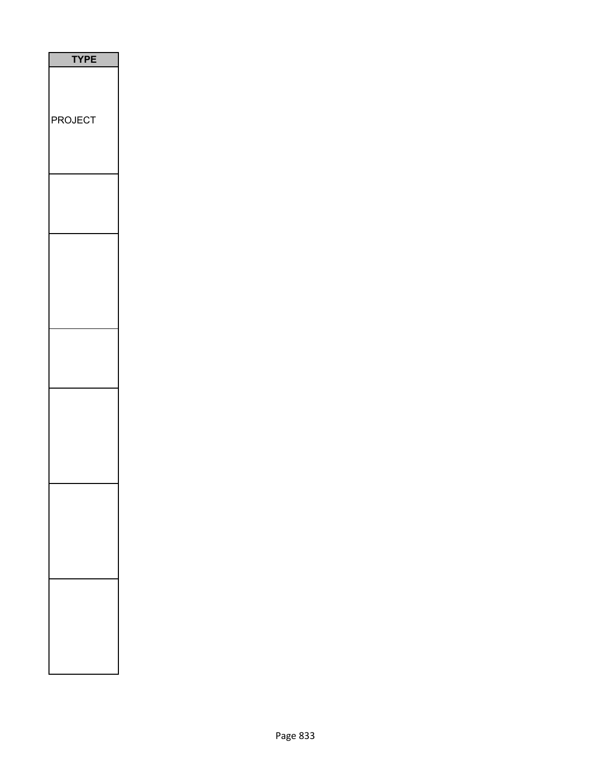| TYPE |
| --- |
| PROJECT |
| |
| |
| |
| |
| |
| |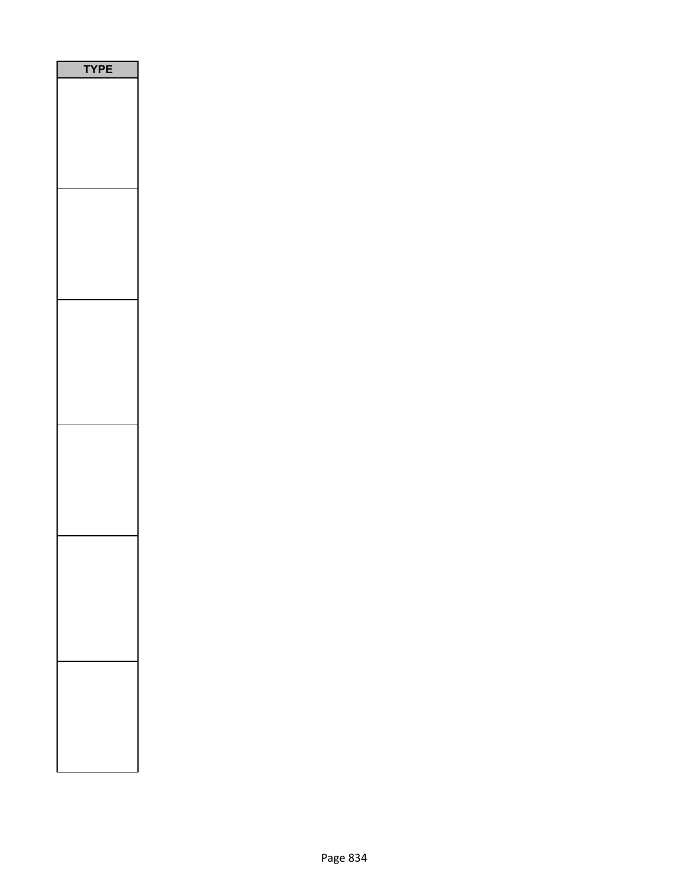| TYPE |
| --- |
| |
| |
| |
| |
| |
| |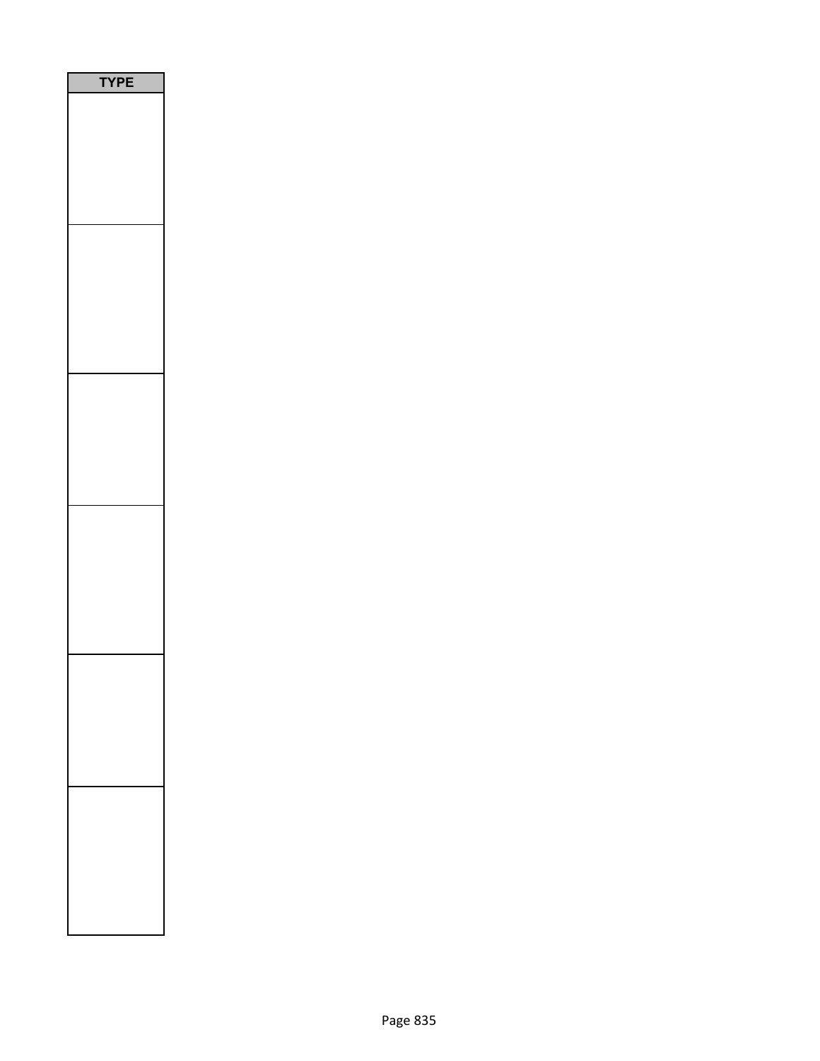| TYPE |
| --- |
| |
| |
| |
| |
| |
| |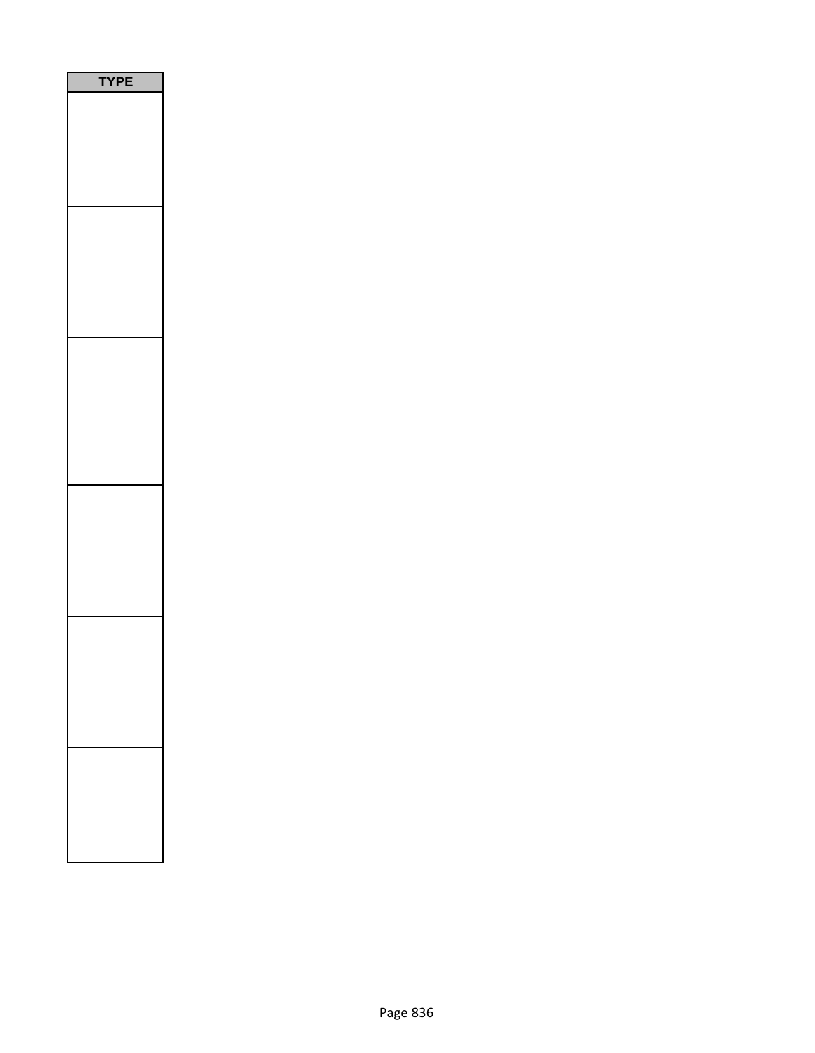| TYPE |
| --- |
| |
| |
| |
| |
| |
| |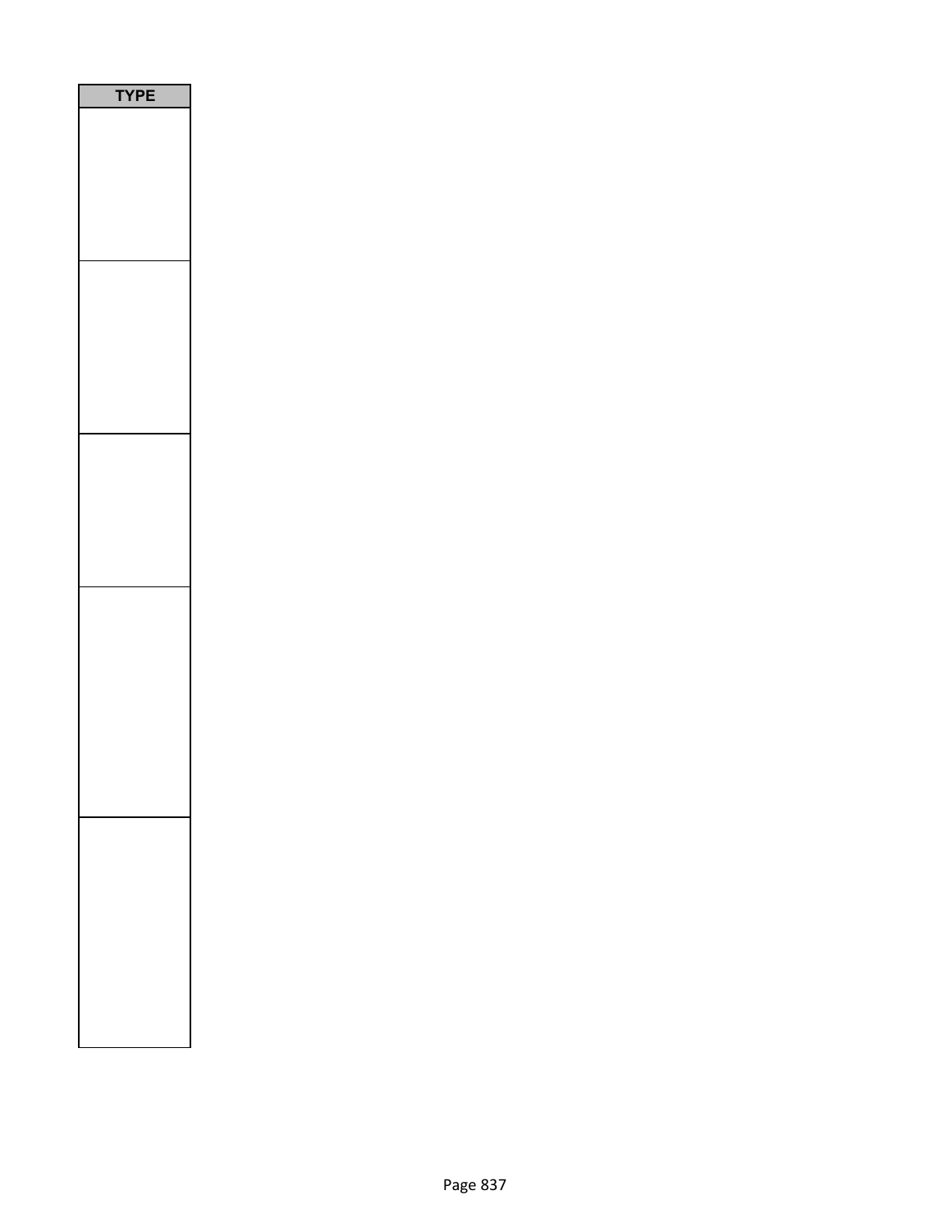| TYPE |
| --- |
| |
| |
| |
| |
| |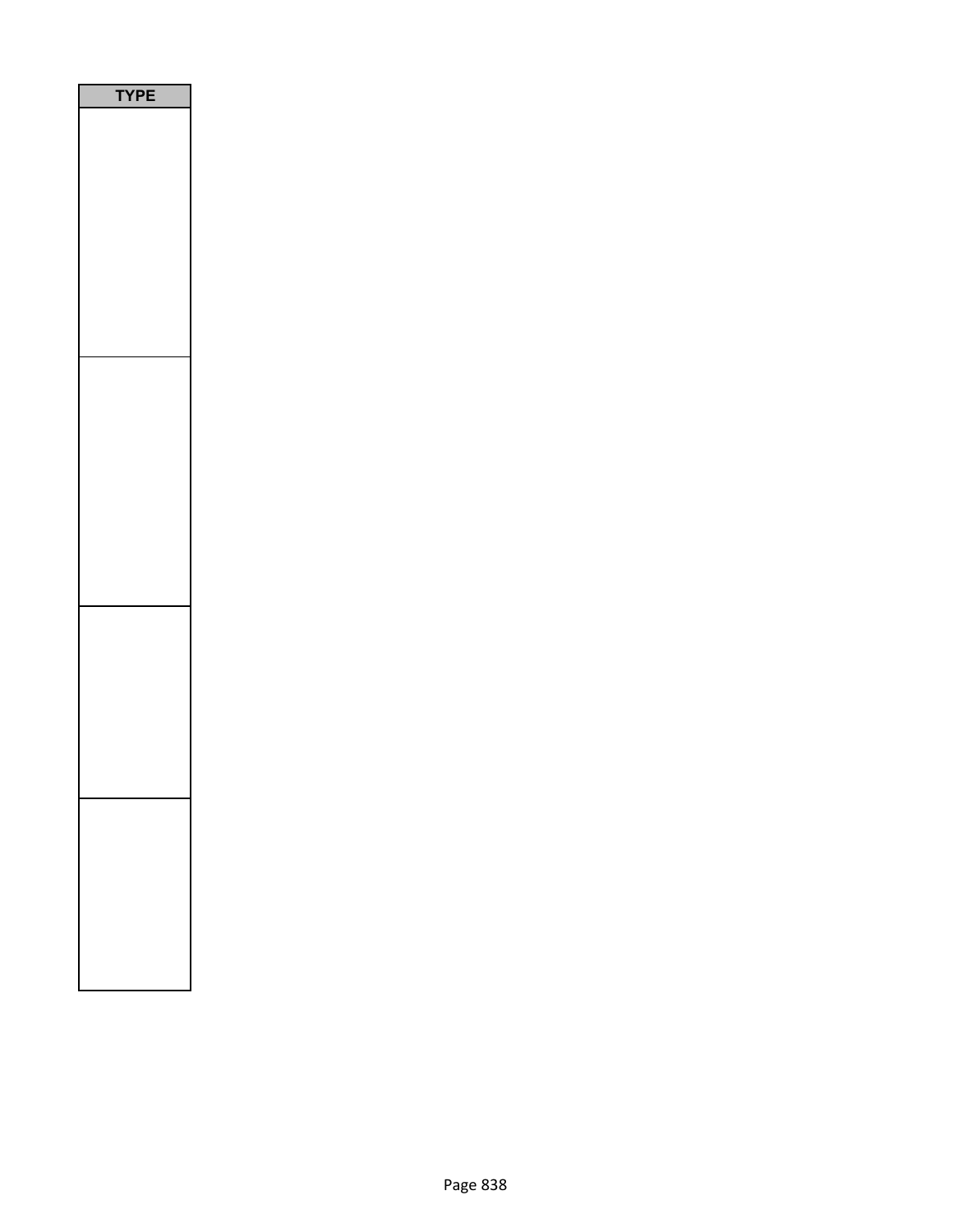| TYPE |
| --- |
| |
| |
| |
| |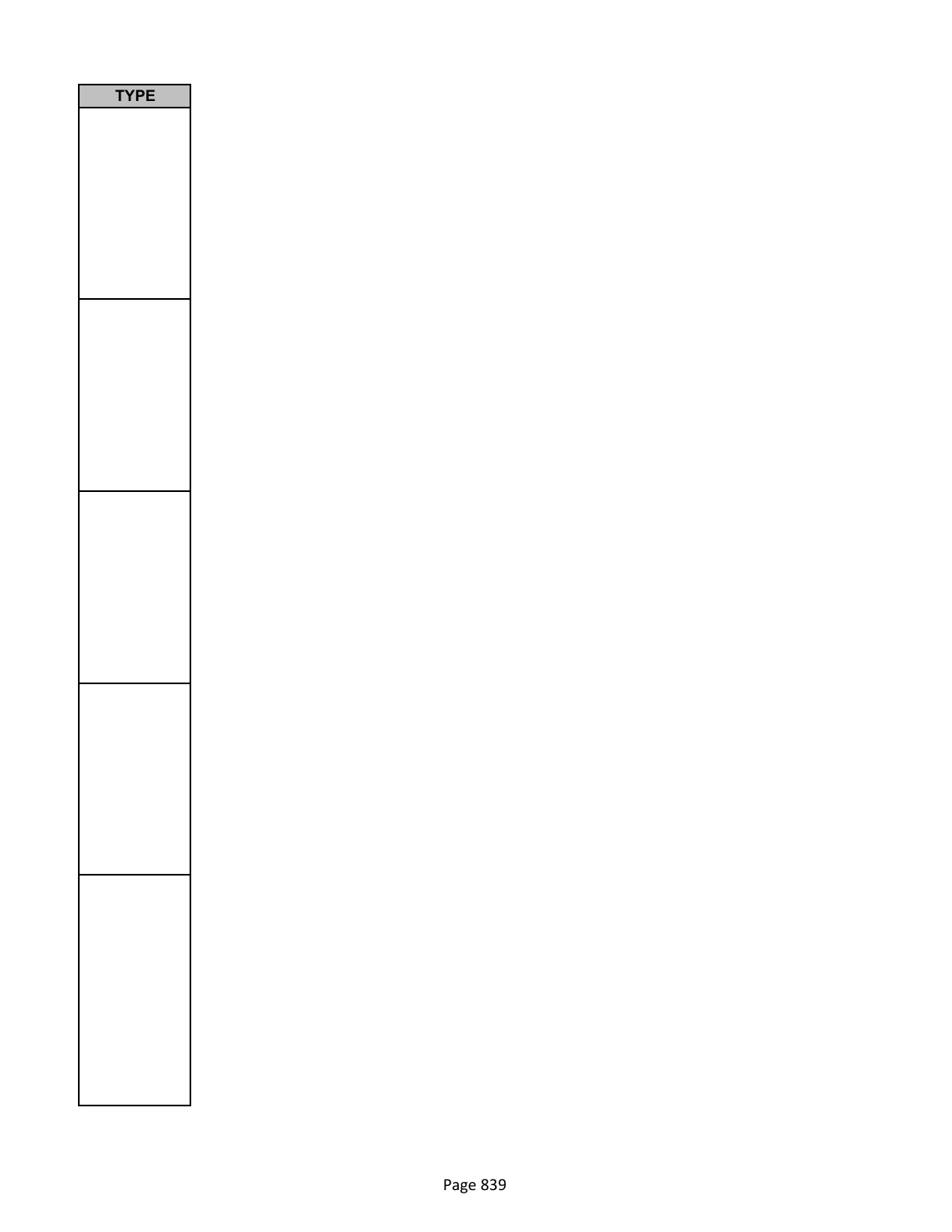| TYPE |
| --- |
| |
| |
| |
| |
| |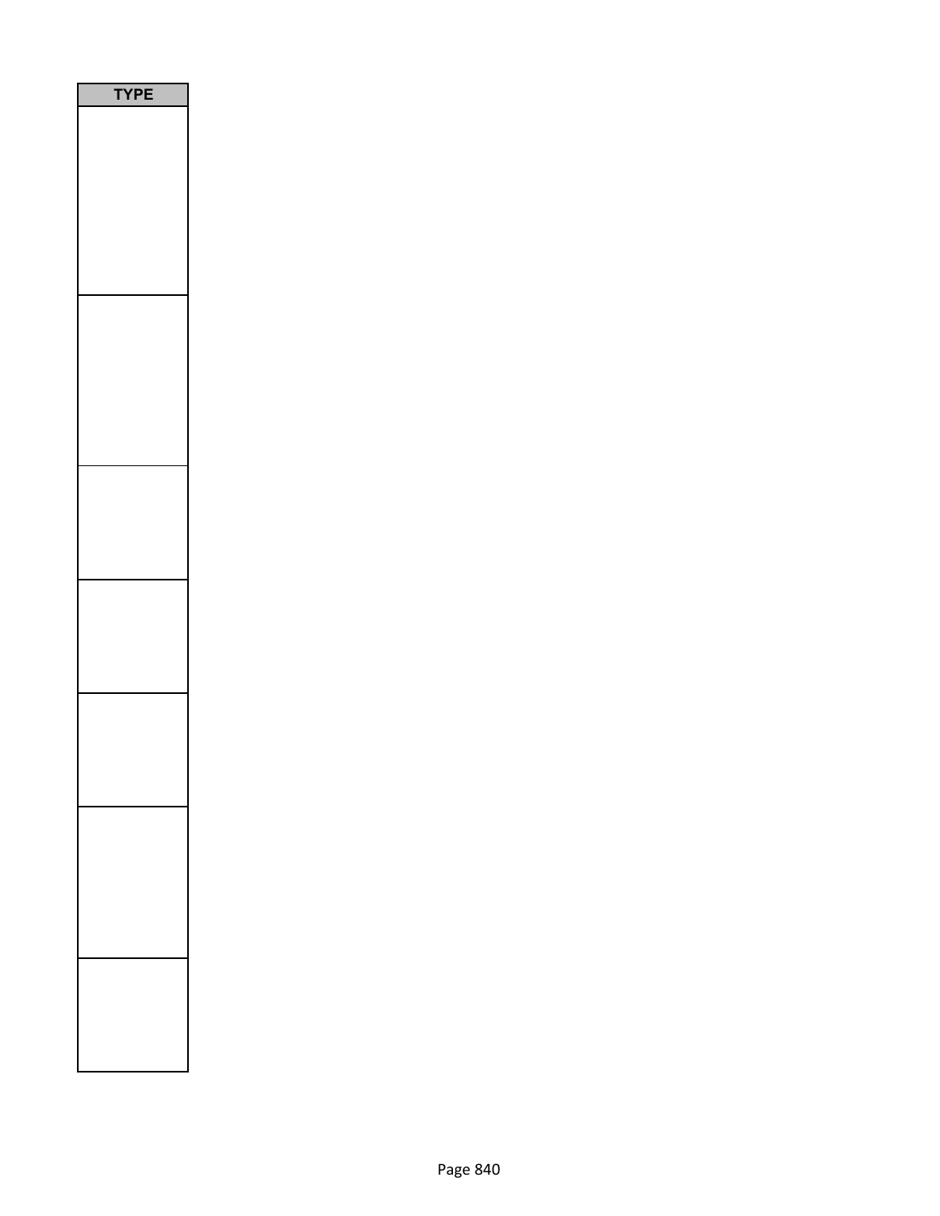| TYPE |
| --- |
| |
| |
| |
| |
| |
| |
| |